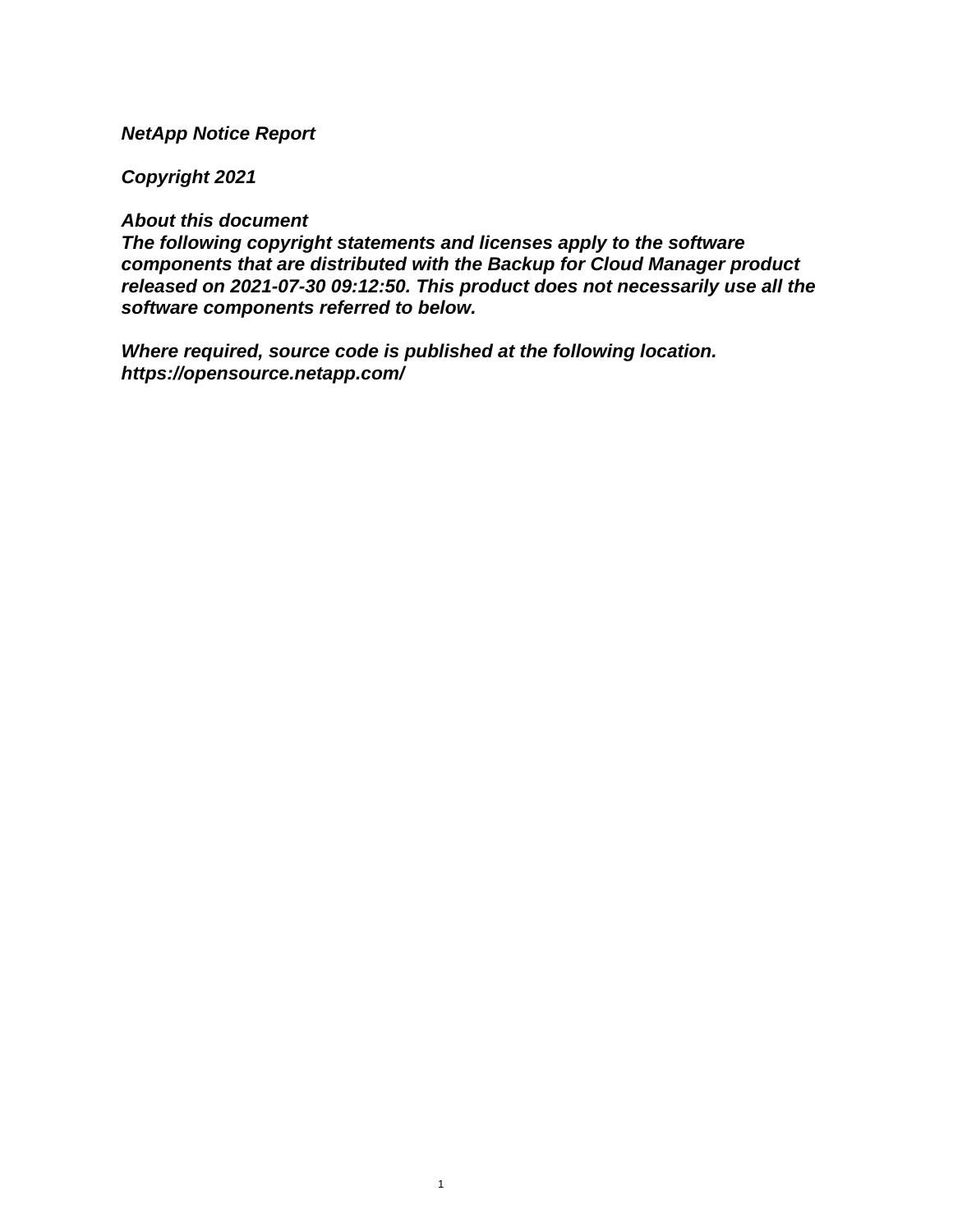***NetApp Notice Report***

***Copyright 2021***

***About this document***
***The following copyright statements and licenses apply to the software components that are distributed with the Backup for Cloud Manager product released on 2021-07-30 09:12:50. This product does not necessarily use all the software components referred to below.***

***Where required, source code is published at the following location.***
***https://opensource.netapp.com/***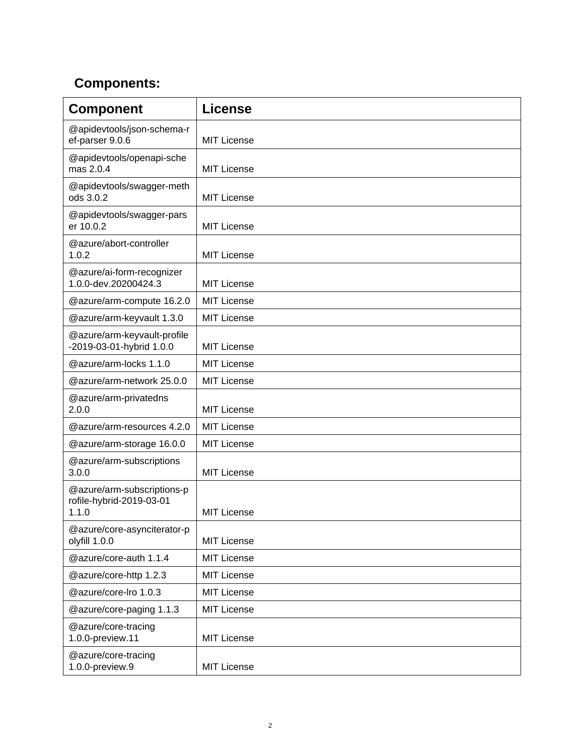## Components:

| Component | License |
| --- | --- |
| @apidevtools/json-schema-ref-parser 9.0.6 | MIT License |
| @apidevtools/openapi-schemas 2.0.4 | MIT License |
| @apidevtools/swagger-methods 3.0.2 | MIT License |
| @apidevtools/swagger-parser 10.0.2 | MIT License |
| @azure/abort-controller 1.0.2 | MIT License |
| @azure/ai-form-recognizer 1.0.0-dev.20200424.3 | MIT License |
| @azure/arm-compute 16.2.0 | MIT License |
| @azure/arm-keyvault 1.3.0 | MIT License |
| @azure/arm-keyvault-profile-2019-03-01-hybrid 1.0.0 | MIT License |
| @azure/arm-locks 1.1.0 | MIT License |
| @azure/arm-network 25.0.0 | MIT License |
| @azure/arm-privatedns 2.0.0 | MIT License |
| @azure/arm-resources 4.2.0 | MIT License |
| @azure/arm-storage 16.0.0 | MIT License |
| @azure/arm-subscriptions 3.0.0 | MIT License |
| @azure/arm-subscriptions-profile-hybrid-2019-03-01 1.1.0 | MIT License |
| @azure/core-asynciterator-polyfill 1.0.0 | MIT License |
| @azure/core-auth 1.1.4 | MIT License |
| @azure/core-http 1.2.3 | MIT License |
| @azure/core-lro 1.0.3 | MIT License |
| @azure/core-paging 1.1.3 | MIT License |
| @azure/core-tracing 1.0.0-preview.11 | MIT License |
| @azure/core-tracing 1.0.0-preview.9 | MIT License |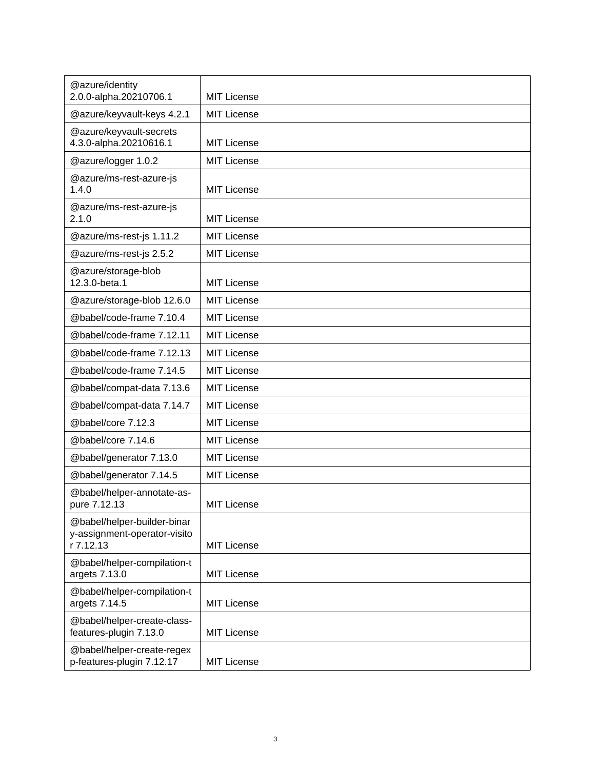| @azure/identity 2.0.0-alpha.20210706.1 | MIT License |
|---|---|
| @azure/keyvault-keys 4.2.1 | MIT License |
| @azure/keyvault-secrets 4.3.0-alpha.20210616.1 | MIT License |
| @azure/logger 1.0.2 | MIT License |
| @azure/ms-rest-azure-js 1.4.0 | MIT License |
| @azure/ms-rest-azure-js 2.1.0 | MIT License |
| @azure/ms-rest-js 1.11.2 | MIT License |
| @azure/ms-rest-js 2.5.2 | MIT License |
| @azure/storage-blob 12.3.0-beta.1 | MIT License |
| @azure/storage-blob 12.6.0 | MIT License |
| @babel/code-frame 7.10.4 | MIT License |
| @babel/code-frame 7.12.11 | MIT License |
| @babel/code-frame 7.12.13 | MIT License |
| @babel/code-frame 7.14.5 | MIT License |
| @babel/compat-data 7.13.6 | MIT License |
| @babel/compat-data 7.14.7 | MIT License |
| @babel/core 7.12.3 | MIT License |
| @babel/core 7.14.6 | MIT License |
| @babel/generator 7.13.0 | MIT License |
| @babel/generator 7.14.5 | MIT License |
| @babel/helper-annotate-as-pure 7.12.13 | MIT License |
| @babel/helper-builder-binary-assignment-operator-visitor 7.12.13 | MIT License |
| @babel/helper-compilation-targets 7.13.0 | MIT License |
| @babel/helper-compilation-targets 7.14.5 | MIT License |
| @babel/helper-create-class-features-plugin 7.13.0 | MIT License |
| @babel/helper-create-regexp-features-plugin 7.12.17 | MIT License |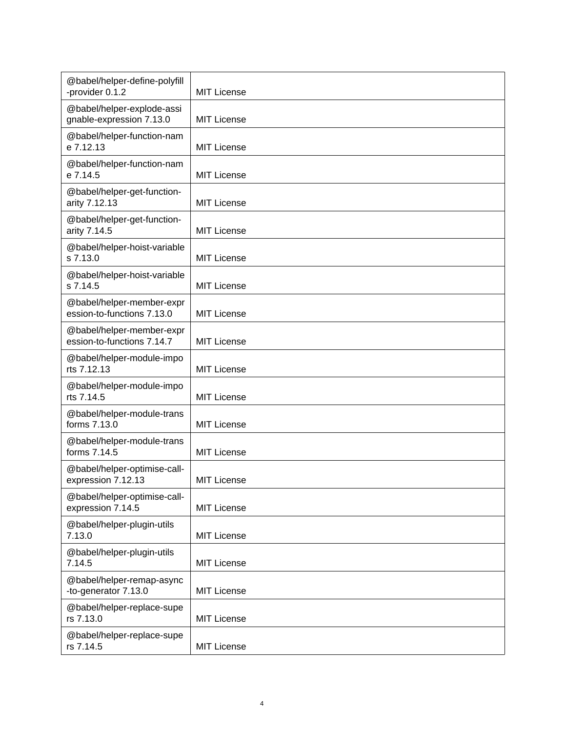| | |
|---|---|
| @babel/helper-define-polyfill-provider 0.1.2 | MIT License |
| @babel/helper-explode-assignable-expression 7.13.0 | MIT License |
| @babel/helper-function-name 7.12.13 | MIT License |
| @babel/helper-function-name 7.14.5 | MIT License |
| @babel/helper-get-function-arity 7.12.13 | MIT License |
| @babel/helper-get-function-arity 7.14.5 | MIT License |
| @babel/helper-hoist-variables 7.13.0 | MIT License |
| @babel/helper-hoist-variables 7.14.5 | MIT License |
| @babel/helper-member-expression-to-functions 7.13.0 | MIT License |
| @babel/helper-member-expression-to-functions 7.14.7 | MIT License |
| @babel/helper-module-imports 7.12.13 | MIT License |
| @babel/helper-module-imports 7.14.5 | MIT License |
| @babel/helper-module-transforms 7.13.0 | MIT License |
| @babel/helper-module-transforms 7.14.5 | MIT License |
| @babel/helper-optimise-call-expression 7.12.13 | MIT License |
| @babel/helper-optimise-call-expression 7.14.5 | MIT License |
| @babel/helper-plugin-utils 7.13.0 | MIT License |
| @babel/helper-plugin-utils 7.14.5 | MIT License |
| @babel/helper-remap-async-to-generator 7.13.0 | MIT License |
| @babel/helper-replace-supers 7.13.0 | MIT License |
| @babel/helper-replace-supers 7.14.5 | MIT License |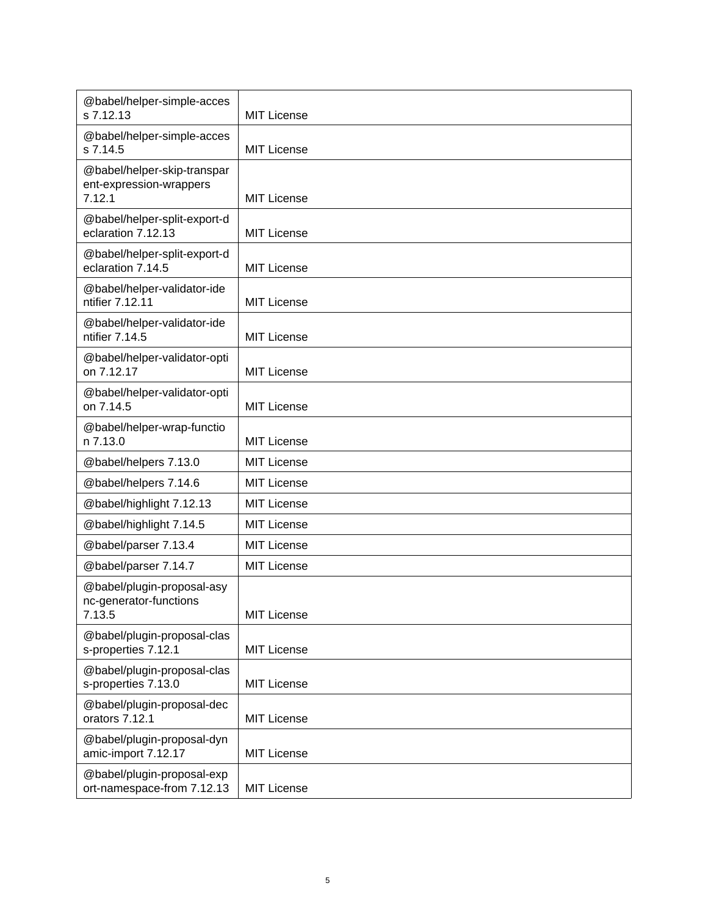| @babel/helper-simple-access 7.12.13 | MIT License |
|---|---|
| @babel/helper-simple-access 7.14.5 | MIT License |
| @babel/helper-skip-transparent-expression-wrappers 7.12.1 | MIT License |
| @babel/helper-split-export-declaration 7.12.13 | MIT License |
| @babel/helper-split-export-declaration 7.14.5 | MIT License |
| @babel/helper-validator-identifier 7.12.11 | MIT License |
| @babel/helper-validator-identifier 7.14.5 | MIT License |
| @babel/helper-validator-option 7.12.17 | MIT License |
| @babel/helper-validator-option 7.14.5 | MIT License |
| @babel/helper-wrap-function 7.13.0 | MIT License |
| @babel/helpers 7.13.0 | MIT License |
| @babel/helpers 7.14.6 | MIT License |
| @babel/highlight 7.12.13 | MIT License |
| @babel/highlight 7.14.5 | MIT License |
| @babel/parser 7.13.4 | MIT License |
| @babel/parser 7.14.7 | MIT License |
| @babel/plugin-proposal-async-generator-functions 7.13.5 | MIT License |
| @babel/plugin-proposal-class-properties 7.12.1 | MIT License |
| @babel/plugin-proposal-class-properties 7.13.0 | MIT License |
| @babel/plugin-proposal-decorators 7.12.1 | MIT License |
| @babel/plugin-proposal-dynamic-import 7.12.17 | MIT License |
| @babel/plugin-proposal-export-namespace-from 7.12.13 | MIT License |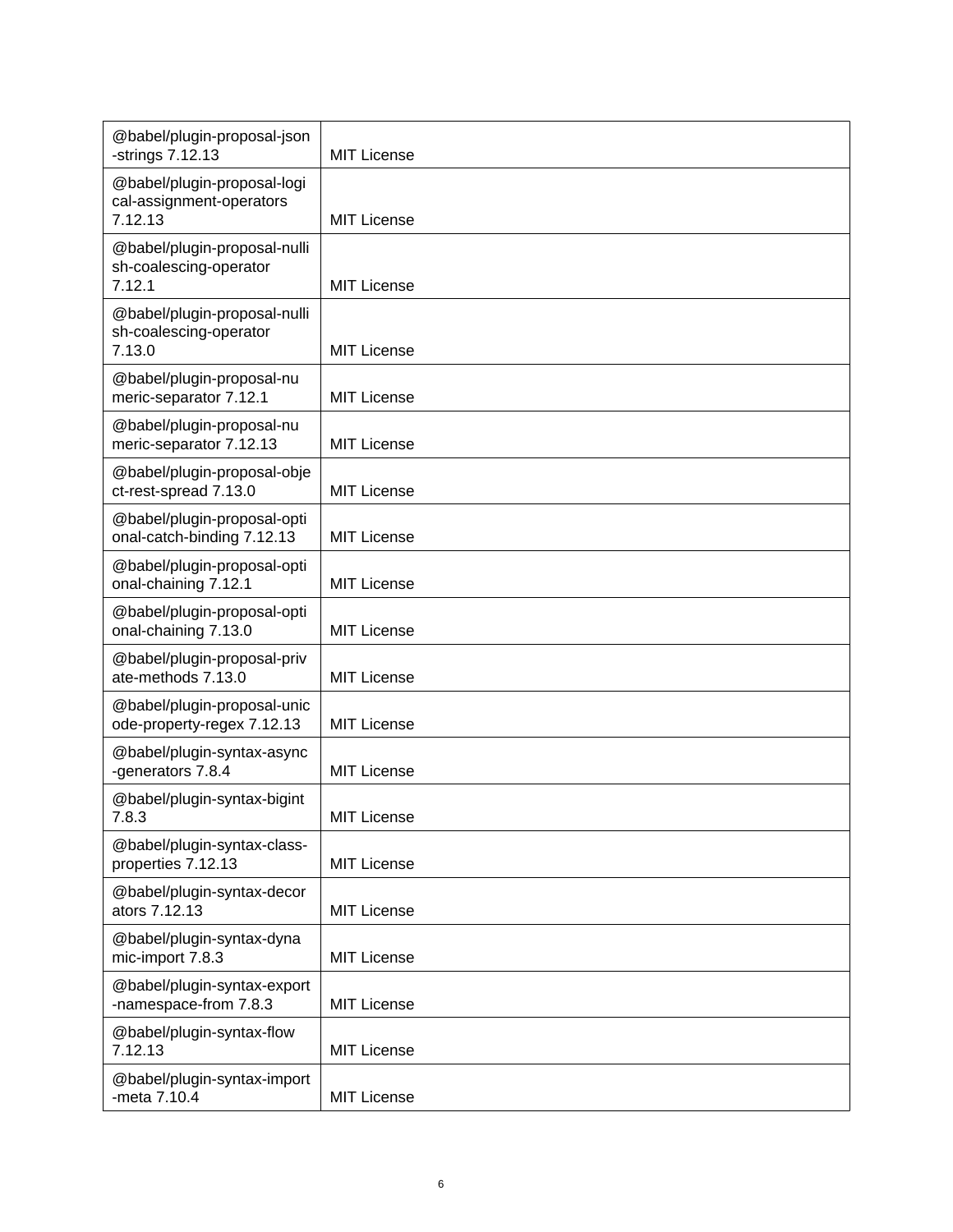| | |
|---|---|
| @babel/plugin-proposal-json-strings 7.12.13 | MIT License |
| @babel/plugin-proposal-logical-assignment-operators 7.12.13 | MIT License |
| @babel/plugin-proposal-nullish-coalescing-operator 7.12.1 | MIT License |
| @babel/plugin-proposal-nullish-coalescing-operator 7.13.0 | MIT License |
| @babel/plugin-proposal-numeric-separator 7.12.1 | MIT License |
| @babel/plugin-proposal-numeric-separator 7.12.13 | MIT License |
| @babel/plugin-proposal-object-rest-spread 7.13.0 | MIT License |
| @babel/plugin-proposal-optional-catch-binding 7.12.13 | MIT License |
| @babel/plugin-proposal-optional-chaining 7.12.1 | MIT License |
| @babel/plugin-proposal-optional-chaining 7.13.0 | MIT License |
| @babel/plugin-proposal-private-methods 7.13.0 | MIT License |
| @babel/plugin-proposal-unicode-property-regex 7.12.13 | MIT License |
| @babel/plugin-syntax-async-generators 7.8.4 | MIT License |
| @babel/plugin-syntax-bigint 7.8.3 | MIT License |
| @babel/plugin-syntax-class-properties 7.12.13 | MIT License |
| @babel/plugin-syntax-decorators 7.12.13 | MIT License |
| @babel/plugin-syntax-dynamic-import 7.8.3 | MIT License |
| @babel/plugin-syntax-export-namespace-from 7.8.3 | MIT License |
| @babel/plugin-syntax-flow 7.12.13 | MIT License |
| @babel/plugin-syntax-import-meta 7.10.4 | MIT License |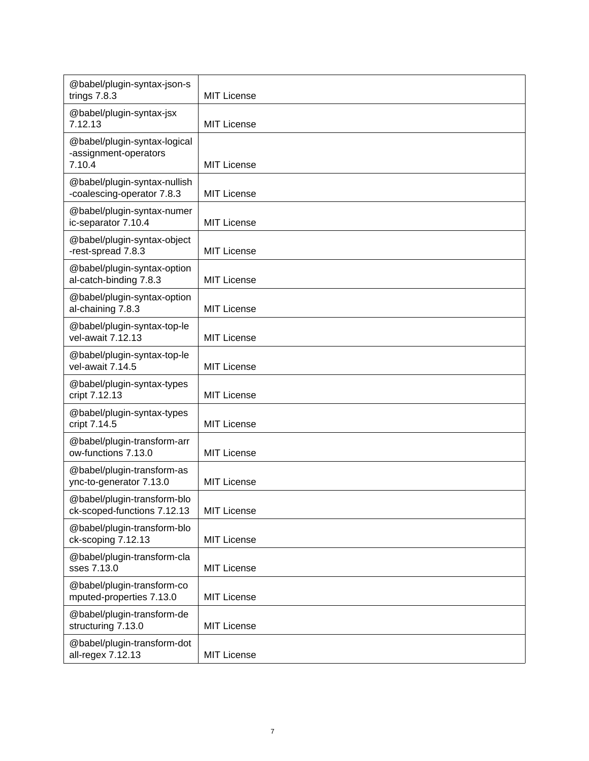| | |
|---|---|
| @babel/plugin-syntax-json-strings 7.8.3 | MIT License |
| @babel/plugin-syntax-jsx 7.12.13 | MIT License |
| @babel/plugin-syntax-logical-assignment-operators 7.10.4 | MIT License |
| @babel/plugin-syntax-nullish-coalescing-operator 7.8.3 | MIT License |
| @babel/plugin-syntax-numeric-separator 7.10.4 | MIT License |
| @babel/plugin-syntax-object-rest-spread 7.8.3 | MIT License |
| @babel/plugin-syntax-optional-catch-binding 7.8.3 | MIT License |
| @babel/plugin-syntax-optional-chaining 7.8.3 | MIT License |
| @babel/plugin-syntax-top-level-await 7.12.13 | MIT License |
| @babel/plugin-syntax-top-level-await 7.14.5 | MIT License |
| @babel/plugin-syntax-typescript 7.12.13 | MIT License |
| @babel/plugin-syntax-typescript 7.14.5 | MIT License |
| @babel/plugin-transform-arrow-functions 7.13.0 | MIT License |
| @babel/plugin-transform-async-to-generator 7.13.0 | MIT License |
| @babel/plugin-transform-block-scoped-functions 7.12.13 | MIT License |
| @babel/plugin-transform-block-scoping 7.12.13 | MIT License |
| @babel/plugin-transform-classes 7.13.0 | MIT License |
| @babel/plugin-transform-computed-properties 7.13.0 | MIT License |
| @babel/plugin-transform-destructuring 7.13.0 | MIT License |
| @babel/plugin-transform-dotall-regex 7.12.13 | MIT License |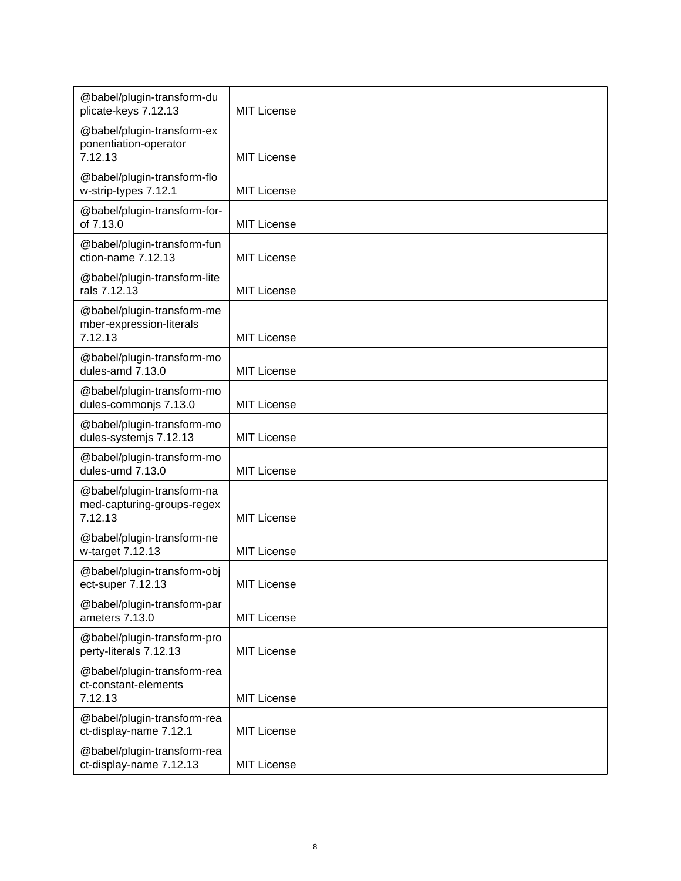| | |
|---|---|
| @babel/plugin-transform-duplicate-keys 7.12.13 | MIT License |
| @babel/plugin-transform-exponentiation-operator 7.12.13 | MIT License |
| @babel/plugin-transform-flow-strip-types 7.12.1 | MIT License |
| @babel/plugin-transform-for-of 7.13.0 | MIT License |
| @babel/plugin-transform-function-name 7.12.13 | MIT License |
| @babel/plugin-transform-literals 7.12.13 | MIT License |
| @babel/plugin-transform-member-expression-literals 7.12.13 | MIT License |
| @babel/plugin-transform-modules-amd 7.13.0 | MIT License |
| @babel/plugin-transform-modules-commonjs 7.13.0 | MIT License |
| @babel/plugin-transform-modules-systemjs 7.12.13 | MIT License |
| @babel/plugin-transform-modules-umd 7.13.0 | MIT License |
| @babel/plugin-transform-named-capturing-groups-regex 7.12.13 | MIT License |
| @babel/plugin-transform-new-target 7.12.13 | MIT License |
| @babel/plugin-transform-object-super 7.12.13 | MIT License |
| @babel/plugin-transform-parameters 7.13.0 | MIT License |
| @babel/plugin-transform-property-literals 7.12.13 | MIT License |
| @babel/plugin-transform-react-constant-elements 7.12.13 | MIT License |
| @babel/plugin-transform-react-display-name 7.12.1 | MIT License |
| @babel/plugin-transform-react-display-name 7.12.13 | MIT License |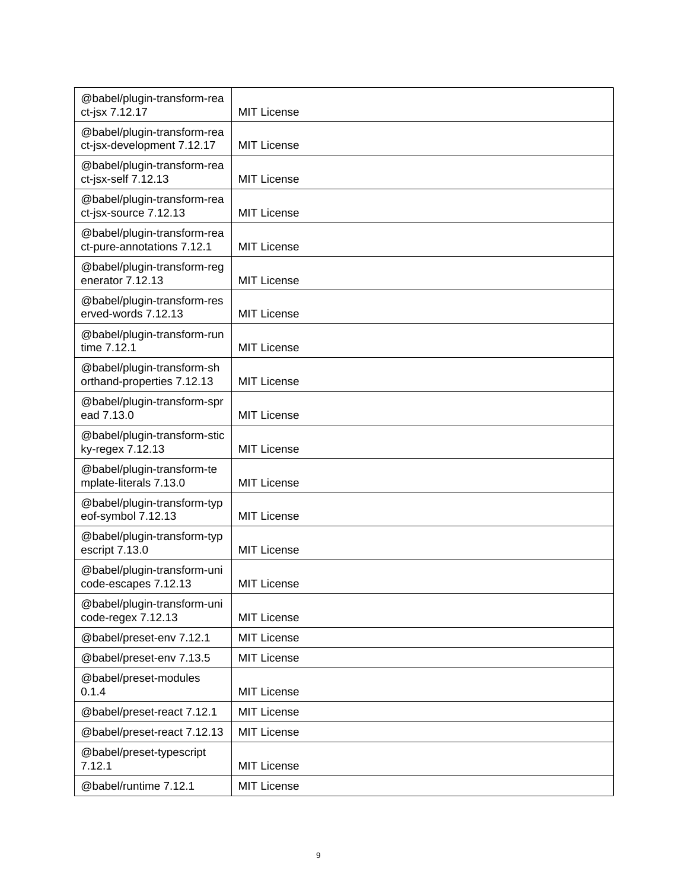| | |
|---|---|
| @babel/plugin-transform-react-jsx 7.12.17 | MIT License |
| @babel/plugin-transform-react-jsx-development 7.12.17 | MIT License |
| @babel/plugin-transform-react-jsx-self 7.12.13 | MIT License |
| @babel/plugin-transform-react-jsx-source 7.12.13 | MIT License |
| @babel/plugin-transform-react-pure-annotations 7.12.1 | MIT License |
| @babel/plugin-transform-regenerator 7.12.13 | MIT License |
| @babel/plugin-transform-reserved-words 7.12.13 | MIT License |
| @babel/plugin-transform-runtime 7.12.1 | MIT License |
| @babel/plugin-transform-shorthand-properties 7.12.13 | MIT License |
| @babel/plugin-transform-spread 7.13.0 | MIT License |
| @babel/plugin-transform-sticky-regex 7.12.13 | MIT License |
| @babel/plugin-transform-template-literals 7.13.0 | MIT License |
| @babel/plugin-transform-typeof-symbol 7.12.13 | MIT License |
| @babel/plugin-transform-typescript 7.13.0 | MIT License |
| @babel/plugin-transform-unicode-escapes 7.12.13 | MIT License |
| @babel/plugin-transform-unicode-regex 7.12.13 | MIT License |
| @babel/preset-env 7.12.1 | MIT License |
| @babel/preset-env 7.13.5 | MIT License |
| @babel/preset-modules 0.1.4 | MIT License |
| @babel/preset-react 7.12.1 | MIT License |
| @babel/preset-react 7.12.13 | MIT License |
| @babel/preset-typescript 7.12.1 | MIT License |
| @babel/runtime 7.12.1 | MIT License |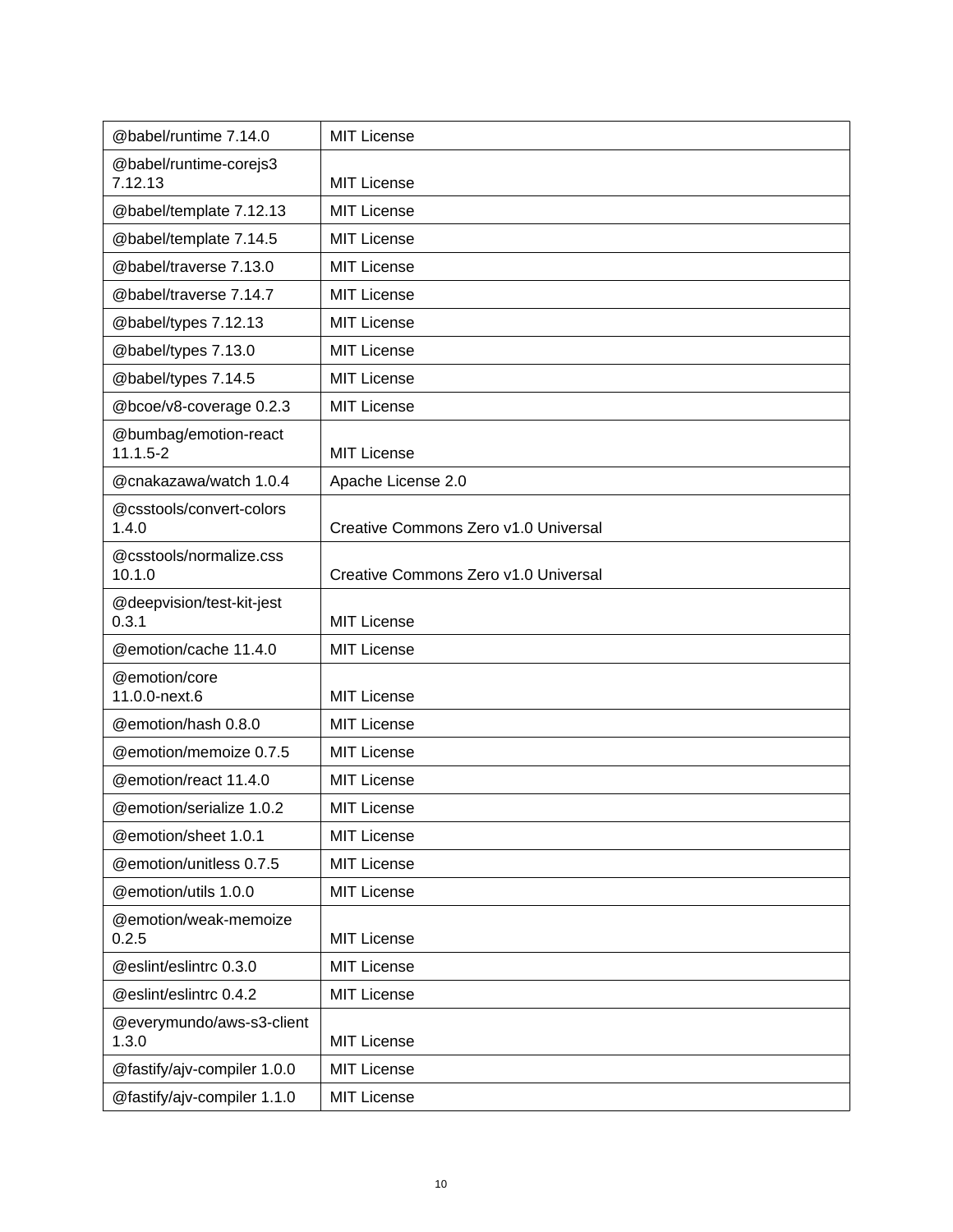| @babel/runtime 7.14.0 | MIT License |
|---|---|
| @babel/runtime-corejs3 7.12.13 | MIT License |
| @babel/template 7.12.13 | MIT License |
| @babel/template 7.14.5 | MIT License |
| @babel/traverse 7.13.0 | MIT License |
| @babel/traverse 7.14.7 | MIT License |
| @babel/types 7.12.13 | MIT License |
| @babel/types 7.13.0 | MIT License |
| @babel/types 7.14.5 | MIT License |
| @bcoe/v8-coverage 0.2.3 | MIT License |
| @bumbag/emotion-react 11.1.5-2 | MIT License |
| @cnakazawa/watch 1.0.4 | Apache License 2.0 |
| @csstools/convert-colors 1.4.0 | Creative Commons Zero v1.0 Universal |
| @csstools/normalize.css 10.1.0 | Creative Commons Zero v1.0 Universal |
| @deepvision/test-kit-jest 0.3.1 | MIT License |
| @emotion/cache 11.4.0 | MIT License |
| @emotion/core 11.0.0-next.6 | MIT License |
| @emotion/hash 0.8.0 | MIT License |
| @emotion/memoize 0.7.5 | MIT License |
| @emotion/react 11.4.0 | MIT License |
| @emotion/serialize 1.0.2 | MIT License |
| @emotion/sheet 1.0.1 | MIT License |
| @emotion/unitless 0.7.5 | MIT License |
| @emotion/utils 1.0.0 | MIT License |
| @emotion/weak-memoize 0.2.5 | MIT License |
| @eslint/eslintrc 0.3.0 | MIT License |
| @eslint/eslintrc 0.4.2 | MIT License |
| @everymundo/aws-s3-client 1.3.0 | MIT License |
| @fastify/ajv-compiler 1.0.0 | MIT License |
| @fastify/ajv-compiler 1.1.0 | MIT License |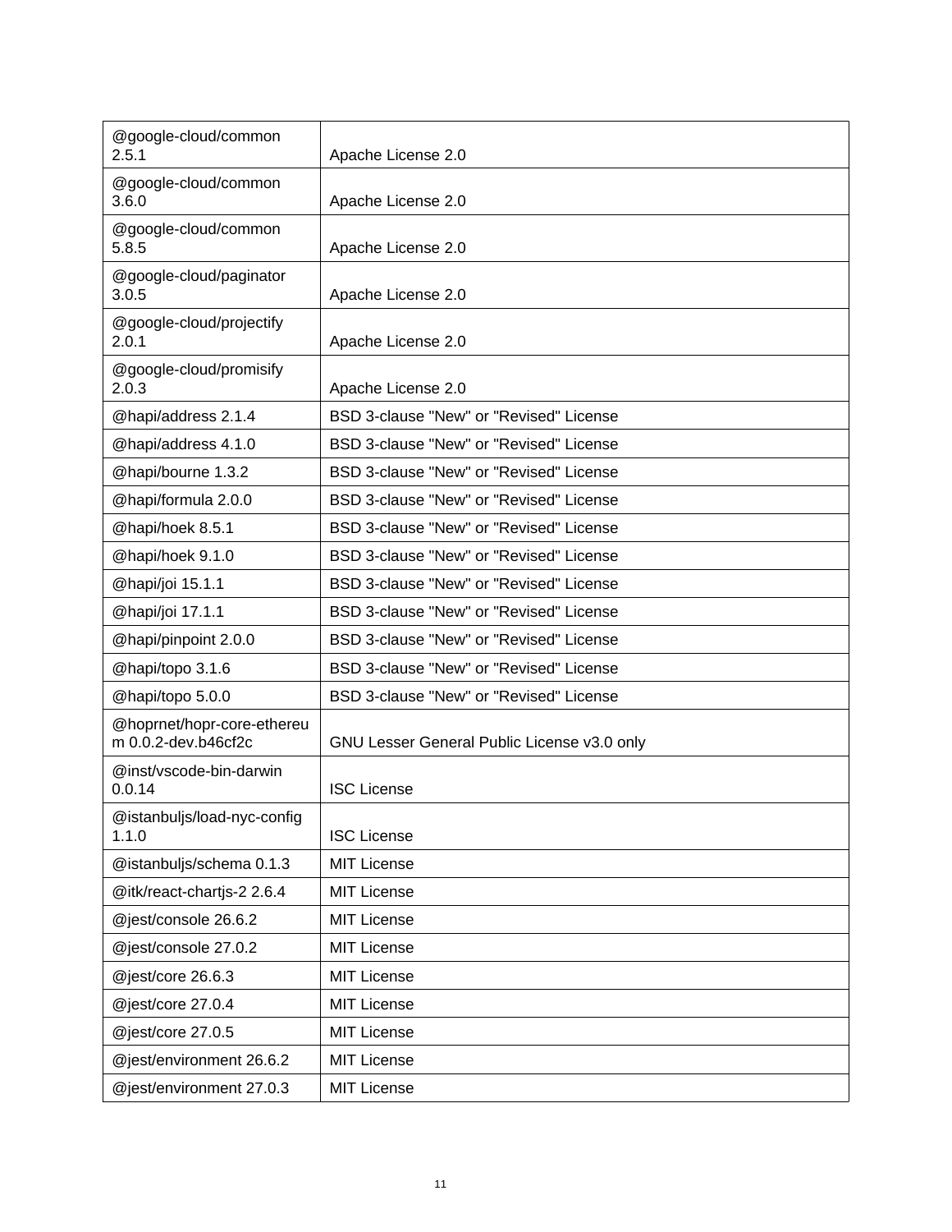| | |
|---|---|
| @google-cloud/common 2.5.1 | Apache License 2.0 |
| @google-cloud/common 3.6.0 | Apache License 2.0 |
| @google-cloud/common 5.8.5 | Apache License 2.0 |
| @google-cloud/paginator 3.0.5 | Apache License 2.0 |
| @google-cloud/projectify 2.0.1 | Apache License 2.0 |
| @google-cloud/promisify 2.0.3 | Apache License 2.0 |
| @hapi/address 2.1.4 | BSD 3-clause "New" or "Revised" License |
| @hapi/address 4.1.0 | BSD 3-clause "New" or "Revised" License |
| @hapi/bourne 1.3.2 | BSD 3-clause "New" or "Revised" License |
| @hapi/formula 2.0.0 | BSD 3-clause "New" or "Revised" License |
| @hapi/hoek 8.5.1 | BSD 3-clause "New" or "Revised" License |
| @hapi/hoek 9.1.0 | BSD 3-clause "New" or "Revised" License |
| @hapi/joi 15.1.1 | BSD 3-clause "New" or "Revised" License |
| @hapi/joi 17.1.1 | BSD 3-clause "New" or "Revised" License |
| @hapi/pinpoint 2.0.0 | BSD 3-clause "New" or "Revised" License |
| @hapi/topo 3.1.6 | BSD 3-clause "New" or "Revised" License |
| @hapi/topo 5.0.0 | BSD 3-clause "New" or "Revised" License |
| @hoprnet/hopr-core-ethereum 0.0.2-dev.b46cf2c | GNU Lesser General Public License v3.0 only |
| @inst/vscode-bin-darwin 0.0.14 | ISC License |
| @istanbuljs/load-nyc-config 1.1.0 | ISC License |
| @istanbuljs/schema 0.1.3 | MIT License |
| @itk/react-chartjs-2 2.6.4 | MIT License |
| @jest/console 26.6.2 | MIT License |
| @jest/console 27.0.2 | MIT License |
| @jest/core 26.6.3 | MIT License |
| @jest/core 27.0.4 | MIT License |
| @jest/core 27.0.5 | MIT License |
| @jest/environment 26.6.2 | MIT License |
| @jest/environment 27.0.3 | MIT License |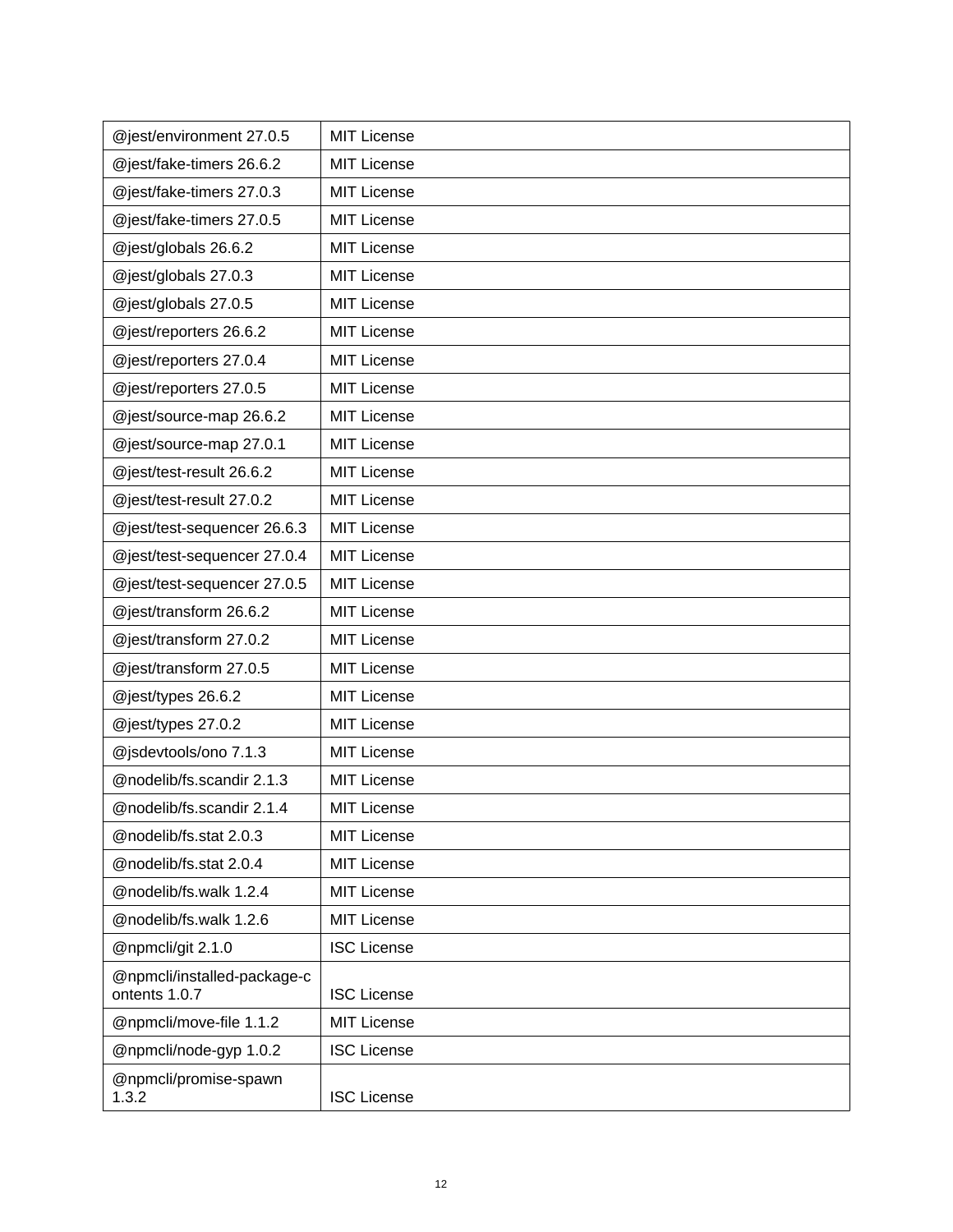| @jest/environment 27.0.5 | MIT License |
|---|---|
| @jest/fake-timers 26.6.2 | MIT License |
| @jest/fake-timers 27.0.3 | MIT License |
| @jest/fake-timers 27.0.5 | MIT License |
| @jest/globals 26.6.2 | MIT License |
| @jest/globals 27.0.3 | MIT License |
| @jest/globals 27.0.5 | MIT License |
| @jest/reporters 26.6.2 | MIT License |
| @jest/reporters 27.0.4 | MIT License |
| @jest/reporters 27.0.5 | MIT License |
| @jest/source-map 26.6.2 | MIT License |
| @jest/source-map 27.0.1 | MIT License |
| @jest/test-result 26.6.2 | MIT License |
| @jest/test-result 27.0.2 | MIT License |
| @jest/test-sequencer 26.6.3 | MIT License |
| @jest/test-sequencer 27.0.4 | MIT License |
| @jest/test-sequencer 27.0.5 | MIT License |
| @jest/transform 26.6.2 | MIT License |
| @jest/transform 27.0.2 | MIT License |
| @jest/transform 27.0.5 | MIT License |
| @jest/types 26.6.2 | MIT License |
| @jest/types 27.0.2 | MIT License |
| @jsdevtools/ono 7.1.3 | MIT License |
| @nodelib/fs.scandir 2.1.3 | MIT License |
| @nodelib/fs.scandir 2.1.4 | MIT License |
| @nodelib/fs.stat 2.0.3 | MIT License |
| @nodelib/fs.stat 2.0.4 | MIT License |
| @nodelib/fs.walk 1.2.4 | MIT License |
| @nodelib/fs.walk 1.2.6 | MIT License |
| @npmcli/git 2.1.0 | ISC License |
| @npmcli/installed-package-contents 1.0.7 | ISC License |
| @npmcli/move-file 1.1.2 | MIT License |
| @npmcli/node-gyp 1.0.2 | ISC License |
| @npmcli/promise-spawn 1.3.2 | ISC License |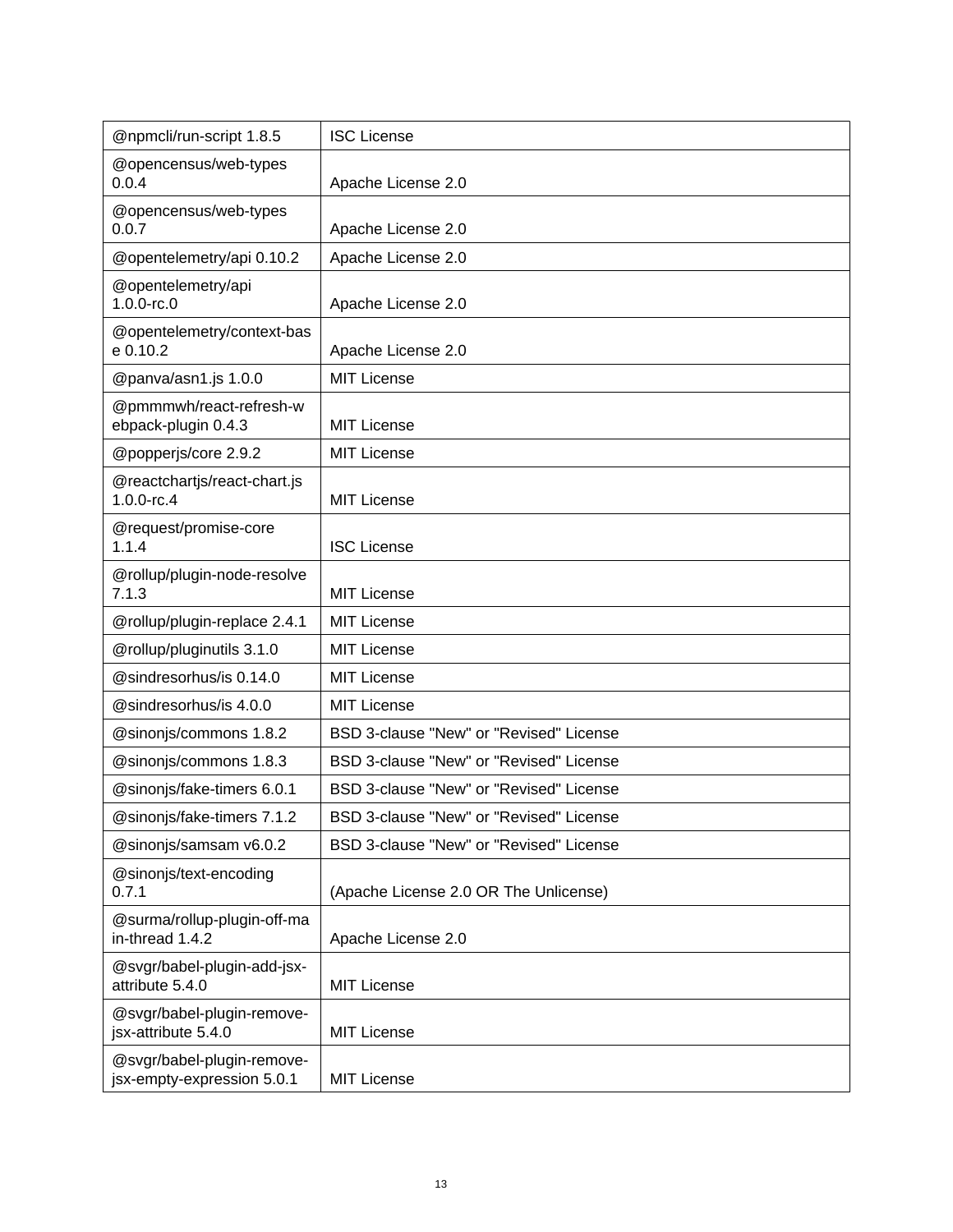| @npmcli/run-script 1.8.5 | ISC License |
|---|---|
| @opencensus/web-types 0.0.4 | Apache License 2.0 |
| @opencensus/web-types 0.0.7 | Apache License 2.0 |
| @opentelemetry/api 0.10.2 | Apache License 2.0 |
| @opentelemetry/api 1.0.0-rc.0 | Apache License 2.0 |
| @opentelemetry/context-base 0.10.2 | Apache License 2.0 |
| @panva/asn1.js 1.0.0 | MIT License |
| @pmmmwh/react-refresh-webpack-plugin 0.4.3 | MIT License |
| @popperjs/core 2.9.2 | MIT License |
| @reactchartjs/react-chart.js 1.0.0-rc.4 | MIT License |
| @request/promise-core 1.1.4 | ISC License |
| @rollup/plugin-node-resolve 7.1.3 | MIT License |
| @rollup/plugin-replace 2.4.1 | MIT License |
| @rollup/pluginutils 3.1.0 | MIT License |
| @sindresorhus/is 0.14.0 | MIT License |
| @sindresorhus/is 4.0.0 | MIT License |
| @sinonjs/commons 1.8.2 | BSD 3-clause "New" or "Revised" License |
| @sinonjs/commons 1.8.3 | BSD 3-clause "New" or "Revised" License |
| @sinonjs/fake-timers 6.0.1 | BSD 3-clause "New" or "Revised" License |
| @sinonjs/fake-timers 7.1.2 | BSD 3-clause "New" or "Revised" License |
| @sinonjs/samsam v6.0.2 | BSD 3-clause "New" or "Revised" License |
| @sinonjs/text-encoding 0.7.1 | (Apache License 2.0 OR The Unlicense) |
| @surma/rollup-plugin-off-main-thread 1.4.2 | Apache License 2.0 |
| @svgr/babel-plugin-add-jsx-attribute 5.4.0 | MIT License |
| @svgr/babel-plugin-remove-jsx-attribute 5.4.0 | MIT License |
| @svgr/babel-plugin-remove-jsx-empty-expression 5.0.1 | MIT License |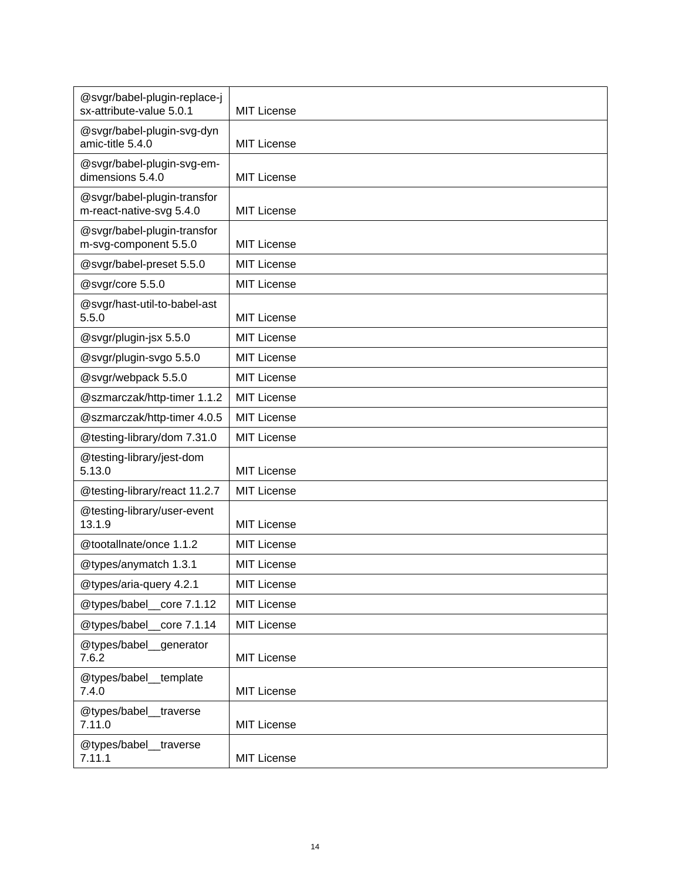| | |
|---|---|
| @svgr/babel-plugin-replace-jsx-attribute-value 5.0.1 | MIT License |
| @svgr/babel-plugin-svg-dynamic-title 5.4.0 | MIT License |
| @svgr/babel-plugin-svg-em-dimensions 5.4.0 | MIT License |
| @svgr/babel-plugin-transform-react-native-svg 5.4.0 | MIT License |
| @svgr/babel-plugin-transform-svg-component 5.5.0 | MIT License |
| @svgr/babel-preset 5.5.0 | MIT License |
| @svgr/core 5.5.0 | MIT License |
| @svgr/hast-util-to-babel-ast 5.5.0 | MIT License |
| @svgr/plugin-jsx 5.5.0 | MIT License |
| @svgr/plugin-svgo 5.5.0 | MIT License |
| @svgr/webpack 5.5.0 | MIT License |
| @szmarczak/http-timer 1.1.2 | MIT License |
| @szmarczak/http-timer 4.0.5 | MIT License |
| @testing-library/dom 7.31.0 | MIT License |
| @testing-library/jest-dom 5.13.0 | MIT License |
| @testing-library/react 11.2.7 | MIT License |
| @testing-library/user-event 13.1.9 | MIT License |
| @tootallnate/once 1.1.2 | MIT License |
| @types/anymatch 1.3.1 | MIT License |
| @types/aria-query 4.2.1 | MIT License |
| @types/babel__core 7.1.12 | MIT License |
| @types/babel__core 7.1.14 | MIT License |
| @types/babel__generator 7.6.2 | MIT License |
| @types/babel__template 7.4.0 | MIT License |
| @types/babel__traverse 7.11.0 | MIT License |
| @types/babel__traverse 7.11.1 | MIT License |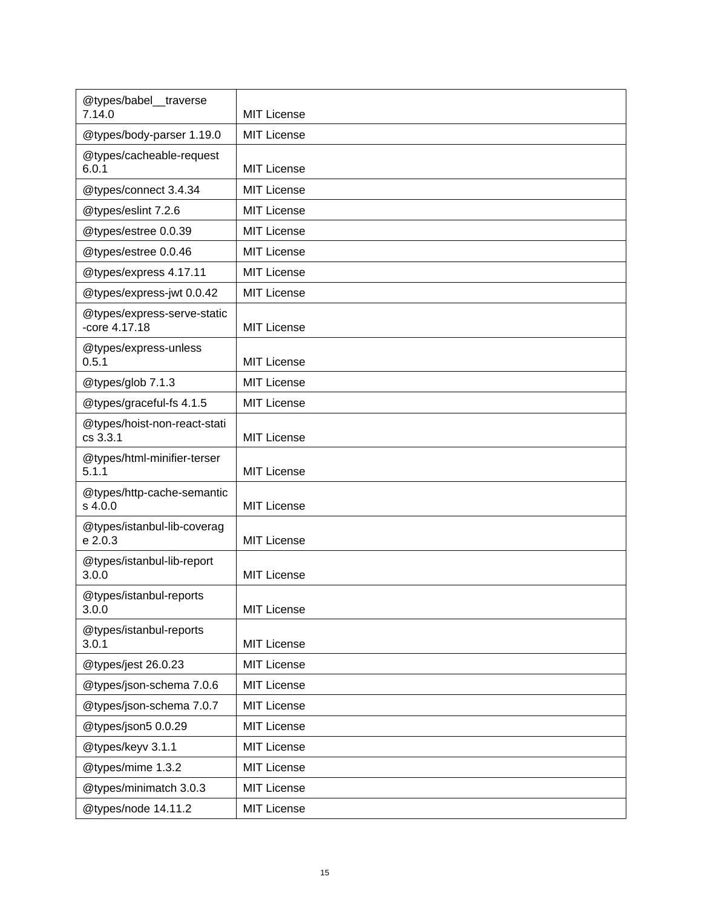| @types/babel__traverse 7.14.0 | MIT License |
|---|---|
| @types/body-parser 1.19.0 | MIT License |
| @types/cacheable-request 6.0.1 | MIT License |
| @types/connect 3.4.34 | MIT License |
| @types/eslint 7.2.6 | MIT License |
| @types/estree 0.0.39 | MIT License |
| @types/estree 0.0.46 | MIT License |
| @types/express 4.17.11 | MIT License |
| @types/express-jwt 0.0.42 | MIT License |
| @types/express-serve-static-core 4.17.18 | MIT License |
| @types/express-unless 0.5.1 | MIT License |
| @types/glob 7.1.3 | MIT License |
| @types/graceful-fs 4.1.5 | MIT License |
| @types/hoist-non-react-statics 3.3.1 | MIT License |
| @types/html-minifier-terser 5.1.1 | MIT License |
| @types/http-cache-semantics 4.0.0 | MIT License |
| @types/istanbul-lib-coverage 2.0.3 | MIT License |
| @types/istanbul-lib-report 3.0.0 | MIT License |
| @types/istanbul-reports 3.0.0 | MIT License |
| @types/istanbul-reports 3.0.1 | MIT License |
| @types/jest 26.0.23 | MIT License |
| @types/json-schema 7.0.6 | MIT License |
| @types/json-schema 7.0.7 | MIT License |
| @types/json5 0.0.29 | MIT License |
| @types/keyv 3.1.1 | MIT License |
| @types/mime 1.3.2 | MIT License |
| @types/minimatch 3.0.3 | MIT License |
| @types/node 14.11.2 | MIT License |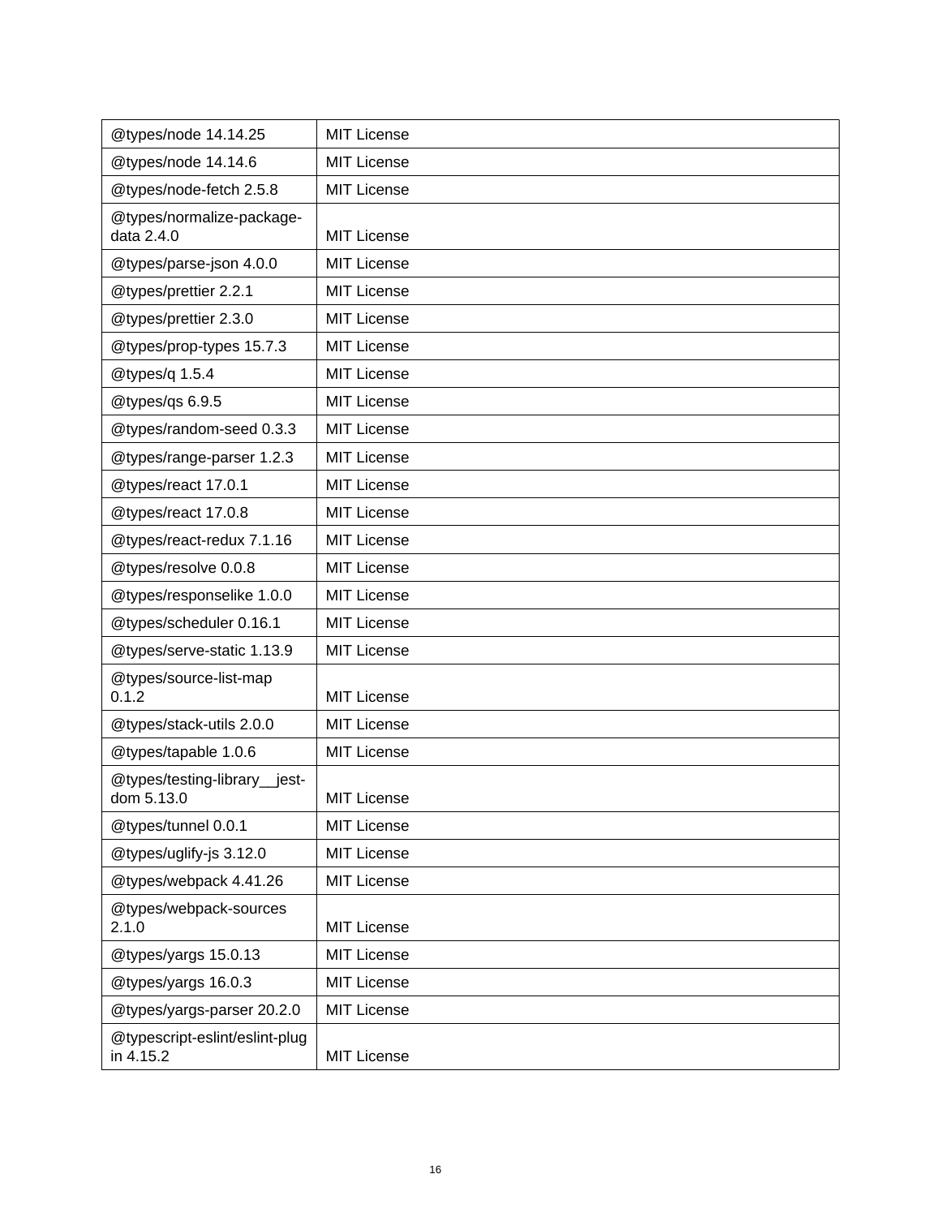| @types/node 14.14.25 | MIT License |
|---|---|
| @types/node 14.14.6 | MIT License |
| @types/node-fetch 2.5.8 | MIT License |
| @types/normalize-package-data 2.4.0 | MIT License |
| @types/parse-json 4.0.0 | MIT License |
| @types/prettier 2.2.1 | MIT License |
| @types/prettier 2.3.0 | MIT License |
| @types/prop-types 15.7.3 | MIT License |
| @types/q 1.5.4 | MIT License |
| @types/qs 6.9.5 | MIT License |
| @types/random-seed 0.3.3 | MIT License |
| @types/range-parser 1.2.3 | MIT License |
| @types/react 17.0.1 | MIT License |
| @types/react 17.0.8 | MIT License |
| @types/react-redux 7.1.16 | MIT License |
| @types/resolve 0.0.8 | MIT License |
| @types/responselike 1.0.0 | MIT License |
| @types/scheduler 0.16.1 | MIT License |
| @types/serve-static 1.13.9 | MIT License |
| @types/source-list-map 0.1.2 | MIT License |
| @types/stack-utils 2.0.0 | MIT License |
| @types/tapable 1.0.6 | MIT License |
| @types/testing-library__jest-dom 5.13.0 | MIT License |
| @types/tunnel 0.0.1 | MIT License |
| @types/uglify-js 3.12.0 | MIT License |
| @types/webpack 4.41.26 | MIT License |
| @types/webpack-sources 2.1.0 | MIT License |
| @types/yargs 15.0.13 | MIT License |
| @types/yargs 16.0.3 | MIT License |
| @types/yargs-parser 20.2.0 | MIT License |
| @typescript-eslint/eslint-plugin 4.15.2 | MIT License |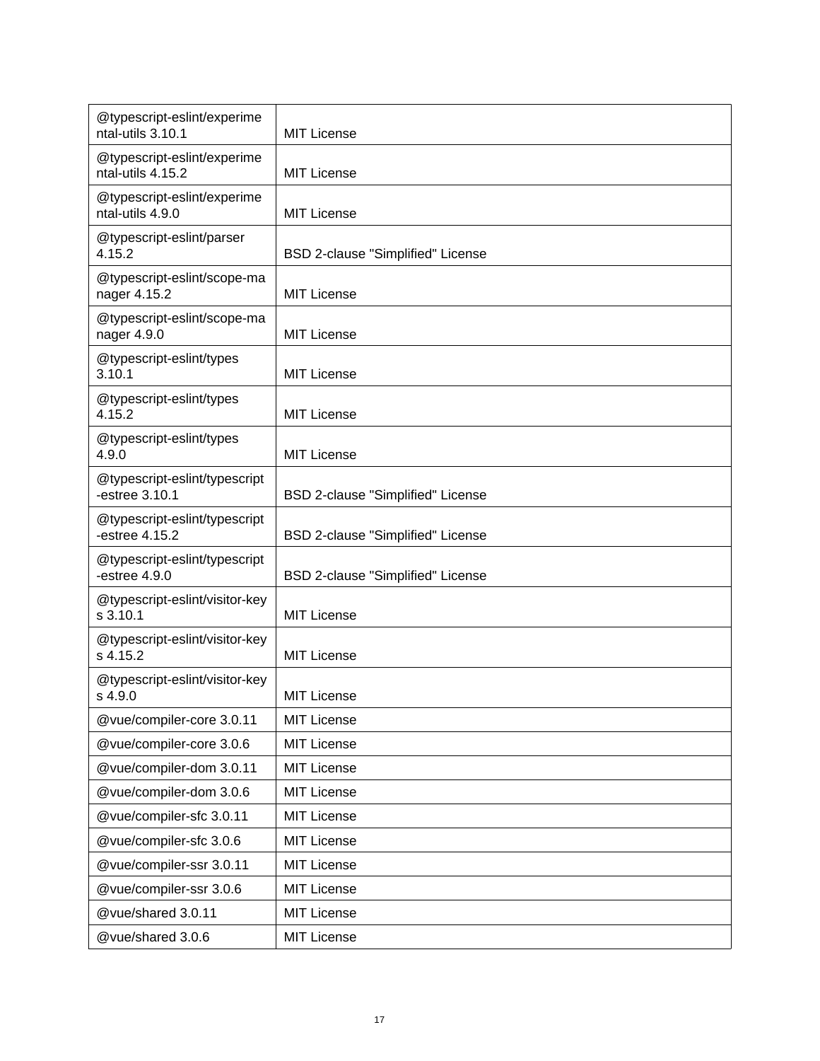| | |
|---|---|
| @typescript-eslint/experimental-utils 3.10.1 | MIT License |
| @typescript-eslint/experimental-utils 4.15.2 | MIT License |
| @typescript-eslint/experimental-utils 4.9.0 | MIT License |
| @typescript-eslint/parser 4.15.2 | BSD 2-clause "Simplified" License |
| @typescript-eslint/scope-manager 4.15.2 | MIT License |
| @typescript-eslint/scope-manager 4.9.0 | MIT License |
| @typescript-eslint/types 3.10.1 | MIT License |
| @typescript-eslint/types 4.15.2 | MIT License |
| @typescript-eslint/types 4.9.0 | MIT License |
| @typescript-eslint/typescript-estree 3.10.1 | BSD 2-clause "Simplified" License |
| @typescript-eslint/typescript-estree 4.15.2 | BSD 2-clause "Simplified" License |
| @typescript-eslint/typescript-estree 4.9.0 | BSD 2-clause "Simplified" License |
| @typescript-eslint/visitor-keys 3.10.1 | MIT License |
| @typescript-eslint/visitor-keys 4.15.2 | MIT License |
| @typescript-eslint/visitor-keys 4.9.0 | MIT License |
| @vue/compiler-core 3.0.11 | MIT License |
| @vue/compiler-core 3.0.6 | MIT License |
| @vue/compiler-dom 3.0.11 | MIT License |
| @vue/compiler-dom 3.0.6 | MIT License |
| @vue/compiler-sfc 3.0.11 | MIT License |
| @vue/compiler-sfc 3.0.6 | MIT License |
| @vue/compiler-ssr 3.0.11 | MIT License |
| @vue/compiler-ssr 3.0.6 | MIT License |
| @vue/shared 3.0.11 | MIT License |
| @vue/shared 3.0.6 | MIT License |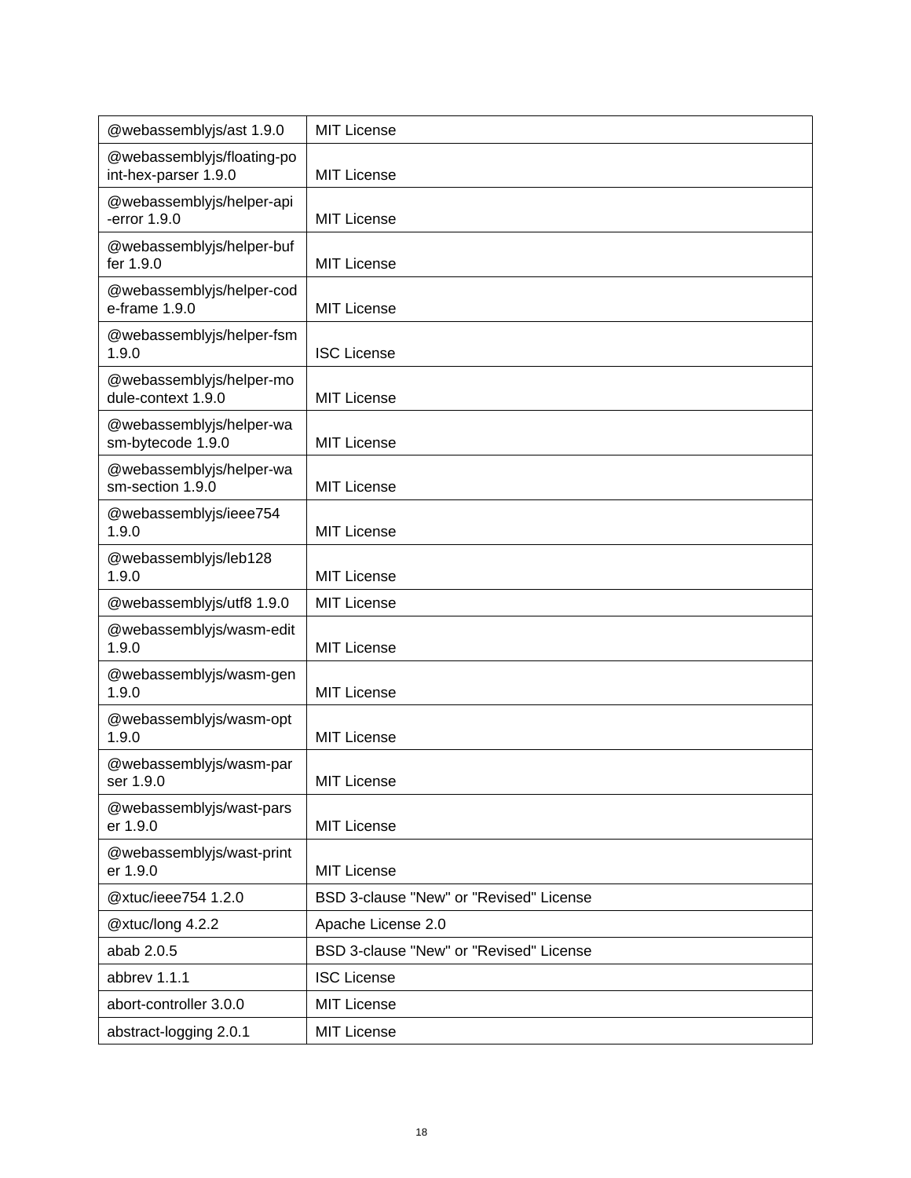| | |
|---|---|
| @webassemblyjs/ast 1.9.0 | MIT License |
| @webassemblyjs/floating-point-hex-parser 1.9.0 | MIT License |
| @webassemblyjs/helper-api-error 1.9.0 | MIT License |
| @webassemblyjs/helper-buffer 1.9.0 | MIT License |
| @webassemblyjs/helper-code-frame 1.9.0 | MIT License |
| @webassemblyjs/helper-fsm 1.9.0 | ISC License |
| @webassemblyjs/helper-module-context 1.9.0 | MIT License |
| @webassemblyjs/helper-wasm-bytecode 1.9.0 | MIT License |
| @webassemblyjs/helper-wasm-section 1.9.0 | MIT License |
| @webassemblyjs/ieee754 1.9.0 | MIT License |
| @webassemblyjs/leb128 1.9.0 | MIT License |
| @webassemblyjs/utf8 1.9.0 | MIT License |
| @webassemblyjs/wasm-edit 1.9.0 | MIT License |
| @webassemblyjs/wasm-gen 1.9.0 | MIT License |
| @webassemblyjs/wasm-opt 1.9.0 | MIT License |
| @webassemblyjs/wasm-parser 1.9.0 | MIT License |
| @webassemblyjs/wast-parser 1.9.0 | MIT License |
| @webassemblyjs/wast-printer 1.9.0 | MIT License |
| @xtuc/ieee754 1.2.0 | BSD 3-clause "New" or "Revised" License |
| @xtuc/long 4.2.2 | Apache License 2.0 |
| abab 2.0.5 | BSD 3-clause "New" or "Revised" License |
| abbrev 1.1.1 | ISC License |
| abort-controller 3.0.0 | MIT License |
| abstract-logging 2.0.1 | MIT License |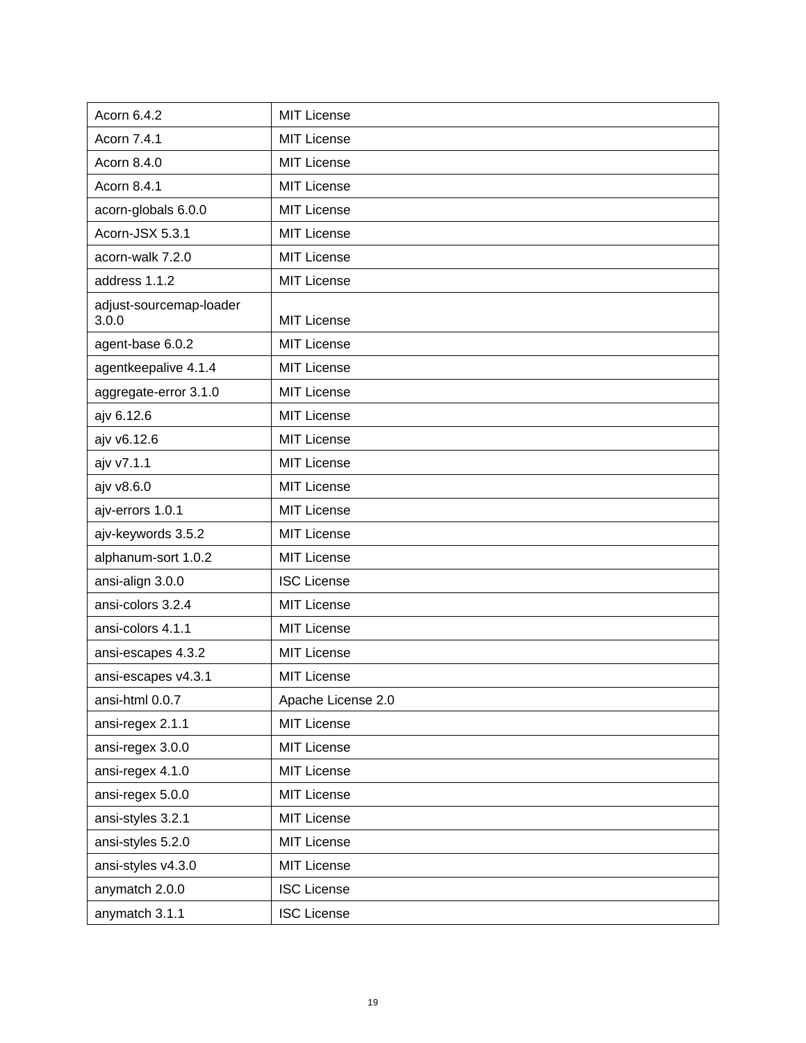| Acorn 6.4.2 | MIT License |
| --- | --- |
| Acorn 7.4.1 | MIT License |
| Acorn 8.4.0 | MIT License |
| Acorn 8.4.1 | MIT License |
| acorn-globals 6.0.0 | MIT License |
| Acorn-JSX 5.3.1 | MIT License |
| acorn-walk 7.2.0 | MIT License |
| address 1.1.2 | MIT License |
| adjust-sourcemap-loader 3.0.0 | MIT License |
| agent-base 6.0.2 | MIT License |
| agentkeepalive 4.1.4 | MIT License |
| aggregate-error 3.1.0 | MIT License |
| ajv 6.12.6 | MIT License |
| ajv v6.12.6 | MIT License |
| ajv v7.1.1 | MIT License |
| ajv v8.6.0 | MIT License |
| ajv-errors 1.0.1 | MIT License |
| ajv-keywords 3.5.2 | MIT License |
| alphanum-sort 1.0.2 | MIT License |
| ansi-align 3.0.0 | ISC License |
| ansi-colors 3.2.4 | MIT License |
| ansi-colors 4.1.1 | MIT License |
| ansi-escapes 4.3.2 | MIT License |
| ansi-escapes v4.3.1 | MIT License |
| ansi-html 0.0.7 | Apache License 2.0 |
| ansi-regex 2.1.1 | MIT License |
| ansi-regex 3.0.0 | MIT License |
| ansi-regex 4.1.0 | MIT License |
| ansi-regex 5.0.0 | MIT License |
| ansi-styles 3.2.1 | MIT License |
| ansi-styles 5.2.0 | MIT License |
| ansi-styles v4.3.0 | MIT License |
| anymatch 2.0.0 | ISC License |
| anymatch 3.1.1 | ISC License |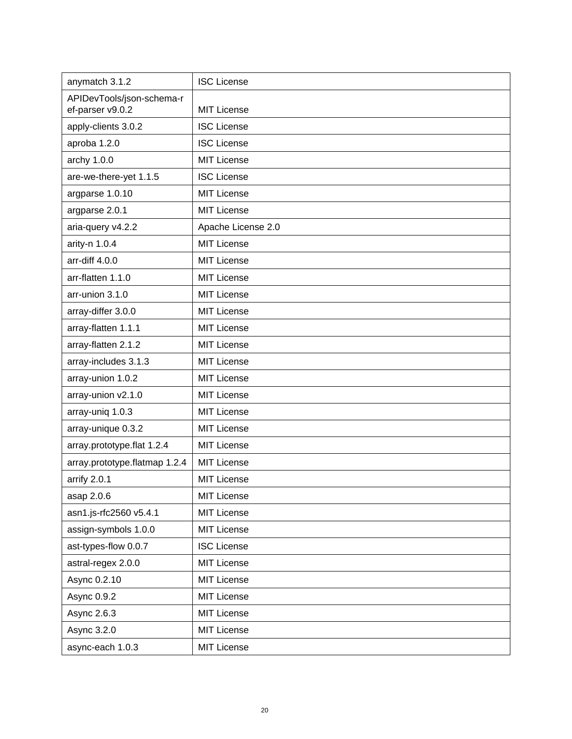| anymatch 3.1.2 | ISC License |
| --- | --- |
| APIDevTools/json-schema-ref-parser v9.0.2 | MIT License |
| apply-clients 3.0.2 | ISC License |
| aproba 1.2.0 | ISC License |
| archy 1.0.0 | MIT License |
| are-we-there-yet 1.1.5 | ISC License |
| argparse 1.0.10 | MIT License |
| argparse 2.0.1 | MIT License |
| aria-query v4.2.2 | Apache License 2.0 |
| arity-n 1.0.4 | MIT License |
| arr-diff 4.0.0 | MIT License |
| arr-flatten 1.1.0 | MIT License |
| arr-union 3.1.0 | MIT License |
| array-differ 3.0.0 | MIT License |
| array-flatten 1.1.1 | MIT License |
| array-flatten 2.1.2 | MIT License |
| array-includes 3.1.3 | MIT License |
| array-union 1.0.2 | MIT License |
| array-union v2.1.0 | MIT License |
| array-uniq 1.0.3 | MIT License |
| array-unique 0.3.2 | MIT License |
| array.prototype.flat 1.2.4 | MIT License |
| array.prototype.flatmap 1.2.4 | MIT License |
| arrify 2.0.1 | MIT License |
| asap 2.0.6 | MIT License |
| asn1.js-rfc2560 v5.4.1 | MIT License |
| assign-symbols 1.0.0 | MIT License |
| ast-types-flow 0.0.7 | ISC License |
| astral-regex 2.0.0 | MIT License |
| Async 0.2.10 | MIT License |
| Async 0.9.2 | MIT License |
| Async 2.6.3 | MIT License |
| Async 3.2.0 | MIT License |
| async-each 1.0.3 | MIT License |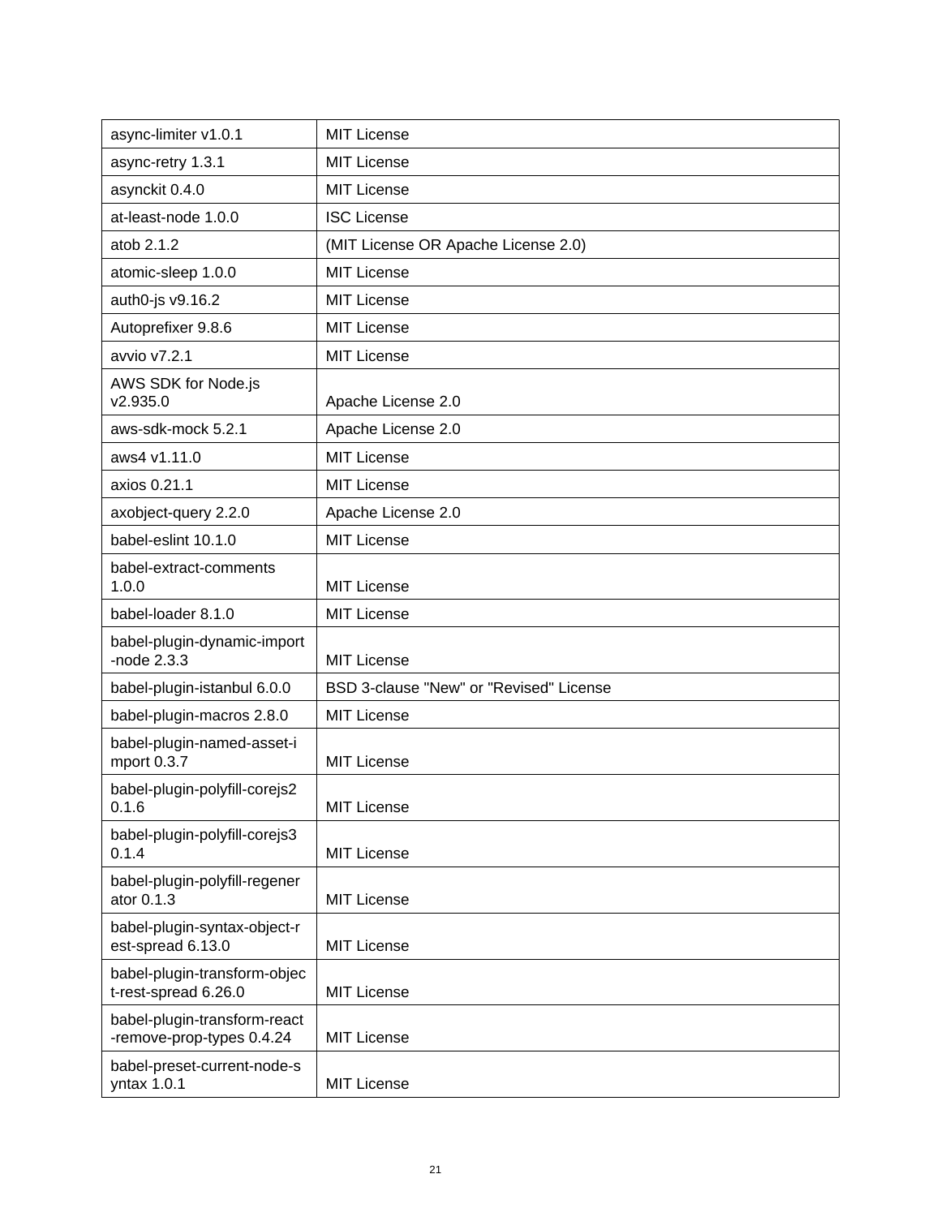| | |
|---|---|
| async-limiter v1.0.1 | MIT License |
| async-retry 1.3.1 | MIT License |
| asynckit 0.4.0 | MIT License |
| at-least-node 1.0.0 | ISC License |
| atob 2.1.2 | (MIT License OR Apache License 2.0) |
| atomic-sleep 1.0.0 | MIT License |
| auth0-js v9.16.2 | MIT License |
| Autoprefixer 9.8.6 | MIT License |
| avvio v7.2.1 | MIT License |
| AWS SDK for Node.js v2.935.0 | Apache License 2.0 |
| aws-sdk-mock 5.2.1 | Apache License 2.0 |
| aws4 v1.11.0 | MIT License |
| axios 0.21.1 | MIT License |
| axobject-query 2.2.0 | Apache License 2.0 |
| babel-eslint 10.1.0 | MIT License |
| babel-extract-comments 1.0.0 | MIT License |
| babel-loader 8.1.0 | MIT License |
| babel-plugin-dynamic-import-node 2.3.3 | MIT License |
| babel-plugin-istanbul 6.0.0 | BSD 3-clause "New" or "Revised" License |
| babel-plugin-macros 2.8.0 | MIT License |
| babel-plugin-named-asset-import 0.3.7 | MIT License |
| babel-plugin-polyfill-corejs2 0.1.6 | MIT License |
| babel-plugin-polyfill-corejs3 0.1.4 | MIT License |
| babel-plugin-polyfill-regenerator 0.1.3 | MIT License |
| babel-plugin-syntax-object-rest-spread 6.13.0 | MIT License |
| babel-plugin-transform-object-rest-spread 6.26.0 | MIT License |
| babel-plugin-transform-react-remove-prop-types 0.4.24 | MIT License |
| babel-preset-current-node-syntax 1.0.1 | MIT License |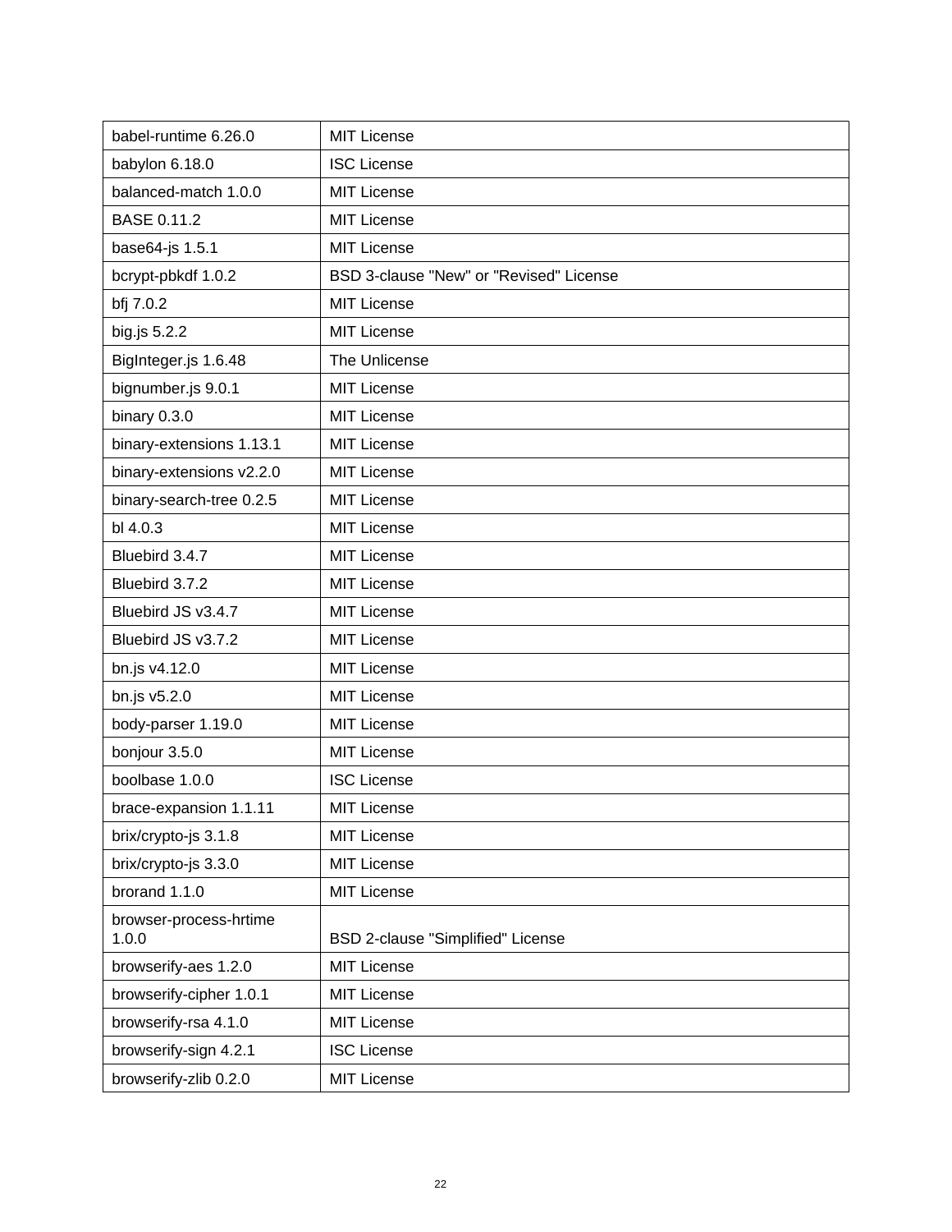| babel-runtime 6.26.0 | MIT License |
|---|---|
| babylon 6.18.0 | ISC License |
| balanced-match 1.0.0 | MIT License |
| BASE 0.11.2 | MIT License |
| base64-js 1.5.1 | MIT License |
| bcrypt-pbkdf 1.0.2 | BSD 3-clause "New" or "Revised" License |
| bfj 7.0.2 | MIT License |
| big.js 5.2.2 | MIT License |
| BigInteger.js 1.6.48 | The Unlicense |
| bignumber.js 9.0.1 | MIT License |
| binary 0.3.0 | MIT License |
| binary-extensions 1.13.1 | MIT License |
| binary-extensions v2.2.0 | MIT License |
| binary-search-tree 0.2.5 | MIT License |
| bl 4.0.3 | MIT License |
| Bluebird 3.4.7 | MIT License |
| Bluebird 3.7.2 | MIT License |
| Bluebird JS v3.4.7 | MIT License |
| Bluebird JS v3.7.2 | MIT License |
| bn.js v4.12.0 | MIT License |
| bn.js v5.2.0 | MIT License |
| body-parser 1.19.0 | MIT License |
| bonjour 3.5.0 | MIT License |
| boolbase 1.0.0 | ISC License |
| brace-expansion 1.1.11 | MIT License |
| brix/crypto-js 3.1.8 | MIT License |
| brix/crypto-js 3.3.0 | MIT License |
| brorand 1.1.0 | MIT License |
| browser-process-hrtime 1.0.0 | BSD 2-clause "Simplified" License |
| browserify-aes 1.2.0 | MIT License |
| browserify-cipher 1.0.1 | MIT License |
| browserify-rsa 4.1.0 | MIT License |
| browserify-sign 4.2.1 | ISC License |
| browserify-zlib 0.2.0 | MIT License |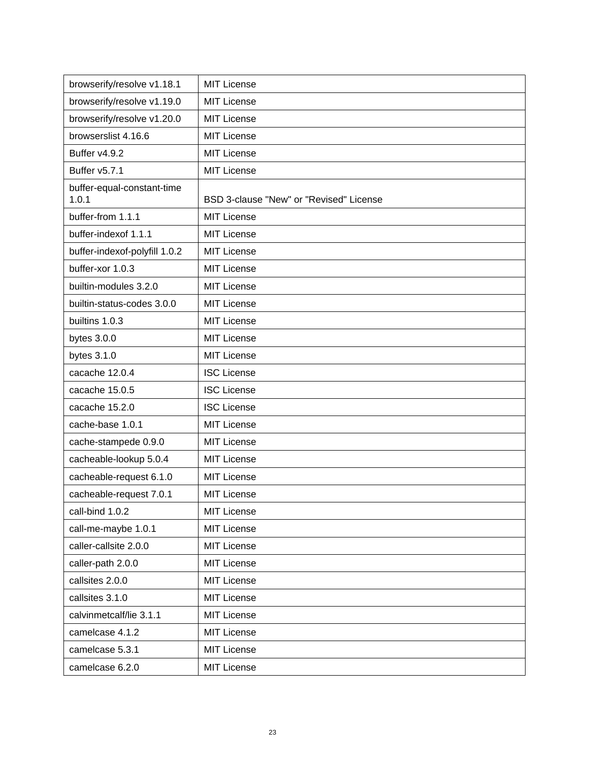| browserify/resolve v1.18.1 | MIT License |
| --- | --- |
| browserify/resolve v1.19.0 | MIT License |
| browserify/resolve v1.20.0 | MIT License |
| browserslist 4.16.6 | MIT License |
| Buffer v4.9.2 | MIT License |
| Buffer v5.7.1 | MIT License |
| buffer-equal-constant-time 1.0.1 | BSD 3-clause "New" or "Revised" License |
| buffer-from 1.1.1 | MIT License |
| buffer-indexof 1.1.1 | MIT License |
| buffer-indexof-polyfill 1.0.2 | MIT License |
| buffer-xor 1.0.3 | MIT License |
| builtin-modules 3.2.0 | MIT License |
| builtin-status-codes 3.0.0 | MIT License |
| builtins 1.0.3 | MIT License |
| bytes 3.0.0 | MIT License |
| bytes 3.1.0 | MIT License |
| cacache 12.0.4 | ISC License |
| cacache 15.0.5 | ISC License |
| cacache 15.2.0 | ISC License |
| cache-base 1.0.1 | MIT License |
| cache-stampede 0.9.0 | MIT License |
| cacheable-lookup 5.0.4 | MIT License |
| cacheable-request 6.1.0 | MIT License |
| cacheable-request 7.0.1 | MIT License |
| call-bind 1.0.2 | MIT License |
| call-me-maybe 1.0.1 | MIT License |
| caller-callsite 2.0.0 | MIT License |
| caller-path 2.0.0 | MIT License |
| callsites 2.0.0 | MIT License |
| callsites 3.1.0 | MIT License |
| calvinmetcalf/lie 3.1.1 | MIT License |
| camelcase 4.1.2 | MIT License |
| camelcase 5.3.1 | MIT License |
| camelcase 6.2.0 | MIT License |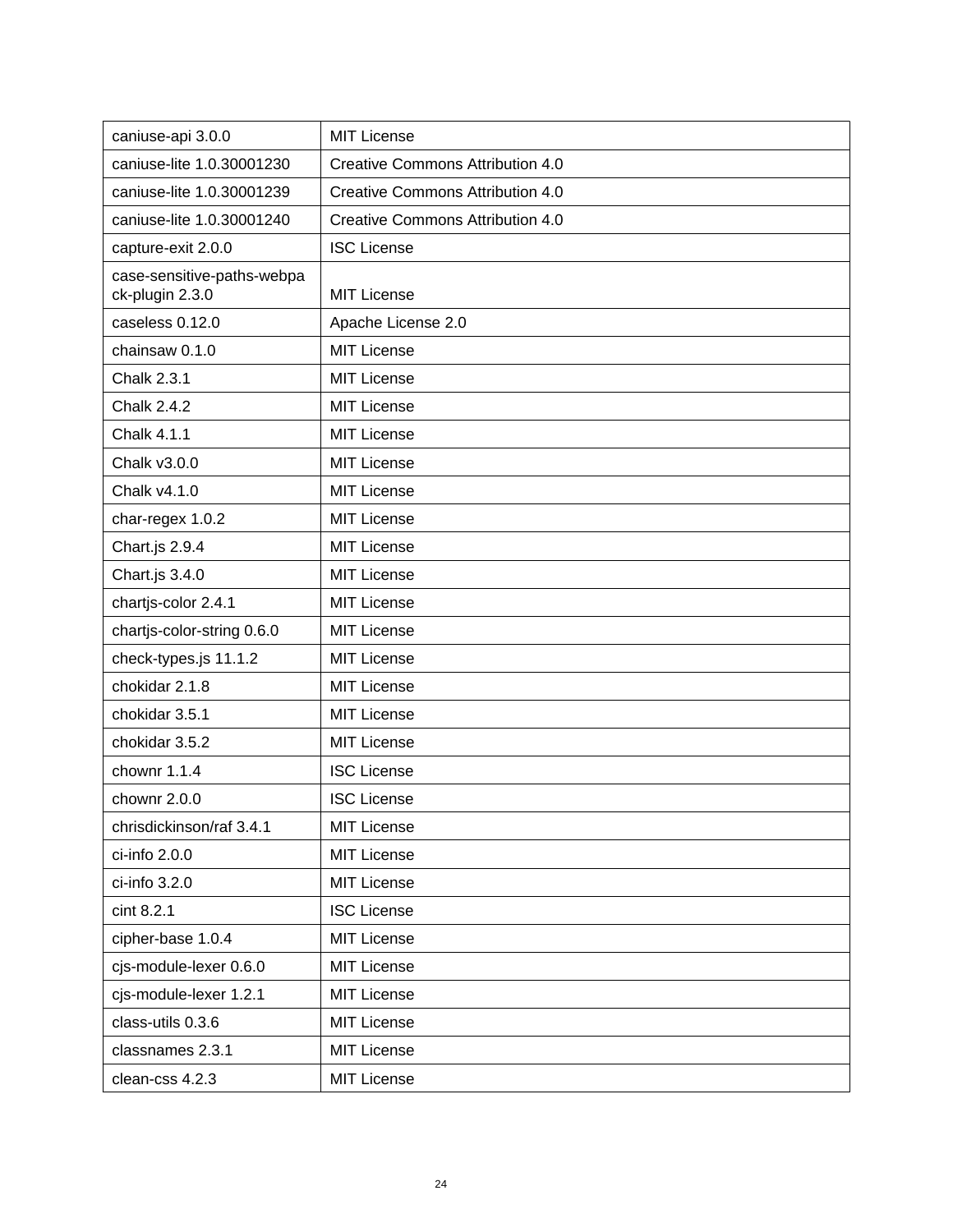| caniuse-api 3.0.0 | MIT License |
| --- | --- |
| caniuse-lite 1.0.30001230 | Creative Commons Attribution 4.0 |
| caniuse-lite 1.0.30001239 | Creative Commons Attribution 4.0 |
| caniuse-lite 1.0.30001240 | Creative Commons Attribution 4.0 |
| capture-exit 2.0.0 | ISC License |
| case-sensitive-paths-webpack-plugin 2.3.0 | MIT License |
| caseless 0.12.0 | Apache License 2.0 |
| chainsaw 0.1.0 | MIT License |
| Chalk 2.3.1 | MIT License |
| Chalk 2.4.2 | MIT License |
| Chalk 4.1.1 | MIT License |
| Chalk v3.0.0 | MIT License |
| Chalk v4.1.0 | MIT License |
| char-regex 1.0.2 | MIT License |
| Chart.js 2.9.4 | MIT License |
| Chart.js 3.4.0 | MIT License |
| chartjs-color 2.4.1 | MIT License |
| chartjs-color-string 0.6.0 | MIT License |
| check-types.js 11.1.2 | MIT License |
| chokidar 2.1.8 | MIT License |
| chokidar 3.5.1 | MIT License |
| chokidar 3.5.2 | MIT License |
| chownr 1.1.4 | ISC License |
| chownr 2.0.0 | ISC License |
| chrisdickinson/raf 3.4.1 | MIT License |
| ci-info 2.0.0 | MIT License |
| ci-info 3.2.0 | MIT License |
| cint 8.2.1 | ISC License |
| cipher-base 1.0.4 | MIT License |
| cjs-module-lexer 0.6.0 | MIT License |
| cjs-module-lexer 1.2.1 | MIT License |
| class-utils 0.3.6 | MIT License |
| classnames 2.3.1 | MIT License |
| clean-css 4.2.3 | MIT License |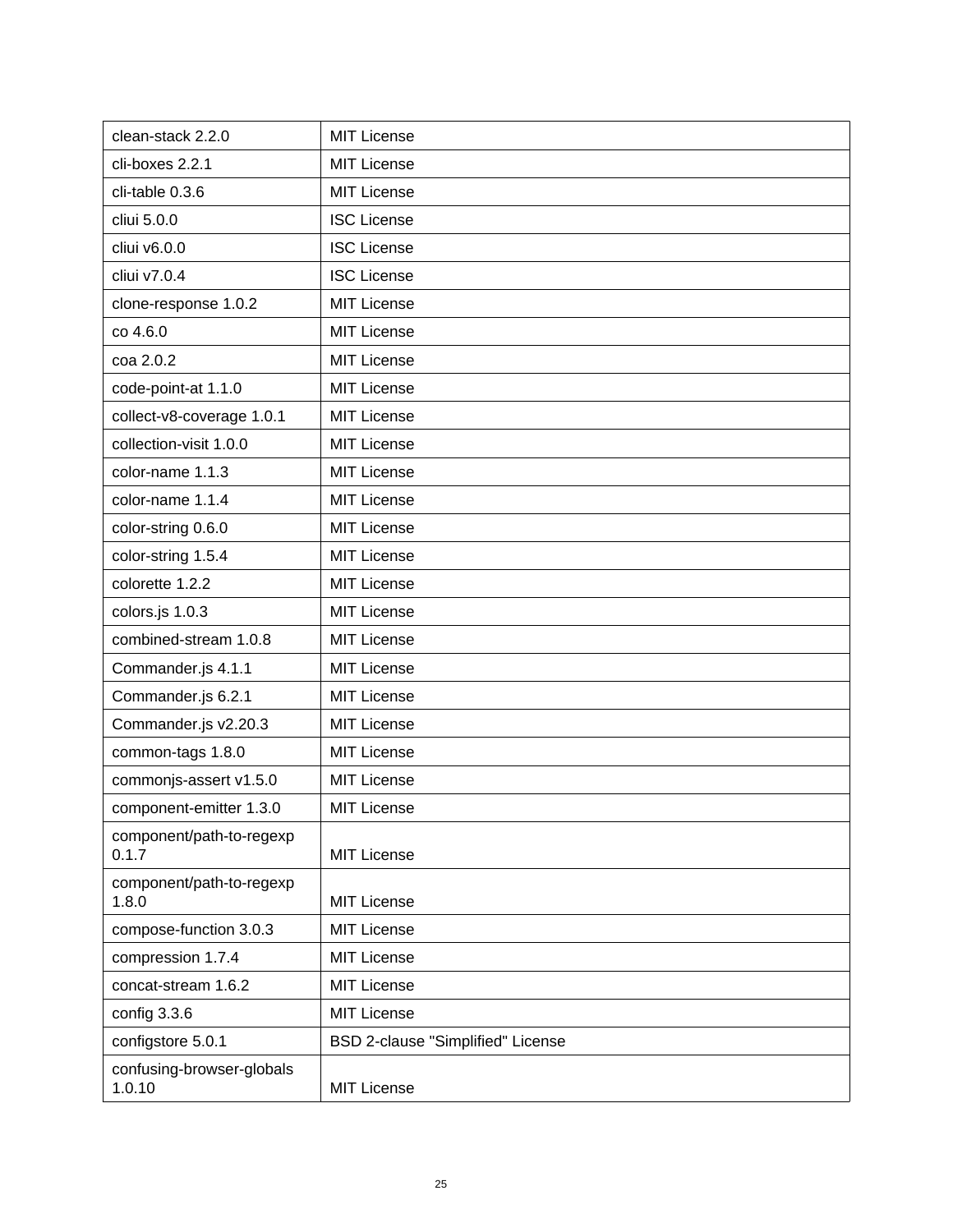| clean-stack 2.2.0 | MIT License |
| --- | --- |
| cli-boxes 2.2.1 | MIT License |
| cli-table 0.3.6 | MIT License |
| cliui 5.0.0 | ISC License |
| cliui v6.0.0 | ISC License |
| cliui v7.0.4 | ISC License |
| clone-response 1.0.2 | MIT License |
| co 4.6.0 | MIT License |
| coa 2.0.2 | MIT License |
| code-point-at 1.1.0 | MIT License |
| collect-v8-coverage 1.0.1 | MIT License |
| collection-visit 1.0.0 | MIT License |
| color-name 1.1.3 | MIT License |
| color-name 1.1.4 | MIT License |
| color-string 0.6.0 | MIT License |
| color-string 1.5.4 | MIT License |
| colorette 1.2.2 | MIT License |
| colors.js 1.0.3 | MIT License |
| combined-stream 1.0.8 | MIT License |
| Commander.js 4.1.1 | MIT License |
| Commander.js 6.2.1 | MIT License |
| Commander.js v2.20.3 | MIT License |
| common-tags 1.8.0 | MIT License |
| commonjs-assert v1.5.0 | MIT License |
| component-emitter 1.3.0 | MIT License |
| component/path-to-regexp 0.1.7 | MIT License |
| component/path-to-regexp 1.8.0 | MIT License |
| compose-function 3.0.3 | MIT License |
| compression 1.7.4 | MIT License |
| concat-stream 1.6.2 | MIT License |
| config 3.3.6 | MIT License |
| configstore 5.0.1 | BSD 2-clause "Simplified" License |
| confusing-browser-globals 1.0.10 | MIT License |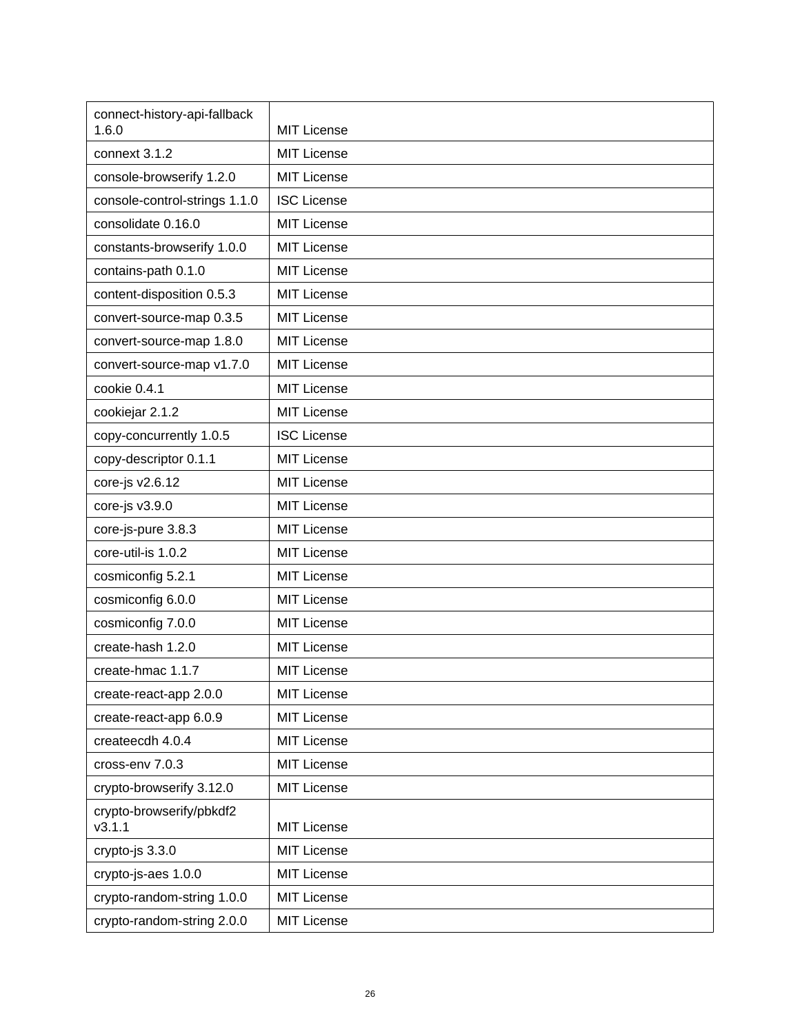| connect-history-api-fallback 1.6.0 | MIT License |
|---|---|
| connext 3.1.2 | MIT License |
| console-browserify 1.2.0 | MIT License |
| console-control-strings 1.1.0 | ISC License |
| consolidate 0.16.0 | MIT License |
| constants-browserify 1.0.0 | MIT License |
| contains-path 0.1.0 | MIT License |
| content-disposition 0.5.3 | MIT License |
| convert-source-map 0.3.5 | MIT License |
| convert-source-map 1.8.0 | MIT License |
| convert-source-map v1.7.0 | MIT License |
| cookie 0.4.1 | MIT License |
| cookiejar 2.1.2 | MIT License |
| copy-concurrently 1.0.5 | ISC License |
| copy-descriptor 0.1.1 | MIT License |
| core-js v2.6.12 | MIT License |
| core-js v3.9.0 | MIT License |
| core-js-pure 3.8.3 | MIT License |
| core-util-is 1.0.2 | MIT License |
| cosmiconfig 5.2.1 | MIT License |
| cosmiconfig 6.0.0 | MIT License |
| cosmiconfig 7.0.0 | MIT License |
| create-hash 1.2.0 | MIT License |
| create-hmac 1.1.7 | MIT License |
| create-react-app 2.0.0 | MIT License |
| create-react-app 6.0.9 | MIT License |
| createecdh 4.0.4 | MIT License |
| cross-env 7.0.3 | MIT License |
| crypto-browserify 3.12.0 | MIT License |
| crypto-browserify/pbkdf2 v3.1.1 | MIT License |
| crypto-js 3.3.0 | MIT License |
| crypto-js-aes 1.0.0 | MIT License |
| crypto-random-string 1.0.0 | MIT License |
| crypto-random-string 2.0.0 | MIT License |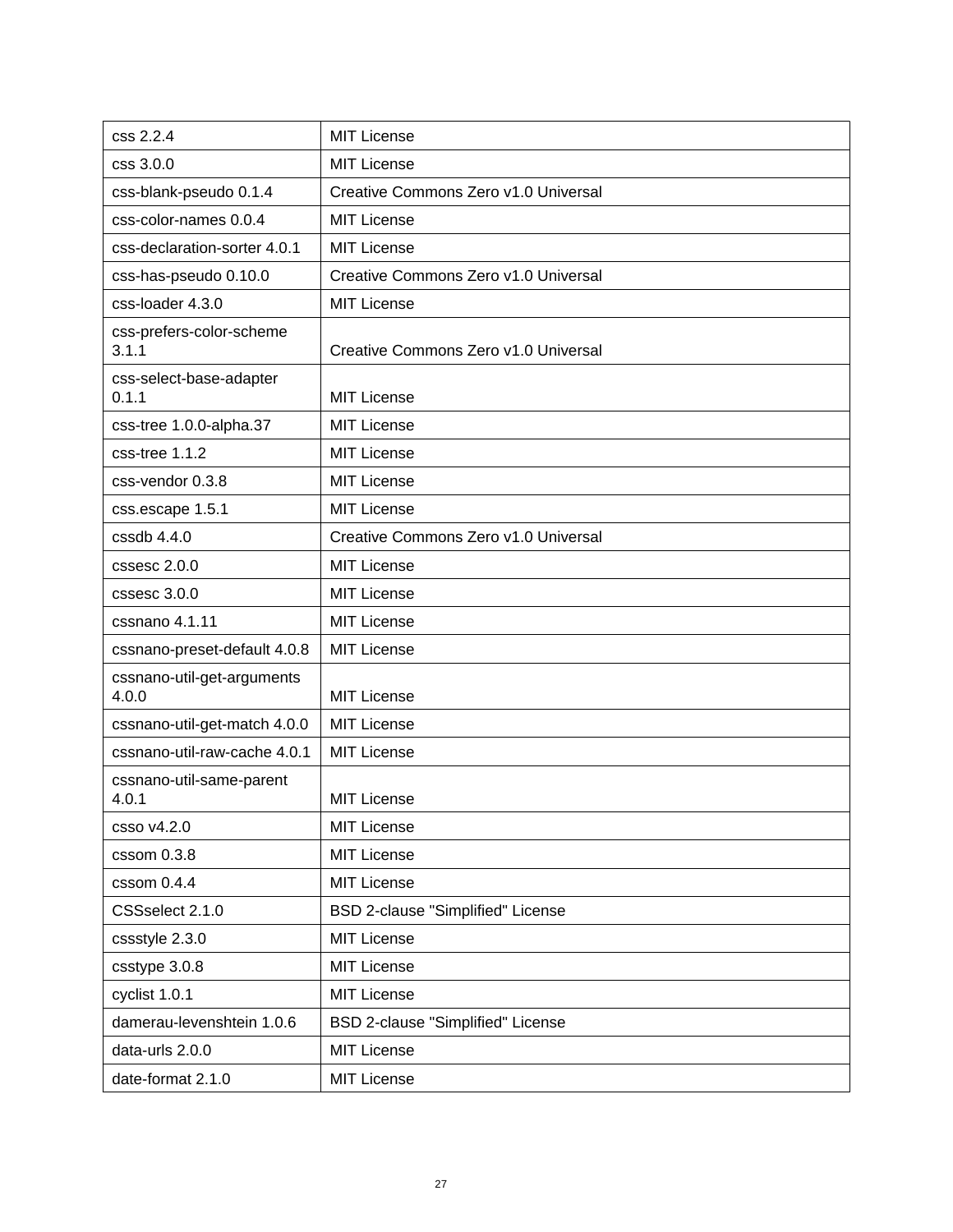| css 2.2.4 | MIT License |
|---|---|
| css 3.0.0 | MIT License |
| css-blank-pseudo 0.1.4 | Creative Commons Zero v1.0 Universal |
| css-color-names 0.0.4 | MIT License |
| css-declaration-sorter 4.0.1 | MIT License |
| css-has-pseudo 0.10.0 | Creative Commons Zero v1.0 Universal |
| css-loader 4.3.0 | MIT License |
| css-prefers-color-scheme 3.1.1 | Creative Commons Zero v1.0 Universal |
| css-select-base-adapter 0.1.1 | MIT License |
| css-tree 1.0.0-alpha.37 | MIT License |
| css-tree 1.1.2 | MIT License |
| css-vendor 0.3.8 | MIT License |
| css.escape 1.5.1 | MIT License |
| cssdb 4.4.0 | Creative Commons Zero v1.0 Universal |
| cssesc 2.0.0 | MIT License |
| cssesc 3.0.0 | MIT License |
| cssnano 4.1.11 | MIT License |
| cssnano-preset-default 4.0.8 | MIT License |
| cssnano-util-get-arguments 4.0.0 | MIT License |
| cssnano-util-get-match 4.0.0 | MIT License |
| cssnano-util-raw-cache 4.0.1 | MIT License |
| cssnano-util-same-parent 4.0.1 | MIT License |
| csso v4.2.0 | MIT License |
| cssom 0.3.8 | MIT License |
| cssom 0.4.4 | MIT License |
| CSSselect 2.1.0 | BSD 2-clause "Simplified" License |
| cssstyle 2.3.0 | MIT License |
| csstype 3.0.8 | MIT License |
| cyclist 1.0.1 | MIT License |
| damerau-levenshtein 1.0.6 | BSD 2-clause "Simplified" License |
| data-urls 2.0.0 | MIT License |
| date-format 2.1.0 | MIT License |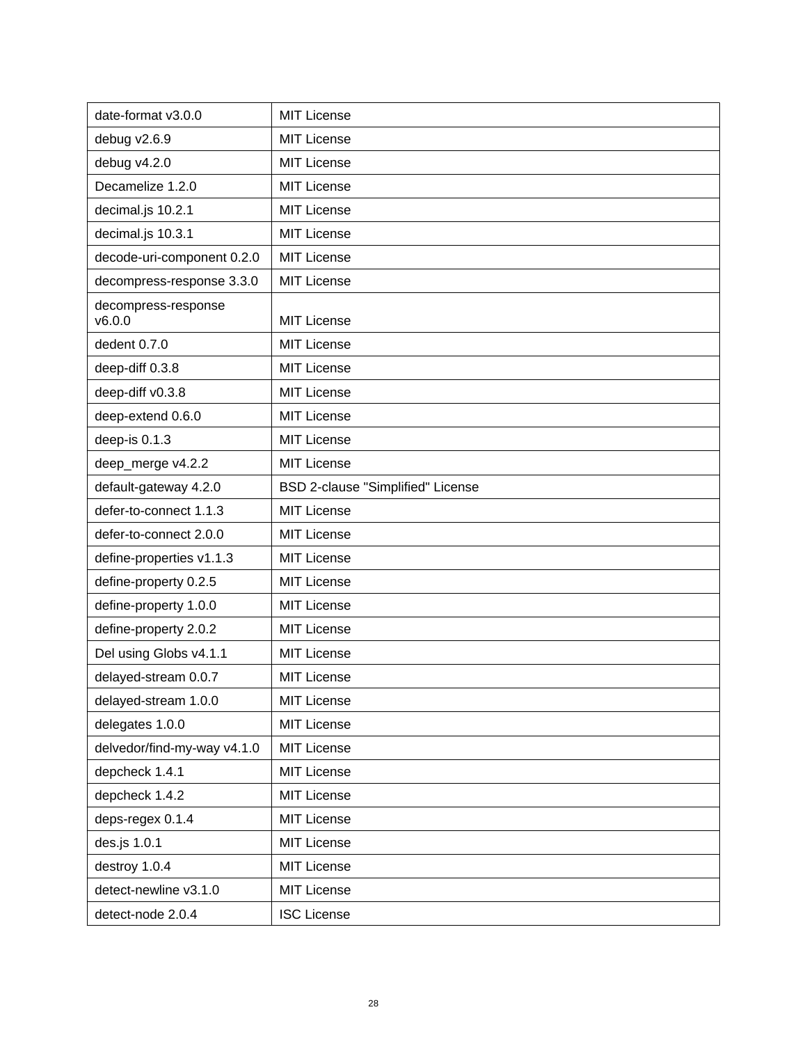| date-format v3.0.0 | MIT License |
|---|---|
| debug v2.6.9 | MIT License |
| debug v4.2.0 | MIT License |
| Decamelize 1.2.0 | MIT License |
| decimal.js 10.2.1 | MIT License |
| decimal.js 10.3.1 | MIT License |
| decode-uri-component 0.2.0 | MIT License |
| decompress-response 3.3.0 | MIT License |
| decompress-response v6.0.0 | MIT License |
| dedent 0.7.0 | MIT License |
| deep-diff 0.3.8 | MIT License |
| deep-diff v0.3.8 | MIT License |
| deep-extend 0.6.0 | MIT License |
| deep-is 0.1.3 | MIT License |
| deep_merge v4.2.2 | MIT License |
| default-gateway 4.2.0 | BSD 2-clause "Simplified" License |
| defer-to-connect 1.1.3 | MIT License |
| defer-to-connect 2.0.0 | MIT License |
| define-properties v1.1.3 | MIT License |
| define-property 0.2.5 | MIT License |
| define-property 1.0.0 | MIT License |
| define-property 2.0.2 | MIT License |
| Del using Globs v4.1.1 | MIT License |
| delayed-stream 0.0.7 | MIT License |
| delayed-stream 1.0.0 | MIT License |
| delegates 1.0.0 | MIT License |
| delvedor/find-my-way v4.1.0 | MIT License |
| depcheck 1.4.1 | MIT License |
| depcheck 1.4.2 | MIT License |
| deps-regex 0.1.4 | MIT License |
| des.js 1.0.1 | MIT License |
| destroy 1.0.4 | MIT License |
| detect-newline v3.1.0 | MIT License |
| detect-node 2.0.4 | ISC License |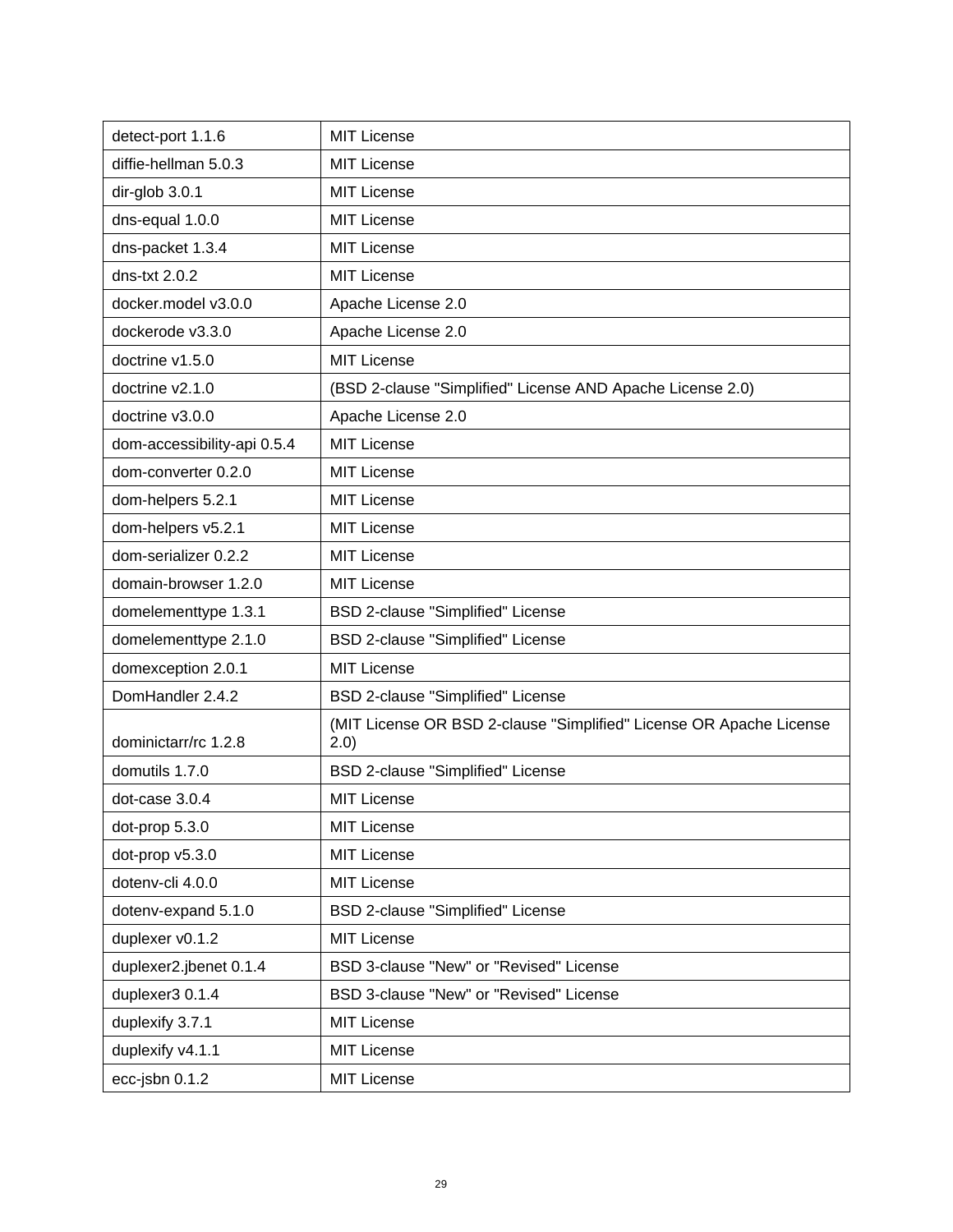| detect-port 1.1.6 | MIT License |
|---|---|
| diffie-hellman 5.0.3 | MIT License |
| dir-glob 3.0.1 | MIT License |
| dns-equal 1.0.0 | MIT License |
| dns-packet 1.3.4 | MIT License |
| dns-txt 2.0.2 | MIT License |
| docker.model v3.0.0 | Apache License 2.0 |
| dockerode v3.3.0 | Apache License 2.0 |
| doctrine v1.5.0 | MIT License |
| doctrine v2.1.0 | (BSD 2-clause "Simplified" License AND Apache License 2.0) |
| doctrine v3.0.0 | Apache License 2.0 |
| dom-accessibility-api 0.5.4 | MIT License |
| dom-converter 0.2.0 | MIT License |
| dom-helpers 5.2.1 | MIT License |
| dom-helpers v5.2.1 | MIT License |
| dom-serializer 0.2.2 | MIT License |
| domain-browser 1.2.0 | MIT License |
| domelementtype 1.3.1 | BSD 2-clause "Simplified" License |
| domelementtype 2.1.0 | BSD 2-clause "Simplified" License |
| domexception 2.0.1 | MIT License |
| DomHandler 2.4.2 | BSD 2-clause "Simplified" License |
| dominictarr/rc 1.2.8 | (MIT License OR BSD 2-clause "Simplified" License OR Apache License 2.0) |
| domutils 1.7.0 | BSD 2-clause "Simplified" License |
| dot-case 3.0.4 | MIT License |
| dot-prop 5.3.0 | MIT License |
| dot-prop v5.3.0 | MIT License |
| dotenv-cli 4.0.0 | MIT License |
| dotenv-expand 5.1.0 | BSD 2-clause "Simplified" License |
| duplexer v0.1.2 | MIT License |
| duplexer2.jbenet 0.1.4 | BSD 3-clause "New" or "Revised" License |
| duplexer3 0.1.4 | BSD 3-clause "New" or "Revised" License |
| duplexify 3.7.1 | MIT License |
| duplexify v4.1.1 | MIT License |
| ecc-jsbn 0.1.2 | MIT License |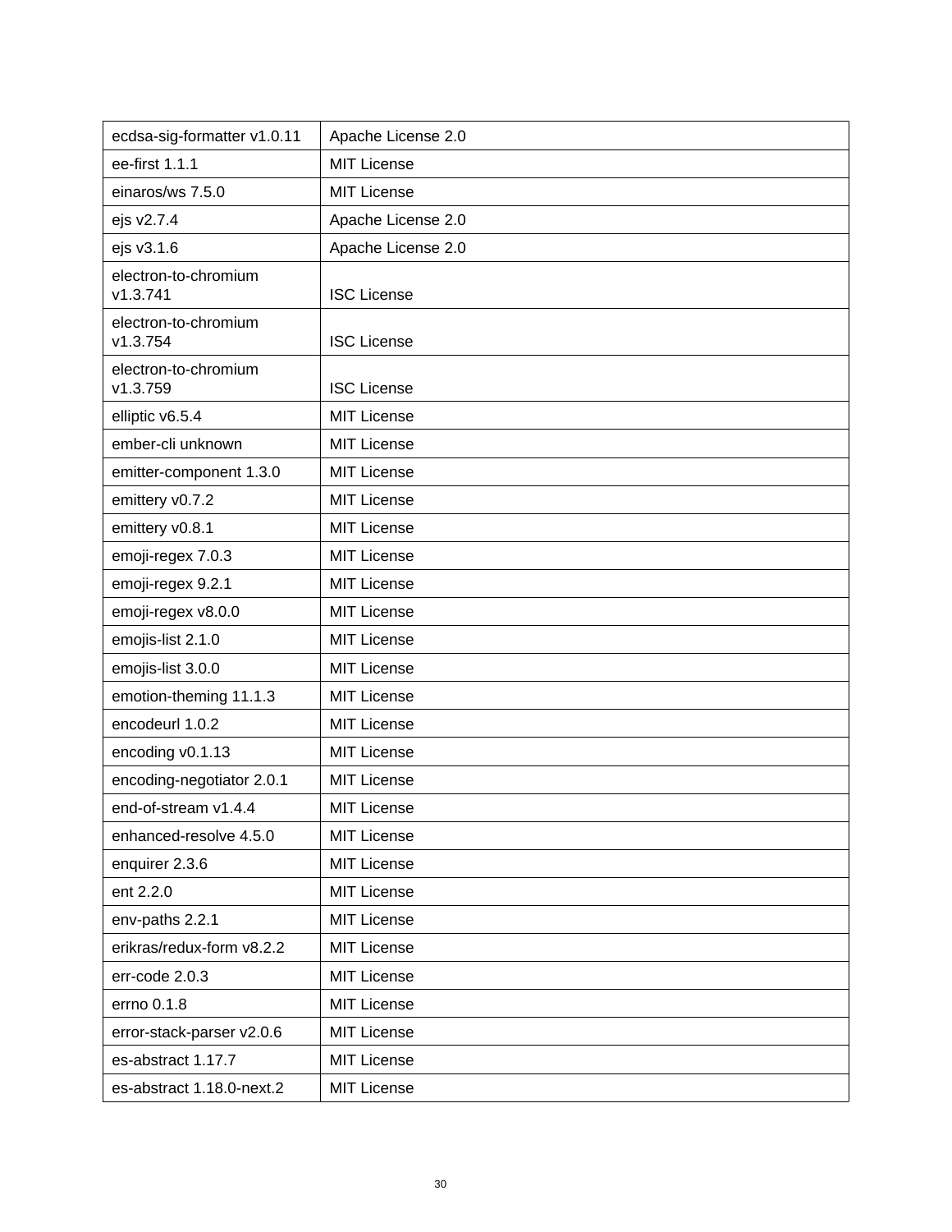| ecdsa-sig-formatter v1.0.11 | Apache License 2.0 |
|---|---|
| ee-first 1.1.1 | MIT License |
| einaros/ws 7.5.0 | MIT License |
| ejs v2.7.4 | Apache License 2.0 |
| ejs v3.1.6 | Apache License 2.0 |
| electron-to-chromium v1.3.741 | ISC License |
| electron-to-chromium v1.3.754 | ISC License |
| electron-to-chromium v1.3.759 | ISC License |
| elliptic v6.5.4 | MIT License |
| ember-cli unknown | MIT License |
| emitter-component 1.3.0 | MIT License |
| emittery v0.7.2 | MIT License |
| emittery v0.8.1 | MIT License |
| emoji-regex 7.0.3 | MIT License |
| emoji-regex 9.2.1 | MIT License |
| emoji-regex v8.0.0 | MIT License |
| emojis-list 2.1.0 | MIT License |
| emojis-list 3.0.0 | MIT License |
| emotion-theming 11.1.3 | MIT License |
| encodeurl 1.0.2 | MIT License |
| encoding v0.1.13 | MIT License |
| encoding-negotiator 2.0.1 | MIT License |
| end-of-stream v1.4.4 | MIT License |
| enhanced-resolve 4.5.0 | MIT License |
| enquirer 2.3.6 | MIT License |
| ent 2.2.0 | MIT License |
| env-paths 2.2.1 | MIT License |
| erikras/redux-form v8.2.2 | MIT License |
| err-code 2.0.3 | MIT License |
| errno 0.1.8 | MIT License |
| error-stack-parser v2.0.6 | MIT License |
| es-abstract 1.17.7 | MIT License |
| es-abstract 1.18.0-next.2 | MIT License |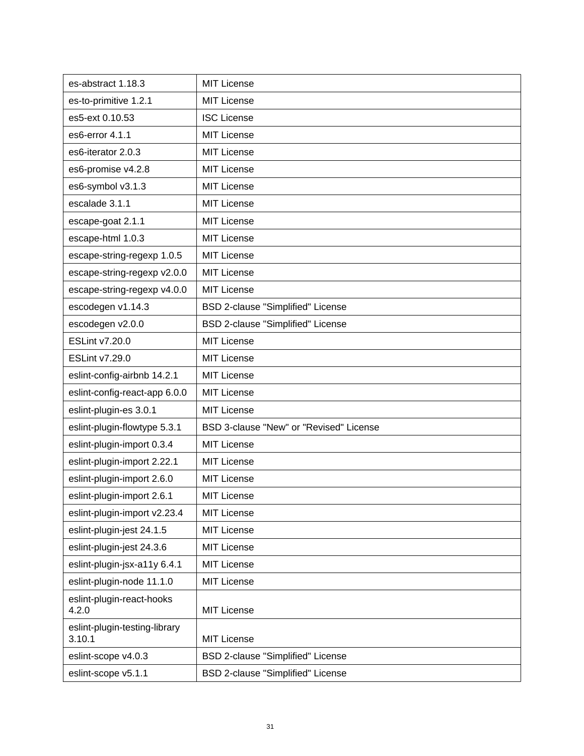| es-abstract 1.18.3 | MIT License |
|---|---|
| es-to-primitive 1.2.1 | MIT License |
| es5-ext 0.10.53 | ISC License |
| es6-error 4.1.1 | MIT License |
| es6-iterator 2.0.3 | MIT License |
| es6-promise v4.2.8 | MIT License |
| es6-symbol v3.1.3 | MIT License |
| escalade 3.1.1 | MIT License |
| escape-goat 2.1.1 | MIT License |
| escape-html 1.0.3 | MIT License |
| escape-string-regexp 1.0.5 | MIT License |
| escape-string-regexp v2.0.0 | MIT License |
| escape-string-regexp v4.0.0 | MIT License |
| escodegen v1.14.3 | BSD 2-clause "Simplified" License |
| escodegen v2.0.0 | BSD 2-clause "Simplified" License |
| ESLint v7.20.0 | MIT License |
| ESLint v7.29.0 | MIT License |
| eslint-config-airbnb 14.2.1 | MIT License |
| eslint-config-react-app 6.0.0 | MIT License |
| eslint-plugin-es 3.0.1 | MIT License |
| eslint-plugin-flowtype 5.3.1 | BSD 3-clause "New" or "Revised" License |
| eslint-plugin-import 0.3.4 | MIT License |
| eslint-plugin-import 2.22.1 | MIT License |
| eslint-plugin-import 2.6.0 | MIT License |
| eslint-plugin-import 2.6.1 | MIT License |
| eslint-plugin-import v2.23.4 | MIT License |
| eslint-plugin-jest 24.1.5 | MIT License |
| eslint-plugin-jest 24.3.6 | MIT License |
| eslint-plugin-jsx-a11y 6.4.1 | MIT License |
| eslint-plugin-node 11.1.0 | MIT License |
| eslint-plugin-react-hooks 4.2.0 | MIT License |
| eslint-plugin-testing-library 3.10.1 | MIT License |
| eslint-scope v4.0.3 | BSD 2-clause "Simplified" License |
| eslint-scope v5.1.1 | BSD 2-clause "Simplified" License |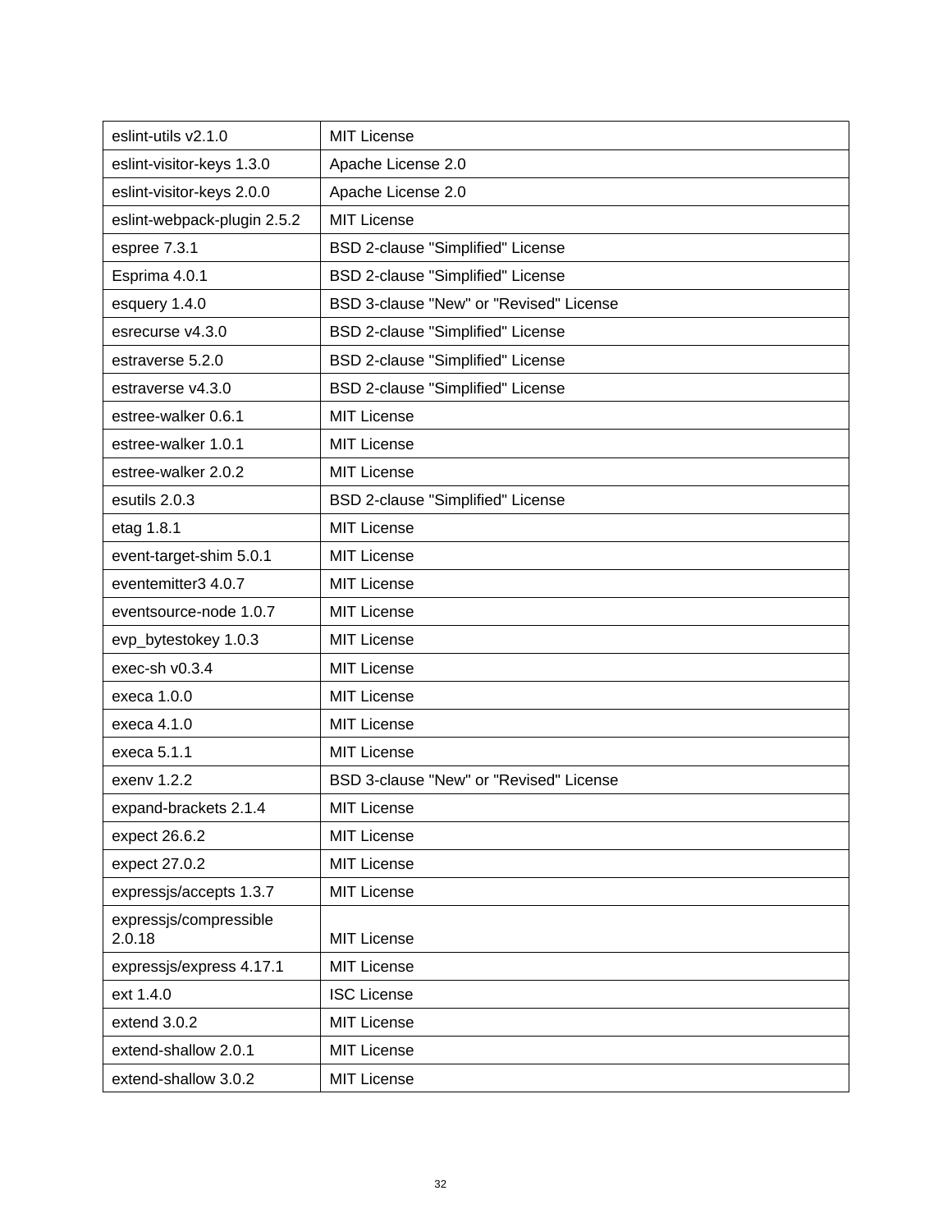| eslint-utils v2.1.0 | MIT License |
|---|---|
| eslint-visitor-keys 1.3.0 | Apache License 2.0 |
| eslint-visitor-keys 2.0.0 | Apache License 2.0 |
| eslint-webpack-plugin 2.5.2 | MIT License |
| espree 7.3.1 | BSD 2-clause "Simplified" License |
| Esprima 4.0.1 | BSD 2-clause "Simplified" License |
| esquery 1.4.0 | BSD 3-clause "New" or "Revised" License |
| esrecurse v4.3.0 | BSD 2-clause "Simplified" License |
| estraverse 5.2.0 | BSD 2-clause "Simplified" License |
| estraverse v4.3.0 | BSD 2-clause "Simplified" License |
| estree-walker 0.6.1 | MIT License |
| estree-walker 1.0.1 | MIT License |
| estree-walker 2.0.2 | MIT License |
| esutils 2.0.3 | BSD 2-clause "Simplified" License |
| etag 1.8.1 | MIT License |
| event-target-shim 5.0.1 | MIT License |
| eventemitter3 4.0.7 | MIT License |
| eventsource-node 1.0.7 | MIT License |
| evp_bytestokey 1.0.3 | MIT License |
| exec-sh v0.3.4 | MIT License |
| execa 1.0.0 | MIT License |
| execa 4.1.0 | MIT License |
| execa 5.1.1 | MIT License |
| exenv 1.2.2 | BSD 3-clause "New" or "Revised" License |
| expand-brackets 2.1.4 | MIT License |
| expect 26.6.2 | MIT License |
| expect 27.0.2 | MIT License |
| expressjs/accepts 1.3.7 | MIT License |
| expressjs/compressible 2.0.18 | MIT License |
| expressjs/express 4.17.1 | MIT License |
| ext 1.4.0 | ISC License |
| extend 3.0.2 | MIT License |
| extend-shallow 2.0.1 | MIT License |
| extend-shallow 3.0.2 | MIT License |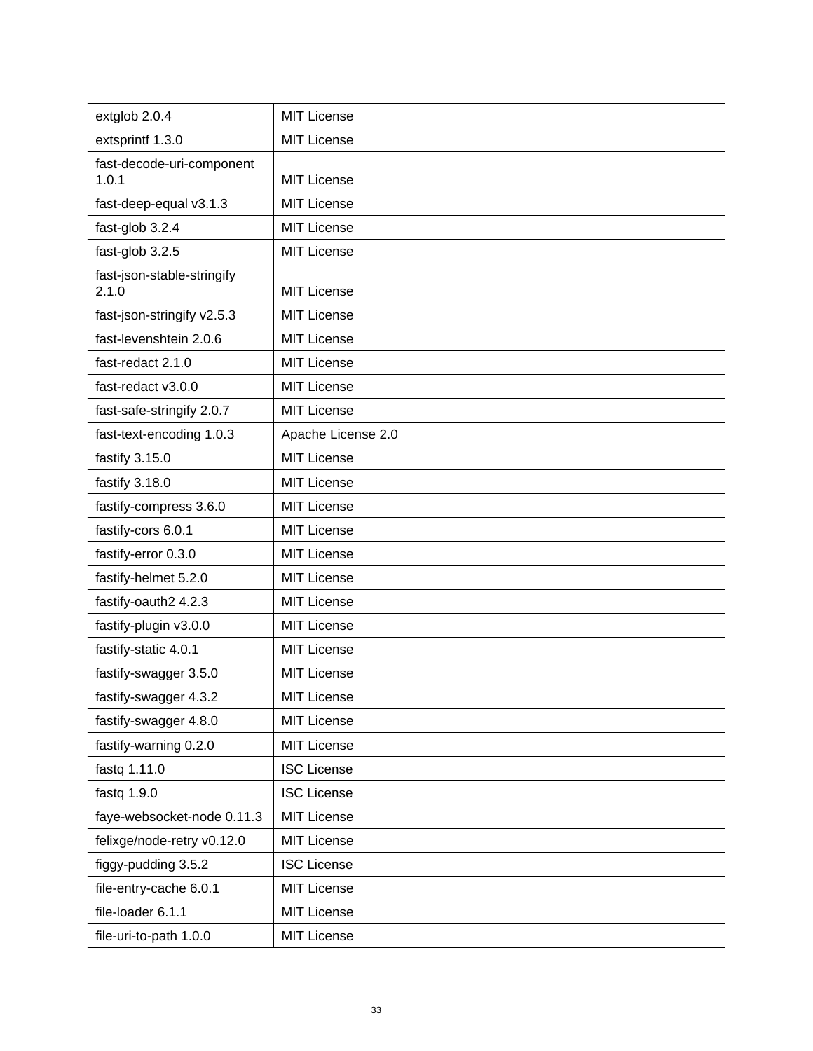| extglob 2.0.4 | MIT License |
|---|---|
| extsprintf 1.3.0 | MIT License |
| fast-decode-uri-component 1.0.1 | MIT License |
| fast-deep-equal v3.1.3 | MIT License |
| fast-glob 3.2.4 | MIT License |
| fast-glob 3.2.5 | MIT License |
| fast-json-stable-stringify 2.1.0 | MIT License |
| fast-json-stringify v2.5.3 | MIT License |
| fast-levenshtein 2.0.6 | MIT License |
| fast-redact 2.1.0 | MIT License |
| fast-redact v3.0.0 | MIT License |
| fast-safe-stringify 2.0.7 | MIT License |
| fast-text-encoding 1.0.3 | Apache License 2.0 |
| fastify 3.15.0 | MIT License |
| fastify 3.18.0 | MIT License |
| fastify-compress 3.6.0 | MIT License |
| fastify-cors 6.0.1 | MIT License |
| fastify-error 0.3.0 | MIT License |
| fastify-helmet 5.2.0 | MIT License |
| fastify-oauth2 4.2.3 | MIT License |
| fastify-plugin v3.0.0 | MIT License |
| fastify-static 4.0.1 | MIT License |
| fastify-swagger 3.5.0 | MIT License |
| fastify-swagger 4.3.2 | MIT License |
| fastify-swagger 4.8.0 | MIT License |
| fastify-warning 0.2.0 | MIT License |
| fastq 1.11.0 | ISC License |
| fastq 1.9.0 | ISC License |
| faye-websocket-node 0.11.3 | MIT License |
| felixge/node-retry v0.12.0 | MIT License |
| figgy-pudding 3.5.2 | ISC License |
| file-entry-cache 6.0.1 | MIT License |
| file-loader 6.1.1 | MIT License |
| file-uri-to-path 1.0.0 | MIT License |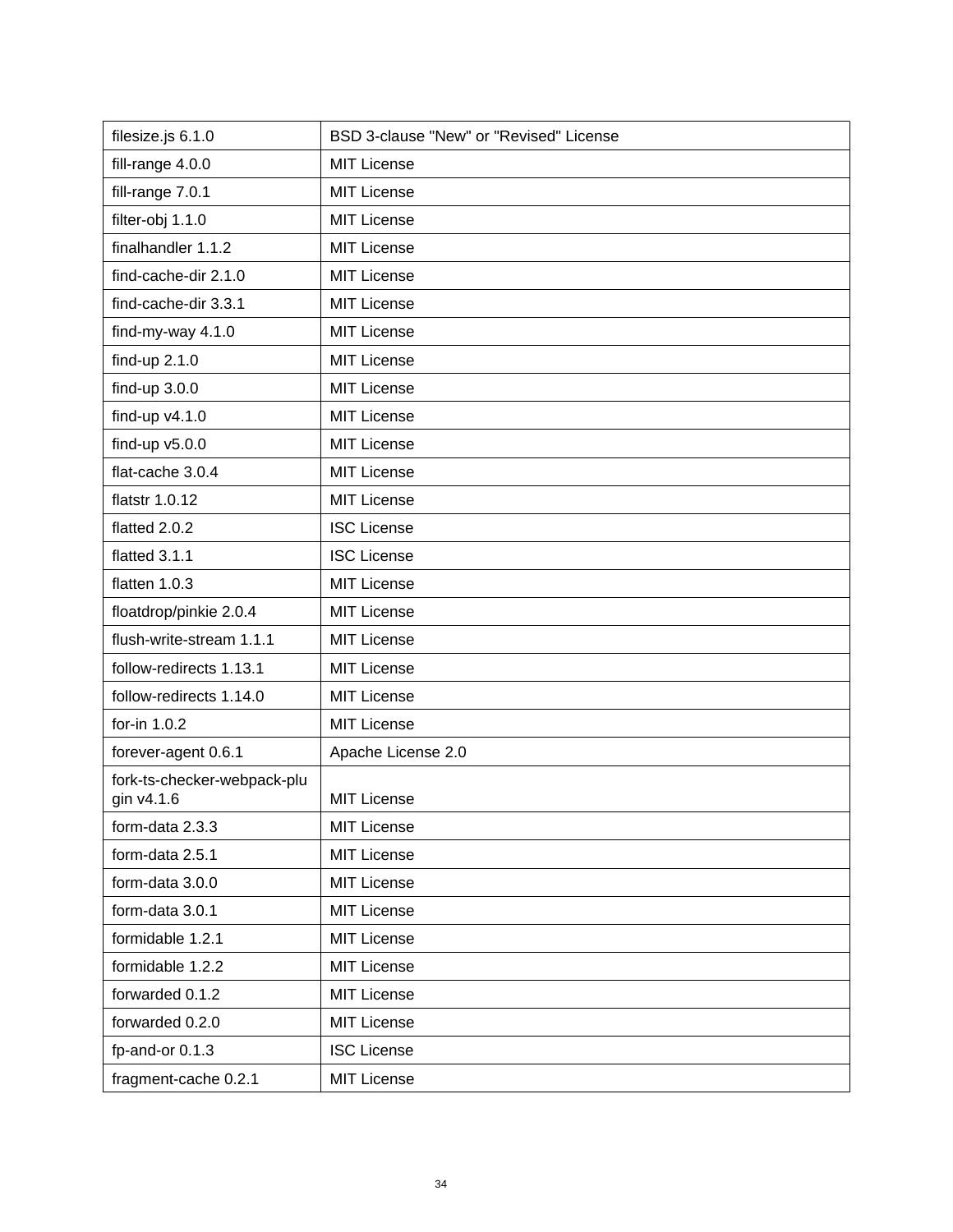| filesize.js 6.1.0 | BSD 3-clause "New" or "Revised" License |
|---|---|
| fill-range 4.0.0 | MIT License |
| fill-range 7.0.1 | MIT License |
| filter-obj 1.1.0 | MIT License |
| finalhandler 1.1.2 | MIT License |
| find-cache-dir 2.1.0 | MIT License |
| find-cache-dir 3.3.1 | MIT License |
| find-my-way 4.1.0 | MIT License |
| find-up 2.1.0 | MIT License |
| find-up 3.0.0 | MIT License |
| find-up v4.1.0 | MIT License |
| find-up v5.0.0 | MIT License |
| flat-cache 3.0.4 | MIT License |
| flatstr 1.0.12 | MIT License |
| flatted 2.0.2 | ISC License |
| flatted 3.1.1 | ISC License |
| flatten 1.0.3 | MIT License |
| floatdrop/pinkie 2.0.4 | MIT License |
| flush-write-stream 1.1.1 | MIT License |
| follow-redirects 1.13.1 | MIT License |
| follow-redirects 1.14.0 | MIT License |
| for-in 1.0.2 | MIT License |
| forever-agent 0.6.1 | Apache License 2.0 |
| fork-ts-checker-webpack-plugin v4.1.6 | MIT License |
| form-data 2.3.3 | MIT License |
| form-data 2.5.1 | MIT License |
| form-data 3.0.0 | MIT License |
| form-data 3.0.1 | MIT License |
| formidable 1.2.1 | MIT License |
| formidable 1.2.2 | MIT License |
| forwarded 0.1.2 | MIT License |
| forwarded 0.2.0 | MIT License |
| fp-and-or 0.1.3 | ISC License |
| fragment-cache 0.2.1 | MIT License |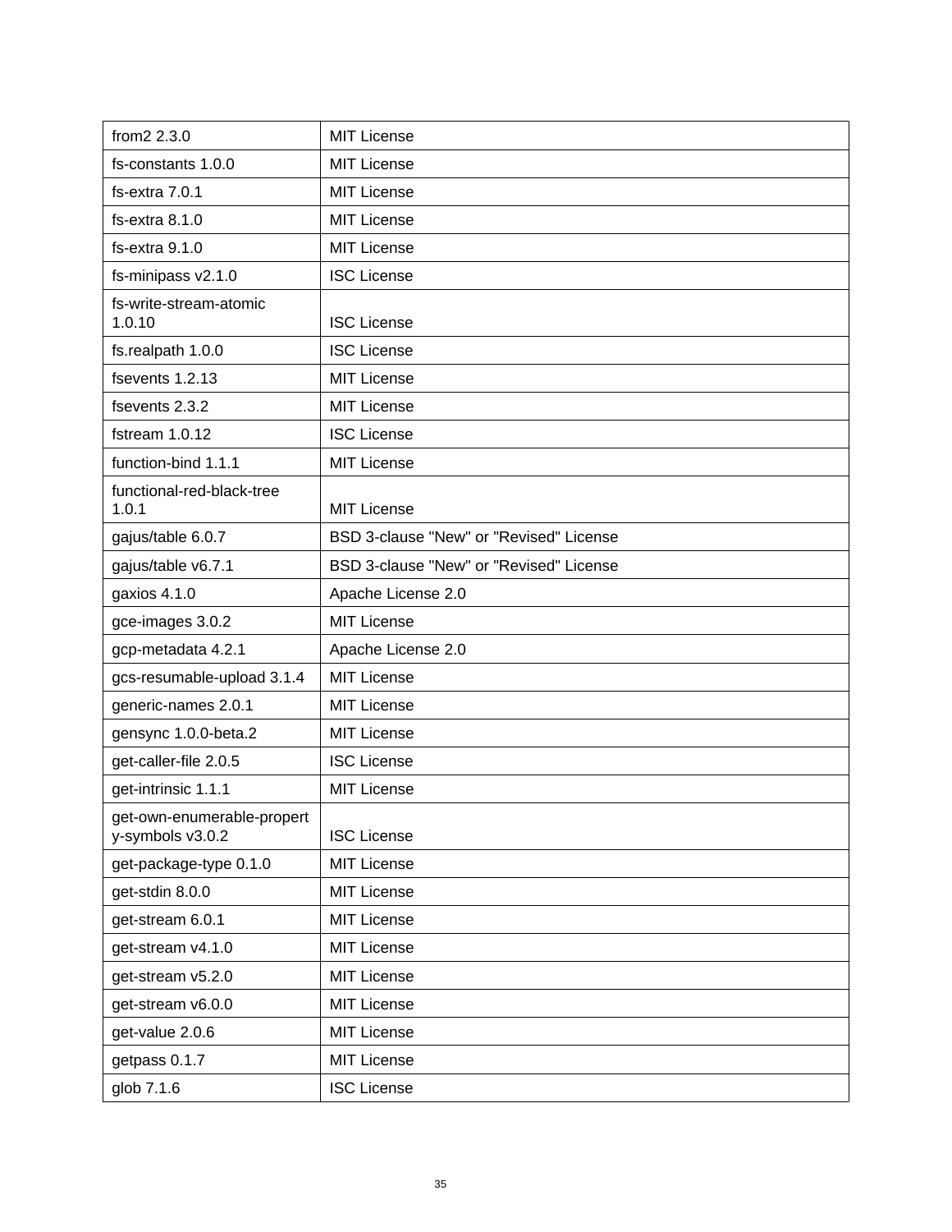| from2 2.3.0 | MIT License |
|---|---|
| fs-constants 1.0.0 | MIT License |
| fs-extra 7.0.1 | MIT License |
| fs-extra 8.1.0 | MIT License |
| fs-extra 9.1.0 | MIT License |
| fs-minipass v2.1.0 | ISC License |
| fs-write-stream-atomic 1.0.10 | ISC License |
| fs.realpath 1.0.0 | ISC License |
| fsevents 1.2.13 | MIT License |
| fsevents 2.3.2 | MIT License |
| fstream 1.0.12 | ISC License |
| function-bind 1.1.1 | MIT License |
| functional-red-black-tree 1.0.1 | MIT License |
| gajus/table 6.0.7 | BSD 3-clause "New" or "Revised" License |
| gajus/table v6.7.1 | BSD 3-clause "New" or "Revised" License |
| gaxios 4.1.0 | Apache License 2.0 |
| gce-images 3.0.2 | MIT License |
| gcp-metadata 4.2.1 | Apache License 2.0 |
| gcs-resumable-upload 3.1.4 | MIT License |
| generic-names 2.0.1 | MIT License |
| gensync 1.0.0-beta.2 | MIT License |
| get-caller-file 2.0.5 | ISC License |
| get-intrinsic 1.1.1 | MIT License |
| get-own-enumerable-property-symbols v3.0.2 | ISC License |
| get-package-type 0.1.0 | MIT License |
| get-stdin 8.0.0 | MIT License |
| get-stream 6.0.1 | MIT License |
| get-stream v4.1.0 | MIT License |
| get-stream v5.2.0 | MIT License |
| get-stream v6.0.0 | MIT License |
| get-value 2.0.6 | MIT License |
| getpass 0.1.7 | MIT License |
| glob 7.1.6 | ISC License |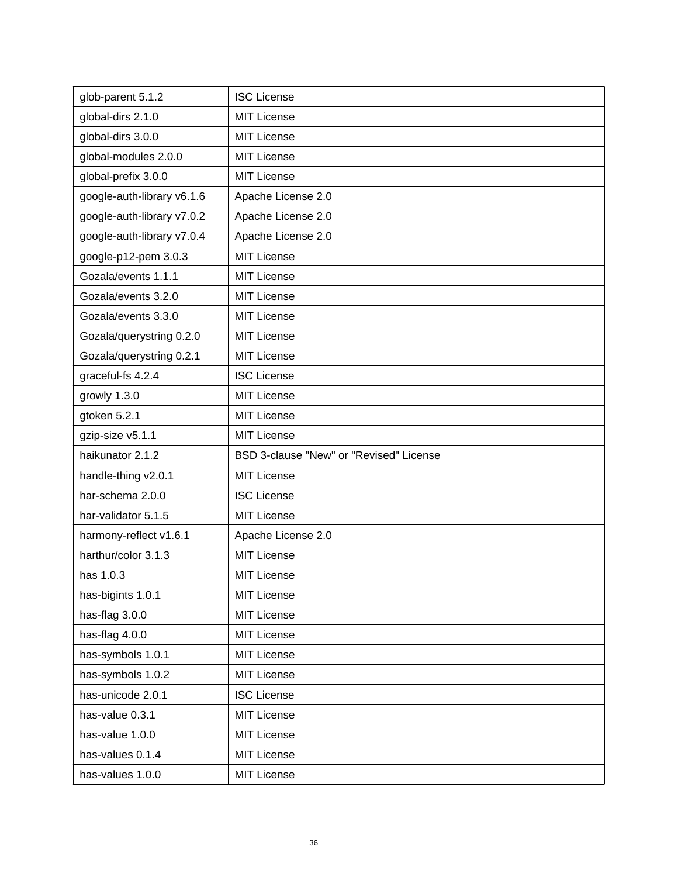| glob-parent 5.1.2 | ISC License |
|---|---|
| global-dirs 2.1.0 | MIT License |
| global-dirs 3.0.0 | MIT License |
| global-modules 2.0.0 | MIT License |
| global-prefix 3.0.0 | MIT License |
| google-auth-library v6.1.6 | Apache License 2.0 |
| google-auth-library v7.0.2 | Apache License 2.0 |
| google-auth-library v7.0.4 | Apache License 2.0 |
| google-p12-pem 3.0.3 | MIT License |
| Gozala/events 1.1.1 | MIT License |
| Gozala/events 3.2.0 | MIT License |
| Gozala/events 3.3.0 | MIT License |
| Gozala/querystring 0.2.0 | MIT License |
| Gozala/querystring 0.2.1 | MIT License |
| graceful-fs 4.2.4 | ISC License |
| growly 1.3.0 | MIT License |
| gtoken 5.2.1 | MIT License |
| gzip-size v5.1.1 | MIT License |
| haikunator 2.1.2 | BSD 3-clause "New" or "Revised" License |
| handle-thing v2.0.1 | MIT License |
| har-schema 2.0.0 | ISC License |
| har-validator 5.1.5 | MIT License |
| harmony-reflect v1.6.1 | Apache License 2.0 |
| harthur/color 3.1.3 | MIT License |
| has 1.0.3 | MIT License |
| has-bigints 1.0.1 | MIT License |
| has-flag 3.0.0 | MIT License |
| has-flag 4.0.0 | MIT License |
| has-symbols 1.0.1 | MIT License |
| has-symbols 1.0.2 | MIT License |
| has-unicode 2.0.1 | ISC License |
| has-value 0.3.1 | MIT License |
| has-value 1.0.0 | MIT License |
| has-values 0.1.4 | MIT License |
| has-values 1.0.0 | MIT License |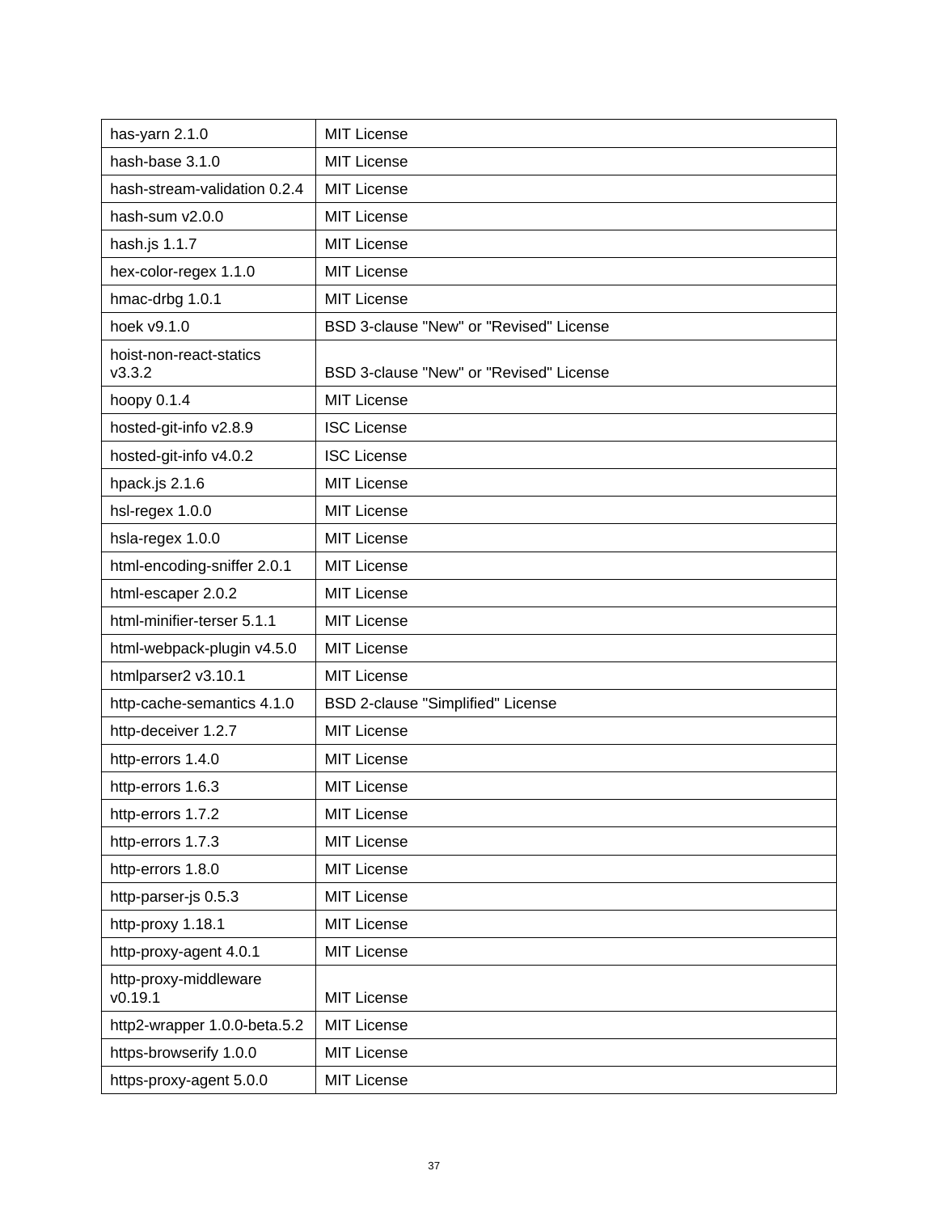| has-yarn 2.1.0 | MIT License |
|---|---|
| hash-base 3.1.0 | MIT License |
| hash-stream-validation 0.2.4 | MIT License |
| hash-sum v2.0.0 | MIT License |
| hash.js 1.1.7 | MIT License |
| hex-color-regex 1.1.0 | MIT License |
| hmac-drbg 1.0.1 | MIT License |
| hoek v9.1.0 | BSD 3-clause "New" or "Revised" License |
| hoist-non-react-statics v3.3.2 | BSD 3-clause "New" or "Revised" License |
| hoopy 0.1.4 | MIT License |
| hosted-git-info v2.8.9 | ISC License |
| hosted-git-info v4.0.2 | ISC License |
| hpack.js 2.1.6 | MIT License |
| hsl-regex 1.0.0 | MIT License |
| hsla-regex 1.0.0 | MIT License |
| html-encoding-sniffer 2.0.1 | MIT License |
| html-escaper 2.0.2 | MIT License |
| html-minifier-terser 5.1.1 | MIT License |
| html-webpack-plugin v4.5.0 | MIT License |
| htmlparser2 v3.10.1 | MIT License |
| http-cache-semantics 4.1.0 | BSD 2-clause "Simplified" License |
| http-deceiver 1.2.7 | MIT License |
| http-errors 1.4.0 | MIT License |
| http-errors 1.6.3 | MIT License |
| http-errors 1.7.2 | MIT License |
| http-errors 1.7.3 | MIT License |
| http-errors 1.8.0 | MIT License |
| http-parser-js 0.5.3 | MIT License |
| http-proxy 1.18.1 | MIT License |
| http-proxy-agent 4.0.1 | MIT License |
| http-proxy-middleware v0.19.1 | MIT License |
| http2-wrapper 1.0.0-beta.5.2 | MIT License |
| https-browserify 1.0.0 | MIT License |
| https-proxy-agent 5.0.0 | MIT License |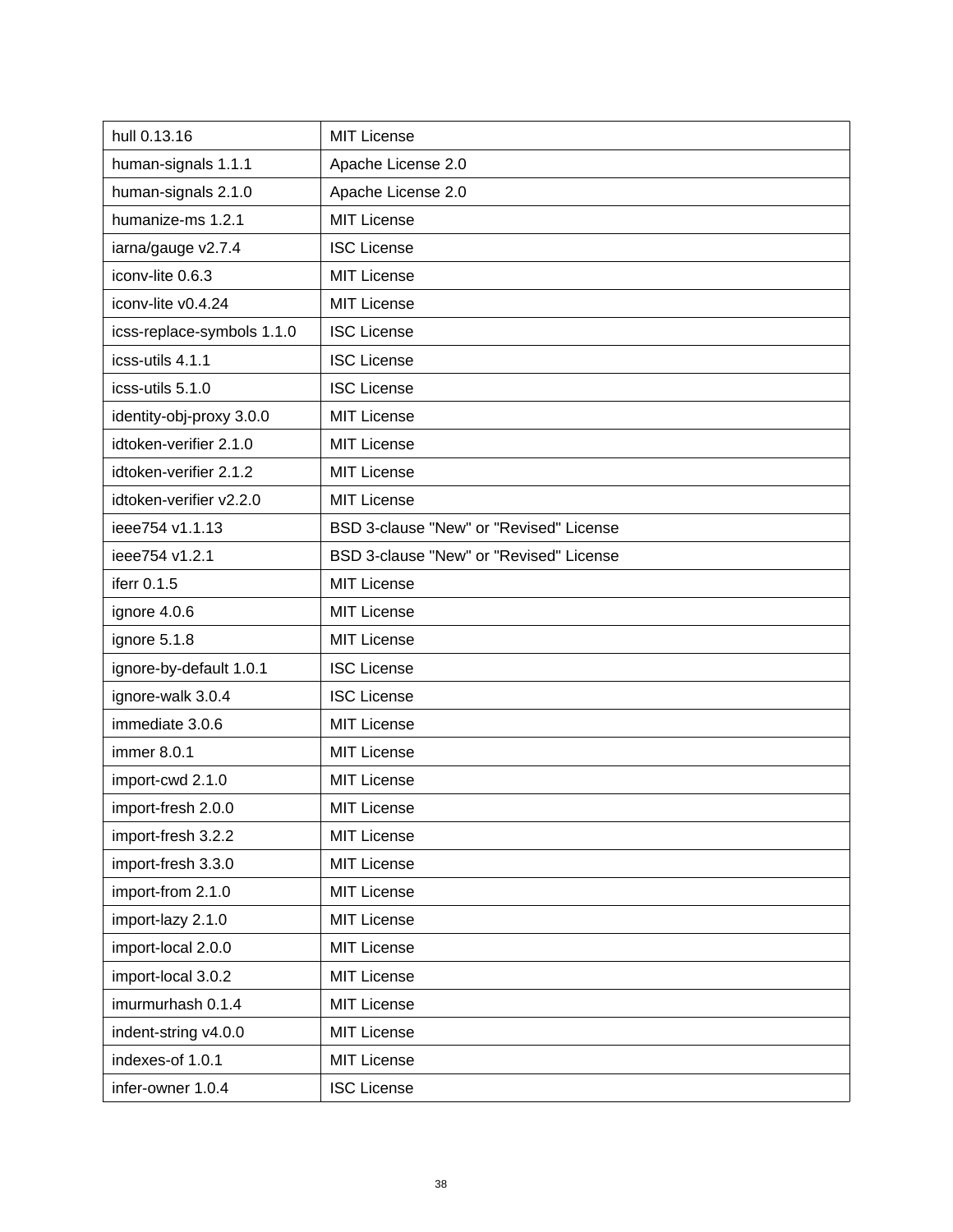| hull 0.13.16 | MIT License |
|---|---|
| human-signals 1.1.1 | Apache License 2.0 |
| human-signals 2.1.0 | Apache License 2.0 |
| humanize-ms 1.2.1 | MIT License |
| iarna/gauge v2.7.4 | ISC License |
| iconv-lite 0.6.3 | MIT License |
| iconv-lite v0.4.24 | MIT License |
| icss-replace-symbols 1.1.0 | ISC License |
| icss-utils 4.1.1 | ISC License |
| icss-utils 5.1.0 | ISC License |
| identity-obj-proxy 3.0.0 | MIT License |
| idtoken-verifier 2.1.0 | MIT License |
| idtoken-verifier 2.1.2 | MIT License |
| idtoken-verifier v2.2.0 | MIT License |
| ieee754 v1.1.13 | BSD 3-clause "New" or "Revised" License |
| ieee754 v1.2.1 | BSD 3-clause "New" or "Revised" License |
| iferr 0.1.5 | MIT License |
| ignore 4.0.6 | MIT License |
| ignore 5.1.8 | MIT License |
| ignore-by-default 1.0.1 | ISC License |
| ignore-walk 3.0.4 | ISC License |
| immediate 3.0.6 | MIT License |
| immer 8.0.1 | MIT License |
| import-cwd 2.1.0 | MIT License |
| import-fresh 2.0.0 | MIT License |
| import-fresh 3.2.2 | MIT License |
| import-fresh 3.3.0 | MIT License |
| import-from 2.1.0 | MIT License |
| import-lazy 2.1.0 | MIT License |
| import-local 2.0.0 | MIT License |
| import-local 3.0.2 | MIT License |
| imurmurhash 0.1.4 | MIT License |
| indent-string v4.0.0 | MIT License |
| indexes-of 1.0.1 | MIT License |
| infer-owner 1.0.4 | ISC License |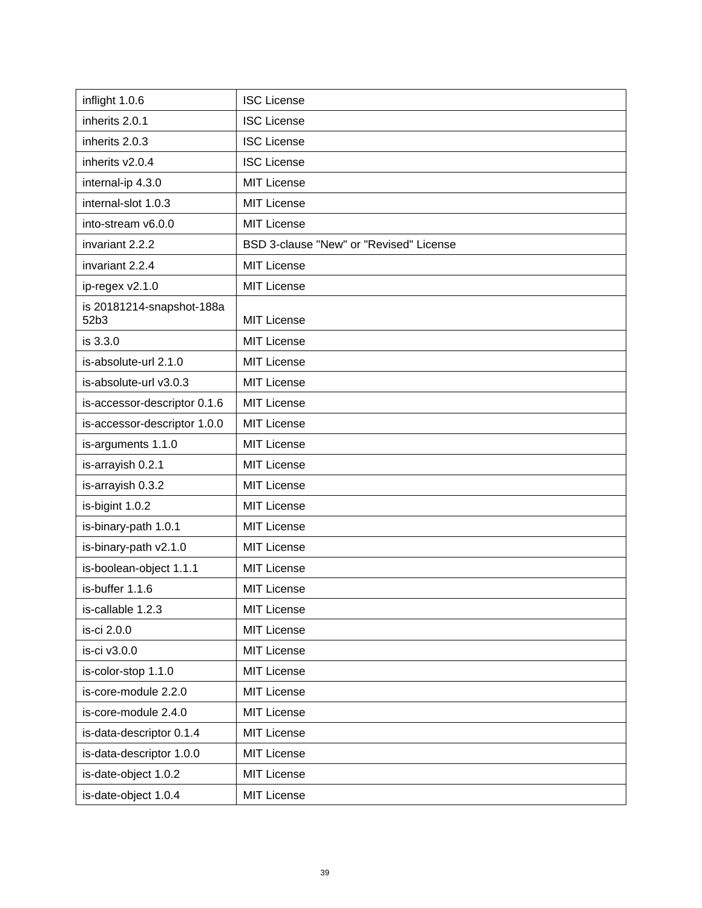| | |
|---|---|
| inflight 1.0.6 | ISC License |
| inherits 2.0.1 | ISC License |
| inherits 2.0.3 | ISC License |
| inherits v2.0.4 | ISC License |
| internal-ip 4.3.0 | MIT License |
| internal-slot 1.0.3 | MIT License |
| into-stream v6.0.0 | MIT License |
| invariant 2.2.2 | BSD 3-clause "New" or "Revised" License |
| invariant 2.2.4 | MIT License |
| ip-regex v2.1.0 | MIT License |
| is 20181214-snapshot-188a52b3 | MIT License |
| is 3.3.0 | MIT License |
| is-absolute-url 2.1.0 | MIT License |
| is-absolute-url v3.0.3 | MIT License |
| is-accessor-descriptor 0.1.6 | MIT License |
| is-accessor-descriptor 1.0.0 | MIT License |
| is-arguments 1.1.0 | MIT License |
| is-arrayish 0.2.1 | MIT License |
| is-arrayish 0.3.2 | MIT License |
| is-bigint 1.0.2 | MIT License |
| is-binary-path 1.0.1 | MIT License |
| is-binary-path v2.1.0 | MIT License |
| is-boolean-object 1.1.1 | MIT License |
| is-buffer 1.1.6 | MIT License |
| is-callable 1.2.3 | MIT License |
| is-ci 2.0.0 | MIT License |
| is-ci v3.0.0 | MIT License |
| is-color-stop 1.1.0 | MIT License |
| is-core-module 2.2.0 | MIT License |
| is-core-module 2.4.0 | MIT License |
| is-data-descriptor 0.1.4 | MIT License |
| is-data-descriptor 1.0.0 | MIT License |
| is-date-object 1.0.2 | MIT License |
| is-date-object 1.0.4 | MIT License |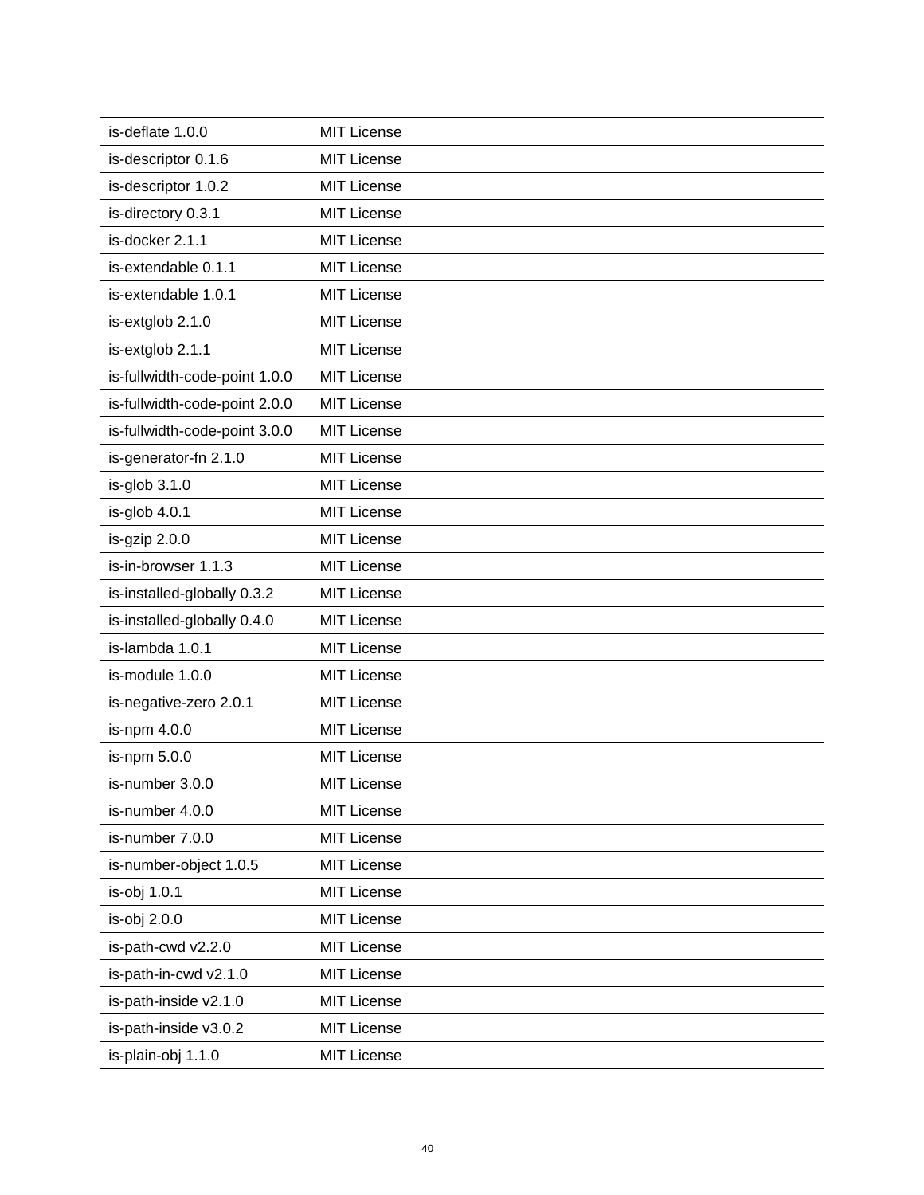| is-deflate 1.0.0 | MIT License |
|---|---|
| is-descriptor 0.1.6 | MIT License |
| is-descriptor 1.0.2 | MIT License |
| is-directory 0.3.1 | MIT License |
| is-docker 2.1.1 | MIT License |
| is-extendable 0.1.1 | MIT License |
| is-extendable 1.0.1 | MIT License |
| is-extglob 2.1.0 | MIT License |
| is-extglob 2.1.1 | MIT License |
| is-fullwidth-code-point 1.0.0 | MIT License |
| is-fullwidth-code-point 2.0.0 | MIT License |
| is-fullwidth-code-point 3.0.0 | MIT License |
| is-generator-fn 2.1.0 | MIT License |
| is-glob 3.1.0 | MIT License |
| is-glob 4.0.1 | MIT License |
| is-gzip 2.0.0 | MIT License |
| is-in-browser 1.1.3 | MIT License |
| is-installed-globally 0.3.2 | MIT License |
| is-installed-globally 0.4.0 | MIT License |
| is-lambda 1.0.1 | MIT License |
| is-module 1.0.0 | MIT License |
| is-negative-zero 2.0.1 | MIT License |
| is-npm 4.0.0 | MIT License |
| is-npm 5.0.0 | MIT License |
| is-number 3.0.0 | MIT License |
| is-number 4.0.0 | MIT License |
| is-number 7.0.0 | MIT License |
| is-number-object 1.0.5 | MIT License |
| is-obj 1.0.1 | MIT License |
| is-obj 2.0.0 | MIT License |
| is-path-cwd v2.2.0 | MIT License |
| is-path-in-cwd v2.1.0 | MIT License |
| is-path-inside v2.1.0 | MIT License |
| is-path-inside v3.0.2 | MIT License |
| is-plain-obj 1.1.0 | MIT License |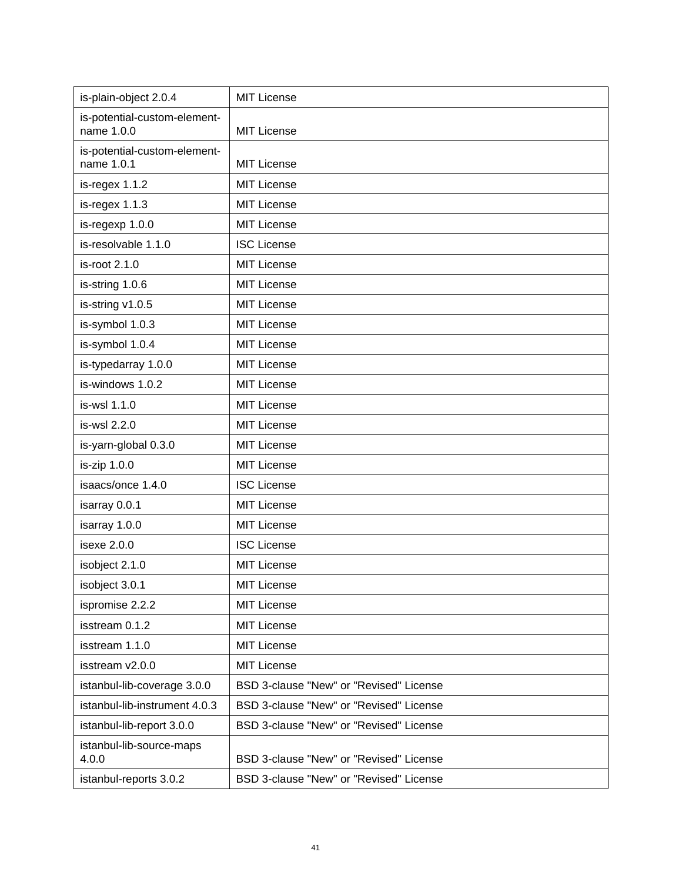| is-plain-object 2.0.4 | MIT License |
| --- | --- |
| is-potential-custom-element-name 1.0.0 | MIT License |
| is-potential-custom-element-name 1.0.1 | MIT License |
| is-regex 1.1.2 | MIT License |
| is-regex 1.1.3 | MIT License |
| is-regexp 1.0.0 | MIT License |
| is-resolvable 1.1.0 | ISC License |
| is-root 2.1.0 | MIT License |
| is-string 1.0.6 | MIT License |
| is-string v1.0.5 | MIT License |
| is-symbol 1.0.3 | MIT License |
| is-symbol 1.0.4 | MIT License |
| is-typedarray 1.0.0 | MIT License |
| is-windows 1.0.2 | MIT License |
| is-wsl 1.1.0 | MIT License |
| is-wsl 2.2.0 | MIT License |
| is-yarn-global 0.3.0 | MIT License |
| is-zip 1.0.0 | MIT License |
| isaacs/once 1.4.0 | ISC License |
| isarray 0.0.1 | MIT License |
| isarray 1.0.0 | MIT License |
| isexe 2.0.0 | ISC License |
| isobject 2.1.0 | MIT License |
| isobject 3.0.1 | MIT License |
| ispromise 2.2.2 | MIT License |
| isstream 0.1.2 | MIT License |
| isstream 1.1.0 | MIT License |
| isstream v2.0.0 | MIT License |
| istanbul-lib-coverage 3.0.0 | BSD 3-clause "New" or "Revised" License |
| istanbul-lib-instrument 4.0.3 | BSD 3-clause "New" or "Revised" License |
| istanbul-lib-report 3.0.0 | BSD 3-clause "New" or "Revised" License |
| istanbul-lib-source-maps 4.0.0 | BSD 3-clause "New" or "Revised" License |
| istanbul-reports 3.0.2 | BSD 3-clause "New" or "Revised" License |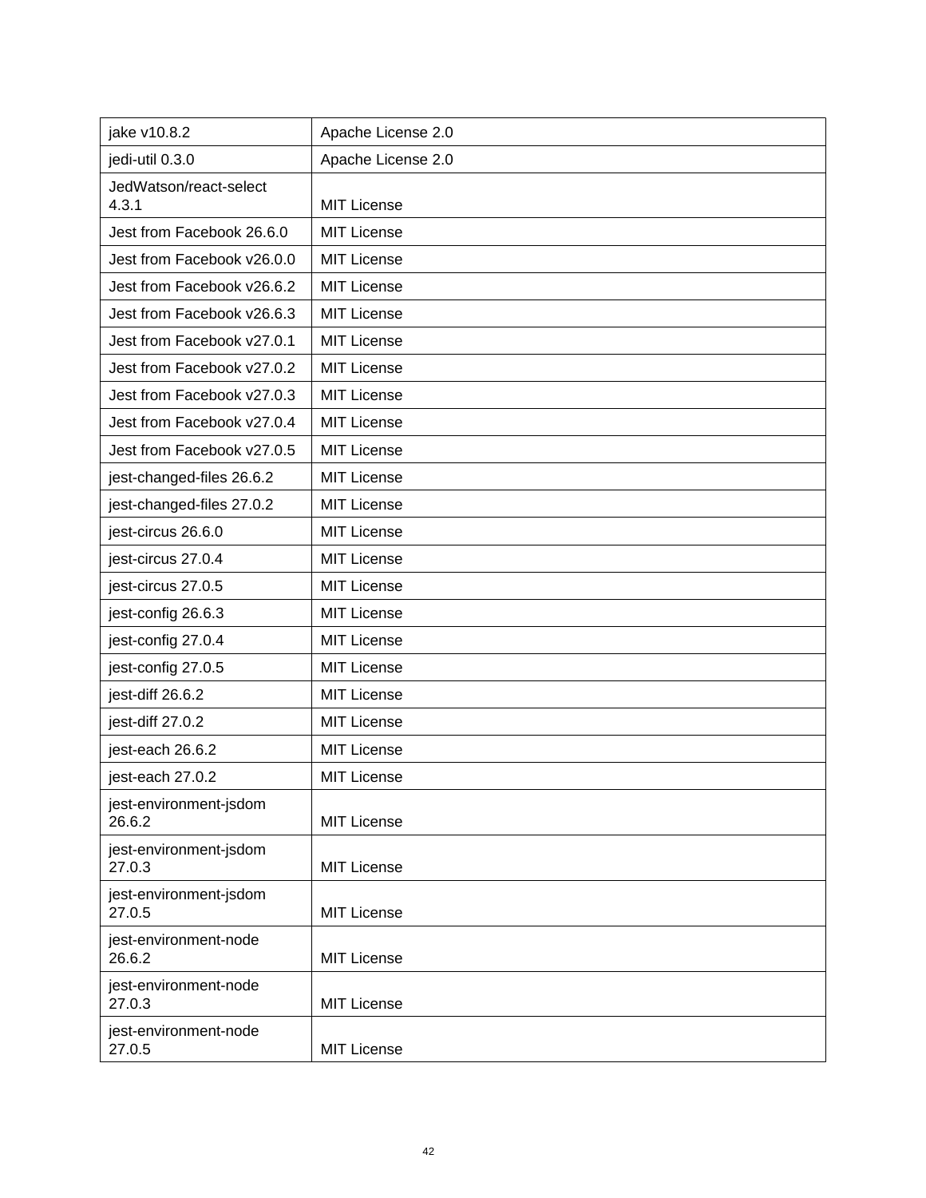| jake v10.8.2 | Apache License 2.0 |
|---|---|
| jedi-util 0.3.0 | Apache License 2.0 |
| JedWatson/react-select 4.3.1 | MIT License |
| Jest from Facebook 26.6.0 | MIT License |
| Jest from Facebook v26.0.0 | MIT License |
| Jest from Facebook v26.6.2 | MIT License |
| Jest from Facebook v26.6.3 | MIT License |
| Jest from Facebook v27.0.1 | MIT License |
| Jest from Facebook v27.0.2 | MIT License |
| Jest from Facebook v27.0.3 | MIT License |
| Jest from Facebook v27.0.4 | MIT License |
| Jest from Facebook v27.0.5 | MIT License |
| jest-changed-files 26.6.2 | MIT License |
| jest-changed-files 27.0.2 | MIT License |
| jest-circus 26.6.0 | MIT License |
| jest-circus 27.0.4 | MIT License |
| jest-circus 27.0.5 | MIT License |
| jest-config 26.6.3 | MIT License |
| jest-config 27.0.4 | MIT License |
| jest-config 27.0.5 | MIT License |
| jest-diff 26.6.2 | MIT License |
| jest-diff 27.0.2 | MIT License |
| jest-each 26.6.2 | MIT License |
| jest-each 27.0.2 | MIT License |
| jest-environment-jsdom 26.6.2 | MIT License |
| jest-environment-jsdom 27.0.3 | MIT License |
| jest-environment-jsdom 27.0.5 | MIT License |
| jest-environment-node 26.6.2 | MIT License |
| jest-environment-node 27.0.3 | MIT License |
| jest-environment-node 27.0.5 | MIT License |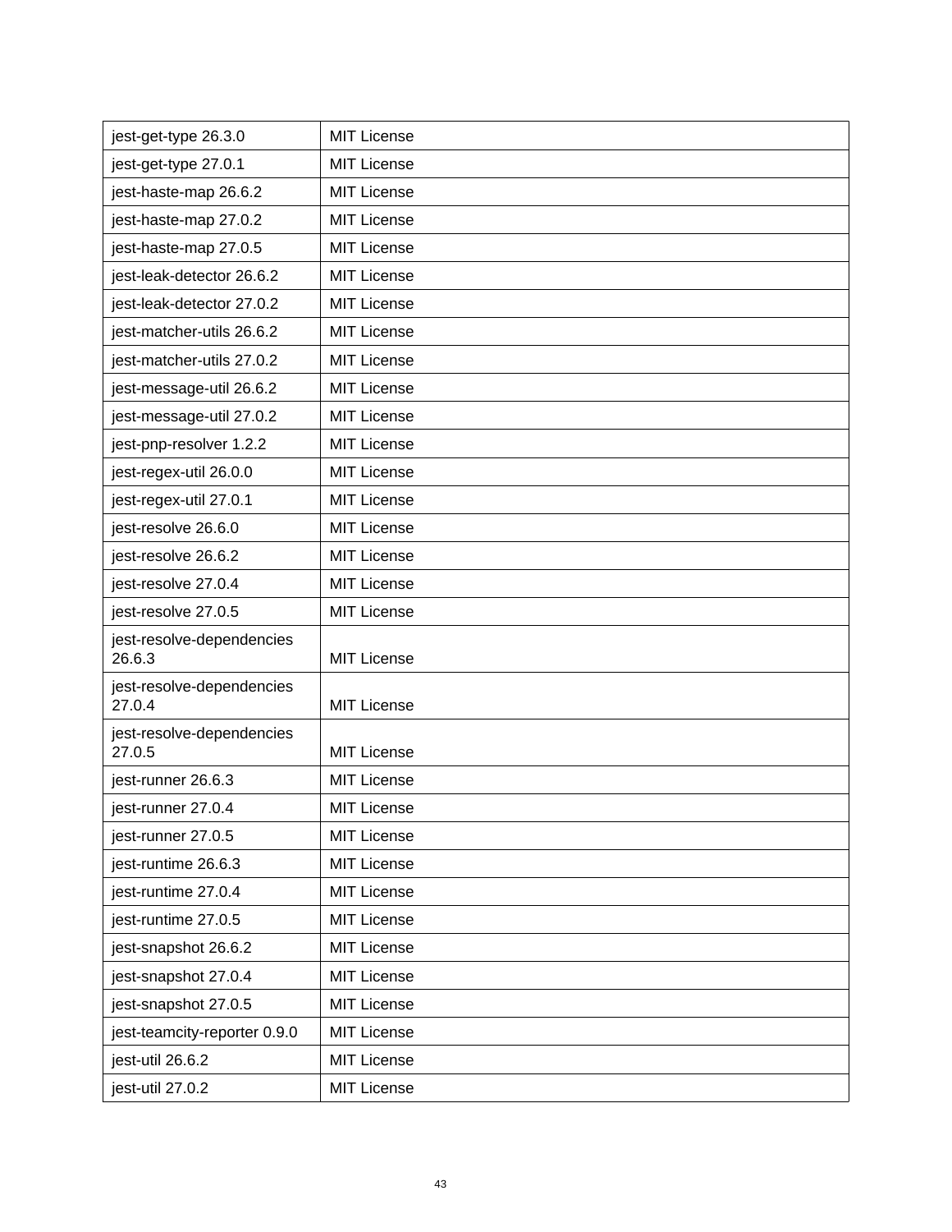| jest-get-type 26.3.0 | MIT License |
|---|---|
| jest-get-type 27.0.1 | MIT License |
| jest-haste-map 26.6.2 | MIT License |
| jest-haste-map 27.0.2 | MIT License |
| jest-haste-map 27.0.5 | MIT License |
| jest-leak-detector 26.6.2 | MIT License |
| jest-leak-detector 27.0.2 | MIT License |
| jest-matcher-utils 26.6.2 | MIT License |
| jest-matcher-utils 27.0.2 | MIT License |
| jest-message-util 26.6.2 | MIT License |
| jest-message-util 27.0.2 | MIT License |
| jest-pnp-resolver 1.2.2 | MIT License |
| jest-regex-util 26.0.0 | MIT License |
| jest-regex-util 27.0.1 | MIT License |
| jest-resolve 26.6.0 | MIT License |
| jest-resolve 26.6.2 | MIT License |
| jest-resolve 27.0.4 | MIT License |
| jest-resolve 27.0.5 | MIT License |
| jest-resolve-dependencies 26.6.3 | MIT License |
| jest-resolve-dependencies 27.0.4 | MIT License |
| jest-resolve-dependencies 27.0.5 | MIT License |
| jest-runner 26.6.3 | MIT License |
| jest-runner 27.0.4 | MIT License |
| jest-runner 27.0.5 | MIT License |
| jest-runtime 26.6.3 | MIT License |
| jest-runtime 27.0.4 | MIT License |
| jest-runtime 27.0.5 | MIT License |
| jest-snapshot 26.6.2 | MIT License |
| jest-snapshot 27.0.4 | MIT License |
| jest-snapshot 27.0.5 | MIT License |
| jest-teamcity-reporter 0.9.0 | MIT License |
| jest-util 26.6.2 | MIT License |
| jest-util 27.0.2 | MIT License |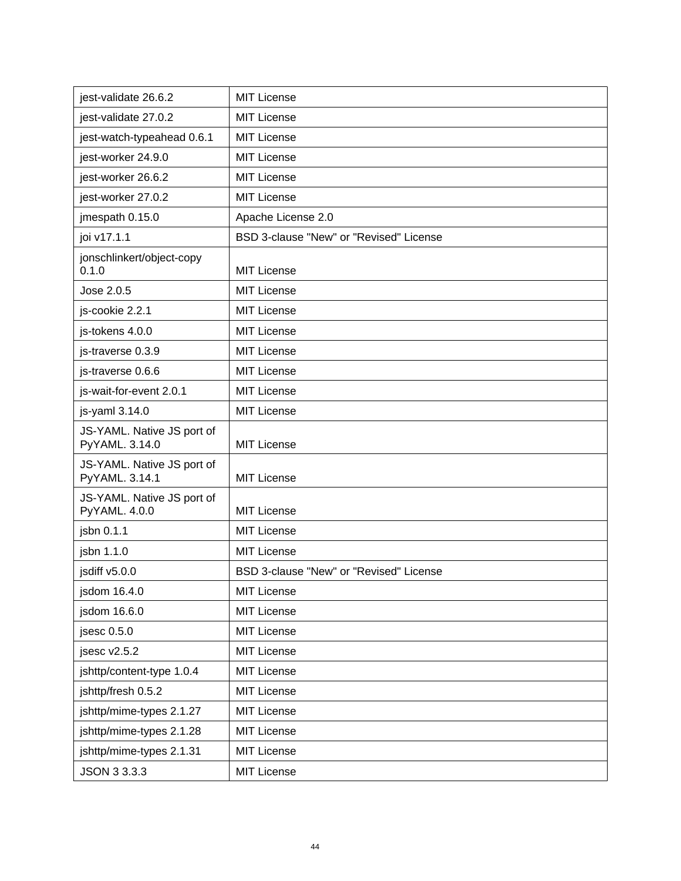| jest-validate 26.6.2 | MIT License |
|---|---|
| jest-validate 27.0.2 | MIT License |
| jest-watch-typeahead 0.6.1 | MIT License |
| jest-worker 24.9.0 | MIT License |
| jest-worker 26.6.2 | MIT License |
| jest-worker 27.0.2 | MIT License |
| jmespath 0.15.0 | Apache License 2.0 |
| joi v17.1.1 | BSD 3-clause "New" or "Revised" License |
| jonschlinkert/object-copy 0.1.0 | MIT License |
| Jose 2.0.5 | MIT License |
| js-cookie 2.2.1 | MIT License |
| js-tokens 4.0.0 | MIT License |
| js-traverse 0.3.9 | MIT License |
| js-traverse 0.6.6 | MIT License |
| js-wait-for-event 2.0.1 | MIT License |
| js-yaml 3.14.0 | MIT License |
| JS-YAML. Native JS port of PyYAML. 3.14.0 | MIT License |
| JS-YAML. Native JS port of PyYAML. 3.14.1 | MIT License |
| JS-YAML. Native JS port of PyYAML. 4.0.0 | MIT License |
| jsbn 0.1.1 | MIT License |
| jsbn 1.1.0 | MIT License |
| jsdiff v5.0.0 | BSD 3-clause "New" or "Revised" License |
| jsdom 16.4.0 | MIT License |
| jsdom 16.6.0 | MIT License |
| jsesc 0.5.0 | MIT License |
| jsesc v2.5.2 | MIT License |
| jshttp/content-type 1.0.4 | MIT License |
| jshttp/fresh 0.5.2 | MIT License |
| jshttp/mime-types 2.1.27 | MIT License |
| jshttp/mime-types 2.1.28 | MIT License |
| jshttp/mime-types 2.1.31 | MIT License |
| JSON 3 3.3.3 | MIT License |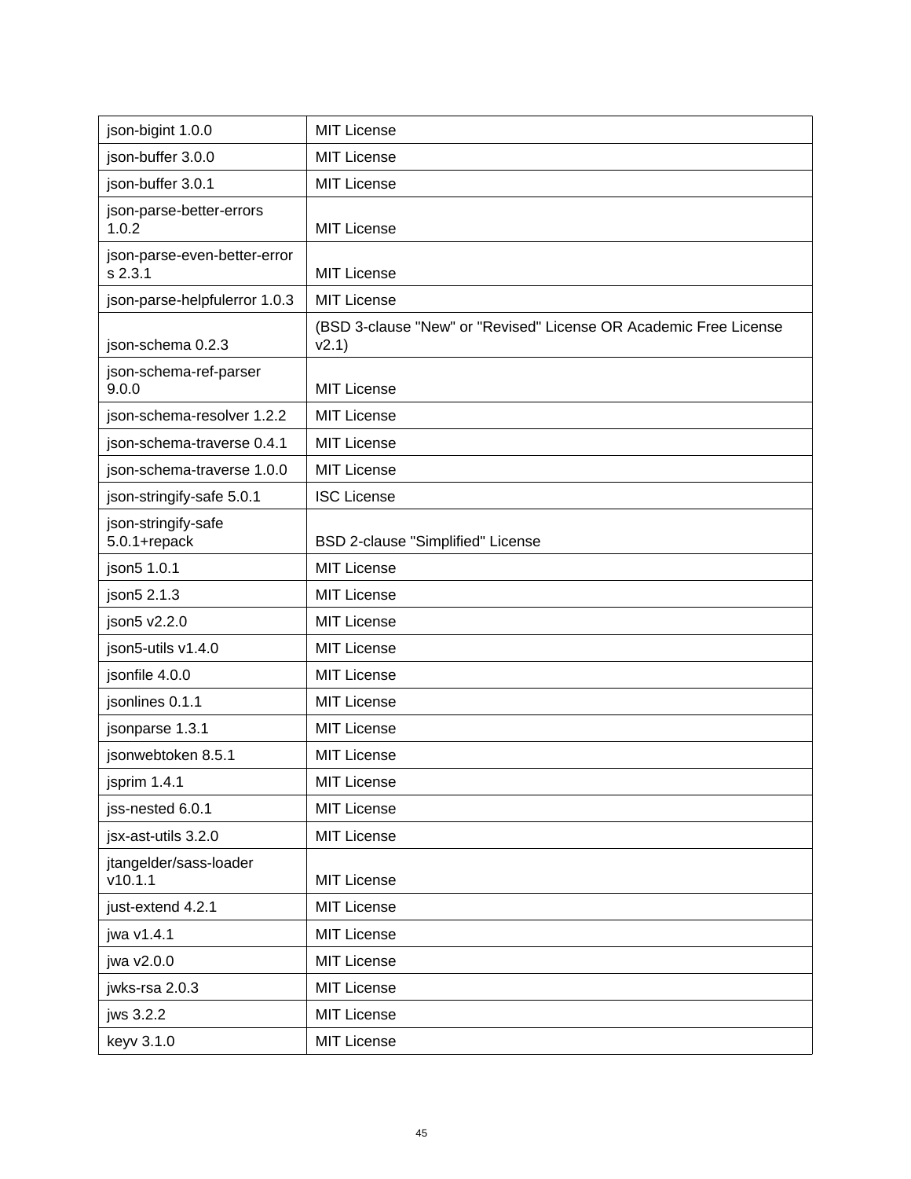| json-bigint 1.0.0 | MIT License |
|---|---|
| json-buffer 3.0.0 | MIT License |
| json-buffer 3.0.1 | MIT License |
| json-parse-better-errors 1.0.2 | MIT License |
| json-parse-even-better-errors 2.3.1 | MIT License |
| json-parse-helpfulerror 1.0.3 | MIT License |
| json-schema 0.2.3 | (BSD 3-clause "New" or "Revised" License OR Academic Free License v2.1) |
| json-schema-ref-parser 9.0.0 | MIT License |
| json-schema-resolver 1.2.2 | MIT License |
| json-schema-traverse 0.4.1 | MIT License |
| json-schema-traverse 1.0.0 | MIT License |
| json-stringify-safe 5.0.1 | ISC License |
| json-stringify-safe 5.0.1+repack | BSD 2-clause "Simplified" License |
| json5 1.0.1 | MIT License |
| json5 2.1.3 | MIT License |
| json5 v2.2.0 | MIT License |
| json5-utils v1.4.0 | MIT License |
| jsonfile 4.0.0 | MIT License |
| jsonlines 0.1.1 | MIT License |
| jsonparse 1.3.1 | MIT License |
| jsonwebtoken 8.5.1 | MIT License |
| jsprim 1.4.1 | MIT License |
| jss-nested 6.0.1 | MIT License |
| jsx-ast-utils 3.2.0 | MIT License |
| jtangelder/sass-loader v10.1.1 | MIT License |
| just-extend 4.2.1 | MIT License |
| jwa v1.4.1 | MIT License |
| jwa v2.0.0 | MIT License |
| jwks-rsa 2.0.3 | MIT License |
| jws 3.2.2 | MIT License |
| keyv 3.1.0 | MIT License |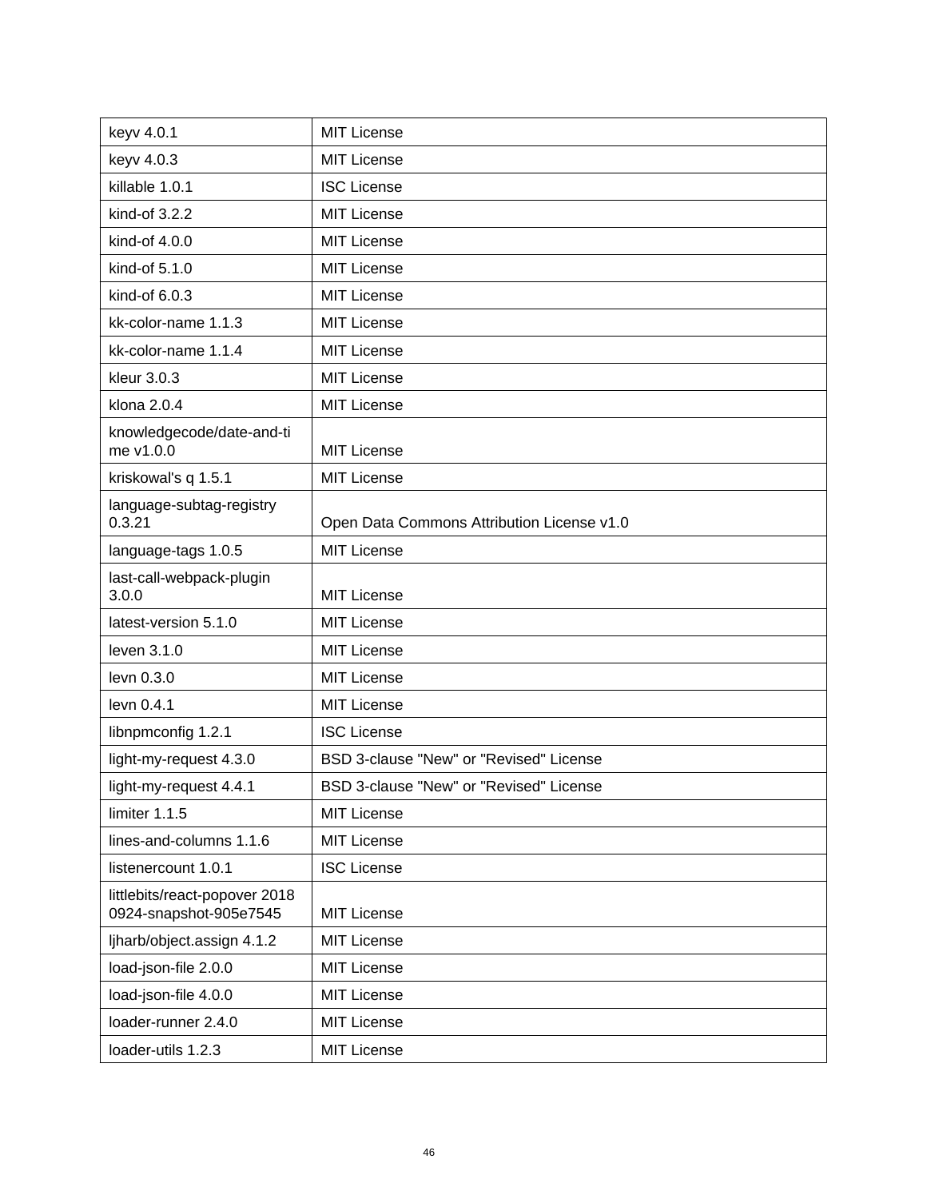| keyv 4.0.1 | MIT License |
|---|---|
| keyv 4.0.3 | MIT License |
| killable 1.0.1 | ISC License |
| kind-of 3.2.2 | MIT License |
| kind-of 4.0.0 | MIT License |
| kind-of 5.1.0 | MIT License |
| kind-of 6.0.3 | MIT License |
| kk-color-name 1.1.3 | MIT License |
| kk-color-name 1.1.4 | MIT License |
| kleur 3.0.3 | MIT License |
| klona 2.0.4 | MIT License |
| knowledgecode/date-and-time v1.0.0 | MIT License |
| kriskowal's q 1.5.1 | MIT License |
| language-subtag-registry 0.3.21 | Open Data Commons Attribution License v1.0 |
| language-tags 1.0.5 | MIT License |
| last-call-webpack-plugin 3.0.0 | MIT License |
| latest-version 5.1.0 | MIT License |
| leven 3.1.0 | MIT License |
| levn 0.3.0 | MIT License |
| levn 0.4.1 | MIT License |
| libnpmconfig 1.2.1 | ISC License |
| light-my-request 4.3.0 | BSD 3-clause "New" or "Revised" License |
| light-my-request 4.4.1 | BSD 3-clause "New" or "Revised" License |
| limiter 1.1.5 | MIT License |
| lines-and-columns 1.1.6 | MIT License |
| listenercount 1.0.1 | ISC License |
| littlebits/react-popover 20180924-snapshot-905e7545 | MIT License |
| ljharb/object.assign 4.1.2 | MIT License |
| load-json-file 2.0.0 | MIT License |
| load-json-file 4.0.0 | MIT License |
| loader-runner 2.4.0 | MIT License |
| loader-utils 1.2.3 | MIT License |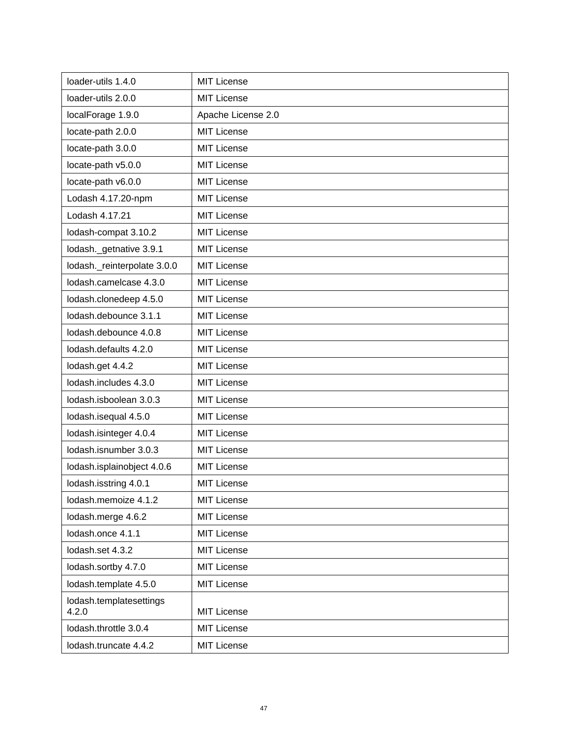| loader-utils 1.4.0 | MIT License |
|---|---|
| loader-utils 2.0.0 | MIT License |
| localForage 1.9.0 | Apache License 2.0 |
| locate-path 2.0.0 | MIT License |
| locate-path 3.0.0 | MIT License |
| locate-path v5.0.0 | MIT License |
| locate-path v6.0.0 | MIT License |
| Lodash 4.17.20-npm | MIT License |
| Lodash 4.17.21 | MIT License |
| lodash-compat 3.10.2 | MIT License |
| lodash._getnative 3.9.1 | MIT License |
| lodash._reinterpolate 3.0.0 | MIT License |
| lodash.camelcase 4.3.0 | MIT License |
| lodash.clonedeep 4.5.0 | MIT License |
| lodash.debounce 3.1.1 | MIT License |
| lodash.debounce 4.0.8 | MIT License |
| lodash.defaults 4.2.0 | MIT License |
| lodash.get 4.4.2 | MIT License |
| lodash.includes 4.3.0 | MIT License |
| lodash.isboolean 3.0.3 | MIT License |
| lodash.isequal 4.5.0 | MIT License |
| lodash.isinteger 4.0.4 | MIT License |
| lodash.isnumber 3.0.3 | MIT License |
| lodash.isplainobject 4.0.6 | MIT License |
| lodash.isstring 4.0.1 | MIT License |
| lodash.memoize 4.1.2 | MIT License |
| lodash.merge 4.6.2 | MIT License |
| lodash.once 4.1.1 | MIT License |
| lodash.set 4.3.2 | MIT License |
| lodash.sortby 4.7.0 | MIT License |
| lodash.template 4.5.0 | MIT License |
| lodash.templatesettings 4.2.0 | MIT License |
| lodash.throttle 3.0.4 | MIT License |
| lodash.truncate 4.4.2 | MIT License |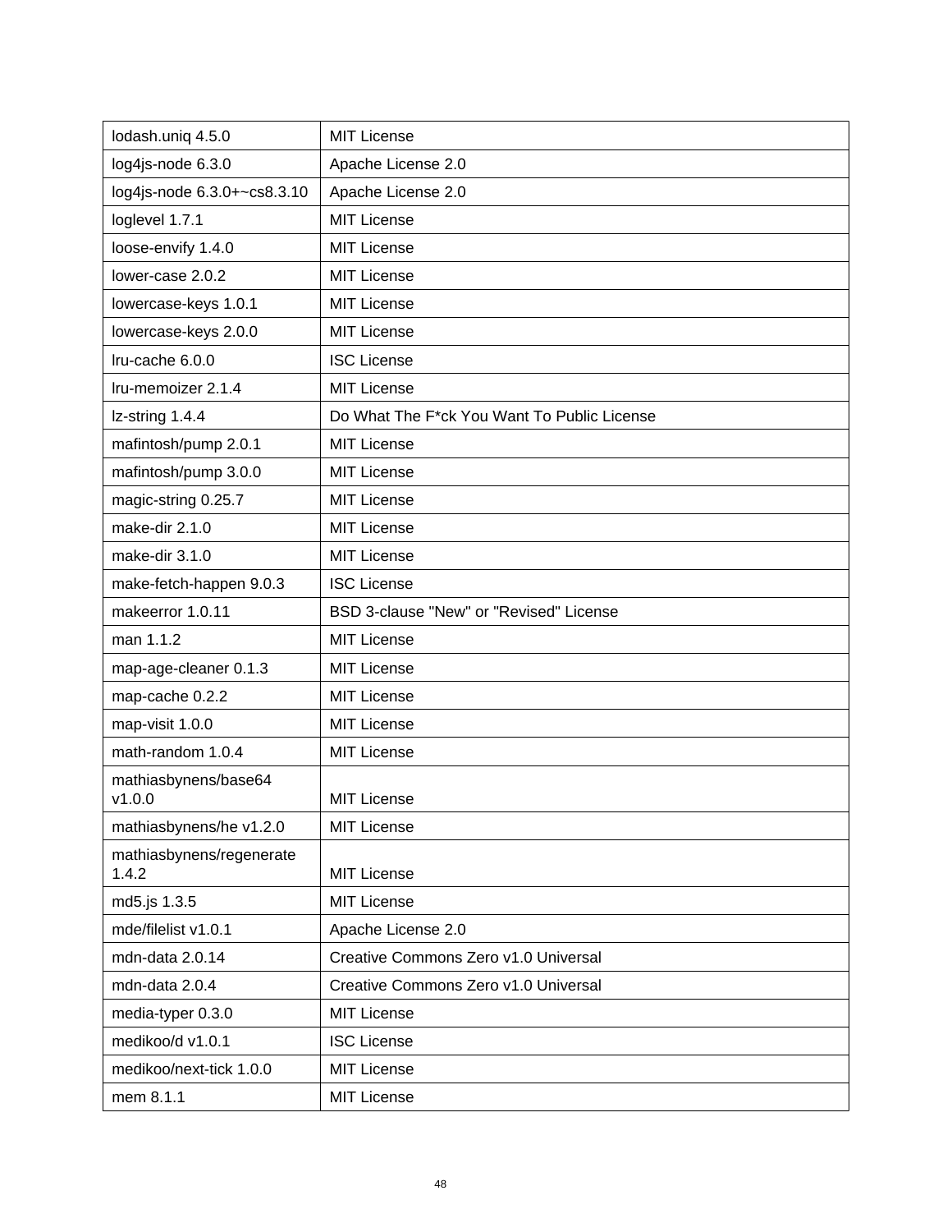| lodash.uniq 4.5.0 | MIT License |
|---|---|
| log4js-node 6.3.0 | Apache License 2.0 |
| log4js-node 6.3.0+~cs8.3.10 | Apache License 2.0 |
| loglevel 1.7.1 | MIT License |
| loose-envify 1.4.0 | MIT License |
| lower-case 2.0.2 | MIT License |
| lowercase-keys 1.0.1 | MIT License |
| lowercase-keys 2.0.0 | MIT License |
| lru-cache 6.0.0 | ISC License |
| lru-memoizer 2.1.4 | MIT License |
| lz-string 1.4.4 | Do What The F*ck You Want To Public License |
| mafintosh/pump 2.0.1 | MIT License |
| mafintosh/pump 3.0.0 | MIT License |
| magic-string 0.25.7 | MIT License |
| make-dir 2.1.0 | MIT License |
| make-dir 3.1.0 | MIT License |
| make-fetch-happen 9.0.3 | ISC License |
| makeerror 1.0.11 | BSD 3-clause "New" or "Revised" License |
| man 1.1.2 | MIT License |
| map-age-cleaner 0.1.3 | MIT License |
| map-cache 0.2.2 | MIT License |
| map-visit 1.0.0 | MIT License |
| math-random 1.0.4 | MIT License |
| mathiasbynens/base64 v1.0.0 | MIT License |
| mathiasbynens/he v1.2.0 | MIT License |
| mathiasbynens/regenerate 1.4.2 | MIT License |
| md5.js 1.3.5 | MIT License |
| mde/filelist v1.0.1 | Apache License 2.0 |
| mdn-data 2.0.14 | Creative Commons Zero v1.0 Universal |
| mdn-data 2.0.4 | Creative Commons Zero v1.0 Universal |
| media-typer 0.3.0 | MIT License |
| medikoo/d v1.0.1 | ISC License |
| medikoo/next-tick 1.0.0 | MIT License |
| mem 8.1.1 | MIT License |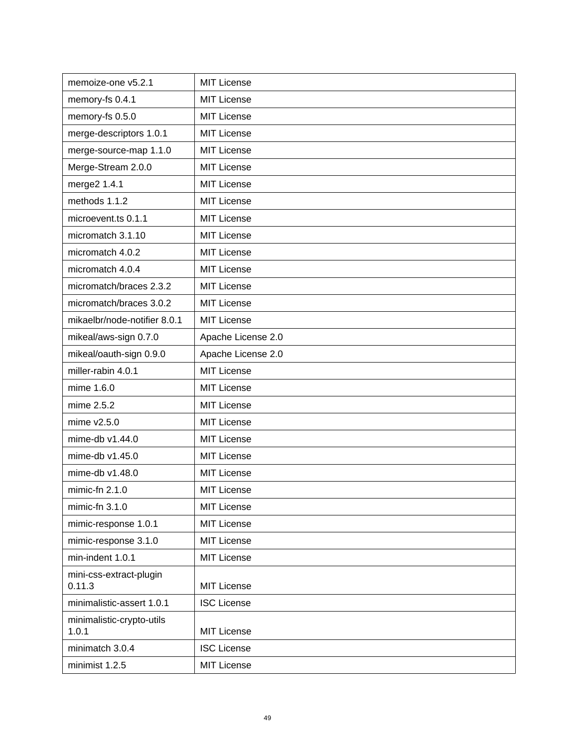| memoize-one v5.2.1 | MIT License |
|---|---|
| memory-fs 0.4.1 | MIT License |
| memory-fs 0.5.0 | MIT License |
| merge-descriptors 1.0.1 | MIT License |
| merge-source-map 1.1.0 | MIT License |
| Merge-Stream 2.0.0 | MIT License |
| merge2 1.4.1 | MIT License |
| methods 1.1.2 | MIT License |
| microevent.ts 0.1.1 | MIT License |
| micromatch 3.1.10 | MIT License |
| micromatch 4.0.2 | MIT License |
| micromatch 4.0.4 | MIT License |
| micromatch/braces 2.3.2 | MIT License |
| micromatch/braces 3.0.2 | MIT License |
| mikaelbr/node-notifier 8.0.1 | MIT License |
| mikeal/aws-sign 0.7.0 | Apache License 2.0 |
| mikeal/oauth-sign 0.9.0 | Apache License 2.0 |
| miller-rabin 4.0.1 | MIT License |
| mime 1.6.0 | MIT License |
| mime 2.5.2 | MIT License |
| mime v2.5.0 | MIT License |
| mime-db v1.44.0 | MIT License |
| mime-db v1.45.0 | MIT License |
| mime-db v1.48.0 | MIT License |
| mimic-fn 2.1.0 | MIT License |
| mimic-fn 3.1.0 | MIT License |
| mimic-response 1.0.1 | MIT License |
| mimic-response 3.1.0 | MIT License |
| min-indent 1.0.1 | MIT License |
| mini-css-extract-plugin 0.11.3 | MIT License |
| minimalistic-assert 1.0.1 | ISC License |
| minimalistic-crypto-utils 1.0.1 | MIT License |
| minimatch 3.0.4 | ISC License |
| minimist 1.2.5 | MIT License |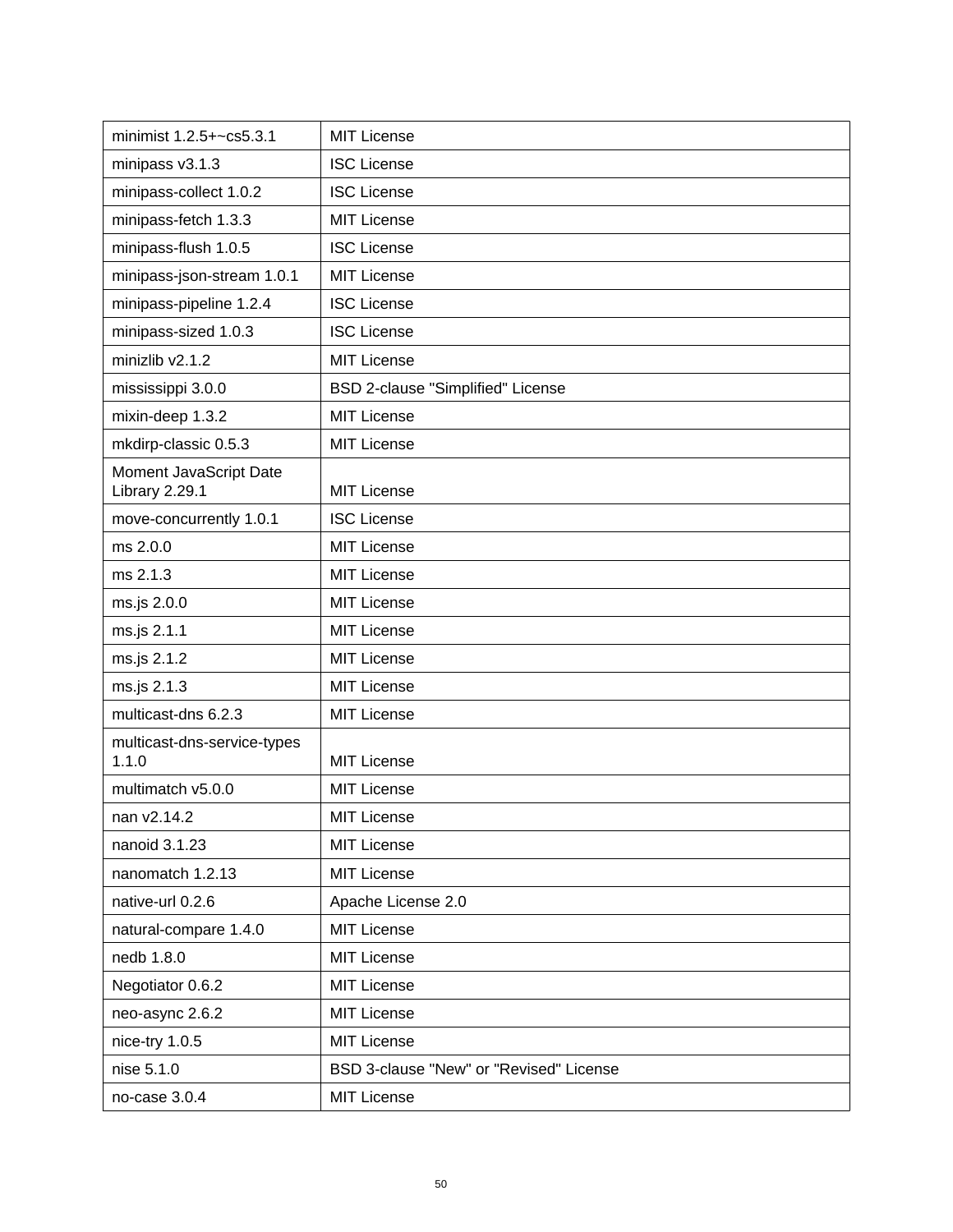| minimist 1.2.5+~cs5.3.1 | MIT License |
| --- | --- |
| minipass v3.1.3 | ISC License |
| minipass-collect 1.0.2 | ISC License |
| minipass-fetch 1.3.3 | MIT License |
| minipass-flush 1.0.5 | ISC License |
| minipass-json-stream 1.0.1 | MIT License |
| minipass-pipeline 1.2.4 | ISC License |
| minipass-sized 1.0.3 | ISC License |
| minizlib v2.1.2 | MIT License |
| mississippi 3.0.0 | BSD 2-clause "Simplified" License |
| mixin-deep 1.3.2 | MIT License |
| mkdirp-classic 0.5.3 | MIT License |
| Moment JavaScript Date Library 2.29.1 | MIT License |
| move-concurrently 1.0.1 | ISC License |
| ms 2.0.0 | MIT License |
| ms 2.1.3 | MIT License |
| ms.js 2.0.0 | MIT License |
| ms.js 2.1.1 | MIT License |
| ms.js 2.1.2 | MIT License |
| ms.js 2.1.3 | MIT License |
| multicast-dns 6.2.3 | MIT License |
| multicast-dns-service-types 1.1.0 | MIT License |
| multimatch v5.0.0 | MIT License |
| nan v2.14.2 | MIT License |
| nanoid 3.1.23 | MIT License |
| nanomatch 1.2.13 | MIT License |
| native-url 0.2.6 | Apache License 2.0 |
| natural-compare 1.4.0 | MIT License |
| nedb 1.8.0 | MIT License |
| Negotiator 0.6.2 | MIT License |
| neo-async 2.6.2 | MIT License |
| nice-try 1.0.5 | MIT License |
| nise 5.1.0 | BSD 3-clause "New" or "Revised" License |
| no-case 3.0.4 | MIT License |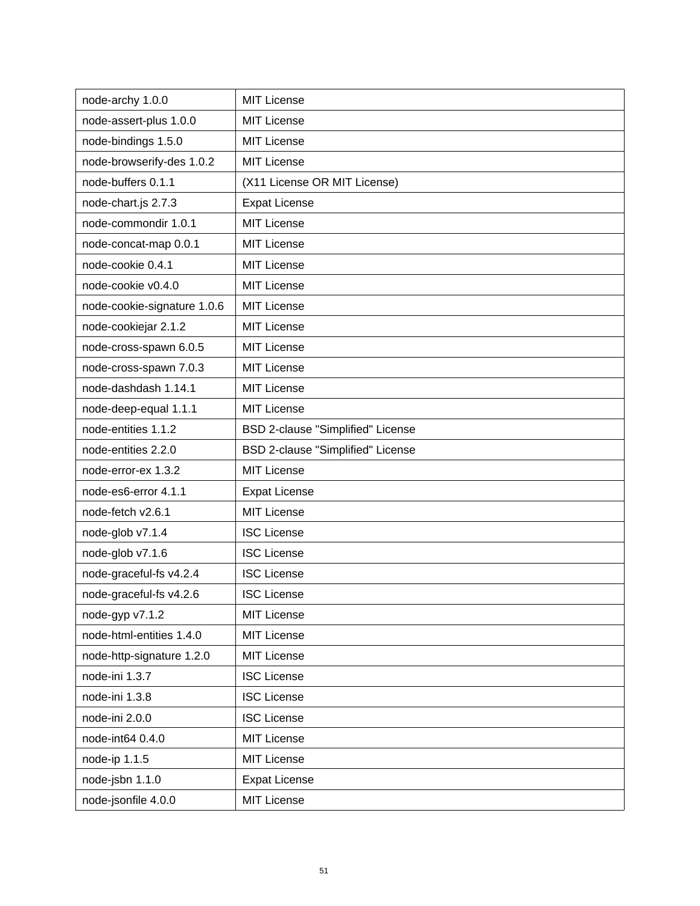| node-archy 1.0.0 | MIT License |
| --- | --- |
| node-assert-plus 1.0.0 | MIT License |
| node-bindings 1.5.0 | MIT License |
| node-browserify-des 1.0.2 | MIT License |
| node-buffers 0.1.1 | (X11 License OR MIT License) |
| node-chart.js 2.7.3 | Expat License |
| node-commondir 1.0.1 | MIT License |
| node-concat-map 0.0.1 | MIT License |
| node-cookie 0.4.1 | MIT License |
| node-cookie v0.4.0 | MIT License |
| node-cookie-signature 1.0.6 | MIT License |
| node-cookiejar 2.1.2 | MIT License |
| node-cross-spawn 6.0.5 | MIT License |
| node-cross-spawn 7.0.3 | MIT License |
| node-dashdash 1.14.1 | MIT License |
| node-deep-equal 1.1.1 | MIT License |
| node-entities 1.1.2 | BSD 2-clause "Simplified" License |
| node-entities 2.2.0 | BSD 2-clause "Simplified" License |
| node-error-ex 1.3.2 | MIT License |
| node-es6-error 4.1.1 | Expat License |
| node-fetch v2.6.1 | MIT License |
| node-glob v7.1.4 | ISC License |
| node-glob v7.1.6 | ISC License |
| node-graceful-fs v4.2.4 | ISC License |
| node-graceful-fs v4.2.6 | ISC License |
| node-gyp v7.1.2 | MIT License |
| node-html-entities 1.4.0 | MIT License |
| node-http-signature 1.2.0 | MIT License |
| node-ini 1.3.7 | ISC License |
| node-ini 1.3.8 | ISC License |
| node-ini 2.0.0 | ISC License |
| node-int64 0.4.0 | MIT License |
| node-ip 1.1.5 | MIT License |
| node-jsbn 1.1.0 | Expat License |
| node-jsonfile 4.0.0 | MIT License |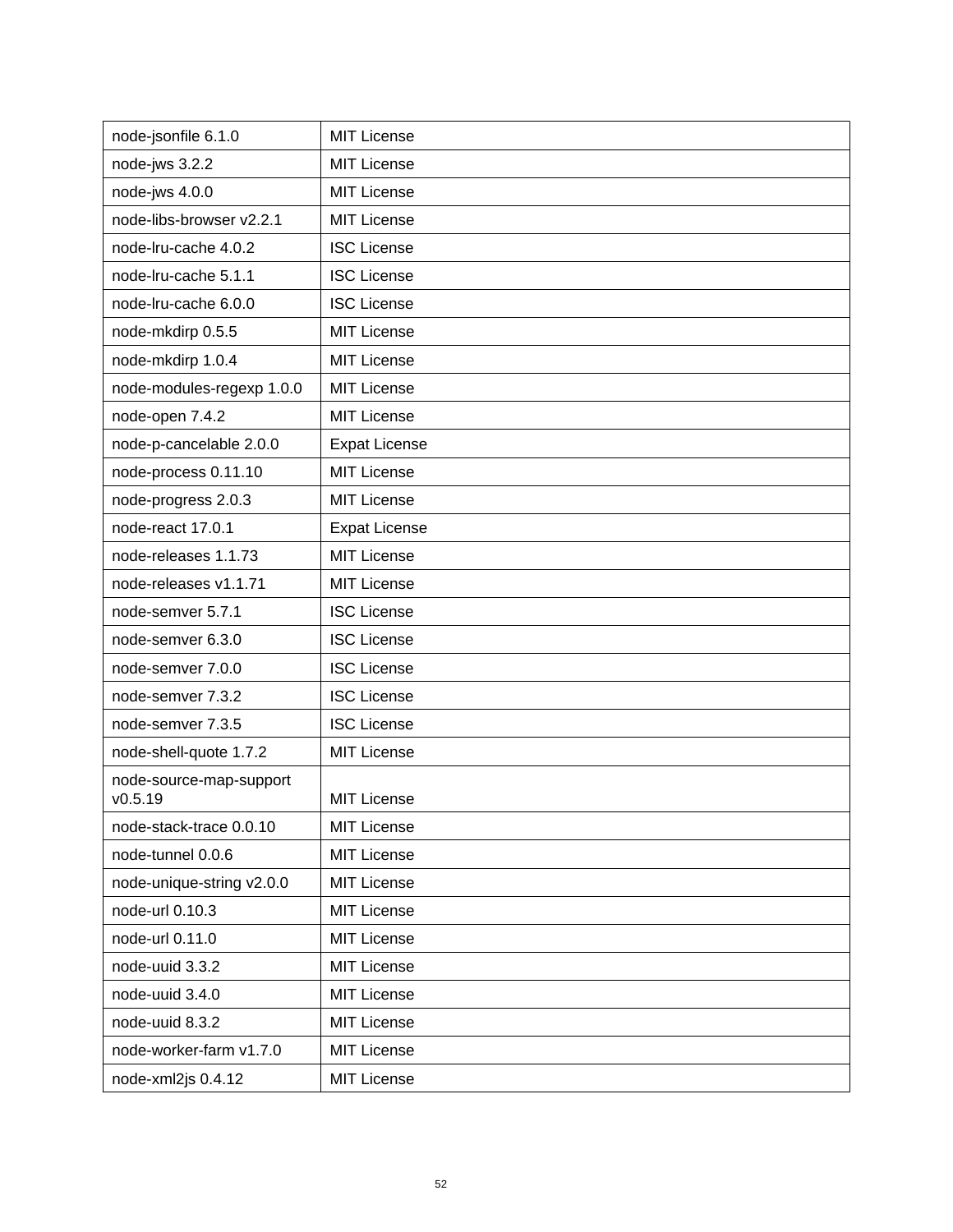| node-jsonfile 6.1.0 | MIT License |
|---|---|
| node-jws 3.2.2 | MIT License |
| node-jws 4.0.0 | MIT License |
| node-libs-browser v2.2.1 | MIT License |
| node-lru-cache 4.0.2 | ISC License |
| node-lru-cache 5.1.1 | ISC License |
| node-lru-cache 6.0.0 | ISC License |
| node-mkdirp 0.5.5 | MIT License |
| node-mkdirp 1.0.4 | MIT License |
| node-modules-regexp 1.0.0 | MIT License |
| node-open 7.4.2 | MIT License |
| node-p-cancelable 2.0.0 | Expat License |
| node-process 0.11.10 | MIT License |
| node-progress 2.0.3 | MIT License |
| node-react 17.0.1 | Expat License |
| node-releases 1.1.73 | MIT License |
| node-releases v1.1.71 | MIT License |
| node-semver 5.7.1 | ISC License |
| node-semver 6.3.0 | ISC License |
| node-semver 7.0.0 | ISC License |
| node-semver 7.3.2 | ISC License |
| node-semver 7.3.5 | ISC License |
| node-shell-quote 1.7.2 | MIT License |
| node-source-map-support v0.5.19 | MIT License |
| node-stack-trace 0.0.10 | MIT License |
| node-tunnel 0.0.6 | MIT License |
| node-unique-string v2.0.0 | MIT License |
| node-url 0.10.3 | MIT License |
| node-url 0.11.0 | MIT License |
| node-uuid 3.3.2 | MIT License |
| node-uuid 3.4.0 | MIT License |
| node-uuid 8.3.2 | MIT License |
| node-worker-farm v1.7.0 | MIT License |
| node-xml2js 0.4.12 | MIT License |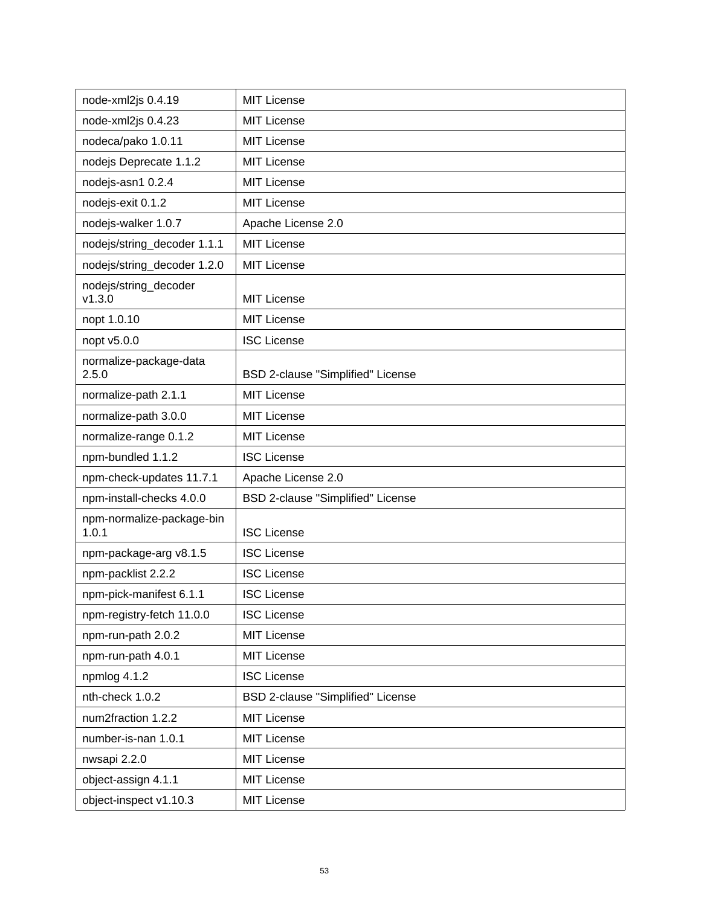| node-xml2js 0.4.19 | MIT License |
|---|---|
| node-xml2js 0.4.23 | MIT License |
| nodeca/pako 1.0.11 | MIT License |
| nodejs Deprecate 1.1.2 | MIT License |
| nodejs-asn1 0.2.4 | MIT License |
| nodejs-exit 0.1.2 | MIT License |
| nodejs-walker 1.0.7 | Apache License 2.0 |
| nodejs/string_decoder 1.1.1 | MIT License |
| nodejs/string_decoder 1.2.0 | MIT License |
| nodejs/string_decoder v1.3.0 | MIT License |
| nopt 1.0.10 | MIT License |
| nopt v5.0.0 | ISC License |
| normalize-package-data 2.5.0 | BSD 2-clause "Simplified" License |
| normalize-path 2.1.1 | MIT License |
| normalize-path 3.0.0 | MIT License |
| normalize-range 0.1.2 | MIT License |
| npm-bundled 1.1.2 | ISC License |
| npm-check-updates 11.7.1 | Apache License 2.0 |
| npm-install-checks 4.0.0 | BSD 2-clause "Simplified" License |
| npm-normalize-package-bin 1.0.1 | ISC License |
| npm-package-arg v8.1.5 | ISC License |
| npm-packlist 2.2.2 | ISC License |
| npm-pick-manifest 6.1.1 | ISC License |
| npm-registry-fetch 11.0.0 | ISC License |
| npm-run-path 2.0.2 | MIT License |
| npm-run-path 4.0.1 | MIT License |
| npmlog 4.1.2 | ISC License |
| nth-check 1.0.2 | BSD 2-clause "Simplified" License |
| num2fraction 1.2.2 | MIT License |
| number-is-nan 1.0.1 | MIT License |
| nwsapi 2.2.0 | MIT License |
| object-assign 4.1.1 | MIT License |
| object-inspect v1.10.3 | MIT License |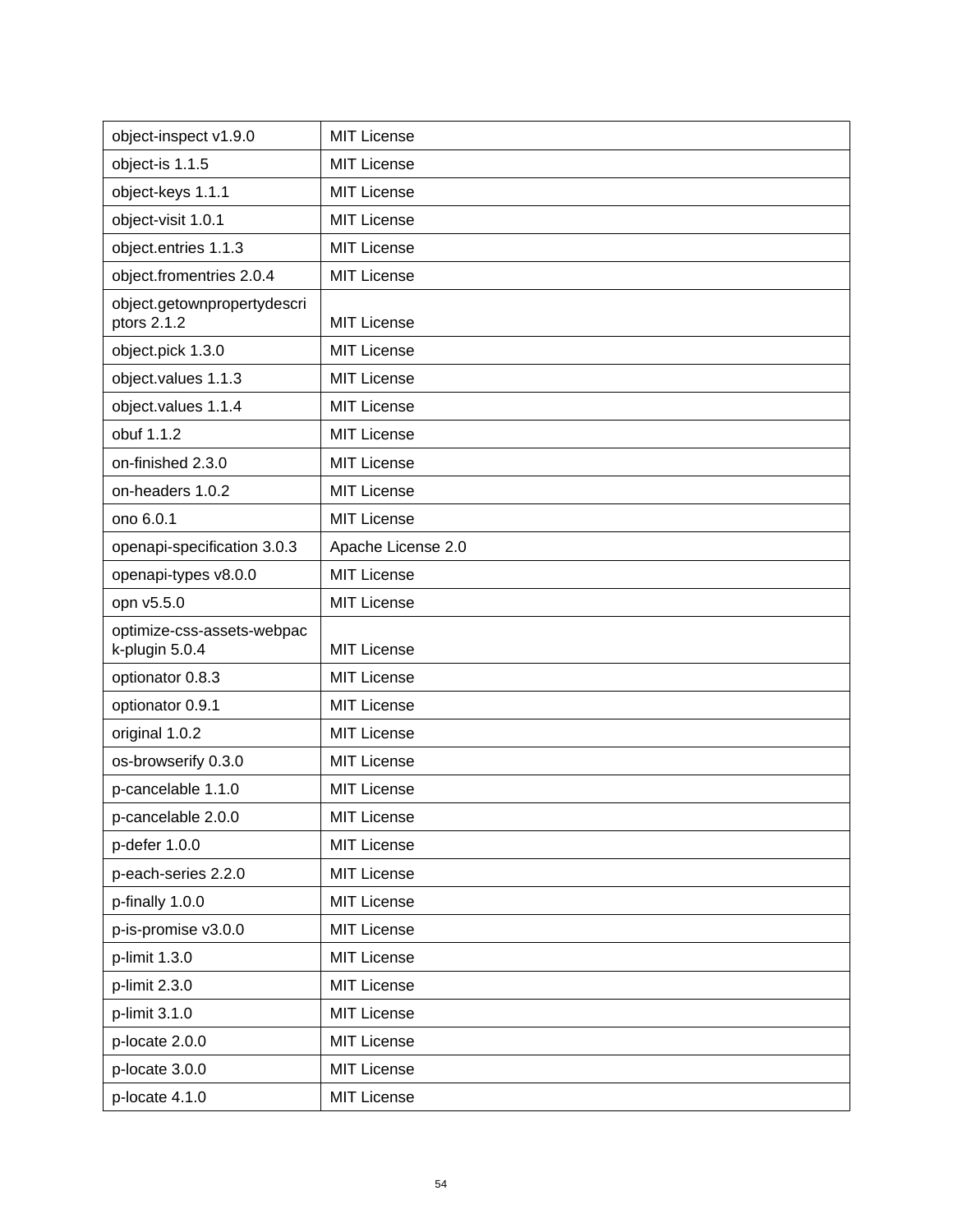| object-inspect v1.9.0 | MIT License |
| --- | --- |
| object-is 1.1.5 | MIT License |
| object-keys 1.1.1 | MIT License |
| object-visit 1.0.1 | MIT License |
| object.entries 1.1.3 | MIT License |
| object.fromentries 2.0.4 | MIT License |
| object.getownpropertydescriptors 2.1.2 | MIT License |
| object.pick 1.3.0 | MIT License |
| object.values 1.1.3 | MIT License |
| object.values 1.1.4 | MIT License |
| obuf 1.1.2 | MIT License |
| on-finished 2.3.0 | MIT License |
| on-headers 1.0.2 | MIT License |
| ono 6.0.1 | MIT License |
| openapi-specification 3.0.3 | Apache License 2.0 |
| openapi-types v8.0.0 | MIT License |
| opn v5.5.0 | MIT License |
| optimize-css-assets-webpack-plugin 5.0.4 | MIT License |
| optionator 0.8.3 | MIT License |
| optionator 0.9.1 | MIT License |
| original 1.0.2 | MIT License |
| os-browserify 0.3.0 | MIT License |
| p-cancelable 1.1.0 | MIT License |
| p-cancelable 2.0.0 | MIT License |
| p-defer 1.0.0 | MIT License |
| p-each-series 2.2.0 | MIT License |
| p-finally 1.0.0 | MIT License |
| p-is-promise v3.0.0 | MIT License |
| p-limit 1.3.0 | MIT License |
| p-limit 2.3.0 | MIT License |
| p-limit 3.1.0 | MIT License |
| p-locate 2.0.0 | MIT License |
| p-locate 3.0.0 | MIT License |
| p-locate 4.1.0 | MIT License |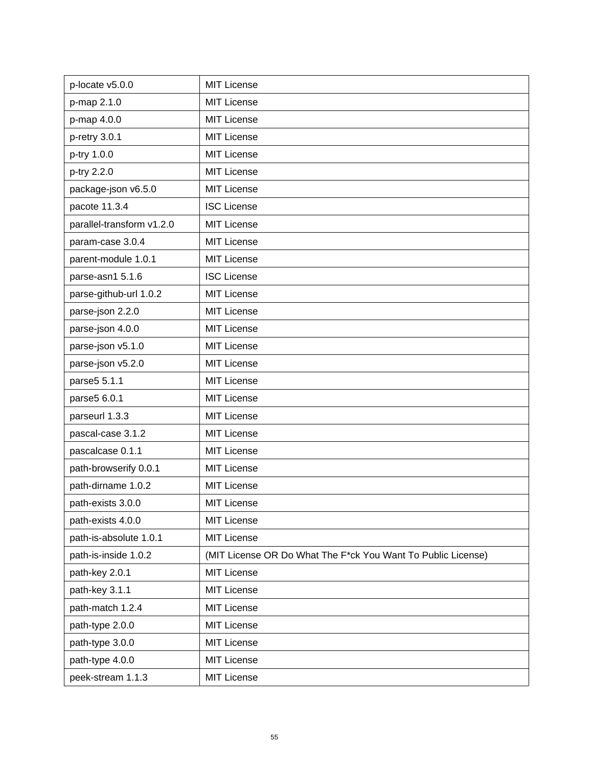| p-locate v5.0.0 | MIT License |
|---|---|
| p-map 2.1.0 | MIT License |
| p-map 4.0.0 | MIT License |
| p-retry 3.0.1 | MIT License |
| p-try 1.0.0 | MIT License |
| p-try 2.2.0 | MIT License |
| package-json v6.5.0 | MIT License |
| pacote 11.3.4 | ISC License |
| parallel-transform v1.2.0 | MIT License |
| param-case 3.0.4 | MIT License |
| parent-module 1.0.1 | MIT License |
| parse-asn1 5.1.6 | ISC License |
| parse-github-url 1.0.2 | MIT License |
| parse-json 2.2.0 | MIT License |
| parse-json 4.0.0 | MIT License |
| parse-json v5.1.0 | MIT License |
| parse-json v5.2.0 | MIT License |
| parse5 5.1.1 | MIT License |
| parse5 6.0.1 | MIT License |
| parseurl 1.3.3 | MIT License |
| pascal-case 3.1.2 | MIT License |
| pascalcase 0.1.1 | MIT License |
| path-browserify 0.0.1 | MIT License |
| path-dirname 1.0.2 | MIT License |
| path-exists 3.0.0 | MIT License |
| path-exists 4.0.0 | MIT License |
| path-is-absolute 1.0.1 | MIT License |
| path-is-inside 1.0.2 | (MIT License OR Do What The F*ck You Want To Public License) |
| path-key 2.0.1 | MIT License |
| path-key 3.1.1 | MIT License |
| path-match 1.2.4 | MIT License |
| path-type 2.0.0 | MIT License |
| path-type 3.0.0 | MIT License |
| path-type 4.0.0 | MIT License |
| peek-stream 1.1.3 | MIT License |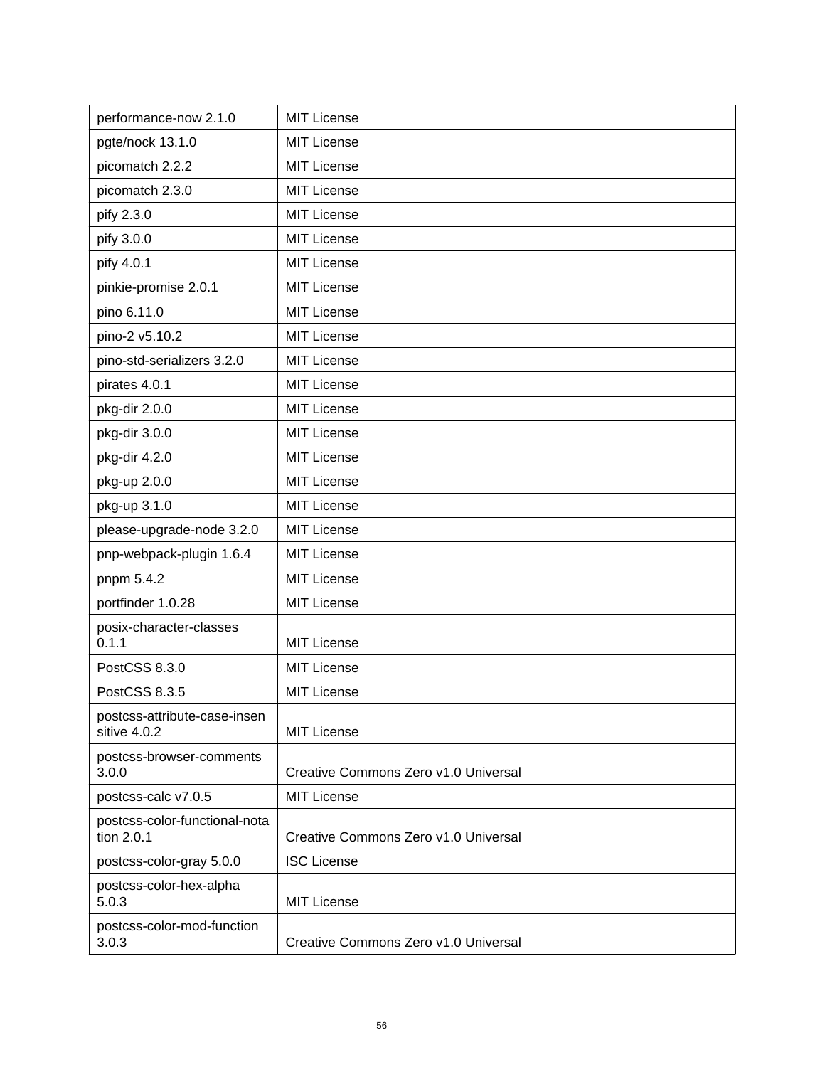| performance-now 2.1.0 | MIT License |
| --- | --- |
| pgte/nock 13.1.0 | MIT License |
| picomatch 2.2.2 | MIT License |
| picomatch 2.3.0 | MIT License |
| pify 2.3.0 | MIT License |
| pify 3.0.0 | MIT License |
| pify 4.0.1 | MIT License |
| pinkie-promise 2.0.1 | MIT License |
| pino 6.11.0 | MIT License |
| pino-2 v5.10.2 | MIT License |
| pino-std-serializers 3.2.0 | MIT License |
| pirates 4.0.1 | MIT License |
| pkg-dir 2.0.0 | MIT License |
| pkg-dir 3.0.0 | MIT License |
| pkg-dir 4.2.0 | MIT License |
| pkg-up 2.0.0 | MIT License |
| pkg-up 3.1.0 | MIT License |
| please-upgrade-node 3.2.0 | MIT License |
| pnp-webpack-plugin 1.6.4 | MIT License |
| pnpm 5.4.2 | MIT License |
| portfinder 1.0.28 | MIT License |
| posix-character-classes 0.1.1 | MIT License |
| PostCSS 8.3.0 | MIT License |
| PostCSS 8.3.5 | MIT License |
| postcss-attribute-case-insensitive 4.0.2 | MIT License |
| postcss-browser-comments 3.0.0 | Creative Commons Zero v1.0 Universal |
| postcss-calc v7.0.5 | MIT License |
| postcss-color-functional-notation 2.0.1 | Creative Commons Zero v1.0 Universal |
| postcss-color-gray 5.0.0 | ISC License |
| postcss-color-hex-alpha 5.0.3 | MIT License |
| postcss-color-mod-function 3.0.3 | Creative Commons Zero v1.0 Universal |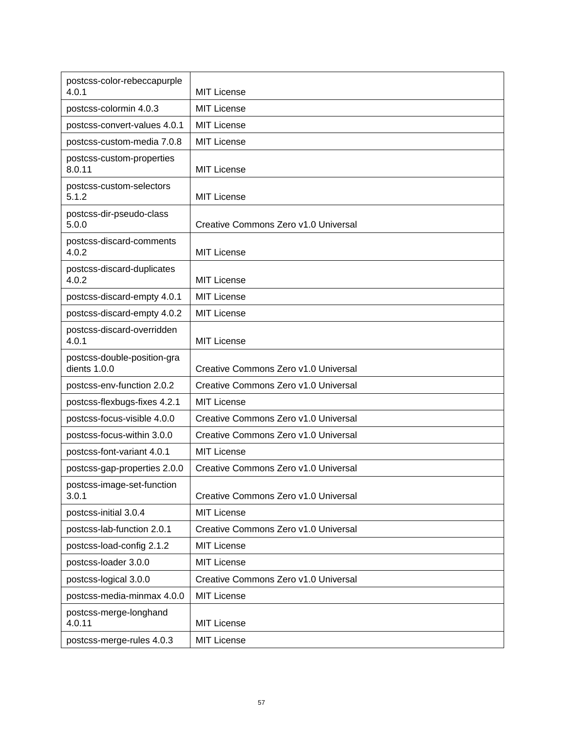| postcss-color-rebeccapurple 4.0.1 | MIT License |
| --- | --- |
| postcss-colormin 4.0.3 | MIT License |
| postcss-convert-values 4.0.1 | MIT License |
| postcss-custom-media 7.0.8 | MIT License |
| postcss-custom-properties 8.0.11 | MIT License |
| postcss-custom-selectors 5.1.2 | MIT License |
| postcss-dir-pseudo-class 5.0.0 | Creative Commons Zero v1.0 Universal |
| postcss-discard-comments 4.0.2 | MIT License |
| postcss-discard-duplicates 4.0.2 | MIT License |
| postcss-discard-empty 4.0.1 | MIT License |
| postcss-discard-empty 4.0.2 | MIT License |
| postcss-discard-overridden 4.0.1 | MIT License |
| postcss-double-position-gradients 1.0.0 | Creative Commons Zero v1.0 Universal |
| postcss-env-function 2.0.2 | Creative Commons Zero v1.0 Universal |
| postcss-flexbugs-fixes 4.2.1 | MIT License |
| postcss-focus-visible 4.0.0 | Creative Commons Zero v1.0 Universal |
| postcss-focus-within 3.0.0 | Creative Commons Zero v1.0 Universal |
| postcss-font-variant 4.0.1 | MIT License |
| postcss-gap-properties 2.0.0 | Creative Commons Zero v1.0 Universal |
| postcss-image-set-function 3.0.1 | Creative Commons Zero v1.0 Universal |
| postcss-initial 3.0.4 | MIT License |
| postcss-lab-function 2.0.1 | Creative Commons Zero v1.0 Universal |
| postcss-load-config 2.1.2 | MIT License |
| postcss-loader 3.0.0 | MIT License |
| postcss-logical 3.0.0 | Creative Commons Zero v1.0 Universal |
| postcss-media-minmax 4.0.0 | MIT License |
| postcss-merge-longhand 4.0.11 | MIT License |
| postcss-merge-rules 4.0.3 | MIT License |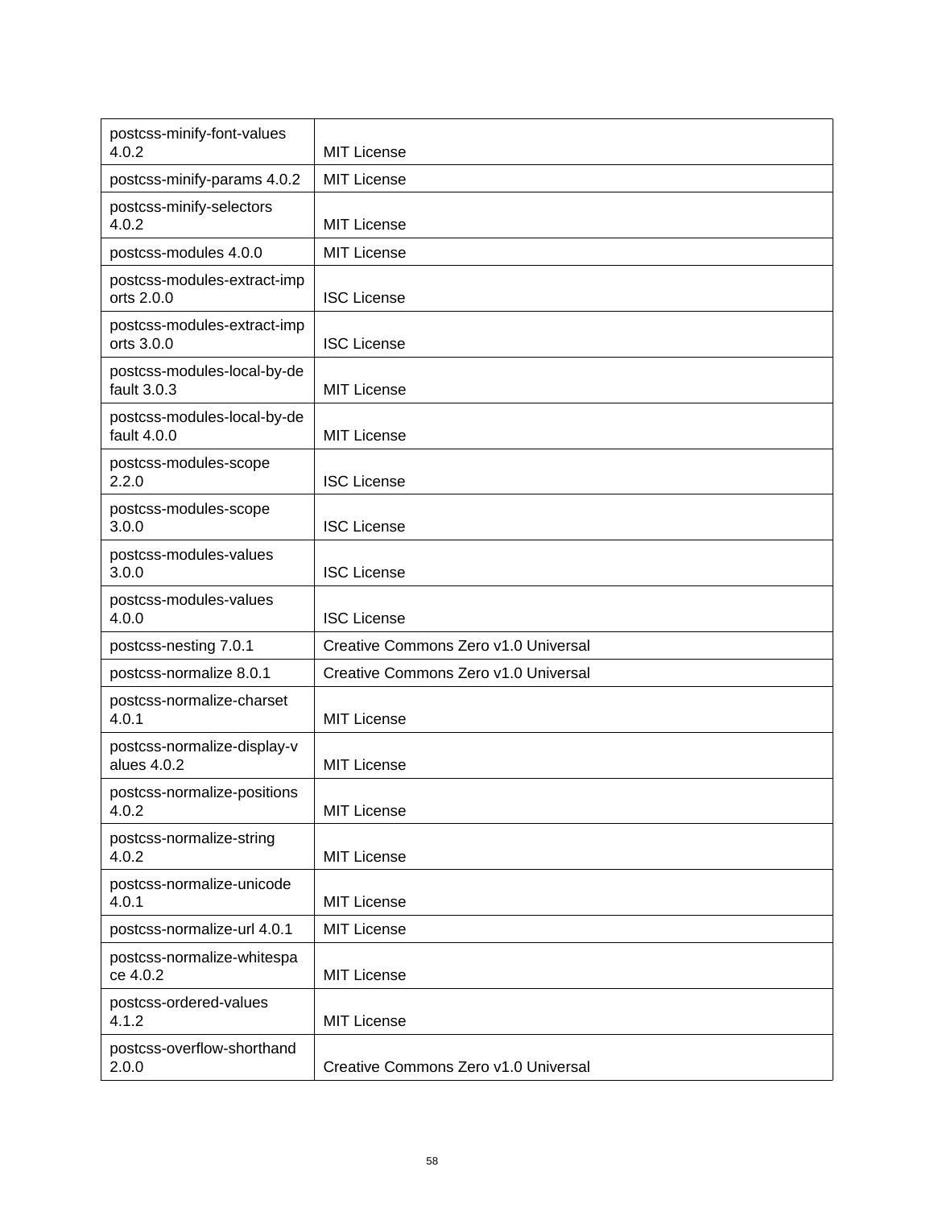| | |
|---|---|
| postcss-minify-font-values 4.0.2 | MIT License |
| postcss-minify-params 4.0.2 | MIT License |
| postcss-minify-selectors 4.0.2 | MIT License |
| postcss-modules 4.0.0 | MIT License |
| postcss-modules-extract-imports 2.0.0 | ISC License |
| postcss-modules-extract-imports 3.0.0 | ISC License |
| postcss-modules-local-by-default 3.0.3 | MIT License |
| postcss-modules-local-by-default 4.0.0 | MIT License |
| postcss-modules-scope 2.2.0 | ISC License |
| postcss-modules-scope 3.0.0 | ISC License |
| postcss-modules-values 3.0.0 | ISC License |
| postcss-modules-values 4.0.0 | ISC License |
| postcss-nesting 7.0.1 | Creative Commons Zero v1.0 Universal |
| postcss-normalize 8.0.1 | Creative Commons Zero v1.0 Universal |
| postcss-normalize-charset 4.0.1 | MIT License |
| postcss-normalize-display-values 4.0.2 | MIT License |
| postcss-normalize-positions 4.0.2 | MIT License |
| postcss-normalize-string 4.0.2 | MIT License |
| postcss-normalize-unicode 4.0.1 | MIT License |
| postcss-normalize-url 4.0.1 | MIT License |
| postcss-normalize-whitespace 4.0.2 | MIT License |
| postcss-ordered-values 4.1.2 | MIT License |
| postcss-overflow-shorthand 2.0.0 | Creative Commons Zero v1.0 Universal |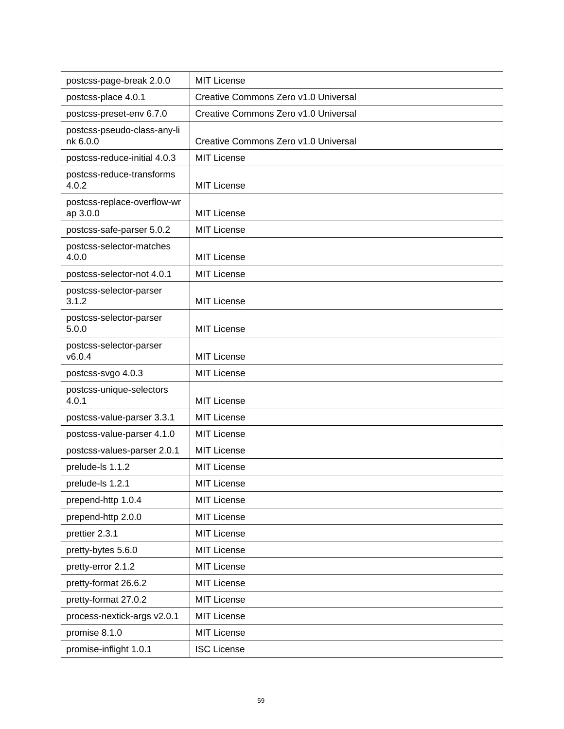| postcss-page-break 2.0.0 | MIT License |
|---|---|
| postcss-place 4.0.1 | Creative Commons Zero v1.0 Universal |
| postcss-preset-env 6.7.0 | Creative Commons Zero v1.0 Universal |
| postcss-pseudo-class-any-link 6.0.0 | Creative Commons Zero v1.0 Universal |
| postcss-reduce-initial 4.0.3 | MIT License |
| postcss-reduce-transforms 4.0.2 | MIT License |
| postcss-replace-overflow-wrap 3.0.0 | MIT License |
| postcss-safe-parser 5.0.2 | MIT License |
| postcss-selector-matches 4.0.0 | MIT License |
| postcss-selector-not 4.0.1 | MIT License |
| postcss-selector-parser 3.1.2 | MIT License |
| postcss-selector-parser 5.0.0 | MIT License |
| postcss-selector-parser v6.0.4 | MIT License |
| postcss-svgo 4.0.3 | MIT License |
| postcss-unique-selectors 4.0.1 | MIT License |
| postcss-value-parser 3.3.1 | MIT License |
| postcss-value-parser 4.1.0 | MIT License |
| postcss-values-parser 2.0.1 | MIT License |
| prelude-ls 1.1.2 | MIT License |
| prelude-ls 1.2.1 | MIT License |
| prepend-http 1.0.4 | MIT License |
| prepend-http 2.0.0 | MIT License |
| prettier 2.3.1 | MIT License |
| pretty-bytes 5.6.0 | MIT License |
| pretty-error 2.1.2 | MIT License |
| pretty-format 26.6.2 | MIT License |
| pretty-format 27.0.2 | MIT License |
| process-nextick-args v2.0.1 | MIT License |
| promise 8.1.0 | MIT License |
| promise-inflight 1.0.1 | ISC License |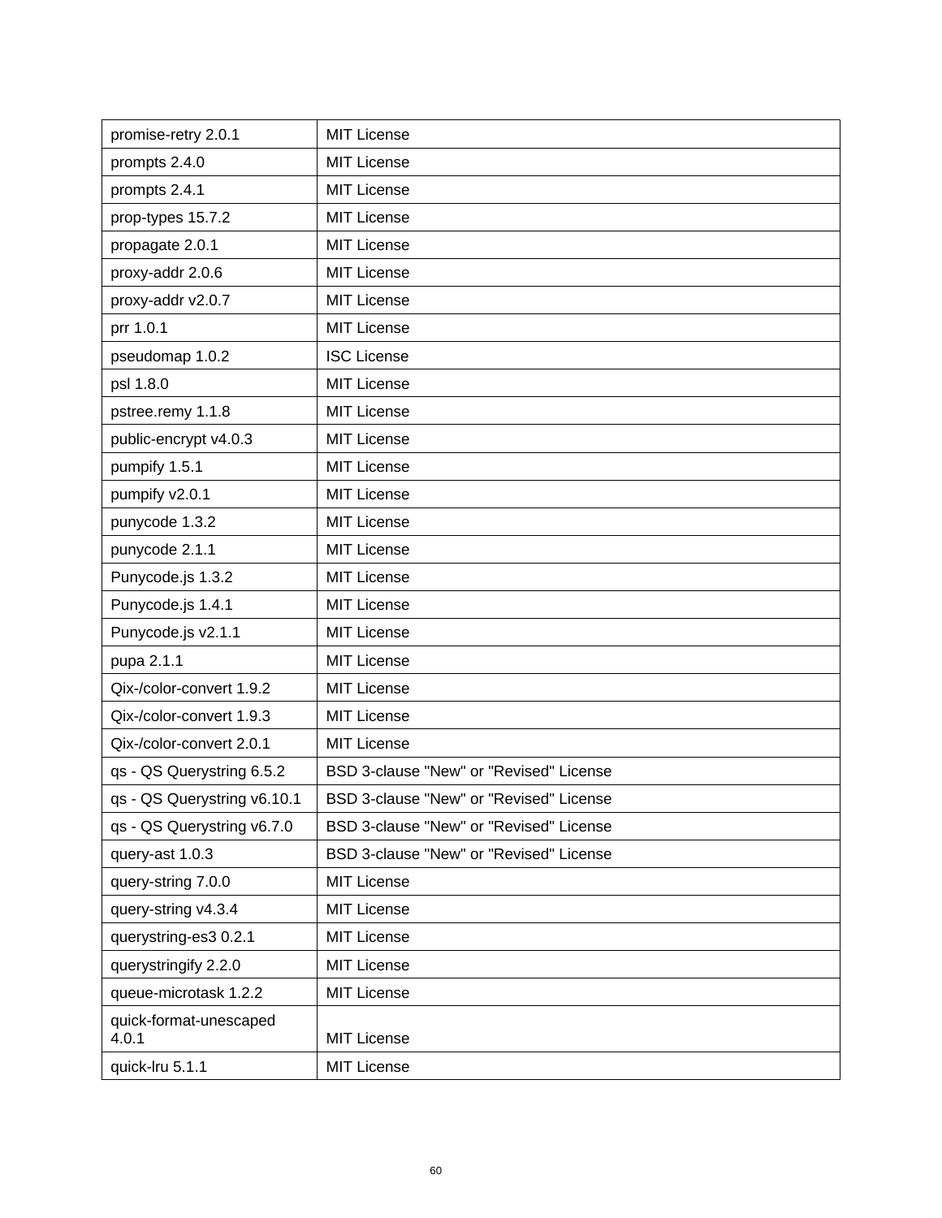| promise-retry 2.0.1 | MIT License |
|---|---|
| prompts 2.4.0 | MIT License |
| prompts 2.4.1 | MIT License |
| prop-types 15.7.2 | MIT License |
| propagate 2.0.1 | MIT License |
| proxy-addr 2.0.6 | MIT License |
| proxy-addr v2.0.7 | MIT License |
| prr 1.0.1 | MIT License |
| pseudomap 1.0.2 | ISC License |
| psl 1.8.0 | MIT License |
| pstree.remy 1.1.8 | MIT License |
| public-encrypt v4.0.3 | MIT License |
| pumpify 1.5.1 | MIT License |
| pumpify v2.0.1 | MIT License |
| punycode 1.3.2 | MIT License |
| punycode 2.1.1 | MIT License |
| Punycode.js 1.3.2 | MIT License |
| Punycode.js 1.4.1 | MIT License |
| Punycode.js v2.1.1 | MIT License |
| pupa 2.1.1 | MIT License |
| Qix-/color-convert 1.9.2 | MIT License |
| Qix-/color-convert 1.9.3 | MIT License |
| Qix-/color-convert 2.0.1 | MIT License |
| qs - QS Querystring 6.5.2 | BSD 3-clause "New" or "Revised" License |
| qs - QS Querystring v6.10.1 | BSD 3-clause "New" or "Revised" License |
| qs - QS Querystring v6.7.0 | BSD 3-clause "New" or "Revised" License |
| query-ast 1.0.3 | BSD 3-clause "New" or "Revised" License |
| query-string 7.0.0 | MIT License |
| query-string v4.3.4 | MIT License |
| querystring-es3 0.2.1 | MIT License |
| querystringify 2.2.0 | MIT License |
| queue-microtask 1.2.2 | MIT License |
| quick-format-unescaped 4.0.1 | MIT License |
| quick-lru 5.1.1 | MIT License |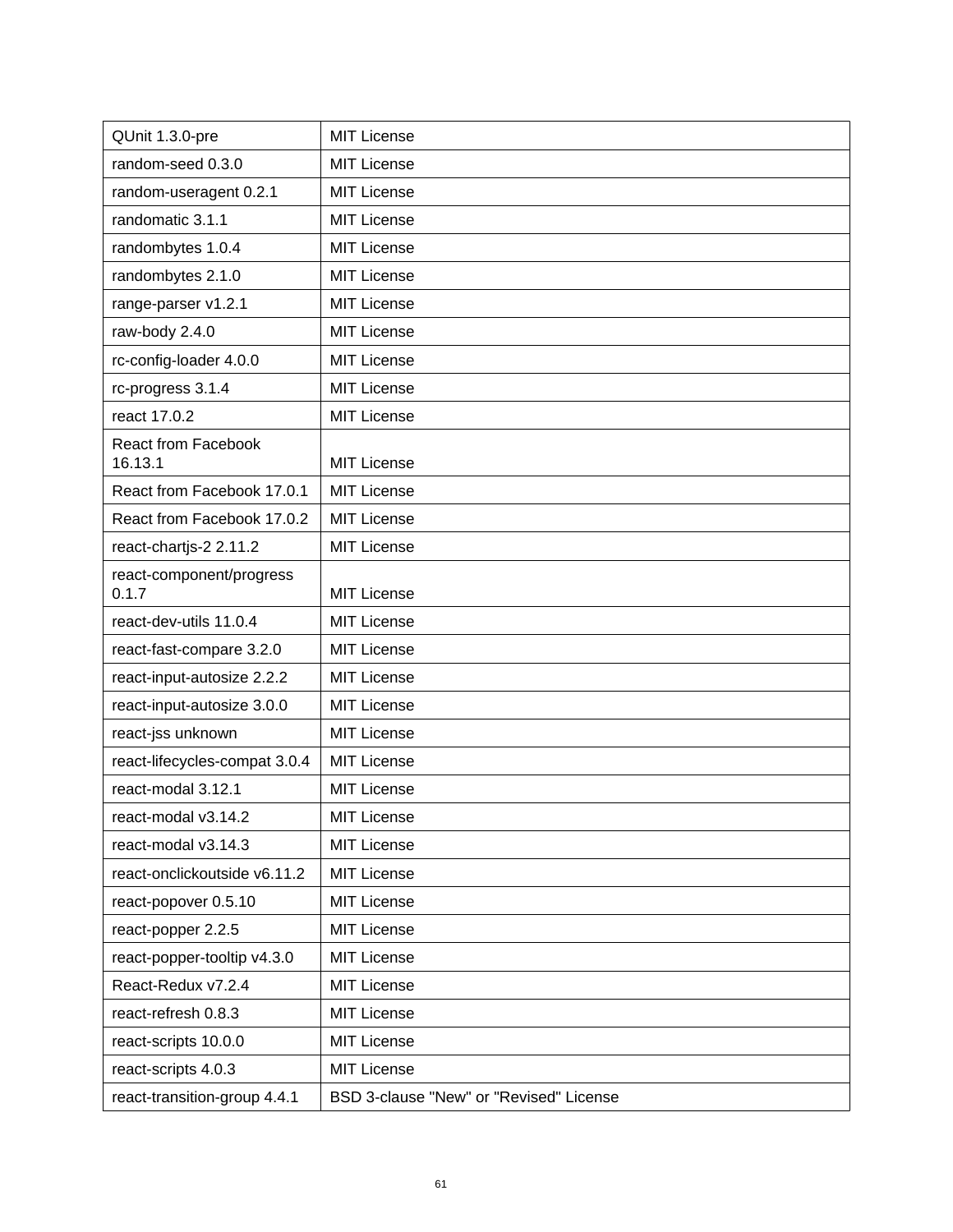| QUnit 1.3.0-pre | MIT License |
|---|---|
| random-seed 0.3.0 | MIT License |
| random-useragent 0.2.1 | MIT License |
| randomatic 3.1.1 | MIT License |
| randombytes 1.0.4 | MIT License |
| randombytes 2.1.0 | MIT License |
| range-parser v1.2.1 | MIT License |
| raw-body 2.4.0 | MIT License |
| rc-config-loader 4.0.0 | MIT License |
| rc-progress 3.1.4 | MIT License |
| react 17.0.2 | MIT License |
| React from Facebook 16.13.1 | MIT License |
| React from Facebook 17.0.1 | MIT License |
| React from Facebook 17.0.2 | MIT License |
| react-chartjs-2 2.11.2 | MIT License |
| react-component/progress 0.1.7 | MIT License |
| react-dev-utils 11.0.4 | MIT License |
| react-fast-compare 3.2.0 | MIT License |
| react-input-autosize 2.2.2 | MIT License |
| react-input-autosize 3.0.0 | MIT License |
| react-jss unknown | MIT License |
| react-lifecycles-compat 3.0.4 | MIT License |
| react-modal 3.12.1 | MIT License |
| react-modal v3.14.2 | MIT License |
| react-modal v3.14.3 | MIT License |
| react-onclickoutside v6.11.2 | MIT License |
| react-popover 0.5.10 | MIT License |
| react-popper 2.2.5 | MIT License |
| react-popper-tooltip v4.3.0 | MIT License |
| React-Redux v7.2.4 | MIT License |
| react-refresh 0.8.3 | MIT License |
| react-scripts 10.0.0 | MIT License |
| react-scripts 4.0.3 | MIT License |
| react-transition-group 4.4.1 | BSD 3-clause "New" or "Revised" License |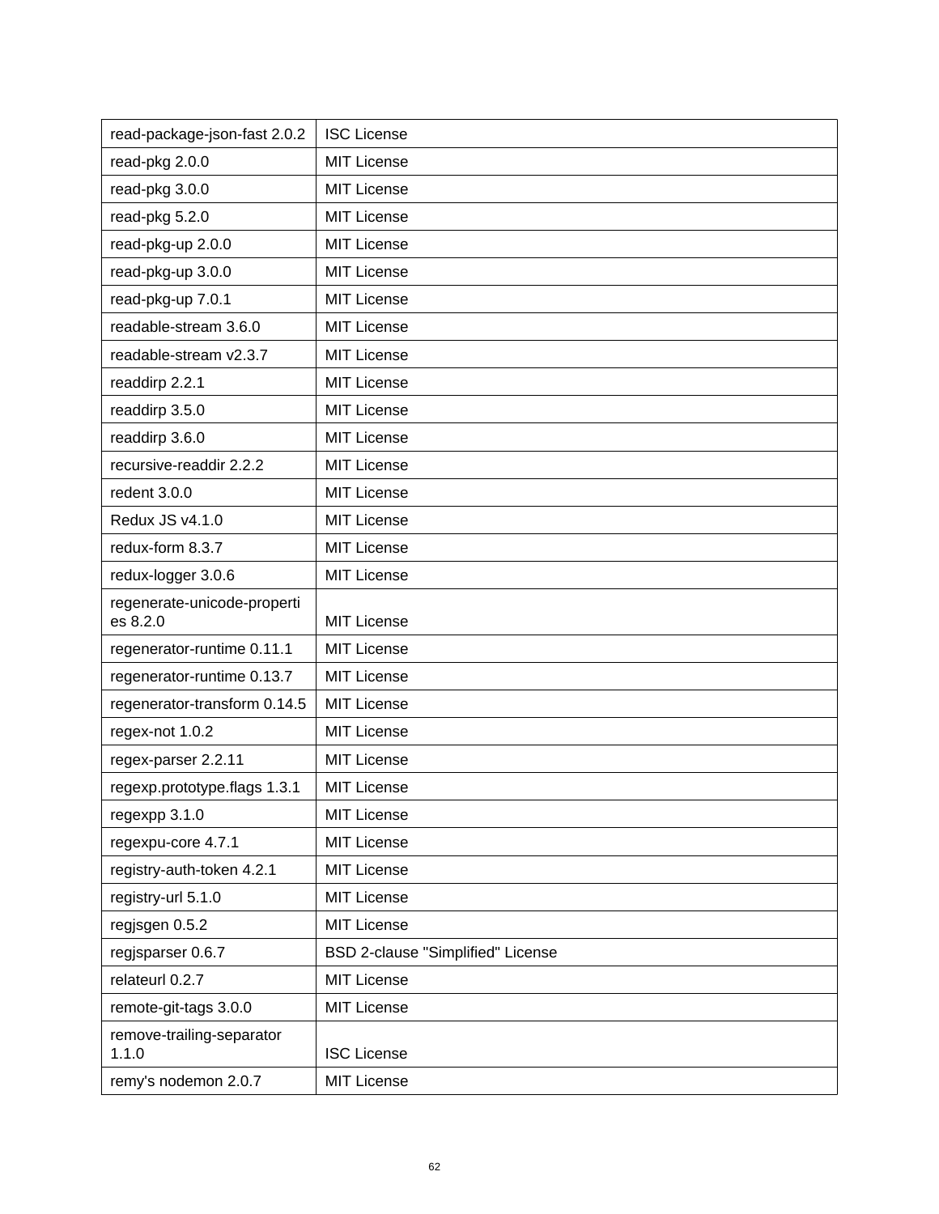| read-package-json-fast 2.0.2 | ISC License |
|---|---|
| read-pkg 2.0.0 | MIT License |
| read-pkg 3.0.0 | MIT License |
| read-pkg 5.2.0 | MIT License |
| read-pkg-up 2.0.0 | MIT License |
| read-pkg-up 3.0.0 | MIT License |
| read-pkg-up 7.0.1 | MIT License |
| readable-stream 3.6.0 | MIT License |
| readable-stream v2.3.7 | MIT License |
| readdirp 2.2.1 | MIT License |
| readdirp 3.5.0 | MIT License |
| readdirp 3.6.0 | MIT License |
| recursive-readdir 2.2.2 | MIT License |
| redent 3.0.0 | MIT License |
| Redux JS v4.1.0 | MIT License |
| redux-form 8.3.7 | MIT License |
| redux-logger 3.0.6 | MIT License |
| regenerate-unicode-properties 8.2.0 | MIT License |
| regenerator-runtime 0.11.1 | MIT License |
| regenerator-runtime 0.13.7 | MIT License |
| regenerator-transform 0.14.5 | MIT License |
| regex-not 1.0.2 | MIT License |
| regex-parser 2.2.11 | MIT License |
| regexp.prototype.flags 1.3.1 | MIT License |
| regexpp 3.1.0 | MIT License |
| regexpu-core 4.7.1 | MIT License |
| registry-auth-token 4.2.1 | MIT License |
| registry-url 5.1.0 | MIT License |
| regjsgen 0.5.2 | MIT License |
| regjsparser 0.6.7 | BSD 2-clause "Simplified" License |
| relateurl 0.2.7 | MIT License |
| remote-git-tags 3.0.0 | MIT License |
| remove-trailing-separator 1.1.0 | ISC License |
| remy's nodemon 2.0.7 | MIT License |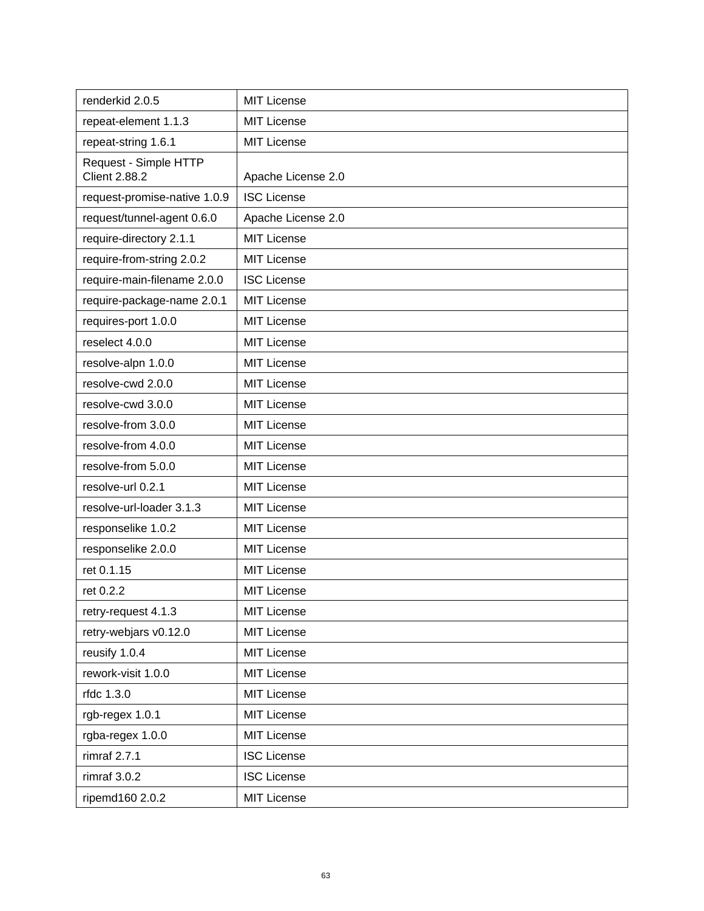| renderkid 2.0.5 | MIT License |
|---|---|
| repeat-element 1.1.3 | MIT License |
| repeat-string 1.6.1 | MIT License |
| Request - Simple HTTP Client 2.88.2 | Apache License 2.0 |
| request-promise-native 1.0.9 | ISC License |
| request/tunnel-agent 0.6.0 | Apache License 2.0 |
| require-directory 2.1.1 | MIT License |
| require-from-string 2.0.2 | MIT License |
| require-main-filename 2.0.0 | ISC License |
| require-package-name 2.0.1 | MIT License |
| requires-port 1.0.0 | MIT License |
| reselect 4.0.0 | MIT License |
| resolve-alpn 1.0.0 | MIT License |
| resolve-cwd 2.0.0 | MIT License |
| resolve-cwd 3.0.0 | MIT License |
| resolve-from 3.0.0 | MIT License |
| resolve-from 4.0.0 | MIT License |
| resolve-from 5.0.0 | MIT License |
| resolve-url 0.2.1 | MIT License |
| resolve-url-loader 3.1.3 | MIT License |
| responselike 1.0.2 | MIT License |
| responselike 2.0.0 | MIT License |
| ret 0.1.15 | MIT License |
| ret 0.2.2 | MIT License |
| retry-request 4.1.3 | MIT License |
| retry-webjars v0.12.0 | MIT License |
| reusify 1.0.4 | MIT License |
| rework-visit 1.0.0 | MIT License |
| rfdc 1.3.0 | MIT License |
| rgb-regex 1.0.1 | MIT License |
| rgba-regex 1.0.0 | MIT License |
| rimraf 2.7.1 | ISC License |
| rimraf 3.0.2 | ISC License |
| ripemd160 2.0.2 | MIT License |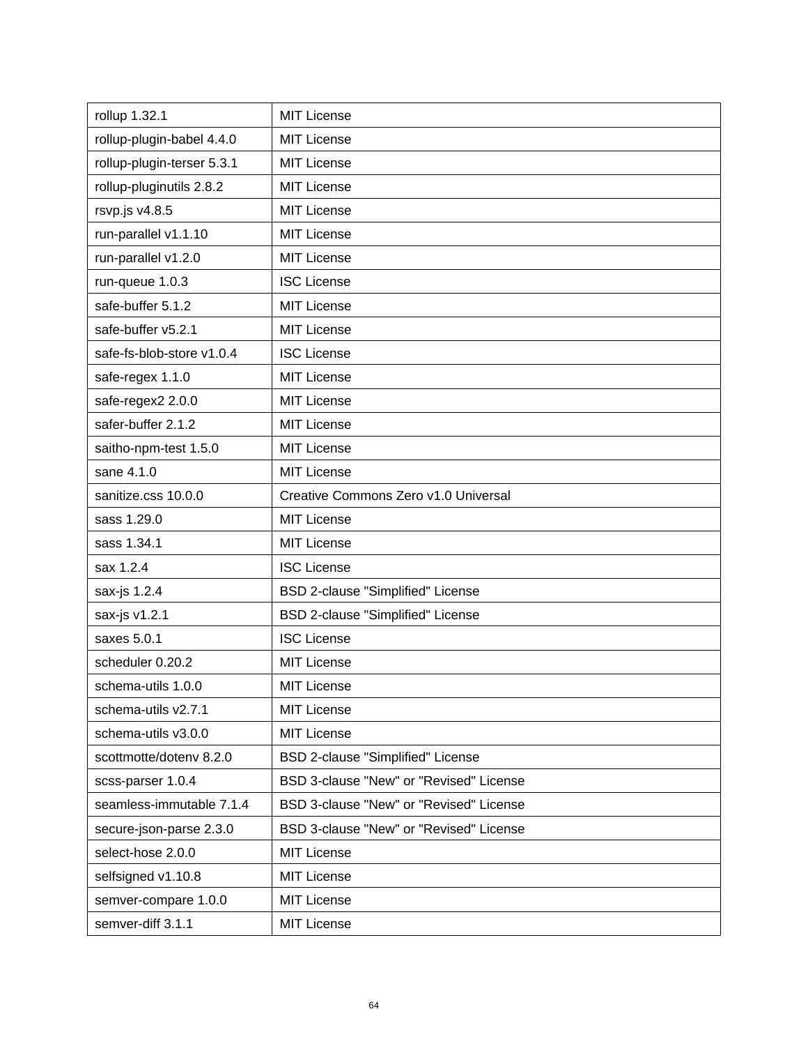| rollup 1.32.1 | MIT License |
| --- | --- |
| rollup-plugin-babel 4.4.0 | MIT License |
| rollup-plugin-terser 5.3.1 | MIT License |
| rollup-pluginutils 2.8.2 | MIT License |
| rsvp.js v4.8.5 | MIT License |
| run-parallel v1.1.10 | MIT License |
| run-parallel v1.2.0 | MIT License |
| run-queue 1.0.3 | ISC License |
| safe-buffer 5.1.2 | MIT License |
| safe-buffer v5.2.1 | MIT License |
| safe-fs-blob-store v1.0.4 | ISC License |
| safe-regex 1.1.0 | MIT License |
| safe-regex2 2.0.0 | MIT License |
| safer-buffer 2.1.2 | MIT License |
| saitho-npm-test 1.5.0 | MIT License |
| sane 4.1.0 | MIT License |
| sanitize.css 10.0.0 | Creative Commons Zero v1.0 Universal |
| sass 1.29.0 | MIT License |
| sass 1.34.1 | MIT License |
| sax 1.2.4 | ISC License |
| sax-js 1.2.4 | BSD 2-clause "Simplified" License |
| sax-js v1.2.1 | BSD 2-clause "Simplified" License |
| saxes 5.0.1 | ISC License |
| scheduler 0.20.2 | MIT License |
| schema-utils 1.0.0 | MIT License |
| schema-utils v2.7.1 | MIT License |
| schema-utils v3.0.0 | MIT License |
| scottmotte/dotenv 8.2.0 | BSD 2-clause "Simplified" License |
| scss-parser 1.0.4 | BSD 3-clause "New" or "Revised" License |
| seamless-immutable 7.1.4 | BSD 3-clause "New" or "Revised" License |
| secure-json-parse 2.3.0 | BSD 3-clause "New" or "Revised" License |
| select-hose 2.0.0 | MIT License |
| selfsigned v1.10.8 | MIT License |
| semver-compare 1.0.0 | MIT License |
| semver-diff 3.1.1 | MIT License |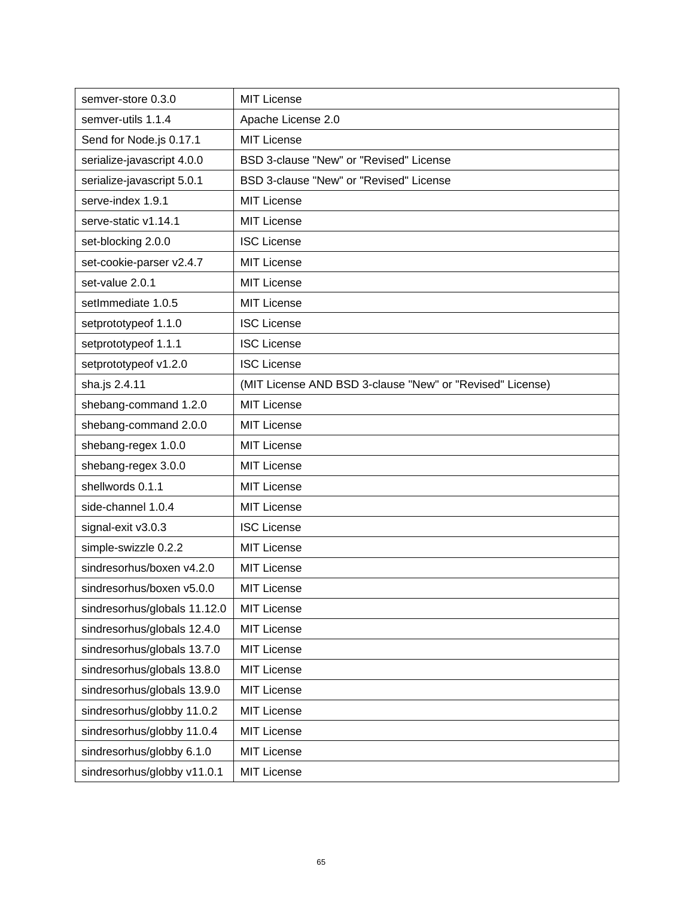| semver-store 0.3.0 | MIT License |
|---|---|
| semver-utils 1.1.4 | Apache License 2.0 |
| Send for Node.js 0.17.1 | MIT License |
| serialize-javascript 4.0.0 | BSD 3-clause "New" or "Revised" License |
| serialize-javascript 5.0.1 | BSD 3-clause "New" or "Revised" License |
| serve-index 1.9.1 | MIT License |
| serve-static v1.14.1 | MIT License |
| set-blocking 2.0.0 | ISC License |
| set-cookie-parser v2.4.7 | MIT License |
| set-value 2.0.1 | MIT License |
| setImmediate 1.0.5 | MIT License |
| setprototypeof 1.1.0 | ISC License |
| setprototypeof 1.1.1 | ISC License |
| setprototypeof v1.2.0 | ISC License |
| sha.js 2.4.11 | (MIT License AND BSD 3-clause "New" or "Revised" License) |
| shebang-command 1.2.0 | MIT License |
| shebang-command 2.0.0 | MIT License |
| shebang-regex 1.0.0 | MIT License |
| shebang-regex 3.0.0 | MIT License |
| shellwords 0.1.1 | MIT License |
| side-channel 1.0.4 | MIT License |
| signal-exit v3.0.3 | ISC License |
| simple-swizzle 0.2.2 | MIT License |
| sindresorhus/boxen v4.2.0 | MIT License |
| sindresorhus/boxen v5.0.0 | MIT License |
| sindresorhus/globals 11.12.0 | MIT License |
| sindresorhus/globals 12.4.0 | MIT License |
| sindresorhus/globals 13.7.0 | MIT License |
| sindresorhus/globals 13.8.0 | MIT License |
| sindresorhus/globals 13.9.0 | MIT License |
| sindresorhus/globby 11.0.2 | MIT License |
| sindresorhus/globby 11.0.4 | MIT License |
| sindresorhus/globby 6.1.0 | MIT License |
| sindresorhus/globby v11.0.1 | MIT License |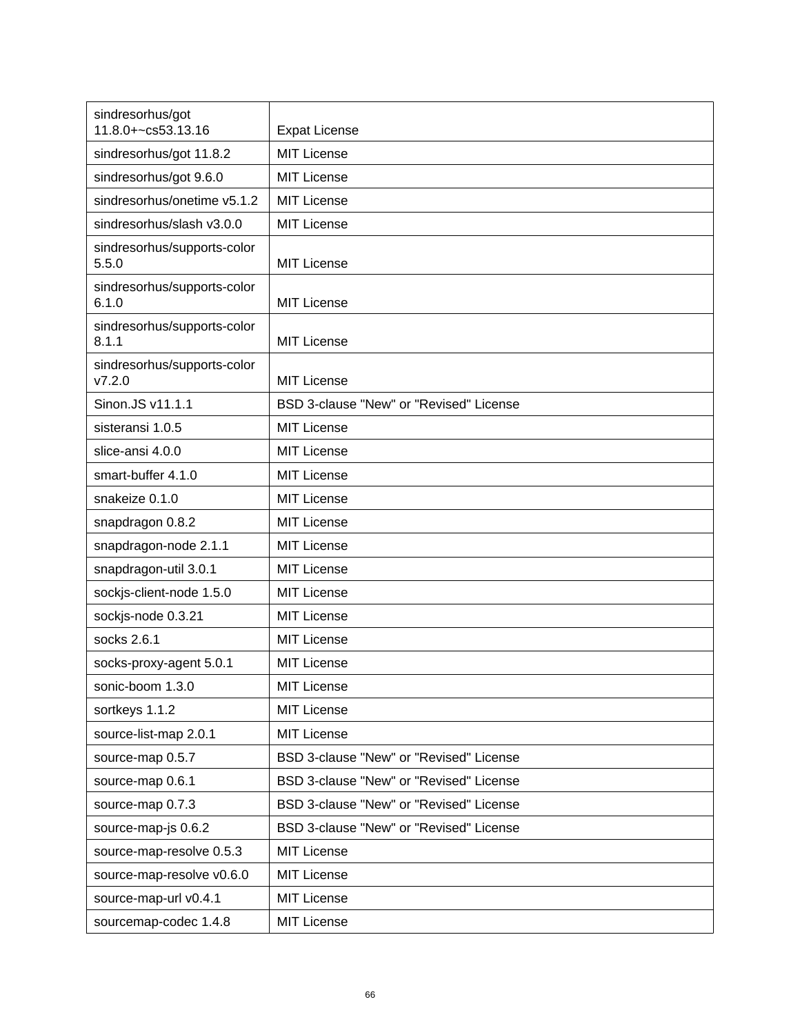| sindresorhus/got 11.8.0+~cs53.13.16 | Expat License |
|---|---|
| sindresorhus/got 11.8.2 | MIT License |
| sindresorhus/got 9.6.0 | MIT License |
| sindresorhus/onetime v5.1.2 | MIT License |
| sindresorhus/slash v3.0.0 | MIT License |
| sindresorhus/supports-color 5.5.0 | MIT License |
| sindresorhus/supports-color 6.1.0 | MIT License |
| sindresorhus/supports-color 8.1.1 | MIT License |
| sindresorhus/supports-color v7.2.0 | MIT License |
| Sinon.JS v11.1.1 | BSD 3-clause "New" or "Revised" License |
| sisteransi 1.0.5 | MIT License |
| slice-ansi 4.0.0 | MIT License |
| smart-buffer 4.1.0 | MIT License |
| snakeize 0.1.0 | MIT License |
| snapdragon 0.8.2 | MIT License |
| snapdragon-node 2.1.1 | MIT License |
| snapdragon-util 3.0.1 | MIT License |
| sockjs-client-node 1.5.0 | MIT License |
| sockjs-node 0.3.21 | MIT License |
| socks 2.6.1 | MIT License |
| socks-proxy-agent 5.0.1 | MIT License |
| sonic-boom 1.3.0 | MIT License |
| sortkeys 1.1.2 | MIT License |
| source-list-map 2.0.1 | MIT License |
| source-map 0.5.7 | BSD 3-clause "New" or "Revised" License |
| source-map 0.6.1 | BSD 3-clause "New" or "Revised" License |
| source-map 0.7.3 | BSD 3-clause "New" or "Revised" License |
| source-map-js 0.6.2 | BSD 3-clause "New" or "Revised" License |
| source-map-resolve 0.5.3 | MIT License |
| source-map-resolve v0.6.0 | MIT License |
| source-map-url v0.4.1 | MIT License |
| sourcemap-codec 1.4.8 | MIT License |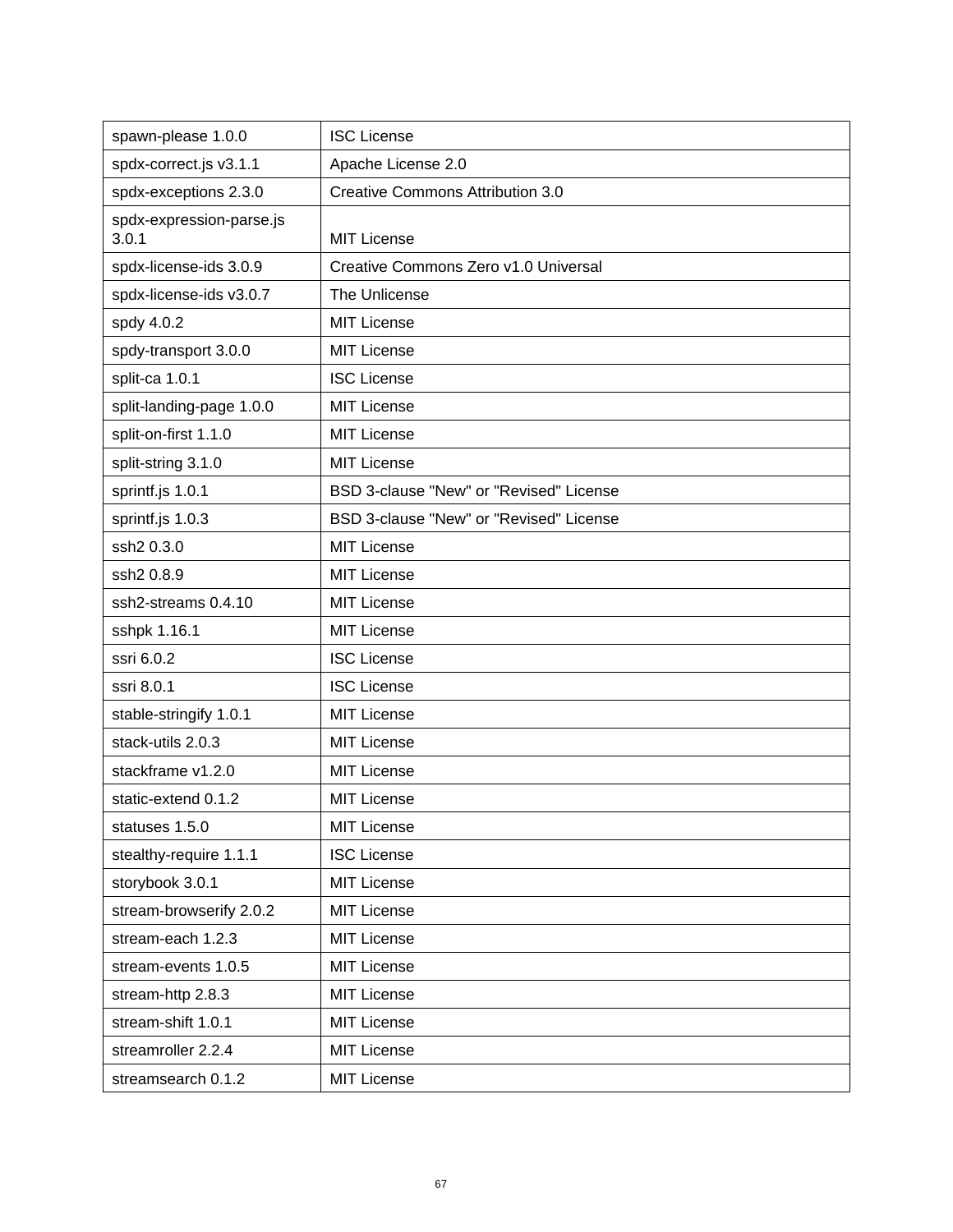| spawn-please 1.0.0 | ISC License |
|---|---|
| spdx-correct.js v3.1.1 | Apache License 2.0 |
| spdx-exceptions 2.3.0 | Creative Commons Attribution 3.0 |
| spdx-expression-parse.js 3.0.1 | MIT License |
| spdx-license-ids 3.0.9 | Creative Commons Zero v1.0 Universal |
| spdx-license-ids v3.0.7 | The Unlicense |
| spdy 4.0.2 | MIT License |
| spdy-transport 3.0.0 | MIT License |
| split-ca 1.0.1 | ISC License |
| split-landing-page 1.0.0 | MIT License |
| split-on-first 1.1.0 | MIT License |
| split-string 3.1.0 | MIT License |
| sprintf.js 1.0.1 | BSD 3-clause "New" or "Revised" License |
| sprintf.js 1.0.3 | BSD 3-clause "New" or "Revised" License |
| ssh2 0.3.0 | MIT License |
| ssh2 0.8.9 | MIT License |
| ssh2-streams 0.4.10 | MIT License |
| sshpk 1.16.1 | MIT License |
| ssri 6.0.2 | ISC License |
| ssri 8.0.1 | ISC License |
| stable-stringify 1.0.1 | MIT License |
| stack-utils 2.0.3 | MIT License |
| stackframe v1.2.0 | MIT License |
| static-extend 0.1.2 | MIT License |
| statuses 1.5.0 | MIT License |
| stealthy-require 1.1.1 | ISC License |
| storybook 3.0.1 | MIT License |
| stream-browserify 2.0.2 | MIT License |
| stream-each 1.2.3 | MIT License |
| stream-events 1.0.5 | MIT License |
| stream-http 2.8.3 | MIT License |
| stream-shift 1.0.1 | MIT License |
| streamroller 2.2.4 | MIT License |
| streamsearch 0.1.2 | MIT License |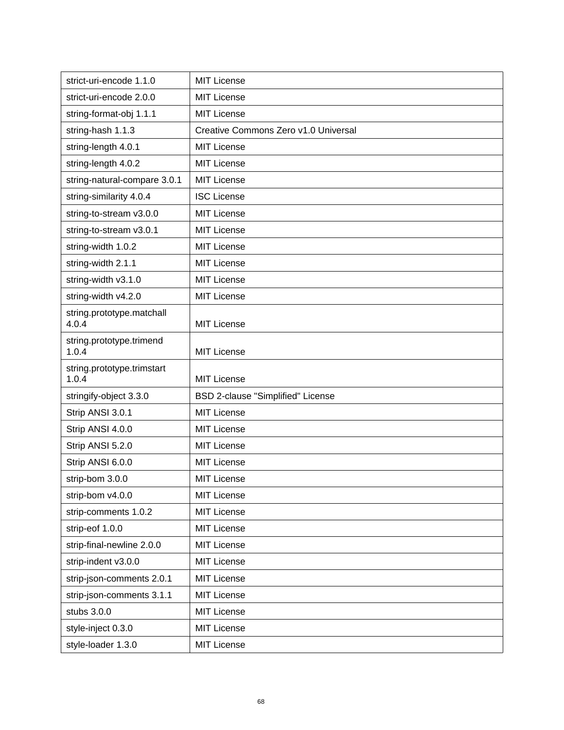| strict-uri-encode 1.1.0 | MIT License |
|---|---|
| strict-uri-encode 2.0.0 | MIT License |
| string-format-obj 1.1.1 | MIT License |
| string-hash 1.1.3 | Creative Commons Zero v1.0 Universal |
| string-length 4.0.1 | MIT License |
| string-length 4.0.2 | MIT License |
| string-natural-compare 3.0.1 | MIT License |
| string-similarity 4.0.4 | ISC License |
| string-to-stream v3.0.0 | MIT License |
| string-to-stream v3.0.1 | MIT License |
| string-width 1.0.2 | MIT License |
| string-width 2.1.1 | MIT License |
| string-width v3.1.0 | MIT License |
| string-width v4.2.0 | MIT License |
| string.prototype.matchall 4.0.4 | MIT License |
| string.prototype.trimend 1.0.4 | MIT License |
| string.prototype.trimstart 1.0.4 | MIT License |
| stringify-object 3.3.0 | BSD 2-clause "Simplified" License |
| Strip ANSI 3.0.1 | MIT License |
| Strip ANSI 4.0.0 | MIT License |
| Strip ANSI 5.2.0 | MIT License |
| Strip ANSI 6.0.0 | MIT License |
| strip-bom 3.0.0 | MIT License |
| strip-bom v4.0.0 | MIT License |
| strip-comments 1.0.2 | MIT License |
| strip-eof 1.0.0 | MIT License |
| strip-final-newline 2.0.0 | MIT License |
| strip-indent v3.0.0 | MIT License |
| strip-json-comments 2.0.1 | MIT License |
| strip-json-comments 3.1.1 | MIT License |
| stubs 3.0.0 | MIT License |
| style-inject 0.3.0 | MIT License |
| style-loader 1.3.0 | MIT License |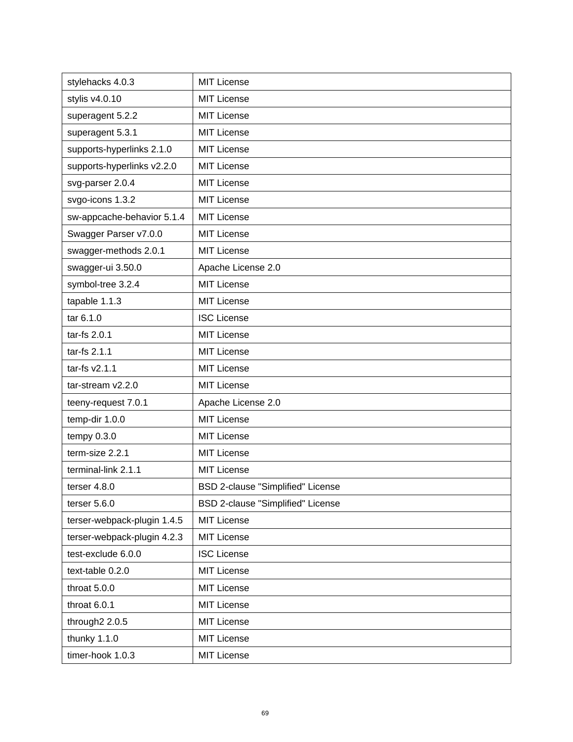| stylehacks 4.0.3 | MIT License |
|---|---|
| stylis v4.0.10 | MIT License |
| superagent 5.2.2 | MIT License |
| superagent 5.3.1 | MIT License |
| supports-hyperlinks 2.1.0 | MIT License |
| supports-hyperlinks v2.2.0 | MIT License |
| svg-parser 2.0.4 | MIT License |
| svgo-icons 1.3.2 | MIT License |
| sw-appcache-behavior 5.1.4 | MIT License |
| Swagger Parser v7.0.0 | MIT License |
| swagger-methods 2.0.1 | MIT License |
| swagger-ui 3.50.0 | Apache License 2.0 |
| symbol-tree 3.2.4 | MIT License |
| tapable 1.1.3 | MIT License |
| tar 6.1.0 | ISC License |
| tar-fs 2.0.1 | MIT License |
| tar-fs 2.1.1 | MIT License |
| tar-fs v2.1.1 | MIT License |
| tar-stream v2.2.0 | MIT License |
| teeny-request 7.0.1 | Apache License 2.0 |
| temp-dir 1.0.0 | MIT License |
| tempy 0.3.0 | MIT License |
| term-size 2.2.1 | MIT License |
| terminal-link 2.1.1 | MIT License |
| terser 4.8.0 | BSD 2-clause "Simplified" License |
| terser 5.6.0 | BSD 2-clause "Simplified" License |
| terser-webpack-plugin 1.4.5 | MIT License |
| terser-webpack-plugin 4.2.3 | MIT License |
| test-exclude 6.0.0 | ISC License |
| text-table 0.2.0 | MIT License |
| throat 5.0.0 | MIT License |
| throat 6.0.1 | MIT License |
| through2 2.0.5 | MIT License |
| thunky 1.1.0 | MIT License |
| timer-hook 1.0.3 | MIT License |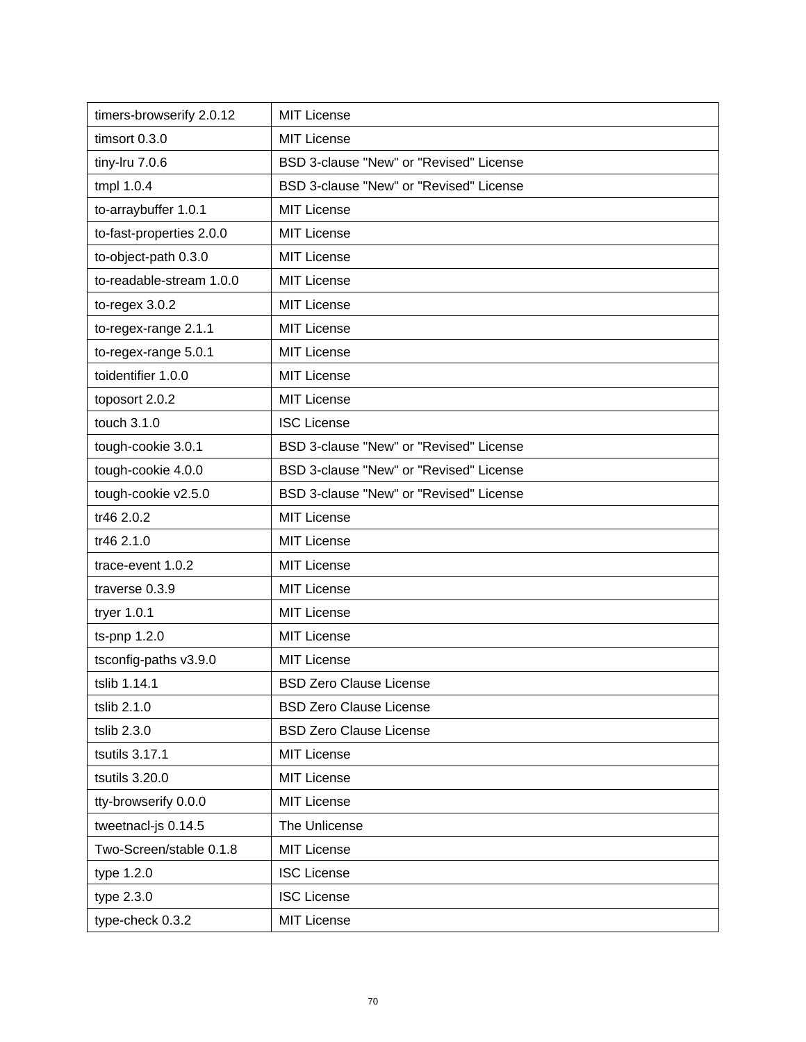| timers-browserify 2.0.12 | MIT License |
|---|---|
| timsort 0.3.0 | MIT License |
| tiny-lru 7.0.6 | BSD 3-clause "New" or "Revised" License |
| tmpl 1.0.4 | BSD 3-clause "New" or "Revised" License |
| to-arraybuffer 1.0.1 | MIT License |
| to-fast-properties 2.0.0 | MIT License |
| to-object-path 0.3.0 | MIT License |
| to-readable-stream 1.0.0 | MIT License |
| to-regex 3.0.2 | MIT License |
| to-regex-range 2.1.1 | MIT License |
| to-regex-range 5.0.1 | MIT License |
| toidentifier 1.0.0 | MIT License |
| toposort 2.0.2 | MIT License |
| touch 3.1.0 | ISC License |
| tough-cookie 3.0.1 | BSD 3-clause "New" or "Revised" License |
| tough-cookie 4.0.0 | BSD 3-clause "New" or "Revised" License |
| tough-cookie v2.5.0 | BSD 3-clause "New" or "Revised" License |
| tr46 2.0.2 | MIT License |
| tr46 2.1.0 | MIT License |
| trace-event 1.0.2 | MIT License |
| traverse 0.3.9 | MIT License |
| tryer 1.0.1 | MIT License |
| ts-pnp 1.2.0 | MIT License |
| tsconfig-paths v3.9.0 | MIT License |
| tslib 1.14.1 | BSD Zero Clause License |
| tslib 2.1.0 | BSD Zero Clause License |
| tslib 2.3.0 | BSD Zero Clause License |
| tsutils 3.17.1 | MIT License |
| tsutils 3.20.0 | MIT License |
| tty-browserify 0.0.0 | MIT License |
| tweetnacl-js 0.14.5 | The Unlicense |
| Two-Screen/stable 0.1.8 | MIT License |
| type 1.2.0 | ISC License |
| type 2.3.0 | ISC License |
| type-check 0.3.2 | MIT License |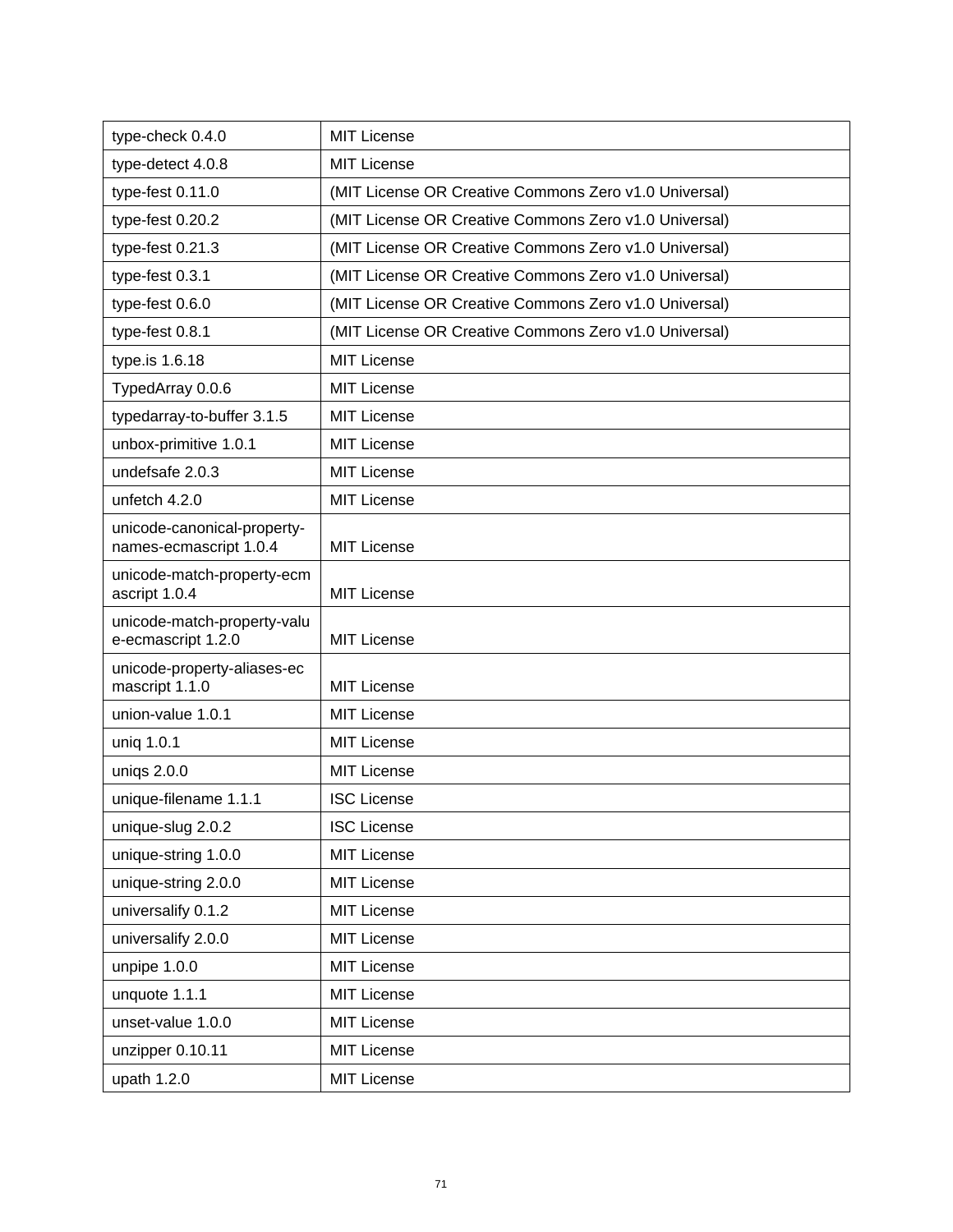| | |
|---|---|
| type-check 0.4.0 | MIT License |
| type-detect 4.0.8 | MIT License |
| type-fest 0.11.0 | (MIT License OR Creative Commons Zero v1.0 Universal) |
| type-fest 0.20.2 | (MIT License OR Creative Commons Zero v1.0 Universal) |
| type-fest 0.21.3 | (MIT License OR Creative Commons Zero v1.0 Universal) |
| type-fest 0.3.1 | (MIT License OR Creative Commons Zero v1.0 Universal) |
| type-fest 0.6.0 | (MIT License OR Creative Commons Zero v1.0 Universal) |
| type-fest 0.8.1 | (MIT License OR Creative Commons Zero v1.0 Universal) |
| type.is 1.6.18 | MIT License |
| TypedArray 0.0.6 | MIT License |
| typedarray-to-buffer 3.1.5 | MIT License |
| unbox-primitive 1.0.1 | MIT License |
| undefsafe 2.0.3 | MIT License |
| unfetch 4.2.0 | MIT License |
| unicode-canonical-property-names-ecmascript 1.0.4 | MIT License |
| unicode-match-property-ecmascript 1.0.4 | MIT License |
| unicode-match-property-value-ecmascript 1.2.0 | MIT License |
| unicode-property-aliases-ecmascript 1.1.0 | MIT License |
| union-value 1.0.1 | MIT License |
| uniq 1.0.1 | MIT License |
| uniqs 2.0.0 | MIT License |
| unique-filename 1.1.1 | ISC License |
| unique-slug 2.0.2 | ISC License |
| unique-string 1.0.0 | MIT License |
| unique-string 2.0.0 | MIT License |
| universalify 0.1.2 | MIT License |
| universalify 2.0.0 | MIT License |
| unpipe 1.0.0 | MIT License |
| unquote 1.1.1 | MIT License |
| unset-value 1.0.0 | MIT License |
| unzipper 0.10.11 | MIT License |
| upath 1.2.0 | MIT License |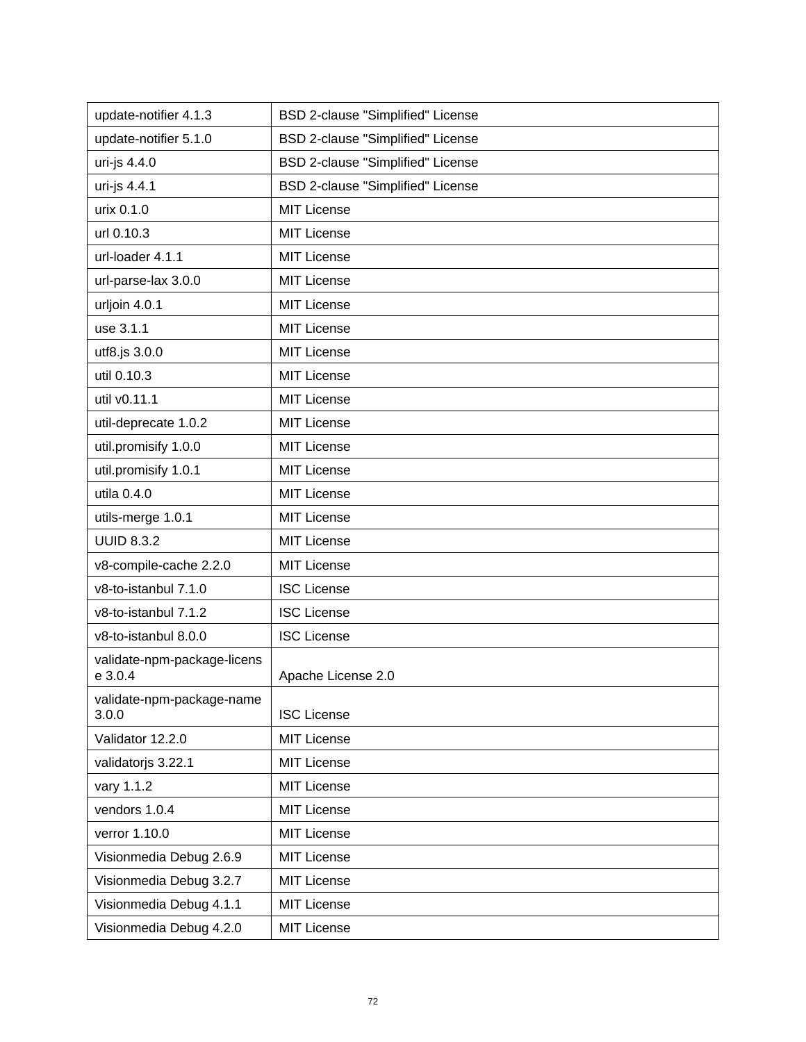| update-notifier 4.1.3 | BSD 2-clause "Simplified" License |
|---|---|
| update-notifier 5.1.0 | BSD 2-clause "Simplified" License |
| uri-js 4.4.0 | BSD 2-clause "Simplified" License |
| uri-js 4.4.1 | BSD 2-clause "Simplified" License |
| urix 0.1.0 | MIT License |
| url 0.10.3 | MIT License |
| url-loader 4.1.1 | MIT License |
| url-parse-lax 3.0.0 | MIT License |
| urljoin 4.0.1 | MIT License |
| use 3.1.1 | MIT License |
| utf8.js 3.0.0 | MIT License |
| util 0.10.3 | MIT License |
| util v0.11.1 | MIT License |
| util-deprecate 1.0.2 | MIT License |
| util.promisify 1.0.0 | MIT License |
| util.promisify 1.0.1 | MIT License |
| utila 0.4.0 | MIT License |
| utils-merge 1.0.1 | MIT License |
| UUID 8.3.2 | MIT License |
| v8-compile-cache 2.2.0 | MIT License |
| v8-to-istanbul 7.1.0 | ISC License |
| v8-to-istanbul 7.1.2 | ISC License |
| v8-to-istanbul 8.0.0 | ISC License |
| validate-npm-package-license 3.0.4 | Apache License 2.0 |
| validate-npm-package-name 3.0.0 | ISC License |
| Validator 12.2.0 | MIT License |
| validatorjs 3.22.1 | MIT License |
| vary 1.1.2 | MIT License |
| vendors 1.0.4 | MIT License |
| verror 1.10.0 | MIT License |
| Visionmedia Debug 2.6.9 | MIT License |
| Visionmedia Debug 3.2.7 | MIT License |
| Visionmedia Debug 4.1.1 | MIT License |
| Visionmedia Debug 4.2.0 | MIT License |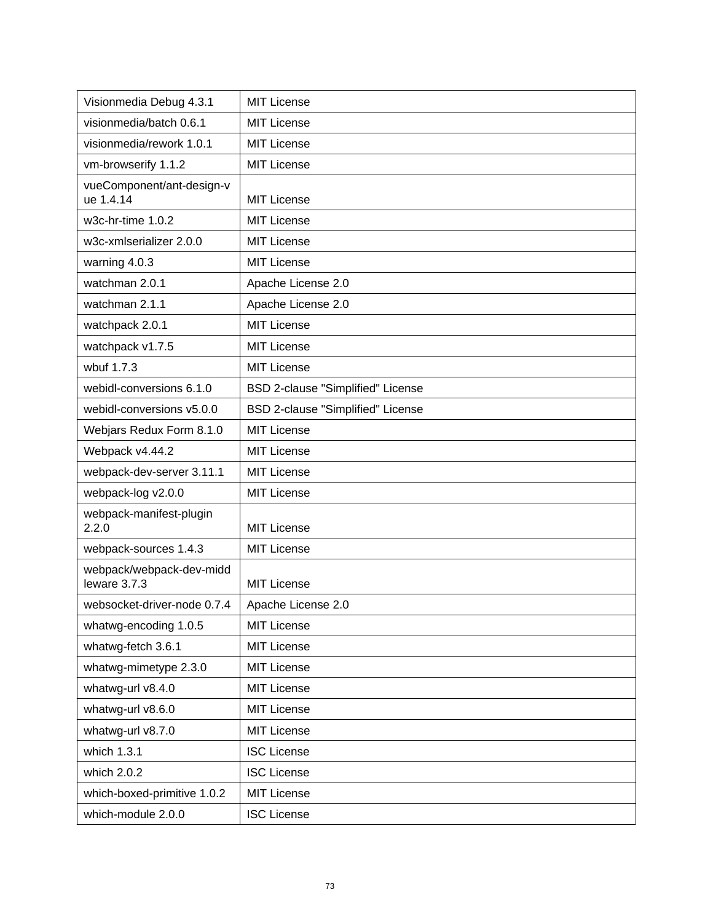| Visionmedia Debug 4.3.1 | MIT License |
| --- | --- |
| visionmedia/batch 0.6.1 | MIT License |
| visionmedia/rework 1.0.1 | MIT License |
| vm-browserify 1.1.2 | MIT License |
| vueComponent/ant-design-vue 1.4.14 | MIT License |
| w3c-hr-time 1.0.2 | MIT License |
| w3c-xmlserializer 2.0.0 | MIT License |
| warning 4.0.3 | MIT License |
| watchman 2.0.1 | Apache License 2.0 |
| watchman 2.1.1 | Apache License 2.0 |
| watchpack 2.0.1 | MIT License |
| watchpack v1.7.5 | MIT License |
| wbuf 1.7.3 | MIT License |
| webidl-conversions 6.1.0 | BSD 2-clause "Simplified" License |
| webidl-conversions v5.0.0 | BSD 2-clause "Simplified" License |
| Webjars Redux Form 8.1.0 | MIT License |
| Webpack v4.44.2 | MIT License |
| webpack-dev-server 3.11.1 | MIT License |
| webpack-log v2.0.0 | MIT License |
| webpack-manifest-plugin 2.2.0 | MIT License |
| webpack-sources 1.4.3 | MIT License |
| webpack/webpack-dev-middleware 3.7.3 | MIT License |
| websocket-driver-node 0.7.4 | Apache License 2.0 |
| whatwg-encoding 1.0.5 | MIT License |
| whatwg-fetch 3.6.1 | MIT License |
| whatwg-mimetype 2.3.0 | MIT License |
| whatwg-url v8.4.0 | MIT License |
| whatwg-url v8.6.0 | MIT License |
| whatwg-url v8.7.0 | MIT License |
| which 1.3.1 | ISC License |
| which 2.0.2 | ISC License |
| which-boxed-primitive 1.0.2 | MIT License |
| which-module 2.0.0 | ISC License |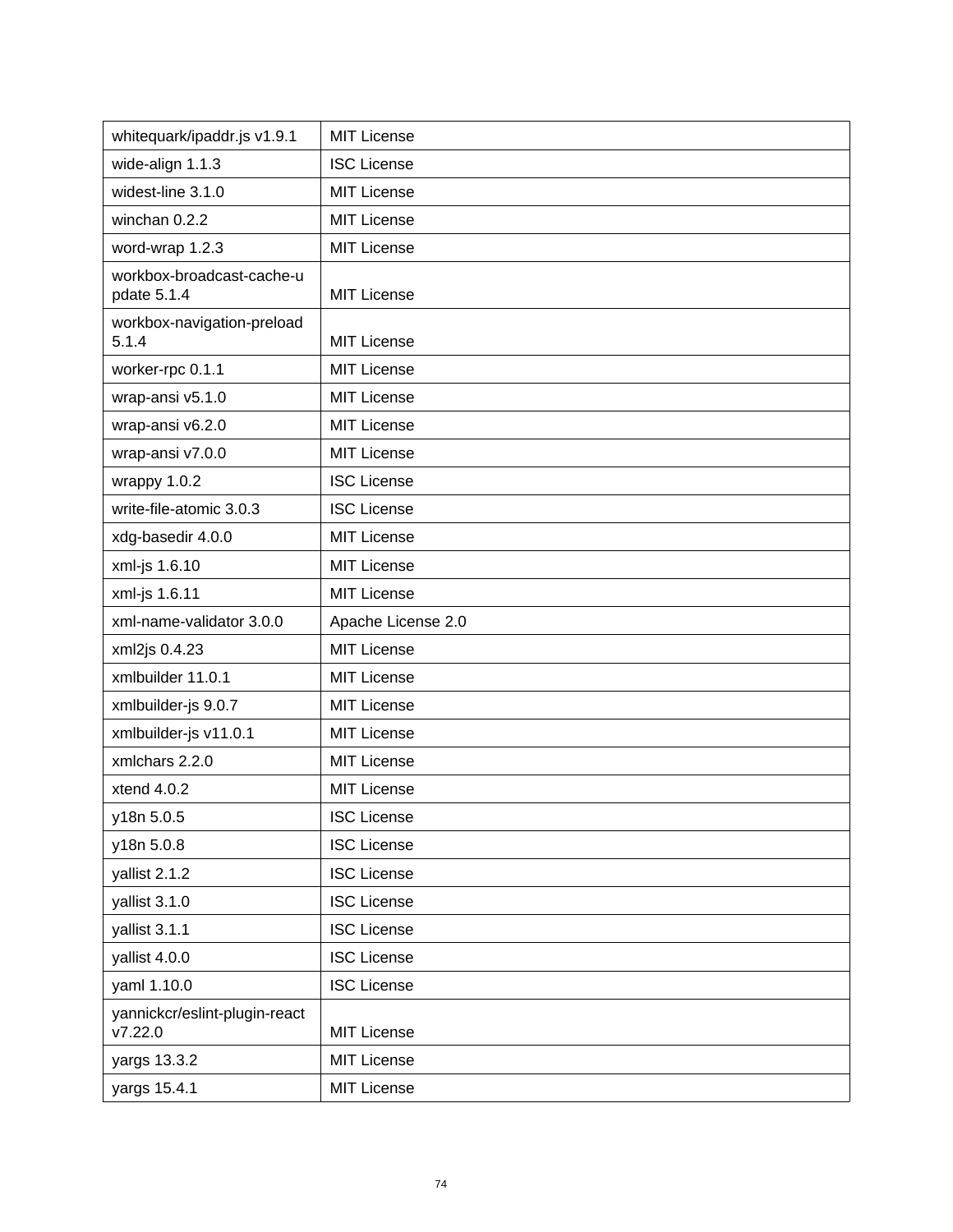| whitequark/ipaddr.js v1.9.1 | MIT License |
|---|---|
| wide-align 1.1.3 | ISC License |
| widest-line 3.1.0 | MIT License |
| winchan 0.2.2 | MIT License |
| word-wrap 1.2.3 | MIT License |
| workbox-broadcast-cache-update 5.1.4 | MIT License |
| workbox-navigation-preload 5.1.4 | MIT License |
| worker-rpc 0.1.1 | MIT License |
| wrap-ansi v5.1.0 | MIT License |
| wrap-ansi v6.2.0 | MIT License |
| wrap-ansi v7.0.0 | MIT License |
| wrappy 1.0.2 | ISC License |
| write-file-atomic 3.0.3 | ISC License |
| xdg-basedir 4.0.0 | MIT License |
| xml-js 1.6.10 | MIT License |
| xml-js 1.6.11 | MIT License |
| xml-name-validator 3.0.0 | Apache License 2.0 |
| xml2js 0.4.23 | MIT License |
| xmlbuilder 11.0.1 | MIT License |
| xmlbuilder-js 9.0.7 | MIT License |
| xmlbuilder-js v11.0.1 | MIT License |
| xmlchars 2.2.0 | MIT License |
| xtend 4.0.2 | MIT License |
| y18n 5.0.5 | ISC License |
| y18n 5.0.8 | ISC License |
| yallist 2.1.2 | ISC License |
| yallist 3.1.0 | ISC License |
| yallist 3.1.1 | ISC License |
| yallist 4.0.0 | ISC License |
| yaml 1.10.0 | ISC License |
| yannickcr/eslint-plugin-react v7.22.0 | MIT License |
| yargs 13.3.2 | MIT License |
| yargs 15.4.1 | MIT License |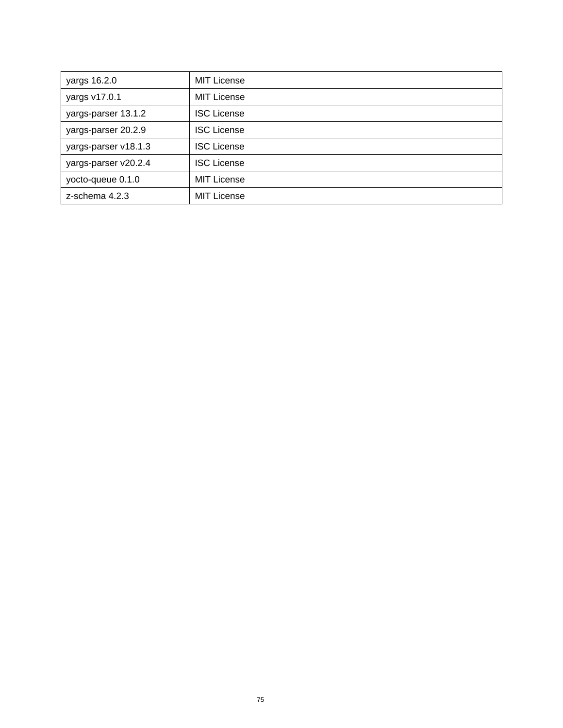| yargs 16.2.0 | MIT License |
| --- | --- |
| yargs v17.0.1 | MIT License |
| yargs-parser 13.1.2 | ISC License |
| yargs-parser 20.2.9 | ISC License |
| yargs-parser v18.1.3 | ISC License |
| yargs-parser v20.2.4 | ISC License |
| yocto-queue 0.1.0 | MIT License |
| z-schema 4.2.3 | MIT License |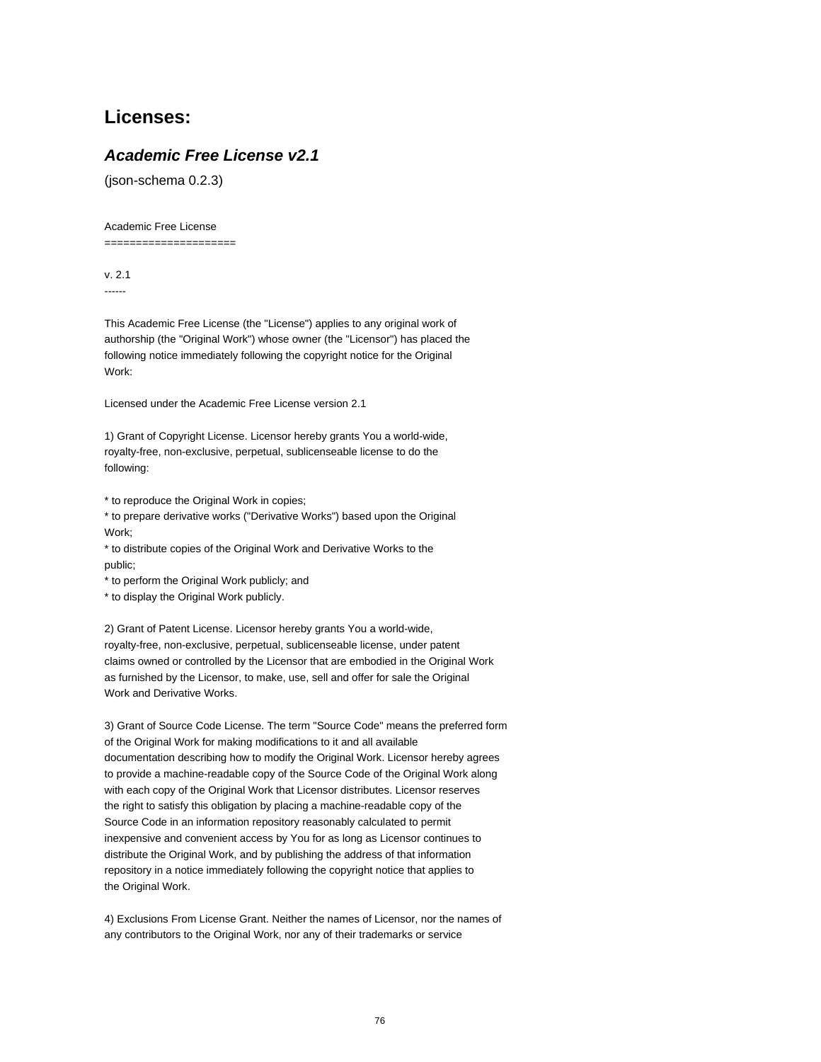## Licenses:

### *Academic Free License v2.1*

(json-schema 0.2.3)

Academic Free License
=====================

v. 2.1
------

This Academic Free License (the "License") applies to any original work of authorship (the "Original Work") whose owner (the "Licensor") has placed the following notice immediately following the copyright notice for the Original Work:

Licensed under the Academic Free License version 2.1

1) Grant of Copyright License. Licensor hereby grants You a world-wide, royalty-free, non-exclusive, perpetual, sublicenseable license to do the following:

* to reproduce the Original Work in copies;
* to prepare derivative works ("Derivative Works") based upon the Original Work;
* to distribute copies of the Original Work and Derivative Works to the public;
* to perform the Original Work publicly; and
* to display the Original Work publicly.

2) Grant of Patent License. Licensor hereby grants You a world-wide, royalty-free, non-exclusive, perpetual, sublicenseable license, under patent claims owned or controlled by the Licensor that are embodied in the Original Work as furnished by the Licensor, to make, use, sell and offer for sale the Original Work and Derivative Works.

3) Grant of Source Code License. The term "Source Code" means the preferred form of the Original Work for making modifications to it and all available documentation describing how to modify the Original Work. Licensor hereby agrees to provide a machine-readable copy of the Source Code of the Original Work along with each copy of the Original Work that Licensor distributes. Licensor reserves the right to satisfy this obligation by placing a machine-readable copy of the Source Code in an information repository reasonably calculated to permit inexpensive and convenient access by You for as long as Licensor continues to distribute the Original Work, and by publishing the address of that information repository in a notice immediately following the copyright notice that applies to the Original Work.

4) Exclusions From License Grant. Neither the names of Licensor, nor the names of any contributors to the Original Work, nor any of their trademarks or service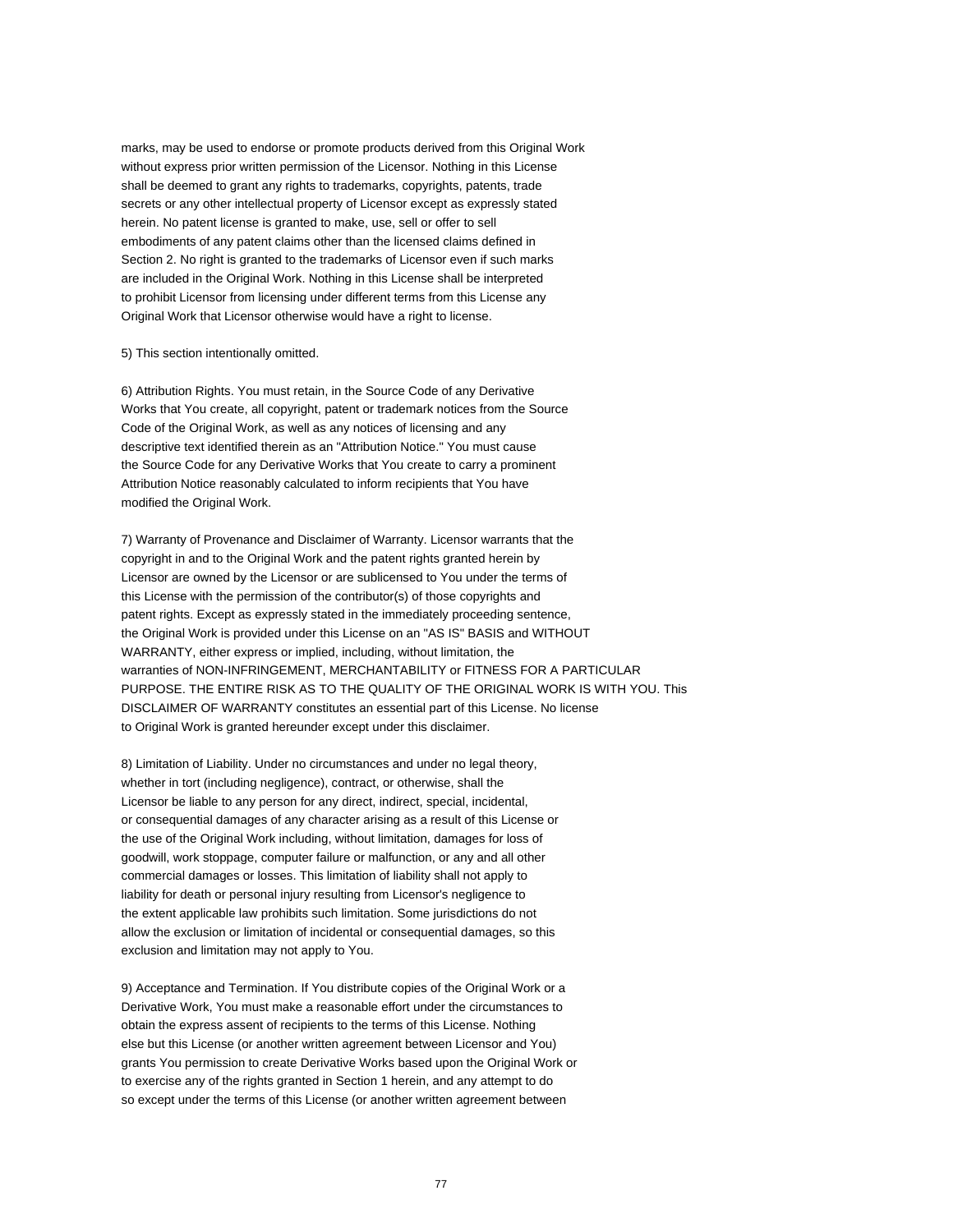marks, may be used to endorse or promote products derived from this Original Work without express prior written permission of the Licensor. Nothing in this License shall be deemed to grant any rights to trademarks, copyrights, patents, trade secrets or any other intellectual property of Licensor except as expressly stated herein. No patent license is granted to make, use, sell or offer to sell embodiments of any patent claims other than the licensed claims defined in Section 2. No right is granted to the trademarks of Licensor even if such marks are included in the Original Work. Nothing in this License shall be interpreted to prohibit Licensor from licensing under different terms from this License any Original Work that Licensor otherwise would have a right to license.

5) This section intentionally omitted.

6) Attribution Rights. You must retain, in the Source Code of any Derivative Works that You create, all copyright, patent or trademark notices from the Source Code of the Original Work, as well as any notices of licensing and any descriptive text identified therein as an "Attribution Notice." You must cause the Source Code for any Derivative Works that You create to carry a prominent Attribution Notice reasonably calculated to inform recipients that You have modified the Original Work.

7) Warranty of Provenance and Disclaimer of Warranty. Licensor warrants that the copyright in and to the Original Work and the patent rights granted herein by Licensor are owned by the Licensor or are sublicensed to You under the terms of this License with the permission of the contributor(s) of those copyrights and patent rights. Except as expressly stated in the immediately proceeding sentence, the Original Work is provided under this License on an "AS IS" BASIS and WITHOUT WARRANTY, either express or implied, including, without limitation, the warranties of NON-INFRINGEMENT, MERCHANTABILITY or FITNESS FOR A PARTICULAR PURPOSE. THE ENTIRE RISK AS TO THE QUALITY OF THE ORIGINAL WORK IS WITH YOU. This DISCLAIMER OF WARRANTY constitutes an essential part of this License. No license to Original Work is granted hereunder except under this disclaimer.

8) Limitation of Liability. Under no circumstances and under no legal theory, whether in tort (including negligence), contract, or otherwise, shall the Licensor be liable to any person for any direct, indirect, special, incidental, or consequential damages of any character arising as a result of this License or the use of the Original Work including, without limitation, damages for loss of goodwill, work stoppage, computer failure or malfunction, or any and all other commercial damages or losses. This limitation of liability shall not apply to liability for death or personal injury resulting from Licensor's negligence to the extent applicable law prohibits such limitation. Some jurisdictions do not allow the exclusion or limitation of incidental or consequential damages, so this exclusion and limitation may not apply to You.

9) Acceptance and Termination. If You distribute copies of the Original Work or a Derivative Work, You must make a reasonable effort under the circumstances to obtain the express assent of recipients to the terms of this License. Nothing else but this License (or another written agreement between Licensor and You) grants You permission to create Derivative Works based upon the Original Work or to exercise any of the rights granted in Section 1 herein, and any attempt to do so except under the terms of this License (or another written agreement between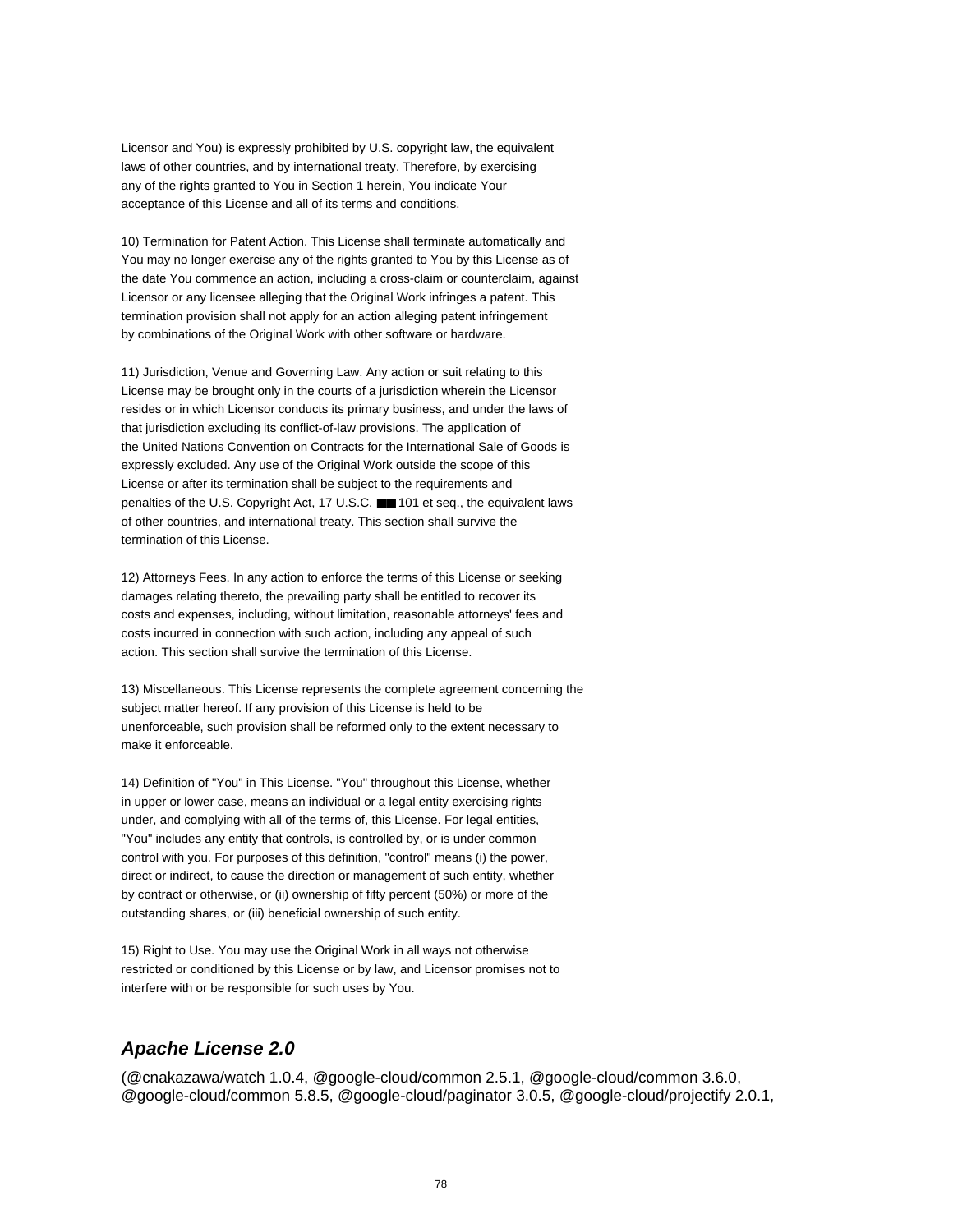Licensor and You) is expressly prohibited by U.S. copyright law, the equivalent
laws of other countries, and by international treaty. Therefore, by exercising
any of the rights granted to You in Section 1 herein, You indicate Your
acceptance of this License and all of its terms and conditions.

10) Termination for Patent Action. This License shall terminate automatically and
You may no longer exercise any of the rights granted to You by this License as of
the date You commence an action, including a cross-claim or counterclaim, against
Licensor or any licensee alleging that the Original Work infringes a patent. This
termination provision shall not apply for an action alleging patent infringement
by combinations of the Original Work with other software or hardware.

11) Jurisdiction, Venue and Governing Law. Any action or suit relating to this
License may be brought only in the courts of a jurisdiction wherein the Licensor
resides or in which Licensor conducts its primary business, and under the laws of
that jurisdiction excluding its conflict-of-law provisions. The application of
the United Nations Convention on Contracts for the International Sale of Goods is
expressly excluded. Any use of the Original Work outside the scope of this
License or after its termination shall be subject to the requirements and
penalties of the U.S. Copyright Act, 17 U.S.C. ■■ 101 et seq., the equivalent laws
of other countries, and international treaty. This section shall survive the
termination of this License.

12) Attorneys Fees. In any action to enforce the terms of this License or seeking
damages relating thereto, the prevailing party shall be entitled to recover its
costs and expenses, including, without limitation, reasonable attorneys' fees and
costs incurred in connection with such action, including any appeal of such
action. This section shall survive the termination of this License.

13) Miscellaneous. This License represents the complete agreement concerning the
subject matter hereof. If any provision of this License is held to be
unenforceable, such provision shall be reformed only to the extent necessary to
make it enforceable.

14) Definition of "You" in This License. "You" throughout this License, whether
in upper or lower case, means an individual or a legal entity exercising rights
under, and complying with all of the terms of, this License. For legal entities,
"You" includes any entity that controls, is controlled by, or is under common
control with you. For purposes of this definition, "control" means (i) the power,
direct or indirect, to cause the direction or management of such entity, whether
by contract or otherwise, or (ii) ownership of fifty percent (50%) or more of the
outstanding shares, or (iii) beneficial ownership of such entity.

15) Right to Use. You may use the Original Work in all ways not otherwise
restricted or conditioned by this License or by law, and Licensor promises not to
interfere with or be responsible for such uses by You.

## *Apache License 2.0*

(@cnakazawa/watch 1.0.4, @google-cloud/common 2.5.1, @google-cloud/common 3.6.0,
@google-cloud/common 5.8.5, @google-cloud/paginator 3.0.5, @google-cloud/projectify 2.0.1,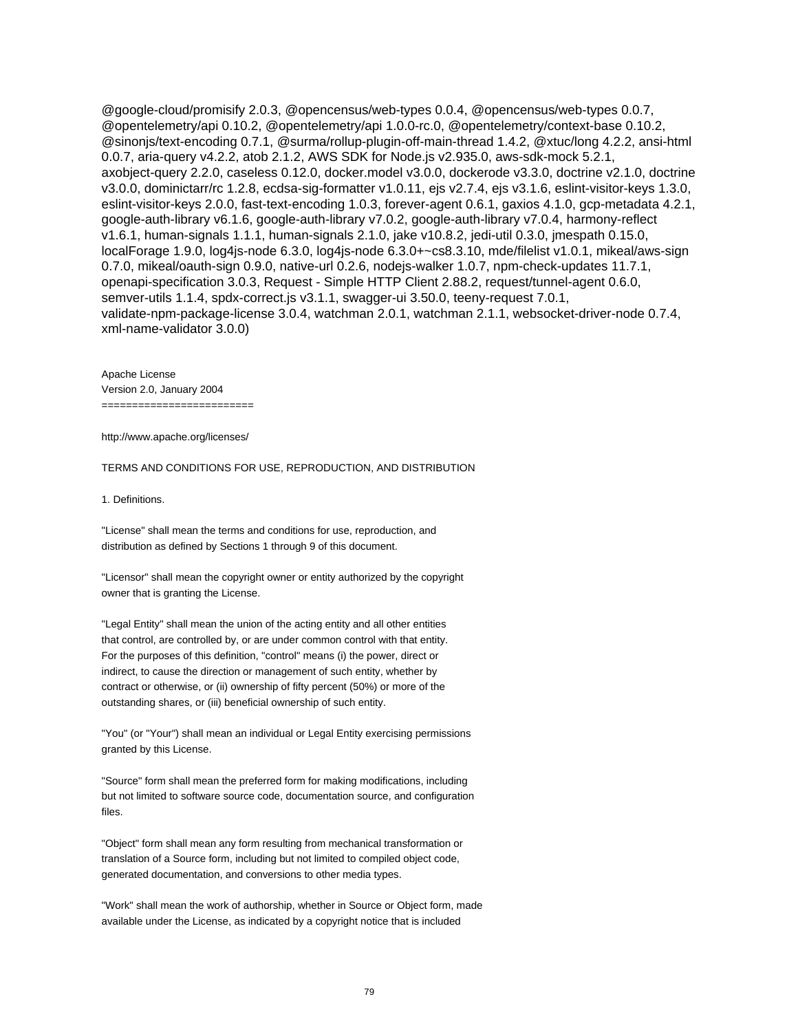@google-cloud/promisify 2.0.3, @opencensus/web-types 0.0.4, @opencensus/web-types 0.0.7, @opentelemetry/api 0.10.2, @opentelemetry/api 1.0.0-rc.0, @opentelemetry/context-base 0.10.2, @sinonjs/text-encoding 0.7.1, @surma/rollup-plugin-off-main-thread 1.4.2, @xtuc/long 4.2.2, ansi-html 0.0.7, aria-query v4.2.2, atob 2.1.2, AWS SDK for Node.js v2.935.0, aws-sdk-mock 5.2.1, axobject-query 2.2.0, caseless 0.12.0, docker.model v3.0.0, dockerode v3.3.0, doctrine v2.1.0, doctrine v3.0.0, dominictarr/rc 1.2.8, ecdsa-sig-formatter v1.0.11, ejs v2.7.4, ejs v3.1.6, eslint-visitor-keys 1.3.0, eslint-visitor-keys 2.0.0, fast-text-encoding 1.0.3, forever-agent 0.6.1, gaxios 4.1.0, gcp-metadata 4.2.1, google-auth-library v6.1.6, google-auth-library v7.0.2, google-auth-library v7.0.4, harmony-reflect v1.6.1, human-signals 1.1.1, human-signals 2.1.0, jake v10.8.2, jedi-util 0.3.0, jmespath 0.15.0, localForage 1.9.0, log4js-node 6.3.0, log4js-node 6.3.0+~cs8.3.10, mde/filelist v1.0.1, mikeal/aws-sign 0.7.0, mikeal/oauth-sign 0.9.0, native-url 0.2.6, nodejs-walker 1.0.7, npm-check-updates 11.7.1, openapi-specification 3.0.3, Request - Simple HTTP Client 2.88.2, request/tunnel-agent 0.6.0, semver-utils 1.1.4, spdx-correct.js v3.1.1, swagger-ui 3.50.0, teeny-request 7.0.1, validate-npm-package-license 3.0.4, watchman 2.0.1, watchman 2.1.1, websocket-driver-node 0.7.4, xml-name-validator 3.0.0)

Apache License
Version 2.0, January 2004
========================

http://www.apache.org/licenses/

TERMS AND CONDITIONS FOR USE, REPRODUCTION, AND DISTRIBUTION

1. Definitions.

"License" shall mean the terms and conditions for use, reproduction, and distribution as defined by Sections 1 through 9 of this document.

"Licensor" shall mean the copyright owner or entity authorized by the copyright owner that is granting the License.

"Legal Entity" shall mean the union of the acting entity and all other entities that control, are controlled by, or are under common control with that entity. For the purposes of this definition, "control" means (i) the power, direct or indirect, to cause the direction or management of such entity, whether by contract or otherwise, or (ii) ownership of fifty percent (50%) or more of the outstanding shares, or (iii) beneficial ownership of such entity.

"You" (or "Your") shall mean an individual or Legal Entity exercising permissions granted by this License.

"Source" form shall mean the preferred form for making modifications, including but not limited to software source code, documentation source, and configuration files.

"Object" form shall mean any form resulting from mechanical transformation or translation of a Source form, including but not limited to compiled object code, generated documentation, and conversions to other media types.

"Work" shall mean the work of authorship, whether in Source or Object form, made available under the License, as indicated by a copyright notice that is included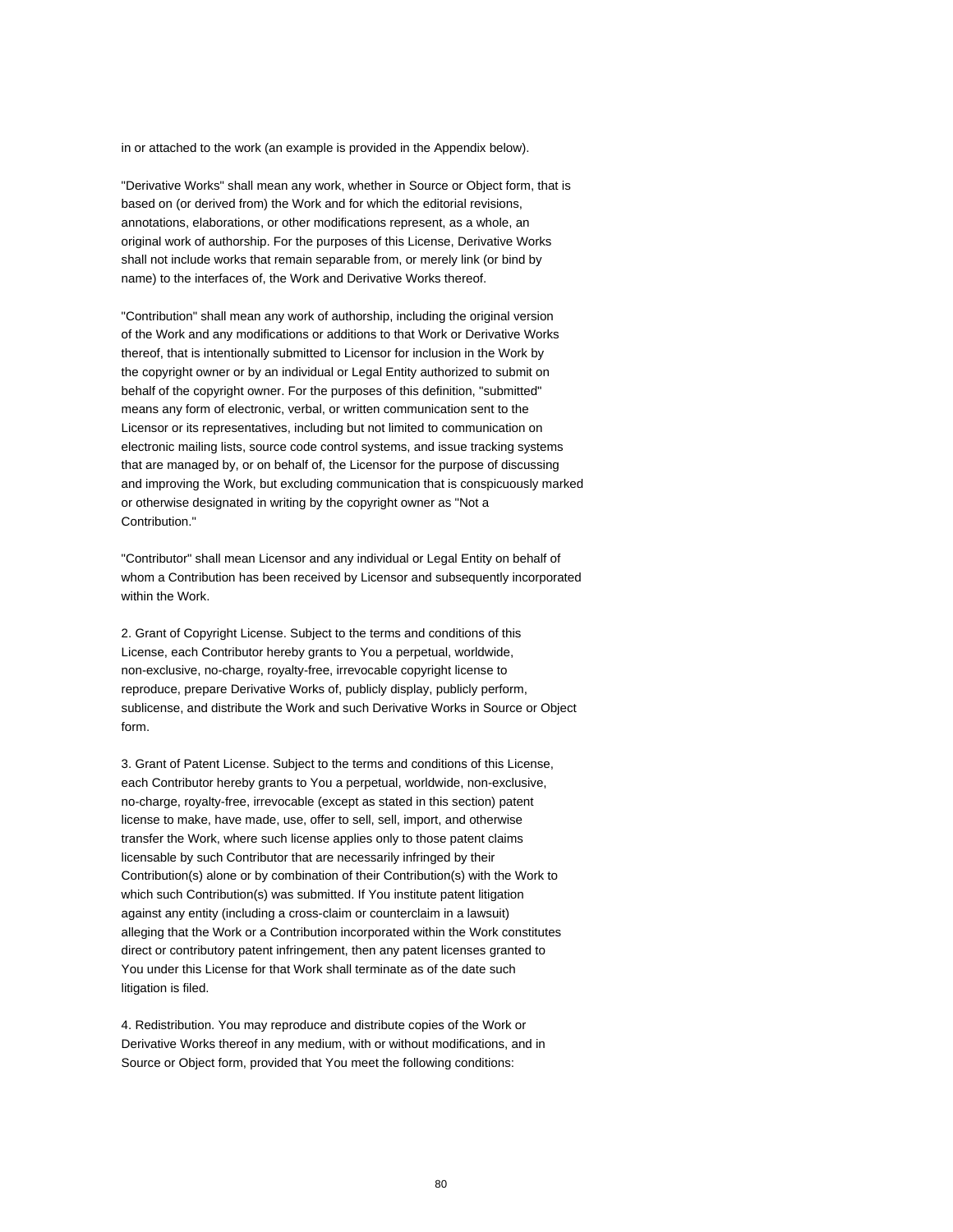in or attached to the work (an example is provided in the Appendix below).

"Derivative Works" shall mean any work, whether in Source or Object form, that is based on (or derived from) the Work and for which the editorial revisions, annotations, elaborations, or other modifications represent, as a whole, an original work of authorship. For the purposes of this License, Derivative Works shall not include works that remain separable from, or merely link (or bind by name) to the interfaces of, the Work and Derivative Works thereof.

"Contribution" shall mean any work of authorship, including the original version of the Work and any modifications or additions to that Work or Derivative Works thereof, that is intentionally submitted to Licensor for inclusion in the Work by the copyright owner or by an individual or Legal Entity authorized to submit on behalf of the copyright owner. For the purposes of this definition, "submitted" means any form of electronic, verbal, or written communication sent to the Licensor or its representatives, including but not limited to communication on electronic mailing lists, source code control systems, and issue tracking systems that are managed by, or on behalf of, the Licensor for the purpose of discussing and improving the Work, but excluding communication that is conspicuously marked or otherwise designated in writing by the copyright owner as "Not a Contribution."

"Contributor" shall mean Licensor and any individual or Legal Entity on behalf of whom a Contribution has been received by Licensor and subsequently incorporated within the Work.

2. Grant of Copyright License. Subject to the terms and conditions of this License, each Contributor hereby grants to You a perpetual, worldwide, non-exclusive, no-charge, royalty-free, irrevocable copyright license to reproduce, prepare Derivative Works of, publicly display, publicly perform, sublicense, and distribute the Work and such Derivative Works in Source or Object form.

3. Grant of Patent License. Subject to the terms and conditions of this License, each Contributor hereby grants to You a perpetual, worldwide, non-exclusive, no-charge, royalty-free, irrevocable (except as stated in this section) patent license to make, have made, use, offer to sell, sell, import, and otherwise transfer the Work, where such license applies only to those patent claims licensable by such Contributor that are necessarily infringed by their Contribution(s) alone or by combination of their Contribution(s) with the Work to which such Contribution(s) was submitted. If You institute patent litigation against any entity (including a cross-claim or counterclaim in a lawsuit) alleging that the Work or a Contribution incorporated within the Work constitutes direct or contributory patent infringement, then any patent licenses granted to You under this License for that Work shall terminate as of the date such litigation is filed.

4. Redistribution. You may reproduce and distribute copies of the Work or Derivative Works thereof in any medium, with or without modifications, and in Source or Object form, provided that You meet the following conditions: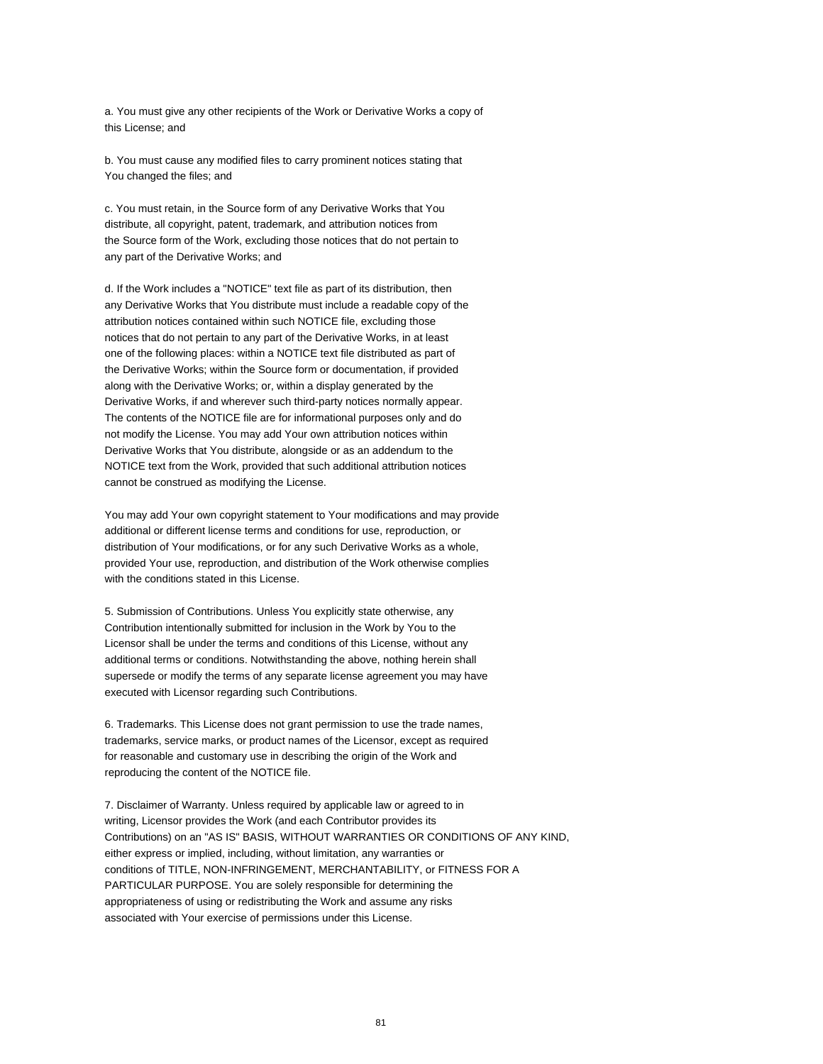a. You must give any other recipients of the Work or Derivative Works a copy of this License; and

b. You must cause any modified files to carry prominent notices stating that You changed the files; and

c. You must retain, in the Source form of any Derivative Works that You distribute, all copyright, patent, trademark, and attribution notices from the Source form of the Work, excluding those notices that do not pertain to any part of the Derivative Works; and

d. If the Work includes a "NOTICE" text file as part of its distribution, then any Derivative Works that You distribute must include a readable copy of the attribution notices contained within such NOTICE file, excluding those notices that do not pertain to any part of the Derivative Works, in at least one of the following places: within a NOTICE text file distributed as part of the Derivative Works; within the Source form or documentation, if provided along with the Derivative Works; or, within a display generated by the Derivative Works, if and wherever such third-party notices normally appear. The contents of the NOTICE file are for informational purposes only and do not modify the License. You may add Your own attribution notices within Derivative Works that You distribute, alongside or as an addendum to the NOTICE text from the Work, provided that such additional attribution notices cannot be construed as modifying the License.

You may add Your own copyright statement to Your modifications and may provide additional or different license terms and conditions for use, reproduction, or distribution of Your modifications, or for any such Derivative Works as a whole, provided Your use, reproduction, and distribution of the Work otherwise complies with the conditions stated in this License.

5. Submission of Contributions. Unless You explicitly state otherwise, any Contribution intentionally submitted for inclusion in the Work by You to the Licensor shall be under the terms and conditions of this License, without any additional terms or conditions. Notwithstanding the above, nothing herein shall supersede or modify the terms of any separate license agreement you may have executed with Licensor regarding such Contributions.

6. Trademarks. This License does not grant permission to use the trade names, trademarks, service marks, or product names of the Licensor, except as required for reasonable and customary use in describing the origin of the Work and reproducing the content of the NOTICE file.

7. Disclaimer of Warranty. Unless required by applicable law or agreed to in writing, Licensor provides the Work (and each Contributor provides its Contributions) on an "AS IS" BASIS, WITHOUT WARRANTIES OR CONDITIONS OF ANY KIND, either express or implied, including, without limitation, any warranties or conditions of TITLE, NON-INFRINGEMENT, MERCHANTABILITY, or FITNESS FOR A PARTICULAR PURPOSE. You are solely responsible for determining the appropriateness of using or redistributing the Work and assume any risks associated with Your exercise of permissions under this License.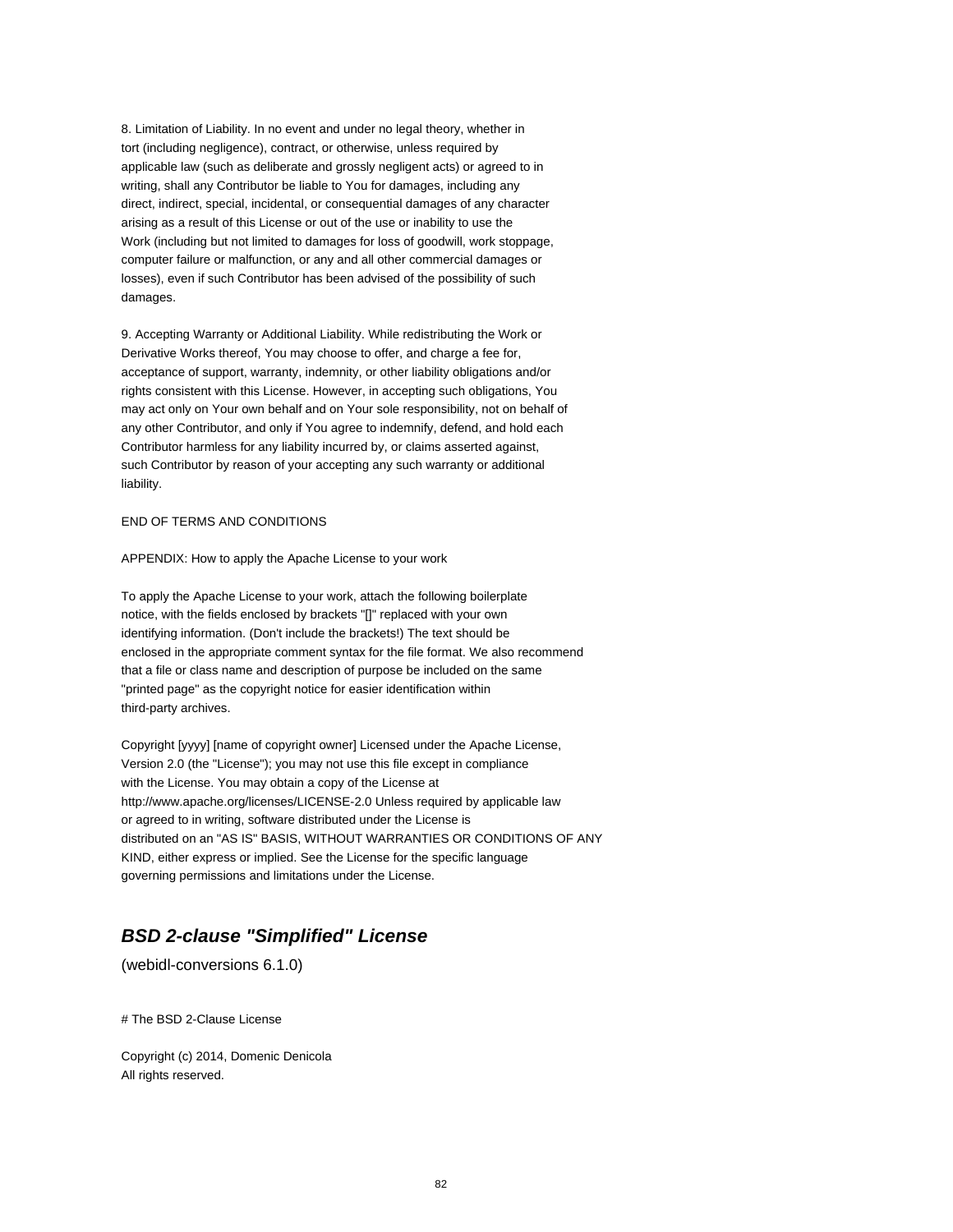8. Limitation of Liability. In no event and under no legal theory, whether in tort (including negligence), contract, or otherwise, unless required by applicable law (such as deliberate and grossly negligent acts) or agreed to in writing, shall any Contributor be liable to You for damages, including any direct, indirect, special, incidental, or consequential damages of any character arising as a result of this License or out of the use or inability to use the Work (including but not limited to damages for loss of goodwill, work stoppage, computer failure or malfunction, or any and all other commercial damages or losses), even if such Contributor has been advised of the possibility of such damages.

9. Accepting Warranty or Additional Liability. While redistributing the Work or Derivative Works thereof, You may choose to offer, and charge a fee for, acceptance of support, warranty, indemnity, or other liability obligations and/or rights consistent with this License. However, in accepting such obligations, You may act only on Your own behalf and on Your sole responsibility, not on behalf of any other Contributor, and only if You agree to indemnify, defend, and hold each Contributor harmless for any liability incurred by, or claims asserted against, such Contributor by reason of your accepting any such warranty or additional liability.

END OF TERMS AND CONDITIONS

APPENDIX: How to apply the Apache License to your work

To apply the Apache License to your work, attach the following boilerplate notice, with the fields enclosed by brackets "[]" replaced with your own identifying information. (Don't include the brackets!) The text should be enclosed in the appropriate comment syntax for the file format. We also recommend that a file or class name and description of purpose be included on the same "printed page" as the copyright notice for easier identification within third-party archives.

Copyright [yyyy] [name of copyright owner] Licensed under the Apache License, Version 2.0 (the "License"); you may not use this file except in compliance with the License. You may obtain a copy of the License at http://www.apache.org/licenses/LICENSE-2.0 Unless required by applicable law or agreed to in writing, software distributed under the License is distributed on an "AS IS" BASIS, WITHOUT WARRANTIES OR CONDITIONS OF ANY KIND, either express or implied. See the License for the specific language governing permissions and limitations under the License.

## ***BSD 2-clause "Simplified" License***

(webidl-conversions 6.1.0)

# The BSD 2-Clause License

Copyright (c) 2014, Domenic Denicola
All rights reserved.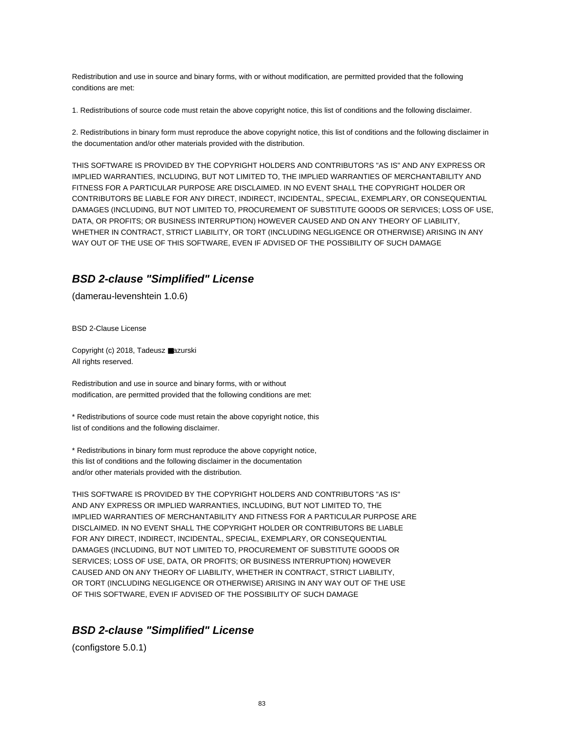Redistribution and use in source and binary forms, with or without modification, are permitted provided that the following conditions are met:

1. Redistributions of source code must retain the above copyright notice, this list of conditions and the following disclaimer.

2. Redistributions in binary form must reproduce the above copyright notice, this list of conditions and the following disclaimer in the documentation and/or other materials provided with the distribution.

THIS SOFTWARE IS PROVIDED BY THE COPYRIGHT HOLDERS AND CONTRIBUTORS "AS IS" AND ANY EXPRESS OR IMPLIED WARRANTIES, INCLUDING, BUT NOT LIMITED TO, THE IMPLIED WARRANTIES OF MERCHANTABILITY AND FITNESS FOR A PARTICULAR PURPOSE ARE DISCLAIMED. IN NO EVENT SHALL THE COPYRIGHT HOLDER OR CONTRIBUTORS BE LIABLE FOR ANY DIRECT, INDIRECT, INCIDENTAL, SPECIAL, EXEMPLARY, OR CONSEQUENTIAL DAMAGES (INCLUDING, BUT NOT LIMITED TO, PROCUREMENT OF SUBSTITUTE GOODS OR SERVICES; LOSS OF USE, DATA, OR PROFITS; OR BUSINESS INTERRUPTION) HOWEVER CAUSED AND ON ANY THEORY OF LIABILITY, WHETHER IN CONTRACT, STRICT LIABILITY, OR TORT (INCLUDING NEGLIGENCE OR OTHERWISE) ARISING IN ANY WAY OUT OF THE USE OF THIS SOFTWARE, EVEN IF ADVISED OF THE POSSIBILITY OF SUCH DAMAGE

## ***BSD 2-clause "Simplified" License***

(damerau-levenshtein 1.0.6)

BSD 2-Clause License

Copyright (c) 2018, Tadeusz ■azurski
All rights reserved.

Redistribution and use in source and binary forms, with or without
modification, are permitted provided that the following conditions are met:

* Redistributions of source code must retain the above copyright notice, this
list of conditions and the following disclaimer.

* Redistributions in binary form must reproduce the above copyright notice,
this list of conditions and the following disclaimer in the documentation
and/or other materials provided with the distribution.

THIS SOFTWARE IS PROVIDED BY THE COPYRIGHT HOLDERS AND CONTRIBUTORS "AS IS"
AND ANY EXPRESS OR IMPLIED WARRANTIES, INCLUDING, BUT NOT LIMITED TO, THE
IMPLIED WARRANTIES OF MERCHANTABILITY AND FITNESS FOR A PARTICULAR PURPOSE ARE
DISCLAIMED. IN NO EVENT SHALL THE COPYRIGHT HOLDER OR CONTRIBUTORS BE LIABLE
FOR ANY DIRECT, INDIRECT, INCIDENTAL, SPECIAL, EXEMPLARY, OR CONSEQUENTIAL
DAMAGES (INCLUDING, BUT NOT LIMITED TO, PROCUREMENT OF SUBSTITUTE GOODS OR
SERVICES; LOSS OF USE, DATA, OR PROFITS; OR BUSINESS INTERRUPTION) HOWEVER
CAUSED AND ON ANY THEORY OF LIABILITY, WHETHER IN CONTRACT, STRICT LIABILITY,
OR TORT (INCLUDING NEGLIGENCE OR OTHERWISE) ARISING IN ANY WAY OUT OF THE USE
OF THIS SOFTWARE, EVEN IF ADVISED OF THE POSSIBILITY OF SUCH DAMAGE

## ***BSD 2-clause "Simplified" License***

(configstore 5.0.1)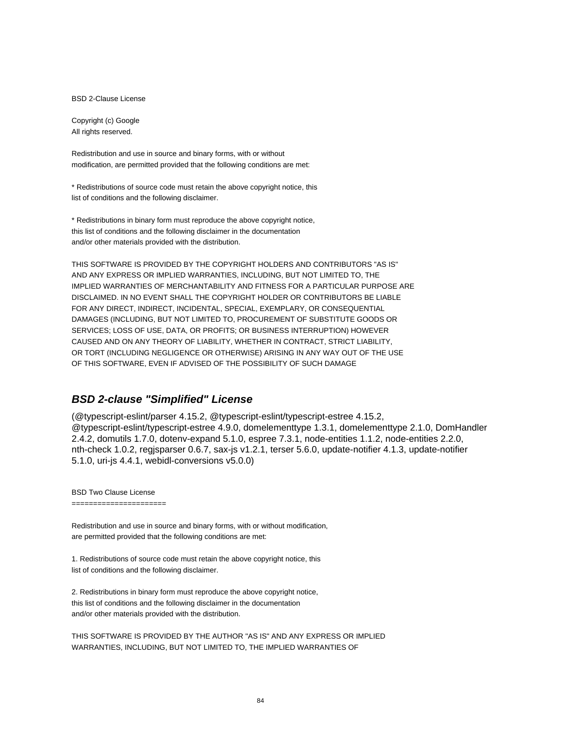BSD 2-Clause License

Copyright (c) Google
All rights reserved.

Redistribution and use in source and binary forms, with or without
modification, are permitted provided that the following conditions are met:

* Redistributions of source code must retain the above copyright notice, this
list of conditions and the following disclaimer.

* Redistributions in binary form must reproduce the above copyright notice,
this list of conditions and the following disclaimer in the documentation
and/or other materials provided with the distribution.

THIS SOFTWARE IS PROVIDED BY THE COPYRIGHT HOLDERS AND CONTRIBUTORS "AS IS"
AND ANY EXPRESS OR IMPLIED WARRANTIES, INCLUDING, BUT NOT LIMITED TO, THE
IMPLIED WARRANTIES OF MERCHANTABILITY AND FITNESS FOR A PARTICULAR PURPOSE ARE
DISCLAIMED. IN NO EVENT SHALL THE COPYRIGHT HOLDER OR CONTRIBUTORS BE LIABLE
FOR ANY DIRECT, INDIRECT, INCIDENTAL, SPECIAL, EXEMPLARY, OR CONSEQUENTIAL
DAMAGES (INCLUDING, BUT NOT LIMITED TO, PROCUREMENT OF SUBSTITUTE GOODS OR
SERVICES; LOSS OF USE, DATA, OR PROFITS; OR BUSINESS INTERRUPTION) HOWEVER
CAUSED AND ON ANY THEORY OF LIABILITY, WHETHER IN CONTRACT, STRICT LIABILITY,
OR TORT (INCLUDING NEGLIGENCE OR OTHERWISE) ARISING IN ANY WAY OUT OF THE USE
OF THIS SOFTWARE, EVEN IF ADVISED OF THE POSSIBILITY OF SUCH DAMAGE

## *BSD 2-clause "Simplified" License*

(@typescript-eslint/parser 4.15.2, @typescript-eslint/typescript-estree 4.15.2, @typescript-eslint/typescript-estree 4.9.0, domelementtype 1.3.1, domelementtype 2.1.0, DomHandler 2.4.2, domutils 1.7.0, dotenv-expand 5.1.0, espree 7.3.1, node-entities 1.1.2, node-entities 2.2.0, nth-check 1.0.2, regjsparser 0.6.7, sax-js v1.2.1, terser 5.6.0, update-notifier 4.1.3, update-notifier 5.1.0, uri-js 4.4.1, webidl-conversions v5.0.0)

BSD Two Clause License
======================

Redistribution and use in source and binary forms, with or without modification,
are permitted provided that the following conditions are met:

1. Redistributions of source code must retain the above copyright notice, this
list of conditions and the following disclaimer.

2. Redistributions in binary form must reproduce the above copyright notice,
this list of conditions and the following disclaimer in the documentation
and/or other materials provided with the distribution.

THIS SOFTWARE IS PROVIDED BY THE AUTHOR "AS IS" AND ANY EXPRESS OR IMPLIED
WARRANTIES, INCLUDING, BUT NOT LIMITED TO, THE IMPLIED WARRANTIES OF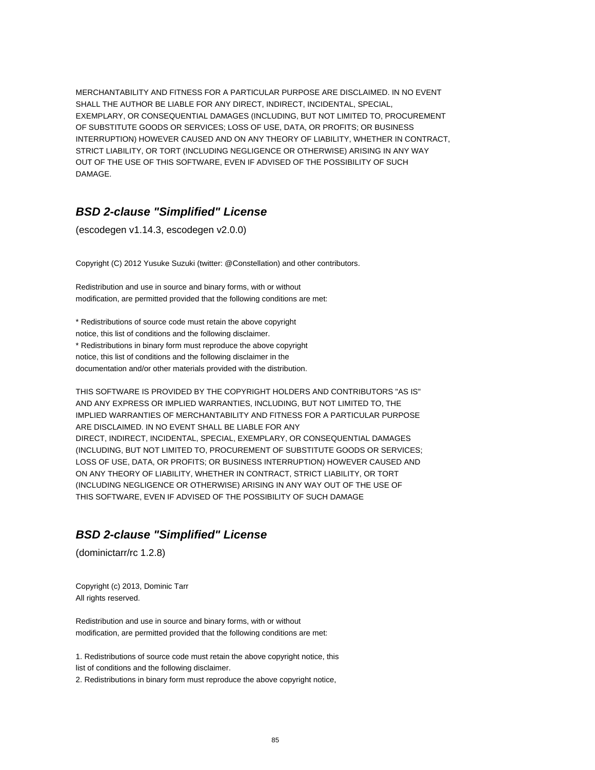MERCHANTABILITY AND FITNESS FOR A PARTICULAR PURPOSE ARE DISCLAIMED. IN NO EVENT SHALL THE AUTHOR BE LIABLE FOR ANY DIRECT, INDIRECT, INCIDENTAL, SPECIAL, EXEMPLARY, OR CONSEQUENTIAL DAMAGES (INCLUDING, BUT NOT LIMITED TO, PROCUREMENT OF SUBSTITUTE GOODS OR SERVICES; LOSS OF USE, DATA, OR PROFITS; OR BUSINESS INTERRUPTION) HOWEVER CAUSED AND ON ANY THEORY OF LIABILITY, WHETHER IN CONTRACT, STRICT LIABILITY, OR TORT (INCLUDING NEGLIGENCE OR OTHERWISE) ARISING IN ANY WAY OUT OF THE USE OF THIS SOFTWARE, EVEN IF ADVISED OF THE POSSIBILITY OF SUCH DAMAGE.

## ***BSD 2-clause "Simplified" License***

(escodegen v1.14.3, escodegen v2.0.0)

Copyright (C) 2012 Yusuke Suzuki (twitter: @Constellation) and other contributors.

Redistribution and use in source and binary forms, with or without modification, are permitted provided that the following conditions are met:

* Redistributions of source code must retain the above copyright notice, this list of conditions and the following disclaimer.
* Redistributions in binary form must reproduce the above copyright notice, this list of conditions and the following disclaimer in the documentation and/or other materials provided with the distribution.

THIS SOFTWARE IS PROVIDED BY THE COPYRIGHT HOLDERS AND CONTRIBUTORS "AS IS" AND ANY EXPRESS OR IMPLIED WARRANTIES, INCLUDING, BUT NOT LIMITED TO, THE IMPLIED WARRANTIES OF MERCHANTABILITY AND FITNESS FOR A PARTICULAR PURPOSE ARE DISCLAIMED. IN NO EVENT SHALL BE LIABLE FOR ANY DIRECT, INDIRECT, INCIDENTAL, SPECIAL, EXEMPLARY, OR CONSEQUENTIAL DAMAGES (INCLUDING, BUT NOT LIMITED TO, PROCUREMENT OF SUBSTITUTE GOODS OR SERVICES; LOSS OF USE, DATA, OR PROFITS; OR BUSINESS INTERRUPTION) HOWEVER CAUSED AND ON ANY THEORY OF LIABILITY, WHETHER IN CONTRACT, STRICT LIABILITY, OR TORT (INCLUDING NEGLIGENCE OR OTHERWISE) ARISING IN ANY WAY OUT OF THE USE OF THIS SOFTWARE, EVEN IF ADVISED OF THE POSSIBILITY OF SUCH DAMAGE

## ***BSD 2-clause "Simplified" License***

(dominictarr/rc 1.2.8)

Copyright (c) 2013, Dominic Tarr
All rights reserved.

Redistribution and use in source and binary forms, with or without modification, are permitted provided that the following conditions are met:

1. Redistributions of source code must retain the above copyright notice, this list of conditions and the following disclaimer.
2. Redistributions in binary form must reproduce the above copyright notice,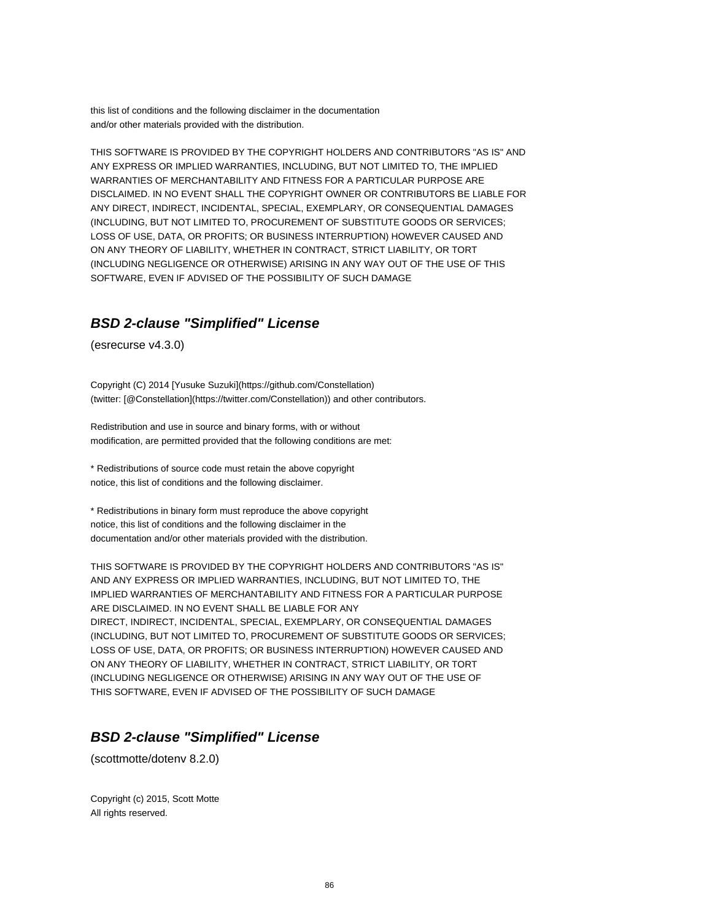this list of conditions and the following disclaimer in the documentation
and/or other materials provided with the distribution.

THIS SOFTWARE IS PROVIDED BY THE COPYRIGHT HOLDERS AND CONTRIBUTORS "AS IS" AND ANY EXPRESS OR IMPLIED WARRANTIES, INCLUDING, BUT NOT LIMITED TO, THE IMPLIED WARRANTIES OF MERCHANTABILITY AND FITNESS FOR A PARTICULAR PURPOSE ARE DISCLAIMED. IN NO EVENT SHALL THE COPYRIGHT OWNER OR CONTRIBUTORS BE LIABLE FOR ANY DIRECT, INDIRECT, INCIDENTAL, SPECIAL, EXEMPLARY, OR CONSEQUENTIAL DAMAGES (INCLUDING, BUT NOT LIMITED TO, PROCUREMENT OF SUBSTITUTE GOODS OR SERVICES; LOSS OF USE, DATA, OR PROFITS; OR BUSINESS INTERRUPTION) HOWEVER CAUSED AND ON ANY THEORY OF LIABILITY, WHETHER IN CONTRACT, STRICT LIABILITY, OR TORT (INCLUDING NEGLIGENCE OR OTHERWISE) ARISING IN ANY WAY OUT OF THE USE OF THIS SOFTWARE, EVEN IF ADVISED OF THE POSSIBILITY OF SUCH DAMAGE

## ***BSD 2-clause "Simplified" License***

(esrecurse v4.3.0)

Copyright (C) 2014 [Yusuke Suzuki](https://github.com/Constellation)
(twitter: [@Constellation](https://twitter.com/Constellation)) and other contributors.

Redistribution and use in source and binary forms, with or without
modification, are permitted provided that the following conditions are met:

* Redistributions of source code must retain the above copyright
notice, this list of conditions and the following disclaimer.

* Redistributions in binary form must reproduce the above copyright
notice, this list of conditions and the following disclaimer in the
documentation and/or other materials provided with the distribution.

THIS SOFTWARE IS PROVIDED BY THE COPYRIGHT HOLDERS AND CONTRIBUTORS "AS IS" AND ANY EXPRESS OR IMPLIED WARRANTIES, INCLUDING, BUT NOT LIMITED TO, THE IMPLIED WARRANTIES OF MERCHANTABILITY AND FITNESS FOR A PARTICULAR PURPOSE ARE DISCLAIMED. IN NO EVENT SHALL BE LIABLE FOR ANY DIRECT, INDIRECT, INCIDENTAL, SPECIAL, EXEMPLARY, OR CONSEQUENTIAL DAMAGES (INCLUDING, BUT NOT LIMITED TO, PROCUREMENT OF SUBSTITUTE GOODS OR SERVICES; LOSS OF USE, DATA, OR PROFITS; OR BUSINESS INTERRUPTION) HOWEVER CAUSED AND ON ANY THEORY OF LIABILITY, WHETHER IN CONTRACT, STRICT LIABILITY, OR TORT (INCLUDING NEGLIGENCE OR OTHERWISE) ARISING IN ANY WAY OUT OF THE USE OF THIS SOFTWARE, EVEN IF ADVISED OF THE POSSIBILITY OF SUCH DAMAGE

## ***BSD 2-clause "Simplified" License***

(scottmotte/dotenv 8.2.0)

Copyright (c) 2015, Scott Motte
All rights reserved.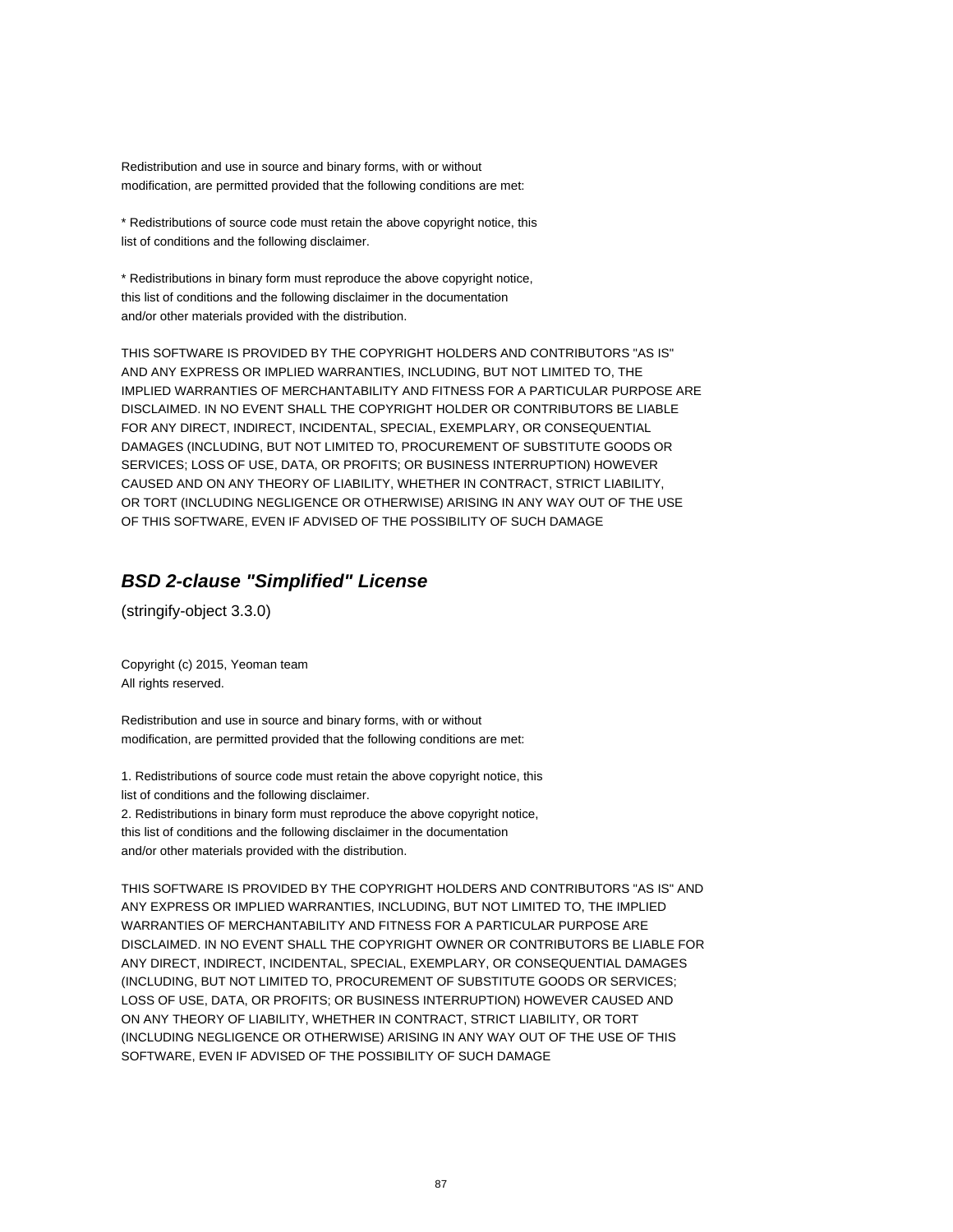Redistribution and use in source and binary forms, with or without
modification, are permitted provided that the following conditions are met:

* Redistributions of source code must retain the above copyright notice, this
list of conditions and the following disclaimer.

* Redistributions in binary form must reproduce the above copyright notice,
this list of conditions and the following disclaimer in the documentation
and/or other materials provided with the distribution.

THIS SOFTWARE IS PROVIDED BY THE COPYRIGHT HOLDERS AND CONTRIBUTORS "AS IS"
AND ANY EXPRESS OR IMPLIED WARRANTIES, INCLUDING, BUT NOT LIMITED TO, THE
IMPLIED WARRANTIES OF MERCHANTABILITY AND FITNESS FOR A PARTICULAR PURPOSE ARE
DISCLAIMED. IN NO EVENT SHALL THE COPYRIGHT HOLDER OR CONTRIBUTORS BE LIABLE
FOR ANY DIRECT, INDIRECT, INCIDENTAL, SPECIAL, EXEMPLARY, OR CONSEQUENTIAL
DAMAGES (INCLUDING, BUT NOT LIMITED TO, PROCUREMENT OF SUBSTITUTE GOODS OR
SERVICES; LOSS OF USE, DATA, OR PROFITS; OR BUSINESS INTERRUPTION) HOWEVER
CAUSED AND ON ANY THEORY OF LIABILITY, WHETHER IN CONTRACT, STRICT LIABILITY,
OR TORT (INCLUDING NEGLIGENCE OR OTHERWISE) ARISING IN ANY WAY OUT OF THE USE
OF THIS SOFTWARE, EVEN IF ADVISED OF THE POSSIBILITY OF SUCH DAMAGE

## *BSD 2-clause "Simplified" License*

(stringify-object 3.3.0)

Copyright (c) 2015, Yeoman team
All rights reserved.

Redistribution and use in source and binary forms, with or without
modification, are permitted provided that the following conditions are met:

1. Redistributions of source code must retain the above copyright notice, this
list of conditions and the following disclaimer.
2. Redistributions in binary form must reproduce the above copyright notice,
this list of conditions and the following disclaimer in the documentation
and/or other materials provided with the distribution.

THIS SOFTWARE IS PROVIDED BY THE COPYRIGHT HOLDERS AND CONTRIBUTORS "AS IS" AND
ANY EXPRESS OR IMPLIED WARRANTIES, INCLUDING, BUT NOT LIMITED TO, THE IMPLIED
WARRANTIES OF MERCHANTABILITY AND FITNESS FOR A PARTICULAR PURPOSE ARE
DISCLAIMED. IN NO EVENT SHALL THE COPYRIGHT OWNER OR CONTRIBUTORS BE LIABLE FOR
ANY DIRECT, INDIRECT, INCIDENTAL, SPECIAL, EXEMPLARY, OR CONSEQUENTIAL DAMAGES
(INCLUDING, BUT NOT LIMITED TO, PROCUREMENT OF SUBSTITUTE GOODS OR SERVICES;
LOSS OF USE, DATA, OR PROFITS; OR BUSINESS INTERRUPTION) HOWEVER CAUSED AND
ON ANY THEORY OF LIABILITY, WHETHER IN CONTRACT, STRICT LIABILITY, OR TORT
(INCLUDING NEGLIGENCE OR OTHERWISE) ARISING IN ANY WAY OUT OF THE USE OF THIS
SOFTWARE, EVEN IF ADVISED OF THE POSSIBILITY OF SUCH DAMAGE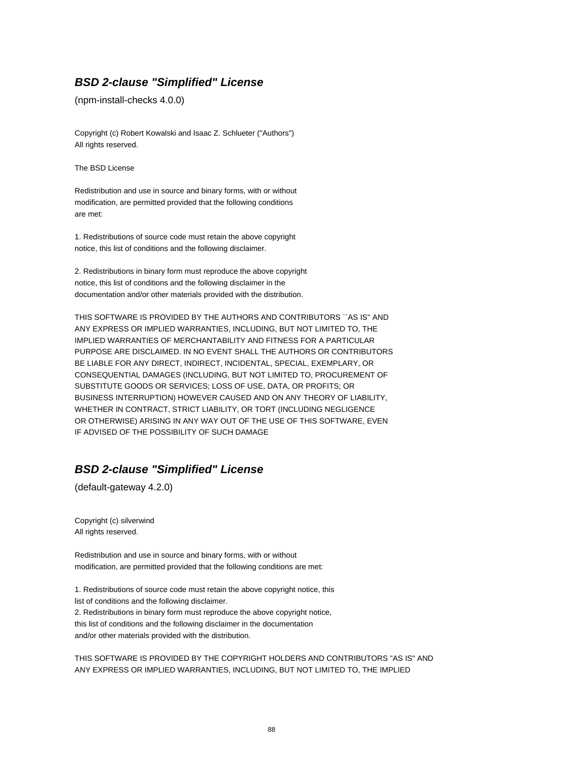## ***BSD 2-clause "Simplified" License***

(npm-install-checks 4.0.0)

Copyright (c) Robert Kowalski and Isaac Z. Schlueter ("Authors")
All rights reserved.

The BSD License

Redistribution and use in source and binary forms, with or without
modification, are permitted provided that the following conditions
are met:

1. Redistributions of source code must retain the above copyright
notice, this list of conditions and the following disclaimer.

2. Redistributions in binary form must reproduce the above copyright
notice, this list of conditions and the following disclaimer in the
documentation and/or other materials provided with the distribution.

THIS SOFTWARE IS PROVIDED BY THE AUTHORS AND CONTRIBUTORS ``AS IS'' AND
ANY EXPRESS OR IMPLIED WARRANTIES, INCLUDING, BUT NOT LIMITED TO, THE
IMPLIED WARRANTIES OF MERCHANTABILITY AND FITNESS FOR A PARTICULAR
PURPOSE ARE DISCLAIMED. IN NO EVENT SHALL THE AUTHORS OR CONTRIBUTORS
BE LIABLE FOR ANY DIRECT, INDIRECT, INCIDENTAL, SPECIAL, EXEMPLARY, OR
CONSEQUENTIAL DAMAGES (INCLUDING, BUT NOT LIMITED TO, PROCUREMENT OF
SUBSTITUTE GOODS OR SERVICES; LOSS OF USE, DATA, OR PROFITS; OR
BUSINESS INTERRUPTION) HOWEVER CAUSED AND ON ANY THEORY OF LIABILITY,
WHETHER IN CONTRACT, STRICT LIABILITY, OR TORT (INCLUDING NEGLIGENCE
OR OTHERWISE) ARISING IN ANY WAY OUT OF THE USE OF THIS SOFTWARE, EVEN
IF ADVISED OF THE POSSIBILITY OF SUCH DAMAGE

## ***BSD 2-clause "Simplified" License***

(default-gateway 4.2.0)

Copyright (c) silverwind
All rights reserved.

Redistribution and use in source and binary forms, with or without
modification, are permitted provided that the following conditions are met:

1. Redistributions of source code must retain the above copyright notice, this
list of conditions and the following disclaimer.
2. Redistributions in binary form must reproduce the above copyright notice,
this list of conditions and the following disclaimer in the documentation
and/or other materials provided with the distribution.

THIS SOFTWARE IS PROVIDED BY THE COPYRIGHT HOLDERS AND CONTRIBUTORS "AS IS" AND
ANY EXPRESS OR IMPLIED WARRANTIES, INCLUDING, BUT NOT LIMITED TO, THE IMPLIED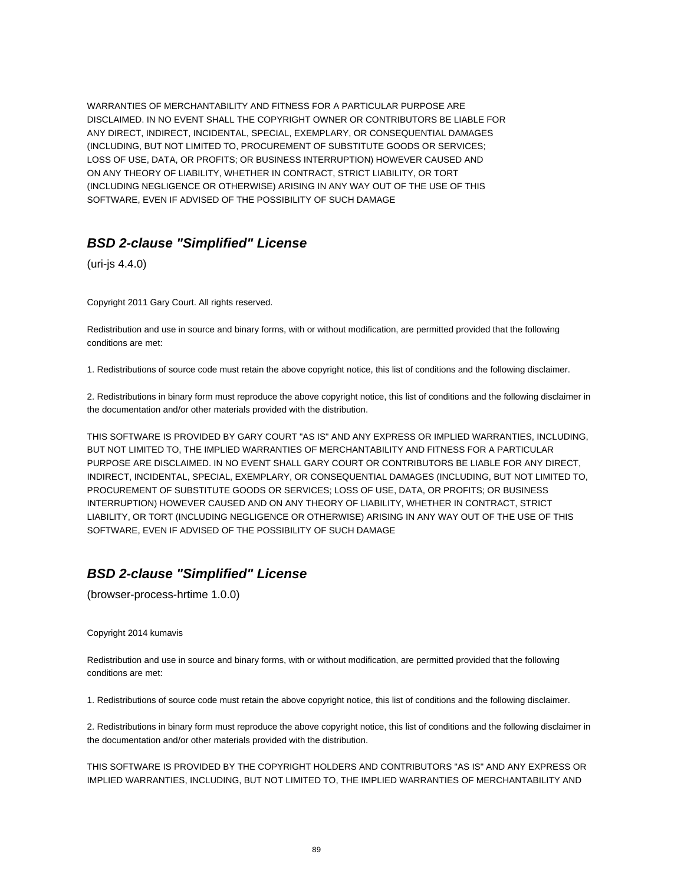WARRANTIES OF MERCHANTABILITY AND FITNESS FOR A PARTICULAR PURPOSE ARE
DISCLAIMED. IN NO EVENT SHALL THE COPYRIGHT OWNER OR CONTRIBUTORS BE LIABLE FOR
ANY DIRECT, INDIRECT, INCIDENTAL, SPECIAL, EXEMPLARY, OR CONSEQUENTIAL DAMAGES
(INCLUDING, BUT NOT LIMITED TO, PROCUREMENT OF SUBSTITUTE GOODS OR SERVICES;
LOSS OF USE, DATA, OR PROFITS; OR BUSINESS INTERRUPTION) HOWEVER CAUSED AND
ON ANY THEORY OF LIABILITY, WHETHER IN CONTRACT, STRICT LIABILITY, OR TORT
(INCLUDING NEGLIGENCE OR OTHERWISE) ARISING IN ANY WAY OUT OF THE USE OF THIS
SOFTWARE, EVEN IF ADVISED OF THE POSSIBILITY OF SUCH DAMAGE

## *BSD 2-clause "Simplified" License*

(uri-js 4.4.0)

Copyright 2011 Gary Court. All rights reserved.

Redistribution and use in source and binary forms, with or without modification, are permitted provided that the following conditions are met:

1. Redistributions of source code must retain the above copyright notice, this list of conditions and the following disclaimer.

2. Redistributions in binary form must reproduce the above copyright notice, this list of conditions and the following disclaimer in the documentation and/or other materials provided with the distribution.

THIS SOFTWARE IS PROVIDED BY GARY COURT "AS IS" AND ANY EXPRESS OR IMPLIED WARRANTIES, INCLUDING, BUT NOT LIMITED TO, THE IMPLIED WARRANTIES OF MERCHANTABILITY AND FITNESS FOR A PARTICULAR PURPOSE ARE DISCLAIMED. IN NO EVENT SHALL GARY COURT OR CONTRIBUTORS BE LIABLE FOR ANY DIRECT, INDIRECT, INCIDENTAL, SPECIAL, EXEMPLARY, OR CONSEQUENTIAL DAMAGES (INCLUDING, BUT NOT LIMITED TO, PROCUREMENT OF SUBSTITUTE GOODS OR SERVICES; LOSS OF USE, DATA, OR PROFITS; OR BUSINESS INTERRUPTION) HOWEVER CAUSED AND ON ANY THEORY OF LIABILITY, WHETHER IN CONTRACT, STRICT LIABILITY, OR TORT (INCLUDING NEGLIGENCE OR OTHERWISE) ARISING IN ANY WAY OUT OF THE USE OF THIS SOFTWARE, EVEN IF ADVISED OF THE POSSIBILITY OF SUCH DAMAGE

## *BSD 2-clause "Simplified" License*

(browser-process-hrtime 1.0.0)

Copyright 2014 kumavis

Redistribution and use in source and binary forms, with or without modification, are permitted provided that the following conditions are met:

1. Redistributions of source code must retain the above copyright notice, this list of conditions and the following disclaimer.

2. Redistributions in binary form must reproduce the above copyright notice, this list of conditions and the following disclaimer in the documentation and/or other materials provided with the distribution.

THIS SOFTWARE IS PROVIDED BY THE COPYRIGHT HOLDERS AND CONTRIBUTORS "AS IS" AND ANY EXPRESS OR IMPLIED WARRANTIES, INCLUDING, BUT NOT LIMITED TO, THE IMPLIED WARRANTIES OF MERCHANTABILITY AND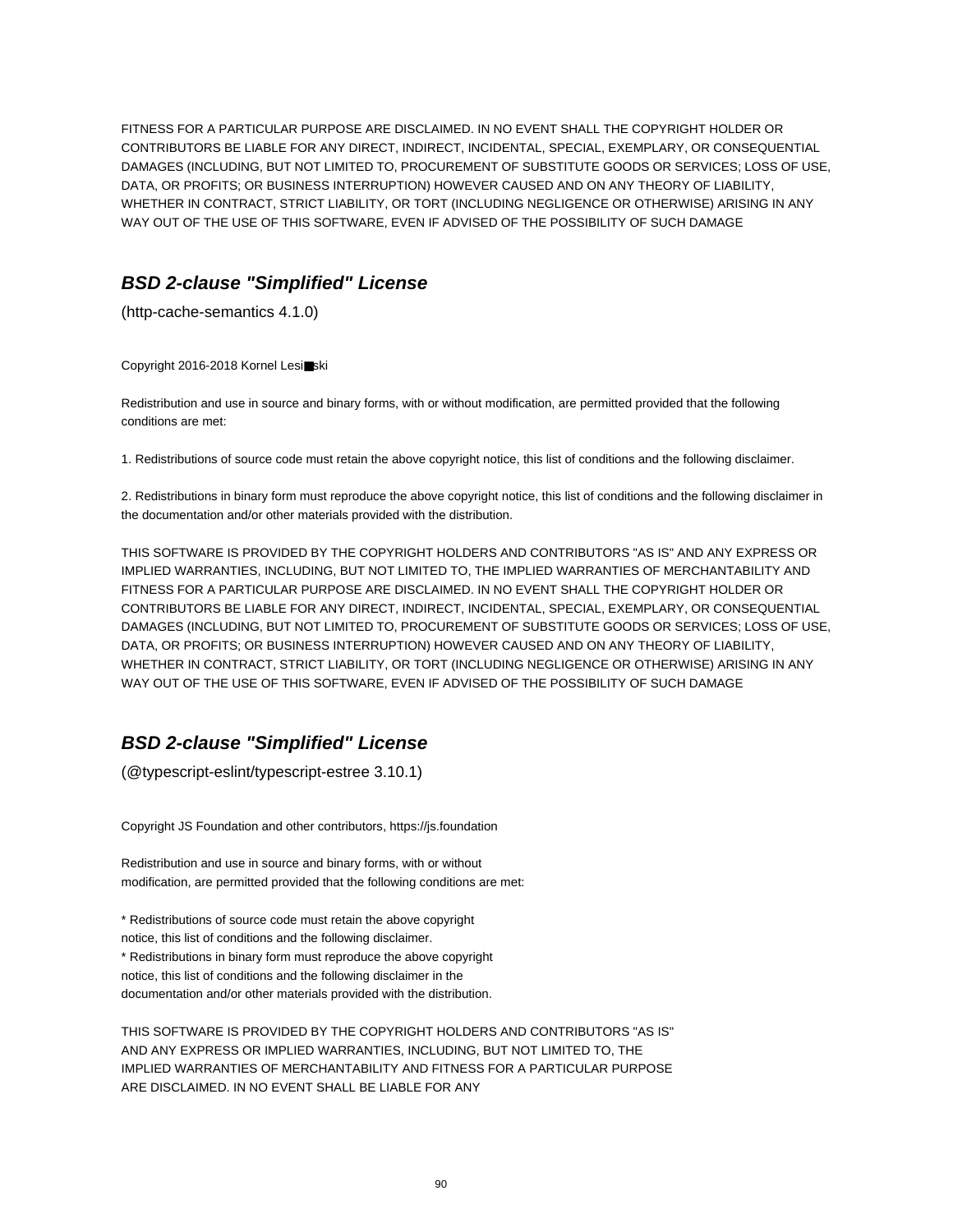FITNESS FOR A PARTICULAR PURPOSE ARE DISCLAIMED. IN NO EVENT SHALL THE COPYRIGHT HOLDER OR CONTRIBUTORS BE LIABLE FOR ANY DIRECT, INDIRECT, INCIDENTAL, SPECIAL, EXEMPLARY, OR CONSEQUENTIAL DAMAGES (INCLUDING, BUT NOT LIMITED TO, PROCUREMENT OF SUBSTITUTE GOODS OR SERVICES; LOSS OF USE, DATA, OR PROFITS; OR BUSINESS INTERRUPTION) HOWEVER CAUSED AND ON ANY THEORY OF LIABILITY, WHETHER IN CONTRACT, STRICT LIABILITY, OR TORT (INCLUDING NEGLIGENCE OR OTHERWISE) ARISING IN ANY WAY OUT OF THE USE OF THIS SOFTWARE, EVEN IF ADVISED OF THE POSSIBILITY OF SUCH DAMAGE

## ***BSD 2-clause "Simplified" License***

(http-cache-semantics 4.1.0)

Copyright 2016-2018 Kornel Lesi■ski

Redistribution and use in source and binary forms, with or without modification, are permitted provided that the following conditions are met:

1. Redistributions of source code must retain the above copyright notice, this list of conditions and the following disclaimer.

2. Redistributions in binary form must reproduce the above copyright notice, this list of conditions and the following disclaimer in the documentation and/or other materials provided with the distribution.

THIS SOFTWARE IS PROVIDED BY THE COPYRIGHT HOLDERS AND CONTRIBUTORS "AS IS" AND ANY EXPRESS OR IMPLIED WARRANTIES, INCLUDING, BUT NOT LIMITED TO, THE IMPLIED WARRANTIES OF MERCHANTABILITY AND FITNESS FOR A PARTICULAR PURPOSE ARE DISCLAIMED. IN NO EVENT SHALL THE COPYRIGHT HOLDER OR CONTRIBUTORS BE LIABLE FOR ANY DIRECT, INDIRECT, INCIDENTAL, SPECIAL, EXEMPLARY, OR CONSEQUENTIAL DAMAGES (INCLUDING, BUT NOT LIMITED TO, PROCUREMENT OF SUBSTITUTE GOODS OR SERVICES; LOSS OF USE, DATA, OR PROFITS; OR BUSINESS INTERRUPTION) HOWEVER CAUSED AND ON ANY THEORY OF LIABILITY, WHETHER IN CONTRACT, STRICT LIABILITY, OR TORT (INCLUDING NEGLIGENCE OR OTHERWISE) ARISING IN ANY WAY OUT OF THE USE OF THIS SOFTWARE, EVEN IF ADVISED OF THE POSSIBILITY OF SUCH DAMAGE

## ***BSD 2-clause "Simplified" License***

(@typescript-eslint/typescript-estree 3.10.1)

Copyright JS Foundation and other contributors, https://js.foundation

Redistribution and use in source and binary forms, with or without
modification, are permitted provided that the following conditions are met:

* Redistributions of source code must retain the above copyright
notice, this list of conditions and the following disclaimer.
* Redistributions in binary form must reproduce the above copyright
notice, this list of conditions and the following disclaimer in the
documentation and/or other materials provided with the distribution.

THIS SOFTWARE IS PROVIDED BY THE COPYRIGHT HOLDERS AND CONTRIBUTORS "AS IS"
AND ANY EXPRESS OR IMPLIED WARRANTIES, INCLUDING, BUT NOT LIMITED TO, THE
IMPLIED WARRANTIES OF MERCHANTABILITY AND FITNESS FOR A PARTICULAR PURPOSE
ARE DISCLAIMED. IN NO EVENT SHALL BE LIABLE FOR ANY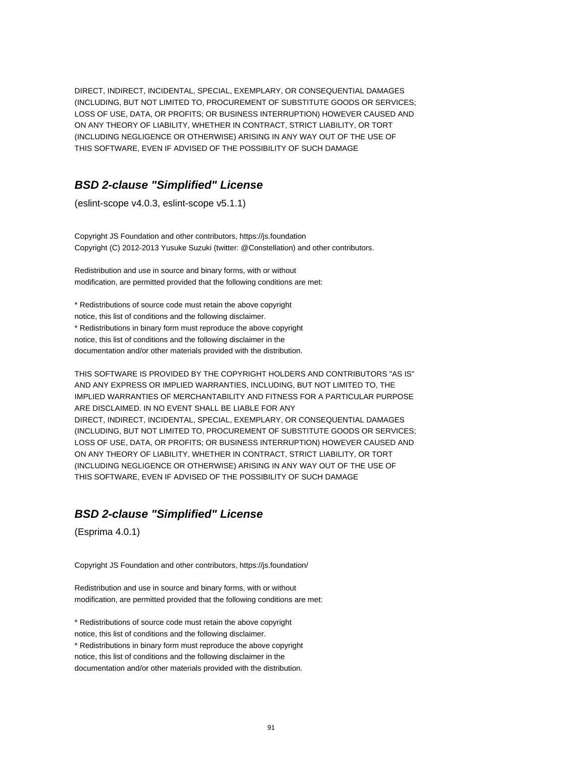DIRECT, INDIRECT, INCIDENTAL, SPECIAL, EXEMPLARY, OR CONSEQUENTIAL DAMAGES
(INCLUDING, BUT NOT LIMITED TO, PROCUREMENT OF SUBSTITUTE GOODS OR SERVICES;
LOSS OF USE, DATA, OR PROFITS; OR BUSINESS INTERRUPTION) HOWEVER CAUSED AND
ON ANY THEORY OF LIABILITY, WHETHER IN CONTRACT, STRICT LIABILITY, OR TORT
(INCLUDING NEGLIGENCE OR OTHERWISE) ARISING IN ANY WAY OUT OF THE USE OF
THIS SOFTWARE, EVEN IF ADVISED OF THE POSSIBILITY OF SUCH DAMAGE

## ***BSD 2-clause "Simplified" License***

(eslint-scope v4.0.3, eslint-scope v5.1.1)

Copyright JS Foundation and other contributors, https://js.foundation
Copyright (C) 2012-2013 Yusuke Suzuki (twitter: @Constellation) and other contributors.

Redistribution and use in source and binary forms, with or without
modification, are permitted provided that the following conditions are met:

* Redistributions of source code must retain the above copyright
notice, this list of conditions and the following disclaimer.
* Redistributions in binary form must reproduce the above copyright
notice, this list of conditions and the following disclaimer in the
documentation and/or other materials provided with the distribution.

THIS SOFTWARE IS PROVIDED BY THE COPYRIGHT HOLDERS AND CONTRIBUTORS "AS IS"
AND ANY EXPRESS OR IMPLIED WARRANTIES, INCLUDING, BUT NOT LIMITED TO, THE
IMPLIED WARRANTIES OF MERCHANTABILITY AND FITNESS FOR A PARTICULAR PURPOSE
ARE DISCLAIMED. IN NO EVENT SHALL BE LIABLE FOR ANY
DIRECT, INDIRECT, INCIDENTAL, SPECIAL, EXEMPLARY, OR CONSEQUENTIAL DAMAGES
(INCLUDING, BUT NOT LIMITED TO, PROCUREMENT OF SUBSTITUTE GOODS OR SERVICES;
LOSS OF USE, DATA, OR PROFITS; OR BUSINESS INTERRUPTION) HOWEVER CAUSED AND
ON ANY THEORY OF LIABILITY, WHETHER IN CONTRACT, STRICT LIABILITY, OR TORT
(INCLUDING NEGLIGENCE OR OTHERWISE) ARISING IN ANY WAY OUT OF THE USE OF
THIS SOFTWARE, EVEN IF ADVISED OF THE POSSIBILITY OF SUCH DAMAGE

## ***BSD 2-clause "Simplified" License***

(Esprima 4.0.1)

Copyright JS Foundation and other contributors, https://js.foundation/

Redistribution and use in source and binary forms, with or without
modification, are permitted provided that the following conditions are met:

* Redistributions of source code must retain the above copyright
notice, this list of conditions and the following disclaimer.
* Redistributions in binary form must reproduce the above copyright
notice, this list of conditions and the following disclaimer in the
documentation and/or other materials provided with the distribution.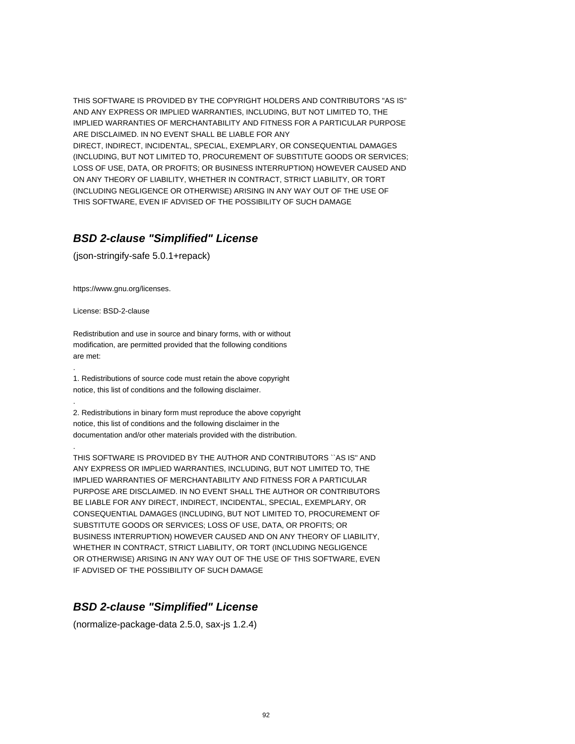THIS SOFTWARE IS PROVIDED BY THE COPYRIGHT HOLDERS AND CONTRIBUTORS "AS IS"
AND ANY EXPRESS OR IMPLIED WARRANTIES, INCLUDING, BUT NOT LIMITED TO, THE
IMPLIED WARRANTIES OF MERCHANTABILITY AND FITNESS FOR A PARTICULAR PURPOSE
ARE DISCLAIMED. IN NO EVENT SHALL BE LIABLE FOR ANY
DIRECT, INDIRECT, INCIDENTAL, SPECIAL, EXEMPLARY, OR CONSEQUENTIAL DAMAGES
(INCLUDING, BUT NOT LIMITED TO, PROCUREMENT OF SUBSTITUTE GOODS OR SERVICES;
LOSS OF USE, DATA, OR PROFITS; OR BUSINESS INTERRUPTION) HOWEVER CAUSED AND
ON ANY THEORY OF LIABILITY, WHETHER IN CONTRACT, STRICT LIABILITY, OR TORT
(INCLUDING NEGLIGENCE OR OTHERWISE) ARISING IN ANY WAY OUT OF THE USE OF
THIS SOFTWARE, EVEN IF ADVISED OF THE POSSIBILITY OF SUCH DAMAGE

## *BSD 2-clause "Simplified" License*

(json-stringify-safe 5.0.1+repack)

https://www.gnu.org/licenses.

License: BSD-2-clause

Redistribution and use in source and binary forms, with or without
modification, are permitted provided that the following conditions
are met:

.

1. Redistributions of source code must retain the above copyright
notice, this list of conditions and the following disclaimer.

.

2. Redistributions in binary form must reproduce the above copyright
notice, this list of conditions and the following disclaimer in the
documentation and/or other materials provided with the distribution.

.

THIS SOFTWARE IS PROVIDED BY THE AUTHOR AND CONTRIBUTORS ``AS IS'' AND
ANY EXPRESS OR IMPLIED WARRANTIES, INCLUDING, BUT NOT LIMITED TO, THE
IMPLIED WARRANTIES OF MERCHANTABILITY AND FITNESS FOR A PARTICULAR
PURPOSE ARE DISCLAIMED. IN NO EVENT SHALL THE AUTHOR OR CONTRIBUTORS
BE LIABLE FOR ANY DIRECT, INDIRECT, INCIDENTAL, SPECIAL, EXEMPLARY, OR
CONSEQUENTIAL DAMAGES (INCLUDING, BUT NOT LIMITED TO, PROCUREMENT OF
SUBSTITUTE GOODS OR SERVICES; LOSS OF USE, DATA, OR PROFITS; OR
BUSINESS INTERRUPTION) HOWEVER CAUSED AND ON ANY THEORY OF LIABILITY,
WHETHER IN CONTRACT, STRICT LIABILITY, OR TORT (INCLUDING NEGLIGENCE
OR OTHERWISE) ARISING IN ANY WAY OUT OF THE USE OF THIS SOFTWARE, EVEN
IF ADVISED OF THE POSSIBILITY OF SUCH DAMAGE

## *BSD 2-clause "Simplified" License*

(normalize-package-data 2.5.0, sax-js 1.2.4)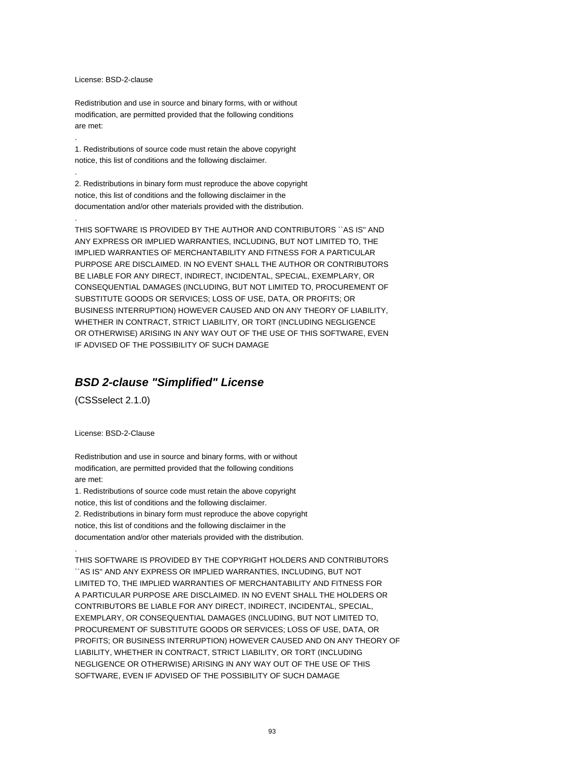License: BSD-2-clause

Redistribution and use in source and binary forms, with or without
modification, are permitted provided that the following conditions
are met:

.

1. Redistributions of source code must retain the above copyright
notice, this list of conditions and the following disclaimer.

.

2. Redistributions in binary form must reproduce the above copyright
notice, this list of conditions and the following disclaimer in the
documentation and/or other materials provided with the distribution.

.

THIS SOFTWARE IS PROVIDED BY THE AUTHOR AND CONTRIBUTORS ``AS IS'' AND
ANY EXPRESS OR IMPLIED WARRANTIES, INCLUDING, BUT NOT LIMITED TO, THE
IMPLIED WARRANTIES OF MERCHANTABILITY AND FITNESS FOR A PARTICULAR
PURPOSE ARE DISCLAIMED. IN NO EVENT SHALL THE AUTHOR OR CONTRIBUTORS
BE LIABLE FOR ANY DIRECT, INDIRECT, INCIDENTAL, SPECIAL, EXEMPLARY, OR
CONSEQUENTIAL DAMAGES (INCLUDING, BUT NOT LIMITED TO, PROCUREMENT OF
SUBSTITUTE GOODS OR SERVICES; LOSS OF USE, DATA, OR PROFITS; OR
BUSINESS INTERRUPTION) HOWEVER CAUSED AND ON ANY THEORY OF LIABILITY,
WHETHER IN CONTRACT, STRICT LIABILITY, OR TORT (INCLUDING NEGLIGENCE
OR OTHERWISE) ARISING IN ANY WAY OUT OF THE USE OF THIS SOFTWARE, EVEN
IF ADVISED OF THE POSSIBILITY OF SUCH DAMAGE

## ***BSD 2-clause "Simplified" License***

(CSSselect 2.1.0)

License: BSD-2-Clause

Redistribution and use in source and binary forms, with or without
modification, are permitted provided that the following conditions
are met:
1. Redistributions of source code must retain the above copyright
notice, this list of conditions and the following disclaimer.
2. Redistributions in binary form must reproduce the above copyright
notice, this list of conditions and the following disclaimer in the
documentation and/or other materials provided with the distribution.

.

THIS SOFTWARE IS PROVIDED BY THE COPYRIGHT HOLDERS AND CONTRIBUTORS
``AS IS'' AND ANY EXPRESS OR IMPLIED WARRANTIES, INCLUDING, BUT NOT
LIMITED TO, THE IMPLIED WARRANTIES OF MERCHANTABILITY AND FITNESS FOR
A PARTICULAR PURPOSE ARE DISCLAIMED. IN NO EVENT SHALL THE HOLDERS OR
CONTRIBUTORS BE LIABLE FOR ANY DIRECT, INDIRECT, INCIDENTAL, SPECIAL,
EXEMPLARY, OR CONSEQUENTIAL DAMAGES (INCLUDING, BUT NOT LIMITED TO,
PROCUREMENT OF SUBSTITUTE GOODS OR SERVICES; LOSS OF USE, DATA, OR
PROFITS; OR BUSINESS INTERRUPTION) HOWEVER CAUSED AND ON ANY THEORY OF
LIABILITY, WHETHER IN CONTRACT, STRICT LIABILITY, OR TORT (INCLUDING
NEGLIGENCE OR OTHERWISE) ARISING IN ANY WAY OUT OF THE USE OF THIS
SOFTWARE, EVEN IF ADVISED OF THE POSSIBILITY OF SUCH DAMAGE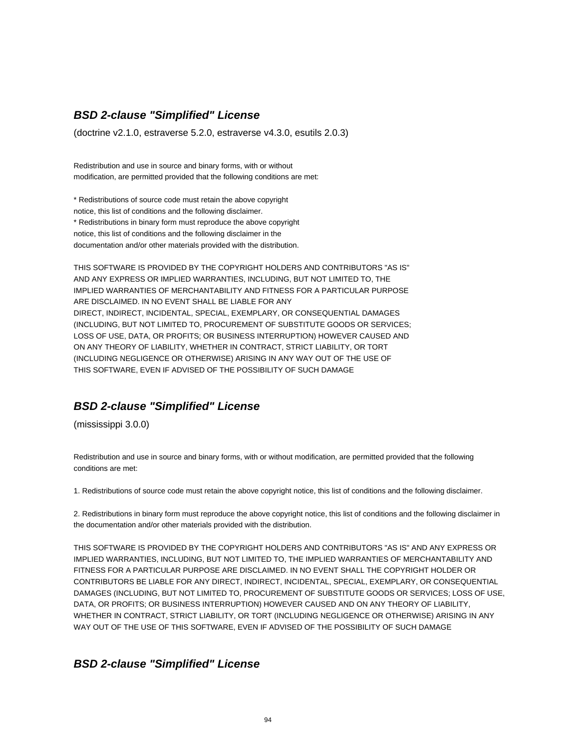### ***BSD 2-clause "Simplified" License***

(doctrine v2.1.0, estraverse 5.2.0, estraverse v4.3.0, esutils 2.0.3)

Redistribution and use in source and binary forms, with or without
modification, are permitted provided that the following conditions are met:

* Redistributions of source code must retain the above copyright
notice, this list of conditions and the following disclaimer.
* Redistributions in binary form must reproduce the above copyright
notice, this list of conditions and the following disclaimer in the
documentation and/or other materials provided with the distribution.

THIS SOFTWARE IS PROVIDED BY THE COPYRIGHT HOLDERS AND CONTRIBUTORS "AS IS"
AND ANY EXPRESS OR IMPLIED WARRANTIES, INCLUDING, BUT NOT LIMITED TO, THE
IMPLIED WARRANTIES OF MERCHANTABILITY AND FITNESS FOR A PARTICULAR PURPOSE
ARE DISCLAIMED. IN NO EVENT SHALL BE LIABLE FOR ANY
DIRECT, INDIRECT, INCIDENTAL, SPECIAL, EXEMPLARY, OR CONSEQUENTIAL DAMAGES
(INCLUDING, BUT NOT LIMITED TO, PROCUREMENT OF SUBSTITUTE GOODS OR SERVICES;
LOSS OF USE, DATA, OR PROFITS; OR BUSINESS INTERRUPTION) HOWEVER CAUSED AND
ON ANY THEORY OF LIABILITY, WHETHER IN CONTRACT, STRICT LIABILITY, OR TORT
(INCLUDING NEGLIGENCE OR OTHERWISE) ARISING IN ANY WAY OUT OF THE USE OF
THIS SOFTWARE, EVEN IF ADVISED OF THE POSSIBILITY OF SUCH DAMAGE

### ***BSD 2-clause "Simplified" License***

(mississippi 3.0.0)

Redistribution and use in source and binary forms, with or without modification, are permitted provided that the following conditions are met:

1. Redistributions of source code must retain the above copyright notice, this list of conditions and the following disclaimer.

2. Redistributions in binary form must reproduce the above copyright notice, this list of conditions and the following disclaimer in the documentation and/or other materials provided with the distribution.

THIS SOFTWARE IS PROVIDED BY THE COPYRIGHT HOLDERS AND CONTRIBUTORS "AS IS" AND ANY EXPRESS OR IMPLIED WARRANTIES, INCLUDING, BUT NOT LIMITED TO, THE IMPLIED WARRANTIES OF MERCHANTABILITY AND FITNESS FOR A PARTICULAR PURPOSE ARE DISCLAIMED. IN NO EVENT SHALL THE COPYRIGHT HOLDER OR CONTRIBUTORS BE LIABLE FOR ANY DIRECT, INDIRECT, INCIDENTAL, SPECIAL, EXEMPLARY, OR CONSEQUENTIAL DAMAGES (INCLUDING, BUT NOT LIMITED TO, PROCUREMENT OF SUBSTITUTE GOODS OR SERVICES; LOSS OF USE, DATA, OR PROFITS; OR BUSINESS INTERRUPTION) HOWEVER CAUSED AND ON ANY THEORY OF LIABILITY, WHETHER IN CONTRACT, STRICT LIABILITY, OR TORT (INCLUDING NEGLIGENCE OR OTHERWISE) ARISING IN ANY WAY OUT OF THE USE OF THIS SOFTWARE, EVEN IF ADVISED OF THE POSSIBILITY OF SUCH DAMAGE

### ***BSD 2-clause "Simplified" License***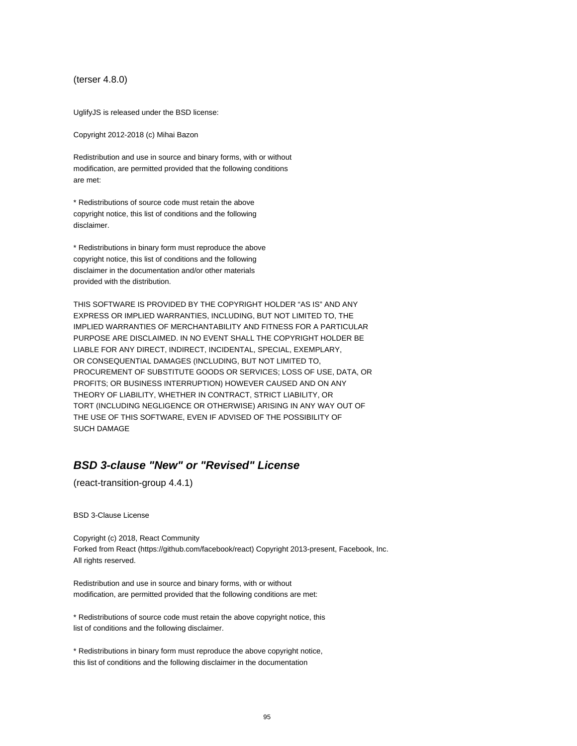(terser 4.8.0)

UglifyJS is released under the BSD license:

Copyright 2012-2018 (c) Mihai Bazon

Redistribution and use in source and binary forms, with or without
modification, are permitted provided that the following conditions
are met:

* Redistributions of source code must retain the above
copyright notice, this list of conditions and the following
disclaimer.

* Redistributions in binary form must reproduce the above
copyright notice, this list of conditions and the following
disclaimer in the documentation and/or other materials
provided with the distribution.

THIS SOFTWARE IS PROVIDED BY THE COPYRIGHT HOLDER “AS IS” AND ANY
EXPRESS OR IMPLIED WARRANTIES, INCLUDING, BUT NOT LIMITED TO, THE
IMPLIED WARRANTIES OF MERCHANTABILITY AND FITNESS FOR A PARTICULAR
PURPOSE ARE DISCLAIMED. IN NO EVENT SHALL THE COPYRIGHT HOLDER BE
LIABLE FOR ANY DIRECT, INDIRECT, INCIDENTAL, SPECIAL, EXEMPLARY,
OR CONSEQUENTIAL DAMAGES (INCLUDING, BUT NOT LIMITED TO,
PROCUREMENT OF SUBSTITUTE GOODS OR SERVICES; LOSS OF USE, DATA, OR
PROFITS; OR BUSINESS INTERRUPTION) HOWEVER CAUSED AND ON ANY
THEORY OF LIABILITY, WHETHER IN CONTRACT, STRICT LIABILITY, OR
TORT (INCLUDING NEGLIGENCE OR OTHERWISE) ARISING IN ANY WAY OUT OF
THE USE OF THIS SOFTWARE, EVEN IF ADVISED OF THE POSSIBILITY OF
SUCH DAMAGE

## BSD 3-clause "New" or "Revised" License

(react-transition-group 4.4.1)

BSD 3-Clause License

Copyright (c) 2018, React Community
Forked from React (https://github.com/facebook/react) Copyright 2013-present, Facebook, Inc.
All rights reserved.

Redistribution and use in source and binary forms, with or without
modification, are permitted provided that the following conditions are met:

* Redistributions of source code must retain the above copyright notice, this
list of conditions and the following disclaimer.

* Redistributions in binary form must reproduce the above copyright notice,
this list of conditions and the following disclaimer in the documentation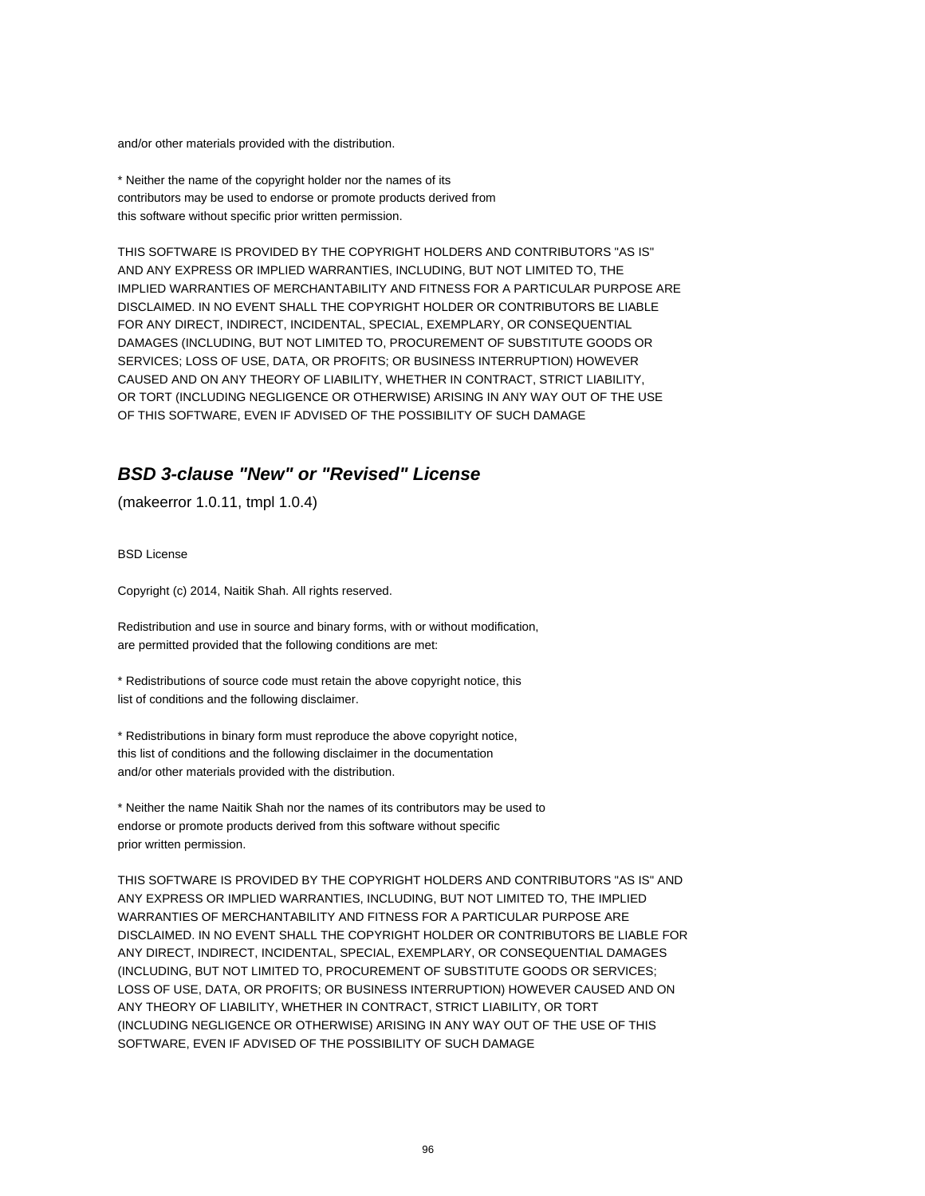and/or other materials provided with the distribution.

* Neither the name of the copyright holder nor the names of its
contributors may be used to endorse or promote products derived from
this software without specific prior written permission.

THIS SOFTWARE IS PROVIDED BY THE COPYRIGHT HOLDERS AND CONTRIBUTORS "AS IS"
AND ANY EXPRESS OR IMPLIED WARRANTIES, INCLUDING, BUT NOT LIMITED TO, THE
IMPLIED WARRANTIES OF MERCHANTABILITY AND FITNESS FOR A PARTICULAR PURPOSE ARE
DISCLAIMED. IN NO EVENT SHALL THE COPYRIGHT HOLDER OR CONTRIBUTORS BE LIABLE
FOR ANY DIRECT, INDIRECT, INCIDENTAL, SPECIAL, EXEMPLARY, OR CONSEQUENTIAL
DAMAGES (INCLUDING, BUT NOT LIMITED TO, PROCUREMENT OF SUBSTITUTE GOODS OR
SERVICES; LOSS OF USE, DATA, OR PROFITS; OR BUSINESS INTERRUPTION) HOWEVER
CAUSED AND ON ANY THEORY OF LIABILITY, WHETHER IN CONTRACT, STRICT LIABILITY,
OR TORT (INCLUDING NEGLIGENCE OR OTHERWISE) ARISING IN ANY WAY OUT OF THE USE
OF THIS SOFTWARE, EVEN IF ADVISED OF THE POSSIBILITY OF SUCH DAMAGE

## *BSD 3-clause "New" or "Revised" License*

(makeerror 1.0.11, tmpl 1.0.4)

BSD License

Copyright (c) 2014, Naitik Shah. All rights reserved.

Redistribution and use in source and binary forms, with or without modification,
are permitted provided that the following conditions are met:

* Redistributions of source code must retain the above copyright notice, this
list of conditions and the following disclaimer.

* Redistributions in binary form must reproduce the above copyright notice,
this list of conditions and the following disclaimer in the documentation
and/or other materials provided with the distribution.

* Neither the name Naitik Shah nor the names of its contributors may be used to
endorse or promote products derived from this software without specific
prior written permission.

THIS SOFTWARE IS PROVIDED BY THE COPYRIGHT HOLDERS AND CONTRIBUTORS "AS IS" AND
ANY EXPRESS OR IMPLIED WARRANTIES, INCLUDING, BUT NOT LIMITED TO, THE IMPLIED
WARRANTIES OF MERCHANTABILITY AND FITNESS FOR A PARTICULAR PURPOSE ARE
DISCLAIMED. IN NO EVENT SHALL THE COPYRIGHT HOLDER OR CONTRIBUTORS BE LIABLE FOR
ANY DIRECT, INDIRECT, INCIDENTAL, SPECIAL, EXEMPLARY, OR CONSEQUENTIAL DAMAGES
(INCLUDING, BUT NOT LIMITED TO, PROCUREMENT OF SUBSTITUTE GOODS OR SERVICES;
LOSS OF USE, DATA, OR PROFITS; OR BUSINESS INTERRUPTION) HOWEVER CAUSED AND ON
ANY THEORY OF LIABILITY, WHETHER IN CONTRACT, STRICT LIABILITY, OR TORT
(INCLUDING NEGLIGENCE OR OTHERWISE) ARISING IN ANY WAY OUT OF THE USE OF THIS
SOFTWARE, EVEN IF ADVISED OF THE POSSIBILITY OF SUCH DAMAGE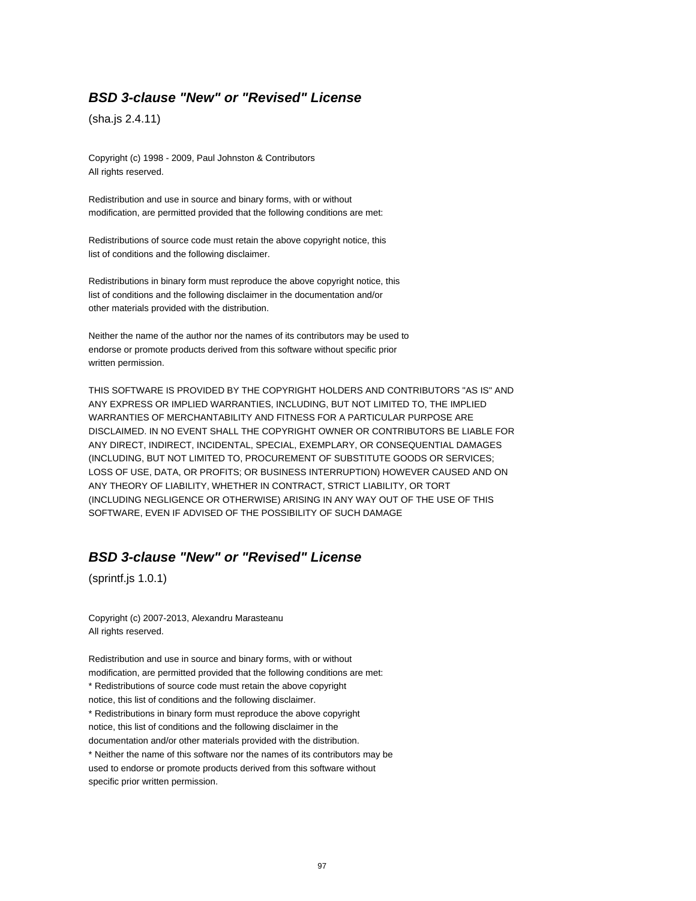### ***BSD 3-clause "New" or "Revised" License***

(sha.js 2.4.11)

Copyright (c) 1998 - 2009, Paul Johnston & Contributors
All rights reserved.

Redistribution and use in source and binary forms, with or without
modification, are permitted provided that the following conditions are met:

Redistributions of source code must retain the above copyright notice, this
list of conditions and the following disclaimer.

Redistributions in binary form must reproduce the above copyright notice, this
list of conditions and the following disclaimer in the documentation and/or
other materials provided with the distribution.

Neither the name of the author nor the names of its contributors may be used to
endorse or promote products derived from this software without specific prior
written permission.

THIS SOFTWARE IS PROVIDED BY THE COPYRIGHT HOLDERS AND CONTRIBUTORS "AS IS" AND
ANY EXPRESS OR IMPLIED WARRANTIES, INCLUDING, BUT NOT LIMITED TO, THE IMPLIED
WARRANTIES OF MERCHANTABILITY AND FITNESS FOR A PARTICULAR PURPOSE ARE
DISCLAIMED. IN NO EVENT SHALL THE COPYRIGHT OWNER OR CONTRIBUTORS BE LIABLE FOR
ANY DIRECT, INDIRECT, INCIDENTAL, SPECIAL, EXEMPLARY, OR CONSEQUENTIAL DAMAGES
(INCLUDING, BUT NOT LIMITED TO, PROCUREMENT OF SUBSTITUTE GOODS OR SERVICES;
LOSS OF USE, DATA, OR PROFITS; OR BUSINESS INTERRUPTION) HOWEVER CAUSED AND ON
ANY THEORY OF LIABILITY, WHETHER IN CONTRACT, STRICT LIABILITY, OR TORT
(INCLUDING NEGLIGENCE OR OTHERWISE) ARISING IN ANY WAY OUT OF THE USE OF THIS
SOFTWARE, EVEN IF ADVISED OF THE POSSIBILITY OF SUCH DAMAGE

### ***BSD 3-clause "New" or "Revised" License***

(sprintf.js 1.0.1)

Copyright (c) 2007-2013, Alexandru Marasteanu
All rights reserved.

Redistribution and use in source and binary forms, with or without
modification, are permitted provided that the following conditions are met:
* Redistributions of source code must retain the above copyright
notice, this list of conditions and the following disclaimer.
* Redistributions in binary form must reproduce the above copyright
notice, this list of conditions and the following disclaimer in the
documentation and/or other materials provided with the distribution.
* Neither the name of this software nor the names of its contributors may be
used to endorse or promote products derived from this software without
specific prior written permission.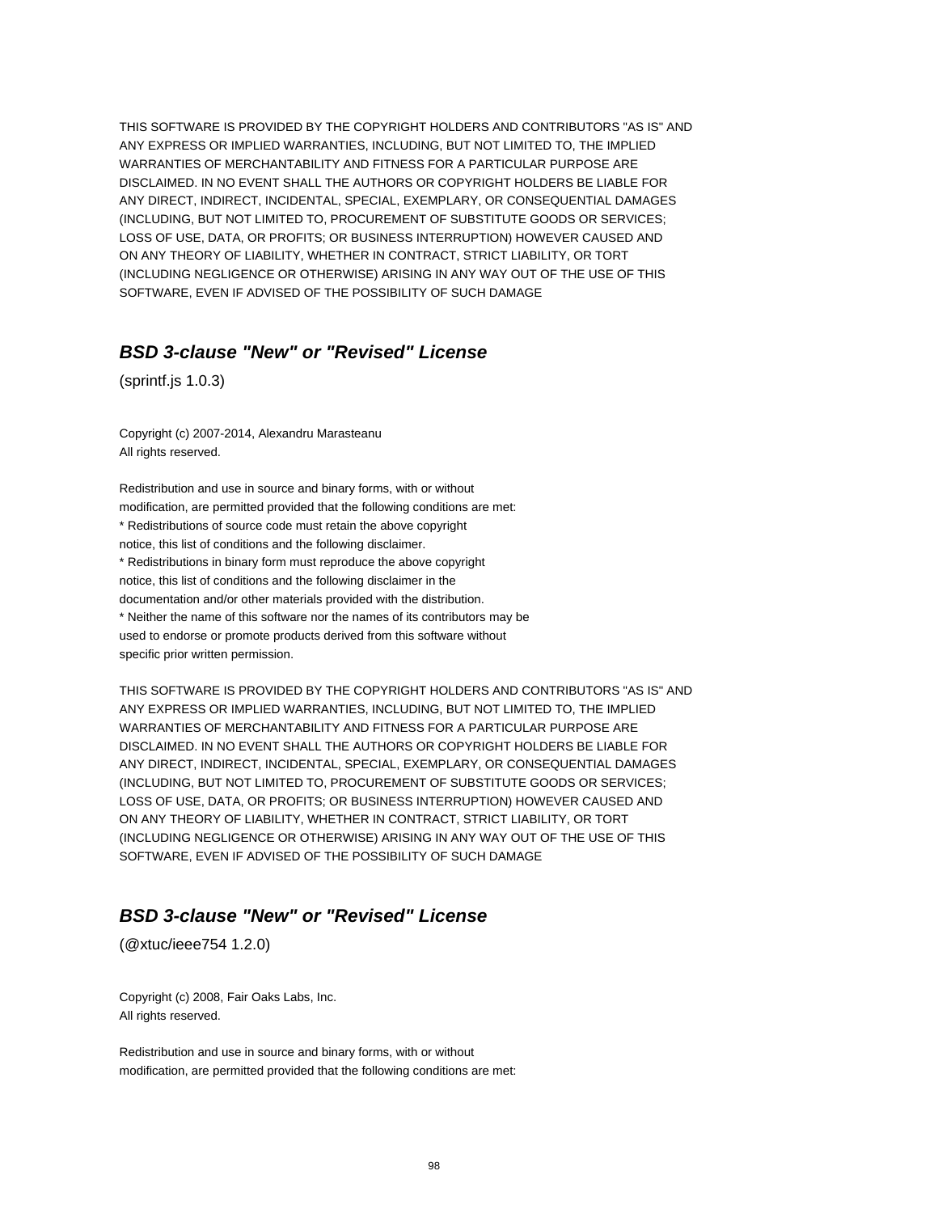THIS SOFTWARE IS PROVIDED BY THE COPYRIGHT HOLDERS AND CONTRIBUTORS "AS IS" AND ANY EXPRESS OR IMPLIED WARRANTIES, INCLUDING, BUT NOT LIMITED TO, THE IMPLIED WARRANTIES OF MERCHANTABILITY AND FITNESS FOR A PARTICULAR PURPOSE ARE DISCLAIMED. IN NO EVENT SHALL THE AUTHORS OR COPYRIGHT HOLDERS BE LIABLE FOR ANY DIRECT, INDIRECT, INCIDENTAL, SPECIAL, EXEMPLARY, OR CONSEQUENTIAL DAMAGES (INCLUDING, BUT NOT LIMITED TO, PROCUREMENT OF SUBSTITUTE GOODS OR SERVICES; LOSS OF USE, DATA, OR PROFITS; OR BUSINESS INTERRUPTION) HOWEVER CAUSED AND ON ANY THEORY OF LIABILITY, WHETHER IN CONTRACT, STRICT LIABILITY, OR TORT (INCLUDING NEGLIGENCE OR OTHERWISE) ARISING IN ANY WAY OUT OF THE USE OF THIS SOFTWARE, EVEN IF ADVISED OF THE POSSIBILITY OF SUCH DAMAGE

## *BSD 3-clause "New" or "Revised" License*

(sprintf.js 1.0.3)

Copyright (c) 2007-2014, Alexandru Marasteanu
All rights reserved.

Redistribution and use in source and binary forms, with or without
modification, are permitted provided that the following conditions are met:
* Redistributions of source code must retain the above copyright
notice, this list of conditions and the following disclaimer.
* Redistributions in binary form must reproduce the above copyright
notice, this list of conditions and the following disclaimer in the
documentation and/or other materials provided with the distribution.
* Neither the name of this software nor the names of its contributors may be
used to endorse or promote products derived from this software without
specific prior written permission.

THIS SOFTWARE IS PROVIDED BY THE COPYRIGHT HOLDERS AND CONTRIBUTORS "AS IS" AND ANY EXPRESS OR IMPLIED WARRANTIES, INCLUDING, BUT NOT LIMITED TO, THE IMPLIED WARRANTIES OF MERCHANTABILITY AND FITNESS FOR A PARTICULAR PURPOSE ARE DISCLAIMED. IN NO EVENT SHALL THE AUTHORS OR COPYRIGHT HOLDERS BE LIABLE FOR ANY DIRECT, INDIRECT, INCIDENTAL, SPECIAL, EXEMPLARY, OR CONSEQUENTIAL DAMAGES (INCLUDING, BUT NOT LIMITED TO, PROCUREMENT OF SUBSTITUTE GOODS OR SERVICES; LOSS OF USE, DATA, OR PROFITS; OR BUSINESS INTERRUPTION) HOWEVER CAUSED AND ON ANY THEORY OF LIABILITY, WHETHER IN CONTRACT, STRICT LIABILITY, OR TORT (INCLUDING NEGLIGENCE OR OTHERWISE) ARISING IN ANY WAY OUT OF THE USE OF THIS SOFTWARE, EVEN IF ADVISED OF THE POSSIBILITY OF SUCH DAMAGE

## *BSD 3-clause "New" or "Revised" License*

(@xtuc/ieee754 1.2.0)

Copyright (c) 2008, Fair Oaks Labs, Inc.
All rights reserved.

Redistribution and use in source and binary forms, with or without
modification, are permitted provided that the following conditions are met: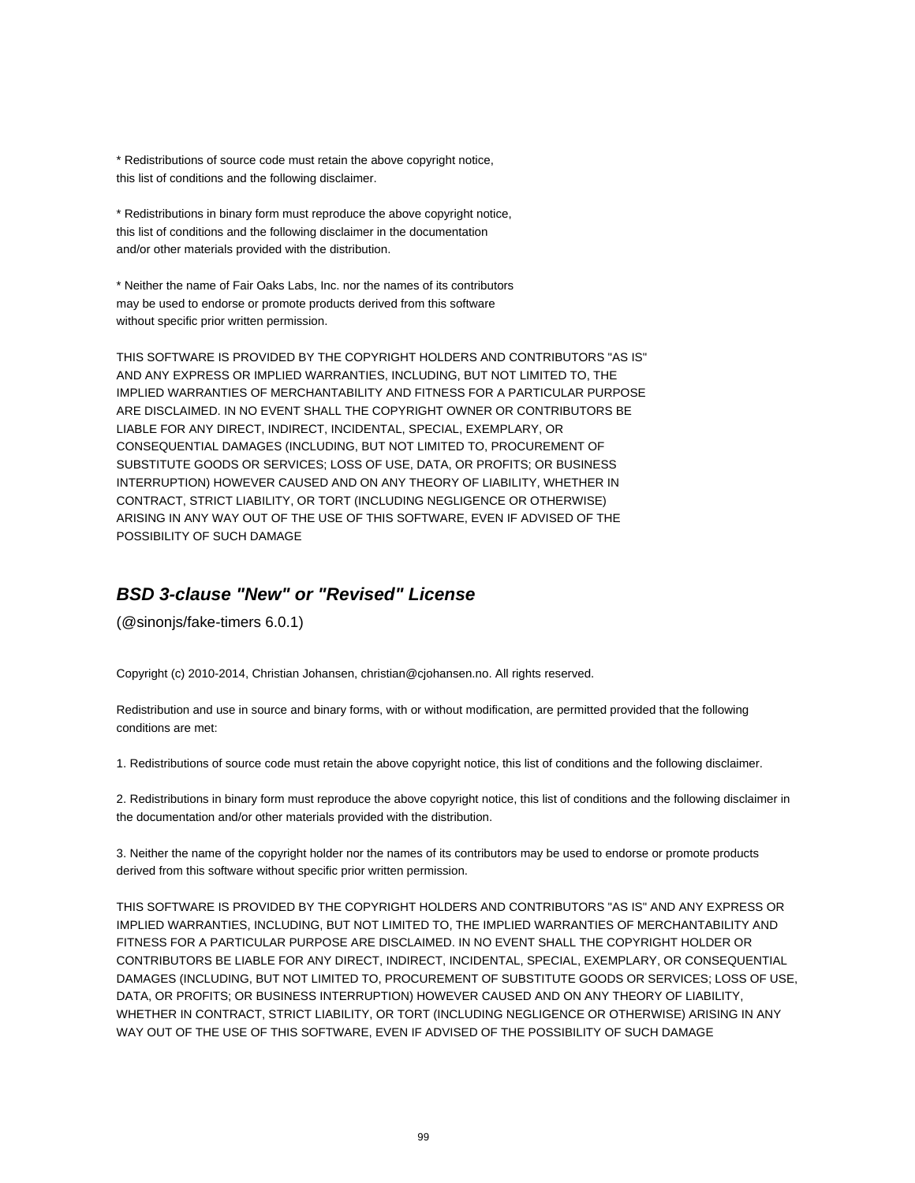* Redistributions of source code must retain the above copyright notice,
this list of conditions and the following disclaimer.

* Redistributions in binary form must reproduce the above copyright notice,
this list of conditions and the following disclaimer in the documentation
and/or other materials provided with the distribution.

* Neither the name of Fair Oaks Labs, Inc. nor the names of its contributors
may be used to endorse or promote products derived from this software
without specific prior written permission.

THIS SOFTWARE IS PROVIDED BY THE COPYRIGHT HOLDERS AND CONTRIBUTORS "AS IS"
AND ANY EXPRESS OR IMPLIED WARRANTIES, INCLUDING, BUT NOT LIMITED TO, THE
IMPLIED WARRANTIES OF MERCHANTABILITY AND FITNESS FOR A PARTICULAR PURPOSE
ARE DISCLAIMED. IN NO EVENT SHALL THE COPYRIGHT OWNER OR CONTRIBUTORS BE
LIABLE FOR ANY DIRECT, INDIRECT, INCIDENTAL, SPECIAL, EXEMPLARY, OR
CONSEQUENTIAL DAMAGES (INCLUDING, BUT NOT LIMITED TO, PROCUREMENT OF
SUBSTITUTE GOODS OR SERVICES; LOSS OF USE, DATA, OR PROFITS; OR BUSINESS
INTERRUPTION) HOWEVER CAUSED AND ON ANY THEORY OF LIABILITY, WHETHER IN
CONTRACT, STRICT LIABILITY, OR TORT (INCLUDING NEGLIGENCE OR OTHERWISE)
ARISING IN ANY WAY OUT OF THE USE OF THIS SOFTWARE, EVEN IF ADVISED OF THE
POSSIBILITY OF SUCH DAMAGE

## *BSD 3-clause "New" or "Revised" License*

(@sinonjs/fake-timers 6.0.1)

Copyright (c) 2010-2014, Christian Johansen, christian@cjohansen.no. All rights reserved.

Redistribution and use in source and binary forms, with or without modification, are permitted provided that the following conditions are met:

1. Redistributions of source code must retain the above copyright notice, this list of conditions and the following disclaimer.

2. Redistributions in binary form must reproduce the above copyright notice, this list of conditions and the following disclaimer in the documentation and/or other materials provided with the distribution.

3. Neither the name of the copyright holder nor the names of its contributors may be used to endorse or promote products derived from this software without specific prior written permission.

THIS SOFTWARE IS PROVIDED BY THE COPYRIGHT HOLDERS AND CONTRIBUTORS "AS IS" AND ANY EXPRESS OR IMPLIED WARRANTIES, INCLUDING, BUT NOT LIMITED TO, THE IMPLIED WARRANTIES OF MERCHANTABILITY AND FITNESS FOR A PARTICULAR PURPOSE ARE DISCLAIMED. IN NO EVENT SHALL THE COPYRIGHT HOLDER OR CONTRIBUTORS BE LIABLE FOR ANY DIRECT, INDIRECT, INCIDENTAL, SPECIAL, EXEMPLARY, OR CONSEQUENTIAL DAMAGES (INCLUDING, BUT NOT LIMITED TO, PROCUREMENT OF SUBSTITUTE GOODS OR SERVICES; LOSS OF USE, DATA, OR PROFITS; OR BUSINESS INTERRUPTION) HOWEVER CAUSED AND ON ANY THEORY OF LIABILITY, WHETHER IN CONTRACT, STRICT LIABILITY, OR TORT (INCLUDING NEGLIGENCE OR OTHERWISE) ARISING IN ANY WAY OUT OF THE USE OF THIS SOFTWARE, EVEN IF ADVISED OF THE POSSIBILITY OF SUCH DAMAGE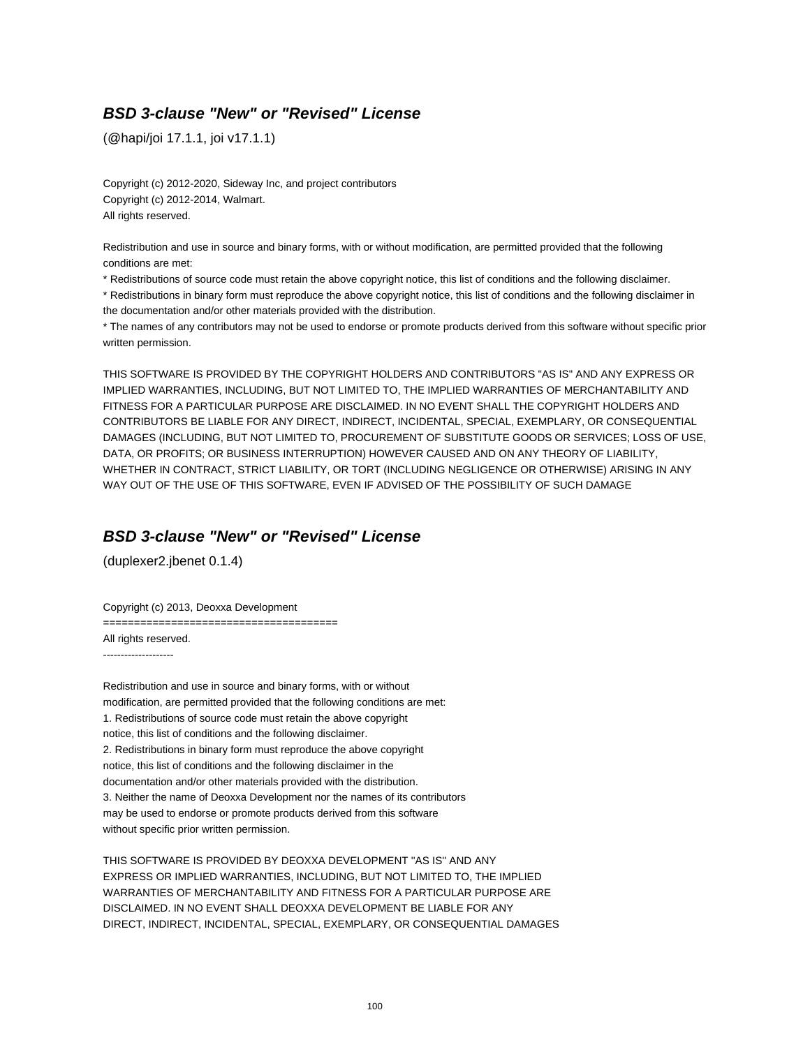### ***BSD 3-clause "New" or "Revised" License***

(@hapi/joi 17.1.1, joi v17.1.1)

Copyright (c) 2012-2020, Sideway Inc, and project contributors
Copyright (c) 2012-2014, Walmart.
All rights reserved.

Redistribution and use in source and binary forms, with or without modification, are permitted provided that the following conditions are met:
* Redistributions of source code must retain the above copyright notice, this list of conditions and the following disclaimer.
* Redistributions in binary form must reproduce the above copyright notice, this list of conditions and the following disclaimer in the documentation and/or other materials provided with the distribution.
* The names of any contributors may not be used to endorse or promote products derived from this software without specific prior written permission.

THIS SOFTWARE IS PROVIDED BY THE COPYRIGHT HOLDERS AND CONTRIBUTORS "AS IS" AND ANY EXPRESS OR IMPLIED WARRANTIES, INCLUDING, BUT NOT LIMITED TO, THE IMPLIED WARRANTIES OF MERCHANTABILITY AND FITNESS FOR A PARTICULAR PURPOSE ARE DISCLAIMED. IN NO EVENT SHALL THE COPYRIGHT HOLDERS AND CONTRIBUTORS BE LIABLE FOR ANY DIRECT, INDIRECT, INCIDENTAL, SPECIAL, EXEMPLARY, OR CONSEQUENTIAL DAMAGES (INCLUDING, BUT NOT LIMITED TO, PROCUREMENT OF SUBSTITUTE GOODS OR SERVICES; LOSS OF USE, DATA, OR PROFITS; OR BUSINESS INTERRUPTION) HOWEVER CAUSED AND ON ANY THEORY OF LIABILITY, WHETHER IN CONTRACT, STRICT LIABILITY, OR TORT (INCLUDING NEGLIGENCE OR OTHERWISE) ARISING IN ANY WAY OUT OF THE USE OF THIS SOFTWARE, EVEN IF ADVISED OF THE POSSIBILITY OF SUCH DAMAGE

### ***BSD 3-clause "New" or "Revised" License***

(duplexer2.jbenet 0.1.4)

Copyright (c) 2013, Deoxxa Development
======================================
All rights reserved.
--------------------

Redistribution and use in source and binary forms, with or without
modification, are permitted provided that the following conditions are met:
1. Redistributions of source code must retain the above copyright
notice, this list of conditions and the following disclaimer.
2. Redistributions in binary form must reproduce the above copyright
notice, this list of conditions and the following disclaimer in the
documentation and/or other materials provided with the distribution.
3. Neither the name of Deoxxa Development nor the names of its contributors
may be used to endorse or promote products derived from this software
without specific prior written permission.

THIS SOFTWARE IS PROVIDED BY DEOXXA DEVELOPMENT ''AS IS'' AND ANY
EXPRESS OR IMPLIED WARRANTIES, INCLUDING, BUT NOT LIMITED TO, THE IMPLIED
WARRANTIES OF MERCHANTABILITY AND FITNESS FOR A PARTICULAR PURPOSE ARE
DISCLAIMED. IN NO EVENT SHALL DEOXXA DEVELOPMENT BE LIABLE FOR ANY
DIRECT, INDIRECT, INCIDENTAL, SPECIAL, EXEMPLARY, OR CONSEQUENTIAL DAMAGES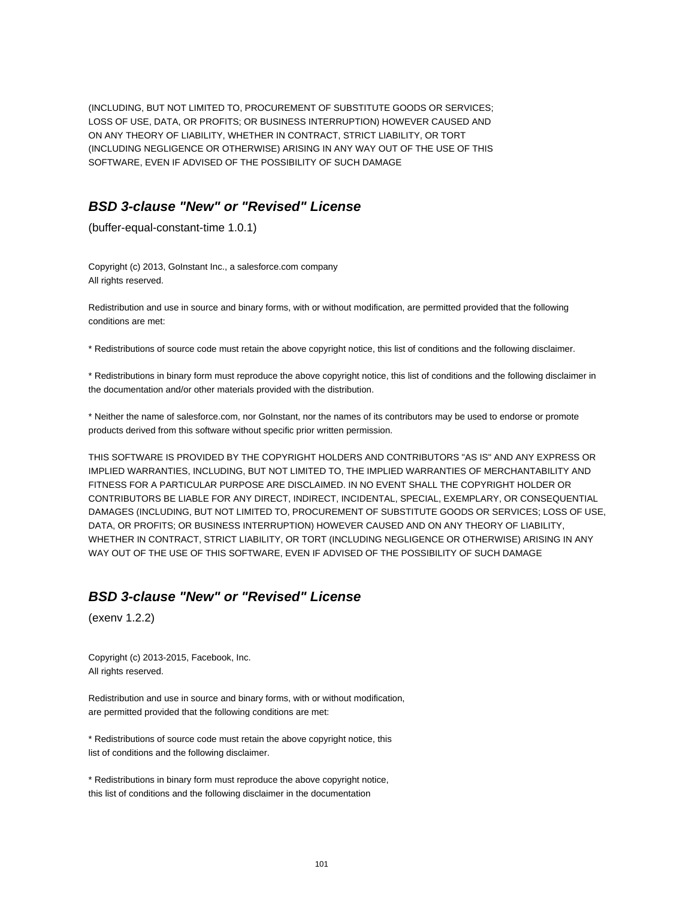(INCLUDING, BUT NOT LIMITED TO, PROCUREMENT OF SUBSTITUTE GOODS OR SERVICES;
LOSS OF USE, DATA, OR PROFITS; OR BUSINESS INTERRUPTION) HOWEVER CAUSED AND
ON ANY THEORY OF LIABILITY, WHETHER IN CONTRACT, STRICT LIABILITY, OR TORT
(INCLUDING NEGLIGENCE OR OTHERWISE) ARISING IN ANY WAY OUT OF THE USE OF THIS
SOFTWARE, EVEN IF ADVISED OF THE POSSIBILITY OF SUCH DAMAGE

## ***BSD 3-clause "New" or "Revised" License***

(buffer-equal-constant-time 1.0.1)

Copyright (c) 2013, GoInstant Inc., a salesforce.com company
All rights reserved.

Redistribution and use in source and binary forms, with or without modification, are permitted provided that the following conditions are met:

* Redistributions of source code must retain the above copyright notice, this list of conditions and the following disclaimer.

* Redistributions in binary form must reproduce the above copyright notice, this list of conditions and the following disclaimer in the documentation and/or other materials provided with the distribution.

* Neither the name of salesforce.com, nor GoInstant, nor the names of its contributors may be used to endorse or promote products derived from this software without specific prior written permission.

THIS SOFTWARE IS PROVIDED BY THE COPYRIGHT HOLDERS AND CONTRIBUTORS "AS IS" AND ANY EXPRESS OR IMPLIED WARRANTIES, INCLUDING, BUT NOT LIMITED TO, THE IMPLIED WARRANTIES OF MERCHANTABILITY AND FITNESS FOR A PARTICULAR PURPOSE ARE DISCLAIMED. IN NO EVENT SHALL THE COPYRIGHT HOLDER OR CONTRIBUTORS BE LIABLE FOR ANY DIRECT, INDIRECT, INCIDENTAL, SPECIAL, EXEMPLARY, OR CONSEQUENTIAL DAMAGES (INCLUDING, BUT NOT LIMITED TO, PROCUREMENT OF SUBSTITUTE GOODS OR SERVICES; LOSS OF USE, DATA, OR PROFITS; OR BUSINESS INTERRUPTION) HOWEVER CAUSED AND ON ANY THEORY OF LIABILITY, WHETHER IN CONTRACT, STRICT LIABILITY, OR TORT (INCLUDING NEGLIGENCE OR OTHERWISE) ARISING IN ANY WAY OUT OF THE USE OF THIS SOFTWARE, EVEN IF ADVISED OF THE POSSIBILITY OF SUCH DAMAGE

## ***BSD 3-clause "New" or "Revised" License***

(exenv 1.2.2)

Copyright (c) 2013-2015, Facebook, Inc.
All rights reserved.

Redistribution and use in source and binary forms, with or without modification,
are permitted provided that the following conditions are met:

* Redistributions of source code must retain the above copyright notice, this
list of conditions and the following disclaimer.

* Redistributions in binary form must reproduce the above copyright notice,
this list of conditions and the following disclaimer in the documentation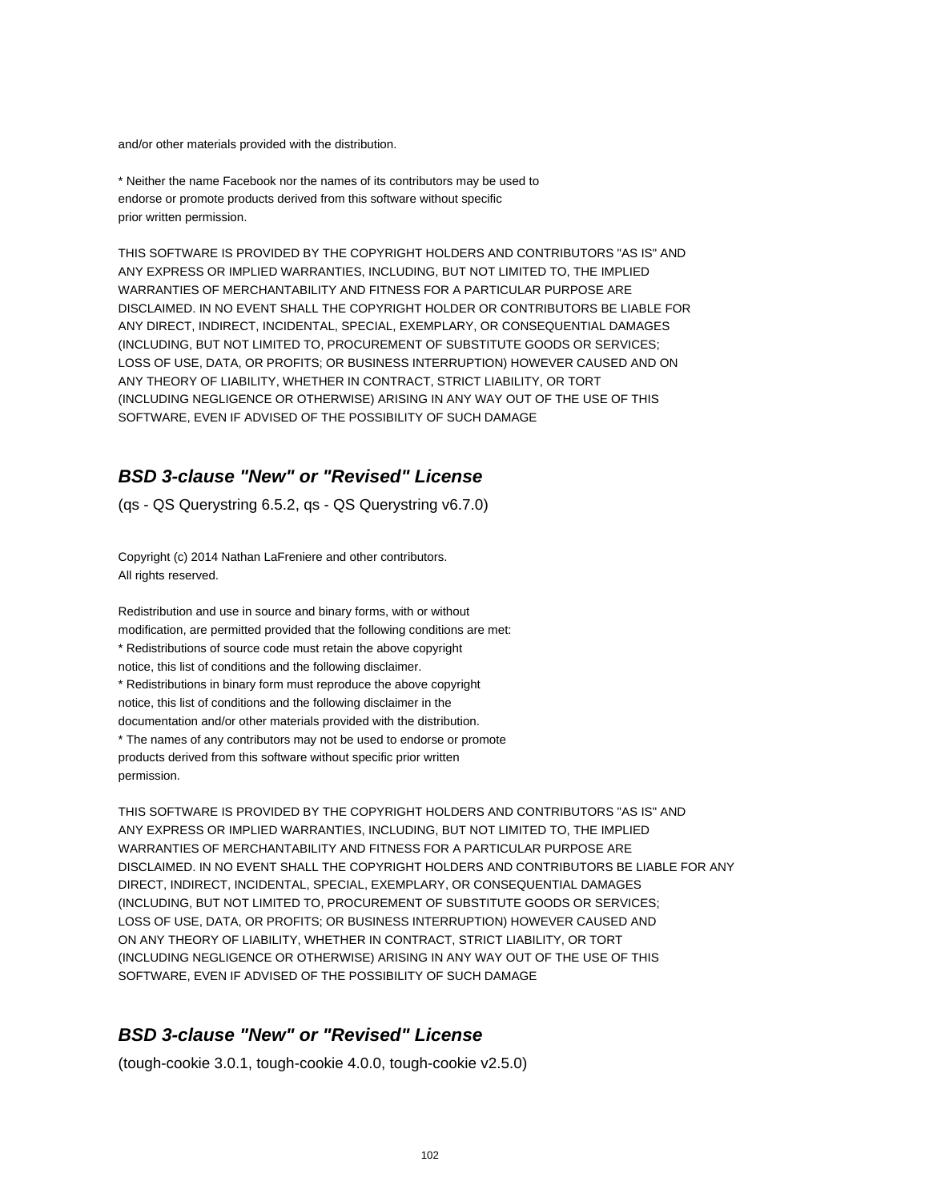and/or other materials provided with the distribution.

* Neither the name Facebook nor the names of its contributors may be used to
endorse or promote products derived from this software without specific
prior written permission.

THIS SOFTWARE IS PROVIDED BY THE COPYRIGHT HOLDERS AND CONTRIBUTORS "AS IS" AND
ANY EXPRESS OR IMPLIED WARRANTIES, INCLUDING, BUT NOT LIMITED TO, THE IMPLIED
WARRANTIES OF MERCHANTABILITY AND FITNESS FOR A PARTICULAR PURPOSE ARE
DISCLAIMED. IN NO EVENT SHALL THE COPYRIGHT HOLDER OR CONTRIBUTORS BE LIABLE FOR
ANY DIRECT, INDIRECT, INCIDENTAL, SPECIAL, EXEMPLARY, OR CONSEQUENTIAL DAMAGES
(INCLUDING, BUT NOT LIMITED TO, PROCUREMENT OF SUBSTITUTE GOODS OR SERVICES;
LOSS OF USE, DATA, OR PROFITS; OR BUSINESS INTERRUPTION) HOWEVER CAUSED AND ON
ANY THEORY OF LIABILITY, WHETHER IN CONTRACT, STRICT LIABILITY, OR TORT
(INCLUDING NEGLIGENCE OR OTHERWISE) ARISING IN ANY WAY OUT OF THE USE OF THIS
SOFTWARE, EVEN IF ADVISED OF THE POSSIBILITY OF SUCH DAMAGE

### ***BSD 3-clause "New" or "Revised" License***

(qs - QS Querystring 6.5.2, qs - QS Querystring v6.7.0)

Copyright (c) 2014 Nathan LaFreniere and other contributors.
All rights reserved.

Redistribution and use in source and binary forms, with or without
modification, are permitted provided that the following conditions are met:
* Redistributions of source code must retain the above copyright
notice, this list of conditions and the following disclaimer.
* Redistributions in binary form must reproduce the above copyright
notice, this list of conditions and the following disclaimer in the
documentation and/or other materials provided with the distribution.
* The names of any contributors may not be used to endorse or promote
products derived from this software without specific prior written
permission.

THIS SOFTWARE IS PROVIDED BY THE COPYRIGHT HOLDERS AND CONTRIBUTORS "AS IS" AND
ANY EXPRESS OR IMPLIED WARRANTIES, INCLUDING, BUT NOT LIMITED TO, THE IMPLIED
WARRANTIES OF MERCHANTABILITY AND FITNESS FOR A PARTICULAR PURPOSE ARE
DISCLAIMED. IN NO EVENT SHALL THE COPYRIGHT HOLDERS AND CONTRIBUTORS BE LIABLE FOR ANY
DIRECT, INDIRECT, INCIDENTAL, SPECIAL, EXEMPLARY, OR CONSEQUENTIAL DAMAGES
(INCLUDING, BUT NOT LIMITED TO, PROCUREMENT OF SUBSTITUTE GOODS OR SERVICES;
LOSS OF USE, DATA, OR PROFITS; OR BUSINESS INTERRUPTION) HOWEVER CAUSED AND
ON ANY THEORY OF LIABILITY, WHETHER IN CONTRACT, STRICT LIABILITY, OR TORT
(INCLUDING NEGLIGENCE OR OTHERWISE) ARISING IN ANY WAY OUT OF THE USE OF THIS
SOFTWARE, EVEN IF ADVISED OF THE POSSIBILITY OF SUCH DAMAGE

### ***BSD 3-clause "New" or "Revised" License***

(tough-cookie 3.0.1, tough-cookie 4.0.0, tough-cookie v2.5.0)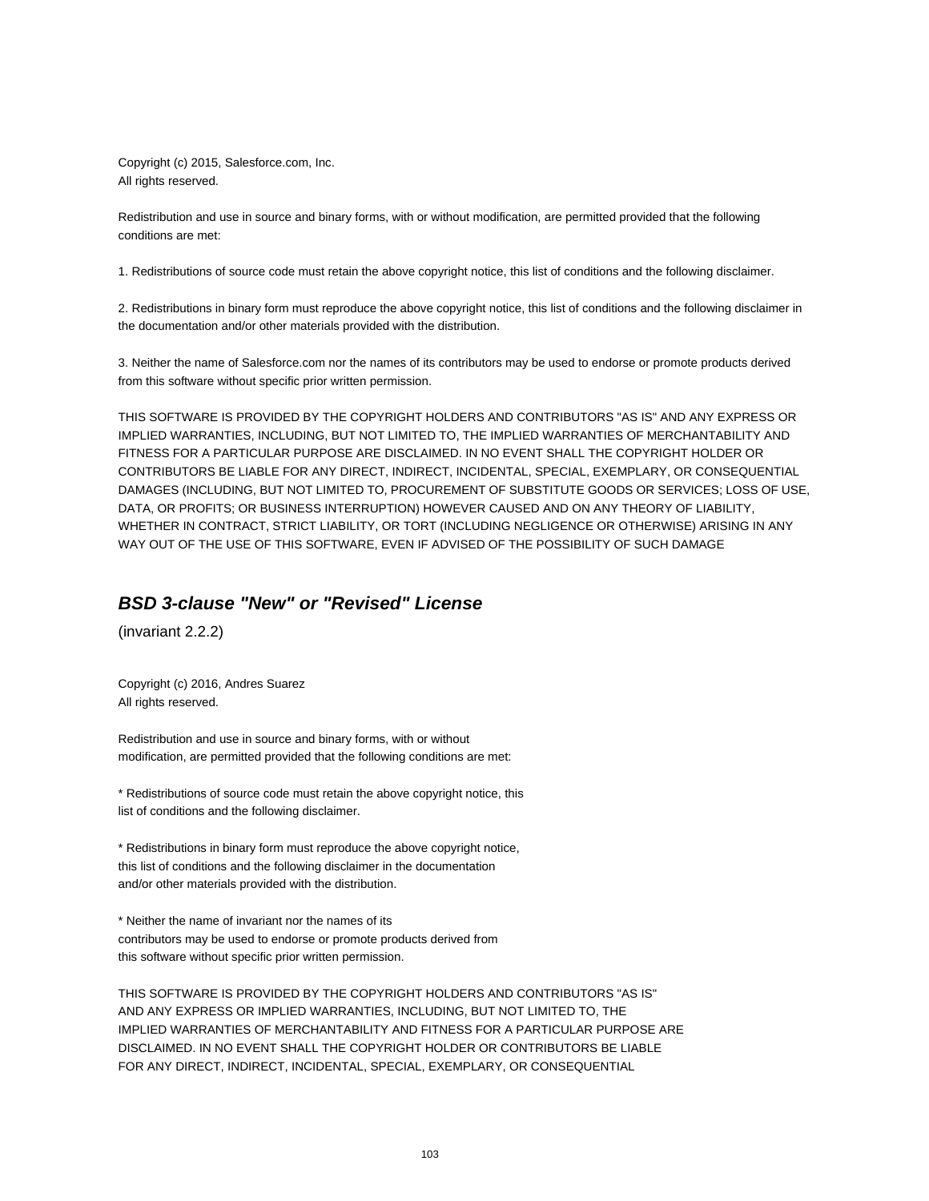Copyright (c) 2015, Salesforce.com, Inc.
All rights reserved.

Redistribution and use in source and binary forms, with or without modification, are permitted provided that the following conditions are met:

1. Redistributions of source code must retain the above copyright notice, this list of conditions and the following disclaimer.

2. Redistributions in binary form must reproduce the above copyright notice, this list of conditions and the following disclaimer in the documentation and/or other materials provided with the distribution.

3. Neither the name of Salesforce.com nor the names of its contributors may be used to endorse or promote products derived from this software without specific prior written permission.

THIS SOFTWARE IS PROVIDED BY THE COPYRIGHT HOLDERS AND CONTRIBUTORS "AS IS" AND ANY EXPRESS OR IMPLIED WARRANTIES, INCLUDING, BUT NOT LIMITED TO, THE IMPLIED WARRANTIES OF MERCHANTABILITY AND FITNESS FOR A PARTICULAR PURPOSE ARE DISCLAIMED. IN NO EVENT SHALL THE COPYRIGHT HOLDER OR CONTRIBUTORS BE LIABLE FOR ANY DIRECT, INDIRECT, INCIDENTAL, SPECIAL, EXEMPLARY, OR CONSEQUENTIAL DAMAGES (INCLUDING, BUT NOT LIMITED TO, PROCUREMENT OF SUBSTITUTE GOODS OR SERVICES; LOSS OF USE, DATA, OR PROFITS; OR BUSINESS INTERRUPTION) HOWEVER CAUSED AND ON ANY THEORY OF LIABILITY, WHETHER IN CONTRACT, STRICT LIABILITY, OR TORT (INCLUDING NEGLIGENCE OR OTHERWISE) ARISING IN ANY WAY OUT OF THE USE OF THIS SOFTWARE, EVEN IF ADVISED OF THE POSSIBILITY OF SUCH DAMAGE

## *BSD 3-clause "New" or "Revised" License*

(invariant 2.2.2)

Copyright (c) 2016, Andres Suarez
All rights reserved.

Redistribution and use in source and binary forms, with or without
modification, are permitted provided that the following conditions are met:

* Redistributions of source code must retain the above copyright notice, this
list of conditions and the following disclaimer.

* Redistributions in binary form must reproduce the above copyright notice,
this list of conditions and the following disclaimer in the documentation
and/or other materials provided with the distribution.

* Neither the name of invariant nor the names of its
contributors may be used to endorse or promote products derived from
this software without specific prior written permission.

THIS SOFTWARE IS PROVIDED BY THE COPYRIGHT HOLDERS AND CONTRIBUTORS "AS IS"
AND ANY EXPRESS OR IMPLIED WARRANTIES, INCLUDING, BUT NOT LIMITED TO, THE
IMPLIED WARRANTIES OF MERCHANTABILITY AND FITNESS FOR A PARTICULAR PURPOSE ARE
DISCLAIMED. IN NO EVENT SHALL THE COPYRIGHT HOLDER OR CONTRIBUTORS BE LIABLE
FOR ANY DIRECT, INDIRECT, INCIDENTAL, SPECIAL, EXEMPLARY, OR CONSEQUENTIAL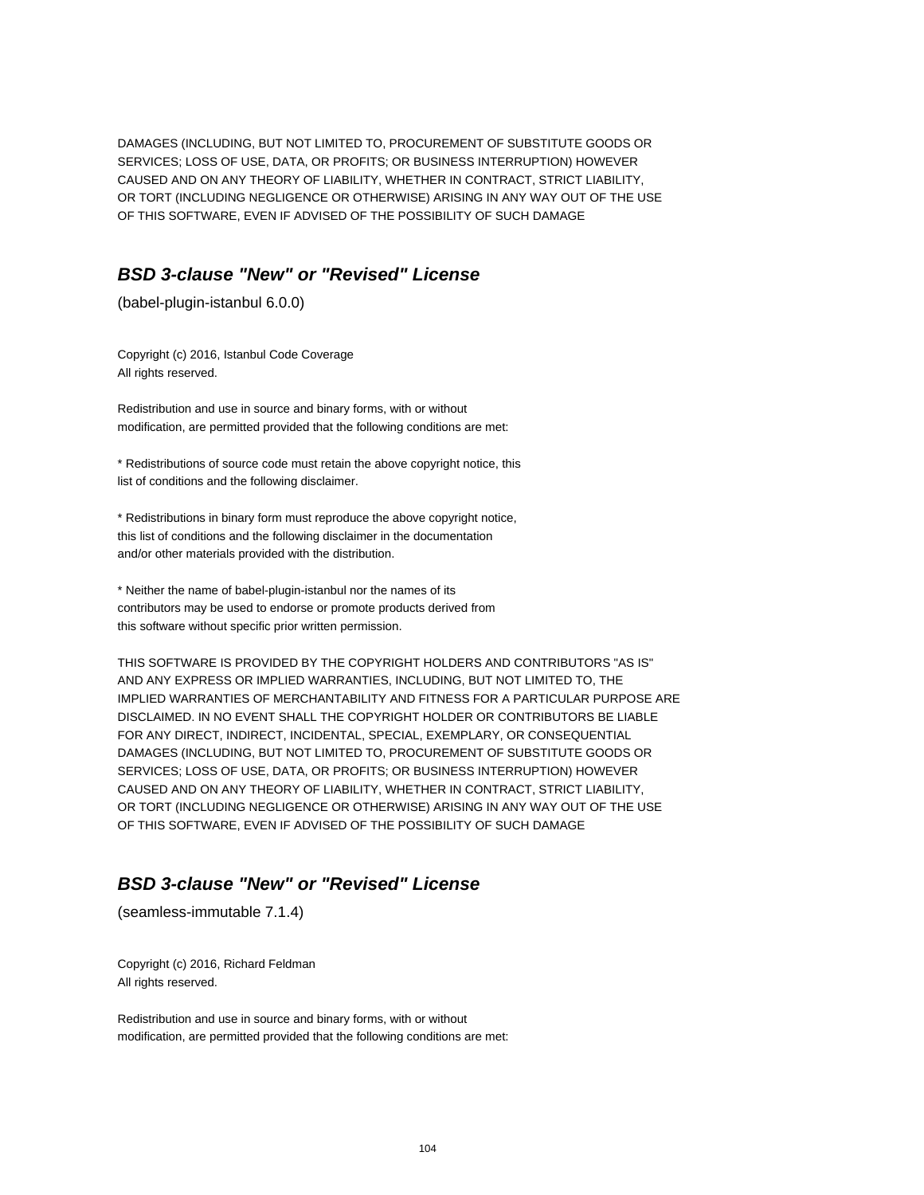DAMAGES (INCLUDING, BUT NOT LIMITED TO, PROCUREMENT OF SUBSTITUTE GOODS OR
SERVICES; LOSS OF USE, DATA, OR PROFITS; OR BUSINESS INTERRUPTION) HOWEVER
CAUSED AND ON ANY THEORY OF LIABILITY, WHETHER IN CONTRACT, STRICT LIABILITY,
OR TORT (INCLUDING NEGLIGENCE OR OTHERWISE) ARISING IN ANY WAY OUT OF THE USE
OF THIS SOFTWARE, EVEN IF ADVISED OF THE POSSIBILITY OF SUCH DAMAGE

## ***BSD 3-clause "New" or "Revised" License***

(babel-plugin-istanbul 6.0.0)

Copyright (c) 2016, Istanbul Code Coverage
All rights reserved.

Redistribution and use in source and binary forms, with or without
modification, are permitted provided that the following conditions are met:

* Redistributions of source code must retain the above copyright notice, this
list of conditions and the following disclaimer.

* Redistributions in binary form must reproduce the above copyright notice,
this list of conditions and the following disclaimer in the documentation
and/or other materials provided with the distribution.

* Neither the name of babel-plugin-istanbul nor the names of its
contributors may be used to endorse or promote products derived from
this software without specific prior written permission.

THIS SOFTWARE IS PROVIDED BY THE COPYRIGHT HOLDERS AND CONTRIBUTORS "AS IS"
AND ANY EXPRESS OR IMPLIED WARRANTIES, INCLUDING, BUT NOT LIMITED TO, THE
IMPLIED WARRANTIES OF MERCHANTABILITY AND FITNESS FOR A PARTICULAR PURPOSE ARE
DISCLAIMED. IN NO EVENT SHALL THE COPYRIGHT HOLDER OR CONTRIBUTORS BE LIABLE
FOR ANY DIRECT, INDIRECT, INCIDENTAL, SPECIAL, EXEMPLARY, OR CONSEQUENTIAL
DAMAGES (INCLUDING, BUT NOT LIMITED TO, PROCUREMENT OF SUBSTITUTE GOODS OR
SERVICES; LOSS OF USE, DATA, OR PROFITS; OR BUSINESS INTERRUPTION) HOWEVER
CAUSED AND ON ANY THEORY OF LIABILITY, WHETHER IN CONTRACT, STRICT LIABILITY,
OR TORT (INCLUDING NEGLIGENCE OR OTHERWISE) ARISING IN ANY WAY OUT OF THE USE
OF THIS SOFTWARE, EVEN IF ADVISED OF THE POSSIBILITY OF SUCH DAMAGE

## ***BSD 3-clause "New" or "Revised" License***

(seamless-immutable 7.1.4)

Copyright (c) 2016, Richard Feldman
All rights reserved.

Redistribution and use in source and binary forms, with or without
modification, are permitted provided that the following conditions are met: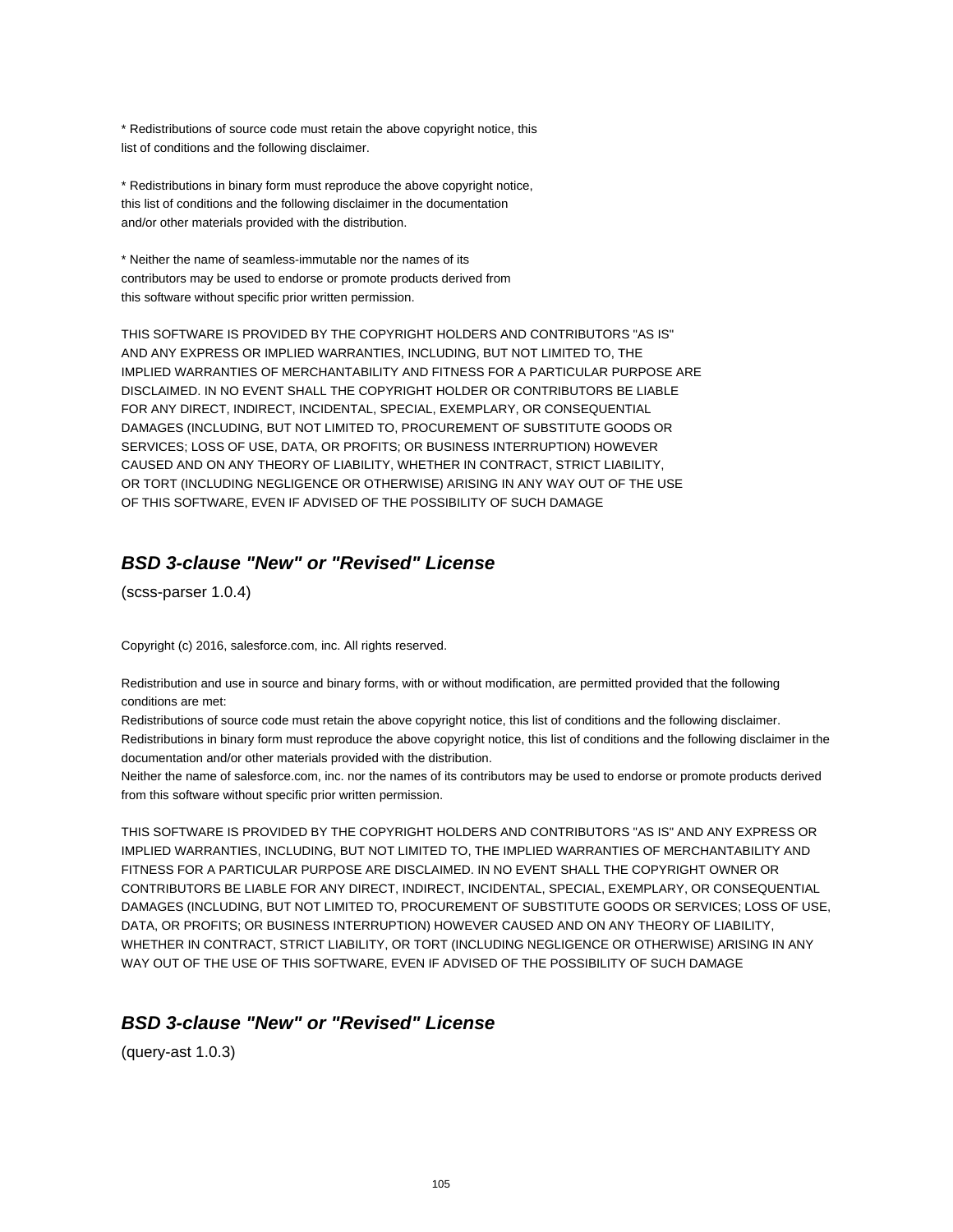* Redistributions of source code must retain the above copyright notice, this
list of conditions and the following disclaimer.

* Redistributions in binary form must reproduce the above copyright notice,
this list of conditions and the following disclaimer in the documentation
and/or other materials provided with the distribution.

* Neither the name of seamless-immutable nor the names of its
contributors may be used to endorse or promote products derived from
this software without specific prior written permission.

THIS SOFTWARE IS PROVIDED BY THE COPYRIGHT HOLDERS AND CONTRIBUTORS "AS IS"
AND ANY EXPRESS OR IMPLIED WARRANTIES, INCLUDING, BUT NOT LIMITED TO, THE
IMPLIED WARRANTIES OF MERCHANTABILITY AND FITNESS FOR A PARTICULAR PURPOSE ARE
DISCLAIMED. IN NO EVENT SHALL THE COPYRIGHT HOLDER OR CONTRIBUTORS BE LIABLE
FOR ANY DIRECT, INDIRECT, INCIDENTAL, SPECIAL, EXEMPLARY, OR CONSEQUENTIAL
DAMAGES (INCLUDING, BUT NOT LIMITED TO, PROCUREMENT OF SUBSTITUTE GOODS OR
SERVICES; LOSS OF USE, DATA, OR PROFITS; OR BUSINESS INTERRUPTION) HOWEVER
CAUSED AND ON ANY THEORY OF LIABILITY, WHETHER IN CONTRACT, STRICT LIABILITY,
OR TORT (INCLUDING NEGLIGENCE OR OTHERWISE) ARISING IN ANY WAY OUT OF THE USE
OF THIS SOFTWARE, EVEN IF ADVISED OF THE POSSIBILITY OF SUCH DAMAGE

## *BSD 3-clause "New" or "Revised" License*

(scss-parser 1.0.4)

Copyright (c) 2016, salesforce.com, inc. All rights reserved.

Redistribution and use in source and binary forms, with or without modification, are permitted provided that the following conditions are met:
Redistributions of source code must retain the above copyright notice, this list of conditions and the following disclaimer.
Redistributions in binary form must reproduce the above copyright notice, this list of conditions and the following disclaimer in the documentation and/or other materials provided with the distribution.
Neither the name of salesforce.com, inc. nor the names of its contributors may be used to endorse or promote products derived from this software without specific prior written permission.

THIS SOFTWARE IS PROVIDED BY THE COPYRIGHT HOLDERS AND CONTRIBUTORS "AS IS" AND ANY EXPRESS OR IMPLIED WARRANTIES, INCLUDING, BUT NOT LIMITED TO, THE IMPLIED WARRANTIES OF MERCHANTABILITY AND FITNESS FOR A PARTICULAR PURPOSE ARE DISCLAIMED. IN NO EVENT SHALL THE COPYRIGHT OWNER OR CONTRIBUTORS BE LIABLE FOR ANY DIRECT, INDIRECT, INCIDENTAL, SPECIAL, EXEMPLARY, OR CONSEQUENTIAL DAMAGES (INCLUDING, BUT NOT LIMITED TO, PROCUREMENT OF SUBSTITUTE GOODS OR SERVICES; LOSS OF USE, DATA, OR PROFITS; OR BUSINESS INTERRUPTION) HOWEVER CAUSED AND ON ANY THEORY OF LIABILITY, WHETHER IN CONTRACT, STRICT LIABILITY, OR TORT (INCLUDING NEGLIGENCE OR OTHERWISE) ARISING IN ANY WAY OUT OF THE USE OF THIS SOFTWARE, EVEN IF ADVISED OF THE POSSIBILITY OF SUCH DAMAGE

## *BSD 3-clause "New" or "Revised" License*

(query-ast 1.0.3)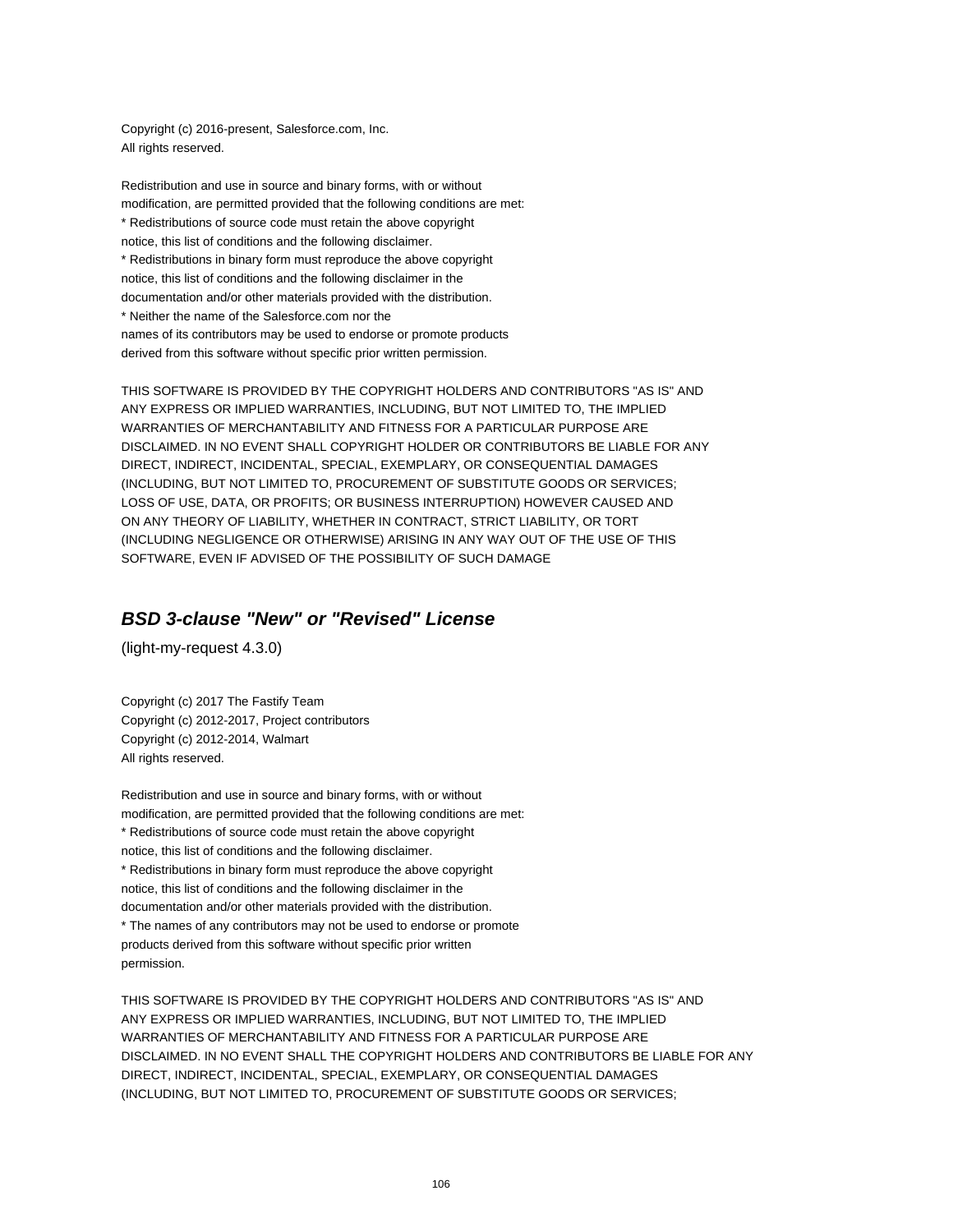Copyright (c) 2016-present, Salesforce.com, Inc.
All rights reserved.

Redistribution and use in source and binary forms, with or without
modification, are permitted provided that the following conditions are met:
* Redistributions of source code must retain the above copyright
notice, this list of conditions and the following disclaimer.
* Redistributions in binary form must reproduce the above copyright
notice, this list of conditions and the following disclaimer in the
documentation and/or other materials provided with the distribution.
* Neither the name of the Salesforce.com nor the
names of its contributors may be used to endorse or promote products
derived from this software without specific prior written permission.

THIS SOFTWARE IS PROVIDED BY THE COPYRIGHT HOLDERS AND CONTRIBUTORS "AS IS" AND
ANY EXPRESS OR IMPLIED WARRANTIES, INCLUDING, BUT NOT LIMITED TO, THE IMPLIED
WARRANTIES OF MERCHANTABILITY AND FITNESS FOR A PARTICULAR PURPOSE ARE
DISCLAIMED. IN NO EVENT SHALL COPYRIGHT HOLDER OR CONTRIBUTORS BE LIABLE FOR ANY
DIRECT, INDIRECT, INCIDENTAL, SPECIAL, EXEMPLARY, OR CONSEQUENTIAL DAMAGES
(INCLUDING, BUT NOT LIMITED TO, PROCUREMENT OF SUBSTITUTE GOODS OR SERVICES;
LOSS OF USE, DATA, OR PROFITS; OR BUSINESS INTERRUPTION) HOWEVER CAUSED AND
ON ANY THEORY OF LIABILITY, WHETHER IN CONTRACT, STRICT LIABILITY, OR TORT
(INCLUDING NEGLIGENCE OR OTHERWISE) ARISING IN ANY WAY OUT OF THE USE OF THIS
SOFTWARE, EVEN IF ADVISED OF THE POSSIBILITY OF SUCH DAMAGE

## ***BSD 3-clause "New" or "Revised" License***

(light-my-request 4.3.0)

Copyright (c) 2017 The Fastify Team
Copyright (c) 2012-2017, Project contributors
Copyright (c) 2012-2014, Walmart
All rights reserved.

Redistribution and use in source and binary forms, with or without
modification, are permitted provided that the following conditions are met:
* Redistributions of source code must retain the above copyright
notice, this list of conditions and the following disclaimer.
* Redistributions in binary form must reproduce the above copyright
notice, this list of conditions and the following disclaimer in the
documentation and/or other materials provided with the distribution.
* The names of any contributors may not be used to endorse or promote
products derived from this software without specific prior written
permission.

THIS SOFTWARE IS PROVIDED BY THE COPYRIGHT HOLDERS AND CONTRIBUTORS "AS IS" AND
ANY EXPRESS OR IMPLIED WARRANTIES, INCLUDING, BUT NOT LIMITED TO, THE IMPLIED
WARRANTIES OF MERCHANTABILITY AND FITNESS FOR A PARTICULAR PURPOSE ARE
DISCLAIMED. IN NO EVENT SHALL THE COPYRIGHT HOLDERS AND CONTRIBUTORS BE LIABLE FOR ANY
DIRECT, INDIRECT, INCIDENTAL, SPECIAL, EXEMPLARY, OR CONSEQUENTIAL DAMAGES
(INCLUDING, BUT NOT LIMITED TO, PROCUREMENT OF SUBSTITUTE GOODS OR SERVICES;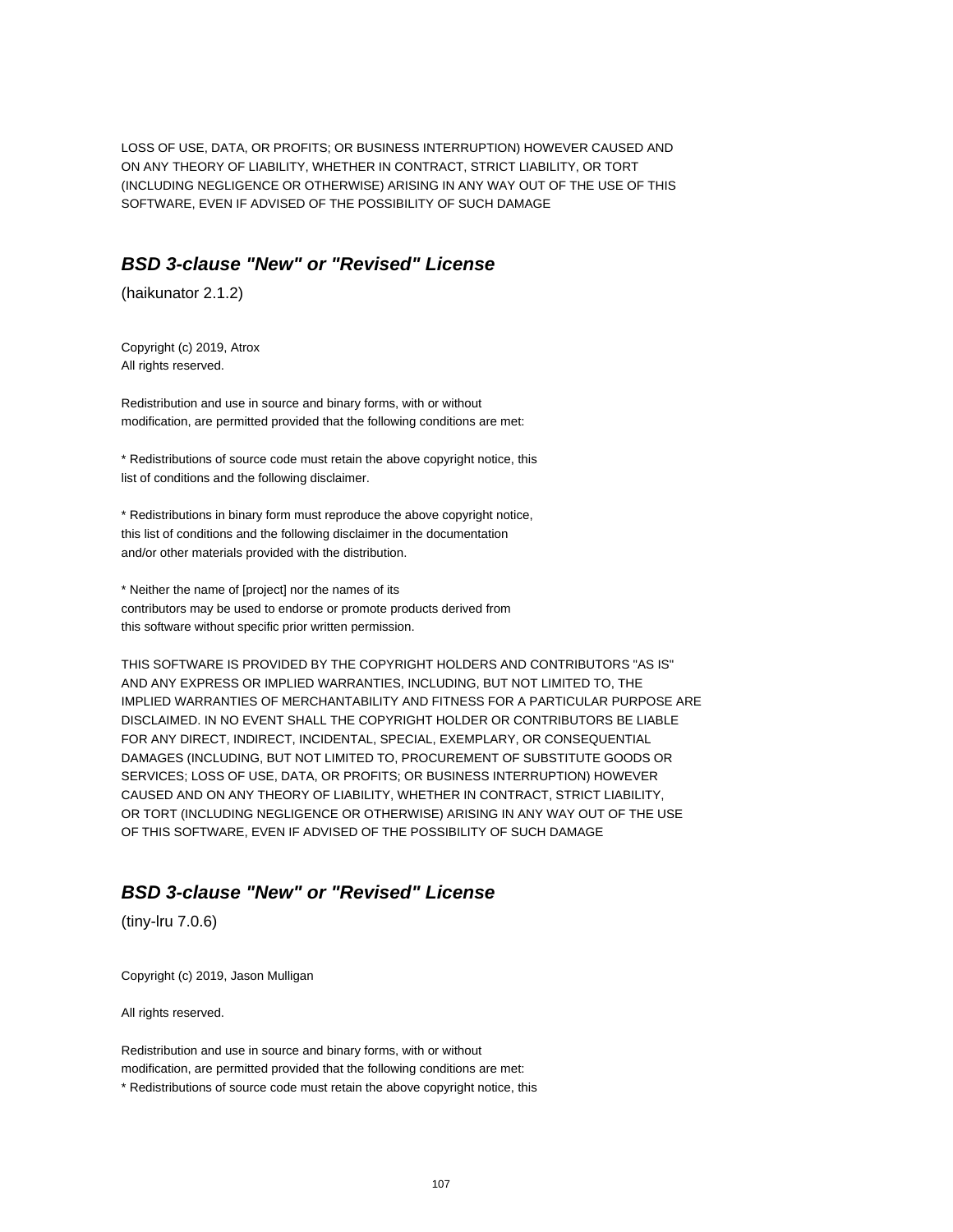LOSS OF USE, DATA, OR PROFITS; OR BUSINESS INTERRUPTION) HOWEVER CAUSED AND ON ANY THEORY OF LIABILITY, WHETHER IN CONTRACT, STRICT LIABILITY, OR TORT (INCLUDING NEGLIGENCE OR OTHERWISE) ARISING IN ANY WAY OUT OF THE USE OF THIS SOFTWARE, EVEN IF ADVISED OF THE POSSIBILITY OF SUCH DAMAGE

## *BSD 3-clause "New" or "Revised" License*

(haikunator 2.1.2)

Copyright (c) 2019, Atrox
All rights reserved.

Redistribution and use in source and binary forms, with or without modification, are permitted provided that the following conditions are met:

* Redistributions of source code must retain the above copyright notice, this list of conditions and the following disclaimer.

* Redistributions in binary form must reproduce the above copyright notice, this list of conditions and the following disclaimer in the documentation and/or other materials provided with the distribution.

* Neither the name of [project] nor the names of its contributors may be used to endorse or promote products derived from this software without specific prior written permission.

THIS SOFTWARE IS PROVIDED BY THE COPYRIGHT HOLDERS AND CONTRIBUTORS "AS IS" AND ANY EXPRESS OR IMPLIED WARRANTIES, INCLUDING, BUT NOT LIMITED TO, THE IMPLIED WARRANTIES OF MERCHANTABILITY AND FITNESS FOR A PARTICULAR PURPOSE ARE DISCLAIMED. IN NO EVENT SHALL THE COPYRIGHT HOLDER OR CONTRIBUTORS BE LIABLE FOR ANY DIRECT, INDIRECT, INCIDENTAL, SPECIAL, EXEMPLARY, OR CONSEQUENTIAL DAMAGES (INCLUDING, BUT NOT LIMITED TO, PROCUREMENT OF SUBSTITUTE GOODS OR SERVICES; LOSS OF USE, DATA, OR PROFITS; OR BUSINESS INTERRUPTION) HOWEVER CAUSED AND ON ANY THEORY OF LIABILITY, WHETHER IN CONTRACT, STRICT LIABILITY, OR TORT (INCLUDING NEGLIGENCE OR OTHERWISE) ARISING IN ANY WAY OUT OF THE USE OF THIS SOFTWARE, EVEN IF ADVISED OF THE POSSIBILITY OF SUCH DAMAGE

## *BSD 3-clause "New" or "Revised" License*

(tiny-lru 7.0.6)

Copyright (c) 2019, Jason Mulligan

All rights reserved.

Redistribution and use in source and binary forms, with or without modification, are permitted provided that the following conditions are met:
* Redistributions of source code must retain the above copyright notice, this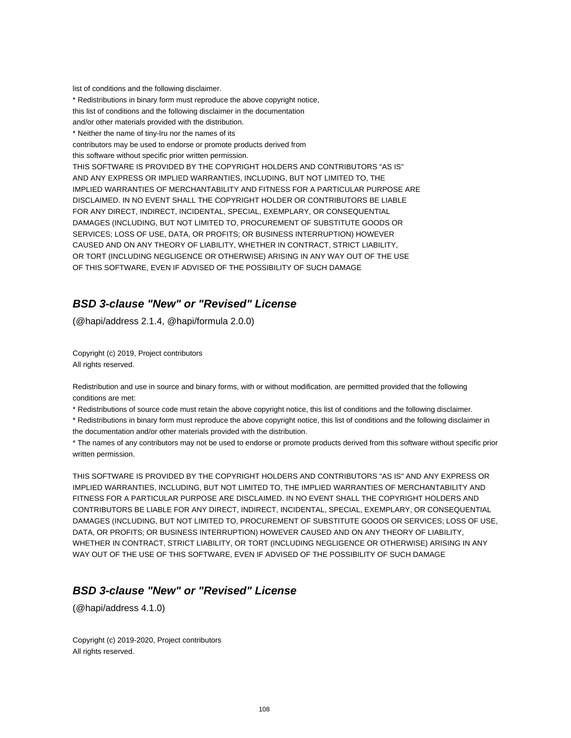list of conditions and the following disclaimer.
* Redistributions in binary form must reproduce the above copyright notice,
this list of conditions and the following disclaimer in the documentation
and/or other materials provided with the distribution.
* Neither the name of tiny-lru nor the names of its
contributors may be used to endorse or promote products derived from
this software without specific prior written permission.
THIS SOFTWARE IS PROVIDED BY THE COPYRIGHT HOLDERS AND CONTRIBUTORS "AS IS"
AND ANY EXPRESS OR IMPLIED WARRANTIES, INCLUDING, BUT NOT LIMITED TO, THE
IMPLIED WARRANTIES OF MERCHANTABILITY AND FITNESS FOR A PARTICULAR PURPOSE ARE
DISCLAIMED. IN NO EVENT SHALL THE COPYRIGHT HOLDER OR CONTRIBUTORS BE LIABLE
FOR ANY DIRECT, INDIRECT, INCIDENTAL, SPECIAL, EXEMPLARY, OR CONSEQUENTIAL
DAMAGES (INCLUDING, BUT NOT LIMITED TO, PROCUREMENT OF SUBSTITUTE GOODS OR
SERVICES; LOSS OF USE, DATA, OR PROFITS; OR BUSINESS INTERRUPTION) HOWEVER
CAUSED AND ON ANY THEORY OF LIABILITY, WHETHER IN CONTRACT, STRICT LIABILITY,
OR TORT (INCLUDING NEGLIGENCE OR OTHERWISE) ARISING IN ANY WAY OUT OF THE USE
OF THIS SOFTWARE, EVEN IF ADVISED OF THE POSSIBILITY OF SUCH DAMAGE

## *BSD 3-clause "New" or "Revised" License*

(@hapi/address 2.1.4, @hapi/formula 2.0.0)

Copyright (c) 2019, Project contributors
All rights reserved.

Redistribution and use in source and binary forms, with or without modification, are permitted provided that the following conditions are met:
* Redistributions of source code must retain the above copyright notice, this list of conditions and the following disclaimer.
* Redistributions in binary form must reproduce the above copyright notice, this list of conditions and the following disclaimer in the documentation and/or other materials provided with the distribution.
* The names of any contributors may not be used to endorse or promote products derived from this software without specific prior written permission.

THIS SOFTWARE IS PROVIDED BY THE COPYRIGHT HOLDERS AND CONTRIBUTORS "AS IS" AND ANY EXPRESS OR IMPLIED WARRANTIES, INCLUDING, BUT NOT LIMITED TO, THE IMPLIED WARRANTIES OF MERCHANTABILITY AND FITNESS FOR A PARTICULAR PURPOSE ARE DISCLAIMED. IN NO EVENT SHALL THE COPYRIGHT HOLDERS AND CONTRIBUTORS BE LIABLE FOR ANY DIRECT, INDIRECT, INCIDENTAL, SPECIAL, EXEMPLARY, OR CONSEQUENTIAL DAMAGES (INCLUDING, BUT NOT LIMITED TO, PROCUREMENT OF SUBSTITUTE GOODS OR SERVICES; LOSS OF USE, DATA, OR PROFITS; OR BUSINESS INTERRUPTION) HOWEVER CAUSED AND ON ANY THEORY OF LIABILITY, WHETHER IN CONTRACT, STRICT LIABILITY, OR TORT (INCLUDING NEGLIGENCE OR OTHERWISE) ARISING IN ANY WAY OUT OF THE USE OF THIS SOFTWARE, EVEN IF ADVISED OF THE POSSIBILITY OF SUCH DAMAGE

## *BSD 3-clause "New" or "Revised" License*

(@hapi/address 4.1.0)

Copyright (c) 2019-2020, Project contributors
All rights reserved.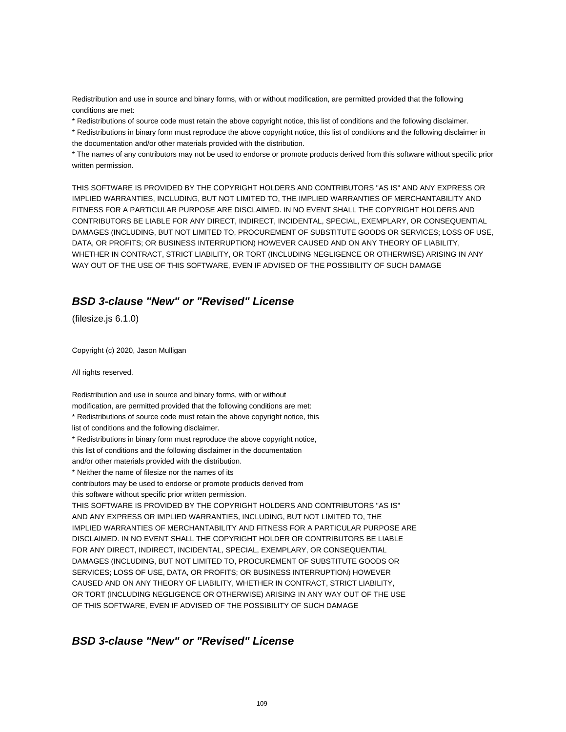Redistribution and use in source and binary forms, with or without modification, are permitted provided that the following conditions are met:

* Redistributions of source code must retain the above copyright notice, this list of conditions and the following disclaimer.
* Redistributions in binary form must reproduce the above copyright notice, this list of conditions and the following disclaimer in the documentation and/or other materials provided with the distribution.
* The names of any contributors may not be used to endorse or promote products derived from this software without specific prior written permission.

THIS SOFTWARE IS PROVIDED BY THE COPYRIGHT HOLDERS AND CONTRIBUTORS "AS IS" AND ANY EXPRESS OR IMPLIED WARRANTIES, INCLUDING, BUT NOT LIMITED TO, THE IMPLIED WARRANTIES OF MERCHANTABILITY AND FITNESS FOR A PARTICULAR PURPOSE ARE DISCLAIMED. IN NO EVENT SHALL THE COPYRIGHT HOLDERS AND CONTRIBUTORS BE LIABLE FOR ANY DIRECT, INDIRECT, INCIDENTAL, SPECIAL, EXEMPLARY, OR CONSEQUENTIAL DAMAGES (INCLUDING, BUT NOT LIMITED TO, PROCUREMENT OF SUBSTITUTE GOODS OR SERVICES; LOSS OF USE, DATA, OR PROFITS; OR BUSINESS INTERRUPTION) HOWEVER CAUSED AND ON ANY THEORY OF LIABILITY, WHETHER IN CONTRACT, STRICT LIABILITY, OR TORT (INCLUDING NEGLIGENCE OR OTHERWISE) ARISING IN ANY WAY OUT OF THE USE OF THIS SOFTWARE, EVEN IF ADVISED OF THE POSSIBILITY OF SUCH DAMAGE

## ***BSD 3-clause "New" or "Revised" License***

(filesize.js 6.1.0)

Copyright (c) 2020, Jason Mulligan

All rights reserved.

Redistribution and use in source and binary forms, with or without
modification, are permitted provided that the following conditions are met:
* Redistributions of source code must retain the above copyright notice, this
list of conditions and the following disclaimer.
* Redistributions in binary form must reproduce the above copyright notice,
this list of conditions and the following disclaimer in the documentation
and/or other materials provided with the distribution.
* Neither the name of filesize nor the names of its
contributors may be used to endorse or promote products derived from
this software without specific prior written permission.
THIS SOFTWARE IS PROVIDED BY THE COPYRIGHT HOLDERS AND CONTRIBUTORS "AS IS"
AND ANY EXPRESS OR IMPLIED WARRANTIES, INCLUDING, BUT NOT LIMITED TO, THE
IMPLIED WARRANTIES OF MERCHANTABILITY AND FITNESS FOR A PARTICULAR PURPOSE ARE
DISCLAIMED. IN NO EVENT SHALL THE COPYRIGHT HOLDER OR CONTRIBUTORS BE LIABLE
FOR ANY DIRECT, INDIRECT, INCIDENTAL, SPECIAL, EXEMPLARY, OR CONSEQUENTIAL
DAMAGES (INCLUDING, BUT NOT LIMITED TO, PROCUREMENT OF SUBSTITUTE GOODS OR
SERVICES; LOSS OF USE, DATA, OR PROFITS; OR BUSINESS INTERRUPTION) HOWEVER
CAUSED AND ON ANY THEORY OF LIABILITY, WHETHER IN CONTRACT, STRICT LIABILITY,
OR TORT (INCLUDING NEGLIGENCE OR OTHERWISE) ARISING IN ANY WAY OUT OF THE USE
OF THIS SOFTWARE, EVEN IF ADVISED OF THE POSSIBILITY OF SUCH DAMAGE

## ***BSD 3-clause "New" or "Revised" License***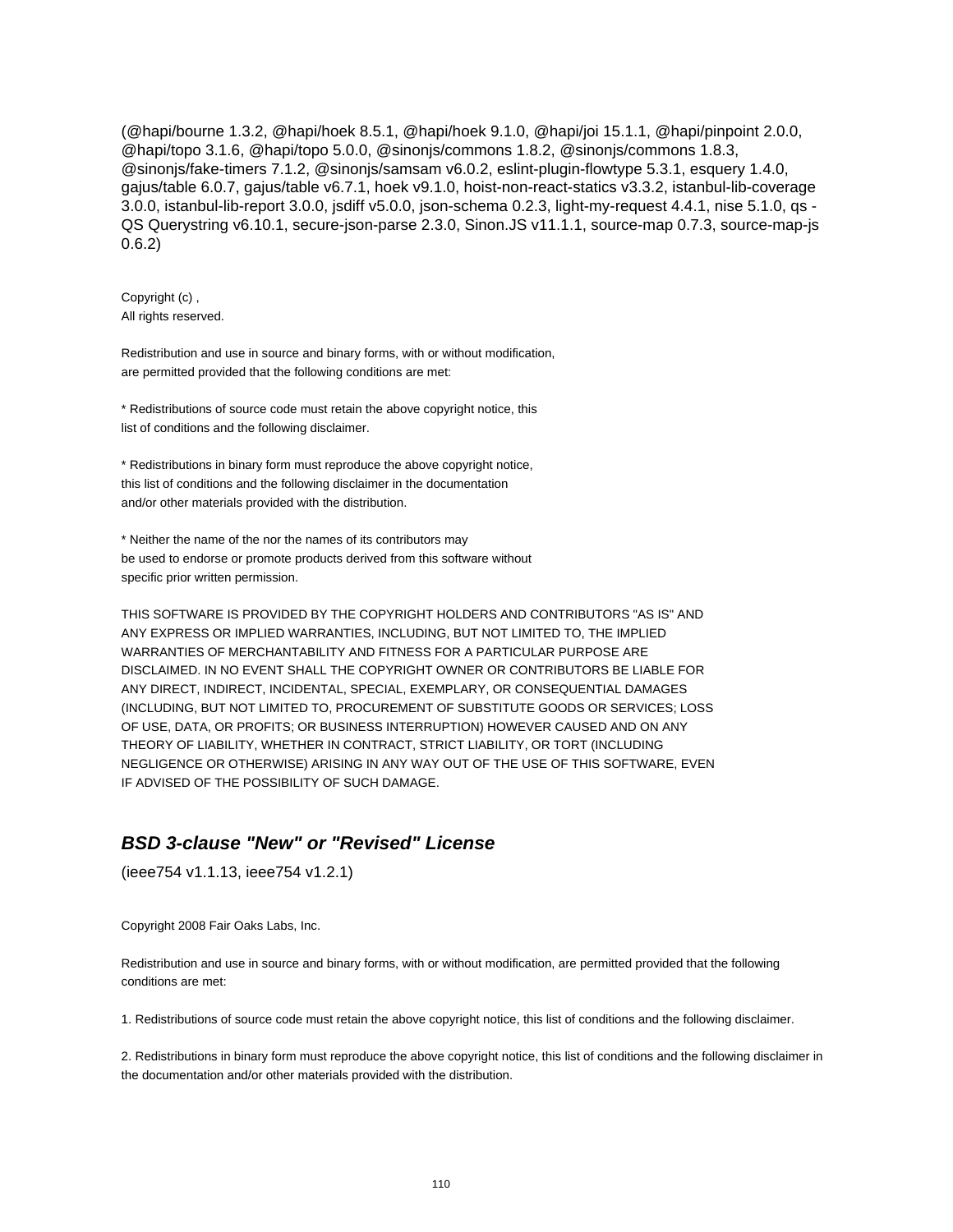(@hapi/bourne 1.3.2, @hapi/hoek 8.5.1, @hapi/hoek 9.1.0, @hapi/joi 15.1.1, @hapi/pinpoint 2.0.0, @hapi/topo 3.1.6, @hapi/topo 5.0.0, @sinonjs/commons 1.8.2, @sinonjs/commons 1.8.3, @sinonjs/fake-timers 7.1.2, @sinonjs/samsam v6.0.2, eslint-plugin-flowtype 5.3.1, esquery 1.4.0, gajus/table 6.0.7, gajus/table v6.7.1, hoek v9.1.0, hoist-non-react-statics v3.3.2, istanbul-lib-coverage 3.0.0, istanbul-lib-report 3.0.0, jsdiff v5.0.0, json-schema 0.2.3, light-my-request 4.4.1, nise 5.1.0, qs - QS Querystring v6.10.1, secure-json-parse 2.3.0, Sinon.JS v11.1.1, source-map 0.7.3, source-map-js 0.6.2)

Copyright (c) ,
All rights reserved.

Redistribution and use in source and binary forms, with or without modification,
are permitted provided that the following conditions are met:

* Redistributions of source code must retain the above copyright notice, this
list of conditions and the following disclaimer.

* Redistributions in binary form must reproduce the above copyright notice,
this list of conditions and the following disclaimer in the documentation
and/or other materials provided with the distribution.

* Neither the name of the nor the names of its contributors may
be used to endorse or promote products derived from this software without
specific prior written permission.

THIS SOFTWARE IS PROVIDED BY THE COPYRIGHT HOLDERS AND CONTRIBUTORS "AS IS" AND
ANY EXPRESS OR IMPLIED WARRANTIES, INCLUDING, BUT NOT LIMITED TO, THE IMPLIED
WARRANTIES OF MERCHANTABILITY AND FITNESS FOR A PARTICULAR PURPOSE ARE
DISCLAIMED. IN NO EVENT SHALL THE COPYRIGHT OWNER OR CONTRIBUTORS BE LIABLE FOR
ANY DIRECT, INDIRECT, INCIDENTAL, SPECIAL, EXEMPLARY, OR CONSEQUENTIAL DAMAGES
(INCLUDING, BUT NOT LIMITED TO, PROCUREMENT OF SUBSTITUTE GOODS OR SERVICES; LOSS
OF USE, DATA, OR PROFITS; OR BUSINESS INTERRUPTION) HOWEVER CAUSED AND ON ANY
THEORY OF LIABILITY, WHETHER IN CONTRACT, STRICT LIABILITY, OR TORT (INCLUDING
NEGLIGENCE OR OTHERWISE) ARISING IN ANY WAY OUT OF THE USE OF THIS SOFTWARE, EVEN
IF ADVISED OF THE POSSIBILITY OF SUCH DAMAGE.

### *BSD 3-clause "New" or "Revised" License*

(ieee754 v1.1.13, ieee754 v1.2.1)

Copyright 2008 Fair Oaks Labs, Inc.

Redistribution and use in source and binary forms, with or without modification, are permitted provided that the following conditions are met:

1. Redistributions of source code must retain the above copyright notice, this list of conditions and the following disclaimer.

2. Redistributions in binary form must reproduce the above copyright notice, this list of conditions and the following disclaimer in the documentation and/or other materials provided with the distribution.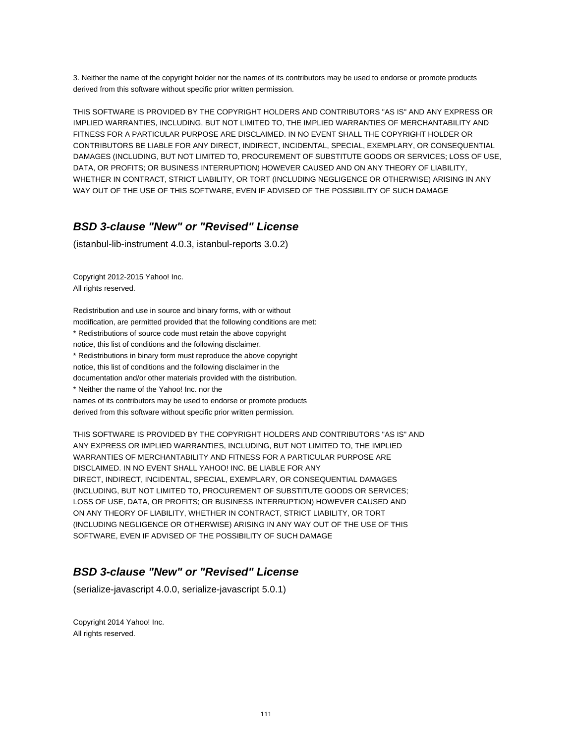3. Neither the name of the copyright holder nor the names of its contributors may be used to endorse or promote products derived from this software without specific prior written permission.

THIS SOFTWARE IS PROVIDED BY THE COPYRIGHT HOLDERS AND CONTRIBUTORS "AS IS" AND ANY EXPRESS OR IMPLIED WARRANTIES, INCLUDING, BUT NOT LIMITED TO, THE IMPLIED WARRANTIES OF MERCHANTABILITY AND FITNESS FOR A PARTICULAR PURPOSE ARE DISCLAIMED. IN NO EVENT SHALL THE COPYRIGHT HOLDER OR CONTRIBUTORS BE LIABLE FOR ANY DIRECT, INDIRECT, INCIDENTAL, SPECIAL, EXEMPLARY, OR CONSEQUENTIAL DAMAGES (INCLUDING, BUT NOT LIMITED TO, PROCUREMENT OF SUBSTITUTE GOODS OR SERVICES; LOSS OF USE, DATA, OR PROFITS; OR BUSINESS INTERRUPTION) HOWEVER CAUSED AND ON ANY THEORY OF LIABILITY, WHETHER IN CONTRACT, STRICT LIABILITY, OR TORT (INCLUDING NEGLIGENCE OR OTHERWISE) ARISING IN ANY WAY OUT OF THE USE OF THIS SOFTWARE, EVEN IF ADVISED OF THE POSSIBILITY OF SUCH DAMAGE

## *BSD 3-clause "New" or "Revised" License*

(istanbul-lib-instrument 4.0.3, istanbul-reports 3.0.2)

Copyright 2012-2015 Yahoo! Inc.
All rights reserved.

Redistribution and use in source and binary forms, with or without
modification, are permitted provided that the following conditions are met:
* Redistributions of source code must retain the above copyright
notice, this list of conditions and the following disclaimer.
* Redistributions in binary form must reproduce the above copyright
notice, this list of conditions and the following disclaimer in the
documentation and/or other materials provided with the distribution.
* Neither the name of the Yahoo! Inc. nor the
names of its contributors may be used to endorse or promote products
derived from this software without specific prior written permission.

THIS SOFTWARE IS PROVIDED BY THE COPYRIGHT HOLDERS AND CONTRIBUTORS "AS IS" AND
ANY EXPRESS OR IMPLIED WARRANTIES, INCLUDING, BUT NOT LIMITED TO, THE IMPLIED
WARRANTIES OF MERCHANTABILITY AND FITNESS FOR A PARTICULAR PURPOSE ARE
DISCLAIMED. IN NO EVENT SHALL YAHOO! INC. BE LIABLE FOR ANY
DIRECT, INDIRECT, INCIDENTAL, SPECIAL, EXEMPLARY, OR CONSEQUENTIAL DAMAGES
(INCLUDING, BUT NOT LIMITED TO, PROCUREMENT OF SUBSTITUTE GOODS OR SERVICES;
LOSS OF USE, DATA, OR PROFITS; OR BUSINESS INTERRUPTION) HOWEVER CAUSED AND
ON ANY THEORY OF LIABILITY, WHETHER IN CONTRACT, STRICT LIABILITY, OR TORT
(INCLUDING NEGLIGENCE OR OTHERWISE) ARISING IN ANY WAY OUT OF THE USE OF THIS
SOFTWARE, EVEN IF ADVISED OF THE POSSIBILITY OF SUCH DAMAGE

## *BSD 3-clause "New" or "Revised" License*

(serialize-javascript 4.0.0, serialize-javascript 5.0.1)

Copyright 2014 Yahoo! Inc.
All rights reserved.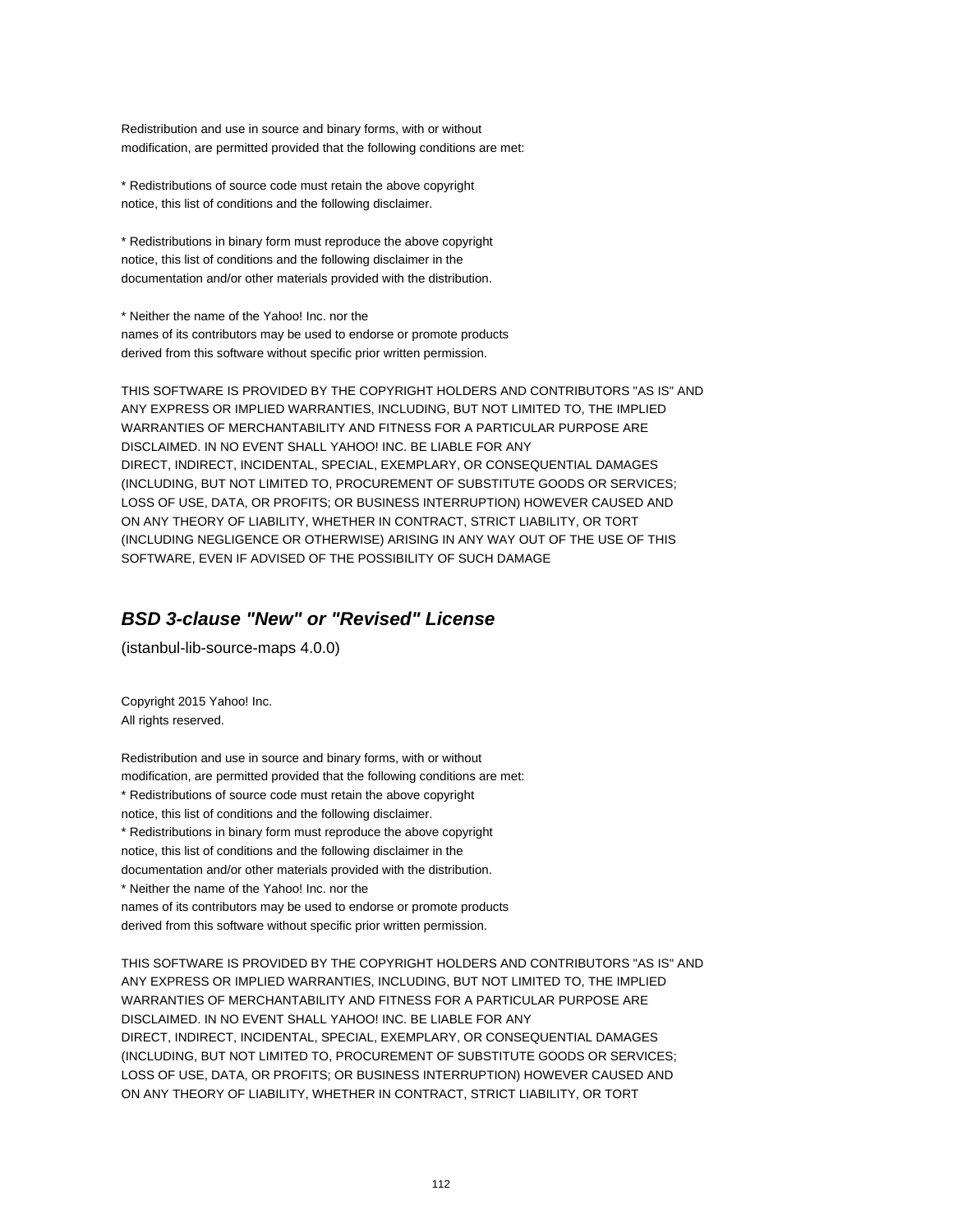Redistribution and use in source and binary forms, with or without
modification, are permitted provided that the following conditions are met:

* Redistributions of source code must retain the above copyright
notice, this list of conditions and the following disclaimer.

* Redistributions in binary form must reproduce the above copyright
notice, this list of conditions and the following disclaimer in the
documentation and/or other materials provided with the distribution.

* Neither the name of the Yahoo! Inc. nor the
names of its contributors may be used to endorse or promote products
derived from this software without specific prior written permission.

THIS SOFTWARE IS PROVIDED BY THE COPYRIGHT HOLDERS AND CONTRIBUTORS "AS IS" AND
ANY EXPRESS OR IMPLIED WARRANTIES, INCLUDING, BUT NOT LIMITED TO, THE IMPLIED
WARRANTIES OF MERCHANTABILITY AND FITNESS FOR A PARTICULAR PURPOSE ARE
DISCLAIMED. IN NO EVENT SHALL YAHOO! INC. BE LIABLE FOR ANY
DIRECT, INDIRECT, INCIDENTAL, SPECIAL, EXEMPLARY, OR CONSEQUENTIAL DAMAGES
(INCLUDING, BUT NOT LIMITED TO, PROCUREMENT OF SUBSTITUTE GOODS OR SERVICES;
LOSS OF USE, DATA, OR PROFITS; OR BUSINESS INTERRUPTION) HOWEVER CAUSED AND
ON ANY THEORY OF LIABILITY, WHETHER IN CONTRACT, STRICT LIABILITY, OR TORT
(INCLUDING NEGLIGENCE OR OTHERWISE) ARISING IN ANY WAY OUT OF THE USE OF THIS
SOFTWARE, EVEN IF ADVISED OF THE POSSIBILITY OF SUCH DAMAGE

## *BSD 3-clause "New" or "Revised" License*

(istanbul-lib-source-maps 4.0.0)

Copyright 2015 Yahoo! Inc.
All rights reserved.

Redistribution and use in source and binary forms, with or without
modification, are permitted provided that the following conditions are met:
* Redistributions of source code must retain the above copyright
notice, this list of conditions and the following disclaimer.
* Redistributions in binary form must reproduce the above copyright
notice, this list of conditions and the following disclaimer in the
documentation and/or other materials provided with the distribution.
* Neither the name of the Yahoo! Inc. nor the
names of its contributors may be used to endorse or promote products
derived from this software without specific prior written permission.

THIS SOFTWARE IS PROVIDED BY THE COPYRIGHT HOLDERS AND CONTRIBUTORS "AS IS" AND
ANY EXPRESS OR IMPLIED WARRANTIES, INCLUDING, BUT NOT LIMITED TO, THE IMPLIED
WARRANTIES OF MERCHANTABILITY AND FITNESS FOR A PARTICULAR PURPOSE ARE
DISCLAIMED. IN NO EVENT SHALL YAHOO! INC. BE LIABLE FOR ANY
DIRECT, INDIRECT, INCIDENTAL, SPECIAL, EXEMPLARY, OR CONSEQUENTIAL DAMAGES
(INCLUDING, BUT NOT LIMITED TO, PROCUREMENT OF SUBSTITUTE GOODS OR SERVICES;
LOSS OF USE, DATA, OR PROFITS; OR BUSINESS INTERRUPTION) HOWEVER CAUSED AND
ON ANY THEORY OF LIABILITY, WHETHER IN CONTRACT, STRICT LIABILITY, OR TORT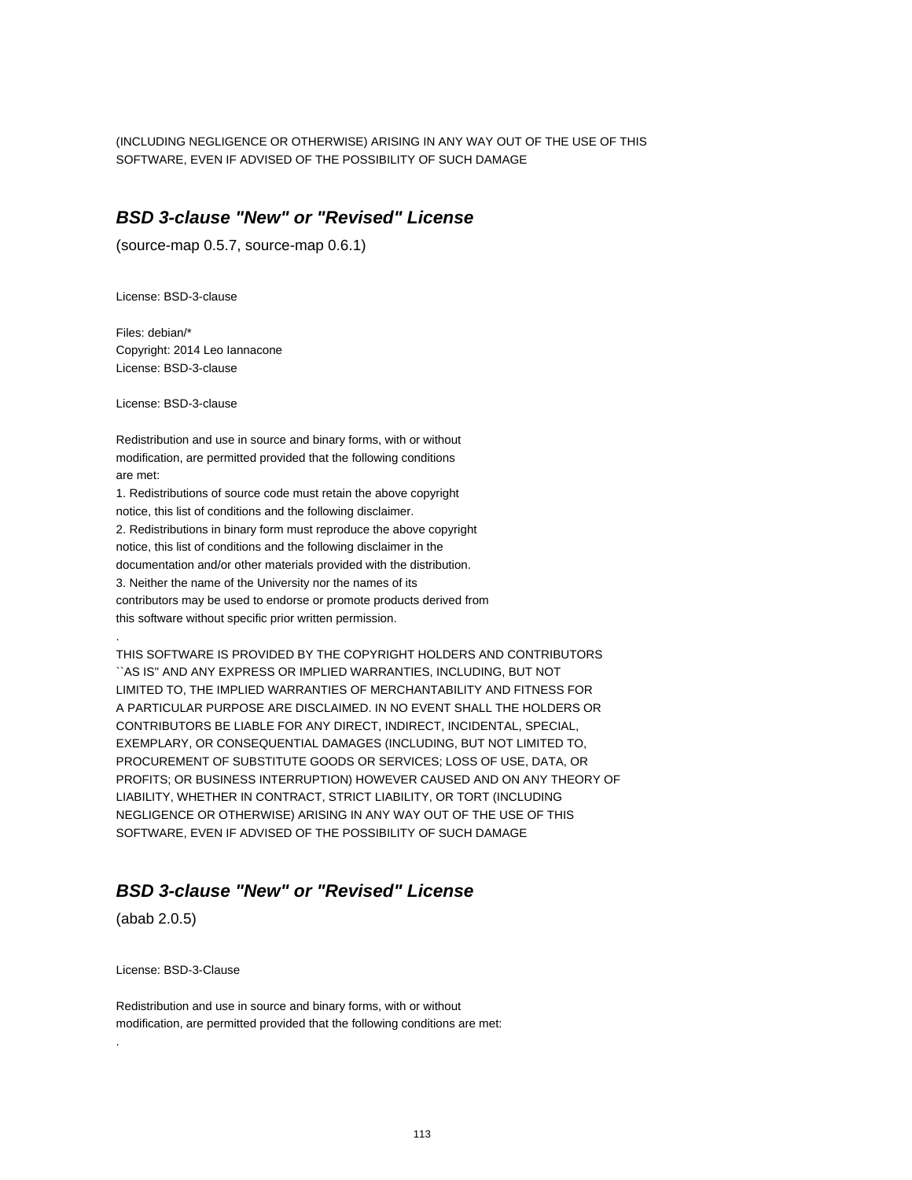(INCLUDING NEGLIGENCE OR OTHERWISE) ARISING IN ANY WAY OUT OF THE USE OF THIS
SOFTWARE, EVEN IF ADVISED OF THE POSSIBILITY OF SUCH DAMAGE

## ***BSD 3-clause "New" or "Revised" License***

(source-map 0.5.7, source-map 0.6.1)

License: BSD-3-clause

Files: debian/*
Copyright: 2014 Leo Iannacone
License: BSD-3-clause

License: BSD-3-clause

Redistribution and use in source and binary forms, with or without
modification, are permitted provided that the following conditions
are met:
1. Redistributions of source code must retain the above copyright
notice, this list of conditions and the following disclaimer.
2. Redistributions in binary form must reproduce the above copyright
notice, this list of conditions and the following disclaimer in the
documentation and/or other materials provided with the distribution.
3. Neither the name of the University nor the names of its
contributors may be used to endorse or promote products derived from
this software without specific prior written permission.
.
THIS SOFTWARE IS PROVIDED BY THE COPYRIGHT HOLDERS AND CONTRIBUTORS
``AS IS'' AND ANY EXPRESS OR IMPLIED WARRANTIES, INCLUDING, BUT NOT
LIMITED TO, THE IMPLIED WARRANTIES OF MERCHANTABILITY AND FITNESS FOR
A PARTICULAR PURPOSE ARE DISCLAIMED. IN NO EVENT SHALL THE HOLDERS OR
CONTRIBUTORS BE LIABLE FOR ANY DIRECT, INDIRECT, INCIDENTAL, SPECIAL,
EXEMPLARY, OR CONSEQUENTIAL DAMAGES (INCLUDING, BUT NOT LIMITED TO,
PROCUREMENT OF SUBSTITUTE GOODS OR SERVICES; LOSS OF USE, DATA, OR
PROFITS; OR BUSINESS INTERRUPTION) HOWEVER CAUSED AND ON ANY THEORY OF
LIABILITY, WHETHER IN CONTRACT, STRICT LIABILITY, OR TORT (INCLUDING
NEGLIGENCE OR OTHERWISE) ARISING IN ANY WAY OUT OF THE USE OF THIS
SOFTWARE, EVEN IF ADVISED OF THE POSSIBILITY OF SUCH DAMAGE

## ***BSD 3-clause "New" or "Revised" License***

(abab 2.0.5)

License: BSD-3-Clause

Redistribution and use in source and binary forms, with or without
modification, are permitted provided that the following conditions are met:
.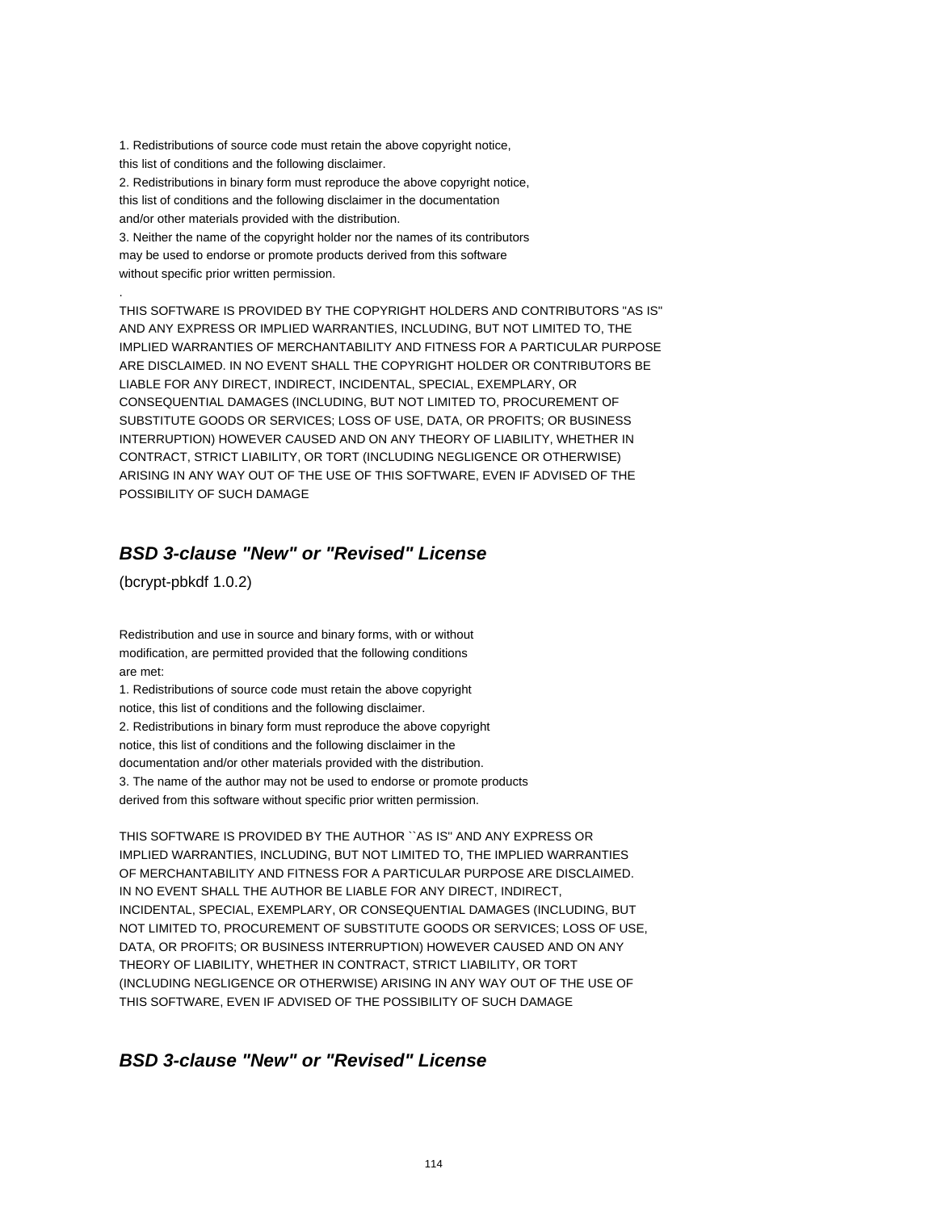1. Redistributions of source code must retain the above copyright notice,
this list of conditions and the following disclaimer.
2. Redistributions in binary form must reproduce the above copyright notice,
this list of conditions and the following disclaimer in the documentation
and/or other materials provided with the distribution.
3. Neither the name of the copyright holder nor the names of its contributors
may be used to endorse or promote products derived from this software
without specific prior written permission.

.

THIS SOFTWARE IS PROVIDED BY THE COPYRIGHT HOLDERS AND CONTRIBUTORS "AS IS"
AND ANY EXPRESS OR IMPLIED WARRANTIES, INCLUDING, BUT NOT LIMITED TO, THE
IMPLIED WARRANTIES OF MERCHANTABILITY AND FITNESS FOR A PARTICULAR PURPOSE
ARE DISCLAIMED. IN NO EVENT SHALL THE COPYRIGHT HOLDER OR CONTRIBUTORS BE
LIABLE FOR ANY DIRECT, INDIRECT, INCIDENTAL, SPECIAL, EXEMPLARY, OR
CONSEQUENTIAL DAMAGES (INCLUDING, BUT NOT LIMITED TO, PROCUREMENT OF
SUBSTITUTE GOODS OR SERVICES; LOSS OF USE, DATA, OR PROFITS; OR BUSINESS
INTERRUPTION) HOWEVER CAUSED AND ON ANY THEORY OF LIABILITY, WHETHER IN
CONTRACT, STRICT LIABILITY, OR TORT (INCLUDING NEGLIGENCE OR OTHERWISE)
ARISING IN ANY WAY OUT OF THE USE OF THIS SOFTWARE, EVEN IF ADVISED OF THE
POSSIBILITY OF SUCH DAMAGE

## *BSD 3-clause "New" or "Revised" License*

(bcrypt-pbkdf 1.0.2)

Redistribution and use in source and binary forms, with or without
modification, are permitted provided that the following conditions
are met:
1. Redistributions of source code must retain the above copyright
notice, this list of conditions and the following disclaimer.
2. Redistributions in binary form must reproduce the above copyright
notice, this list of conditions and the following disclaimer in the
documentation and/or other materials provided with the distribution.
3. The name of the author may not be used to endorse or promote products
derived from this software without specific prior written permission.

THIS SOFTWARE IS PROVIDED BY THE AUTHOR ``AS IS'' AND ANY EXPRESS OR
IMPLIED WARRANTIES, INCLUDING, BUT NOT LIMITED TO, THE IMPLIED WARRANTIES
OF MERCHANTABILITY AND FITNESS FOR A PARTICULAR PURPOSE ARE DISCLAIMED.
IN NO EVENT SHALL THE AUTHOR BE LIABLE FOR ANY DIRECT, INDIRECT,
INCIDENTAL, SPECIAL, EXEMPLARY, OR CONSEQUENTIAL DAMAGES (INCLUDING, BUT
NOT LIMITED TO, PROCUREMENT OF SUBSTITUTE GOODS OR SERVICES; LOSS OF USE,
DATA, OR PROFITS; OR BUSINESS INTERRUPTION) HOWEVER CAUSED AND ON ANY
THEORY OF LIABILITY, WHETHER IN CONTRACT, STRICT LIABILITY, OR TORT
(INCLUDING NEGLIGENCE OR OTHERWISE) ARISING IN ANY WAY OUT OF THE USE OF
THIS SOFTWARE, EVEN IF ADVISED OF THE POSSIBILITY OF SUCH DAMAGE

## *BSD 3-clause "New" or "Revised" License*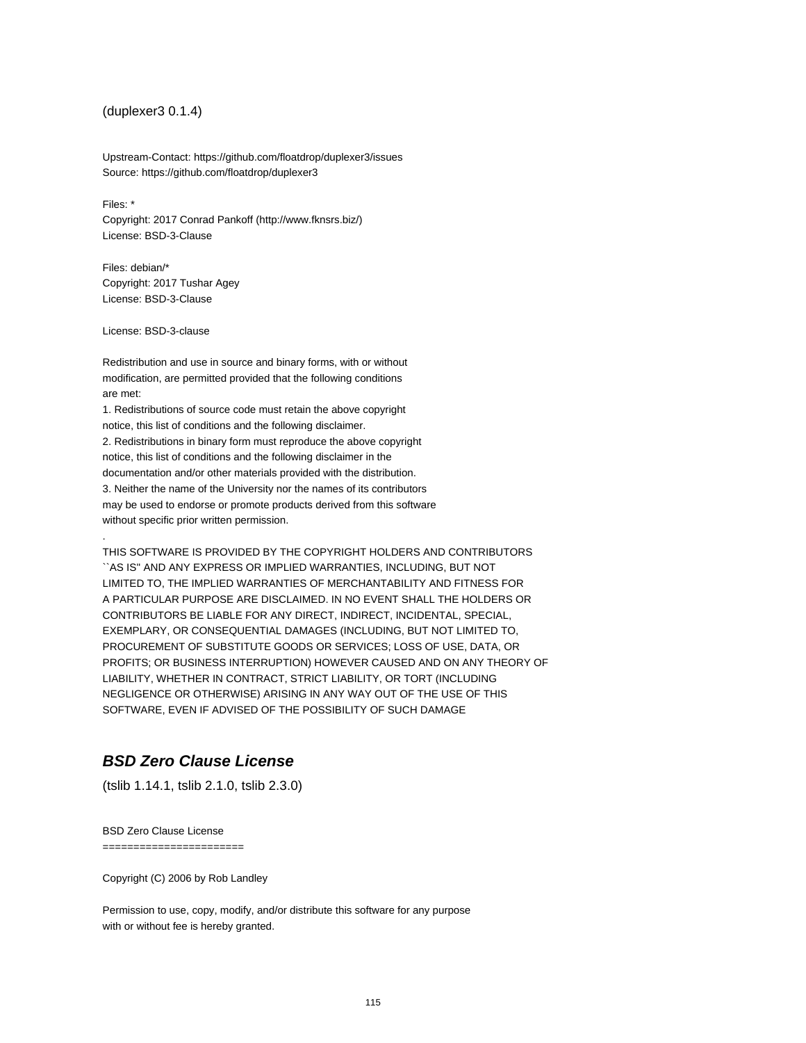(duplexer3 0.1.4)

Upstream-Contact: https://github.com/floatdrop/duplexer3/issues
Source: https://github.com/floatdrop/duplexer3

Files: *
Copyright: 2017 Conrad Pankoff (http://www.fknsrs.biz/)
License: BSD-3-Clause

Files: debian/*
Copyright: 2017 Tushar Agey
License: BSD-3-Clause

License: BSD-3-clause

Redistribution and use in source and binary forms, with or without
modification, are permitted provided that the following conditions
are met:
1. Redistributions of source code must retain the above copyright
notice, this list of conditions and the following disclaimer.
2. Redistributions in binary form must reproduce the above copyright
notice, this list of conditions and the following disclaimer in the
documentation and/or other materials provided with the distribution.
3. Neither the name of the University nor the names of its contributors
may be used to endorse or promote products derived from this software
without specific prior written permission.
.
THIS SOFTWARE IS PROVIDED BY THE COPYRIGHT HOLDERS AND CONTRIBUTORS
``AS IS'' AND ANY EXPRESS OR IMPLIED WARRANTIES, INCLUDING, BUT NOT
LIMITED TO, THE IMPLIED WARRANTIES OF MERCHANTABILITY AND FITNESS FOR
A PARTICULAR PURPOSE ARE DISCLAIMED. IN NO EVENT SHALL THE HOLDERS OR
CONTRIBUTORS BE LIABLE FOR ANY DIRECT, INDIRECT, INCIDENTAL, SPECIAL,
EXEMPLARY, OR CONSEQUENTIAL DAMAGES (INCLUDING, BUT NOT LIMITED TO,
PROCUREMENT OF SUBSTITUTE GOODS OR SERVICES; LOSS OF USE, DATA, OR
PROFITS; OR BUSINESS INTERRUPTION) HOWEVER CAUSED AND ON ANY THEORY OF
LIABILITY, WHETHER IN CONTRACT, STRICT LIABILITY, OR TORT (INCLUDING
NEGLIGENCE OR OTHERWISE) ARISING IN ANY WAY OUT OF THE USE OF THIS
SOFTWARE, EVEN IF ADVISED OF THE POSSIBILITY OF SUCH DAMAGE

## *BSD Zero Clause License*

(tslib 1.14.1, tslib 2.1.0, tslib 2.3.0)

BSD Zero Clause License
=======================

Copyright (C) 2006 by Rob Landley

Permission to use, copy, modify, and/or distribute this software for any purpose
with or without fee is hereby granted.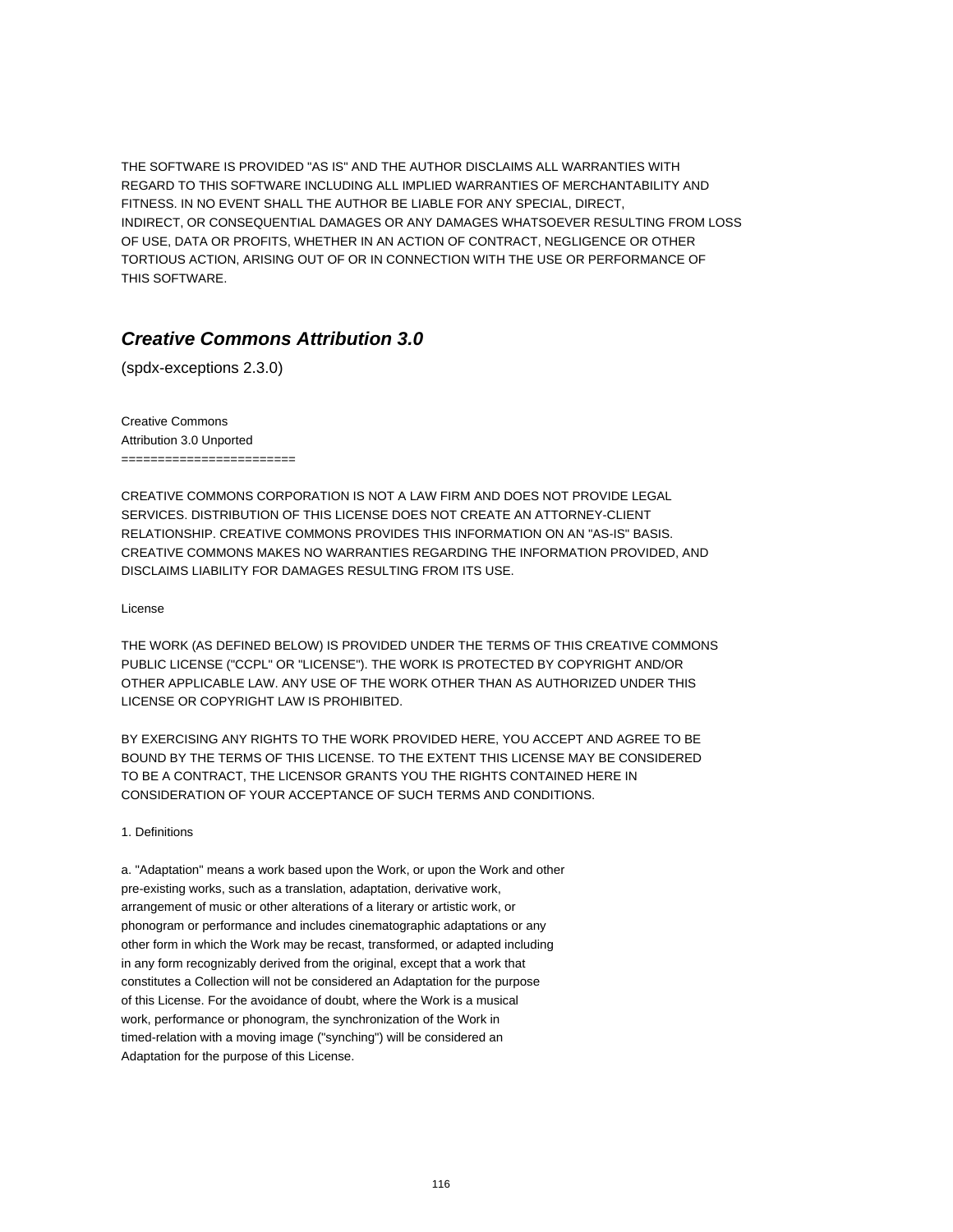THE SOFTWARE IS PROVIDED "AS IS" AND THE AUTHOR DISCLAIMS ALL WARRANTIES WITH
REGARD TO THIS SOFTWARE INCLUDING ALL IMPLIED WARRANTIES OF MERCHANTABILITY AND
FITNESS. IN NO EVENT SHALL THE AUTHOR BE LIABLE FOR ANY SPECIAL, DIRECT,
INDIRECT, OR CONSEQUENTIAL DAMAGES OR ANY DAMAGES WHATSOEVER RESULTING FROM LOSS
OF USE, DATA OR PROFITS, WHETHER IN AN ACTION OF CONTRACT, NEGLIGENCE OR OTHER
TORTIOUS ACTION, ARISING OUT OF OR IN CONNECTION WITH THE USE OR PERFORMANCE OF
THIS SOFTWARE.

## *Creative Commons Attribution 3.0*

(spdx-exceptions 2.3.0)

Creative Commons
Attribution 3.0 Unported
=======================

CREATIVE COMMONS CORPORATION IS NOT A LAW FIRM AND DOES NOT PROVIDE LEGAL
SERVICES. DISTRIBUTION OF THIS LICENSE DOES NOT CREATE AN ATTORNEY-CLIENT
RELATIONSHIP. CREATIVE COMMONS PROVIDES THIS INFORMATION ON AN "AS-IS" BASIS.
CREATIVE COMMONS MAKES NO WARRANTIES REGARDING THE INFORMATION PROVIDED, AND
DISCLAIMS LIABILITY FOR DAMAGES RESULTING FROM ITS USE.

License

THE WORK (AS DEFINED BELOW) IS PROVIDED UNDER THE TERMS OF THIS CREATIVE COMMONS
PUBLIC LICENSE ("CCPL" OR "LICENSE"). THE WORK IS PROTECTED BY COPYRIGHT AND/OR
OTHER APPLICABLE LAW. ANY USE OF THE WORK OTHER THAN AS AUTHORIZED UNDER THIS
LICENSE OR COPYRIGHT LAW IS PROHIBITED.

BY EXERCISING ANY RIGHTS TO THE WORK PROVIDED HERE, YOU ACCEPT AND AGREE TO BE
BOUND BY THE TERMS OF THIS LICENSE. TO THE EXTENT THIS LICENSE MAY BE CONSIDERED
TO BE A CONTRACT, THE LICENSOR GRANTS YOU THE RIGHTS CONTAINED HERE IN
CONSIDERATION OF YOUR ACCEPTANCE OF SUCH TERMS AND CONDITIONS.

1. Definitions

a. "Adaptation" means a work based upon the Work, or upon the Work and other
pre-existing works, such as a translation, adaptation, derivative work,
arrangement of music or other alterations of a literary or artistic work, or
phonogram or performance and includes cinematographic adaptations or any
other form in which the Work may be recast, transformed, or adapted including
in any form recognizably derived from the original, except that a work that
constitutes a Collection will not be considered an Adaptation for the purpose
of this License. For the avoidance of doubt, where the Work is a musical
work, performance or phonogram, the synchronization of the Work in
timed-relation with a moving image ("synching") will be considered an
Adaptation for the purpose of this License.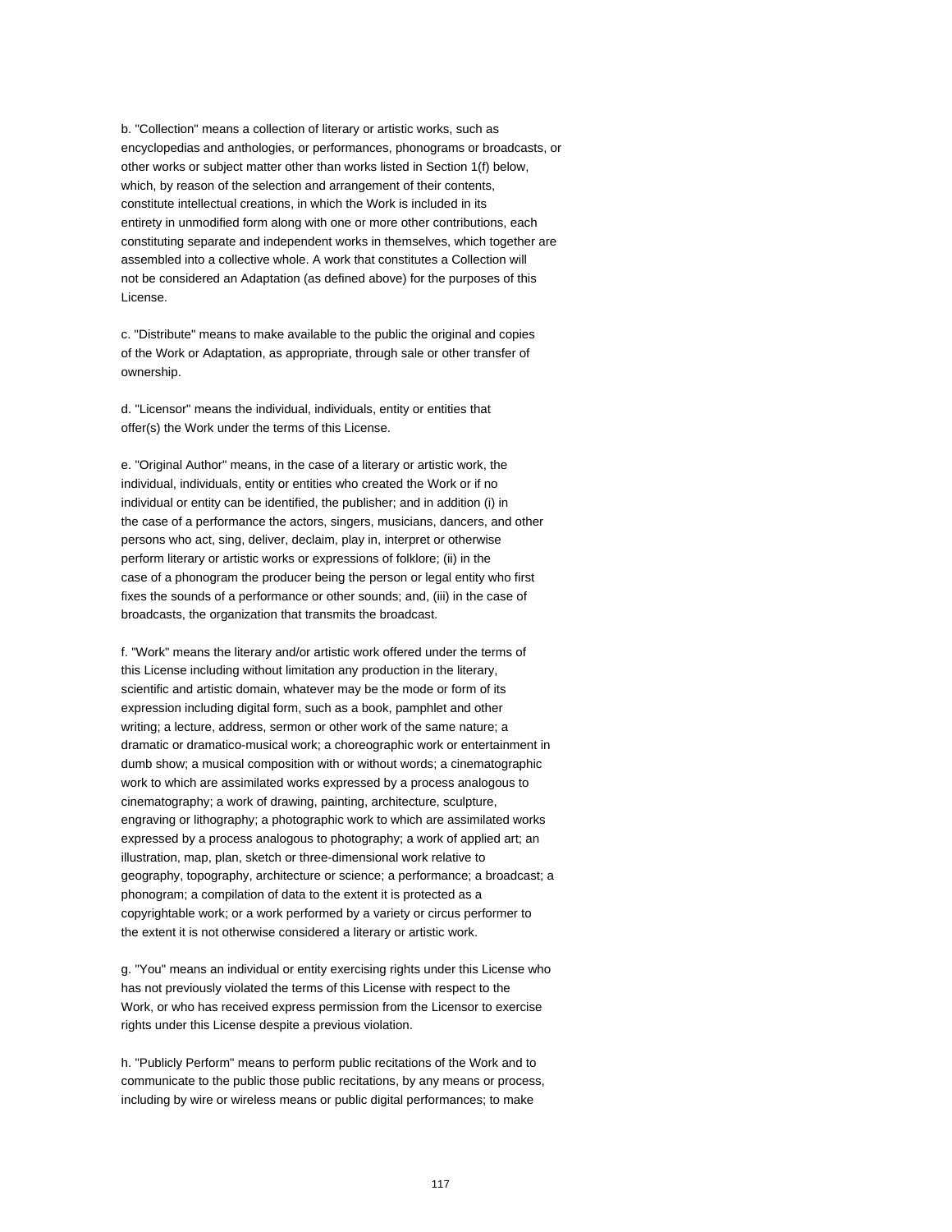b. "Collection" means a collection of literary or artistic works, such as encyclopedias and anthologies, or performances, phonograms or broadcasts, or other works or subject matter other than works listed in Section 1(f) below, which, by reason of the selection and arrangement of their contents, constitute intellectual creations, in which the Work is included in its entirety in unmodified form along with one or more other contributions, each constituting separate and independent works in themselves, which together are assembled into a collective whole. A work that constitutes a Collection will not be considered an Adaptation (as defined above) for the purposes of this License.

c. "Distribute" means to make available to the public the original and copies of the Work or Adaptation, as appropriate, through sale or other transfer of ownership.

d. "Licensor" means the individual, individuals, entity or entities that offer(s) the Work under the terms of this License.

e. "Original Author" means, in the case of a literary or artistic work, the individual, individuals, entity or entities who created the Work or if no individual or entity can be identified, the publisher; and in addition (i) in the case of a performance the actors, singers, musicians, dancers, and other persons who act, sing, deliver, declaim, play in, interpret or otherwise perform literary or artistic works or expressions of folklore; (ii) in the case of a phonogram the producer being the person or legal entity who first fixes the sounds of a performance or other sounds; and, (iii) in the case of broadcasts, the organization that transmits the broadcast.

f. "Work" means the literary and/or artistic work offered under the terms of this License including without limitation any production in the literary, scientific and artistic domain, whatever may be the mode or form of its expression including digital form, such as a book, pamphlet and other writing; a lecture, address, sermon or other work of the same nature; a dramatic or dramatico-musical work; a choreographic work or entertainment in dumb show; a musical composition with or without words; a cinematographic work to which are assimilated works expressed by a process analogous to cinematography; a work of drawing, painting, architecture, sculpture, engraving or lithography; a photographic work to which are assimilated works expressed by a process analogous to photography; a work of applied art; an illustration, map, plan, sketch or three-dimensional work relative to geography, topography, architecture or science; a performance; a broadcast; a phonogram; a compilation of data to the extent it is protected as a copyrightable work; or a work performed by a variety or circus performer to the extent it is not otherwise considered a literary or artistic work.

g. "You" means an individual or entity exercising rights under this License who has not previously violated the terms of this License with respect to the Work, or who has received express permission from the Licensor to exercise rights under this License despite a previous violation.

h. "Publicly Perform" means to perform public recitations of the Work and to communicate to the public those public recitations, by any means or process, including by wire or wireless means or public digital performances; to make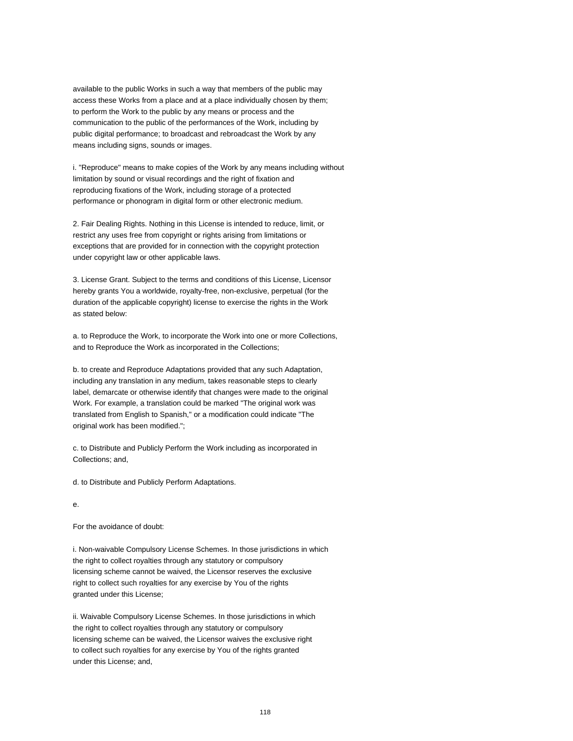available to the public Works in such a way that members of the public may access these Works from a place and at a place individually chosen by them; to perform the Work to the public by any means or process and the communication to the public of the performances of the Work, including by public digital performance; to broadcast and rebroadcast the Work by any means including signs, sounds or images.

i. "Reproduce" means to make copies of the Work by any means including without limitation by sound or visual recordings and the right of fixation and reproducing fixations of the Work, including storage of a protected performance or phonogram in digital form or other electronic medium.

2. Fair Dealing Rights. Nothing in this License is intended to reduce, limit, or restrict any uses free from copyright or rights arising from limitations or exceptions that are provided for in connection with the copyright protection under copyright law or other applicable laws.

3. License Grant. Subject to the terms and conditions of this License, Licensor hereby grants You a worldwide, royalty-free, non-exclusive, perpetual (for the duration of the applicable copyright) license to exercise the rights in the Work as stated below:

a. to Reproduce the Work, to incorporate the Work into one or more Collections, and to Reproduce the Work as incorporated in the Collections;

b. to create and Reproduce Adaptations provided that any such Adaptation, including any translation in any medium, takes reasonable steps to clearly label, demarcate or otherwise identify that changes were made to the original Work. For example, a translation could be marked "The original work was translated from English to Spanish," or a modification could indicate "The original work has been modified.";

c. to Distribute and Publicly Perform the Work including as incorporated in Collections; and,

d. to Distribute and Publicly Perform Adaptations.

e.

For the avoidance of doubt:

i. Non-waivable Compulsory License Schemes. In those jurisdictions in which the right to collect royalties through any statutory or compulsory licensing scheme cannot be waived, the Licensor reserves the exclusive right to collect such royalties for any exercise by You of the rights granted under this License;

ii. Waivable Compulsory License Schemes. In those jurisdictions in which the right to collect royalties through any statutory or compulsory licensing scheme can be waived, the Licensor waives the exclusive right to collect such royalties for any exercise by You of the rights granted under this License; and,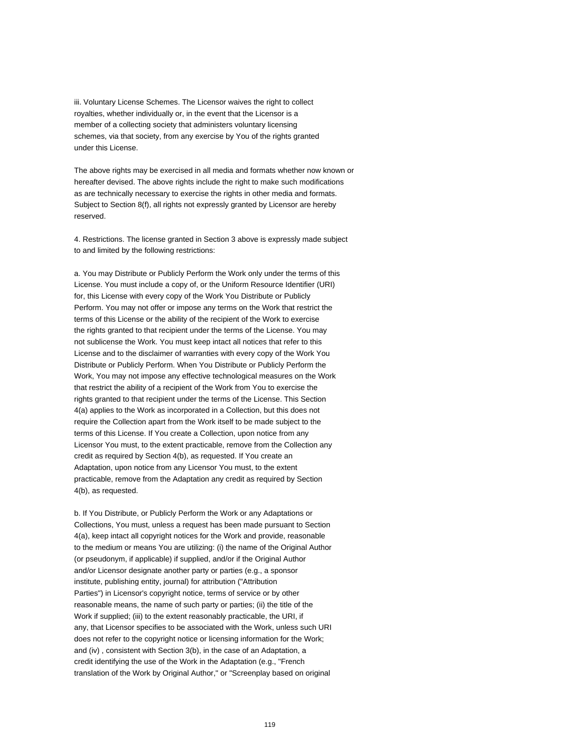iii. Voluntary License Schemes. The Licensor waives the right to collect royalties, whether individually or, in the event that the Licensor is a member of a collecting society that administers voluntary licensing schemes, via that society, from any exercise by You of the rights granted under this License.

The above rights may be exercised in all media and formats whether now known or hereafter devised. The above rights include the right to make such modifications as are technically necessary to exercise the rights in other media and formats. Subject to Section 8(f), all rights not expressly granted by Licensor are hereby reserved.

4. Restrictions. The license granted in Section 3 above is expressly made subject to and limited by the following restrictions:

a. You may Distribute or Publicly Perform the Work only under the terms of this License. You must include a copy of, or the Uniform Resource Identifier (URI) for, this License with every copy of the Work You Distribute or Publicly Perform. You may not offer or impose any terms on the Work that restrict the terms of this License or the ability of the recipient of the Work to exercise the rights granted to that recipient under the terms of the License. You may not sublicense the Work. You must keep intact all notices that refer to this License and to the disclaimer of warranties with every copy of the Work You Distribute or Publicly Perform. When You Distribute or Publicly Perform the Work, You may not impose any effective technological measures on the Work that restrict the ability of a recipient of the Work from You to exercise the rights granted to that recipient under the terms of the License. This Section 4(a) applies to the Work as incorporated in a Collection, but this does not require the Collection apart from the Work itself to be made subject to the terms of this License. If You create a Collection, upon notice from any Licensor You must, to the extent practicable, remove from the Collection any credit as required by Section 4(b), as requested. If You create an Adaptation, upon notice from any Licensor You must, to the extent practicable, remove from the Adaptation any credit as required by Section 4(b), as requested.

b. If You Distribute, or Publicly Perform the Work or any Adaptations or Collections, You must, unless a request has been made pursuant to Section 4(a), keep intact all copyright notices for the Work and provide, reasonable to the medium or means You are utilizing: (i) the name of the Original Author (or pseudonym, if applicable) if supplied, and/or if the Original Author and/or Licensor designate another party or parties (e.g., a sponsor institute, publishing entity, journal) for attribution ("Attribution Parties") in Licensor's copyright notice, terms of service or by other reasonable means, the name of such party or parties; (ii) the title of the Work if supplied; (iii) to the extent reasonably practicable, the URI, if any, that Licensor specifies to be associated with the Work, unless such URI does not refer to the copyright notice or licensing information for the Work; and (iv) , consistent with Section 3(b), in the case of an Adaptation, a credit identifying the use of the Work in the Adaptation (e.g., "French translation of the Work by Original Author," or "Screenplay based on original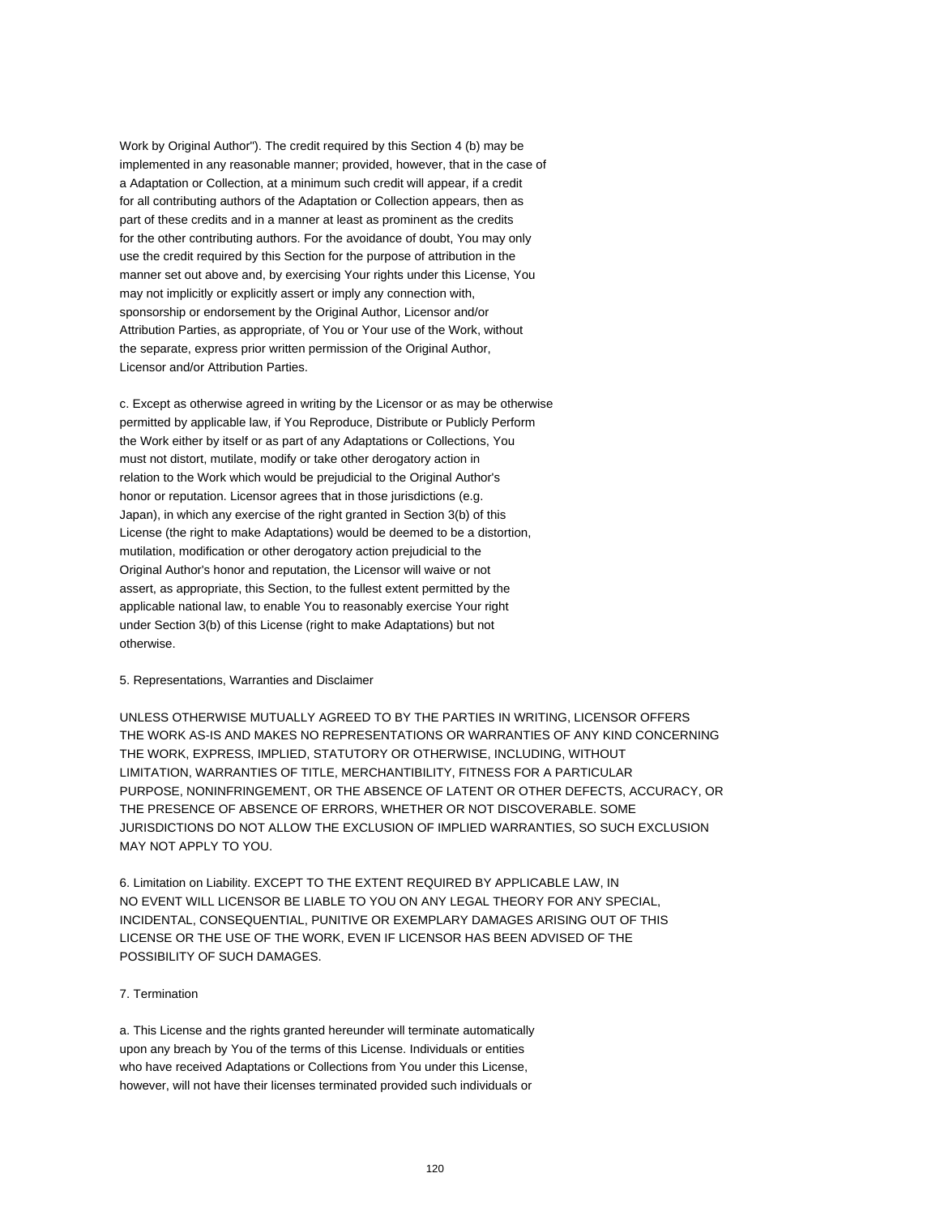Work by Original Author"). The credit required by this Section 4 (b) may be implemented in any reasonable manner; provided, however, that in the case of a Adaptation or Collection, at a minimum such credit will appear, if a credit for all contributing authors of the Adaptation or Collection appears, then as part of these credits and in a manner at least as prominent as the credits for the other contributing authors. For the avoidance of doubt, You may only use the credit required by this Section for the purpose of attribution in the manner set out above and, by exercising Your rights under this License, You may not implicitly or explicitly assert or imply any connection with, sponsorship or endorsement by the Original Author, Licensor and/or Attribution Parties, as appropriate, of You or Your use of the Work, without the separate, express prior written permission of the Original Author, Licensor and/or Attribution Parties.

c. Except as otherwise agreed in writing by the Licensor or as may be otherwise permitted by applicable law, if You Reproduce, Distribute or Publicly Perform the Work either by itself or as part of any Adaptations or Collections, You must not distort, mutilate, modify or take other derogatory action in relation to the Work which would be prejudicial to the Original Author's honor or reputation. Licensor agrees that in those jurisdictions (e.g. Japan), in which any exercise of the right granted in Section 3(b) of this License (the right to make Adaptations) would be deemed to be a distortion, mutilation, modification or other derogatory action prejudicial to the Original Author's honor and reputation, the Licensor will waive or not assert, as appropriate, this Section, to the fullest extent permitted by the applicable national law, to enable You to reasonably exercise Your right under Section 3(b) of this License (right to make Adaptations) but not otherwise.

5. Representations, Warranties and Disclaimer

UNLESS OTHERWISE MUTUALLY AGREED TO BY THE PARTIES IN WRITING, LICENSOR OFFERS THE WORK AS-IS AND MAKES NO REPRESENTATIONS OR WARRANTIES OF ANY KIND CONCERNING THE WORK, EXPRESS, IMPLIED, STATUTORY OR OTHERWISE, INCLUDING, WITHOUT LIMITATION, WARRANTIES OF TITLE, MERCHANTIBILITY, FITNESS FOR A PARTICULAR PURPOSE, NONINFRINGEMENT, OR THE ABSENCE OF LATENT OR OTHER DEFECTS, ACCURACY, OR THE PRESENCE OF ABSENCE OF ERRORS, WHETHER OR NOT DISCOVERABLE. SOME JURISDICTIONS DO NOT ALLOW THE EXCLUSION OF IMPLIED WARRANTIES, SO SUCH EXCLUSION MAY NOT APPLY TO YOU.

6. Limitation on Liability. EXCEPT TO THE EXTENT REQUIRED BY APPLICABLE LAW, IN NO EVENT WILL LICENSOR BE LIABLE TO YOU ON ANY LEGAL THEORY FOR ANY SPECIAL, INCIDENTAL, CONSEQUENTIAL, PUNITIVE OR EXEMPLARY DAMAGES ARISING OUT OF THIS LICENSE OR THE USE OF THE WORK, EVEN IF LICENSOR HAS BEEN ADVISED OF THE POSSIBILITY OF SUCH DAMAGES.

7. Termination

a. This License and the rights granted hereunder will terminate automatically upon any breach by You of the terms of this License. Individuals or entities who have received Adaptations or Collections from You under this License, however, will not have their licenses terminated provided such individuals or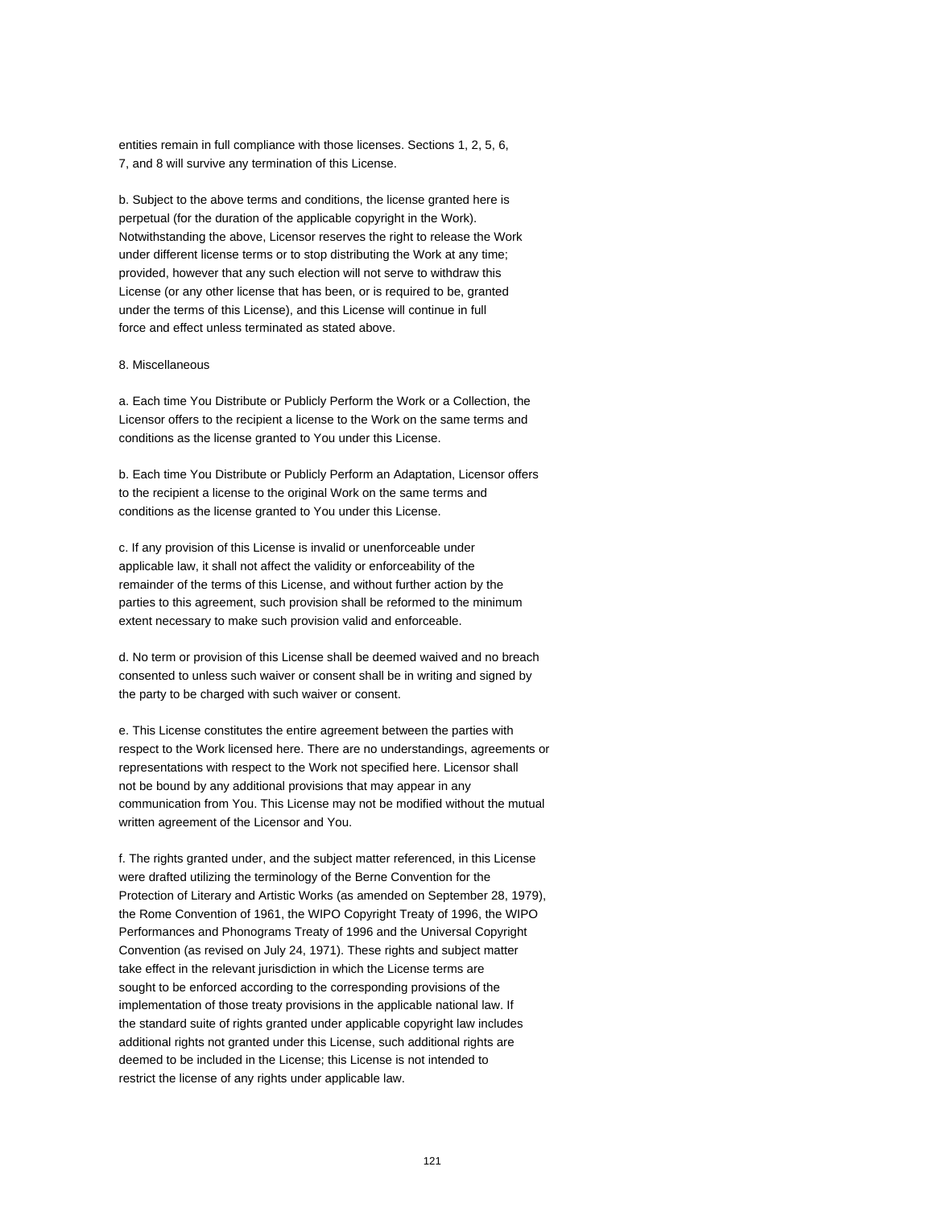entities remain in full compliance with those licenses. Sections 1, 2, 5, 6, 7, and 8 will survive any termination of this License.

b. Subject to the above terms and conditions, the license granted here is perpetual (for the duration of the applicable copyright in the Work). Notwithstanding the above, Licensor reserves the right to release the Work under different license terms or to stop distributing the Work at any time; provided, however that any such election will not serve to withdraw this License (or any other license that has been, or is required to be, granted under the terms of this License), and this License will continue in full force and effect unless terminated as stated above.

8. Miscellaneous

a. Each time You Distribute or Publicly Perform the Work or a Collection, the Licensor offers to the recipient a license to the Work on the same terms and conditions as the license granted to You under this License.

b. Each time You Distribute or Publicly Perform an Adaptation, Licensor offers to the recipient a license to the original Work on the same terms and conditions as the license granted to You under this License.

c. If any provision of this License is invalid or unenforceable under applicable law, it shall not affect the validity or enforceability of the remainder of the terms of this License, and without further action by the parties to this agreement, such provision shall be reformed to the minimum extent necessary to make such provision valid and enforceable.

d. No term or provision of this License shall be deemed waived and no breach consented to unless such waiver or consent shall be in writing and signed by the party to be charged with such waiver or consent.

e. This License constitutes the entire agreement between the parties with respect to the Work licensed here. There are no understandings, agreements or representations with respect to the Work not specified here. Licensor shall not be bound by any additional provisions that may appear in any communication from You. This License may not be modified without the mutual written agreement of the Licensor and You.

f. The rights granted under, and the subject matter referenced, in this License were drafted utilizing the terminology of the Berne Convention for the Protection of Literary and Artistic Works (as amended on September 28, 1979), the Rome Convention of 1961, the WIPO Copyright Treaty of 1996, the WIPO Performances and Phonograms Treaty of 1996 and the Universal Copyright Convention (as revised on July 24, 1971). These rights and subject matter take effect in the relevant jurisdiction in which the License terms are sought to be enforced according to the corresponding provisions of the implementation of those treaty provisions in the applicable national law. If the standard suite of rights granted under applicable copyright law includes additional rights not granted under this License, such additional rights are deemed to be included in the License; this License is not intended to restrict the license of any rights under applicable law.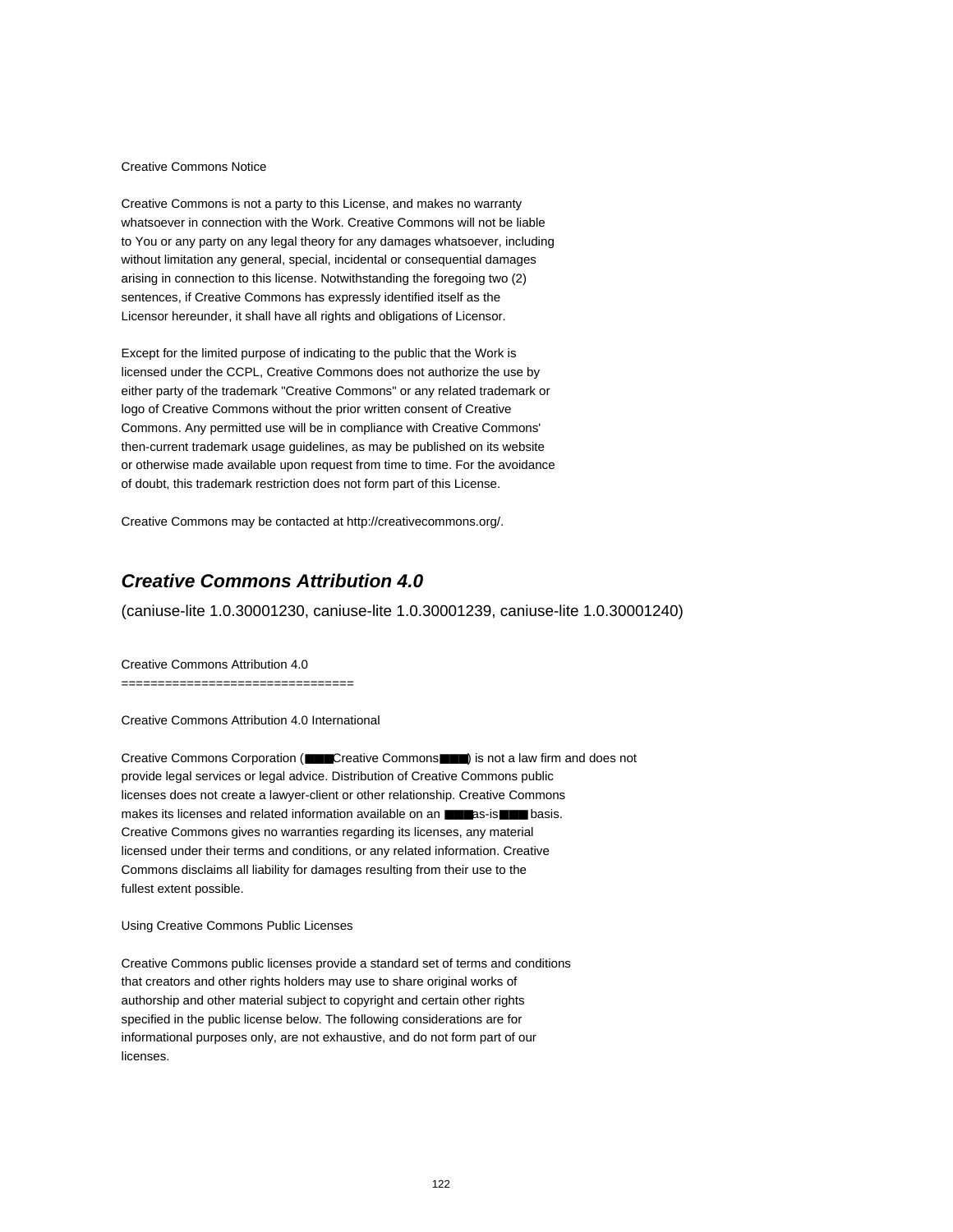Creative Commons Notice

Creative Commons is not a party to this License, and makes no warranty whatsoever in connection with the Work. Creative Commons will not be liable to You or any party on any legal theory for any damages whatsoever, including without limitation any general, special, incidental or consequential damages arising in connection to this license. Notwithstanding the foregoing two (2) sentences, if Creative Commons has expressly identified itself as the Licensor hereunder, it shall have all rights and obligations of Licensor.

Except for the limited purpose of indicating to the public that the Work is licensed under the CCPL, Creative Commons does not authorize the use by either party of the trademark "Creative Commons" or any related trademark or logo of Creative Commons without the prior written consent of Creative Commons. Any permitted use will be in compliance with Creative Commons' then-current trademark usage guidelines, as may be published on its website or otherwise made available upon request from time to time. For the avoidance of doubt, this trademark restriction does not form part of this License.

Creative Commons may be contacted at http://creativecommons.org/.

## *Creative Commons Attribution 4.0*

(caniuse-lite 1.0.30001230, caniuse-lite 1.0.30001239, caniuse-lite 1.0.30001240)

Creative Commons Attribution 4.0
================================

Creative Commons Attribution 4.0 International

Creative Commons Corporation (■■■Creative Commons■■■) is not a law firm and does not provide legal services or legal advice. Distribution of Creative Commons public licenses does not create a lawyer-client or other relationship. Creative Commons makes its licenses and related information available on an ■■■as-is■■■ basis. Creative Commons gives no warranties regarding its licenses, any material licensed under their terms and conditions, or any related information. Creative Commons disclaims all liability for damages resulting from their use to the fullest extent possible.

Using Creative Commons Public Licenses

Creative Commons public licenses provide a standard set of terms and conditions that creators and other rights holders may use to share original works of authorship and other material subject to copyright and certain other rights specified in the public license below. The following considerations are for informational purposes only, are not exhaustive, and do not form part of our licenses.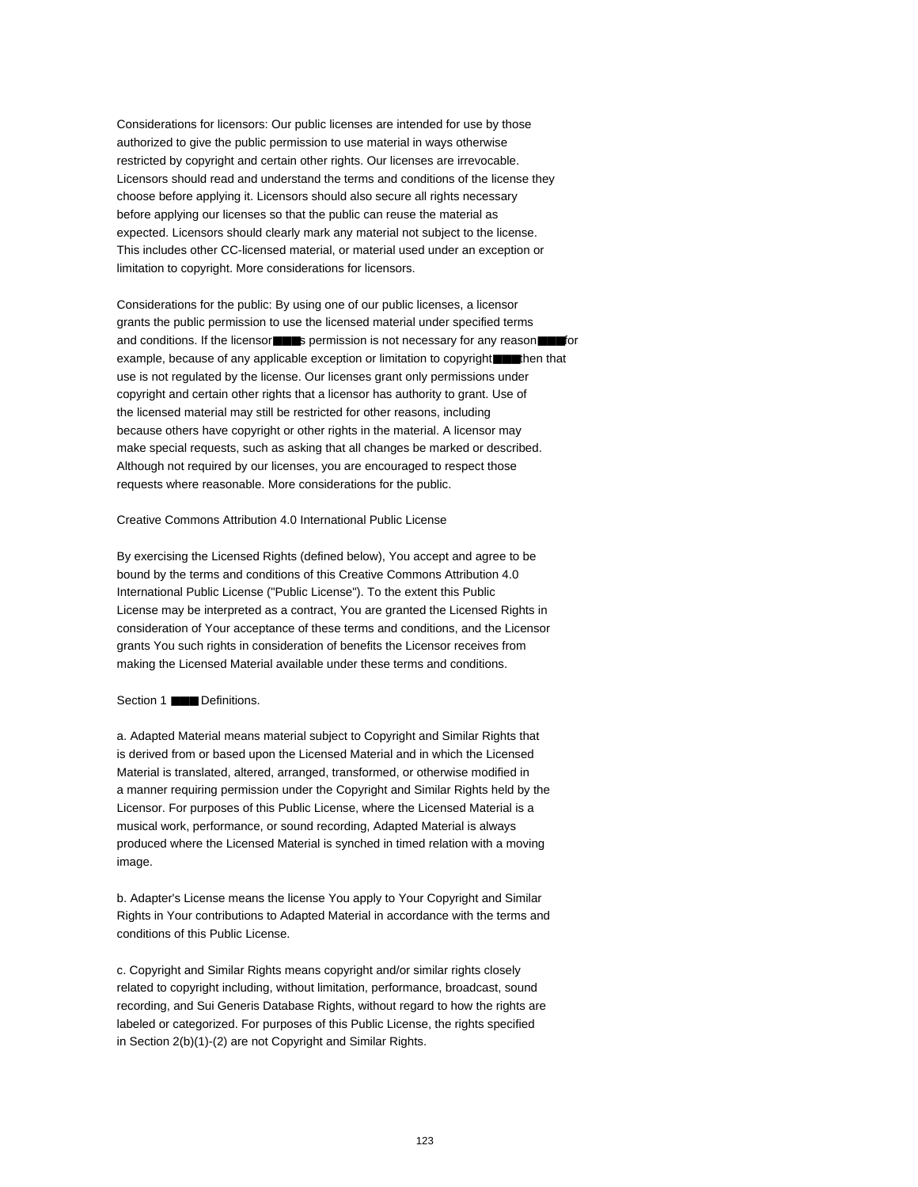Considerations for licensors: Our public licenses are intended for use by those authorized to give the public permission to use material in ways otherwise restricted by copyright and certain other rights. Our licenses are irrevocable. Licensors should read and understand the terms and conditions of the license they choose before applying it. Licensors should also secure all rights necessary before applying our licenses so that the public can reuse the material as expected. Licensors should clearly mark any material not subject to the license. This includes other CC-licensed material, or material used under an exception or limitation to copyright. More considerations for licensors.

Considerations for the public: By using one of our public licenses, a licensor grants the public permission to use the licensed material under specified terms and conditions. If the licensor■■■s permission is not necessary for any reason■■■for example, because of any applicable exception or limitation to copyright■■■then that use is not regulated by the license. Our licenses grant only permissions under copyright and certain other rights that a licensor has authority to grant. Use of the licensed material may still be restricted for other reasons, including because others have copyright or other rights in the material. A licensor may make special requests, such as asking that all changes be marked or described. Although not required by our licenses, you are encouraged to respect those requests where reasonable. More considerations for the public.

Creative Commons Attribution 4.0 International Public License

By exercising the Licensed Rights (defined below), You accept and agree to be bound by the terms and conditions of this Creative Commons Attribution 4.0 International Public License ("Public License"). To the extent this Public License may be interpreted as a contract, You are granted the Licensed Rights in consideration of Your acceptance of these terms and conditions, and the Licensor grants You such rights in consideration of benefits the Licensor receives from making the Licensed Material available under these terms and conditions.

Section 1 ■■■ Definitions.

a. Adapted Material means material subject to Copyright and Similar Rights that is derived from or based upon the Licensed Material and in which the Licensed Material is translated, altered, arranged, transformed, or otherwise modified in a manner requiring permission under the Copyright and Similar Rights held by the Licensor. For purposes of this Public License, where the Licensed Material is a musical work, performance, or sound recording, Adapted Material is always produced where the Licensed Material is synched in timed relation with a moving image.

b. Adapter's License means the license You apply to Your Copyright and Similar Rights in Your contributions to Adapted Material in accordance with the terms and conditions of this Public License.

c. Copyright and Similar Rights means copyright and/or similar rights closely related to copyright including, without limitation, performance, broadcast, sound recording, and Sui Generis Database Rights, without regard to how the rights are labeled or categorized. For purposes of this Public License, the rights specified in Section 2(b)(1)-(2) are not Copyright and Similar Rights.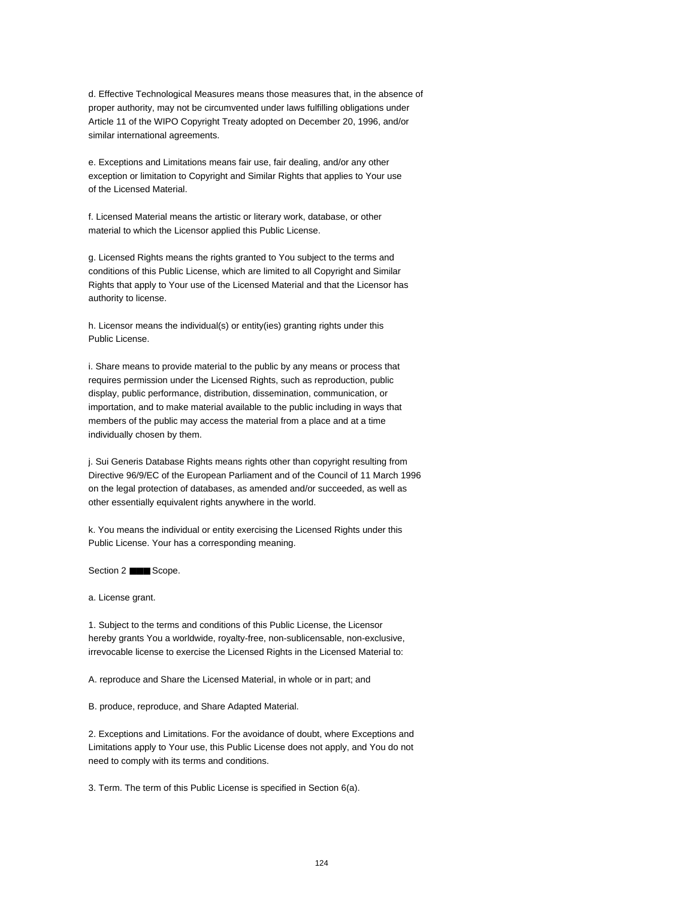d. Effective Technological Measures means those measures that, in the absence of proper authority, may not be circumvented under laws fulfilling obligations under Article 11 of the WIPO Copyright Treaty adopted on December 20, 1996, and/or similar international agreements.

e. Exceptions and Limitations means fair use, fair dealing, and/or any other exception or limitation to Copyright and Similar Rights that applies to Your use of the Licensed Material.

f. Licensed Material means the artistic or literary work, database, or other material to which the Licensor applied this Public License.

g. Licensed Rights means the rights granted to You subject to the terms and conditions of this Public License, which are limited to all Copyright and Similar Rights that apply to Your use of the Licensed Material and that the Licensor has authority to license.

h. Licensor means the individual(s) or entity(ies) granting rights under this Public License.

i. Share means to provide material to the public by any means or process that requires permission under the Licensed Rights, such as reproduction, public display, public performance, distribution, dissemination, communication, or importation, and to make material available to the public including in ways that members of the public may access the material from a place and at a time individually chosen by them.

j. Sui Generis Database Rights means rights other than copyright resulting from Directive 96/9/EC of the European Parliament and of the Council of 11 March 1996 on the legal protection of databases, as amended and/or succeeded, as well as other essentially equivalent rights anywhere in the world.

k. You means the individual or entity exercising the Licensed Rights under this Public License. Your has a corresponding meaning.

Section 2 ■■■ Scope.

a. License grant.

1. Subject to the terms and conditions of this Public License, the Licensor hereby grants You a worldwide, royalty-free, non-sublicensable, non-exclusive, irrevocable license to exercise the Licensed Rights in the Licensed Material to:

A. reproduce and Share the Licensed Material, in whole or in part; and

B. produce, reproduce, and Share Adapted Material.

2. Exceptions and Limitations. For the avoidance of doubt, where Exceptions and Limitations apply to Your use, this Public License does not apply, and You do not need to comply with its terms and conditions.

3. Term. The term of this Public License is specified in Section 6(a).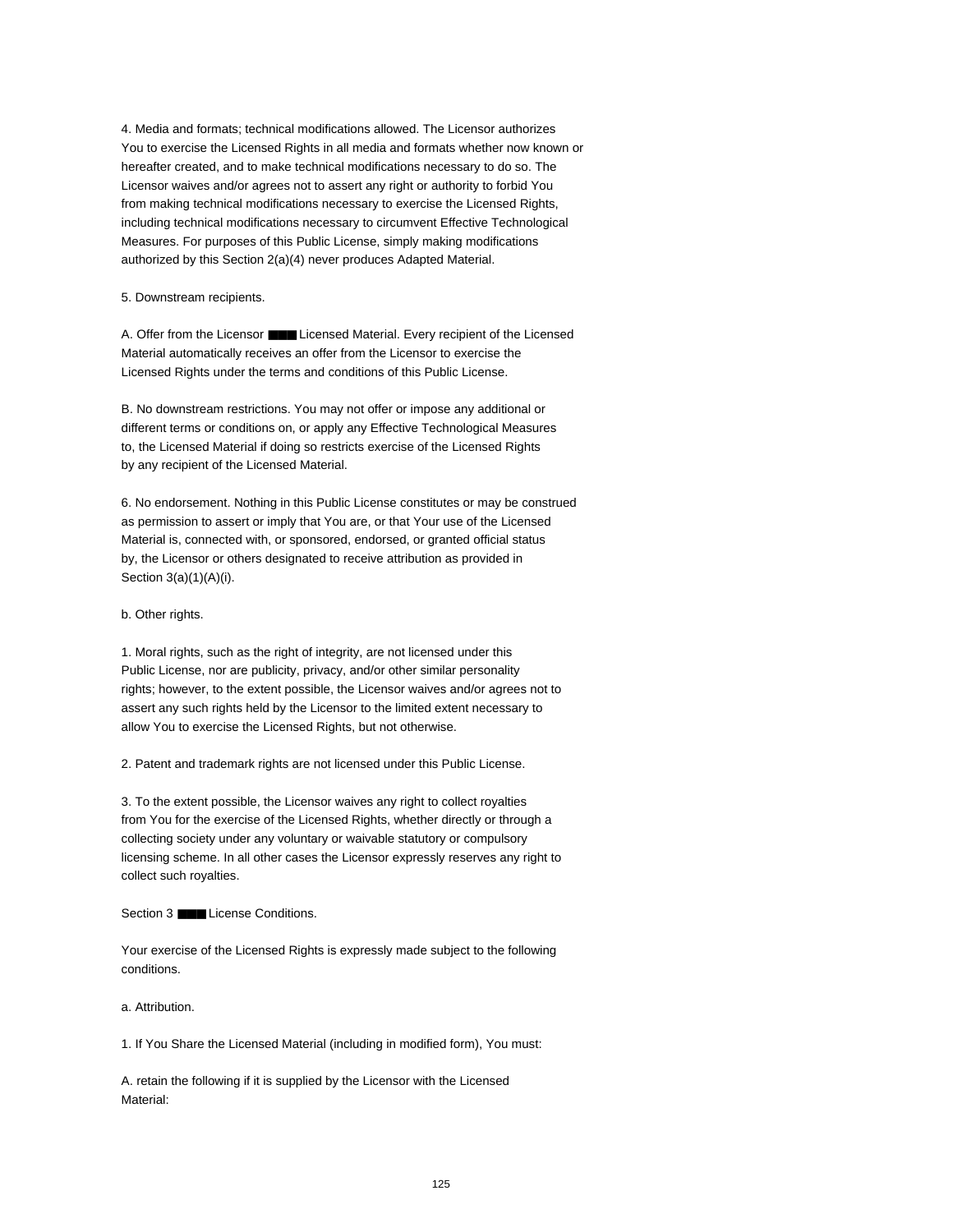4. Media and formats; technical modifications allowed. The Licensor authorizes You to exercise the Licensed Rights in all media and formats whether now known or hereafter created, and to make technical modifications necessary to do so. The Licensor waives and/or agrees not to assert any right or authority to forbid You from making technical modifications necessary to exercise the Licensed Rights, including technical modifications necessary to circumvent Effective Technological Measures. For purposes of this Public License, simply making modifications authorized by this Section 2(a)(4) never produces Adapted Material.

5. Downstream recipients.

A. Offer from the Licensor ■■■ Licensed Material. Every recipient of the Licensed Material automatically receives an offer from the Licensor to exercise the Licensed Rights under the terms and conditions of this Public License.

B. No downstream restrictions. You may not offer or impose any additional or different terms or conditions on, or apply any Effective Technological Measures to, the Licensed Material if doing so restricts exercise of the Licensed Rights by any recipient of the Licensed Material.

6. No endorsement. Nothing in this Public License constitutes or may be construed as permission to assert or imply that You are, or that Your use of the Licensed Material is, connected with, or sponsored, endorsed, or granted official status by, the Licensor or others designated to receive attribution as provided in Section 3(a)(1)(A)(i).

b. Other rights.

1. Moral rights, such as the right of integrity, are not licensed under this Public License, nor are publicity, privacy, and/or other similar personality rights; however, to the extent possible, the Licensor waives and/or agrees not to assert any such rights held by the Licensor to the limited extent necessary to allow You to exercise the Licensed Rights, but not otherwise.

2. Patent and trademark rights are not licensed under this Public License.

3. To the extent possible, the Licensor waives any right to collect royalties from You for the exercise of the Licensed Rights, whether directly or through a collecting society under any voluntary or waivable statutory or compulsory licensing scheme. In all other cases the Licensor expressly reserves any right to collect such royalties.

Section 3 ■■■ License Conditions.

Your exercise of the Licensed Rights is expressly made subject to the following conditions.

a. Attribution.

1. If You Share the Licensed Material (including in modified form), You must:

A. retain the following if it is supplied by the Licensor with the Licensed Material: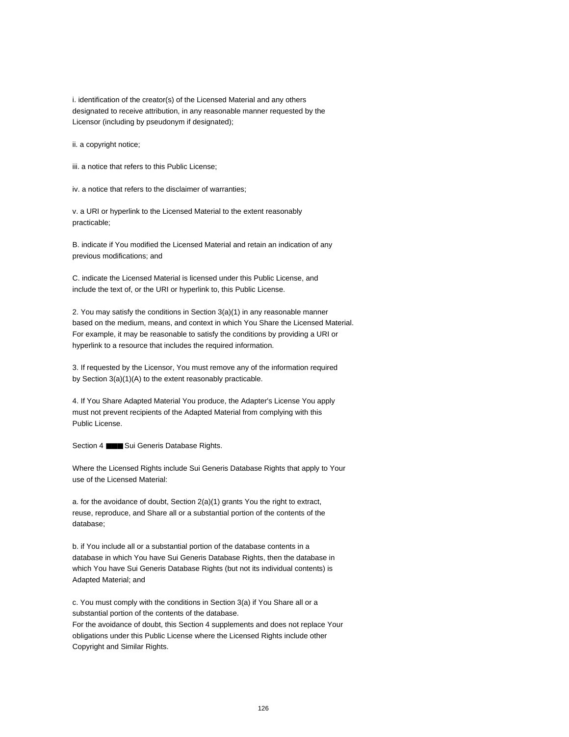i. identification of the creator(s) of the Licensed Material and any others designated to receive attribution, in any reasonable manner requested by the Licensor (including by pseudonym if designated);

ii. a copyright notice;

iii. a notice that refers to this Public License;

iv. a notice that refers to the disclaimer of warranties;

v. a URI or hyperlink to the Licensed Material to the extent reasonably practicable;

B. indicate if You modified the Licensed Material and retain an indication of any previous modifications; and

C. indicate the Licensed Material is licensed under this Public License, and include the text of, or the URI or hyperlink to, this Public License.

2. You may satisfy the conditions in Section 3(a)(1) in any reasonable manner based on the medium, means, and context in which You Share the Licensed Material. For example, it may be reasonable to satisfy the conditions by providing a URI or hyperlink to a resource that includes the required information.

3. If requested by the Licensor, You must remove any of the information required by Section 3(a)(1)(A) to the extent reasonably practicable.

4. If You Share Adapted Material You produce, the Adapter's License You apply must not prevent recipients of the Adapted Material from complying with this Public License.

Section 4 ■■■ Sui Generis Database Rights.

Where the Licensed Rights include Sui Generis Database Rights that apply to Your use of the Licensed Material:

a. for the avoidance of doubt, Section 2(a)(1) grants You the right to extract, reuse, reproduce, and Share all or a substantial portion of the contents of the database;

b. if You include all or a substantial portion of the database contents in a database in which You have Sui Generis Database Rights, then the database in which You have Sui Generis Database Rights (but not its individual contents) is Adapted Material; and

c. You must comply with the conditions in Section 3(a) if You Share all or a substantial portion of the contents of the database.
For the avoidance of doubt, this Section 4 supplements and does not replace Your obligations under this Public License where the Licensed Rights include other Copyright and Similar Rights.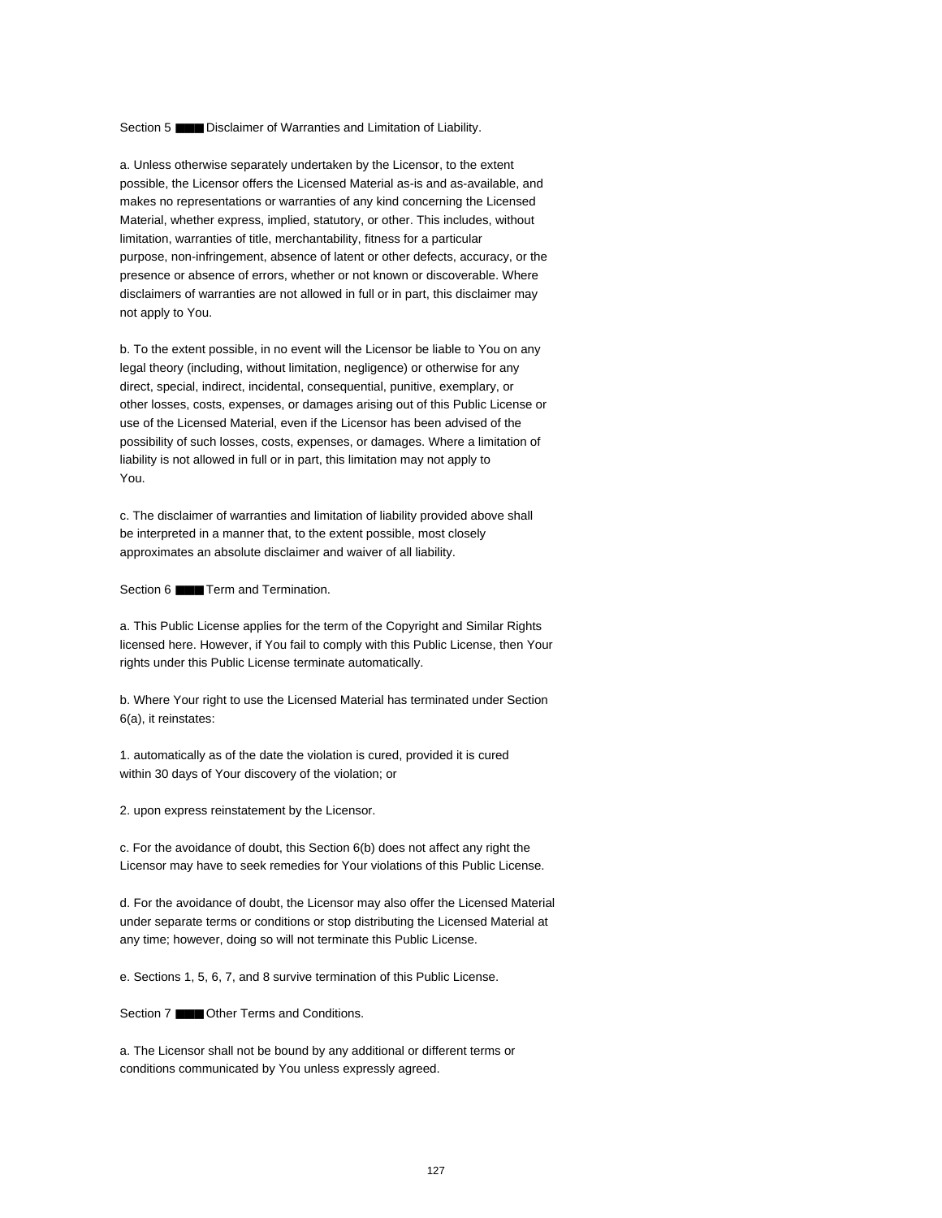Section 5 ■■■ Disclaimer of Warranties and Limitation of Liability.

a. Unless otherwise separately undertaken by the Licensor, to the extent possible, the Licensor offers the Licensed Material as-is and as-available, and makes no representations or warranties of any kind concerning the Licensed Material, whether express, implied, statutory, or other. This includes, without limitation, warranties of title, merchantability, fitness for a particular purpose, non-infringement, absence of latent or other defects, accuracy, or the presence or absence of errors, whether or not known or discoverable. Where disclaimers of warranties are not allowed in full or in part, this disclaimer may not apply to You.

b. To the extent possible, in no event will the Licensor be liable to You on any legal theory (including, without limitation, negligence) or otherwise for any direct, special, indirect, incidental, consequential, punitive, exemplary, or other losses, costs, expenses, or damages arising out of this Public License or use of the Licensed Material, even if the Licensor has been advised of the possibility of such losses, costs, expenses, or damages. Where a limitation of liability is not allowed in full or in part, this limitation may not apply to You.

c. The disclaimer of warranties and limitation of liability provided above shall be interpreted in a manner that, to the extent possible, most closely approximates an absolute disclaimer and waiver of all liability.

Section 6 ■■■ Term and Termination.

a. This Public License applies for the term of the Copyright and Similar Rights licensed here. However, if You fail to comply with this Public License, then Your rights under this Public License terminate automatically.

b. Where Your right to use the Licensed Material has terminated under Section 6(a), it reinstates:

1. automatically as of the date the violation is cured, provided it is cured within 30 days of Your discovery of the violation; or

2. upon express reinstatement by the Licensor.

c. For the avoidance of doubt, this Section 6(b) does not affect any right the Licensor may have to seek remedies for Your violations of this Public License.

d. For the avoidance of doubt, the Licensor may also offer the Licensed Material under separate terms or conditions or stop distributing the Licensed Material at any time; however, doing so will not terminate this Public License.

e. Sections 1, 5, 6, 7, and 8 survive termination of this Public License.

Section 7 ■■■ Other Terms and Conditions.

a. The Licensor shall not be bound by any additional or different terms or conditions communicated by You unless expressly agreed.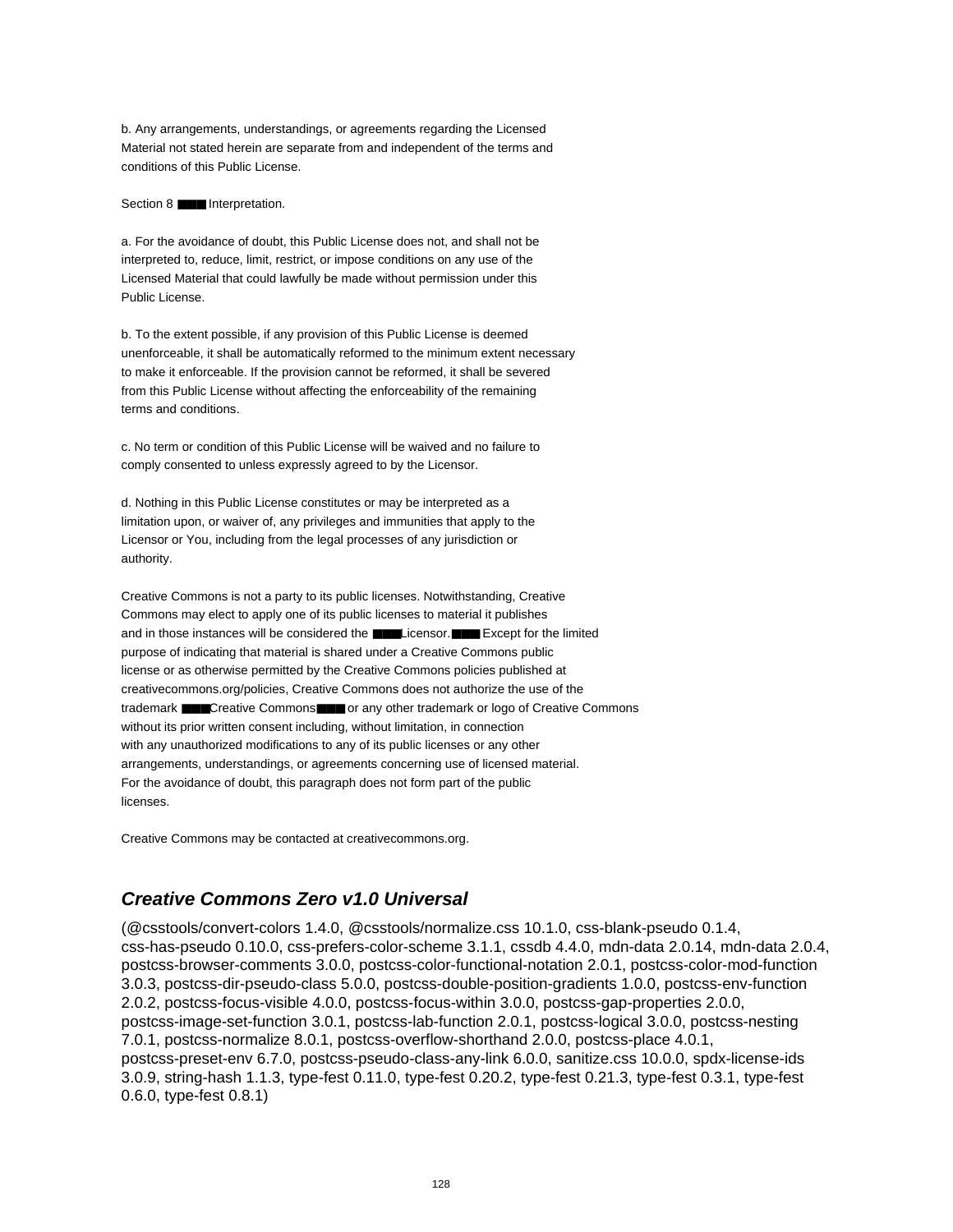b. Any arrangements, understandings, or agreements regarding the Licensed Material not stated herein are separate from and independent of the terms and conditions of this Public License.

Section 8 ■■■ Interpretation.

a. For the avoidance of doubt, this Public License does not, and shall not be interpreted to, reduce, limit, restrict, or impose conditions on any use of the Licensed Material that could lawfully be made without permission under this Public License.

b. To the extent possible, if any provision of this Public License is deemed unenforceable, it shall be automatically reformed to the minimum extent necessary to make it enforceable. If the provision cannot be reformed, it shall be severed from this Public License without affecting the enforceability of the remaining terms and conditions.

c. No term or condition of this Public License will be waived and no failure to comply consented to unless expressly agreed to by the Licensor.

d. Nothing in this Public License constitutes or may be interpreted as a limitation upon, or waiver of, any privileges and immunities that apply to the Licensor or You, including from the legal processes of any jurisdiction or authority.

Creative Commons is not a party to its public licenses. Notwithstanding, Creative Commons may elect to apply one of its public licenses to material it publishes and in those instances will be considered the ■■■Licensor.■■■ Except for the limited purpose of indicating that material is shared under a Creative Commons public license or as otherwise permitted by the Creative Commons policies published at creativecommons.org/policies, Creative Commons does not authorize the use of the trademark ■■■Creative Commons■■■ or any other trademark or logo of Creative Commons without its prior written consent including, without limitation, in connection with any unauthorized modifications to any of its public licenses or any other arrangements, understandings, or agreements concerning use of licensed material. For the avoidance of doubt, this paragraph does not form part of the public licenses.

Creative Commons may be contacted at creativecommons.org.

## *Creative Commons Zero v1.0 Universal*

(@csstools/convert-colors 1.4.0, @csstools/normalize.css 10.1.0, css-blank-pseudo 0.1.4, css-has-pseudo 0.10.0, css-prefers-color-scheme 3.1.1, cssdb 4.4.0, mdn-data 2.0.14, mdn-data 2.0.4, postcss-browser-comments 3.0.0, postcss-color-functional-notation 2.0.1, postcss-color-mod-function 3.0.3, postcss-dir-pseudo-class 5.0.0, postcss-double-position-gradients 1.0.0, postcss-env-function 2.0.2, postcss-focus-visible 4.0.0, postcss-focus-within 3.0.0, postcss-gap-properties 2.0.0, postcss-image-set-function 3.0.1, postcss-lab-function 2.0.1, postcss-logical 3.0.0, postcss-nesting 7.0.1, postcss-normalize 8.0.1, postcss-overflow-shorthand 2.0.0, postcss-place 4.0.1, postcss-preset-env 6.7.0, postcss-pseudo-class-any-link 6.0.0, sanitize.css 10.0.0, spdx-license-ids 3.0.9, string-hash 1.1.3, type-fest 0.11.0, type-fest 0.20.2, type-fest 0.21.3, type-fest 0.3.1, type-fest 0.6.0, type-fest 0.8.1)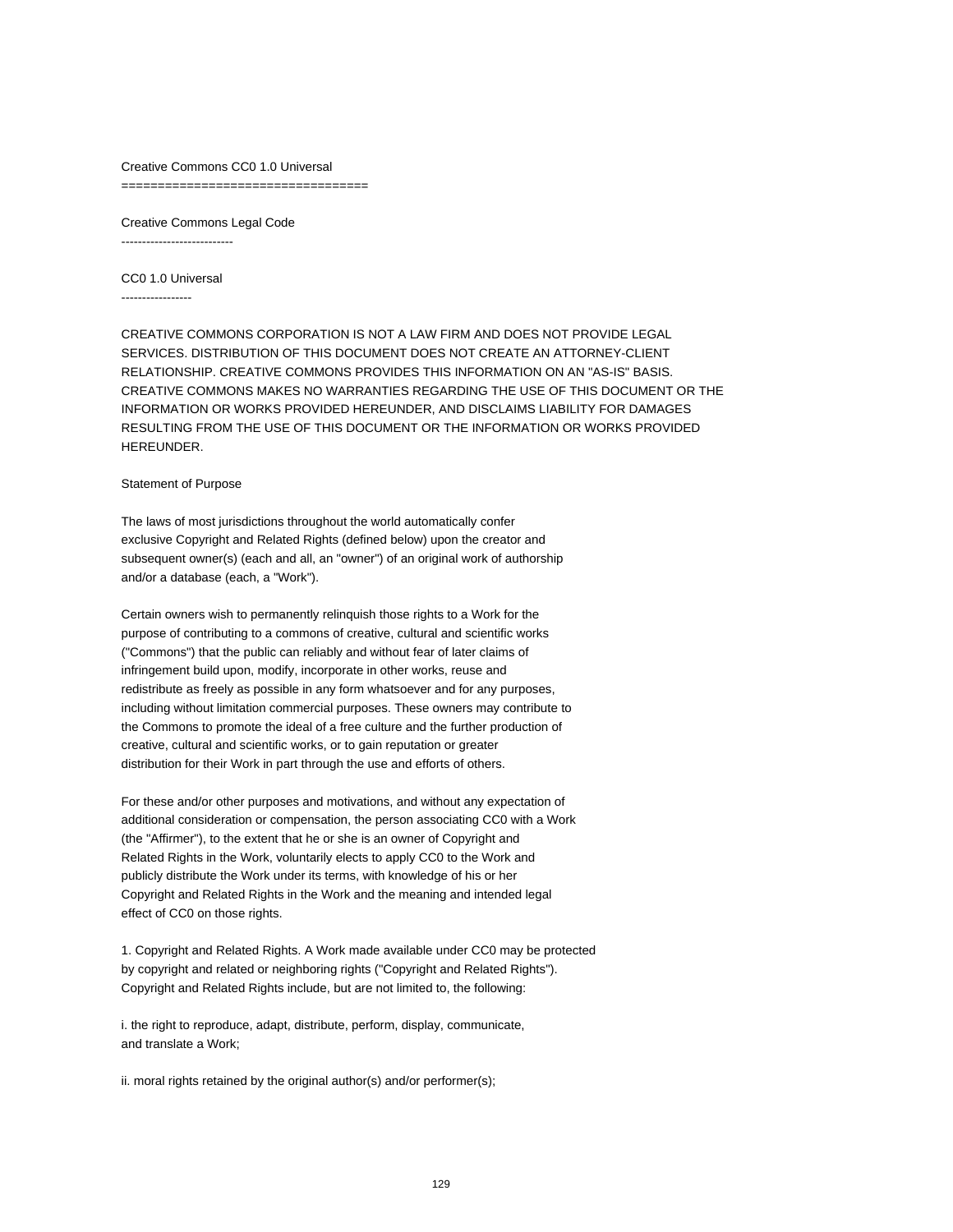Creative Commons CC0 1.0 Universal
==================================

Creative Commons Legal Code
---------------------------

CC0 1.0 Universal
-----------------

CREATIVE COMMONS CORPORATION IS NOT A LAW FIRM AND DOES NOT PROVIDE LEGAL SERVICES. DISTRIBUTION OF THIS DOCUMENT DOES NOT CREATE AN ATTORNEY-CLIENT RELATIONSHIP. CREATIVE COMMONS PROVIDES THIS INFORMATION ON AN "AS-IS" BASIS. CREATIVE COMMONS MAKES NO WARRANTIES REGARDING THE USE OF THIS DOCUMENT OR THE INFORMATION OR WORKS PROVIDED HEREUNDER, AND DISCLAIMS LIABILITY FOR DAMAGES RESULTING FROM THE USE OF THIS DOCUMENT OR THE INFORMATION OR WORKS PROVIDED HEREUNDER.

Statement of Purpose

The laws of most jurisdictions throughout the world automatically confer exclusive Copyright and Related Rights (defined below) upon the creator and subsequent owner(s) (each and all, an "owner") of an original work of authorship and/or a database (each, a "Work").

Certain owners wish to permanently relinquish those rights to a Work for the purpose of contributing to a commons of creative, cultural and scientific works ("Commons") that the public can reliably and without fear of later claims of infringement build upon, modify, incorporate in other works, reuse and redistribute as freely as possible in any form whatsoever and for any purposes, including without limitation commercial purposes. These owners may contribute to the Commons to promote the ideal of a free culture and the further production of creative, cultural and scientific works, or to gain reputation or greater distribution for their Work in part through the use and efforts of others.

For these and/or other purposes and motivations, and without any expectation of additional consideration or compensation, the person associating CC0 with a Work (the "Affirmer"), to the extent that he or she is an owner of Copyright and Related Rights in the Work, voluntarily elects to apply CC0 to the Work and publicly distribute the Work under its terms, with knowledge of his or her Copyright and Related Rights in the Work and the meaning and intended legal effect of CC0 on those rights.

1. Copyright and Related Rights. A Work made available under CC0 may be protected by copyright and related or neighboring rights ("Copyright and Related Rights"). Copyright and Related Rights include, but are not limited to, the following:

i. the right to reproduce, adapt, distribute, perform, display, communicate, and translate a Work;

ii. moral rights retained by the original author(s) and/or performer(s);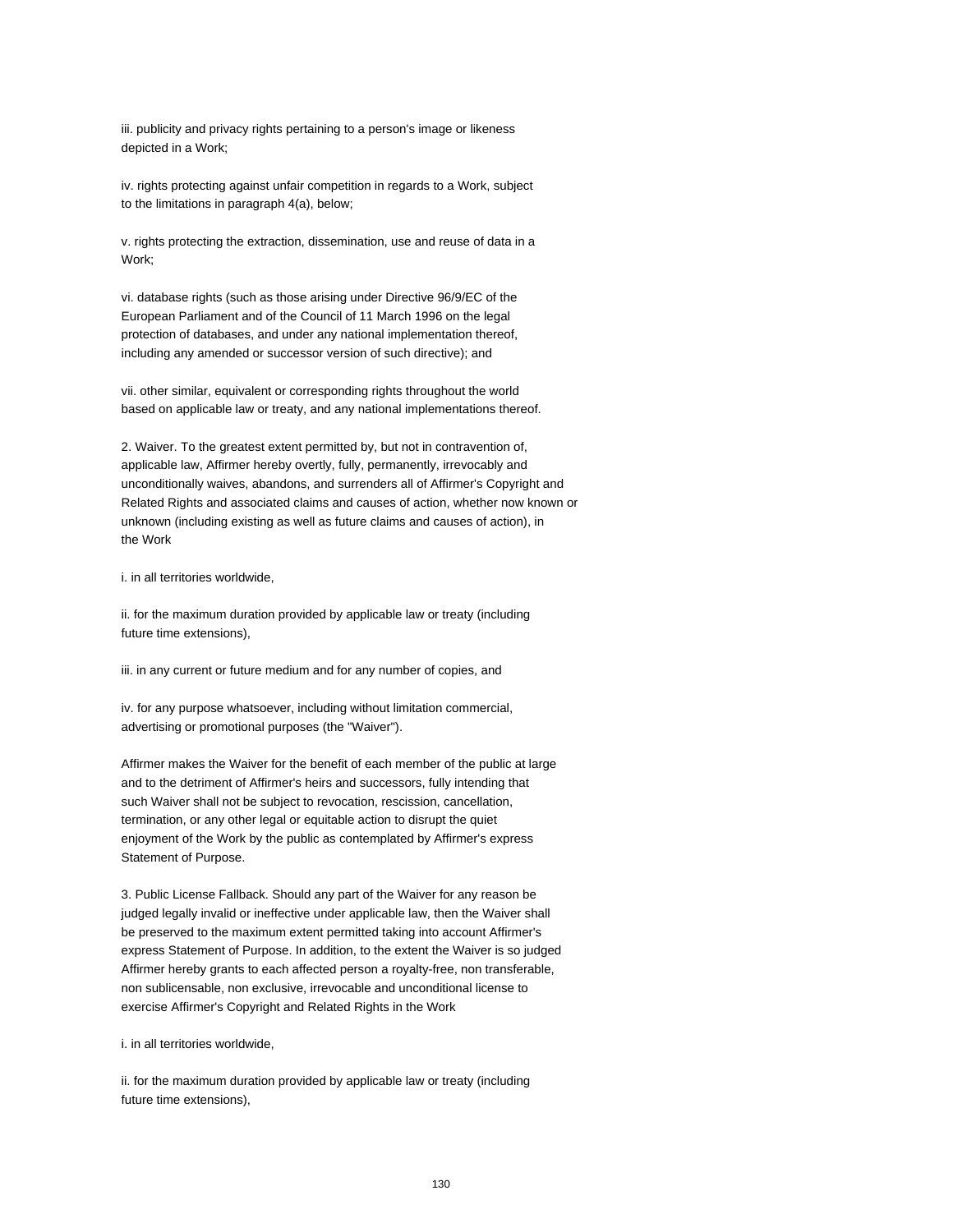iii. publicity and privacy rights pertaining to a person's image or likeness depicted in a Work;

iv. rights protecting against unfair competition in regards to a Work, subject to the limitations in paragraph 4(a), below;

v. rights protecting the extraction, dissemination, use and reuse of data in a Work;

vi. database rights (such as those arising under Directive 96/9/EC of the European Parliament and of the Council of 11 March 1996 on the legal protection of databases, and under any national implementation thereof, including any amended or successor version of such directive); and

vii. other similar, equivalent or corresponding rights throughout the world based on applicable law or treaty, and any national implementations thereof.

2. Waiver. To the greatest extent permitted by, but not in contravention of, applicable law, Affirmer hereby overtly, fully, permanently, irrevocably and unconditionally waives, abandons, and surrenders all of Affirmer's Copyright and Related Rights and associated claims and causes of action, whether now known or unknown (including existing as well as future claims and causes of action), in the Work

i. in all territories worldwide,

ii. for the maximum duration provided by applicable law or treaty (including future time extensions),

iii. in any current or future medium and for any number of copies, and

iv. for any purpose whatsoever, including without limitation commercial, advertising or promotional purposes (the "Waiver").

Affirmer makes the Waiver for the benefit of each member of the public at large and to the detriment of Affirmer's heirs and successors, fully intending that such Waiver shall not be subject to revocation, rescission, cancellation, termination, or any other legal or equitable action to disrupt the quiet enjoyment of the Work by the public as contemplated by Affirmer's express Statement of Purpose.

3. Public License Fallback. Should any part of the Waiver for any reason be judged legally invalid or ineffective under applicable law, then the Waiver shall be preserved to the maximum extent permitted taking into account Affirmer's express Statement of Purpose. In addition, to the extent the Waiver is so judged Affirmer hereby grants to each affected person a royalty-free, non transferable, non sublicensable, non exclusive, irrevocable and unconditional license to exercise Affirmer's Copyright and Related Rights in the Work

i. in all territories worldwide,

ii. for the maximum duration provided by applicable law or treaty (including future time extensions),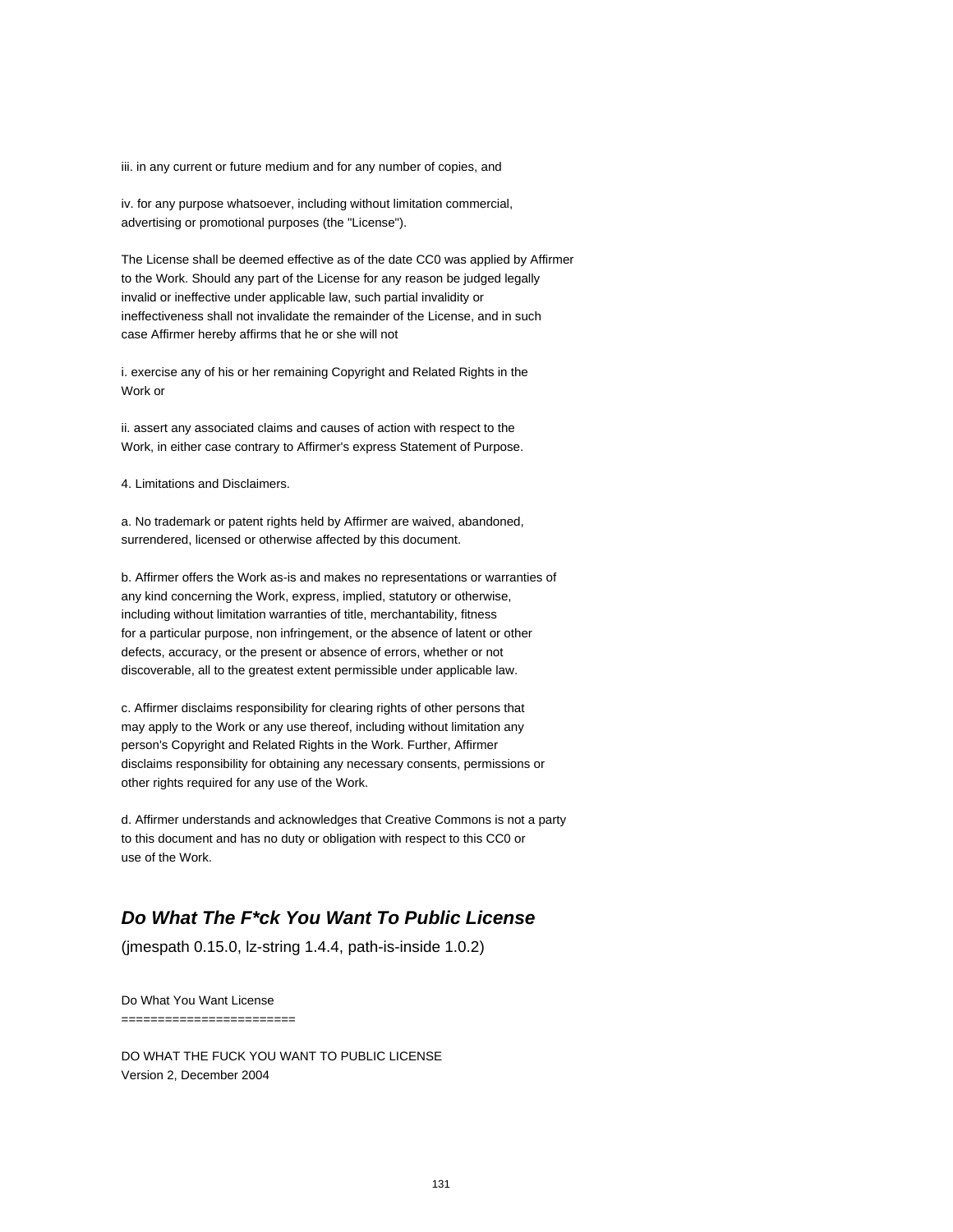iii. in any current or future medium and for any number of copies, and

iv. for any purpose whatsoever, including without limitation commercial, advertising or promotional purposes (the "License").

The License shall be deemed effective as of the date CC0 was applied by Affirmer to the Work. Should any part of the License for any reason be judged legally invalid or ineffective under applicable law, such partial invalidity or ineffectiveness shall not invalidate the remainder of the License, and in such case Affirmer hereby affirms that he or she will not

i. exercise any of his or her remaining Copyright and Related Rights in the Work or

ii. assert any associated claims and causes of action with respect to the Work, in either case contrary to Affirmer's express Statement of Purpose.

4. Limitations and Disclaimers.

a. No trademark or patent rights held by Affirmer are waived, abandoned, surrendered, licensed or otherwise affected by this document.

b. Affirmer offers the Work as-is and makes no representations or warranties of any kind concerning the Work, express, implied, statutory or otherwise, including without limitation warranties of title, merchantability, fitness for a particular purpose, non infringement, or the absence of latent or other defects, accuracy, or the present or absence of errors, whether or not discoverable, all to the greatest extent permissible under applicable law.

c. Affirmer disclaims responsibility for clearing rights of other persons that may apply to the Work or any use thereof, including without limitation any person's Copyright and Related Rights in the Work. Further, Affirmer disclaims responsibility for obtaining any necessary consents, permissions or other rights required for any use of the Work.

d. Affirmer understands and acknowledges that Creative Commons is not a party to this document and has no duty or obligation with respect to this CC0 or use of the Work.

## *Do What The F*ck You Want To Public License*

(jmespath 0.15.0, lz-string 1.4.4, path-is-inside 1.0.2)

Do What You Want License
========================

DO WHAT THE FUCK YOU WANT TO PUBLIC LICENSE
Version 2, December 2004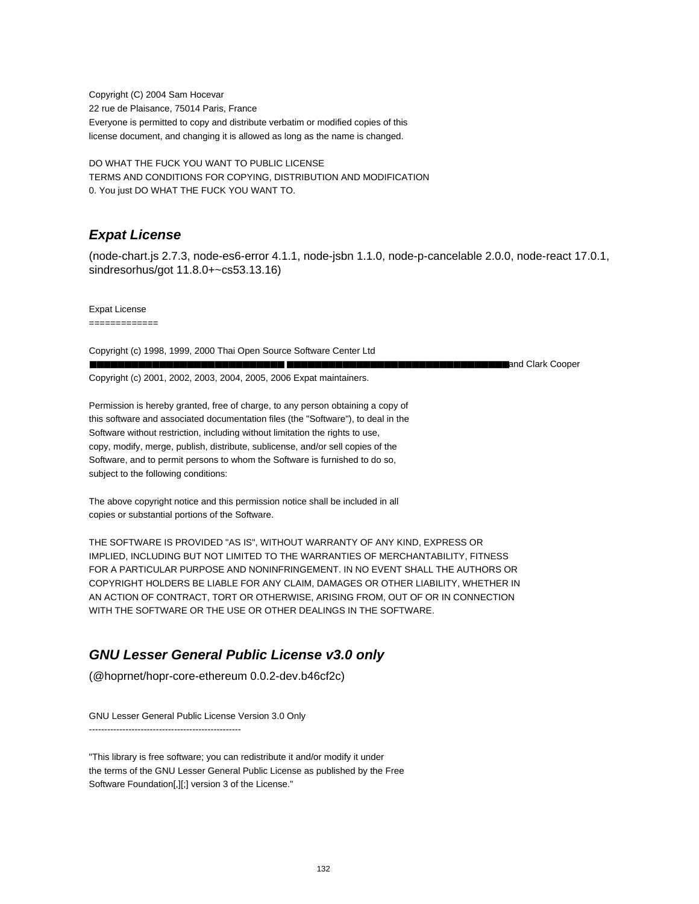Copyright (C) 2004 Sam Hocevar
22 rue de Plaisance, 75014 Paris, France
Everyone is permitted to copy and distribute verbatim or modified copies of this
license document, and changing it is allowed as long as the name is changed.

DO WHAT THE FUCK YOU WANT TO PUBLIC LICENSE
TERMS AND CONDITIONS FOR COPYING, DISTRIBUTION AND MODIFICATION
0. You just DO WHAT THE FUCK YOU WANT TO.

## *Expat License*

(node-chart.js 2.7.3, node-es6-error 4.1.1, node-jsbn 1.1.0, node-p-cancelable 2.0.0, node-react 17.0.1, sindresorhus/got 11.8.0+~cs53.13.16)

Expat License
=============

Copyright (c) 1998, 1999, 2000 Thai Open Source Software Center Ltd
████████████████████████████████ ████████████████████████████████████and Clark Cooper
Copyright (c) 2001, 2002, 2003, 2004, 2005, 2006 Expat maintainers.

Permission is hereby granted, free of charge, to any person obtaining a copy of
this software and associated documentation files (the "Software"), to deal in the
Software without restriction, including without limitation the rights to use,
copy, modify, merge, publish, distribute, sublicense, and/or sell copies of the
Software, and to permit persons to whom the Software is furnished to do so,
subject to the following conditions:

The above copyright notice and this permission notice shall be included in all
copies or substantial portions of the Software.

THE SOFTWARE IS PROVIDED "AS IS", WITHOUT WARRANTY OF ANY KIND, EXPRESS OR
IMPLIED, INCLUDING BUT NOT LIMITED TO THE WARRANTIES OF MERCHANTABILITY, FITNESS
FOR A PARTICULAR PURPOSE AND NONINFRINGEMENT. IN NO EVENT SHALL THE AUTHORS OR
COPYRIGHT HOLDERS BE LIABLE FOR ANY CLAIM, DAMAGES OR OTHER LIABILITY, WHETHER IN
AN ACTION OF CONTRACT, TORT OR OTHERWISE, ARISING FROM, OUT OF OR IN CONNECTION
WITH THE SOFTWARE OR THE USE OR OTHER DEALINGS IN THE SOFTWARE.

## *GNU Lesser General Public License v3.0 only*

(@hoprnet/hopr-core-ethereum 0.0.2-dev.b46cf2c)

GNU Lesser General Public License Version 3.0 Only
--------------------------------------------------

"This library is free software; you can redistribute it and/or modify it under
the terms of the GNU Lesser General Public License as published by the Free
Software Foundation[,][;] version 3 of the License."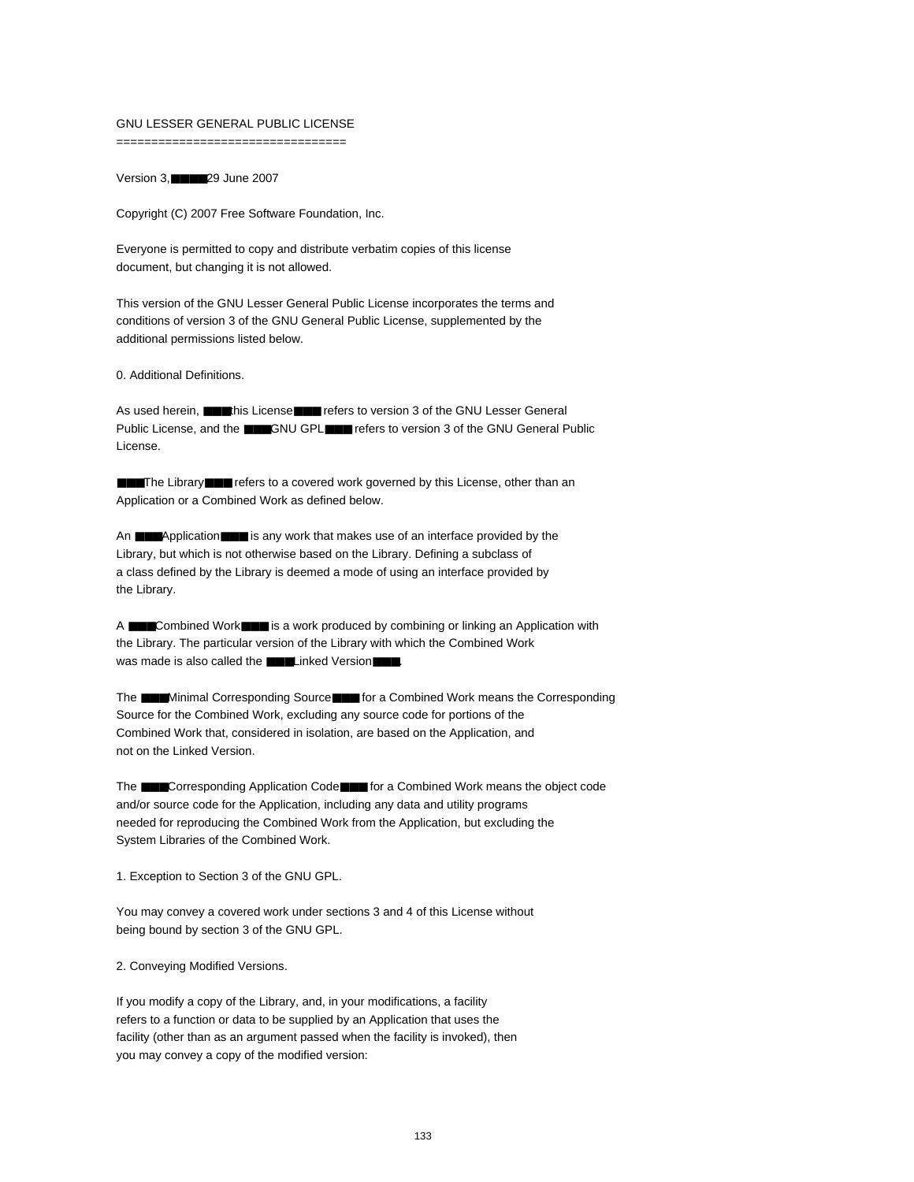# GNU LESSER GENERAL PUBLIC LICENSE

Version 3, 29 June 2007

Copyright (C) 2007 Free Software Foundation, Inc.

Everyone is permitted to copy and distribute verbatim copies of this license document, but changing it is not allowed.

This version of the GNU Lesser General Public License incorporates the terms and conditions of version 3 of the GNU General Public License, supplemented by the additional permissions listed below.

0. Additional Definitions.

As used herein, "this License" refers to version 3 of the GNU Lesser General Public License, and the "GNU GPL" refers to version 3 of the GNU General Public License.

"The Library" refers to a covered work governed by this License, other than an Application or a Combined Work as defined below.

An "Application" is any work that makes use of an interface provided by the Library, but which is not otherwise based on the Library. Defining a subclass of a class defined by the Library is deemed a mode of using an interface provided by the Library.

A "Combined Work" is a work produced by combining or linking an Application with the Library. The particular version of the Library with which the Combined Work was made is also called the "Linked Version".

The "Minimal Corresponding Source" for a Combined Work means the Corresponding Source for the Combined Work, excluding any source code for portions of the Combined Work that, considered in isolation, are based on the Application, and not on the Linked Version.

The "Corresponding Application Code" for a Combined Work means the object code and/or source code for the Application, including any data and utility programs needed for reproducing the Combined Work from the Application, but excluding the System Libraries of the Combined Work.

1. Exception to Section 3 of the GNU GPL.

You may convey a covered work under sections 3 and 4 of this License without being bound by section 3 of the GNU GPL.

2. Conveying Modified Versions.

If you modify a copy of the Library, and, in your modifications, a facility refers to a function or data to be supplied by an Application that uses the facility (other than as an argument passed when the facility is invoked), then you may convey a copy of the modified version: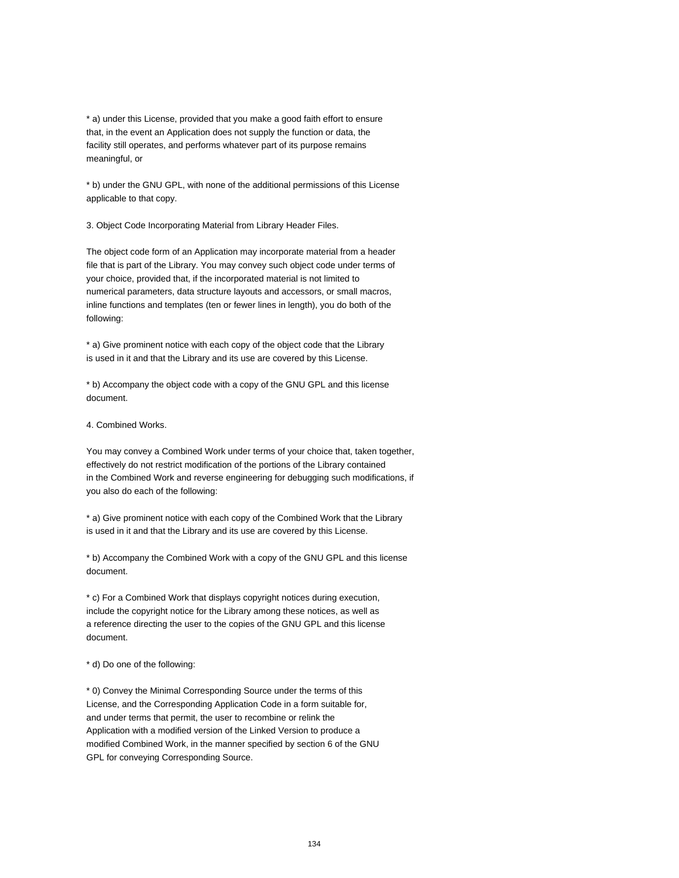* a) under this License, provided that you make a good faith effort to ensure that, in the event an Application does not supply the function or data, the facility still operates, and performs whatever part of its purpose remains meaningful, or

* b) under the GNU GPL, with none of the additional permissions of this License applicable to that copy.

3. Object Code Incorporating Material from Library Header Files.

The object code form of an Application may incorporate material from a header file that is part of the Library. You may convey such object code under terms of your choice, provided that, if the incorporated material is not limited to numerical parameters, data structure layouts and accessors, or small macros, inline functions and templates (ten or fewer lines in length), you do both of the following:

* a) Give prominent notice with each copy of the object code that the Library is used in it and that the Library and its use are covered by this License.

* b) Accompany the object code with a copy of the GNU GPL and this license document.

4. Combined Works.

You may convey a Combined Work under terms of your choice that, taken together, effectively do not restrict modification of the portions of the Library contained in the Combined Work and reverse engineering for debugging such modifications, if you also do each of the following:

* a) Give prominent notice with each copy of the Combined Work that the Library is used in it and that the Library and its use are covered by this License.

* b) Accompany the Combined Work with a copy of the GNU GPL and this license document.

* c) For a Combined Work that displays copyright notices during execution, include the copyright notice for the Library among these notices, as well as a reference directing the user to the copies of the GNU GPL and this license document.

* d) Do one of the following:

* 0) Convey the Minimal Corresponding Source under the terms of this License, and the Corresponding Application Code in a form suitable for, and under terms that permit, the user to recombine or relink the Application with a modified version of the Linked Version to produce a modified Combined Work, in the manner specified by section 6 of the GNU GPL for conveying Corresponding Source.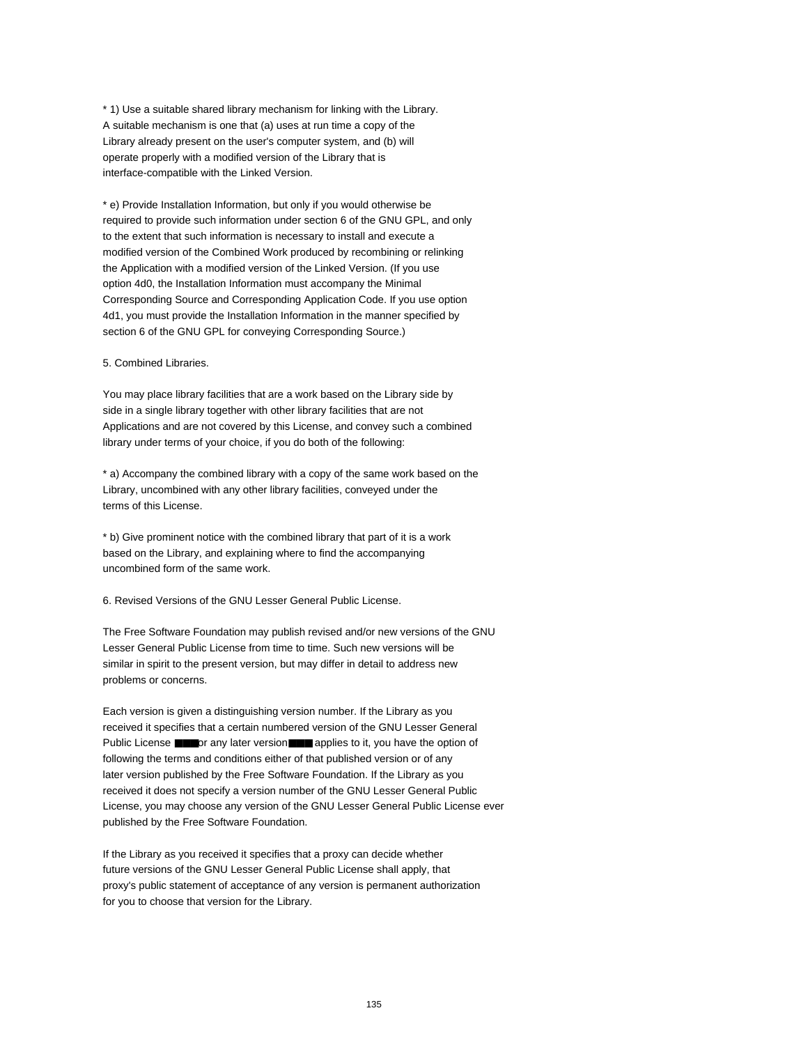* 1) Use a suitable shared library mechanism for linking with the Library. A suitable mechanism is one that (a) uses at run time a copy of the Library already present on the user's computer system, and (b) will operate properly with a modified version of the Library that is interface-compatible with the Linked Version.

* e) Provide Installation Information, but only if you would otherwise be required to provide such information under section 6 of the GNU GPL, and only to the extent that such information is necessary to install and execute a modified version of the Combined Work produced by recombining or relinking the Application with a modified version of the Linked Version. (If you use option 4d0, the Installation Information must accompany the Minimal Corresponding Source and Corresponding Application Code. If you use option 4d1, you must provide the Installation Information in the manner specified by section 6 of the GNU GPL for conveying Corresponding Source.)

5. Combined Libraries.

You may place library facilities that are a work based on the Library side by side in a single library together with other library facilities that are not Applications and are not covered by this License, and convey such a combined library under terms of your choice, if you do both of the following:

* a) Accompany the combined library with a copy of the same work based on the Library, uncombined with any other library facilities, conveyed under the terms of this License.

* b) Give prominent notice with the combined library that part of it is a work based on the Library, and explaining where to find the accompanying uncombined form of the same work.

6. Revised Versions of the GNU Lesser General Public License.

The Free Software Foundation may publish revised and/or new versions of the GNU Lesser General Public License from time to time. Such new versions will be similar in spirit to the present version, but may differ in detail to address new problems or concerns.

Each version is given a distinguishing version number. If the Library as you received it specifies that a certain numbered version of the GNU Lesser General Public License ■■■or any later version■■■ applies to it, you have the option of following the terms and conditions either of that published version or of any later version published by the Free Software Foundation. If the Library as you received it does not specify a version number of the GNU Lesser General Public License, you may choose any version of the GNU Lesser General Public License ever published by the Free Software Foundation.

If the Library as you received it specifies that a proxy can decide whether future versions of the GNU Lesser General Public License shall apply, that proxy's public statement of acceptance of any version is permanent authorization for you to choose that version for the Library.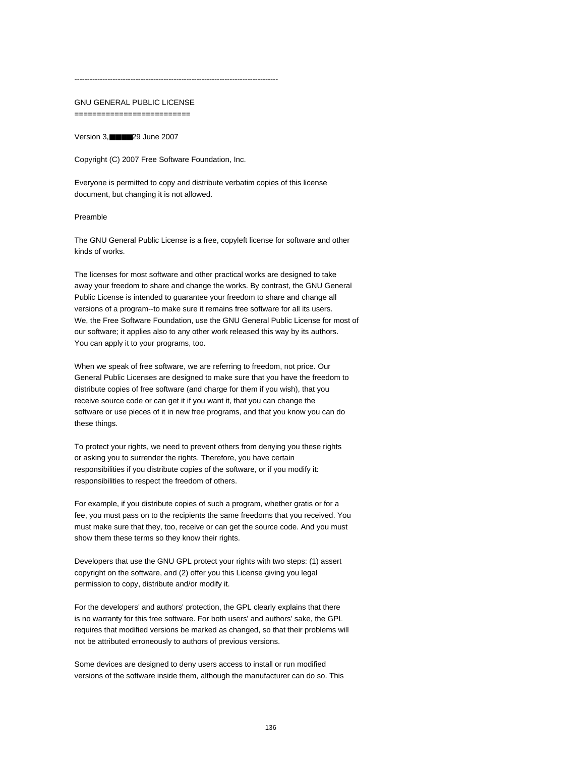--------------------------------------------------------------------------------

GNU GENERAL PUBLIC LICENSE
==========================

Version 3, ■■■■29 June 2007

Copyright (C) 2007 Free Software Foundation, Inc.

Everyone is permitted to copy and distribute verbatim copies of this license document, but changing it is not allowed.

Preamble

The GNU General Public License is a free, copyleft license for software and other kinds of works.

The licenses for most software and other practical works are designed to take away your freedom to share and change the works. By contrast, the GNU General Public License is intended to guarantee your freedom to share and change all versions of a program--to make sure it remains free software for all its users. We, the Free Software Foundation, use the GNU General Public License for most of our software; it applies also to any other work released this way by its authors. You can apply it to your programs, too.

When we speak of free software, we are referring to freedom, not price. Our General Public Licenses are designed to make sure that you have the freedom to distribute copies of free software (and charge for them if you wish), that you receive source code or can get it if you want it, that you can change the software or use pieces of it in new free programs, and that you know you can do these things.

To protect your rights, we need to prevent others from denying you these rights or asking you to surrender the rights. Therefore, you have certain responsibilities if you distribute copies of the software, or if you modify it: responsibilities to respect the freedom of others.

For example, if you distribute copies of such a program, whether gratis or for a fee, you must pass on to the recipients the same freedoms that you received. You must make sure that they, too, receive or can get the source code. And you must show them these terms so they know their rights.

Developers that use the GNU GPL protect your rights with two steps: (1) assert copyright on the software, and (2) offer you this License giving you legal permission to copy, distribute and/or modify it.

For the developers' and authors' protection, the GPL clearly explains that there is no warranty for this free software. For both users' and authors' sake, the GPL requires that modified versions be marked as changed, so that their problems will not be attributed erroneously to authors of previous versions.

Some devices are designed to deny users access to install or run modified versions of the software inside them, although the manufacturer can do so. This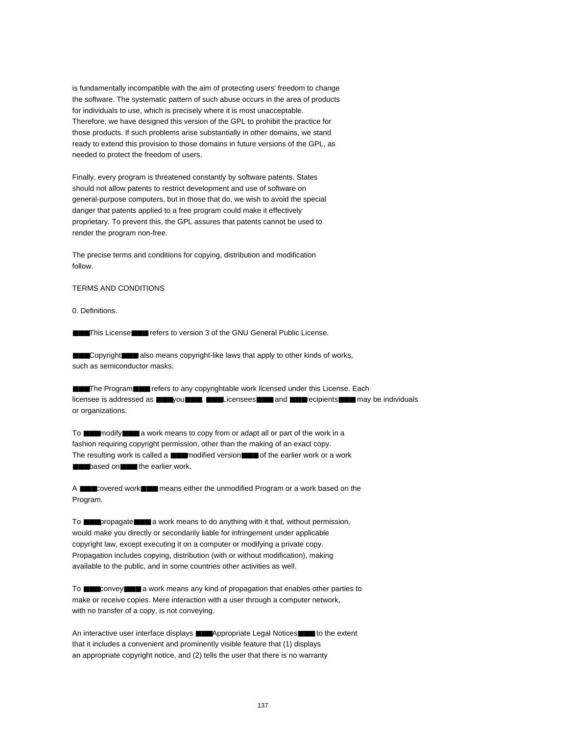is fundamentally incompatible with the aim of protecting users' freedom to change the software. The systematic pattern of such abuse occurs in the area of products for individuals to use, which is precisely where it is most unacceptable. Therefore, we have designed this version of the GPL to prohibit the practice for those products. If such problems arise substantially in other domains, we stand ready to extend this provision to those domains in future versions of the GPL, as needed to protect the freedom of users.

Finally, every program is threatened constantly by software patents. States should not allow patents to restrict development and use of software on general-purpose computers, but in those that do, we wish to avoid the special danger that patents applied to a free program could make it effectively proprietary. To prevent this, the GPL assures that patents cannot be used to render the program non-free.

The precise terms and conditions for copying, distribution and modification follow.

TERMS AND CONDITIONS

0. Definitions.

■■■This License■■■ refers to version 3 of the GNU General Public License.

■■■Copyright■■■ also means copyright-like laws that apply to other kinds of works, such as semiconductor masks.

■■■The Program■■■ refers to any copyrightable work licensed under this License. Each licensee is addressed as ■■■you■■■. ■■■Licensees■■■ and ■■■recipients■■■ may be individuals or organizations.

To ■■■modify■■■ a work means to copy from or adapt all or part of the work in a fashion requiring copyright permission, other than the making of an exact copy. The resulting work is called a ■■■modified version■■■ of the earlier work or a work ■■■based on■■■ the earlier work.

A ■■■covered work■■■ means either the unmodified Program or a work based on the Program.

To ■■■propagate■■■ a work means to do anything with it that, without permission, would make you directly or secondarily liable for infringement under applicable copyright law, except executing it on a computer or modifying a private copy. Propagation includes copying, distribution (with or without modification), making available to the public, and in some countries other activities as well.

To ■■■convey■■■ a work means any kind of propagation that enables other parties to make or receive copies. Mere interaction with a user through a computer network, with no transfer of a copy, is not conveying.

An interactive user interface displays ■■■Appropriate Legal Notices■■■ to the extent that it includes a convenient and prominently visible feature that (1) displays an appropriate copyright notice, and (2) tells the user that there is no warranty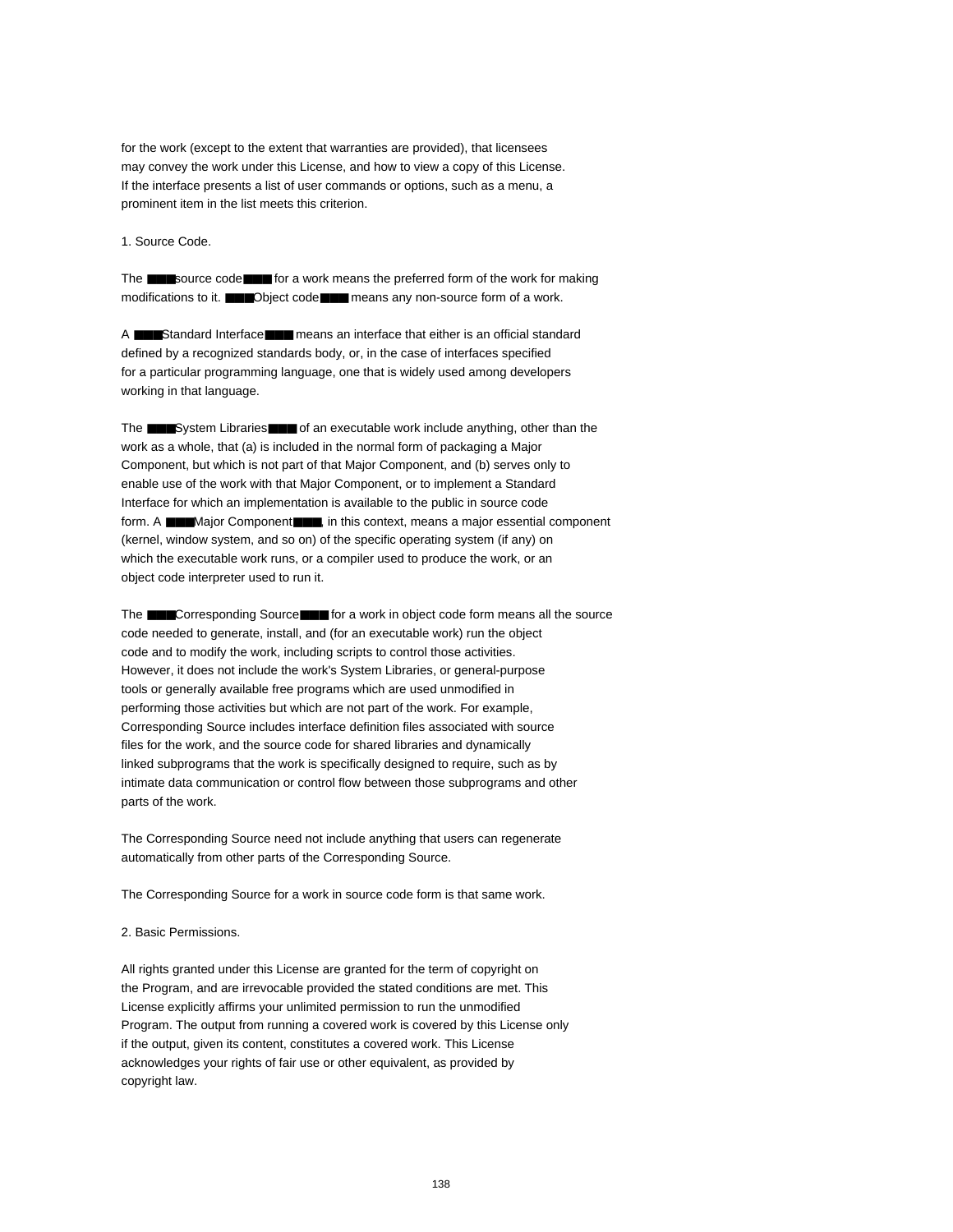for the work (except to the extent that warranties are provided), that licensees may convey the work under this License, and how to view a copy of this License. If the interface presents a list of user commands or options, such as a menu, a prominent item in the list meets this criterion.

1. Source Code.

The ■■■source code■■■ for a work means the preferred form of the work for making modifications to it. ■■■Object code■■■ means any non-source form of a work.

A ■■■Standard Interface■■■ means an interface that either is an official standard defined by a recognized standards body, or, in the case of interfaces specified for a particular programming language, one that is widely used among developers working in that language.

The ■■■System Libraries■■■ of an executable work include anything, other than the work as a whole, that (a) is included in the normal form of packaging a Major Component, but which is not part of that Major Component, and (b) serves only to enable use of the work with that Major Component, or to implement a Standard Interface for which an implementation is available to the public in source code form. A ■■■Major Component■■■, in this context, means a major essential component (kernel, window system, and so on) of the specific operating system (if any) on which the executable work runs, or a compiler used to produce the work, or an object code interpreter used to run it.

The ■■■Corresponding Source■■■ for a work in object code form means all the source code needed to generate, install, and (for an executable work) run the object code and to modify the work, including scripts to control those activities. However, it does not include the work's System Libraries, or general-purpose tools or generally available free programs which are used unmodified in performing those activities but which are not part of the work. For example, Corresponding Source includes interface definition files associated with source files for the work, and the source code for shared libraries and dynamically linked subprograms that the work is specifically designed to require, such as by intimate data communication or control flow between those subprograms and other parts of the work.

The Corresponding Source need not include anything that users can regenerate automatically from other parts of the Corresponding Source.

The Corresponding Source for a work in source code form is that same work.

2. Basic Permissions.

All rights granted under this License are granted for the term of copyright on the Program, and are irrevocable provided the stated conditions are met. This License explicitly affirms your unlimited permission to run the unmodified Program. The output from running a covered work is covered by this License only if the output, given its content, constitutes a covered work. This License acknowledges your rights of fair use or other equivalent, as provided by copyright law.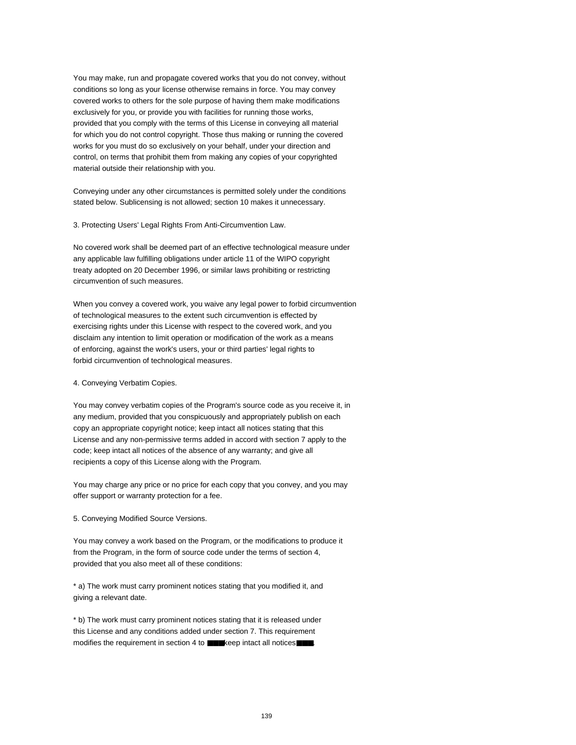You may make, run and propagate covered works that you do not convey, without conditions so long as your license otherwise remains in force. You may convey covered works to others for the sole purpose of having them make modifications exclusively for you, or provide you with facilities for running those works, provided that you comply with the terms of this License in conveying all material for which you do not control copyright. Those thus making or running the covered works for you must do so exclusively on your behalf, under your direction and control, on terms that prohibit them from making any copies of your copyrighted material outside their relationship with you.

Conveying under any other circumstances is permitted solely under the conditions stated below. Sublicensing is not allowed; section 10 makes it unnecessary.

3. Protecting Users' Legal Rights From Anti-Circumvention Law.

No covered work shall be deemed part of an effective technological measure under any applicable law fulfilling obligations under article 11 of the WIPO copyright treaty adopted on 20 December 1996, or similar laws prohibiting or restricting circumvention of such measures.

When you convey a covered work, you waive any legal power to forbid circumvention of technological measures to the extent such circumvention is effected by exercising rights under this License with respect to the covered work, and you disclaim any intention to limit operation or modification of the work as a means of enforcing, against the work's users, your or third parties' legal rights to forbid circumvention of technological measures.

4. Conveying Verbatim Copies.

You may convey verbatim copies of the Program's source code as you receive it, in any medium, provided that you conspicuously and appropriately publish on each copy an appropriate copyright notice; keep intact all notices stating that this License and any non-permissive terms added in accord with section 7 apply to the code; keep intact all notices of the absence of any warranty; and give all recipients a copy of this License along with the Program.

You may charge any price or no price for each copy that you convey, and you may offer support or warranty protection for a fee.

5. Conveying Modified Source Versions.

You may convey a work based on the Program, or the modifications to produce it from the Program, in the form of source code under the terms of section 4, provided that you also meet all of these conditions:

* a) The work must carry prominent notices stating that you modified it, and giving a relevant date.

* b) The work must carry prominent notices stating that it is released under this License and any conditions added under section 7. This requirement modifies the requirement in section 4 to ■■■keep intact all notices■■■.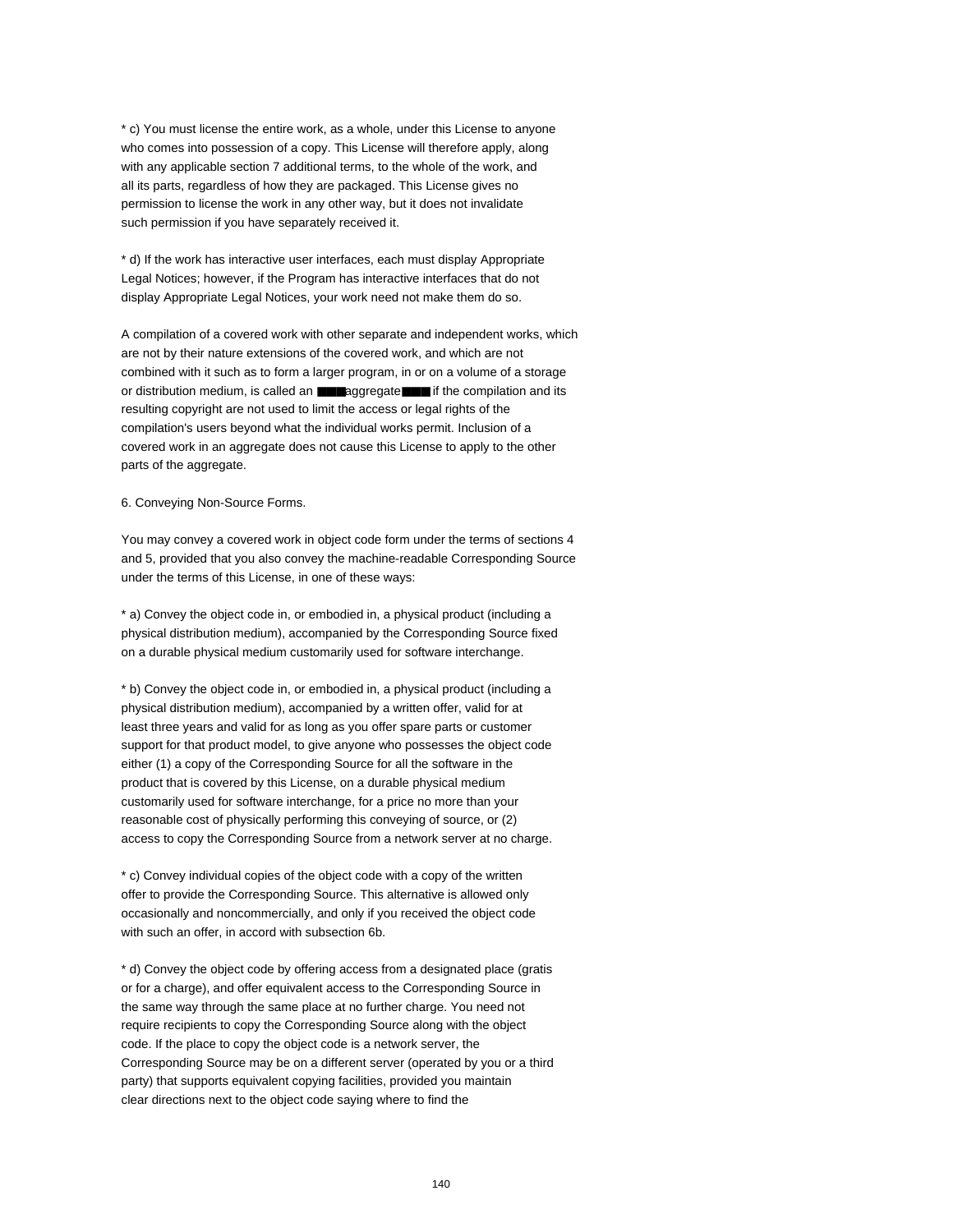* c) You must license the entire work, as a whole, under this License to anyone who comes into possession of a copy. This License will therefore apply, along with any applicable section 7 additional terms, to the whole of the work, and all its parts, regardless of how they are packaged. This License gives no permission to license the work in any other way, but it does not invalidate such permission if you have separately received it.

* d) If the work has interactive user interfaces, each must display Appropriate Legal Notices; however, if the Program has interactive interfaces that do not display Appropriate Legal Notices, your work need not make them do so.

A compilation of a covered work with other separate and independent works, which are not by their nature extensions of the covered work, and which are not combined with it such as to form a larger program, in or on a volume of a storage or distribution medium, is called an ■■■aggregate■■■ if the compilation and its resulting copyright are not used to limit the access or legal rights of the compilation's users beyond what the individual works permit. Inclusion of a covered work in an aggregate does not cause this License to apply to the other parts of the aggregate.

6. Conveying Non-Source Forms.

You may convey a covered work in object code form under the terms of sections 4 and 5, provided that you also convey the machine-readable Corresponding Source under the terms of this License, in one of these ways:

* a) Convey the object code in, or embodied in, a physical product (including a physical distribution medium), accompanied by the Corresponding Source fixed on a durable physical medium customarily used for software interchange.

* b) Convey the object code in, or embodied in, a physical product (including a physical distribution medium), accompanied by a written offer, valid for at least three years and valid for as long as you offer spare parts or customer support for that product model, to give anyone who possesses the object code either (1) a copy of the Corresponding Source for all the software in the product that is covered by this License, on a durable physical medium customarily used for software interchange, for a price no more than your reasonable cost of physically performing this conveying of source, or (2) access to copy the Corresponding Source from a network server at no charge.

* c) Convey individual copies of the object code with a copy of the written offer to provide the Corresponding Source. This alternative is allowed only occasionally and noncommercially, and only if you received the object code with such an offer, in accord with subsection 6b.

* d) Convey the object code by offering access from a designated place (gratis or for a charge), and offer equivalent access to the Corresponding Source in the same way through the same place at no further charge. You need not require recipients to copy the Corresponding Source along with the object code. If the place to copy the object code is a network server, the Corresponding Source may be on a different server (operated by you or a third party) that supports equivalent copying facilities, provided you maintain clear directions next to the object code saying where to find the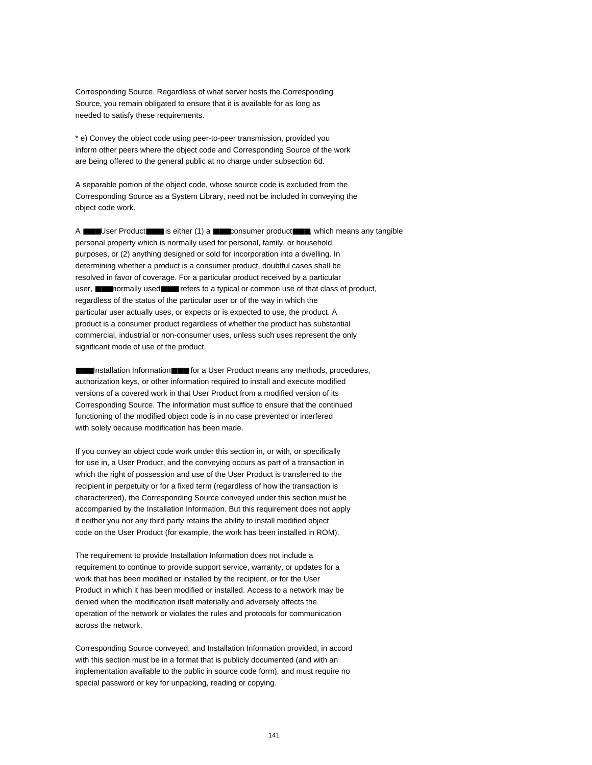Corresponding Source. Regardless of what server hosts the Corresponding Source, you remain obligated to ensure that it is available for as long as needed to satisfy these requirements.

* e) Convey the object code using peer-to-peer transmission, provided you inform other peers where the object code and Corresponding Source of the work are being offered to the general public at no charge under subsection 6d.

A separable portion of the object code, whose source code is excluded from the Corresponding Source as a System Library, need not be included in conveying the object code work.

A ■■■User Product■■■ is either (1) a ■■■consumer product■■■, which means any tangible personal property which is normally used for personal, family, or household purposes, or (2) anything designed or sold for incorporation into a dwelling. In determining whether a product is a consumer product, doubtful cases shall be resolved in favor of coverage. For a particular product received by a particular user, ■■■normally used■■■ refers to a typical or common use of that class of product, regardless of the status of the particular user or of the way in which the particular user actually uses, or expects or is expected to use, the product. A product is a consumer product regardless of whether the product has substantial commercial, industrial or non-consumer uses, unless such uses represent the only significant mode of use of the product.

■■■Installation Information■■■ for a User Product means any methods, procedures, authorization keys, or other information required to install and execute modified versions of a covered work in that User Product from a modified version of its Corresponding Source. The information must suffice to ensure that the continued functioning of the modified object code is in no case prevented or interfered with solely because modification has been made.

If you convey an object code work under this section in, or with, or specifically for use in, a User Product, and the conveying occurs as part of a transaction in which the right of possession and use of the User Product is transferred to the recipient in perpetuity or for a fixed term (regardless of how the transaction is characterized), the Corresponding Source conveyed under this section must be accompanied by the Installation Information. But this requirement does not apply if neither you nor any third party retains the ability to install modified object code on the User Product (for example, the work has been installed in ROM).

The requirement to provide Installation Information does not include a requirement to continue to provide support service, warranty, or updates for a work that has been modified or installed by the recipient, or for the User Product in which it has been modified or installed. Access to a network may be denied when the modification itself materially and adversely affects the operation of the network or violates the rules and protocols for communication across the network.

Corresponding Source conveyed, and Installation Information provided, in accord with this section must be in a format that is publicly documented (and with an implementation available to the public in source code form), and must require no special password or key for unpacking, reading or copying.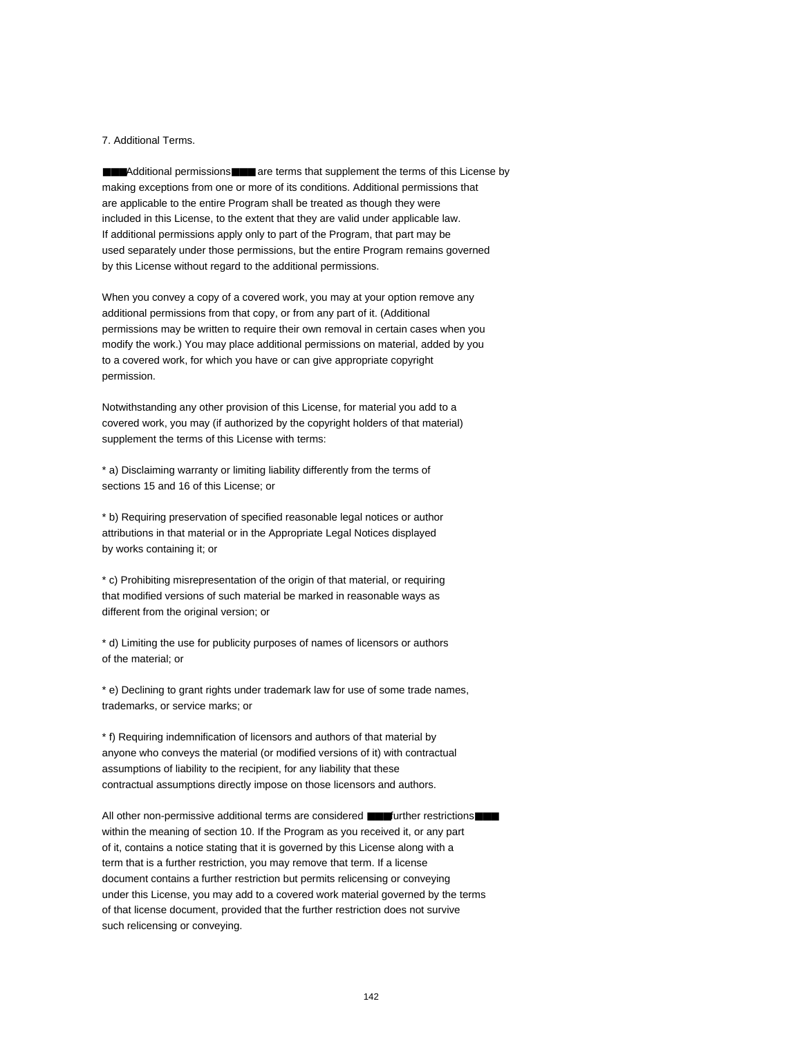7. Additional Terms.

■■■Additional permissions■■■ are terms that supplement the terms of this License by making exceptions from one or more of its conditions. Additional permissions that are applicable to the entire Program shall be treated as though they were included in this License, to the extent that they are valid under applicable law. If additional permissions apply only to part of the Program, that part may be used separately under those permissions, but the entire Program remains governed by this License without regard to the additional permissions.

When you convey a copy of a covered work, you may at your option remove any additional permissions from that copy, or from any part of it. (Additional permissions may be written to require their own removal in certain cases when you modify the work.) You may place additional permissions on material, added by you to a covered work, for which you have or can give appropriate copyright permission.

Notwithstanding any other provision of this License, for material you add to a covered work, you may (if authorized by the copyright holders of that material) supplement the terms of this License with terms:

* a) Disclaiming warranty or limiting liability differently from the terms of sections 15 and 16 of this License; or

* b) Requiring preservation of specified reasonable legal notices or author attributions in that material or in the Appropriate Legal Notices displayed by works containing it; or

* c) Prohibiting misrepresentation of the origin of that material, or requiring that modified versions of such material be marked in reasonable ways as different from the original version; or

* d) Limiting the use for publicity purposes of names of licensors or authors of the material; or

* e) Declining to grant rights under trademark law for use of some trade names, trademarks, or service marks; or

* f) Requiring indemnification of licensors and authors of that material by anyone who conveys the material (or modified versions of it) with contractual assumptions of liability to the recipient, for any liability that these contractual assumptions directly impose on those licensors and authors.

All other non-permissive additional terms are considered ■■■further restrictions■■■ within the meaning of section 10. If the Program as you received it, or any part of it, contains a notice stating that it is governed by this License along with a term that is a further restriction, you may remove that term. If a license document contains a further restriction but permits relicensing or conveying under this License, you may add to a covered work material governed by the terms of that license document, provided that the further restriction does not survive such relicensing or conveying.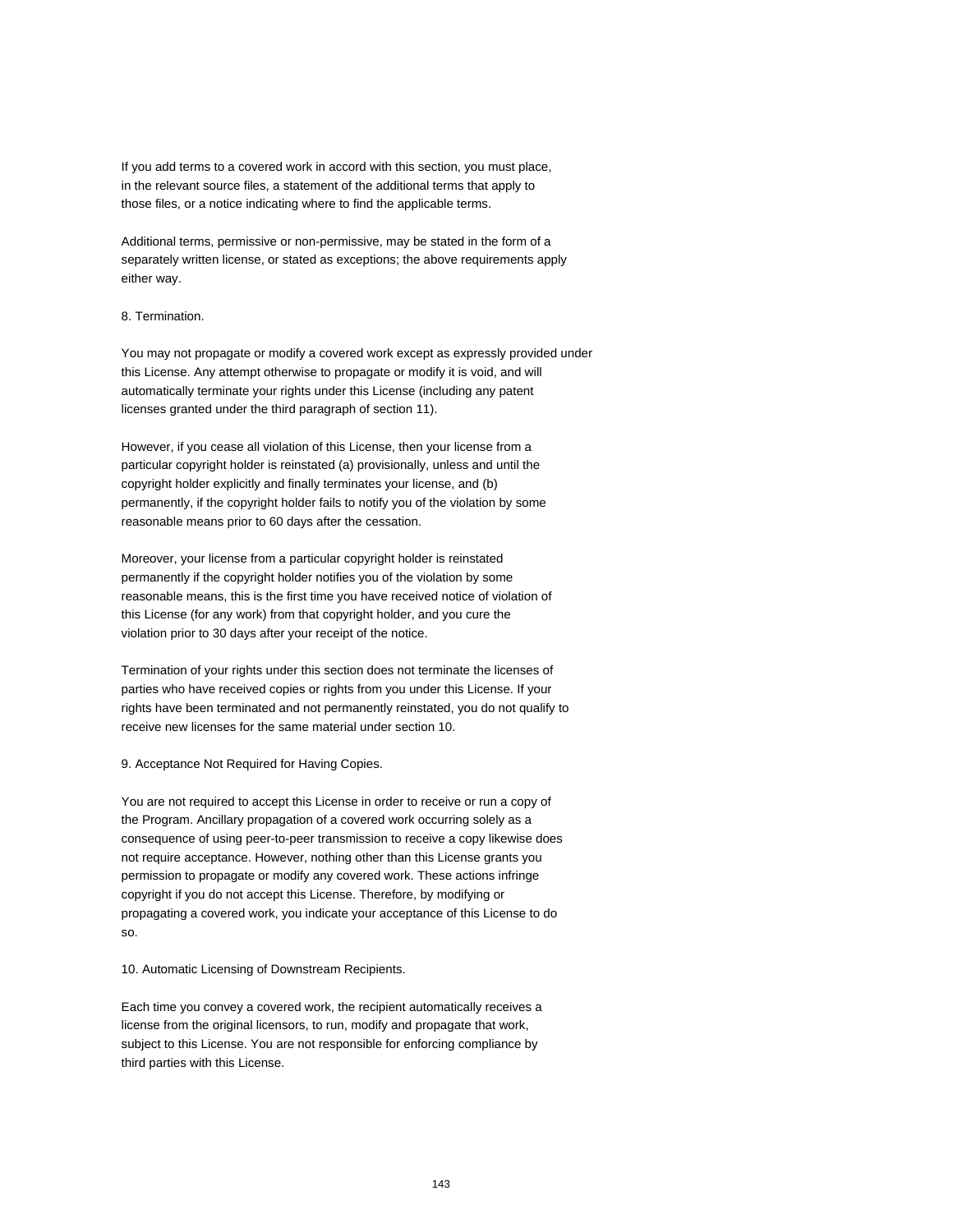If you add terms to a covered work in accord with this section, you must place, in the relevant source files, a statement of the additional terms that apply to those files, or a notice indicating where to find the applicable terms.

Additional terms, permissive or non-permissive, may be stated in the form of a separately written license, or stated as exceptions; the above requirements apply either way.

8. Termination.

You may not propagate or modify a covered work except as expressly provided under this License. Any attempt otherwise to propagate or modify it is void, and will automatically terminate your rights under this License (including any patent licenses granted under the third paragraph of section 11).

However, if you cease all violation of this License, then your license from a particular copyright holder is reinstated (a) provisionally, unless and until the copyright holder explicitly and finally terminates your license, and (b) permanently, if the copyright holder fails to notify you of the violation by some reasonable means prior to 60 days after the cessation.

Moreover, your license from a particular copyright holder is reinstated permanently if the copyright holder notifies you of the violation by some reasonable means, this is the first time you have received notice of violation of this License (for any work) from that copyright holder, and you cure the violation prior to 30 days after your receipt of the notice.

Termination of your rights under this section does not terminate the licenses of parties who have received copies or rights from you under this License. If your rights have been terminated and not permanently reinstated, you do not qualify to receive new licenses for the same material under section 10.

9. Acceptance Not Required for Having Copies.

You are not required to accept this License in order to receive or run a copy of the Program. Ancillary propagation of a covered work occurring solely as a consequence of using peer-to-peer transmission to receive a copy likewise does not require acceptance. However, nothing other than this License grants you permission to propagate or modify any covered work. These actions infringe copyright if you do not accept this License. Therefore, by modifying or propagating a covered work, you indicate your acceptance of this License to do so.

10. Automatic Licensing of Downstream Recipients.

Each time you convey a covered work, the recipient automatically receives a license from the original licensors, to run, modify and propagate that work, subject to this License. You are not responsible for enforcing compliance by third parties with this License.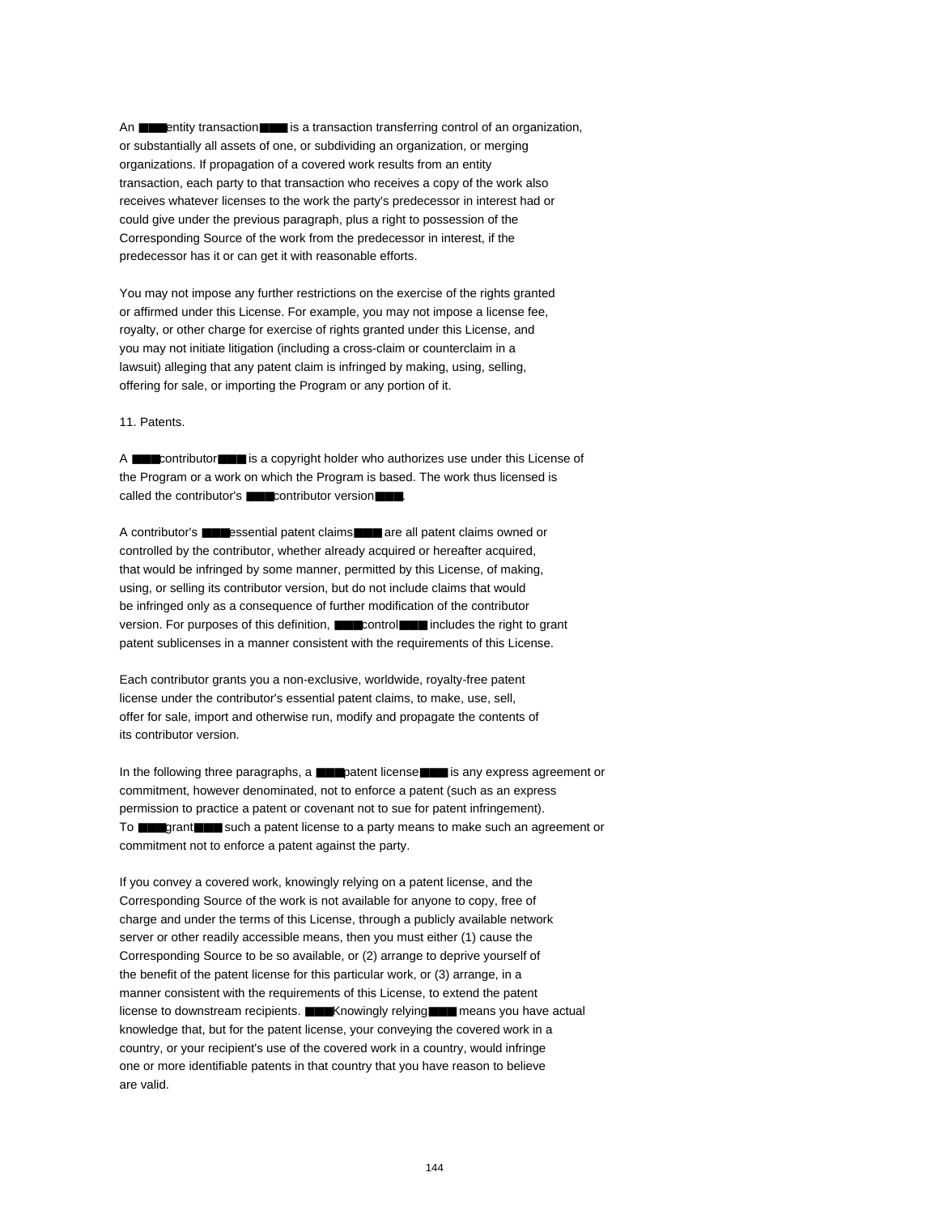An ███entity transaction███ is a transaction transferring control of an organization, or substantially all assets of one, or subdividing an organization, or merging organizations. If propagation of a covered work results from an entity transaction, each party to that transaction who receives a copy of the work also receives whatever licenses to the work the party's predecessor in interest had or could give under the previous paragraph, plus a right to possession of the Corresponding Source of the work from the predecessor in interest, if the predecessor has it or can get it with reasonable efforts.

You may not impose any further restrictions on the exercise of the rights granted or affirmed under this License. For example, you may not impose a license fee, royalty, or other charge for exercise of rights granted under this License, and you may not initiate litigation (including a cross-claim or counterclaim in a lawsuit) alleging that any patent claim is infringed by making, using, selling, offering for sale, or importing the Program or any portion of it.

11. Patents.

A ███contributor███ is a copyright holder who authorizes use under this License of the Program or a work on which the Program is based. The work thus licensed is called the contributor's ███contributor version███.

A contributor's ███essential patent claims███ are all patent claims owned or controlled by the contributor, whether already acquired or hereafter acquired, that would be infringed by some manner, permitted by this License, of making, using, or selling its contributor version, but do not include claims that would be infringed only as a consequence of further modification of the contributor version. For purposes of this definition, ███control███ includes the right to grant patent sublicenses in a manner consistent with the requirements of this License.

Each contributor grants you a non-exclusive, worldwide, royalty-free patent license under the contributor's essential patent claims, to make, use, sell, offer for sale, import and otherwise run, modify and propagate the contents of its contributor version.

In the following three paragraphs, a ███patent license███ is any express agreement or commitment, however denominated, not to enforce a patent (such as an express permission to practice a patent or covenant not to sue for patent infringement). To ███grant███ such a patent license to a party means to make such an agreement or commitment not to enforce a patent against the party.

If you convey a covered work, knowingly relying on a patent license, and the Corresponding Source of the work is not available for anyone to copy, free of charge and under the terms of this License, through a publicly available network server or other readily accessible means, then you must either (1) cause the Corresponding Source to be so available, or (2) arrange to deprive yourself of the benefit of the patent license for this particular work, or (3) arrange, in a manner consistent with the requirements of this License, to extend the patent license to downstream recipients. ███Knowingly relying███ means you have actual knowledge that, but for the patent license, your conveying the covered work in a country, or your recipient's use of the covered work in a country, would infringe one or more identifiable patents in that country that you have reason to believe are valid.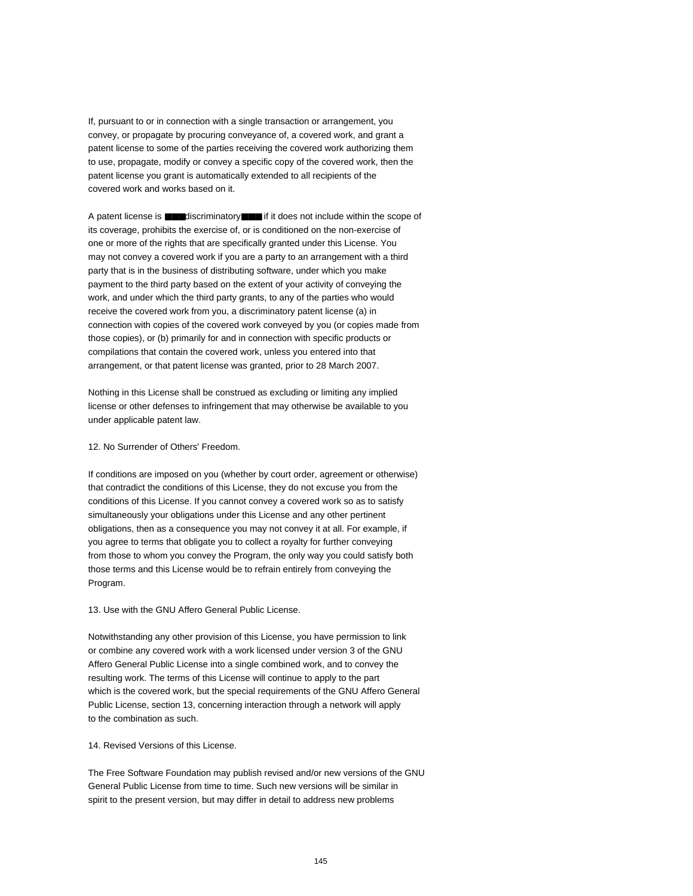If, pursuant to or in connection with a single transaction or arrangement, you convey, or propagate by procuring conveyance of, a covered work, and grant a patent license to some of the parties receiving the covered work authorizing them to use, propagate, modify or convey a specific copy of the covered work, then the patent license you grant is automatically extended to all recipients of the covered work and works based on it.

A patent license is ■■■discriminatory■■■ if it does not include within the scope of its coverage, prohibits the exercise of, or is conditioned on the non-exercise of one or more of the rights that are specifically granted under this License. You may not convey a covered work if you are a party to an arrangement with a third party that is in the business of distributing software, under which you make payment to the third party based on the extent of your activity of conveying the work, and under which the third party grants, to any of the parties who would receive the covered work from you, a discriminatory patent license (a) in connection with copies of the covered work conveyed by you (or copies made from those copies), or (b) primarily for and in connection with specific products or compilations that contain the covered work, unless you entered into that arrangement, or that patent license was granted, prior to 28 March 2007.

Nothing in this License shall be construed as excluding or limiting any implied license or other defenses to infringement that may otherwise be available to you under applicable patent law.

12. No Surrender of Others' Freedom.

If conditions are imposed on you (whether by court order, agreement or otherwise) that contradict the conditions of this License, they do not excuse you from the conditions of this License. If you cannot convey a covered work so as to satisfy simultaneously your obligations under this License and any other pertinent obligations, then as a consequence you may not convey it at all. For example, if you agree to terms that obligate you to collect a royalty for further conveying from those to whom you convey the Program, the only way you could satisfy both those terms and this License would be to refrain entirely from conveying the Program.

13. Use with the GNU Affero General Public License.

Notwithstanding any other provision of this License, you have permission to link or combine any covered work with a work licensed under version 3 of the GNU Affero General Public License into a single combined work, and to convey the resulting work. The terms of this License will continue to apply to the part which is the covered work, but the special requirements of the GNU Affero General Public License, section 13, concerning interaction through a network will apply to the combination as such.

14. Revised Versions of this License.

The Free Software Foundation may publish revised and/or new versions of the GNU General Public License from time to time. Such new versions will be similar in spirit to the present version, but may differ in detail to address new problems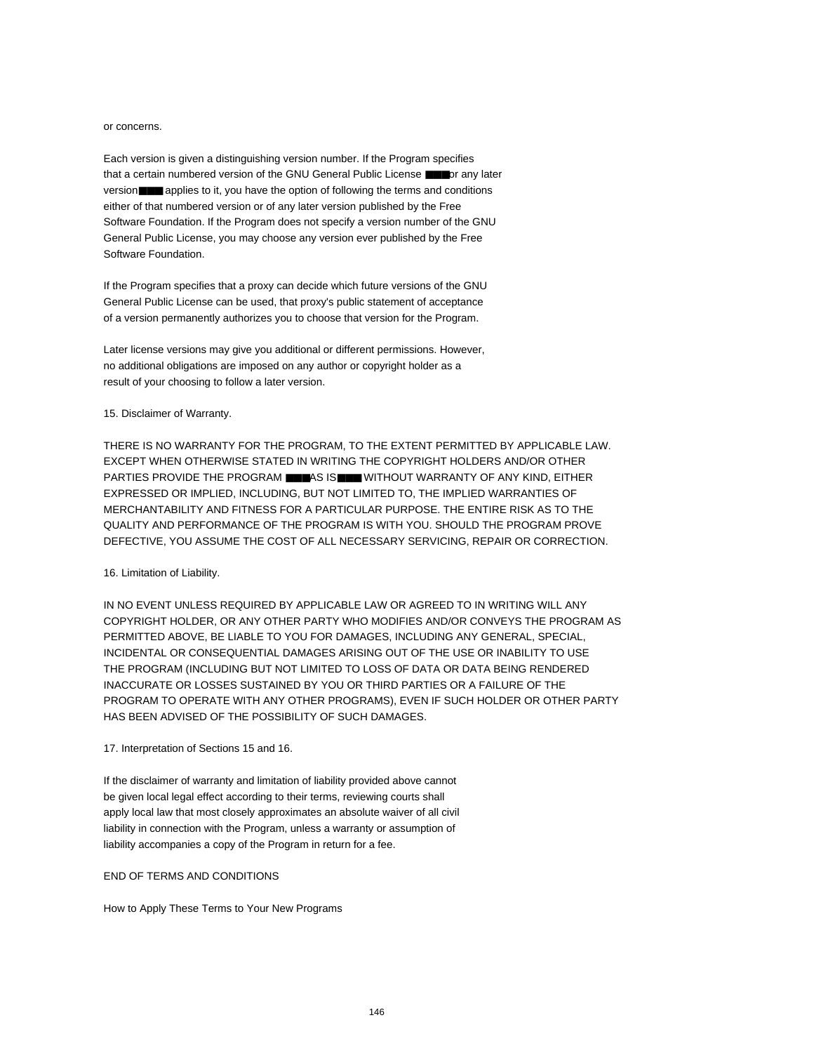or concerns.

Each version is given a distinguishing version number. If the Program specifies that a certain numbered version of the GNU General Public License ■■■or any later version■■■ applies to it, you have the option of following the terms and conditions either of that numbered version or of any later version published by the Free Software Foundation. If the Program does not specify a version number of the GNU General Public License, you may choose any version ever published by the Free Software Foundation.

If the Program specifies that a proxy can decide which future versions of the GNU General Public License can be used, that proxy's public statement of acceptance of a version permanently authorizes you to choose that version for the Program.

Later license versions may give you additional or different permissions. However, no additional obligations are imposed on any author or copyright holder as a result of your choosing to follow a later version.

15. Disclaimer of Warranty.

THERE IS NO WARRANTY FOR THE PROGRAM, TO THE EXTENT PERMITTED BY APPLICABLE LAW. EXCEPT WHEN OTHERWISE STATED IN WRITING THE COPYRIGHT HOLDERS AND/OR OTHER PARTIES PROVIDE THE PROGRAM ■■■AS IS■■■ WITHOUT WARRANTY OF ANY KIND, EITHER EXPRESSED OR IMPLIED, INCLUDING, BUT NOT LIMITED TO, THE IMPLIED WARRANTIES OF MERCHANTABILITY AND FITNESS FOR A PARTICULAR PURPOSE. THE ENTIRE RISK AS TO THE QUALITY AND PERFORMANCE OF THE PROGRAM IS WITH YOU. SHOULD THE PROGRAM PROVE DEFECTIVE, YOU ASSUME THE COST OF ALL NECESSARY SERVICING, REPAIR OR CORRECTION.

16. Limitation of Liability.

IN NO EVENT UNLESS REQUIRED BY APPLICABLE LAW OR AGREED TO IN WRITING WILL ANY COPYRIGHT HOLDER, OR ANY OTHER PARTY WHO MODIFIES AND/OR CONVEYS THE PROGRAM AS PERMITTED ABOVE, BE LIABLE TO YOU FOR DAMAGES, INCLUDING ANY GENERAL, SPECIAL, INCIDENTAL OR CONSEQUENTIAL DAMAGES ARISING OUT OF THE USE OR INABILITY TO USE THE PROGRAM (INCLUDING BUT NOT LIMITED TO LOSS OF DATA OR DATA BEING RENDERED INACCURATE OR LOSSES SUSTAINED BY YOU OR THIRD PARTIES OR A FAILURE OF THE PROGRAM TO OPERATE WITH ANY OTHER PROGRAMS), EVEN IF SUCH HOLDER OR OTHER PARTY HAS BEEN ADVISED OF THE POSSIBILITY OF SUCH DAMAGES.

17. Interpretation of Sections 15 and 16.

If the disclaimer of warranty and limitation of liability provided above cannot be given local legal effect according to their terms, reviewing courts shall apply local law that most closely approximates an absolute waiver of all civil liability in connection with the Program, unless a warranty or assumption of liability accompanies a copy of the Program in return for a fee.

END OF TERMS AND CONDITIONS

How to Apply These Terms to Your New Programs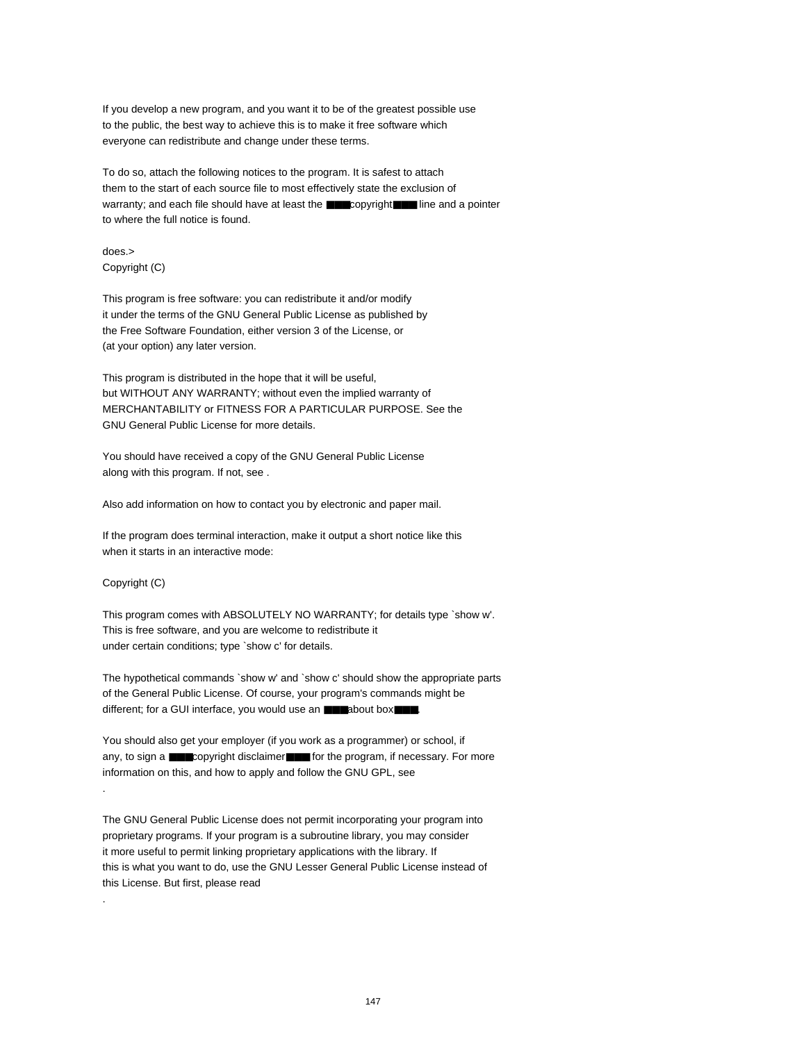If you develop a new program, and you want it to be of the greatest possible use to the public, the best way to achieve this is to make it free software which everyone can redistribute and change under these terms.

To do so, attach the following notices to the program. It is safest to attach them to the start of each source file to most effectively state the exclusion of warranty; and each file should have at least the ■■■copyright■■■ line and a pointer to where the full notice is found.

does.>
Copyright (C)

This program is free software: you can redistribute it and/or modify it under the terms of the GNU General Public License as published by the Free Software Foundation, either version 3 of the License, or (at your option) any later version.

This program is distributed in the hope that it will be useful, but WITHOUT ANY WARRANTY; without even the implied warranty of MERCHANTABILITY or FITNESS FOR A PARTICULAR PURPOSE. See the GNU General Public License for more details.

You should have received a copy of the GNU General Public License along with this program. If not, see .

Also add information on how to contact you by electronic and paper mail.

If the program does terminal interaction, make it output a short notice like this when it starts in an interactive mode:

Copyright (C)

This program comes with ABSOLUTELY NO WARRANTY; for details type `show w'. This is free software, and you are welcome to redistribute it under certain conditions; type `show c' for details.

The hypothetical commands `show w' and `show c' should show the appropriate parts of the General Public License. Of course, your program's commands might be different; for a GUI interface, you would use an ■■■about box■■■.

You should also get your employer (if you work as a programmer) or school, if any, to sign a ■■■copyright disclaimer■■■ for the program, if necessary. For more information on this, and how to apply and follow the GNU GPL, see
.

The GNU General Public License does not permit incorporating your program into proprietary programs. If your program is a subroutine library, you may consider it more useful to permit linking proprietary applications with the library. If this is what you want to do, use the GNU Lesser General Public License instead of this License. But first, please read
.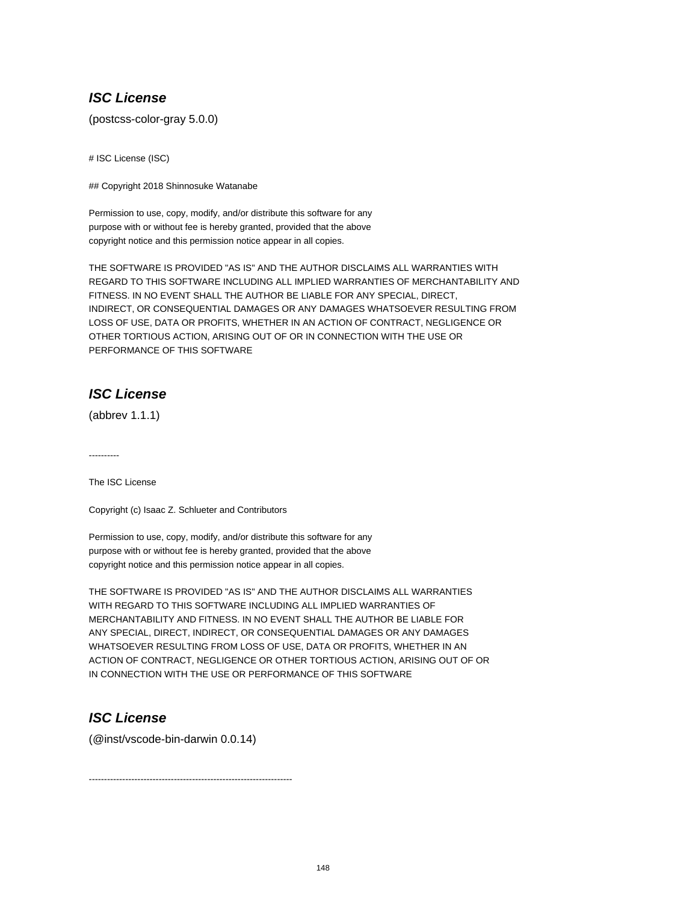### ***ISC License***

(postcss-color-gray 5.0.0)

# ISC License (ISC)

## Copyright 2018 Shinnosuke Watanabe

Permission to use, copy, modify, and/or distribute this software for any
purpose with or without fee is hereby granted, provided that the above
copyright notice and this permission notice appear in all copies.

THE SOFTWARE IS PROVIDED "AS IS" AND THE AUTHOR DISCLAIMS ALL WARRANTIES WITH
REGARD TO THIS SOFTWARE INCLUDING ALL IMPLIED WARRANTIES OF MERCHANTABILITY AND
FITNESS. IN NO EVENT SHALL THE AUTHOR BE LIABLE FOR ANY SPECIAL, DIRECT,
INDIRECT, OR CONSEQUENTIAL DAMAGES OR ANY DAMAGES WHATSOEVER RESULTING FROM
LOSS OF USE, DATA OR PROFITS, WHETHER IN AN ACTION OF CONTRACT, NEGLIGENCE OR
OTHER TORTIOUS ACTION, ARISING OUT OF OR IN CONNECTION WITH THE USE OR
PERFORMANCE OF THIS SOFTWARE

### ***ISC License***

(abbrev 1.1.1)

----------

The ISC License

Copyright (c) Isaac Z. Schlueter and Contributors

Permission to use, copy, modify, and/or distribute this software for any
purpose with or without fee is hereby granted, provided that the above
copyright notice and this permission notice appear in all copies.

THE SOFTWARE IS PROVIDED "AS IS" AND THE AUTHOR DISCLAIMS ALL WARRANTIES
WITH REGARD TO THIS SOFTWARE INCLUDING ALL IMPLIED WARRANTIES OF
MERCHANTABILITY AND FITNESS. IN NO EVENT SHALL THE AUTHOR BE LIABLE FOR
ANY SPECIAL, DIRECT, INDIRECT, OR CONSEQUENTIAL DAMAGES OR ANY DAMAGES
WHATSOEVER RESULTING FROM LOSS OF USE, DATA OR PROFITS, WHETHER IN AN
ACTION OF CONTRACT, NEGLIGENCE OR OTHER TORTIOUS ACTION, ARISING OUT OF OR
IN CONNECTION WITH THE USE OR PERFORMANCE OF THIS SOFTWARE

### ***ISC License***

(@inst/vscode-bin-darwin 0.0.14)

--------------------------------------------------------------------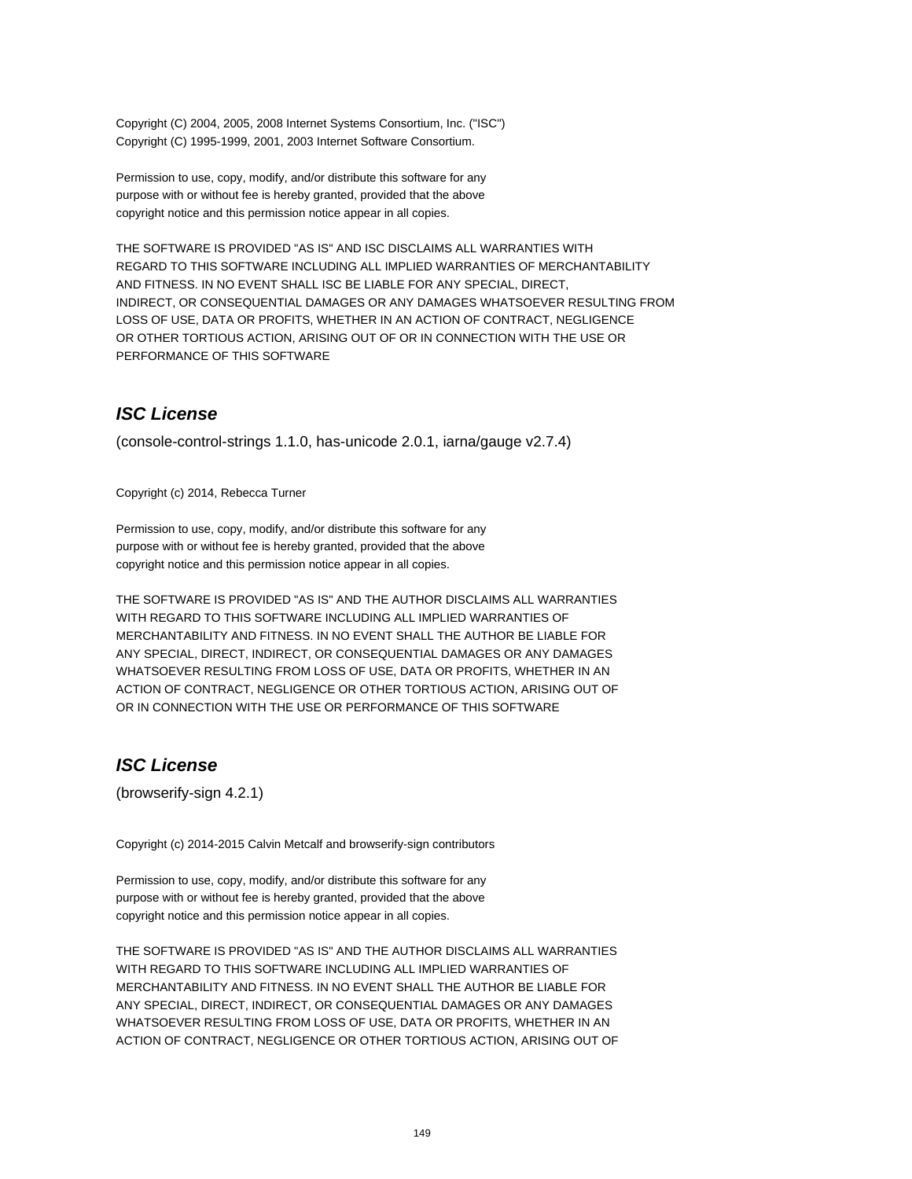Copyright (C) 2004, 2005, 2008 Internet Systems Consortium, Inc. ("ISC")
Copyright (C) 1995-1999, 2001, 2003 Internet Software Consortium.

Permission to use, copy, modify, and/or distribute this software for any
purpose with or without fee is hereby granted, provided that the above
copyright notice and this permission notice appear in all copies.

THE SOFTWARE IS PROVIDED "AS IS" AND ISC DISCLAIMS ALL WARRANTIES WITH
REGARD TO THIS SOFTWARE INCLUDING ALL IMPLIED WARRANTIES OF MERCHANTABILITY
AND FITNESS. IN NO EVENT SHALL ISC BE LIABLE FOR ANY SPECIAL, DIRECT,
INDIRECT, OR CONSEQUENTIAL DAMAGES OR ANY DAMAGES WHATSOEVER RESULTING FROM
LOSS OF USE, DATA OR PROFITS, WHETHER IN AN ACTION OF CONTRACT, NEGLIGENCE
OR OTHER TORTIOUS ACTION, ARISING OUT OF OR IN CONNECTION WITH THE USE OR
PERFORMANCE OF THIS SOFTWARE

## *ISC License*

(console-control-strings 1.1.0, has-unicode 2.0.1, iarna/gauge v2.7.4)

Copyright (c) 2014, Rebecca Turner

Permission to use, copy, modify, and/or distribute this software for any
purpose with or without fee is hereby granted, provided that the above
copyright notice and this permission notice appear in all copies.

THE SOFTWARE IS PROVIDED "AS IS" AND THE AUTHOR DISCLAIMS ALL WARRANTIES
WITH REGARD TO THIS SOFTWARE INCLUDING ALL IMPLIED WARRANTIES OF
MERCHANTABILITY AND FITNESS. IN NO EVENT SHALL THE AUTHOR BE LIABLE FOR
ANY SPECIAL, DIRECT, INDIRECT, OR CONSEQUENTIAL DAMAGES OR ANY DAMAGES
WHATSOEVER RESULTING FROM LOSS OF USE, DATA OR PROFITS, WHETHER IN AN
ACTION OF CONTRACT, NEGLIGENCE OR OTHER TORTIOUS ACTION, ARISING OUT OF
OR IN CONNECTION WITH THE USE OR PERFORMANCE OF THIS SOFTWARE

## *ISC License*

(browserify-sign 4.2.1)

Copyright (c) 2014-2015 Calvin Metcalf and browserify-sign contributors

Permission to use, copy, modify, and/or distribute this software for any
purpose with or without fee is hereby granted, provided that the above
copyright notice and this permission notice appear in all copies.

THE SOFTWARE IS PROVIDED "AS IS" AND THE AUTHOR DISCLAIMS ALL WARRANTIES
WITH REGARD TO THIS SOFTWARE INCLUDING ALL IMPLIED WARRANTIES OF
MERCHANTABILITY AND FITNESS. IN NO EVENT SHALL THE AUTHOR BE LIABLE FOR
ANY SPECIAL, DIRECT, INDIRECT, OR CONSEQUENTIAL DAMAGES OR ANY DAMAGES
WHATSOEVER RESULTING FROM LOSS OF USE, DATA OR PROFITS, WHETHER IN AN
ACTION OF CONTRACT, NEGLIGENCE OR OTHER TORTIOUS ACTION, ARISING OUT OF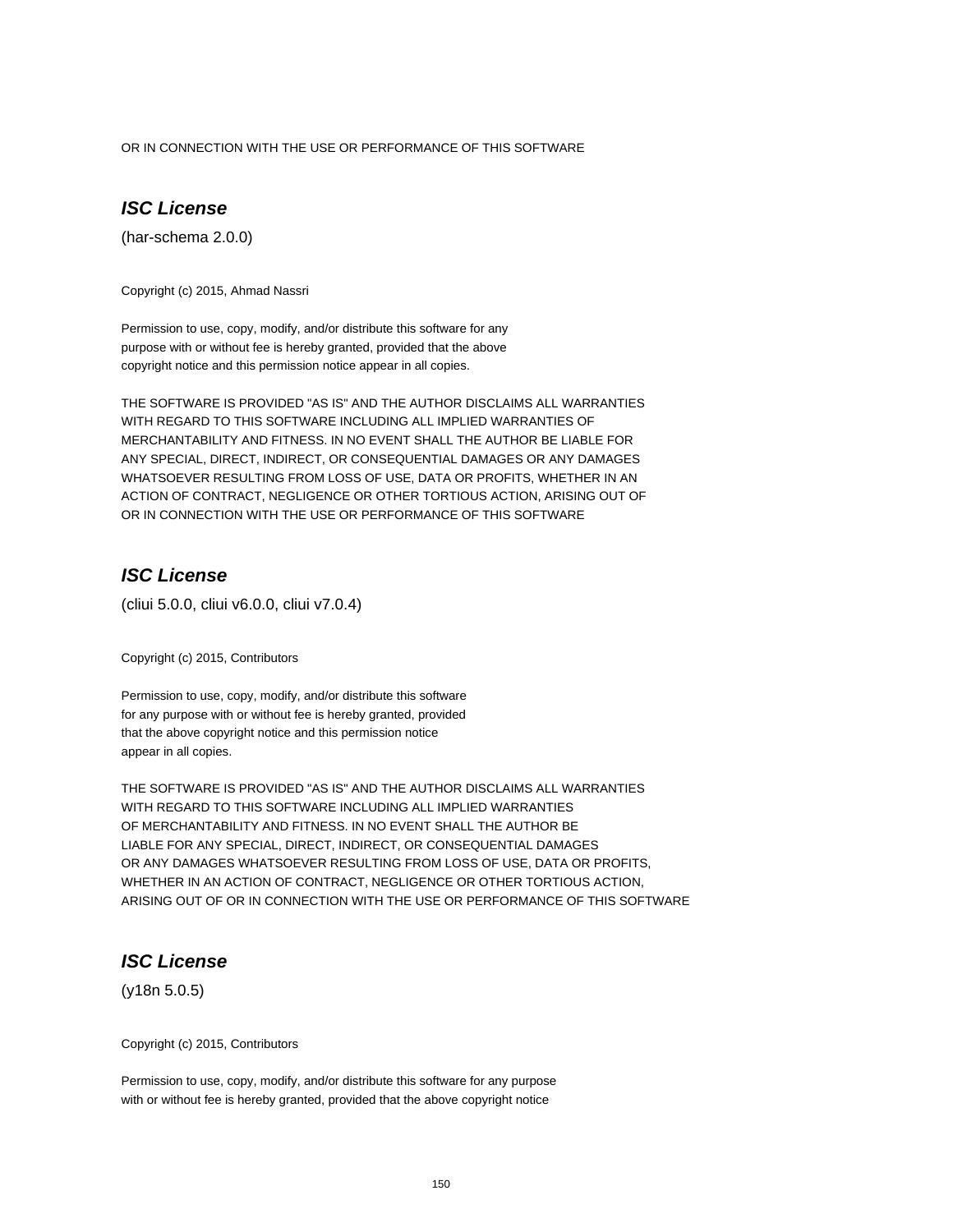OR IN CONNECTION WITH THE USE OR PERFORMANCE OF THIS SOFTWARE

### *ISC License*

(har-schema 2.0.0)

Copyright (c) 2015, Ahmad Nassri

Permission to use, copy, modify, and/or distribute this software for any
purpose with or without fee is hereby granted, provided that the above
copyright notice and this permission notice appear in all copies.

THE SOFTWARE IS PROVIDED "AS IS" AND THE AUTHOR DISCLAIMS ALL WARRANTIES
WITH REGARD TO THIS SOFTWARE INCLUDING ALL IMPLIED WARRANTIES OF
MERCHANTABILITY AND FITNESS. IN NO EVENT SHALL THE AUTHOR BE LIABLE FOR
ANY SPECIAL, DIRECT, INDIRECT, OR CONSEQUENTIAL DAMAGES OR ANY DAMAGES
WHATSOEVER RESULTING FROM LOSS OF USE, DATA OR PROFITS, WHETHER IN AN
ACTION OF CONTRACT, NEGLIGENCE OR OTHER TORTIOUS ACTION, ARISING OUT OF
OR IN CONNECTION WITH THE USE OR PERFORMANCE OF THIS SOFTWARE

### *ISC License*

(cliui 5.0.0, cliui v6.0.0, cliui v7.0.4)

Copyright (c) 2015, Contributors

Permission to use, copy, modify, and/or distribute this software
for any purpose with or without fee is hereby granted, provided
that the above copyright notice and this permission notice
appear in all copies.

THE SOFTWARE IS PROVIDED "AS IS" AND THE AUTHOR DISCLAIMS ALL WARRANTIES
WITH REGARD TO THIS SOFTWARE INCLUDING ALL IMPLIED WARRANTIES
OF MERCHANTABILITY AND FITNESS. IN NO EVENT SHALL THE AUTHOR BE
LIABLE FOR ANY SPECIAL, DIRECT, INDIRECT, OR CONSEQUENTIAL DAMAGES
OR ANY DAMAGES WHATSOEVER RESULTING FROM LOSS OF USE, DATA OR PROFITS,
WHETHER IN AN ACTION OF CONTRACT, NEGLIGENCE OR OTHER TORTIOUS ACTION,
ARISING OUT OF OR IN CONNECTION WITH THE USE OR PERFORMANCE OF THIS SOFTWARE

### *ISC License*

(y18n 5.0.5)

Copyright (c) 2015, Contributors

Permission to use, copy, modify, and/or distribute this software for any purpose
with or without fee is hereby granted, provided that the above copyright notice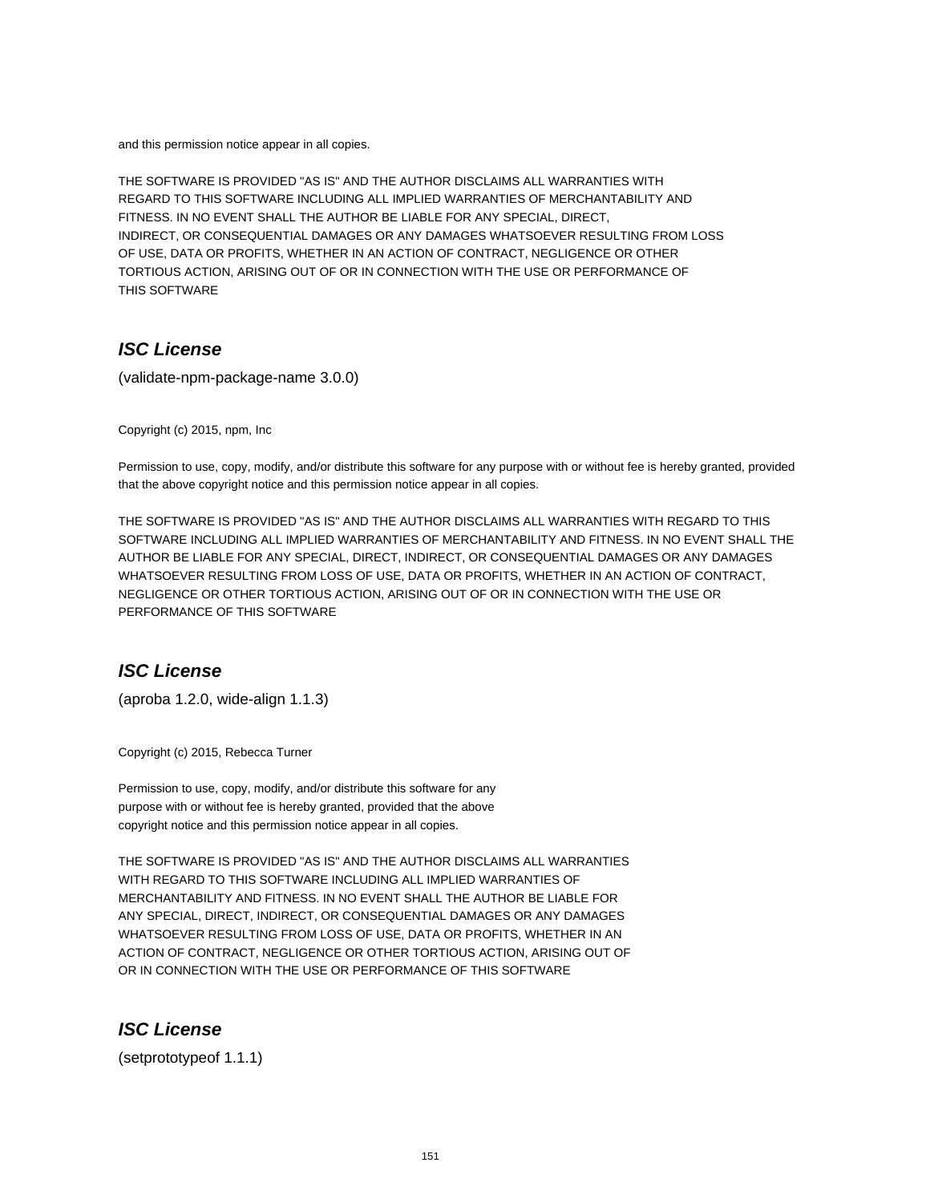and this permission notice appear in all copies.

THE SOFTWARE IS PROVIDED "AS IS" AND THE AUTHOR DISCLAIMS ALL WARRANTIES WITH
REGARD TO THIS SOFTWARE INCLUDING ALL IMPLIED WARRANTIES OF MERCHANTABILITY AND
FITNESS. IN NO EVENT SHALL THE AUTHOR BE LIABLE FOR ANY SPECIAL, DIRECT,
INDIRECT, OR CONSEQUENTIAL DAMAGES OR ANY DAMAGES WHATSOEVER RESULTING FROM LOSS
OF USE, DATA OR PROFITS, WHETHER IN AN ACTION OF CONTRACT, NEGLIGENCE OR OTHER
TORTIOUS ACTION, ARISING OUT OF OR IN CONNECTION WITH THE USE OR PERFORMANCE OF
THIS SOFTWARE

## ***ISC License***

(validate-npm-package-name 3.0.0)

Copyright (c) 2015, npm, Inc

Permission to use, copy, modify, and/or distribute this software for any purpose with or without fee is hereby granted, provided that the above copyright notice and this permission notice appear in all copies.

THE SOFTWARE IS PROVIDED "AS IS" AND THE AUTHOR DISCLAIMS ALL WARRANTIES WITH REGARD TO THIS SOFTWARE INCLUDING ALL IMPLIED WARRANTIES OF MERCHANTABILITY AND FITNESS. IN NO EVENT SHALL THE AUTHOR BE LIABLE FOR ANY SPECIAL, DIRECT, INDIRECT, OR CONSEQUENTIAL DAMAGES OR ANY DAMAGES WHATSOEVER RESULTING FROM LOSS OF USE, DATA OR PROFITS, WHETHER IN AN ACTION OF CONTRACT, NEGLIGENCE OR OTHER TORTIOUS ACTION, ARISING OUT OF OR IN CONNECTION WITH THE USE OR PERFORMANCE OF THIS SOFTWARE

## ***ISC License***

(aproba 1.2.0, wide-align 1.1.3)

Copyright (c) 2015, Rebecca Turner

Permission to use, copy, modify, and/or distribute this software for any
purpose with or without fee is hereby granted, provided that the above
copyright notice and this permission notice appear in all copies.

THE SOFTWARE IS PROVIDED "AS IS" AND THE AUTHOR DISCLAIMS ALL WARRANTIES
WITH REGARD TO THIS SOFTWARE INCLUDING ALL IMPLIED WARRANTIES OF
MERCHANTABILITY AND FITNESS. IN NO EVENT SHALL THE AUTHOR BE LIABLE FOR
ANY SPECIAL, DIRECT, INDIRECT, OR CONSEQUENTIAL DAMAGES OR ANY DAMAGES
WHATSOEVER RESULTING FROM LOSS OF USE, DATA OR PROFITS, WHETHER IN AN
ACTION OF CONTRACT, NEGLIGENCE OR OTHER TORTIOUS ACTION, ARISING OUT OF
OR IN CONNECTION WITH THE USE OR PERFORMANCE OF THIS SOFTWARE

## ***ISC License***

(setprototypeof 1.1.1)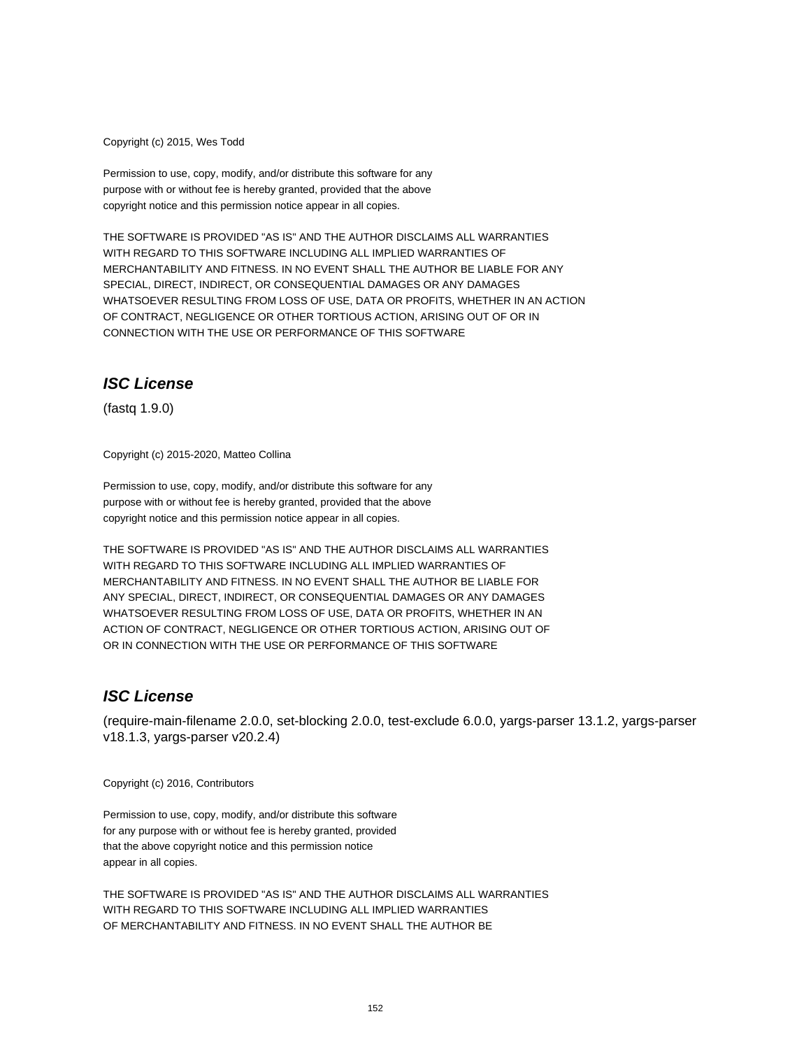Copyright (c) 2015, Wes Todd

Permission to use, copy, modify, and/or distribute this software for any
purpose with or without fee is hereby granted, provided that the above
copyright notice and this permission notice appear in all copies.

THE SOFTWARE IS PROVIDED "AS IS" AND THE AUTHOR DISCLAIMS ALL WARRANTIES
WITH REGARD TO THIS SOFTWARE INCLUDING ALL IMPLIED WARRANTIES OF
MERCHANTABILITY AND FITNESS. IN NO EVENT SHALL THE AUTHOR BE LIABLE FOR ANY
SPECIAL, DIRECT, INDIRECT, OR CONSEQUENTIAL DAMAGES OR ANY DAMAGES
WHATSOEVER RESULTING FROM LOSS OF USE, DATA OR PROFITS, WHETHER IN AN ACTION
OF CONTRACT, NEGLIGENCE OR OTHER TORTIOUS ACTION, ARISING OUT OF OR IN
CONNECTION WITH THE USE OR PERFORMANCE OF THIS SOFTWARE

## *ISC License*

(fastq 1.9.0)

Copyright (c) 2015-2020, Matteo Collina

Permission to use, copy, modify, and/or distribute this software for any
purpose with or without fee is hereby granted, provided that the above
copyright notice and this permission notice appear in all copies.

THE SOFTWARE IS PROVIDED "AS IS" AND THE AUTHOR DISCLAIMS ALL WARRANTIES
WITH REGARD TO THIS SOFTWARE INCLUDING ALL IMPLIED WARRANTIES OF
MERCHANTABILITY AND FITNESS. IN NO EVENT SHALL THE AUTHOR BE LIABLE FOR
ANY SPECIAL, DIRECT, INDIRECT, OR CONSEQUENTIAL DAMAGES OR ANY DAMAGES
WHATSOEVER RESULTING FROM LOSS OF USE, DATA OR PROFITS, WHETHER IN AN
ACTION OF CONTRACT, NEGLIGENCE OR OTHER TORTIOUS ACTION, ARISING OUT OF
OR IN CONNECTION WITH THE USE OR PERFORMANCE OF THIS SOFTWARE

## *ISC License*

(require-main-filename 2.0.0, set-blocking 2.0.0, test-exclude 6.0.0, yargs-parser 13.1.2, yargs-parser v18.1.3, yargs-parser v20.2.4)

Copyright (c) 2016, Contributors

Permission to use, copy, modify, and/or distribute this software
for any purpose with or without fee is hereby granted, provided
that the above copyright notice and this permission notice
appear in all copies.

THE SOFTWARE IS PROVIDED "AS IS" AND THE AUTHOR DISCLAIMS ALL WARRANTIES
WITH REGARD TO THIS SOFTWARE INCLUDING ALL IMPLIED WARRANTIES
OF MERCHANTABILITY AND FITNESS. IN NO EVENT SHALL THE AUTHOR BE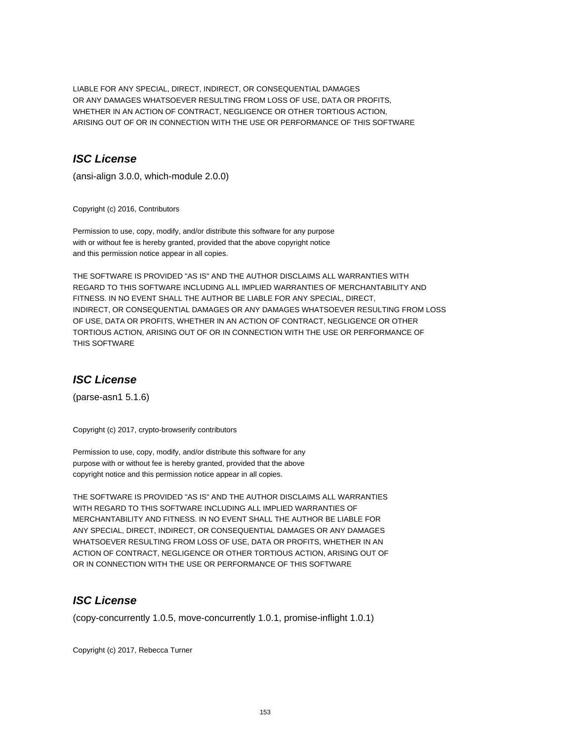LIABLE FOR ANY SPECIAL, DIRECT, INDIRECT, OR CONSEQUENTIAL DAMAGES
OR ANY DAMAGES WHATSOEVER RESULTING FROM LOSS OF USE, DATA OR PROFITS,
WHETHER IN AN ACTION OF CONTRACT, NEGLIGENCE OR OTHER TORTIOUS ACTION,
ARISING OUT OF OR IN CONNECTION WITH THE USE OR PERFORMANCE OF THIS SOFTWARE

## *ISC License*

(ansi-align 3.0.0, which-module 2.0.0)

Copyright (c) 2016, Contributors

Permission to use, copy, modify, and/or distribute this software for any purpose
with or without fee is hereby granted, provided that the above copyright notice
and this permission notice appear in all copies.

THE SOFTWARE IS PROVIDED "AS IS" AND THE AUTHOR DISCLAIMS ALL WARRANTIES WITH
REGARD TO THIS SOFTWARE INCLUDING ALL IMPLIED WARRANTIES OF MERCHANTABILITY AND
FITNESS. IN NO EVENT SHALL THE AUTHOR BE LIABLE FOR ANY SPECIAL, DIRECT,
INDIRECT, OR CONSEQUENTIAL DAMAGES OR ANY DAMAGES WHATSOEVER RESULTING FROM LOSS
OF USE, DATA OR PROFITS, WHETHER IN AN ACTION OF CONTRACT, NEGLIGENCE OR OTHER
TORTIOUS ACTION, ARISING OUT OF OR IN CONNECTION WITH THE USE OR PERFORMANCE OF
THIS SOFTWARE

## *ISC License*

(parse-asn1 5.1.6)

Copyright (c) 2017, crypto-browserify contributors

Permission to use, copy, modify, and/or distribute this software for any
purpose with or without fee is hereby granted, provided that the above
copyright notice and this permission notice appear in all copies.

THE SOFTWARE IS PROVIDED "AS IS" AND THE AUTHOR DISCLAIMS ALL WARRANTIES
WITH REGARD TO THIS SOFTWARE INCLUDING ALL IMPLIED WARRANTIES OF
MERCHANTABILITY AND FITNESS. IN NO EVENT SHALL THE AUTHOR BE LIABLE FOR
ANY SPECIAL, DIRECT, INDIRECT, OR CONSEQUENTIAL DAMAGES OR ANY DAMAGES
WHATSOEVER RESULTING FROM LOSS OF USE, DATA OR PROFITS, WHETHER IN AN
ACTION OF CONTRACT, NEGLIGENCE OR OTHER TORTIOUS ACTION, ARISING OUT OF
OR IN CONNECTION WITH THE USE OR PERFORMANCE OF THIS SOFTWARE

## *ISC License*

(copy-concurrently 1.0.5, move-concurrently 1.0.1, promise-inflight 1.0.1)

Copyright (c) 2017, Rebecca Turner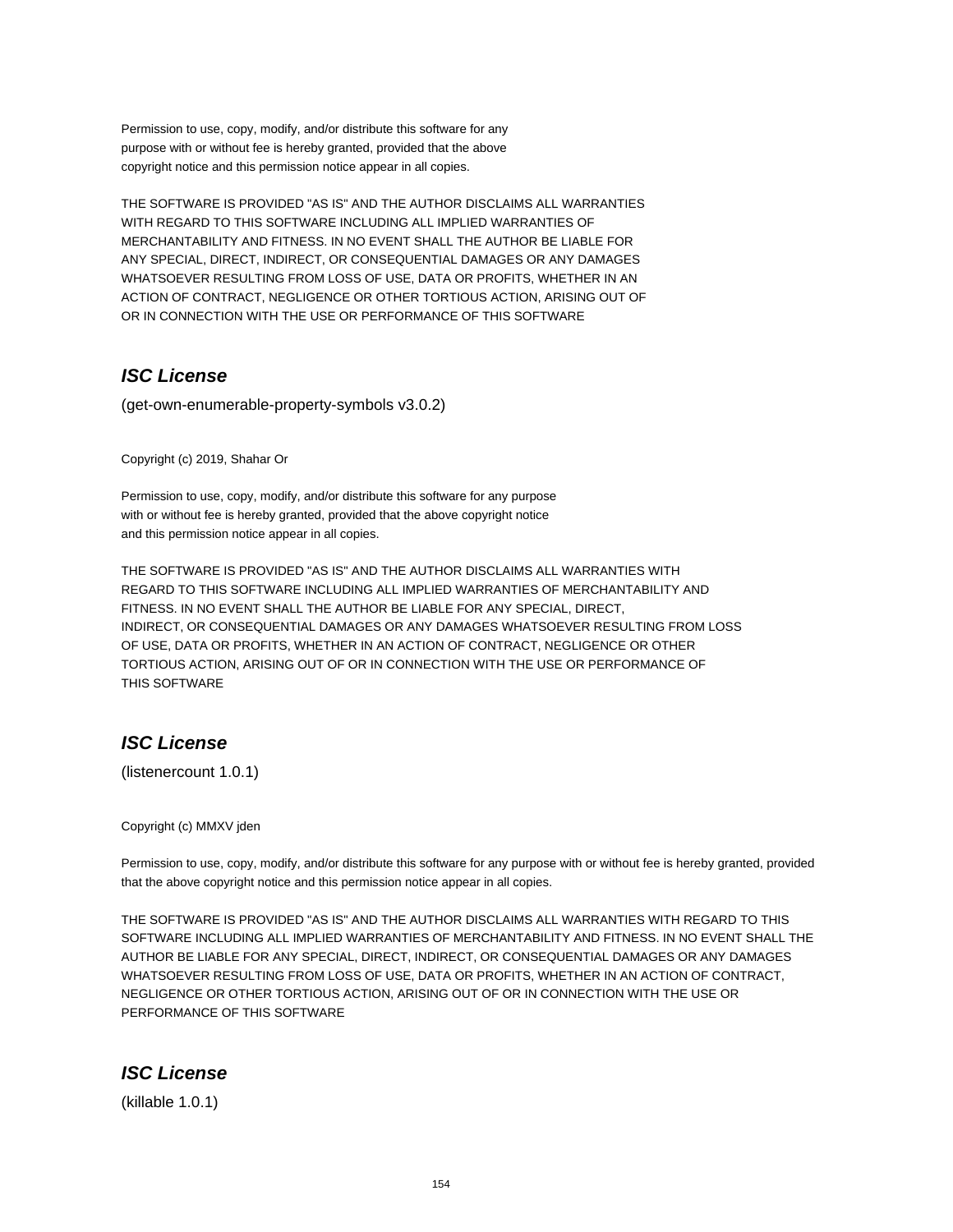Permission to use, copy, modify, and/or distribute this software for any
purpose with or without fee is hereby granted, provided that the above
copyright notice and this permission notice appear in all copies.

THE SOFTWARE IS PROVIDED "AS IS" AND THE AUTHOR DISCLAIMS ALL WARRANTIES
WITH REGARD TO THIS SOFTWARE INCLUDING ALL IMPLIED WARRANTIES OF
MERCHANTABILITY AND FITNESS. IN NO EVENT SHALL THE AUTHOR BE LIABLE FOR
ANY SPECIAL, DIRECT, INDIRECT, OR CONSEQUENTIAL DAMAGES OR ANY DAMAGES
WHATSOEVER RESULTING FROM LOSS OF USE, DATA OR PROFITS, WHETHER IN AN
ACTION OF CONTRACT, NEGLIGENCE OR OTHER TORTIOUS ACTION, ARISING OUT OF
OR IN CONNECTION WITH THE USE OR PERFORMANCE OF THIS SOFTWARE

## ***ISC License***

(get-own-enumerable-property-symbols v3.0.2)

Copyright (c) 2019, Shahar Or

Permission to use, copy, modify, and/or distribute this software for any purpose
with or without fee is hereby granted, provided that the above copyright notice
and this permission notice appear in all copies.

THE SOFTWARE IS PROVIDED "AS IS" AND THE AUTHOR DISCLAIMS ALL WARRANTIES WITH
REGARD TO THIS SOFTWARE INCLUDING ALL IMPLIED WARRANTIES OF MERCHANTABILITY AND
FITNESS. IN NO EVENT SHALL THE AUTHOR BE LIABLE FOR ANY SPECIAL, DIRECT,
INDIRECT, OR CONSEQUENTIAL DAMAGES OR ANY DAMAGES WHATSOEVER RESULTING FROM LOSS
OF USE, DATA OR PROFITS, WHETHER IN AN ACTION OF CONTRACT, NEGLIGENCE OR OTHER
TORTIOUS ACTION, ARISING OUT OF OR IN CONNECTION WITH THE USE OR PERFORMANCE OF
THIS SOFTWARE

## ***ISC License***

(listenercount 1.0.1)

Copyright (c) MMXV jden

Permission to use, copy, modify, and/or distribute this software for any purpose with or without fee is hereby granted, provided that the above copyright notice and this permission notice appear in all copies.

THE SOFTWARE IS PROVIDED "AS IS" AND THE AUTHOR DISCLAIMS ALL WARRANTIES WITH REGARD TO THIS SOFTWARE INCLUDING ALL IMPLIED WARRANTIES OF MERCHANTABILITY AND FITNESS. IN NO EVENT SHALL THE AUTHOR BE LIABLE FOR ANY SPECIAL, DIRECT, INDIRECT, OR CONSEQUENTIAL DAMAGES OR ANY DAMAGES WHATSOEVER RESULTING FROM LOSS OF USE, DATA OR PROFITS, WHETHER IN AN ACTION OF CONTRACT, NEGLIGENCE OR OTHER TORTIOUS ACTION, ARISING OUT OF OR IN CONNECTION WITH THE USE OR PERFORMANCE OF THIS SOFTWARE

## ***ISC License***

(killable 1.0.1)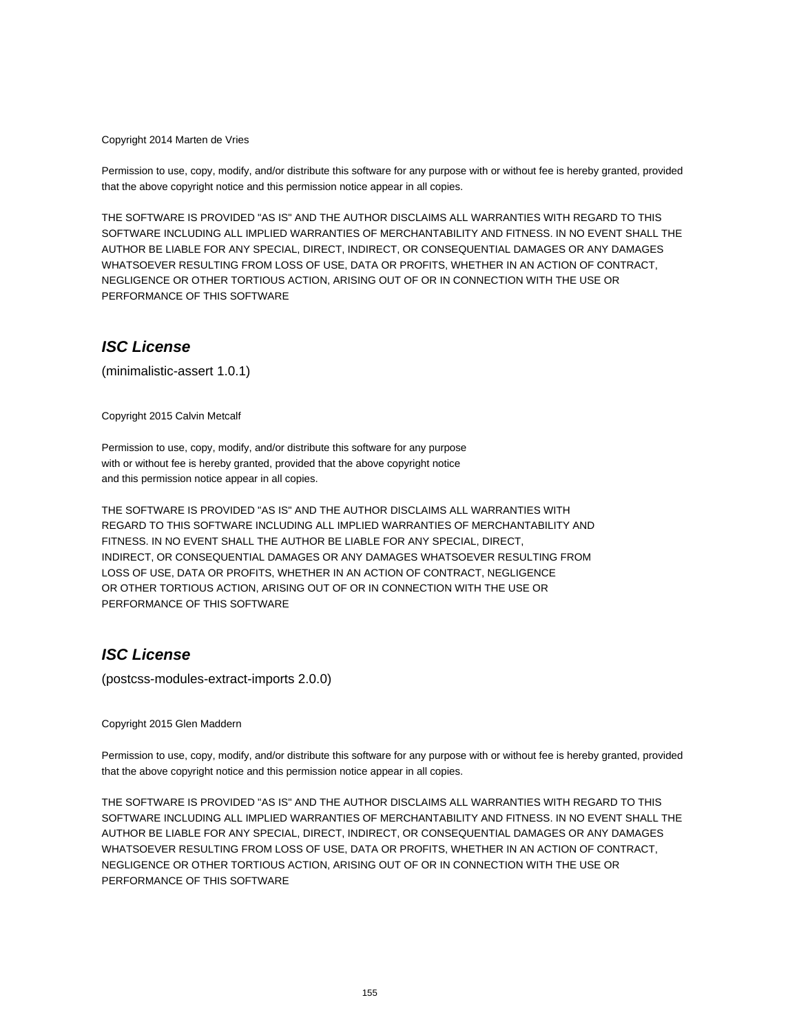Copyright 2014 Marten de Vries

Permission to use, copy, modify, and/or distribute this software for any purpose with or without fee is hereby granted, provided that the above copyright notice and this permission notice appear in all copies.

THE SOFTWARE IS PROVIDED "AS IS" AND THE AUTHOR DISCLAIMS ALL WARRANTIES WITH REGARD TO THIS SOFTWARE INCLUDING ALL IMPLIED WARRANTIES OF MERCHANTABILITY AND FITNESS. IN NO EVENT SHALL THE AUTHOR BE LIABLE FOR ANY SPECIAL, DIRECT, INDIRECT, OR CONSEQUENTIAL DAMAGES OR ANY DAMAGES WHATSOEVER RESULTING FROM LOSS OF USE, DATA OR PROFITS, WHETHER IN AN ACTION OF CONTRACT, NEGLIGENCE OR OTHER TORTIOUS ACTION, ARISING OUT OF OR IN CONNECTION WITH THE USE OR PERFORMANCE OF THIS SOFTWARE

## *ISC License*

(minimalistic-assert 1.0.1)

Copyright 2015 Calvin Metcalf

Permission to use, copy, modify, and/or distribute this software for any purpose
with or without fee is hereby granted, provided that the above copyright notice
and this permission notice appear in all copies.

THE SOFTWARE IS PROVIDED "AS IS" AND THE AUTHOR DISCLAIMS ALL WARRANTIES WITH
REGARD TO THIS SOFTWARE INCLUDING ALL IMPLIED WARRANTIES OF MERCHANTABILITY AND
FITNESS. IN NO EVENT SHALL THE AUTHOR BE LIABLE FOR ANY SPECIAL, DIRECT,
INDIRECT, OR CONSEQUENTIAL DAMAGES OR ANY DAMAGES WHATSOEVER RESULTING FROM
LOSS OF USE, DATA OR PROFITS, WHETHER IN AN ACTION OF CONTRACT, NEGLIGENCE
OR OTHER TORTIOUS ACTION, ARISING OUT OF OR IN CONNECTION WITH THE USE OR
PERFORMANCE OF THIS SOFTWARE

## *ISC License*

(postcss-modules-extract-imports 2.0.0)

Copyright 2015 Glen Maddern

Permission to use, copy, modify, and/or distribute this software for any purpose with or without fee is hereby granted, provided that the above copyright notice and this permission notice appear in all copies.

THE SOFTWARE IS PROVIDED "AS IS" AND THE AUTHOR DISCLAIMS ALL WARRANTIES WITH REGARD TO THIS SOFTWARE INCLUDING ALL IMPLIED WARRANTIES OF MERCHANTABILITY AND FITNESS. IN NO EVENT SHALL THE AUTHOR BE LIABLE FOR ANY SPECIAL, DIRECT, INDIRECT, OR CONSEQUENTIAL DAMAGES OR ANY DAMAGES WHATSOEVER RESULTING FROM LOSS OF USE, DATA OR PROFITS, WHETHER IN AN ACTION OF CONTRACT, NEGLIGENCE OR OTHER TORTIOUS ACTION, ARISING OUT OF OR IN CONNECTION WITH THE USE OR PERFORMANCE OF THIS SOFTWARE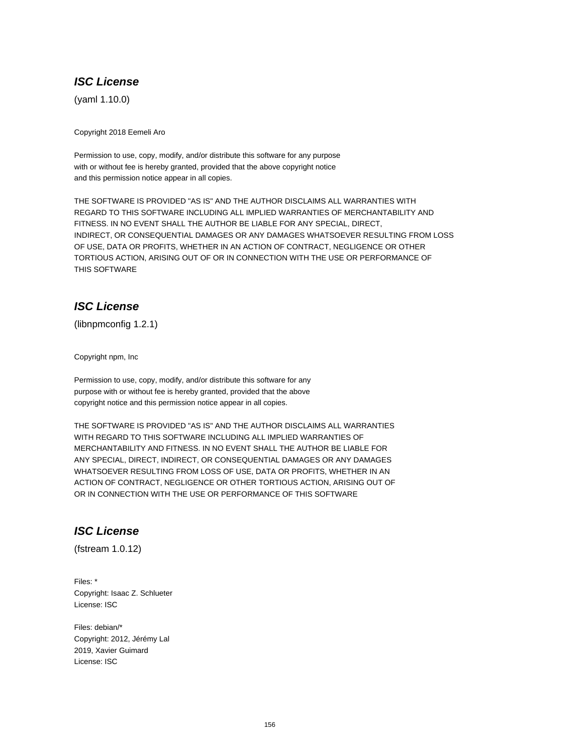### ***ISC License***

(yaml 1.10.0)

Copyright 2018 Eemeli Aro

Permission to use, copy, modify, and/or distribute this software for any purpose
with or without fee is hereby granted, provided that the above copyright notice
and this permission notice appear in all copies.

THE SOFTWARE IS PROVIDED "AS IS" AND THE AUTHOR DISCLAIMS ALL WARRANTIES WITH
REGARD TO THIS SOFTWARE INCLUDING ALL IMPLIED WARRANTIES OF MERCHANTABILITY AND
FITNESS. IN NO EVENT SHALL THE AUTHOR BE LIABLE FOR ANY SPECIAL, DIRECT,
INDIRECT, OR CONSEQUENTIAL DAMAGES OR ANY DAMAGES WHATSOEVER RESULTING FROM LOSS
OF USE, DATA OR PROFITS, WHETHER IN AN ACTION OF CONTRACT, NEGLIGENCE OR OTHER
TORTIOUS ACTION, ARISING OUT OF OR IN CONNECTION WITH THE USE OR PERFORMANCE OF
THIS SOFTWARE

### ***ISC License***

(libnpmconfig 1.2.1)

Copyright npm, Inc

Permission to use, copy, modify, and/or distribute this software for any
purpose with or without fee is hereby granted, provided that the above
copyright notice and this permission notice appear in all copies.

THE SOFTWARE IS PROVIDED "AS IS" AND THE AUTHOR DISCLAIMS ALL WARRANTIES
WITH REGARD TO THIS SOFTWARE INCLUDING ALL IMPLIED WARRANTIES OF
MERCHANTABILITY AND FITNESS. IN NO EVENT SHALL THE AUTHOR BE LIABLE FOR
ANY SPECIAL, DIRECT, INDIRECT, OR CONSEQUENTIAL DAMAGES OR ANY DAMAGES
WHATSOEVER RESULTING FROM LOSS OF USE, DATA OR PROFITS, WHETHER IN AN
ACTION OF CONTRACT, NEGLIGENCE OR OTHER TORTIOUS ACTION, ARISING OUT OF
OR IN CONNECTION WITH THE USE OR PERFORMANCE OF THIS SOFTWARE

### ***ISC License***

(fstream 1.0.12)

Files: *
Copyright: Isaac Z. Schlueter
License: ISC

Files: debian/*
Copyright: 2012, Jérémy Lal
2019, Xavier Guimard
License: ISC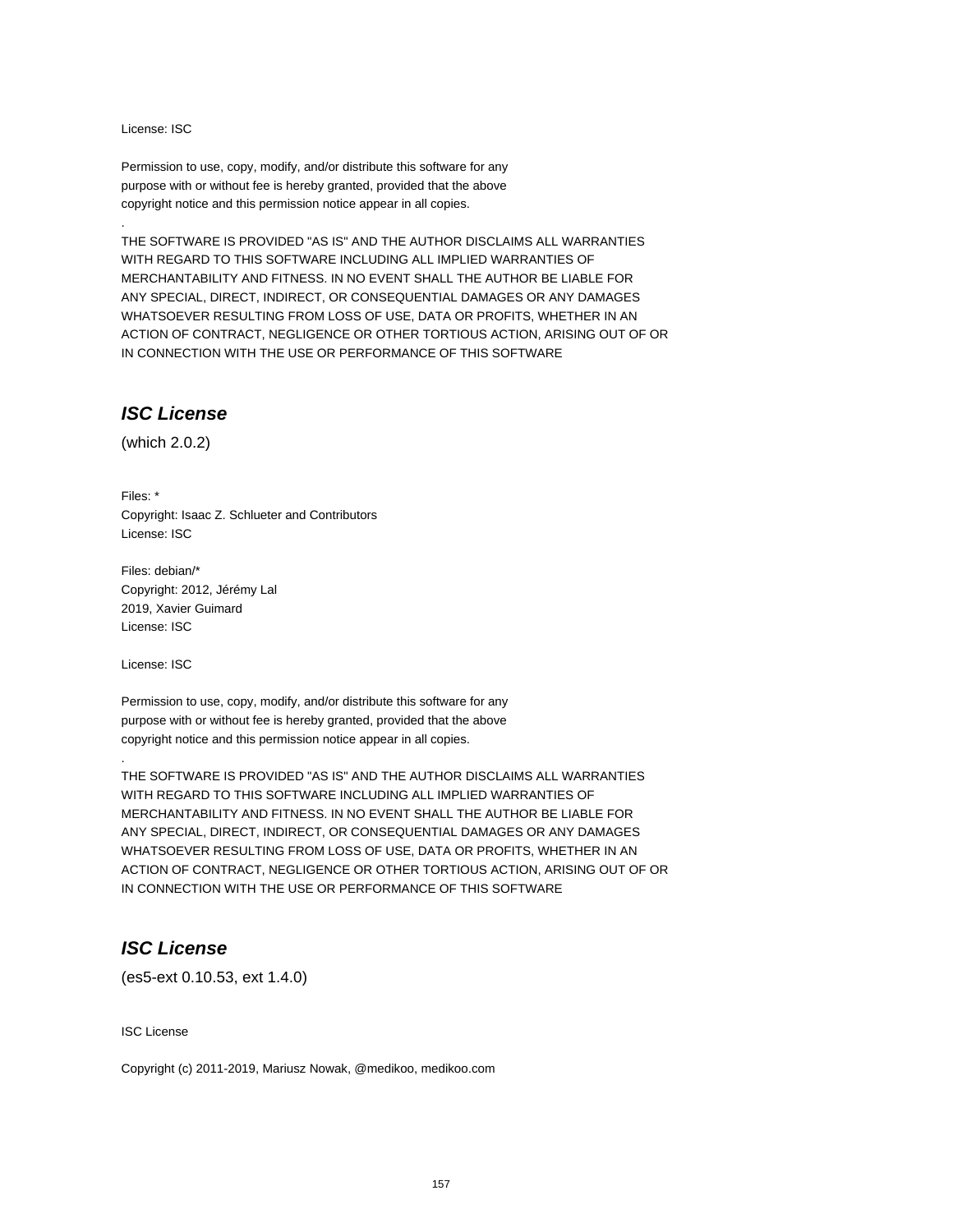License: ISC

Permission to use, copy, modify, and/or distribute this software for any
purpose with or without fee is hereby granted, provided that the above
copyright notice and this permission notice appear in all copies.
.
THE SOFTWARE IS PROVIDED "AS IS" AND THE AUTHOR DISCLAIMS ALL WARRANTIES
WITH REGARD TO THIS SOFTWARE INCLUDING ALL IMPLIED WARRANTIES OF
MERCHANTABILITY AND FITNESS. IN NO EVENT SHALL THE AUTHOR BE LIABLE FOR
ANY SPECIAL, DIRECT, INDIRECT, OR CONSEQUENTIAL DAMAGES OR ANY DAMAGES
WHATSOEVER RESULTING FROM LOSS OF USE, DATA OR PROFITS, WHETHER IN AN
ACTION OF CONTRACT, NEGLIGENCE OR OTHER TORTIOUS ACTION, ARISING OUT OF OR
IN CONNECTION WITH THE USE OR PERFORMANCE OF THIS SOFTWARE

## ***ISC License***

(which 2.0.2)

Files: *
Copyright: Isaac Z. Schlueter and Contributors
License: ISC

Files: debian/*
Copyright: 2012, Jérémy Lal
2019, Xavier Guimard
License: ISC

License: ISC

Permission to use, copy, modify, and/or distribute this software for any
purpose with or without fee is hereby granted, provided that the above
copyright notice and this permission notice appear in all copies.
.
THE SOFTWARE IS PROVIDED "AS IS" AND THE AUTHOR DISCLAIMS ALL WARRANTIES
WITH REGARD TO THIS SOFTWARE INCLUDING ALL IMPLIED WARRANTIES OF
MERCHANTABILITY AND FITNESS. IN NO EVENT SHALL THE AUTHOR BE LIABLE FOR
ANY SPECIAL, DIRECT, INDIRECT, OR CONSEQUENTIAL DAMAGES OR ANY DAMAGES
WHATSOEVER RESULTING FROM LOSS OF USE, DATA OR PROFITS, WHETHER IN AN
ACTION OF CONTRACT, NEGLIGENCE OR OTHER TORTIOUS ACTION, ARISING OUT OF OR
IN CONNECTION WITH THE USE OR PERFORMANCE OF THIS SOFTWARE

## ***ISC License***

(es5-ext 0.10.53, ext 1.4.0)

ISC License

Copyright (c) 2011-2019, Mariusz Nowak, @medikoo, medikoo.com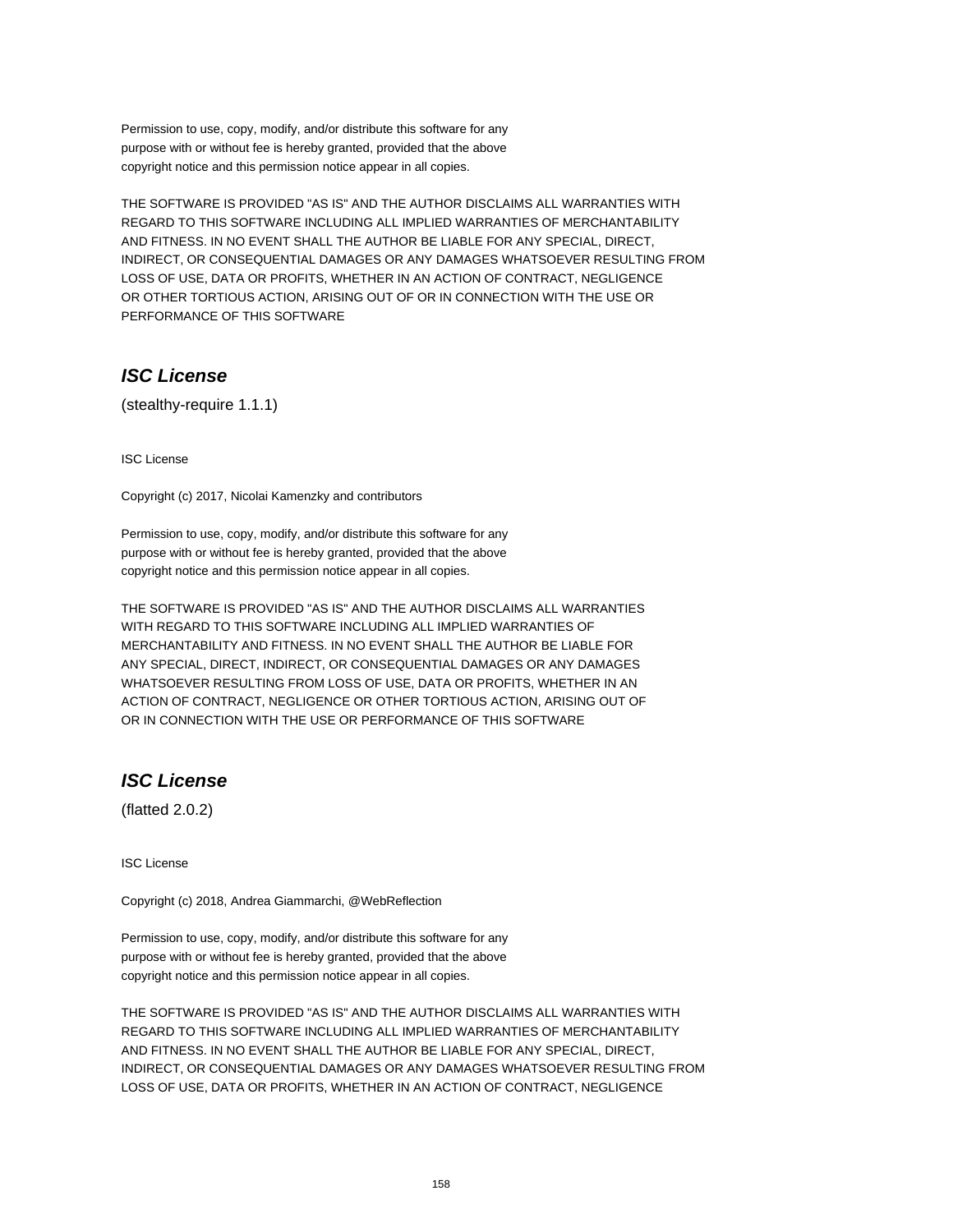Permission to use, copy, modify, and/or distribute this software for any
purpose with or without fee is hereby granted, provided that the above
copyright notice and this permission notice appear in all copies.

THE SOFTWARE IS PROVIDED "AS IS" AND THE AUTHOR DISCLAIMS ALL WARRANTIES WITH
REGARD TO THIS SOFTWARE INCLUDING ALL IMPLIED WARRANTIES OF MERCHANTABILITY
AND FITNESS. IN NO EVENT SHALL THE AUTHOR BE LIABLE FOR ANY SPECIAL, DIRECT,
INDIRECT, OR CONSEQUENTIAL DAMAGES OR ANY DAMAGES WHATSOEVER RESULTING FROM
LOSS OF USE, DATA OR PROFITS, WHETHER IN AN ACTION OF CONTRACT, NEGLIGENCE
OR OTHER TORTIOUS ACTION, ARISING OUT OF OR IN CONNECTION WITH THE USE OR
PERFORMANCE OF THIS SOFTWARE

## *ISC License*

(stealthy-require 1.1.1)

ISC License

Copyright (c) 2017, Nicolai Kamenzky and contributors

Permission to use, copy, modify, and/or distribute this software for any
purpose with or without fee is hereby granted, provided that the above
copyright notice and this permission notice appear in all copies.

THE SOFTWARE IS PROVIDED "AS IS" AND THE AUTHOR DISCLAIMS ALL WARRANTIES
WITH REGARD TO THIS SOFTWARE INCLUDING ALL IMPLIED WARRANTIES OF
MERCHANTABILITY AND FITNESS. IN NO EVENT SHALL THE AUTHOR BE LIABLE FOR
ANY SPECIAL, DIRECT, INDIRECT, OR CONSEQUENTIAL DAMAGES OR ANY DAMAGES
WHATSOEVER RESULTING FROM LOSS OF USE, DATA OR PROFITS, WHETHER IN AN
ACTION OF CONTRACT, NEGLIGENCE OR OTHER TORTIOUS ACTION, ARISING OUT OF
OR IN CONNECTION WITH THE USE OR PERFORMANCE OF THIS SOFTWARE

## *ISC License*

(flatted 2.0.2)

ISC License

Copyright (c) 2018, Andrea Giammarchi, @WebReflection

Permission to use, copy, modify, and/or distribute this software for any
purpose with or without fee is hereby granted, provided that the above
copyright notice and this permission notice appear in all copies.

THE SOFTWARE IS PROVIDED "AS IS" AND THE AUTHOR DISCLAIMS ALL WARRANTIES WITH
REGARD TO THIS SOFTWARE INCLUDING ALL IMPLIED WARRANTIES OF MERCHANTABILITY
AND FITNESS. IN NO EVENT SHALL THE AUTHOR BE LIABLE FOR ANY SPECIAL, DIRECT,
INDIRECT, OR CONSEQUENTIAL DAMAGES OR ANY DAMAGES WHATSOEVER RESULTING FROM
LOSS OF USE, DATA OR PROFITS, WHETHER IN AN ACTION OF CONTRACT, NEGLIGENCE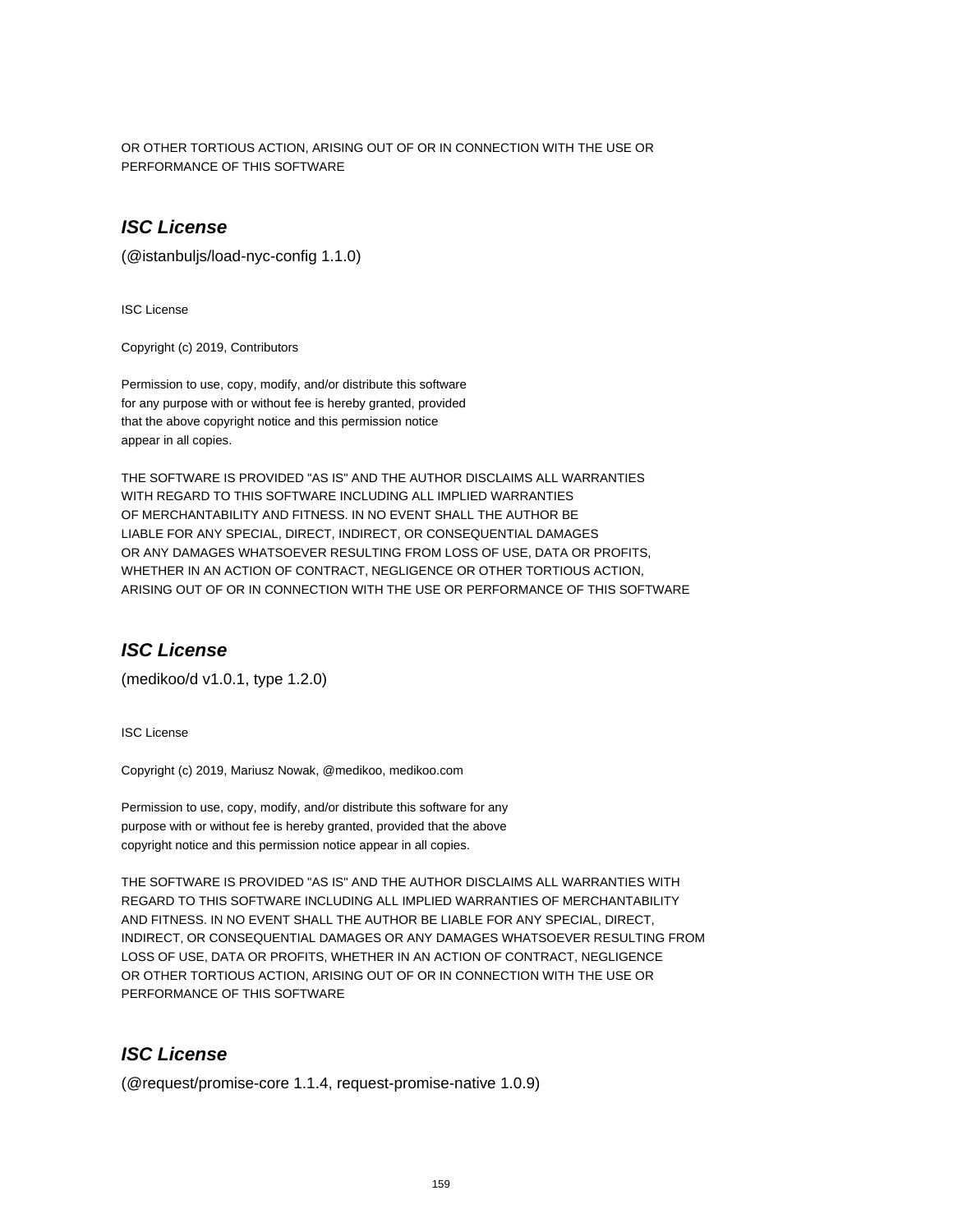OR OTHER TORTIOUS ACTION, ARISING OUT OF OR IN CONNECTION WITH THE USE OR
PERFORMANCE OF THIS SOFTWARE

## ***ISC License***

(@istanbuljs/load-nyc-config 1.1.0)

ISC License

Copyright (c) 2019, Contributors

Permission to use, copy, modify, and/or distribute this software
for any purpose with or without fee is hereby granted, provided
that the above copyright notice and this permission notice
appear in all copies.

THE SOFTWARE IS PROVIDED "AS IS" AND THE AUTHOR DISCLAIMS ALL WARRANTIES
WITH REGARD TO THIS SOFTWARE INCLUDING ALL IMPLIED WARRANTIES
OF MERCHANTABILITY AND FITNESS. IN NO EVENT SHALL THE AUTHOR BE
LIABLE FOR ANY SPECIAL, DIRECT, INDIRECT, OR CONSEQUENTIAL DAMAGES
OR ANY DAMAGES WHATSOEVER RESULTING FROM LOSS OF USE, DATA OR PROFITS,
WHETHER IN AN ACTION OF CONTRACT, NEGLIGENCE OR OTHER TORTIOUS ACTION,
ARISING OUT OF OR IN CONNECTION WITH THE USE OR PERFORMANCE OF THIS SOFTWARE

## ***ISC License***

(medikoo/d v1.0.1, type 1.2.0)

ISC License

Copyright (c) 2019, Mariusz Nowak, @medikoo, medikoo.com

Permission to use, copy, modify, and/or distribute this software for any
purpose with or without fee is hereby granted, provided that the above
copyright notice and this permission notice appear in all copies.

THE SOFTWARE IS PROVIDED "AS IS" AND THE AUTHOR DISCLAIMS ALL WARRANTIES WITH
REGARD TO THIS SOFTWARE INCLUDING ALL IMPLIED WARRANTIES OF MERCHANTABILITY
AND FITNESS. IN NO EVENT SHALL THE AUTHOR BE LIABLE FOR ANY SPECIAL, DIRECT,
INDIRECT, OR CONSEQUENTIAL DAMAGES OR ANY DAMAGES WHATSOEVER RESULTING FROM
LOSS OF USE, DATA OR PROFITS, WHETHER IN AN ACTION OF CONTRACT, NEGLIGENCE
OR OTHER TORTIOUS ACTION, ARISING OUT OF OR IN CONNECTION WITH THE USE OR
PERFORMANCE OF THIS SOFTWARE

## ***ISC License***

(@request/promise-core 1.1.4, request-promise-native 1.0.9)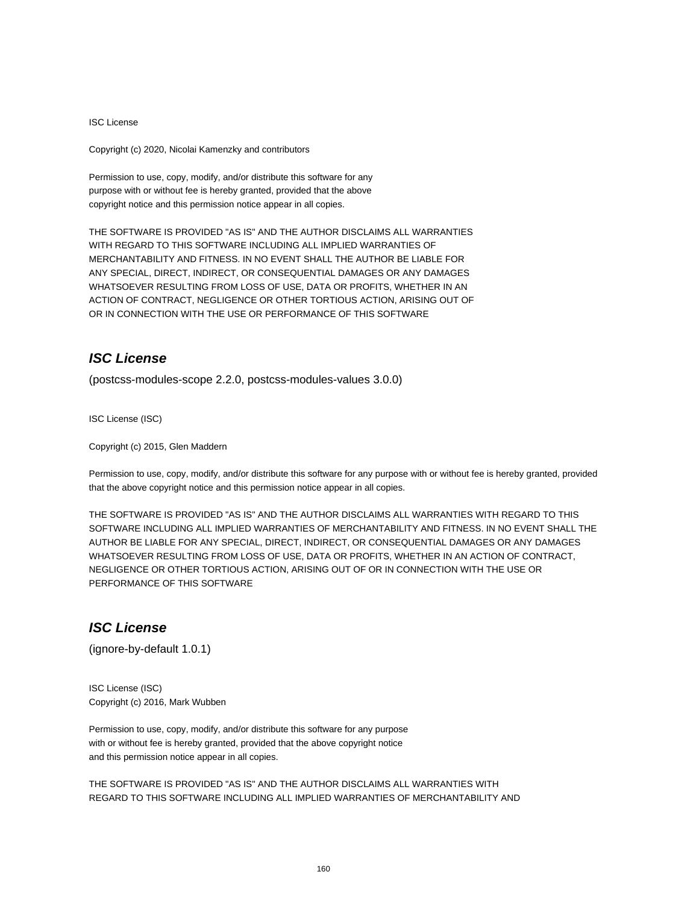ISC License

Copyright (c) 2020, Nicolai Kamenzky and contributors

Permission to use, copy, modify, and/or distribute this software for any
purpose with or without fee is hereby granted, provided that the above
copyright notice and this permission notice appear in all copies.

THE SOFTWARE IS PROVIDED "AS IS" AND THE AUTHOR DISCLAIMS ALL WARRANTIES
WITH REGARD TO THIS SOFTWARE INCLUDING ALL IMPLIED WARRANTIES OF
MERCHANTABILITY AND FITNESS. IN NO EVENT SHALL THE AUTHOR BE LIABLE FOR
ANY SPECIAL, DIRECT, INDIRECT, OR CONSEQUENTIAL DAMAGES OR ANY DAMAGES
WHATSOEVER RESULTING FROM LOSS OF USE, DATA OR PROFITS, WHETHER IN AN
ACTION OF CONTRACT, NEGLIGENCE OR OTHER TORTIOUS ACTION, ARISING OUT OF
OR IN CONNECTION WITH THE USE OR PERFORMANCE OF THIS SOFTWARE

## ***ISC License***

(postcss-modules-scope 2.2.0, postcss-modules-values 3.0.0)

ISC License (ISC)

Copyright (c) 2015, Glen Maddern

Permission to use, copy, modify, and/or distribute this software for any purpose with or without fee is hereby granted, provided that the above copyright notice and this permission notice appear in all copies.

THE SOFTWARE IS PROVIDED "AS IS" AND THE AUTHOR DISCLAIMS ALL WARRANTIES WITH REGARD TO THIS SOFTWARE INCLUDING ALL IMPLIED WARRANTIES OF MERCHANTABILITY AND FITNESS. IN NO EVENT SHALL THE AUTHOR BE LIABLE FOR ANY SPECIAL, DIRECT, INDIRECT, OR CONSEQUENTIAL DAMAGES OR ANY DAMAGES WHATSOEVER RESULTING FROM LOSS OF USE, DATA OR PROFITS, WHETHER IN AN ACTION OF CONTRACT, NEGLIGENCE OR OTHER TORTIOUS ACTION, ARISING OUT OF OR IN CONNECTION WITH THE USE OR PERFORMANCE OF THIS SOFTWARE

## ***ISC License***

(ignore-by-default 1.0.1)

ISC License (ISC)
Copyright (c) 2016, Mark Wubben

Permission to use, copy, modify, and/or distribute this software for any purpose
with or without fee is hereby granted, provided that the above copyright notice
and this permission notice appear in all copies.

THE SOFTWARE IS PROVIDED "AS IS" AND THE AUTHOR DISCLAIMS ALL WARRANTIES WITH
REGARD TO THIS SOFTWARE INCLUDING ALL IMPLIED WARRANTIES OF MERCHANTABILITY AND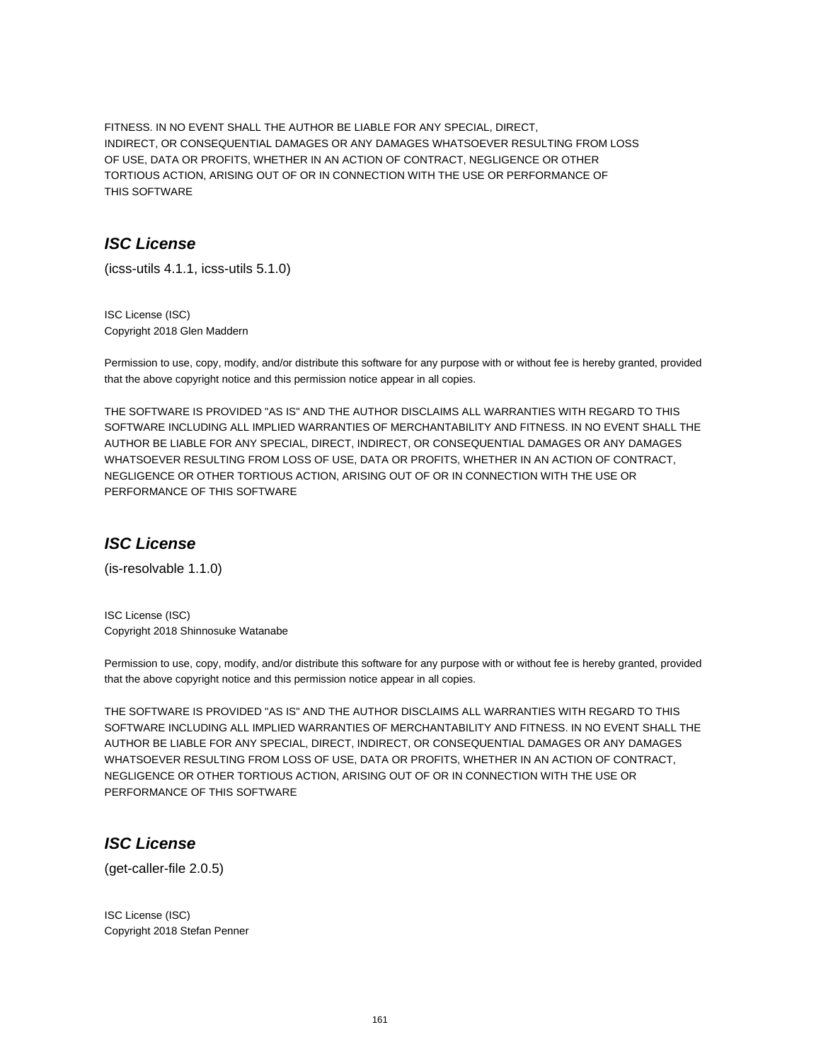FITNESS. IN NO EVENT SHALL THE AUTHOR BE LIABLE FOR ANY SPECIAL, DIRECT,
INDIRECT, OR CONSEQUENTIAL DAMAGES OR ANY DAMAGES WHATSOEVER RESULTING FROM LOSS
OF USE, DATA OR PROFITS, WHETHER IN AN ACTION OF CONTRACT, NEGLIGENCE OR OTHER
TORTIOUS ACTION, ARISING OUT OF OR IN CONNECTION WITH THE USE OR PERFORMANCE OF
THIS SOFTWARE

## *ISC License*

(icss-utils 4.1.1, icss-utils 5.1.0)

ISC License (ISC)
Copyright 2018 Glen Maddern

Permission to use, copy, modify, and/or distribute this software for any purpose with or without fee is hereby granted, provided that the above copyright notice and this permission notice appear in all copies.

THE SOFTWARE IS PROVIDED "AS IS" AND THE AUTHOR DISCLAIMS ALL WARRANTIES WITH REGARD TO THIS SOFTWARE INCLUDING ALL IMPLIED WARRANTIES OF MERCHANTABILITY AND FITNESS. IN NO EVENT SHALL THE AUTHOR BE LIABLE FOR ANY SPECIAL, DIRECT, INDIRECT, OR CONSEQUENTIAL DAMAGES OR ANY DAMAGES WHATSOEVER RESULTING FROM LOSS OF USE, DATA OR PROFITS, WHETHER IN AN ACTION OF CONTRACT, NEGLIGENCE OR OTHER TORTIOUS ACTION, ARISING OUT OF OR IN CONNECTION WITH THE USE OR PERFORMANCE OF THIS SOFTWARE

## *ISC License*

(is-resolvable 1.1.0)

ISC License (ISC)
Copyright 2018 Shinnosuke Watanabe

Permission to use, copy, modify, and/or distribute this software for any purpose with or without fee is hereby granted, provided that the above copyright notice and this permission notice appear in all copies.

THE SOFTWARE IS PROVIDED "AS IS" AND THE AUTHOR DISCLAIMS ALL WARRANTIES WITH REGARD TO THIS SOFTWARE INCLUDING ALL IMPLIED WARRANTIES OF MERCHANTABILITY AND FITNESS. IN NO EVENT SHALL THE AUTHOR BE LIABLE FOR ANY SPECIAL, DIRECT, INDIRECT, OR CONSEQUENTIAL DAMAGES OR ANY DAMAGES WHATSOEVER RESULTING FROM LOSS OF USE, DATA OR PROFITS, WHETHER IN AN ACTION OF CONTRACT, NEGLIGENCE OR OTHER TORTIOUS ACTION, ARISING OUT OF OR IN CONNECTION WITH THE USE OR PERFORMANCE OF THIS SOFTWARE

## *ISC License*

(get-caller-file 2.0.5)

ISC License (ISC)
Copyright 2018 Stefan Penner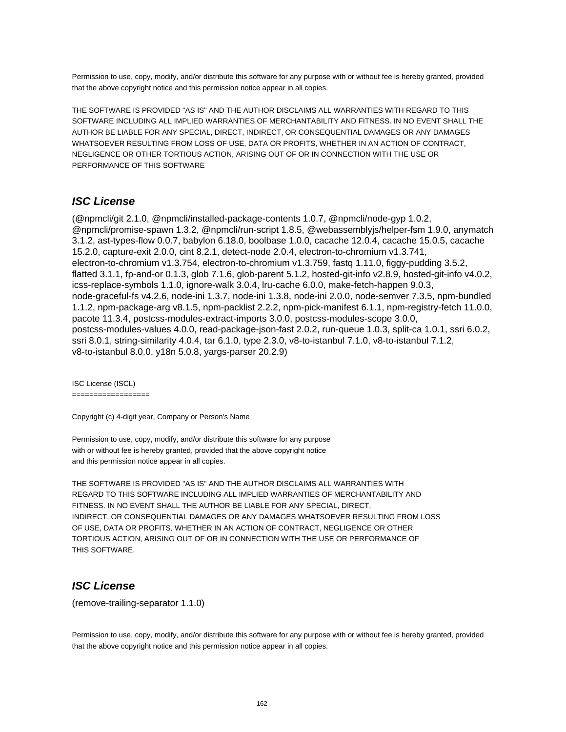Permission to use, copy, modify, and/or distribute this software for any purpose with or without fee is hereby granted, provided that the above copyright notice and this permission notice appear in all copies.

THE SOFTWARE IS PROVIDED "AS IS" AND THE AUTHOR DISCLAIMS ALL WARRANTIES WITH REGARD TO THIS SOFTWARE INCLUDING ALL IMPLIED WARRANTIES OF MERCHANTABILITY AND FITNESS. IN NO EVENT SHALL THE AUTHOR BE LIABLE FOR ANY SPECIAL, DIRECT, INDIRECT, OR CONSEQUENTIAL DAMAGES OR ANY DAMAGES WHATSOEVER RESULTING FROM LOSS OF USE, DATA OR PROFITS, WHETHER IN AN ACTION OF CONTRACT, NEGLIGENCE OR OTHER TORTIOUS ACTION, ARISING OUT OF OR IN CONNECTION WITH THE USE OR PERFORMANCE OF THIS SOFTWARE

### *ISC License*

(@npmcli/git 2.1.0, @npmcli/installed-package-contents 1.0.7, @npmcli/node-gyp 1.0.2, @npmcli/promise-spawn 1.3.2, @npmcli/run-script 1.8.5, @webassemblyjs/helper-fsm 1.9.0, anymatch 3.1.2, ast-types-flow 0.0.7, babylon 6.18.0, boolbase 1.0.0, cacache 12.0.4, cacache 15.0.5, cacache 15.2.0, capture-exit 2.0.0, cint 8.2.1, detect-node 2.0.4, electron-to-chromium v1.3.741, electron-to-chromium v1.3.754, electron-to-chromium v1.3.759, fastq 1.11.0, figgy-pudding 3.5.2, flatted 3.1.1, fp-and-or 0.1.3, glob 7.1.6, glob-parent 5.1.2, hosted-git-info v2.8.9, hosted-git-info v4.0.2, icss-replace-symbols 1.1.0, ignore-walk 3.0.4, lru-cache 6.0.0, make-fetch-happen 9.0.3, node-graceful-fs v4.2.6, node-ini 1.3.7, node-ini 1.3.8, node-ini 2.0.0, node-semver 7.3.5, npm-bundled 1.1.2, npm-package-arg v8.1.5, npm-packlist 2.2.2, npm-pick-manifest 6.1.1, npm-registry-fetch 11.0.0, pacote 11.3.4, postcss-modules-extract-imports 3.0.0, postcss-modules-scope 3.0.0, postcss-modules-values 4.0.0, read-package-json-fast 2.0.2, run-queue 1.0.3, split-ca 1.0.1, ssri 6.0.2, ssri 8.0.1, string-similarity 4.0.4, tar 6.1.0, type 2.3.0, v8-to-istanbul 7.1.0, v8-to-istanbul 7.1.2, v8-to-istanbul 8.0.0, y18n 5.0.8, yargs-parser 20.2.9)

ISC License (ISCL)
==================

Copyright (c) 4-digit year, Company or Person's Name

Permission to use, copy, modify, and/or distribute this software for any purpose
with or without fee is hereby granted, provided that the above copyright notice
and this permission notice appear in all copies.

THE SOFTWARE IS PROVIDED "AS IS" AND THE AUTHOR DISCLAIMS ALL WARRANTIES WITH
REGARD TO THIS SOFTWARE INCLUDING ALL IMPLIED WARRANTIES OF MERCHANTABILITY AND
FITNESS. IN NO EVENT SHALL THE AUTHOR BE LIABLE FOR ANY SPECIAL, DIRECT,
INDIRECT, OR CONSEQUENTIAL DAMAGES OR ANY DAMAGES WHATSOEVER RESULTING FROM LOSS
OF USE, DATA OR PROFITS, WHETHER IN AN ACTION OF CONTRACT, NEGLIGENCE OR OTHER
TORTIOUS ACTION, ARISING OUT OF OR IN CONNECTION WITH THE USE OR PERFORMANCE OF
THIS SOFTWARE.

### *ISC License*

(remove-trailing-separator 1.1.0)

Permission to use, copy, modify, and/or distribute this software for any purpose with or without fee is hereby granted, provided that the above copyright notice and this permission notice appear in all copies.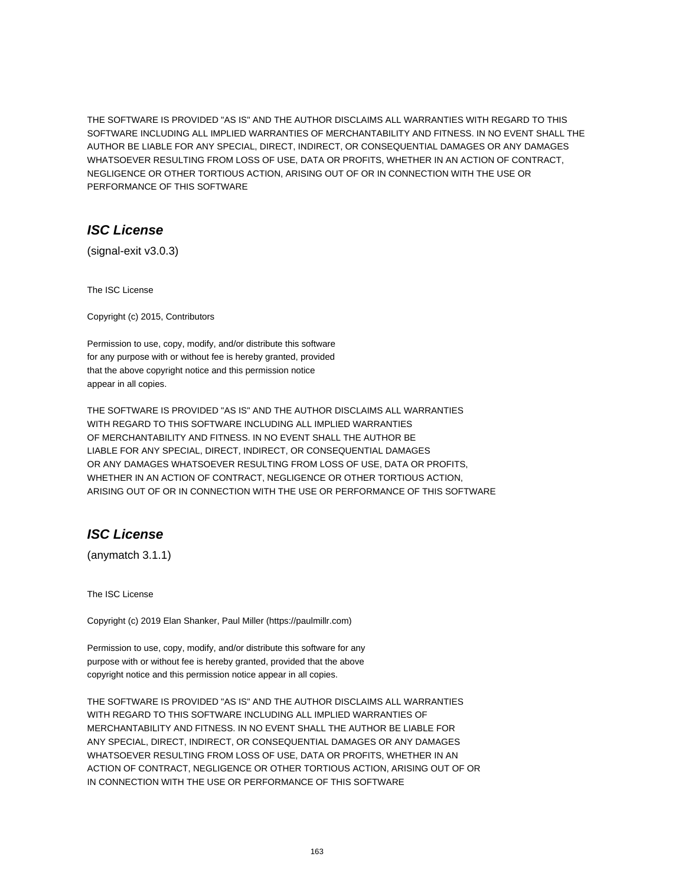THE SOFTWARE IS PROVIDED "AS IS" AND THE AUTHOR DISCLAIMS ALL WARRANTIES WITH REGARD TO THIS SOFTWARE INCLUDING ALL IMPLIED WARRANTIES OF MERCHANTABILITY AND FITNESS. IN NO EVENT SHALL THE AUTHOR BE LIABLE FOR ANY SPECIAL, DIRECT, INDIRECT, OR CONSEQUENTIAL DAMAGES OR ANY DAMAGES WHATSOEVER RESULTING FROM LOSS OF USE, DATA OR PROFITS, WHETHER IN AN ACTION OF CONTRACT, NEGLIGENCE OR OTHER TORTIOUS ACTION, ARISING OUT OF OR IN CONNECTION WITH THE USE OR PERFORMANCE OF THIS SOFTWARE

## *ISC License*

(signal-exit v3.0.3)

The ISC License

Copyright (c) 2015, Contributors

Permission to use, copy, modify, and/or distribute this software
for any purpose with or without fee is hereby granted, provided
that the above copyright notice and this permission notice
appear in all copies.

THE SOFTWARE IS PROVIDED "AS IS" AND THE AUTHOR DISCLAIMS ALL WARRANTIES
WITH REGARD TO THIS SOFTWARE INCLUDING ALL IMPLIED WARRANTIES
OF MERCHANTABILITY AND FITNESS. IN NO EVENT SHALL THE AUTHOR BE
LIABLE FOR ANY SPECIAL, DIRECT, INDIRECT, OR CONSEQUENTIAL DAMAGES
OR ANY DAMAGES WHATSOEVER RESULTING FROM LOSS OF USE, DATA OR PROFITS,
WHETHER IN AN ACTION OF CONTRACT, NEGLIGENCE OR OTHER TORTIOUS ACTION,
ARISING OUT OF OR IN CONNECTION WITH THE USE OR PERFORMANCE OF THIS SOFTWARE

## *ISC License*

(anymatch 3.1.1)

The ISC License

Copyright (c) 2019 Elan Shanker, Paul Miller (https://paulmillr.com)

Permission to use, copy, modify, and/or distribute this software for any
purpose with or without fee is hereby granted, provided that the above
copyright notice and this permission notice appear in all copies.

THE SOFTWARE IS PROVIDED "AS IS" AND THE AUTHOR DISCLAIMS ALL WARRANTIES
WITH REGARD TO THIS SOFTWARE INCLUDING ALL IMPLIED WARRANTIES OF
MERCHANTABILITY AND FITNESS. IN NO EVENT SHALL THE AUTHOR BE LIABLE FOR
ANY SPECIAL, DIRECT, INDIRECT, OR CONSEQUENTIAL DAMAGES OR ANY DAMAGES
WHATSOEVER RESULTING FROM LOSS OF USE, DATA OR PROFITS, WHETHER IN AN
ACTION OF CONTRACT, NEGLIGENCE OR OTHER TORTIOUS ACTION, ARISING OUT OF OR
IN CONNECTION WITH THE USE OR PERFORMANCE OF THIS SOFTWARE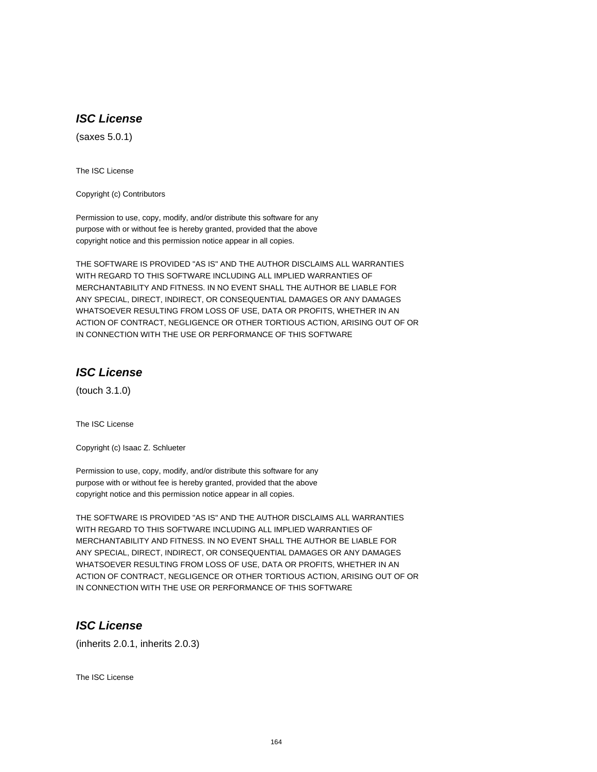### ***ISC License***

(saxes 5.0.1)

The ISC License

Copyright (c) Contributors

Permission to use, copy, modify, and/or distribute this software for any
purpose with or without fee is hereby granted, provided that the above
copyright notice and this permission notice appear in all copies.

THE SOFTWARE IS PROVIDED "AS IS" AND THE AUTHOR DISCLAIMS ALL WARRANTIES
WITH REGARD TO THIS SOFTWARE INCLUDING ALL IMPLIED WARRANTIES OF
MERCHANTABILITY AND FITNESS. IN NO EVENT SHALL THE AUTHOR BE LIABLE FOR
ANY SPECIAL, DIRECT, INDIRECT, OR CONSEQUENTIAL DAMAGES OR ANY DAMAGES
WHATSOEVER RESULTING FROM LOSS OF USE, DATA OR PROFITS, WHETHER IN AN
ACTION OF CONTRACT, NEGLIGENCE OR OTHER TORTIOUS ACTION, ARISING OUT OF OR
IN CONNECTION WITH THE USE OR PERFORMANCE OF THIS SOFTWARE

### ***ISC License***

(touch 3.1.0)

The ISC License

Copyright (c) Isaac Z. Schlueter

Permission to use, copy, modify, and/or distribute this software for any
purpose with or without fee is hereby granted, provided that the above
copyright notice and this permission notice appear in all copies.

THE SOFTWARE IS PROVIDED "AS IS" AND THE AUTHOR DISCLAIMS ALL WARRANTIES
WITH REGARD TO THIS SOFTWARE INCLUDING ALL IMPLIED WARRANTIES OF
MERCHANTABILITY AND FITNESS. IN NO EVENT SHALL THE AUTHOR BE LIABLE FOR
ANY SPECIAL, DIRECT, INDIRECT, OR CONSEQUENTIAL DAMAGES OR ANY DAMAGES
WHATSOEVER RESULTING FROM LOSS OF USE, DATA OR PROFITS, WHETHER IN AN
ACTION OF CONTRACT, NEGLIGENCE OR OTHER TORTIOUS ACTION, ARISING OUT OF OR
IN CONNECTION WITH THE USE OR PERFORMANCE OF THIS SOFTWARE

### ***ISC License***

(inherits 2.0.1, inherits 2.0.3)

The ISC License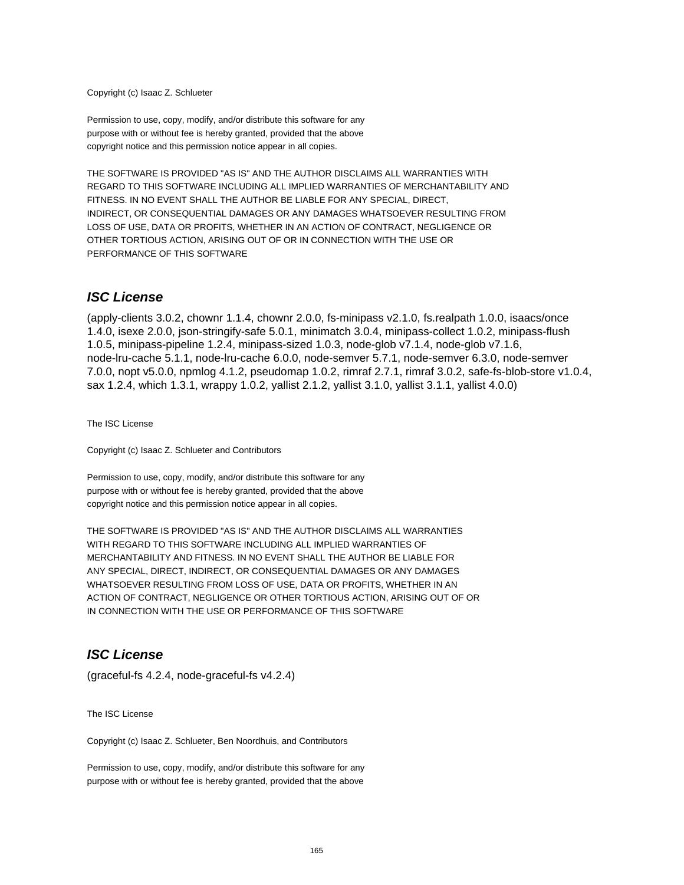Copyright (c) Isaac Z. Schlueter

Permission to use, copy, modify, and/or distribute this software for any
purpose with or without fee is hereby granted, provided that the above
copyright notice and this permission notice appear in all copies.

THE SOFTWARE IS PROVIDED "AS IS" AND THE AUTHOR DISCLAIMS ALL WARRANTIES WITH
REGARD TO THIS SOFTWARE INCLUDING ALL IMPLIED WARRANTIES OF MERCHANTABILITY AND
FITNESS. IN NO EVENT SHALL THE AUTHOR BE LIABLE FOR ANY SPECIAL, DIRECT,
INDIRECT, OR CONSEQUENTIAL DAMAGES OR ANY DAMAGES WHATSOEVER RESULTING FROM
LOSS OF USE, DATA OR PROFITS, WHETHER IN AN ACTION OF CONTRACT, NEGLIGENCE OR
OTHER TORTIOUS ACTION, ARISING OUT OF OR IN CONNECTION WITH THE USE OR
PERFORMANCE OF THIS SOFTWARE

## ***ISC License***

(apply-clients 3.0.2, chownr 1.1.4, chownr 2.0.0, fs-minipass v2.1.0, fs.realpath 1.0.0, isaacs/once 1.4.0, isexe 2.0.0, json-stringify-safe 5.0.1, minimatch 3.0.4, minipass-collect 1.0.2, minipass-flush 1.0.5, minipass-pipeline 1.2.4, minipass-sized 1.0.3, node-glob v7.1.4, node-glob v7.1.6, node-lru-cache 5.1.1, node-lru-cache 6.0.0, node-semver 5.7.1, node-semver 6.3.0, node-semver 7.0.0, nopt v5.0.0, npmlog 4.1.2, pseudomap 1.0.2, rimraf 2.7.1, rimraf 3.0.2, safe-fs-blob-store v1.0.4, sax 1.2.4, which 1.3.1, wrappy 1.0.2, yallist 2.1.2, yallist 3.1.0, yallist 3.1.1, yallist 4.0.0)

The ISC License

Copyright (c) Isaac Z. Schlueter and Contributors

Permission to use, copy, modify, and/or distribute this software for any
purpose with or without fee is hereby granted, provided that the above
copyright notice and this permission notice appear in all copies.

THE SOFTWARE IS PROVIDED "AS IS" AND THE AUTHOR DISCLAIMS ALL WARRANTIES
WITH REGARD TO THIS SOFTWARE INCLUDING ALL IMPLIED WARRANTIES OF
MERCHANTABILITY AND FITNESS. IN NO EVENT SHALL THE AUTHOR BE LIABLE FOR
ANY SPECIAL, DIRECT, INDIRECT, OR CONSEQUENTIAL DAMAGES OR ANY DAMAGES
WHATSOEVER RESULTING FROM LOSS OF USE, DATA OR PROFITS, WHETHER IN AN
ACTION OF CONTRACT, NEGLIGENCE OR OTHER TORTIOUS ACTION, ARISING OUT OF OR
IN CONNECTION WITH THE USE OR PERFORMANCE OF THIS SOFTWARE

## ***ISC License***

(graceful-fs 4.2.4, node-graceful-fs v4.2.4)

The ISC License

Copyright (c) Isaac Z. Schlueter, Ben Noordhuis, and Contributors

Permission to use, copy, modify, and/or distribute this software for any
purpose with or without fee is hereby granted, provided that the above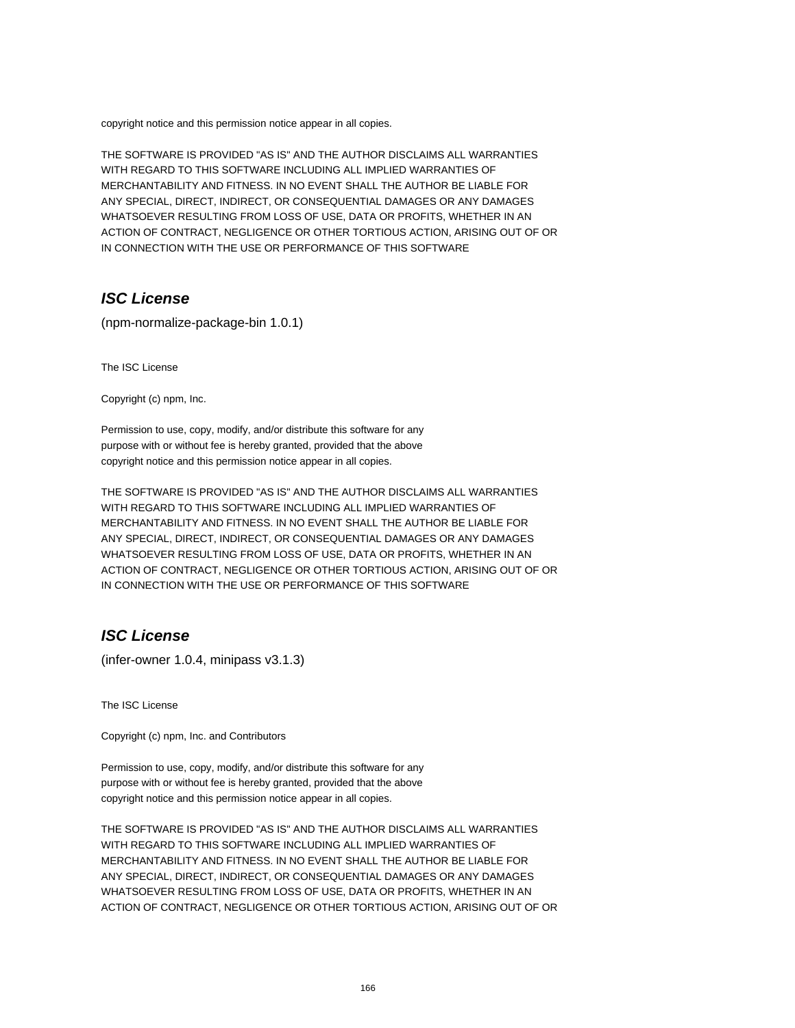copyright notice and this permission notice appear in all copies.

THE SOFTWARE IS PROVIDED "AS IS" AND THE AUTHOR DISCLAIMS ALL WARRANTIES
WITH REGARD TO THIS SOFTWARE INCLUDING ALL IMPLIED WARRANTIES OF
MERCHANTABILITY AND FITNESS. IN NO EVENT SHALL THE AUTHOR BE LIABLE FOR
ANY SPECIAL, DIRECT, INDIRECT, OR CONSEQUENTIAL DAMAGES OR ANY DAMAGES
WHATSOEVER RESULTING FROM LOSS OF USE, DATA OR PROFITS, WHETHER IN AN
ACTION OF CONTRACT, NEGLIGENCE OR OTHER TORTIOUS ACTION, ARISING OUT OF OR
IN CONNECTION WITH THE USE OR PERFORMANCE OF THIS SOFTWARE

## *ISC License*

(npm-normalize-package-bin 1.0.1)

The ISC License

Copyright (c) npm, Inc.

Permission to use, copy, modify, and/or distribute this software for any
purpose with or without fee is hereby granted, provided that the above
copyright notice and this permission notice appear in all copies.

THE SOFTWARE IS PROVIDED "AS IS" AND THE AUTHOR DISCLAIMS ALL WARRANTIES
WITH REGARD TO THIS SOFTWARE INCLUDING ALL IMPLIED WARRANTIES OF
MERCHANTABILITY AND FITNESS. IN NO EVENT SHALL THE AUTHOR BE LIABLE FOR
ANY SPECIAL, DIRECT, INDIRECT, OR CONSEQUENTIAL DAMAGES OR ANY DAMAGES
WHATSOEVER RESULTING FROM LOSS OF USE, DATA OR PROFITS, WHETHER IN AN
ACTION OF CONTRACT, NEGLIGENCE OR OTHER TORTIOUS ACTION, ARISING OUT OF OR
IN CONNECTION WITH THE USE OR PERFORMANCE OF THIS SOFTWARE

## *ISC License*

(infer-owner 1.0.4, minipass v3.1.3)

The ISC License

Copyright (c) npm, Inc. and Contributors

Permission to use, copy, modify, and/or distribute this software for any
purpose with or without fee is hereby granted, provided that the above
copyright notice and this permission notice appear in all copies.

THE SOFTWARE IS PROVIDED "AS IS" AND THE AUTHOR DISCLAIMS ALL WARRANTIES
WITH REGARD TO THIS SOFTWARE INCLUDING ALL IMPLIED WARRANTIES OF
MERCHANTABILITY AND FITNESS. IN NO EVENT SHALL THE AUTHOR BE LIABLE FOR
ANY SPECIAL, DIRECT, INDIRECT, OR CONSEQUENTIAL DAMAGES OR ANY DAMAGES
WHATSOEVER RESULTING FROM LOSS OF USE, DATA OR PROFITS, WHETHER IN AN
ACTION OF CONTRACT, NEGLIGENCE OR OTHER TORTIOUS ACTION, ARISING OUT OF OR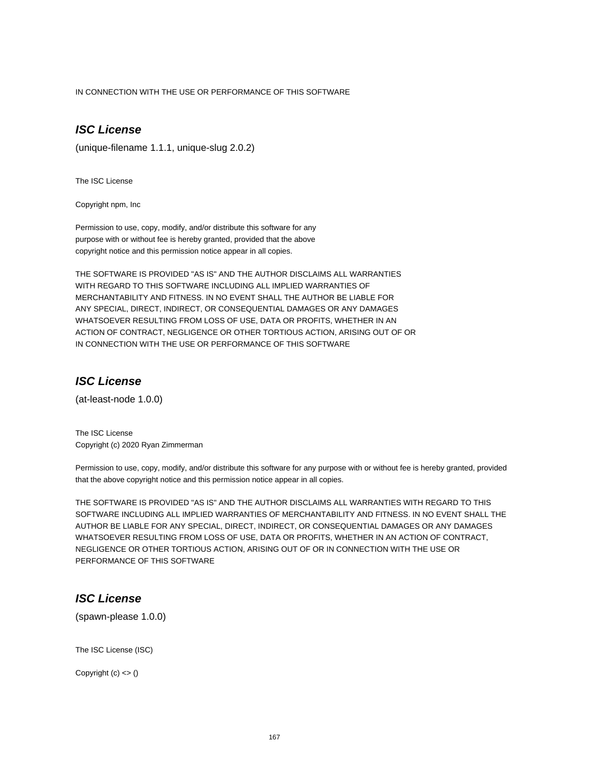IN CONNECTION WITH THE USE OR PERFORMANCE OF THIS SOFTWARE

### ***ISC License***

(unique-filename 1.1.1, unique-slug 2.0.2)

The ISC License

Copyright npm, Inc

Permission to use, copy, modify, and/or distribute this software for any
purpose with or without fee is hereby granted, provided that the above
copyright notice and this permission notice appear in all copies.

THE SOFTWARE IS PROVIDED "AS IS" AND THE AUTHOR DISCLAIMS ALL WARRANTIES
WITH REGARD TO THIS SOFTWARE INCLUDING ALL IMPLIED WARRANTIES OF
MERCHANTABILITY AND FITNESS. IN NO EVENT SHALL THE AUTHOR BE LIABLE FOR
ANY SPECIAL, DIRECT, INDIRECT, OR CONSEQUENTIAL DAMAGES OR ANY DAMAGES
WHATSOEVER RESULTING FROM LOSS OF USE, DATA OR PROFITS, WHETHER IN AN
ACTION OF CONTRACT, NEGLIGENCE OR OTHER TORTIOUS ACTION, ARISING OUT OF OR
IN CONNECTION WITH THE USE OR PERFORMANCE OF THIS SOFTWARE

### ***ISC License***

(at-least-node 1.0.0)

The ISC License
Copyright (c) 2020 Ryan Zimmerman

Permission to use, copy, modify, and/or distribute this software for any purpose with or without fee is hereby granted, provided that the above copyright notice and this permission notice appear in all copies.

THE SOFTWARE IS PROVIDED "AS IS" AND THE AUTHOR DISCLAIMS ALL WARRANTIES WITH REGARD TO THIS SOFTWARE INCLUDING ALL IMPLIED WARRANTIES OF MERCHANTABILITY AND FITNESS. IN NO EVENT SHALL THE AUTHOR BE LIABLE FOR ANY SPECIAL, DIRECT, INDIRECT, OR CONSEQUENTIAL DAMAGES OR ANY DAMAGES WHATSOEVER RESULTING FROM LOSS OF USE, DATA OR PROFITS, WHETHER IN AN ACTION OF CONTRACT, NEGLIGENCE OR OTHER TORTIOUS ACTION, ARISING OUT OF OR IN CONNECTION WITH THE USE OR PERFORMANCE OF THIS SOFTWARE

### ***ISC License***

(spawn-please 1.0.0)

The ISC License (ISC)

Copyright (c) <> ()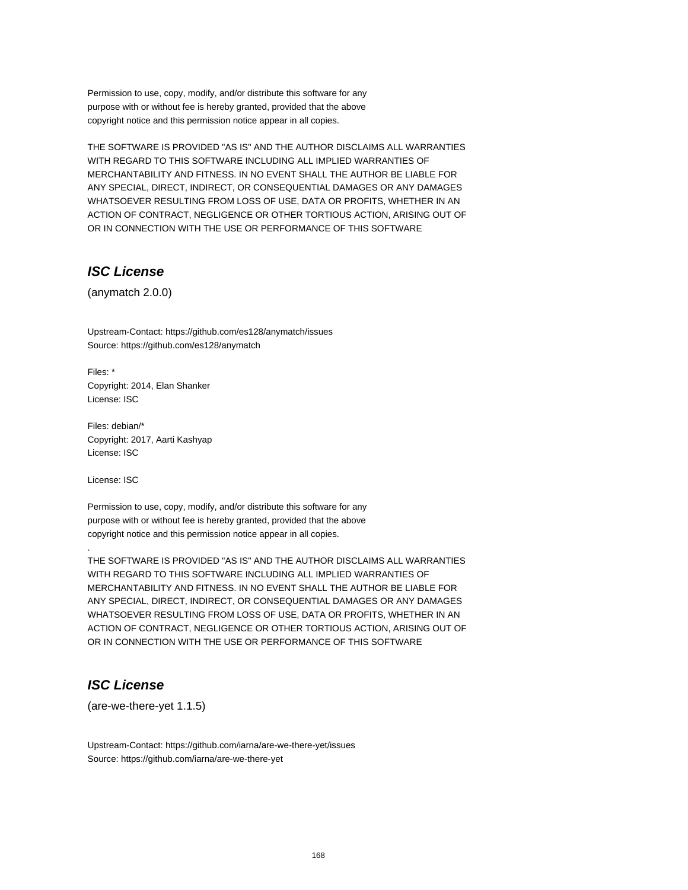Permission to use, copy, modify, and/or distribute this software for any
purpose with or without fee is hereby granted, provided that the above
copyright notice and this permission notice appear in all copies.

THE SOFTWARE IS PROVIDED "AS IS" AND THE AUTHOR DISCLAIMS ALL WARRANTIES
WITH REGARD TO THIS SOFTWARE INCLUDING ALL IMPLIED WARRANTIES OF
MERCHANTABILITY AND FITNESS. IN NO EVENT SHALL THE AUTHOR BE LIABLE FOR
ANY SPECIAL, DIRECT, INDIRECT, OR CONSEQUENTIAL DAMAGES OR ANY DAMAGES
WHATSOEVER RESULTING FROM LOSS OF USE, DATA OR PROFITS, WHETHER IN AN
ACTION OF CONTRACT, NEGLIGENCE OR OTHER TORTIOUS ACTION, ARISING OUT OF
OR IN CONNECTION WITH THE USE OR PERFORMANCE OF THIS SOFTWARE

## *ISC License*

(anymatch 2.0.0)

Upstream-Contact: https://github.com/es128/anymatch/issues
Source: https://github.com/es128/anymatch

Files: *
Copyright: 2014, Elan Shanker
License: ISC

Files: debian/*
Copyright: 2017, Aarti Kashyap
License: ISC

License: ISC

Permission to use, copy, modify, and/or distribute this software for any
purpose with or without fee is hereby granted, provided that the above
copyright notice and this permission notice appear in all copies.
.
THE SOFTWARE IS PROVIDED "AS IS" AND THE AUTHOR DISCLAIMS ALL WARRANTIES
WITH REGARD TO THIS SOFTWARE INCLUDING ALL IMPLIED WARRANTIES OF
MERCHANTABILITY AND FITNESS. IN NO EVENT SHALL THE AUTHOR BE LIABLE FOR
ANY SPECIAL, DIRECT, INDIRECT, OR CONSEQUENTIAL DAMAGES OR ANY DAMAGES
WHATSOEVER RESULTING FROM LOSS OF USE, DATA OR PROFITS, WHETHER IN AN
ACTION OF CONTRACT, NEGLIGENCE OR OTHER TORTIOUS ACTION, ARISING OUT OF
OR IN CONNECTION WITH THE USE OR PERFORMANCE OF THIS SOFTWARE

## *ISC License*

(are-we-there-yet 1.1.5)

Upstream-Contact: https://github.com/iarna/are-we-there-yet/issues
Source: https://github.com/iarna/are-we-there-yet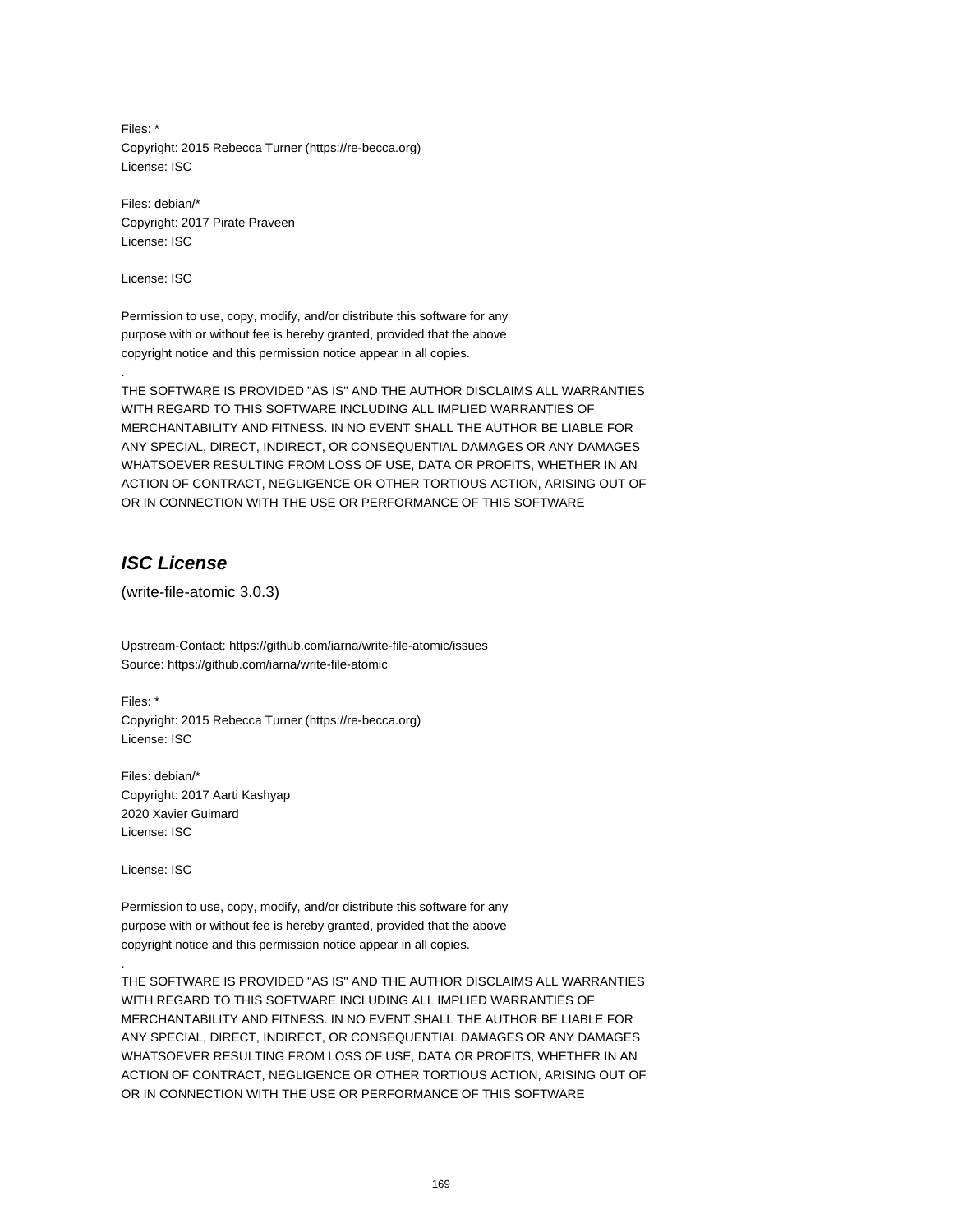Files: *
Copyright: 2015 Rebecca Turner (https://re-becca.org)
License: ISC

Files: debian/*
Copyright: 2017 Pirate Praveen
License: ISC

License: ISC

Permission to use, copy, modify, and/or distribute this software for any
purpose with or without fee is hereby granted, provided that the above
copyright notice and this permission notice appear in all copies.

.

THE SOFTWARE IS PROVIDED "AS IS" AND THE AUTHOR DISCLAIMS ALL WARRANTIES
WITH REGARD TO THIS SOFTWARE INCLUDING ALL IMPLIED WARRANTIES OF
MERCHANTABILITY AND FITNESS. IN NO EVENT SHALL THE AUTHOR BE LIABLE FOR
ANY SPECIAL, DIRECT, INDIRECT, OR CONSEQUENTIAL DAMAGES OR ANY DAMAGES
WHATSOEVER RESULTING FROM LOSS OF USE, DATA OR PROFITS, WHETHER IN AN
ACTION OF CONTRACT, NEGLIGENCE OR OTHER TORTIOUS ACTION, ARISING OUT OF
OR IN CONNECTION WITH THE USE OR PERFORMANCE OF THIS SOFTWARE

## *ISC License*

(write-file-atomic 3.0.3)

Upstream-Contact: https://github.com/iarna/write-file-atomic/issues
Source: https://github.com/iarna/write-file-atomic

Files: *
Copyright: 2015 Rebecca Turner (https://re-becca.org)
License: ISC

Files: debian/*
Copyright: 2017 Aarti Kashyap
2020 Xavier Guimard
License: ISC

License: ISC

Permission to use, copy, modify, and/or distribute this software for any
purpose with or without fee is hereby granted, provided that the above
copyright notice and this permission notice appear in all copies.

.

THE SOFTWARE IS PROVIDED "AS IS" AND THE AUTHOR DISCLAIMS ALL WARRANTIES
WITH REGARD TO THIS SOFTWARE INCLUDING ALL IMPLIED WARRANTIES OF
MERCHANTABILITY AND FITNESS. IN NO EVENT SHALL THE AUTHOR BE LIABLE FOR
ANY SPECIAL, DIRECT, INDIRECT, OR CONSEQUENTIAL DAMAGES OR ANY DAMAGES
WHATSOEVER RESULTING FROM LOSS OF USE, DATA OR PROFITS, WHETHER IN AN
ACTION OF CONTRACT, NEGLIGENCE OR OTHER TORTIOUS ACTION, ARISING OUT OF
OR IN CONNECTION WITH THE USE OR PERFORMANCE OF THIS SOFTWARE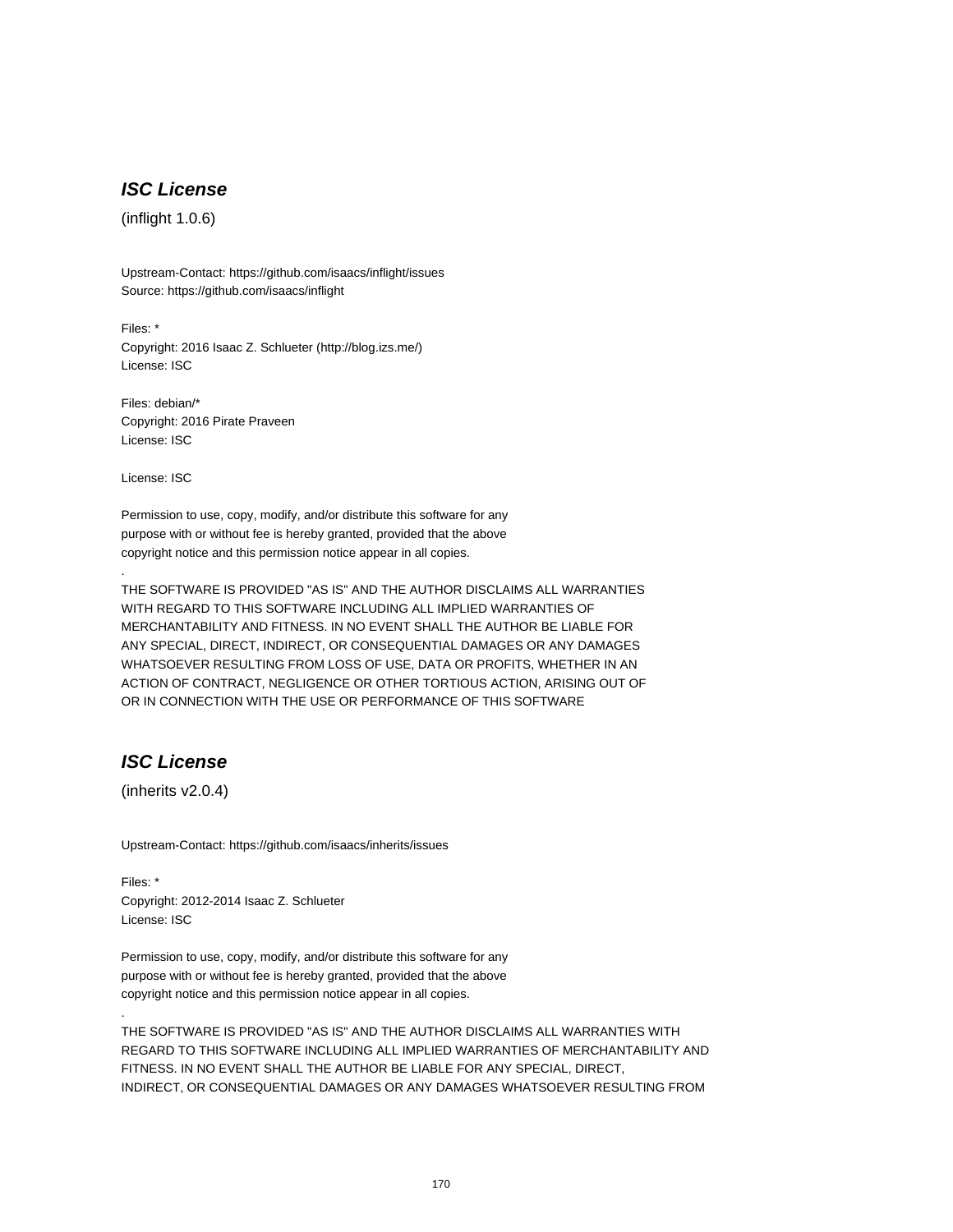## ***ISC License***

(inflight 1.0.6)

Upstream-Contact: https://github.com/isaacs/inflight/issues
Source: https://github.com/isaacs/inflight

Files: *
Copyright: 2016 Isaac Z. Schlueter (http://blog.izs.me/)
License: ISC

Files: debian/*
Copyright: 2016 Pirate Praveen
License: ISC

License: ISC

Permission to use, copy, modify, and/or distribute this software for any
purpose with or without fee is hereby granted, provided that the above
copyright notice and this permission notice appear in all copies.
.
THE SOFTWARE IS PROVIDED "AS IS" AND THE AUTHOR DISCLAIMS ALL WARRANTIES
WITH REGARD TO THIS SOFTWARE INCLUDING ALL IMPLIED WARRANTIES OF
MERCHANTABILITY AND FITNESS. IN NO EVENT SHALL THE AUTHOR BE LIABLE FOR
ANY SPECIAL, DIRECT, INDIRECT, OR CONSEQUENTIAL DAMAGES OR ANY DAMAGES
WHATSOEVER RESULTING FROM LOSS OF USE, DATA OR PROFITS, WHETHER IN AN
ACTION OF CONTRACT, NEGLIGENCE OR OTHER TORTIOUS ACTION, ARISING OUT OF
OR IN CONNECTION WITH THE USE OR PERFORMANCE OF THIS SOFTWARE

## ***ISC License***

(inherits v2.0.4)

Upstream-Contact: https://github.com/isaacs/inherits/issues

Files: *
Copyright: 2012-2014 Isaac Z. Schlueter
License: ISC

Permission to use, copy, modify, and/or distribute this software for any
purpose with or without fee is hereby granted, provided that the above
copyright notice and this permission notice appear in all copies.
.
THE SOFTWARE IS PROVIDED "AS IS" AND THE AUTHOR DISCLAIMS ALL WARRANTIES WITH
REGARD TO THIS SOFTWARE INCLUDING ALL IMPLIED WARRANTIES OF MERCHANTABILITY AND
FITNESS. IN NO EVENT SHALL THE AUTHOR BE LIABLE FOR ANY SPECIAL, DIRECT,
INDIRECT, OR CONSEQUENTIAL DAMAGES OR ANY DAMAGES WHATSOEVER RESULTING FROM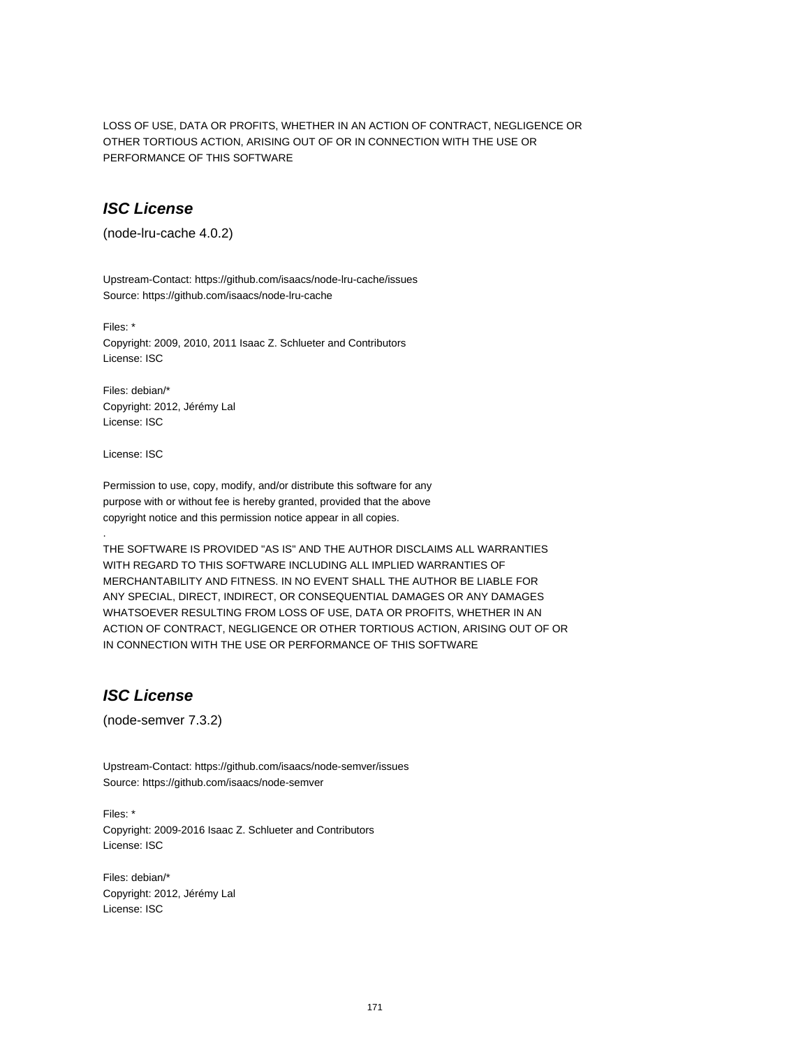LOSS OF USE, DATA OR PROFITS, WHETHER IN AN ACTION OF CONTRACT, NEGLIGENCE OR OTHER TORTIOUS ACTION, ARISING OUT OF OR IN CONNECTION WITH THE USE OR PERFORMANCE OF THIS SOFTWARE

## ***ISC License***

(node-lru-cache 4.0.2)

Upstream-Contact: https://github.com/isaacs/node-lru-cache/issues
Source: https://github.com/isaacs/node-lru-cache

Files: *
Copyright: 2009, 2010, 2011 Isaac Z. Schlueter and Contributors
License: ISC

Files: debian/*
Copyright: 2012, Jérémy Lal
License: ISC

License: ISC

Permission to use, copy, modify, and/or distribute this software for any purpose with or without fee is hereby granted, provided that the above copyright notice and this permission notice appear in all copies.

.

THE SOFTWARE IS PROVIDED "AS IS" AND THE AUTHOR DISCLAIMS ALL WARRANTIES WITH REGARD TO THIS SOFTWARE INCLUDING ALL IMPLIED WARRANTIES OF MERCHANTABILITY AND FITNESS. IN NO EVENT SHALL THE AUTHOR BE LIABLE FOR ANY SPECIAL, DIRECT, INDIRECT, OR CONSEQUENTIAL DAMAGES OR ANY DAMAGES WHATSOEVER RESULTING FROM LOSS OF USE, DATA OR PROFITS, WHETHER IN AN ACTION OF CONTRACT, NEGLIGENCE OR OTHER TORTIOUS ACTION, ARISING OUT OF OR IN CONNECTION WITH THE USE OR PERFORMANCE OF THIS SOFTWARE

## ***ISC License***

(node-semver 7.3.2)

Upstream-Contact: https://github.com/isaacs/node-semver/issues
Source: https://github.com/isaacs/node-semver

Files: *
Copyright: 2009-2016 Isaac Z. Schlueter and Contributors
License: ISC

Files: debian/*
Copyright: 2012, Jérémy Lal
License: ISC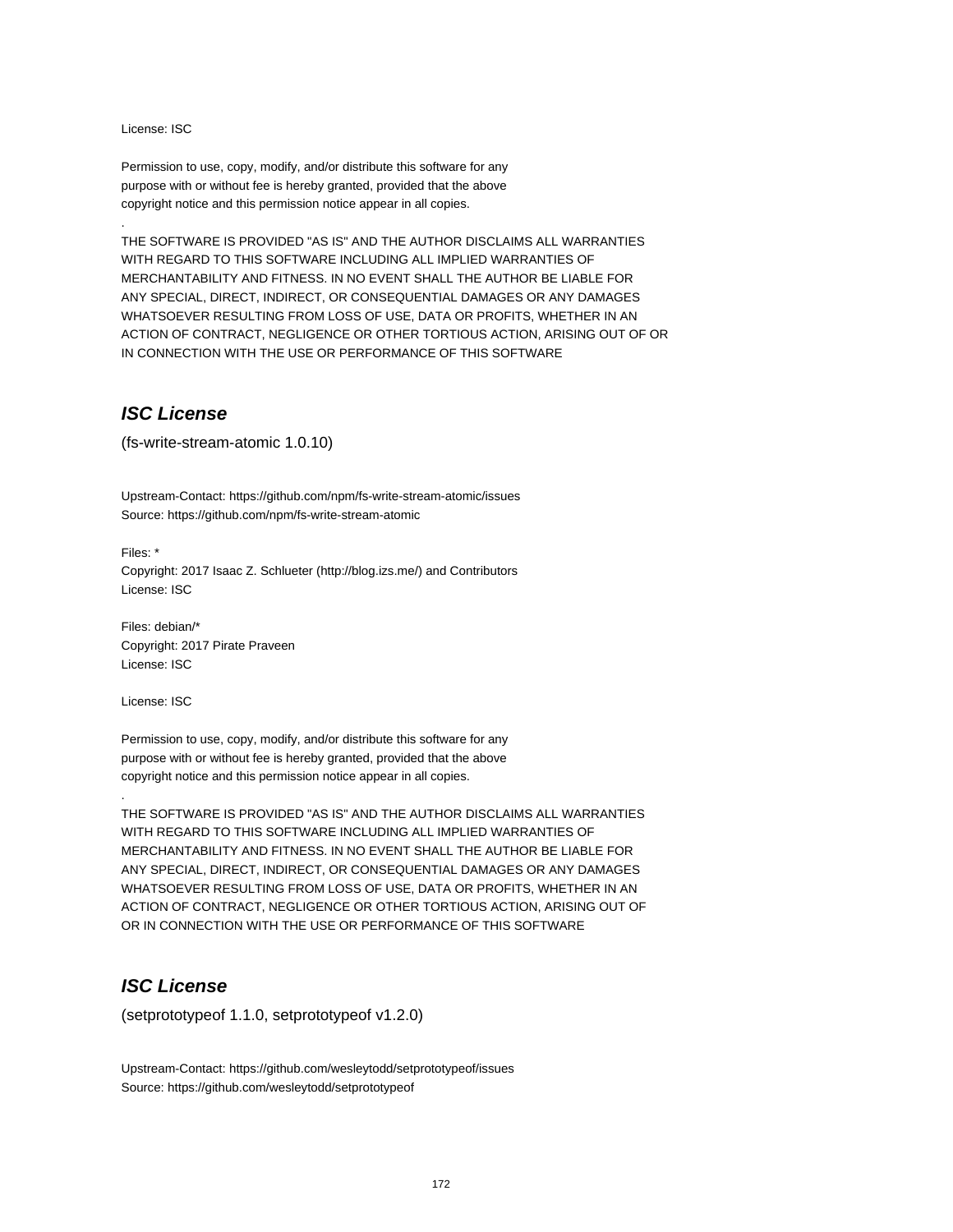License: ISC

Permission to use, copy, modify, and/or distribute this software for any
purpose with or without fee is hereby granted, provided that the above
copyright notice and this permission notice appear in all copies.

.

THE SOFTWARE IS PROVIDED "AS IS" AND THE AUTHOR DISCLAIMS ALL WARRANTIES
WITH REGARD TO THIS SOFTWARE INCLUDING ALL IMPLIED WARRANTIES OF
MERCHANTABILITY AND FITNESS. IN NO EVENT SHALL THE AUTHOR BE LIABLE FOR
ANY SPECIAL, DIRECT, INDIRECT, OR CONSEQUENTIAL DAMAGES OR ANY DAMAGES
WHATSOEVER RESULTING FROM LOSS OF USE, DATA OR PROFITS, WHETHER IN AN
ACTION OF CONTRACT, NEGLIGENCE OR OTHER TORTIOUS ACTION, ARISING OUT OF OR
IN CONNECTION WITH THE USE OR PERFORMANCE OF THIS SOFTWARE

## *ISC License*

(fs-write-stream-atomic 1.0.10)

Upstream-Contact: https://github.com/npm/fs-write-stream-atomic/issues
Source: https://github.com/npm/fs-write-stream-atomic

Files: *
Copyright: 2017 Isaac Z. Schlueter (http://blog.izs.me/) and Contributors
License: ISC

Files: debian/*
Copyright: 2017 Pirate Praveen
License: ISC

License: ISC

Permission to use, copy, modify, and/or distribute this software for any
purpose with or without fee is hereby granted, provided that the above
copyright notice and this permission notice appear in all copies.

.

THE SOFTWARE IS PROVIDED "AS IS" AND THE AUTHOR DISCLAIMS ALL WARRANTIES
WITH REGARD TO THIS SOFTWARE INCLUDING ALL IMPLIED WARRANTIES OF
MERCHANTABILITY AND FITNESS. IN NO EVENT SHALL THE AUTHOR BE LIABLE FOR
ANY SPECIAL, DIRECT, INDIRECT, OR CONSEQUENTIAL DAMAGES OR ANY DAMAGES
WHATSOEVER RESULTING FROM LOSS OF USE, DATA OR PROFITS, WHETHER IN AN
ACTION OF CONTRACT, NEGLIGENCE OR OTHER TORTIOUS ACTION, ARISING OUT OF
OR IN CONNECTION WITH THE USE OR PERFORMANCE OF THIS SOFTWARE

## *ISC License*

(setprototypeof 1.1.0, setprototypeof v1.2.0)

Upstream-Contact: https://github.com/wesleytodd/setprototypeof/issues
Source: https://github.com/wesleytodd/setprototypeof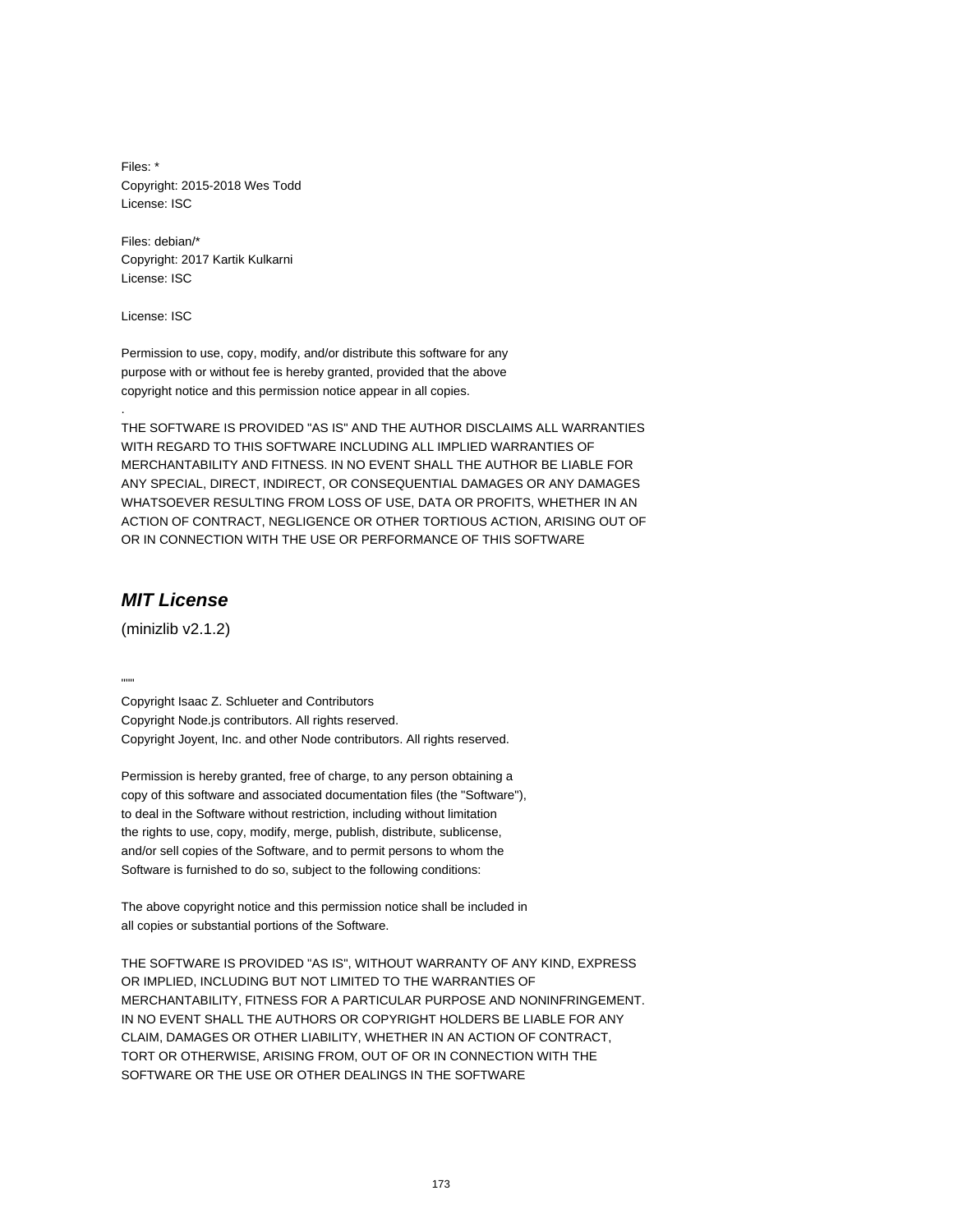Files: *
Copyright: 2015-2018 Wes Todd
License: ISC

Files: debian/*
Copyright: 2017 Kartik Kulkarni
License: ISC

License: ISC

Permission to use, copy, modify, and/or distribute this software for any
purpose with or without fee is hereby granted, provided that the above
copyright notice and this permission notice appear in all copies.

.

THE SOFTWARE IS PROVIDED "AS IS" AND THE AUTHOR DISCLAIMS ALL WARRANTIES
WITH REGARD TO THIS SOFTWARE INCLUDING ALL IMPLIED WARRANTIES OF
MERCHANTABILITY AND FITNESS. IN NO EVENT SHALL THE AUTHOR BE LIABLE FOR
ANY SPECIAL, DIRECT, INDIRECT, OR CONSEQUENTIAL DAMAGES OR ANY DAMAGES
WHATSOEVER RESULTING FROM LOSS OF USE, DATA OR PROFITS, WHETHER IN AN
ACTION OF CONTRACT, NEGLIGENCE OR OTHER TORTIOUS ACTION, ARISING OUT OF
OR IN CONNECTION WITH THE USE OR PERFORMANCE OF THIS SOFTWARE

## *MIT License*

(minizlib v2.1.2)

""""

Copyright Isaac Z. Schlueter and Contributors
Copyright Node.js contributors. All rights reserved.
Copyright Joyent, Inc. and other Node contributors. All rights reserved.

Permission is hereby granted, free of charge, to any person obtaining a
copy of this software and associated documentation files (the "Software"),
to deal in the Software without restriction, including without limitation
the rights to use, copy, modify, merge, publish, distribute, sublicense,
and/or sell copies of the Software, and to permit persons to whom the
Software is furnished to do so, subject to the following conditions:

The above copyright notice and this permission notice shall be included in
all copies or substantial portions of the Software.

THE SOFTWARE IS PROVIDED "AS IS", WITHOUT WARRANTY OF ANY KIND, EXPRESS
OR IMPLIED, INCLUDING BUT NOT LIMITED TO THE WARRANTIES OF
MERCHANTABILITY, FITNESS FOR A PARTICULAR PURPOSE AND NONINFRINGEMENT.
IN NO EVENT SHALL THE AUTHORS OR COPYRIGHT HOLDERS BE LIABLE FOR ANY
CLAIM, DAMAGES OR OTHER LIABILITY, WHETHER IN AN ACTION OF CONTRACT,
TORT OR OTHERWISE, ARISING FROM, OUT OF OR IN CONNECTION WITH THE
SOFTWARE OR THE USE OR OTHER DEALINGS IN THE SOFTWARE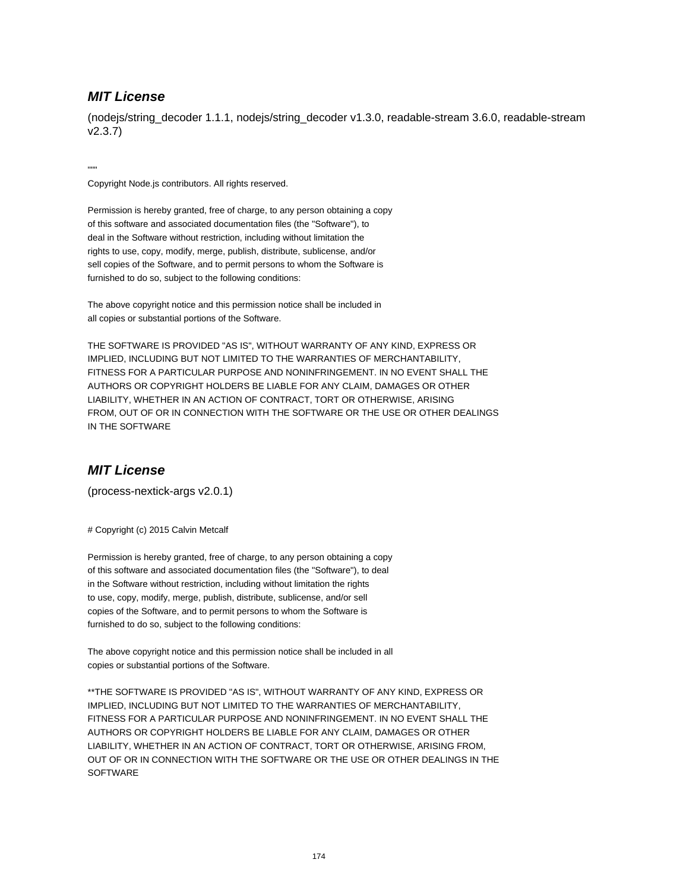### ***MIT License***

(nodejs/string_decoder 1.1.1, nodejs/string_decoder v1.3.0, readable-stream 3.6.0, readable-stream v2.3.7)

""""

Copyright Node.js contributors. All rights reserved.

Permission is hereby granted, free of charge, to any person obtaining a copy
of this software and associated documentation files (the "Software"), to
deal in the Software without restriction, including without limitation the
rights to use, copy, modify, merge, publish, distribute, sublicense, and/or
sell copies of the Software, and to permit persons to whom the Software is
furnished to do so, subject to the following conditions:

The above copyright notice and this permission notice shall be included in
all copies or substantial portions of the Software.

THE SOFTWARE IS PROVIDED "AS IS", WITHOUT WARRANTY OF ANY KIND, EXPRESS OR
IMPLIED, INCLUDING BUT NOT LIMITED TO THE WARRANTIES OF MERCHANTABILITY,
FITNESS FOR A PARTICULAR PURPOSE AND NONINFRINGEMENT. IN NO EVENT SHALL THE
AUTHORS OR COPYRIGHT HOLDERS BE LIABLE FOR ANY CLAIM, DAMAGES OR OTHER
LIABILITY, WHETHER IN AN ACTION OF CONTRACT, TORT OR OTHERWISE, ARISING
FROM, OUT OF OR IN CONNECTION WITH THE SOFTWARE OR THE USE OR OTHER DEALINGS
IN THE SOFTWARE

### ***MIT License***

(process-nextick-args v2.0.1)

# Copyright (c) 2015 Calvin Metcalf

Permission is hereby granted, free of charge, to any person obtaining a copy
of this software and associated documentation files (the "Software"), to deal
in the Software without restriction, including without limitation the rights
to use, copy, modify, merge, publish, distribute, sublicense, and/or sell
copies of the Software, and to permit persons to whom the Software is
furnished to do so, subject to the following conditions:

The above copyright notice and this permission notice shall be included in all
copies or substantial portions of the Software.

**THE SOFTWARE IS PROVIDED "AS IS", WITHOUT WARRANTY OF ANY KIND, EXPRESS OR
IMPLIED, INCLUDING BUT NOT LIMITED TO THE WARRANTIES OF MERCHANTABILITY,
FITNESS FOR A PARTICULAR PURPOSE AND NONINFRINGEMENT. IN NO EVENT SHALL THE
AUTHORS OR COPYRIGHT HOLDERS BE LIABLE FOR ANY CLAIM, DAMAGES OR OTHER
LIABILITY, WHETHER IN AN ACTION OF CONTRACT, TORT OR OTHERWISE, ARISING FROM,
OUT OF OR IN CONNECTION WITH THE SOFTWARE OR THE USE OR OTHER DEALINGS IN THE
SOFTWARE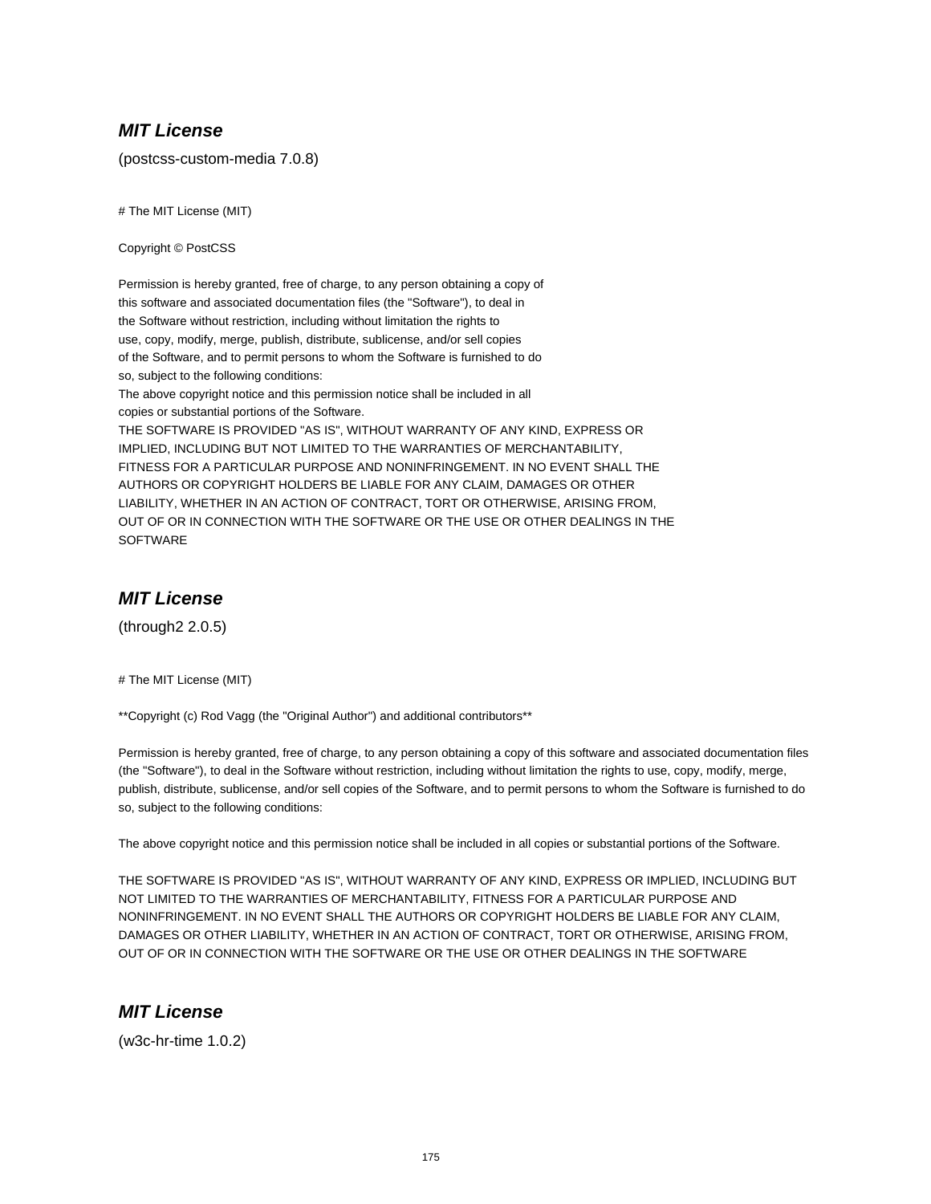## *MIT License*

(postcss-custom-media 7.0.8)

# The MIT License (MIT)

Copyright © PostCSS

Permission is hereby granted, free of charge, to any person obtaining a copy of
this software and associated documentation files (the "Software"), to deal in
the Software without restriction, including without limitation the rights to
use, copy, modify, merge, publish, distribute, sublicense, and/or sell copies
of the Software, and to permit persons to whom the Software is furnished to do
so, subject to the following conditions:
The above copyright notice and this permission notice shall be included in all
copies or substantial portions of the Software.
THE SOFTWARE IS PROVIDED "AS IS", WITHOUT WARRANTY OF ANY KIND, EXPRESS OR
IMPLIED, INCLUDING BUT NOT LIMITED TO THE WARRANTIES OF MERCHANTABILITY,
FITNESS FOR A PARTICULAR PURPOSE AND NONINFRINGEMENT. IN NO EVENT SHALL THE
AUTHORS OR COPYRIGHT HOLDERS BE LIABLE FOR ANY CLAIM, DAMAGES OR OTHER
LIABILITY, WHETHER IN AN ACTION OF CONTRACT, TORT OR OTHERWISE, ARISING FROM,
OUT OF OR IN CONNECTION WITH THE SOFTWARE OR THE USE OR OTHER DEALINGS IN THE
SOFTWARE

## *MIT License*

(through2 2.0.5)

# The MIT License (MIT)

**Copyright (c) Rod Vagg (the "Original Author") and additional contributors**

Permission is hereby granted, free of charge, to any person obtaining a copy of this software and associated documentation files (the "Software"), to deal in the Software without restriction, including without limitation the rights to use, copy, modify, merge, publish, distribute, sublicense, and/or sell copies of the Software, and to permit persons to whom the Software is furnished to do so, subject to the following conditions:

The above copyright notice and this permission notice shall be included in all copies or substantial portions of the Software.

THE SOFTWARE IS PROVIDED "AS IS", WITHOUT WARRANTY OF ANY KIND, EXPRESS OR IMPLIED, INCLUDING BUT NOT LIMITED TO THE WARRANTIES OF MERCHANTABILITY, FITNESS FOR A PARTICULAR PURPOSE AND NONINFRINGEMENT. IN NO EVENT SHALL THE AUTHORS OR COPYRIGHT HOLDERS BE LIABLE FOR ANY CLAIM, DAMAGES OR OTHER LIABILITY, WHETHER IN AN ACTION OF CONTRACT, TORT OR OTHERWISE, ARISING FROM, OUT OF OR IN CONNECTION WITH THE SOFTWARE OR THE USE OR OTHER DEALINGS IN THE SOFTWARE

## *MIT License*

(w3c-hr-time 1.0.2)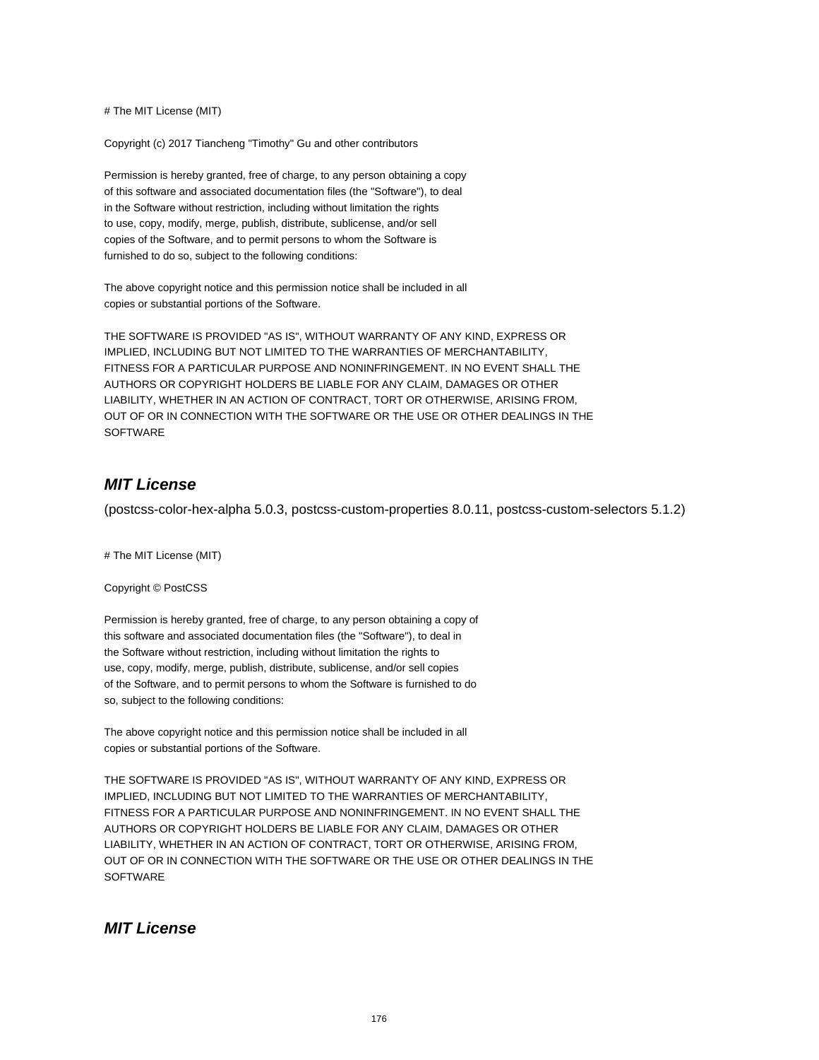# The MIT License (MIT)

Copyright (c) 2017 Tiancheng "Timothy" Gu and other contributors

Permission is hereby granted, free of charge, to any person obtaining a copy
of this software and associated documentation files (the "Software"), to deal
in the Software without restriction, including without limitation the rights
to use, copy, modify, merge, publish, distribute, sublicense, and/or sell
copies of the Software, and to permit persons to whom the Software is
furnished to do so, subject to the following conditions:

The above copyright notice and this permission notice shall be included in all
copies or substantial portions of the Software.

THE SOFTWARE IS PROVIDED "AS IS", WITHOUT WARRANTY OF ANY KIND, EXPRESS OR
IMPLIED, INCLUDING BUT NOT LIMITED TO THE WARRANTIES OF MERCHANTABILITY,
FITNESS FOR A PARTICULAR PURPOSE AND NONINFRINGEMENT. IN NO EVENT SHALL THE
AUTHORS OR COPYRIGHT HOLDERS BE LIABLE FOR ANY CLAIM, DAMAGES OR OTHER
LIABILITY, WHETHER IN AN ACTION OF CONTRACT, TORT OR OTHERWISE, ARISING FROM,
OUT OF OR IN CONNECTION WITH THE SOFTWARE OR THE USE OR OTHER DEALINGS IN THE
SOFTWARE

## *MIT License*

(postcss-color-hex-alpha 5.0.3, postcss-custom-properties 8.0.11, postcss-custom-selectors 5.1.2)

# The MIT License (MIT)

Copyright © PostCSS

Permission is hereby granted, free of charge, to any person obtaining a copy of
this software and associated documentation files (the "Software"), to deal in
the Software without restriction, including without limitation the rights to
use, copy, modify, merge, publish, distribute, sublicense, and/or sell copies
of the Software, and to permit persons to whom the Software is furnished to do
so, subject to the following conditions:

The above copyright notice and this permission notice shall be included in all
copies or substantial portions of the Software.

THE SOFTWARE IS PROVIDED "AS IS", WITHOUT WARRANTY OF ANY KIND, EXPRESS OR
IMPLIED, INCLUDING BUT NOT LIMITED TO THE WARRANTIES OF MERCHANTABILITY,
FITNESS FOR A PARTICULAR PURPOSE AND NONINFRINGEMENT. IN NO EVENT SHALL THE
AUTHORS OR COPYRIGHT HOLDERS BE LIABLE FOR ANY CLAIM, DAMAGES OR OTHER
LIABILITY, WHETHER IN AN ACTION OF CONTRACT, TORT OR OTHERWISE, ARISING FROM,
OUT OF OR IN CONNECTION WITH THE SOFTWARE OR THE USE OR OTHER DEALINGS IN THE
SOFTWARE

## *MIT License*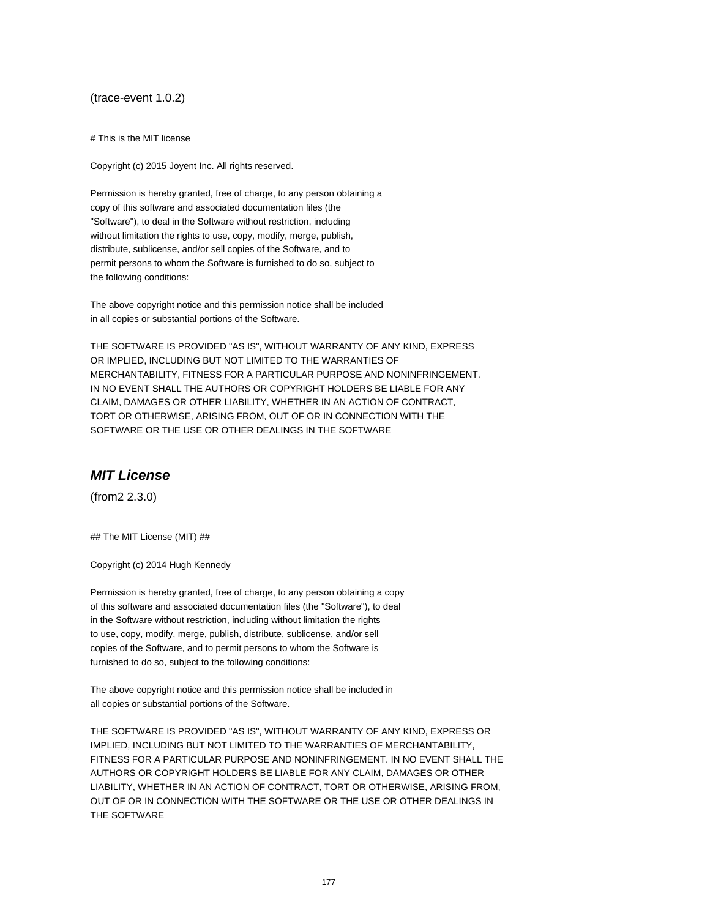(trace-event 1.0.2)

# This is the MIT license

Copyright (c) 2015 Joyent Inc. All rights reserved.

Permission is hereby granted, free of charge, to any person obtaining a
copy of this software and associated documentation files (the
"Software"), to deal in the Software without restriction, including
without limitation the rights to use, copy, modify, merge, publish,
distribute, sublicense, and/or sell copies of the Software, and to
permit persons to whom the Software is furnished to do so, subject to
the following conditions:

The above copyright notice and this permission notice shall be included
in all copies or substantial portions of the Software.

THE SOFTWARE IS PROVIDED "AS IS", WITHOUT WARRANTY OF ANY KIND, EXPRESS
OR IMPLIED, INCLUDING BUT NOT LIMITED TO THE WARRANTIES OF
MERCHANTABILITY, FITNESS FOR A PARTICULAR PURPOSE AND NONINFRINGEMENT.
IN NO EVENT SHALL THE AUTHORS OR COPYRIGHT HOLDERS BE LIABLE FOR ANY
CLAIM, DAMAGES OR OTHER LIABILITY, WHETHER IN AN ACTION OF CONTRACT,
TORT OR OTHERWISE, ARISING FROM, OUT OF OR IN CONNECTION WITH THE
SOFTWARE OR THE USE OR OTHER DEALINGS IN THE SOFTWARE

## *MIT License*

(from2 2.3.0)

## The MIT License (MIT) ##

Copyright (c) 2014 Hugh Kennedy

Permission is hereby granted, free of charge, to any person obtaining a copy
of this software and associated documentation files (the "Software"), to deal
in the Software without restriction, including without limitation the rights
to use, copy, modify, merge, publish, distribute, sublicense, and/or sell
copies of the Software, and to permit persons to whom the Software is
furnished to do so, subject to the following conditions:

The above copyright notice and this permission notice shall be included in
all copies or substantial portions of the Software.

THE SOFTWARE IS PROVIDED "AS IS", WITHOUT WARRANTY OF ANY KIND, EXPRESS OR
IMPLIED, INCLUDING BUT NOT LIMITED TO THE WARRANTIES OF MERCHANTABILITY,
FITNESS FOR A PARTICULAR PURPOSE AND NONINFRINGEMENT. IN NO EVENT SHALL THE
AUTHORS OR COPYRIGHT HOLDERS BE LIABLE FOR ANY CLAIM, DAMAGES OR OTHER
LIABILITY, WHETHER IN AN ACTION OF CONTRACT, TORT OR OTHERWISE, ARISING FROM,
OUT OF OR IN CONNECTION WITH THE SOFTWARE OR THE USE OR OTHER DEALINGS IN
THE SOFTWARE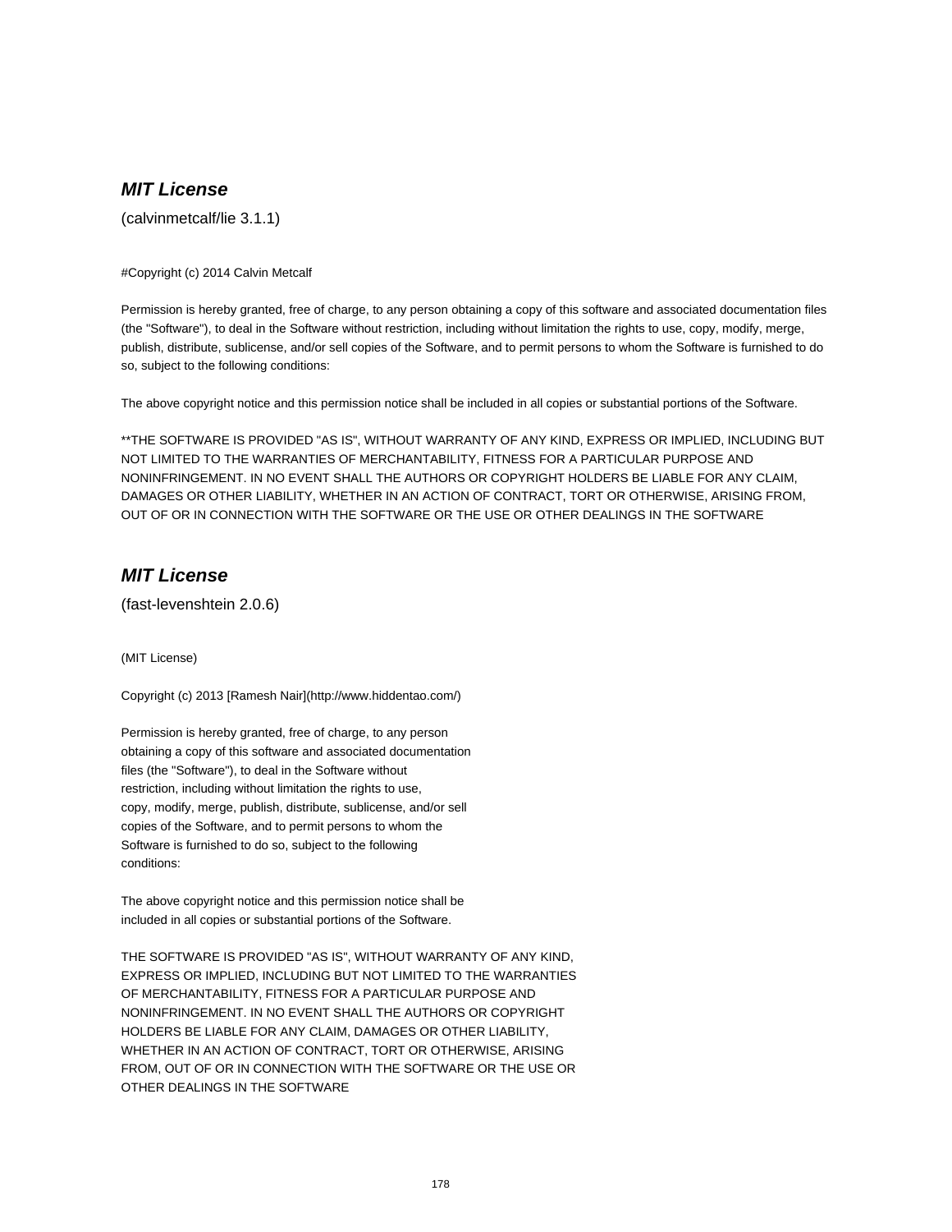## ***MIT License***

(calvinmetcalf/lie 3.1.1)

#Copyright (c) 2014 Calvin Metcalf

Permission is hereby granted, free of charge, to any person obtaining a copy of this software and associated documentation files (the "Software"), to deal in the Software without restriction, including without limitation the rights to use, copy, modify, merge, publish, distribute, sublicense, and/or sell copies of the Software, and to permit persons to whom the Software is furnished to do so, subject to the following conditions:

The above copyright notice and this permission notice shall be included in all copies or substantial portions of the Software.

**THE SOFTWARE IS PROVIDED "AS IS", WITHOUT WARRANTY OF ANY KIND, EXPRESS OR IMPLIED, INCLUDING BUT NOT LIMITED TO THE WARRANTIES OF MERCHANTABILITY, FITNESS FOR A PARTICULAR PURPOSE AND NONINFRINGEMENT. IN NO EVENT SHALL THE AUTHORS OR COPYRIGHT HOLDERS BE LIABLE FOR ANY CLAIM, DAMAGES OR OTHER LIABILITY, WHETHER IN AN ACTION OF CONTRACT, TORT OR OTHERWISE, ARISING FROM, OUT OF OR IN CONNECTION WITH THE SOFTWARE OR THE USE OR OTHER DEALINGS IN THE SOFTWARE

## ***MIT License***

(fast-levenshtein 2.0.6)

(MIT License)

Copyright (c) 2013 [Ramesh Nair](http://www.hiddentao.com/)

Permission is hereby granted, free of charge, to any person
obtaining a copy of this software and associated documentation
files (the "Software"), to deal in the Software without
restriction, including without limitation the rights to use,
copy, modify, merge, publish, distribute, sublicense, and/or sell
copies of the Software, and to permit persons to whom the
Software is furnished to do so, subject to the following
conditions:

The above copyright notice and this permission notice shall be
included in all copies or substantial portions of the Software.

THE SOFTWARE IS PROVIDED "AS IS", WITHOUT WARRANTY OF ANY KIND,
EXPRESS OR IMPLIED, INCLUDING BUT NOT LIMITED TO THE WARRANTIES
OF MERCHANTABILITY, FITNESS FOR A PARTICULAR PURPOSE AND
NONINFRINGEMENT. IN NO EVENT SHALL THE AUTHORS OR COPYRIGHT
HOLDERS BE LIABLE FOR ANY CLAIM, DAMAGES OR OTHER LIABILITY,
WHETHER IN AN ACTION OF CONTRACT, TORT OR OTHERWISE, ARISING
FROM, OUT OF OR IN CONNECTION WITH THE SOFTWARE OR THE USE OR
OTHER DEALINGS IN THE SOFTWARE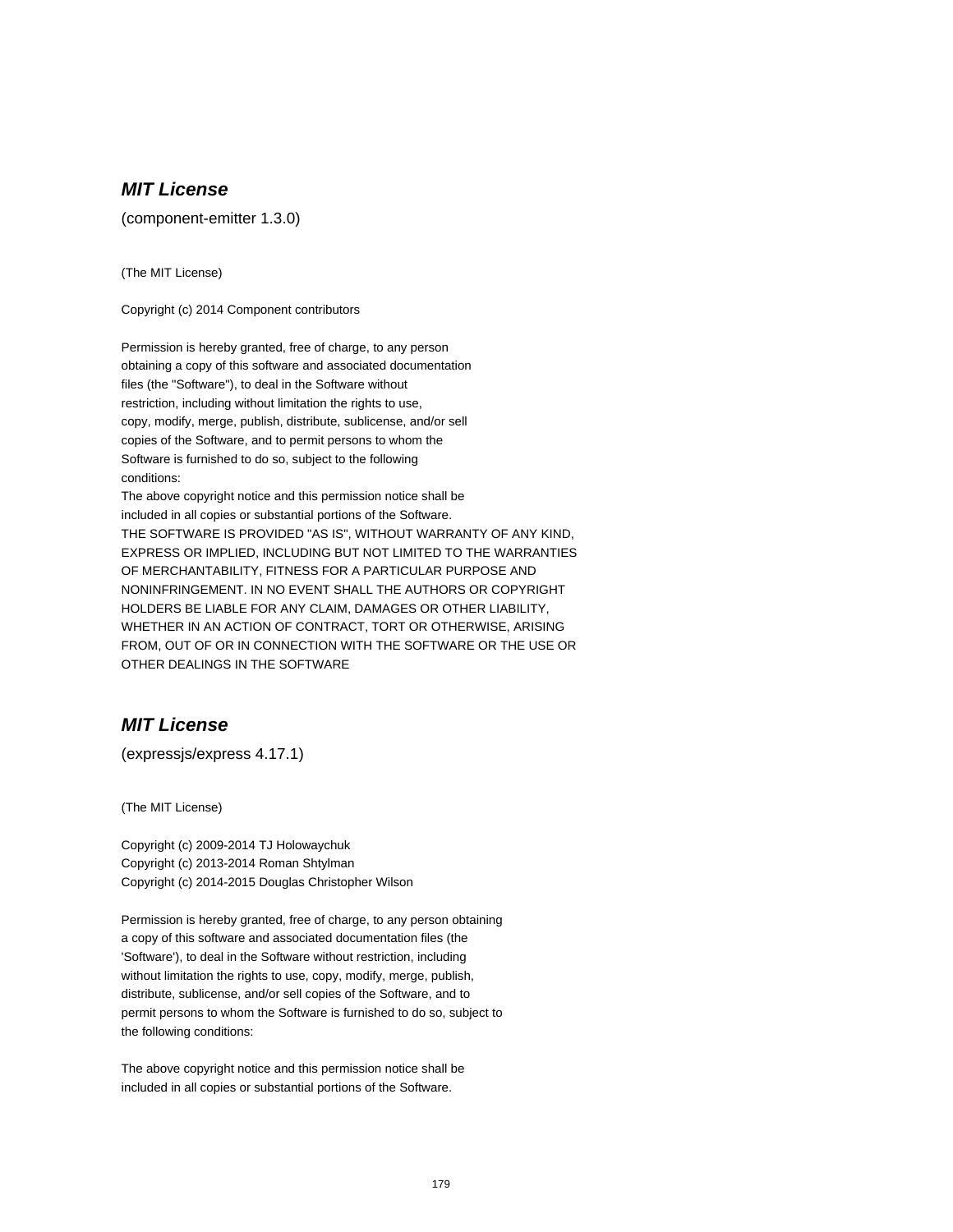## *MIT License*

(component-emitter 1.3.0)

(The MIT License)

Copyright (c) 2014 Component contributors

Permission is hereby granted, free of charge, to any person
obtaining a copy of this software and associated documentation
files (the "Software"), to deal in the Software without
restriction, including without limitation the rights to use,
copy, modify, merge, publish, distribute, sublicense, and/or sell
copies of the Software, and to permit persons to whom the
Software is furnished to do so, subject to the following
conditions:
The above copyright notice and this permission notice shall be
included in all copies or substantial portions of the Software.
THE SOFTWARE IS PROVIDED "AS IS", WITHOUT WARRANTY OF ANY KIND,
EXPRESS OR IMPLIED, INCLUDING BUT NOT LIMITED TO THE WARRANTIES
OF MERCHANTABILITY, FITNESS FOR A PARTICULAR PURPOSE AND
NONINFRINGEMENT. IN NO EVENT SHALL THE AUTHORS OR COPYRIGHT
HOLDERS BE LIABLE FOR ANY CLAIM, DAMAGES OR OTHER LIABILITY,
WHETHER IN AN ACTION OF CONTRACT, TORT OR OTHERWISE, ARISING
FROM, OUT OF OR IN CONNECTION WITH THE SOFTWARE OR THE USE OR
OTHER DEALINGS IN THE SOFTWARE

## *MIT License*

(expressjs/express 4.17.1)

(The MIT License)

Copyright (c) 2009-2014 TJ Holowaychuk
Copyright (c) 2013-2014 Roman Shtylman
Copyright (c) 2014-2015 Douglas Christopher Wilson

Permission is hereby granted, free of charge, to any person obtaining
a copy of this software and associated documentation files (the
'Software'), to deal in the Software without restriction, including
without limitation the rights to use, copy, modify, merge, publish,
distribute, sublicense, and/or sell copies of the Software, and to
permit persons to whom the Software is furnished to do so, subject to
the following conditions:

The above copyright notice and this permission notice shall be
included in all copies or substantial portions of the Software.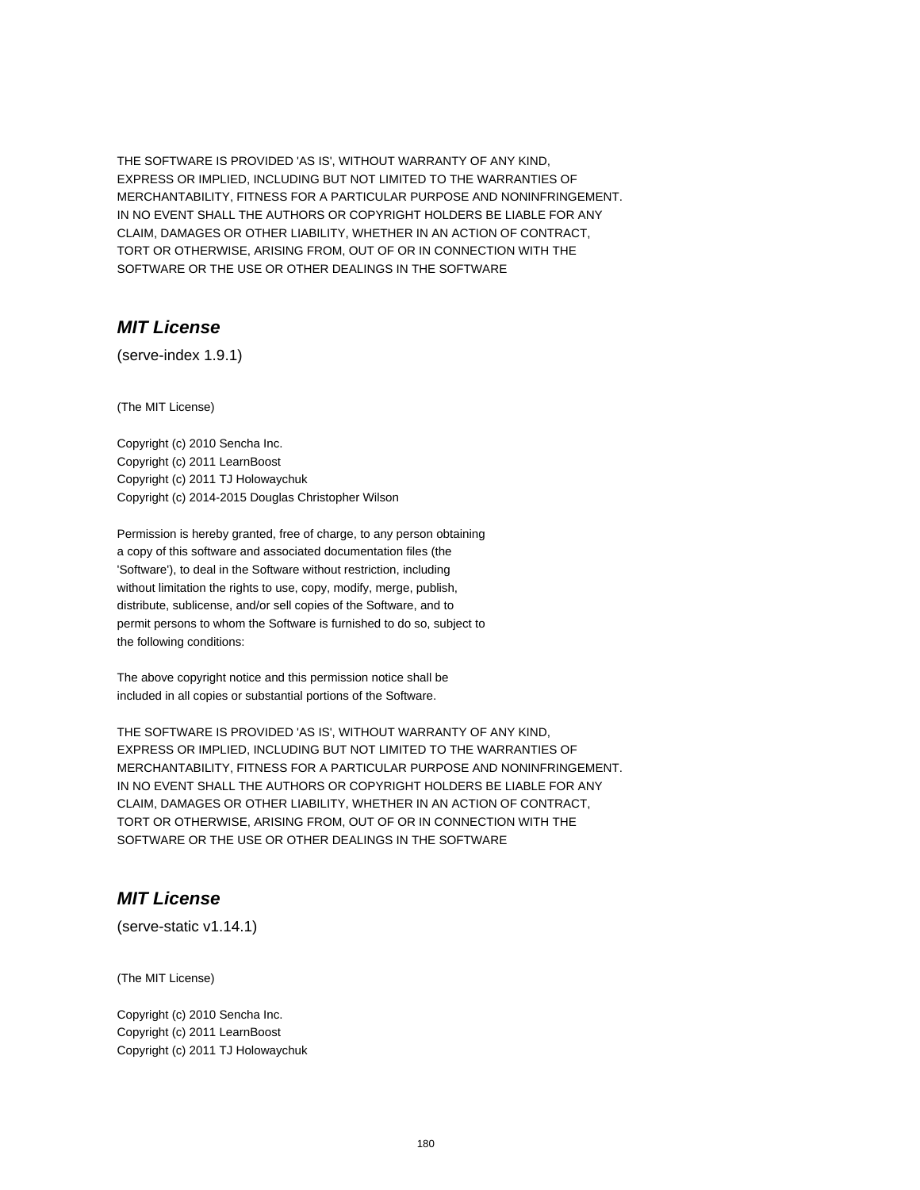THE SOFTWARE IS PROVIDED 'AS IS', WITHOUT WARRANTY OF ANY KIND,
EXPRESS OR IMPLIED, INCLUDING BUT NOT LIMITED TO THE WARRANTIES OF
MERCHANTABILITY, FITNESS FOR A PARTICULAR PURPOSE AND NONINFRINGEMENT.
IN NO EVENT SHALL THE AUTHORS OR COPYRIGHT HOLDERS BE LIABLE FOR ANY
CLAIM, DAMAGES OR OTHER LIABILITY, WHETHER IN AN ACTION OF CONTRACT,
TORT OR OTHERWISE, ARISING FROM, OUT OF OR IN CONNECTION WITH THE
SOFTWARE OR THE USE OR OTHER DEALINGS IN THE SOFTWARE

## *MIT License*

(serve-index 1.9.1)

(The MIT License)

Copyright (c) 2010 Sencha Inc.
Copyright (c) 2011 LearnBoost
Copyright (c) 2011 TJ Holowaychuk
Copyright (c) 2014-2015 Douglas Christopher Wilson

Permission is hereby granted, free of charge, to any person obtaining
a copy of this software and associated documentation files (the
'Software'), to deal in the Software without restriction, including
without limitation the rights to use, copy, modify, merge, publish,
distribute, sublicense, and/or sell copies of the Software, and to
permit persons to whom the Software is furnished to do so, subject to
the following conditions:

The above copyright notice and this permission notice shall be
included in all copies or substantial portions of the Software.

THE SOFTWARE IS PROVIDED 'AS IS', WITHOUT WARRANTY OF ANY KIND,
EXPRESS OR IMPLIED, INCLUDING BUT NOT LIMITED TO THE WARRANTIES OF
MERCHANTABILITY, FITNESS FOR A PARTICULAR PURPOSE AND NONINFRINGEMENT.
IN NO EVENT SHALL THE AUTHORS OR COPYRIGHT HOLDERS BE LIABLE FOR ANY
CLAIM, DAMAGES OR OTHER LIABILITY, WHETHER IN AN ACTION OF CONTRACT,
TORT OR OTHERWISE, ARISING FROM, OUT OF OR IN CONNECTION WITH THE
SOFTWARE OR THE USE OR OTHER DEALINGS IN THE SOFTWARE

## *MIT License*

(serve-static v1.14.1)

(The MIT License)

Copyright (c) 2010 Sencha Inc.
Copyright (c) 2011 LearnBoost
Copyright (c) 2011 TJ Holowaychuk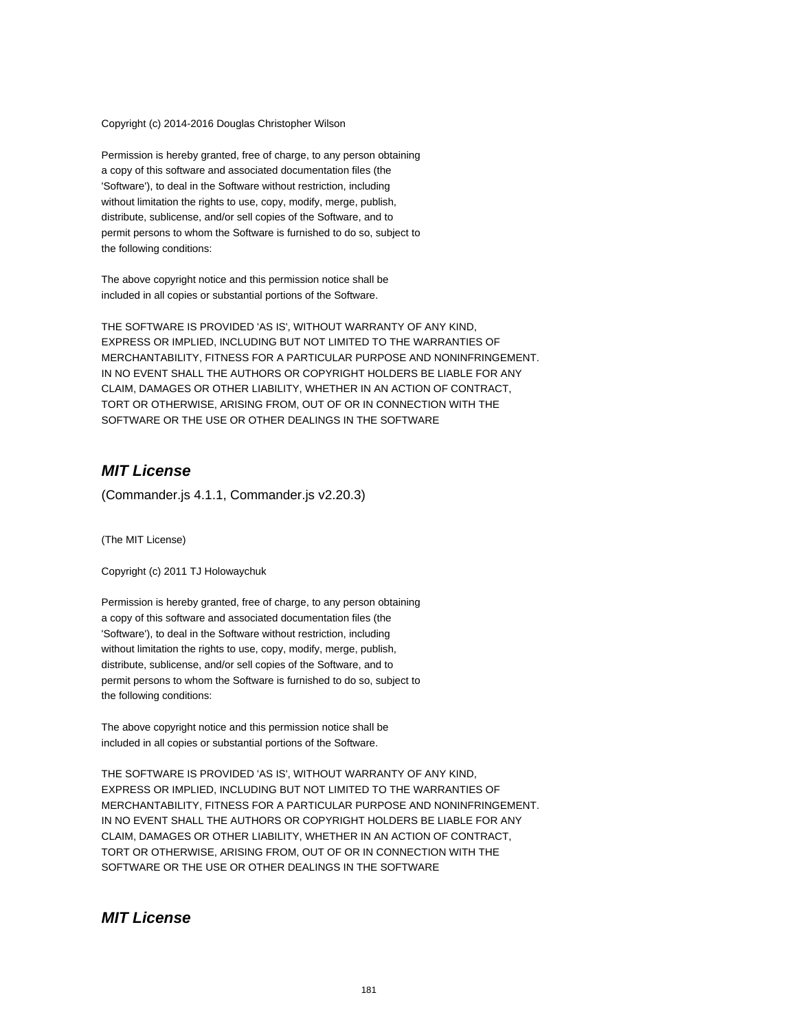Copyright (c) 2014-2016 Douglas Christopher Wilson

Permission is hereby granted, free of charge, to any person obtaining
a copy of this software and associated documentation files (the
'Software'), to deal in the Software without restriction, including
without limitation the rights to use, copy, modify, merge, publish,
distribute, sublicense, and/or sell copies of the Software, and to
permit persons to whom the Software is furnished to do so, subject to
the following conditions:

The above copyright notice and this permission notice shall be
included in all copies or substantial portions of the Software.

THE SOFTWARE IS PROVIDED 'AS IS', WITHOUT WARRANTY OF ANY KIND,
EXPRESS OR IMPLIED, INCLUDING BUT NOT LIMITED TO THE WARRANTIES OF
MERCHANTABILITY, FITNESS FOR A PARTICULAR PURPOSE AND NONINFRINGEMENT.
IN NO EVENT SHALL THE AUTHORS OR COPYRIGHT HOLDERS BE LIABLE FOR ANY
CLAIM, DAMAGES OR OTHER LIABILITY, WHETHER IN AN ACTION OF CONTRACT,
TORT OR OTHERWISE, ARISING FROM, OUT OF OR IN CONNECTION WITH THE
SOFTWARE OR THE USE OR OTHER DEALINGS IN THE SOFTWARE

## *MIT License*

(Commander.js 4.1.1, Commander.js v2.20.3)

(The MIT License)

Copyright (c) 2011 TJ Holowaychuk

Permission is hereby granted, free of charge, to any person obtaining
a copy of this software and associated documentation files (the
'Software'), to deal in the Software without restriction, including
without limitation the rights to use, copy, modify, merge, publish,
distribute, sublicense, and/or sell copies of the Software, and to
permit persons to whom the Software is furnished to do so, subject to
the following conditions:

The above copyright notice and this permission notice shall be
included in all copies or substantial portions of the Software.

THE SOFTWARE IS PROVIDED 'AS IS', WITHOUT WARRANTY OF ANY KIND,
EXPRESS OR IMPLIED, INCLUDING BUT NOT LIMITED TO THE WARRANTIES OF
MERCHANTABILITY, FITNESS FOR A PARTICULAR PURPOSE AND NONINFRINGEMENT.
IN NO EVENT SHALL THE AUTHORS OR COPYRIGHT HOLDERS BE LIABLE FOR ANY
CLAIM, DAMAGES OR OTHER LIABILITY, WHETHER IN AN ACTION OF CONTRACT,
TORT OR OTHERWISE, ARISING FROM, OUT OF OR IN CONNECTION WITH THE
SOFTWARE OR THE USE OR OTHER DEALINGS IN THE SOFTWARE

## *MIT License*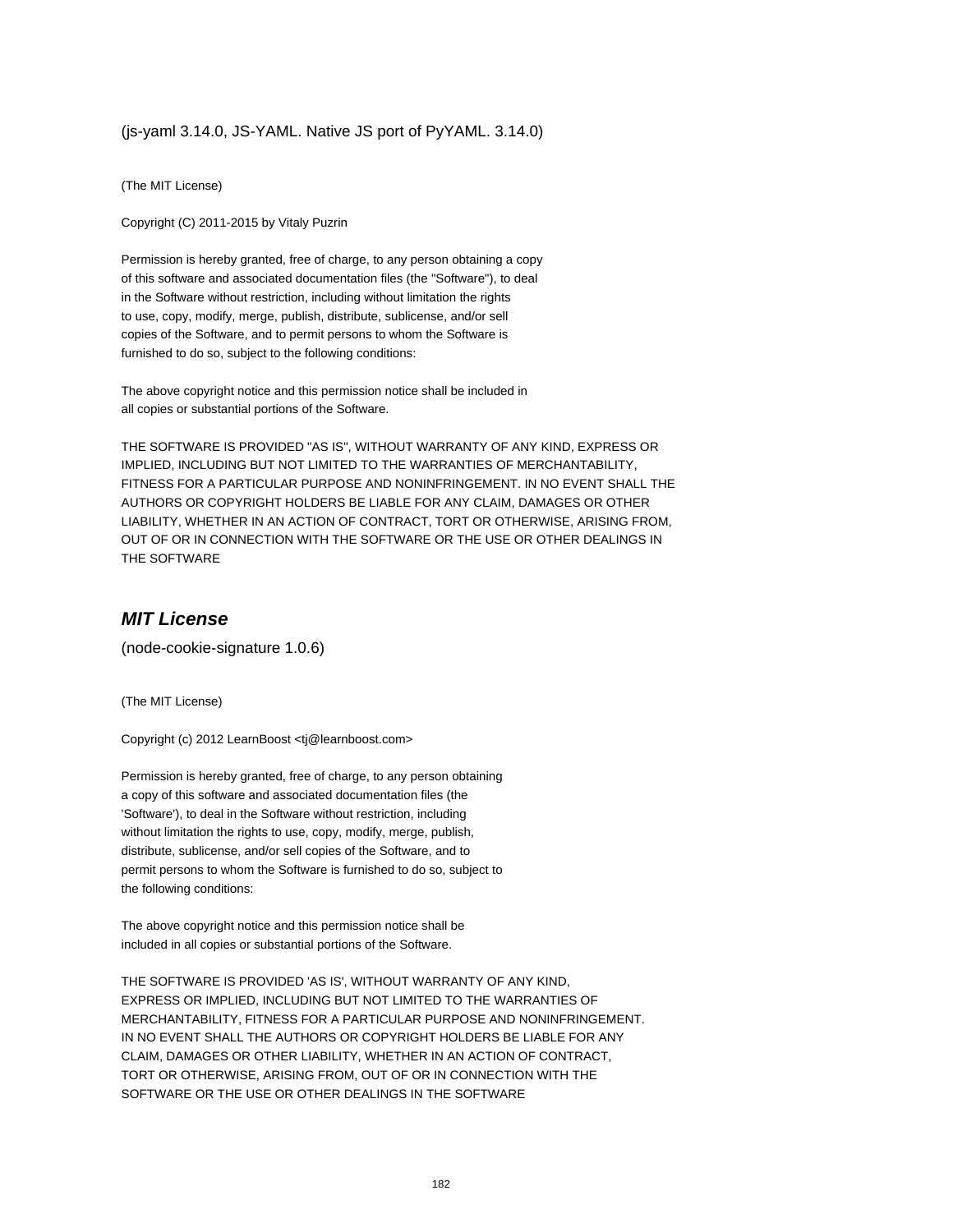(js-yaml 3.14.0, JS-YAML. Native JS port of PyYAML. 3.14.0)

(The MIT License)

Copyright (C) 2011-2015 by Vitaly Puzrin

Permission is hereby granted, free of charge, to any person obtaining a copy
of this software and associated documentation files (the "Software"), to deal
in the Software without restriction, including without limitation the rights
to use, copy, modify, merge, publish, distribute, sublicense, and/or sell
copies of the Software, and to permit persons to whom the Software is
furnished to do so, subject to the following conditions:

The above copyright notice and this permission notice shall be included in
all copies or substantial portions of the Software.

THE SOFTWARE IS PROVIDED "AS IS", WITHOUT WARRANTY OF ANY KIND, EXPRESS OR
IMPLIED, INCLUDING BUT NOT LIMITED TO THE WARRANTIES OF MERCHANTABILITY,
FITNESS FOR A PARTICULAR PURPOSE AND NONINFRINGEMENT. IN NO EVENT SHALL THE
AUTHORS OR COPYRIGHT HOLDERS BE LIABLE FOR ANY CLAIM, DAMAGES OR OTHER
LIABILITY, WHETHER IN AN ACTION OF CONTRACT, TORT OR OTHERWISE, ARISING FROM,
OUT OF OR IN CONNECTION WITH THE SOFTWARE OR THE USE OR OTHER DEALINGS IN
THE SOFTWARE

## *MIT License*

(node-cookie-signature 1.0.6)

(The MIT License)

Copyright (c) 2012 LearnBoost <tj@learnboost.com>

Permission is hereby granted, free of charge, to any person obtaining
a copy of this software and associated documentation files (the
'Software'), to deal in the Software without restriction, including
without limitation the rights to use, copy, modify, merge, publish,
distribute, sublicense, and/or sell copies of the Software, and to
permit persons to whom the Software is furnished to do so, subject to
the following conditions:

The above copyright notice and this permission notice shall be
included in all copies or substantial portions of the Software.

THE SOFTWARE IS PROVIDED 'AS IS', WITHOUT WARRANTY OF ANY KIND,
EXPRESS OR IMPLIED, INCLUDING BUT NOT LIMITED TO THE WARRANTIES OF
MERCHANTABILITY, FITNESS FOR A PARTICULAR PURPOSE AND NONINFRINGEMENT.
IN NO EVENT SHALL THE AUTHORS OR COPYRIGHT HOLDERS BE LIABLE FOR ANY
CLAIM, DAMAGES OR OTHER LIABILITY, WHETHER IN AN ACTION OF CONTRACT,
TORT OR OTHERWISE, ARISING FROM, OUT OF OR IN CONNECTION WITH THE
SOFTWARE OR THE USE OR OTHER DEALINGS IN THE SOFTWARE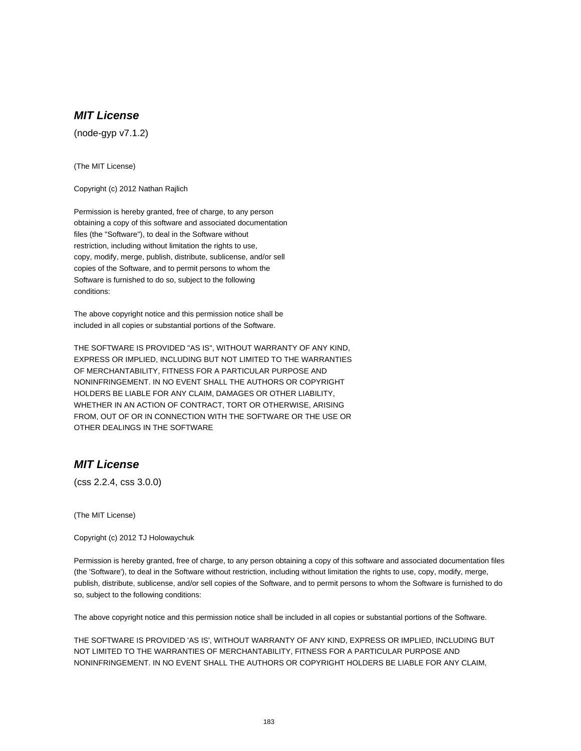## ***MIT License***

(node-gyp v7.1.2)

(The MIT License)

Copyright (c) 2012 Nathan Rajlich

Permission is hereby granted, free of charge, to any person
obtaining a copy of this software and associated documentation
files (the "Software"), to deal in the Software without
restriction, including without limitation the rights to use,
copy, modify, merge, publish, distribute, sublicense, and/or sell
copies of the Software, and to permit persons to whom the
Software is furnished to do so, subject to the following
conditions:

The above copyright notice and this permission notice shall be
included in all copies or substantial portions of the Software.

THE SOFTWARE IS PROVIDED "AS IS", WITHOUT WARRANTY OF ANY KIND,
EXPRESS OR IMPLIED, INCLUDING BUT NOT LIMITED TO THE WARRANTIES
OF MERCHANTABILITY, FITNESS FOR A PARTICULAR PURPOSE AND
NONINFRINGEMENT. IN NO EVENT SHALL THE AUTHORS OR COPYRIGHT
HOLDERS BE LIABLE FOR ANY CLAIM, DAMAGES OR OTHER LIABILITY,
WHETHER IN AN ACTION OF CONTRACT, TORT OR OTHERWISE, ARISING
FROM, OUT OF OR IN CONNECTION WITH THE SOFTWARE OR THE USE OR
OTHER DEALINGS IN THE SOFTWARE

## ***MIT License***

(css 2.2.4, css 3.0.0)

(The MIT License)

Copyright (c) 2012 TJ Holowaychuk

Permission is hereby granted, free of charge, to any person obtaining a copy of this software and associated documentation files (the 'Software'), to deal in the Software without restriction, including without limitation the rights to use, copy, modify, merge, publish, distribute, sublicense, and/or sell copies of the Software, and to permit persons to whom the Software is furnished to do so, subject to the following conditions:

The above copyright notice and this permission notice shall be included in all copies or substantial portions of the Software.

THE SOFTWARE IS PROVIDED 'AS IS', WITHOUT WARRANTY OF ANY KIND, EXPRESS OR IMPLIED, INCLUDING BUT NOT LIMITED TO THE WARRANTIES OF MERCHANTABILITY, FITNESS FOR A PARTICULAR PURPOSE AND NONINFRINGEMENT. IN NO EVENT SHALL THE AUTHORS OR COPYRIGHT HOLDERS BE LIABLE FOR ANY CLAIM,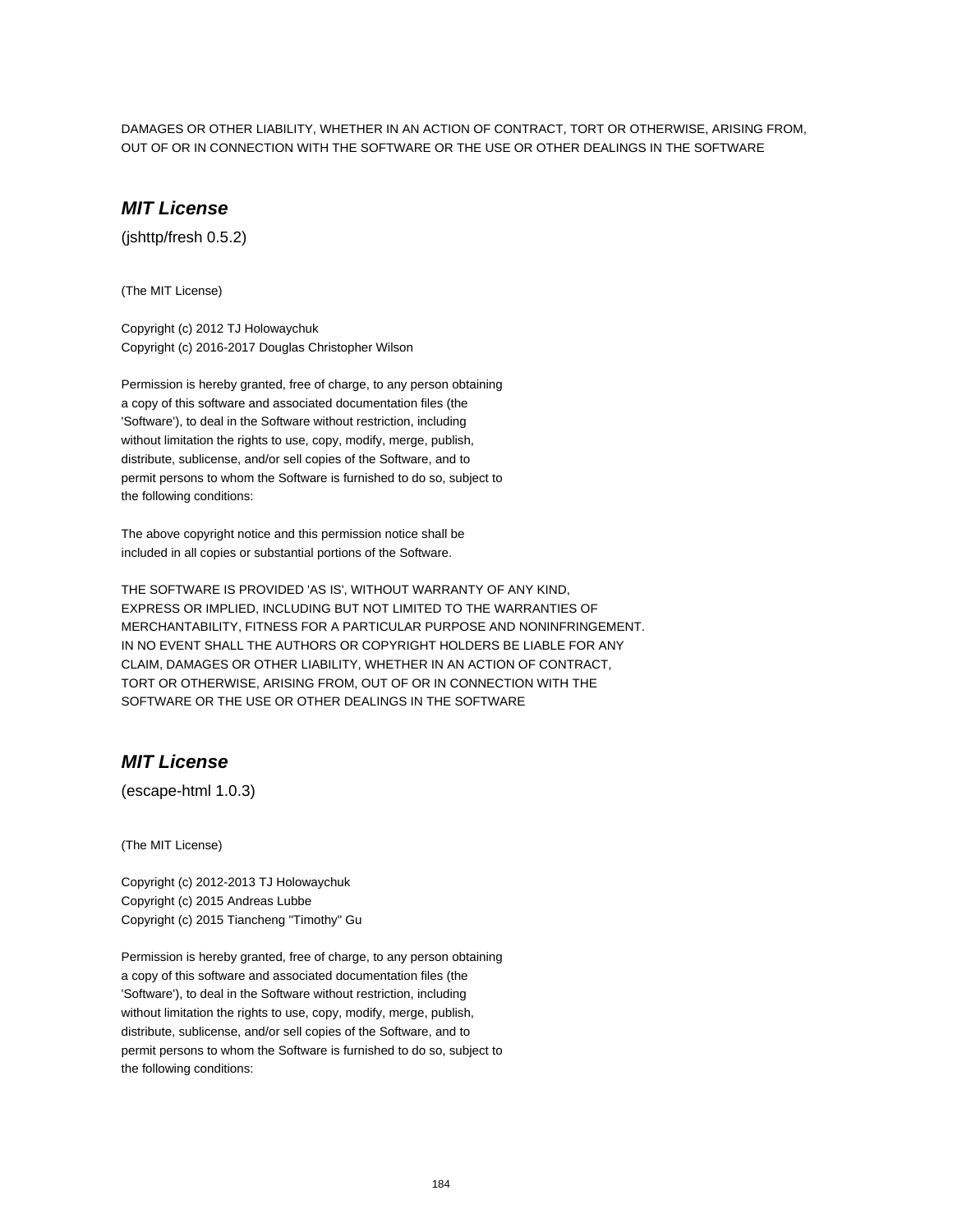DAMAGES OR OTHER LIABILITY, WHETHER IN AN ACTION OF CONTRACT, TORT OR OTHERWISE, ARISING FROM, OUT OF OR IN CONNECTION WITH THE SOFTWARE OR THE USE OR OTHER DEALINGS IN THE SOFTWARE

### *MIT License*

(jshttp/fresh 0.5.2)

(The MIT License)

Copyright (c) 2012 TJ Holowaychuk
Copyright (c) 2016-2017 Douglas Christopher Wilson

Permission is hereby granted, free of charge, to any person obtaining
a copy of this software and associated documentation files (the
'Software'), to deal in the Software without restriction, including
without limitation the rights to use, copy, modify, merge, publish,
distribute, sublicense, and/or sell copies of the Software, and to
permit persons to whom the Software is furnished to do so, subject to
the following conditions:

The above copyright notice and this permission notice shall be
included in all copies or substantial portions of the Software.

THE SOFTWARE IS PROVIDED 'AS IS', WITHOUT WARRANTY OF ANY KIND,
EXPRESS OR IMPLIED, INCLUDING BUT NOT LIMITED TO THE WARRANTIES OF
MERCHANTABILITY, FITNESS FOR A PARTICULAR PURPOSE AND NONINFRINGEMENT.
IN NO EVENT SHALL THE AUTHORS OR COPYRIGHT HOLDERS BE LIABLE FOR ANY
CLAIM, DAMAGES OR OTHER LIABILITY, WHETHER IN AN ACTION OF CONTRACT,
TORT OR OTHERWISE, ARISING FROM, OUT OF OR IN CONNECTION WITH THE
SOFTWARE OR THE USE OR OTHER DEALINGS IN THE SOFTWARE

### *MIT License*

(escape-html 1.0.3)

(The MIT License)

Copyright (c) 2012-2013 TJ Holowaychuk
Copyright (c) 2015 Andreas Lubbe
Copyright (c) 2015 Tiancheng "Timothy" Gu

Permission is hereby granted, free of charge, to any person obtaining
a copy of this software and associated documentation files (the
'Software'), to deal in the Software without restriction, including
without limitation the rights to use, copy, modify, merge, publish,
distribute, sublicense, and/or sell copies of the Software, and to
permit persons to whom the Software is furnished to do so, subject to
the following conditions: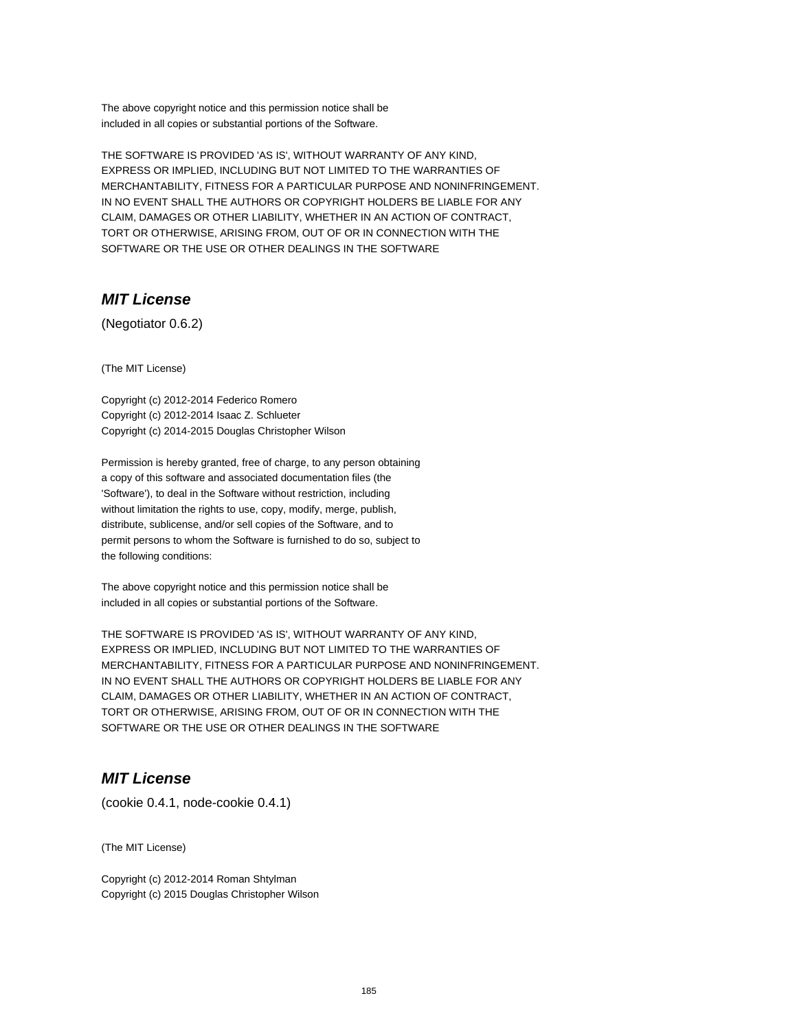The above copyright notice and this permission notice shall be
included in all copies or substantial portions of the Software.

THE SOFTWARE IS PROVIDED 'AS IS', WITHOUT WARRANTY OF ANY KIND,
EXPRESS OR IMPLIED, INCLUDING BUT NOT LIMITED TO THE WARRANTIES OF
MERCHANTABILITY, FITNESS FOR A PARTICULAR PURPOSE AND NONINFRINGEMENT.
IN NO EVENT SHALL THE AUTHORS OR COPYRIGHT HOLDERS BE LIABLE FOR ANY
CLAIM, DAMAGES OR OTHER LIABILITY, WHETHER IN AN ACTION OF CONTRACT,
TORT OR OTHERWISE, ARISING FROM, OUT OF OR IN CONNECTION WITH THE
SOFTWARE OR THE USE OR OTHER DEALINGS IN THE SOFTWARE

## *MIT License*

(Negotiator 0.6.2)

(The MIT License)

Copyright (c) 2012-2014 Federico Romero
Copyright (c) 2012-2014 Isaac Z. Schlueter
Copyright (c) 2014-2015 Douglas Christopher Wilson

Permission is hereby granted, free of charge, to any person obtaining
a copy of this software and associated documentation files (the
'Software'), to deal in the Software without restriction, including
without limitation the rights to use, copy, modify, merge, publish,
distribute, sublicense, and/or sell copies of the Software, and to
permit persons to whom the Software is furnished to do so, subject to
the following conditions:

The above copyright notice and this permission notice shall be
included in all copies or substantial portions of the Software.

THE SOFTWARE IS PROVIDED 'AS IS', WITHOUT WARRANTY OF ANY KIND,
EXPRESS OR IMPLIED, INCLUDING BUT NOT LIMITED TO THE WARRANTIES OF
MERCHANTABILITY, FITNESS FOR A PARTICULAR PURPOSE AND NONINFRINGEMENT.
IN NO EVENT SHALL THE AUTHORS OR COPYRIGHT HOLDERS BE LIABLE FOR ANY
CLAIM, DAMAGES OR OTHER LIABILITY, WHETHER IN AN ACTION OF CONTRACT,
TORT OR OTHERWISE, ARISING FROM, OUT OF OR IN CONNECTION WITH THE
SOFTWARE OR THE USE OR OTHER DEALINGS IN THE SOFTWARE

## *MIT License*

(cookie 0.4.1, node-cookie 0.4.1)

(The MIT License)

Copyright (c) 2012-2014 Roman Shtylman
Copyright (c) 2015 Douglas Christopher Wilson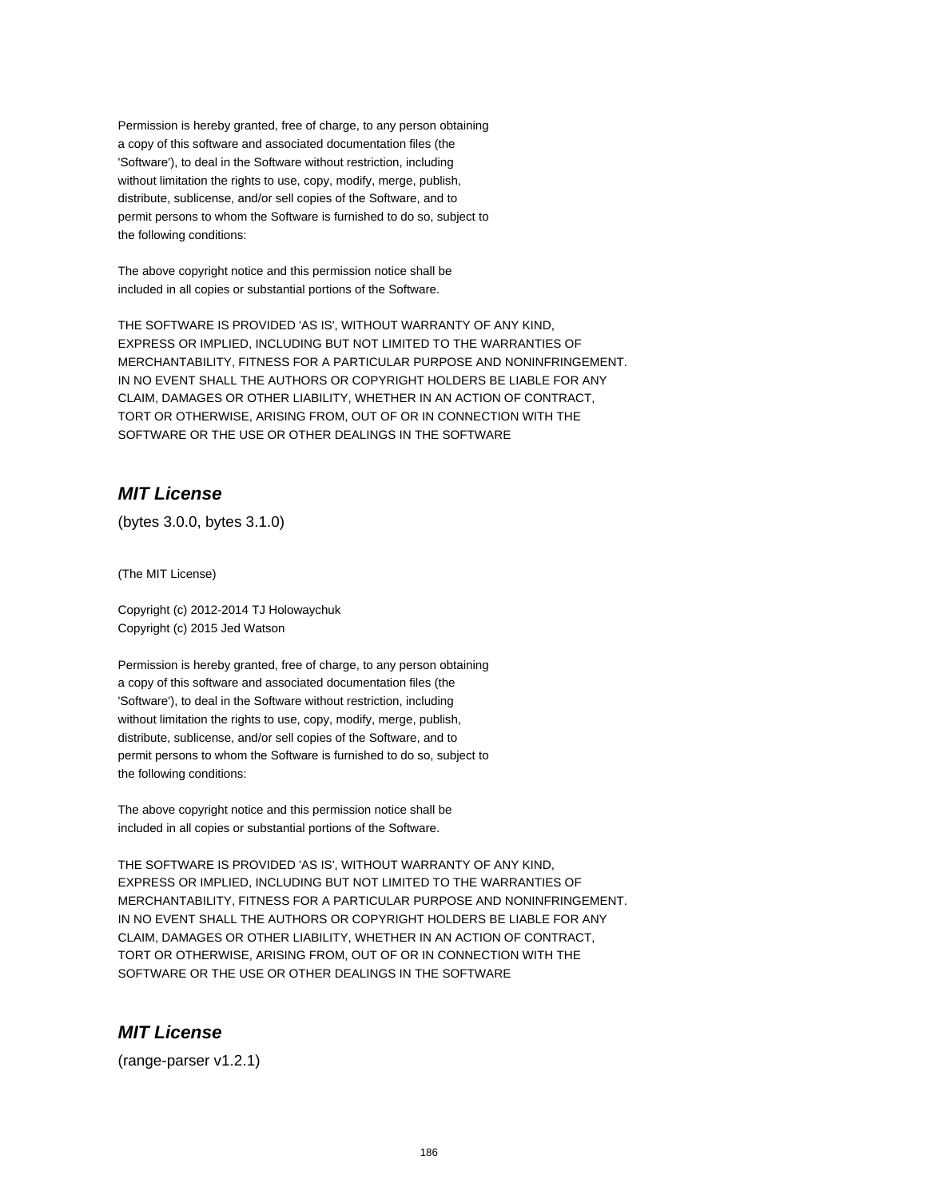Permission is hereby granted, free of charge, to any person obtaining
a copy of this software and associated documentation files (the
'Software'), to deal in the Software without restriction, including
without limitation the rights to use, copy, modify, merge, publish,
distribute, sublicense, and/or sell copies of the Software, and to
permit persons to whom the Software is furnished to do so, subject to
the following conditions:

The above copyright notice and this permission notice shall be
included in all copies or substantial portions of the Software.

THE SOFTWARE IS PROVIDED 'AS IS', WITHOUT WARRANTY OF ANY KIND,
EXPRESS OR IMPLIED, INCLUDING BUT NOT LIMITED TO THE WARRANTIES OF
MERCHANTABILITY, FITNESS FOR A PARTICULAR PURPOSE AND NONINFRINGEMENT.
IN NO EVENT SHALL THE AUTHORS OR COPYRIGHT HOLDERS BE LIABLE FOR ANY
CLAIM, DAMAGES OR OTHER LIABILITY, WHETHER IN AN ACTION OF CONTRACT,
TORT OR OTHERWISE, ARISING FROM, OUT OF OR IN CONNECTION WITH THE
SOFTWARE OR THE USE OR OTHER DEALINGS IN THE SOFTWARE

## *MIT License*

(bytes 3.0.0, bytes 3.1.0)

(The MIT License)

Copyright (c) 2012-2014 TJ Holowaychuk
Copyright (c) 2015 Jed Watson

Permission is hereby granted, free of charge, to any person obtaining
a copy of this software and associated documentation files (the
'Software'), to deal in the Software without restriction, including
without limitation the rights to use, copy, modify, merge, publish,
distribute, sublicense, and/or sell copies of the Software, and to
permit persons to whom the Software is furnished to do so, subject to
the following conditions:

The above copyright notice and this permission notice shall be
included in all copies or substantial portions of the Software.

THE SOFTWARE IS PROVIDED 'AS IS', WITHOUT WARRANTY OF ANY KIND,
EXPRESS OR IMPLIED, INCLUDING BUT NOT LIMITED TO THE WARRANTIES OF
MERCHANTABILITY, FITNESS FOR A PARTICULAR PURPOSE AND NONINFRINGEMENT.
IN NO EVENT SHALL THE AUTHORS OR COPYRIGHT HOLDERS BE LIABLE FOR ANY
CLAIM, DAMAGES OR OTHER LIABILITY, WHETHER IN AN ACTION OF CONTRACT,
TORT OR OTHERWISE, ARISING FROM, OUT OF OR IN CONNECTION WITH THE
SOFTWARE OR THE USE OR OTHER DEALINGS IN THE SOFTWARE

## *MIT License*

(range-parser v1.2.1)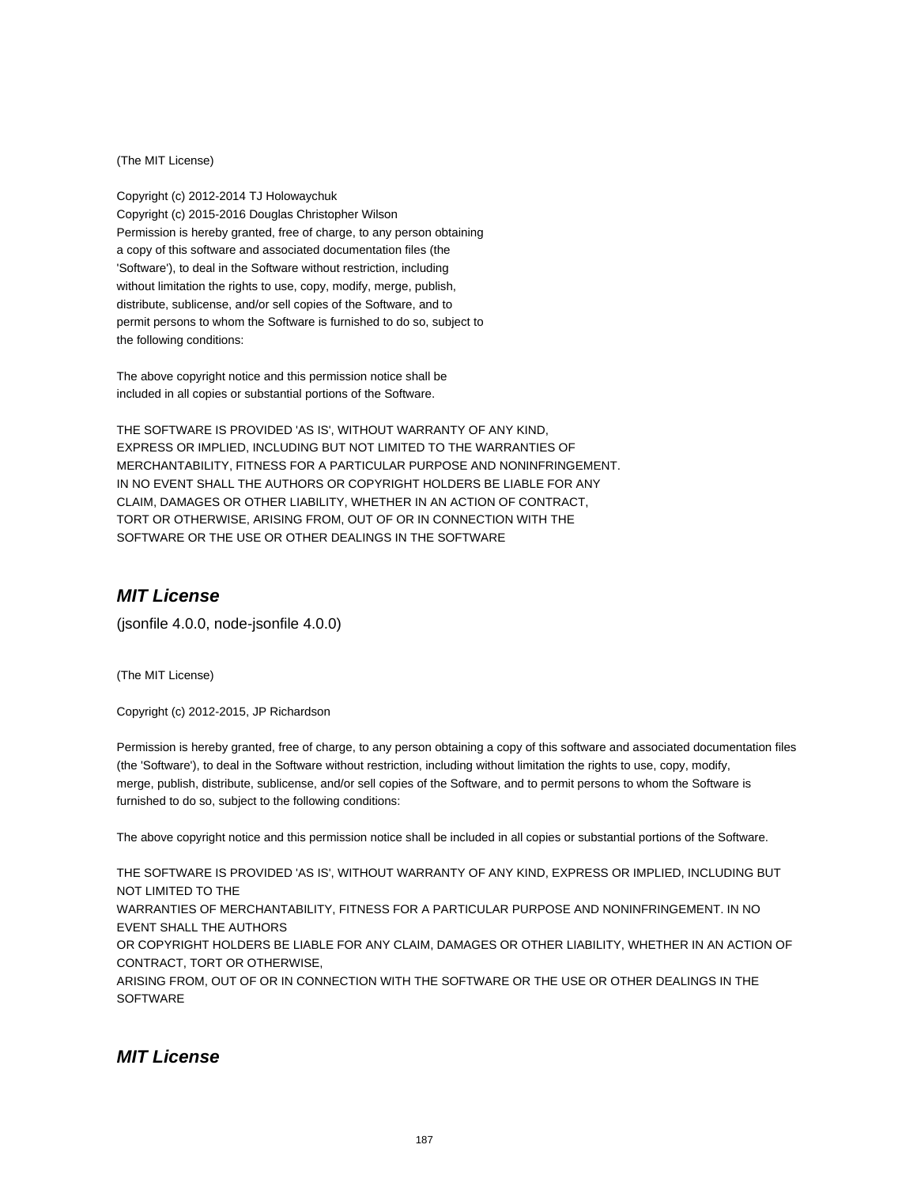(The MIT License)

Copyright (c) 2012-2014 TJ Holowaychuk
Copyright (c) 2015-2016 Douglas Christopher Wilson
Permission is hereby granted, free of charge, to any person obtaining
a copy of this software and associated documentation files (the
'Software'), to deal in the Software without restriction, including
without limitation the rights to use, copy, modify, merge, publish,
distribute, sublicense, and/or sell copies of the Software, and to
permit persons to whom the Software is furnished to do so, subject to
the following conditions:

The above copyright notice and this permission notice shall be
included in all copies or substantial portions of the Software.

THE SOFTWARE IS PROVIDED 'AS IS', WITHOUT WARRANTY OF ANY KIND,
EXPRESS OR IMPLIED, INCLUDING BUT NOT LIMITED TO THE WARRANTIES OF
MERCHANTABILITY, FITNESS FOR A PARTICULAR PURPOSE AND NONINFRINGEMENT.
IN NO EVENT SHALL THE AUTHORS OR COPYRIGHT HOLDERS BE LIABLE FOR ANY
CLAIM, DAMAGES OR OTHER LIABILITY, WHETHER IN AN ACTION OF CONTRACT,
TORT OR OTHERWISE, ARISING FROM, OUT OF OR IN CONNECTION WITH THE
SOFTWARE OR THE USE OR OTHER DEALINGS IN THE SOFTWARE

## *MIT License*

(jsonfile 4.0.0, node-jsonfile 4.0.0)

(The MIT License)

Copyright (c) 2012-2015, JP Richardson

Permission is hereby granted, free of charge, to any person obtaining a copy of this software and associated documentation files (the 'Software'), to deal in the Software without restriction, including without limitation the rights to use, copy, modify, merge, publish, distribute, sublicense, and/or sell copies of the Software, and to permit persons to whom the Software is furnished to do so, subject to the following conditions:

The above copyright notice and this permission notice shall be included in all copies or substantial portions of the Software.

THE SOFTWARE IS PROVIDED 'AS IS', WITHOUT WARRANTY OF ANY KIND, EXPRESS OR IMPLIED, INCLUDING BUT NOT LIMITED TO THE
WARRANTIES OF MERCHANTABILITY, FITNESS FOR A PARTICULAR PURPOSE AND NONINFRINGEMENT. IN NO EVENT SHALL THE AUTHORS
OR COPYRIGHT HOLDERS BE LIABLE FOR ANY CLAIM, DAMAGES OR OTHER LIABILITY, WHETHER IN AN ACTION OF CONTRACT, TORT OR OTHERWISE,
ARISING FROM, OUT OF OR IN CONNECTION WITH THE SOFTWARE OR THE USE OR OTHER DEALINGS IN THE SOFTWARE

## *MIT License*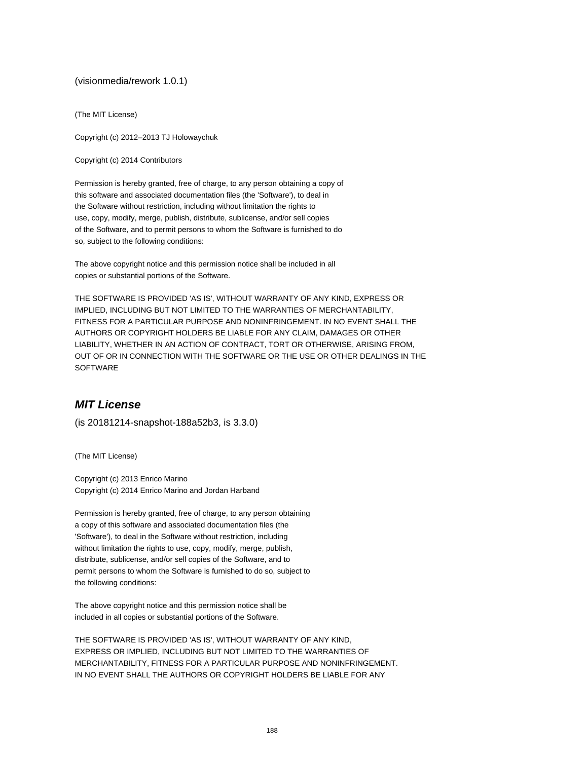(visionmedia/rework 1.0.1)

(The MIT License)

Copyright (c) 2012–2013 TJ Holowaychuk

Copyright (c) 2014 Contributors

Permission is hereby granted, free of charge, to any person obtaining a copy of
this software and associated documentation files (the 'Software'), to deal in
the Software without restriction, including without limitation the rights to
use, copy, modify, merge, publish, distribute, sublicense, and/or sell copies
of the Software, and to permit persons to whom the Software is furnished to do
so, subject to the following conditions:

The above copyright notice and this permission notice shall be included in all
copies or substantial portions of the Software.

THE SOFTWARE IS PROVIDED 'AS IS', WITHOUT WARRANTY OF ANY KIND, EXPRESS OR
IMPLIED, INCLUDING BUT NOT LIMITED TO THE WARRANTIES OF MERCHANTABILITY,
FITNESS FOR A PARTICULAR PURPOSE AND NONINFRINGEMENT. IN NO EVENT SHALL THE
AUTHORS OR COPYRIGHT HOLDERS BE LIABLE FOR ANY CLAIM, DAMAGES OR OTHER
LIABILITY, WHETHER IN AN ACTION OF CONTRACT, TORT OR OTHERWISE, ARISING FROM,
OUT OF OR IN CONNECTION WITH THE SOFTWARE OR THE USE OR OTHER DEALINGS IN THE
SOFTWARE

## *MIT License*

(is 20181214-snapshot-188a52b3, is 3.3.0)

(The MIT License)

Copyright (c) 2013 Enrico Marino
Copyright (c) 2014 Enrico Marino and Jordan Harband

Permission is hereby granted, free of charge, to any person obtaining
a copy of this software and associated documentation files (the
'Software'), to deal in the Software without restriction, including
without limitation the rights to use, copy, modify, merge, publish,
distribute, sublicense, and/or sell copies of the Software, and to
permit persons to whom the Software is furnished to do so, subject to
the following conditions:

The above copyright notice and this permission notice shall be
included in all copies or substantial portions of the Software.

THE SOFTWARE IS PROVIDED 'AS IS', WITHOUT WARRANTY OF ANY KIND,
EXPRESS OR IMPLIED, INCLUDING BUT NOT LIMITED TO THE WARRANTIES OF
MERCHANTABILITY, FITNESS FOR A PARTICULAR PURPOSE AND NONINFRINGEMENT.
IN NO EVENT SHALL THE AUTHORS OR COPYRIGHT HOLDERS BE LIABLE FOR ANY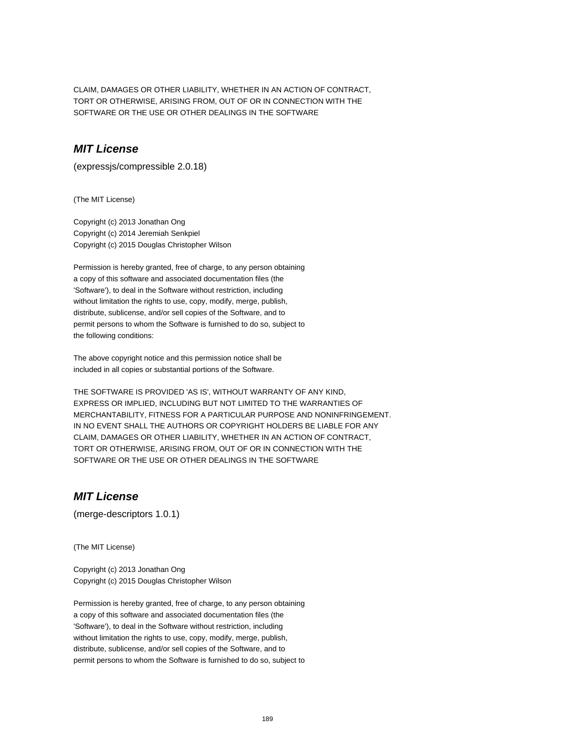CLAIM, DAMAGES OR OTHER LIABILITY, WHETHER IN AN ACTION OF CONTRACT,
TORT OR OTHERWISE, ARISING FROM, OUT OF OR IN CONNECTION WITH THE
SOFTWARE OR THE USE OR OTHER DEALINGS IN THE SOFTWARE

### ***MIT License***

(expressjs/compressible 2.0.18)

(The MIT License)

Copyright (c) 2013 Jonathan Ong
Copyright (c) 2014 Jeremiah Senkpiel
Copyright (c) 2015 Douglas Christopher Wilson

Permission is hereby granted, free of charge, to any person obtaining
a copy of this software and associated documentation files (the
'Software'), to deal in the Software without restriction, including
without limitation the rights to use, copy, modify, merge, publish,
distribute, sublicense, and/or sell copies of the Software, and to
permit persons to whom the Software is furnished to do so, subject to
the following conditions:

The above copyright notice and this permission notice shall be
included in all copies or substantial portions of the Software.

THE SOFTWARE IS PROVIDED 'AS IS', WITHOUT WARRANTY OF ANY KIND,
EXPRESS OR IMPLIED, INCLUDING BUT NOT LIMITED TO THE WARRANTIES OF
MERCHANTABILITY, FITNESS FOR A PARTICULAR PURPOSE AND NONINFRINGEMENT.
IN NO EVENT SHALL THE AUTHORS OR COPYRIGHT HOLDERS BE LIABLE FOR ANY
CLAIM, DAMAGES OR OTHER LIABILITY, WHETHER IN AN ACTION OF CONTRACT,
TORT OR OTHERWISE, ARISING FROM, OUT OF OR IN CONNECTION WITH THE
SOFTWARE OR THE USE OR OTHER DEALINGS IN THE SOFTWARE

### ***MIT License***

(merge-descriptors 1.0.1)

(The MIT License)

Copyright (c) 2013 Jonathan Ong
Copyright (c) 2015 Douglas Christopher Wilson

Permission is hereby granted, free of charge, to any person obtaining
a copy of this software and associated documentation files (the
'Software'), to deal in the Software without restriction, including
without limitation the rights to use, copy, modify, merge, publish,
distribute, sublicense, and/or sell copies of the Software, and to
permit persons to whom the Software is furnished to do so, subject to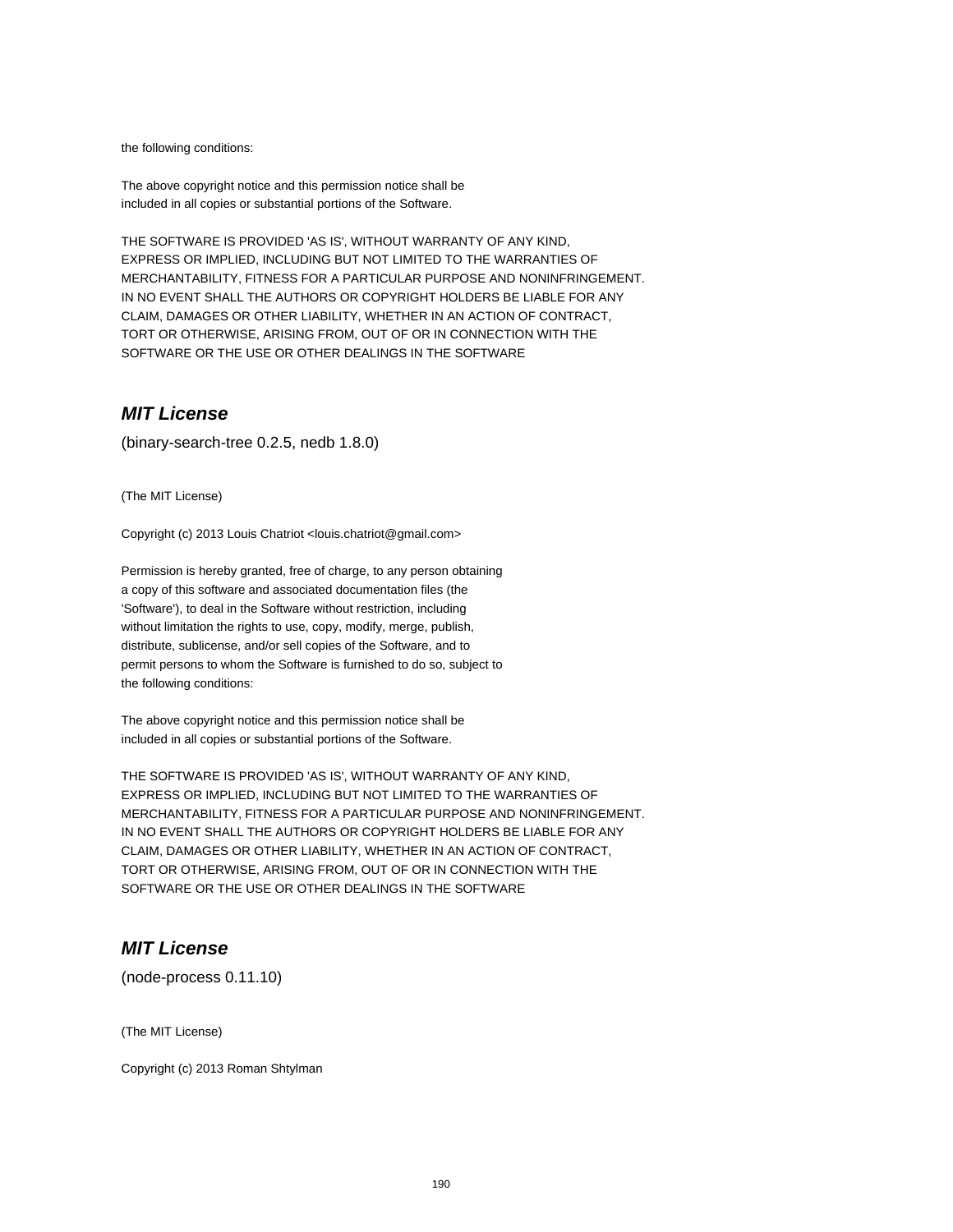the following conditions:

The above copyright notice and this permission notice shall be
included in all copies or substantial portions of the Software.

THE SOFTWARE IS PROVIDED 'AS IS', WITHOUT WARRANTY OF ANY KIND,
EXPRESS OR IMPLIED, INCLUDING BUT NOT LIMITED TO THE WARRANTIES OF
MERCHANTABILITY, FITNESS FOR A PARTICULAR PURPOSE AND NONINFRINGEMENT.
IN NO EVENT SHALL THE AUTHORS OR COPYRIGHT HOLDERS BE LIABLE FOR ANY
CLAIM, DAMAGES OR OTHER LIABILITY, WHETHER IN AN ACTION OF CONTRACT,
TORT OR OTHERWISE, ARISING FROM, OUT OF OR IN CONNECTION WITH THE
SOFTWARE OR THE USE OR OTHER DEALINGS IN THE SOFTWARE

## *MIT License*

(binary-search-tree 0.2.5, nedb 1.8.0)

(The MIT License)

Copyright (c) 2013 Louis Chatriot <louis.chatriot@gmail.com>

Permission is hereby granted, free of charge, to any person obtaining
a copy of this software and associated documentation files (the
'Software'), to deal in the Software without restriction, including
without limitation the rights to use, copy, modify, merge, publish,
distribute, sublicense, and/or sell copies of the Software, and to
permit persons to whom the Software is furnished to do so, subject to
the following conditions:

The above copyright notice and this permission notice shall be
included in all copies or substantial portions of the Software.

THE SOFTWARE IS PROVIDED 'AS IS', WITHOUT WARRANTY OF ANY KIND,
EXPRESS OR IMPLIED, INCLUDING BUT NOT LIMITED TO THE WARRANTIES OF
MERCHANTABILITY, FITNESS FOR A PARTICULAR PURPOSE AND NONINFRINGEMENT.
IN NO EVENT SHALL THE AUTHORS OR COPYRIGHT HOLDERS BE LIABLE FOR ANY
CLAIM, DAMAGES OR OTHER LIABILITY, WHETHER IN AN ACTION OF CONTRACT,
TORT OR OTHERWISE, ARISING FROM, OUT OF OR IN CONNECTION WITH THE
SOFTWARE OR THE USE OR OTHER DEALINGS IN THE SOFTWARE

## *MIT License*

(node-process 0.11.10)

(The MIT License)

Copyright (c) 2013 Roman Shtylman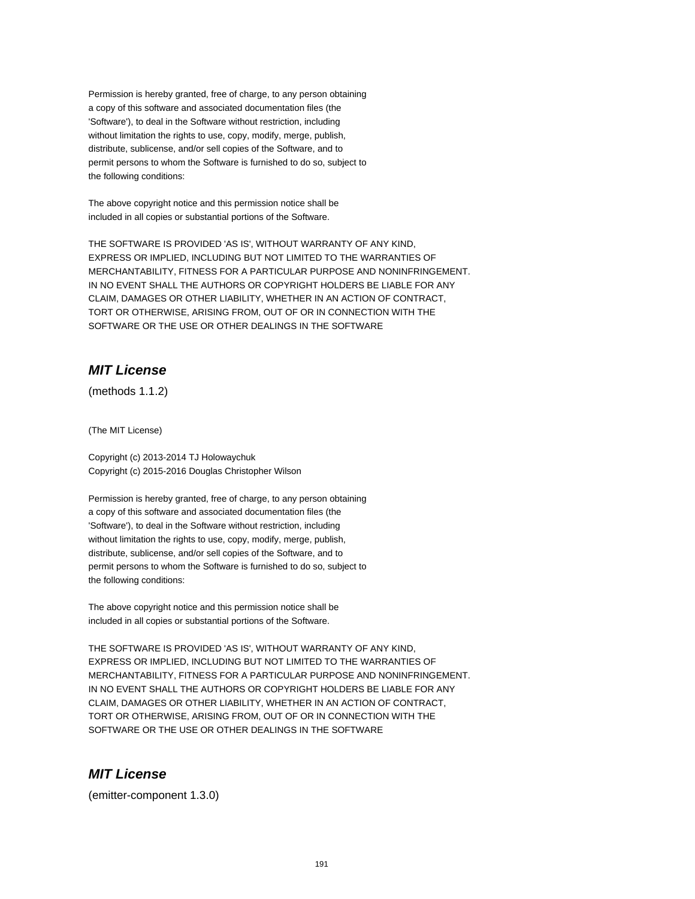Permission is hereby granted, free of charge, to any person obtaining
a copy of this software and associated documentation files (the
'Software'), to deal in the Software without restriction, including
without limitation the rights to use, copy, modify, merge, publish,
distribute, sublicense, and/or sell copies of the Software, and to
permit persons to whom the Software is furnished to do so, subject to
the following conditions:

The above copyright notice and this permission notice shall be
included in all copies or substantial portions of the Software.

THE SOFTWARE IS PROVIDED 'AS IS', WITHOUT WARRANTY OF ANY KIND,
EXPRESS OR IMPLIED, INCLUDING BUT NOT LIMITED TO THE WARRANTIES OF
MERCHANTABILITY, FITNESS FOR A PARTICULAR PURPOSE AND NONINFRINGEMENT.
IN NO EVENT SHALL THE AUTHORS OR COPYRIGHT HOLDERS BE LIABLE FOR ANY
CLAIM, DAMAGES OR OTHER LIABILITY, WHETHER IN AN ACTION OF CONTRACT,
TORT OR OTHERWISE, ARISING FROM, OUT OF OR IN CONNECTION WITH THE
SOFTWARE OR THE USE OR OTHER DEALINGS IN THE SOFTWARE

## *MIT License*

(methods 1.1.2)

(The MIT License)

Copyright (c) 2013-2014 TJ Holowaychuk
Copyright (c) 2015-2016 Douglas Christopher Wilson

Permission is hereby granted, free of charge, to any person obtaining
a copy of this software and associated documentation files (the
'Software'), to deal in the Software without restriction, including
without limitation the rights to use, copy, modify, merge, publish,
distribute, sublicense, and/or sell copies of the Software, and to
permit persons to whom the Software is furnished to do so, subject to
the following conditions:

The above copyright notice and this permission notice shall be
included in all copies or substantial portions of the Software.

THE SOFTWARE IS PROVIDED 'AS IS', WITHOUT WARRANTY OF ANY KIND,
EXPRESS OR IMPLIED, INCLUDING BUT NOT LIMITED TO THE WARRANTIES OF
MERCHANTABILITY, FITNESS FOR A PARTICULAR PURPOSE AND NONINFRINGEMENT.
IN NO EVENT SHALL THE AUTHORS OR COPYRIGHT HOLDERS BE LIABLE FOR ANY
CLAIM, DAMAGES OR OTHER LIABILITY, WHETHER IN AN ACTION OF CONTRACT,
TORT OR OTHERWISE, ARISING FROM, OUT OF OR IN CONNECTION WITH THE
SOFTWARE OR THE USE OR OTHER DEALINGS IN THE SOFTWARE

## *MIT License*

(emitter-component 1.3.0)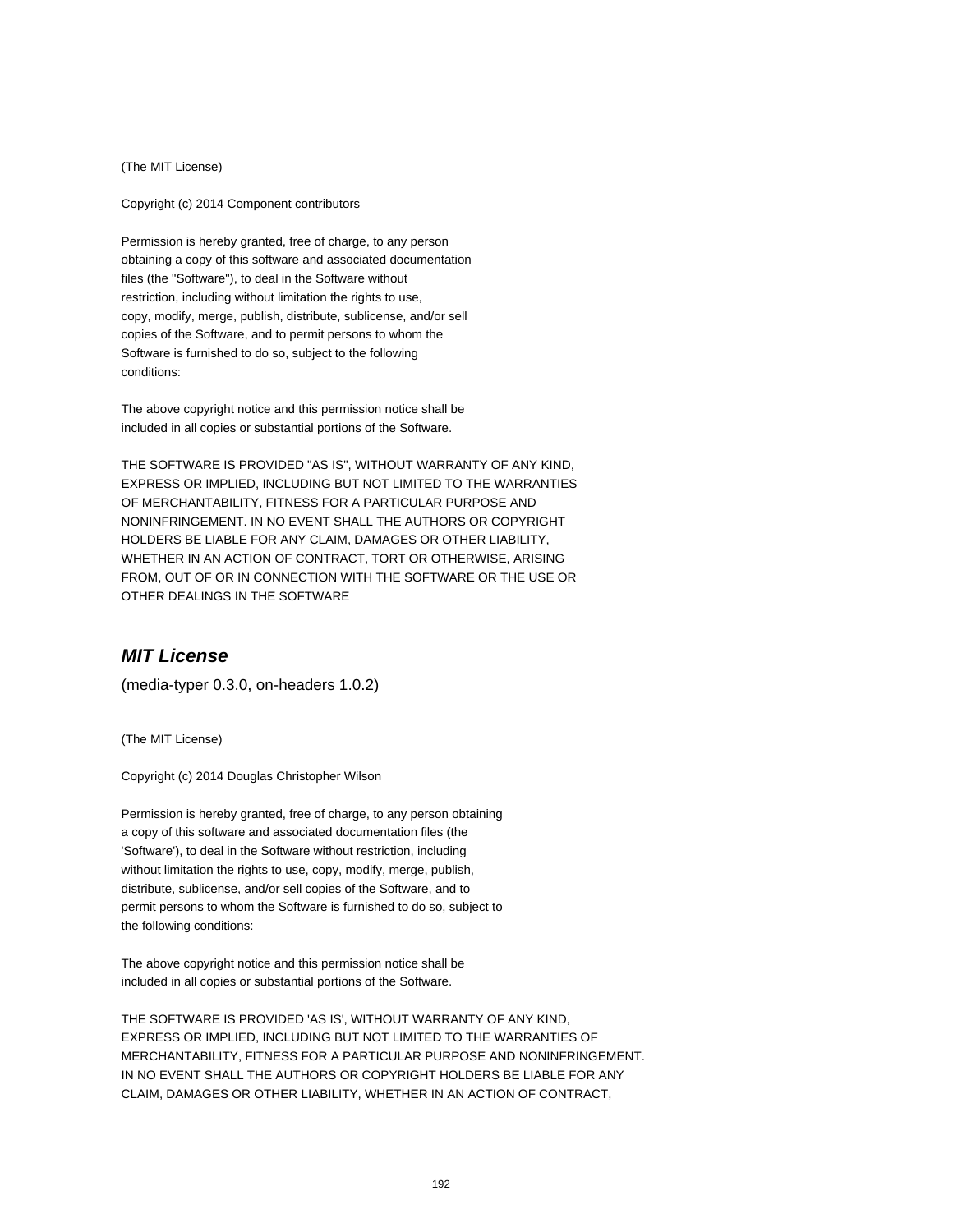(The MIT License)

Copyright (c) 2014 Component contributors

Permission is hereby granted, free of charge, to any person
obtaining a copy of this software and associated documentation
files (the "Software"), to deal in the Software without
restriction, including without limitation the rights to use,
copy, modify, merge, publish, distribute, sublicense, and/or sell
copies of the Software, and to permit persons to whom the
Software is furnished to do so, subject to the following
conditions:

The above copyright notice and this permission notice shall be
included in all copies or substantial portions of the Software.

THE SOFTWARE IS PROVIDED "AS IS", WITHOUT WARRANTY OF ANY KIND,
EXPRESS OR IMPLIED, INCLUDING BUT NOT LIMITED TO THE WARRANTIES
OF MERCHANTABILITY, FITNESS FOR A PARTICULAR PURPOSE AND
NONINFRINGEMENT. IN NO EVENT SHALL THE AUTHORS OR COPYRIGHT
HOLDERS BE LIABLE FOR ANY CLAIM, DAMAGES OR OTHER LIABILITY,
WHETHER IN AN ACTION OF CONTRACT, TORT OR OTHERWISE, ARISING
FROM, OUT OF OR IN CONNECTION WITH THE SOFTWARE OR THE USE OR
OTHER DEALINGS IN THE SOFTWARE

## *MIT License*

(media-typer 0.3.0, on-headers 1.0.2)

(The MIT License)

Copyright (c) 2014 Douglas Christopher Wilson

Permission is hereby granted, free of charge, to any person obtaining
a copy of this software and associated documentation files (the
'Software'), to deal in the Software without restriction, including
without limitation the rights to use, copy, modify, merge, publish,
distribute, sublicense, and/or sell copies of the Software, and to
permit persons to whom the Software is furnished to do so, subject to
the following conditions:

The above copyright notice and this permission notice shall be
included in all copies or substantial portions of the Software.

THE SOFTWARE IS PROVIDED 'AS IS', WITHOUT WARRANTY OF ANY KIND,
EXPRESS OR IMPLIED, INCLUDING BUT NOT LIMITED TO THE WARRANTIES OF
MERCHANTABILITY, FITNESS FOR A PARTICULAR PURPOSE AND NONINFRINGEMENT.
IN NO EVENT SHALL THE AUTHORS OR COPYRIGHT HOLDERS BE LIABLE FOR ANY
CLAIM, DAMAGES OR OTHER LIABILITY, WHETHER IN AN ACTION OF CONTRACT,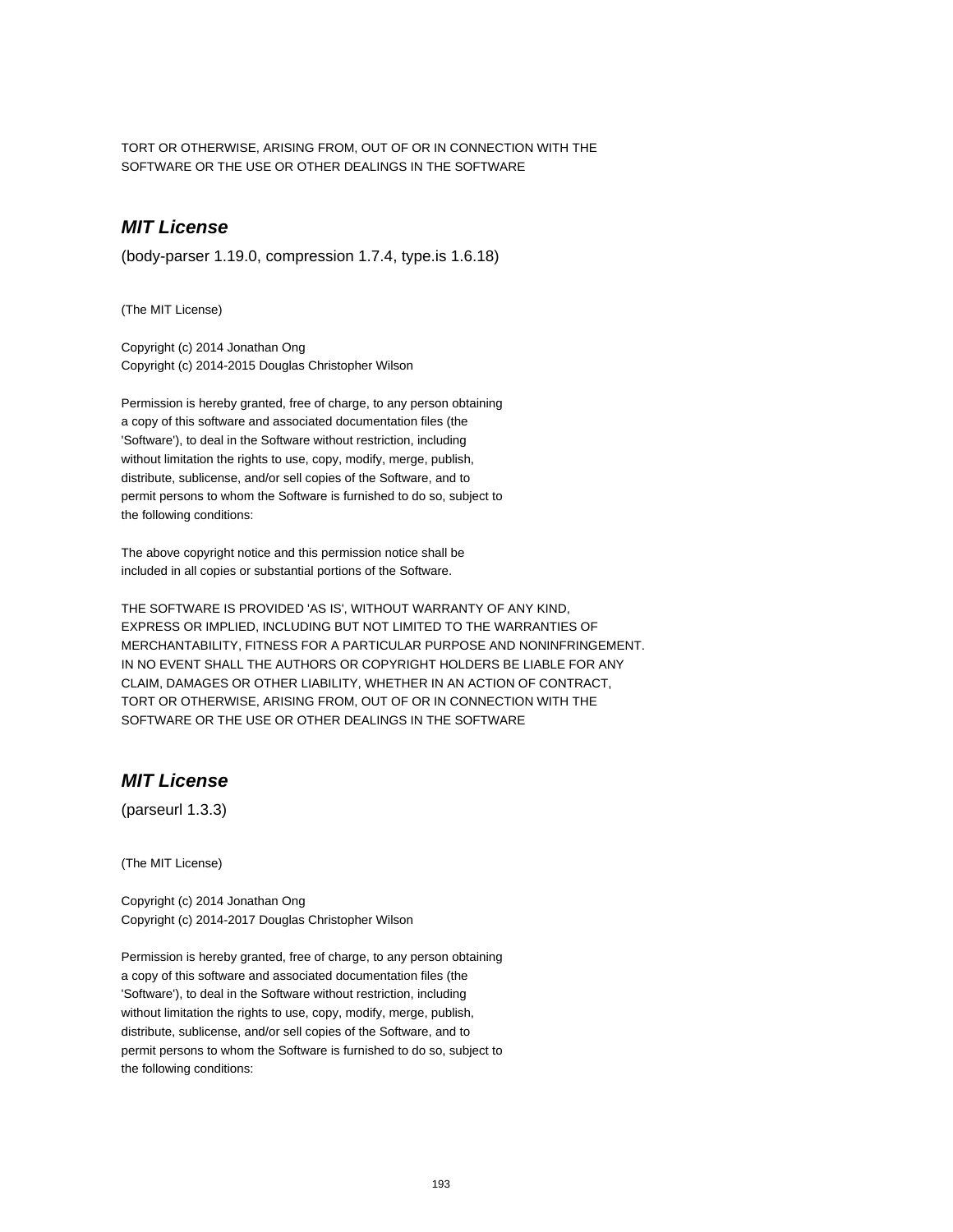TORT OR OTHERWISE, ARISING FROM, OUT OF OR IN CONNECTION WITH THE
SOFTWARE OR THE USE OR OTHER DEALINGS IN THE SOFTWARE

## *MIT License*

(body-parser 1.19.0, compression 1.7.4, type.is 1.6.18)

(The MIT License)

Copyright (c) 2014 Jonathan Ong
Copyright (c) 2014-2015 Douglas Christopher Wilson

Permission is hereby granted, free of charge, to any person obtaining
a copy of this software and associated documentation files (the
'Software'), to deal in the Software without restriction, including
without limitation the rights to use, copy, modify, merge, publish,
distribute, sublicense, and/or sell copies of the Software, and to
permit persons to whom the Software is furnished to do so, subject to
the following conditions:

The above copyright notice and this permission notice shall be
included in all copies or substantial portions of the Software.

THE SOFTWARE IS PROVIDED 'AS IS', WITHOUT WARRANTY OF ANY KIND,
EXPRESS OR IMPLIED, INCLUDING BUT NOT LIMITED TO THE WARRANTIES OF
MERCHANTABILITY, FITNESS FOR A PARTICULAR PURPOSE AND NONINFRINGEMENT.
IN NO EVENT SHALL THE AUTHORS OR COPYRIGHT HOLDERS BE LIABLE FOR ANY
CLAIM, DAMAGES OR OTHER LIABILITY, WHETHER IN AN ACTION OF CONTRACT,
TORT OR OTHERWISE, ARISING FROM, OUT OF OR IN CONNECTION WITH THE
SOFTWARE OR THE USE OR OTHER DEALINGS IN THE SOFTWARE

## *MIT License*

(parseurl 1.3.3)

(The MIT License)

Copyright (c) 2014 Jonathan Ong
Copyright (c) 2014-2017 Douglas Christopher Wilson

Permission is hereby granted, free of charge, to any person obtaining
a copy of this software and associated documentation files (the
'Software'), to deal in the Software without restriction, including
without limitation the rights to use, copy, modify, merge, publish,
distribute, sublicense, and/or sell copies of the Software, and to
permit persons to whom the Software is furnished to do so, subject to
the following conditions: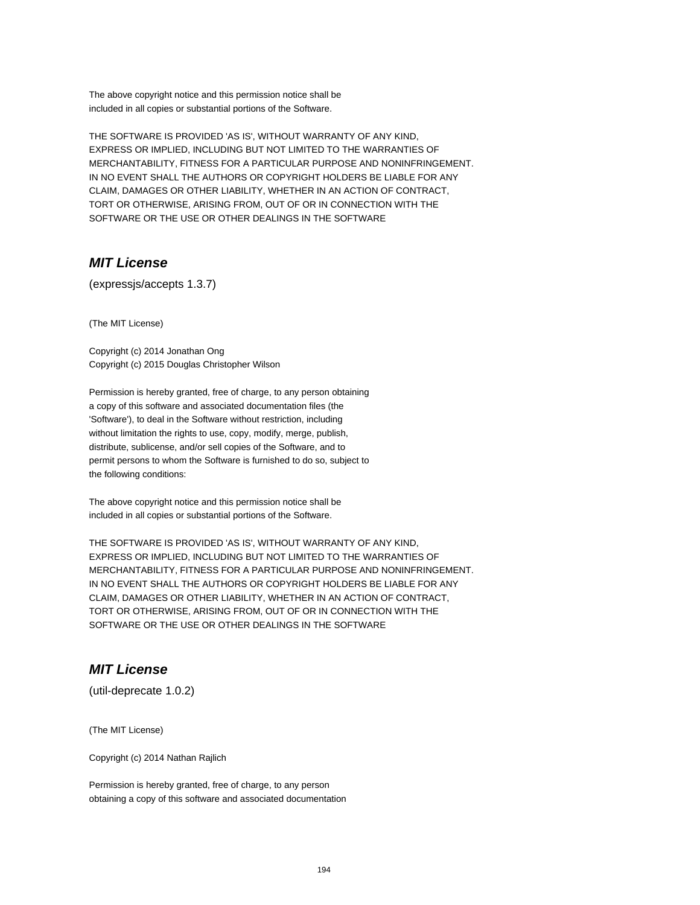The above copyright notice and this permission notice shall be
included in all copies or substantial portions of the Software.

THE SOFTWARE IS PROVIDED 'AS IS', WITHOUT WARRANTY OF ANY KIND,
EXPRESS OR IMPLIED, INCLUDING BUT NOT LIMITED TO THE WARRANTIES OF
MERCHANTABILITY, FITNESS FOR A PARTICULAR PURPOSE AND NONINFRINGEMENT.
IN NO EVENT SHALL THE AUTHORS OR COPYRIGHT HOLDERS BE LIABLE FOR ANY
CLAIM, DAMAGES OR OTHER LIABILITY, WHETHER IN AN ACTION OF CONTRACT,
TORT OR OTHERWISE, ARISING FROM, OUT OF OR IN CONNECTION WITH THE
SOFTWARE OR THE USE OR OTHER DEALINGS IN THE SOFTWARE

## *MIT License*

(expressjs/accepts 1.3.7)

(The MIT License)

Copyright (c) 2014 Jonathan Ong
Copyright (c) 2015 Douglas Christopher Wilson

Permission is hereby granted, free of charge, to any person obtaining
a copy of this software and associated documentation files (the
'Software'), to deal in the Software without restriction, including
without limitation the rights to use, copy, modify, merge, publish,
distribute, sublicense, and/or sell copies of the Software, and to
permit persons to whom the Software is furnished to do so, subject to
the following conditions:

The above copyright notice and this permission notice shall be
included in all copies or substantial portions of the Software.

THE SOFTWARE IS PROVIDED 'AS IS', WITHOUT WARRANTY OF ANY KIND,
EXPRESS OR IMPLIED, INCLUDING BUT NOT LIMITED TO THE WARRANTIES OF
MERCHANTABILITY, FITNESS FOR A PARTICULAR PURPOSE AND NONINFRINGEMENT.
IN NO EVENT SHALL THE AUTHORS OR COPYRIGHT HOLDERS BE LIABLE FOR ANY
CLAIM, DAMAGES OR OTHER LIABILITY, WHETHER IN AN ACTION OF CONTRACT,
TORT OR OTHERWISE, ARISING FROM, OUT OF OR IN CONNECTION WITH THE
SOFTWARE OR THE USE OR OTHER DEALINGS IN THE SOFTWARE

## *MIT License*

(util-deprecate 1.0.2)

(The MIT License)

Copyright (c) 2014 Nathan Rajlich

Permission is hereby granted, free of charge, to any person
obtaining a copy of this software and associated documentation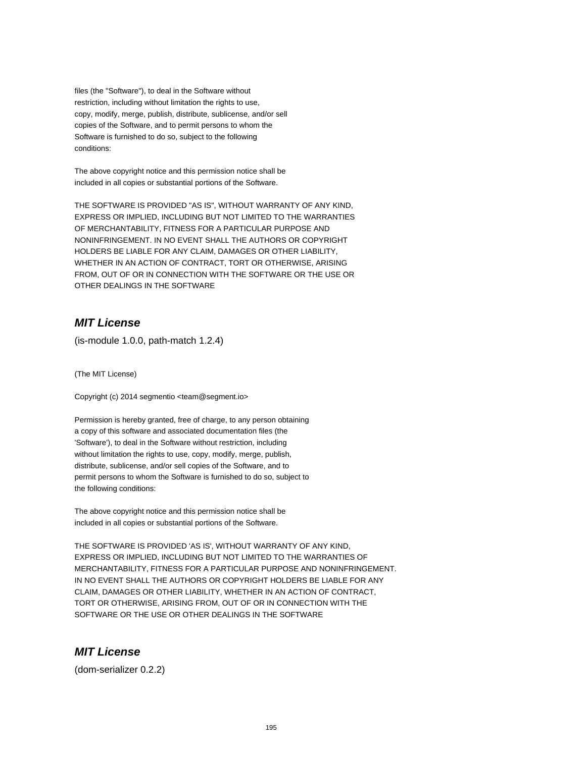files (the "Software"), to deal in the Software without
restriction, including without limitation the rights to use,
copy, modify, merge, publish, distribute, sublicense, and/or sell
copies of the Software, and to permit persons to whom the
Software is furnished to do so, subject to the following
conditions:

The above copyright notice and this permission notice shall be
included in all copies or substantial portions of the Software.

THE SOFTWARE IS PROVIDED "AS IS", WITHOUT WARRANTY OF ANY KIND,
EXPRESS OR IMPLIED, INCLUDING BUT NOT LIMITED TO THE WARRANTIES
OF MERCHANTABILITY, FITNESS FOR A PARTICULAR PURPOSE AND
NONINFRINGEMENT. IN NO EVENT SHALL THE AUTHORS OR COPYRIGHT
HOLDERS BE LIABLE FOR ANY CLAIM, DAMAGES OR OTHER LIABILITY,
WHETHER IN AN ACTION OF CONTRACT, TORT OR OTHERWISE, ARISING
FROM, OUT OF OR IN CONNECTION WITH THE SOFTWARE OR THE USE OR
OTHER DEALINGS IN THE SOFTWARE

## ***MIT License***

(is-module 1.0.0, path-match 1.2.4)

(The MIT License)

Copyright (c) 2014 segmentio <team@segment.io>

Permission is hereby granted, free of charge, to any person obtaining
a copy of this software and associated documentation files (the
'Software'), to deal in the Software without restriction, including
without limitation the rights to use, copy, modify, merge, publish,
distribute, sublicense, and/or sell copies of the Software, and to
permit persons to whom the Software is furnished to do so, subject to
the following conditions:

The above copyright notice and this permission notice shall be
included in all copies or substantial portions of the Software.

THE SOFTWARE IS PROVIDED 'AS IS', WITHOUT WARRANTY OF ANY KIND,
EXPRESS OR IMPLIED, INCLUDING BUT NOT LIMITED TO THE WARRANTIES OF
MERCHANTABILITY, FITNESS FOR A PARTICULAR PURPOSE AND NONINFRINGEMENT.
IN NO EVENT SHALL THE AUTHORS OR COPYRIGHT HOLDERS BE LIABLE FOR ANY
CLAIM, DAMAGES OR OTHER LIABILITY, WHETHER IN AN ACTION OF CONTRACT,
TORT OR OTHERWISE, ARISING FROM, OUT OF OR IN CONNECTION WITH THE
SOFTWARE OR THE USE OR OTHER DEALINGS IN THE SOFTWARE

## ***MIT License***

(dom-serializer 0.2.2)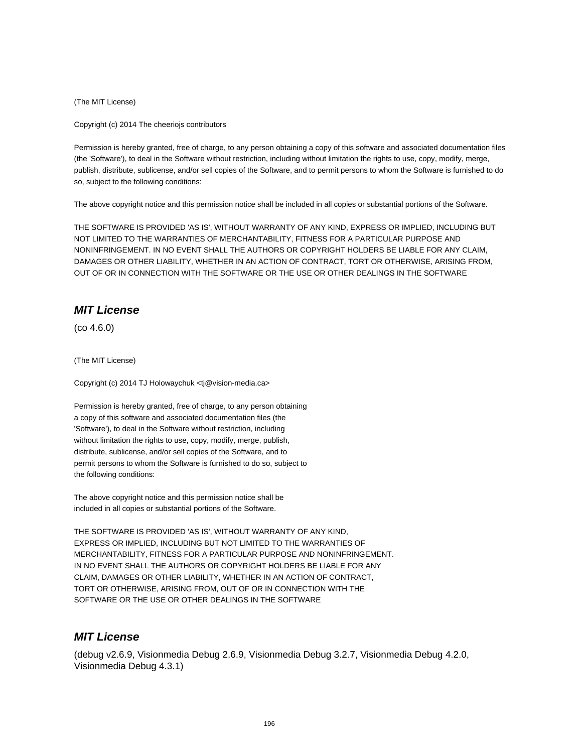(The MIT License)

Copyright (c) 2014 The cheeriojs contributors

Permission is hereby granted, free of charge, to any person obtaining a copy of this software and associated documentation files (the 'Software'), to deal in the Software without restriction, including without limitation the rights to use, copy, modify, merge, publish, distribute, sublicense, and/or sell copies of the Software, and to permit persons to whom the Software is furnished to do so, subject to the following conditions:

The above copyright notice and this permission notice shall be included in all copies or substantial portions of the Software.

THE SOFTWARE IS PROVIDED 'AS IS', WITHOUT WARRANTY OF ANY KIND, EXPRESS OR IMPLIED, INCLUDING BUT NOT LIMITED TO THE WARRANTIES OF MERCHANTABILITY, FITNESS FOR A PARTICULAR PURPOSE AND NONINFRINGEMENT. IN NO EVENT SHALL THE AUTHORS OR COPYRIGHT HOLDERS BE LIABLE FOR ANY CLAIM, DAMAGES OR OTHER LIABILITY, WHETHER IN AN ACTION OF CONTRACT, TORT OR OTHERWISE, ARISING FROM, OUT OF OR IN CONNECTION WITH THE SOFTWARE OR THE USE OR OTHER DEALINGS IN THE SOFTWARE

## *MIT License*

(co 4.6.0)

(The MIT License)

Copyright (c) 2014 TJ Holowaychuk <tj@vision-media.ca>

Permission is hereby granted, free of charge, to any person obtaining
a copy of this software and associated documentation files (the
'Software'), to deal in the Software without restriction, including
without limitation the rights to use, copy, modify, merge, publish,
distribute, sublicense, and/or sell copies of the Software, and to
permit persons to whom the Software is furnished to do so, subject to
the following conditions:

The above copyright notice and this permission notice shall be
included in all copies or substantial portions of the Software.

THE SOFTWARE IS PROVIDED 'AS IS', WITHOUT WARRANTY OF ANY KIND,
EXPRESS OR IMPLIED, INCLUDING BUT NOT LIMITED TO THE WARRANTIES OF
MERCHANTABILITY, FITNESS FOR A PARTICULAR PURPOSE AND NONINFRINGEMENT.
IN NO EVENT SHALL THE AUTHORS OR COPYRIGHT HOLDERS BE LIABLE FOR ANY
CLAIM, DAMAGES OR OTHER LIABILITY, WHETHER IN AN ACTION OF CONTRACT,
TORT OR OTHERWISE, ARISING FROM, OUT OF OR IN CONNECTION WITH THE
SOFTWARE OR THE USE OR OTHER DEALINGS IN THE SOFTWARE

## *MIT License*

(debug v2.6.9, Visionmedia Debug 2.6.9, Visionmedia Debug 3.2.7, Visionmedia Debug 4.2.0, Visionmedia Debug 4.3.1)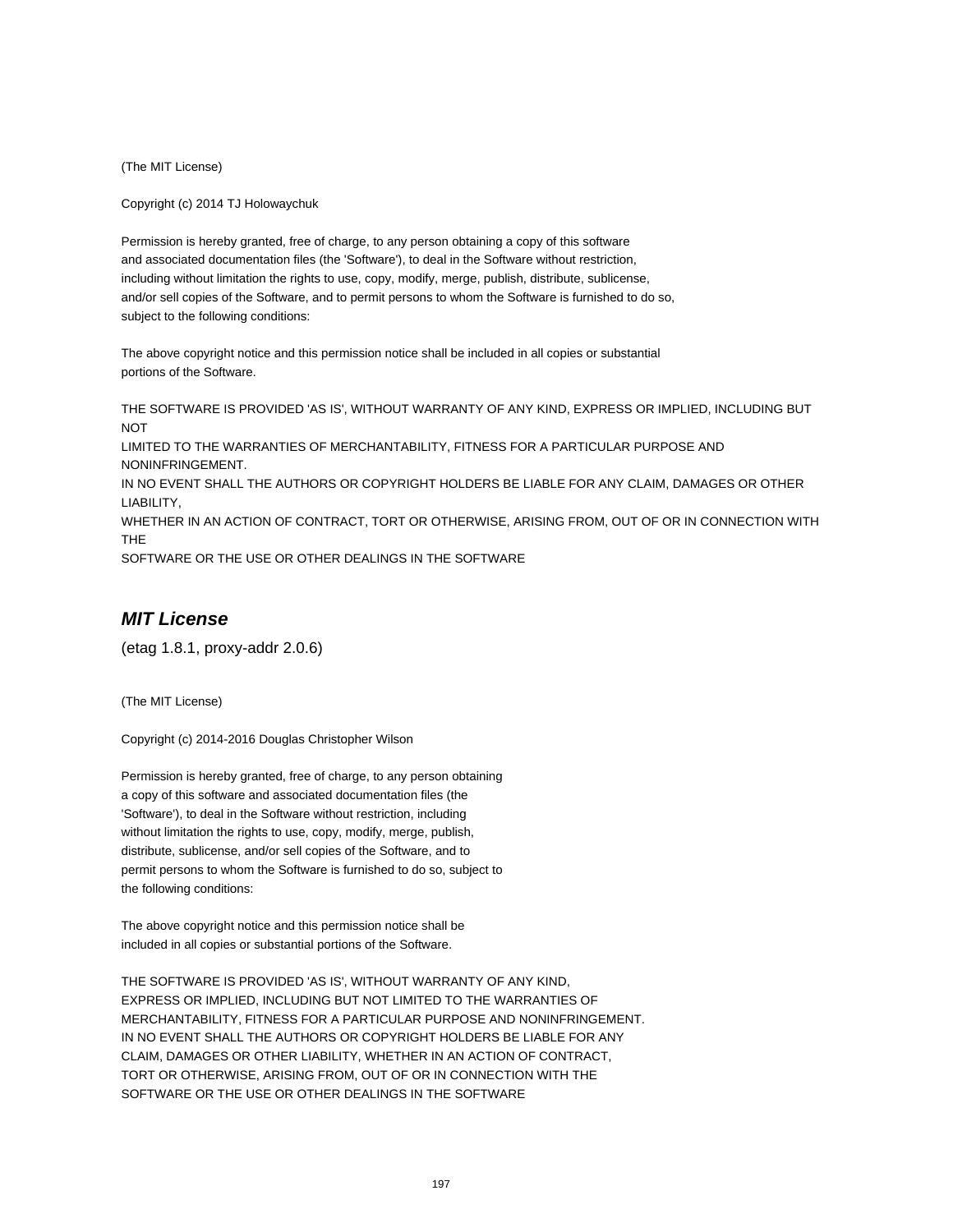(The MIT License)

Copyright (c) 2014 TJ Holowaychuk

Permission is hereby granted, free of charge, to any person obtaining a copy of this software
and associated documentation files (the 'Software'), to deal in the Software without restriction,
including without limitation the rights to use, copy, modify, merge, publish, distribute, sublicense,
and/or sell copies of the Software, and to permit persons to whom the Software is furnished to do so,
subject to the following conditions:

The above copyright notice and this permission notice shall be included in all copies or substantial
portions of the Software.

THE SOFTWARE IS PROVIDED 'AS IS', WITHOUT WARRANTY OF ANY KIND, EXPRESS OR IMPLIED, INCLUDING BUT NOT
LIMITED TO THE WARRANTIES OF MERCHANTABILITY, FITNESS FOR A PARTICULAR PURPOSE AND NONINFRINGEMENT.
IN NO EVENT SHALL THE AUTHORS OR COPYRIGHT HOLDERS BE LIABLE FOR ANY CLAIM, DAMAGES OR OTHER LIABILITY,
WHETHER IN AN ACTION OF CONTRACT, TORT OR OTHERWISE, ARISING FROM, OUT OF OR IN CONNECTION WITH THE
SOFTWARE OR THE USE OR OTHER DEALINGS IN THE SOFTWARE

## *MIT License*

(etag 1.8.1, proxy-addr 2.0.6)

(The MIT License)

Copyright (c) 2014-2016 Douglas Christopher Wilson

Permission is hereby granted, free of charge, to any person obtaining
a copy of this software and associated documentation files (the
'Software'), to deal in the Software without restriction, including
without limitation the rights to use, copy, modify, merge, publish,
distribute, sublicense, and/or sell copies of the Software, and to
permit persons to whom the Software is furnished to do so, subject to
the following conditions:

The above copyright notice and this permission notice shall be
included in all copies or substantial portions of the Software.

THE SOFTWARE IS PROVIDED 'AS IS', WITHOUT WARRANTY OF ANY KIND,
EXPRESS OR IMPLIED, INCLUDING BUT NOT LIMITED TO THE WARRANTIES OF
MERCHANTABILITY, FITNESS FOR A PARTICULAR PURPOSE AND NONINFRINGEMENT.
IN NO EVENT SHALL THE AUTHORS OR COPYRIGHT HOLDERS BE LIABLE FOR ANY
CLAIM, DAMAGES OR OTHER LIABILITY, WHETHER IN AN ACTION OF CONTRACT,
TORT OR OTHERWISE, ARISING FROM, OUT OF OR IN CONNECTION WITH THE
SOFTWARE OR THE USE OR OTHER DEALINGS IN THE SOFTWARE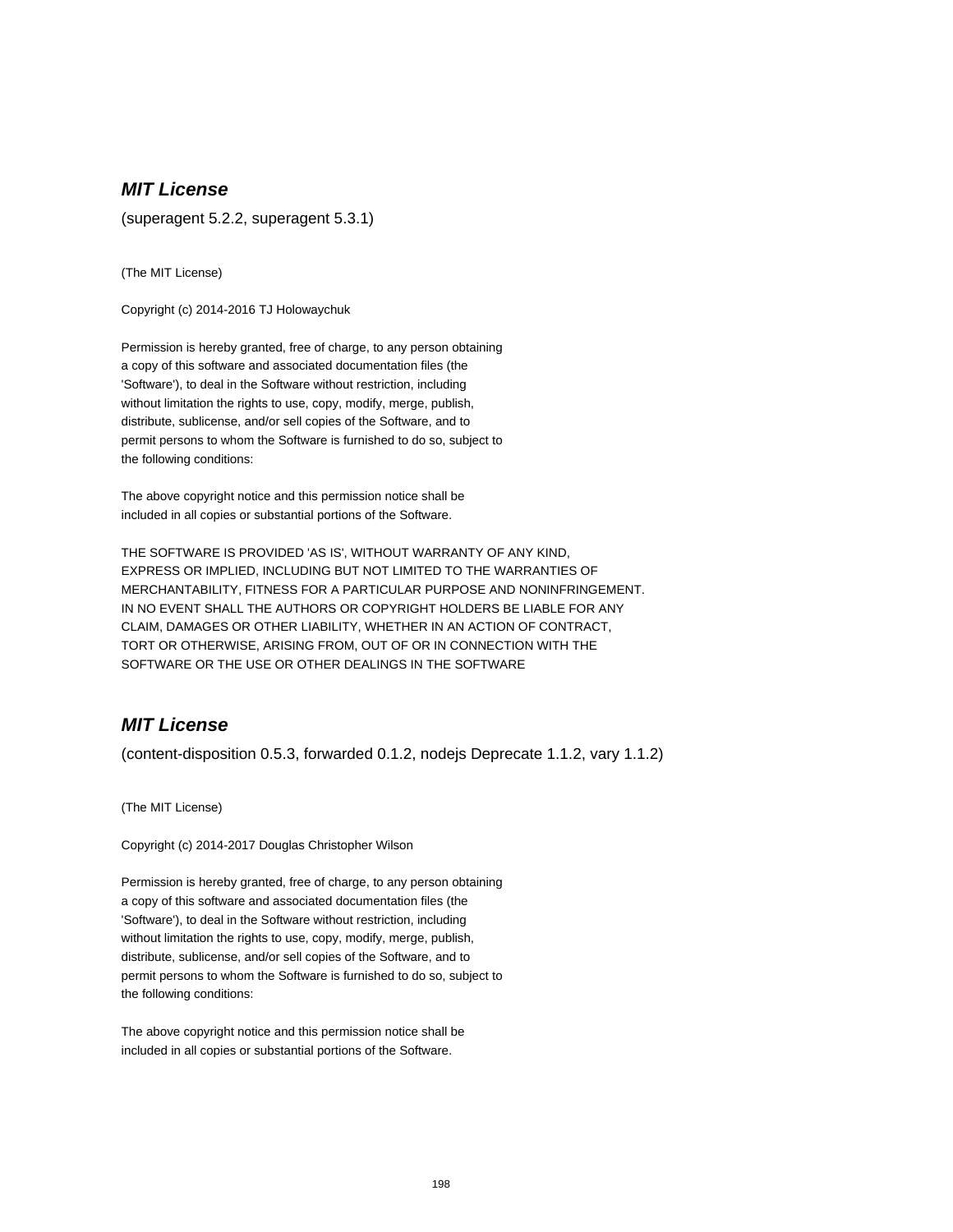### ***MIT License***

(superagent 5.2.2, superagent 5.3.1)

(The MIT License)

Copyright (c) 2014-2016 TJ Holowaychuk

Permission is hereby granted, free of charge, to any person obtaining
a copy of this software and associated documentation files (the
'Software'), to deal in the Software without restriction, including
without limitation the rights to use, copy, modify, merge, publish,
distribute, sublicense, and/or sell copies of the Software, and to
permit persons to whom the Software is furnished to do so, subject to
the following conditions:

The above copyright notice and this permission notice shall be
included in all copies or substantial portions of the Software.

THE SOFTWARE IS PROVIDED 'AS IS', WITHOUT WARRANTY OF ANY KIND,
EXPRESS OR IMPLIED, INCLUDING BUT NOT LIMITED TO THE WARRANTIES OF
MERCHANTABILITY, FITNESS FOR A PARTICULAR PURPOSE AND NONINFRINGEMENT.
IN NO EVENT SHALL THE AUTHORS OR COPYRIGHT HOLDERS BE LIABLE FOR ANY
CLAIM, DAMAGES OR OTHER LIABILITY, WHETHER IN AN ACTION OF CONTRACT,
TORT OR OTHERWISE, ARISING FROM, OUT OF OR IN CONNECTION WITH THE
SOFTWARE OR THE USE OR OTHER DEALINGS IN THE SOFTWARE

### ***MIT License***

(content-disposition 0.5.3, forwarded 0.1.2, nodejs Deprecate 1.1.2, vary 1.1.2)

(The MIT License)

Copyright (c) 2014-2017 Douglas Christopher Wilson

Permission is hereby granted, free of charge, to any person obtaining
a copy of this software and associated documentation files (the
'Software'), to deal in the Software without restriction, including
without limitation the rights to use, copy, modify, merge, publish,
distribute, sublicense, and/or sell copies of the Software, and to
permit persons to whom the Software is furnished to do so, subject to
the following conditions:

The above copyright notice and this permission notice shall be
included in all copies or substantial portions of the Software.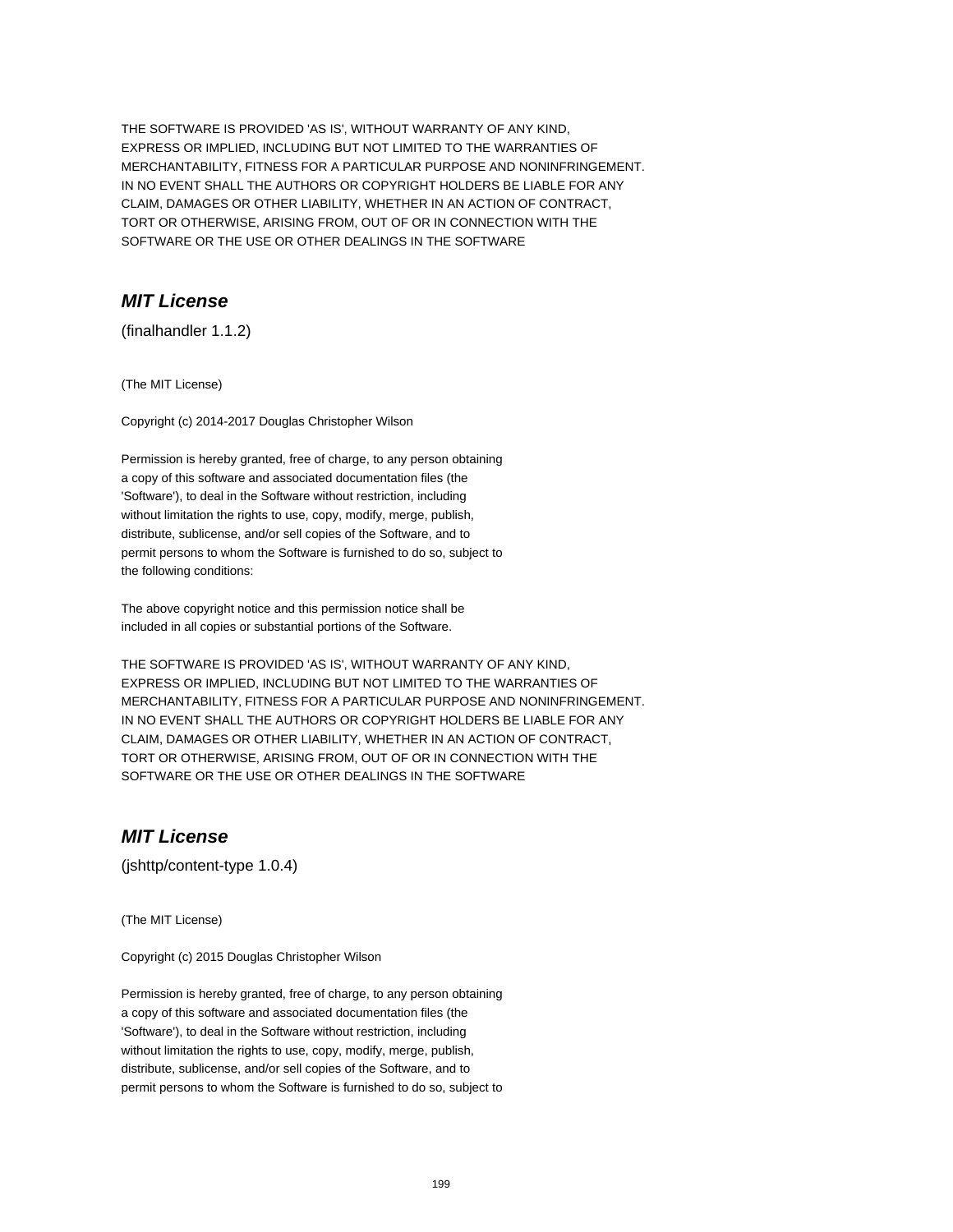THE SOFTWARE IS PROVIDED 'AS IS', WITHOUT WARRANTY OF ANY KIND,
EXPRESS OR IMPLIED, INCLUDING BUT NOT LIMITED TO THE WARRANTIES OF
MERCHANTABILITY, FITNESS FOR A PARTICULAR PURPOSE AND NONINFRINGEMENT.
IN NO EVENT SHALL THE AUTHORS OR COPYRIGHT HOLDERS BE LIABLE FOR ANY
CLAIM, DAMAGES OR OTHER LIABILITY, WHETHER IN AN ACTION OF CONTRACT,
TORT OR OTHERWISE, ARISING FROM, OUT OF OR IN CONNECTION WITH THE
SOFTWARE OR THE USE OR OTHER DEALINGS IN THE SOFTWARE

## *MIT License*

(finalhandler 1.1.2)

(The MIT License)

Copyright (c) 2014-2017 Douglas Christopher Wilson

Permission is hereby granted, free of charge, to any person obtaining
a copy of this software and associated documentation files (the
'Software'), to deal in the Software without restriction, including
without limitation the rights to use, copy, modify, merge, publish,
distribute, sublicense, and/or sell copies of the Software, and to
permit persons to whom the Software is furnished to do so, subject to
the following conditions:

The above copyright notice and this permission notice shall be
included in all copies or substantial portions of the Software.

THE SOFTWARE IS PROVIDED 'AS IS', WITHOUT WARRANTY OF ANY KIND,
EXPRESS OR IMPLIED, INCLUDING BUT NOT LIMITED TO THE WARRANTIES OF
MERCHANTABILITY, FITNESS FOR A PARTICULAR PURPOSE AND NONINFRINGEMENT.
IN NO EVENT SHALL THE AUTHORS OR COPYRIGHT HOLDERS BE LIABLE FOR ANY
CLAIM, DAMAGES OR OTHER LIABILITY, WHETHER IN AN ACTION OF CONTRACT,
TORT OR OTHERWISE, ARISING FROM, OUT OF OR IN CONNECTION WITH THE
SOFTWARE OR THE USE OR OTHER DEALINGS IN THE SOFTWARE

## *MIT License*

(jshttp/content-type 1.0.4)

(The MIT License)

Copyright (c) 2015 Douglas Christopher Wilson

Permission is hereby granted, free of charge, to any person obtaining
a copy of this software and associated documentation files (the
'Software'), to deal in the Software without restriction, including
without limitation the rights to use, copy, modify, merge, publish,
distribute, sublicense, and/or sell copies of the Software, and to
permit persons to whom the Software is furnished to do so, subject to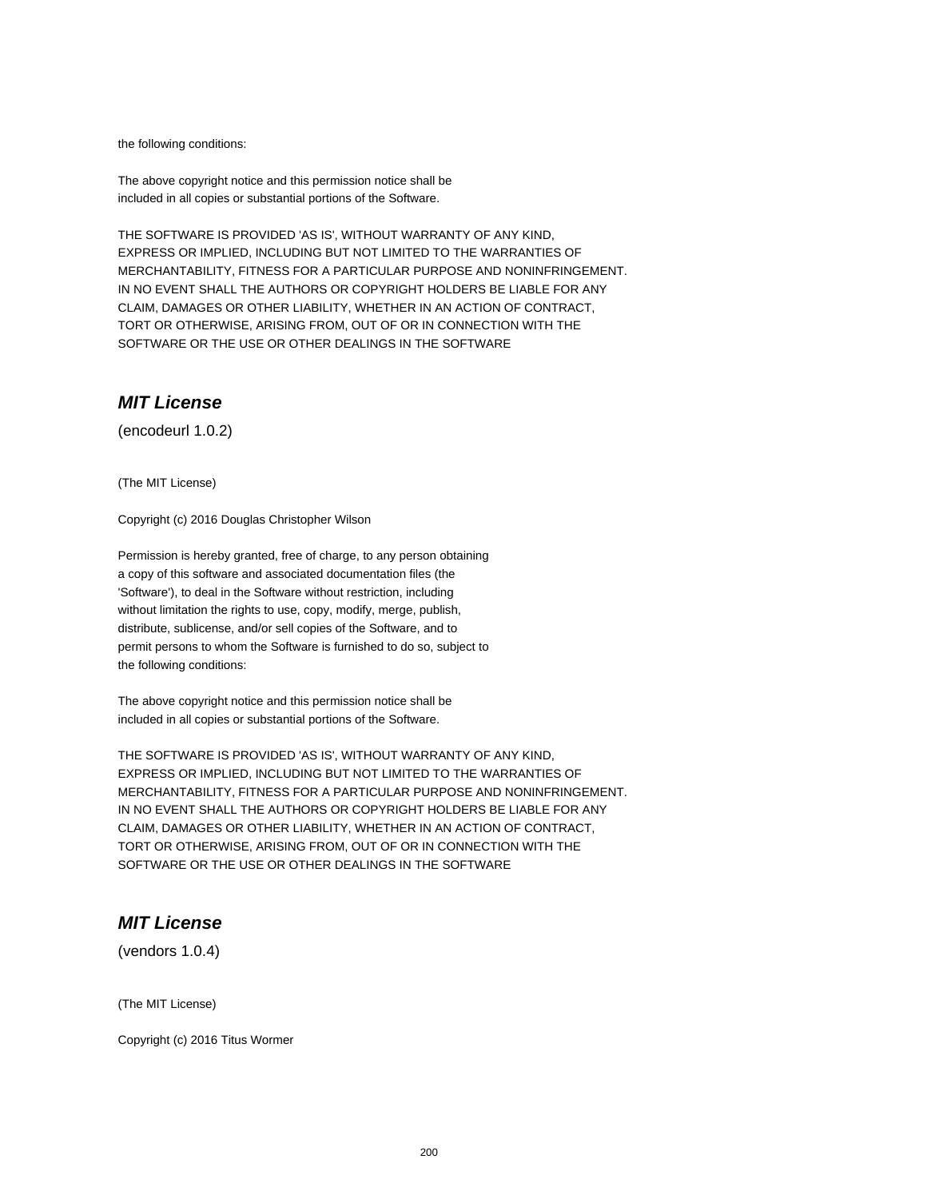the following conditions:

The above copyright notice and this permission notice shall be
included in all copies or substantial portions of the Software.

THE SOFTWARE IS PROVIDED 'AS IS', WITHOUT WARRANTY OF ANY KIND,
EXPRESS OR IMPLIED, INCLUDING BUT NOT LIMITED TO THE WARRANTIES OF
MERCHANTABILITY, FITNESS FOR A PARTICULAR PURPOSE AND NONINFRINGEMENT.
IN NO EVENT SHALL THE AUTHORS OR COPYRIGHT HOLDERS BE LIABLE FOR ANY
CLAIM, DAMAGES OR OTHER LIABILITY, WHETHER IN AN ACTION OF CONTRACT,
TORT OR OTHERWISE, ARISING FROM, OUT OF OR IN CONNECTION WITH THE
SOFTWARE OR THE USE OR OTHER DEALINGS IN THE SOFTWARE

## *MIT License*

(encodeurl 1.0.2)

(The MIT License)

Copyright (c) 2016 Douglas Christopher Wilson

Permission is hereby granted, free of charge, to any person obtaining
a copy of this software and associated documentation files (the
'Software'), to deal in the Software without restriction, including
without limitation the rights to use, copy, modify, merge, publish,
distribute, sublicense, and/or sell copies of the Software, and to
permit persons to whom the Software is furnished to do so, subject to
the following conditions:

The above copyright notice and this permission notice shall be
included in all copies or substantial portions of the Software.

THE SOFTWARE IS PROVIDED 'AS IS', WITHOUT WARRANTY OF ANY KIND,
EXPRESS OR IMPLIED, INCLUDING BUT NOT LIMITED TO THE WARRANTIES OF
MERCHANTABILITY, FITNESS FOR A PARTICULAR PURPOSE AND NONINFRINGEMENT.
IN NO EVENT SHALL THE AUTHORS OR COPYRIGHT HOLDERS BE LIABLE FOR ANY
CLAIM, DAMAGES OR OTHER LIABILITY, WHETHER IN AN ACTION OF CONTRACT,
TORT OR OTHERWISE, ARISING FROM, OUT OF OR IN CONNECTION WITH THE
SOFTWARE OR THE USE OR OTHER DEALINGS IN THE SOFTWARE

## *MIT License*

(vendors 1.0.4)

(The MIT License)

Copyright (c) 2016 Titus Wormer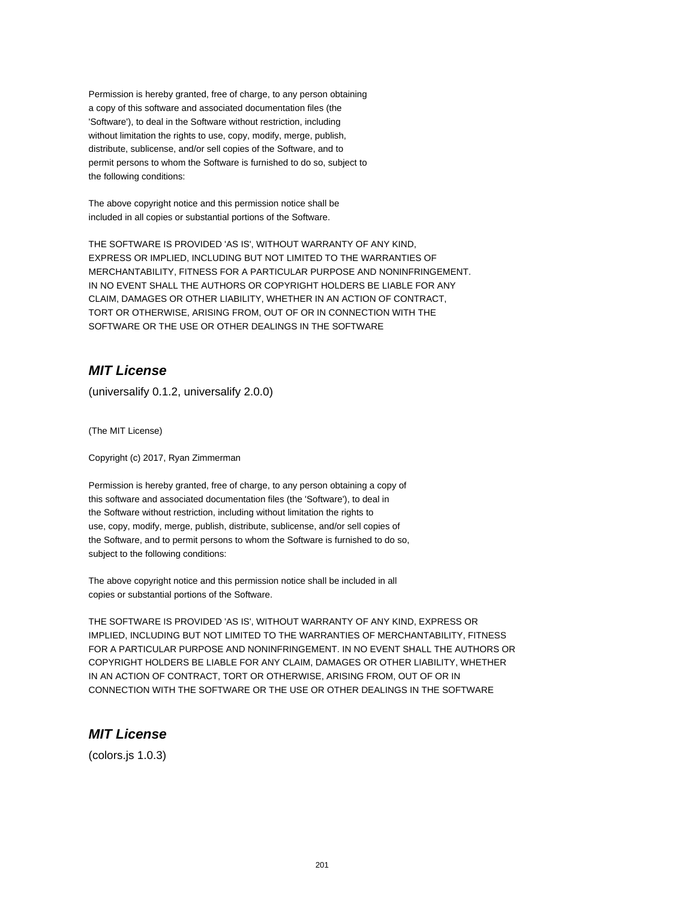Permission is hereby granted, free of charge, to any person obtaining
a copy of this software and associated documentation files (the
'Software'), to deal in the Software without restriction, including
without limitation the rights to use, copy, modify, merge, publish,
distribute, sublicense, and/or sell copies of the Software, and to
permit persons to whom the Software is furnished to do so, subject to
the following conditions:

The above copyright notice and this permission notice shall be
included in all copies or substantial portions of the Software.

THE SOFTWARE IS PROVIDED 'AS IS', WITHOUT WARRANTY OF ANY KIND,
EXPRESS OR IMPLIED, INCLUDING BUT NOT LIMITED TO THE WARRANTIES OF
MERCHANTABILITY, FITNESS FOR A PARTICULAR PURPOSE AND NONINFRINGEMENT.
IN NO EVENT SHALL THE AUTHORS OR COPYRIGHT HOLDERS BE LIABLE FOR ANY
CLAIM, DAMAGES OR OTHER LIABILITY, WHETHER IN AN ACTION OF CONTRACT,
TORT OR OTHERWISE, ARISING FROM, OUT OF OR IN CONNECTION WITH THE
SOFTWARE OR THE USE OR OTHER DEALINGS IN THE SOFTWARE

## *MIT License*

(universalify 0.1.2, universalify 2.0.0)

(The MIT License)

Copyright (c) 2017, Ryan Zimmerman

Permission is hereby granted, free of charge, to any person obtaining a copy of
this software and associated documentation files (the 'Software'), to deal in
the Software without restriction, including without limitation the rights to
use, copy, modify, merge, publish, distribute, sublicense, and/or sell copies of
the Software, and to permit persons to whom the Software is furnished to do so,
subject to the following conditions:

The above copyright notice and this permission notice shall be included in all
copies or substantial portions of the Software.

THE SOFTWARE IS PROVIDED 'AS IS', WITHOUT WARRANTY OF ANY KIND, EXPRESS OR
IMPLIED, INCLUDING BUT NOT LIMITED TO THE WARRANTIES OF MERCHANTABILITY, FITNESS
FOR A PARTICULAR PURPOSE AND NONINFRINGEMENT. IN NO EVENT SHALL THE AUTHORS OR
COPYRIGHT HOLDERS BE LIABLE FOR ANY CLAIM, DAMAGES OR OTHER LIABILITY, WHETHER
IN AN ACTION OF CONTRACT, TORT OR OTHERWISE, ARISING FROM, OUT OF OR IN
CONNECTION WITH THE SOFTWARE OR THE USE OR OTHER DEALINGS IN THE SOFTWARE

## *MIT License*

(colors.js 1.0.3)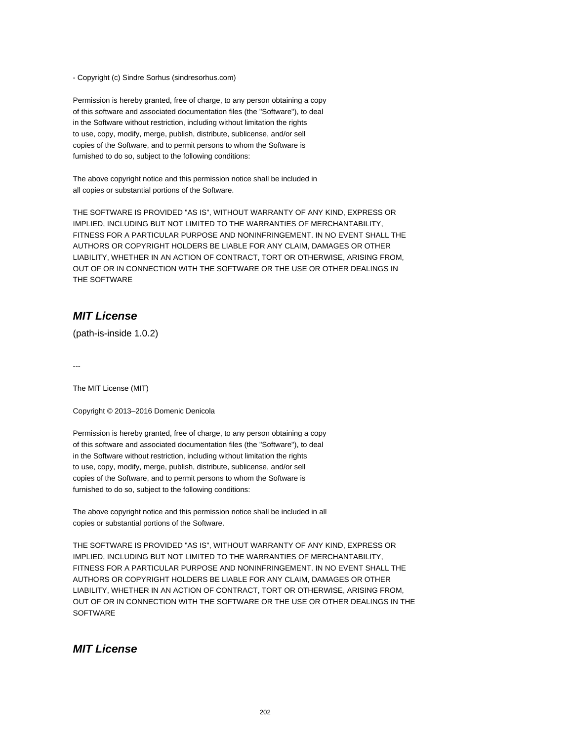- Copyright (c) Sindre Sorhus (sindresorhus.com)

Permission is hereby granted, free of charge, to any person obtaining a copy
of this software and associated documentation files (the "Software"), to deal
in the Software without restriction, including without limitation the rights
to use, copy, modify, merge, publish, distribute, sublicense, and/or sell
copies of the Software, and to permit persons to whom the Software is
furnished to do so, subject to the following conditions:

The above copyright notice and this permission notice shall be included in
all copies or substantial portions of the Software.

THE SOFTWARE IS PROVIDED "AS IS", WITHOUT WARRANTY OF ANY KIND, EXPRESS OR
IMPLIED, INCLUDING BUT NOT LIMITED TO THE WARRANTIES OF MERCHANTABILITY,
FITNESS FOR A PARTICULAR PURPOSE AND NONINFRINGEMENT. IN NO EVENT SHALL THE
AUTHORS OR COPYRIGHT HOLDERS BE LIABLE FOR ANY CLAIM, DAMAGES OR OTHER
LIABILITY, WHETHER IN AN ACTION OF CONTRACT, TORT OR OTHERWISE, ARISING FROM,
OUT OF OR IN CONNECTION WITH THE SOFTWARE OR THE USE OR OTHER DEALINGS IN
THE SOFTWARE

## *MIT License*

(path-is-inside 1.0.2)

---

The MIT License (MIT)

Copyright © 2013–2016 Domenic Denicola

Permission is hereby granted, free of charge, to any person obtaining a copy
of this software and associated documentation files (the "Software"), to deal
in the Software without restriction, including without limitation the rights
to use, copy, modify, merge, publish, distribute, sublicense, and/or sell
copies of the Software, and to permit persons to whom the Software is
furnished to do so, subject to the following conditions:

The above copyright notice and this permission notice shall be included in all
copies or substantial portions of the Software.

THE SOFTWARE IS PROVIDED "AS IS", WITHOUT WARRANTY OF ANY KIND, EXPRESS OR
IMPLIED, INCLUDING BUT NOT LIMITED TO THE WARRANTIES OF MERCHANTABILITY,
FITNESS FOR A PARTICULAR PURPOSE AND NONINFRINGEMENT. IN NO EVENT SHALL THE
AUTHORS OR COPYRIGHT HOLDERS BE LIABLE FOR ANY CLAIM, DAMAGES OR OTHER
LIABILITY, WHETHER IN AN ACTION OF CONTRACT, TORT OR OTHERWISE, ARISING FROM,
OUT OF OR IN CONNECTION WITH THE SOFTWARE OR THE USE OR OTHER DEALINGS IN THE
SOFTWARE

## *MIT License*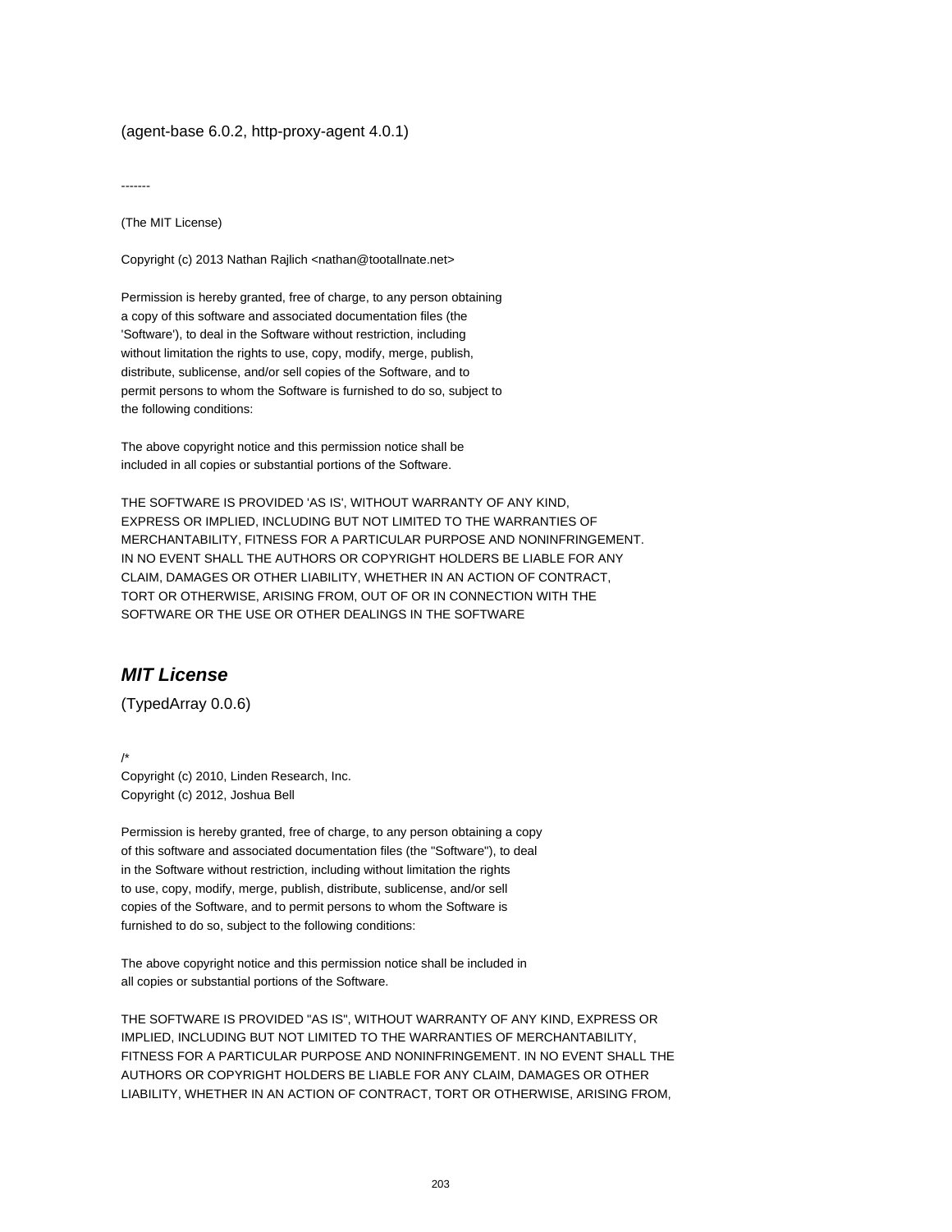(agent-base 6.0.2, http-proxy-agent 4.0.1)

-------

(The MIT License)

Copyright (c) 2013 Nathan Rajlich <nathan@tootallnate.net>

Permission is hereby granted, free of charge, to any person obtaining
a copy of this software and associated documentation files (the
'Software'), to deal in the Software without restriction, including
without limitation the rights to use, copy, modify, merge, publish,
distribute, sublicense, and/or sell copies of the Software, and to
permit persons to whom the Software is furnished to do so, subject to
the following conditions:

The above copyright notice and this permission notice shall be
included in all copies or substantial portions of the Software.

THE SOFTWARE IS PROVIDED 'AS IS', WITHOUT WARRANTY OF ANY KIND,
EXPRESS OR IMPLIED, INCLUDING BUT NOT LIMITED TO THE WARRANTIES OF
MERCHANTABILITY, FITNESS FOR A PARTICULAR PURPOSE AND NONINFRINGEMENT.
IN NO EVENT SHALL THE AUTHORS OR COPYRIGHT HOLDERS BE LIABLE FOR ANY
CLAIM, DAMAGES OR OTHER LIABILITY, WHETHER IN AN ACTION OF CONTRACT,
TORT OR OTHERWISE, ARISING FROM, OUT OF OR IN CONNECTION WITH THE
SOFTWARE OR THE USE OR OTHER DEALINGS IN THE SOFTWARE

## ***MIT License***

(TypedArray 0.0.6)

/*
Copyright (c) 2010, Linden Research, Inc.
Copyright (c) 2012, Joshua Bell

Permission is hereby granted, free of charge, to any person obtaining a copy
of this software and associated documentation files (the "Software"), to deal
in the Software without restriction, including without limitation the rights
to use, copy, modify, merge, publish, distribute, sublicense, and/or sell
copies of the Software, and to permit persons to whom the Software is
furnished to do so, subject to the following conditions:

The above copyright notice and this permission notice shall be included in
all copies or substantial portions of the Software.

THE SOFTWARE IS PROVIDED "AS IS", WITHOUT WARRANTY OF ANY KIND, EXPRESS OR
IMPLIED, INCLUDING BUT NOT LIMITED TO THE WARRANTIES OF MERCHANTABILITY,
FITNESS FOR A PARTICULAR PURPOSE AND NONINFRINGEMENT. IN NO EVENT SHALL THE
AUTHORS OR COPYRIGHT HOLDERS BE LIABLE FOR ANY CLAIM, DAMAGES OR OTHER
LIABILITY, WHETHER IN AN ACTION OF CONTRACT, TORT OR OTHERWISE, ARISING FROM,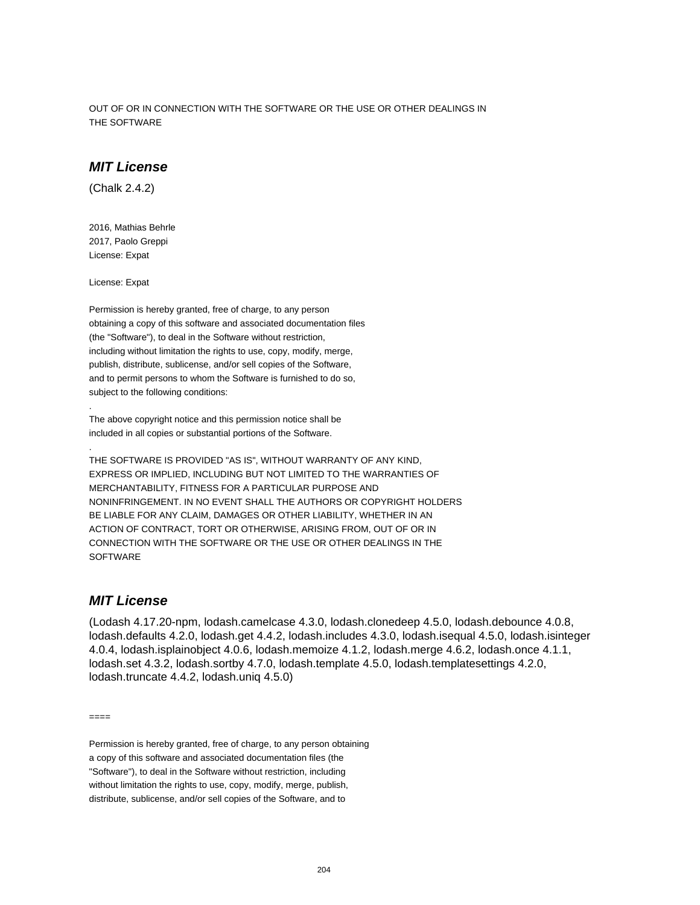OUT OF OR IN CONNECTION WITH THE SOFTWARE OR THE USE OR OTHER DEALINGS IN THE SOFTWARE

## ***MIT License***

(Chalk 2.4.2)

2016, Mathias Behrle
2017, Paolo Greppi
License: Expat

License: Expat

Permission is hereby granted, free of charge, to any person
obtaining a copy of this software and associated documentation files
(the "Software"), to deal in the Software without restriction,
including without limitation the rights to use, copy, modify, merge,
publish, distribute, sublicense, and/or sell copies of the Software,
and to permit persons to whom the Software is furnished to do so,
subject to the following conditions:
.
The above copyright notice and this permission notice shall be
included in all copies or substantial portions of the Software.
.
THE SOFTWARE IS PROVIDED "AS IS", WITHOUT WARRANTY OF ANY KIND,
EXPRESS OR IMPLIED, INCLUDING BUT NOT LIMITED TO THE WARRANTIES OF
MERCHANTABILITY, FITNESS FOR A PARTICULAR PURPOSE AND
NONINFRINGEMENT. IN NO EVENT SHALL THE AUTHORS OR COPYRIGHT HOLDERS
BE LIABLE FOR ANY CLAIM, DAMAGES OR OTHER LIABILITY, WHETHER IN AN
ACTION OF CONTRACT, TORT OR OTHERWISE, ARISING FROM, OUT OF OR IN
CONNECTION WITH THE SOFTWARE OR THE USE OR OTHER DEALINGS IN THE
SOFTWARE

## ***MIT License***

(Lodash 4.17.20-npm, lodash.camelcase 4.3.0, lodash.clonedeep 4.5.0, lodash.debounce 4.0.8, lodash.defaults 4.2.0, lodash.get 4.4.2, lodash.includes 4.3.0, lodash.isequal 4.5.0, lodash.isinteger 4.0.4, lodash.isplainobject 4.0.6, lodash.memoize 4.1.2, lodash.merge 4.6.2, lodash.once 4.1.1, lodash.set 4.3.2, lodash.sortby 4.7.0, lodash.template 4.5.0, lodash.templatesettings 4.2.0, lodash.truncate 4.4.2, lodash.uniq 4.5.0)

====

Permission is hereby granted, free of charge, to any person obtaining
a copy of this software and associated documentation files (the
"Software"), to deal in the Software without restriction, including
without limitation the rights to use, copy, modify, merge, publish,
distribute, sublicense, and/or sell copies of the Software, and to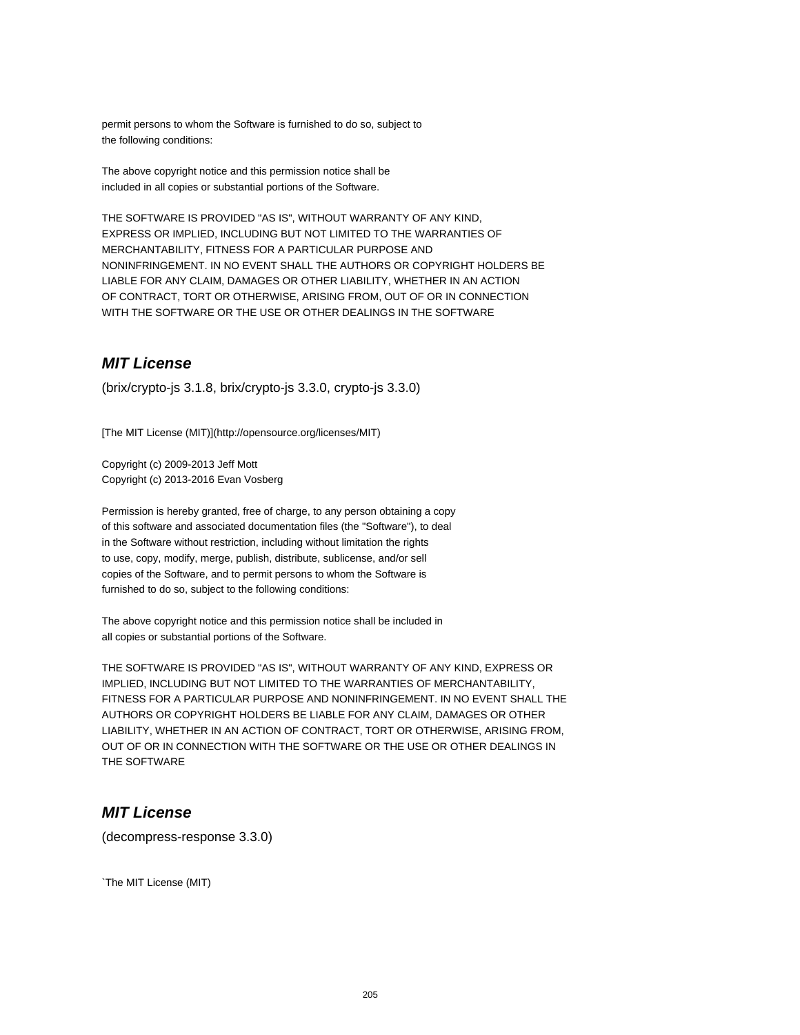permit persons to whom the Software is furnished to do so, subject to
the following conditions:

The above copyright notice and this permission notice shall be
included in all copies or substantial portions of the Software.

THE SOFTWARE IS PROVIDED "AS IS", WITHOUT WARRANTY OF ANY KIND,
EXPRESS OR IMPLIED, INCLUDING BUT NOT LIMITED TO THE WARRANTIES OF
MERCHANTABILITY, FITNESS FOR A PARTICULAR PURPOSE AND
NONINFRINGEMENT. IN NO EVENT SHALL THE AUTHORS OR COPYRIGHT HOLDERS BE
LIABLE FOR ANY CLAIM, DAMAGES OR OTHER LIABILITY, WHETHER IN AN ACTION
OF CONTRACT, TORT OR OTHERWISE, ARISING FROM, OUT OF OR IN CONNECTION
WITH THE SOFTWARE OR THE USE OR OTHER DEALINGS IN THE SOFTWARE

## ***MIT License***

(brix/crypto-js 3.1.8, brix/crypto-js 3.3.0, crypto-js 3.3.0)

[The MIT License (MIT)](http://opensource.org/licenses/MIT)

Copyright (c) 2009-2013 Jeff Mott
Copyright (c) 2013-2016 Evan Vosberg

Permission is hereby granted, free of charge, to any person obtaining a copy
of this software and associated documentation files (the "Software"), to deal
in the Software without restriction, including without limitation the rights
to use, copy, modify, merge, publish, distribute, sublicense, and/or sell
copies of the Software, and to permit persons to whom the Software is
furnished to do so, subject to the following conditions:

The above copyright notice and this permission notice shall be included in
all copies or substantial portions of the Software.

THE SOFTWARE IS PROVIDED "AS IS", WITHOUT WARRANTY OF ANY KIND, EXPRESS OR
IMPLIED, INCLUDING BUT NOT LIMITED TO THE WARRANTIES OF MERCHANTABILITY,
FITNESS FOR A PARTICULAR PURPOSE AND NONINFRINGEMENT. IN NO EVENT SHALL THE
AUTHORS OR COPYRIGHT HOLDERS BE LIABLE FOR ANY CLAIM, DAMAGES OR OTHER
LIABILITY, WHETHER IN AN ACTION OF CONTRACT, TORT OR OTHERWISE, ARISING FROM,
OUT OF OR IN CONNECTION WITH THE SOFTWARE OR THE USE OR OTHER DEALINGS IN
THE SOFTWARE

## ***MIT License***

(decompress-response 3.3.0)

`The MIT License (MIT)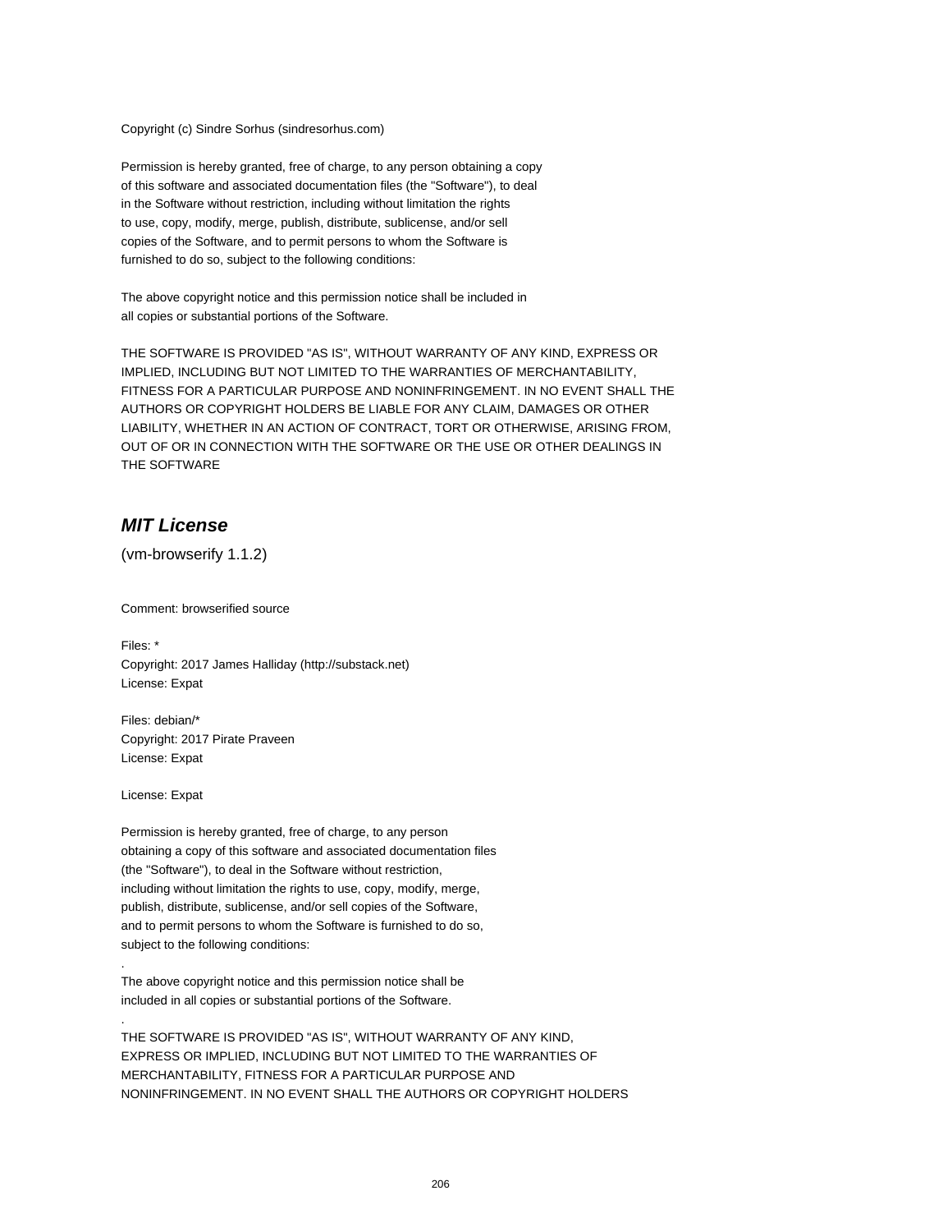Copyright (c) Sindre Sorhus (sindresorhus.com)

Permission is hereby granted, free of charge, to any person obtaining a copy
of this software and associated documentation files (the "Software"), to deal
in the Software without restriction, including without limitation the rights
to use, copy, modify, merge, publish, distribute, sublicense, and/or sell
copies of the Software, and to permit persons to whom the Software is
furnished to do so, subject to the following conditions:

The above copyright notice and this permission notice shall be included in
all copies or substantial portions of the Software.

THE SOFTWARE IS PROVIDED "AS IS", WITHOUT WARRANTY OF ANY KIND, EXPRESS OR
IMPLIED, INCLUDING BUT NOT LIMITED TO THE WARRANTIES OF MERCHANTABILITY,
FITNESS FOR A PARTICULAR PURPOSE AND NONINFRINGEMENT. IN NO EVENT SHALL THE
AUTHORS OR COPYRIGHT HOLDERS BE LIABLE FOR ANY CLAIM, DAMAGES OR OTHER
LIABILITY, WHETHER IN AN ACTION OF CONTRACT, TORT OR OTHERWISE, ARISING FROM,
OUT OF OR IN CONNECTION WITH THE SOFTWARE OR THE USE OR OTHER DEALINGS IN
THE SOFTWARE

## *MIT License*

(vm-browserify 1.1.2)

Comment: browserified source

Files: *
Copyright: 2017 James Halliday (http://substack.net)
License: Expat

Files: debian/*
Copyright: 2017 Pirate Praveen
License: Expat

License: Expat

Permission is hereby granted, free of charge, to any person
obtaining a copy of this software and associated documentation files
(the "Software"), to deal in the Software without restriction,
including without limitation the rights to use, copy, modify, merge,
publish, distribute, sublicense, and/or sell copies of the Software,
and to permit persons to whom the Software is furnished to do so,
subject to the following conditions:
.
The above copyright notice and this permission notice shall be
included in all copies or substantial portions of the Software.
.
THE SOFTWARE IS PROVIDED "AS IS", WITHOUT WARRANTY OF ANY KIND,
EXPRESS OR IMPLIED, INCLUDING BUT NOT LIMITED TO THE WARRANTIES OF
MERCHANTABILITY, FITNESS FOR A PARTICULAR PURPOSE AND
NONINFRINGEMENT. IN NO EVENT SHALL THE AUTHORS OR COPYRIGHT HOLDERS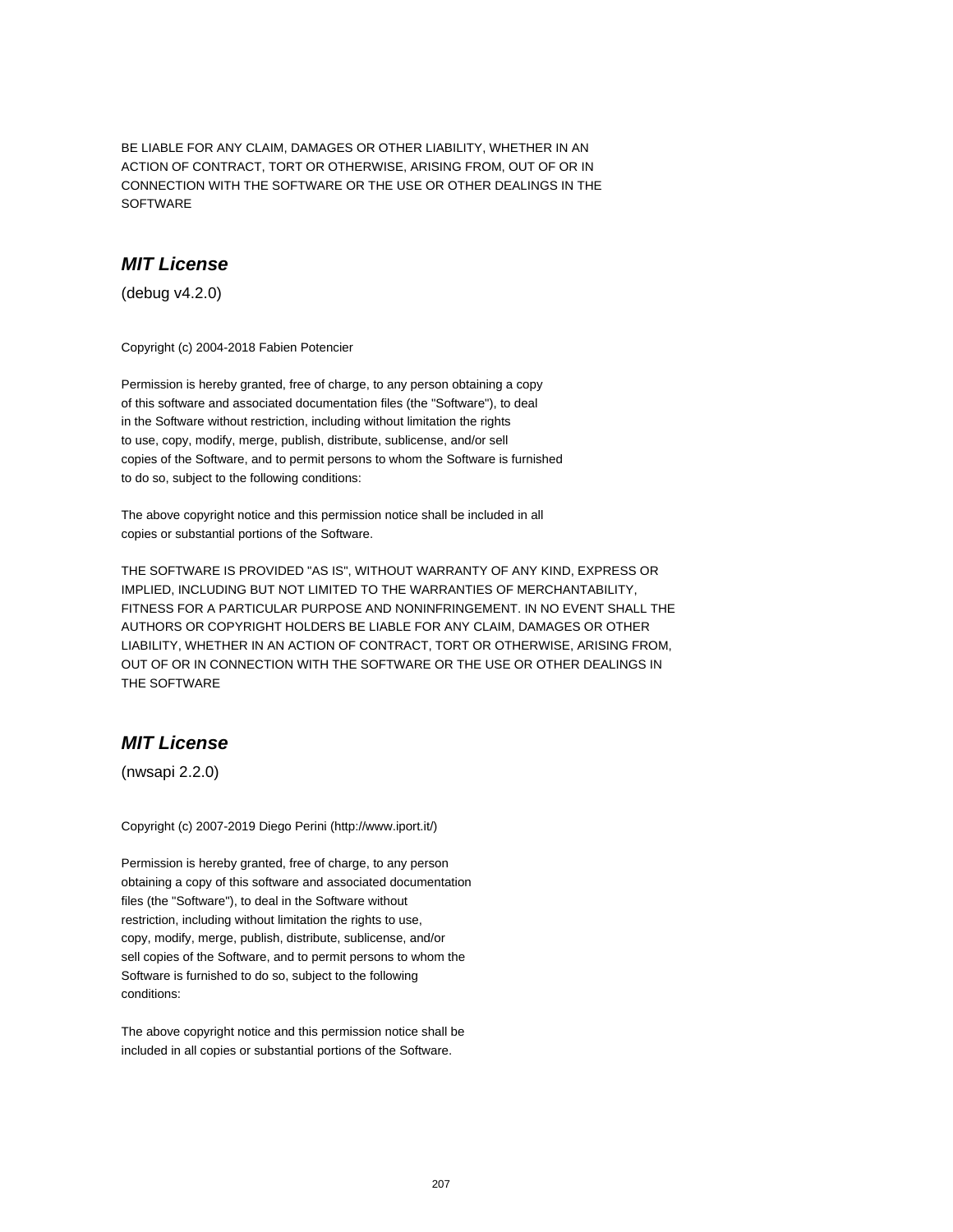BE LIABLE FOR ANY CLAIM, DAMAGES OR OTHER LIABILITY, WHETHER IN AN
ACTION OF CONTRACT, TORT OR OTHERWISE, ARISING FROM, OUT OF OR IN
CONNECTION WITH THE SOFTWARE OR THE USE OR OTHER DEALINGS IN THE
SOFTWARE

## *MIT License*

(debug v4.2.0)

Copyright (c) 2004-2018 Fabien Potencier

Permission is hereby granted, free of charge, to any person obtaining a copy
of this software and associated documentation files (the "Software"), to deal
in the Software without restriction, including without limitation the rights
to use, copy, modify, merge, publish, distribute, sublicense, and/or sell
copies of the Software, and to permit persons to whom the Software is furnished
to do so, subject to the following conditions:

The above copyright notice and this permission notice shall be included in all
copies or substantial portions of the Software.

THE SOFTWARE IS PROVIDED "AS IS", WITHOUT WARRANTY OF ANY KIND, EXPRESS OR
IMPLIED, INCLUDING BUT NOT LIMITED TO THE WARRANTIES OF MERCHANTABILITY,
FITNESS FOR A PARTICULAR PURPOSE AND NONINFRINGEMENT. IN NO EVENT SHALL THE
AUTHORS OR COPYRIGHT HOLDERS BE LIABLE FOR ANY CLAIM, DAMAGES OR OTHER
LIABILITY, WHETHER IN AN ACTION OF CONTRACT, TORT OR OTHERWISE, ARISING FROM,
OUT OF OR IN CONNECTION WITH THE SOFTWARE OR THE USE OR OTHER DEALINGS IN
THE SOFTWARE

## *MIT License*

(nwsapi 2.2.0)

Copyright (c) 2007-2019 Diego Perini (http://www.iport.it/)

Permission is hereby granted, free of charge, to any person
obtaining a copy of this software and associated documentation
files (the "Software"), to deal in the Software without
restriction, including without limitation the rights to use,
copy, modify, merge, publish, distribute, sublicense, and/or
sell copies of the Software, and to permit persons to whom the
Software is furnished to do so, subject to the following
conditions:

The above copyright notice and this permission notice shall be
included in all copies or substantial portions of the Software.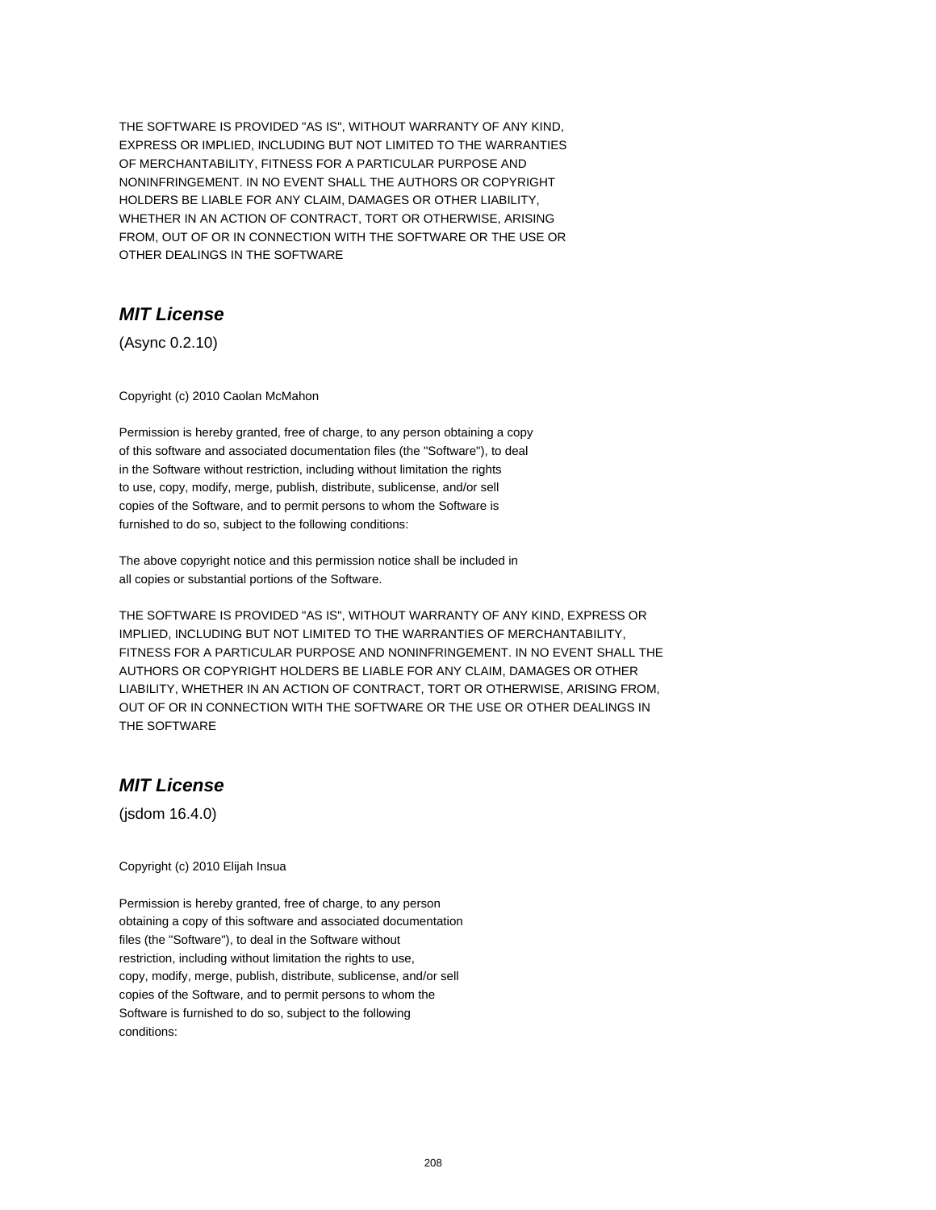THE SOFTWARE IS PROVIDED "AS IS", WITHOUT WARRANTY OF ANY KIND, EXPRESS OR IMPLIED, INCLUDING BUT NOT LIMITED TO THE WARRANTIES OF MERCHANTABILITY, FITNESS FOR A PARTICULAR PURPOSE AND NONINFRINGEMENT. IN NO EVENT SHALL THE AUTHORS OR COPYRIGHT HOLDERS BE LIABLE FOR ANY CLAIM, DAMAGES OR OTHER LIABILITY, WHETHER IN AN ACTION OF CONTRACT, TORT OR OTHERWISE, ARISING FROM, OUT OF OR IN CONNECTION WITH THE SOFTWARE OR THE USE OR OTHER DEALINGS IN THE SOFTWARE

## *MIT License*

(Async 0.2.10)

Copyright (c) 2010 Caolan McMahon

Permission is hereby granted, free of charge, to any person obtaining a copy of this software and associated documentation files (the "Software"), to deal in the Software without restriction, including without limitation the rights to use, copy, modify, merge, publish, distribute, sublicense, and/or sell copies of the Software, and to permit persons to whom the Software is furnished to do so, subject to the following conditions:

The above copyright notice and this permission notice shall be included in all copies or substantial portions of the Software.

THE SOFTWARE IS PROVIDED "AS IS", WITHOUT WARRANTY OF ANY KIND, EXPRESS OR IMPLIED, INCLUDING BUT NOT LIMITED TO THE WARRANTIES OF MERCHANTABILITY, FITNESS FOR A PARTICULAR PURPOSE AND NONINFRINGEMENT. IN NO EVENT SHALL THE AUTHORS OR COPYRIGHT HOLDERS BE LIABLE FOR ANY CLAIM, DAMAGES OR OTHER LIABILITY, WHETHER IN AN ACTION OF CONTRACT, TORT OR OTHERWISE, ARISING FROM, OUT OF OR IN CONNECTION WITH THE SOFTWARE OR THE USE OR OTHER DEALINGS IN THE SOFTWARE

## *MIT License*

(jsdom 16.4.0)

Copyright (c) 2010 Elijah Insua

Permission is hereby granted, free of charge, to any person obtaining a copy of this software and associated documentation files (the "Software"), to deal in the Software without restriction, including without limitation the rights to use, copy, modify, merge, publish, distribute, sublicense, and/or sell copies of the Software, and to permit persons to whom the Software is furnished to do so, subject to the following conditions: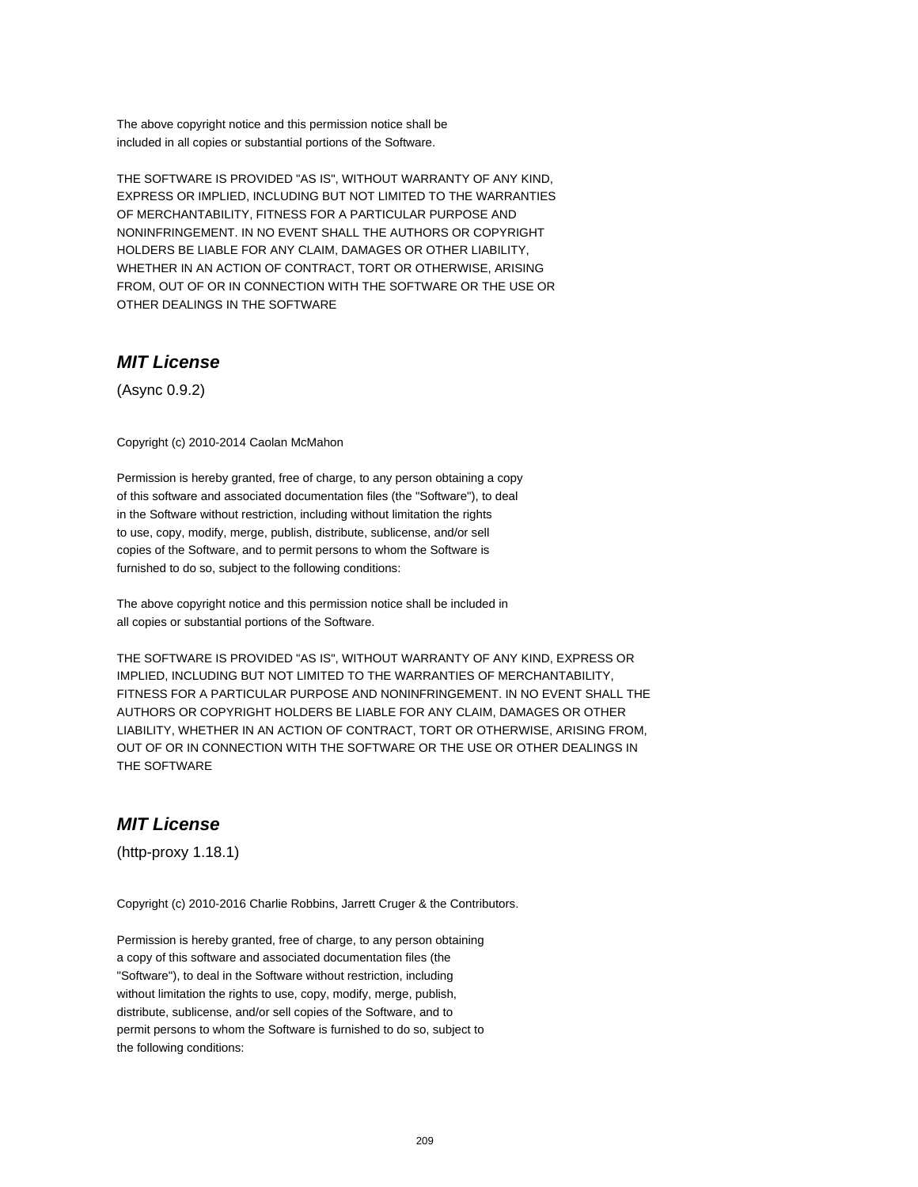The above copyright notice and this permission notice shall be
included in all copies or substantial portions of the Software.

THE SOFTWARE IS PROVIDED "AS IS", WITHOUT WARRANTY OF ANY KIND,
EXPRESS OR IMPLIED, INCLUDING BUT NOT LIMITED TO THE WARRANTIES
OF MERCHANTABILITY, FITNESS FOR A PARTICULAR PURPOSE AND
NONINFRINGEMENT. IN NO EVENT SHALL THE AUTHORS OR COPYRIGHT
HOLDERS BE LIABLE FOR ANY CLAIM, DAMAGES OR OTHER LIABILITY,
WHETHER IN AN ACTION OF CONTRACT, TORT OR OTHERWISE, ARISING
FROM, OUT OF OR IN CONNECTION WITH THE SOFTWARE OR THE USE OR
OTHER DEALINGS IN THE SOFTWARE

## *MIT License*

(Async 0.9.2)

Copyright (c) 2010-2014 Caolan McMahon

Permission is hereby granted, free of charge, to any person obtaining a copy
of this software and associated documentation files (the "Software"), to deal
in the Software without restriction, including without limitation the rights
to use, copy, modify, merge, publish, distribute, sublicense, and/or sell
copies of the Software, and to permit persons to whom the Software is
furnished to do so, subject to the following conditions:

The above copyright notice and this permission notice shall be included in
all copies or substantial portions of the Software.

THE SOFTWARE IS PROVIDED "AS IS", WITHOUT WARRANTY OF ANY KIND, EXPRESS OR
IMPLIED, INCLUDING BUT NOT LIMITED TO THE WARRANTIES OF MERCHANTABILITY,
FITNESS FOR A PARTICULAR PURPOSE AND NONINFRINGEMENT. IN NO EVENT SHALL THE
AUTHORS OR COPYRIGHT HOLDERS BE LIABLE FOR ANY CLAIM, DAMAGES OR OTHER
LIABILITY, WHETHER IN AN ACTION OF CONTRACT, TORT OR OTHERWISE, ARISING FROM,
OUT OF OR IN CONNECTION WITH THE SOFTWARE OR THE USE OR OTHER DEALINGS IN
THE SOFTWARE

## *MIT License*

(http-proxy 1.18.1)

Copyright (c) 2010-2016 Charlie Robbins, Jarrett Cruger & the Contributors.

Permission is hereby granted, free of charge, to any person obtaining
a copy of this software and associated documentation files (the
"Software"), to deal in the Software without restriction, including
without limitation the rights to use, copy, modify, merge, publish,
distribute, sublicense, and/or sell copies of the Software, and to
permit persons to whom the Software is furnished to do so, subject to
the following conditions: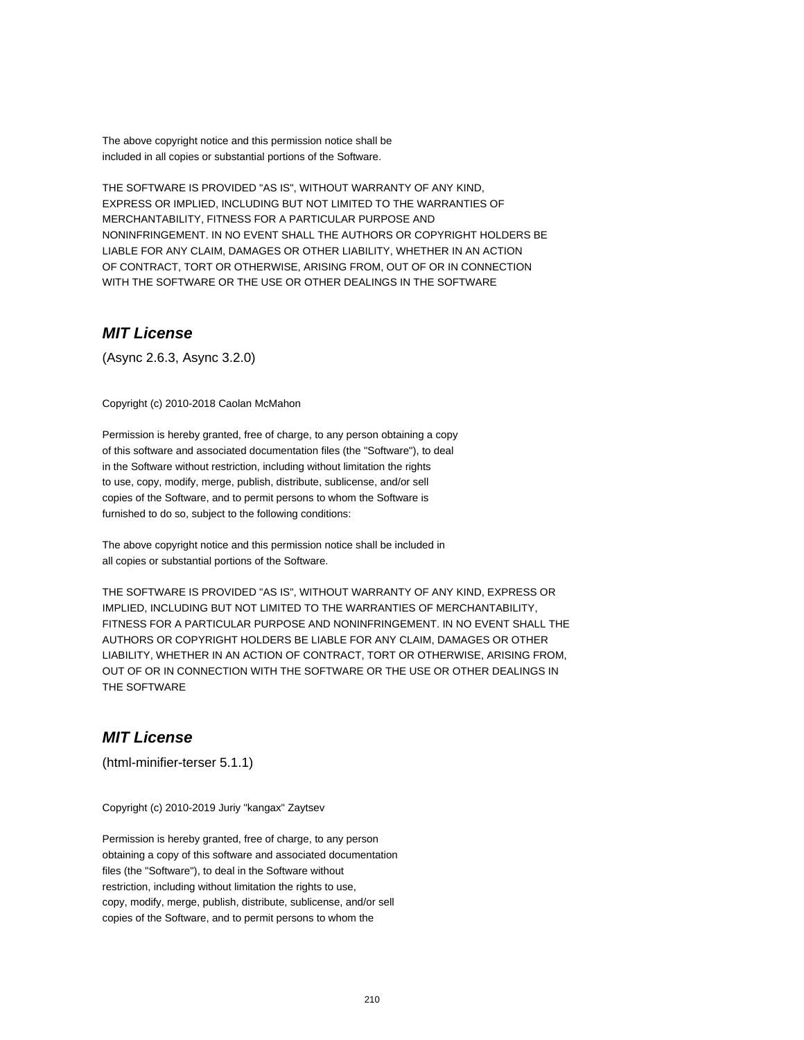The above copyright notice and this permission notice shall be
included in all copies or substantial portions of the Software.

THE SOFTWARE IS PROVIDED "AS IS", WITHOUT WARRANTY OF ANY KIND,
EXPRESS OR IMPLIED, INCLUDING BUT NOT LIMITED TO THE WARRANTIES OF
MERCHANTABILITY, FITNESS FOR A PARTICULAR PURPOSE AND
NONINFRINGEMENT. IN NO EVENT SHALL THE AUTHORS OR COPYRIGHT HOLDERS BE
LIABLE FOR ANY CLAIM, DAMAGES OR OTHER LIABILITY, WHETHER IN AN ACTION
OF CONTRACT, TORT OR OTHERWISE, ARISING FROM, OUT OF OR IN CONNECTION
WITH THE SOFTWARE OR THE USE OR OTHER DEALINGS IN THE SOFTWARE

## *MIT License*

(Async 2.6.3, Async 3.2.0)

Copyright (c) 2010-2018 Caolan McMahon

Permission is hereby granted, free of charge, to any person obtaining a copy
of this software and associated documentation files (the "Software"), to deal
in the Software without restriction, including without limitation the rights
to use, copy, modify, merge, publish, distribute, sublicense, and/or sell
copies of the Software, and to permit persons to whom the Software is
furnished to do so, subject to the following conditions:

The above copyright notice and this permission notice shall be included in
all copies or substantial portions of the Software.

THE SOFTWARE IS PROVIDED "AS IS", WITHOUT WARRANTY OF ANY KIND, EXPRESS OR
IMPLIED, INCLUDING BUT NOT LIMITED TO THE WARRANTIES OF MERCHANTABILITY,
FITNESS FOR A PARTICULAR PURPOSE AND NONINFRINGEMENT. IN NO EVENT SHALL THE
AUTHORS OR COPYRIGHT HOLDERS BE LIABLE FOR ANY CLAIM, DAMAGES OR OTHER
LIABILITY, WHETHER IN AN ACTION OF CONTRACT, TORT OR OTHERWISE, ARISING FROM,
OUT OF OR IN CONNECTION WITH THE SOFTWARE OR THE USE OR OTHER DEALINGS IN
THE SOFTWARE

## *MIT License*

(html-minifier-terser 5.1.1)

Copyright (c) 2010-2019 Juriy "kangax" Zaytsev

Permission is hereby granted, free of charge, to any person
obtaining a copy of this software and associated documentation
files (the "Software"), to deal in the Software without
restriction, including without limitation the rights to use,
copy, modify, merge, publish, distribute, sublicense, and/or sell
copies of the Software, and to permit persons to whom the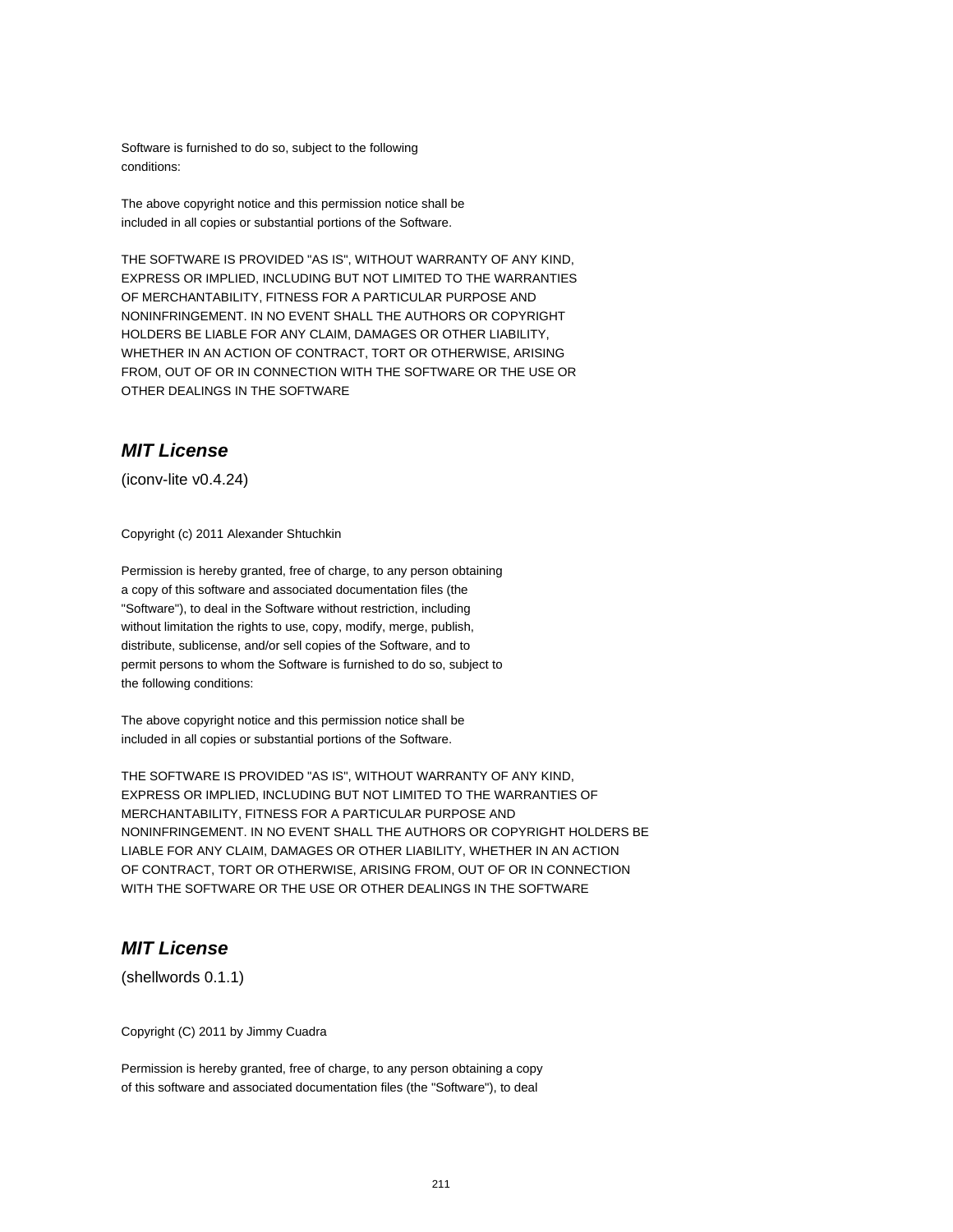Software is furnished to do so, subject to the following
conditions:

The above copyright notice and this permission notice shall be
included in all copies or substantial portions of the Software.

THE SOFTWARE IS PROVIDED "AS IS", WITHOUT WARRANTY OF ANY KIND,
EXPRESS OR IMPLIED, INCLUDING BUT NOT LIMITED TO THE WARRANTIES
OF MERCHANTABILITY, FITNESS FOR A PARTICULAR PURPOSE AND
NONINFRINGEMENT. IN NO EVENT SHALL THE AUTHORS OR COPYRIGHT
HOLDERS BE LIABLE FOR ANY CLAIM, DAMAGES OR OTHER LIABILITY,
WHETHER IN AN ACTION OF CONTRACT, TORT OR OTHERWISE, ARISING
FROM, OUT OF OR IN CONNECTION WITH THE SOFTWARE OR THE USE OR
OTHER DEALINGS IN THE SOFTWARE

## ***MIT License***

(iconv-lite v0.4.24)

Copyright (c) 2011 Alexander Shtuchkin

Permission is hereby granted, free of charge, to any person obtaining
a copy of this software and associated documentation files (the
"Software"), to deal in the Software without restriction, including
without limitation the rights to use, copy, modify, merge, publish,
distribute, sublicense, and/or sell copies of the Software, and to
permit persons to whom the Software is furnished to do so, subject to
the following conditions:

The above copyright notice and this permission notice shall be
included in all copies or substantial portions of the Software.

THE SOFTWARE IS PROVIDED "AS IS", WITHOUT WARRANTY OF ANY KIND,
EXPRESS OR IMPLIED, INCLUDING BUT NOT LIMITED TO THE WARRANTIES OF
MERCHANTABILITY, FITNESS FOR A PARTICULAR PURPOSE AND
NONINFRINGEMENT. IN NO EVENT SHALL THE AUTHORS OR COPYRIGHT HOLDERS BE
LIABLE FOR ANY CLAIM, DAMAGES OR OTHER LIABILITY, WHETHER IN AN ACTION
OF CONTRACT, TORT OR OTHERWISE, ARISING FROM, OUT OF OR IN CONNECTION
WITH THE SOFTWARE OR THE USE OR OTHER DEALINGS IN THE SOFTWARE

## ***MIT License***

(shellwords 0.1.1)

Copyright (C) 2011 by Jimmy Cuadra

Permission is hereby granted, free of charge, to any person obtaining a copy
of this software and associated documentation files (the "Software"), to deal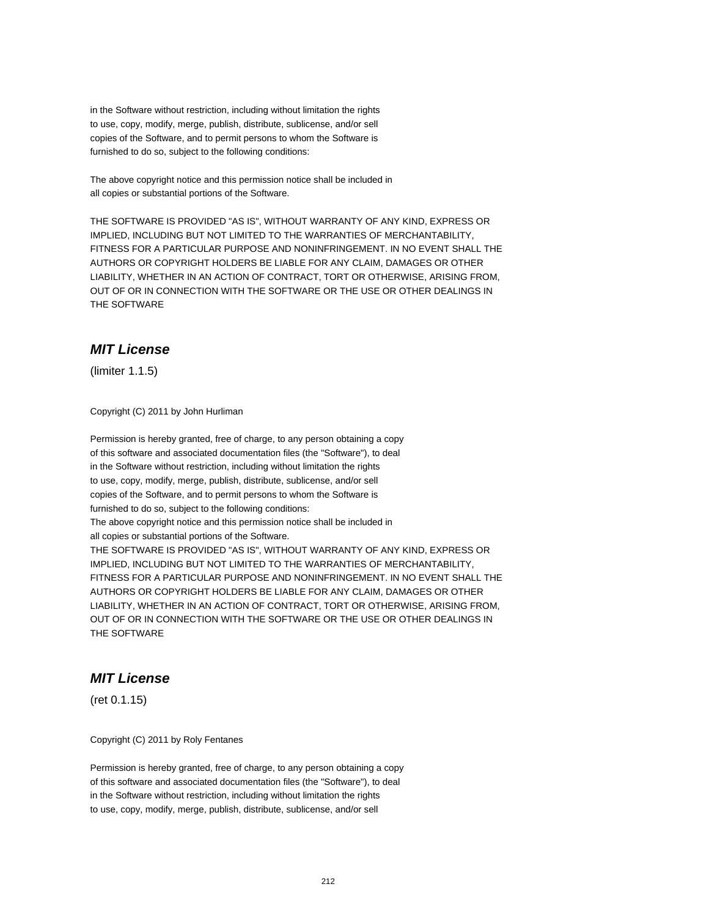in the Software without restriction, including without limitation the rights
to use, copy, modify, merge, publish, distribute, sublicense, and/or sell
copies of the Software, and to permit persons to whom the Software is
furnished to do so, subject to the following conditions:

The above copyright notice and this permission notice shall be included in
all copies or substantial portions of the Software.

THE SOFTWARE IS PROVIDED "AS IS", WITHOUT WARRANTY OF ANY KIND, EXPRESS OR
IMPLIED, INCLUDING BUT NOT LIMITED TO THE WARRANTIES OF MERCHANTABILITY,
FITNESS FOR A PARTICULAR PURPOSE AND NONINFRINGEMENT. IN NO EVENT SHALL THE
AUTHORS OR COPYRIGHT HOLDERS BE LIABLE FOR ANY CLAIM, DAMAGES OR OTHER
LIABILITY, WHETHER IN AN ACTION OF CONTRACT, TORT OR OTHERWISE, ARISING FROM,
OUT OF OR IN CONNECTION WITH THE SOFTWARE OR THE USE OR OTHER DEALINGS IN
THE SOFTWARE

## *MIT License*

(limiter 1.1.5)

Copyright (C) 2011 by John Hurliman

Permission is hereby granted, free of charge, to any person obtaining a copy
of this software and associated documentation files (the "Software"), to deal
in the Software without restriction, including without limitation the rights
to use, copy, modify, merge, publish, distribute, sublicense, and/or sell
copies of the Software, and to permit persons to whom the Software is
furnished to do so, subject to the following conditions:
The above copyright notice and this permission notice shall be included in
all copies or substantial portions of the Software.
THE SOFTWARE IS PROVIDED "AS IS", WITHOUT WARRANTY OF ANY KIND, EXPRESS OR
IMPLIED, INCLUDING BUT NOT LIMITED TO THE WARRANTIES OF MERCHANTABILITY,
FITNESS FOR A PARTICULAR PURPOSE AND NONINFRINGEMENT. IN NO EVENT SHALL THE
AUTHORS OR COPYRIGHT HOLDERS BE LIABLE FOR ANY CLAIM, DAMAGES OR OTHER
LIABILITY, WHETHER IN AN ACTION OF CONTRACT, TORT OR OTHERWISE, ARISING FROM,
OUT OF OR IN CONNECTION WITH THE SOFTWARE OR THE USE OR OTHER DEALINGS IN
THE SOFTWARE

## *MIT License*

(ret 0.1.15)

Copyright (C) 2011 by Roly Fentanes

Permission is hereby granted, free of charge, to any person obtaining a copy
of this software and associated documentation files (the "Software"), to deal
in the Software without restriction, including without limitation the rights
to use, copy, modify, merge, publish, distribute, sublicense, and/or sell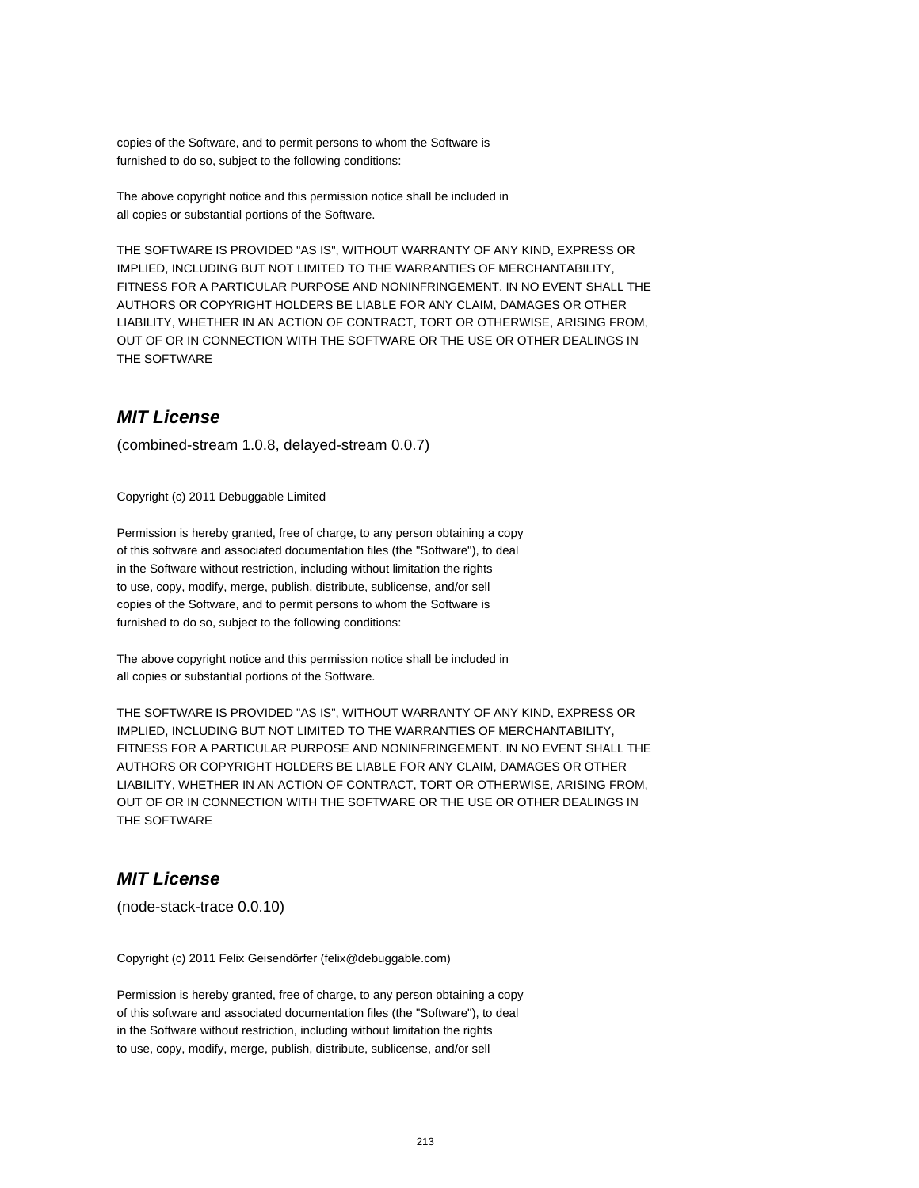copies of the Software, and to permit persons to whom the Software is
furnished to do so, subject to the following conditions:

The above copyright notice and this permission notice shall be included in
all copies or substantial portions of the Software.

THE SOFTWARE IS PROVIDED "AS IS", WITHOUT WARRANTY OF ANY KIND, EXPRESS OR
IMPLIED, INCLUDING BUT NOT LIMITED TO THE WARRANTIES OF MERCHANTABILITY,
FITNESS FOR A PARTICULAR PURPOSE AND NONINFRINGEMENT. IN NO EVENT SHALL THE
AUTHORS OR COPYRIGHT HOLDERS BE LIABLE FOR ANY CLAIM, DAMAGES OR OTHER
LIABILITY, WHETHER IN AN ACTION OF CONTRACT, TORT OR OTHERWISE, ARISING FROM,
OUT OF OR IN CONNECTION WITH THE SOFTWARE OR THE USE OR OTHER DEALINGS IN
THE SOFTWARE

## *MIT License*

(combined-stream 1.0.8, delayed-stream 0.0.7)

Copyright (c) 2011 Debuggable Limited

Permission is hereby granted, free of charge, to any person obtaining a copy
of this software and associated documentation files (the "Software"), to deal
in the Software without restriction, including without limitation the rights
to use, copy, modify, merge, publish, distribute, sublicense, and/or sell
copies of the Software, and to permit persons to whom the Software is
furnished to do so, subject to the following conditions:

The above copyright notice and this permission notice shall be included in
all copies or substantial portions of the Software.

THE SOFTWARE IS PROVIDED "AS IS", WITHOUT WARRANTY OF ANY KIND, EXPRESS OR
IMPLIED, INCLUDING BUT NOT LIMITED TO THE WARRANTIES OF MERCHANTABILITY,
FITNESS FOR A PARTICULAR PURPOSE AND NONINFRINGEMENT. IN NO EVENT SHALL THE
AUTHORS OR COPYRIGHT HOLDERS BE LIABLE FOR ANY CLAIM, DAMAGES OR OTHER
LIABILITY, WHETHER IN AN ACTION OF CONTRACT, TORT OR OTHERWISE, ARISING FROM,
OUT OF OR IN CONNECTION WITH THE SOFTWARE OR THE USE OR OTHER DEALINGS IN
THE SOFTWARE

## *MIT License*

(node-stack-trace 0.0.10)

Copyright (c) 2011 Felix Geisendörfer (felix@debuggable.com)

Permission is hereby granted, free of charge, to any person obtaining a copy
of this software and associated documentation files (the "Software"), to deal
in the Software without restriction, including without limitation the rights
to use, copy, modify, merge, publish, distribute, sublicense, and/or sell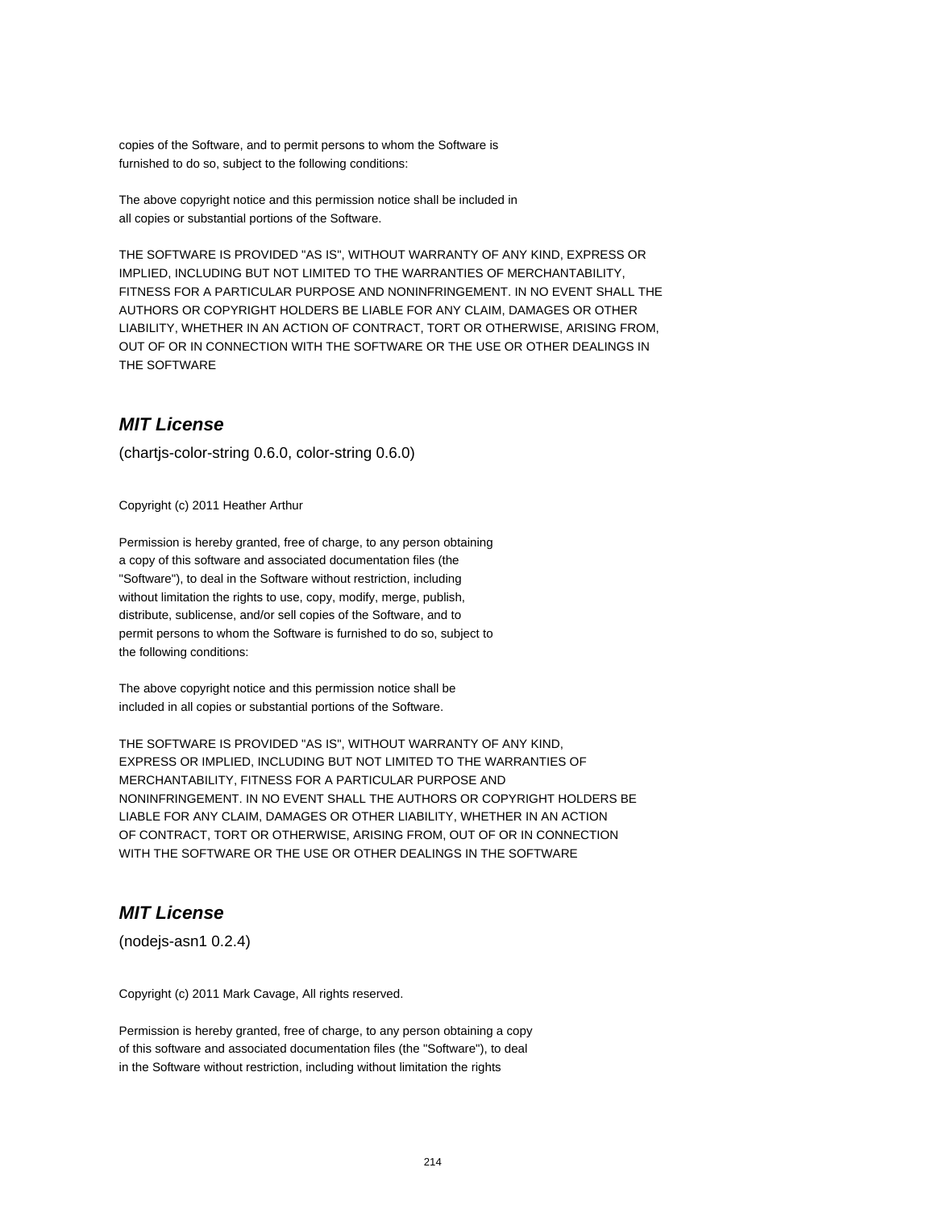copies of the Software, and to permit persons to whom the Software is
furnished to do so, subject to the following conditions:

The above copyright notice and this permission notice shall be included in
all copies or substantial portions of the Software.

THE SOFTWARE IS PROVIDED "AS IS", WITHOUT WARRANTY OF ANY KIND, EXPRESS OR
IMPLIED, INCLUDING BUT NOT LIMITED TO THE WARRANTIES OF MERCHANTABILITY,
FITNESS FOR A PARTICULAR PURPOSE AND NONINFRINGEMENT. IN NO EVENT SHALL THE
AUTHORS OR COPYRIGHT HOLDERS BE LIABLE FOR ANY CLAIM, DAMAGES OR OTHER
LIABILITY, WHETHER IN AN ACTION OF CONTRACT, TORT OR OTHERWISE, ARISING FROM,
OUT OF OR IN CONNECTION WITH THE SOFTWARE OR THE USE OR OTHER DEALINGS IN
THE SOFTWARE

## *MIT License*

(chartjs-color-string 0.6.0, color-string 0.6.0)

Copyright (c) 2011 Heather Arthur

Permission is hereby granted, free of charge, to any person obtaining
a copy of this software and associated documentation files (the
"Software"), to deal in the Software without restriction, including
without limitation the rights to use, copy, modify, merge, publish,
distribute, sublicense, and/or sell copies of the Software, and to
permit persons to whom the Software is furnished to do so, subject to
the following conditions:

The above copyright notice and this permission notice shall be
included in all copies or substantial portions of the Software.

THE SOFTWARE IS PROVIDED "AS IS", WITHOUT WARRANTY OF ANY KIND,
EXPRESS OR IMPLIED, INCLUDING BUT NOT LIMITED TO THE WARRANTIES OF
MERCHANTABILITY, FITNESS FOR A PARTICULAR PURPOSE AND
NONINFRINGEMENT. IN NO EVENT SHALL THE AUTHORS OR COPYRIGHT HOLDERS BE
LIABLE FOR ANY CLAIM, DAMAGES OR OTHER LIABILITY, WHETHER IN AN ACTION
OF CONTRACT, TORT OR OTHERWISE, ARISING FROM, OUT OF OR IN CONNECTION
WITH THE SOFTWARE OR THE USE OR OTHER DEALINGS IN THE SOFTWARE

## *MIT License*

(nodejs-asn1 0.2.4)

Copyright (c) 2011 Mark Cavage, All rights reserved.

Permission is hereby granted, free of charge, to any person obtaining a copy
of this software and associated documentation files (the "Software"), to deal
in the Software without restriction, including without limitation the rights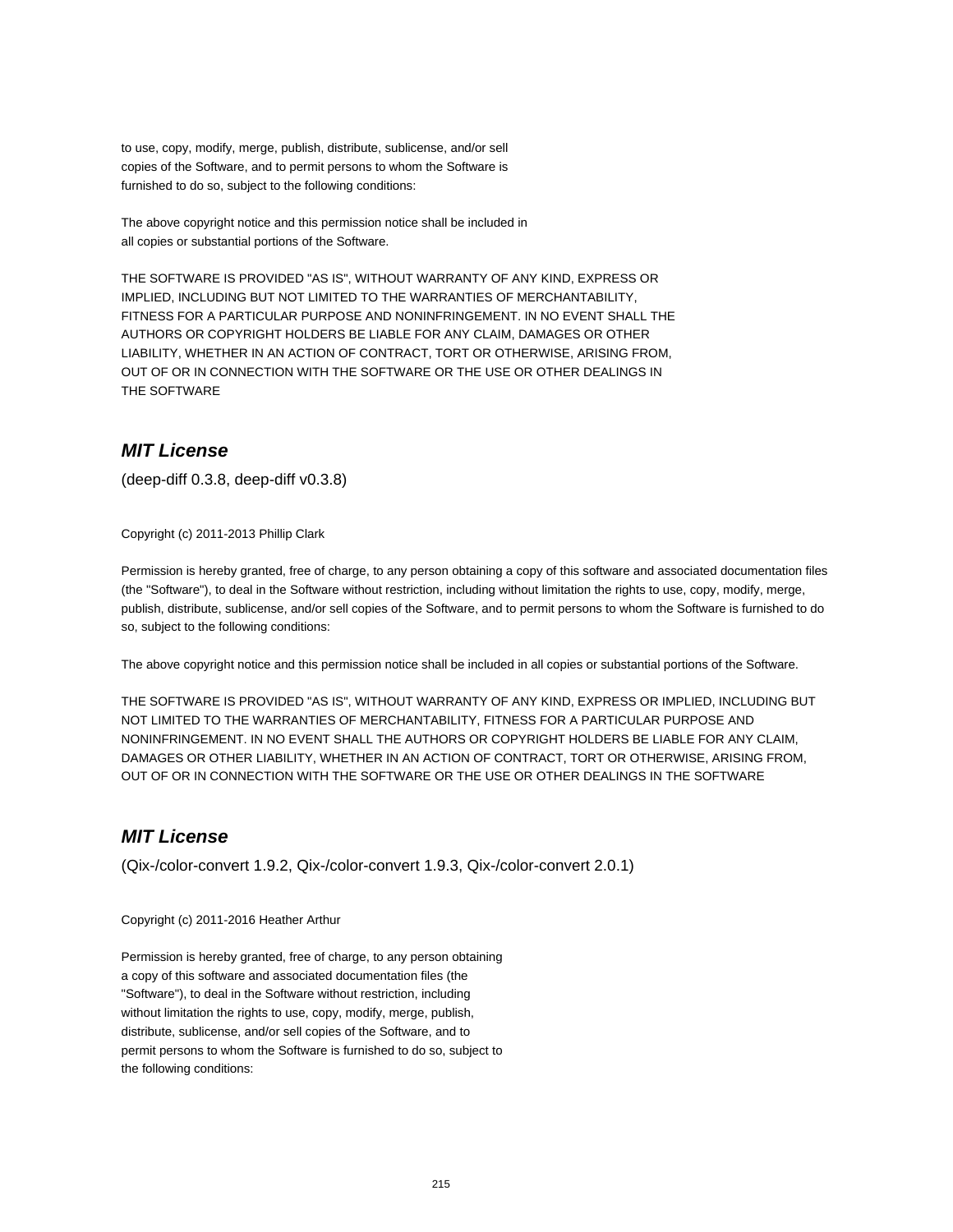to use, copy, modify, merge, publish, distribute, sublicense, and/or sell
copies of the Software, and to permit persons to whom the Software is
furnished to do so, subject to the following conditions:

The above copyright notice and this permission notice shall be included in
all copies or substantial portions of the Software.

THE SOFTWARE IS PROVIDED "AS IS", WITHOUT WARRANTY OF ANY KIND, EXPRESS OR
IMPLIED, INCLUDING BUT NOT LIMITED TO THE WARRANTIES OF MERCHANTABILITY,
FITNESS FOR A PARTICULAR PURPOSE AND NONINFRINGEMENT. IN NO EVENT SHALL THE
AUTHORS OR COPYRIGHT HOLDERS BE LIABLE FOR ANY CLAIM, DAMAGES OR OTHER
LIABILITY, WHETHER IN AN ACTION OF CONTRACT, TORT OR OTHERWISE, ARISING FROM,
OUT OF OR IN CONNECTION WITH THE SOFTWARE OR THE USE OR OTHER DEALINGS IN
THE SOFTWARE

## *MIT License*

(deep-diff 0.3.8, deep-diff v0.3.8)

Copyright (c) 2011-2013 Phillip Clark

Permission is hereby granted, free of charge, to any person obtaining a copy of this software and associated documentation files (the "Software"), to deal in the Software without restriction, including without limitation the rights to use, copy, modify, merge, publish, distribute, sublicense, and/or sell copies of the Software, and to permit persons to whom the Software is furnished to do so, subject to the following conditions:

The above copyright notice and this permission notice shall be included in all copies or substantial portions of the Software.

THE SOFTWARE IS PROVIDED "AS IS", WITHOUT WARRANTY OF ANY KIND, EXPRESS OR IMPLIED, INCLUDING BUT NOT LIMITED TO THE WARRANTIES OF MERCHANTABILITY, FITNESS FOR A PARTICULAR PURPOSE AND NONINFRINGEMENT. IN NO EVENT SHALL THE AUTHORS OR COPYRIGHT HOLDERS BE LIABLE FOR ANY CLAIM, DAMAGES OR OTHER LIABILITY, WHETHER IN AN ACTION OF CONTRACT, TORT OR OTHERWISE, ARISING FROM, OUT OF OR IN CONNECTION WITH THE SOFTWARE OR THE USE OR OTHER DEALINGS IN THE SOFTWARE

## *MIT License*

(Qix-/color-convert 1.9.2, Qix-/color-convert 1.9.3, Qix-/color-convert 2.0.1)

Copyright (c) 2011-2016 Heather Arthur

Permission is hereby granted, free of charge, to any person obtaining
a copy of this software and associated documentation files (the
"Software"), to deal in the Software without restriction, including
without limitation the rights to use, copy, modify, merge, publish,
distribute, sublicense, and/or sell copies of the Software, and to
permit persons to whom the Software is furnished to do so, subject to
the following conditions: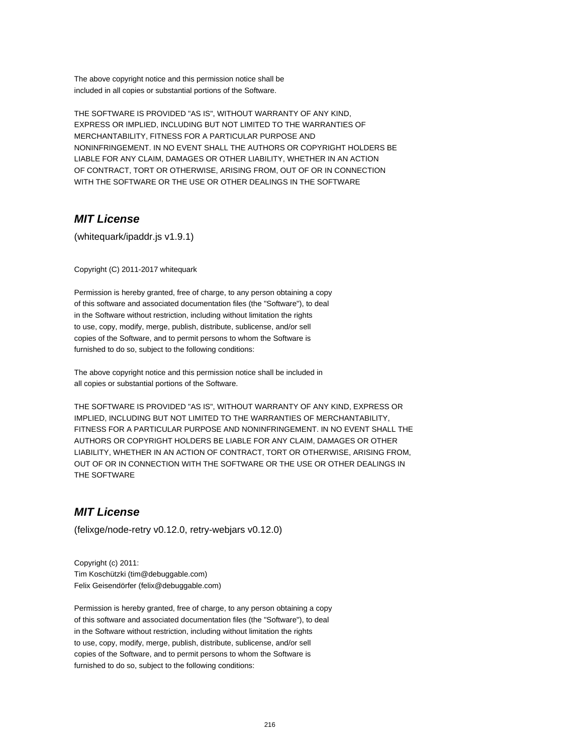The above copyright notice and this permission notice shall be
included in all copies or substantial portions of the Software.

THE SOFTWARE IS PROVIDED "AS IS", WITHOUT WARRANTY OF ANY KIND,
EXPRESS OR IMPLIED, INCLUDING BUT NOT LIMITED TO THE WARRANTIES OF
MERCHANTABILITY, FITNESS FOR A PARTICULAR PURPOSE AND
NONINFRINGEMENT. IN NO EVENT SHALL THE AUTHORS OR COPYRIGHT HOLDERS BE
LIABLE FOR ANY CLAIM, DAMAGES OR OTHER LIABILITY, WHETHER IN AN ACTION
OF CONTRACT, TORT OR OTHERWISE, ARISING FROM, OUT OF OR IN CONNECTION
WITH THE SOFTWARE OR THE USE OR OTHER DEALINGS IN THE SOFTWARE

## *MIT License*

(whitequark/ipaddr.js v1.9.1)

Copyright (C) 2011-2017 whitequark

Permission is hereby granted, free of charge, to any person obtaining a copy
of this software and associated documentation files (the "Software"), to deal
in the Software without restriction, including without limitation the rights
to use, copy, modify, merge, publish, distribute, sublicense, and/or sell
copies of the Software, and to permit persons to whom the Software is
furnished to do so, subject to the following conditions:

The above copyright notice and this permission notice shall be included in
all copies or substantial portions of the Software.

THE SOFTWARE IS PROVIDED "AS IS", WITHOUT WARRANTY OF ANY KIND, EXPRESS OR
IMPLIED, INCLUDING BUT NOT LIMITED TO THE WARRANTIES OF MERCHANTABILITY,
FITNESS FOR A PARTICULAR PURPOSE AND NONINFRINGEMENT. IN NO EVENT SHALL THE
AUTHORS OR COPYRIGHT HOLDERS BE LIABLE FOR ANY CLAIM, DAMAGES OR OTHER
LIABILITY, WHETHER IN AN ACTION OF CONTRACT, TORT OR OTHERWISE, ARISING FROM,
OUT OF OR IN CONNECTION WITH THE SOFTWARE OR THE USE OR OTHER DEALINGS IN
THE SOFTWARE

## *MIT License*

(felixge/node-retry v0.12.0, retry-webjars v0.12.0)

Copyright (c) 2011:
Tim Koschützki (tim@debuggable.com)
Felix Geisendörfer (felix@debuggable.com)

Permission is hereby granted, free of charge, to any person obtaining a copy
of this software and associated documentation files (the "Software"), to deal
in the Software without restriction, including without limitation the rights
to use, copy, modify, merge, publish, distribute, sublicense, and/or sell
copies of the Software, and to permit persons to whom the Software is
furnished to do so, subject to the following conditions: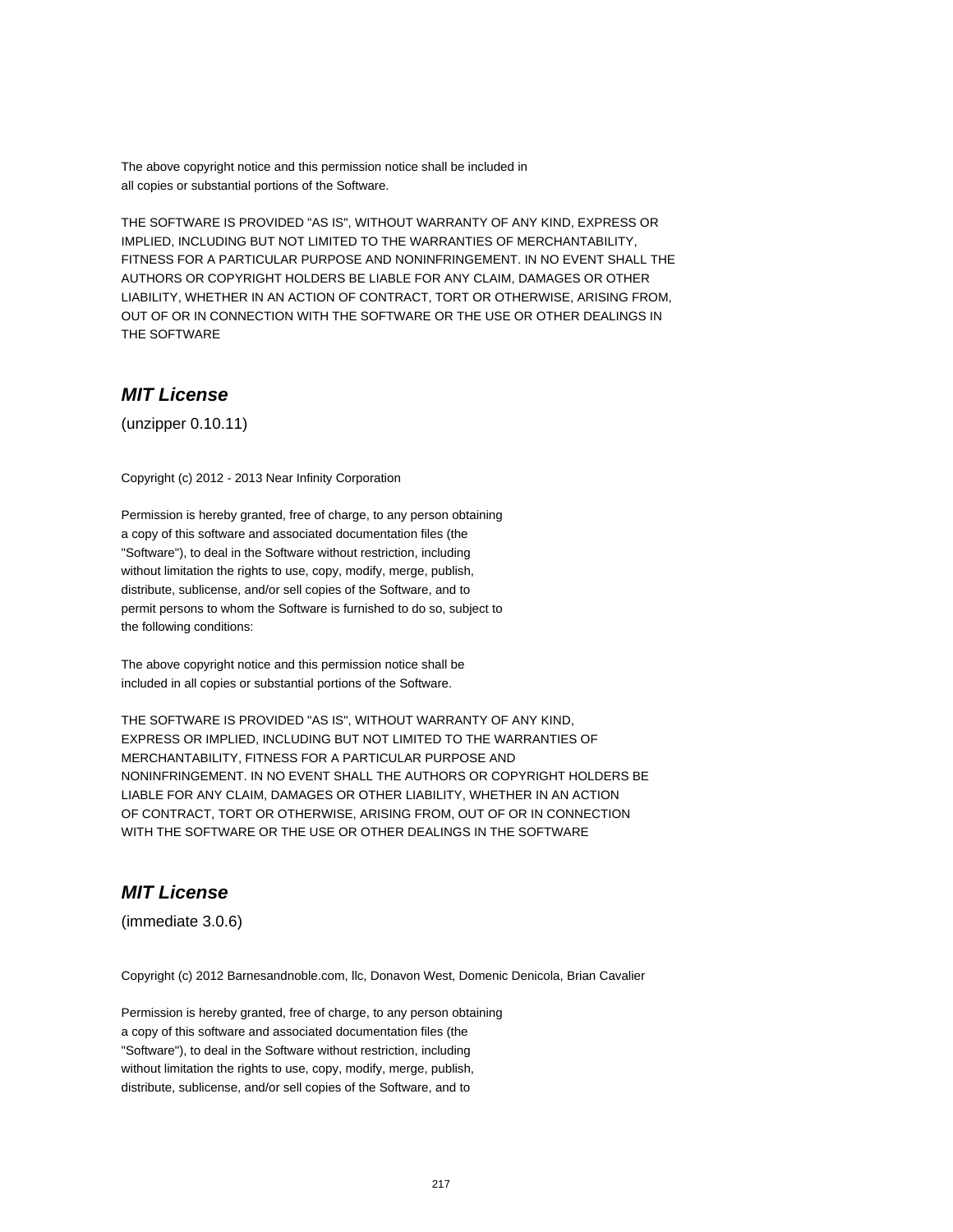The above copyright notice and this permission notice shall be included in
all copies or substantial portions of the Software.

THE SOFTWARE IS PROVIDED "AS IS", WITHOUT WARRANTY OF ANY KIND, EXPRESS OR
IMPLIED, INCLUDING BUT NOT LIMITED TO THE WARRANTIES OF MERCHANTABILITY,
FITNESS FOR A PARTICULAR PURPOSE AND NONINFRINGEMENT. IN NO EVENT SHALL THE
AUTHORS OR COPYRIGHT HOLDERS BE LIABLE FOR ANY CLAIM, DAMAGES OR OTHER
LIABILITY, WHETHER IN AN ACTION OF CONTRACT, TORT OR OTHERWISE, ARISING FROM,
OUT OF OR IN CONNECTION WITH THE SOFTWARE OR THE USE OR OTHER DEALINGS IN
THE SOFTWARE

## *MIT License*

(unzipper 0.10.11)

Copyright (c) 2012 - 2013 Near Infinity Corporation

Permission is hereby granted, free of charge, to any person obtaining
a copy of this software and associated documentation files (the
"Software"), to deal in the Software without restriction, including
without limitation the rights to use, copy, modify, merge, publish,
distribute, sublicense, and/or sell copies of the Software, and to
permit persons to whom the Software is furnished to do so, subject to
the following conditions:

The above copyright notice and this permission notice shall be
included in all copies or substantial portions of the Software.

THE SOFTWARE IS PROVIDED "AS IS", WITHOUT WARRANTY OF ANY KIND,
EXPRESS OR IMPLIED, INCLUDING BUT NOT LIMITED TO THE WARRANTIES OF
MERCHANTABILITY, FITNESS FOR A PARTICULAR PURPOSE AND
NONINFRINGEMENT. IN NO EVENT SHALL THE AUTHORS OR COPYRIGHT HOLDERS BE
LIABLE FOR ANY CLAIM, DAMAGES OR OTHER LIABILITY, WHETHER IN AN ACTION
OF CONTRACT, TORT OR OTHERWISE, ARISING FROM, OUT OF OR IN CONNECTION
WITH THE SOFTWARE OR THE USE OR OTHER DEALINGS IN THE SOFTWARE

## *MIT License*

(immediate 3.0.6)

Copyright (c) 2012 Barnesandnoble.com, llc, Donavon West, Domenic Denicola, Brian Cavalier

Permission is hereby granted, free of charge, to any person obtaining
a copy of this software and associated documentation files (the
"Software"), to deal in the Software without restriction, including
without limitation the rights to use, copy, modify, merge, publish,
distribute, sublicense, and/or sell copies of the Software, and to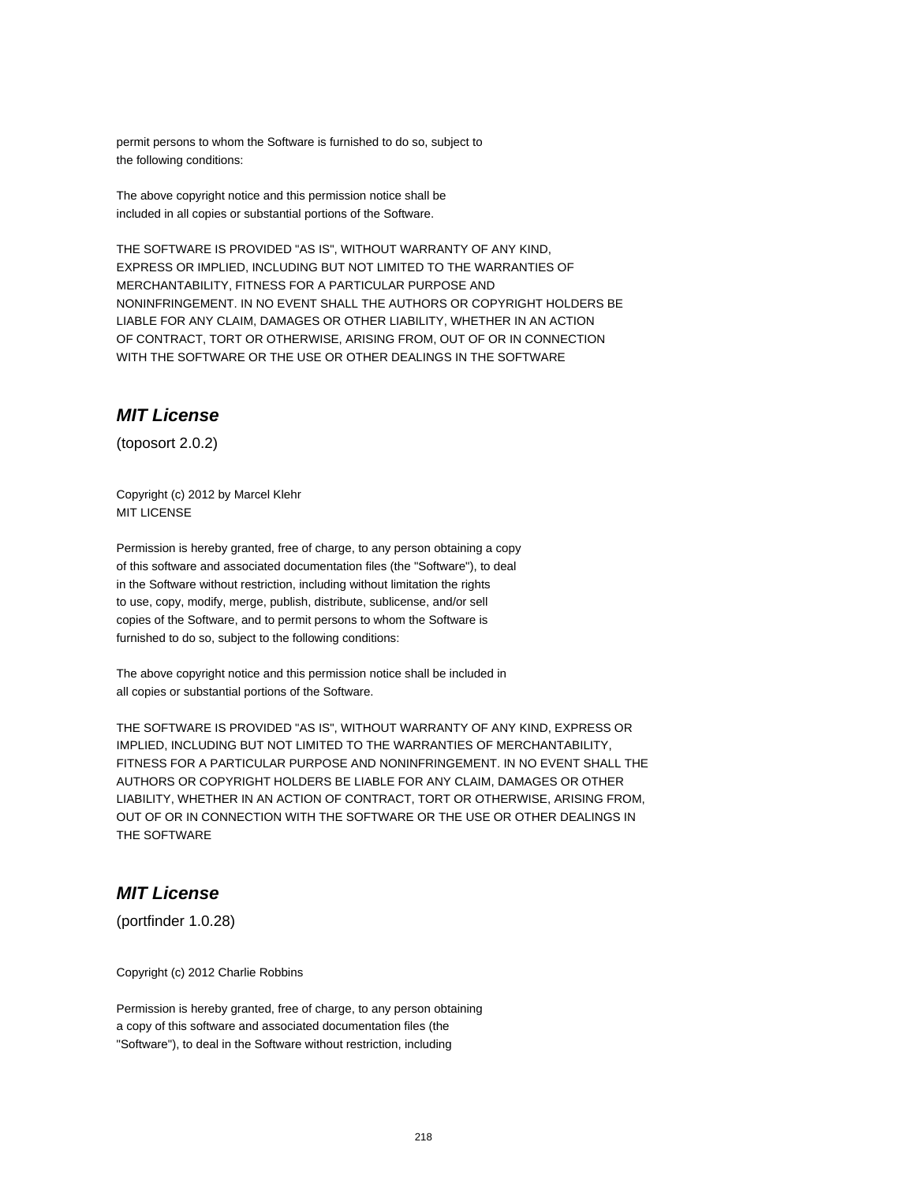permit persons to whom the Software is furnished to do so, subject to
the following conditions:

The above copyright notice and this permission notice shall be
included in all copies or substantial portions of the Software.

THE SOFTWARE IS PROVIDED "AS IS", WITHOUT WARRANTY OF ANY KIND,
EXPRESS OR IMPLIED, INCLUDING BUT NOT LIMITED TO THE WARRANTIES OF
MERCHANTABILITY, FITNESS FOR A PARTICULAR PURPOSE AND
NONINFRINGEMENT. IN NO EVENT SHALL THE AUTHORS OR COPYRIGHT HOLDERS BE
LIABLE FOR ANY CLAIM, DAMAGES OR OTHER LIABILITY, WHETHER IN AN ACTION
OF CONTRACT, TORT OR OTHERWISE, ARISING FROM, OUT OF OR IN CONNECTION
WITH THE SOFTWARE OR THE USE OR OTHER DEALINGS IN THE SOFTWARE

## *MIT License*

(toposort 2.0.2)

Copyright (c) 2012 by Marcel Klehr
MIT LICENSE

Permission is hereby granted, free of charge, to any person obtaining a copy
of this software and associated documentation files (the "Software"), to deal
in the Software without restriction, including without limitation the rights
to use, copy, modify, merge, publish, distribute, sublicense, and/or sell
copies of the Software, and to permit persons to whom the Software is
furnished to do so, subject to the following conditions:

The above copyright notice and this permission notice shall be included in
all copies or substantial portions of the Software.

THE SOFTWARE IS PROVIDED "AS IS", WITHOUT WARRANTY OF ANY KIND, EXPRESS OR
IMPLIED, INCLUDING BUT NOT LIMITED TO THE WARRANTIES OF MERCHANTABILITY,
FITNESS FOR A PARTICULAR PURPOSE AND NONINFRINGEMENT. IN NO EVENT SHALL THE
AUTHORS OR COPYRIGHT HOLDERS BE LIABLE FOR ANY CLAIM, DAMAGES OR OTHER
LIABILITY, WHETHER IN AN ACTION OF CONTRACT, TORT OR OTHERWISE, ARISING FROM,
OUT OF OR IN CONNECTION WITH THE SOFTWARE OR THE USE OR OTHER DEALINGS IN
THE SOFTWARE

## *MIT License*

(portfinder 1.0.28)

Copyright (c) 2012 Charlie Robbins

Permission is hereby granted, free of charge, to any person obtaining
a copy of this software and associated documentation files (the
"Software"), to deal in the Software without restriction, including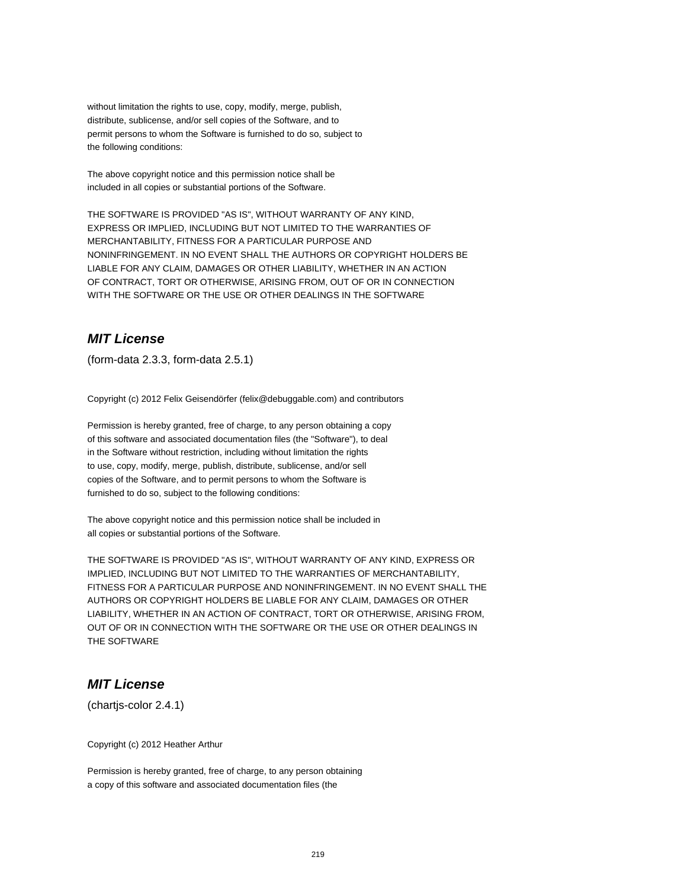without limitation the rights to use, copy, modify, merge, publish,
distribute, sublicense, and/or sell copies of the Software, and to
permit persons to whom the Software is furnished to do so, subject to
the following conditions:

The above copyright notice and this permission notice shall be
included in all copies or substantial portions of the Software.

THE SOFTWARE IS PROVIDED "AS IS", WITHOUT WARRANTY OF ANY KIND,
EXPRESS OR IMPLIED, INCLUDING BUT NOT LIMITED TO THE WARRANTIES OF
MERCHANTABILITY, FITNESS FOR A PARTICULAR PURPOSE AND
NONINFRINGEMENT. IN NO EVENT SHALL THE AUTHORS OR COPYRIGHT HOLDERS BE
LIABLE FOR ANY CLAIM, DAMAGES OR OTHER LIABILITY, WHETHER IN AN ACTION
OF CONTRACT, TORT OR OTHERWISE, ARISING FROM, OUT OF OR IN CONNECTION
WITH THE SOFTWARE OR THE USE OR OTHER DEALINGS IN THE SOFTWARE

## *MIT License*

(form-data 2.3.3, form-data 2.5.1)

Copyright (c) 2012 Felix Geisendörfer (felix@debuggable.com) and contributors

Permission is hereby granted, free of charge, to any person obtaining a copy
of this software and associated documentation files (the "Software"), to deal
in the Software without restriction, including without limitation the rights
to use, copy, modify, merge, publish, distribute, sublicense, and/or sell
copies of the Software, and to permit persons to whom the Software is
furnished to do so, subject to the following conditions:

The above copyright notice and this permission notice shall be included in
all copies or substantial portions of the Software.

THE SOFTWARE IS PROVIDED "AS IS", WITHOUT WARRANTY OF ANY KIND, EXPRESS OR
IMPLIED, INCLUDING BUT NOT LIMITED TO THE WARRANTIES OF MERCHANTABILITY,
FITNESS FOR A PARTICULAR PURPOSE AND NONINFRINGEMENT. IN NO EVENT SHALL THE
AUTHORS OR COPYRIGHT HOLDERS BE LIABLE FOR ANY CLAIM, DAMAGES OR OTHER
LIABILITY, WHETHER IN AN ACTION OF CONTRACT, TORT OR OTHERWISE, ARISING FROM,
OUT OF OR IN CONNECTION WITH THE SOFTWARE OR THE USE OR OTHER DEALINGS IN
THE SOFTWARE

## *MIT License*

(chartjs-color 2.4.1)

Copyright (c) 2012 Heather Arthur

Permission is hereby granted, free of charge, to any person obtaining
a copy of this software and associated documentation files (the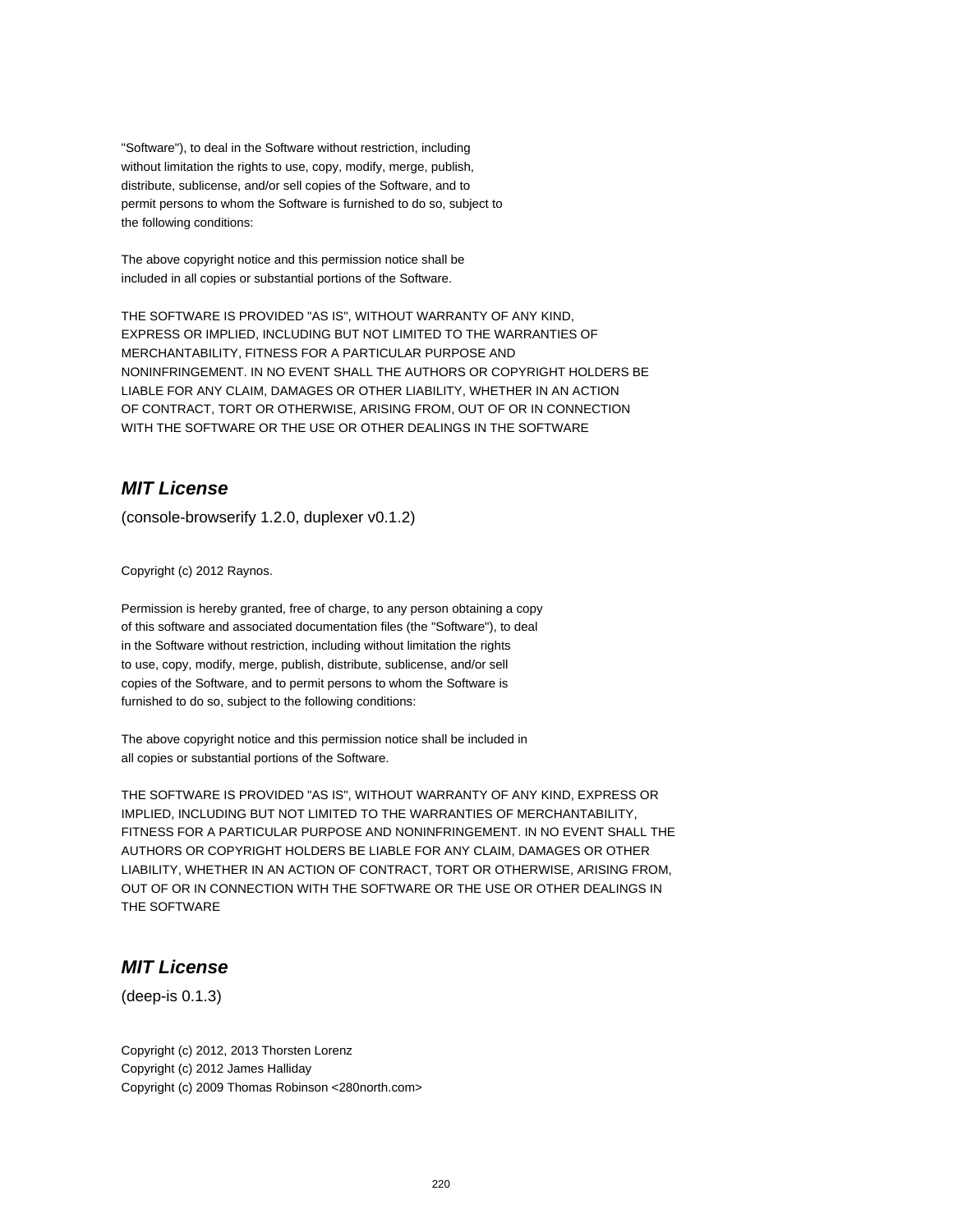"Software"), to deal in the Software without restriction, including
without limitation the rights to use, copy, modify, merge, publish,
distribute, sublicense, and/or sell copies of the Software, and to
permit persons to whom the Software is furnished to do so, subject to
the following conditions:

The above copyright notice and this permission notice shall be
included in all copies or substantial portions of the Software.

THE SOFTWARE IS PROVIDED "AS IS", WITHOUT WARRANTY OF ANY KIND,
EXPRESS OR IMPLIED, INCLUDING BUT NOT LIMITED TO THE WARRANTIES OF
MERCHANTABILITY, FITNESS FOR A PARTICULAR PURPOSE AND
NONINFRINGEMENT. IN NO EVENT SHALL THE AUTHORS OR COPYRIGHT HOLDERS BE
LIABLE FOR ANY CLAIM, DAMAGES OR OTHER LIABILITY, WHETHER IN AN ACTION
OF CONTRACT, TORT OR OTHERWISE, ARISING FROM, OUT OF OR IN CONNECTION
WITH THE SOFTWARE OR THE USE OR OTHER DEALINGS IN THE SOFTWARE

## *MIT License*

(console-browserify 1.2.0, duplexer v0.1.2)

Copyright (c) 2012 Raynos.

Permission is hereby granted, free of charge, to any person obtaining a copy
of this software and associated documentation files (the "Software"), to deal
in the Software without restriction, including without limitation the rights
to use, copy, modify, merge, publish, distribute, sublicense, and/or sell
copies of the Software, and to permit persons to whom the Software is
furnished to do so, subject to the following conditions:

The above copyright notice and this permission notice shall be included in
all copies or substantial portions of the Software.

THE SOFTWARE IS PROVIDED "AS IS", WITHOUT WARRANTY OF ANY KIND, EXPRESS OR
IMPLIED, INCLUDING BUT NOT LIMITED TO THE WARRANTIES OF MERCHANTABILITY,
FITNESS FOR A PARTICULAR PURPOSE AND NONINFRINGEMENT. IN NO EVENT SHALL THE
AUTHORS OR COPYRIGHT HOLDERS BE LIABLE FOR ANY CLAIM, DAMAGES OR OTHER
LIABILITY, WHETHER IN AN ACTION OF CONTRACT, TORT OR OTHERWISE, ARISING FROM,
OUT OF OR IN CONNECTION WITH THE SOFTWARE OR THE USE OR OTHER DEALINGS IN
THE SOFTWARE

## *MIT License*

(deep-is 0.1.3)

Copyright (c) 2012, 2013 Thorsten Lorenz
Copyright (c) 2012 James Halliday
Copyright (c) 2009 Thomas Robinson <280north.com>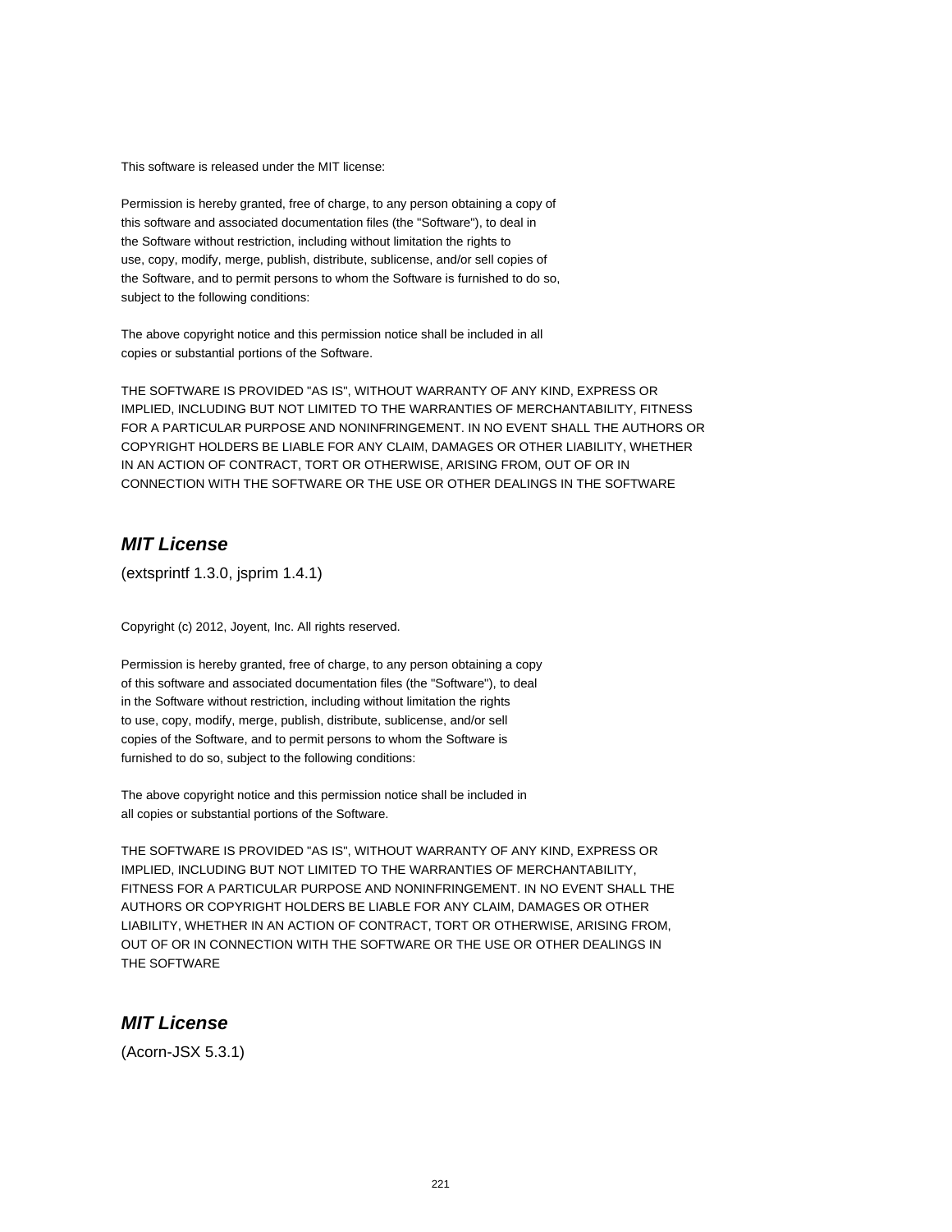This software is released under the MIT license:

Permission is hereby granted, free of charge, to any person obtaining a copy of
this software and associated documentation files (the "Software"), to deal in
the Software without restriction, including without limitation the rights to
use, copy, modify, merge, publish, distribute, sublicense, and/or sell copies of
the Software, and to permit persons to whom the Software is furnished to do so,
subject to the following conditions:

The above copyright notice and this permission notice shall be included in all
copies or substantial portions of the Software.

THE SOFTWARE IS PROVIDED "AS IS", WITHOUT WARRANTY OF ANY KIND, EXPRESS OR
IMPLIED, INCLUDING BUT NOT LIMITED TO THE WARRANTIES OF MERCHANTABILITY, FITNESS
FOR A PARTICULAR PURPOSE AND NONINFRINGEMENT. IN NO EVENT SHALL THE AUTHORS OR
COPYRIGHT HOLDERS BE LIABLE FOR ANY CLAIM, DAMAGES OR OTHER LIABILITY, WHETHER
IN AN ACTION OF CONTRACT, TORT OR OTHERWISE, ARISING FROM, OUT OF OR IN
CONNECTION WITH THE SOFTWARE OR THE USE OR OTHER DEALINGS IN THE SOFTWARE

## *MIT License*

(extsprintf 1.3.0, jsprim 1.4.1)

Copyright (c) 2012, Joyent, Inc. All rights reserved.

Permission is hereby granted, free of charge, to any person obtaining a copy
of this software and associated documentation files (the "Software"), to deal
in the Software without restriction, including without limitation the rights
to use, copy, modify, merge, publish, distribute, sublicense, and/or sell
copies of the Software, and to permit persons to whom the Software is
furnished to do so, subject to the following conditions:

The above copyright notice and this permission notice shall be included in
all copies or substantial portions of the Software.

THE SOFTWARE IS PROVIDED "AS IS", WITHOUT WARRANTY OF ANY KIND, EXPRESS OR
IMPLIED, INCLUDING BUT NOT LIMITED TO THE WARRANTIES OF MERCHANTABILITY,
FITNESS FOR A PARTICULAR PURPOSE AND NONINFRINGEMENT. IN NO EVENT SHALL THE
AUTHORS OR COPYRIGHT HOLDERS BE LIABLE FOR ANY CLAIM, DAMAGES OR OTHER
LIABILITY, WHETHER IN AN ACTION OF CONTRACT, TORT OR OTHERWISE, ARISING FROM,
OUT OF OR IN CONNECTION WITH THE SOFTWARE OR THE USE OR OTHER DEALINGS IN
THE SOFTWARE

## *MIT License*

(Acorn-JSX 5.3.1)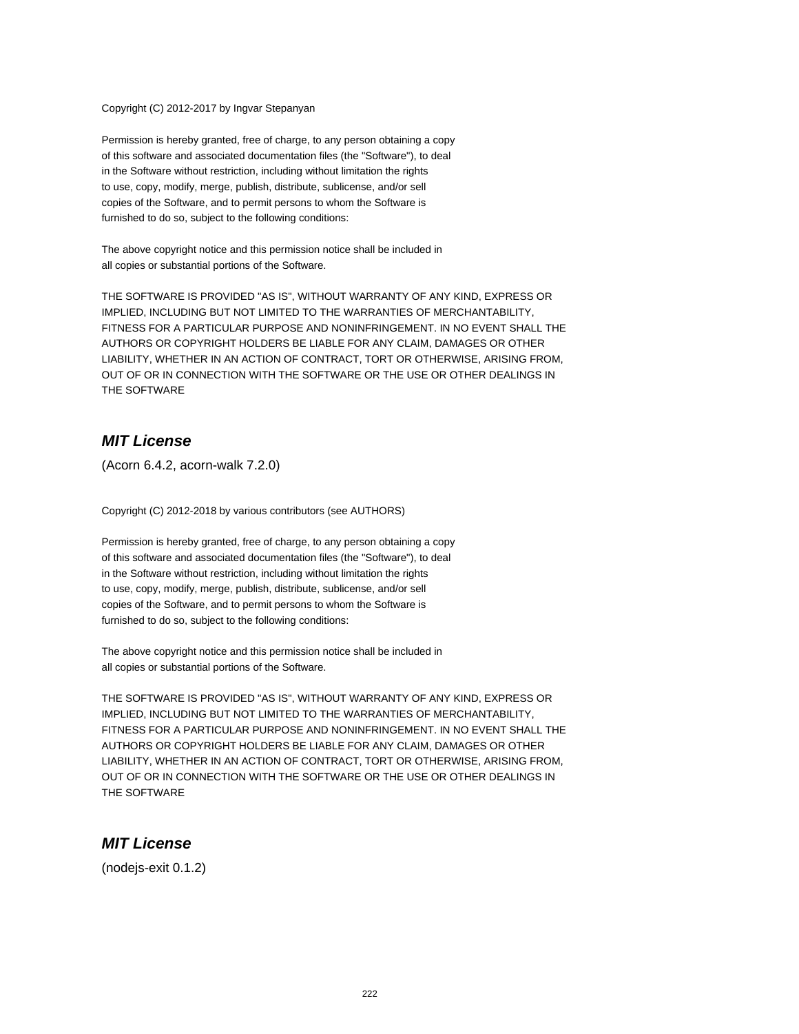Copyright (C) 2012-2017 by Ingvar Stepanyan

Permission is hereby granted, free of charge, to any person obtaining a copy
of this software and associated documentation files (the "Software"), to deal
in the Software without restriction, including without limitation the rights
to use, copy, modify, merge, publish, distribute, sublicense, and/or sell
copies of the Software, and to permit persons to whom the Software is
furnished to do so, subject to the following conditions:

The above copyright notice and this permission notice shall be included in
all copies or substantial portions of the Software.

THE SOFTWARE IS PROVIDED "AS IS", WITHOUT WARRANTY OF ANY KIND, EXPRESS OR
IMPLIED, INCLUDING BUT NOT LIMITED TO THE WARRANTIES OF MERCHANTABILITY,
FITNESS FOR A PARTICULAR PURPOSE AND NONINFRINGEMENT. IN NO EVENT SHALL THE
AUTHORS OR COPYRIGHT HOLDERS BE LIABLE FOR ANY CLAIM, DAMAGES OR OTHER
LIABILITY, WHETHER IN AN ACTION OF CONTRACT, TORT OR OTHERWISE, ARISING FROM,
OUT OF OR IN CONNECTION WITH THE SOFTWARE OR THE USE OR OTHER DEALINGS IN
THE SOFTWARE

## *MIT License*

(Acorn 6.4.2, acorn-walk 7.2.0)

Copyright (C) 2012-2018 by various contributors (see AUTHORS)

Permission is hereby granted, free of charge, to any person obtaining a copy
of this software and associated documentation files (the "Software"), to deal
in the Software without restriction, including without limitation the rights
to use, copy, modify, merge, publish, distribute, sublicense, and/or sell
copies of the Software, and to permit persons to whom the Software is
furnished to do so, subject to the following conditions:

The above copyright notice and this permission notice shall be included in
all copies or substantial portions of the Software.

THE SOFTWARE IS PROVIDED "AS IS", WITHOUT WARRANTY OF ANY KIND, EXPRESS OR
IMPLIED, INCLUDING BUT NOT LIMITED TO THE WARRANTIES OF MERCHANTABILITY,
FITNESS FOR A PARTICULAR PURPOSE AND NONINFRINGEMENT. IN NO EVENT SHALL THE
AUTHORS OR COPYRIGHT HOLDERS BE LIABLE FOR ANY CLAIM, DAMAGES OR OTHER
LIABILITY, WHETHER IN AN ACTION OF CONTRACT, TORT OR OTHERWISE, ARISING FROM,
OUT OF OR IN CONNECTION WITH THE SOFTWARE OR THE USE OR OTHER DEALINGS IN
THE SOFTWARE

## *MIT License*

(nodejs-exit 0.1.2)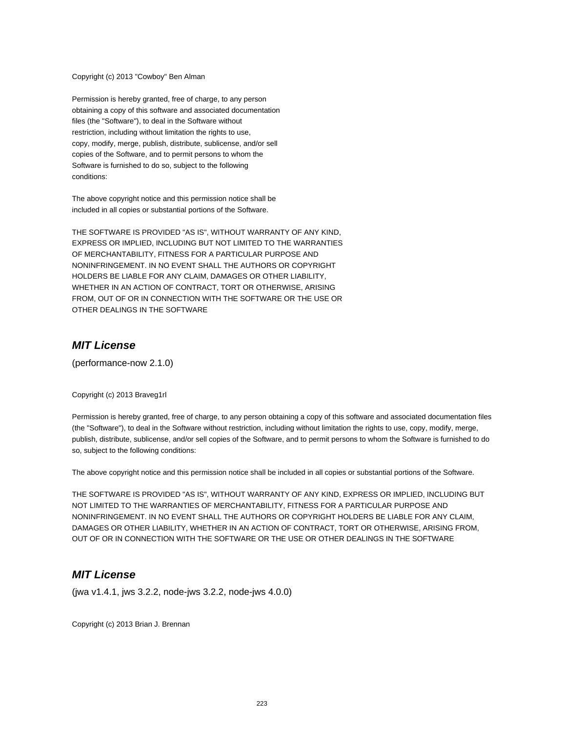Copyright (c) 2013 "Cowboy" Ben Alman

Permission is hereby granted, free of charge, to any person obtaining a copy of this software and associated documentation files (the "Software"), to deal in the Software without restriction, including without limitation the rights to use, copy, modify, merge, publish, distribute, sublicense, and/or sell copies of the Software, and to permit persons to whom the Software is furnished to do so, subject to the following conditions:

The above copyright notice and this permission notice shall be included in all copies or substantial portions of the Software.

THE SOFTWARE IS PROVIDED "AS IS", WITHOUT WARRANTY OF ANY KIND, EXPRESS OR IMPLIED, INCLUDING BUT NOT LIMITED TO THE WARRANTIES OF MERCHANTABILITY, FITNESS FOR A PARTICULAR PURPOSE AND NONINFRINGEMENT. IN NO EVENT SHALL THE AUTHORS OR COPYRIGHT HOLDERS BE LIABLE FOR ANY CLAIM, DAMAGES OR OTHER LIABILITY, WHETHER IN AN ACTION OF CONTRACT, TORT OR OTHERWISE, ARISING FROM, OUT OF OR IN CONNECTION WITH THE SOFTWARE OR THE USE OR OTHER DEALINGS IN THE SOFTWARE

## *MIT License*

(performance-now 2.1.0)

Copyright (c) 2013 Braveg1rl

Permission is hereby granted, free of charge, to any person obtaining a copy of this software and associated documentation files (the "Software"), to deal in the Software without restriction, including without limitation the rights to use, copy, modify, merge, publish, distribute, sublicense, and/or sell copies of the Software, and to permit persons to whom the Software is furnished to do so, subject to the following conditions:

The above copyright notice and this permission notice shall be included in all copies or substantial portions of the Software.

THE SOFTWARE IS PROVIDED "AS IS", WITHOUT WARRANTY OF ANY KIND, EXPRESS OR IMPLIED, INCLUDING BUT NOT LIMITED TO THE WARRANTIES OF MERCHANTABILITY, FITNESS FOR A PARTICULAR PURPOSE AND NONINFRINGEMENT. IN NO EVENT SHALL THE AUTHORS OR COPYRIGHT HOLDERS BE LIABLE FOR ANY CLAIM, DAMAGES OR OTHER LIABILITY, WHETHER IN AN ACTION OF CONTRACT, TORT OR OTHERWISE, ARISING FROM, OUT OF OR IN CONNECTION WITH THE SOFTWARE OR THE USE OR OTHER DEALINGS IN THE SOFTWARE

## *MIT License*

(jwa v1.4.1, jws 3.2.2, node-jws 3.2.2, node-jws 4.0.0)

Copyright (c) 2013 Brian J. Brennan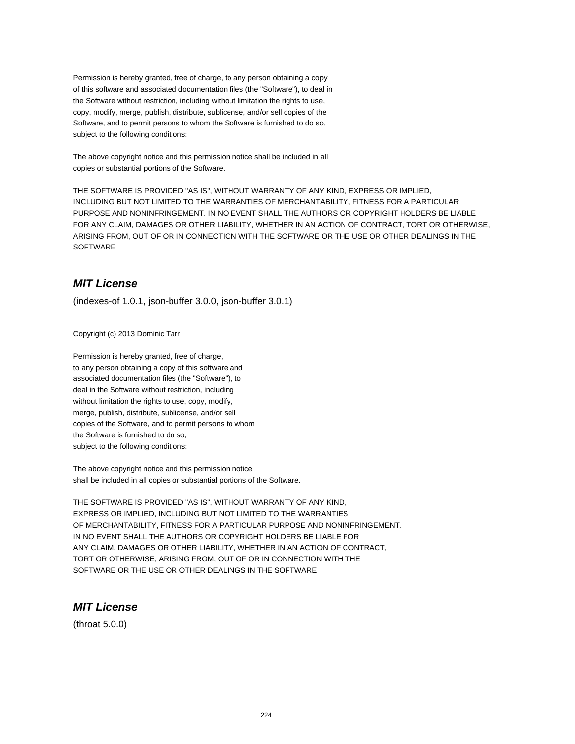Permission is hereby granted, free of charge, to any person obtaining a copy
of this software and associated documentation files (the "Software"), to deal in
the Software without restriction, including without limitation the rights to use,
copy, modify, merge, publish, distribute, sublicense, and/or sell copies of the
Software, and to permit persons to whom the Software is furnished to do so,
subject to the following conditions:

The above copyright notice and this permission notice shall be included in all
copies or substantial portions of the Software.

THE SOFTWARE IS PROVIDED "AS IS", WITHOUT WARRANTY OF ANY KIND, EXPRESS OR IMPLIED,
INCLUDING BUT NOT LIMITED TO THE WARRANTIES OF MERCHANTABILITY, FITNESS FOR A PARTICULAR
PURPOSE AND NONINFRINGEMENT. IN NO EVENT SHALL THE AUTHORS OR COPYRIGHT HOLDERS BE LIABLE
FOR ANY CLAIM, DAMAGES OR OTHER LIABILITY, WHETHER IN AN ACTION OF CONTRACT, TORT OR OTHERWISE,
ARISING FROM, OUT OF OR IN CONNECTION WITH THE SOFTWARE OR THE USE OR OTHER DEALINGS IN THE
SOFTWARE

## *MIT License*

(indexes-of 1.0.1, json-buffer 3.0.0, json-buffer 3.0.1)

Copyright (c) 2013 Dominic Tarr

Permission is hereby granted, free of charge,
to any person obtaining a copy of this software and
associated documentation files (the "Software"), to
deal in the Software without restriction, including
without limitation the rights to use, copy, modify,
merge, publish, distribute, sublicense, and/or sell
copies of the Software, and to permit persons to whom
the Software is furnished to do so,
subject to the following conditions:

The above copyright notice and this permission notice
shall be included in all copies or substantial portions of the Software.

THE SOFTWARE IS PROVIDED "AS IS", WITHOUT WARRANTY OF ANY KIND,
EXPRESS OR IMPLIED, INCLUDING BUT NOT LIMITED TO THE WARRANTIES
OF MERCHANTABILITY, FITNESS FOR A PARTICULAR PURPOSE AND NONINFRINGEMENT.
IN NO EVENT SHALL THE AUTHORS OR COPYRIGHT HOLDERS BE LIABLE FOR
ANY CLAIM, DAMAGES OR OTHER LIABILITY, WHETHER IN AN ACTION OF CONTRACT,
TORT OR OTHERWISE, ARISING FROM, OUT OF OR IN CONNECTION WITH THE
SOFTWARE OR THE USE OR OTHER DEALINGS IN THE SOFTWARE

## *MIT License*

(throat 5.0.0)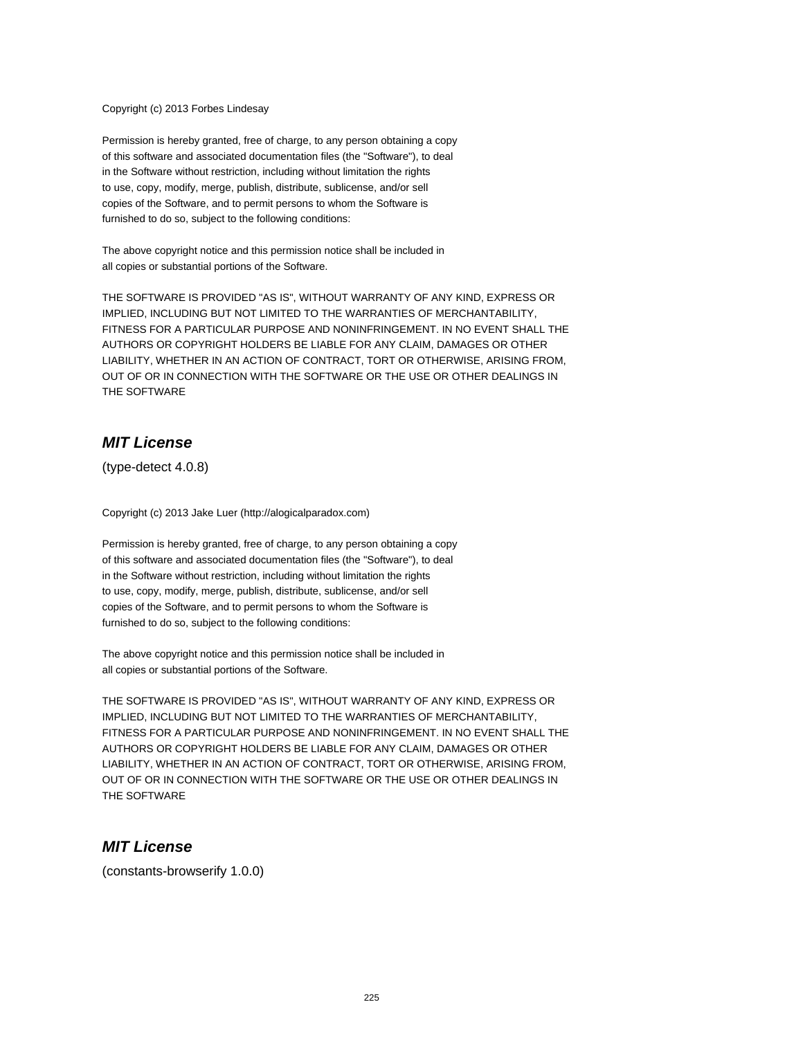Copyright (c) 2013 Forbes Lindesay

Permission is hereby granted, free of charge, to any person obtaining a copy
of this software and associated documentation files (the "Software"), to deal
in the Software without restriction, including without limitation the rights
to use, copy, modify, merge, publish, distribute, sublicense, and/or sell
copies of the Software, and to permit persons to whom the Software is
furnished to do so, subject to the following conditions:

The above copyright notice and this permission notice shall be included in
all copies or substantial portions of the Software.

THE SOFTWARE IS PROVIDED "AS IS", WITHOUT WARRANTY OF ANY KIND, EXPRESS OR
IMPLIED, INCLUDING BUT NOT LIMITED TO THE WARRANTIES OF MERCHANTABILITY,
FITNESS FOR A PARTICULAR PURPOSE AND NONINFRINGEMENT. IN NO EVENT SHALL THE
AUTHORS OR COPYRIGHT HOLDERS BE LIABLE FOR ANY CLAIM, DAMAGES OR OTHER
LIABILITY, WHETHER IN AN ACTION OF CONTRACT, TORT OR OTHERWISE, ARISING FROM,
OUT OF OR IN CONNECTION WITH THE SOFTWARE OR THE USE OR OTHER DEALINGS IN
THE SOFTWARE

## *MIT License*

(type-detect 4.0.8)

Copyright (c) 2013 Jake Luer (http://alogicalparadox.com)

Permission is hereby granted, free of charge, to any person obtaining a copy
of this software and associated documentation files (the "Software"), to deal
in the Software without restriction, including without limitation the rights
to use, copy, modify, merge, publish, distribute, sublicense, and/or sell
copies of the Software, and to permit persons to whom the Software is
furnished to do so, subject to the following conditions:

The above copyright notice and this permission notice shall be included in
all copies or substantial portions of the Software.

THE SOFTWARE IS PROVIDED "AS IS", WITHOUT WARRANTY OF ANY KIND, EXPRESS OR
IMPLIED, INCLUDING BUT NOT LIMITED TO THE WARRANTIES OF MERCHANTABILITY,
FITNESS FOR A PARTICULAR PURPOSE AND NONINFRINGEMENT. IN NO EVENT SHALL THE
AUTHORS OR COPYRIGHT HOLDERS BE LIABLE FOR ANY CLAIM, DAMAGES OR OTHER
LIABILITY, WHETHER IN AN ACTION OF CONTRACT, TORT OR OTHERWISE, ARISING FROM,
OUT OF OR IN CONNECTION WITH THE SOFTWARE OR THE USE OR OTHER DEALINGS IN
THE SOFTWARE

## *MIT License*

(constants-browserify 1.0.0)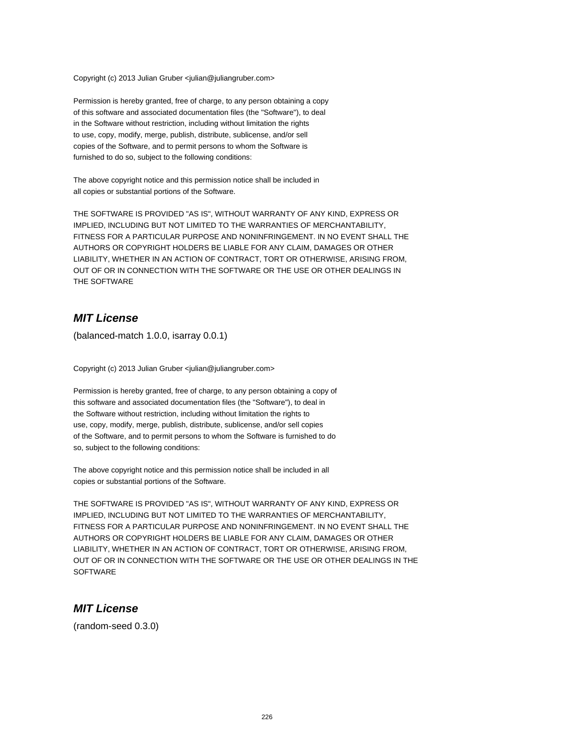Copyright (c) 2013 Julian Gruber <julian@juliangruber.com>

Permission is hereby granted, free of charge, to any person obtaining a copy
of this software and associated documentation files (the "Software"), to deal
in the Software without restriction, including without limitation the rights
to use, copy, modify, merge, publish, distribute, sublicense, and/or sell
copies of the Software, and to permit persons to whom the Software is
furnished to do so, subject to the following conditions:

The above copyright notice and this permission notice shall be included in
all copies or substantial portions of the Software.

THE SOFTWARE IS PROVIDED "AS IS", WITHOUT WARRANTY OF ANY KIND, EXPRESS OR
IMPLIED, INCLUDING BUT NOT LIMITED TO THE WARRANTIES OF MERCHANTABILITY,
FITNESS FOR A PARTICULAR PURPOSE AND NONINFRINGEMENT. IN NO EVENT SHALL THE
AUTHORS OR COPYRIGHT HOLDERS BE LIABLE FOR ANY CLAIM, DAMAGES OR OTHER
LIABILITY, WHETHER IN AN ACTION OF CONTRACT, TORT OR OTHERWISE, ARISING FROM,
OUT OF OR IN CONNECTION WITH THE SOFTWARE OR THE USE OR OTHER DEALINGS IN
THE SOFTWARE

## *MIT License*

(balanced-match 1.0.0, isarray 0.0.1)

Copyright (c) 2013 Julian Gruber <julian@juliangruber.com>

Permission is hereby granted, free of charge, to any person obtaining a copy of
this software and associated documentation files (the "Software"), to deal in
the Software without restriction, including without limitation the rights to
use, copy, modify, merge, publish, distribute, sublicense, and/or sell copies
of the Software, and to permit persons to whom the Software is furnished to do
so, subject to the following conditions:

The above copyright notice and this permission notice shall be included in all
copies or substantial portions of the Software.

THE SOFTWARE IS PROVIDED "AS IS", WITHOUT WARRANTY OF ANY KIND, EXPRESS OR
IMPLIED, INCLUDING BUT NOT LIMITED TO THE WARRANTIES OF MERCHANTABILITY,
FITNESS FOR A PARTICULAR PURPOSE AND NONINFRINGEMENT. IN NO EVENT SHALL THE
AUTHORS OR COPYRIGHT HOLDERS BE LIABLE FOR ANY CLAIM, DAMAGES OR OTHER
LIABILITY, WHETHER IN AN ACTION OF CONTRACT, TORT OR OTHERWISE, ARISING FROM,
OUT OF OR IN CONNECTION WITH THE SOFTWARE OR THE USE OR OTHER DEALINGS IN THE
SOFTWARE

## *MIT License*

(random-seed 0.3.0)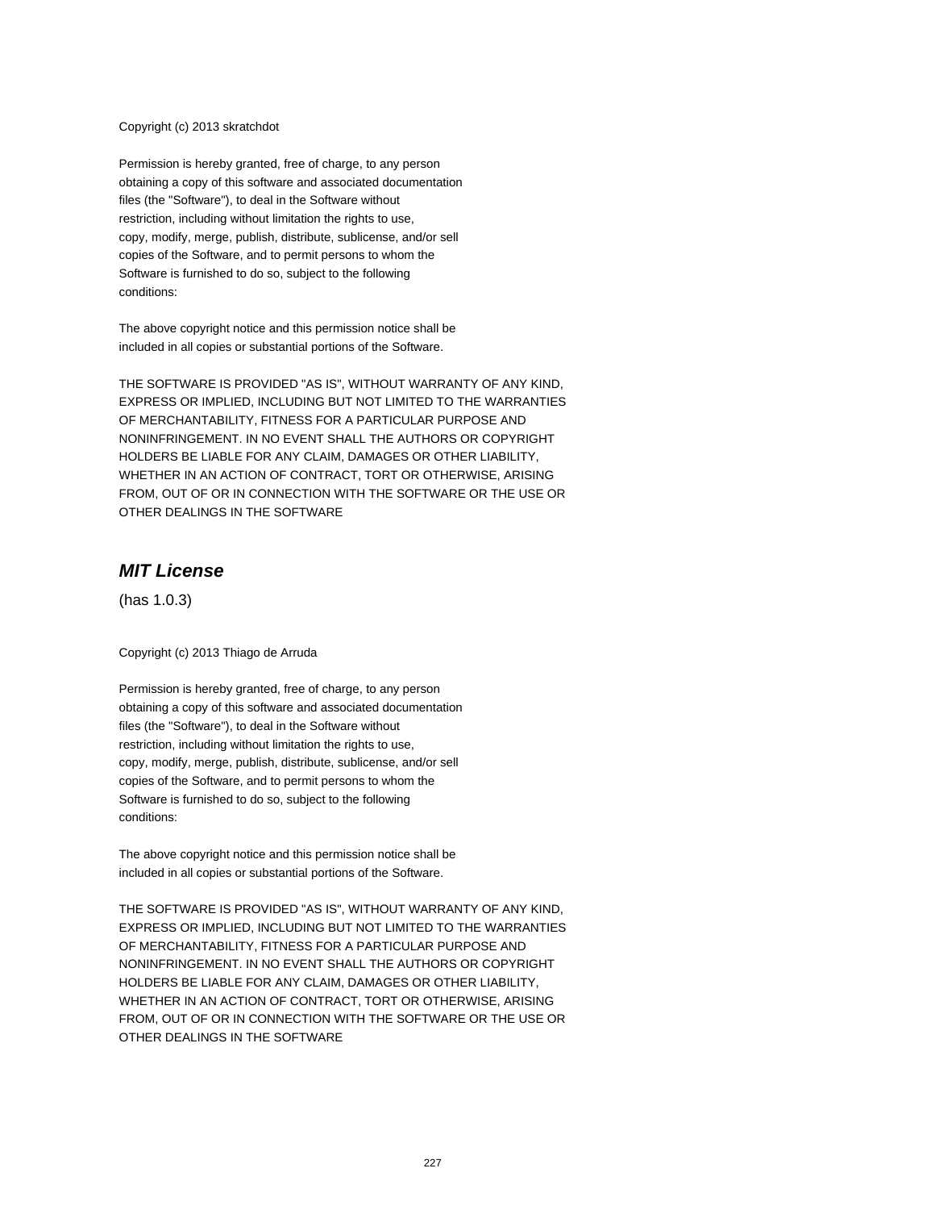Copyright (c) 2013 skratchdot

Permission is hereby granted, free of charge, to any person
obtaining a copy of this software and associated documentation
files (the "Software"), to deal in the Software without
restriction, including without limitation the rights to use,
copy, modify, merge, publish, distribute, sublicense, and/or sell
copies of the Software, and to permit persons to whom the
Software is furnished to do so, subject to the following
conditions:

The above copyright notice and this permission notice shall be
included in all copies or substantial portions of the Software.

THE SOFTWARE IS PROVIDED "AS IS", WITHOUT WARRANTY OF ANY KIND,
EXPRESS OR IMPLIED, INCLUDING BUT NOT LIMITED TO THE WARRANTIES
OF MERCHANTABILITY, FITNESS FOR A PARTICULAR PURPOSE AND
NONINFRINGEMENT. IN NO EVENT SHALL THE AUTHORS OR COPYRIGHT
HOLDERS BE LIABLE FOR ANY CLAIM, DAMAGES OR OTHER LIABILITY,
WHETHER IN AN ACTION OF CONTRACT, TORT OR OTHERWISE, ARISING
FROM, OUT OF OR IN CONNECTION WITH THE SOFTWARE OR THE USE OR
OTHER DEALINGS IN THE SOFTWARE

## ***MIT License***

(has 1.0.3)

Copyright (c) 2013 Thiago de Arruda

Permission is hereby granted, free of charge, to any person
obtaining a copy of this software and associated documentation
files (the "Software"), to deal in the Software without
restriction, including without limitation the rights to use,
copy, modify, merge, publish, distribute, sublicense, and/or sell
copies of the Software, and to permit persons to whom the
Software is furnished to do so, subject to the following
conditions:

The above copyright notice and this permission notice shall be
included in all copies or substantial portions of the Software.

THE SOFTWARE IS PROVIDED "AS IS", WITHOUT WARRANTY OF ANY KIND,
EXPRESS OR IMPLIED, INCLUDING BUT NOT LIMITED TO THE WARRANTIES
OF MERCHANTABILITY, FITNESS FOR A PARTICULAR PURPOSE AND
NONINFRINGEMENT. IN NO EVENT SHALL THE AUTHORS OR COPYRIGHT
HOLDERS BE LIABLE FOR ANY CLAIM, DAMAGES OR OTHER LIABILITY,
WHETHER IN AN ACTION OF CONTRACT, TORT OR OTHERWISE, ARISING
FROM, OUT OF OR IN CONNECTION WITH THE SOFTWARE OR THE USE OR
OTHER DEALINGS IN THE SOFTWARE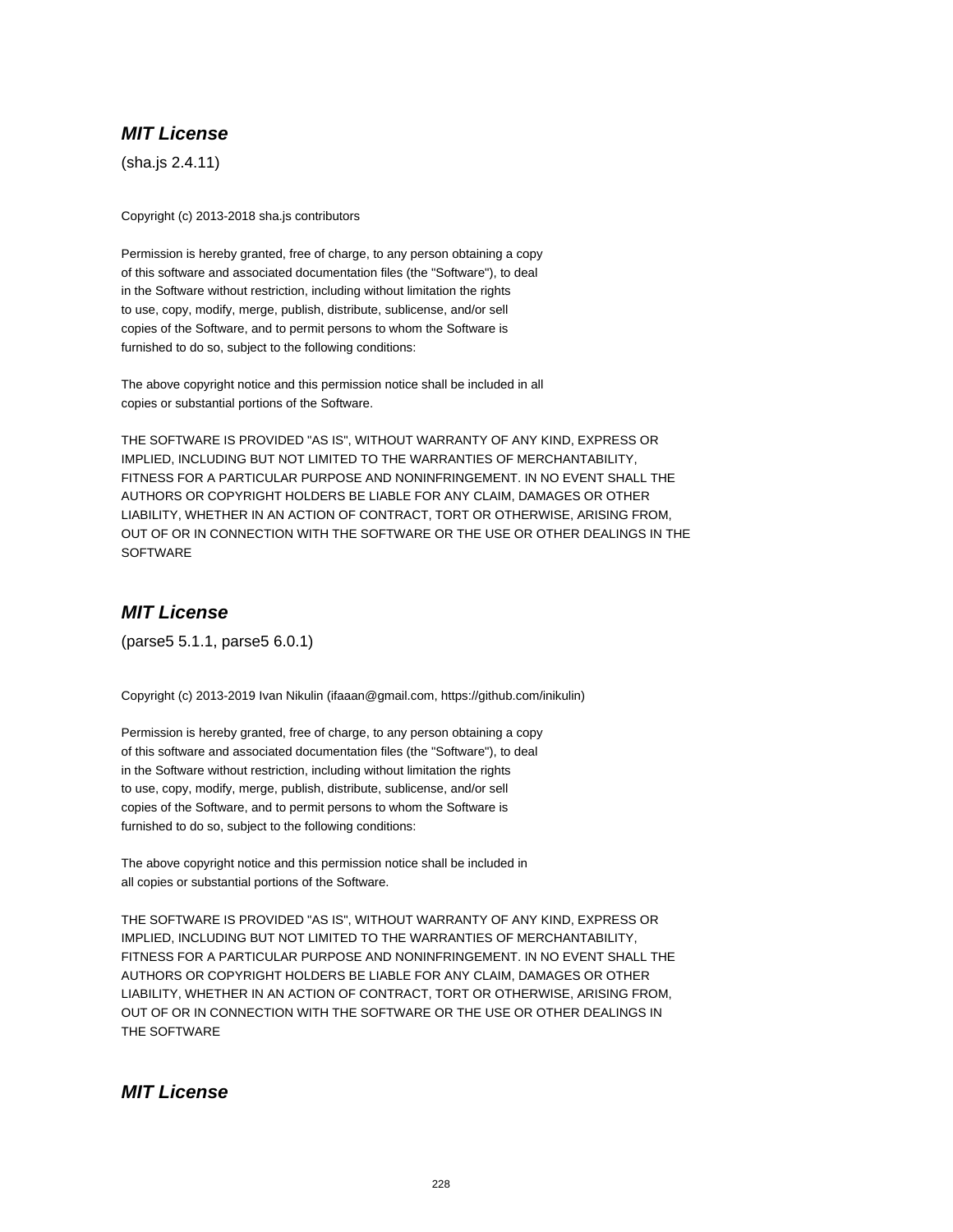## ***MIT License***

(sha.js 2.4.11)

Copyright (c) 2013-2018 sha.js contributors

Permission is hereby granted, free of charge, to any person obtaining a copy
of this software and associated documentation files (the "Software"), to deal
in the Software without restriction, including without limitation the rights
to use, copy, modify, merge, publish, distribute, sublicense, and/or sell
copies of the Software, and to permit persons to whom the Software is
furnished to do so, subject to the following conditions:

The above copyright notice and this permission notice shall be included in all
copies or substantial portions of the Software.

THE SOFTWARE IS PROVIDED "AS IS", WITHOUT WARRANTY OF ANY KIND, EXPRESS OR
IMPLIED, INCLUDING BUT NOT LIMITED TO THE WARRANTIES OF MERCHANTABILITY,
FITNESS FOR A PARTICULAR PURPOSE AND NONINFRINGEMENT. IN NO EVENT SHALL THE
AUTHORS OR COPYRIGHT HOLDERS BE LIABLE FOR ANY CLAIM, DAMAGES OR OTHER
LIABILITY, WHETHER IN AN ACTION OF CONTRACT, TORT OR OTHERWISE, ARISING FROM,
OUT OF OR IN CONNECTION WITH THE SOFTWARE OR THE USE OR OTHER DEALINGS IN THE
SOFTWARE

## ***MIT License***

(parse5 5.1.1, parse5 6.0.1)

Copyright (c) 2013-2019 Ivan Nikulin (ifaaan@gmail.com, https://github.com/inikulin)

Permission is hereby granted, free of charge, to any person obtaining a copy
of this software and associated documentation files (the "Software"), to deal
in the Software without restriction, including without limitation the rights
to use, copy, modify, merge, publish, distribute, sublicense, and/or sell
copies of the Software, and to permit persons to whom the Software is
furnished to do so, subject to the following conditions:

The above copyright notice and this permission notice shall be included in
all copies or substantial portions of the Software.

THE SOFTWARE IS PROVIDED "AS IS", WITHOUT WARRANTY OF ANY KIND, EXPRESS OR
IMPLIED, INCLUDING BUT NOT LIMITED TO THE WARRANTIES OF MERCHANTABILITY,
FITNESS FOR A PARTICULAR PURPOSE AND NONINFRINGEMENT. IN NO EVENT SHALL THE
AUTHORS OR COPYRIGHT HOLDERS BE LIABLE FOR ANY CLAIM, DAMAGES OR OTHER
LIABILITY, WHETHER IN AN ACTION OF CONTRACT, TORT OR OTHERWISE, ARISING FROM,
OUT OF OR IN CONNECTION WITH THE SOFTWARE OR THE USE OR OTHER DEALINGS IN
THE SOFTWARE

## ***MIT License***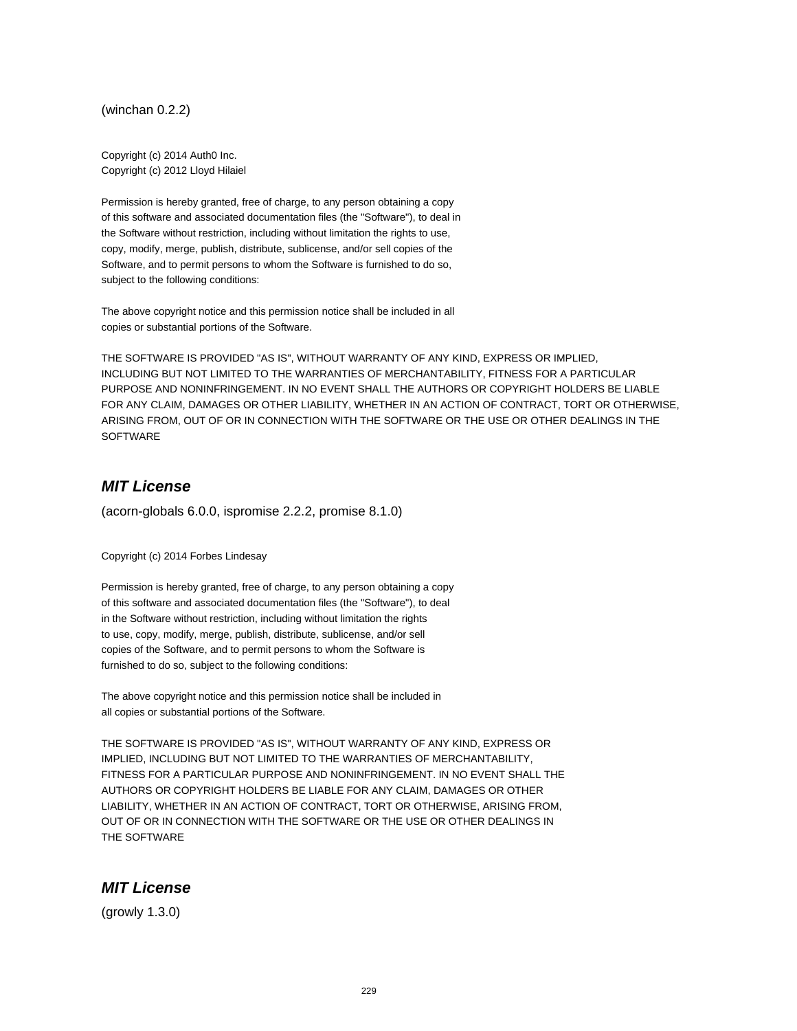(winchan 0.2.2)

Copyright (c) 2014 Auth0 Inc.
Copyright (c) 2012 Lloyd Hilaiel

Permission is hereby granted, free of charge, to any person obtaining a copy
of this software and associated documentation files (the "Software"), to deal in
the Software without restriction, including without limitation the rights to use,
copy, modify, merge, publish, distribute, sublicense, and/or sell copies of the
Software, and to permit persons to whom the Software is furnished to do so,
subject to the following conditions:

The above copyright notice and this permission notice shall be included in all
copies or substantial portions of the Software.

THE SOFTWARE IS PROVIDED "AS IS", WITHOUT WARRANTY OF ANY KIND, EXPRESS OR IMPLIED,
INCLUDING BUT NOT LIMITED TO THE WARRANTIES OF MERCHANTABILITY, FITNESS FOR A PARTICULAR
PURPOSE AND NONINFRINGEMENT. IN NO EVENT SHALL THE AUTHORS OR COPYRIGHT HOLDERS BE LIABLE
FOR ANY CLAIM, DAMAGES OR OTHER LIABILITY, WHETHER IN AN ACTION OF CONTRACT, TORT OR OTHERWISE,
ARISING FROM, OUT OF OR IN CONNECTION WITH THE SOFTWARE OR THE USE OR OTHER DEALINGS IN THE
SOFTWARE

## *MIT License*

(acorn-globals 6.0.0, ispromise 2.2.2, promise 8.1.0)

Copyright (c) 2014 Forbes Lindesay

Permission is hereby granted, free of charge, to any person obtaining a copy
of this software and associated documentation files (the "Software"), to deal
in the Software without restriction, including without limitation the rights
to use, copy, modify, merge, publish, distribute, sublicense, and/or sell
copies of the Software, and to permit persons to whom the Software is
furnished to do so, subject to the following conditions:

The above copyright notice and this permission notice shall be included in
all copies or substantial portions of the Software.

THE SOFTWARE IS PROVIDED "AS IS", WITHOUT WARRANTY OF ANY KIND, EXPRESS OR
IMPLIED, INCLUDING BUT NOT LIMITED TO THE WARRANTIES OF MERCHANTABILITY,
FITNESS FOR A PARTICULAR PURPOSE AND NONINFRINGEMENT. IN NO EVENT SHALL THE
AUTHORS OR COPYRIGHT HOLDERS BE LIABLE FOR ANY CLAIM, DAMAGES OR OTHER
LIABILITY, WHETHER IN AN ACTION OF CONTRACT, TORT OR OTHERWISE, ARISING FROM,
OUT OF OR IN CONNECTION WITH THE SOFTWARE OR THE USE OR OTHER DEALINGS IN
THE SOFTWARE

## *MIT License*

(growly 1.3.0)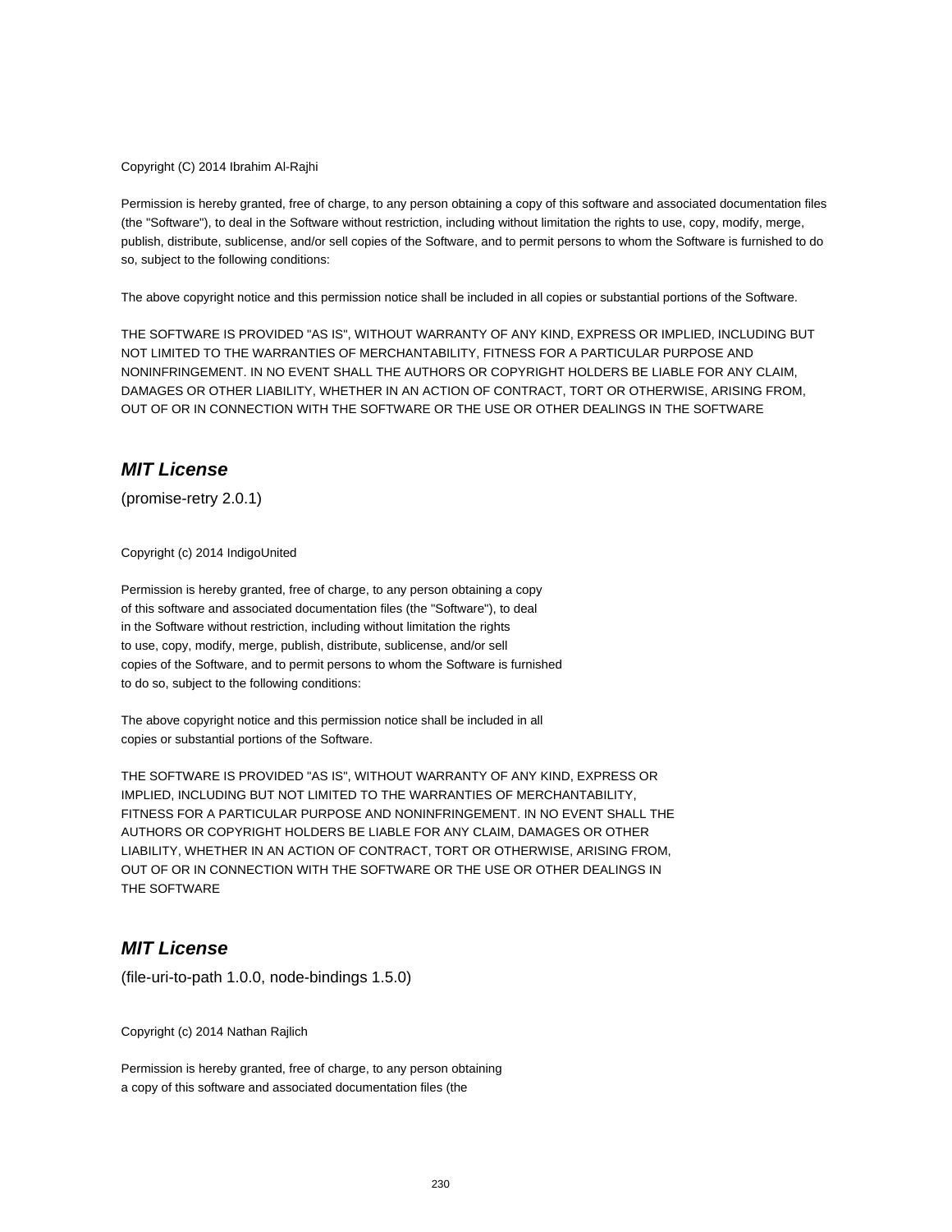Copyright (C) 2014 Ibrahim Al-Rajhi

Permission is hereby granted, free of charge, to any person obtaining a copy of this software and associated documentation files (the "Software"), to deal in the Software without restriction, including without limitation the rights to use, copy, modify, merge, publish, distribute, sublicense, and/or sell copies of the Software, and to permit persons to whom the Software is furnished to do so, subject to the following conditions:

The above copyright notice and this permission notice shall be included in all copies or substantial portions of the Software.

THE SOFTWARE IS PROVIDED "AS IS", WITHOUT WARRANTY OF ANY KIND, EXPRESS OR IMPLIED, INCLUDING BUT NOT LIMITED TO THE WARRANTIES OF MERCHANTABILITY, FITNESS FOR A PARTICULAR PURPOSE AND NONINFRINGEMENT. IN NO EVENT SHALL THE AUTHORS OR COPYRIGHT HOLDERS BE LIABLE FOR ANY CLAIM, DAMAGES OR OTHER LIABILITY, WHETHER IN AN ACTION OF CONTRACT, TORT OR OTHERWISE, ARISING FROM, OUT OF OR IN CONNECTION WITH THE SOFTWARE OR THE USE OR OTHER DEALINGS IN THE SOFTWARE

## *MIT License*

(promise-retry 2.0.1)

Copyright (c) 2014 IndigoUnited

Permission is hereby granted, free of charge, to any person obtaining a copy
of this software and associated documentation files (the "Software"), to deal
in the Software without restriction, including without limitation the rights
to use, copy, modify, merge, publish, distribute, sublicense, and/or sell
copies of the Software, and to permit persons to whom the Software is furnished
to do so, subject to the following conditions:

The above copyright notice and this permission notice shall be included in all
copies or substantial portions of the Software.

THE SOFTWARE IS PROVIDED "AS IS", WITHOUT WARRANTY OF ANY KIND, EXPRESS OR
IMPLIED, INCLUDING BUT NOT LIMITED TO THE WARRANTIES OF MERCHANTABILITY,
FITNESS FOR A PARTICULAR PURPOSE AND NONINFRINGEMENT. IN NO EVENT SHALL THE
AUTHORS OR COPYRIGHT HOLDERS BE LIABLE FOR ANY CLAIM, DAMAGES OR OTHER
LIABILITY, WHETHER IN AN ACTION OF CONTRACT, TORT OR OTHERWISE, ARISING FROM,
OUT OF OR IN CONNECTION WITH THE SOFTWARE OR THE USE OR OTHER DEALINGS IN
THE SOFTWARE

## *MIT License*

(file-uri-to-path 1.0.0, node-bindings 1.5.0)

Copyright (c) 2014 Nathan Rajlich

Permission is hereby granted, free of charge, to any person obtaining
a copy of this software and associated documentation files (the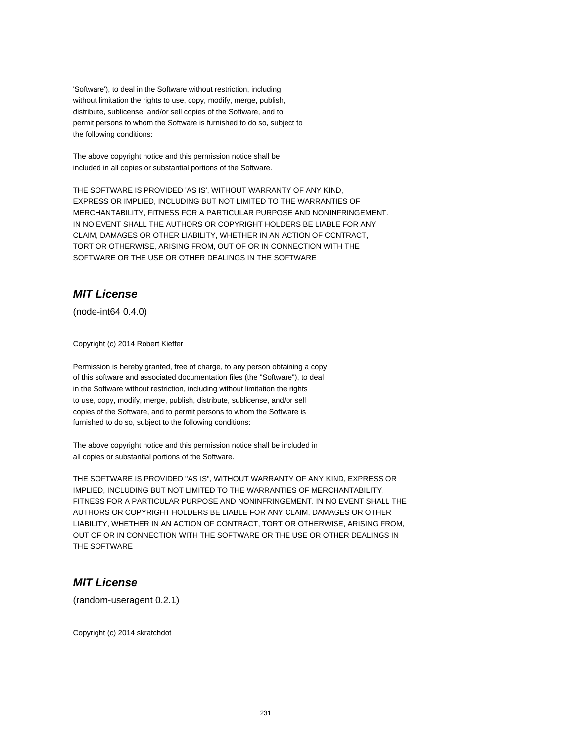'Software'), to deal in the Software without restriction, including
without limitation the rights to use, copy, modify, merge, publish,
distribute, sublicense, and/or sell copies of the Software, and to
permit persons to whom the Software is furnished to do so, subject to
the following conditions:

The above copyright notice and this permission notice shall be
included in all copies or substantial portions of the Software.

THE SOFTWARE IS PROVIDED 'AS IS', WITHOUT WARRANTY OF ANY KIND,
EXPRESS OR IMPLIED, INCLUDING BUT NOT LIMITED TO THE WARRANTIES OF
MERCHANTABILITY, FITNESS FOR A PARTICULAR PURPOSE AND NONINFRINGEMENT.
IN NO EVENT SHALL THE AUTHORS OR COPYRIGHT HOLDERS BE LIABLE FOR ANY
CLAIM, DAMAGES OR OTHER LIABILITY, WHETHER IN AN ACTION OF CONTRACT,
TORT OR OTHERWISE, ARISING FROM, OUT OF OR IN CONNECTION WITH THE
SOFTWARE OR THE USE OR OTHER DEALINGS IN THE SOFTWARE

## *MIT License*

(node-int64 0.4.0)

Copyright (c) 2014 Robert Kieffer

Permission is hereby granted, free of charge, to any person obtaining a copy
of this software and associated documentation files (the "Software"), to deal
in the Software without restriction, including without limitation the rights
to use, copy, modify, merge, publish, distribute, sublicense, and/or sell
copies of the Software, and to permit persons to whom the Software is
furnished to do so, subject to the following conditions:

The above copyright notice and this permission notice shall be included in
all copies or substantial portions of the Software.

THE SOFTWARE IS PROVIDED "AS IS", WITHOUT WARRANTY OF ANY KIND, EXPRESS OR
IMPLIED, INCLUDING BUT NOT LIMITED TO THE WARRANTIES OF MERCHANTABILITY,
FITNESS FOR A PARTICULAR PURPOSE AND NONINFRINGEMENT. IN NO EVENT SHALL THE
AUTHORS OR COPYRIGHT HOLDERS BE LIABLE FOR ANY CLAIM, DAMAGES OR OTHER
LIABILITY, WHETHER IN AN ACTION OF CONTRACT, TORT OR OTHERWISE, ARISING FROM,
OUT OF OR IN CONNECTION WITH THE SOFTWARE OR THE USE OR OTHER DEALINGS IN
THE SOFTWARE

## *MIT License*

(random-useragent 0.2.1)

Copyright (c) 2014 skratchdot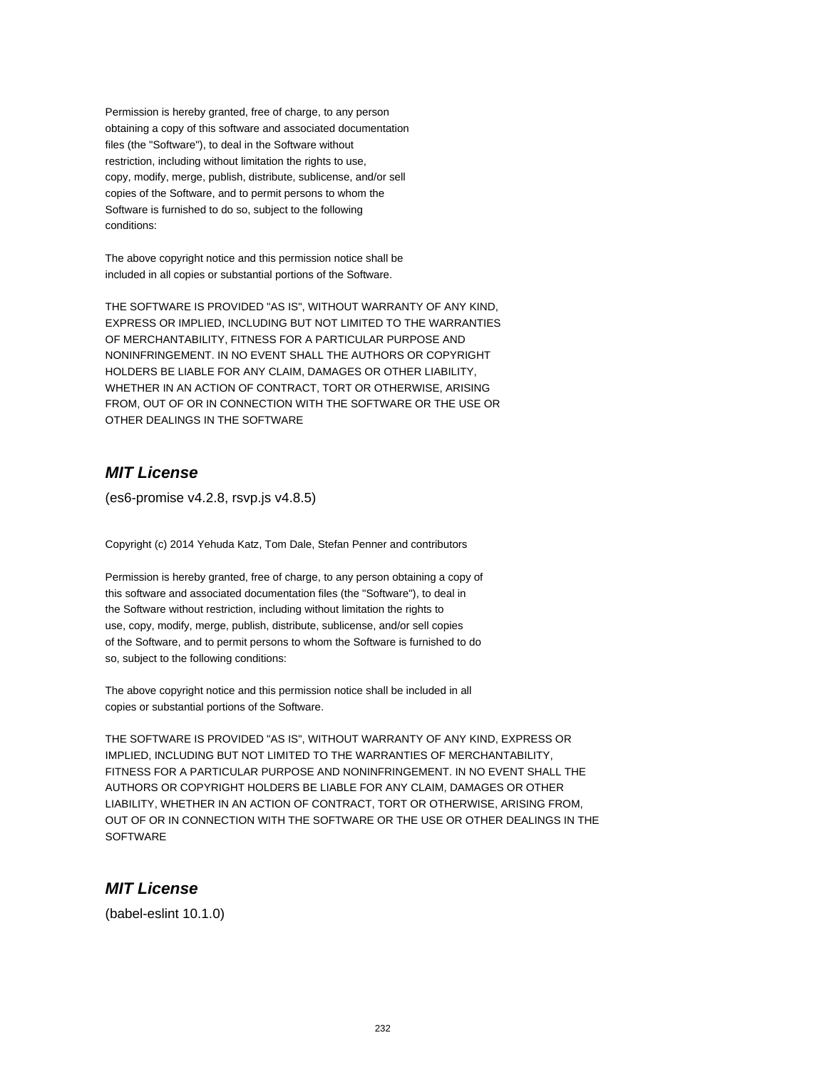Permission is hereby granted, free of charge, to any person
obtaining a copy of this software and associated documentation
files (the "Software"), to deal in the Software without
restriction, including without limitation the rights to use,
copy, modify, merge, publish, distribute, sublicense, and/or sell
copies of the Software, and to permit persons to whom the
Software is furnished to do so, subject to the following
conditions:

The above copyright notice and this permission notice shall be
included in all copies or substantial portions of the Software.

THE SOFTWARE IS PROVIDED "AS IS", WITHOUT WARRANTY OF ANY KIND,
EXPRESS OR IMPLIED, INCLUDING BUT NOT LIMITED TO THE WARRANTIES
OF MERCHANTABILITY, FITNESS FOR A PARTICULAR PURPOSE AND
NONINFRINGEMENT. IN NO EVENT SHALL THE AUTHORS OR COPYRIGHT
HOLDERS BE LIABLE FOR ANY CLAIM, DAMAGES OR OTHER LIABILITY,
WHETHER IN AN ACTION OF CONTRACT, TORT OR OTHERWISE, ARISING
FROM, OUT OF OR IN CONNECTION WITH THE SOFTWARE OR THE USE OR
OTHER DEALINGS IN THE SOFTWARE

## *MIT License*

(es6-promise v4.2.8, rsvp.js v4.8.5)

Copyright (c) 2014 Yehuda Katz, Tom Dale, Stefan Penner and contributors

Permission is hereby granted, free of charge, to any person obtaining a copy of
this software and associated documentation files (the "Software"), to deal in
the Software without restriction, including without limitation the rights to
use, copy, modify, merge, publish, distribute, sublicense, and/or sell copies
of the Software, and to permit persons to whom the Software is furnished to do
so, subject to the following conditions:

The above copyright notice and this permission notice shall be included in all
copies or substantial portions of the Software.

THE SOFTWARE IS PROVIDED "AS IS", WITHOUT WARRANTY OF ANY KIND, EXPRESS OR
IMPLIED, INCLUDING BUT NOT LIMITED TO THE WARRANTIES OF MERCHANTABILITY,
FITNESS FOR A PARTICULAR PURPOSE AND NONINFRINGEMENT. IN NO EVENT SHALL THE
AUTHORS OR COPYRIGHT HOLDERS BE LIABLE FOR ANY CLAIM, DAMAGES OR OTHER
LIABILITY, WHETHER IN AN ACTION OF CONTRACT, TORT OR OTHERWISE, ARISING FROM,
OUT OF OR IN CONNECTION WITH THE SOFTWARE OR THE USE OR OTHER DEALINGS IN THE
SOFTWARE

## *MIT License*

(babel-eslint 10.1.0)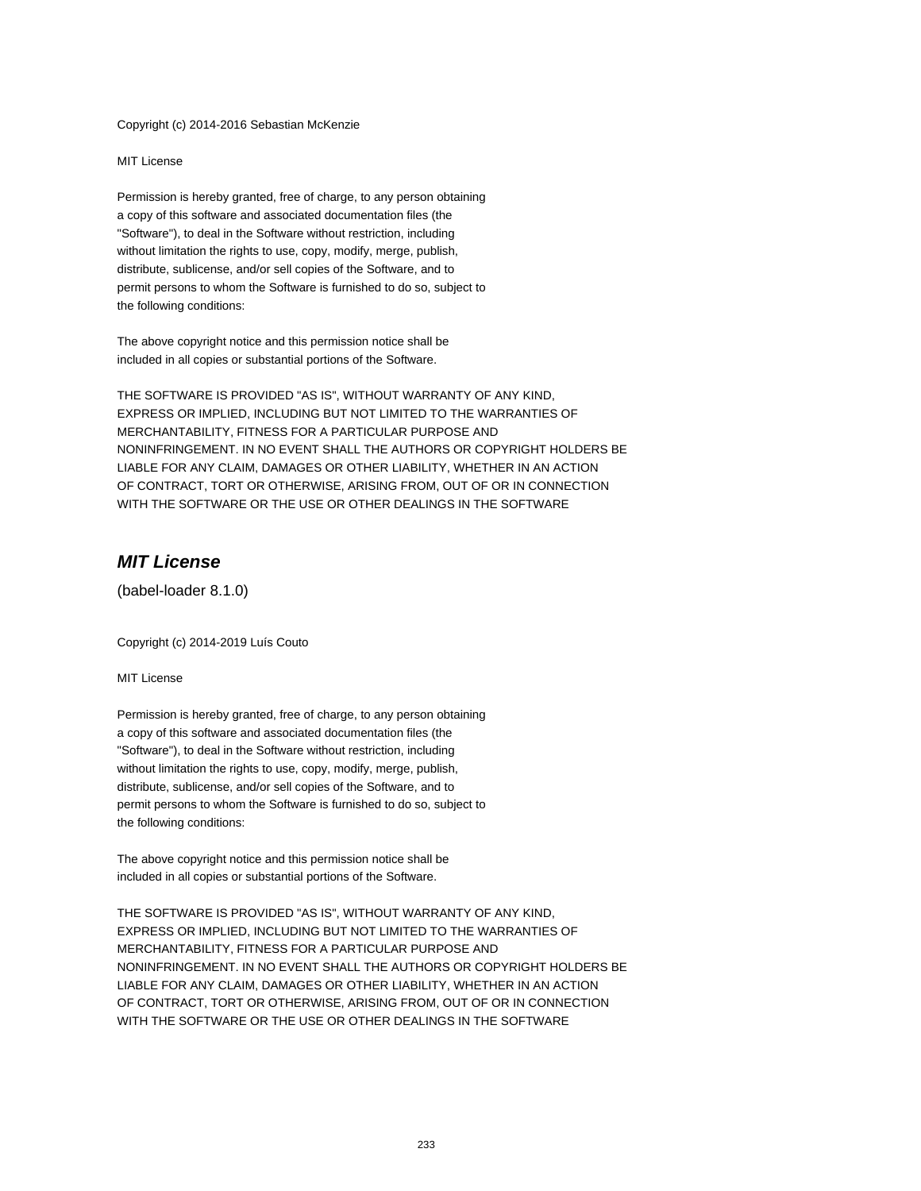Copyright (c) 2014-2016 Sebastian McKenzie

MIT License

Permission is hereby granted, free of charge, to any person obtaining
a copy of this software and associated documentation files (the
"Software"), to deal in the Software without restriction, including
without limitation the rights to use, copy, modify, merge, publish,
distribute, sublicense, and/or sell copies of the Software, and to
permit persons to whom the Software is furnished to do so, subject to
the following conditions:

The above copyright notice and this permission notice shall be
included in all copies or substantial portions of the Software.

THE SOFTWARE IS PROVIDED "AS IS", WITHOUT WARRANTY OF ANY KIND,
EXPRESS OR IMPLIED, INCLUDING BUT NOT LIMITED TO THE WARRANTIES OF
MERCHANTABILITY, FITNESS FOR A PARTICULAR PURPOSE AND
NONINFRINGEMENT. IN NO EVENT SHALL THE AUTHORS OR COPYRIGHT HOLDERS BE
LIABLE FOR ANY CLAIM, DAMAGES OR OTHER LIABILITY, WHETHER IN AN ACTION
OF CONTRACT, TORT OR OTHERWISE, ARISING FROM, OUT OF OR IN CONNECTION
WITH THE SOFTWARE OR THE USE OR OTHER DEALINGS IN THE SOFTWARE

## *MIT License*

(babel-loader 8.1.0)

Copyright (c) 2014-2019 Luís Couto

MIT License

Permission is hereby granted, free of charge, to any person obtaining
a copy of this software and associated documentation files (the
"Software"), to deal in the Software without restriction, including
without limitation the rights to use, copy, modify, merge, publish,
distribute, sublicense, and/or sell copies of the Software, and to
permit persons to whom the Software is furnished to do so, subject to
the following conditions:

The above copyright notice and this permission notice shall be
included in all copies or substantial portions of the Software.

THE SOFTWARE IS PROVIDED "AS IS", WITHOUT WARRANTY OF ANY KIND,
EXPRESS OR IMPLIED, INCLUDING BUT NOT LIMITED TO THE WARRANTIES OF
MERCHANTABILITY, FITNESS FOR A PARTICULAR PURPOSE AND
NONINFRINGEMENT. IN NO EVENT SHALL THE AUTHORS OR COPYRIGHT HOLDERS BE
LIABLE FOR ANY CLAIM, DAMAGES OR OTHER LIABILITY, WHETHER IN AN ACTION
OF CONTRACT, TORT OR OTHERWISE, ARISING FROM, OUT OF OR IN CONNECTION
WITH THE SOFTWARE OR THE USE OR OTHER DEALINGS IN THE SOFTWARE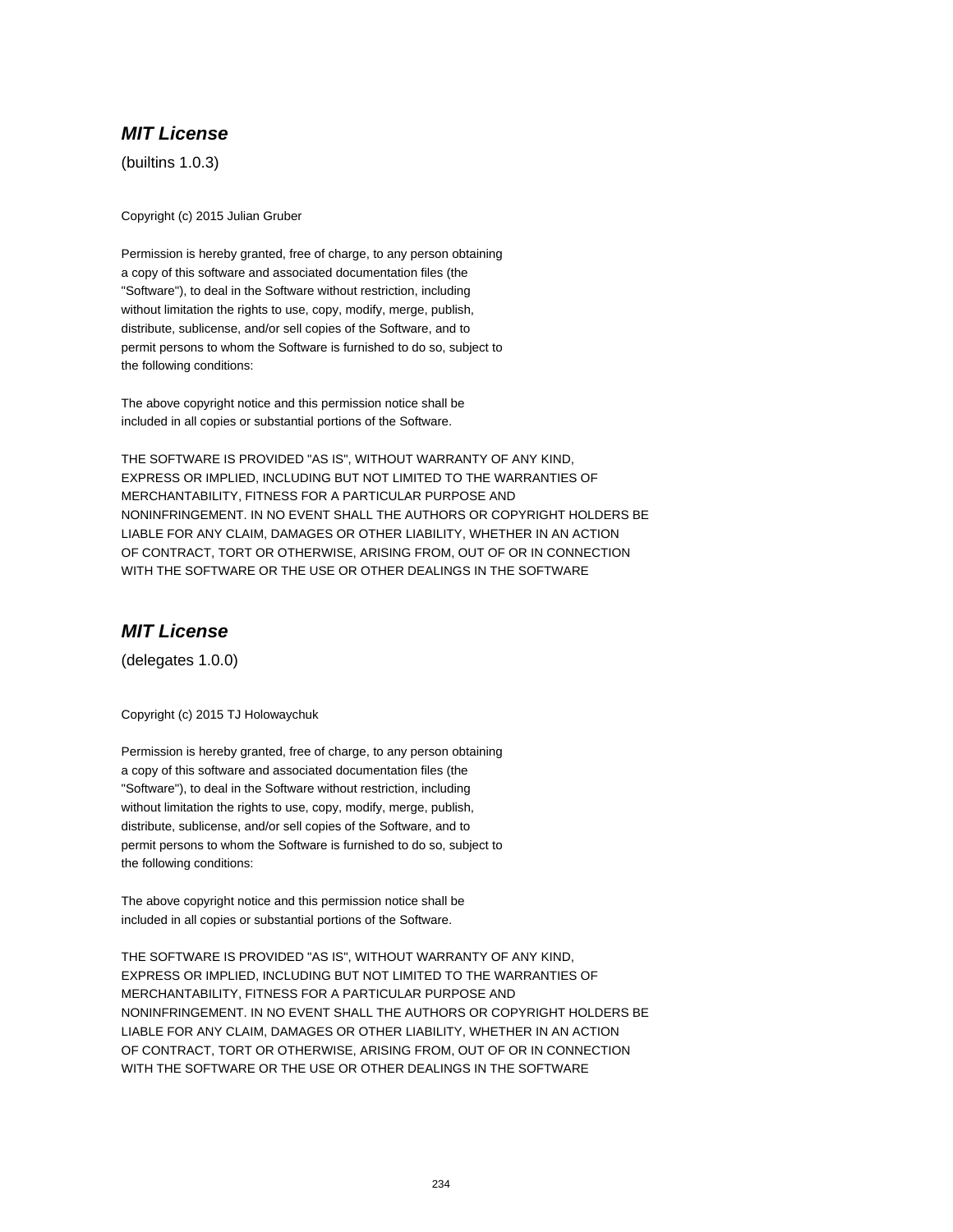## *MIT License*

(builtins 1.0.3)

Copyright (c) 2015 Julian Gruber

Permission is hereby granted, free of charge, to any person obtaining
a copy of this software and associated documentation files (the
"Software"), to deal in the Software without restriction, including
without limitation the rights to use, copy, modify, merge, publish,
distribute, sublicense, and/or sell copies of the Software, and to
permit persons to whom the Software is furnished to do so, subject to
the following conditions:

The above copyright notice and this permission notice shall be
included in all copies or substantial portions of the Software.

THE SOFTWARE IS PROVIDED "AS IS", WITHOUT WARRANTY OF ANY KIND,
EXPRESS OR IMPLIED, INCLUDING BUT NOT LIMITED TO THE WARRANTIES OF
MERCHANTABILITY, FITNESS FOR A PARTICULAR PURPOSE AND
NONINFRINGEMENT. IN NO EVENT SHALL THE AUTHORS OR COPYRIGHT HOLDERS BE
LIABLE FOR ANY CLAIM, DAMAGES OR OTHER LIABILITY, WHETHER IN AN ACTION
OF CONTRACT, TORT OR OTHERWISE, ARISING FROM, OUT OF OR IN CONNECTION
WITH THE SOFTWARE OR THE USE OR OTHER DEALINGS IN THE SOFTWARE

## *MIT License*

(delegates 1.0.0)

Copyright (c) 2015 TJ Holowaychuk

Permission is hereby granted, free of charge, to any person obtaining
a copy of this software and associated documentation files (the
"Software"), to deal in the Software without restriction, including
without limitation the rights to use, copy, modify, merge, publish,
distribute, sublicense, and/or sell copies of the Software, and to
permit persons to whom the Software is furnished to do so, subject to
the following conditions:

The above copyright notice and this permission notice shall be
included in all copies or substantial portions of the Software.

THE SOFTWARE IS PROVIDED "AS IS", WITHOUT WARRANTY OF ANY KIND,
EXPRESS OR IMPLIED, INCLUDING BUT NOT LIMITED TO THE WARRANTIES OF
MERCHANTABILITY, FITNESS FOR A PARTICULAR PURPOSE AND
NONINFRINGEMENT. IN NO EVENT SHALL THE AUTHORS OR COPYRIGHT HOLDERS BE
LIABLE FOR ANY CLAIM, DAMAGES OR OTHER LIABILITY, WHETHER IN AN ACTION
OF CONTRACT, TORT OR OTHERWISE, ARISING FROM, OUT OF OR IN CONNECTION
WITH THE SOFTWARE OR THE USE OR OTHER DEALINGS IN THE SOFTWARE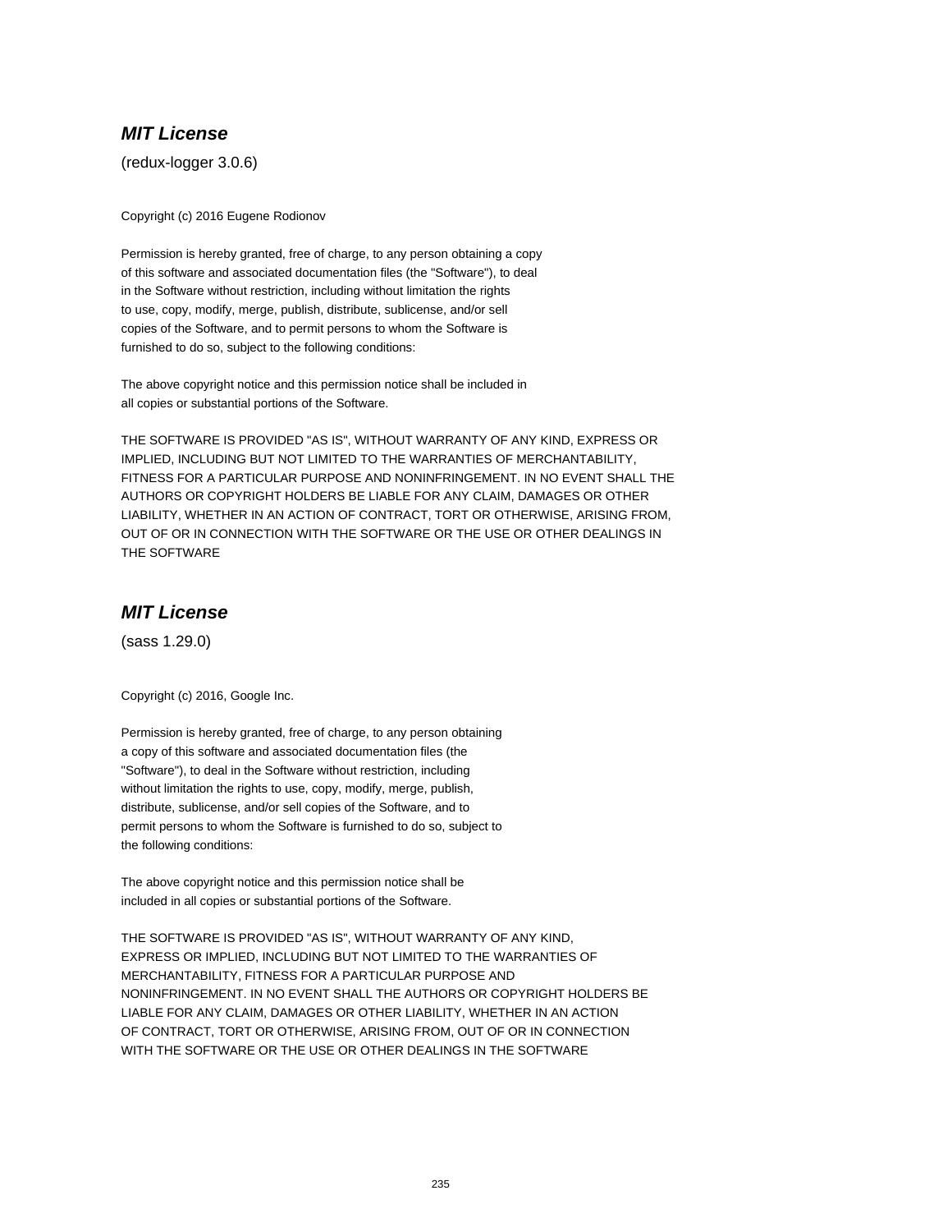## ***MIT License***

(redux-logger 3.0.6)

Copyright (c) 2016 Eugene Rodionov

Permission is hereby granted, free of charge, to any person obtaining a copy
of this software and associated documentation files (the "Software"), to deal
in the Software without restriction, including without limitation the rights
to use, copy, modify, merge, publish, distribute, sublicense, and/or sell
copies of the Software, and to permit persons to whom the Software is
furnished to do so, subject to the following conditions:

The above copyright notice and this permission notice shall be included in
all copies or substantial portions of the Software.

THE SOFTWARE IS PROVIDED "AS IS", WITHOUT WARRANTY OF ANY KIND, EXPRESS OR
IMPLIED, INCLUDING BUT NOT LIMITED TO THE WARRANTIES OF MERCHANTABILITY,
FITNESS FOR A PARTICULAR PURPOSE AND NONINFRINGEMENT. IN NO EVENT SHALL THE
AUTHORS OR COPYRIGHT HOLDERS BE LIABLE FOR ANY CLAIM, DAMAGES OR OTHER
LIABILITY, WHETHER IN AN ACTION OF CONTRACT, TORT OR OTHERWISE, ARISING FROM,
OUT OF OR IN CONNECTION WITH THE SOFTWARE OR THE USE OR OTHER DEALINGS IN
THE SOFTWARE

## ***MIT License***

(sass 1.29.0)

Copyright (c) 2016, Google Inc.

Permission is hereby granted, free of charge, to any person obtaining
a copy of this software and associated documentation files (the
"Software"), to deal in the Software without restriction, including
without limitation the rights to use, copy, modify, merge, publish,
distribute, sublicense, and/or sell copies of the Software, and to
permit persons to whom the Software is furnished to do so, subject to
the following conditions:

The above copyright notice and this permission notice shall be
included in all copies or substantial portions of the Software.

THE SOFTWARE IS PROVIDED "AS IS", WITHOUT WARRANTY OF ANY KIND,
EXPRESS OR IMPLIED, INCLUDING BUT NOT LIMITED TO THE WARRANTIES OF
MERCHANTABILITY, FITNESS FOR A PARTICULAR PURPOSE AND
NONINFRINGEMENT. IN NO EVENT SHALL THE AUTHORS OR COPYRIGHT HOLDERS BE
LIABLE FOR ANY CLAIM, DAMAGES OR OTHER LIABILITY, WHETHER IN AN ACTION
OF CONTRACT, TORT OR OTHERWISE, ARISING FROM, OUT OF OR IN CONNECTION
WITH THE SOFTWARE OR THE USE OR OTHER DEALINGS IN THE SOFTWARE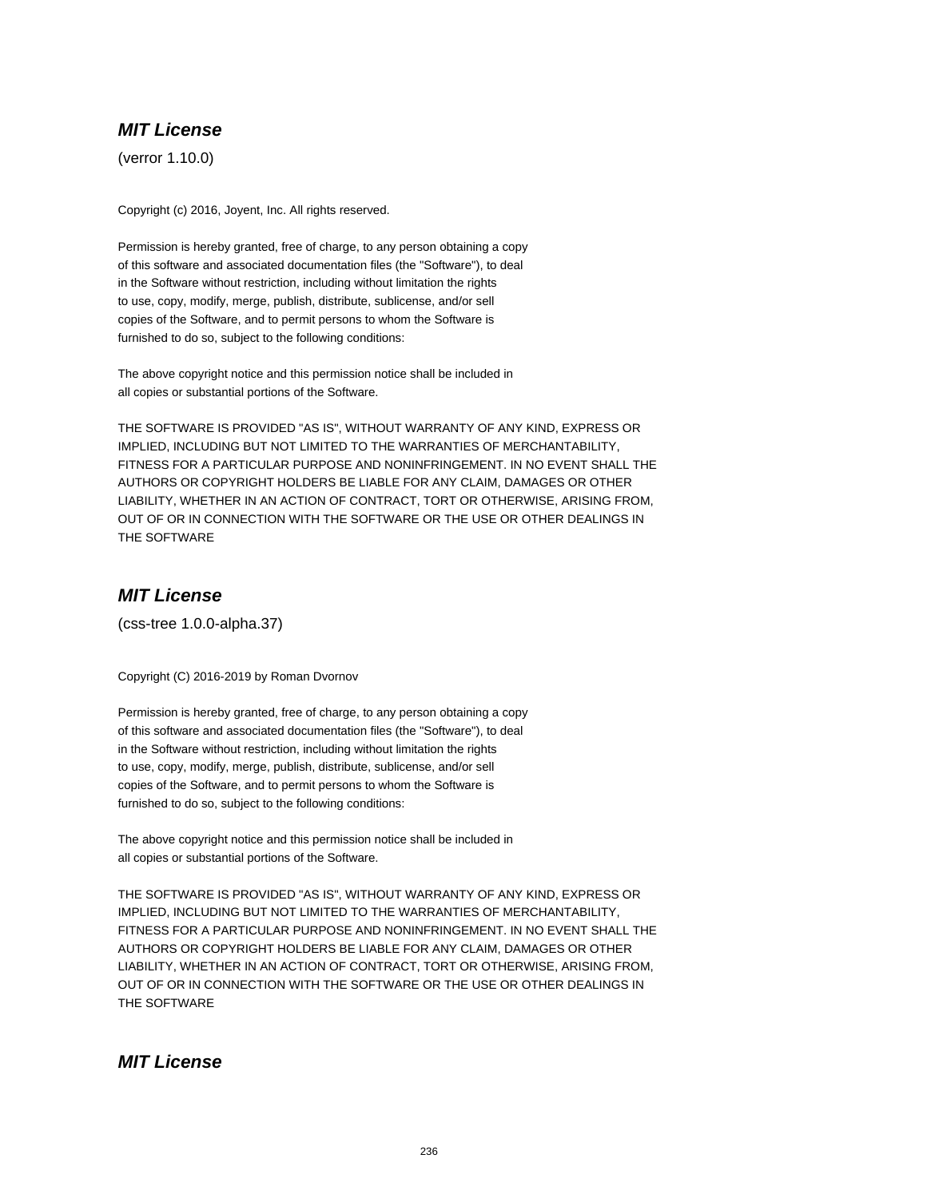### *MIT License*

(verror 1.10.0)

Copyright (c) 2016, Joyent, Inc. All rights reserved.

Permission is hereby granted, free of charge, to any person obtaining a copy
of this software and associated documentation files (the "Software"), to deal
in the Software without restriction, including without limitation the rights
to use, copy, modify, merge, publish, distribute, sublicense, and/or sell
copies of the Software, and to permit persons to whom the Software is
furnished to do so, subject to the following conditions:

The above copyright notice and this permission notice shall be included in
all copies or substantial portions of the Software.

THE SOFTWARE IS PROVIDED "AS IS", WITHOUT WARRANTY OF ANY KIND, EXPRESS OR
IMPLIED, INCLUDING BUT NOT LIMITED TO THE WARRANTIES OF MERCHANTABILITY,
FITNESS FOR A PARTICULAR PURPOSE AND NONINFRINGEMENT. IN NO EVENT SHALL THE
AUTHORS OR COPYRIGHT HOLDERS BE LIABLE FOR ANY CLAIM, DAMAGES OR OTHER
LIABILITY, WHETHER IN AN ACTION OF CONTRACT, TORT OR OTHERWISE, ARISING FROM,
OUT OF OR IN CONNECTION WITH THE SOFTWARE OR THE USE OR OTHER DEALINGS IN
THE SOFTWARE

### *MIT License*

(css-tree 1.0.0-alpha.37)

Copyright (C) 2016-2019 by Roman Dvornov

Permission is hereby granted, free of charge, to any person obtaining a copy
of this software and associated documentation files (the "Software"), to deal
in the Software without restriction, including without limitation the rights
to use, copy, modify, merge, publish, distribute, sublicense, and/or sell
copies of the Software, and to permit persons to whom the Software is
furnished to do so, subject to the following conditions:

The above copyright notice and this permission notice shall be included in
all copies or substantial portions of the Software.

THE SOFTWARE IS PROVIDED "AS IS", WITHOUT WARRANTY OF ANY KIND, EXPRESS OR
IMPLIED, INCLUDING BUT NOT LIMITED TO THE WARRANTIES OF MERCHANTABILITY,
FITNESS FOR A PARTICULAR PURPOSE AND NONINFRINGEMENT. IN NO EVENT SHALL THE
AUTHORS OR COPYRIGHT HOLDERS BE LIABLE FOR ANY CLAIM, DAMAGES OR OTHER
LIABILITY, WHETHER IN AN ACTION OF CONTRACT, TORT OR OTHERWISE, ARISING FROM,
OUT OF OR IN CONNECTION WITH THE SOFTWARE OR THE USE OR OTHER DEALINGS IN
THE SOFTWARE

### *MIT License*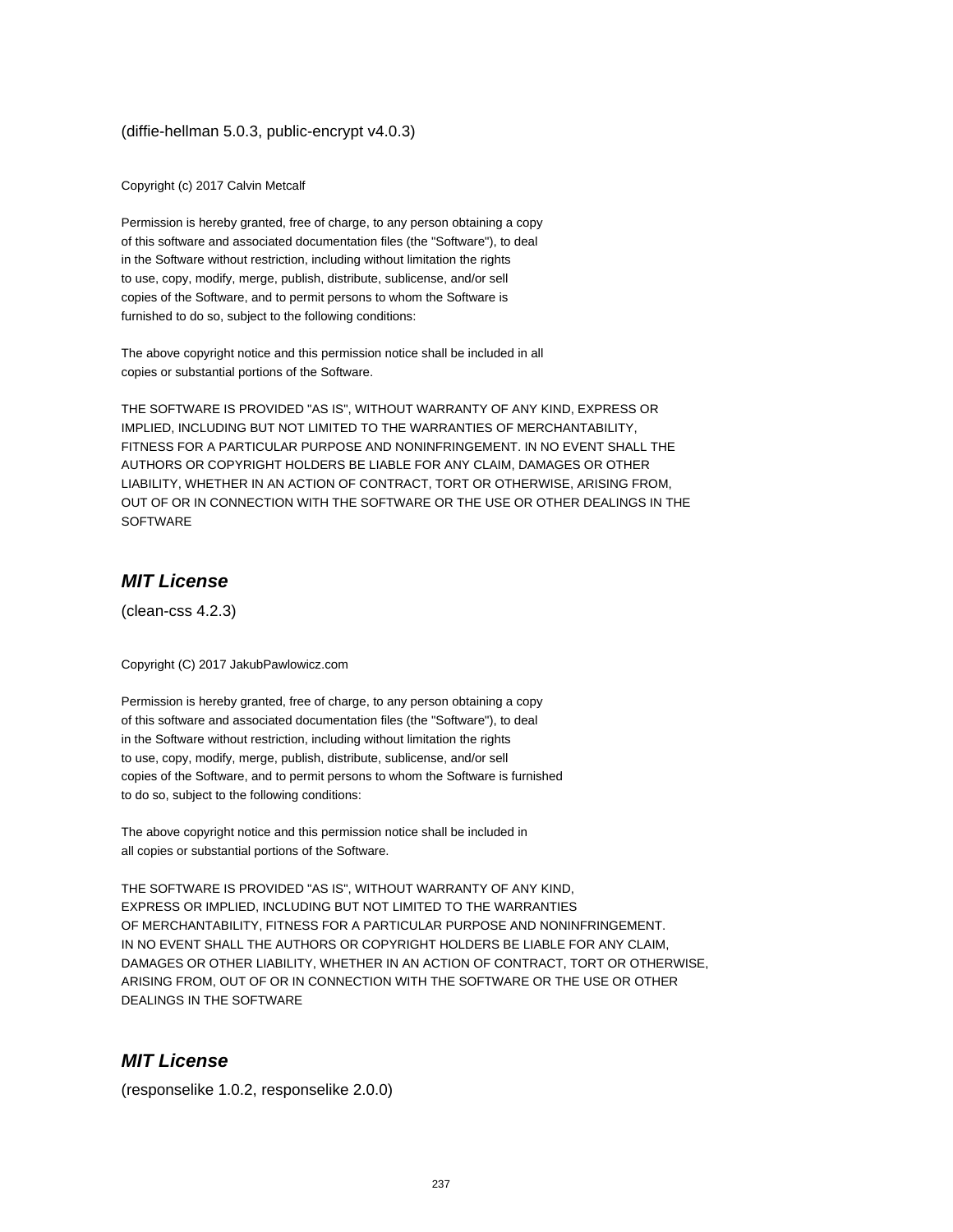(diffie-hellman 5.0.3, public-encrypt v4.0.3)

Copyright (c) 2017 Calvin Metcalf

Permission is hereby granted, free of charge, to any person obtaining a copy
of this software and associated documentation files (the "Software"), to deal
in the Software without restriction, including without limitation the rights
to use, copy, modify, merge, publish, distribute, sublicense, and/or sell
copies of the Software, and to permit persons to whom the Software is
furnished to do so, subject to the following conditions:

The above copyright notice and this permission notice shall be included in all
copies or substantial portions of the Software.

THE SOFTWARE IS PROVIDED "AS IS", WITHOUT WARRANTY OF ANY KIND, EXPRESS OR
IMPLIED, INCLUDING BUT NOT LIMITED TO THE WARRANTIES OF MERCHANTABILITY,
FITNESS FOR A PARTICULAR PURPOSE AND NONINFRINGEMENT. IN NO EVENT SHALL THE
AUTHORS OR COPYRIGHT HOLDERS BE LIABLE FOR ANY CLAIM, DAMAGES OR OTHER
LIABILITY, WHETHER IN AN ACTION OF CONTRACT, TORT OR OTHERWISE, ARISING FROM,
OUT OF OR IN CONNECTION WITH THE SOFTWARE OR THE USE OR OTHER DEALINGS IN THE
SOFTWARE

## *MIT License*

(clean-css 4.2.3)

Copyright (C) 2017 JakubPawlowicz.com

Permission is hereby granted, free of charge, to any person obtaining a copy
of this software and associated documentation files (the "Software"), to deal
in the Software without restriction, including without limitation the rights
to use, copy, modify, merge, publish, distribute, sublicense, and/or sell
copies of the Software, and to permit persons to whom the Software is furnished
to do so, subject to the following conditions:

The above copyright notice and this permission notice shall be included in
all copies or substantial portions of the Software.

THE SOFTWARE IS PROVIDED "AS IS", WITHOUT WARRANTY OF ANY KIND,
EXPRESS OR IMPLIED, INCLUDING BUT NOT LIMITED TO THE WARRANTIES
OF MERCHANTABILITY, FITNESS FOR A PARTICULAR PURPOSE AND NONINFRINGEMENT.
IN NO EVENT SHALL THE AUTHORS OR COPYRIGHT HOLDERS BE LIABLE FOR ANY CLAIM,
DAMAGES OR OTHER LIABILITY, WHETHER IN AN ACTION OF CONTRACT, TORT OR OTHERWISE,
ARISING FROM, OUT OF OR IN CONNECTION WITH THE SOFTWARE OR THE USE OR OTHER
DEALINGS IN THE SOFTWARE

## *MIT License*

(responselike 1.0.2, responselike 2.0.0)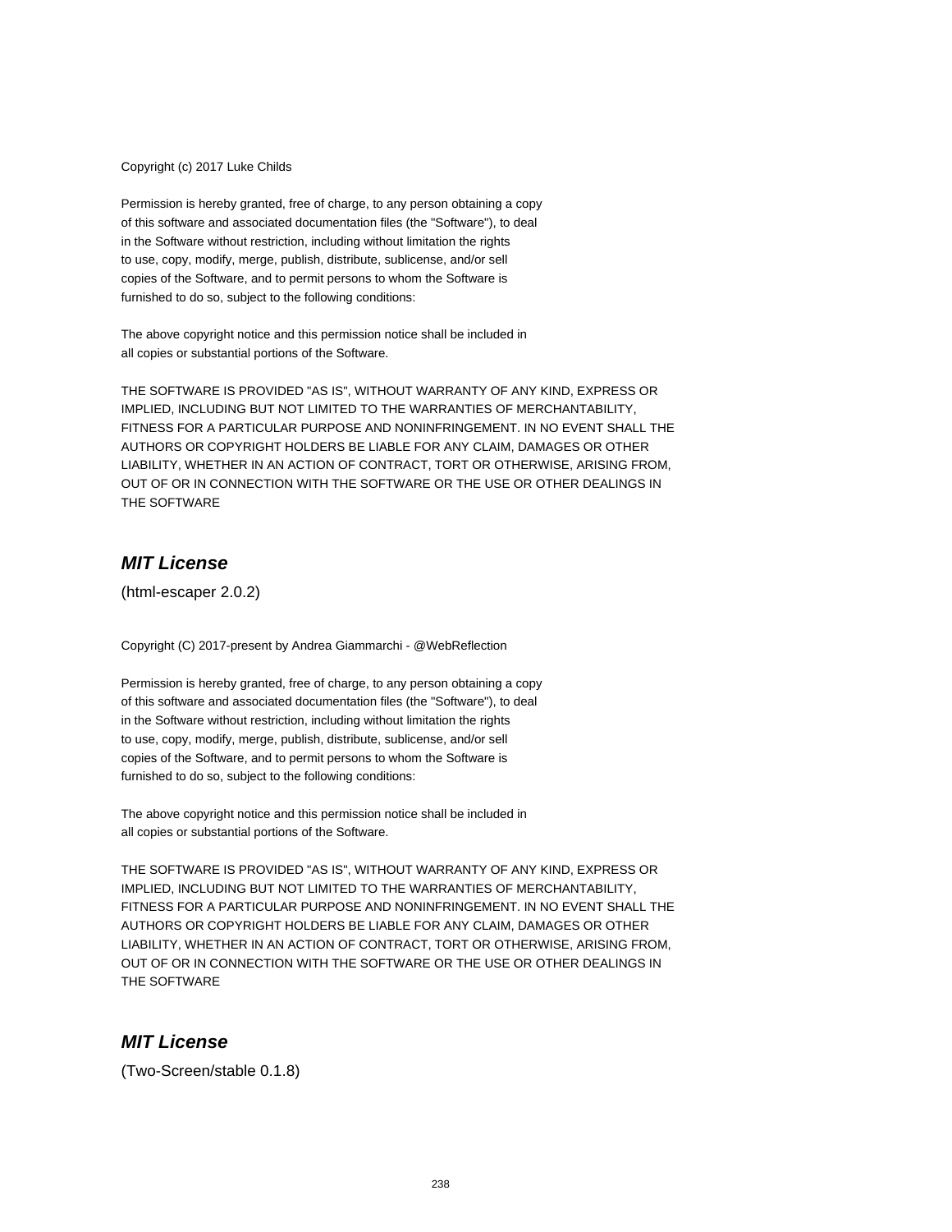Copyright (c) 2017 Luke Childs

Permission is hereby granted, free of charge, to any person obtaining a copy
of this software and associated documentation files (the "Software"), to deal
in the Software without restriction, including without limitation the rights
to use, copy, modify, merge, publish, distribute, sublicense, and/or sell
copies of the Software, and to permit persons to whom the Software is
furnished to do so, subject to the following conditions:

The above copyright notice and this permission notice shall be included in
all copies or substantial portions of the Software.

THE SOFTWARE IS PROVIDED "AS IS", WITHOUT WARRANTY OF ANY KIND, EXPRESS OR
IMPLIED, INCLUDING BUT NOT LIMITED TO THE WARRANTIES OF MERCHANTABILITY,
FITNESS FOR A PARTICULAR PURPOSE AND NONINFRINGEMENT. IN NO EVENT SHALL THE
AUTHORS OR COPYRIGHT HOLDERS BE LIABLE FOR ANY CLAIM, DAMAGES OR OTHER
LIABILITY, WHETHER IN AN ACTION OF CONTRACT, TORT OR OTHERWISE, ARISING FROM,
OUT OF OR IN CONNECTION WITH THE SOFTWARE OR THE USE OR OTHER DEALINGS IN
THE SOFTWARE

## *MIT License*

(html-escaper 2.0.2)

Copyright (C) 2017-present by Andrea Giammarchi - @WebReflection

Permission is hereby granted, free of charge, to any person obtaining a copy
of this software and associated documentation files (the "Software"), to deal
in the Software without restriction, including without limitation the rights
to use, copy, modify, merge, publish, distribute, sublicense, and/or sell
copies of the Software, and to permit persons to whom the Software is
furnished to do so, subject to the following conditions:

The above copyright notice and this permission notice shall be included in
all copies or substantial portions of the Software.

THE SOFTWARE IS PROVIDED "AS IS", WITHOUT WARRANTY OF ANY KIND, EXPRESS OR
IMPLIED, INCLUDING BUT NOT LIMITED TO THE WARRANTIES OF MERCHANTABILITY,
FITNESS FOR A PARTICULAR PURPOSE AND NONINFRINGEMENT. IN NO EVENT SHALL THE
AUTHORS OR COPYRIGHT HOLDERS BE LIABLE FOR ANY CLAIM, DAMAGES OR OTHER
LIABILITY, WHETHER IN AN ACTION OF CONTRACT, TORT OR OTHERWISE, ARISING FROM,
OUT OF OR IN CONNECTION WITH THE SOFTWARE OR THE USE OR OTHER DEALINGS IN
THE SOFTWARE

## *MIT License*

(Two-Screen/stable 0.1.8)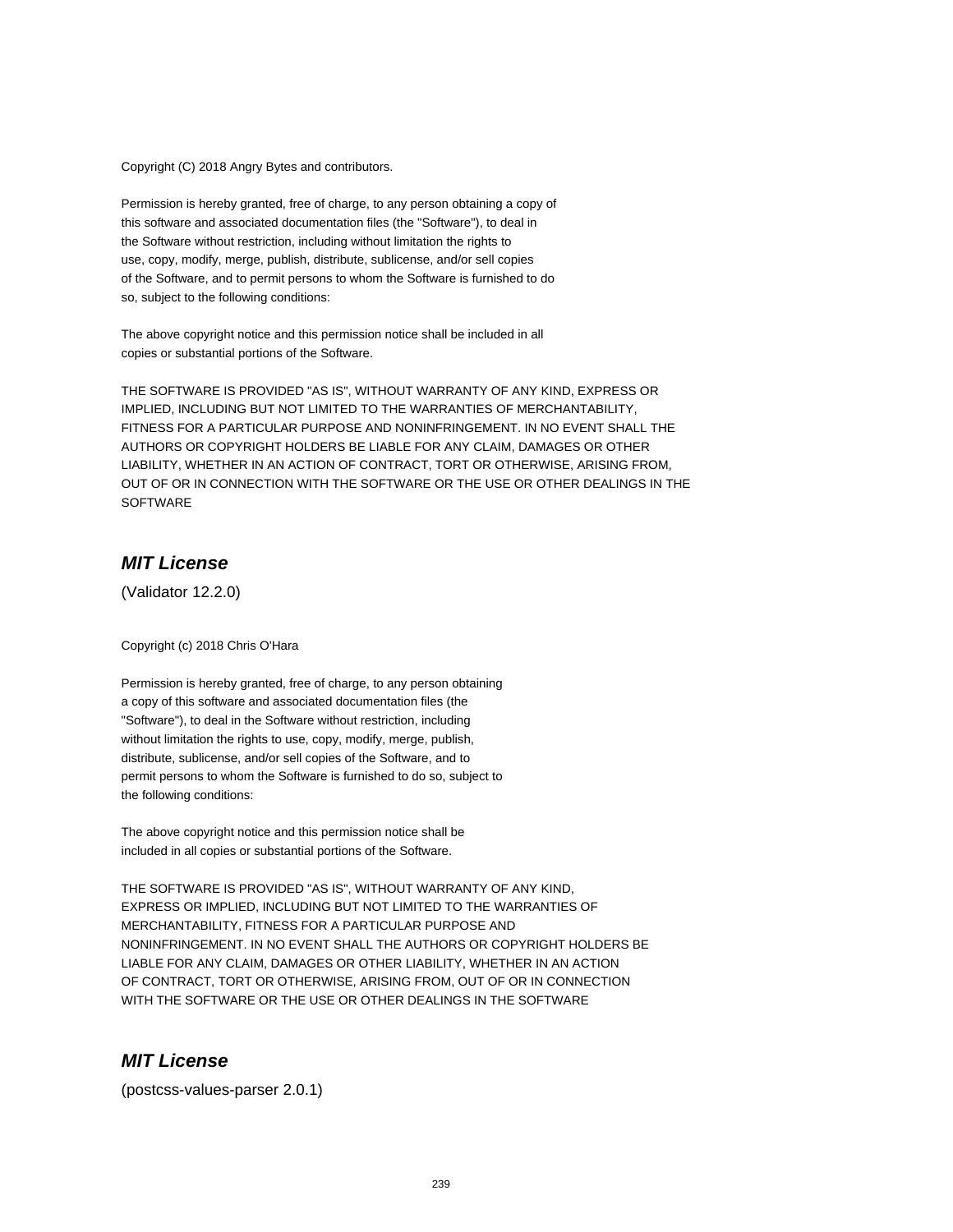Copyright (C) 2018 Angry Bytes and contributors.

Permission is hereby granted, free of charge, to any person obtaining a copy of
this software and associated documentation files (the "Software"), to deal in
the Software without restriction, including without limitation the rights to
use, copy, modify, merge, publish, distribute, sublicense, and/or sell copies
of the Software, and to permit persons to whom the Software is furnished to do
so, subject to the following conditions:

The above copyright notice and this permission notice shall be included in all
copies or substantial portions of the Software.

THE SOFTWARE IS PROVIDED "AS IS", WITHOUT WARRANTY OF ANY KIND, EXPRESS OR
IMPLIED, INCLUDING BUT NOT LIMITED TO THE WARRANTIES OF MERCHANTABILITY,
FITNESS FOR A PARTICULAR PURPOSE AND NONINFRINGEMENT. IN NO EVENT SHALL THE
AUTHORS OR COPYRIGHT HOLDERS BE LIABLE FOR ANY CLAIM, DAMAGES OR OTHER
LIABILITY, WHETHER IN AN ACTION OF CONTRACT, TORT OR OTHERWISE, ARISING FROM,
OUT OF OR IN CONNECTION WITH THE SOFTWARE OR THE USE OR OTHER DEALINGS IN THE
SOFTWARE

## *MIT License*

(Validator 12.2.0)

Copyright (c) 2018 Chris O'Hara

Permission is hereby granted, free of charge, to any person obtaining
a copy of this software and associated documentation files (the
"Software"), to deal in the Software without restriction, including
without limitation the rights to use, copy, modify, merge, publish,
distribute, sublicense, and/or sell copies of the Software, and to
permit persons to whom the Software is furnished to do so, subject to
the following conditions:

The above copyright notice and this permission notice shall be
included in all copies or substantial portions of the Software.

THE SOFTWARE IS PROVIDED "AS IS", WITHOUT WARRANTY OF ANY KIND,
EXPRESS OR IMPLIED, INCLUDING BUT NOT LIMITED TO THE WARRANTIES OF
MERCHANTABILITY, FITNESS FOR A PARTICULAR PURPOSE AND
NONINFRINGEMENT. IN NO EVENT SHALL THE AUTHORS OR COPYRIGHT HOLDERS BE
LIABLE FOR ANY CLAIM, DAMAGES OR OTHER LIABILITY, WHETHER IN AN ACTION
OF CONTRACT, TORT OR OTHERWISE, ARISING FROM, OUT OF OR IN CONNECTION
WITH THE SOFTWARE OR THE USE OR OTHER DEALINGS IN THE SOFTWARE

## *MIT License*

(postcss-values-parser 2.0.1)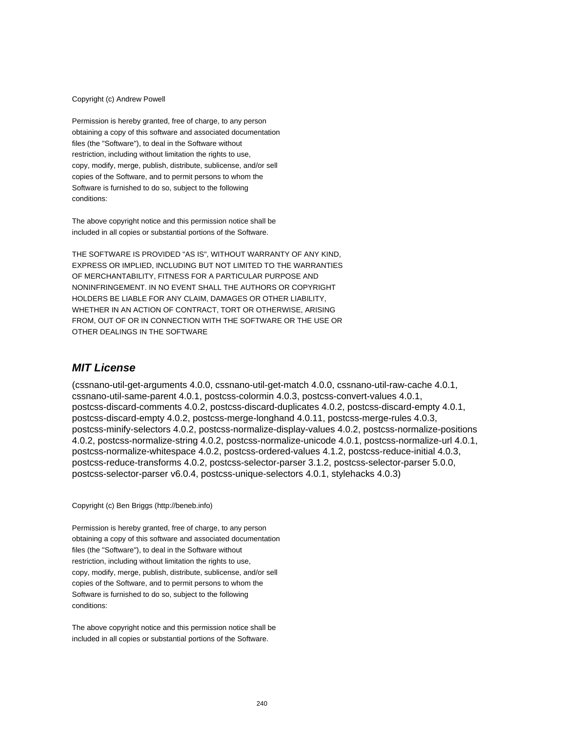Copyright (c) Andrew Powell

Permission is hereby granted, free of charge, to any person
obtaining a copy of this software and associated documentation
files (the "Software"), to deal in the Software without
restriction, including without limitation the rights to use,
copy, modify, merge, publish, distribute, sublicense, and/or sell
copies of the Software, and to permit persons to whom the
Software is furnished to do so, subject to the following
conditions:

The above copyright notice and this permission notice shall be
included in all copies or substantial portions of the Software.

THE SOFTWARE IS PROVIDED "AS IS", WITHOUT WARRANTY OF ANY KIND,
EXPRESS OR IMPLIED, INCLUDING BUT NOT LIMITED TO THE WARRANTIES
OF MERCHANTABILITY, FITNESS FOR A PARTICULAR PURPOSE AND
NONINFRINGEMENT. IN NO EVENT SHALL THE AUTHORS OR COPYRIGHT
HOLDERS BE LIABLE FOR ANY CLAIM, DAMAGES OR OTHER LIABILITY,
WHETHER IN AN ACTION OF CONTRACT, TORT OR OTHERWISE, ARISING
FROM, OUT OF OR IN CONNECTION WITH THE SOFTWARE OR THE USE OR
OTHER DEALINGS IN THE SOFTWARE

## *MIT License*

(cssnano-util-get-arguments 4.0.0, cssnano-util-get-match 4.0.0, cssnano-util-raw-cache 4.0.1, cssnano-util-same-parent 4.0.1, postcss-colormin 4.0.3, postcss-convert-values 4.0.1, postcss-discard-comments 4.0.2, postcss-discard-duplicates 4.0.2, postcss-discard-empty 4.0.1, postcss-discard-empty 4.0.2, postcss-merge-longhand 4.0.11, postcss-merge-rules 4.0.3, postcss-minify-selectors 4.0.2, postcss-normalize-display-values 4.0.2, postcss-normalize-positions 4.0.2, postcss-normalize-string 4.0.2, postcss-normalize-unicode 4.0.1, postcss-normalize-url 4.0.1, postcss-normalize-whitespace 4.0.2, postcss-ordered-values 4.1.2, postcss-reduce-initial 4.0.3, postcss-reduce-transforms 4.0.2, postcss-selector-parser 3.1.2, postcss-selector-parser 5.0.0, postcss-selector-parser v6.0.4, postcss-unique-selectors 4.0.1, stylehacks 4.0.3)

Copyright (c) Ben Briggs (http://beneb.info)

Permission is hereby granted, free of charge, to any person
obtaining a copy of this software and associated documentation
files (the "Software"), to deal in the Software without
restriction, including without limitation the rights to use,
copy, modify, merge, publish, distribute, sublicense, and/or sell
copies of the Software, and to permit persons to whom the
Software is furnished to do so, subject to the following
conditions:

The above copyright notice and this permission notice shall be
included in all copies or substantial portions of the Software.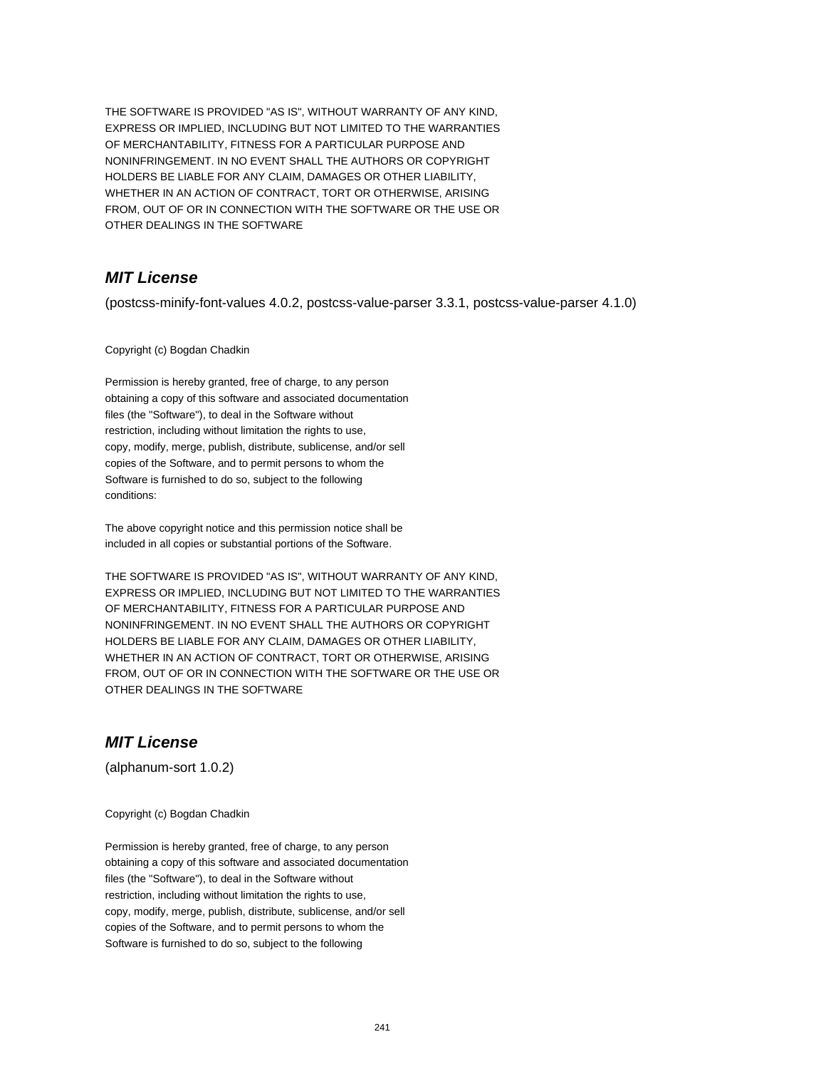THE SOFTWARE IS PROVIDED "AS IS", WITHOUT WARRANTY OF ANY KIND,
EXPRESS OR IMPLIED, INCLUDING BUT NOT LIMITED TO THE WARRANTIES
OF MERCHANTABILITY, FITNESS FOR A PARTICULAR PURPOSE AND
NONINFRINGEMENT. IN NO EVENT SHALL THE AUTHORS OR COPYRIGHT
HOLDERS BE LIABLE FOR ANY CLAIM, DAMAGES OR OTHER LIABILITY,
WHETHER IN AN ACTION OF CONTRACT, TORT OR OTHERWISE, ARISING
FROM, OUT OF OR IN CONNECTION WITH THE SOFTWARE OR THE USE OR
OTHER DEALINGS IN THE SOFTWARE

## ***MIT License***

(postcss-minify-font-values 4.0.2, postcss-value-parser 3.3.1, postcss-value-parser 4.1.0)

Copyright (c) Bogdan Chadkin

Permission is hereby granted, free of charge, to any person
obtaining a copy of this software and associated documentation
files (the "Software"), to deal in the Software without
restriction, including without limitation the rights to use,
copy, modify, merge, publish, distribute, sublicense, and/or sell
copies of the Software, and to permit persons to whom the
Software is furnished to do so, subject to the following
conditions:

The above copyright notice and this permission notice shall be
included in all copies or substantial portions of the Software.

THE SOFTWARE IS PROVIDED "AS IS", WITHOUT WARRANTY OF ANY KIND,
EXPRESS OR IMPLIED, INCLUDING BUT NOT LIMITED TO THE WARRANTIES
OF MERCHANTABILITY, FITNESS FOR A PARTICULAR PURPOSE AND
NONINFRINGEMENT. IN NO EVENT SHALL THE AUTHORS OR COPYRIGHT
HOLDERS BE LIABLE FOR ANY CLAIM, DAMAGES OR OTHER LIABILITY,
WHETHER IN AN ACTION OF CONTRACT, TORT OR OTHERWISE, ARISING
FROM, OUT OF OR IN CONNECTION WITH THE SOFTWARE OR THE USE OR
OTHER DEALINGS IN THE SOFTWARE

## ***MIT License***

(alphanum-sort 1.0.2)

Copyright (c) Bogdan Chadkin

Permission is hereby granted, free of charge, to any person
obtaining a copy of this software and associated documentation
files (the "Software"), to deal in the Software without
restriction, including without limitation the rights to use,
copy, modify, merge, publish, distribute, sublicense, and/or sell
copies of the Software, and to permit persons to whom the
Software is furnished to do so, subject to the following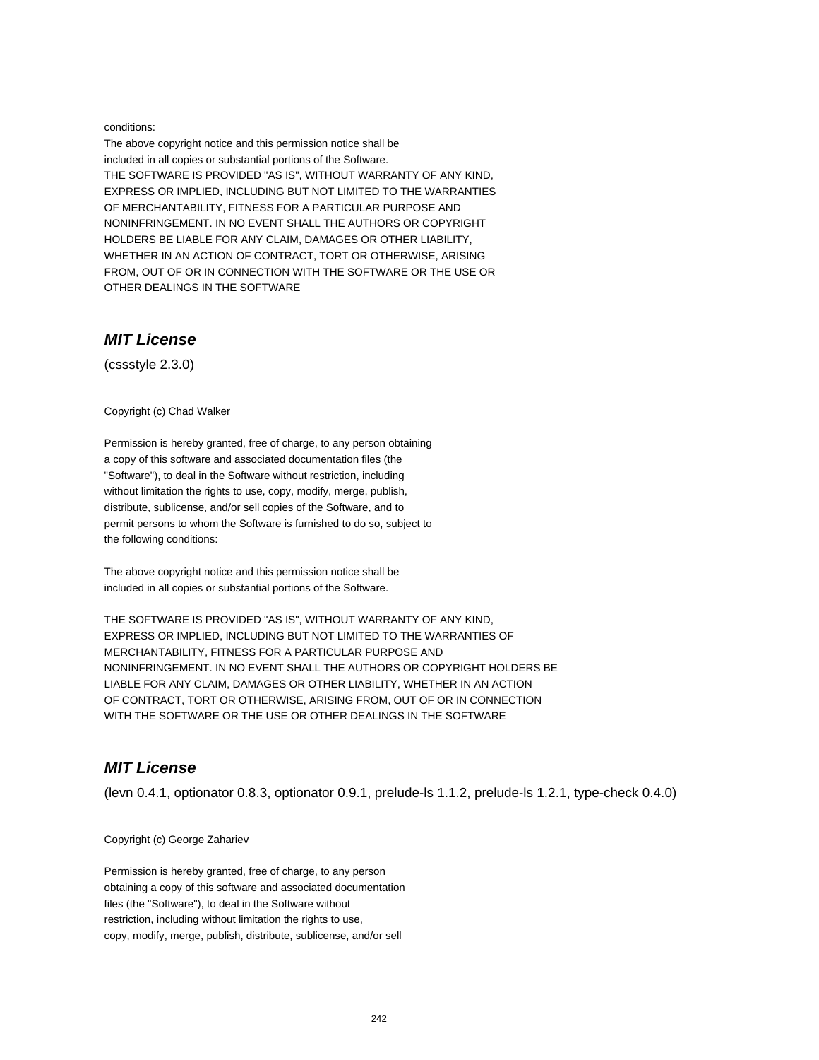conditions:
The above copyright notice and this permission notice shall be
included in all copies or substantial portions of the Software.
THE SOFTWARE IS PROVIDED "AS IS", WITHOUT WARRANTY OF ANY KIND,
EXPRESS OR IMPLIED, INCLUDING BUT NOT LIMITED TO THE WARRANTIES
OF MERCHANTABILITY, FITNESS FOR A PARTICULAR PURPOSE AND
NONINFRINGEMENT. IN NO EVENT SHALL THE AUTHORS OR COPYRIGHT
HOLDERS BE LIABLE FOR ANY CLAIM, DAMAGES OR OTHER LIABILITY,
WHETHER IN AN ACTION OF CONTRACT, TORT OR OTHERWISE, ARISING
FROM, OUT OF OR IN CONNECTION WITH THE SOFTWARE OR THE USE OR
OTHER DEALINGS IN THE SOFTWARE

### *MIT License*

(cssstyle 2.3.0)

Copyright (c) Chad Walker

Permission is hereby granted, free of charge, to any person obtaining
a copy of this software and associated documentation files (the
"Software"), to deal in the Software without restriction, including
without limitation the rights to use, copy, modify, merge, publish,
distribute, sublicense, and/or sell copies of the Software, and to
permit persons to whom the Software is furnished to do so, subject to
the following conditions:

The above copyright notice and this permission notice shall be
included in all copies or substantial portions of the Software.

THE SOFTWARE IS PROVIDED "AS IS", WITHOUT WARRANTY OF ANY KIND,
EXPRESS OR IMPLIED, INCLUDING BUT NOT LIMITED TO THE WARRANTIES OF
MERCHANTABILITY, FITNESS FOR A PARTICULAR PURPOSE AND
NONINFRINGEMENT. IN NO EVENT SHALL THE AUTHORS OR COPYRIGHT HOLDERS BE
LIABLE FOR ANY CLAIM, DAMAGES OR OTHER LIABILITY, WHETHER IN AN ACTION
OF CONTRACT, TORT OR OTHERWISE, ARISING FROM, OUT OF OR IN CONNECTION
WITH THE SOFTWARE OR THE USE OR OTHER DEALINGS IN THE SOFTWARE

### *MIT License*

(levn 0.4.1, optionator 0.8.3, optionator 0.9.1, prelude-ls 1.1.2, prelude-ls 1.2.1, type-check 0.4.0)

Copyright (c) George Zahariev

Permission is hereby granted, free of charge, to any person
obtaining a copy of this software and associated documentation
files (the "Software"), to deal in the Software without
restriction, including without limitation the rights to use,
copy, modify, merge, publish, distribute, sublicense, and/or sell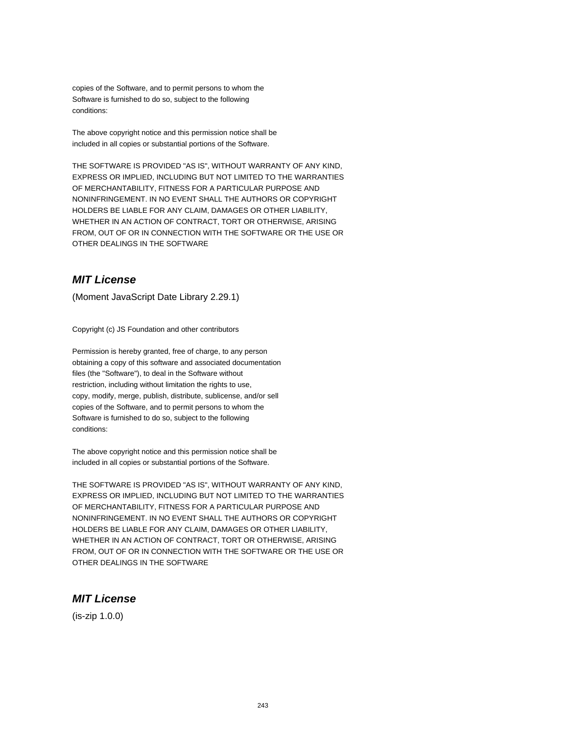copies of the Software, and to permit persons to whom the
Software is furnished to do so, subject to the following
conditions:

The above copyright notice and this permission notice shall be
included in all copies or substantial portions of the Software.

THE SOFTWARE IS PROVIDED "AS IS", WITHOUT WARRANTY OF ANY KIND,
EXPRESS OR IMPLIED, INCLUDING BUT NOT LIMITED TO THE WARRANTIES
OF MERCHANTABILITY, FITNESS FOR A PARTICULAR PURPOSE AND
NONINFRINGEMENT. IN NO EVENT SHALL THE AUTHORS OR COPYRIGHT
HOLDERS BE LIABLE FOR ANY CLAIM, DAMAGES OR OTHER LIABILITY,
WHETHER IN AN ACTION OF CONTRACT, TORT OR OTHERWISE, ARISING
FROM, OUT OF OR IN CONNECTION WITH THE SOFTWARE OR THE USE OR
OTHER DEALINGS IN THE SOFTWARE

## *MIT License*

(Moment JavaScript Date Library 2.29.1)

Copyright (c) JS Foundation and other contributors

Permission is hereby granted, free of charge, to any person
obtaining a copy of this software and associated documentation
files (the "Software"), to deal in the Software without
restriction, including without limitation the rights to use,
copy, modify, merge, publish, distribute, sublicense, and/or sell
copies of the Software, and to permit persons to whom the
Software is furnished to do so, subject to the following
conditions:

The above copyright notice and this permission notice shall be
included in all copies or substantial portions of the Software.

THE SOFTWARE IS PROVIDED "AS IS", WITHOUT WARRANTY OF ANY KIND,
EXPRESS OR IMPLIED, INCLUDING BUT NOT LIMITED TO THE WARRANTIES
OF MERCHANTABILITY, FITNESS FOR A PARTICULAR PURPOSE AND
NONINFRINGEMENT. IN NO EVENT SHALL THE AUTHORS OR COPYRIGHT
HOLDERS BE LIABLE FOR ANY CLAIM, DAMAGES OR OTHER LIABILITY,
WHETHER IN AN ACTION OF CONTRACT, TORT OR OTHERWISE, ARISING
FROM, OUT OF OR IN CONNECTION WITH THE SOFTWARE OR THE USE OR
OTHER DEALINGS IN THE SOFTWARE

## *MIT License*

(is-zip 1.0.0)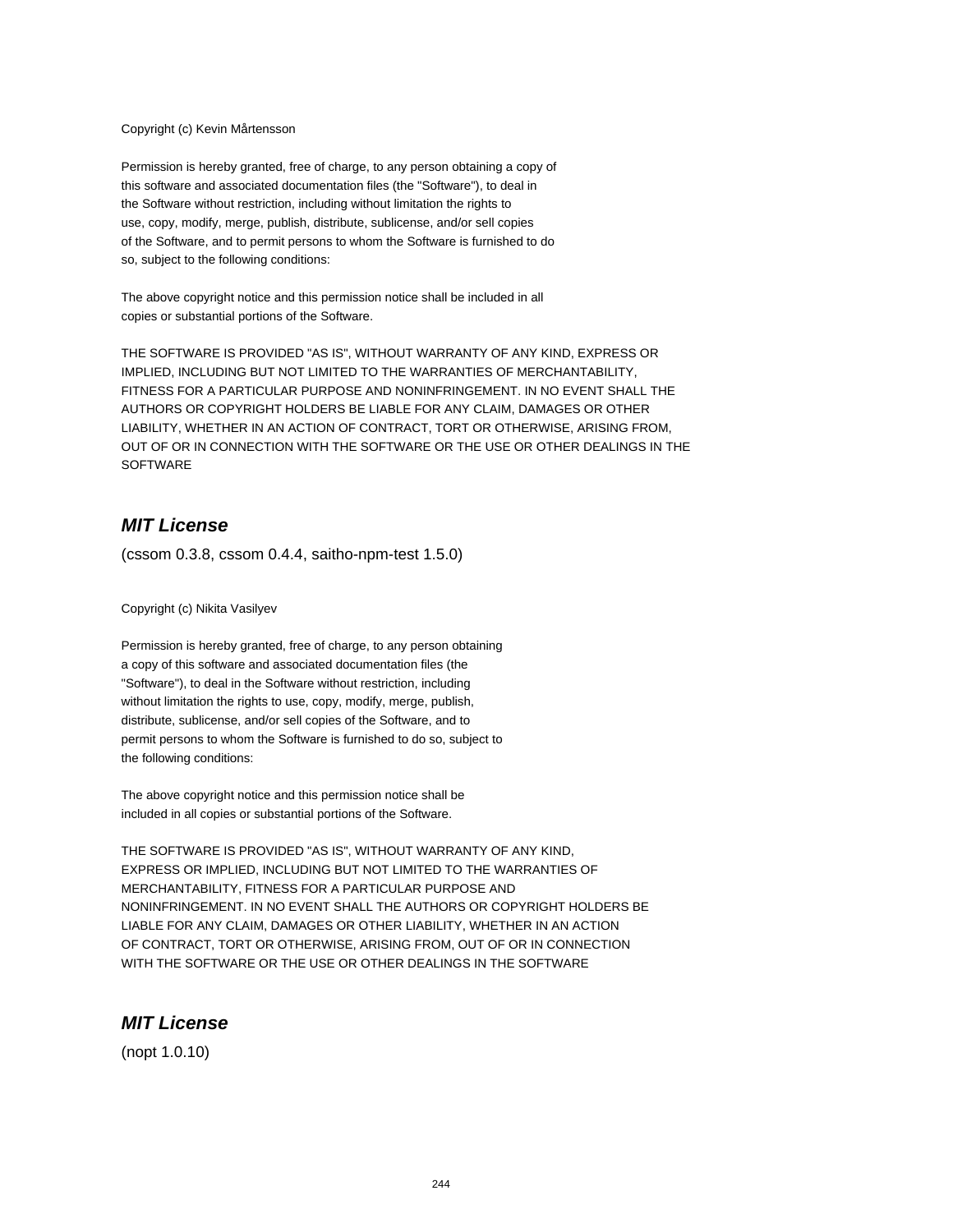Copyright (c) Kevin Mårtensson

Permission is hereby granted, free of charge, to any person obtaining a copy of
this software and associated documentation files (the "Software"), to deal in
the Software without restriction, including without limitation the rights to
use, copy, modify, merge, publish, distribute, sublicense, and/or sell copies
of the Software, and to permit persons to whom the Software is furnished to do
so, subject to the following conditions:

The above copyright notice and this permission notice shall be included in all
copies or substantial portions of the Software.

THE SOFTWARE IS PROVIDED "AS IS", WITHOUT WARRANTY OF ANY KIND, EXPRESS OR
IMPLIED, INCLUDING BUT NOT LIMITED TO THE WARRANTIES OF MERCHANTABILITY,
FITNESS FOR A PARTICULAR PURPOSE AND NONINFRINGEMENT. IN NO EVENT SHALL THE
AUTHORS OR COPYRIGHT HOLDERS BE LIABLE FOR ANY CLAIM, DAMAGES OR OTHER
LIABILITY, WHETHER IN AN ACTION OF CONTRACT, TORT OR OTHERWISE, ARISING FROM,
OUT OF OR IN CONNECTION WITH THE SOFTWARE OR THE USE OR OTHER DEALINGS IN THE
SOFTWARE

## *MIT License*

(cssom 0.3.8, cssom 0.4.4, saitho-npm-test 1.5.0)

Copyright (c) Nikita Vasilyev

Permission is hereby granted, free of charge, to any person obtaining
a copy of this software and associated documentation files (the
"Software"), to deal in the Software without restriction, including
without limitation the rights to use, copy, modify, merge, publish,
distribute, sublicense, and/or sell copies of the Software, and to
permit persons to whom the Software is furnished to do so, subject to
the following conditions:

The above copyright notice and this permission notice shall be
included in all copies or substantial portions of the Software.

THE SOFTWARE IS PROVIDED "AS IS", WITHOUT WARRANTY OF ANY KIND,
EXPRESS OR IMPLIED, INCLUDING BUT NOT LIMITED TO THE WARRANTIES OF
MERCHANTABILITY, FITNESS FOR A PARTICULAR PURPOSE AND
NONINFRINGEMENT. IN NO EVENT SHALL THE AUTHORS OR COPYRIGHT HOLDERS BE
LIABLE FOR ANY CLAIM, DAMAGES OR OTHER LIABILITY, WHETHER IN AN ACTION
OF CONTRACT, TORT OR OTHERWISE, ARISING FROM, OUT OF OR IN CONNECTION
WITH THE SOFTWARE OR THE USE OR OTHER DEALINGS IN THE SOFTWARE

## *MIT License*

(nopt 1.0.10)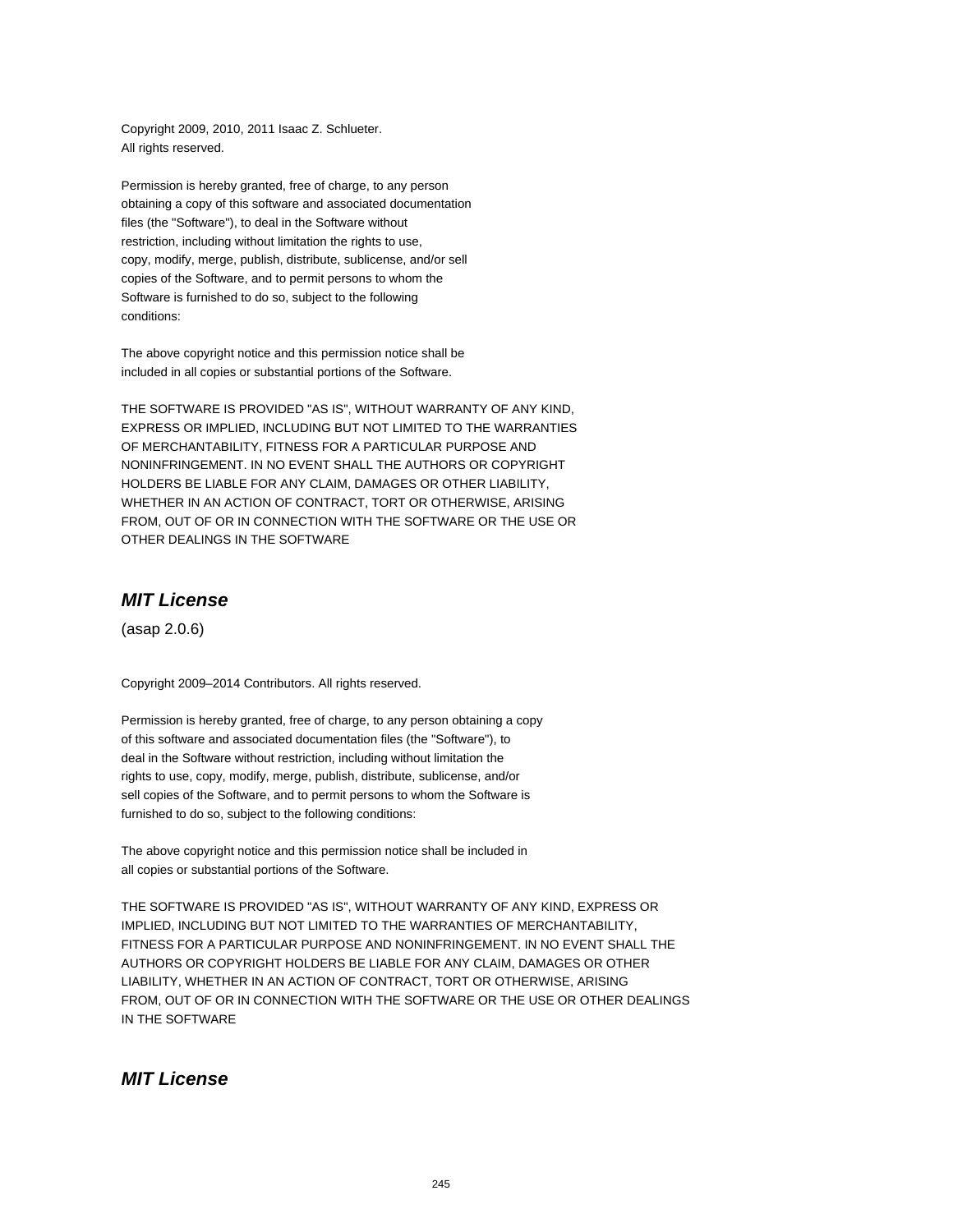Copyright 2009, 2010, 2011 Isaac Z. Schlueter.
All rights reserved.

Permission is hereby granted, free of charge, to any person
obtaining a copy of this software and associated documentation
files (the "Software"), to deal in the Software without
restriction, including without limitation the rights to use,
copy, modify, merge, publish, distribute, sublicense, and/or sell
copies of the Software, and to permit persons to whom the
Software is furnished to do so, subject to the following
conditions:

The above copyright notice and this permission notice shall be
included in all copies or substantial portions of the Software.

THE SOFTWARE IS PROVIDED "AS IS", WITHOUT WARRANTY OF ANY KIND,
EXPRESS OR IMPLIED, INCLUDING BUT NOT LIMITED TO THE WARRANTIES
OF MERCHANTABILITY, FITNESS FOR A PARTICULAR PURPOSE AND
NONINFRINGEMENT. IN NO EVENT SHALL THE AUTHORS OR COPYRIGHT
HOLDERS BE LIABLE FOR ANY CLAIM, DAMAGES OR OTHER LIABILITY,
WHETHER IN AN ACTION OF CONTRACT, TORT OR OTHERWISE, ARISING
FROM, OUT OF OR IN CONNECTION WITH THE SOFTWARE OR THE USE OR
OTHER DEALINGS IN THE SOFTWARE

## *MIT License*

(asap 2.0.6)

Copyright 2009–2014 Contributors. All rights reserved.

Permission is hereby granted, free of charge, to any person obtaining a copy
of this software and associated documentation files (the "Software"), to
deal in the Software without restriction, including without limitation the
rights to use, copy, modify, merge, publish, distribute, sublicense, and/or
sell copies of the Software, and to permit persons to whom the Software is
furnished to do so, subject to the following conditions:

The above copyright notice and this permission notice shall be included in
all copies or substantial portions of the Software.

THE SOFTWARE IS PROVIDED "AS IS", WITHOUT WARRANTY OF ANY KIND, EXPRESS OR
IMPLIED, INCLUDING BUT NOT LIMITED TO THE WARRANTIES OF MERCHANTABILITY,
FITNESS FOR A PARTICULAR PURPOSE AND NONINFRINGEMENT. IN NO EVENT SHALL THE
AUTHORS OR COPYRIGHT HOLDERS BE LIABLE FOR ANY CLAIM, DAMAGES OR OTHER
LIABILITY, WHETHER IN AN ACTION OF CONTRACT, TORT OR OTHERWISE, ARISING
FROM, OUT OF OR IN CONNECTION WITH THE SOFTWARE OR THE USE OR OTHER DEALINGS
IN THE SOFTWARE

## *MIT License*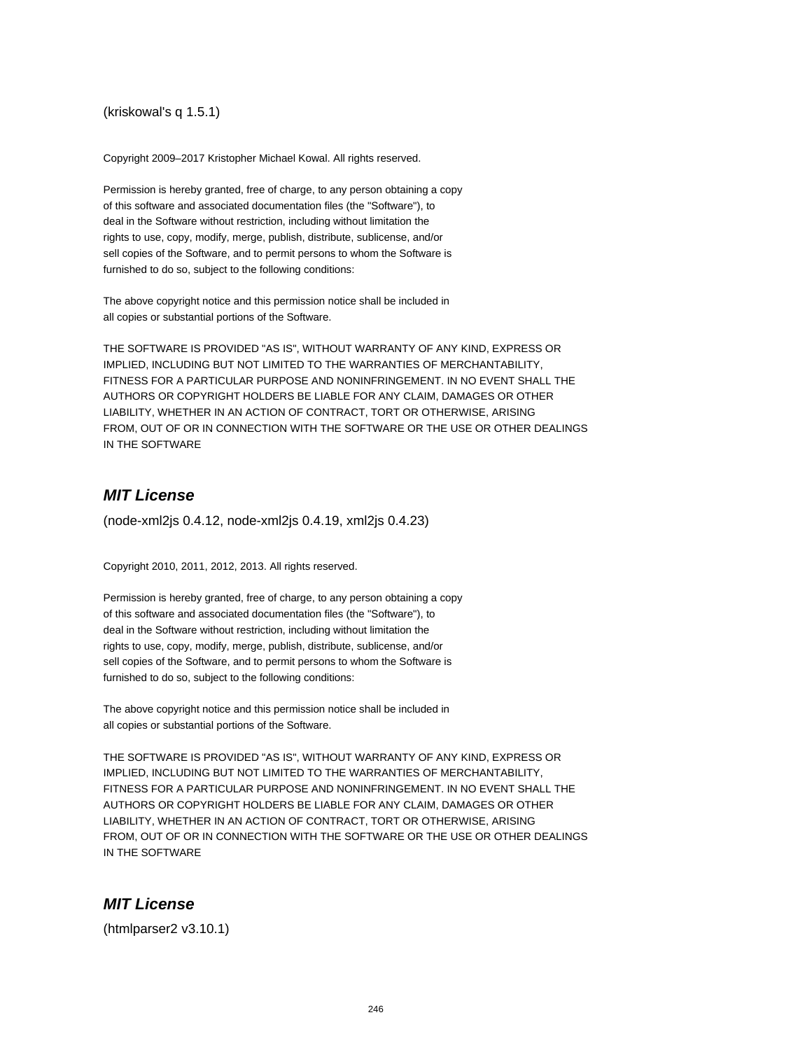(kriskowal's q 1.5.1)

Copyright 2009–2017 Kristopher Michael Kowal. All rights reserved.

Permission is hereby granted, free of charge, to any person obtaining a copy
of this software and associated documentation files (the "Software"), to
deal in the Software without restriction, including without limitation the
rights to use, copy, modify, merge, publish, distribute, sublicense, and/or
sell copies of the Software, and to permit persons to whom the Software is
furnished to do so, subject to the following conditions:

The above copyright notice and this permission notice shall be included in
all copies or substantial portions of the Software.

THE SOFTWARE IS PROVIDED "AS IS", WITHOUT WARRANTY OF ANY KIND, EXPRESS OR
IMPLIED, INCLUDING BUT NOT LIMITED TO THE WARRANTIES OF MERCHANTABILITY,
FITNESS FOR A PARTICULAR PURPOSE AND NONINFRINGEMENT. IN NO EVENT SHALL THE
AUTHORS OR COPYRIGHT HOLDERS BE LIABLE FOR ANY CLAIM, DAMAGES OR OTHER
LIABILITY, WHETHER IN AN ACTION OF CONTRACT, TORT OR OTHERWISE, ARISING
FROM, OUT OF OR IN CONNECTION WITH THE SOFTWARE OR THE USE OR OTHER DEALINGS
IN THE SOFTWARE

## *MIT License*

(node-xml2js 0.4.12, node-xml2js 0.4.19, xml2js 0.4.23)

Copyright 2010, 2011, 2012, 2013. All rights reserved.

Permission is hereby granted, free of charge, to any person obtaining a copy
of this software and associated documentation files (the "Software"), to
deal in the Software without restriction, including without limitation the
rights to use, copy, modify, merge, publish, distribute, sublicense, and/or
sell copies of the Software, and to permit persons to whom the Software is
furnished to do so, subject to the following conditions:

The above copyright notice and this permission notice shall be included in
all copies or substantial portions of the Software.

THE SOFTWARE IS PROVIDED "AS IS", WITHOUT WARRANTY OF ANY KIND, EXPRESS OR
IMPLIED, INCLUDING BUT NOT LIMITED TO THE WARRANTIES OF MERCHANTABILITY,
FITNESS FOR A PARTICULAR PURPOSE AND NONINFRINGEMENT. IN NO EVENT SHALL THE
AUTHORS OR COPYRIGHT HOLDERS BE LIABLE FOR ANY CLAIM, DAMAGES OR OTHER
LIABILITY, WHETHER IN AN ACTION OF CONTRACT, TORT OR OTHERWISE, ARISING
FROM, OUT OF OR IN CONNECTION WITH THE SOFTWARE OR THE USE OR OTHER DEALINGS
IN THE SOFTWARE

## *MIT License*

(htmlparser2 v3.10.1)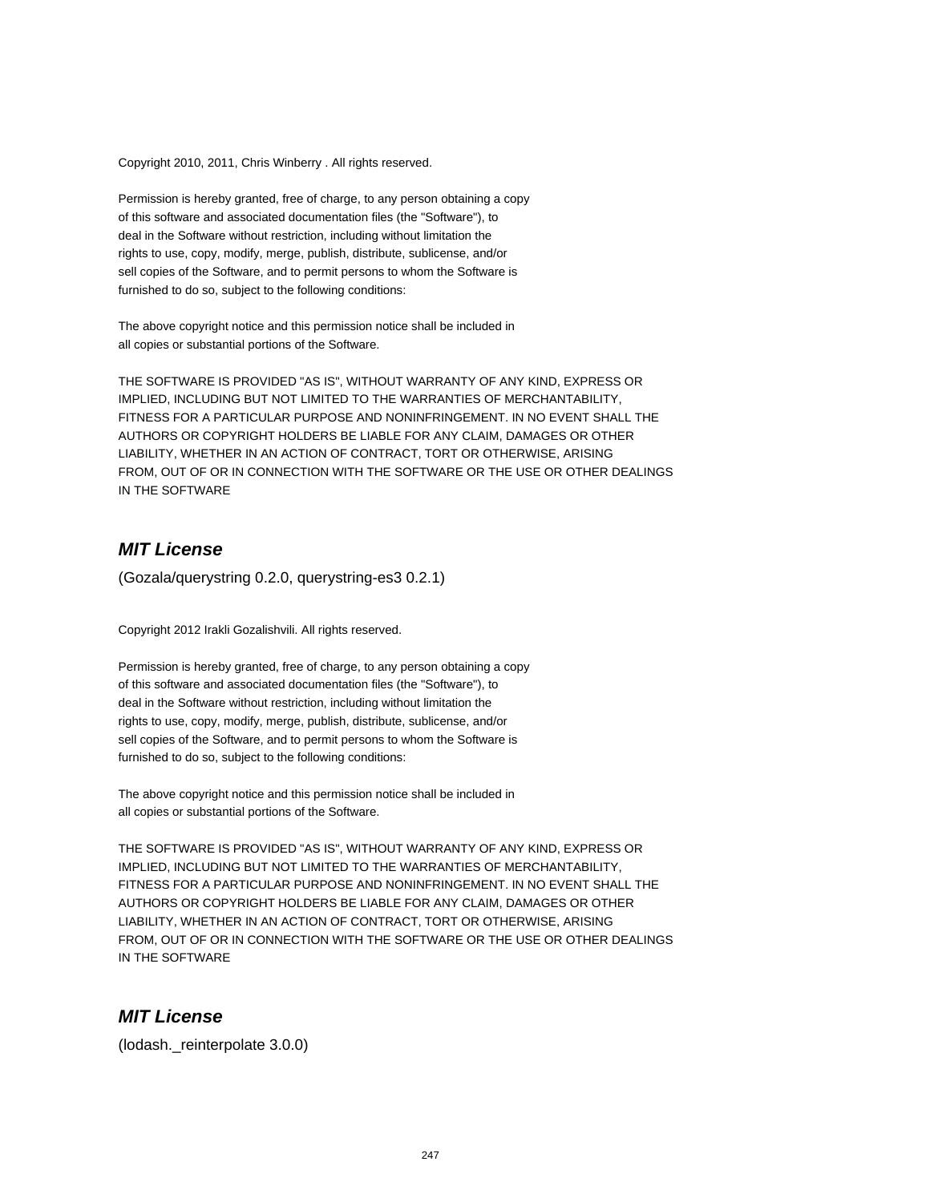Copyright 2010, 2011, Chris Winberry . All rights reserved.

Permission is hereby granted, free of charge, to any person obtaining a copy
of this software and associated documentation files (the "Software"), to
deal in the Software without restriction, including without limitation the
rights to use, copy, modify, merge, publish, distribute, sublicense, and/or
sell copies of the Software, and to permit persons to whom the Software is
furnished to do so, subject to the following conditions:

The above copyright notice and this permission notice shall be included in
all copies or substantial portions of the Software.

THE SOFTWARE IS PROVIDED "AS IS", WITHOUT WARRANTY OF ANY KIND, EXPRESS OR
IMPLIED, INCLUDING BUT NOT LIMITED TO THE WARRANTIES OF MERCHANTABILITY,
FITNESS FOR A PARTICULAR PURPOSE AND NONINFRINGEMENT. IN NO EVENT SHALL THE
AUTHORS OR COPYRIGHT HOLDERS BE LIABLE FOR ANY CLAIM, DAMAGES OR OTHER
LIABILITY, WHETHER IN AN ACTION OF CONTRACT, TORT OR OTHERWISE, ARISING
FROM, OUT OF OR IN CONNECTION WITH THE SOFTWARE OR THE USE OR OTHER DEALINGS
IN THE SOFTWARE

## ***MIT License***

(Gozala/querystring 0.2.0, querystring-es3 0.2.1)

Copyright 2012 Irakli Gozalishvili. All rights reserved.

Permission is hereby granted, free of charge, to any person obtaining a copy
of this software and associated documentation files (the "Software"), to
deal in the Software without restriction, including without limitation the
rights to use, copy, modify, merge, publish, distribute, sublicense, and/or
sell copies of the Software, and to permit persons to whom the Software is
furnished to do so, subject to the following conditions:

The above copyright notice and this permission notice shall be included in
all copies or substantial portions of the Software.

THE SOFTWARE IS PROVIDED "AS IS", WITHOUT WARRANTY OF ANY KIND, EXPRESS OR
IMPLIED, INCLUDING BUT NOT LIMITED TO THE WARRANTIES OF MERCHANTABILITY,
FITNESS FOR A PARTICULAR PURPOSE AND NONINFRINGEMENT. IN NO EVENT SHALL THE
AUTHORS OR COPYRIGHT HOLDERS BE LIABLE FOR ANY CLAIM, DAMAGES OR OTHER
LIABILITY, WHETHER IN AN ACTION OF CONTRACT, TORT OR OTHERWISE, ARISING
FROM, OUT OF OR IN CONNECTION WITH THE SOFTWARE OR THE USE OR OTHER DEALINGS
IN THE SOFTWARE

## ***MIT License***

(lodash._reinterpolate 3.0.0)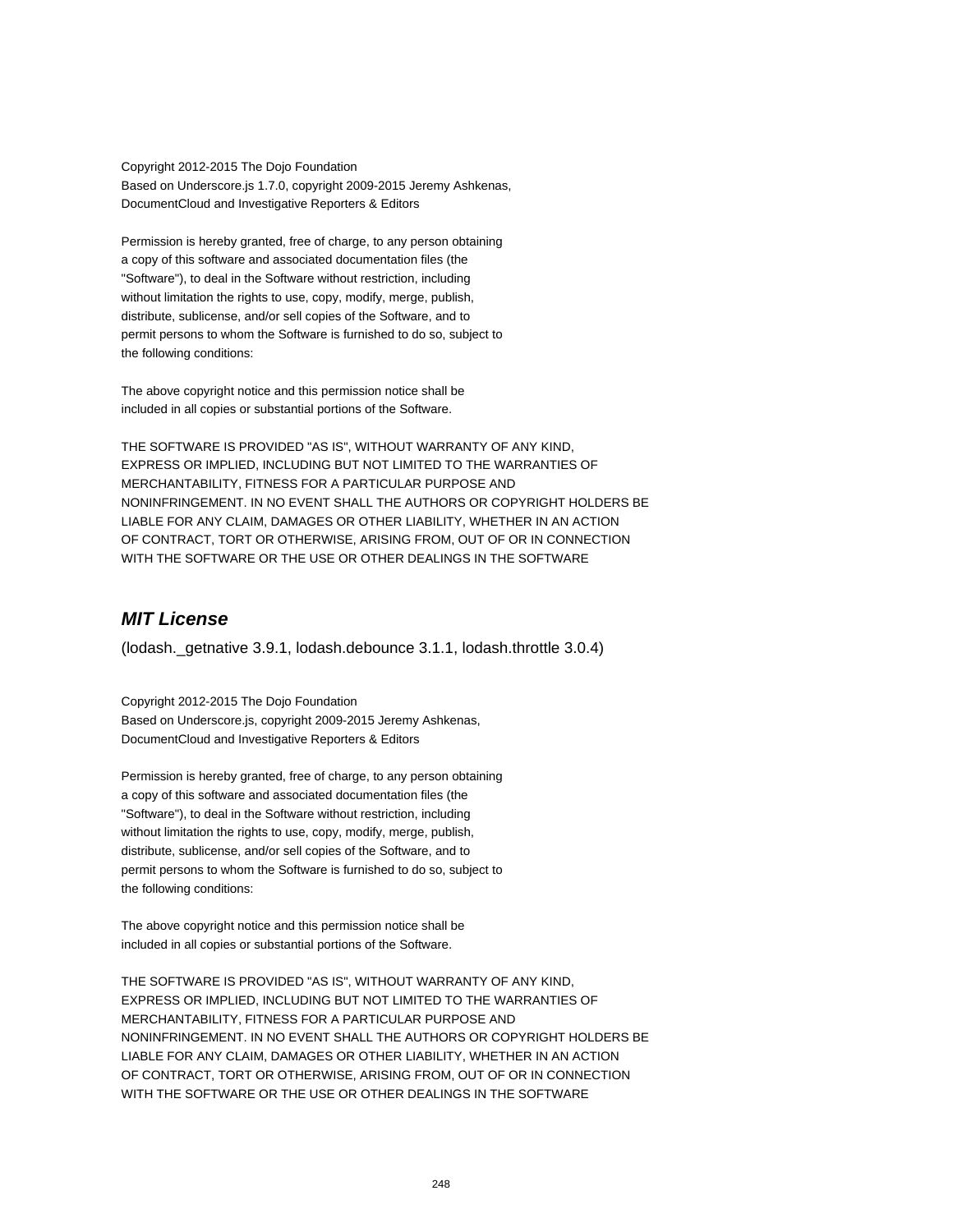Copyright 2012-2015 The Dojo Foundation
Based on Underscore.js 1.7.0, copyright 2009-2015 Jeremy Ashkenas,
DocumentCloud and Investigative Reporters & Editors

Permission is hereby granted, free of charge, to any person obtaining
a copy of this software and associated documentation files (the
"Software"), to deal in the Software without restriction, including
without limitation the rights to use, copy, modify, merge, publish,
distribute, sublicense, and/or sell copies of the Software, and to
permit persons to whom the Software is furnished to do so, subject to
the following conditions:

The above copyright notice and this permission notice shall be
included in all copies or substantial portions of the Software.

THE SOFTWARE IS PROVIDED "AS IS", WITHOUT WARRANTY OF ANY KIND,
EXPRESS OR IMPLIED, INCLUDING BUT NOT LIMITED TO THE WARRANTIES OF
MERCHANTABILITY, FITNESS FOR A PARTICULAR PURPOSE AND
NONINFRINGEMENT. IN NO EVENT SHALL THE AUTHORS OR COPYRIGHT HOLDERS BE
LIABLE FOR ANY CLAIM, DAMAGES OR OTHER LIABILITY, WHETHER IN AN ACTION
OF CONTRACT, TORT OR OTHERWISE, ARISING FROM, OUT OF OR IN CONNECTION
WITH THE SOFTWARE OR THE USE OR OTHER DEALINGS IN THE SOFTWARE

## *MIT License*

(lodash._getnative 3.9.1, lodash.debounce 3.1.1, lodash.throttle 3.0.4)

Copyright 2012-2015 The Dojo Foundation
Based on Underscore.js, copyright 2009-2015 Jeremy Ashkenas,
DocumentCloud and Investigative Reporters & Editors

Permission is hereby granted, free of charge, to any person obtaining
a copy of this software and associated documentation files (the
"Software"), to deal in the Software without restriction, including
without limitation the rights to use, copy, modify, merge, publish,
distribute, sublicense, and/or sell copies of the Software, and to
permit persons to whom the Software is furnished to do so, subject to
the following conditions:

The above copyright notice and this permission notice shall be
included in all copies or substantial portions of the Software.

THE SOFTWARE IS PROVIDED "AS IS", WITHOUT WARRANTY OF ANY KIND,
EXPRESS OR IMPLIED, INCLUDING BUT NOT LIMITED TO THE WARRANTIES OF
MERCHANTABILITY, FITNESS FOR A PARTICULAR PURPOSE AND
NONINFRINGEMENT. IN NO EVENT SHALL THE AUTHORS OR COPYRIGHT HOLDERS BE
LIABLE FOR ANY CLAIM, DAMAGES OR OTHER LIABILITY, WHETHER IN AN ACTION
OF CONTRACT, TORT OR OTHERWISE, ARISING FROM, OUT OF OR IN CONNECTION
WITH THE SOFTWARE OR THE USE OR OTHER DEALINGS IN THE SOFTWARE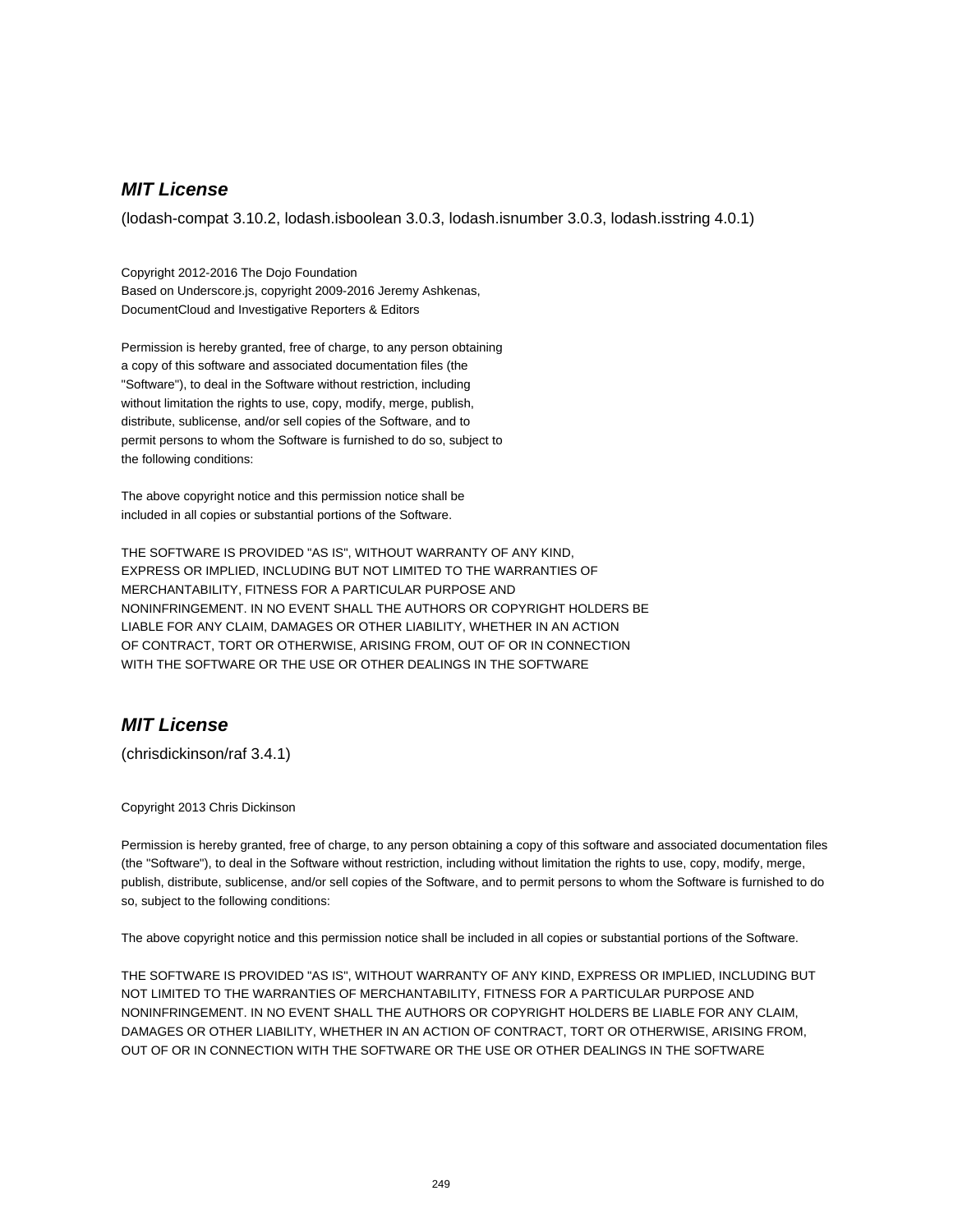## *MIT License*

(lodash-compat 3.10.2, lodash.isboolean 3.0.3, lodash.isnumber 3.0.3, lodash.isstring 4.0.1)

Copyright 2012-2016 The Dojo Foundation
Based on Underscore.js, copyright 2009-2016 Jeremy Ashkenas,
DocumentCloud and Investigative Reporters & Editors

Permission is hereby granted, free of charge, to any person obtaining
a copy of this software and associated documentation files (the
"Software"), to deal in the Software without restriction, including
without limitation the rights to use, copy, modify, merge, publish,
distribute, sublicense, and/or sell copies of the Software, and to
permit persons to whom the Software is furnished to do so, subject to
the following conditions:

The above copyright notice and this permission notice shall be
included in all copies or substantial portions of the Software.

THE SOFTWARE IS PROVIDED "AS IS", WITHOUT WARRANTY OF ANY KIND,
EXPRESS OR IMPLIED, INCLUDING BUT NOT LIMITED TO THE WARRANTIES OF
MERCHANTABILITY, FITNESS FOR A PARTICULAR PURPOSE AND
NONINFRINGEMENT. IN NO EVENT SHALL THE AUTHORS OR COPYRIGHT HOLDERS BE
LIABLE FOR ANY CLAIM, DAMAGES OR OTHER LIABILITY, WHETHER IN AN ACTION
OF CONTRACT, TORT OR OTHERWISE, ARISING FROM, OUT OF OR IN CONNECTION
WITH THE SOFTWARE OR THE USE OR OTHER DEALINGS IN THE SOFTWARE

## *MIT License*

(chrisdickinson/raf 3.4.1)

Copyright 2013 Chris Dickinson

Permission is hereby granted, free of charge, to any person obtaining a copy of this software and associated documentation files (the "Software"), to deal in the Software without restriction, including without limitation the rights to use, copy, modify, merge, publish, distribute, sublicense, and/or sell copies of the Software, and to permit persons to whom the Software is furnished to do so, subject to the following conditions:

The above copyright notice and this permission notice shall be included in all copies or substantial portions of the Software.

THE SOFTWARE IS PROVIDED "AS IS", WITHOUT WARRANTY OF ANY KIND, EXPRESS OR IMPLIED, INCLUDING BUT NOT LIMITED TO THE WARRANTIES OF MERCHANTABILITY, FITNESS FOR A PARTICULAR PURPOSE AND NONINFRINGEMENT. IN NO EVENT SHALL THE AUTHORS OR COPYRIGHT HOLDERS BE LIABLE FOR ANY CLAIM, DAMAGES OR OTHER LIABILITY, WHETHER IN AN ACTION OF CONTRACT, TORT OR OTHERWISE, ARISING FROM, OUT OF OR IN CONNECTION WITH THE SOFTWARE OR THE USE OR OTHER DEALINGS IN THE SOFTWARE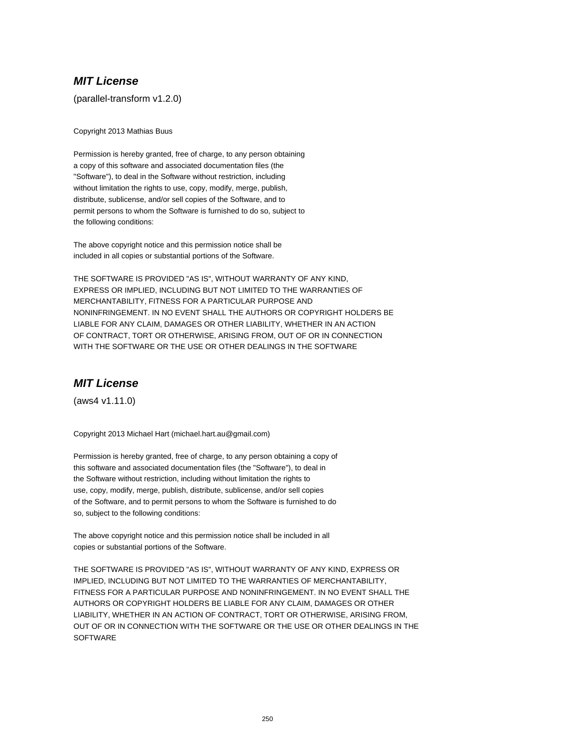### ***MIT License***

(parallel-transform v1.2.0)

Copyright 2013 Mathias Buus

Permission is hereby granted, free of charge, to any person obtaining
a copy of this software and associated documentation files (the
"Software"), to deal in the Software without restriction, including
without limitation the rights to use, copy, modify, merge, publish,
distribute, sublicense, and/or sell copies of the Software, and to
permit persons to whom the Software is furnished to do so, subject to
the following conditions:

The above copyright notice and this permission notice shall be
included in all copies or substantial portions of the Software.

THE SOFTWARE IS PROVIDED "AS IS", WITHOUT WARRANTY OF ANY KIND,
EXPRESS OR IMPLIED, INCLUDING BUT NOT LIMITED TO THE WARRANTIES OF
MERCHANTABILITY, FITNESS FOR A PARTICULAR PURPOSE AND
NONINFRINGEMENT. IN NO EVENT SHALL THE AUTHORS OR COPYRIGHT HOLDERS BE
LIABLE FOR ANY CLAIM, DAMAGES OR OTHER LIABILITY, WHETHER IN AN ACTION
OF CONTRACT, TORT OR OTHERWISE, ARISING FROM, OUT OF OR IN CONNECTION
WITH THE SOFTWARE OR THE USE OR OTHER DEALINGS IN THE SOFTWARE

### ***MIT License***

(aws4 v1.11.0)

Copyright 2013 Michael Hart (michael.hart.au@gmail.com)

Permission is hereby granted, free of charge, to any person obtaining a copy of
this software and associated documentation files (the "Software"), to deal in
the Software without restriction, including without limitation the rights to
use, copy, modify, merge, publish, distribute, sublicense, and/or sell copies
of the Software, and to permit persons to whom the Software is furnished to do
so, subject to the following conditions:

The above copyright notice and this permission notice shall be included in all
copies or substantial portions of the Software.

THE SOFTWARE IS PROVIDED "AS IS", WITHOUT WARRANTY OF ANY KIND, EXPRESS OR
IMPLIED, INCLUDING BUT NOT LIMITED TO THE WARRANTIES OF MERCHANTABILITY,
FITNESS FOR A PARTICULAR PURPOSE AND NONINFRINGEMENT. IN NO EVENT SHALL THE
AUTHORS OR COPYRIGHT HOLDERS BE LIABLE FOR ANY CLAIM, DAMAGES OR OTHER
LIABILITY, WHETHER IN AN ACTION OF CONTRACT, TORT OR OTHERWISE, ARISING FROM,
OUT OF OR IN CONNECTION WITH THE SOFTWARE OR THE USE OR OTHER DEALINGS IN THE
SOFTWARE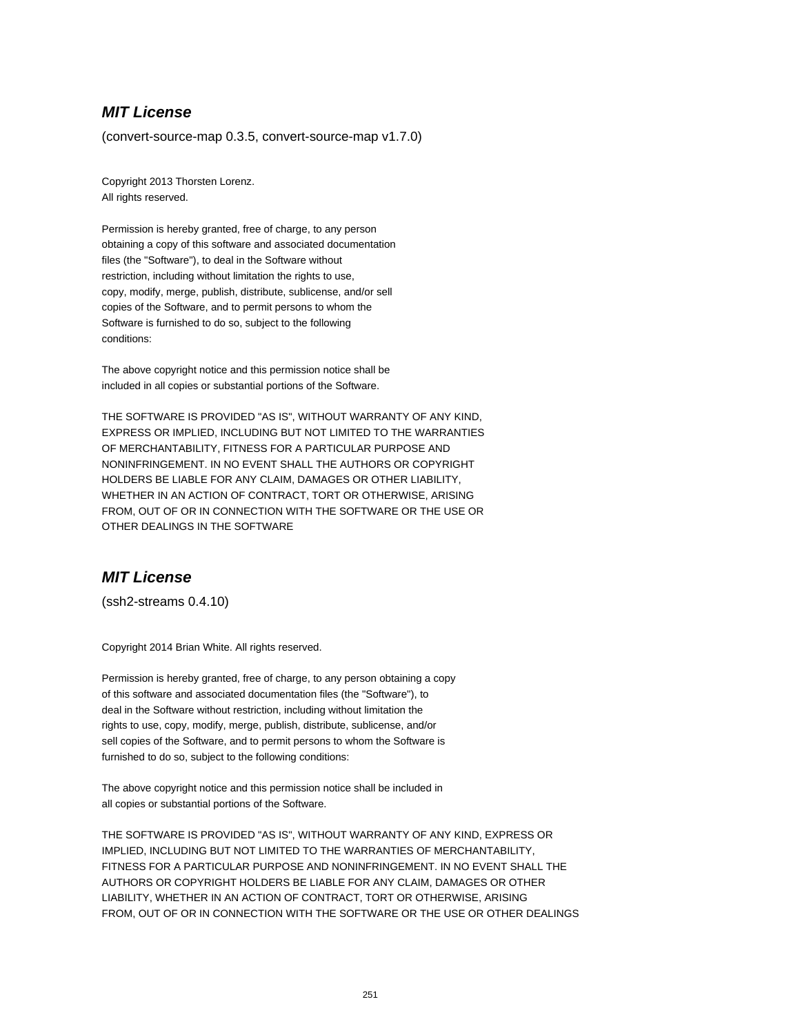### ***MIT License***

(convert-source-map 0.3.5, convert-source-map v1.7.0)

Copyright 2013 Thorsten Lorenz.
All rights reserved.

Permission is hereby granted, free of charge, to any person
obtaining a copy of this software and associated documentation
files (the "Software"), to deal in the Software without
restriction, including without limitation the rights to use,
copy, modify, merge, publish, distribute, sublicense, and/or sell
copies of the Software, and to permit persons to whom the
Software is furnished to do so, subject to the following
conditions:

The above copyright notice and this permission notice shall be
included in all copies or substantial portions of the Software.

THE SOFTWARE IS PROVIDED "AS IS", WITHOUT WARRANTY OF ANY KIND,
EXPRESS OR IMPLIED, INCLUDING BUT NOT LIMITED TO THE WARRANTIES
OF MERCHANTABILITY, FITNESS FOR A PARTICULAR PURPOSE AND
NONINFRINGEMENT. IN NO EVENT SHALL THE AUTHORS OR COPYRIGHT
HOLDERS BE LIABLE FOR ANY CLAIM, DAMAGES OR OTHER LIABILITY,
WHETHER IN AN ACTION OF CONTRACT, TORT OR OTHERWISE, ARISING
FROM, OUT OF OR IN CONNECTION WITH THE SOFTWARE OR THE USE OR
OTHER DEALINGS IN THE SOFTWARE

### ***MIT License***

(ssh2-streams 0.4.10)

Copyright 2014 Brian White. All rights reserved.

Permission is hereby granted, free of charge, to any person obtaining a copy
of this software and associated documentation files (the "Software"), to
deal in the Software without restriction, including without limitation the
rights to use, copy, modify, merge, publish, distribute, sublicense, and/or
sell copies of the Software, and to permit persons to whom the Software is
furnished to do so, subject to the following conditions:

The above copyright notice and this permission notice shall be included in
all copies or substantial portions of the Software.

THE SOFTWARE IS PROVIDED "AS IS", WITHOUT WARRANTY OF ANY KIND, EXPRESS OR
IMPLIED, INCLUDING BUT NOT LIMITED TO THE WARRANTIES OF MERCHANTABILITY,
FITNESS FOR A PARTICULAR PURPOSE AND NONINFRINGEMENT. IN NO EVENT SHALL THE
AUTHORS OR COPYRIGHT HOLDERS BE LIABLE FOR ANY CLAIM, DAMAGES OR OTHER
LIABILITY, WHETHER IN AN ACTION OF CONTRACT, TORT OR OTHERWISE, ARISING
FROM, OUT OF OR IN CONNECTION WITH THE SOFTWARE OR THE USE OR OTHER DEALINGS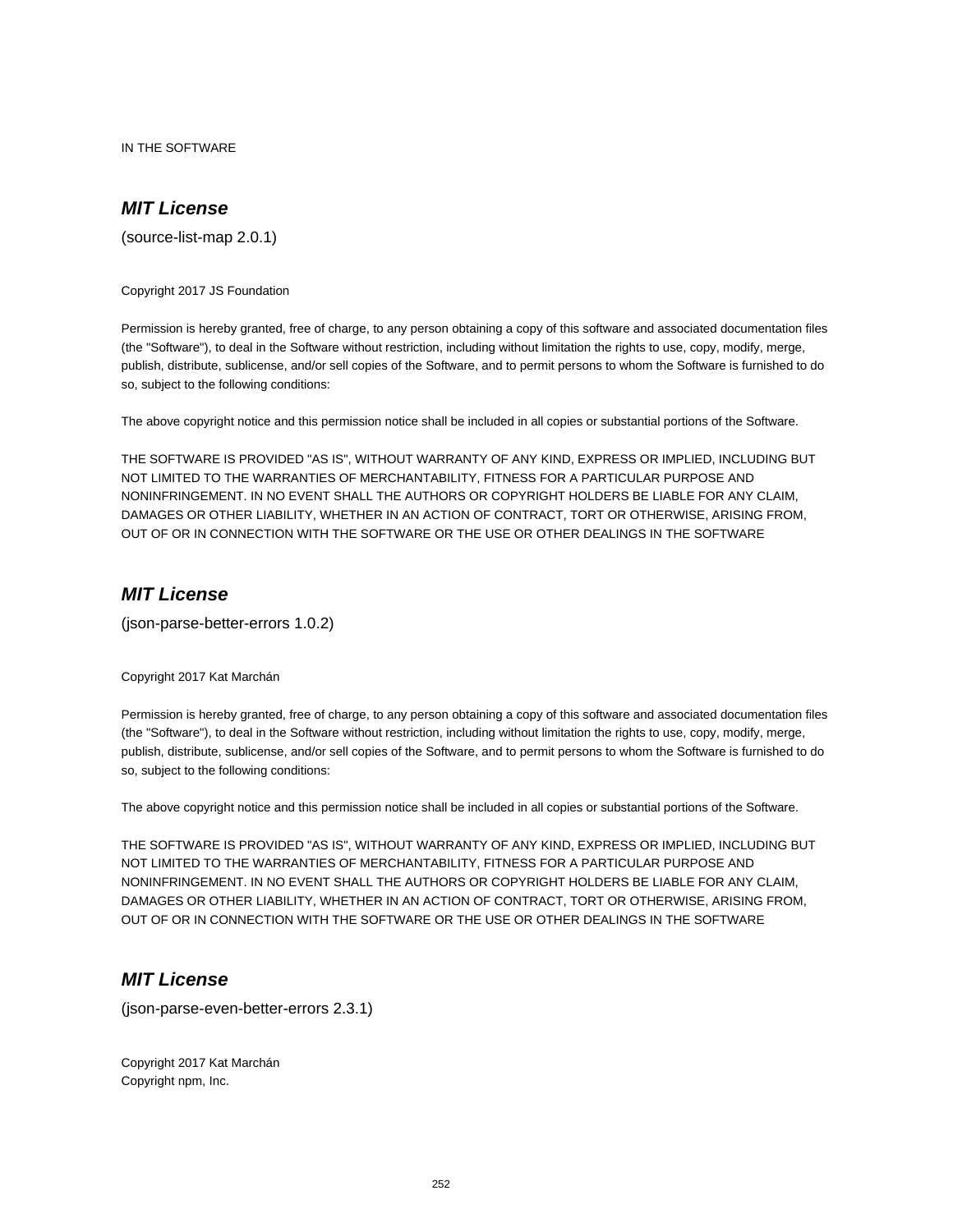IN THE SOFTWARE

## *MIT License*

(source-list-map 2.0.1)

Copyright 2017 JS Foundation

Permission is hereby granted, free of charge, to any person obtaining a copy of this software and associated documentation files (the "Software"), to deal in the Software without restriction, including without limitation the rights to use, copy, modify, merge, publish, distribute, sublicense, and/or sell copies of the Software, and to permit persons to whom the Software is furnished to do so, subject to the following conditions:

The above copyright notice and this permission notice shall be included in all copies or substantial portions of the Software.

THE SOFTWARE IS PROVIDED "AS IS", WITHOUT WARRANTY OF ANY KIND, EXPRESS OR IMPLIED, INCLUDING BUT NOT LIMITED TO THE WARRANTIES OF MERCHANTABILITY, FITNESS FOR A PARTICULAR PURPOSE AND NONINFRINGEMENT. IN NO EVENT SHALL THE AUTHORS OR COPYRIGHT HOLDERS BE LIABLE FOR ANY CLAIM, DAMAGES OR OTHER LIABILITY, WHETHER IN AN ACTION OF CONTRACT, TORT OR OTHERWISE, ARISING FROM, OUT OF OR IN CONNECTION WITH THE SOFTWARE OR THE USE OR OTHER DEALINGS IN THE SOFTWARE

## *MIT License*

(json-parse-better-errors 1.0.2)

Copyright 2017 Kat Marchán

Permission is hereby granted, free of charge, to any person obtaining a copy of this software and associated documentation files (the "Software"), to deal in the Software without restriction, including without limitation the rights to use, copy, modify, merge, publish, distribute, sublicense, and/or sell copies of the Software, and to permit persons to whom the Software is furnished to do so, subject to the following conditions:

The above copyright notice and this permission notice shall be included in all copies or substantial portions of the Software.

THE SOFTWARE IS PROVIDED "AS IS", WITHOUT WARRANTY OF ANY KIND, EXPRESS OR IMPLIED, INCLUDING BUT NOT LIMITED TO THE WARRANTIES OF MERCHANTABILITY, FITNESS FOR A PARTICULAR PURPOSE AND NONINFRINGEMENT. IN NO EVENT SHALL THE AUTHORS OR COPYRIGHT HOLDERS BE LIABLE FOR ANY CLAIM, DAMAGES OR OTHER LIABILITY, WHETHER IN AN ACTION OF CONTRACT, TORT OR OTHERWISE, ARISING FROM, OUT OF OR IN CONNECTION WITH THE SOFTWARE OR THE USE OR OTHER DEALINGS IN THE SOFTWARE

## *MIT License*

(json-parse-even-better-errors 2.3.1)

Copyright 2017 Kat Marchán
Copyright npm, Inc.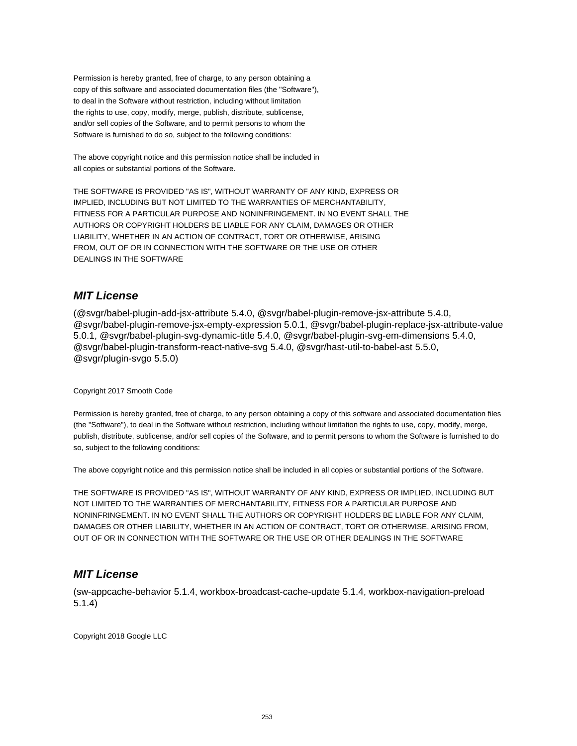Permission is hereby granted, free of charge, to any person obtaining a
copy of this software and associated documentation files (the "Software"),
to deal in the Software without restriction, including without limitation
the rights to use, copy, modify, merge, publish, distribute, sublicense,
and/or sell copies of the Software, and to permit persons to whom the
Software is furnished to do so, subject to the following conditions:

The above copyright notice and this permission notice shall be included in
all copies or substantial portions of the Software.

THE SOFTWARE IS PROVIDED "AS IS", WITHOUT WARRANTY OF ANY KIND, EXPRESS OR
IMPLIED, INCLUDING BUT NOT LIMITED TO THE WARRANTIES OF MERCHANTABILITY,
FITNESS FOR A PARTICULAR PURPOSE AND NONINFRINGEMENT. IN NO EVENT SHALL THE
AUTHORS OR COPYRIGHT HOLDERS BE LIABLE FOR ANY CLAIM, DAMAGES OR OTHER
LIABILITY, WHETHER IN AN ACTION OF CONTRACT, TORT OR OTHERWISE, ARISING
FROM, OUT OF OR IN CONNECTION WITH THE SOFTWARE OR THE USE OR OTHER
DEALINGS IN THE SOFTWARE

## *MIT License*

(@svgr/babel-plugin-add-jsx-attribute 5.4.0, @svgr/babel-plugin-remove-jsx-attribute 5.4.0, @svgr/babel-plugin-remove-jsx-empty-expression 5.0.1, @svgr/babel-plugin-replace-jsx-attribute-value 5.0.1, @svgr/babel-plugin-svg-dynamic-title 5.4.0, @svgr/babel-plugin-svg-em-dimensions 5.4.0, @svgr/babel-plugin-transform-react-native-svg 5.4.0, @svgr/hast-util-to-babel-ast 5.5.0, @svgr/plugin-svgo 5.5.0)

Copyright 2017 Smooth Code

Permission is hereby granted, free of charge, to any person obtaining a copy of this software and associated documentation files (the "Software"), to deal in the Software without restriction, including without limitation the rights to use, copy, modify, merge, publish, distribute, sublicense, and/or sell copies of the Software, and to permit persons to whom the Software is furnished to do so, subject to the following conditions:

The above copyright notice and this permission notice shall be included in all copies or substantial portions of the Software.

THE SOFTWARE IS PROVIDED "AS IS", WITHOUT WARRANTY OF ANY KIND, EXPRESS OR IMPLIED, INCLUDING BUT NOT LIMITED TO THE WARRANTIES OF MERCHANTABILITY, FITNESS FOR A PARTICULAR PURPOSE AND NONINFRINGEMENT. IN NO EVENT SHALL THE AUTHORS OR COPYRIGHT HOLDERS BE LIABLE FOR ANY CLAIM, DAMAGES OR OTHER LIABILITY, WHETHER IN AN ACTION OF CONTRACT, TORT OR OTHERWISE, ARISING FROM, OUT OF OR IN CONNECTION WITH THE SOFTWARE OR THE USE OR OTHER DEALINGS IN THE SOFTWARE

## *MIT License*

(sw-appcache-behavior 5.1.4, workbox-broadcast-cache-update 5.1.4, workbox-navigation-preload 5.1.4)

Copyright 2018 Google LLC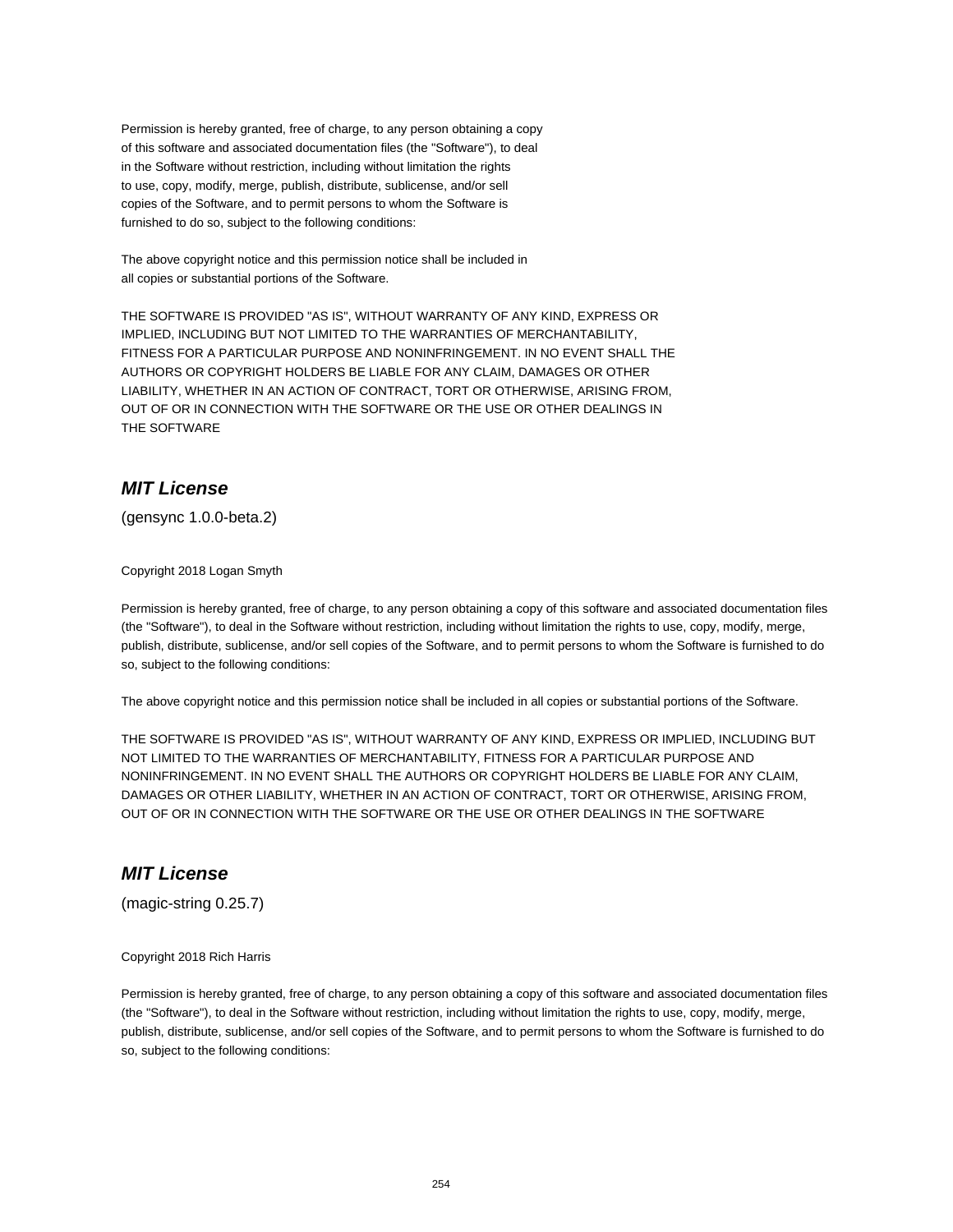Permission is hereby granted, free of charge, to any person obtaining a copy
of this software and associated documentation files (the "Software"), to deal
in the Software without restriction, including without limitation the rights
to use, copy, modify, merge, publish, distribute, sublicense, and/or sell
copies of the Software, and to permit persons to whom the Software is
furnished to do so, subject to the following conditions:

The above copyright notice and this permission notice shall be included in
all copies or substantial portions of the Software.

THE SOFTWARE IS PROVIDED "AS IS", WITHOUT WARRANTY OF ANY KIND, EXPRESS OR
IMPLIED, INCLUDING BUT NOT LIMITED TO THE WARRANTIES OF MERCHANTABILITY,
FITNESS FOR A PARTICULAR PURPOSE AND NONINFRINGEMENT. IN NO EVENT SHALL THE
AUTHORS OR COPYRIGHT HOLDERS BE LIABLE FOR ANY CLAIM, DAMAGES OR OTHER
LIABILITY, WHETHER IN AN ACTION OF CONTRACT, TORT OR OTHERWISE, ARISING FROM,
OUT OF OR IN CONNECTION WITH THE SOFTWARE OR THE USE OR OTHER DEALINGS IN
THE SOFTWARE

## *MIT License*

(gensync 1.0.0-beta.2)

Copyright 2018 Logan Smyth

Permission is hereby granted, free of charge, to any person obtaining a copy of this software and associated documentation files (the "Software"), to deal in the Software without restriction, including without limitation the rights to use, copy, modify, merge, publish, distribute, sublicense, and/or sell copies of the Software, and to permit persons to whom the Software is furnished to do so, subject to the following conditions:

The above copyright notice and this permission notice shall be included in all copies or substantial portions of the Software.

THE SOFTWARE IS PROVIDED "AS IS", WITHOUT WARRANTY OF ANY KIND, EXPRESS OR IMPLIED, INCLUDING BUT NOT LIMITED TO THE WARRANTIES OF MERCHANTABILITY, FITNESS FOR A PARTICULAR PURPOSE AND NONINFRINGEMENT. IN NO EVENT SHALL THE AUTHORS OR COPYRIGHT HOLDERS BE LIABLE FOR ANY CLAIM, DAMAGES OR OTHER LIABILITY, WHETHER IN AN ACTION OF CONTRACT, TORT OR OTHERWISE, ARISING FROM, OUT OF OR IN CONNECTION WITH THE SOFTWARE OR THE USE OR OTHER DEALINGS IN THE SOFTWARE

## *MIT License*

(magic-string 0.25.7)

Copyright 2018 Rich Harris

Permission is hereby granted, free of charge, to any person obtaining a copy of this software and associated documentation files (the "Software"), to deal in the Software without restriction, including without limitation the rights to use, copy, modify, merge, publish, distribute, sublicense, and/or sell copies of the Software, and to permit persons to whom the Software is furnished to do so, subject to the following conditions: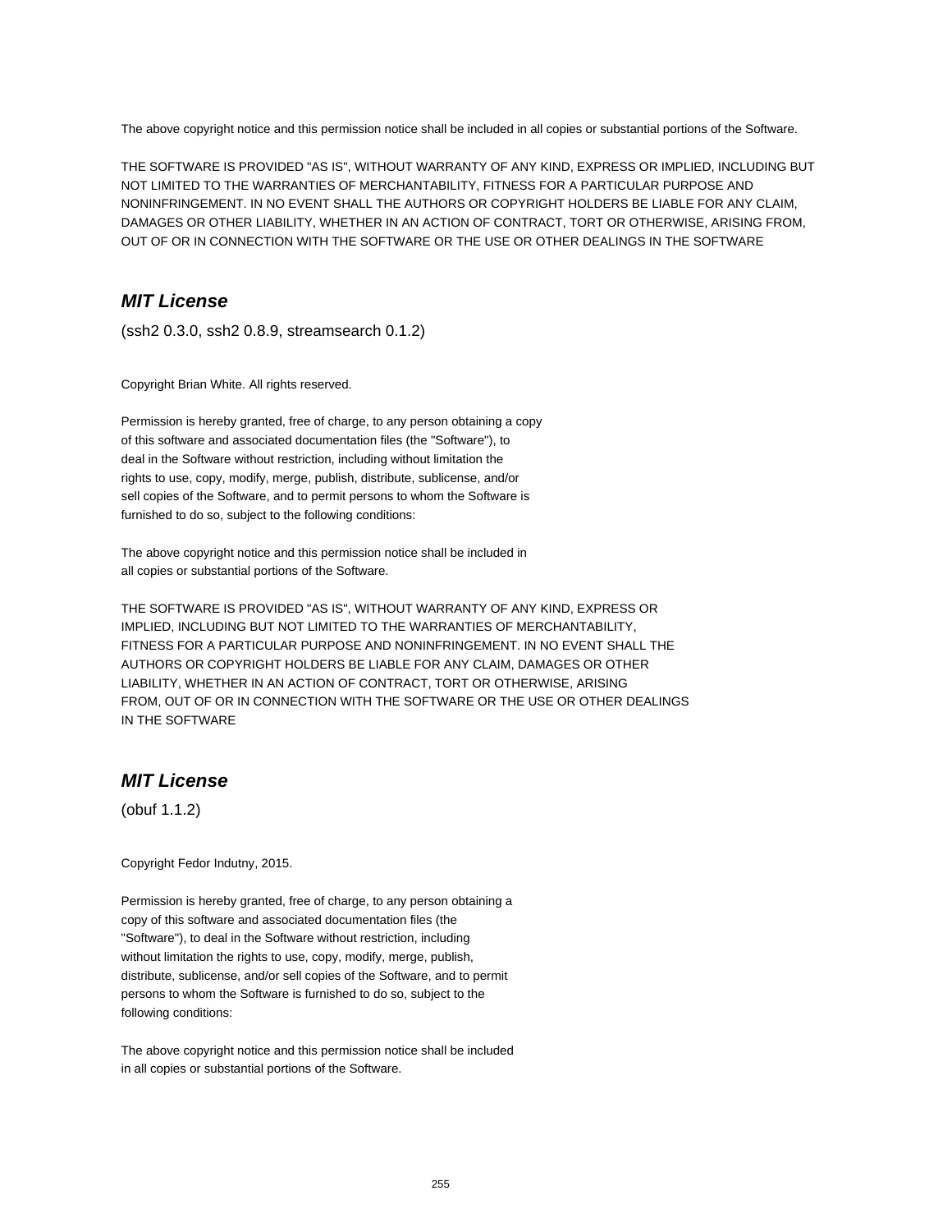The above copyright notice and this permission notice shall be included in all copies or substantial portions of the Software.

THE SOFTWARE IS PROVIDED "AS IS", WITHOUT WARRANTY OF ANY KIND, EXPRESS OR IMPLIED, INCLUDING BUT NOT LIMITED TO THE WARRANTIES OF MERCHANTABILITY, FITNESS FOR A PARTICULAR PURPOSE AND NONINFRINGEMENT. IN NO EVENT SHALL THE AUTHORS OR COPYRIGHT HOLDERS BE LIABLE FOR ANY CLAIM, DAMAGES OR OTHER LIABILITY, WHETHER IN AN ACTION OF CONTRACT, TORT OR OTHERWISE, ARISING FROM, OUT OF OR IN CONNECTION WITH THE SOFTWARE OR THE USE OR OTHER DEALINGS IN THE SOFTWARE

## *MIT License*

(ssh2 0.3.0, ssh2 0.8.9, streamsearch 0.1.2)

Copyright Brian White. All rights reserved.

Permission is hereby granted, free of charge, to any person obtaining a copy of this software and associated documentation files (the "Software"), to deal in the Software without restriction, including without limitation the rights to use, copy, modify, merge, publish, distribute, sublicense, and/or sell copies of the Software, and to permit persons to whom the Software is furnished to do so, subject to the following conditions:

The above copyright notice and this permission notice shall be included in all copies or substantial portions of the Software.

THE SOFTWARE IS PROVIDED "AS IS", WITHOUT WARRANTY OF ANY KIND, EXPRESS OR IMPLIED, INCLUDING BUT NOT LIMITED TO THE WARRANTIES OF MERCHANTABILITY, FITNESS FOR A PARTICULAR PURPOSE AND NONINFRINGEMENT. IN NO EVENT SHALL THE AUTHORS OR COPYRIGHT HOLDERS BE LIABLE FOR ANY CLAIM, DAMAGES OR OTHER LIABILITY, WHETHER IN AN ACTION OF CONTRACT, TORT OR OTHERWISE, ARISING FROM, OUT OF OR IN CONNECTION WITH THE SOFTWARE OR THE USE OR OTHER DEALINGS IN THE SOFTWARE

## *MIT License*

(obuf 1.1.2)

Copyright Fedor Indutny, 2015.

Permission is hereby granted, free of charge, to any person obtaining a copy of this software and associated documentation files (the "Software"), to deal in the Software without restriction, including without limitation the rights to use, copy, modify, merge, publish, distribute, sublicense, and/or sell copies of the Software, and to permit persons to whom the Software is furnished to do so, subject to the following conditions:

The above copyright notice and this permission notice shall be included in all copies or substantial portions of the Software.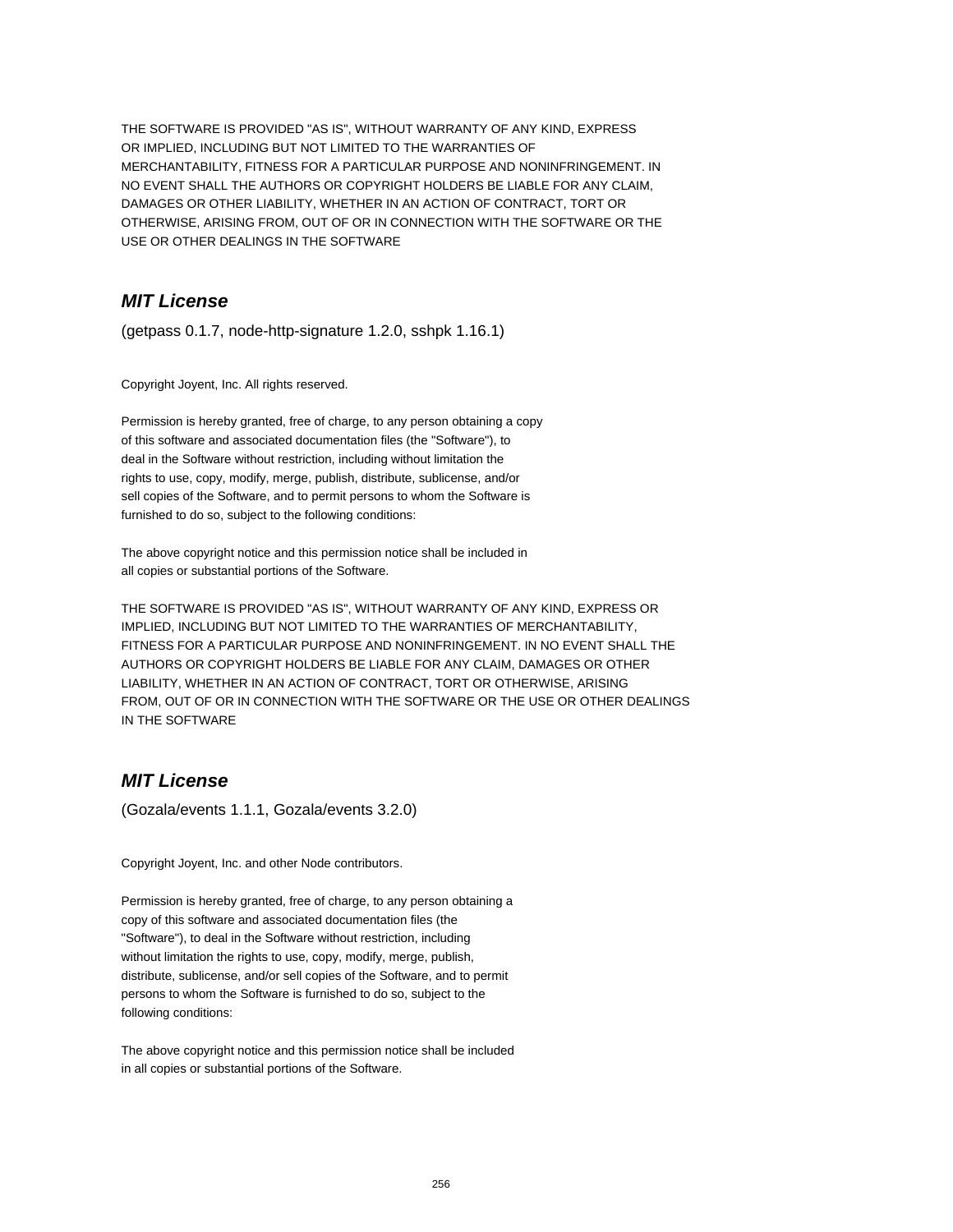THE SOFTWARE IS PROVIDED "AS IS", WITHOUT WARRANTY OF ANY KIND, EXPRESS OR IMPLIED, INCLUDING BUT NOT LIMITED TO THE WARRANTIES OF MERCHANTABILITY, FITNESS FOR A PARTICULAR PURPOSE AND NONINFRINGEMENT. IN NO EVENT SHALL THE AUTHORS OR COPYRIGHT HOLDERS BE LIABLE FOR ANY CLAIM, DAMAGES OR OTHER LIABILITY, WHETHER IN AN ACTION OF CONTRACT, TORT OR OTHERWISE, ARISING FROM, OUT OF OR IN CONNECTION WITH THE SOFTWARE OR THE USE OR OTHER DEALINGS IN THE SOFTWARE

## *MIT License*

(getpass 0.1.7, node-http-signature 1.2.0, sshpk 1.16.1)

Copyright Joyent, Inc. All rights reserved.

Permission is hereby granted, free of charge, to any person obtaining a copy of this software and associated documentation files (the "Software"), to deal in the Software without restriction, including without limitation the rights to use, copy, modify, merge, publish, distribute, sublicense, and/or sell copies of the Software, and to permit persons to whom the Software is furnished to do so, subject to the following conditions:

The above copyright notice and this permission notice shall be included in all copies or substantial portions of the Software.

THE SOFTWARE IS PROVIDED "AS IS", WITHOUT WARRANTY OF ANY KIND, EXPRESS OR IMPLIED, INCLUDING BUT NOT LIMITED TO THE WARRANTIES OF MERCHANTABILITY, FITNESS FOR A PARTICULAR PURPOSE AND NONINFRINGEMENT. IN NO EVENT SHALL THE AUTHORS OR COPYRIGHT HOLDERS BE LIABLE FOR ANY CLAIM, DAMAGES OR OTHER LIABILITY, WHETHER IN AN ACTION OF CONTRACT, TORT OR OTHERWISE, ARISING FROM, OUT OF OR IN CONNECTION WITH THE SOFTWARE OR THE USE OR OTHER DEALINGS IN THE SOFTWARE

## *MIT License*

(Gozala/events 1.1.1, Gozala/events 3.2.0)

Copyright Joyent, Inc. and other Node contributors.

Permission is hereby granted, free of charge, to any person obtaining a copy of this software and associated documentation files (the "Software"), to deal in the Software without restriction, including without limitation the rights to use, copy, modify, merge, publish, distribute, sublicense, and/or sell copies of the Software, and to permit persons to whom the Software is furnished to do so, subject to the following conditions:

The above copyright notice and this permission notice shall be included in all copies or substantial portions of the Software.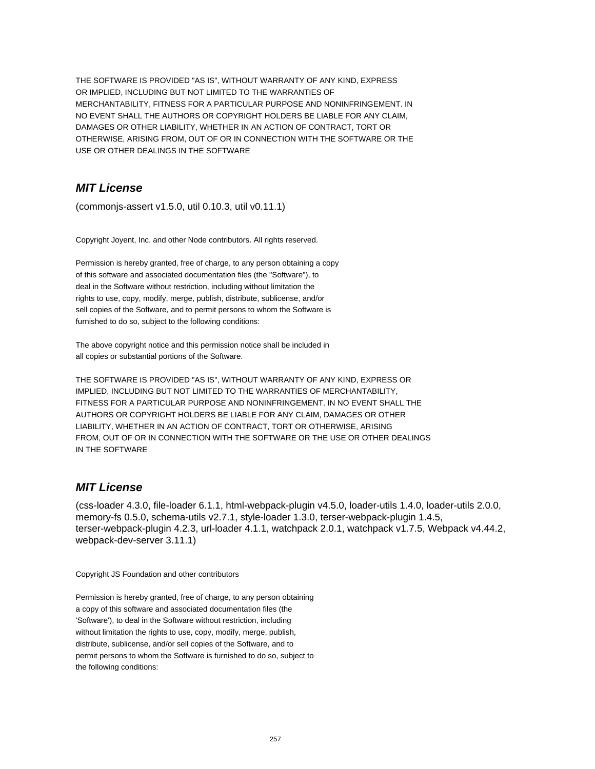THE SOFTWARE IS PROVIDED "AS IS", WITHOUT WARRANTY OF ANY KIND, EXPRESS OR IMPLIED, INCLUDING BUT NOT LIMITED TO THE WARRANTIES OF MERCHANTABILITY, FITNESS FOR A PARTICULAR PURPOSE AND NONINFRINGEMENT. IN NO EVENT SHALL THE AUTHORS OR COPYRIGHT HOLDERS BE LIABLE FOR ANY CLAIM, DAMAGES OR OTHER LIABILITY, WHETHER IN AN ACTION OF CONTRACT, TORT OR OTHERWISE, ARISING FROM, OUT OF OR IN CONNECTION WITH THE SOFTWARE OR THE USE OR OTHER DEALINGS IN THE SOFTWARE

## *MIT License*

(commonjs-assert v1.5.0, util 0.10.3, util v0.11.1)

Copyright Joyent, Inc. and other Node contributors. All rights reserved.

Permission is hereby granted, free of charge, to any person obtaining a copy of this software and associated documentation files (the "Software"), to deal in the Software without restriction, including without limitation the rights to use, copy, modify, merge, publish, distribute, sublicense, and/or sell copies of the Software, and to permit persons to whom the Software is furnished to do so, subject to the following conditions:

The above copyright notice and this permission notice shall be included in all copies or substantial portions of the Software.

THE SOFTWARE IS PROVIDED "AS IS", WITHOUT WARRANTY OF ANY KIND, EXPRESS OR IMPLIED, INCLUDING BUT NOT LIMITED TO THE WARRANTIES OF MERCHANTABILITY, FITNESS FOR A PARTICULAR PURPOSE AND NONINFRINGEMENT. IN NO EVENT SHALL THE AUTHORS OR COPYRIGHT HOLDERS BE LIABLE FOR ANY CLAIM, DAMAGES OR OTHER LIABILITY, WHETHER IN AN ACTION OF CONTRACT, TORT OR OTHERWISE, ARISING FROM, OUT OF OR IN CONNECTION WITH THE SOFTWARE OR THE USE OR OTHER DEALINGS IN THE SOFTWARE

## *MIT License*

(css-loader 4.3.0, file-loader 6.1.1, html-webpack-plugin v4.5.0, loader-utils 1.4.0, loader-utils 2.0.0, memory-fs 0.5.0, schema-utils v2.7.1, style-loader 1.3.0, terser-webpack-plugin 1.4.5, terser-webpack-plugin 4.2.3, url-loader 4.1.1, watchpack 2.0.1, watchpack v1.7.5, Webpack v4.44.2, webpack-dev-server 3.11.1)

Copyright JS Foundation and other contributors

Permission is hereby granted, free of charge, to any person obtaining a copy of this software and associated documentation files (the 'Software'), to deal in the Software without restriction, including without limitation the rights to use, copy, modify, merge, publish, distribute, sublicense, and/or sell copies of the Software, and to permit persons to whom the Software is furnished to do so, subject to the following conditions: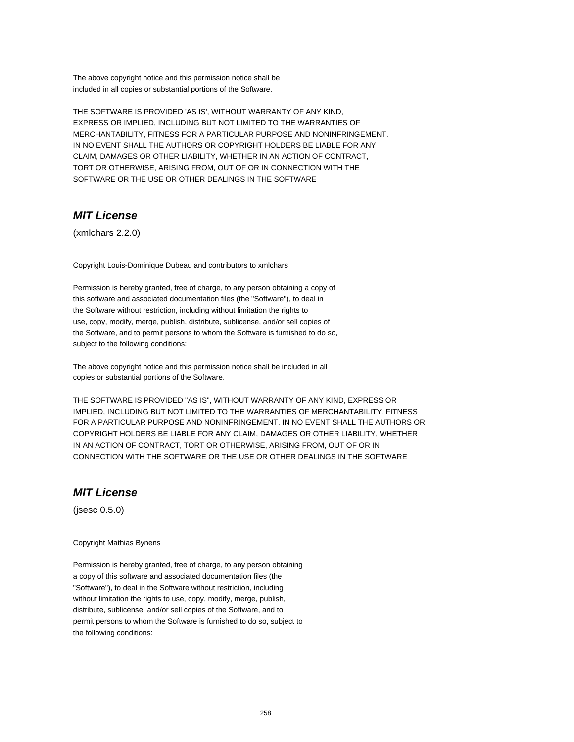The above copyright notice and this permission notice shall be
included in all copies or substantial portions of the Software.

THE SOFTWARE IS PROVIDED 'AS IS', WITHOUT WARRANTY OF ANY KIND,
EXPRESS OR IMPLIED, INCLUDING BUT NOT LIMITED TO THE WARRANTIES OF
MERCHANTABILITY, FITNESS FOR A PARTICULAR PURPOSE AND NONINFRINGEMENT.
IN NO EVENT SHALL THE AUTHORS OR COPYRIGHT HOLDERS BE LIABLE FOR ANY
CLAIM, DAMAGES OR OTHER LIABILITY, WHETHER IN AN ACTION OF CONTRACT,
TORT OR OTHERWISE, ARISING FROM, OUT OF OR IN CONNECTION WITH THE
SOFTWARE OR THE USE OR OTHER DEALINGS IN THE SOFTWARE

## *MIT License*

(xmlchars 2.2.0)

Copyright Louis-Dominique Dubeau and contributors to xmlchars

Permission is hereby granted, free of charge, to any person obtaining a copy of
this software and associated documentation files (the "Software"), to deal in
the Software without restriction, including without limitation the rights to
use, copy, modify, merge, publish, distribute, sublicense, and/or sell copies of
the Software, and to permit persons to whom the Software is furnished to do so,
subject to the following conditions:

The above copyright notice and this permission notice shall be included in all
copies or substantial portions of the Software.

THE SOFTWARE IS PROVIDED "AS IS", WITHOUT WARRANTY OF ANY KIND, EXPRESS OR
IMPLIED, INCLUDING BUT NOT LIMITED TO THE WARRANTIES OF MERCHANTABILITY, FITNESS
FOR A PARTICULAR PURPOSE AND NONINFRINGEMENT. IN NO EVENT SHALL THE AUTHORS OR
COPYRIGHT HOLDERS BE LIABLE FOR ANY CLAIM, DAMAGES OR OTHER LIABILITY, WHETHER
IN AN ACTION OF CONTRACT, TORT OR OTHERWISE, ARISING FROM, OUT OF OR IN
CONNECTION WITH THE SOFTWARE OR THE USE OR OTHER DEALINGS IN THE SOFTWARE

## *MIT License*

(jsesc 0.5.0)

Copyright Mathias Bynens

Permission is hereby granted, free of charge, to any person obtaining
a copy of this software and associated documentation files (the
"Software"), to deal in the Software without restriction, including
without limitation the rights to use, copy, modify, merge, publish,
distribute, sublicense, and/or sell copies of the Software, and to
permit persons to whom the Software is furnished to do so, subject to
the following conditions: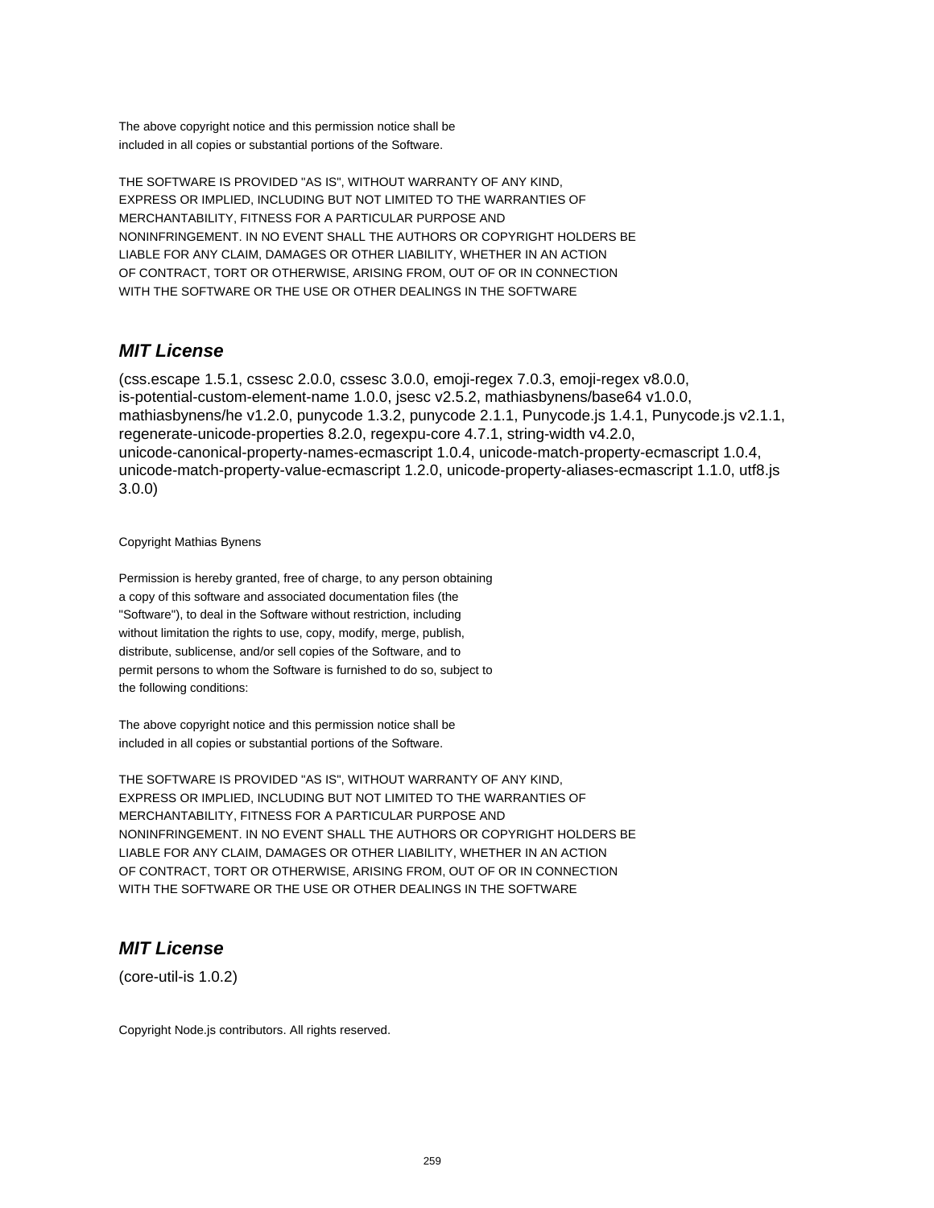The above copyright notice and this permission notice shall be
included in all copies or substantial portions of the Software.

THE SOFTWARE IS PROVIDED "AS IS", WITHOUT WARRANTY OF ANY KIND,
EXPRESS OR IMPLIED, INCLUDING BUT NOT LIMITED TO THE WARRANTIES OF
MERCHANTABILITY, FITNESS FOR A PARTICULAR PURPOSE AND
NONINFRINGEMENT. IN NO EVENT SHALL THE AUTHORS OR COPYRIGHT HOLDERS BE
LIABLE FOR ANY CLAIM, DAMAGES OR OTHER LIABILITY, WHETHER IN AN ACTION
OF CONTRACT, TORT OR OTHERWISE, ARISING FROM, OUT OF OR IN CONNECTION
WITH THE SOFTWARE OR THE USE OR OTHER DEALINGS IN THE SOFTWARE

## ***MIT License***

(css.escape 1.5.1, cssesc 2.0.0, cssesc 3.0.0, emoji-regex 7.0.3, emoji-regex v8.0.0, is-potential-custom-element-name 1.0.0, jsesc v2.5.2, mathiasbynens/base64 v1.0.0, mathiasbynens/he v1.2.0, punycode 1.3.2, punycode 2.1.1, Punycode.js 1.4.1, Punycode.js v2.1.1, regenerate-unicode-properties 8.2.0, regexpu-core 4.7.1, string-width v4.2.0, unicode-canonical-property-names-ecmascript 1.0.4, unicode-match-property-ecmascript 1.0.4, unicode-match-property-value-ecmascript 1.2.0, unicode-property-aliases-ecmascript 1.1.0, utf8.js 3.0.0)

Copyright Mathias Bynens

Permission is hereby granted, free of charge, to any person obtaining
a copy of this software and associated documentation files (the
"Software"), to deal in the Software without restriction, including
without limitation the rights to use, copy, modify, merge, publish,
distribute, sublicense, and/or sell copies of the Software, and to
permit persons to whom the Software is furnished to do so, subject to
the following conditions:

The above copyright notice and this permission notice shall be
included in all copies or substantial portions of the Software.

THE SOFTWARE IS PROVIDED "AS IS", WITHOUT WARRANTY OF ANY KIND,
EXPRESS OR IMPLIED, INCLUDING BUT NOT LIMITED TO THE WARRANTIES OF
MERCHANTABILITY, FITNESS FOR A PARTICULAR PURPOSE AND
NONINFRINGEMENT. IN NO EVENT SHALL THE AUTHORS OR COPYRIGHT HOLDERS BE
LIABLE FOR ANY CLAIM, DAMAGES OR OTHER LIABILITY, WHETHER IN AN ACTION
OF CONTRACT, TORT OR OTHERWISE, ARISING FROM, OUT OF OR IN CONNECTION
WITH THE SOFTWARE OR THE USE OR OTHER DEALINGS IN THE SOFTWARE

## ***MIT License***

(core-util-is 1.0.2)

Copyright Node.js contributors. All rights reserved.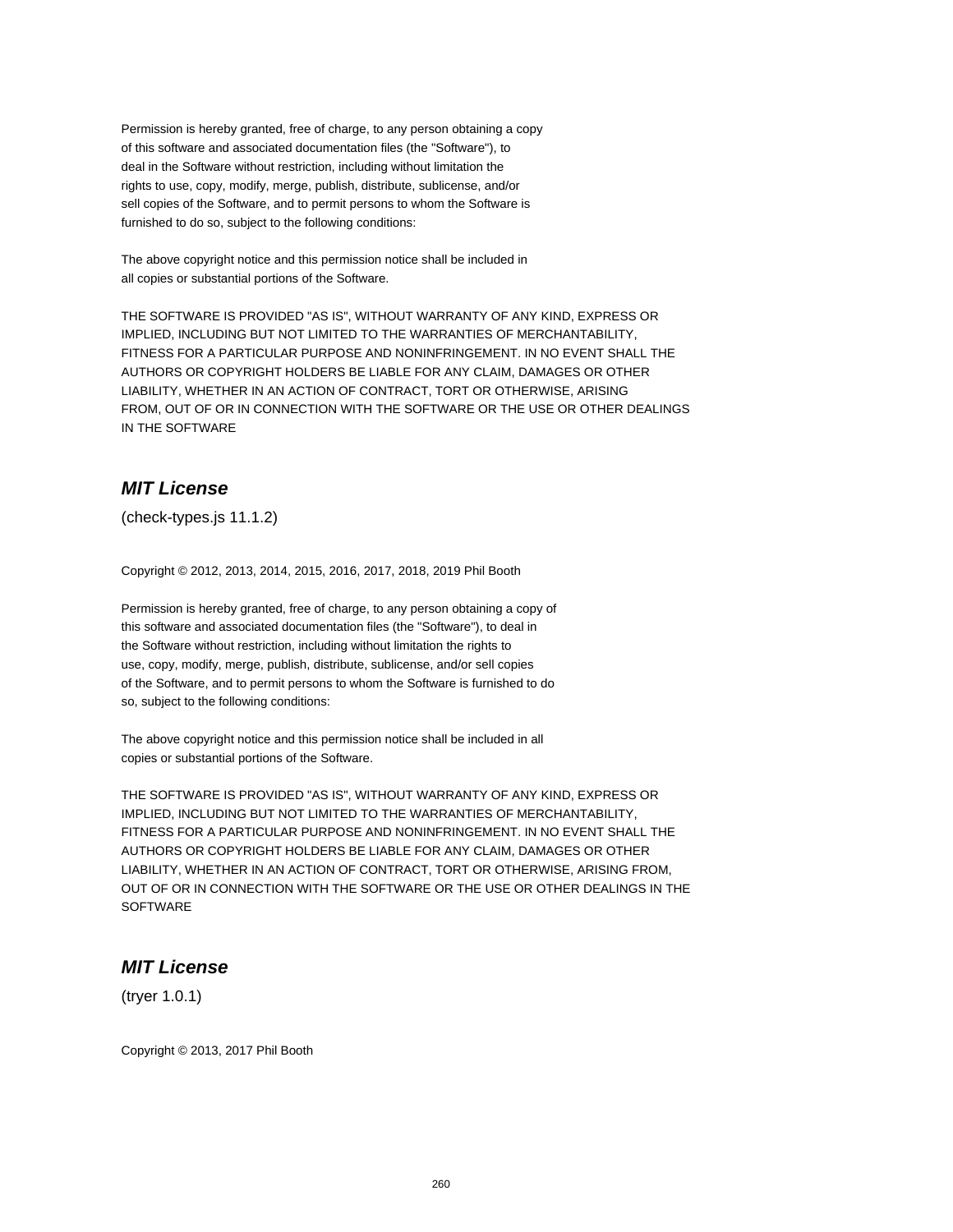Permission is hereby granted, free of charge, to any person obtaining a copy
of this software and associated documentation files (the "Software"), to
deal in the Software without restriction, including without limitation the
rights to use, copy, modify, merge, publish, distribute, sublicense, and/or
sell copies of the Software, and to permit persons to whom the Software is
furnished to do so, subject to the following conditions:

The above copyright notice and this permission notice shall be included in
all copies or substantial portions of the Software.

THE SOFTWARE IS PROVIDED "AS IS", WITHOUT WARRANTY OF ANY KIND, EXPRESS OR
IMPLIED, INCLUDING BUT NOT LIMITED TO THE WARRANTIES OF MERCHANTABILITY,
FITNESS FOR A PARTICULAR PURPOSE AND NONINFRINGEMENT. IN NO EVENT SHALL THE
AUTHORS OR COPYRIGHT HOLDERS BE LIABLE FOR ANY CLAIM, DAMAGES OR OTHER
LIABILITY, WHETHER IN AN ACTION OF CONTRACT, TORT OR OTHERWISE, ARISING
FROM, OUT OF OR IN CONNECTION WITH THE SOFTWARE OR THE USE OR OTHER DEALINGS
IN THE SOFTWARE

## *MIT License*

(check-types.js 11.1.2)

Copyright © 2012, 2013, 2014, 2015, 2016, 2017, 2018, 2019 Phil Booth

Permission is hereby granted, free of charge, to any person obtaining a copy of
this software and associated documentation files (the "Software"), to deal in
the Software without restriction, including without limitation the rights to
use, copy, modify, merge, publish, distribute, sublicense, and/or sell copies
of the Software, and to permit persons to whom the Software is furnished to do
so, subject to the following conditions:

The above copyright notice and this permission notice shall be included in all
copies or substantial portions of the Software.

THE SOFTWARE IS PROVIDED "AS IS", WITHOUT WARRANTY OF ANY KIND, EXPRESS OR
IMPLIED, INCLUDING BUT NOT LIMITED TO THE WARRANTIES OF MERCHANTABILITY,
FITNESS FOR A PARTICULAR PURPOSE AND NONINFRINGEMENT. IN NO EVENT SHALL THE
AUTHORS OR COPYRIGHT HOLDERS BE LIABLE FOR ANY CLAIM, DAMAGES OR OTHER
LIABILITY, WHETHER IN AN ACTION OF CONTRACT, TORT OR OTHERWISE, ARISING FROM,
OUT OF OR IN CONNECTION WITH THE SOFTWARE OR THE USE OR OTHER DEALINGS IN THE
SOFTWARE

## *MIT License*

(tryer 1.0.1)

Copyright © 2013, 2017 Phil Booth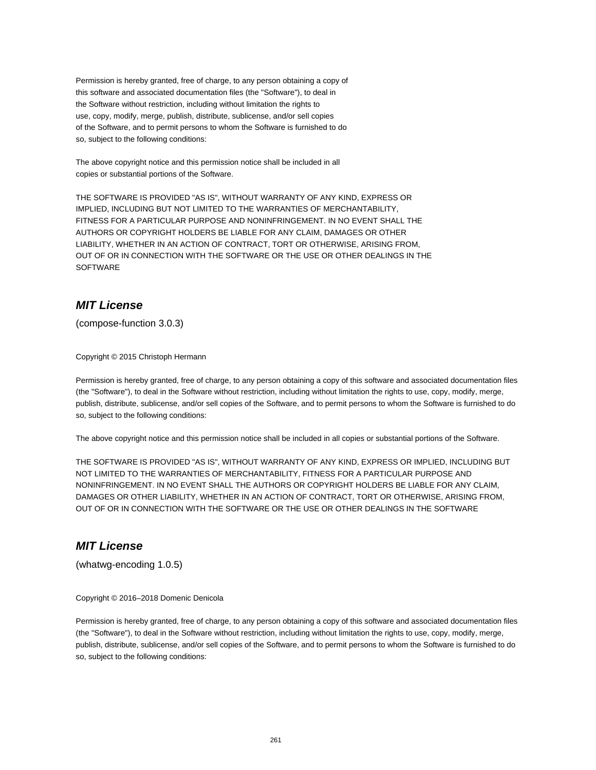Permission is hereby granted, free of charge, to any person obtaining a copy of
this software and associated documentation files (the "Software"), to deal in
the Software without restriction, including without limitation the rights to
use, copy, modify, merge, publish, distribute, sublicense, and/or sell copies
of the Software, and to permit persons to whom the Software is furnished to do
so, subject to the following conditions:

The above copyright notice and this permission notice shall be included in all
copies or substantial portions of the Software.

THE SOFTWARE IS PROVIDED "AS IS", WITHOUT WARRANTY OF ANY KIND, EXPRESS OR
IMPLIED, INCLUDING BUT NOT LIMITED TO THE WARRANTIES OF MERCHANTABILITY,
FITNESS FOR A PARTICULAR PURPOSE AND NONINFRINGEMENT. IN NO EVENT SHALL THE
AUTHORS OR COPYRIGHT HOLDERS BE LIABLE FOR ANY CLAIM, DAMAGES OR OTHER
LIABILITY, WHETHER IN AN ACTION OF CONTRACT, TORT OR OTHERWISE, ARISING FROM,
OUT OF OR IN CONNECTION WITH THE SOFTWARE OR THE USE OR OTHER DEALINGS IN THE
SOFTWARE

## *MIT License*

(compose-function 3.0.3)

Copyright © 2015 Christoph Hermann

Permission is hereby granted, free of charge, to any person obtaining a copy of this software and associated documentation files (the "Software"), to deal in the Software without restriction, including without limitation the rights to use, copy, modify, merge, publish, distribute, sublicense, and/or sell copies of the Software, and to permit persons to whom the Software is furnished to do so, subject to the following conditions:

The above copyright notice and this permission notice shall be included in all copies or substantial portions of the Software.

THE SOFTWARE IS PROVIDED "AS IS", WITHOUT WARRANTY OF ANY KIND, EXPRESS OR IMPLIED, INCLUDING BUT NOT LIMITED TO THE WARRANTIES OF MERCHANTABILITY, FITNESS FOR A PARTICULAR PURPOSE AND NONINFRINGEMENT. IN NO EVENT SHALL THE AUTHORS OR COPYRIGHT HOLDERS BE LIABLE FOR ANY CLAIM, DAMAGES OR OTHER LIABILITY, WHETHER IN AN ACTION OF CONTRACT, TORT OR OTHERWISE, ARISING FROM, OUT OF OR IN CONNECTION WITH THE SOFTWARE OR THE USE OR OTHER DEALINGS IN THE SOFTWARE

## *MIT License*

(whatwg-encoding 1.0.5)

Copyright © 2016–2018 Domenic Denicola

Permission is hereby granted, free of charge, to any person obtaining a copy of this software and associated documentation files (the "Software"), to deal in the Software without restriction, including without limitation the rights to use, copy, modify, merge, publish, distribute, sublicense, and/or sell copies of the Software, and to permit persons to whom the Software is furnished to do so, subject to the following conditions: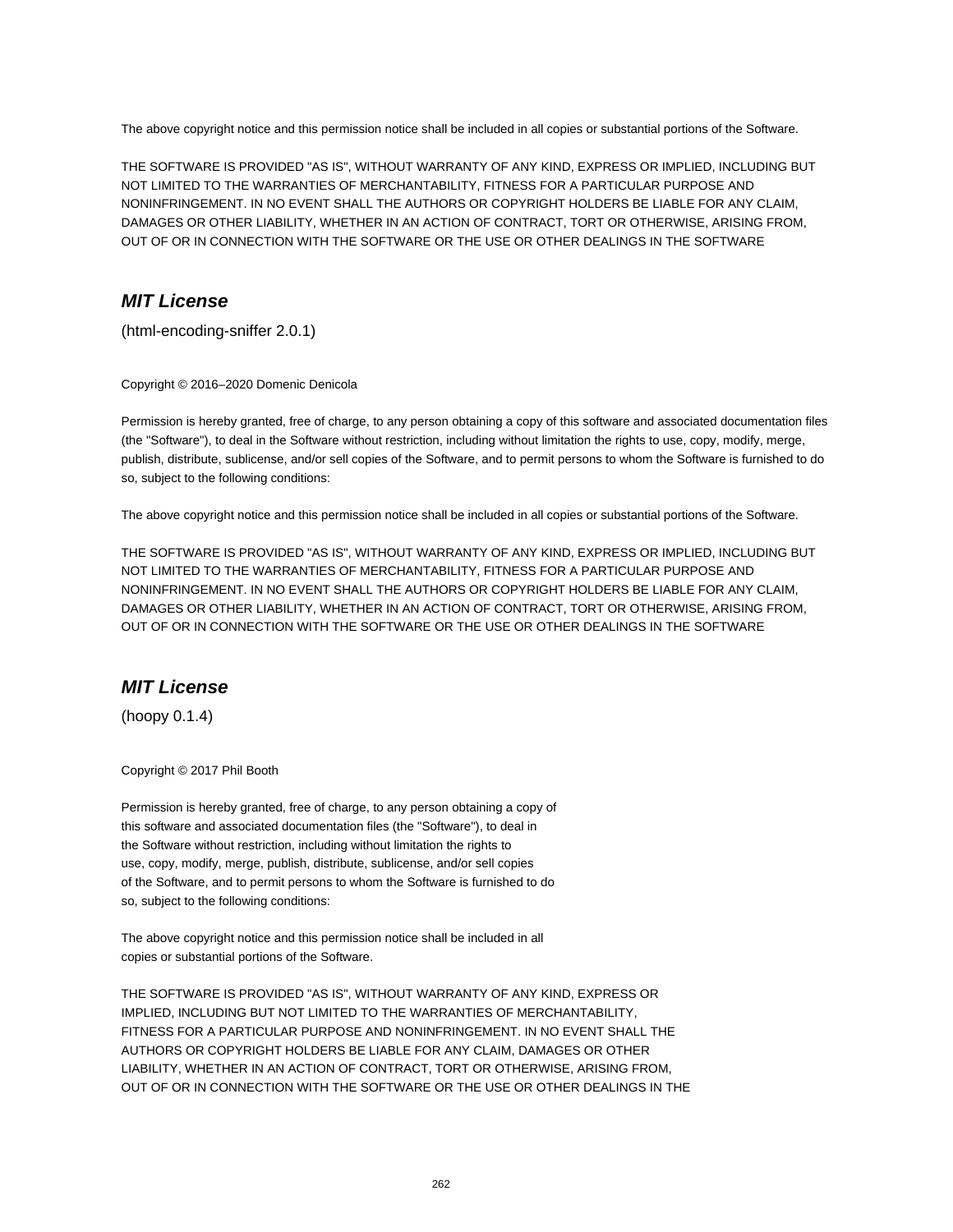The above copyright notice and this permission notice shall be included in all copies or substantial portions of the Software.

THE SOFTWARE IS PROVIDED "AS IS", WITHOUT WARRANTY OF ANY KIND, EXPRESS OR IMPLIED, INCLUDING BUT NOT LIMITED TO THE WARRANTIES OF MERCHANTABILITY, FITNESS FOR A PARTICULAR PURPOSE AND NONINFRINGEMENT. IN NO EVENT SHALL THE AUTHORS OR COPYRIGHT HOLDERS BE LIABLE FOR ANY CLAIM, DAMAGES OR OTHER LIABILITY, WHETHER IN AN ACTION OF CONTRACT, TORT OR OTHERWISE, ARISING FROM, OUT OF OR IN CONNECTION WITH THE SOFTWARE OR THE USE OR OTHER DEALINGS IN THE SOFTWARE

## *MIT License*

(html-encoding-sniffer 2.0.1)

Copyright © 2016–2020 Domenic Denicola

Permission is hereby granted, free of charge, to any person obtaining a copy of this software and associated documentation files (the "Software"), to deal in the Software without restriction, including without limitation the rights to use, copy, modify, merge, publish, distribute, sublicense, and/or sell copies of the Software, and to permit persons to whom the Software is furnished to do so, subject to the following conditions:

The above copyright notice and this permission notice shall be included in all copies or substantial portions of the Software.

THE SOFTWARE IS PROVIDED "AS IS", WITHOUT WARRANTY OF ANY KIND, EXPRESS OR IMPLIED, INCLUDING BUT NOT LIMITED TO THE WARRANTIES OF MERCHANTABILITY, FITNESS FOR A PARTICULAR PURPOSE AND NONINFRINGEMENT. IN NO EVENT SHALL THE AUTHORS OR COPYRIGHT HOLDERS BE LIABLE FOR ANY CLAIM, DAMAGES OR OTHER LIABILITY, WHETHER IN AN ACTION OF CONTRACT, TORT OR OTHERWISE, ARISING FROM, OUT OF OR IN CONNECTION WITH THE SOFTWARE OR THE USE OR OTHER DEALINGS IN THE SOFTWARE

## *MIT License*

(hoopy 0.1.4)

Copyright © 2017 Phil Booth

Permission is hereby granted, free of charge, to any person obtaining a copy of this software and associated documentation files (the "Software"), to deal in the Software without restriction, including without limitation the rights to use, copy, modify, merge, publish, distribute, sublicense, and/or sell copies of the Software, and to permit persons to whom the Software is furnished to do so, subject to the following conditions:

The above copyright notice and this permission notice shall be included in all copies or substantial portions of the Software.

THE SOFTWARE IS PROVIDED "AS IS", WITHOUT WARRANTY OF ANY KIND, EXPRESS OR IMPLIED, INCLUDING BUT NOT LIMITED TO THE WARRANTIES OF MERCHANTABILITY, FITNESS FOR A PARTICULAR PURPOSE AND NONINFRINGEMENT. IN NO EVENT SHALL THE AUTHORS OR COPYRIGHT HOLDERS BE LIABLE FOR ANY CLAIM, DAMAGES OR OTHER LIABILITY, WHETHER IN AN ACTION OF CONTRACT, TORT OR OTHERWISE, ARISING FROM, OUT OF OR IN CONNECTION WITH THE SOFTWARE OR THE USE OR OTHER DEALINGS IN THE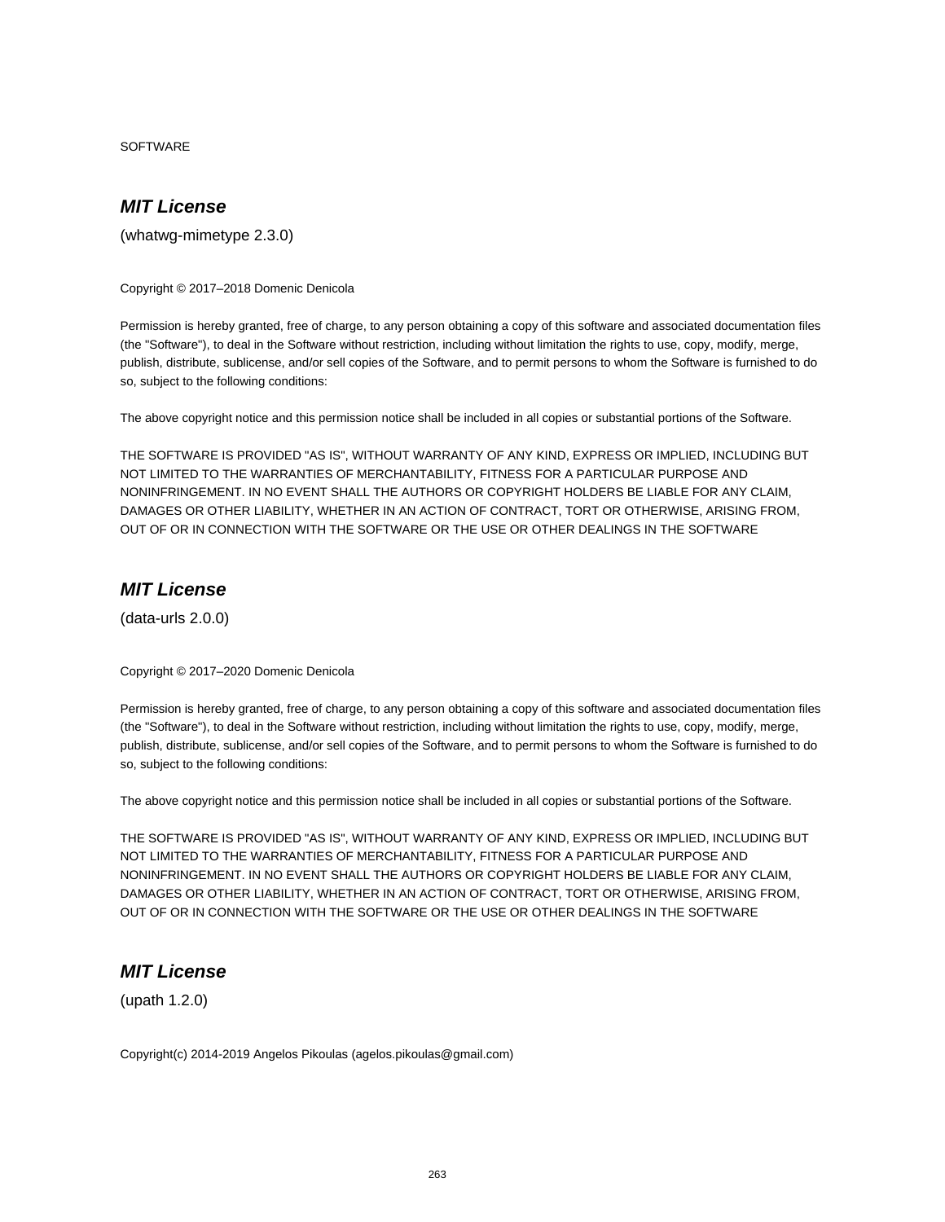SOFTWARE

## ***MIT License***

(whatwg-mimetype 2.3.0)

Copyright © 2017–2018 Domenic Denicola

Permission is hereby granted, free of charge, to any person obtaining a copy of this software and associated documentation files (the "Software"), to deal in the Software without restriction, including without limitation the rights to use, copy, modify, merge, publish, distribute, sublicense, and/or sell copies of the Software, and to permit persons to whom the Software is furnished to do so, subject to the following conditions:

The above copyright notice and this permission notice shall be included in all copies or substantial portions of the Software.

THE SOFTWARE IS PROVIDED "AS IS", WITHOUT WARRANTY OF ANY KIND, EXPRESS OR IMPLIED, INCLUDING BUT NOT LIMITED TO THE WARRANTIES OF MERCHANTABILITY, FITNESS FOR A PARTICULAR PURPOSE AND NONINFRINGEMENT. IN NO EVENT SHALL THE AUTHORS OR COPYRIGHT HOLDERS BE LIABLE FOR ANY CLAIM, DAMAGES OR OTHER LIABILITY, WHETHER IN AN ACTION OF CONTRACT, TORT OR OTHERWISE, ARISING FROM, OUT OF OR IN CONNECTION WITH THE SOFTWARE OR THE USE OR OTHER DEALINGS IN THE SOFTWARE

## ***MIT License***

(data-urls 2.0.0)

Copyright © 2017–2020 Domenic Denicola

Permission is hereby granted, free of charge, to any person obtaining a copy of this software and associated documentation files (the "Software"), to deal in the Software without restriction, including without limitation the rights to use, copy, modify, merge, publish, distribute, sublicense, and/or sell copies of the Software, and to permit persons to whom the Software is furnished to do so, subject to the following conditions:

The above copyright notice and this permission notice shall be included in all copies or substantial portions of the Software.

THE SOFTWARE IS PROVIDED "AS IS", WITHOUT WARRANTY OF ANY KIND, EXPRESS OR IMPLIED, INCLUDING BUT NOT LIMITED TO THE WARRANTIES OF MERCHANTABILITY, FITNESS FOR A PARTICULAR PURPOSE AND NONINFRINGEMENT. IN NO EVENT SHALL THE AUTHORS OR COPYRIGHT HOLDERS BE LIABLE FOR ANY CLAIM, DAMAGES OR OTHER LIABILITY, WHETHER IN AN ACTION OF CONTRACT, TORT OR OTHERWISE, ARISING FROM, OUT OF OR IN CONNECTION WITH THE SOFTWARE OR THE USE OR OTHER DEALINGS IN THE SOFTWARE

## ***MIT License***

(upath 1.2.0)

Copyright(c) 2014-2019 Angelos Pikoulas (agelos.pikoulas@gmail.com)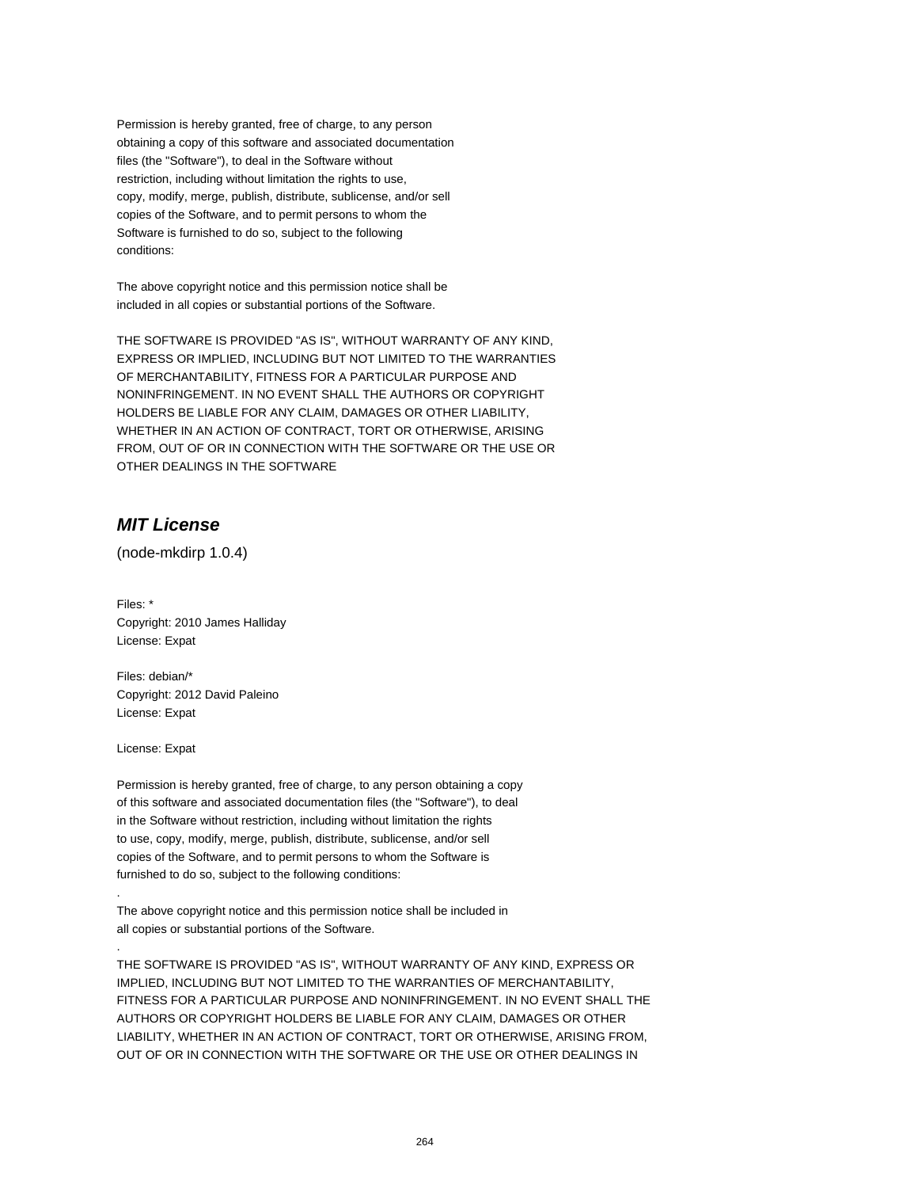Permission is hereby granted, free of charge, to any person
obtaining a copy of this software and associated documentation
files (the "Software"), to deal in the Software without
restriction, including without limitation the rights to use,
copy, modify, merge, publish, distribute, sublicense, and/or sell
copies of the Software, and to permit persons to whom the
Software is furnished to do so, subject to the following
conditions:

The above copyright notice and this permission notice shall be
included in all copies or substantial portions of the Software.

THE SOFTWARE IS PROVIDED "AS IS", WITHOUT WARRANTY OF ANY KIND,
EXPRESS OR IMPLIED, INCLUDING BUT NOT LIMITED TO THE WARRANTIES
OF MERCHANTABILITY, FITNESS FOR A PARTICULAR PURPOSE AND
NONINFRINGEMENT. IN NO EVENT SHALL THE AUTHORS OR COPYRIGHT
HOLDERS BE LIABLE FOR ANY CLAIM, DAMAGES OR OTHER LIABILITY,
WHETHER IN AN ACTION OF CONTRACT, TORT OR OTHERWISE, ARISING
FROM, OUT OF OR IN CONNECTION WITH THE SOFTWARE OR THE USE OR
OTHER DEALINGS IN THE SOFTWARE

## *MIT License*

(node-mkdirp 1.0.4)

Files: *
Copyright: 2010 James Halliday
License: Expat

Files: debian/*
Copyright: 2012 David Paleino
License: Expat

License: Expat

Permission is hereby granted, free of charge, to any person obtaining a copy
of this software and associated documentation files (the "Software"), to deal
in the Software without restriction, including without limitation the rights
to use, copy, modify, merge, publish, distribute, sublicense, and/or sell
copies of the Software, and to permit persons to whom the Software is
furnished to do so, subject to the following conditions:

.

The above copyright notice and this permission notice shall be included in
all copies or substantial portions of the Software.

.

THE SOFTWARE IS PROVIDED "AS IS", WITHOUT WARRANTY OF ANY KIND, EXPRESS OR
IMPLIED, INCLUDING BUT NOT LIMITED TO THE WARRANTIES OF MERCHANTABILITY,
FITNESS FOR A PARTICULAR PURPOSE AND NONINFRINGEMENT. IN NO EVENT SHALL THE
AUTHORS OR COPYRIGHT HOLDERS BE LIABLE FOR ANY CLAIM, DAMAGES OR OTHER
LIABILITY, WHETHER IN AN ACTION OF CONTRACT, TORT OR OTHERWISE, ARISING FROM,
OUT OF OR IN CONNECTION WITH THE SOFTWARE OR THE USE OR OTHER DEALINGS IN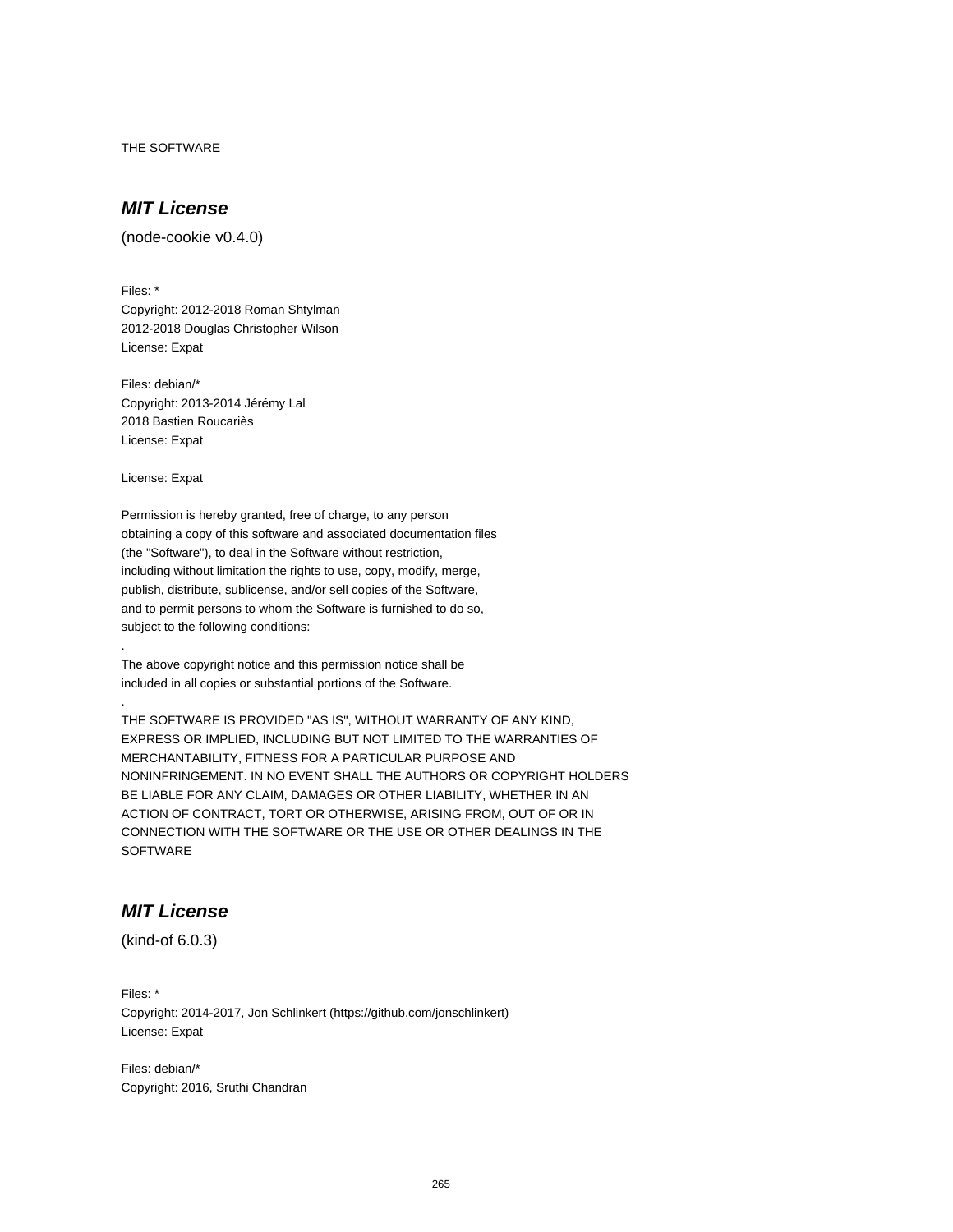THE SOFTWARE

### *MIT License*

(node-cookie v0.4.0)

Files: *
Copyright: 2012-2018 Roman Shtylman
2012-2018 Douglas Christopher Wilson
License: Expat

Files: debian/*
Copyright: 2013-2014 Jérémy Lal
2018 Bastien Roucariès
License: Expat

License: Expat

Permission is hereby granted, free of charge, to any person
obtaining a copy of this software and associated documentation files
(the "Software"), to deal in the Software without restriction,
including without limitation the rights to use, copy, modify, merge,
publish, distribute, sublicense, and/or sell copies of the Software,
and to permit persons to whom the Software is furnished to do so,
subject to the following conditions:
.
The above copyright notice and this permission notice shall be
included in all copies or substantial portions of the Software.
.
THE SOFTWARE IS PROVIDED "AS IS", WITHOUT WARRANTY OF ANY KIND,
EXPRESS OR IMPLIED, INCLUDING BUT NOT LIMITED TO THE WARRANTIES OF
MERCHANTABILITY, FITNESS FOR A PARTICULAR PURPOSE AND
NONINFRINGEMENT. IN NO EVENT SHALL THE AUTHORS OR COPYRIGHT HOLDERS
BE LIABLE FOR ANY CLAIM, DAMAGES OR OTHER LIABILITY, WHETHER IN AN
ACTION OF CONTRACT, TORT OR OTHERWISE, ARISING FROM, OUT OF OR IN
CONNECTION WITH THE SOFTWARE OR THE USE OR OTHER DEALINGS IN THE
SOFTWARE

### *MIT License*

(kind-of 6.0.3)

Files: *
Copyright: 2014-2017, Jon Schlinkert (https://github.com/jonschlinkert)
License: Expat

Files: debian/*
Copyright: 2016, Sruthi Chandran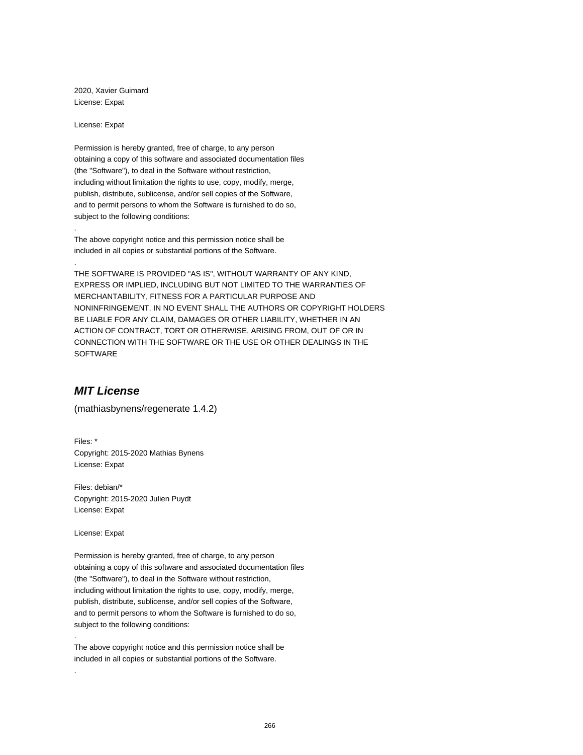2020, Xavier Guimard
License: Expat

License: Expat

Permission is hereby granted, free of charge, to any person
obtaining a copy of this software and associated documentation files
(the "Software"), to deal in the Software without restriction,
including without limitation the rights to use, copy, modify, merge,
publish, distribute, sublicense, and/or sell copies of the Software,
and to permit persons to whom the Software is furnished to do so,
subject to the following conditions:

.

The above copyright notice and this permission notice shall be
included in all copies or substantial portions of the Software.

.

THE SOFTWARE IS PROVIDED "AS IS", WITHOUT WARRANTY OF ANY KIND,
EXPRESS OR IMPLIED, INCLUDING BUT NOT LIMITED TO THE WARRANTIES OF
MERCHANTABILITY, FITNESS FOR A PARTICULAR PURPOSE AND
NONINFRINGEMENT. IN NO EVENT SHALL THE AUTHORS OR COPYRIGHT HOLDERS
BE LIABLE FOR ANY CLAIM, DAMAGES OR OTHER LIABILITY, WHETHER IN AN
ACTION OF CONTRACT, TORT OR OTHERWISE, ARISING FROM, OUT OF OR IN
CONNECTION WITH THE SOFTWARE OR THE USE OR OTHER DEALINGS IN THE
SOFTWARE

## *MIT License*

(mathiasbynens/regenerate 1.4.2)

Files: *
Copyright: 2015-2020 Mathias Bynens
License: Expat

Files: debian/*
Copyright: 2015-2020 Julien Puydt
License: Expat

License: Expat

Permission is hereby granted, free of charge, to any person
obtaining a copy of this software and associated documentation files
(the "Software"), to deal in the Software without restriction,
including without limitation the rights to use, copy, modify, merge,
publish, distribute, sublicense, and/or sell copies of the Software,
and to permit persons to whom the Software is furnished to do so,
subject to the following conditions:

.

The above copyright notice and this permission notice shall be
included in all copies or substantial portions of the Software.

.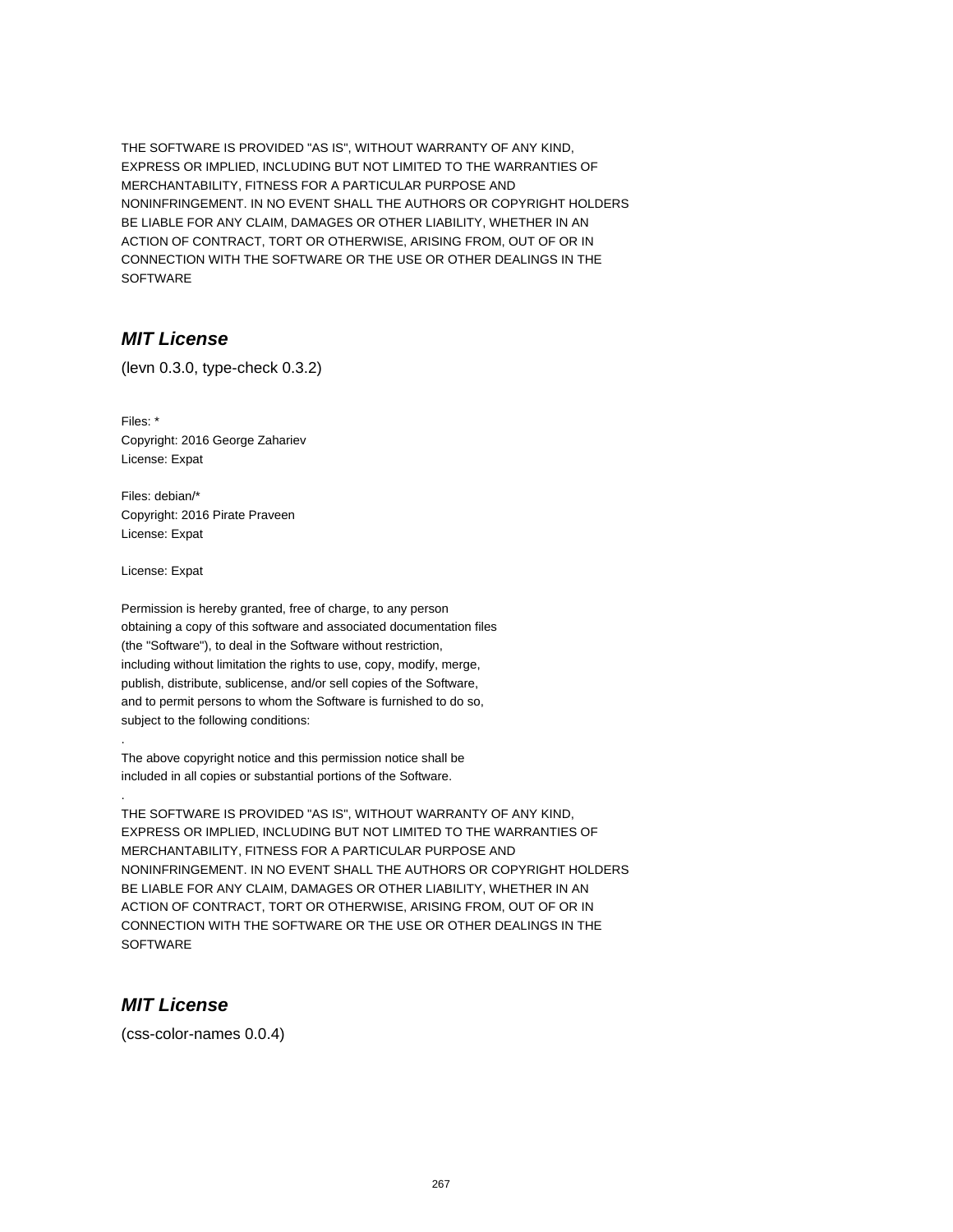THE SOFTWARE IS PROVIDED "AS IS", WITHOUT WARRANTY OF ANY KIND,
EXPRESS OR IMPLIED, INCLUDING BUT NOT LIMITED TO THE WARRANTIES OF
MERCHANTABILITY, FITNESS FOR A PARTICULAR PURPOSE AND
NONINFRINGEMENT. IN NO EVENT SHALL THE AUTHORS OR COPYRIGHT HOLDERS
BE LIABLE FOR ANY CLAIM, DAMAGES OR OTHER LIABILITY, WHETHER IN AN
ACTION OF CONTRACT, TORT OR OTHERWISE, ARISING FROM, OUT OF OR IN
CONNECTION WITH THE SOFTWARE OR THE USE OR OTHER DEALINGS IN THE
SOFTWARE

## *MIT License*

(levn 0.3.0, type-check 0.3.2)

Files: *
Copyright: 2016 George Zahariev
License: Expat

Files: debian/*
Copyright: 2016 Pirate Praveen
License: Expat

License: Expat

Permission is hereby granted, free of charge, to any person
obtaining a copy of this software and associated documentation files
(the "Software"), to deal in the Software without restriction,
including without limitation the rights to use, copy, modify, merge,
publish, distribute, sublicense, and/or sell copies of the Software,
and to permit persons to whom the Software is furnished to do so,
subject to the following conditions:
.
The above copyright notice and this permission notice shall be
included in all copies or substantial portions of the Software.
.
THE SOFTWARE IS PROVIDED "AS IS", WITHOUT WARRANTY OF ANY KIND,
EXPRESS OR IMPLIED, INCLUDING BUT NOT LIMITED TO THE WARRANTIES OF
MERCHANTABILITY, FITNESS FOR A PARTICULAR PURPOSE AND
NONINFRINGEMENT. IN NO EVENT SHALL THE AUTHORS OR COPYRIGHT HOLDERS
BE LIABLE FOR ANY CLAIM, DAMAGES OR OTHER LIABILITY, WHETHER IN AN
ACTION OF CONTRACT, TORT OR OTHERWISE, ARISING FROM, OUT OF OR IN
CONNECTION WITH THE SOFTWARE OR THE USE OR OTHER DEALINGS IN THE
SOFTWARE

## *MIT License*

(css-color-names 0.0.4)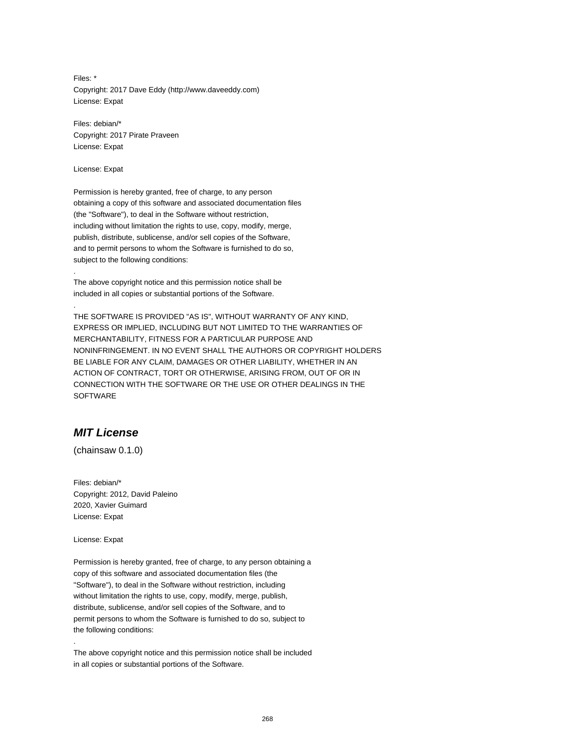Files: *
Copyright: 2017 Dave Eddy (http://www.daveeddy.com)
License: Expat

Files: debian/*
Copyright: 2017 Pirate Praveen
License: Expat

License: Expat

Permission is hereby granted, free of charge, to any person
obtaining a copy of this software and associated documentation files
(the "Software"), to deal in the Software without restriction,
including without limitation the rights to use, copy, modify, merge,
publish, distribute, sublicense, and/or sell copies of the Software,
and to permit persons to whom the Software is furnished to do so,
subject to the following conditions:

.

The above copyright notice and this permission notice shall be
included in all copies or substantial portions of the Software.

.

THE SOFTWARE IS PROVIDED "AS IS", WITHOUT WARRANTY OF ANY KIND,
EXPRESS OR IMPLIED, INCLUDING BUT NOT LIMITED TO THE WARRANTIES OF
MERCHANTABILITY, FITNESS FOR A PARTICULAR PURPOSE AND
NONINFRINGEMENT. IN NO EVENT SHALL THE AUTHORS OR COPYRIGHT HOLDERS
BE LIABLE FOR ANY CLAIM, DAMAGES OR OTHER LIABILITY, WHETHER IN AN
ACTION OF CONTRACT, TORT OR OTHERWISE, ARISING FROM, OUT OF OR IN
CONNECTION WITH THE SOFTWARE OR THE USE OR OTHER DEALINGS IN THE
SOFTWARE

## *MIT License*

(chainsaw 0.1.0)

Files: debian/*
Copyright: 2012, David Paleino
2020, Xavier Guimard
License: Expat

License: Expat

Permission is hereby granted, free of charge, to any person obtaining a
copy of this software and associated documentation files (the
"Software"), to deal in the Software without restriction, including
without limitation the rights to use, copy, modify, merge, publish,
distribute, sublicense, and/or sell copies of the Software, and to
permit persons to whom the Software is furnished to do so, subject to
the following conditions:

.

The above copyright notice and this permission notice shall be included
in all copies or substantial portions of the Software.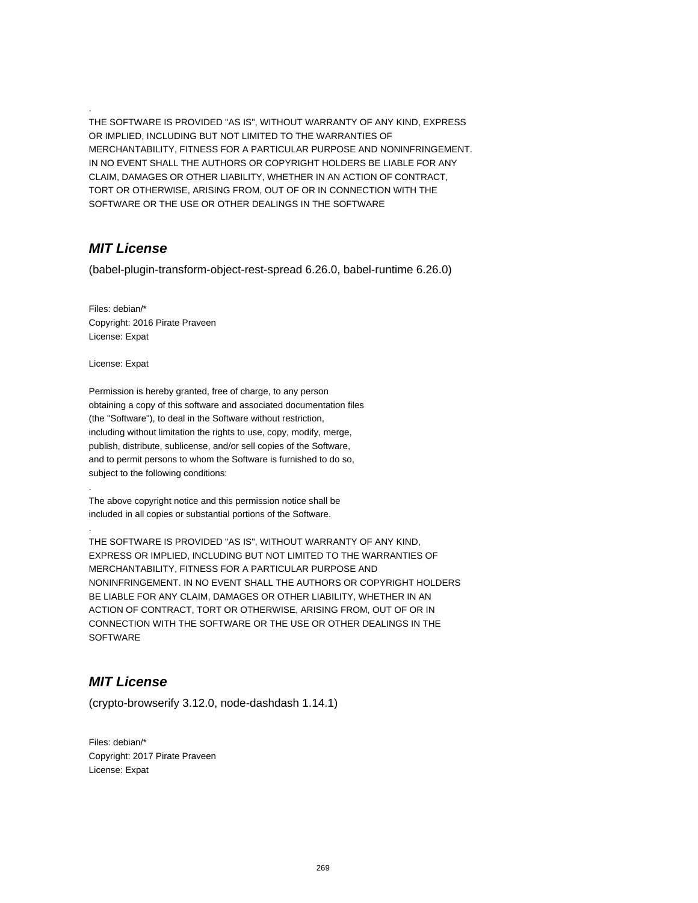.

THE SOFTWARE IS PROVIDED "AS IS", WITHOUT WARRANTY OF ANY KIND, EXPRESS OR IMPLIED, INCLUDING BUT NOT LIMITED TO THE WARRANTIES OF MERCHANTABILITY, FITNESS FOR A PARTICULAR PURPOSE AND NONINFRINGEMENT. IN NO EVENT SHALL THE AUTHORS OR COPYRIGHT HOLDERS BE LIABLE FOR ANY CLAIM, DAMAGES OR OTHER LIABILITY, WHETHER IN AN ACTION OF CONTRACT, TORT OR OTHERWISE, ARISING FROM, OUT OF OR IN CONNECTION WITH THE SOFTWARE OR THE USE OR OTHER DEALINGS IN THE SOFTWARE

## ***MIT License***

(babel-plugin-transform-object-rest-spread 6.26.0, babel-runtime 6.26.0)

Files: debian/*
Copyright: 2016 Pirate Praveen
License: Expat

License: Expat

Permission is hereby granted, free of charge, to any person obtaining a copy of this software and associated documentation files (the "Software"), to deal in the Software without restriction, including without limitation the rights to use, copy, modify, merge, publish, distribute, sublicense, and/or sell copies of the Software, and to permit persons to whom the Software is furnished to do so, subject to the following conditions:

.

The above copyright notice and this permission notice shall be included in all copies or substantial portions of the Software.

.

THE SOFTWARE IS PROVIDED "AS IS", WITHOUT WARRANTY OF ANY KIND, EXPRESS OR IMPLIED, INCLUDING BUT NOT LIMITED TO THE WARRANTIES OF MERCHANTABILITY, FITNESS FOR A PARTICULAR PURPOSE AND NONINFRINGEMENT. IN NO EVENT SHALL THE AUTHORS OR COPYRIGHT HOLDERS BE LIABLE FOR ANY CLAIM, DAMAGES OR OTHER LIABILITY, WHETHER IN AN ACTION OF CONTRACT, TORT OR OTHERWISE, ARISING FROM, OUT OF OR IN CONNECTION WITH THE SOFTWARE OR THE USE OR OTHER DEALINGS IN THE SOFTWARE

## ***MIT License***

(crypto-browserify 3.12.0, node-dashdash 1.14.1)

Files: debian/*
Copyright: 2017 Pirate Praveen
License: Expat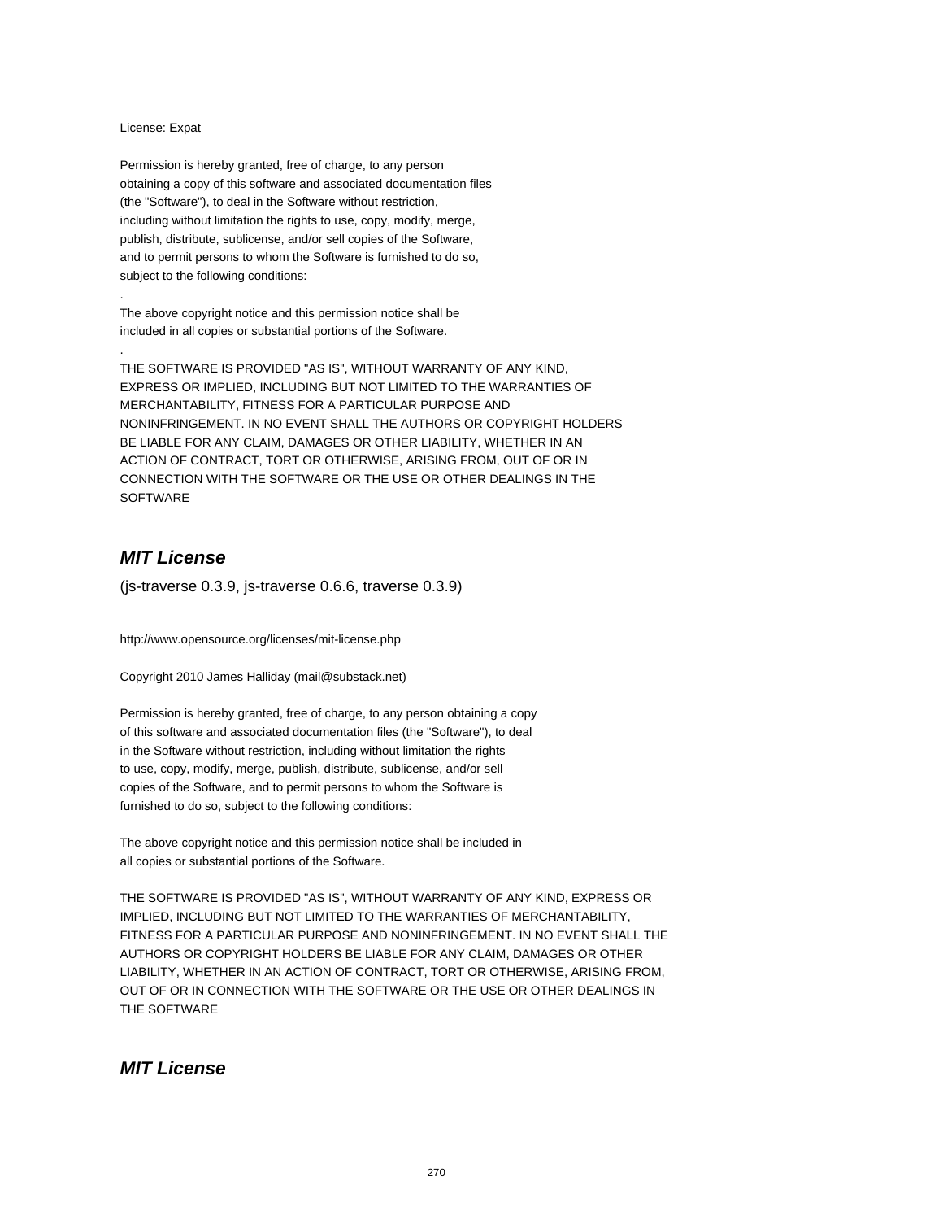License: Expat

Permission is hereby granted, free of charge, to any person
obtaining a copy of this software and associated documentation files
(the "Software"), to deal in the Software without restriction,
including without limitation the rights to use, copy, modify, merge,
publish, distribute, sublicense, and/or sell copies of the Software,
and to permit persons to whom the Software is furnished to do so,
subject to the following conditions:

.

The above copyright notice and this permission notice shall be
included in all copies or substantial portions of the Software.

.

THE SOFTWARE IS PROVIDED "AS IS", WITHOUT WARRANTY OF ANY KIND,
EXPRESS OR IMPLIED, INCLUDING BUT NOT LIMITED TO THE WARRANTIES OF
MERCHANTABILITY, FITNESS FOR A PARTICULAR PURPOSE AND
NONINFRINGEMENT. IN NO EVENT SHALL THE AUTHORS OR COPYRIGHT HOLDERS
BE LIABLE FOR ANY CLAIM, DAMAGES OR OTHER LIABILITY, WHETHER IN AN
ACTION OF CONTRACT, TORT OR OTHERWISE, ARISING FROM, OUT OF OR IN
CONNECTION WITH THE SOFTWARE OR THE USE OR OTHER DEALINGS IN THE
SOFTWARE

## *MIT License*

(js-traverse 0.3.9, js-traverse 0.6.6, traverse 0.3.9)

http://www.opensource.org/licenses/mit-license.php

Copyright 2010 James Halliday (mail@substack.net)

Permission is hereby granted, free of charge, to any person obtaining a copy
of this software and associated documentation files (the "Software"), to deal
in the Software without restriction, including without limitation the rights
to use, copy, modify, merge, publish, distribute, sublicense, and/or sell
copies of the Software, and to permit persons to whom the Software is
furnished to do so, subject to the following conditions:

The above copyright notice and this permission notice shall be included in
all copies or substantial portions of the Software.

THE SOFTWARE IS PROVIDED "AS IS", WITHOUT WARRANTY OF ANY KIND, EXPRESS OR
IMPLIED, INCLUDING BUT NOT LIMITED TO THE WARRANTIES OF MERCHANTABILITY,
FITNESS FOR A PARTICULAR PURPOSE AND NONINFRINGEMENT. IN NO EVENT SHALL THE
AUTHORS OR COPYRIGHT HOLDERS BE LIABLE FOR ANY CLAIM, DAMAGES OR OTHER
LIABILITY, WHETHER IN AN ACTION OF CONTRACT, TORT OR OTHERWISE, ARISING FROM,
OUT OF OR IN CONNECTION WITH THE SOFTWARE OR THE USE OR OTHER DEALINGS IN
THE SOFTWARE

## *MIT License*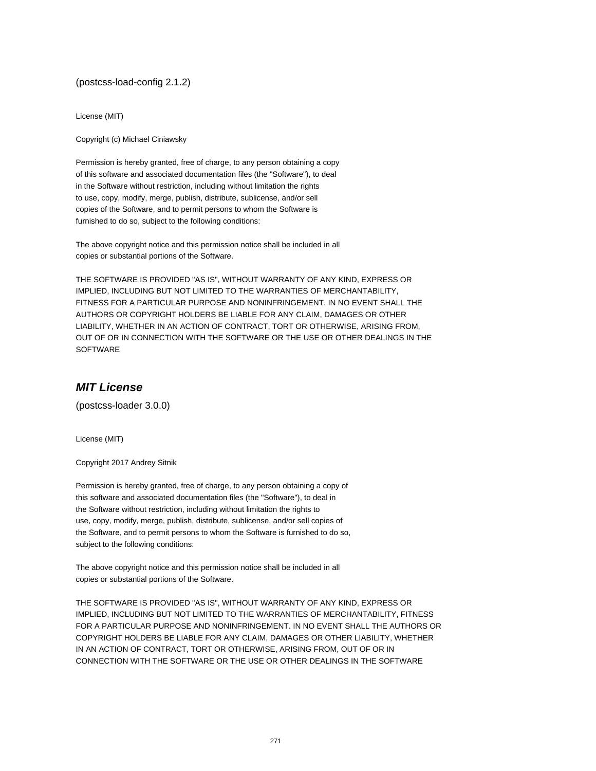(postcss-load-config 2.1.2)

License (MIT)

Copyright (c) Michael Ciniawsky

Permission is hereby granted, free of charge, to any person obtaining a copy
of this software and associated documentation files (the "Software"), to deal
in the Software without restriction, including without limitation the rights
to use, copy, modify, merge, publish, distribute, sublicense, and/or sell
copies of the Software, and to permit persons to whom the Software is
furnished to do so, subject to the following conditions:

The above copyright notice and this permission notice shall be included in all
copies or substantial portions of the Software.

THE SOFTWARE IS PROVIDED "AS IS", WITHOUT WARRANTY OF ANY KIND, EXPRESS OR
IMPLIED, INCLUDING BUT NOT LIMITED TO THE WARRANTIES OF MERCHANTABILITY,
FITNESS FOR A PARTICULAR PURPOSE AND NONINFRINGEMENT. IN NO EVENT SHALL THE
AUTHORS OR COPYRIGHT HOLDERS BE LIABLE FOR ANY CLAIM, DAMAGES OR OTHER
LIABILITY, WHETHER IN AN ACTION OF CONTRACT, TORT OR OTHERWISE, ARISING FROM,
OUT OF OR IN CONNECTION WITH THE SOFTWARE OR THE USE OR OTHER DEALINGS IN THE
SOFTWARE

## ***MIT License***

(postcss-loader 3.0.0)

License (MIT)

Copyright 2017 Andrey Sitnik

Permission is hereby granted, free of charge, to any person obtaining a copy of
this software and associated documentation files (the "Software"), to deal in
the Software without restriction, including without limitation the rights to
use, copy, modify, merge, publish, distribute, sublicense, and/or sell copies of
the Software, and to permit persons to whom the Software is furnished to do so,
subject to the following conditions:

The above copyright notice and this permission notice shall be included in all
copies or substantial portions of the Software.

THE SOFTWARE IS PROVIDED "AS IS", WITHOUT WARRANTY OF ANY KIND, EXPRESS OR
IMPLIED, INCLUDING BUT NOT LIMITED TO THE WARRANTIES OF MERCHANTABILITY, FITNESS
FOR A PARTICULAR PURPOSE AND NONINFRINGEMENT. IN NO EVENT SHALL THE AUTHORS OR
COPYRIGHT HOLDERS BE LIABLE FOR ANY CLAIM, DAMAGES OR OTHER LIABILITY, WHETHER
IN AN ACTION OF CONTRACT, TORT OR OTHERWISE, ARISING FROM, OUT OF OR IN
CONNECTION WITH THE SOFTWARE OR THE USE OR OTHER DEALINGS IN THE SOFTWARE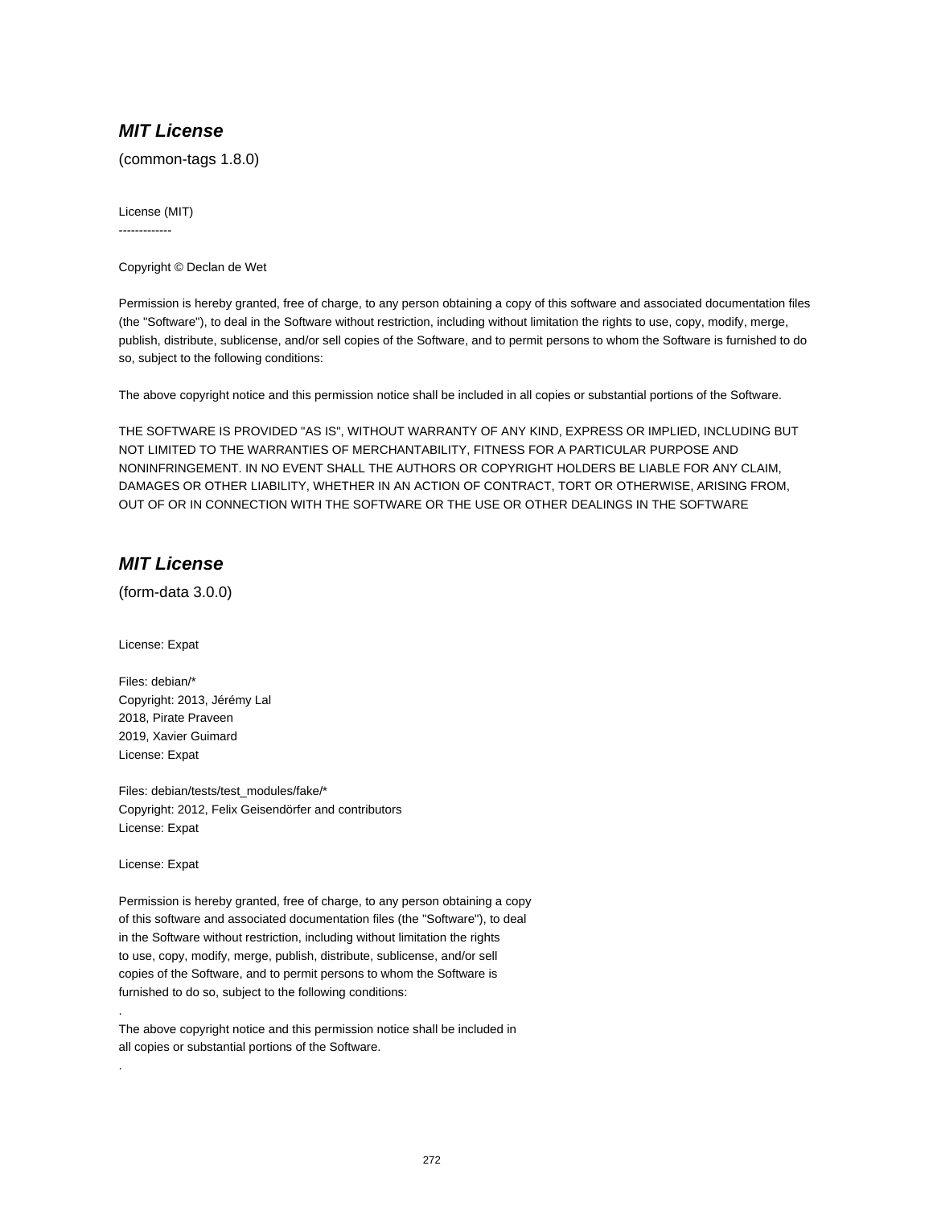### ***MIT License***

(common-tags 1.8.0)

License (MIT)
-------------

Copyright © Declan de Wet

Permission is hereby granted, free of charge, to any person obtaining a copy of this software and associated documentation files (the "Software"), to deal in the Software without restriction, including without limitation the rights to use, copy, modify, merge, publish, distribute, sublicense, and/or sell copies of the Software, and to permit persons to whom the Software is furnished to do so, subject to the following conditions:

The above copyright notice and this permission notice shall be included in all copies or substantial portions of the Software.

THE SOFTWARE IS PROVIDED "AS IS", WITHOUT WARRANTY OF ANY KIND, EXPRESS OR IMPLIED, INCLUDING BUT NOT LIMITED TO THE WARRANTIES OF MERCHANTABILITY, FITNESS FOR A PARTICULAR PURPOSE AND NONINFRINGEMENT. IN NO EVENT SHALL THE AUTHORS OR COPYRIGHT HOLDERS BE LIABLE FOR ANY CLAIM, DAMAGES OR OTHER LIABILITY, WHETHER IN AN ACTION OF CONTRACT, TORT OR OTHERWISE, ARISING FROM, OUT OF OR IN CONNECTION WITH THE SOFTWARE OR THE USE OR OTHER DEALINGS IN THE SOFTWARE

### ***MIT License***

(form-data 3.0.0)

License: Expat

Files: debian/*
Copyright: 2013, Jérémy Lal
2018, Pirate Praveen
2019, Xavier Guimard
License: Expat

Files: debian/tests/test_modules/fake/*
Copyright: 2012, Felix Geisendörfer and contributors
License: Expat

License: Expat

Permission is hereby granted, free of charge, to any person obtaining a copy
of this software and associated documentation files (the "Software"), to deal
in the Software without restriction, including without limitation the rights
to use, copy, modify, merge, publish, distribute, sublicense, and/or sell
copies of the Software, and to permit persons to whom the Software is
furnished to do so, subject to the following conditions:
.
The above copyright notice and this permission notice shall be included in
all copies or substantial portions of the Software.
.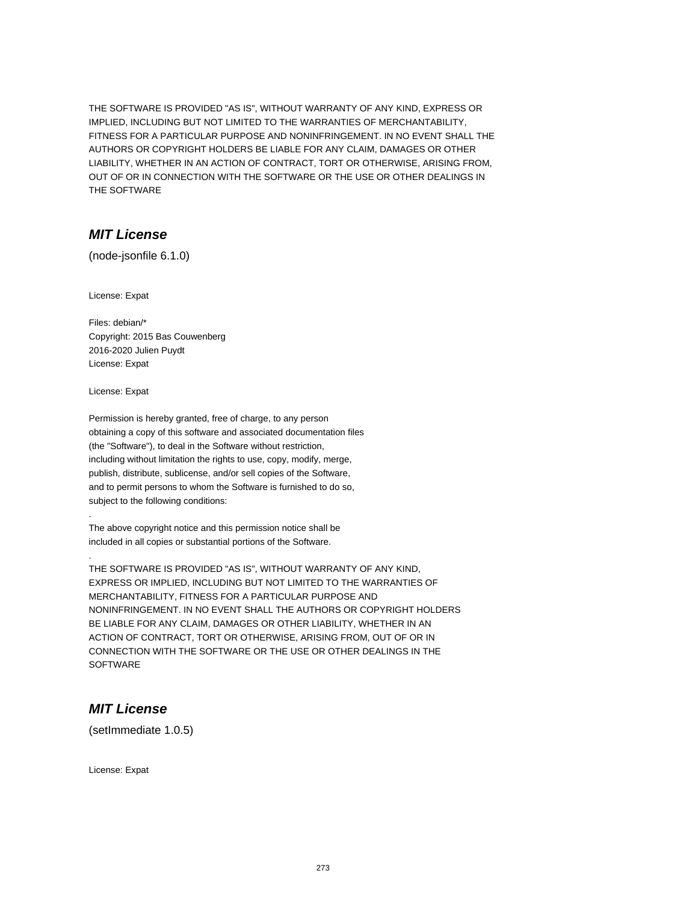THE SOFTWARE IS PROVIDED "AS IS", WITHOUT WARRANTY OF ANY KIND, EXPRESS OR IMPLIED, INCLUDING BUT NOT LIMITED TO THE WARRANTIES OF MERCHANTABILITY, FITNESS FOR A PARTICULAR PURPOSE AND NONINFRINGEMENT. IN NO EVENT SHALL THE AUTHORS OR COPYRIGHT HOLDERS BE LIABLE FOR ANY CLAIM, DAMAGES OR OTHER LIABILITY, WHETHER IN AN ACTION OF CONTRACT, TORT OR OTHERWISE, ARISING FROM, OUT OF OR IN CONNECTION WITH THE SOFTWARE OR THE USE OR OTHER DEALINGS IN THE SOFTWARE

## *MIT License*

(node-jsonfile 6.1.0)

License: Expat

Files: debian/*
Copyright: 2015 Bas Couwenberg
2016-2020 Julien Puydt
License: Expat

License: Expat

Permission is hereby granted, free of charge, to any person
obtaining a copy of this software and associated documentation files
(the "Software"), to deal in the Software without restriction,
including without limitation the rights to use, copy, modify, merge,
publish, distribute, sublicense, and/or sell copies of the Software,
and to permit persons to whom the Software is furnished to do so,
subject to the following conditions:
.
The above copyright notice and this permission notice shall be
included in all copies or substantial portions of the Software.
.
THE SOFTWARE IS PROVIDED "AS IS", WITHOUT WARRANTY OF ANY KIND,
EXPRESS OR IMPLIED, INCLUDING BUT NOT LIMITED TO THE WARRANTIES OF
MERCHANTABILITY, FITNESS FOR A PARTICULAR PURPOSE AND
NONINFRINGEMENT. IN NO EVENT SHALL THE AUTHORS OR COPYRIGHT HOLDERS
BE LIABLE FOR ANY CLAIM, DAMAGES OR OTHER LIABILITY, WHETHER IN AN
ACTION OF CONTRACT, TORT OR OTHERWISE, ARISING FROM, OUT OF OR IN
CONNECTION WITH THE SOFTWARE OR THE USE OR OTHER DEALINGS IN THE
SOFTWARE

## *MIT License*

(setImmediate 1.0.5)

License: Expat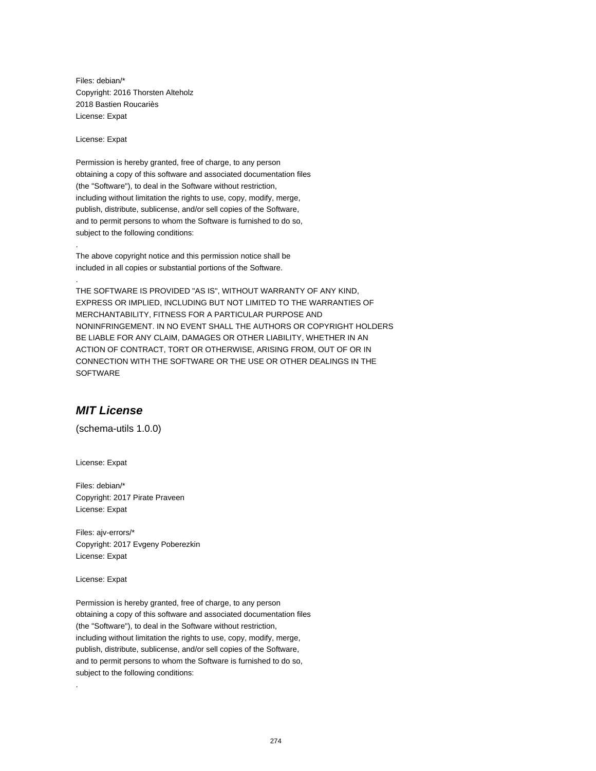Files: debian/*
Copyright: 2016 Thorsten Alteholz
2018 Bastien Roucariès
License: Expat

License: Expat

Permission is hereby granted, free of charge, to any person
obtaining a copy of this software and associated documentation files
(the "Software"), to deal in the Software without restriction,
including without limitation the rights to use, copy, modify, merge,
publish, distribute, sublicense, and/or sell copies of the Software,
and to permit persons to whom the Software is furnished to do so,
subject to the following conditions:
.
The above copyright notice and this permission notice shall be
included in all copies or substantial portions of the Software.
.
THE SOFTWARE IS PROVIDED "AS IS", WITHOUT WARRANTY OF ANY KIND,
EXPRESS OR IMPLIED, INCLUDING BUT NOT LIMITED TO THE WARRANTIES OF
MERCHANTABILITY, FITNESS FOR A PARTICULAR PURPOSE AND
NONINFRINGEMENT. IN NO EVENT SHALL THE AUTHORS OR COPYRIGHT HOLDERS
BE LIABLE FOR ANY CLAIM, DAMAGES OR OTHER LIABILITY, WHETHER IN AN
ACTION OF CONTRACT, TORT OR OTHERWISE, ARISING FROM, OUT OF OR IN
CONNECTION WITH THE SOFTWARE OR THE USE OR OTHER DEALINGS IN THE
SOFTWARE

## *MIT License*

(schema-utils 1.0.0)

License: Expat

Files: debian/*
Copyright: 2017 Pirate Praveen
License: Expat

Files: ajv-errors/*
Copyright: 2017 Evgeny Poberezkin
License: Expat

License: Expat

Permission is hereby granted, free of charge, to any person
obtaining a copy of this software and associated documentation files
(the "Software"), to deal in the Software without restriction,
including without limitation the rights to use, copy, modify, merge,
publish, distribute, sublicense, and/or sell copies of the Software,
and to permit persons to whom the Software is furnished to do so,
subject to the following conditions:
.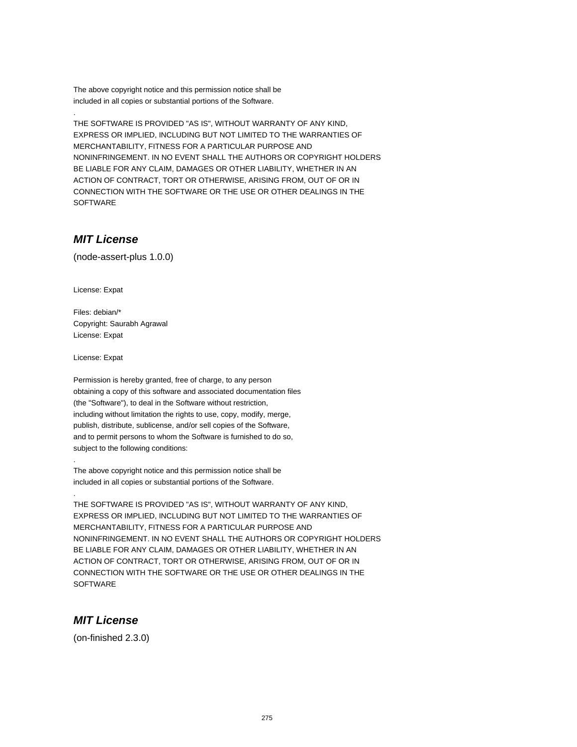The above copyright notice and this permission notice shall be
included in all copies or substantial portions of the Software.
.
THE SOFTWARE IS PROVIDED "AS IS", WITHOUT WARRANTY OF ANY KIND,
EXPRESS OR IMPLIED, INCLUDING BUT NOT LIMITED TO THE WARRANTIES OF
MERCHANTABILITY, FITNESS FOR A PARTICULAR PURPOSE AND
NONINFRINGEMENT. IN NO EVENT SHALL THE AUTHORS OR COPYRIGHT HOLDERS
BE LIABLE FOR ANY CLAIM, DAMAGES OR OTHER LIABILITY, WHETHER IN AN
ACTION OF CONTRACT, TORT OR OTHERWISE, ARISING FROM, OUT OF OR IN
CONNECTION WITH THE SOFTWARE OR THE USE OR OTHER DEALINGS IN THE
SOFTWARE

## *MIT License*

(node-assert-plus 1.0.0)

License: Expat

Files: debian/*
Copyright: Saurabh Agrawal
License: Expat

License: Expat

Permission is hereby granted, free of charge, to any person
obtaining a copy of this software and associated documentation files
(the "Software"), to deal in the Software without restriction,
including without limitation the rights to use, copy, modify, merge,
publish, distribute, sublicense, and/or sell copies of the Software,
and to permit persons to whom the Software is furnished to do so,
subject to the following conditions:
.
The above copyright notice and this permission notice shall be
included in all copies or substantial portions of the Software.
.
THE SOFTWARE IS PROVIDED "AS IS", WITHOUT WARRANTY OF ANY KIND,
EXPRESS OR IMPLIED, INCLUDING BUT NOT LIMITED TO THE WARRANTIES OF
MERCHANTABILITY, FITNESS FOR A PARTICULAR PURPOSE AND
NONINFRINGEMENT. IN NO EVENT SHALL THE AUTHORS OR COPYRIGHT HOLDERS
BE LIABLE FOR ANY CLAIM, DAMAGES OR OTHER LIABILITY, WHETHER IN AN
ACTION OF CONTRACT, TORT OR OTHERWISE, ARISING FROM, OUT OF OR IN
CONNECTION WITH THE SOFTWARE OR THE USE OR OTHER DEALINGS IN THE
SOFTWARE

## *MIT License*

(on-finished 2.3.0)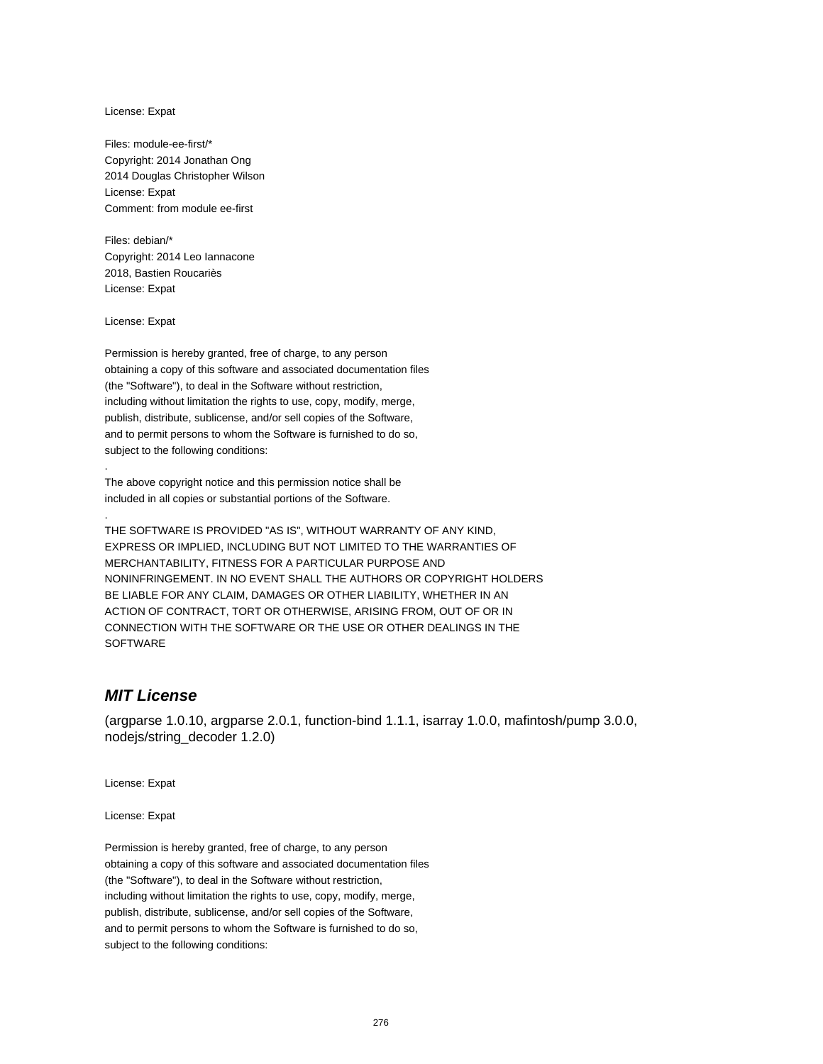License: Expat

Files: module-ee-first/*
Copyright: 2014 Jonathan Ong
2014 Douglas Christopher Wilson
License: Expat
Comment: from module ee-first

Files: debian/*
Copyright: 2014 Leo Iannacone
2018, Bastien Roucariès
License: Expat

License: Expat

Permission is hereby granted, free of charge, to any person
obtaining a copy of this software and associated documentation files
(the "Software"), to deal in the Software without restriction,
including without limitation the rights to use, copy, modify, merge,
publish, distribute, sublicense, and/or sell copies of the Software,
and to permit persons to whom the Software is furnished to do so,
subject to the following conditions:
.
The above copyright notice and this permission notice shall be
included in all copies or substantial portions of the Software.
.
THE SOFTWARE IS PROVIDED "AS IS", WITHOUT WARRANTY OF ANY KIND,
EXPRESS OR IMPLIED, INCLUDING BUT NOT LIMITED TO THE WARRANTIES OF
MERCHANTABILITY, FITNESS FOR A PARTICULAR PURPOSE AND
NONINFRINGEMENT. IN NO EVENT SHALL THE AUTHORS OR COPYRIGHT HOLDERS
BE LIABLE FOR ANY CLAIM, DAMAGES OR OTHER LIABILITY, WHETHER IN AN
ACTION OF CONTRACT, TORT OR OTHERWISE, ARISING FROM, OUT OF OR IN
CONNECTION WITH THE SOFTWARE OR THE USE OR OTHER DEALINGS IN THE
SOFTWARE

## *MIT License*

(argparse 1.0.10, argparse 2.0.1, function-bind 1.1.1, isarray 1.0.0, mafintosh/pump 3.0.0, nodejs/string_decoder 1.2.0)

License: Expat

License: Expat

Permission is hereby granted, free of charge, to any person
obtaining a copy of this software and associated documentation files
(the "Software"), to deal in the Software without restriction,
including without limitation the rights to use, copy, modify, merge,
publish, distribute, sublicense, and/or sell copies of the Software,
and to permit persons to whom the Software is furnished to do so,
subject to the following conditions: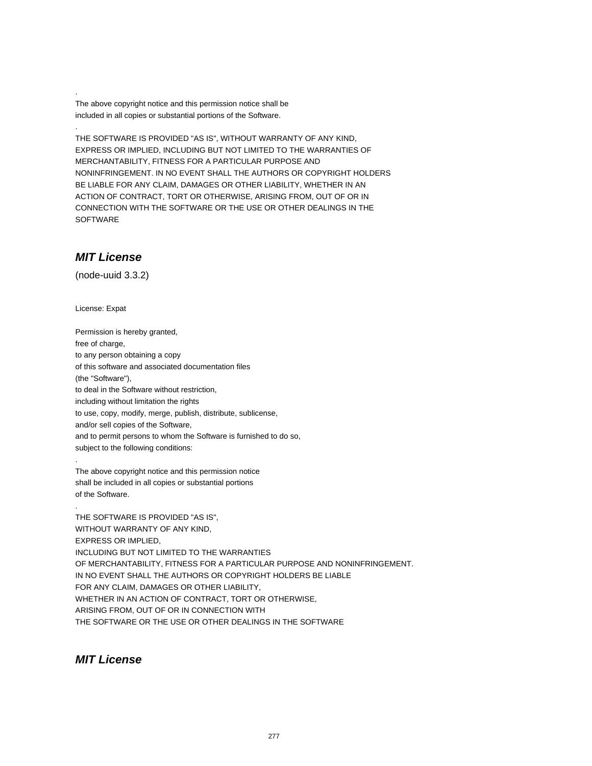.

The above copyright notice and this permission notice shall be
included in all copies or substantial portions of the Software.

.

THE SOFTWARE IS PROVIDED "AS IS", WITHOUT WARRANTY OF ANY KIND,
EXPRESS OR IMPLIED, INCLUDING BUT NOT LIMITED TO THE WARRANTIES OF
MERCHANTABILITY, FITNESS FOR A PARTICULAR PURPOSE AND
NONINFRINGEMENT. IN NO EVENT SHALL THE AUTHORS OR COPYRIGHT HOLDERS
BE LIABLE FOR ANY CLAIM, DAMAGES OR OTHER LIABILITY, WHETHER IN AN
ACTION OF CONTRACT, TORT OR OTHERWISE, ARISING FROM, OUT OF OR IN
CONNECTION WITH THE SOFTWARE OR THE USE OR OTHER DEALINGS IN THE
SOFTWARE

## *MIT License*

(node-uuid 3.3.2)

License: Expat

Permission is hereby granted,
free of charge,
to any person obtaining a copy
of this software and associated documentation files
(the "Software"),
to deal in the Software without restriction,
including without limitation the rights
to use, copy, modify, merge, publish, distribute, sublicense,
and/or sell copies of the Software,
and to permit persons to whom the Software is furnished to do so,
subject to the following conditions:

.

The above copyright notice and this permission notice
shall be included in all copies or substantial portions
of the Software.

.

THE SOFTWARE IS PROVIDED "AS IS",
WITHOUT WARRANTY OF ANY KIND,
EXPRESS OR IMPLIED,
INCLUDING BUT NOT LIMITED TO THE WARRANTIES
OF MERCHANTABILITY, FITNESS FOR A PARTICULAR PURPOSE AND NONINFRINGEMENT.
IN NO EVENT SHALL THE AUTHORS OR COPYRIGHT HOLDERS BE LIABLE
FOR ANY CLAIM, DAMAGES OR OTHER LIABILITY,
WHETHER IN AN ACTION OF CONTRACT, TORT OR OTHERWISE,
ARISING FROM, OUT OF OR IN CONNECTION WITH
THE SOFTWARE OR THE USE OR OTHER DEALINGS IN THE SOFTWARE

## *MIT License*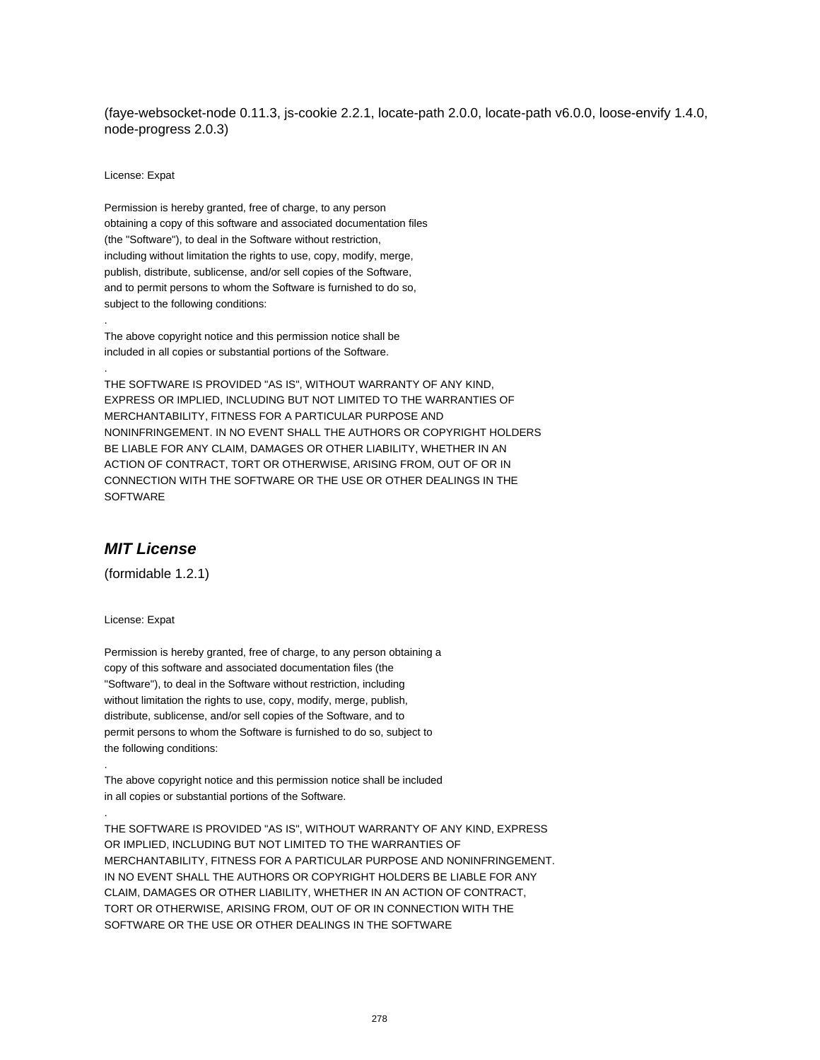(faye-websocket-node 0.11.3, js-cookie 2.2.1, locate-path 2.0.0, locate-path v6.0.0, loose-envify 1.4.0, node-progress 2.0.3)

License: Expat

Permission is hereby granted, free of charge, to any person
obtaining a copy of this software and associated documentation files
(the "Software"), to deal in the Software without restriction,
including without limitation the rights to use, copy, modify, merge,
publish, distribute, sublicense, and/or sell copies of the Software,
and to permit persons to whom the Software is furnished to do so,
subject to the following conditions:

.

The above copyright notice and this permission notice shall be
included in all copies or substantial portions of the Software.

.

THE SOFTWARE IS PROVIDED "AS IS", WITHOUT WARRANTY OF ANY KIND,
EXPRESS OR IMPLIED, INCLUDING BUT NOT LIMITED TO THE WARRANTIES OF
MERCHANTABILITY, FITNESS FOR A PARTICULAR PURPOSE AND
NONINFRINGEMENT. IN NO EVENT SHALL THE AUTHORS OR COPYRIGHT HOLDERS
BE LIABLE FOR ANY CLAIM, DAMAGES OR OTHER LIABILITY, WHETHER IN AN
ACTION OF CONTRACT, TORT OR OTHERWISE, ARISING FROM, OUT OF OR IN
CONNECTION WITH THE SOFTWARE OR THE USE OR OTHER DEALINGS IN THE
SOFTWARE

## *MIT License*

(formidable 1.2.1)

License: Expat

Permission is hereby granted, free of charge, to any person obtaining a
copy of this software and associated documentation files (the
"Software"), to deal in the Software without restriction, including
without limitation the rights to use, copy, modify, merge, publish,
distribute, sublicense, and/or sell copies of the Software, and to
permit persons to whom the Software is furnished to do so, subject to
the following conditions:

.

The above copyright notice and this permission notice shall be included
in all copies or substantial portions of the Software.

.

THE SOFTWARE IS PROVIDED "AS IS", WITHOUT WARRANTY OF ANY KIND, EXPRESS
OR IMPLIED, INCLUDING BUT NOT LIMITED TO THE WARRANTIES OF
MERCHANTABILITY, FITNESS FOR A PARTICULAR PURPOSE AND NONINFRINGEMENT.
IN NO EVENT SHALL THE AUTHORS OR COPYRIGHT HOLDERS BE LIABLE FOR ANY
CLAIM, DAMAGES OR OTHER LIABILITY, WHETHER IN AN ACTION OF CONTRACT,
TORT OR OTHERWISE, ARISING FROM, OUT OF OR IN CONNECTION WITH THE
SOFTWARE OR THE USE OR OTHER DEALINGS IN THE SOFTWARE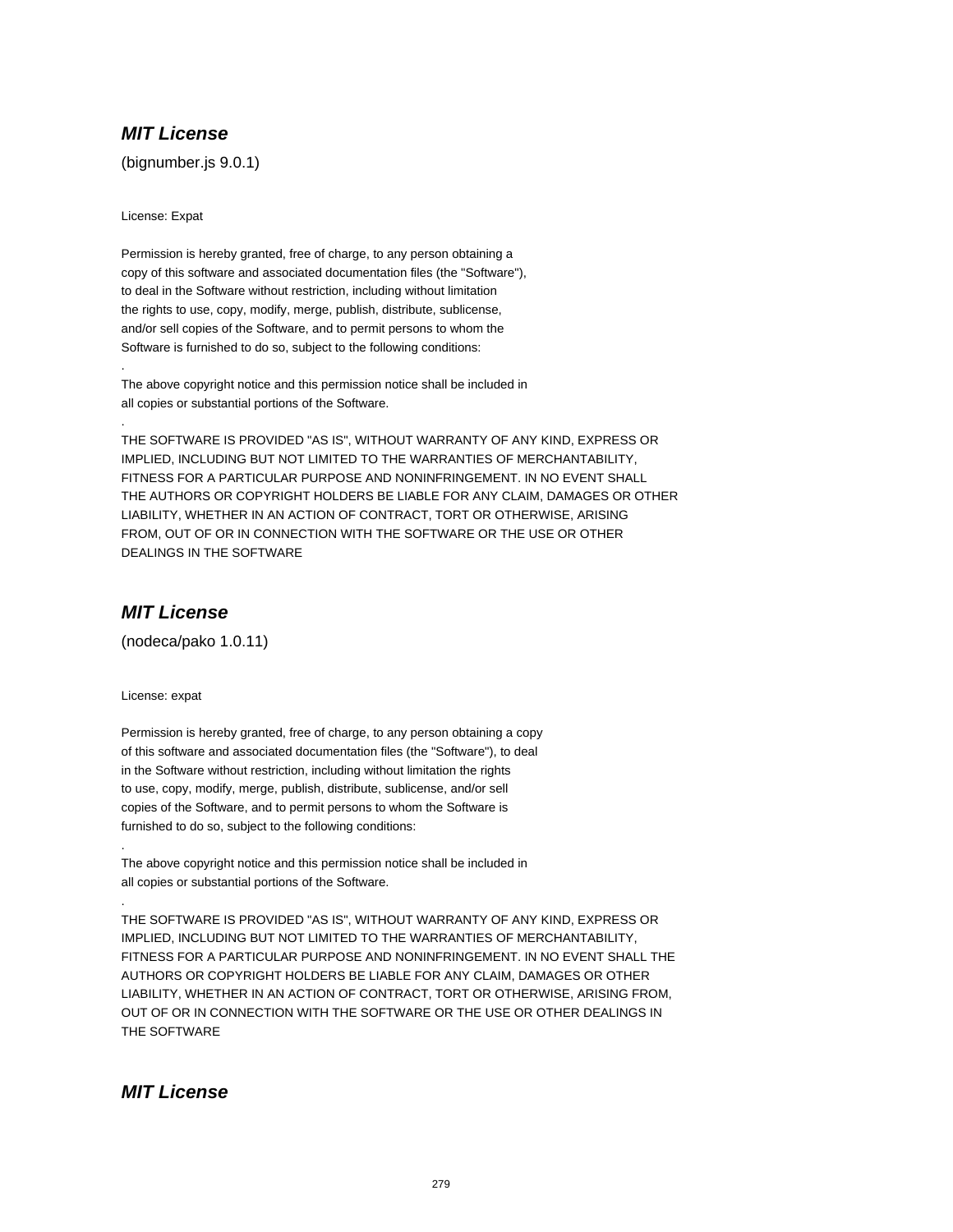## *MIT License*

(bignumber.js 9.0.1)

License: Expat

Permission is hereby granted, free of charge, to any person obtaining a
copy of this software and associated documentation files (the "Software"),
to deal in the Software without restriction, including without limitation
the rights to use, copy, modify, merge, publish, distribute, sublicense,
and/or sell copies of the Software, and to permit persons to whom the
Software is furnished to do so, subject to the following conditions:
.
The above copyright notice and this permission notice shall be included in
all copies or substantial portions of the Software.
.
THE SOFTWARE IS PROVIDED "AS IS", WITHOUT WARRANTY OF ANY KIND, EXPRESS OR
IMPLIED, INCLUDING BUT NOT LIMITED TO THE WARRANTIES OF MERCHANTABILITY,
FITNESS FOR A PARTICULAR PURPOSE AND NONINFRINGEMENT. IN NO EVENT SHALL
THE AUTHORS OR COPYRIGHT HOLDERS BE LIABLE FOR ANY CLAIM, DAMAGES OR OTHER
LIABILITY, WHETHER IN AN ACTION OF CONTRACT, TORT OR OTHERWISE, ARISING
FROM, OUT OF OR IN CONNECTION WITH THE SOFTWARE OR THE USE OR OTHER
DEALINGS IN THE SOFTWARE

## *MIT License*

(nodeca/pako 1.0.11)

License: expat

Permission is hereby granted, free of charge, to any person obtaining a copy
of this software and associated documentation files (the "Software"), to deal
in the Software without restriction, including without limitation the rights
to use, copy, modify, merge, publish, distribute, sublicense, and/or sell
copies of the Software, and to permit persons to whom the Software is
furnished to do so, subject to the following conditions:
.
The above copyright notice and this permission notice shall be included in
all copies or substantial portions of the Software.
.
THE SOFTWARE IS PROVIDED "AS IS", WITHOUT WARRANTY OF ANY KIND, EXPRESS OR
IMPLIED, INCLUDING BUT NOT LIMITED TO THE WARRANTIES OF MERCHANTABILITY,
FITNESS FOR A PARTICULAR PURPOSE AND NONINFRINGEMENT. IN NO EVENT SHALL THE
AUTHORS OR COPYRIGHT HOLDERS BE LIABLE FOR ANY CLAIM, DAMAGES OR OTHER
LIABILITY, WHETHER IN AN ACTION OF CONTRACT, TORT OR OTHERWISE, ARISING FROM,
OUT OF OR IN CONNECTION WITH THE SOFTWARE OR THE USE OR OTHER DEALINGS IN
THE SOFTWARE

## *MIT License*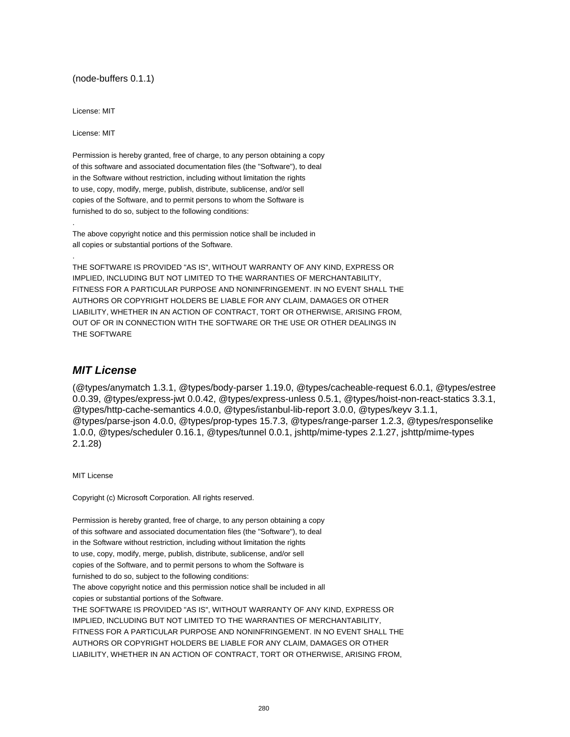(node-buffers 0.1.1)

License: MIT

License: MIT

Permission is hereby granted, free of charge, to any person obtaining a copy
of this software and associated documentation files (the "Software"), to deal
in the Software without restriction, including without limitation the rights
to use, copy, modify, merge, publish, distribute, sublicense, and/or sell
copies of the Software, and to permit persons to whom the Software is
furnished to do so, subject to the following conditions:

.

The above copyright notice and this permission notice shall be included in
all copies or substantial portions of the Software.

.

THE SOFTWARE IS PROVIDED "AS IS", WITHOUT WARRANTY OF ANY KIND, EXPRESS OR
IMPLIED, INCLUDING BUT NOT LIMITED TO THE WARRANTIES OF MERCHANTABILITY,
FITNESS FOR A PARTICULAR PURPOSE AND NONINFRINGEMENT. IN NO EVENT SHALL THE
AUTHORS OR COPYRIGHT HOLDERS BE LIABLE FOR ANY CLAIM, DAMAGES OR OTHER
LIABILITY, WHETHER IN AN ACTION OF CONTRACT, TORT OR OTHERWISE, ARISING FROM,
OUT OF OR IN CONNECTION WITH THE SOFTWARE OR THE USE OR OTHER DEALINGS IN
THE SOFTWARE

## ***MIT License***

(@types/anymatch 1.3.1, @types/body-parser 1.19.0, @types/cacheable-request 6.0.1, @types/estree 0.0.39, @types/express-jwt 0.0.42, @types/express-unless 0.5.1, @types/hoist-non-react-statics 3.3.1, @types/http-cache-semantics 4.0.0, @types/istanbul-lib-report 3.0.0, @types/keyv 3.1.1, @types/parse-json 4.0.0, @types/prop-types 15.7.3, @types/range-parser 1.2.3, @types/responselike 1.0.0, @types/scheduler 0.16.1, @types/tunnel 0.0.1, jshttp/mime-types 2.1.27, jshttp/mime-types 2.1.28)

MIT License

Copyright (c) Microsoft Corporation. All rights reserved.

Permission is hereby granted, free of charge, to any person obtaining a copy
of this software and associated documentation files (the "Software"), to deal
in the Software without restriction, including without limitation the rights
to use, copy, modify, merge, publish, distribute, sublicense, and/or sell
copies of the Software, and to permit persons to whom the Software is
furnished to do so, subject to the following conditions:
The above copyright notice and this permission notice shall be included in all
copies or substantial portions of the Software.
THE SOFTWARE IS PROVIDED "AS IS", WITHOUT WARRANTY OF ANY KIND, EXPRESS OR
IMPLIED, INCLUDING BUT NOT LIMITED TO THE WARRANTIES OF MERCHANTABILITY,
FITNESS FOR A PARTICULAR PURPOSE AND NONINFRINGEMENT. IN NO EVENT SHALL THE
AUTHORS OR COPYRIGHT HOLDERS BE LIABLE FOR ANY CLAIM, DAMAGES OR OTHER
LIABILITY, WHETHER IN AN ACTION OF CONTRACT, TORT OR OTHERWISE, ARISING FROM,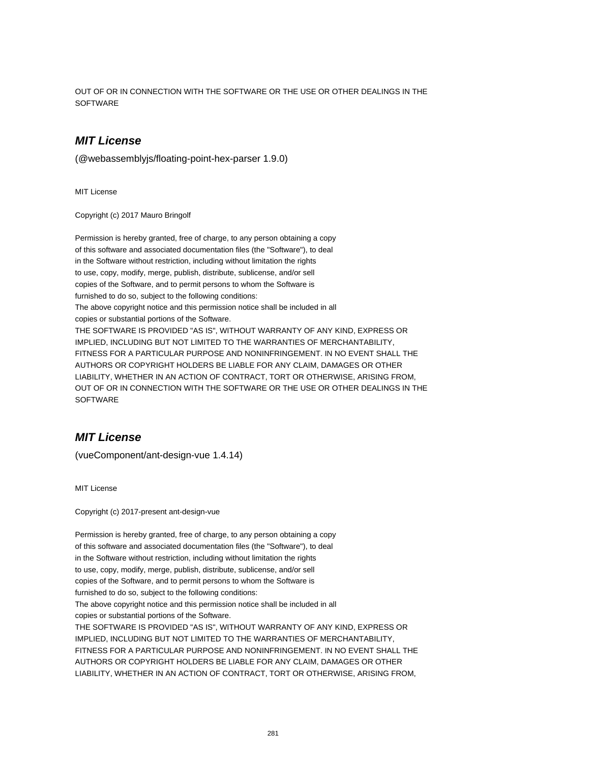OUT OF OR IN CONNECTION WITH THE SOFTWARE OR THE USE OR OTHER DEALINGS IN THE SOFTWARE

## ***MIT License***

(@webassemblyjs/floating-point-hex-parser 1.9.0)

MIT License

Copyright (c) 2017 Mauro Bringolf

Permission is hereby granted, free of charge, to any person obtaining a copy
of this software and associated documentation files (the "Software"), to deal
in the Software without restriction, including without limitation the rights
to use, copy, modify, merge, publish, distribute, sublicense, and/or sell
copies of the Software, and to permit persons to whom the Software is
furnished to do so, subject to the following conditions:
The above copyright notice and this permission notice shall be included in all
copies or substantial portions of the Software.
THE SOFTWARE IS PROVIDED "AS IS", WITHOUT WARRANTY OF ANY KIND, EXPRESS OR
IMPLIED, INCLUDING BUT NOT LIMITED TO THE WARRANTIES OF MERCHANTABILITY,
FITNESS FOR A PARTICULAR PURPOSE AND NONINFRINGEMENT. IN NO EVENT SHALL THE
AUTHORS OR COPYRIGHT HOLDERS BE LIABLE FOR ANY CLAIM, DAMAGES OR OTHER
LIABILITY, WHETHER IN AN ACTION OF CONTRACT, TORT OR OTHERWISE, ARISING FROM,
OUT OF OR IN CONNECTION WITH THE SOFTWARE OR THE USE OR OTHER DEALINGS IN THE
SOFTWARE

## ***MIT License***

(vueComponent/ant-design-vue 1.4.14)

MIT License

Copyright (c) 2017-present ant-design-vue

Permission is hereby granted, free of charge, to any person obtaining a copy
of this software and associated documentation files (the "Software"), to deal
in the Software without restriction, including without limitation the rights
to use, copy, modify, merge, publish, distribute, sublicense, and/or sell
copies of the Software, and to permit persons to whom the Software is
furnished to do so, subject to the following conditions:
The above copyright notice and this permission notice shall be included in all
copies or substantial portions of the Software.
THE SOFTWARE IS PROVIDED "AS IS", WITHOUT WARRANTY OF ANY KIND, EXPRESS OR
IMPLIED, INCLUDING BUT NOT LIMITED TO THE WARRANTIES OF MERCHANTABILITY,
FITNESS FOR A PARTICULAR PURPOSE AND NONINFRINGEMENT. IN NO EVENT SHALL THE
AUTHORS OR COPYRIGHT HOLDERS BE LIABLE FOR ANY CLAIM, DAMAGES OR OTHER
LIABILITY, WHETHER IN AN ACTION OF CONTRACT, TORT OR OTHERWISE, ARISING FROM,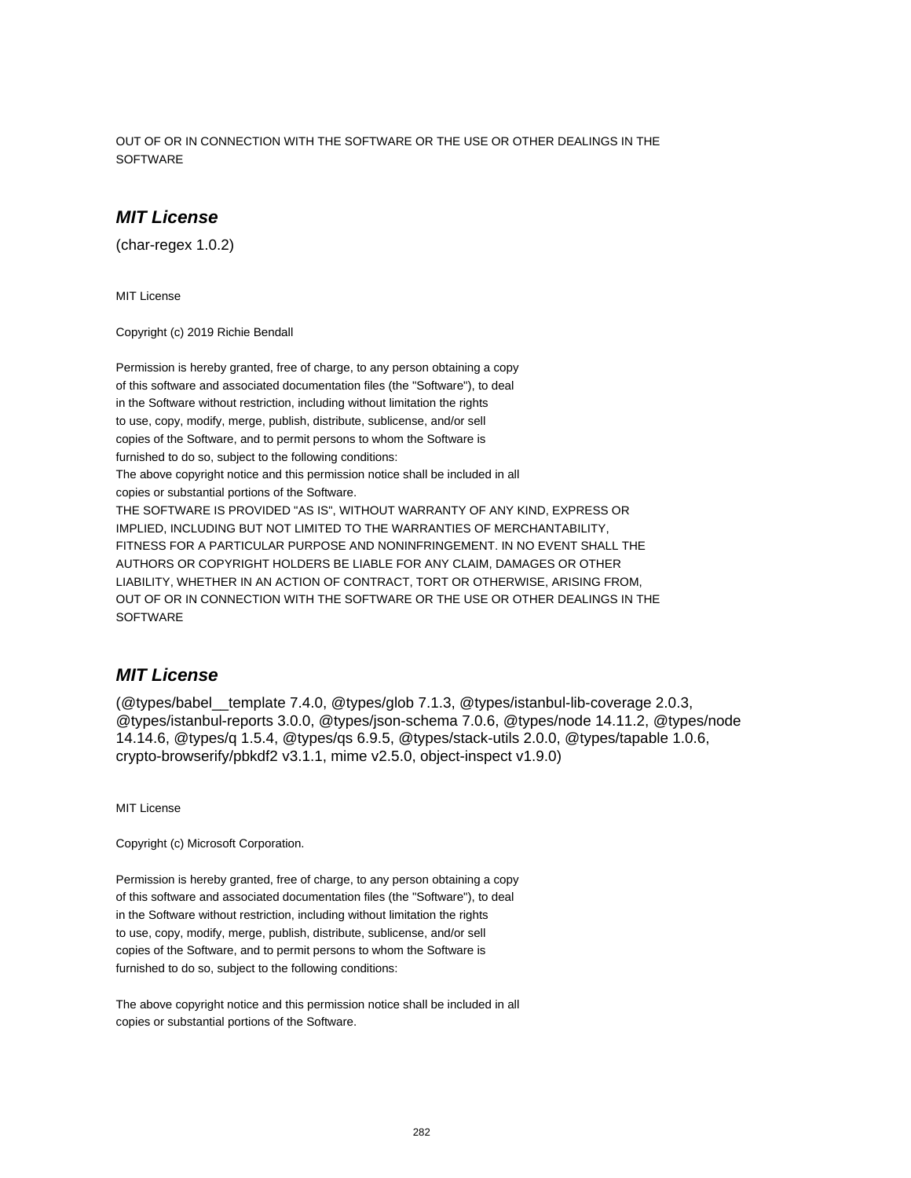OUT OF OR IN CONNECTION WITH THE SOFTWARE OR THE USE OR OTHER DEALINGS IN THE SOFTWARE

## *MIT License*

(char-regex 1.0.2)

MIT License

Copyright (c) 2019 Richie Bendall

Permission is hereby granted, free of charge, to any person obtaining a copy
of this software and associated documentation files (the "Software"), to deal
in the Software without restriction, including without limitation the rights
to use, copy, modify, merge, publish, distribute, sublicense, and/or sell
copies of the Software, and to permit persons to whom the Software is
furnished to do so, subject to the following conditions:
The above copyright notice and this permission notice shall be included in all
copies or substantial portions of the Software.
THE SOFTWARE IS PROVIDED "AS IS", WITHOUT WARRANTY OF ANY KIND, EXPRESS OR
IMPLIED, INCLUDING BUT NOT LIMITED TO THE WARRANTIES OF MERCHANTABILITY,
FITNESS FOR A PARTICULAR PURPOSE AND NONINFRINGEMENT. IN NO EVENT SHALL THE
AUTHORS OR COPYRIGHT HOLDERS BE LIABLE FOR ANY CLAIM, DAMAGES OR OTHER
LIABILITY, WHETHER IN AN ACTION OF CONTRACT, TORT OR OTHERWISE, ARISING FROM,
OUT OF OR IN CONNECTION WITH THE SOFTWARE OR THE USE OR OTHER DEALINGS IN THE
SOFTWARE

## *MIT License*

(@types/babel__template 7.4.0, @types/glob 7.1.3, @types/istanbul-lib-coverage 2.0.3, @types/istanbul-reports 3.0.0, @types/json-schema 7.0.6, @types/node 14.11.2, @types/node 14.14.6, @types/q 1.5.4, @types/qs 6.9.5, @types/stack-utils 2.0.0, @types/tapable 1.0.6, crypto-browserify/pbkdf2 v3.1.1, mime v2.5.0, object-inspect v1.9.0)

MIT License

Copyright (c) Microsoft Corporation.

Permission is hereby granted, free of charge, to any person obtaining a copy
of this software and associated documentation files (the "Software"), to deal
in the Software without restriction, including without limitation the rights
to use, copy, modify, merge, publish, distribute, sublicense, and/or sell
copies of the Software, and to permit persons to whom the Software is
furnished to do so, subject to the following conditions:

The above copyright notice and this permission notice shall be included in all
copies or substantial portions of the Software.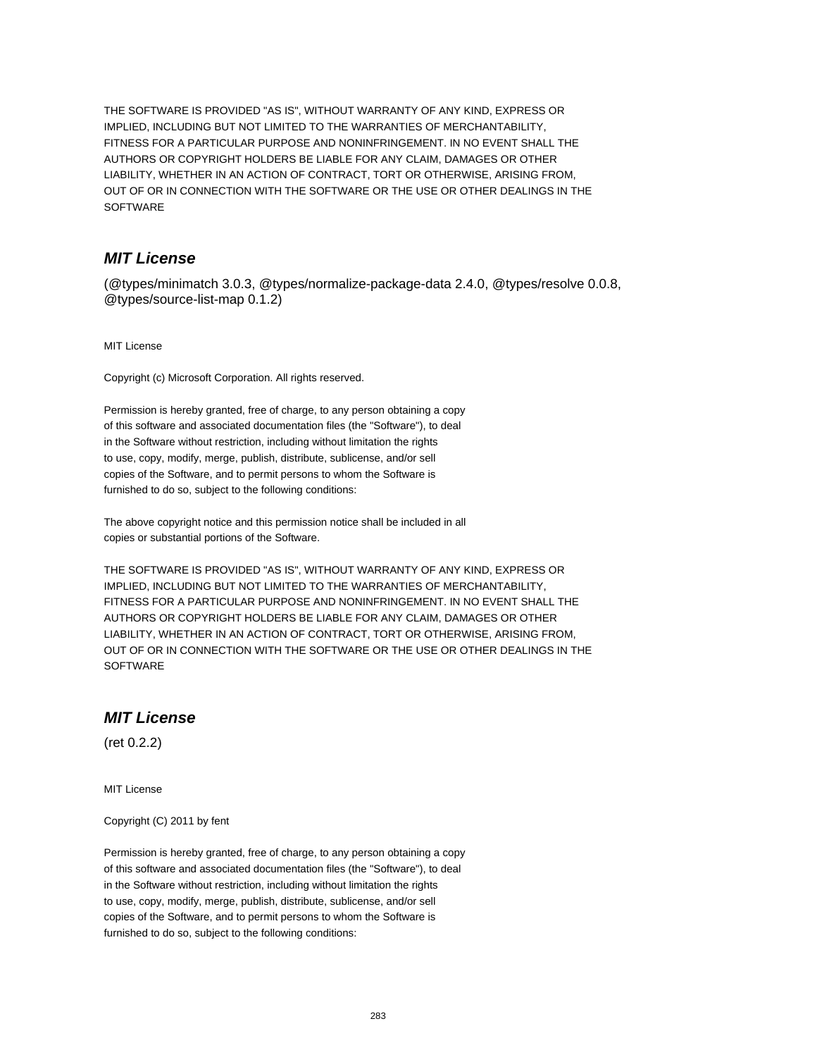THE SOFTWARE IS PROVIDED "AS IS", WITHOUT WARRANTY OF ANY KIND, EXPRESS OR IMPLIED, INCLUDING BUT NOT LIMITED TO THE WARRANTIES OF MERCHANTABILITY, FITNESS FOR A PARTICULAR PURPOSE AND NONINFRINGEMENT. IN NO EVENT SHALL THE AUTHORS OR COPYRIGHT HOLDERS BE LIABLE FOR ANY CLAIM, DAMAGES OR OTHER LIABILITY, WHETHER IN AN ACTION OF CONTRACT, TORT OR OTHERWISE, ARISING FROM, OUT OF OR IN CONNECTION WITH THE SOFTWARE OR THE USE OR OTHER DEALINGS IN THE SOFTWARE

## *MIT License*

(@types/minimatch 3.0.3, @types/normalize-package-data 2.4.0, @types/resolve 0.0.8, @types/source-list-map 0.1.2)

MIT License

Copyright (c) Microsoft Corporation. All rights reserved.

Permission is hereby granted, free of charge, to any person obtaining a copy of this software and associated documentation files (the "Software"), to deal in the Software without restriction, including without limitation the rights to use, copy, modify, merge, publish, distribute, sublicense, and/or sell copies of the Software, and to permit persons to whom the Software is furnished to do so, subject to the following conditions:

The above copyright notice and this permission notice shall be included in all copies or substantial portions of the Software.

THE SOFTWARE IS PROVIDED "AS IS", WITHOUT WARRANTY OF ANY KIND, EXPRESS OR IMPLIED, INCLUDING BUT NOT LIMITED TO THE WARRANTIES OF MERCHANTABILITY, FITNESS FOR A PARTICULAR PURPOSE AND NONINFRINGEMENT. IN NO EVENT SHALL THE AUTHORS OR COPYRIGHT HOLDERS BE LIABLE FOR ANY CLAIM, DAMAGES OR OTHER LIABILITY, WHETHER IN AN ACTION OF CONTRACT, TORT OR OTHERWISE, ARISING FROM, OUT OF OR IN CONNECTION WITH THE SOFTWARE OR THE USE OR OTHER DEALINGS IN THE SOFTWARE

## *MIT License*

(ret 0.2.2)

MIT License

Copyright (C) 2011 by fent

Permission is hereby granted, free of charge, to any person obtaining a copy of this software and associated documentation files (the "Software"), to deal in the Software without restriction, including without limitation the rights to use, copy, modify, merge, publish, distribute, sublicense, and/or sell copies of the Software, and to permit persons to whom the Software is furnished to do so, subject to the following conditions: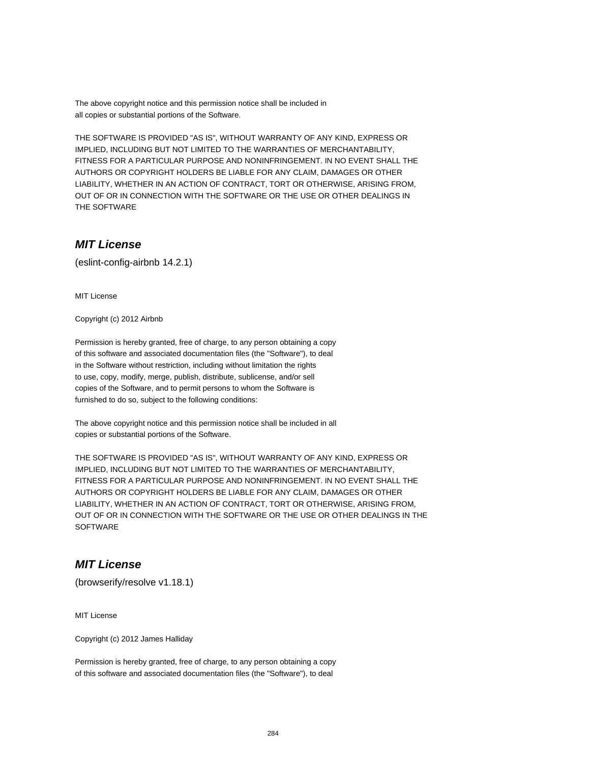The above copyright notice and this permission notice shall be included in
all copies or substantial portions of the Software.

THE SOFTWARE IS PROVIDED "AS IS", WITHOUT WARRANTY OF ANY KIND, EXPRESS OR
IMPLIED, INCLUDING BUT NOT LIMITED TO THE WARRANTIES OF MERCHANTABILITY,
FITNESS FOR A PARTICULAR PURPOSE AND NONINFRINGEMENT. IN NO EVENT SHALL THE
AUTHORS OR COPYRIGHT HOLDERS BE LIABLE FOR ANY CLAIM, DAMAGES OR OTHER
LIABILITY, WHETHER IN AN ACTION OF CONTRACT, TORT OR OTHERWISE, ARISING FROM,
OUT OF OR IN CONNECTION WITH THE SOFTWARE OR THE USE OR OTHER DEALINGS IN
THE SOFTWARE

## *MIT License*

(eslint-config-airbnb 14.2.1)

MIT License

Copyright (c) 2012 Airbnb

Permission is hereby granted, free of charge, to any person obtaining a copy
of this software and associated documentation files (the "Software"), to deal
in the Software without restriction, including without limitation the rights
to use, copy, modify, merge, publish, distribute, sublicense, and/or sell
copies of the Software, and to permit persons to whom the Software is
furnished to do so, subject to the following conditions:

The above copyright notice and this permission notice shall be included in all
copies or substantial portions of the Software.

THE SOFTWARE IS PROVIDED "AS IS", WITHOUT WARRANTY OF ANY KIND, EXPRESS OR
IMPLIED, INCLUDING BUT NOT LIMITED TO THE WARRANTIES OF MERCHANTABILITY,
FITNESS FOR A PARTICULAR PURPOSE AND NONINFRINGEMENT. IN NO EVENT SHALL THE
AUTHORS OR COPYRIGHT HOLDERS BE LIABLE FOR ANY CLAIM, DAMAGES OR OTHER
LIABILITY, WHETHER IN AN ACTION OF CONTRACT, TORT OR OTHERWISE, ARISING FROM,
OUT OF OR IN CONNECTION WITH THE SOFTWARE OR THE USE OR OTHER DEALINGS IN THE
SOFTWARE

## *MIT License*

(browserify/resolve v1.18.1)

MIT License

Copyright (c) 2012 James Halliday

Permission is hereby granted, free of charge, to any person obtaining a copy
of this software and associated documentation files (the "Software"), to deal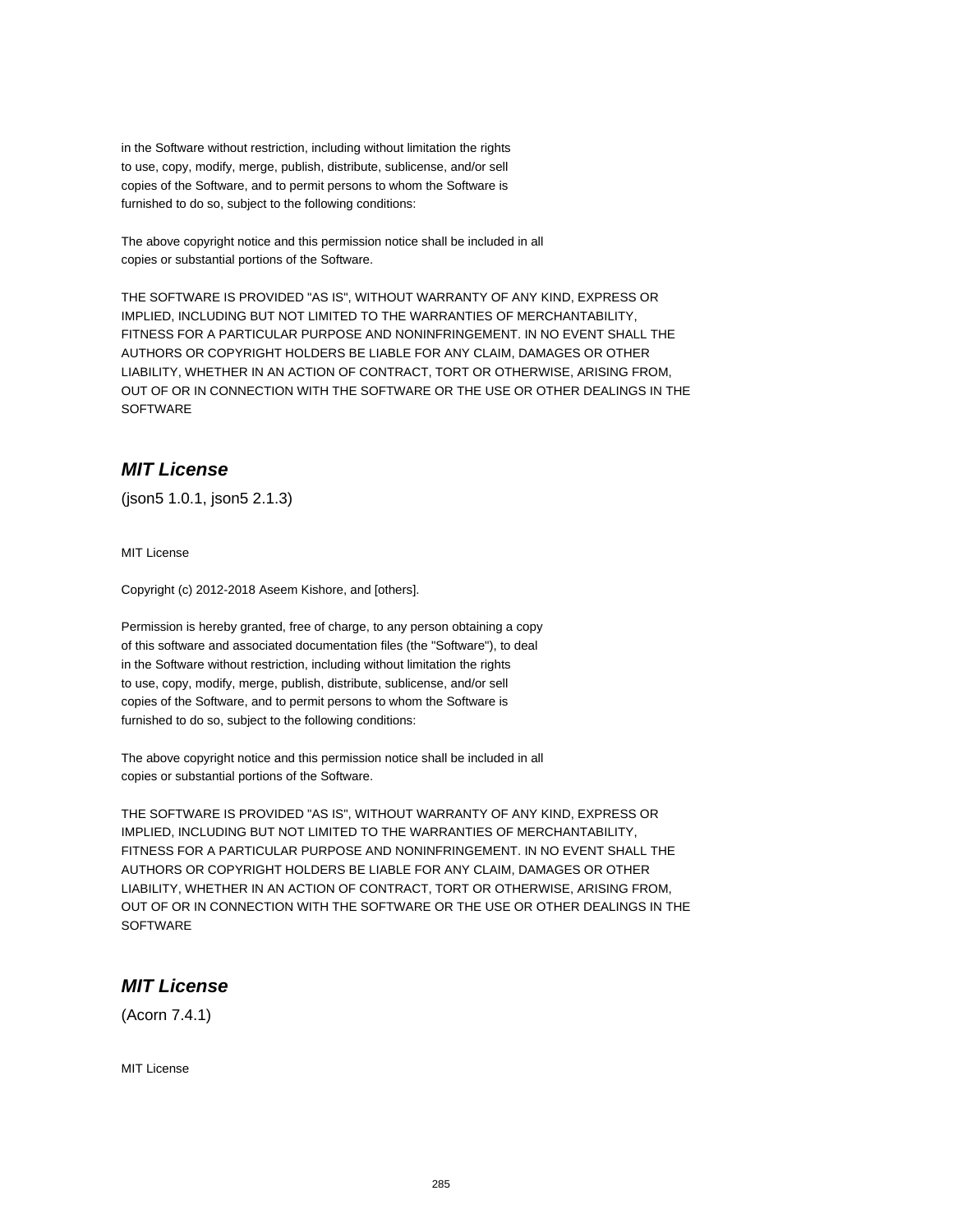in the Software without restriction, including without limitation the rights
to use, copy, modify, merge, publish, distribute, sublicense, and/or sell
copies of the Software, and to permit persons to whom the Software is
furnished to do so, subject to the following conditions:

The above copyright notice and this permission notice shall be included in all
copies or substantial portions of the Software.

THE SOFTWARE IS PROVIDED "AS IS", WITHOUT WARRANTY OF ANY KIND, EXPRESS OR
IMPLIED, INCLUDING BUT NOT LIMITED TO THE WARRANTIES OF MERCHANTABILITY,
FITNESS FOR A PARTICULAR PURPOSE AND NONINFRINGEMENT. IN NO EVENT SHALL THE
AUTHORS OR COPYRIGHT HOLDERS BE LIABLE FOR ANY CLAIM, DAMAGES OR OTHER
LIABILITY, WHETHER IN AN ACTION OF CONTRACT, TORT OR OTHERWISE, ARISING FROM,
OUT OF OR IN CONNECTION WITH THE SOFTWARE OR THE USE OR OTHER DEALINGS IN THE
SOFTWARE

## *MIT License*

(json5 1.0.1, json5 2.1.3)

MIT License

Copyright (c) 2012-2018 Aseem Kishore, and [others].

Permission is hereby granted, free of charge, to any person obtaining a copy
of this software and associated documentation files (the "Software"), to deal
in the Software without restriction, including without limitation the rights
to use, copy, modify, merge, publish, distribute, sublicense, and/or sell
copies of the Software, and to permit persons to whom the Software is
furnished to do so, subject to the following conditions:

The above copyright notice and this permission notice shall be included in all
copies or substantial portions of the Software.

THE SOFTWARE IS PROVIDED "AS IS", WITHOUT WARRANTY OF ANY KIND, EXPRESS OR
IMPLIED, INCLUDING BUT NOT LIMITED TO THE WARRANTIES OF MERCHANTABILITY,
FITNESS FOR A PARTICULAR PURPOSE AND NONINFRINGEMENT. IN NO EVENT SHALL THE
AUTHORS OR COPYRIGHT HOLDERS BE LIABLE FOR ANY CLAIM, DAMAGES OR OTHER
LIABILITY, WHETHER IN AN ACTION OF CONTRACT, TORT OR OTHERWISE, ARISING FROM,
OUT OF OR IN CONNECTION WITH THE SOFTWARE OR THE USE OR OTHER DEALINGS IN THE
SOFTWARE

## *MIT License*

(Acorn 7.4.1)

MIT License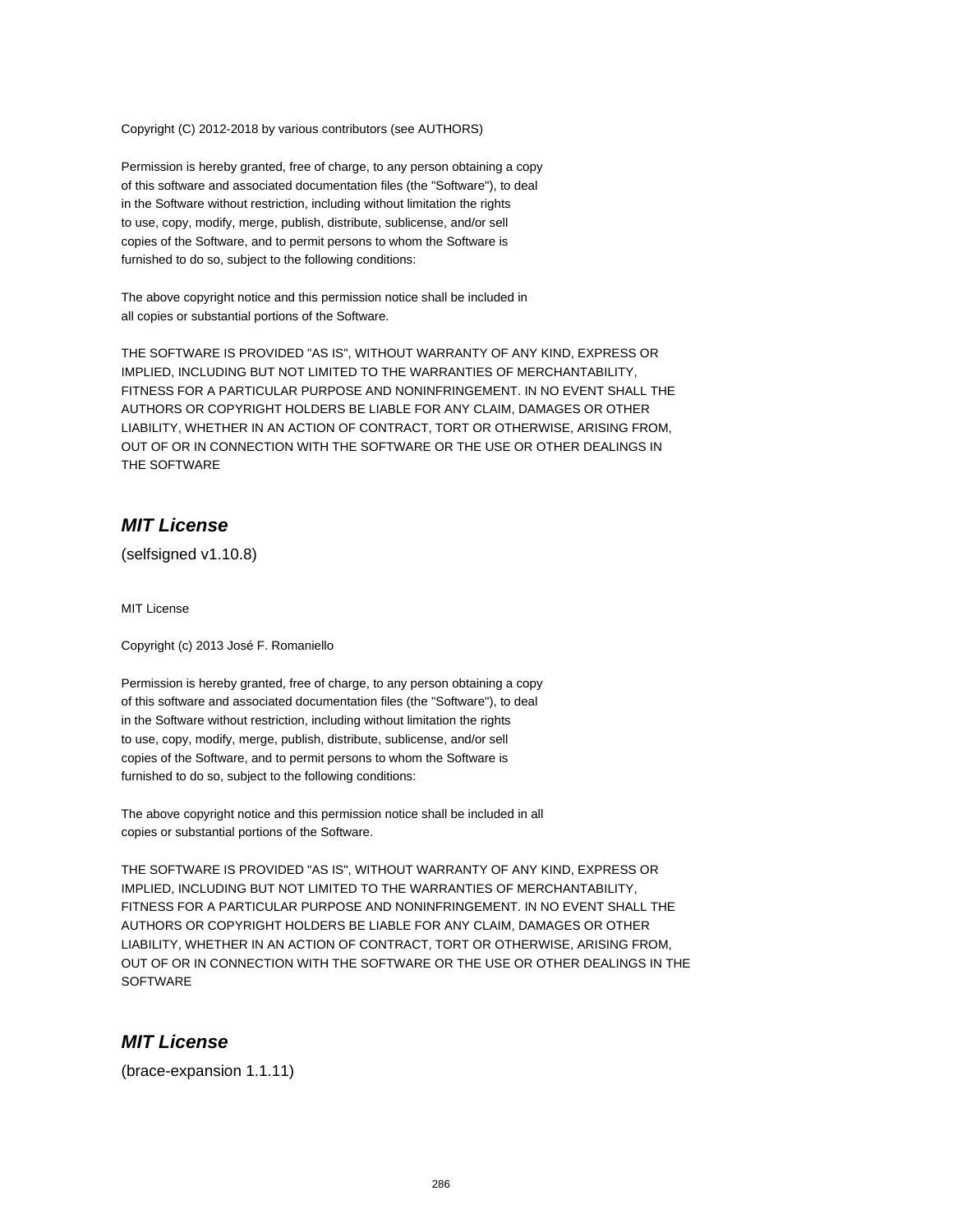Copyright (C) 2012-2018 by various contributors (see AUTHORS)

Permission is hereby granted, free of charge, to any person obtaining a copy
of this software and associated documentation files (the "Software"), to deal
in the Software without restriction, including without limitation the rights
to use, copy, modify, merge, publish, distribute, sublicense, and/or sell
copies of the Software, and to permit persons to whom the Software is
furnished to do so, subject to the following conditions:

The above copyright notice and this permission notice shall be included in
all copies or substantial portions of the Software.

THE SOFTWARE IS PROVIDED "AS IS", WITHOUT WARRANTY OF ANY KIND, EXPRESS OR
IMPLIED, INCLUDING BUT NOT LIMITED TO THE WARRANTIES OF MERCHANTABILITY,
FITNESS FOR A PARTICULAR PURPOSE AND NONINFRINGEMENT. IN NO EVENT SHALL THE
AUTHORS OR COPYRIGHT HOLDERS BE LIABLE FOR ANY CLAIM, DAMAGES OR OTHER
LIABILITY, WHETHER IN AN ACTION OF CONTRACT, TORT OR OTHERWISE, ARISING FROM,
OUT OF OR IN CONNECTION WITH THE SOFTWARE OR THE USE OR OTHER DEALINGS IN
THE SOFTWARE

## ***MIT License***

(selfsigned v1.10.8)

MIT License

Copyright (c) 2013 José F. Romaniello

Permission is hereby granted, free of charge, to any person obtaining a copy
of this software and associated documentation files (the "Software"), to deal
in the Software without restriction, including without limitation the rights
to use, copy, modify, merge, publish, distribute, sublicense, and/or sell
copies of the Software, and to permit persons to whom the Software is
furnished to do so, subject to the following conditions:

The above copyright notice and this permission notice shall be included in all
copies or substantial portions of the Software.

THE SOFTWARE IS PROVIDED "AS IS", WITHOUT WARRANTY OF ANY KIND, EXPRESS OR
IMPLIED, INCLUDING BUT NOT LIMITED TO THE WARRANTIES OF MERCHANTABILITY,
FITNESS FOR A PARTICULAR PURPOSE AND NONINFRINGEMENT. IN NO EVENT SHALL THE
AUTHORS OR COPYRIGHT HOLDERS BE LIABLE FOR ANY CLAIM, DAMAGES OR OTHER
LIABILITY, WHETHER IN AN ACTION OF CONTRACT, TORT OR OTHERWISE, ARISING FROM,
OUT OF OR IN CONNECTION WITH THE SOFTWARE OR THE USE OR OTHER DEALINGS IN THE
SOFTWARE

## ***MIT License***

(brace-expansion 1.1.11)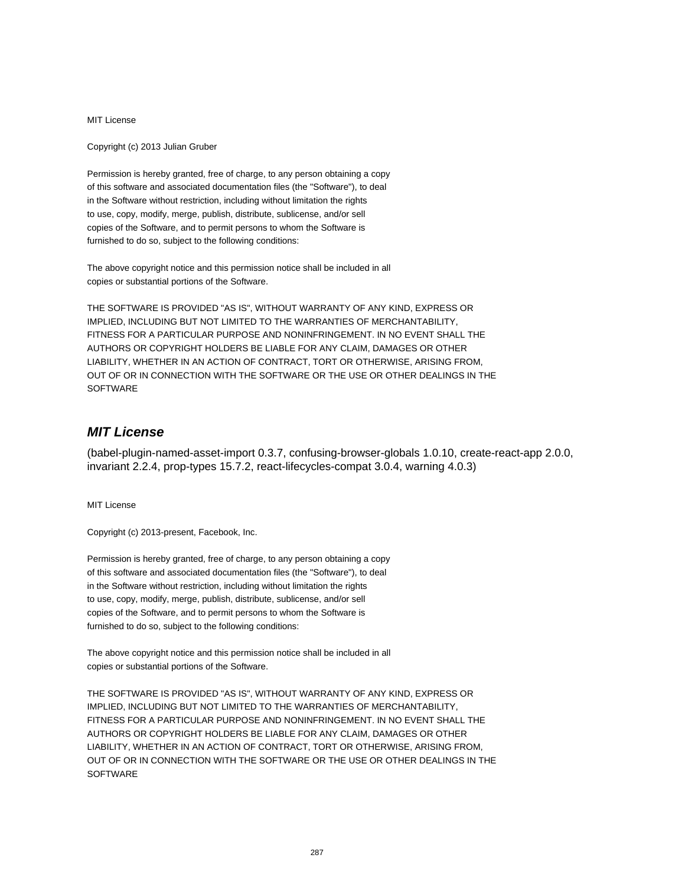MIT License

Copyright (c) 2013 Julian Gruber

Permission is hereby granted, free of charge, to any person obtaining a copy
of this software and associated documentation files (the "Software"), to deal
in the Software without restriction, including without limitation the rights
to use, copy, modify, merge, publish, distribute, sublicense, and/or sell
copies of the Software, and to permit persons to whom the Software is
furnished to do so, subject to the following conditions:

The above copyright notice and this permission notice shall be included in all
copies or substantial portions of the Software.

THE SOFTWARE IS PROVIDED "AS IS", WITHOUT WARRANTY OF ANY KIND, EXPRESS OR
IMPLIED, INCLUDING BUT NOT LIMITED TO THE WARRANTIES OF MERCHANTABILITY,
FITNESS FOR A PARTICULAR PURPOSE AND NONINFRINGEMENT. IN NO EVENT SHALL THE
AUTHORS OR COPYRIGHT HOLDERS BE LIABLE FOR ANY CLAIM, DAMAGES OR OTHER
LIABILITY, WHETHER IN AN ACTION OF CONTRACT, TORT OR OTHERWISE, ARISING FROM,
OUT OF OR IN CONNECTION WITH THE SOFTWARE OR THE USE OR OTHER DEALINGS IN THE
SOFTWARE

## *MIT License*

(babel-plugin-named-asset-import 0.3.7, confusing-browser-globals 1.0.10, create-react-app 2.0.0, invariant 2.2.4, prop-types 15.7.2, react-lifecycles-compat 3.0.4, warning 4.0.3)

MIT License

Copyright (c) 2013-present, Facebook, Inc.

Permission is hereby granted, free of charge, to any person obtaining a copy
of this software and associated documentation files (the "Software"), to deal
in the Software without restriction, including without limitation the rights
to use, copy, modify, merge, publish, distribute, sublicense, and/or sell
copies of the Software, and to permit persons to whom the Software is
furnished to do so, subject to the following conditions:

The above copyright notice and this permission notice shall be included in all
copies or substantial portions of the Software.

THE SOFTWARE IS PROVIDED "AS IS", WITHOUT WARRANTY OF ANY KIND, EXPRESS OR
IMPLIED, INCLUDING BUT NOT LIMITED TO THE WARRANTIES OF MERCHANTABILITY,
FITNESS FOR A PARTICULAR PURPOSE AND NONINFRINGEMENT. IN NO EVENT SHALL THE
AUTHORS OR COPYRIGHT HOLDERS BE LIABLE FOR ANY CLAIM, DAMAGES OR OTHER
LIABILITY, WHETHER IN AN ACTION OF CONTRACT, TORT OR OTHERWISE, ARISING FROM,
OUT OF OR IN CONNECTION WITH THE SOFTWARE OR THE USE OR OTHER DEALINGS IN THE
SOFTWARE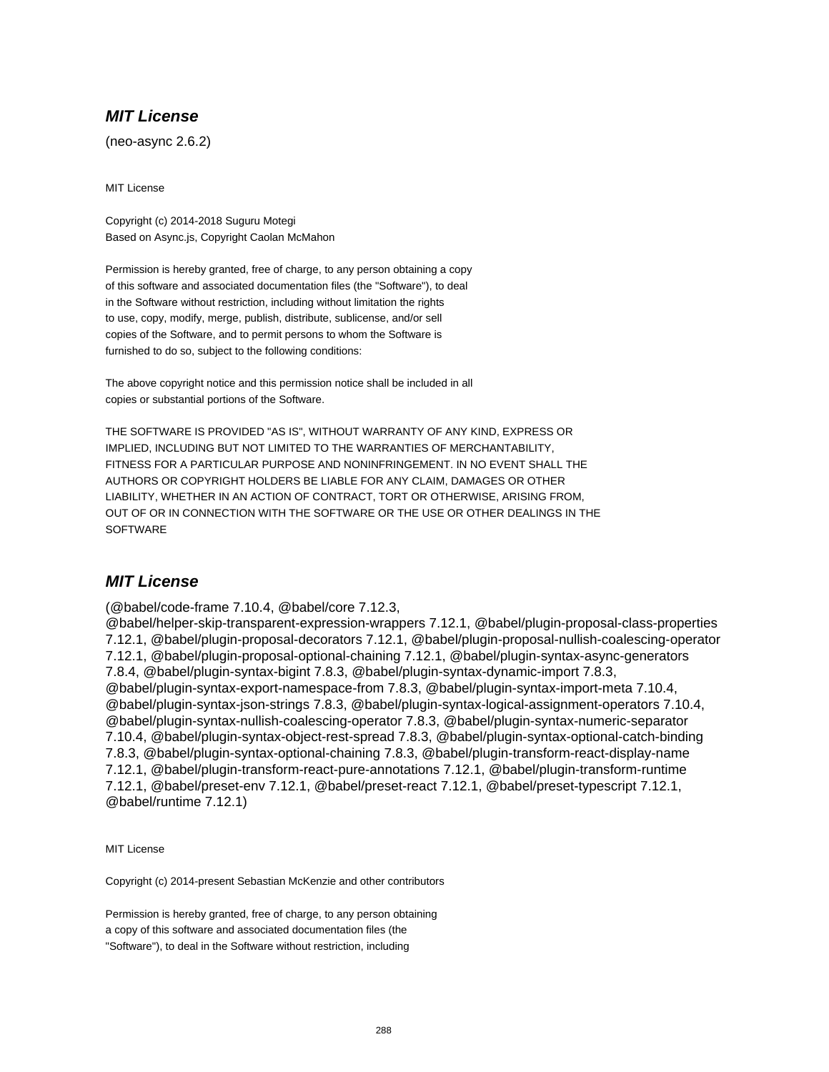## *MIT License*

(neo-async 2.6.2)

MIT License

Copyright (c) 2014-2018 Suguru Motegi
Based on Async.js, Copyright Caolan McMahon

Permission is hereby granted, free of charge, to any person obtaining a copy
of this software and associated documentation files (the "Software"), to deal
in the Software without restriction, including without limitation the rights
to use, copy, modify, merge, publish, distribute, sublicense, and/or sell
copies of the Software, and to permit persons to whom the Software is
furnished to do so, subject to the following conditions:

The above copyright notice and this permission notice shall be included in all
copies or substantial portions of the Software.

THE SOFTWARE IS PROVIDED "AS IS", WITHOUT WARRANTY OF ANY KIND, EXPRESS OR
IMPLIED, INCLUDING BUT NOT LIMITED TO THE WARRANTIES OF MERCHANTABILITY,
FITNESS FOR A PARTICULAR PURPOSE AND NONINFRINGEMENT. IN NO EVENT SHALL THE
AUTHORS OR COPYRIGHT HOLDERS BE LIABLE FOR ANY CLAIM, DAMAGES OR OTHER
LIABILITY, WHETHER IN AN ACTION OF CONTRACT, TORT OR OTHERWISE, ARISING FROM,
OUT OF OR IN CONNECTION WITH THE SOFTWARE OR THE USE OR OTHER DEALINGS IN THE
SOFTWARE

## *MIT License*

(@babel/code-frame 7.10.4, @babel/core 7.12.3, @babel/helper-skip-transparent-expression-wrappers 7.12.1, @babel/plugin-proposal-class-properties 7.12.1, @babel/plugin-proposal-decorators 7.12.1, @babel/plugin-proposal-nullish-coalescing-operator 7.12.1, @babel/plugin-proposal-optional-chaining 7.12.1, @babel/plugin-syntax-async-generators 7.8.4, @babel/plugin-syntax-bigint 7.8.3, @babel/plugin-syntax-dynamic-import 7.8.3, @babel/plugin-syntax-export-namespace-from 7.8.3, @babel/plugin-syntax-import-meta 7.10.4, @babel/plugin-syntax-json-strings 7.8.3, @babel/plugin-syntax-logical-assignment-operators 7.10.4, @babel/plugin-syntax-nullish-coalescing-operator 7.8.3, @babel/plugin-syntax-numeric-separator 7.10.4, @babel/plugin-syntax-object-rest-spread 7.8.3, @babel/plugin-syntax-optional-catch-binding 7.8.3, @babel/plugin-syntax-optional-chaining 7.8.3, @babel/plugin-transform-react-display-name 7.12.1, @babel/plugin-transform-react-pure-annotations 7.12.1, @babel/plugin-transform-runtime 7.12.1, @babel/preset-env 7.12.1, @babel/preset-react 7.12.1, @babel/preset-typescript 7.12.1, @babel/runtime 7.12.1)

MIT License

Copyright (c) 2014-present Sebastian McKenzie and other contributors

Permission is hereby granted, free of charge, to any person obtaining
a copy of this software and associated documentation files (the
"Software"), to deal in the Software without restriction, including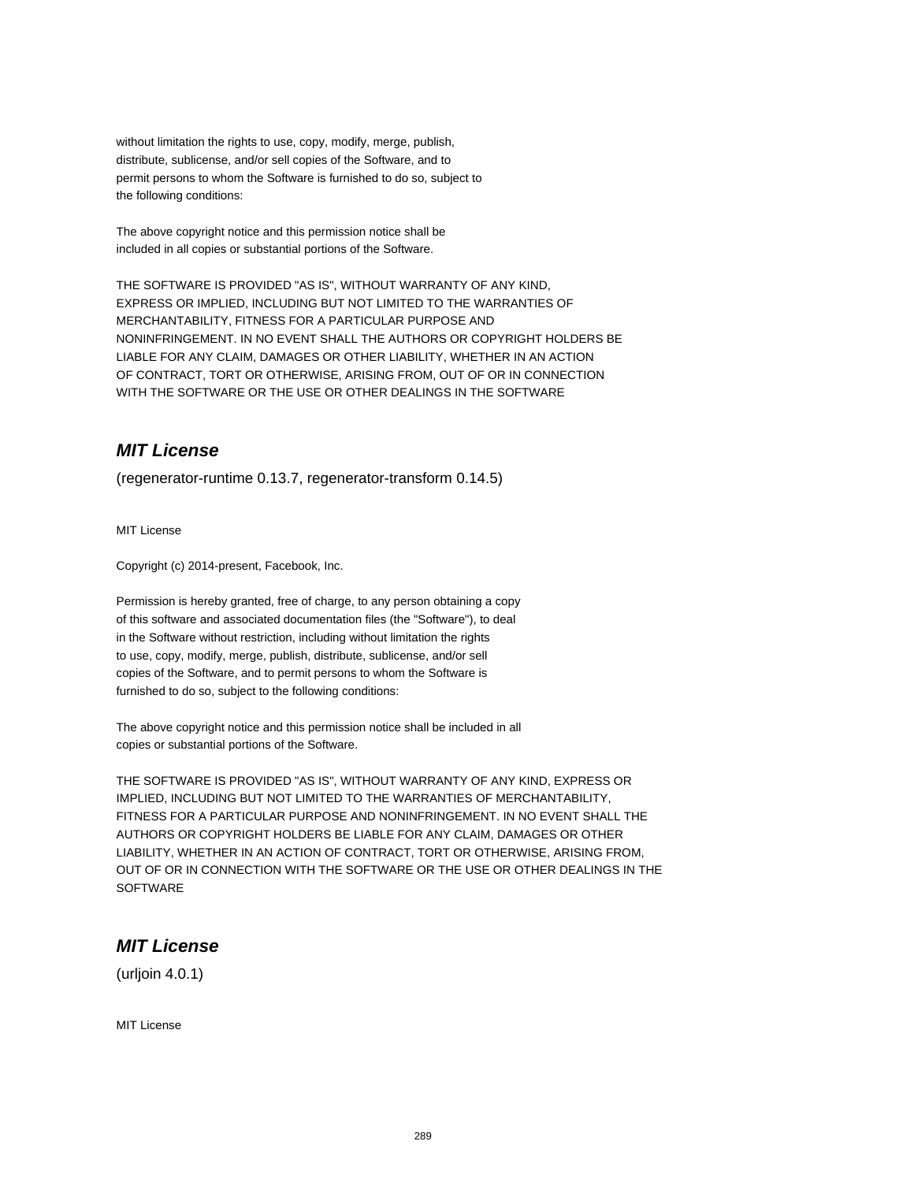without limitation the rights to use, copy, modify, merge, publish,
distribute, sublicense, and/or sell copies of the Software, and to
permit persons to whom the Software is furnished to do so, subject to
the following conditions:

The above copyright notice and this permission notice shall be
included in all copies or substantial portions of the Software.

THE SOFTWARE IS PROVIDED "AS IS", WITHOUT WARRANTY OF ANY KIND,
EXPRESS OR IMPLIED, INCLUDING BUT NOT LIMITED TO THE WARRANTIES OF
MERCHANTABILITY, FITNESS FOR A PARTICULAR PURPOSE AND
NONINFRINGEMENT. IN NO EVENT SHALL THE AUTHORS OR COPYRIGHT HOLDERS BE
LIABLE FOR ANY CLAIM, DAMAGES OR OTHER LIABILITY, WHETHER IN AN ACTION
OF CONTRACT, TORT OR OTHERWISE, ARISING FROM, OUT OF OR IN CONNECTION
WITH THE SOFTWARE OR THE USE OR OTHER DEALINGS IN THE SOFTWARE

## ***MIT License***

(regenerator-runtime 0.13.7, regenerator-transform 0.14.5)

MIT License

Copyright (c) 2014-present, Facebook, Inc.

Permission is hereby granted, free of charge, to any person obtaining a copy
of this software and associated documentation files (the "Software"), to deal
in the Software without restriction, including without limitation the rights
to use, copy, modify, merge, publish, distribute, sublicense, and/or sell
copies of the Software, and to permit persons to whom the Software is
furnished to do so, subject to the following conditions:

The above copyright notice and this permission notice shall be included in all
copies or substantial portions of the Software.

THE SOFTWARE IS PROVIDED "AS IS", WITHOUT WARRANTY OF ANY KIND, EXPRESS OR
IMPLIED, INCLUDING BUT NOT LIMITED TO THE WARRANTIES OF MERCHANTABILITY,
FITNESS FOR A PARTICULAR PURPOSE AND NONINFRINGEMENT. IN NO EVENT SHALL THE
AUTHORS OR COPYRIGHT HOLDERS BE LIABLE FOR ANY CLAIM, DAMAGES OR OTHER
LIABILITY, WHETHER IN AN ACTION OF CONTRACT, TORT OR OTHERWISE, ARISING FROM,
OUT OF OR IN CONNECTION WITH THE SOFTWARE OR THE USE OR OTHER DEALINGS IN THE
SOFTWARE

## ***MIT License***

(urljoin 4.0.1)

MIT License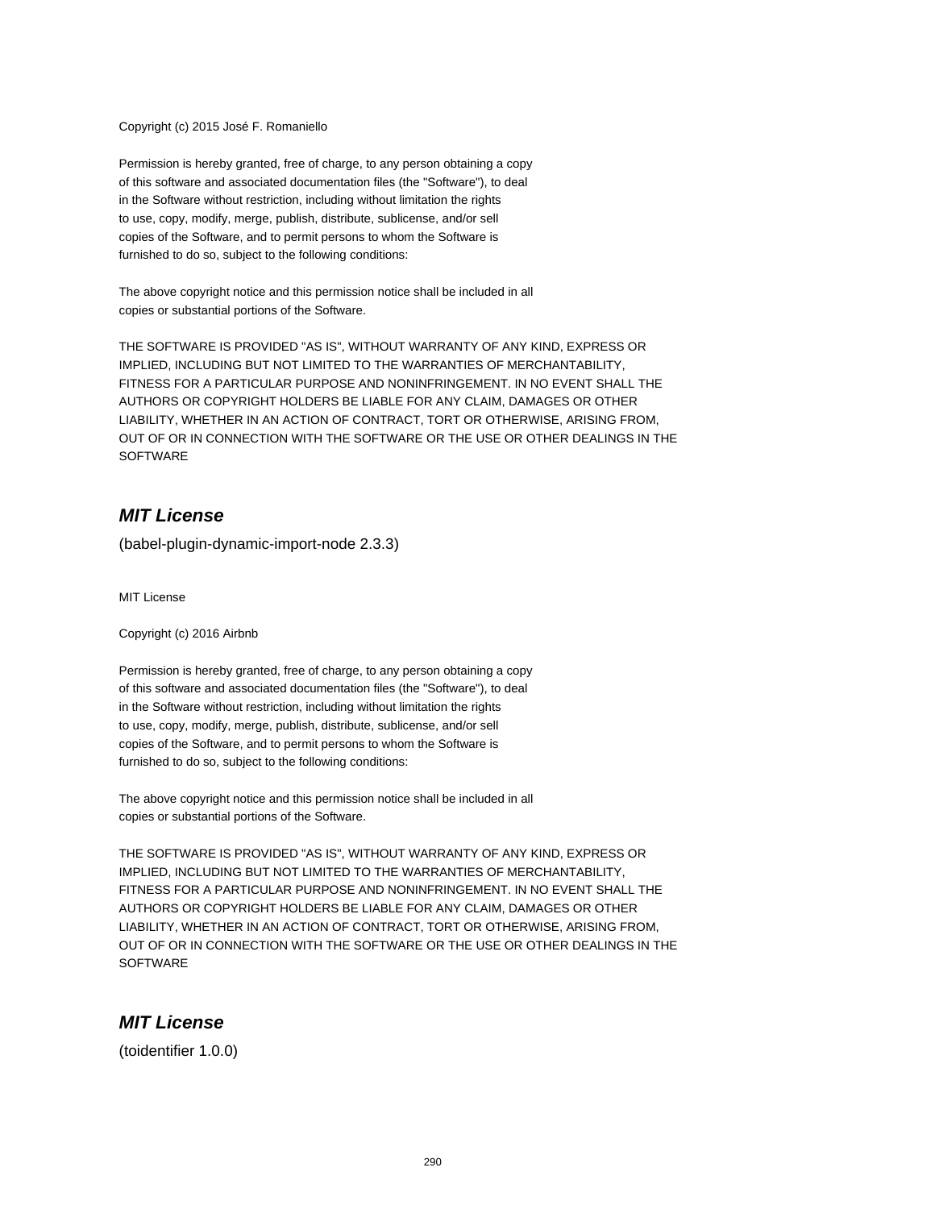Copyright (c) 2015 José F. Romaniello

Permission is hereby granted, free of charge, to any person obtaining a copy
of this software and associated documentation files (the "Software"), to deal
in the Software without restriction, including without limitation the rights
to use, copy, modify, merge, publish, distribute, sublicense, and/or sell
copies of the Software, and to permit persons to whom the Software is
furnished to do so, subject to the following conditions:

The above copyright notice and this permission notice shall be included in all
copies or substantial portions of the Software.

THE SOFTWARE IS PROVIDED "AS IS", WITHOUT WARRANTY OF ANY KIND, EXPRESS OR
IMPLIED, INCLUDING BUT NOT LIMITED TO THE WARRANTIES OF MERCHANTABILITY,
FITNESS FOR A PARTICULAR PURPOSE AND NONINFRINGEMENT. IN NO EVENT SHALL THE
AUTHORS OR COPYRIGHT HOLDERS BE LIABLE FOR ANY CLAIM, DAMAGES OR OTHER
LIABILITY, WHETHER IN AN ACTION OF CONTRACT, TORT OR OTHERWISE, ARISING FROM,
OUT OF OR IN CONNECTION WITH THE SOFTWARE OR THE USE OR OTHER DEALINGS IN THE
SOFTWARE

## ***MIT License***

(babel-plugin-dynamic-import-node 2.3.3)

MIT License

Copyright (c) 2016 Airbnb

Permission is hereby granted, free of charge, to any person obtaining a copy
of this software and associated documentation files (the "Software"), to deal
in the Software without restriction, including without limitation the rights
to use, copy, modify, merge, publish, distribute, sublicense, and/or sell
copies of the Software, and to permit persons to whom the Software is
furnished to do so, subject to the following conditions:

The above copyright notice and this permission notice shall be included in all
copies or substantial portions of the Software.

THE SOFTWARE IS PROVIDED "AS IS", WITHOUT WARRANTY OF ANY KIND, EXPRESS OR
IMPLIED, INCLUDING BUT NOT LIMITED TO THE WARRANTIES OF MERCHANTABILITY,
FITNESS FOR A PARTICULAR PURPOSE AND NONINFRINGEMENT. IN NO EVENT SHALL THE
AUTHORS OR COPYRIGHT HOLDERS BE LIABLE FOR ANY CLAIM, DAMAGES OR OTHER
LIABILITY, WHETHER IN AN ACTION OF CONTRACT, TORT OR OTHERWISE, ARISING FROM,
OUT OF OR IN CONNECTION WITH THE SOFTWARE OR THE USE OR OTHER DEALINGS IN THE
SOFTWARE

## ***MIT License***

(toidentifier 1.0.0)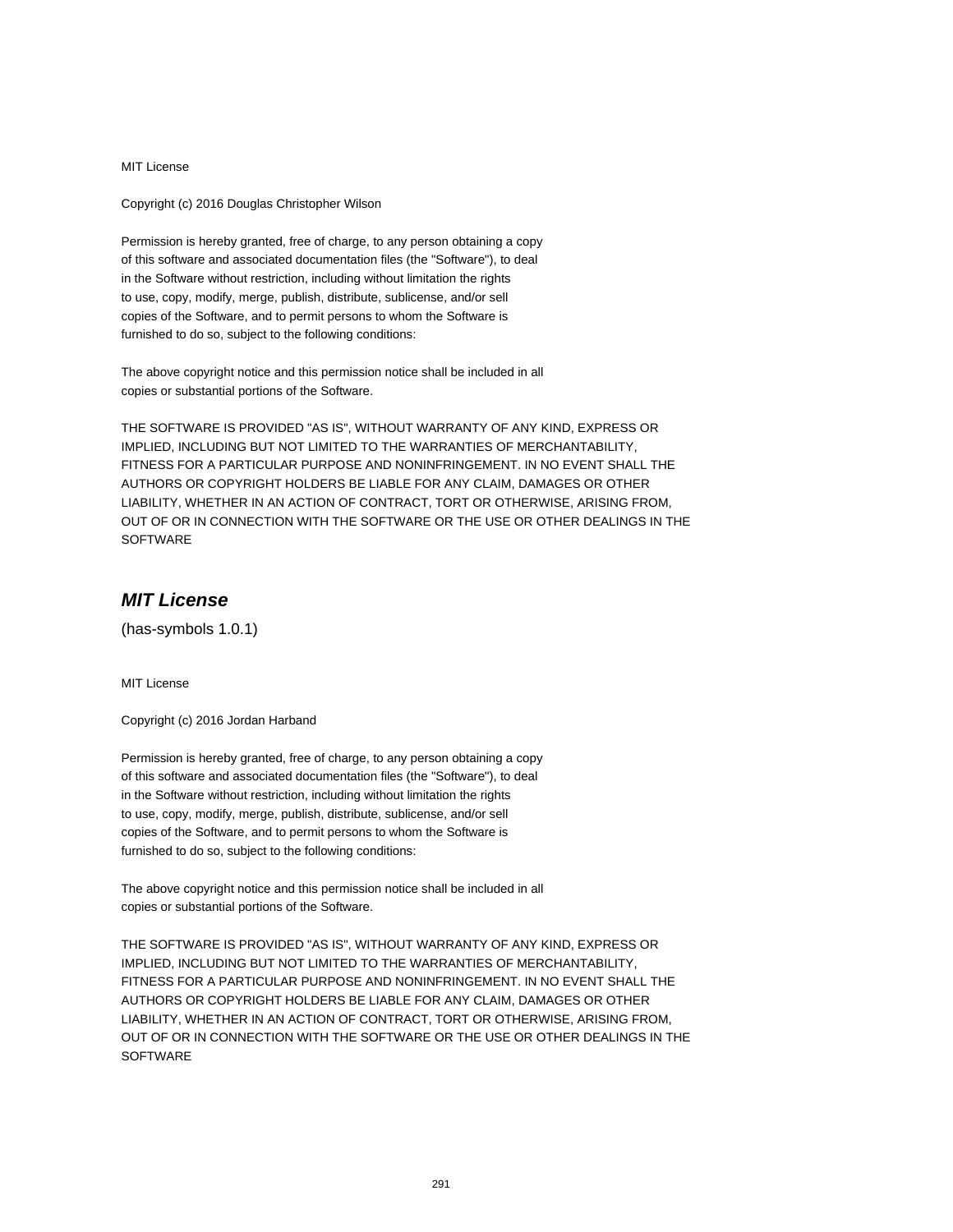MIT License

Copyright (c) 2016 Douglas Christopher Wilson

Permission is hereby granted, free of charge, to any person obtaining a copy
of this software and associated documentation files (the "Software"), to deal
in the Software without restriction, including without limitation the rights
to use, copy, modify, merge, publish, distribute, sublicense, and/or sell
copies of the Software, and to permit persons to whom the Software is
furnished to do so, subject to the following conditions:

The above copyright notice and this permission notice shall be included in all
copies or substantial portions of the Software.

THE SOFTWARE IS PROVIDED "AS IS", WITHOUT WARRANTY OF ANY KIND, EXPRESS OR
IMPLIED, INCLUDING BUT NOT LIMITED TO THE WARRANTIES OF MERCHANTABILITY,
FITNESS FOR A PARTICULAR PURPOSE AND NONINFRINGEMENT. IN NO EVENT SHALL THE
AUTHORS OR COPYRIGHT HOLDERS BE LIABLE FOR ANY CLAIM, DAMAGES OR OTHER
LIABILITY, WHETHER IN AN ACTION OF CONTRACT, TORT OR OTHERWISE, ARISING FROM,
OUT OF OR IN CONNECTION WITH THE SOFTWARE OR THE USE OR OTHER DEALINGS IN THE
SOFTWARE

## ***MIT License***

(has-symbols 1.0.1)

MIT License

Copyright (c) 2016 Jordan Harband

Permission is hereby granted, free of charge, to any person obtaining a copy
of this software and associated documentation files (the "Software"), to deal
in the Software without restriction, including without limitation the rights
to use, copy, modify, merge, publish, distribute, sublicense, and/or sell
copies of the Software, and to permit persons to whom the Software is
furnished to do so, subject to the following conditions:

The above copyright notice and this permission notice shall be included in all
copies or substantial portions of the Software.

THE SOFTWARE IS PROVIDED "AS IS", WITHOUT WARRANTY OF ANY KIND, EXPRESS OR
IMPLIED, INCLUDING BUT NOT LIMITED TO THE WARRANTIES OF MERCHANTABILITY,
FITNESS FOR A PARTICULAR PURPOSE AND NONINFRINGEMENT. IN NO EVENT SHALL THE
AUTHORS OR COPYRIGHT HOLDERS BE LIABLE FOR ANY CLAIM, DAMAGES OR OTHER
LIABILITY, WHETHER IN AN ACTION OF CONTRACT, TORT OR OTHERWISE, ARISING FROM,
OUT OF OR IN CONNECTION WITH THE SOFTWARE OR THE USE OR OTHER DEALINGS IN THE
SOFTWARE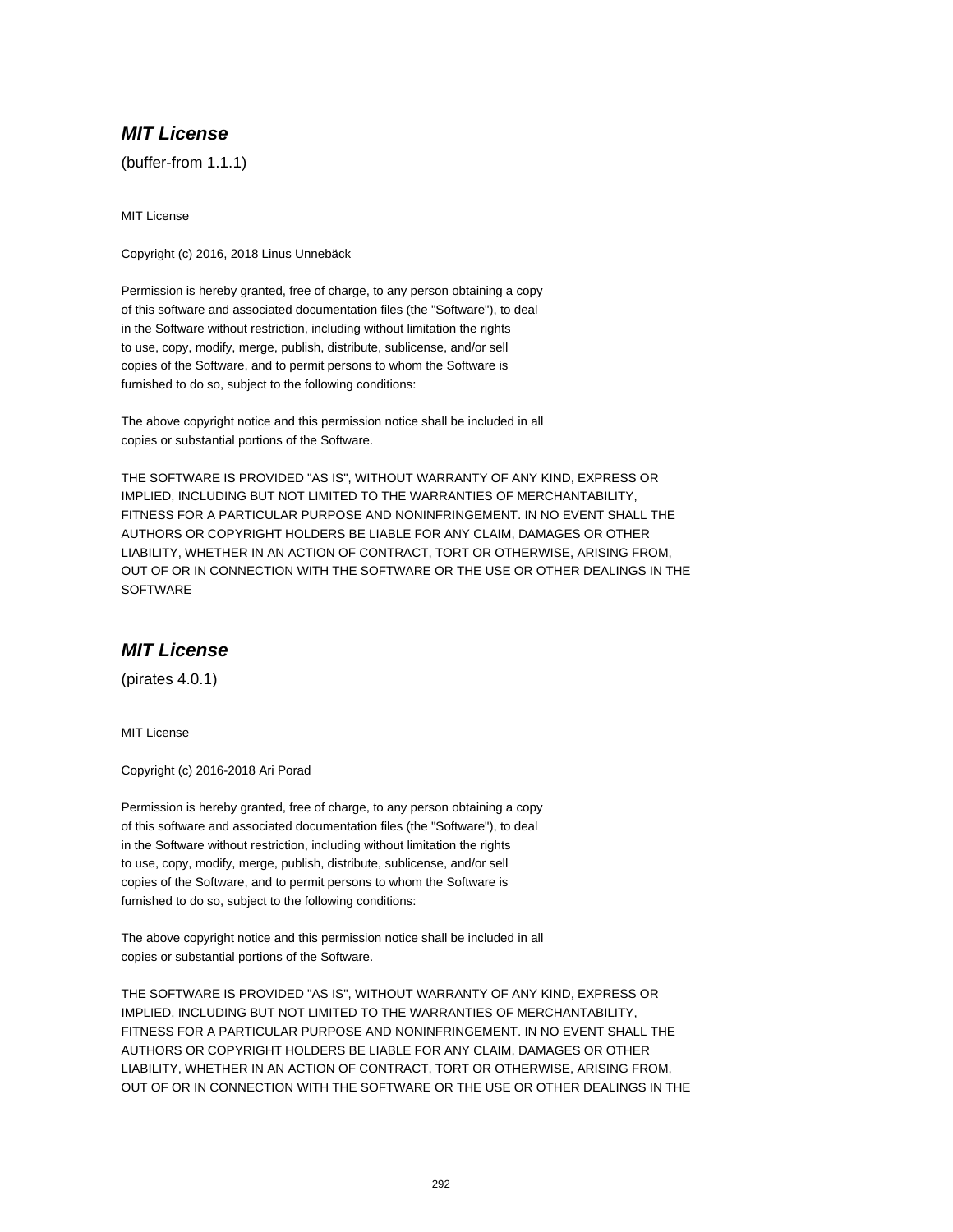### ***MIT License***

(buffer-from 1.1.1)

MIT License

Copyright (c) 2016, 2018 Linus Unnebäck

Permission is hereby granted, free of charge, to any person obtaining a copy
of this software and associated documentation files (the "Software"), to deal
in the Software without restriction, including without limitation the rights
to use, copy, modify, merge, publish, distribute, sublicense, and/or sell
copies of the Software, and to permit persons to whom the Software is
furnished to do so, subject to the following conditions:

The above copyright notice and this permission notice shall be included in all
copies or substantial portions of the Software.

THE SOFTWARE IS PROVIDED "AS IS", WITHOUT WARRANTY OF ANY KIND, EXPRESS OR
IMPLIED, INCLUDING BUT NOT LIMITED TO THE WARRANTIES OF MERCHANTABILITY,
FITNESS FOR A PARTICULAR PURPOSE AND NONINFRINGEMENT. IN NO EVENT SHALL THE
AUTHORS OR COPYRIGHT HOLDERS BE LIABLE FOR ANY CLAIM, DAMAGES OR OTHER
LIABILITY, WHETHER IN AN ACTION OF CONTRACT, TORT OR OTHERWISE, ARISING FROM,
OUT OF OR IN CONNECTION WITH THE SOFTWARE OR THE USE OR OTHER DEALINGS IN THE
SOFTWARE

### ***MIT License***

(pirates 4.0.1)

MIT License

Copyright (c) 2016-2018 Ari Porad

Permission is hereby granted, free of charge, to any person obtaining a copy
of this software and associated documentation files (the "Software"), to deal
in the Software without restriction, including without limitation the rights
to use, copy, modify, merge, publish, distribute, sublicense, and/or sell
copies of the Software, and to permit persons to whom the Software is
furnished to do so, subject to the following conditions:

The above copyright notice and this permission notice shall be included in all
copies or substantial portions of the Software.

THE SOFTWARE IS PROVIDED "AS IS", WITHOUT WARRANTY OF ANY KIND, EXPRESS OR
IMPLIED, INCLUDING BUT NOT LIMITED TO THE WARRANTIES OF MERCHANTABILITY,
FITNESS FOR A PARTICULAR PURPOSE AND NONINFRINGEMENT. IN NO EVENT SHALL THE
AUTHORS OR COPYRIGHT HOLDERS BE LIABLE FOR ANY CLAIM, DAMAGES OR OTHER
LIABILITY, WHETHER IN AN ACTION OF CONTRACT, TORT OR OTHERWISE, ARISING FROM,
OUT OF OR IN CONNECTION WITH THE SOFTWARE OR THE USE OR OTHER DEALINGS IN THE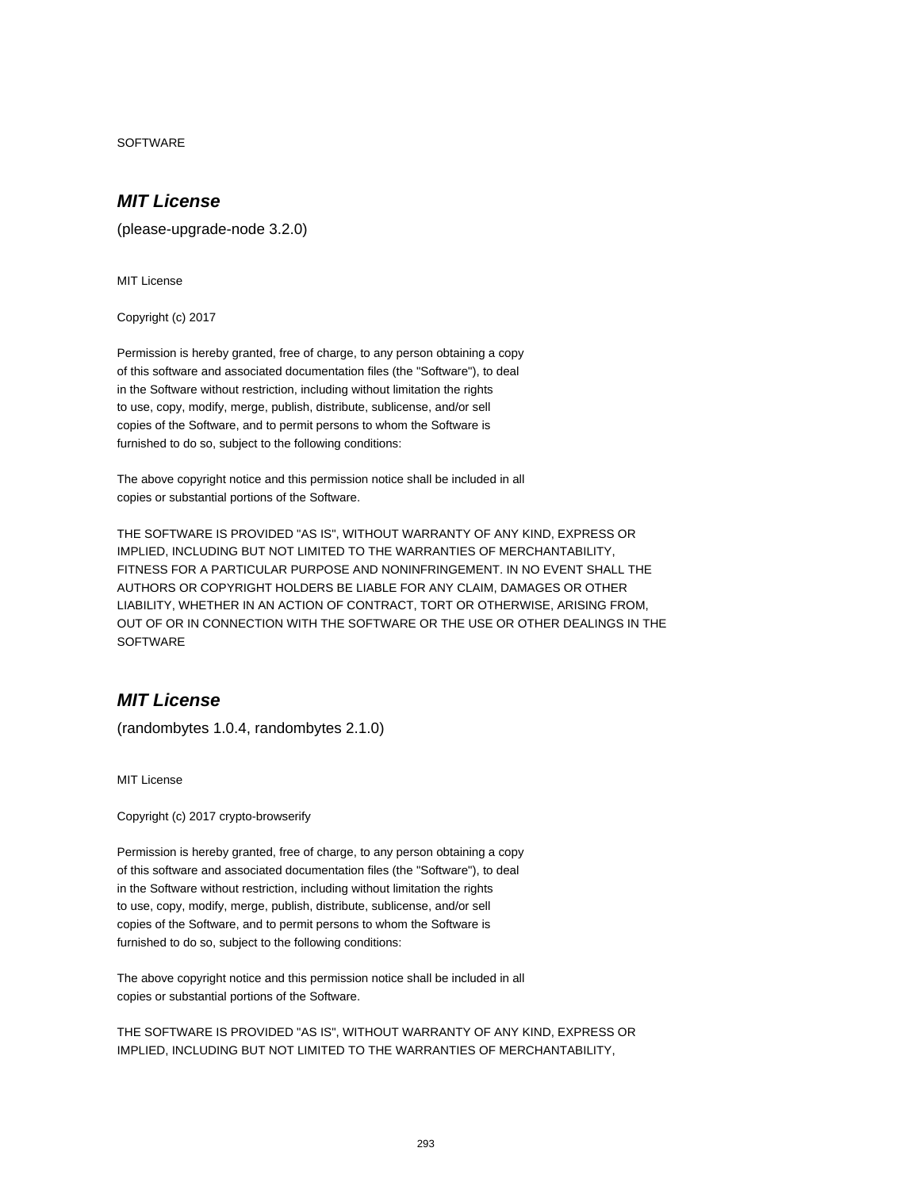SOFTWARE

## ***MIT License***

(please-upgrade-node 3.2.0)

MIT License

Copyright (c) 2017

Permission is hereby granted, free of charge, to any person obtaining a copy
of this software and associated documentation files (the "Software"), to deal
in the Software without restriction, including without limitation the rights
to use, copy, modify, merge, publish, distribute, sublicense, and/or sell
copies of the Software, and to permit persons to whom the Software is
furnished to do so, subject to the following conditions:

The above copyright notice and this permission notice shall be included in all
copies or substantial portions of the Software.

THE SOFTWARE IS PROVIDED "AS IS", WITHOUT WARRANTY OF ANY KIND, EXPRESS OR
IMPLIED, INCLUDING BUT NOT LIMITED TO THE WARRANTIES OF MERCHANTABILITY,
FITNESS FOR A PARTICULAR PURPOSE AND NONINFRINGEMENT. IN NO EVENT SHALL THE
AUTHORS OR COPYRIGHT HOLDERS BE LIABLE FOR ANY CLAIM, DAMAGES OR OTHER
LIABILITY, WHETHER IN AN ACTION OF CONTRACT, TORT OR OTHERWISE, ARISING FROM,
OUT OF OR IN CONNECTION WITH THE SOFTWARE OR THE USE OR OTHER DEALINGS IN THE
SOFTWARE

## ***MIT License***

(randombytes 1.0.4, randombytes 2.1.0)

MIT License

Copyright (c) 2017 crypto-browserify

Permission is hereby granted, free of charge, to any person obtaining a copy
of this software and associated documentation files (the "Software"), to deal
in the Software without restriction, including without limitation the rights
to use, copy, modify, merge, publish, distribute, sublicense, and/or sell
copies of the Software, and to permit persons to whom the Software is
furnished to do so, subject to the following conditions:

The above copyright notice and this permission notice shall be included in all
copies or substantial portions of the Software.

THE SOFTWARE IS PROVIDED "AS IS", WITHOUT WARRANTY OF ANY KIND, EXPRESS OR
IMPLIED, INCLUDING BUT NOT LIMITED TO THE WARRANTIES OF MERCHANTABILITY,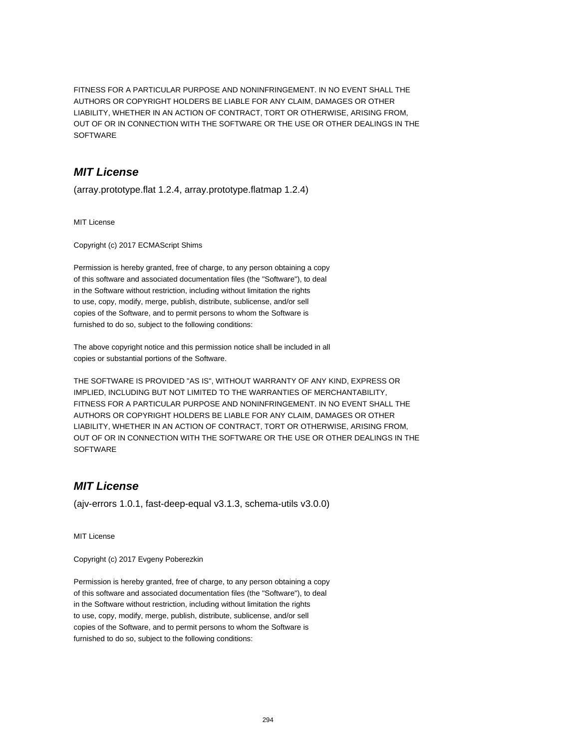FITNESS FOR A PARTICULAR PURPOSE AND NONINFRINGEMENT. IN NO EVENT SHALL THE AUTHORS OR COPYRIGHT HOLDERS BE LIABLE FOR ANY CLAIM, DAMAGES OR OTHER LIABILITY, WHETHER IN AN ACTION OF CONTRACT, TORT OR OTHERWISE, ARISING FROM, OUT OF OR IN CONNECTION WITH THE SOFTWARE OR THE USE OR OTHER DEALINGS IN THE SOFTWARE

## ***MIT License***

(array.prototype.flat 1.2.4, array.prototype.flatmap 1.2.4)

MIT License

Copyright (c) 2017 ECMAScript Shims

Permission is hereby granted, free of charge, to any person obtaining a copy
of this software and associated documentation files (the "Software"), to deal
in the Software without restriction, including without limitation the rights
to use, copy, modify, merge, publish, distribute, sublicense, and/or sell
copies of the Software, and to permit persons to whom the Software is
furnished to do so, subject to the following conditions:

The above copyright notice and this permission notice shall be included in all
copies or substantial portions of the Software.

THE SOFTWARE IS PROVIDED "AS IS", WITHOUT WARRANTY OF ANY KIND, EXPRESS OR
IMPLIED, INCLUDING BUT NOT LIMITED TO THE WARRANTIES OF MERCHANTABILITY,
FITNESS FOR A PARTICULAR PURPOSE AND NONINFRINGEMENT. IN NO EVENT SHALL THE
AUTHORS OR COPYRIGHT HOLDERS BE LIABLE FOR ANY CLAIM, DAMAGES OR OTHER
LIABILITY, WHETHER IN AN ACTION OF CONTRACT, TORT OR OTHERWISE, ARISING FROM,
OUT OF OR IN CONNECTION WITH THE SOFTWARE OR THE USE OR OTHER DEALINGS IN THE
SOFTWARE

## ***MIT License***

(ajv-errors 1.0.1, fast-deep-equal v3.1.3, schema-utils v3.0.0)

MIT License

Copyright (c) 2017 Evgeny Poberezkin

Permission is hereby granted, free of charge, to any person obtaining a copy
of this software and associated documentation files (the "Software"), to deal
in the Software without restriction, including without limitation the rights
to use, copy, modify, merge, publish, distribute, sublicense, and/or sell
copies of the Software, and to permit persons to whom the Software is
furnished to do so, subject to the following conditions: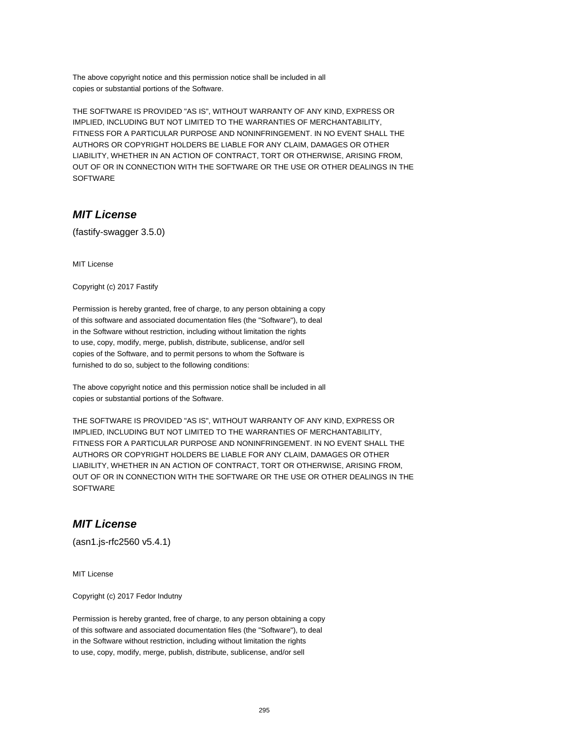The above copyright notice and this permission notice shall be included in all
copies or substantial portions of the Software.

THE SOFTWARE IS PROVIDED "AS IS", WITHOUT WARRANTY OF ANY KIND, EXPRESS OR
IMPLIED, INCLUDING BUT NOT LIMITED TO THE WARRANTIES OF MERCHANTABILITY,
FITNESS FOR A PARTICULAR PURPOSE AND NONINFRINGEMENT. IN NO EVENT SHALL THE
AUTHORS OR COPYRIGHT HOLDERS BE LIABLE FOR ANY CLAIM, DAMAGES OR OTHER
LIABILITY, WHETHER IN AN ACTION OF CONTRACT, TORT OR OTHERWISE, ARISING FROM,
OUT OF OR IN CONNECTION WITH THE SOFTWARE OR THE USE OR OTHER DEALINGS IN THE
SOFTWARE

## ***MIT License***

(fastify-swagger 3.5.0)

MIT License

Copyright (c) 2017 Fastify

Permission is hereby granted, free of charge, to any person obtaining a copy
of this software and associated documentation files (the "Software"), to deal
in the Software without restriction, including without limitation the rights
to use, copy, modify, merge, publish, distribute, sublicense, and/or sell
copies of the Software, and to permit persons to whom the Software is
furnished to do so, subject to the following conditions:

The above copyright notice and this permission notice shall be included in all
copies or substantial portions of the Software.

THE SOFTWARE IS PROVIDED "AS IS", WITHOUT WARRANTY OF ANY KIND, EXPRESS OR
IMPLIED, INCLUDING BUT NOT LIMITED TO THE WARRANTIES OF MERCHANTABILITY,
FITNESS FOR A PARTICULAR PURPOSE AND NONINFRINGEMENT. IN NO EVENT SHALL THE
AUTHORS OR COPYRIGHT HOLDERS BE LIABLE FOR ANY CLAIM, DAMAGES OR OTHER
LIABILITY, WHETHER IN AN ACTION OF CONTRACT, TORT OR OTHERWISE, ARISING FROM,
OUT OF OR IN CONNECTION WITH THE SOFTWARE OR THE USE OR OTHER DEALINGS IN THE
SOFTWARE

## ***MIT License***

(asn1.js-rfc2560 v5.4.1)

MIT License

Copyright (c) 2017 Fedor Indutny

Permission is hereby granted, free of charge, to any person obtaining a copy
of this software and associated documentation files (the "Software"), to deal
in the Software without restriction, including without limitation the rights
to use, copy, modify, merge, publish, distribute, sublicense, and/or sell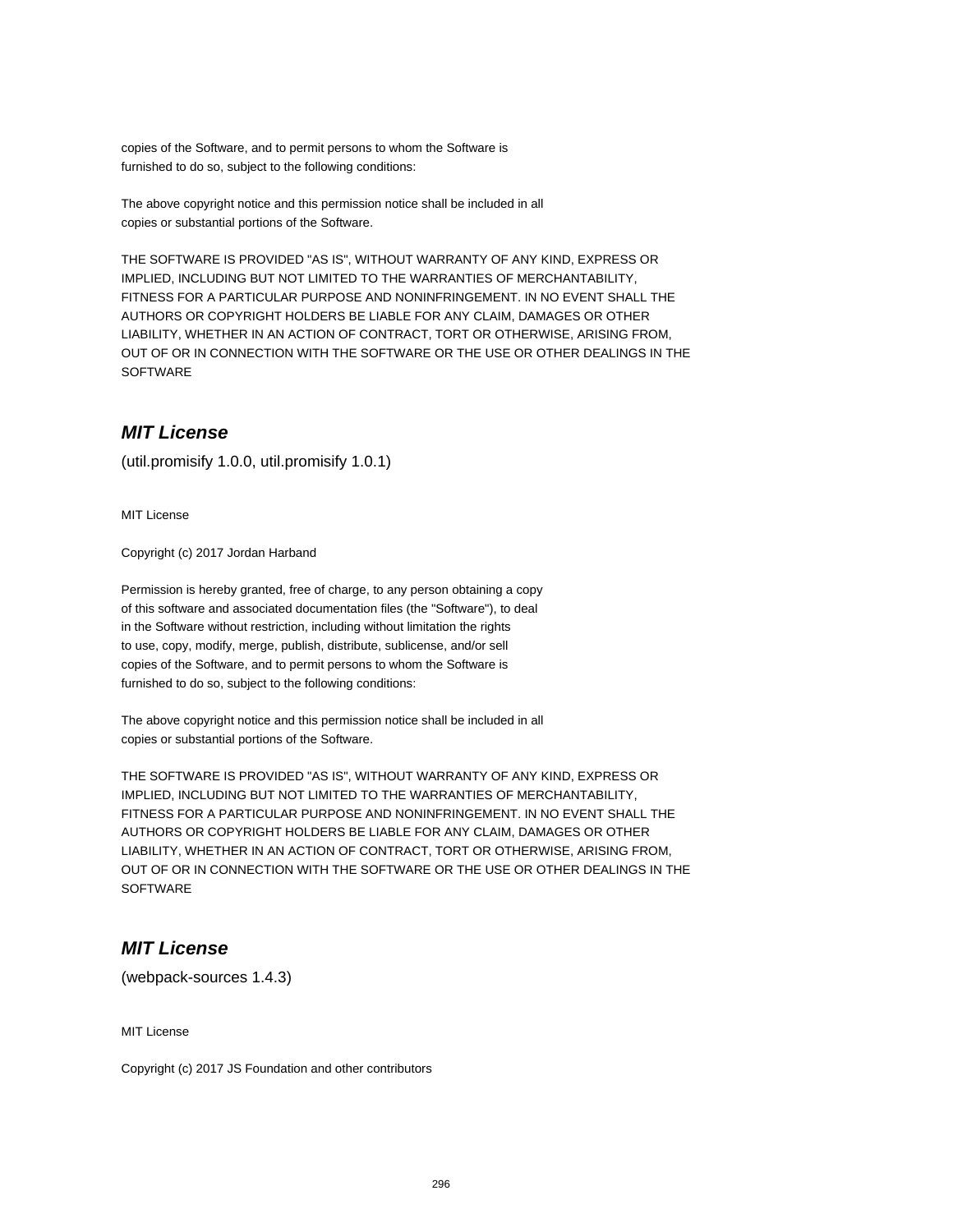copies of the Software, and to permit persons to whom the Software is
furnished to do so, subject to the following conditions:

The above copyright notice and this permission notice shall be included in all
copies or substantial portions of the Software.

THE SOFTWARE IS PROVIDED "AS IS", WITHOUT WARRANTY OF ANY KIND, EXPRESS OR
IMPLIED, INCLUDING BUT NOT LIMITED TO THE WARRANTIES OF MERCHANTABILITY,
FITNESS FOR A PARTICULAR PURPOSE AND NONINFRINGEMENT. IN NO EVENT SHALL THE
AUTHORS OR COPYRIGHT HOLDERS BE LIABLE FOR ANY CLAIM, DAMAGES OR OTHER
LIABILITY, WHETHER IN AN ACTION OF CONTRACT, TORT OR OTHERWISE, ARISING FROM,
OUT OF OR IN CONNECTION WITH THE SOFTWARE OR THE USE OR OTHER DEALINGS IN THE
SOFTWARE

## *MIT License*

(util.promisify 1.0.0, util.promisify 1.0.1)

MIT License

Copyright (c) 2017 Jordan Harband

Permission is hereby granted, free of charge, to any person obtaining a copy
of this software and associated documentation files (the "Software"), to deal
in the Software without restriction, including without limitation the rights
to use, copy, modify, merge, publish, distribute, sublicense, and/or sell
copies of the Software, and to permit persons to whom the Software is
furnished to do so, subject to the following conditions:

The above copyright notice and this permission notice shall be included in all
copies or substantial portions of the Software.

THE SOFTWARE IS PROVIDED "AS IS", WITHOUT WARRANTY OF ANY KIND, EXPRESS OR
IMPLIED, INCLUDING BUT NOT LIMITED TO THE WARRANTIES OF MERCHANTABILITY,
FITNESS FOR A PARTICULAR PURPOSE AND NONINFRINGEMENT. IN NO EVENT SHALL THE
AUTHORS OR COPYRIGHT HOLDERS BE LIABLE FOR ANY CLAIM, DAMAGES OR OTHER
LIABILITY, WHETHER IN AN ACTION OF CONTRACT, TORT OR OTHERWISE, ARISING FROM,
OUT OF OR IN CONNECTION WITH THE SOFTWARE OR THE USE OR OTHER DEALINGS IN THE
SOFTWARE

## *MIT License*

(webpack-sources 1.4.3)

MIT License

Copyright (c) 2017 JS Foundation and other contributors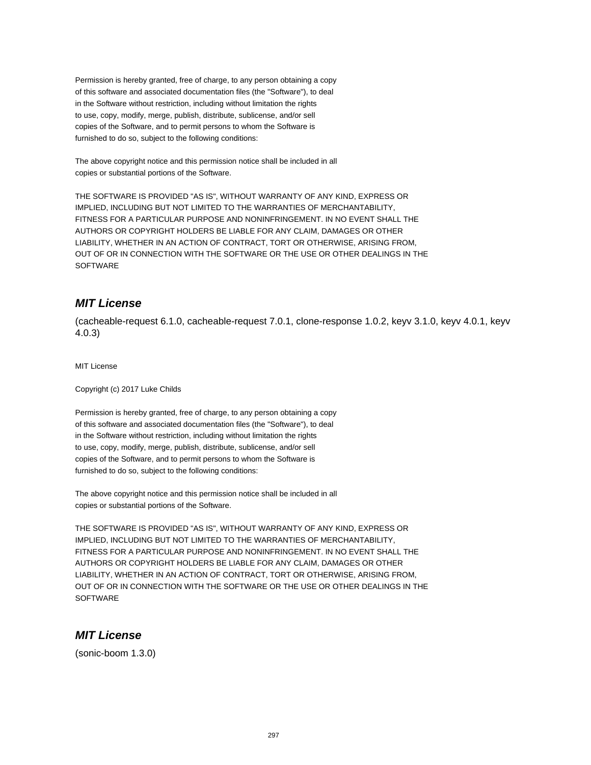Permission is hereby granted, free of charge, to any person obtaining a copy
of this software and associated documentation files (the "Software"), to deal
in the Software without restriction, including without limitation the rights
to use, copy, modify, merge, publish, distribute, sublicense, and/or sell
copies of the Software, and to permit persons to whom the Software is
furnished to do so, subject to the following conditions:

The above copyright notice and this permission notice shall be included in all
copies or substantial portions of the Software.

THE SOFTWARE IS PROVIDED "AS IS", WITHOUT WARRANTY OF ANY KIND, EXPRESS OR
IMPLIED, INCLUDING BUT NOT LIMITED TO THE WARRANTIES OF MERCHANTABILITY,
FITNESS FOR A PARTICULAR PURPOSE AND NONINFRINGEMENT. IN NO EVENT SHALL THE
AUTHORS OR COPYRIGHT HOLDERS BE LIABLE FOR ANY CLAIM, DAMAGES OR OTHER
LIABILITY, WHETHER IN AN ACTION OF CONTRACT, TORT OR OTHERWISE, ARISING FROM,
OUT OF OR IN CONNECTION WITH THE SOFTWARE OR THE USE OR OTHER DEALINGS IN THE
SOFTWARE

## ***MIT License***

(cacheable-request 6.1.0, cacheable-request 7.0.1, clone-response 1.0.2, keyv 3.1.0, keyv 4.0.1, keyv 4.0.3)

MIT License

Copyright (c) 2017 Luke Childs

Permission is hereby granted, free of charge, to any person obtaining a copy
of this software and associated documentation files (the "Software"), to deal
in the Software without restriction, including without limitation the rights
to use, copy, modify, merge, publish, distribute, sublicense, and/or sell
copies of the Software, and to permit persons to whom the Software is
furnished to do so, subject to the following conditions:

The above copyright notice and this permission notice shall be included in all
copies or substantial portions of the Software.

THE SOFTWARE IS PROVIDED "AS IS", WITHOUT WARRANTY OF ANY KIND, EXPRESS OR
IMPLIED, INCLUDING BUT NOT LIMITED TO THE WARRANTIES OF MERCHANTABILITY,
FITNESS FOR A PARTICULAR PURPOSE AND NONINFRINGEMENT. IN NO EVENT SHALL THE
AUTHORS OR COPYRIGHT HOLDERS BE LIABLE FOR ANY CLAIM, DAMAGES OR OTHER
LIABILITY, WHETHER IN AN ACTION OF CONTRACT, TORT OR OTHERWISE, ARISING FROM,
OUT OF OR IN CONNECTION WITH THE SOFTWARE OR THE USE OR OTHER DEALINGS IN THE
SOFTWARE

## ***MIT License***

(sonic-boom 1.3.0)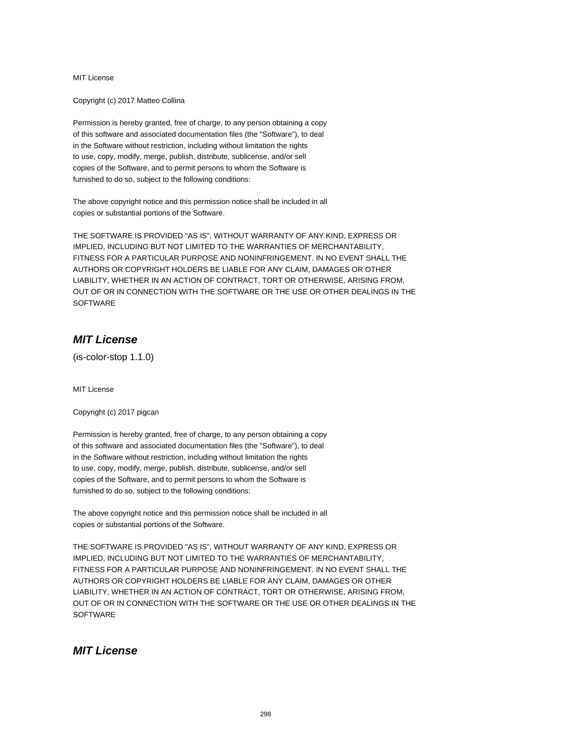MIT License

Copyright (c) 2017 Matteo Collina

Permission is hereby granted, free of charge, to any person obtaining a copy
of this software and associated documentation files (the "Software"), to deal
in the Software without restriction, including without limitation the rights
to use, copy, modify, merge, publish, distribute, sublicense, and/or sell
copies of the Software, and to permit persons to whom the Software is
furnished to do so, subject to the following conditions:

The above copyright notice and this permission notice shall be included in all
copies or substantial portions of the Software.

THE SOFTWARE IS PROVIDED "AS IS", WITHOUT WARRANTY OF ANY KIND, EXPRESS OR
IMPLIED, INCLUDING BUT NOT LIMITED TO THE WARRANTIES OF MERCHANTABILITY,
FITNESS FOR A PARTICULAR PURPOSE AND NONINFRINGEMENT. IN NO EVENT SHALL THE
AUTHORS OR COPYRIGHT HOLDERS BE LIABLE FOR ANY CLAIM, DAMAGES OR OTHER
LIABILITY, WHETHER IN AN ACTION OF CONTRACT, TORT OR OTHERWISE, ARISING FROM,
OUT OF OR IN CONNECTION WITH THE SOFTWARE OR THE USE OR OTHER DEALINGS IN THE
SOFTWARE

## *MIT License*

(is-color-stop 1.1.0)

MIT License

Copyright (c) 2017 pigcan

Permission is hereby granted, free of charge, to any person obtaining a copy
of this software and associated documentation files (the "Software"), to deal
in the Software without restriction, including without limitation the rights
to use, copy, modify, merge, publish, distribute, sublicense, and/or sell
copies of the Software, and to permit persons to whom the Software is
furnished to do so, subject to the following conditions:

The above copyright notice and this permission notice shall be included in all
copies or substantial portions of the Software.

THE SOFTWARE IS PROVIDED "AS IS", WITHOUT WARRANTY OF ANY KIND, EXPRESS OR
IMPLIED, INCLUDING BUT NOT LIMITED TO THE WARRANTIES OF MERCHANTABILITY,
FITNESS FOR A PARTICULAR PURPOSE AND NONINFRINGEMENT. IN NO EVENT SHALL THE
AUTHORS OR COPYRIGHT HOLDERS BE LIABLE FOR ANY CLAIM, DAMAGES OR OTHER
LIABILITY, WHETHER IN AN ACTION OF CONTRACT, TORT OR OTHERWISE, ARISING FROM,
OUT OF OR IN CONNECTION WITH THE SOFTWARE OR THE USE OR OTHER DEALINGS IN THE
SOFTWARE

## *MIT License*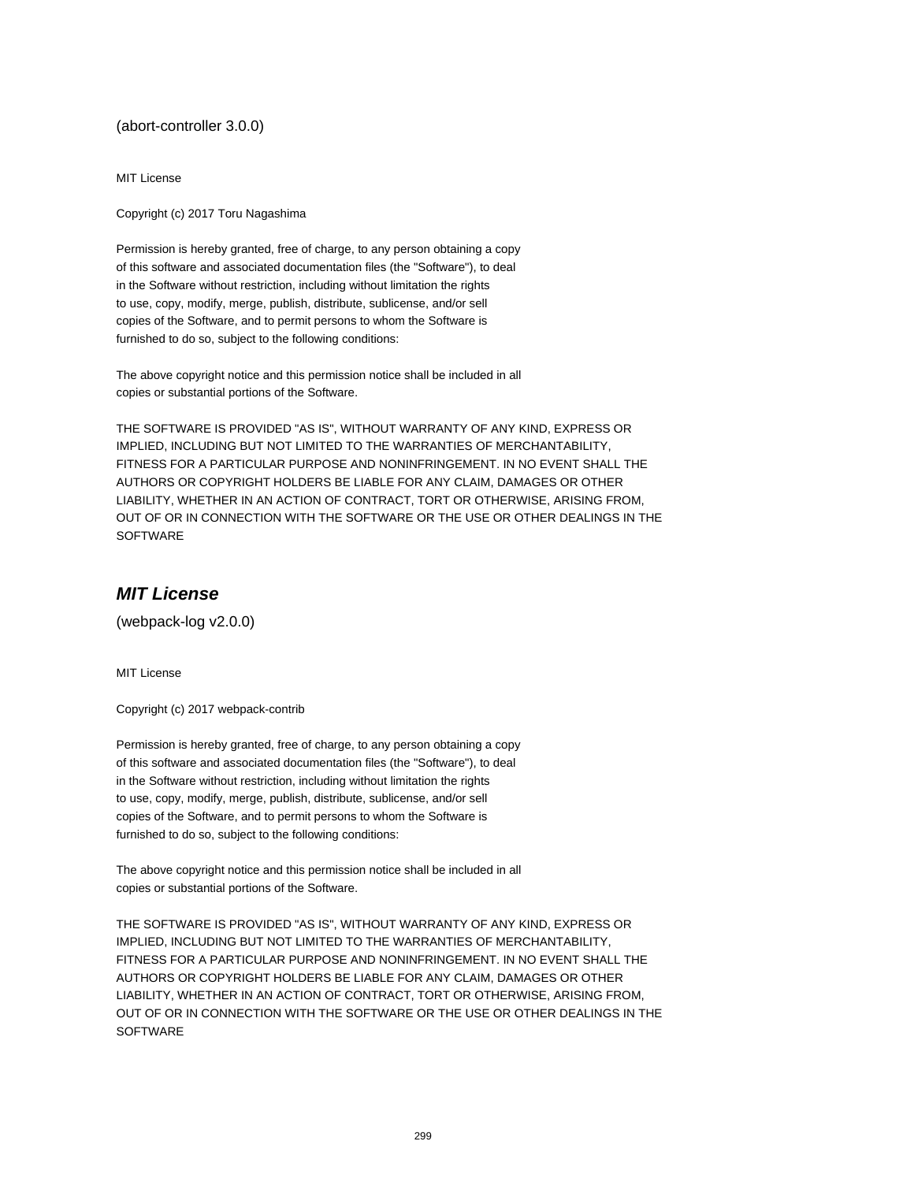(abort-controller 3.0.0)

MIT License

Copyright (c) 2017 Toru Nagashima

Permission is hereby granted, free of charge, to any person obtaining a copy
of this software and associated documentation files (the "Software"), to deal
in the Software without restriction, including without limitation the rights
to use, copy, modify, merge, publish, distribute, sublicense, and/or sell
copies of the Software, and to permit persons to whom the Software is
furnished to do so, subject to the following conditions:

The above copyright notice and this permission notice shall be included in all
copies or substantial portions of the Software.

THE SOFTWARE IS PROVIDED "AS IS", WITHOUT WARRANTY OF ANY KIND, EXPRESS OR
IMPLIED, INCLUDING BUT NOT LIMITED TO THE WARRANTIES OF MERCHANTABILITY,
FITNESS FOR A PARTICULAR PURPOSE AND NONINFRINGEMENT. IN NO EVENT SHALL THE
AUTHORS OR COPYRIGHT HOLDERS BE LIABLE FOR ANY CLAIM, DAMAGES OR OTHER
LIABILITY, WHETHER IN AN ACTION OF CONTRACT, TORT OR OTHERWISE, ARISING FROM,
OUT OF OR IN CONNECTION WITH THE SOFTWARE OR THE USE OR OTHER DEALINGS IN THE
SOFTWARE

## ***MIT License***

(webpack-log v2.0.0)

MIT License

Copyright (c) 2017 webpack-contrib

Permission is hereby granted, free of charge, to any person obtaining a copy
of this software and associated documentation files (the "Software"), to deal
in the Software without restriction, including without limitation the rights
to use, copy, modify, merge, publish, distribute, sublicense, and/or sell
copies of the Software, and to permit persons to whom the Software is
furnished to do so, subject to the following conditions:

The above copyright notice and this permission notice shall be included in all
copies or substantial portions of the Software.

THE SOFTWARE IS PROVIDED "AS IS", WITHOUT WARRANTY OF ANY KIND, EXPRESS OR
IMPLIED, INCLUDING BUT NOT LIMITED TO THE WARRANTIES OF MERCHANTABILITY,
FITNESS FOR A PARTICULAR PURPOSE AND NONINFRINGEMENT. IN NO EVENT SHALL THE
AUTHORS OR COPYRIGHT HOLDERS BE LIABLE FOR ANY CLAIM, DAMAGES OR OTHER
LIABILITY, WHETHER IN AN ACTION OF CONTRACT, TORT OR OTHERWISE, ARISING FROM,
OUT OF OR IN CONNECTION WITH THE SOFTWARE OR THE USE OR OTHER DEALINGS IN THE
SOFTWARE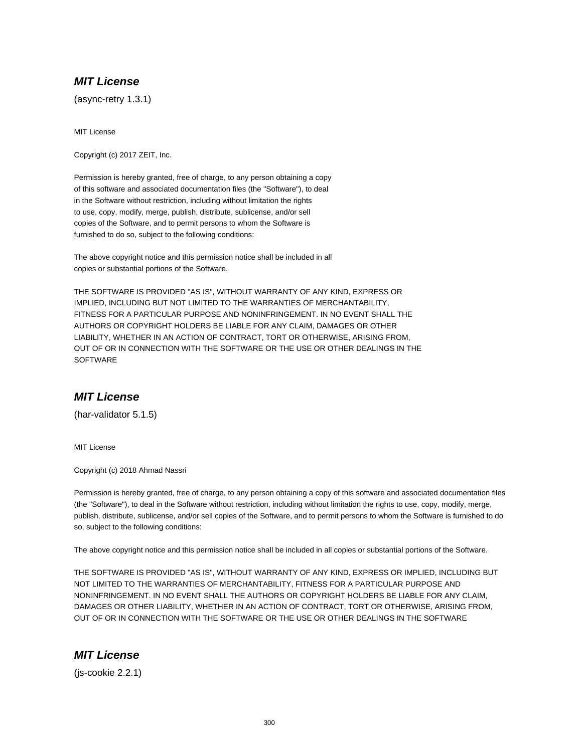## ***MIT License***

(async-retry 1.3.1)

MIT License

Copyright (c) 2017 ZEIT, Inc.

Permission is hereby granted, free of charge, to any person obtaining a copy
of this software and associated documentation files (the "Software"), to deal
in the Software without restriction, including without limitation the rights
to use, copy, modify, merge, publish, distribute, sublicense, and/or sell
copies of the Software, and to permit persons to whom the Software is
furnished to do so, subject to the following conditions:

The above copyright notice and this permission notice shall be included in all
copies or substantial portions of the Software.

THE SOFTWARE IS PROVIDED "AS IS", WITHOUT WARRANTY OF ANY KIND, EXPRESS OR
IMPLIED, INCLUDING BUT NOT LIMITED TO THE WARRANTIES OF MERCHANTABILITY,
FITNESS FOR A PARTICULAR PURPOSE AND NONINFRINGEMENT. IN NO EVENT SHALL THE
AUTHORS OR COPYRIGHT HOLDERS BE LIABLE FOR ANY CLAIM, DAMAGES OR OTHER
LIABILITY, WHETHER IN AN ACTION OF CONTRACT, TORT OR OTHERWISE, ARISING FROM,
OUT OF OR IN CONNECTION WITH THE SOFTWARE OR THE USE OR OTHER DEALINGS IN THE
SOFTWARE

## ***MIT License***

(har-validator 5.1.5)

MIT License

Copyright (c) 2018 Ahmad Nassri

Permission is hereby granted, free of charge, to any person obtaining a copy of this software and associated documentation files (the "Software"), to deal in the Software without restriction, including without limitation the rights to use, copy, modify, merge, publish, distribute, sublicense, and/or sell copies of the Software, and to permit persons to whom the Software is furnished to do so, subject to the following conditions:

The above copyright notice and this permission notice shall be included in all copies or substantial portions of the Software.

THE SOFTWARE IS PROVIDED "AS IS", WITHOUT WARRANTY OF ANY KIND, EXPRESS OR IMPLIED, INCLUDING BUT NOT LIMITED TO THE WARRANTIES OF MERCHANTABILITY, FITNESS FOR A PARTICULAR PURPOSE AND NONINFRINGEMENT. IN NO EVENT SHALL THE AUTHORS OR COPYRIGHT HOLDERS BE LIABLE FOR ANY CLAIM, DAMAGES OR OTHER LIABILITY, WHETHER IN AN ACTION OF CONTRACT, TORT OR OTHERWISE, ARISING FROM, OUT OF OR IN CONNECTION WITH THE SOFTWARE OR THE USE OR OTHER DEALINGS IN THE SOFTWARE

## ***MIT License***

(js-cookie 2.2.1)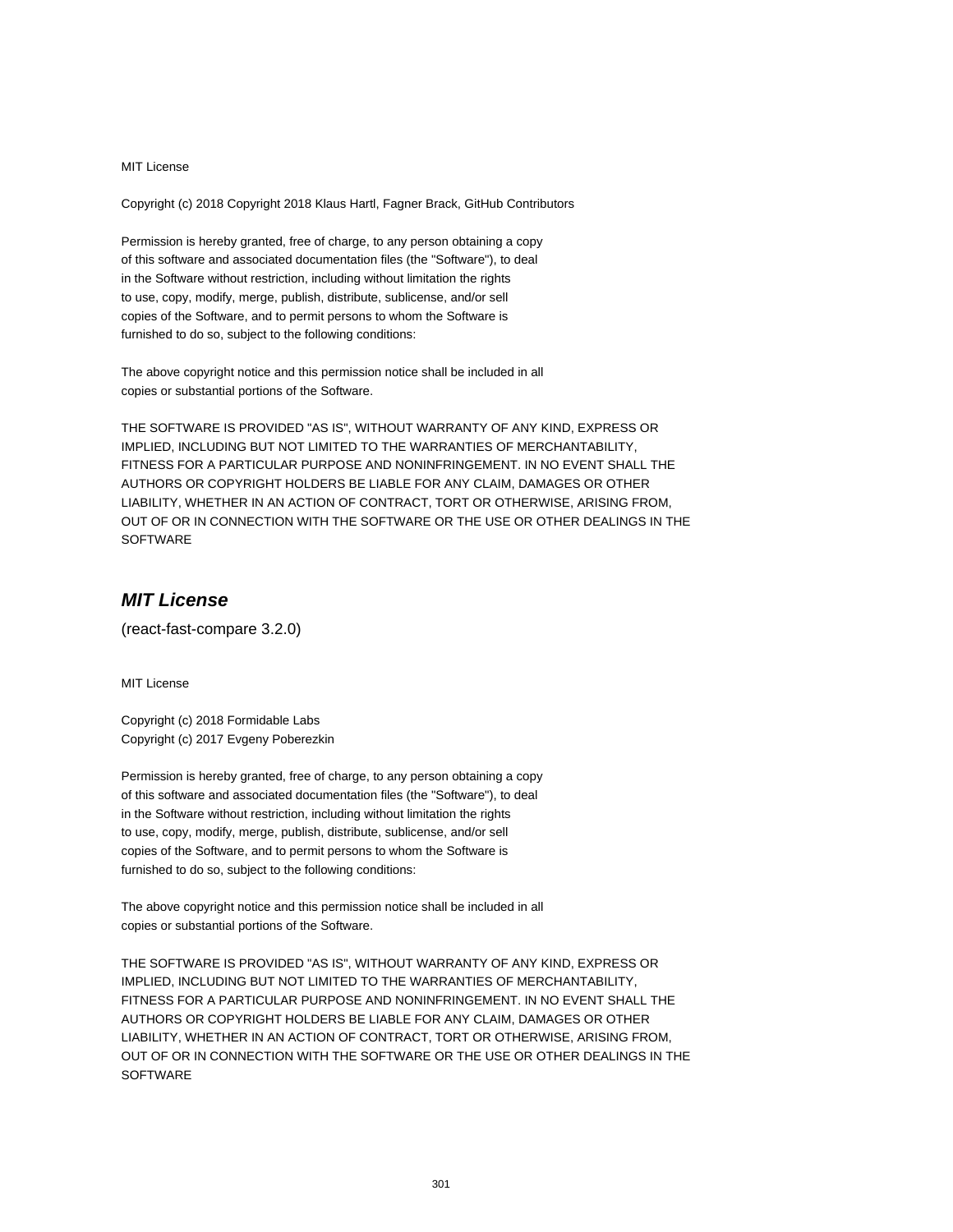MIT License

Copyright (c) 2018 Copyright 2018 Klaus Hartl, Fagner Brack, GitHub Contributors

Permission is hereby granted, free of charge, to any person obtaining a copy
of this software and associated documentation files (the "Software"), to deal
in the Software without restriction, including without limitation the rights
to use, copy, modify, merge, publish, distribute, sublicense, and/or sell
copies of the Software, and to permit persons to whom the Software is
furnished to do so, subject to the following conditions:

The above copyright notice and this permission notice shall be included in all
copies or substantial portions of the Software.

THE SOFTWARE IS PROVIDED "AS IS", WITHOUT WARRANTY OF ANY KIND, EXPRESS OR
IMPLIED, INCLUDING BUT NOT LIMITED TO THE WARRANTIES OF MERCHANTABILITY,
FITNESS FOR A PARTICULAR PURPOSE AND NONINFRINGEMENT. IN NO EVENT SHALL THE
AUTHORS OR COPYRIGHT HOLDERS BE LIABLE FOR ANY CLAIM, DAMAGES OR OTHER
LIABILITY, WHETHER IN AN ACTION OF CONTRACT, TORT OR OTHERWISE, ARISING FROM,
OUT OF OR IN CONNECTION WITH THE SOFTWARE OR THE USE OR OTHER DEALINGS IN THE
SOFTWARE

## ***MIT License***

(react-fast-compare 3.2.0)

MIT License

Copyright (c) 2018 Formidable Labs
Copyright (c) 2017 Evgeny Poberezkin

Permission is hereby granted, free of charge, to any person obtaining a copy
of this software and associated documentation files (the "Software"), to deal
in the Software without restriction, including without limitation the rights
to use, copy, modify, merge, publish, distribute, sublicense, and/or sell
copies of the Software, and to permit persons to whom the Software is
furnished to do so, subject to the following conditions:

The above copyright notice and this permission notice shall be included in all
copies or substantial portions of the Software.

THE SOFTWARE IS PROVIDED "AS IS", WITHOUT WARRANTY OF ANY KIND, EXPRESS OR
IMPLIED, INCLUDING BUT NOT LIMITED TO THE WARRANTIES OF MERCHANTABILITY,
FITNESS FOR A PARTICULAR PURPOSE AND NONINFRINGEMENT. IN NO EVENT SHALL THE
AUTHORS OR COPYRIGHT HOLDERS BE LIABLE FOR ANY CLAIM, DAMAGES OR OTHER
LIABILITY, WHETHER IN AN ACTION OF CONTRACT, TORT OR OTHERWISE, ARISING FROM,
OUT OF OR IN CONNECTION WITH THE SOFTWARE OR THE USE OR OTHER DEALINGS IN THE
SOFTWARE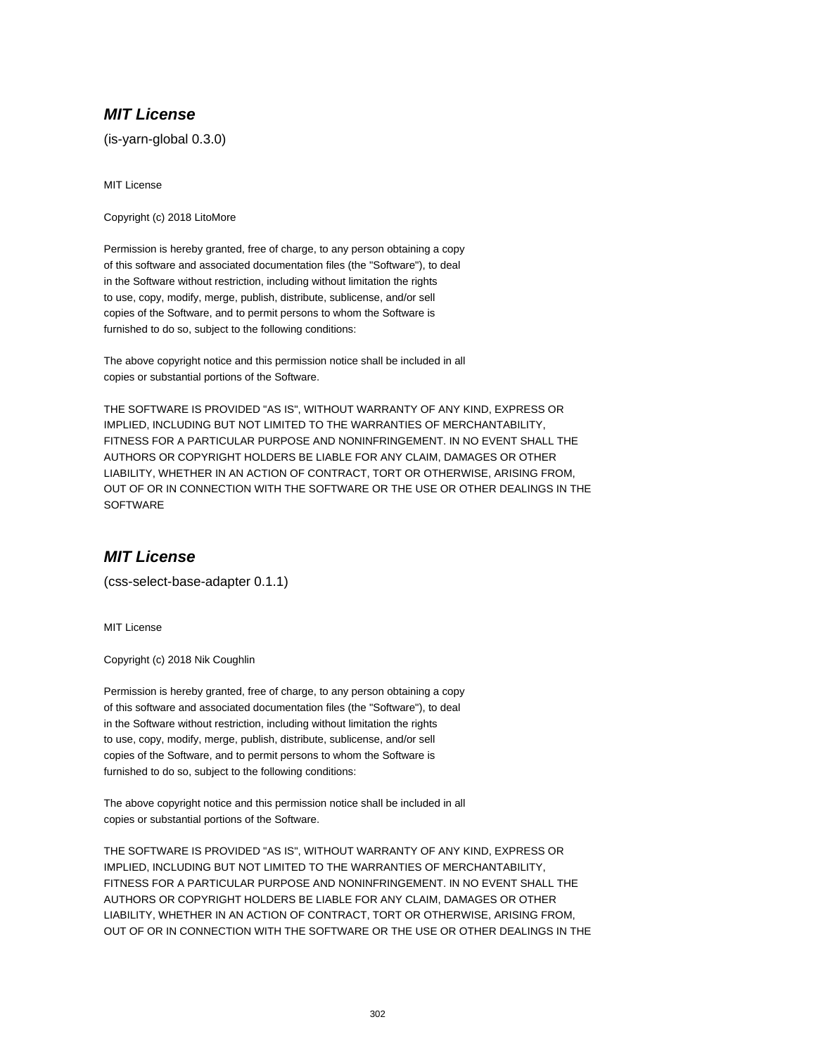## ***MIT License***

(is-yarn-global 0.3.0)

MIT License

Copyright (c) 2018 LitoMore

Permission is hereby granted, free of charge, to any person obtaining a copy
of this software and associated documentation files (the "Software"), to deal
in the Software without restriction, including without limitation the rights
to use, copy, modify, merge, publish, distribute, sublicense, and/or sell
copies of the Software, and to permit persons to whom the Software is
furnished to do so, subject to the following conditions:

The above copyright notice and this permission notice shall be included in all
copies or substantial portions of the Software.

THE SOFTWARE IS PROVIDED "AS IS", WITHOUT WARRANTY OF ANY KIND, EXPRESS OR
IMPLIED, INCLUDING BUT NOT LIMITED TO THE WARRANTIES OF MERCHANTABILITY,
FITNESS FOR A PARTICULAR PURPOSE AND NONINFRINGEMENT. IN NO EVENT SHALL THE
AUTHORS OR COPYRIGHT HOLDERS BE LIABLE FOR ANY CLAIM, DAMAGES OR OTHER
LIABILITY, WHETHER IN AN ACTION OF CONTRACT, TORT OR OTHERWISE, ARISING FROM,
OUT OF OR IN CONNECTION WITH THE SOFTWARE OR THE USE OR OTHER DEALINGS IN THE
SOFTWARE

## ***MIT License***

(css-select-base-adapter 0.1.1)

MIT License

Copyright (c) 2018 Nik Coughlin

Permission is hereby granted, free of charge, to any person obtaining a copy
of this software and associated documentation files (the "Software"), to deal
in the Software without restriction, including without limitation the rights
to use, copy, modify, merge, publish, distribute, sublicense, and/or sell
copies of the Software, and to permit persons to whom the Software is
furnished to do so, subject to the following conditions:

The above copyright notice and this permission notice shall be included in all
copies or substantial portions of the Software.

THE SOFTWARE IS PROVIDED "AS IS", WITHOUT WARRANTY OF ANY KIND, EXPRESS OR
IMPLIED, INCLUDING BUT NOT LIMITED TO THE WARRANTIES OF MERCHANTABILITY,
FITNESS FOR A PARTICULAR PURPOSE AND NONINFRINGEMENT. IN NO EVENT SHALL THE
AUTHORS OR COPYRIGHT HOLDERS BE LIABLE FOR ANY CLAIM, DAMAGES OR OTHER
LIABILITY, WHETHER IN AN ACTION OF CONTRACT, TORT OR OTHERWISE, ARISING FROM,
OUT OF OR IN CONNECTION WITH THE SOFTWARE OR THE USE OR OTHER DEALINGS IN THE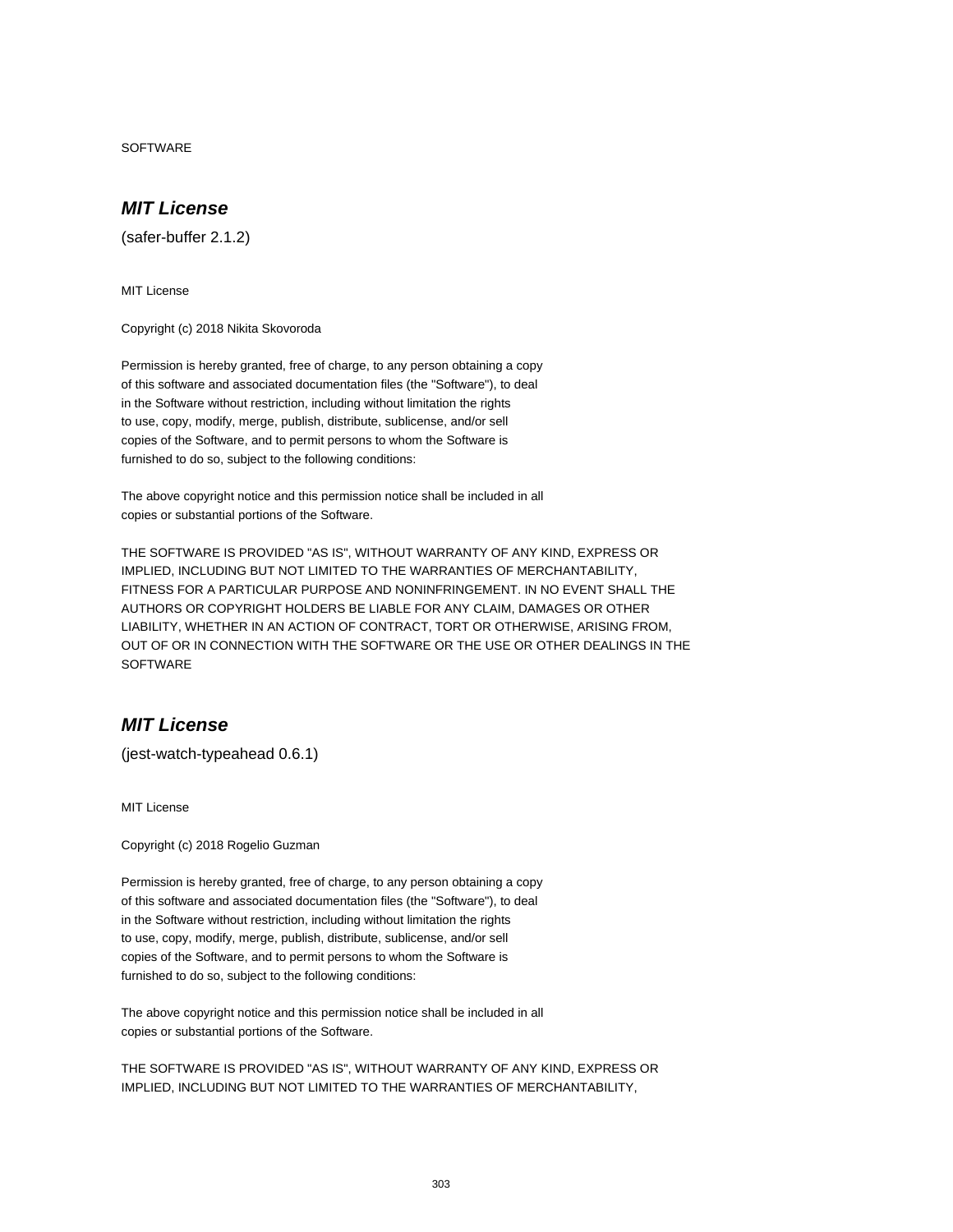SOFTWARE

## ***MIT License***

(safer-buffer 2.1.2)

MIT License

Copyright (c) 2018 Nikita Skovoroda

Permission is hereby granted, free of charge, to any person obtaining a copy
of this software and associated documentation files (the "Software"), to deal
in the Software without restriction, including without limitation the rights
to use, copy, modify, merge, publish, distribute, sublicense, and/or sell
copies of the Software, and to permit persons to whom the Software is
furnished to do so, subject to the following conditions:

The above copyright notice and this permission notice shall be included in all
copies or substantial portions of the Software.

THE SOFTWARE IS PROVIDED "AS IS", WITHOUT WARRANTY OF ANY KIND, EXPRESS OR
IMPLIED, INCLUDING BUT NOT LIMITED TO THE WARRANTIES OF MERCHANTABILITY,
FITNESS FOR A PARTICULAR PURPOSE AND NONINFRINGEMENT. IN NO EVENT SHALL THE
AUTHORS OR COPYRIGHT HOLDERS BE LIABLE FOR ANY CLAIM, DAMAGES OR OTHER
LIABILITY, WHETHER IN AN ACTION OF CONTRACT, TORT OR OTHERWISE, ARISING FROM,
OUT OF OR IN CONNECTION WITH THE SOFTWARE OR THE USE OR OTHER DEALINGS IN THE
SOFTWARE

## ***MIT License***

(jest-watch-typeahead 0.6.1)

MIT License

Copyright (c) 2018 Rogelio Guzman

Permission is hereby granted, free of charge, to any person obtaining a copy
of this software and associated documentation files (the "Software"), to deal
in the Software without restriction, including without limitation the rights
to use, copy, modify, merge, publish, distribute, sublicense, and/or sell
copies of the Software, and to permit persons to whom the Software is
furnished to do so, subject to the following conditions:

The above copyright notice and this permission notice shall be included in all
copies or substantial portions of the Software.

THE SOFTWARE IS PROVIDED "AS IS", WITHOUT WARRANTY OF ANY KIND, EXPRESS OR
IMPLIED, INCLUDING BUT NOT LIMITED TO THE WARRANTIES OF MERCHANTABILITY,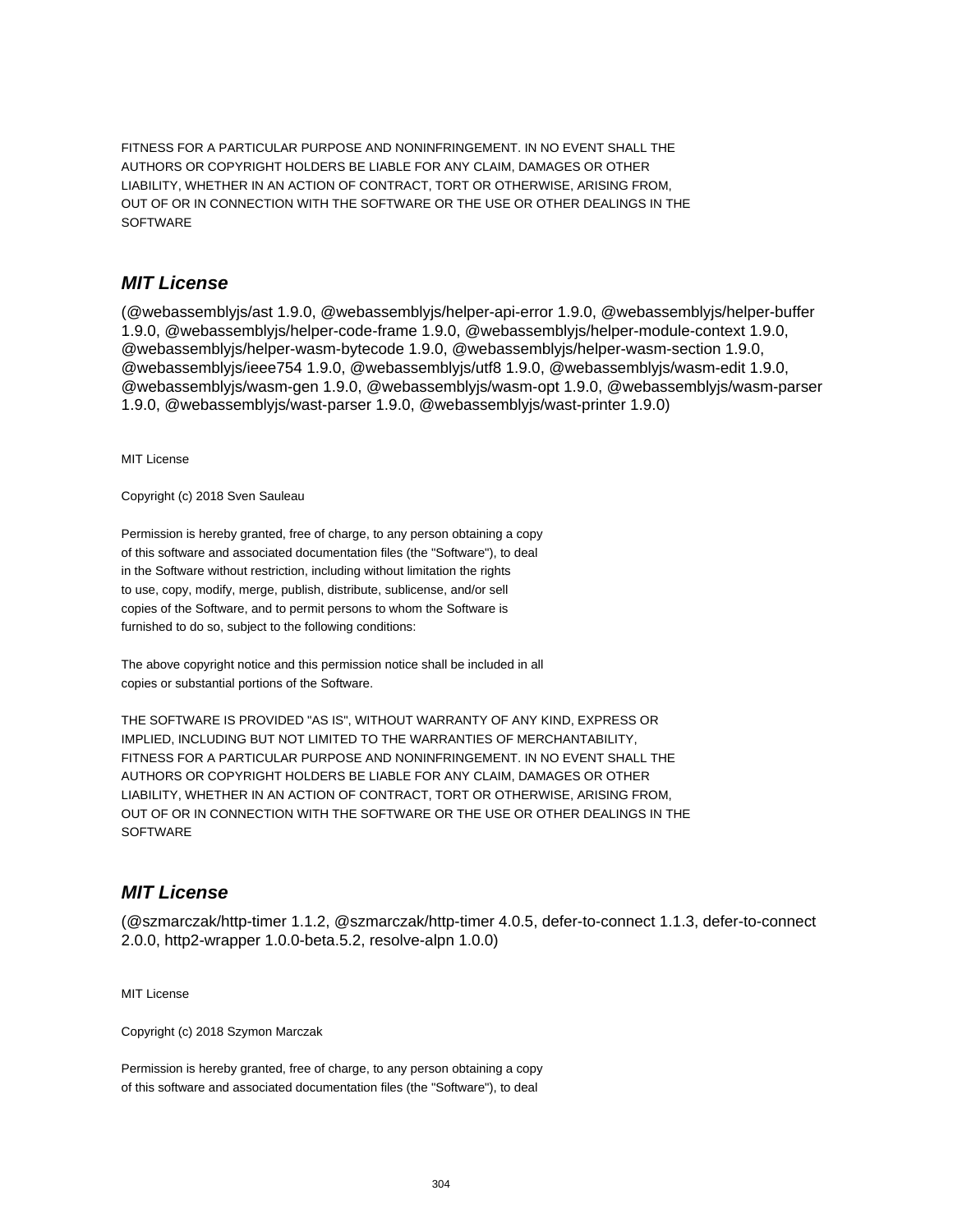FITNESS FOR A PARTICULAR PURPOSE AND NONINFRINGEMENT. IN NO EVENT SHALL THE
AUTHORS OR COPYRIGHT HOLDERS BE LIABLE FOR ANY CLAIM, DAMAGES OR OTHER
LIABILITY, WHETHER IN AN ACTION OF CONTRACT, TORT OR OTHERWISE, ARISING FROM,
OUT OF OR IN CONNECTION WITH THE SOFTWARE OR THE USE OR OTHER DEALINGS IN THE
SOFTWARE

## *MIT License*

(@webassemblyjs/ast 1.9.0, @webassemblyjs/helper-api-error 1.9.0, @webassemblyjs/helper-buffer 1.9.0, @webassemblyjs/helper-code-frame 1.9.0, @webassemblyjs/helper-module-context 1.9.0, @webassemblyjs/helper-wasm-bytecode 1.9.0, @webassemblyjs/helper-wasm-section 1.9.0, @webassemblyjs/ieee754 1.9.0, @webassemblyjs/utf8 1.9.0, @webassemblyjs/wasm-edit 1.9.0, @webassemblyjs/wasm-gen 1.9.0, @webassemblyjs/wasm-opt 1.9.0, @webassemblyjs/wasm-parser 1.9.0, @webassemblyjs/wast-parser 1.9.0, @webassemblyjs/wast-printer 1.9.0)

MIT License

Copyright (c) 2018 Sven Sauleau

Permission is hereby granted, free of charge, to any person obtaining a copy
of this software and associated documentation files (the "Software"), to deal
in the Software without restriction, including without limitation the rights
to use, copy, modify, merge, publish, distribute, sublicense, and/or sell
copies of the Software, and to permit persons to whom the Software is
furnished to do so, subject to the following conditions:

The above copyright notice and this permission notice shall be included in all
copies or substantial portions of the Software.

THE SOFTWARE IS PROVIDED "AS IS", WITHOUT WARRANTY OF ANY KIND, EXPRESS OR
IMPLIED, INCLUDING BUT NOT LIMITED TO THE WARRANTIES OF MERCHANTABILITY,
FITNESS FOR A PARTICULAR PURPOSE AND NONINFRINGEMENT. IN NO EVENT SHALL THE
AUTHORS OR COPYRIGHT HOLDERS BE LIABLE FOR ANY CLAIM, DAMAGES OR OTHER
LIABILITY, WHETHER IN AN ACTION OF CONTRACT, TORT OR OTHERWISE, ARISING FROM,
OUT OF OR IN CONNECTION WITH THE SOFTWARE OR THE USE OR OTHER DEALINGS IN THE
SOFTWARE

## *MIT License*

(@szmarczak/http-timer 1.1.2, @szmarczak/http-timer 4.0.5, defer-to-connect 1.1.3, defer-to-connect 2.0.0, http2-wrapper 1.0.0-beta.5.2, resolve-alpn 1.0.0)

MIT License

Copyright (c) 2018 Szymon Marczak

Permission is hereby granted, free of charge, to any person obtaining a copy
of this software and associated documentation files (the "Software"), to deal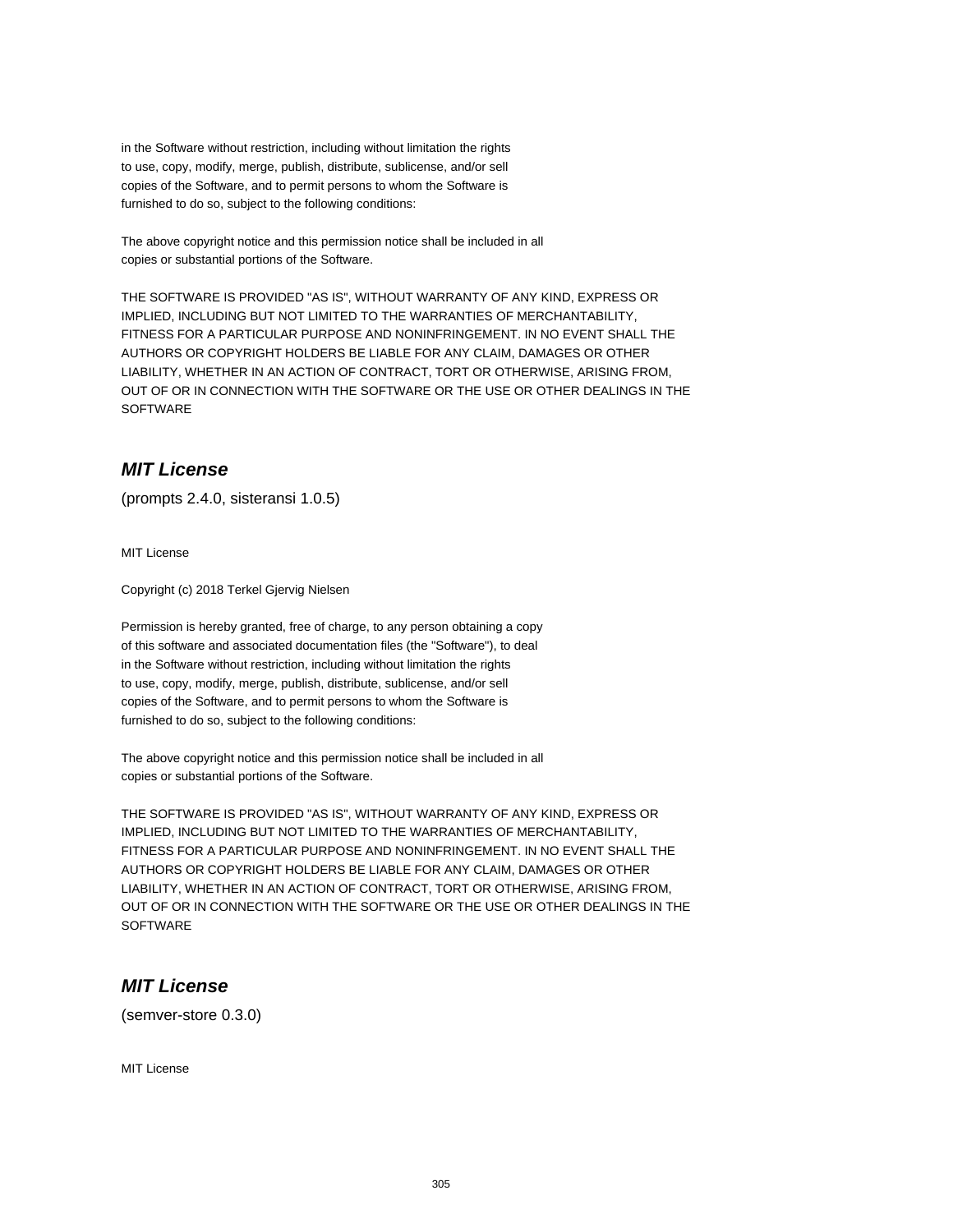in the Software without restriction, including without limitation the rights
to use, copy, modify, merge, publish, distribute, sublicense, and/or sell
copies of the Software, and to permit persons to whom the Software is
furnished to do so, subject to the following conditions:

The above copyright notice and this permission notice shall be included in all
copies or substantial portions of the Software.

THE SOFTWARE IS PROVIDED "AS IS", WITHOUT WARRANTY OF ANY KIND, EXPRESS OR
IMPLIED, INCLUDING BUT NOT LIMITED TO THE WARRANTIES OF MERCHANTABILITY,
FITNESS FOR A PARTICULAR PURPOSE AND NONINFRINGEMENT. IN NO EVENT SHALL THE
AUTHORS OR COPYRIGHT HOLDERS BE LIABLE FOR ANY CLAIM, DAMAGES OR OTHER
LIABILITY, WHETHER IN AN ACTION OF CONTRACT, TORT OR OTHERWISE, ARISING FROM,
OUT OF OR IN CONNECTION WITH THE SOFTWARE OR THE USE OR OTHER DEALINGS IN THE
SOFTWARE

## *MIT License*

(prompts 2.4.0, sisteransi 1.0.5)

MIT License

Copyright (c) 2018 Terkel Gjervig Nielsen

Permission is hereby granted, free of charge, to any person obtaining a copy
of this software and associated documentation files (the "Software"), to deal
in the Software without restriction, including without limitation the rights
to use, copy, modify, merge, publish, distribute, sublicense, and/or sell
copies of the Software, and to permit persons to whom the Software is
furnished to do so, subject to the following conditions:

The above copyright notice and this permission notice shall be included in all
copies or substantial portions of the Software.

THE SOFTWARE IS PROVIDED "AS IS", WITHOUT WARRANTY OF ANY KIND, EXPRESS OR
IMPLIED, INCLUDING BUT NOT LIMITED TO THE WARRANTIES OF MERCHANTABILITY,
FITNESS FOR A PARTICULAR PURPOSE AND NONINFRINGEMENT. IN NO EVENT SHALL THE
AUTHORS OR COPYRIGHT HOLDERS BE LIABLE FOR ANY CLAIM, DAMAGES OR OTHER
LIABILITY, WHETHER IN AN ACTION OF CONTRACT, TORT OR OTHERWISE, ARISING FROM,
OUT OF OR IN CONNECTION WITH THE SOFTWARE OR THE USE OR OTHER DEALINGS IN THE
SOFTWARE

## *MIT License*

(semver-store 0.3.0)

MIT License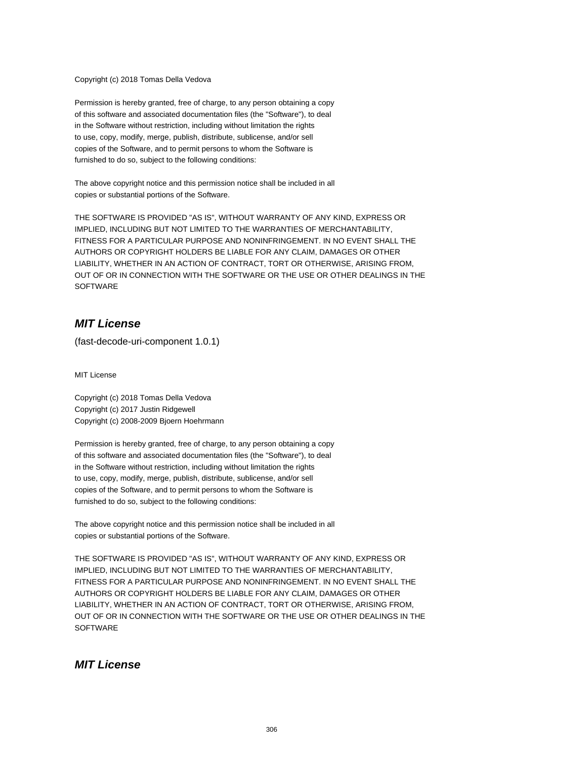Copyright (c) 2018 Tomas Della Vedova

Permission is hereby granted, free of charge, to any person obtaining a copy
of this software and associated documentation files (the "Software"), to deal
in the Software without restriction, including without limitation the rights
to use, copy, modify, merge, publish, distribute, sublicense, and/or sell
copies of the Software, and to permit persons to whom the Software is
furnished to do so, subject to the following conditions:

The above copyright notice and this permission notice shall be included in all
copies or substantial portions of the Software.

THE SOFTWARE IS PROVIDED "AS IS", WITHOUT WARRANTY OF ANY KIND, EXPRESS OR
IMPLIED, INCLUDING BUT NOT LIMITED TO THE WARRANTIES OF MERCHANTABILITY,
FITNESS FOR A PARTICULAR PURPOSE AND NONINFRINGEMENT. IN NO EVENT SHALL THE
AUTHORS OR COPYRIGHT HOLDERS BE LIABLE FOR ANY CLAIM, DAMAGES OR OTHER
LIABILITY, WHETHER IN AN ACTION OF CONTRACT, TORT OR OTHERWISE, ARISING FROM,
OUT OF OR IN CONNECTION WITH THE SOFTWARE OR THE USE OR OTHER DEALINGS IN THE
SOFTWARE

## ***MIT License***

(fast-decode-uri-component 1.0.1)

MIT License

Copyright (c) 2018 Tomas Della Vedova
Copyright (c) 2017 Justin Ridgewell
Copyright (c) 2008-2009 Bjoern Hoehrmann

Permission is hereby granted, free of charge, to any person obtaining a copy
of this software and associated documentation files (the "Software"), to deal
in the Software without restriction, including without limitation the rights
to use, copy, modify, merge, publish, distribute, sublicense, and/or sell
copies of the Software, and to permit persons to whom the Software is
furnished to do so, subject to the following conditions:

The above copyright notice and this permission notice shall be included in all
copies or substantial portions of the Software.

THE SOFTWARE IS PROVIDED "AS IS", WITHOUT WARRANTY OF ANY KIND, EXPRESS OR
IMPLIED, INCLUDING BUT NOT LIMITED TO THE WARRANTIES OF MERCHANTABILITY,
FITNESS FOR A PARTICULAR PURPOSE AND NONINFRINGEMENT. IN NO EVENT SHALL THE
AUTHORS OR COPYRIGHT HOLDERS BE LIABLE FOR ANY CLAIM, DAMAGES OR OTHER
LIABILITY, WHETHER IN AN ACTION OF CONTRACT, TORT OR OTHERWISE, ARISING FROM,
OUT OF OR IN CONNECTION WITH THE SOFTWARE OR THE USE OR OTHER DEALINGS IN THE
SOFTWARE

## ***MIT License***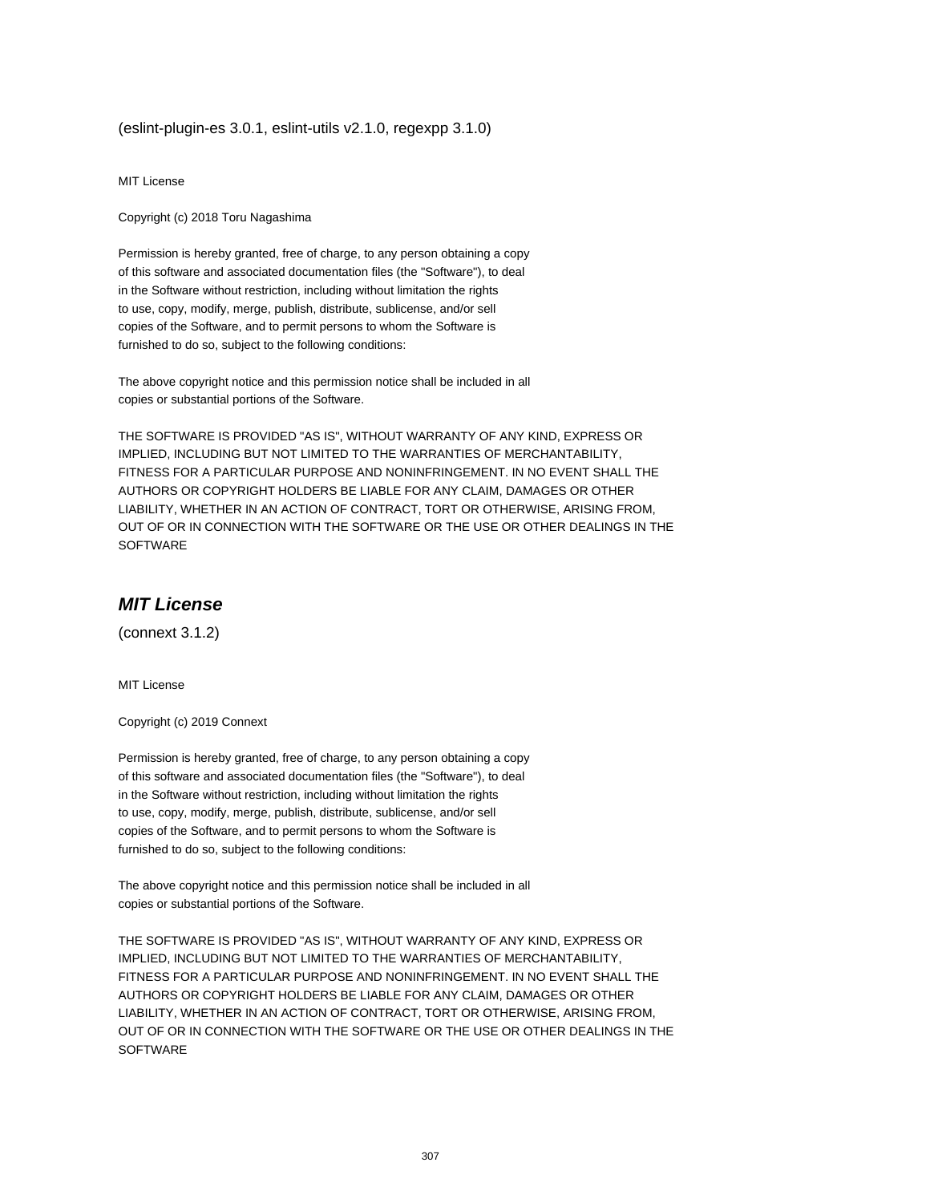(eslint-plugin-es 3.0.1, eslint-utils v2.1.0, regexpp 3.1.0)

MIT License

Copyright (c) 2018 Toru Nagashima

Permission is hereby granted, free of charge, to any person obtaining a copy
of this software and associated documentation files (the "Software"), to deal
in the Software without restriction, including without limitation the rights
to use, copy, modify, merge, publish, distribute, sublicense, and/or sell
copies of the Software, and to permit persons to whom the Software is
furnished to do so, subject to the following conditions:

The above copyright notice and this permission notice shall be included in all
copies or substantial portions of the Software.

THE SOFTWARE IS PROVIDED "AS IS", WITHOUT WARRANTY OF ANY KIND, EXPRESS OR
IMPLIED, INCLUDING BUT NOT LIMITED TO THE WARRANTIES OF MERCHANTABILITY,
FITNESS FOR A PARTICULAR PURPOSE AND NONINFRINGEMENT. IN NO EVENT SHALL THE
AUTHORS OR COPYRIGHT HOLDERS BE LIABLE FOR ANY CLAIM, DAMAGES OR OTHER
LIABILITY, WHETHER IN AN ACTION OF CONTRACT, TORT OR OTHERWISE, ARISING FROM,
OUT OF OR IN CONNECTION WITH THE SOFTWARE OR THE USE OR OTHER DEALINGS IN THE
SOFTWARE

## ***MIT License***

(connext 3.1.2)

MIT License

Copyright (c) 2019 Connext

Permission is hereby granted, free of charge, to any person obtaining a copy
of this software and associated documentation files (the "Software"), to deal
in the Software without restriction, including without limitation the rights
to use, copy, modify, merge, publish, distribute, sublicense, and/or sell
copies of the Software, and to permit persons to whom the Software is
furnished to do so, subject to the following conditions:

The above copyright notice and this permission notice shall be included in all
copies or substantial portions of the Software.

THE SOFTWARE IS PROVIDED "AS IS", WITHOUT WARRANTY OF ANY KIND, EXPRESS OR
IMPLIED, INCLUDING BUT NOT LIMITED TO THE WARRANTIES OF MERCHANTABILITY,
FITNESS FOR A PARTICULAR PURPOSE AND NONINFRINGEMENT. IN NO EVENT SHALL THE
AUTHORS OR COPYRIGHT HOLDERS BE LIABLE FOR ANY CLAIM, DAMAGES OR OTHER
LIABILITY, WHETHER IN AN ACTION OF CONTRACT, TORT OR OTHERWISE, ARISING FROM,
OUT OF OR IN CONNECTION WITH THE SOFTWARE OR THE USE OR OTHER DEALINGS IN THE
SOFTWARE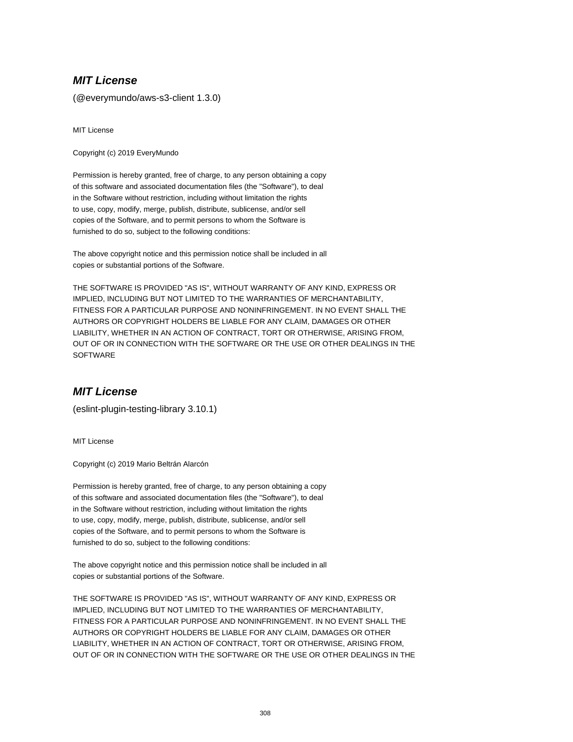## ***MIT License***

(@everymundo/aws-s3-client 1.3.0)

MIT License

Copyright (c) 2019 EveryMundo

Permission is hereby granted, free of charge, to any person obtaining a copy
of this software and associated documentation files (the "Software"), to deal
in the Software without restriction, including without limitation the rights
to use, copy, modify, merge, publish, distribute, sublicense, and/or sell
copies of the Software, and to permit persons to whom the Software is
furnished to do so, subject to the following conditions:

The above copyright notice and this permission notice shall be included in all
copies or substantial portions of the Software.

THE SOFTWARE IS PROVIDED "AS IS", WITHOUT WARRANTY OF ANY KIND, EXPRESS OR
IMPLIED, INCLUDING BUT NOT LIMITED TO THE WARRANTIES OF MERCHANTABILITY,
FITNESS FOR A PARTICULAR PURPOSE AND NONINFRINGEMENT. IN NO EVENT SHALL THE
AUTHORS OR COPYRIGHT HOLDERS BE LIABLE FOR ANY CLAIM, DAMAGES OR OTHER
LIABILITY, WHETHER IN AN ACTION OF CONTRACT, TORT OR OTHERWISE, ARISING FROM,
OUT OF OR IN CONNECTION WITH THE SOFTWARE OR THE USE OR OTHER DEALINGS IN THE
SOFTWARE

## ***MIT License***

(eslint-plugin-testing-library 3.10.1)

MIT License

Copyright (c) 2019 Mario Beltrán Alarcón

Permission is hereby granted, free of charge, to any person obtaining a copy
of this software and associated documentation files (the "Software"), to deal
in the Software without restriction, including without limitation the rights
to use, copy, modify, merge, publish, distribute, sublicense, and/or sell
copies of the Software, and to permit persons to whom the Software is
furnished to do so, subject to the following conditions:

The above copyright notice and this permission notice shall be included in all
copies or substantial portions of the Software.

THE SOFTWARE IS PROVIDED "AS IS", WITHOUT WARRANTY OF ANY KIND, EXPRESS OR
IMPLIED, INCLUDING BUT NOT LIMITED TO THE WARRANTIES OF MERCHANTABILITY,
FITNESS FOR A PARTICULAR PURPOSE AND NONINFRINGEMENT. IN NO EVENT SHALL THE
AUTHORS OR COPYRIGHT HOLDERS BE LIABLE FOR ANY CLAIM, DAMAGES OR OTHER
LIABILITY, WHETHER IN AN ACTION OF CONTRACT, TORT OR OTHERWISE, ARISING FROM,
OUT OF OR IN CONNECTION WITH THE SOFTWARE OR THE USE OR OTHER DEALINGS IN THE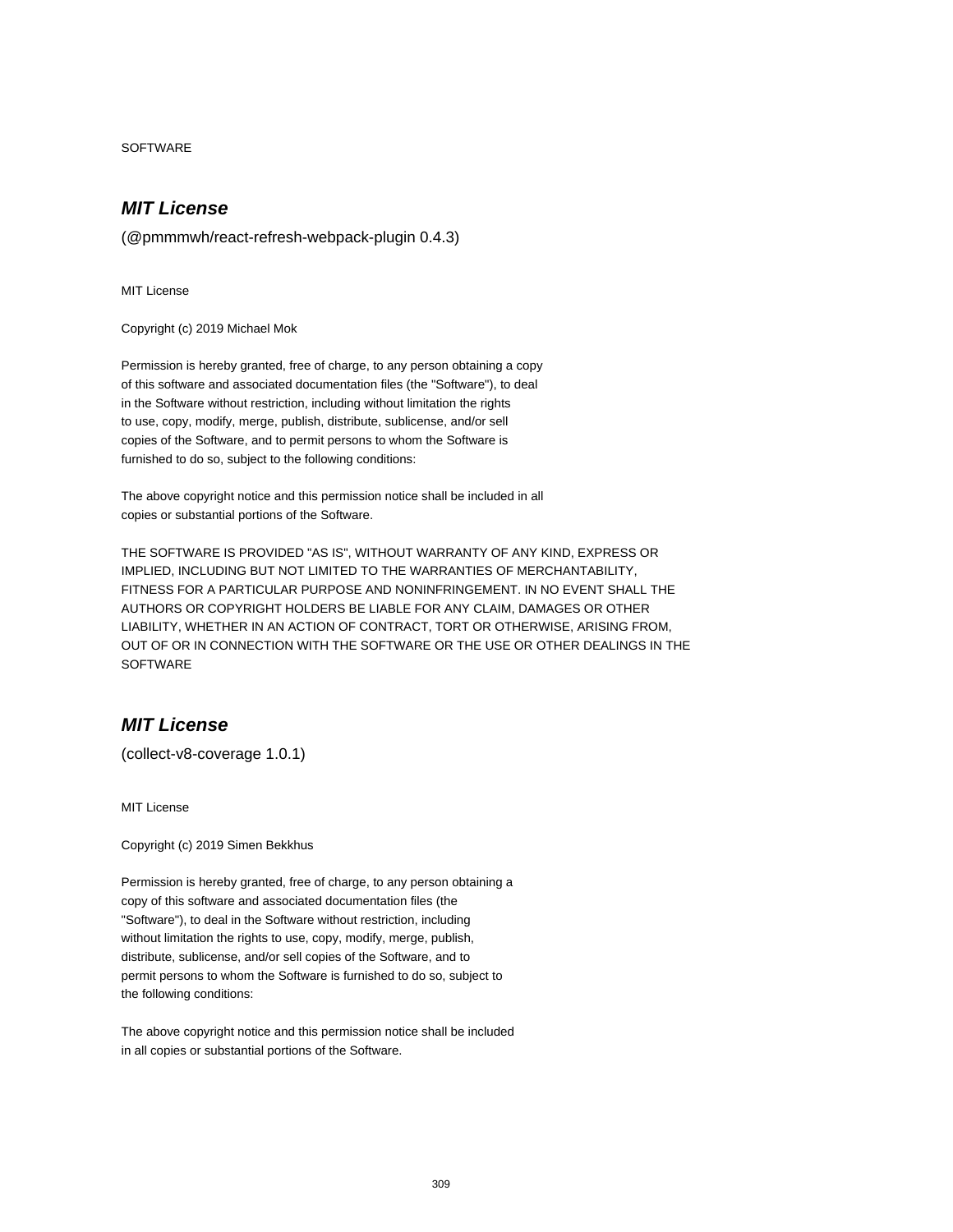SOFTWARE

## ***MIT License***

(@pmmmwh/react-refresh-webpack-plugin 0.4.3)

MIT License

Copyright (c) 2019 Michael Mok

Permission is hereby granted, free of charge, to any person obtaining a copy
of this software and associated documentation files (the "Software"), to deal
in the Software without restriction, including without limitation the rights
to use, copy, modify, merge, publish, distribute, sublicense, and/or sell
copies of the Software, and to permit persons to whom the Software is
furnished to do so, subject to the following conditions:

The above copyright notice and this permission notice shall be included in all
copies or substantial portions of the Software.

THE SOFTWARE IS PROVIDED "AS IS", WITHOUT WARRANTY OF ANY KIND, EXPRESS OR
IMPLIED, INCLUDING BUT NOT LIMITED TO THE WARRANTIES OF MERCHANTABILITY,
FITNESS FOR A PARTICULAR PURPOSE AND NONINFRINGEMENT. IN NO EVENT SHALL THE
AUTHORS OR COPYRIGHT HOLDERS BE LIABLE FOR ANY CLAIM, DAMAGES OR OTHER
LIABILITY, WHETHER IN AN ACTION OF CONTRACT, TORT OR OTHERWISE, ARISING FROM,
OUT OF OR IN CONNECTION WITH THE SOFTWARE OR THE USE OR OTHER DEALINGS IN THE
SOFTWARE

## ***MIT License***

(collect-v8-coverage 1.0.1)

MIT License

Copyright (c) 2019 Simen Bekkhus

Permission is hereby granted, free of charge, to any person obtaining a
copy of this software and associated documentation files (the
"Software"), to deal in the Software without restriction, including
without limitation the rights to use, copy, modify, merge, publish,
distribute, sublicense, and/or sell copies of the Software, and to
permit persons to whom the Software is furnished to do so, subject to
the following conditions:

The above copyright notice and this permission notice shall be included
in all copies or substantial portions of the Software.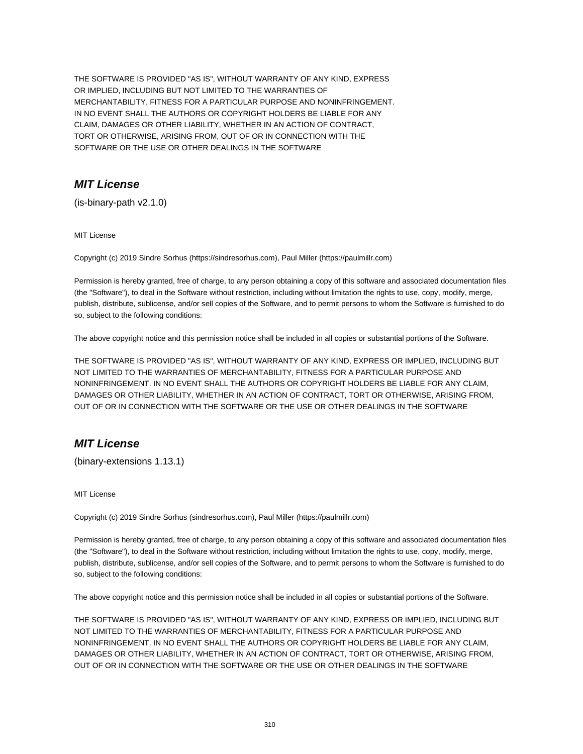THE SOFTWARE IS PROVIDED "AS IS", WITHOUT WARRANTY OF ANY KIND, EXPRESS OR IMPLIED, INCLUDING BUT NOT LIMITED TO THE WARRANTIES OF MERCHANTABILITY, FITNESS FOR A PARTICULAR PURPOSE AND NONINFRINGEMENT. IN NO EVENT SHALL THE AUTHORS OR COPYRIGHT HOLDERS BE LIABLE FOR ANY CLAIM, DAMAGES OR OTHER LIABILITY, WHETHER IN AN ACTION OF CONTRACT, TORT OR OTHERWISE, ARISING FROM, OUT OF OR IN CONNECTION WITH THE SOFTWARE OR THE USE OR OTHER DEALINGS IN THE SOFTWARE

## *MIT License*

(is-binary-path v2.1.0)

MIT License

Copyright (c) 2019 Sindre Sorhus (https://sindresorhus.com), Paul Miller (https://paulmillr.com)

Permission is hereby granted, free of charge, to any person obtaining a copy of this software and associated documentation files (the "Software"), to deal in the Software without restriction, including without limitation the rights to use, copy, modify, merge, publish, distribute, sublicense, and/or sell copies of the Software, and to permit persons to whom the Software is furnished to do so, subject to the following conditions:

The above copyright notice and this permission notice shall be included in all copies or substantial portions of the Software.

THE SOFTWARE IS PROVIDED "AS IS", WITHOUT WARRANTY OF ANY KIND, EXPRESS OR IMPLIED, INCLUDING BUT NOT LIMITED TO THE WARRANTIES OF MERCHANTABILITY, FITNESS FOR A PARTICULAR PURPOSE AND NONINFRINGEMENT. IN NO EVENT SHALL THE AUTHORS OR COPYRIGHT HOLDERS BE LIABLE FOR ANY CLAIM, DAMAGES OR OTHER LIABILITY, WHETHER IN AN ACTION OF CONTRACT, TORT OR OTHERWISE, ARISING FROM, OUT OF OR IN CONNECTION WITH THE SOFTWARE OR THE USE OR OTHER DEALINGS IN THE SOFTWARE

## *MIT License*

(binary-extensions 1.13.1)

MIT License

Copyright (c) 2019 Sindre Sorhus (sindresorhus.com), Paul Miller (https://paulmillr.com)

Permission is hereby granted, free of charge, to any person obtaining a copy of this software and associated documentation files (the "Software"), to deal in the Software without restriction, including without limitation the rights to use, copy, modify, merge, publish, distribute, sublicense, and/or sell copies of the Software, and to permit persons to whom the Software is furnished to do so, subject to the following conditions:

The above copyright notice and this permission notice shall be included in all copies or substantial portions of the Software.

THE SOFTWARE IS PROVIDED "AS IS", WITHOUT WARRANTY OF ANY KIND, EXPRESS OR IMPLIED, INCLUDING BUT NOT LIMITED TO THE WARRANTIES OF MERCHANTABILITY, FITNESS FOR A PARTICULAR PURPOSE AND NONINFRINGEMENT. IN NO EVENT SHALL THE AUTHORS OR COPYRIGHT HOLDERS BE LIABLE FOR ANY CLAIM, DAMAGES OR OTHER LIABILITY, WHETHER IN AN ACTION OF CONTRACT, TORT OR OTHERWISE, ARISING FROM, OUT OF OR IN CONNECTION WITH THE SOFTWARE OR THE USE OR OTHER DEALINGS IN THE SOFTWARE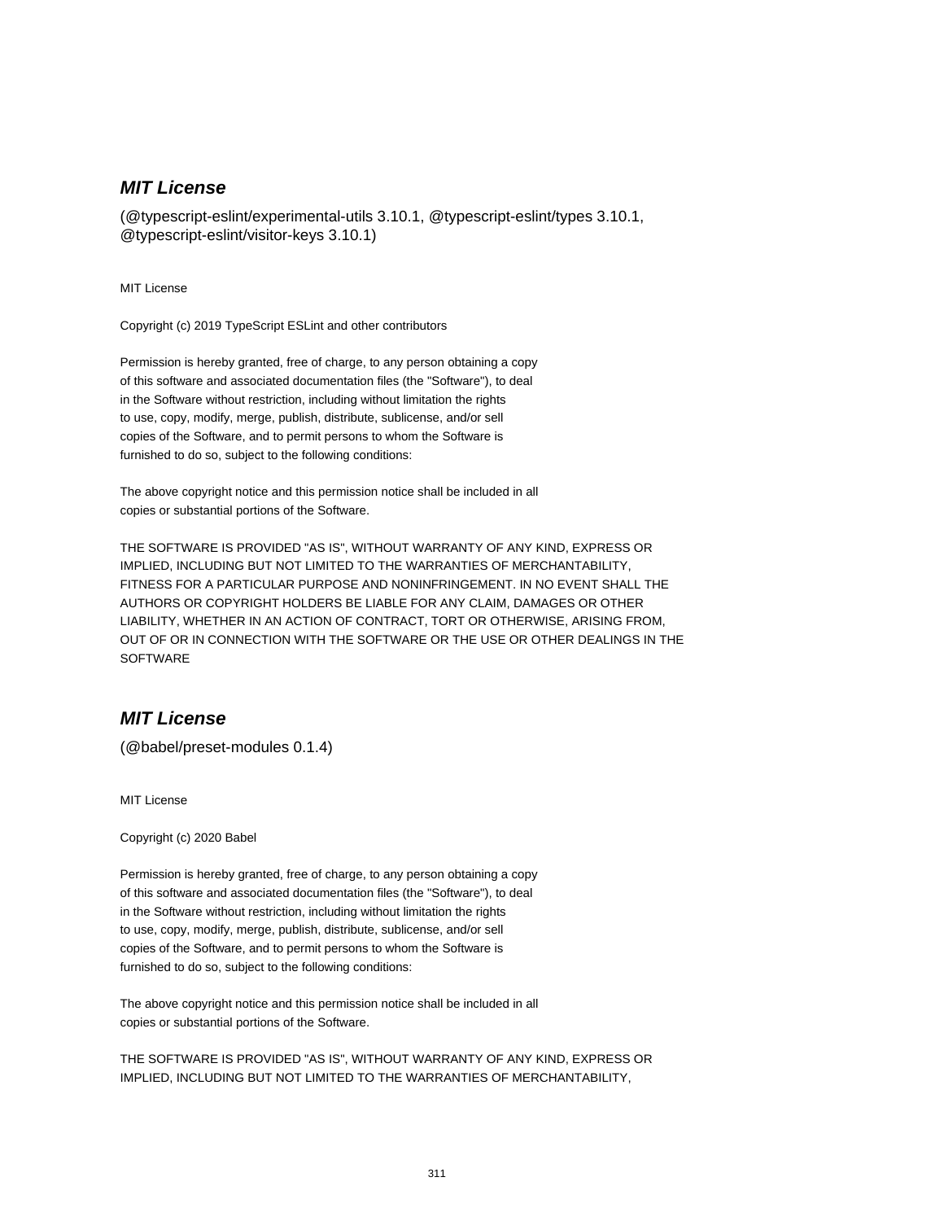## ***MIT License***

(@typescript-eslint/experimental-utils 3.10.1, @typescript-eslint/types 3.10.1, @typescript-eslint/visitor-keys 3.10.1)

MIT License

Copyright (c) 2019 TypeScript ESLint and other contributors

Permission is hereby granted, free of charge, to any person obtaining a copy
of this software and associated documentation files (the "Software"), to deal
in the Software without restriction, including without limitation the rights
to use, copy, modify, merge, publish, distribute, sublicense, and/or sell
copies of the Software, and to permit persons to whom the Software is
furnished to do so, subject to the following conditions:

The above copyright notice and this permission notice shall be included in all
copies or substantial portions of the Software.

THE SOFTWARE IS PROVIDED "AS IS", WITHOUT WARRANTY OF ANY KIND, EXPRESS OR
IMPLIED, INCLUDING BUT NOT LIMITED TO THE WARRANTIES OF MERCHANTABILITY,
FITNESS FOR A PARTICULAR PURPOSE AND NONINFRINGEMENT. IN NO EVENT SHALL THE
AUTHORS OR COPYRIGHT HOLDERS BE LIABLE FOR ANY CLAIM, DAMAGES OR OTHER
LIABILITY, WHETHER IN AN ACTION OF CONTRACT, TORT OR OTHERWISE, ARISING FROM,
OUT OF OR IN CONNECTION WITH THE SOFTWARE OR THE USE OR OTHER DEALINGS IN THE
SOFTWARE

## ***MIT License***

(@babel/preset-modules 0.1.4)

MIT License

Copyright (c) 2020 Babel

Permission is hereby granted, free of charge, to any person obtaining a copy
of this software and associated documentation files (the "Software"), to deal
in the Software without restriction, including without limitation the rights
to use, copy, modify, merge, publish, distribute, sublicense, and/or sell
copies of the Software, and to permit persons to whom the Software is
furnished to do so, subject to the following conditions:

The above copyright notice and this permission notice shall be included in all
copies or substantial portions of the Software.

THE SOFTWARE IS PROVIDED "AS IS", WITHOUT WARRANTY OF ANY KIND, EXPRESS OR
IMPLIED, INCLUDING BUT NOT LIMITED TO THE WARRANTIES OF MERCHANTABILITY,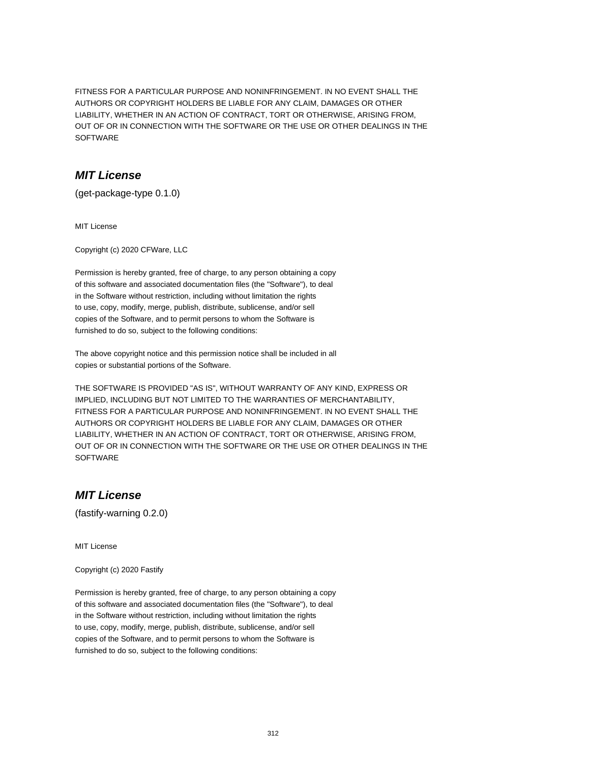FITNESS FOR A PARTICULAR PURPOSE AND NONINFRINGEMENT. IN NO EVENT SHALL THE
AUTHORS OR COPYRIGHT HOLDERS BE LIABLE FOR ANY CLAIM, DAMAGES OR OTHER
LIABILITY, WHETHER IN AN ACTION OF CONTRACT, TORT OR OTHERWISE, ARISING FROM,
OUT OF OR IN CONNECTION WITH THE SOFTWARE OR THE USE OR OTHER DEALINGS IN THE
SOFTWARE

## ***MIT License***

(get-package-type 0.1.0)

MIT License

Copyright (c) 2020 CFWare, LLC

Permission is hereby granted, free of charge, to any person obtaining a copy
of this software and associated documentation files (the "Software"), to deal
in the Software without restriction, including without limitation the rights
to use, copy, modify, merge, publish, distribute, sublicense, and/or sell
copies of the Software, and to permit persons to whom the Software is
furnished to do so, subject to the following conditions:

The above copyright notice and this permission notice shall be included in all
copies or substantial portions of the Software.

THE SOFTWARE IS PROVIDED "AS IS", WITHOUT WARRANTY OF ANY KIND, EXPRESS OR
IMPLIED, INCLUDING BUT NOT LIMITED TO THE WARRANTIES OF MERCHANTABILITY,
FITNESS FOR A PARTICULAR PURPOSE AND NONINFRINGEMENT. IN NO EVENT SHALL THE
AUTHORS OR COPYRIGHT HOLDERS BE LIABLE FOR ANY CLAIM, DAMAGES OR OTHER
LIABILITY, WHETHER IN AN ACTION OF CONTRACT, TORT OR OTHERWISE, ARISING FROM,
OUT OF OR IN CONNECTION WITH THE SOFTWARE OR THE USE OR OTHER DEALINGS IN THE
SOFTWARE

## ***MIT License***

(fastify-warning 0.2.0)

MIT License

Copyright (c) 2020 Fastify

Permission is hereby granted, free of charge, to any person obtaining a copy
of this software and associated documentation files (the "Software"), to deal
in the Software without restriction, including without limitation the rights
to use, copy, modify, merge, publish, distribute, sublicense, and/or sell
copies of the Software, and to permit persons to whom the Software is
furnished to do so, subject to the following conditions: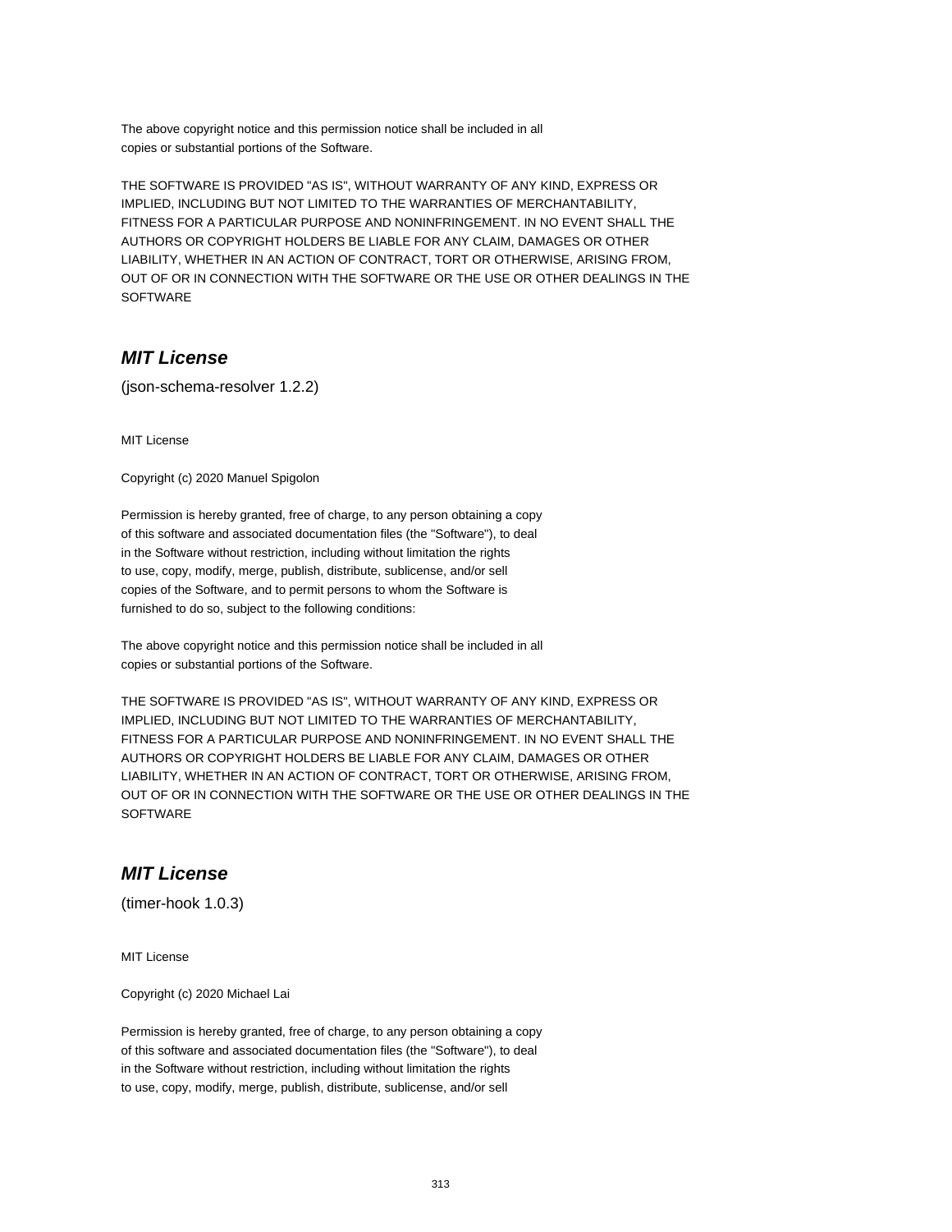The above copyright notice and this permission notice shall be included in all
copies or substantial portions of the Software.

THE SOFTWARE IS PROVIDED "AS IS", WITHOUT WARRANTY OF ANY KIND, EXPRESS OR
IMPLIED, INCLUDING BUT NOT LIMITED TO THE WARRANTIES OF MERCHANTABILITY,
FITNESS FOR A PARTICULAR PURPOSE AND NONINFRINGEMENT. IN NO EVENT SHALL THE
AUTHORS OR COPYRIGHT HOLDERS BE LIABLE FOR ANY CLAIM, DAMAGES OR OTHER
LIABILITY, WHETHER IN AN ACTION OF CONTRACT, TORT OR OTHERWISE, ARISING FROM,
OUT OF OR IN CONNECTION WITH THE SOFTWARE OR THE USE OR OTHER DEALINGS IN THE
SOFTWARE

## ***MIT License***

(json-schema-resolver 1.2.2)

MIT License

Copyright (c) 2020 Manuel Spigolon

Permission is hereby granted, free of charge, to any person obtaining a copy
of this software and associated documentation files (the "Software"), to deal
in the Software without restriction, including without limitation the rights
to use, copy, modify, merge, publish, distribute, sublicense, and/or sell
copies of the Software, and to permit persons to whom the Software is
furnished to do so, subject to the following conditions:

The above copyright notice and this permission notice shall be included in all
copies or substantial portions of the Software.

THE SOFTWARE IS PROVIDED "AS IS", WITHOUT WARRANTY OF ANY KIND, EXPRESS OR
IMPLIED, INCLUDING BUT NOT LIMITED TO THE WARRANTIES OF MERCHANTABILITY,
FITNESS FOR A PARTICULAR PURPOSE AND NONINFRINGEMENT. IN NO EVENT SHALL THE
AUTHORS OR COPYRIGHT HOLDERS BE LIABLE FOR ANY CLAIM, DAMAGES OR OTHER
LIABILITY, WHETHER IN AN ACTION OF CONTRACT, TORT OR OTHERWISE, ARISING FROM,
OUT OF OR IN CONNECTION WITH THE SOFTWARE OR THE USE OR OTHER DEALINGS IN THE
SOFTWARE

## ***MIT License***

(timer-hook 1.0.3)

MIT License

Copyright (c) 2020 Michael Lai

Permission is hereby granted, free of charge, to any person obtaining a copy
of this software and associated documentation files (the "Software"), to deal
in the Software without restriction, including without limitation the rights
to use, copy, modify, merge, publish, distribute, sublicense, and/or sell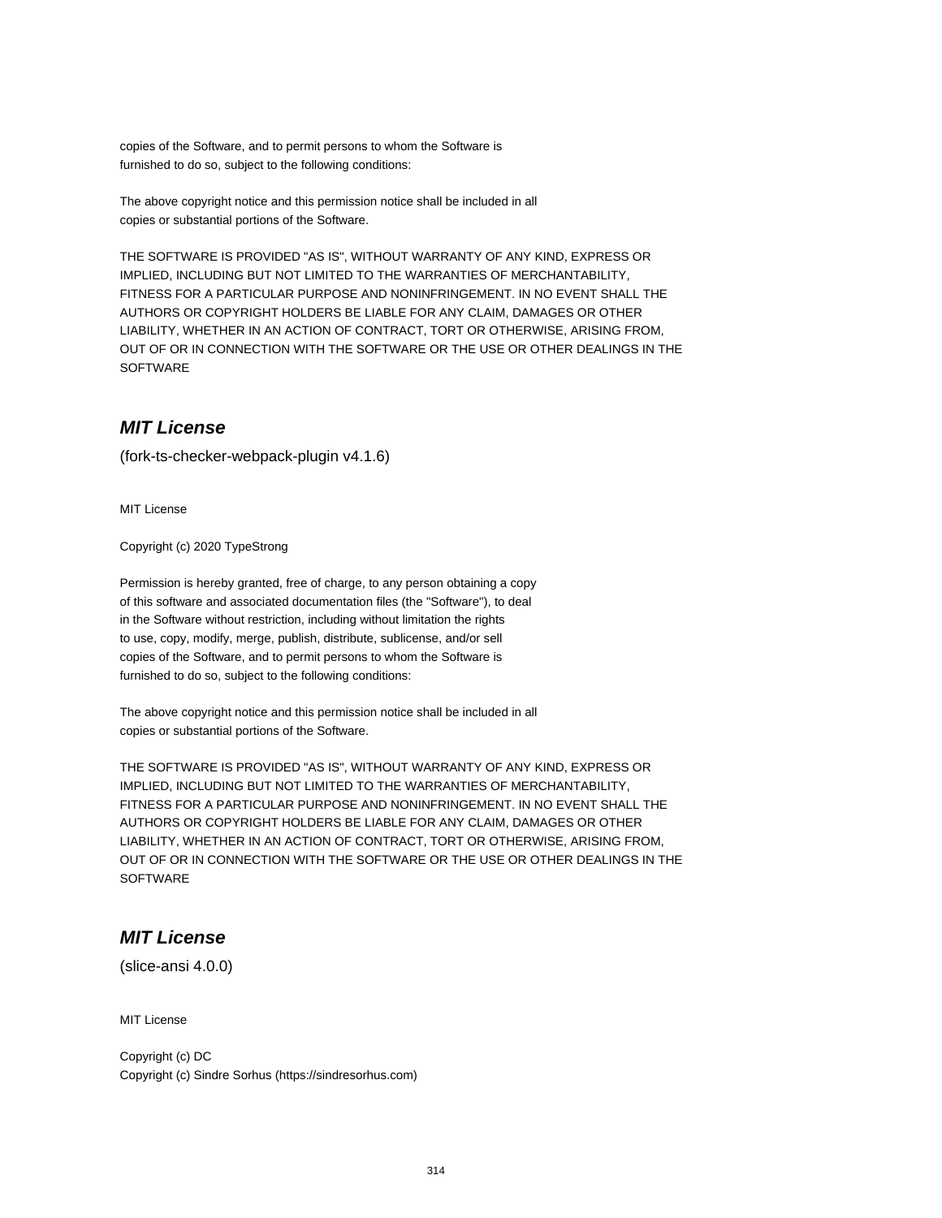copies of the Software, and to permit persons to whom the Software is
furnished to do so, subject to the following conditions:

The above copyright notice and this permission notice shall be included in all
copies or substantial portions of the Software.

THE SOFTWARE IS PROVIDED "AS IS", WITHOUT WARRANTY OF ANY KIND, EXPRESS OR
IMPLIED, INCLUDING BUT NOT LIMITED TO THE WARRANTIES OF MERCHANTABILITY,
FITNESS FOR A PARTICULAR PURPOSE AND NONINFRINGEMENT. IN NO EVENT SHALL THE
AUTHORS OR COPYRIGHT HOLDERS BE LIABLE FOR ANY CLAIM, DAMAGES OR OTHER
LIABILITY, WHETHER IN AN ACTION OF CONTRACT, TORT OR OTHERWISE, ARISING FROM,
OUT OF OR IN CONNECTION WITH THE SOFTWARE OR THE USE OR OTHER DEALINGS IN THE
SOFTWARE

## *MIT License*

(fork-ts-checker-webpack-plugin v4.1.6)

MIT License

Copyright (c) 2020 TypeStrong

Permission is hereby granted, free of charge, to any person obtaining a copy
of this software and associated documentation files (the "Software"), to deal
in the Software without restriction, including without limitation the rights
to use, copy, modify, merge, publish, distribute, sublicense, and/or sell
copies of the Software, and to permit persons to whom the Software is
furnished to do so, subject to the following conditions:

The above copyright notice and this permission notice shall be included in all
copies or substantial portions of the Software.

THE SOFTWARE IS PROVIDED "AS IS", WITHOUT WARRANTY OF ANY KIND, EXPRESS OR
IMPLIED, INCLUDING BUT NOT LIMITED TO THE WARRANTIES OF MERCHANTABILITY,
FITNESS FOR A PARTICULAR PURPOSE AND NONINFRINGEMENT. IN NO EVENT SHALL THE
AUTHORS OR COPYRIGHT HOLDERS BE LIABLE FOR ANY CLAIM, DAMAGES OR OTHER
LIABILITY, WHETHER IN AN ACTION OF CONTRACT, TORT OR OTHERWISE, ARISING FROM,
OUT OF OR IN CONNECTION WITH THE SOFTWARE OR THE USE OR OTHER DEALINGS IN THE
SOFTWARE

## *MIT License*

(slice-ansi 4.0.0)

MIT License

Copyright (c) DC
Copyright (c) Sindre Sorhus (https://sindresorhus.com)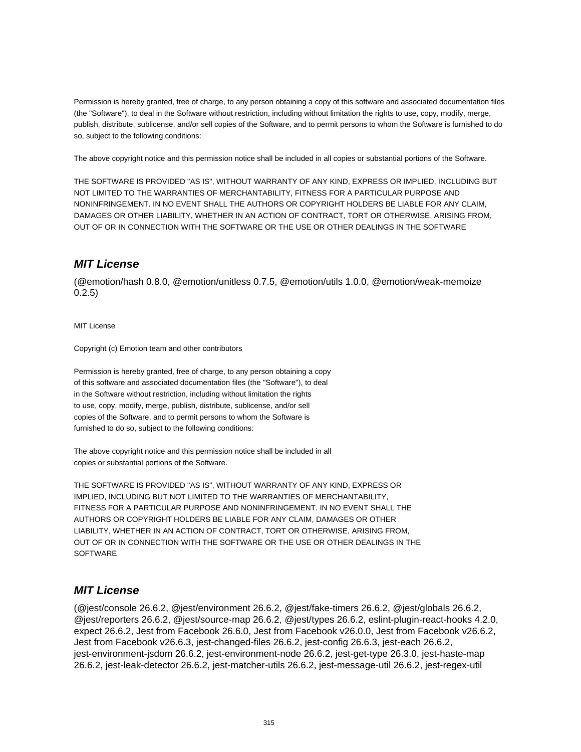Permission is hereby granted, free of charge, to any person obtaining a copy of this software and associated documentation files (the "Software"), to deal in the Software without restriction, including without limitation the rights to use, copy, modify, merge, publish, distribute, sublicense, and/or sell copies of the Software, and to permit persons to whom the Software is furnished to do so, subject to the following conditions:

The above copyright notice and this permission notice shall be included in all copies or substantial portions of the Software.

THE SOFTWARE IS PROVIDED "AS IS", WITHOUT WARRANTY OF ANY KIND, EXPRESS OR IMPLIED, INCLUDING BUT NOT LIMITED TO THE WARRANTIES OF MERCHANTABILITY, FITNESS FOR A PARTICULAR PURPOSE AND NONINFRINGEMENT. IN NO EVENT SHALL THE AUTHORS OR COPYRIGHT HOLDERS BE LIABLE FOR ANY CLAIM, DAMAGES OR OTHER LIABILITY, WHETHER IN AN ACTION OF CONTRACT, TORT OR OTHERWISE, ARISING FROM, OUT OF OR IN CONNECTION WITH THE SOFTWARE OR THE USE OR OTHER DEALINGS IN THE SOFTWARE

## *MIT License*

(@emotion/hash 0.8.0, @emotion/unitless 0.7.5, @emotion/utils 1.0.0, @emotion/weak-memoize 0.2.5)

MIT License

Copyright (c) Emotion team and other contributors

Permission is hereby granted, free of charge, to any person obtaining a copy
of this software and associated documentation files (the "Software"), to deal
in the Software without restriction, including without limitation the rights
to use, copy, modify, merge, publish, distribute, sublicense, and/or sell
copies of the Software, and to permit persons to whom the Software is
furnished to do so, subject to the following conditions:

The above copyright notice and this permission notice shall be included in all
copies or substantial portions of the Software.

THE SOFTWARE IS PROVIDED "AS IS", WITHOUT WARRANTY OF ANY KIND, EXPRESS OR
IMPLIED, INCLUDING BUT NOT LIMITED TO THE WARRANTIES OF MERCHANTABILITY,
FITNESS FOR A PARTICULAR PURPOSE AND NONINFRINGEMENT. IN NO EVENT SHALL THE
AUTHORS OR COPYRIGHT HOLDERS BE LIABLE FOR ANY CLAIM, DAMAGES OR OTHER
LIABILITY, WHETHER IN AN ACTION OF CONTRACT, TORT OR OTHERWISE, ARISING FROM,
OUT OF OR IN CONNECTION WITH THE SOFTWARE OR THE USE OR OTHER DEALINGS IN THE
SOFTWARE

## *MIT License*

(@jest/console 26.6.2, @jest/environment 26.6.2, @jest/fake-timers 26.6.2, @jest/globals 26.6.2, @jest/reporters 26.6.2, @jest/source-map 26.6.2, @jest/types 26.6.2, eslint-plugin-react-hooks 4.2.0, expect 26.6.2, Jest from Facebook 26.6.0, Jest from Facebook v26.0.0, Jest from Facebook v26.6.2, Jest from Facebook v26.6.3, jest-changed-files 26.6.2, jest-config 26.6.3, jest-each 26.6.2, jest-environment-jsdom 26.6.2, jest-environment-node 26.6.2, jest-get-type 26.3.0, jest-haste-map 26.6.2, jest-leak-detector 26.6.2, jest-matcher-utils 26.6.2, jest-message-util 26.6.2, jest-regex-util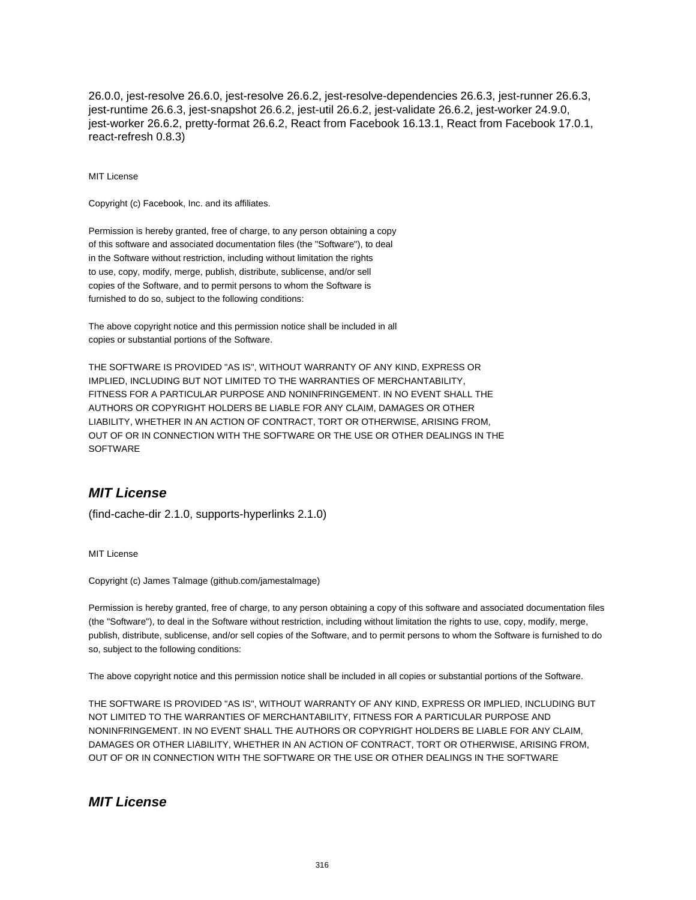26.0.0, jest-resolve 26.6.0, jest-resolve 26.6.2, jest-resolve-dependencies 26.6.3, jest-runner 26.6.3, jest-runtime 26.6.3, jest-snapshot 26.6.2, jest-util 26.6.2, jest-validate 26.6.2, jest-worker 24.9.0, jest-worker 26.6.2, pretty-format 26.6.2, React from Facebook 16.13.1, React from Facebook 17.0.1, react-refresh 0.8.3)

MIT License

Copyright (c) Facebook, Inc. and its affiliates.

Permission is hereby granted, free of charge, to any person obtaining a copy
of this software and associated documentation files (the "Software"), to deal
in the Software without restriction, including without limitation the rights
to use, copy, modify, merge, publish, distribute, sublicense, and/or sell
copies of the Software, and to permit persons to whom the Software is
furnished to do so, subject to the following conditions:

The above copyright notice and this permission notice shall be included in all
copies or substantial portions of the Software.

THE SOFTWARE IS PROVIDED "AS IS", WITHOUT WARRANTY OF ANY KIND, EXPRESS OR
IMPLIED, INCLUDING BUT NOT LIMITED TO THE WARRANTIES OF MERCHANTABILITY,
FITNESS FOR A PARTICULAR PURPOSE AND NONINFRINGEMENT. IN NO EVENT SHALL THE
AUTHORS OR COPYRIGHT HOLDERS BE LIABLE FOR ANY CLAIM, DAMAGES OR OTHER
LIABILITY, WHETHER IN AN ACTION OF CONTRACT, TORT OR OTHERWISE, ARISING FROM,
OUT OF OR IN CONNECTION WITH THE SOFTWARE OR THE USE OR OTHER DEALINGS IN THE
SOFTWARE

## ***MIT License***

(find-cache-dir 2.1.0, supports-hyperlinks 2.1.0)

MIT License

Copyright (c) James Talmage (github.com/jamestalmage)

Permission is hereby granted, free of charge, to any person obtaining a copy of this software and associated documentation files (the "Software"), to deal in the Software without restriction, including without limitation the rights to use, copy, modify, merge, publish, distribute, sublicense, and/or sell copies of the Software, and to permit persons to whom the Software is furnished to do so, subject to the following conditions:

The above copyright notice and this permission notice shall be included in all copies or substantial portions of the Software.

THE SOFTWARE IS PROVIDED "AS IS", WITHOUT WARRANTY OF ANY KIND, EXPRESS OR IMPLIED, INCLUDING BUT NOT LIMITED TO THE WARRANTIES OF MERCHANTABILITY, FITNESS FOR A PARTICULAR PURPOSE AND NONINFRINGEMENT. IN NO EVENT SHALL THE AUTHORS OR COPYRIGHT HOLDERS BE LIABLE FOR ANY CLAIM, DAMAGES OR OTHER LIABILITY, WHETHER IN AN ACTION OF CONTRACT, TORT OR OTHERWISE, ARISING FROM, OUT OF OR IN CONNECTION WITH THE SOFTWARE OR THE USE OR OTHER DEALINGS IN THE SOFTWARE

## ***MIT License***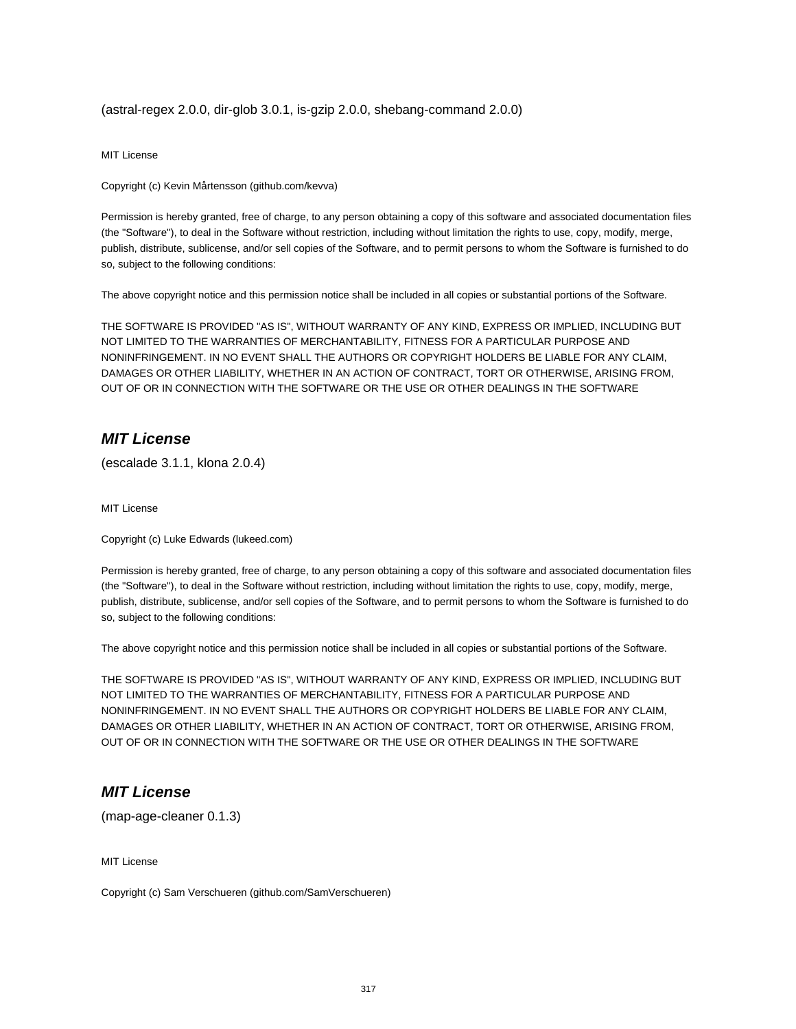(astral-regex 2.0.0, dir-glob 3.0.1, is-gzip 2.0.0, shebang-command 2.0.0)

MIT License

Copyright (c) Kevin Mårtensson (github.com/kevva)

Permission is hereby granted, free of charge, to any person obtaining a copy of this software and associated documentation files (the "Software"), to deal in the Software without restriction, including without limitation the rights to use, copy, modify, merge, publish, distribute, sublicense, and/or sell copies of the Software, and to permit persons to whom the Software is furnished to do so, subject to the following conditions:

The above copyright notice and this permission notice shall be included in all copies or substantial portions of the Software.

THE SOFTWARE IS PROVIDED "AS IS", WITHOUT WARRANTY OF ANY KIND, EXPRESS OR IMPLIED, INCLUDING BUT NOT LIMITED TO THE WARRANTIES OF MERCHANTABILITY, FITNESS FOR A PARTICULAR PURPOSE AND NONINFRINGEMENT. IN NO EVENT SHALL THE AUTHORS OR COPYRIGHT HOLDERS BE LIABLE FOR ANY CLAIM, DAMAGES OR OTHER LIABILITY, WHETHER IN AN ACTION OF CONTRACT, TORT OR OTHERWISE, ARISING FROM, OUT OF OR IN CONNECTION WITH THE SOFTWARE OR THE USE OR OTHER DEALINGS IN THE SOFTWARE

## ***MIT License***

(escalade 3.1.1, klona 2.0.4)

MIT License

Copyright (c) Luke Edwards (lukeed.com)

Permission is hereby granted, free of charge, to any person obtaining a copy of this software and associated documentation files (the "Software"), to deal in the Software without restriction, including without limitation the rights to use, copy, modify, merge, publish, distribute, sublicense, and/or sell copies of the Software, and to permit persons to whom the Software is furnished to do so, subject to the following conditions:

The above copyright notice and this permission notice shall be included in all copies or substantial portions of the Software.

THE SOFTWARE IS PROVIDED "AS IS", WITHOUT WARRANTY OF ANY KIND, EXPRESS OR IMPLIED, INCLUDING BUT NOT LIMITED TO THE WARRANTIES OF MERCHANTABILITY, FITNESS FOR A PARTICULAR PURPOSE AND NONINFRINGEMENT. IN NO EVENT SHALL THE AUTHORS OR COPYRIGHT HOLDERS BE LIABLE FOR ANY CLAIM, DAMAGES OR OTHER LIABILITY, WHETHER IN AN ACTION OF CONTRACT, TORT OR OTHERWISE, ARISING FROM, OUT OF OR IN CONNECTION WITH THE SOFTWARE OR THE USE OR OTHER DEALINGS IN THE SOFTWARE

## ***MIT License***

(map-age-cleaner 0.1.3)

MIT License

Copyright (c) Sam Verschueren (github.com/SamVerschueren)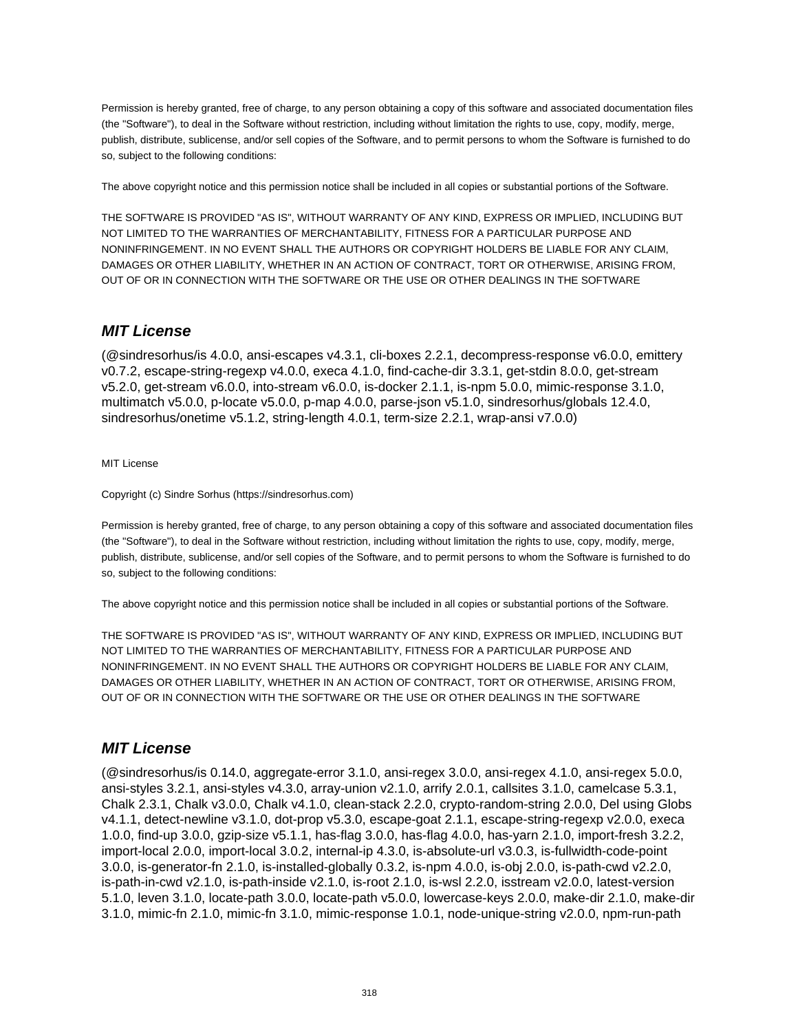Permission is hereby granted, free of charge, to any person obtaining a copy of this software and associated documentation files (the "Software"), to deal in the Software without restriction, including without limitation the rights to use, copy, modify, merge, publish, distribute, sublicense, and/or sell copies of the Software, and to permit persons to whom the Software is furnished to do so, subject to the following conditions:

The above copyright notice and this permission notice shall be included in all copies or substantial portions of the Software.

THE SOFTWARE IS PROVIDED "AS IS", WITHOUT WARRANTY OF ANY KIND, EXPRESS OR IMPLIED, INCLUDING BUT NOT LIMITED TO THE WARRANTIES OF MERCHANTABILITY, FITNESS FOR A PARTICULAR PURPOSE AND NONINFRINGEMENT. IN NO EVENT SHALL THE AUTHORS OR COPYRIGHT HOLDERS BE LIABLE FOR ANY CLAIM, DAMAGES OR OTHER LIABILITY, WHETHER IN AN ACTION OF CONTRACT, TORT OR OTHERWISE, ARISING FROM, OUT OF OR IN CONNECTION WITH THE SOFTWARE OR THE USE OR OTHER DEALINGS IN THE SOFTWARE

## *MIT License*

(@sindresorhus/is 4.0.0, ansi-escapes v4.3.1, cli-boxes 2.2.1, decompress-response v6.0.0, emittery v0.7.2, escape-string-regexp v4.0.0, execa 4.1.0, find-cache-dir 3.3.1, get-stdin 8.0.0, get-stream v5.2.0, get-stream v6.0.0, into-stream v6.0.0, is-docker 2.1.1, is-npm 5.0.0, mimic-response 3.1.0, multimatch v5.0.0, p-locate v5.0.0, p-map 4.0.0, parse-json v5.1.0, sindresorhus/globals 12.4.0, sindresorhus/onetime v5.1.2, string-length 4.0.1, term-size 2.2.1, wrap-ansi v7.0.0)

MIT License

Copyright (c) Sindre Sorhus (https://sindresorhus.com)

Permission is hereby granted, free of charge, to any person obtaining a copy of this software and associated documentation files (the "Software"), to deal in the Software without restriction, including without limitation the rights to use, copy, modify, merge, publish, distribute, sublicense, and/or sell copies of the Software, and to permit persons to whom the Software is furnished to do so, subject to the following conditions:

The above copyright notice and this permission notice shall be included in all copies or substantial portions of the Software.

THE SOFTWARE IS PROVIDED "AS IS", WITHOUT WARRANTY OF ANY KIND, EXPRESS OR IMPLIED, INCLUDING BUT NOT LIMITED TO THE WARRANTIES OF MERCHANTABILITY, FITNESS FOR A PARTICULAR PURPOSE AND NONINFRINGEMENT. IN NO EVENT SHALL THE AUTHORS OR COPYRIGHT HOLDERS BE LIABLE FOR ANY CLAIM, DAMAGES OR OTHER LIABILITY, WHETHER IN AN ACTION OF CONTRACT, TORT OR OTHERWISE, ARISING FROM, OUT OF OR IN CONNECTION WITH THE SOFTWARE OR THE USE OR OTHER DEALINGS IN THE SOFTWARE

## *MIT License*

(@sindresorhus/is 0.14.0, aggregate-error 3.1.0, ansi-regex 3.0.0, ansi-regex 4.1.0, ansi-regex 5.0.0, ansi-styles 3.2.1, ansi-styles v4.3.0, array-union v2.1.0, arrify 2.0.1, callsites 3.1.0, camelcase 5.3.1, Chalk 2.3.1, Chalk v3.0.0, Chalk v4.1.0, clean-stack 2.2.0, crypto-random-string 2.0.0, Del using Globs v4.1.1, detect-newline v3.1.0, dot-prop v5.3.0, escape-goat 2.1.1, escape-string-regexp v2.0.0, execa 1.0.0, find-up 3.0.0, gzip-size v5.1.1, has-flag 3.0.0, has-flag 4.0.0, has-yarn 2.1.0, import-fresh 3.2.2, import-local 2.0.0, import-local 3.0.2, internal-ip 4.3.0, is-absolute-url v3.0.3, is-fullwidth-code-point 3.0.0, is-generator-fn 2.1.0, is-installed-globally 0.3.2, is-npm 4.0.0, is-obj 2.0.0, is-path-cwd v2.2.0, is-path-in-cwd v2.1.0, is-path-inside v2.1.0, is-root 2.1.0, is-wsl 2.2.0, isstream v2.0.0, latest-version 5.1.0, leven 3.1.0, locate-path 3.0.0, locate-path v5.0.0, lowercase-keys 2.0.0, make-dir 2.1.0, make-dir 3.1.0, mimic-fn 2.1.0, mimic-fn 3.1.0, mimic-response 1.0.1, node-unique-string v2.0.0, npm-run-path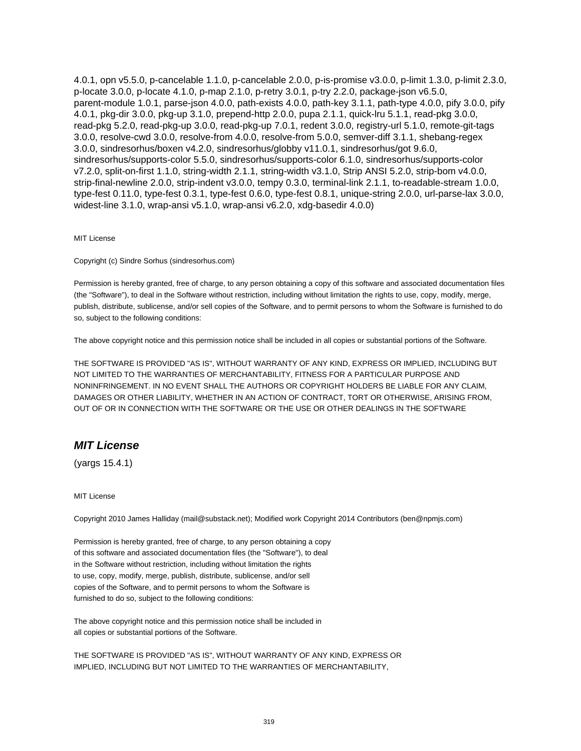4.0.1, opn v5.5.0, p-cancelable 1.1.0, p-cancelable 2.0.0, p-is-promise v3.0.0, p-limit 1.3.0, p-limit 2.3.0, p-locate 3.0.0, p-locate 4.1.0, p-map 2.1.0, p-retry 3.0.1, p-try 2.2.0, package-json v6.5.0, parent-module 1.0.1, parse-json 4.0.0, path-exists 4.0.0, path-key 3.1.1, path-type 4.0.0, pify 3.0.0, pify 4.0.1, pkg-dir 3.0.0, pkg-up 3.1.0, prepend-http 2.0.0, pupa 2.1.1, quick-lru 5.1.1, read-pkg 3.0.0, read-pkg 5.2.0, read-pkg-up 3.0.0, read-pkg-up 7.0.1, redent 3.0.0, registry-url 5.1.0, remote-git-tags 3.0.0, resolve-cwd 3.0.0, resolve-from 4.0.0, resolve-from 5.0.0, semver-diff 3.1.1, shebang-regex 3.0.0, sindresorhus/boxen v4.2.0, sindresorhus/globby v11.0.1, sindresorhus/got 9.6.0, sindresorhus/supports-color 5.5.0, sindresorhus/supports-color 6.1.0, sindresorhus/supports-color v7.2.0, split-on-first 1.1.0, string-width 2.1.1, string-width v3.1.0, Strip ANSI 5.2.0, strip-bom v4.0.0, strip-final-newline 2.0.0, strip-indent v3.0.0, tempy 0.3.0, terminal-link 2.1.1, to-readable-stream 1.0.0, type-fest 0.11.0, type-fest 0.3.1, type-fest 0.6.0, type-fest 0.8.1, unique-string 2.0.0, url-parse-lax 3.0.0, widest-line 3.1.0, wrap-ansi v5.1.0, wrap-ansi v6.2.0, xdg-basedir 4.0.0)

MIT License

Copyright (c) Sindre Sorhus (sindresorhus.com)

Permission is hereby granted, free of charge, to any person obtaining a copy of this software and associated documentation files (the "Software"), to deal in the Software without restriction, including without limitation the rights to use, copy, modify, merge, publish, distribute, sublicense, and/or sell copies of the Software, and to permit persons to whom the Software is furnished to do so, subject to the following conditions:

The above copyright notice and this permission notice shall be included in all copies or substantial portions of the Software.

THE SOFTWARE IS PROVIDED "AS IS", WITHOUT WARRANTY OF ANY KIND, EXPRESS OR IMPLIED, INCLUDING BUT NOT LIMITED TO THE WARRANTIES OF MERCHANTABILITY, FITNESS FOR A PARTICULAR PURPOSE AND NONINFRINGEMENT. IN NO EVENT SHALL THE AUTHORS OR COPYRIGHT HOLDERS BE LIABLE FOR ANY CLAIM, DAMAGES OR OTHER LIABILITY, WHETHER IN AN ACTION OF CONTRACT, TORT OR OTHERWISE, ARISING FROM, OUT OF OR IN CONNECTION WITH THE SOFTWARE OR THE USE OR OTHER DEALINGS IN THE SOFTWARE

## *MIT License*

(yargs 15.4.1)

MIT License

Copyright 2010 James Halliday (mail@substack.net); Modified work Copyright 2014 Contributors (ben@npmjs.com)

Permission is hereby granted, free of charge, to any person obtaining a copy
of this software and associated documentation files (the "Software"), to deal
in the Software without restriction, including without limitation the rights
to use, copy, modify, merge, publish, distribute, sublicense, and/or sell
copies of the Software, and to permit persons to whom the Software is
furnished to do so, subject to the following conditions:

The above copyright notice and this permission notice shall be included in
all copies or substantial portions of the Software.

THE SOFTWARE IS PROVIDED "AS IS", WITHOUT WARRANTY OF ANY KIND, EXPRESS OR
IMPLIED, INCLUDING BUT NOT LIMITED TO THE WARRANTIES OF MERCHANTABILITY,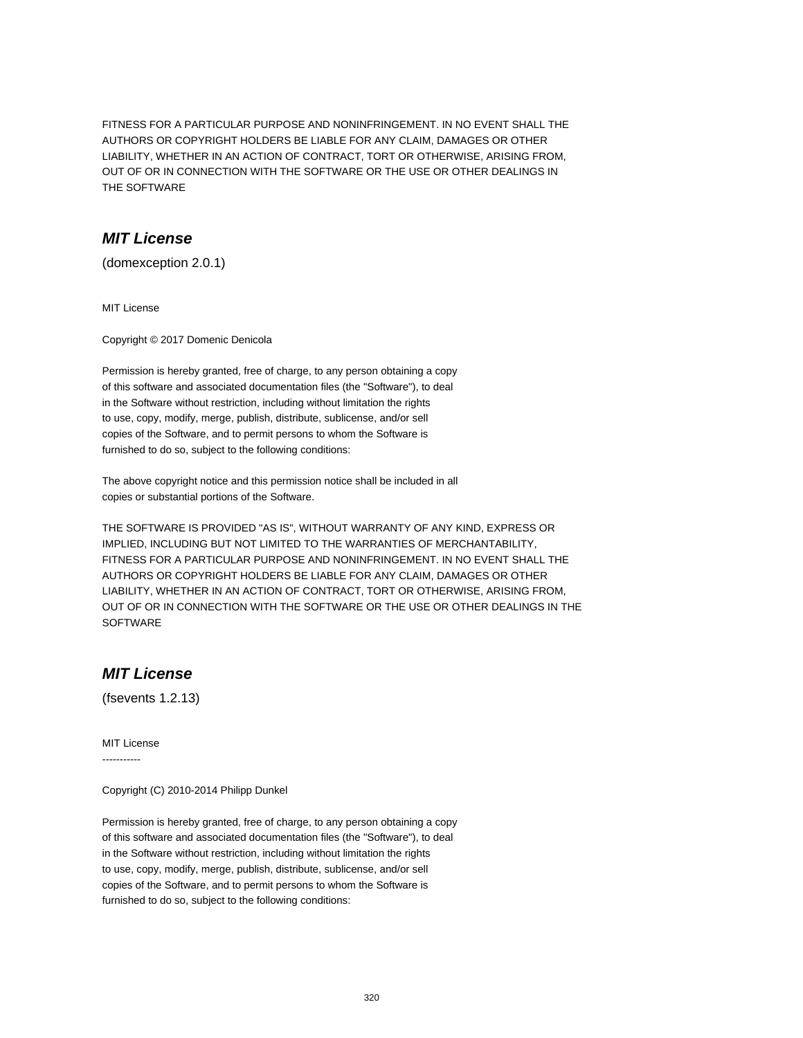FITNESS FOR A PARTICULAR PURPOSE AND NONINFRINGEMENT. IN NO EVENT SHALL THE
AUTHORS OR COPYRIGHT HOLDERS BE LIABLE FOR ANY CLAIM, DAMAGES OR OTHER
LIABILITY, WHETHER IN AN ACTION OF CONTRACT, TORT OR OTHERWISE, ARISING FROM,
OUT OF OR IN CONNECTION WITH THE SOFTWARE OR THE USE OR OTHER DEALINGS IN
THE SOFTWARE

## *MIT License*

(domexception 2.0.1)

MIT License

Copyright © 2017 Domenic Denicola

Permission is hereby granted, free of charge, to any person obtaining a copy
of this software and associated documentation files (the "Software"), to deal
in the Software without restriction, including without limitation the rights
to use, copy, modify, merge, publish, distribute, sublicense, and/or sell
copies of the Software, and to permit persons to whom the Software is
furnished to do so, subject to the following conditions:

The above copyright notice and this permission notice shall be included in all
copies or substantial portions of the Software.

THE SOFTWARE IS PROVIDED "AS IS", WITHOUT WARRANTY OF ANY KIND, EXPRESS OR
IMPLIED, INCLUDING BUT NOT LIMITED TO THE WARRANTIES OF MERCHANTABILITY,
FITNESS FOR A PARTICULAR PURPOSE AND NONINFRINGEMENT. IN NO EVENT SHALL THE
AUTHORS OR COPYRIGHT HOLDERS BE LIABLE FOR ANY CLAIM, DAMAGES OR OTHER
LIABILITY, WHETHER IN AN ACTION OF CONTRACT, TORT OR OTHERWISE, ARISING FROM,
OUT OF OR IN CONNECTION WITH THE SOFTWARE OR THE USE OR OTHER DEALINGS IN THE
SOFTWARE

## *MIT License*

(fsevents 1.2.13)

MIT License
-----------

Copyright (C) 2010-2014 Philipp Dunkel

Permission is hereby granted, free of charge, to any person obtaining a copy
of this software and associated documentation files (the "Software"), to deal
in the Software without restriction, including without limitation the rights
to use, copy, modify, merge, publish, distribute, sublicense, and/or sell
copies of the Software, and to permit persons to whom the Software is
furnished to do so, subject to the following conditions: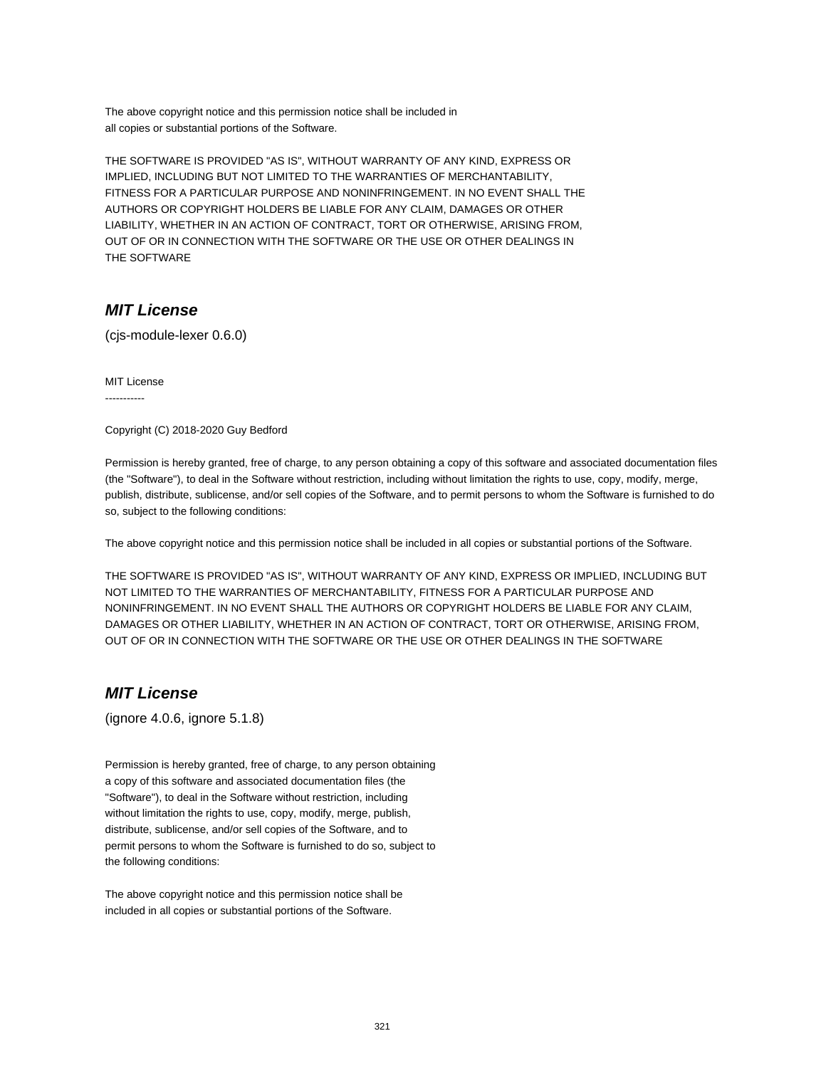The above copyright notice and this permission notice shall be included in
all copies or substantial portions of the Software.

THE SOFTWARE IS PROVIDED "AS IS", WITHOUT WARRANTY OF ANY KIND, EXPRESS OR
IMPLIED, INCLUDING BUT NOT LIMITED TO THE WARRANTIES OF MERCHANTABILITY,
FITNESS FOR A PARTICULAR PURPOSE AND NONINFRINGEMENT. IN NO EVENT SHALL THE
AUTHORS OR COPYRIGHT HOLDERS BE LIABLE FOR ANY CLAIM, DAMAGES OR OTHER
LIABILITY, WHETHER IN AN ACTION OF CONTRACT, TORT OR OTHERWISE, ARISING FROM,
OUT OF OR IN CONNECTION WITH THE SOFTWARE OR THE USE OR OTHER DEALINGS IN
THE SOFTWARE

## *MIT License*

(cjs-module-lexer 0.6.0)

MIT License
-----------

Copyright (C) 2018-2020 Guy Bedford

Permission is hereby granted, free of charge, to any person obtaining a copy of this software and associated documentation files (the "Software"), to deal in the Software without restriction, including without limitation the rights to use, copy, modify, merge, publish, distribute, sublicense, and/or sell copies of the Software, and to permit persons to whom the Software is furnished to do so, subject to the following conditions:

The above copyright notice and this permission notice shall be included in all copies or substantial portions of the Software.

THE SOFTWARE IS PROVIDED "AS IS", WITHOUT WARRANTY OF ANY KIND, EXPRESS OR IMPLIED, INCLUDING BUT NOT LIMITED TO THE WARRANTIES OF MERCHANTABILITY, FITNESS FOR A PARTICULAR PURPOSE AND NONINFRINGEMENT. IN NO EVENT SHALL THE AUTHORS OR COPYRIGHT HOLDERS BE LIABLE FOR ANY CLAIM, DAMAGES OR OTHER LIABILITY, WHETHER IN AN ACTION OF CONTRACT, TORT OR OTHERWISE, ARISING FROM, OUT OF OR IN CONNECTION WITH THE SOFTWARE OR THE USE OR OTHER DEALINGS IN THE SOFTWARE

## *MIT License*

(ignore 4.0.6, ignore 5.1.8)

Permission is hereby granted, free of charge, to any person obtaining
a copy of this software and associated documentation files (the
"Software"), to deal in the Software without restriction, including
without limitation the rights to use, copy, modify, merge, publish,
distribute, sublicense, and/or sell copies of the Software, and to
permit persons to whom the Software is furnished to do so, subject to
the following conditions:

The above copyright notice and this permission notice shall be
included in all copies or substantial portions of the Software.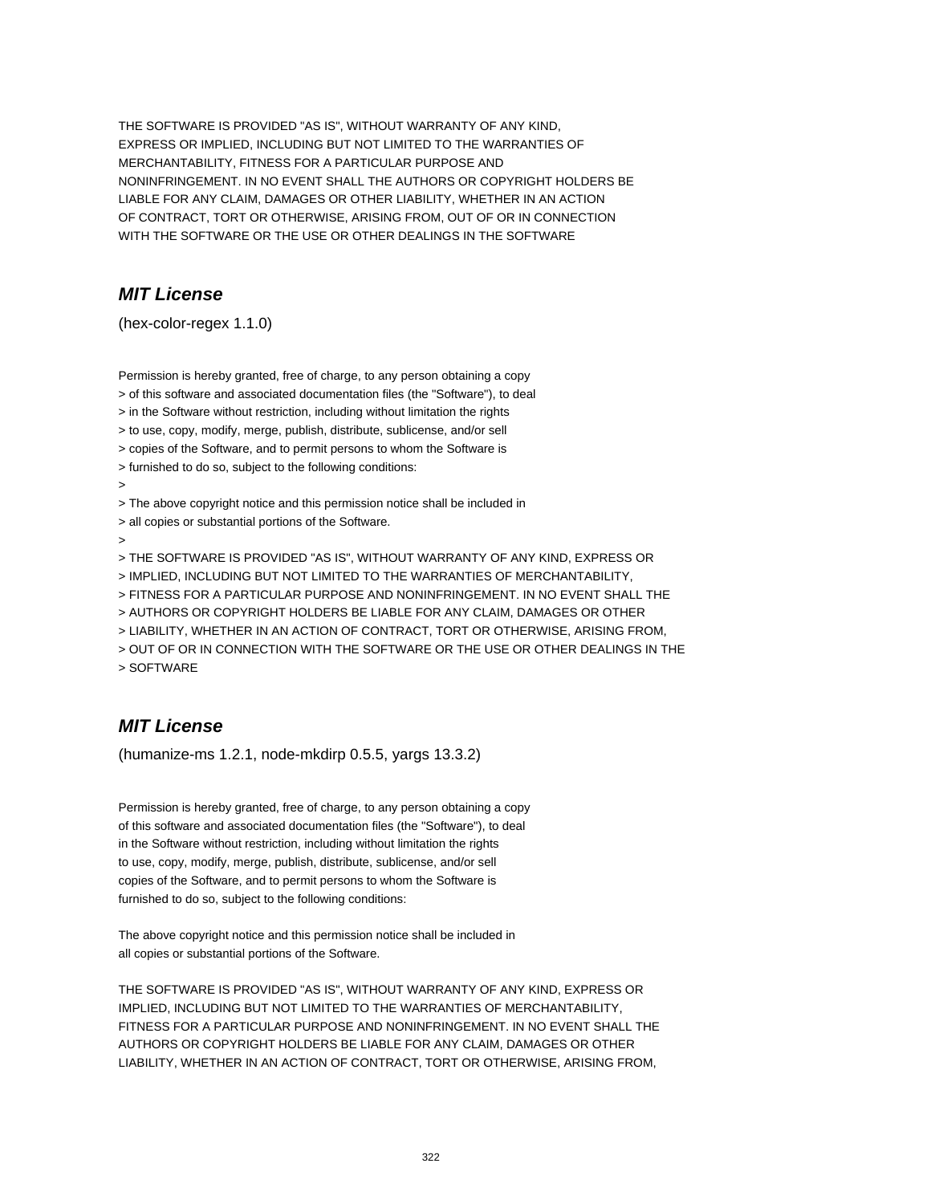THE SOFTWARE IS PROVIDED "AS IS", WITHOUT WARRANTY OF ANY KIND,
EXPRESS OR IMPLIED, INCLUDING BUT NOT LIMITED TO THE WARRANTIES OF
MERCHANTABILITY, FITNESS FOR A PARTICULAR PURPOSE AND
NONINFRINGEMENT. IN NO EVENT SHALL THE AUTHORS OR COPYRIGHT HOLDERS BE
LIABLE FOR ANY CLAIM, DAMAGES OR OTHER LIABILITY, WHETHER IN AN ACTION
OF CONTRACT, TORT OR OTHERWISE, ARISING FROM, OUT OF OR IN CONNECTION
WITH THE SOFTWARE OR THE USE OR OTHER DEALINGS IN THE SOFTWARE

## *MIT License*

(hex-color-regex 1.1.0)

Permission is hereby granted, free of charge, to any person obtaining a copy
> of this software and associated documentation files (the "Software"), to deal
> in the Software without restriction, including without limitation the rights
> to use, copy, modify, merge, publish, distribute, sublicense, and/or sell
> copies of the Software, and to permit persons to whom the Software is
> furnished to do so, subject to the following conditions:
>
> The above copyright notice and this permission notice shall be included in
> all copies or substantial portions of the Software.
>
> THE SOFTWARE IS PROVIDED "AS IS", WITHOUT WARRANTY OF ANY KIND, EXPRESS OR
> IMPLIED, INCLUDING BUT NOT LIMITED TO THE WARRANTIES OF MERCHANTABILITY,
> FITNESS FOR A PARTICULAR PURPOSE AND NONINFRINGEMENT. IN NO EVENT SHALL THE
> AUTHORS OR COPYRIGHT HOLDERS BE LIABLE FOR ANY CLAIM, DAMAGES OR OTHER
> LIABILITY, WHETHER IN AN ACTION OF CONTRACT, TORT OR OTHERWISE, ARISING FROM,
> OUT OF OR IN CONNECTION WITH THE SOFTWARE OR THE USE OR OTHER DEALINGS IN THE
> SOFTWARE

## *MIT License*

(humanize-ms 1.2.1, node-mkdirp 0.5.5, yargs 13.3.2)

Permission is hereby granted, free of charge, to any person obtaining a copy
of this software and associated documentation files (the "Software"), to deal
in the Software without restriction, including without limitation the rights
to use, copy, modify, merge, publish, distribute, sublicense, and/or sell
copies of the Software, and to permit persons to whom the Software is
furnished to do so, subject to the following conditions:

The above copyright notice and this permission notice shall be included in
all copies or substantial portions of the Software.

THE SOFTWARE IS PROVIDED "AS IS", WITHOUT WARRANTY OF ANY KIND, EXPRESS OR
IMPLIED, INCLUDING BUT NOT LIMITED TO THE WARRANTIES OF MERCHANTABILITY,
FITNESS FOR A PARTICULAR PURPOSE AND NONINFRINGEMENT. IN NO EVENT SHALL THE
AUTHORS OR COPYRIGHT HOLDERS BE LIABLE FOR ANY CLAIM, DAMAGES OR OTHER
LIABILITY, WHETHER IN AN ACTION OF CONTRACT, TORT OR OTHERWISE, ARISING FROM,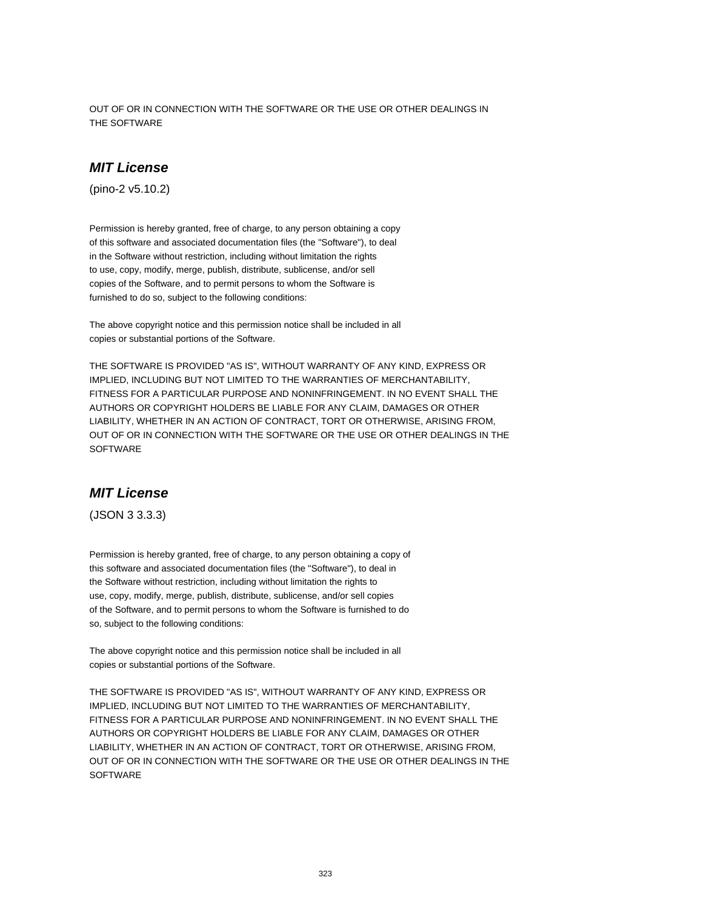OUT OF OR IN CONNECTION WITH THE SOFTWARE OR THE USE OR OTHER DEALINGS IN THE SOFTWARE

### ***MIT License***

(pino-2 v5.10.2)

Permission is hereby granted, free of charge, to any person obtaining a copy of this software and associated documentation files (the "Software"), to deal in the Software without restriction, including without limitation the rights to use, copy, modify, merge, publish, distribute, sublicense, and/or sell copies of the Software, and to permit persons to whom the Software is furnished to do so, subject to the following conditions:

The above copyright notice and this permission notice shall be included in all copies or substantial portions of the Software.

THE SOFTWARE IS PROVIDED "AS IS", WITHOUT WARRANTY OF ANY KIND, EXPRESS OR IMPLIED, INCLUDING BUT NOT LIMITED TO THE WARRANTIES OF MERCHANTABILITY, FITNESS FOR A PARTICULAR PURPOSE AND NONINFRINGEMENT. IN NO EVENT SHALL THE AUTHORS OR COPYRIGHT HOLDERS BE LIABLE FOR ANY CLAIM, DAMAGES OR OTHER LIABILITY, WHETHER IN AN ACTION OF CONTRACT, TORT OR OTHERWISE, ARISING FROM, OUT OF OR IN CONNECTION WITH THE SOFTWARE OR THE USE OR OTHER DEALINGS IN THE SOFTWARE

### ***MIT License***

(JSON 3 3.3.3)

Permission is hereby granted, free of charge, to any person obtaining a copy of this software and associated documentation files (the "Software"), to deal in the Software without restriction, including without limitation the rights to use, copy, modify, merge, publish, distribute, sublicense, and/or sell copies of the Software, and to permit persons to whom the Software is furnished to do so, subject to the following conditions:

The above copyright notice and this permission notice shall be included in all copies or substantial portions of the Software.

THE SOFTWARE IS PROVIDED "AS IS", WITHOUT WARRANTY OF ANY KIND, EXPRESS OR IMPLIED, INCLUDING BUT NOT LIMITED TO THE WARRANTIES OF MERCHANTABILITY, FITNESS FOR A PARTICULAR PURPOSE AND NONINFRINGEMENT. IN NO EVENT SHALL THE AUTHORS OR COPYRIGHT HOLDERS BE LIABLE FOR ANY CLAIM, DAMAGES OR OTHER LIABILITY, WHETHER IN AN ACTION OF CONTRACT, TORT OR OTHERWISE, ARISING FROM, OUT OF OR IN CONNECTION WITH THE SOFTWARE OR THE USE OR OTHER DEALINGS IN THE SOFTWARE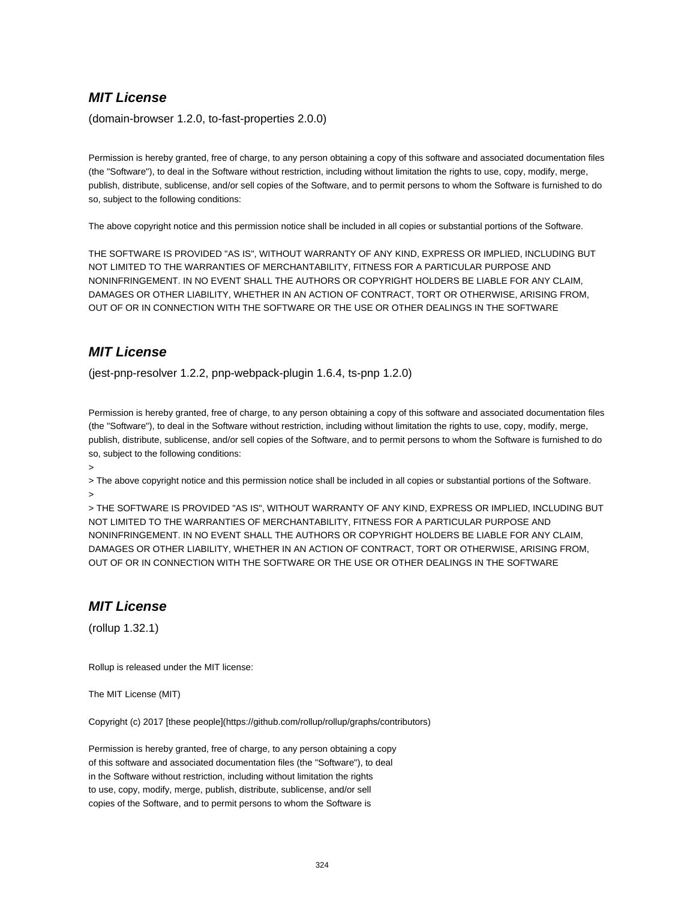### ***MIT License***

(domain-browser 1.2.0, to-fast-properties 2.0.0)

Permission is hereby granted, free of charge, to any person obtaining a copy of this software and associated documentation files (the "Software"), to deal in the Software without restriction, including without limitation the rights to use, copy, modify, merge, publish, distribute, sublicense, and/or sell copies of the Software, and to permit persons to whom the Software is furnished to do so, subject to the following conditions:

The above copyright notice and this permission notice shall be included in all copies or substantial portions of the Software.

THE SOFTWARE IS PROVIDED "AS IS", WITHOUT WARRANTY OF ANY KIND, EXPRESS OR IMPLIED, INCLUDING BUT NOT LIMITED TO THE WARRANTIES OF MERCHANTABILITY, FITNESS FOR A PARTICULAR PURPOSE AND NONINFRINGEMENT. IN NO EVENT SHALL THE AUTHORS OR COPYRIGHT HOLDERS BE LIABLE FOR ANY CLAIM, DAMAGES OR OTHER LIABILITY, WHETHER IN AN ACTION OF CONTRACT, TORT OR OTHERWISE, ARISING FROM, OUT OF OR IN CONNECTION WITH THE SOFTWARE OR THE USE OR OTHER DEALINGS IN THE SOFTWARE

### ***MIT License***

(jest-pnp-resolver 1.2.2, pnp-webpack-plugin 1.6.4, ts-pnp 1.2.0)

Permission is hereby granted, free of charge, to any person obtaining a copy of this software and associated documentation files (the "Software"), to deal in the Software without restriction, including without limitation the rights to use, copy, modify, merge, publish, distribute, sublicense, and/or sell copies of the Software, and to permit persons to whom the Software is furnished to do so, subject to the following conditions:
>
> The above copyright notice and this permission notice shall be included in all copies or substantial portions of the Software.
>
> THE SOFTWARE IS PROVIDED "AS IS", WITHOUT WARRANTY OF ANY KIND, EXPRESS OR IMPLIED, INCLUDING BUT NOT LIMITED TO THE WARRANTIES OF MERCHANTABILITY, FITNESS FOR A PARTICULAR PURPOSE AND NONINFRINGEMENT. IN NO EVENT SHALL THE AUTHORS OR COPYRIGHT HOLDERS BE LIABLE FOR ANY CLAIM, DAMAGES OR OTHER LIABILITY, WHETHER IN AN ACTION OF CONTRACT, TORT OR OTHERWISE, ARISING FROM, OUT OF OR IN CONNECTION WITH THE SOFTWARE OR THE USE OR OTHER DEALINGS IN THE SOFTWARE

### ***MIT License***

(rollup 1.32.1)

Rollup is released under the MIT license:

The MIT License (MIT)

Copyright (c) 2017 [these people](https://github.com/rollup/rollup/graphs/contributors)

Permission is hereby granted, free of charge, to any person obtaining a copy
of this software and associated documentation files (the "Software"), to deal
in the Software without restriction, including without limitation the rights
to use, copy, modify, merge, publish, distribute, sublicense, and/or sell
copies of the Software, and to permit persons to whom the Software is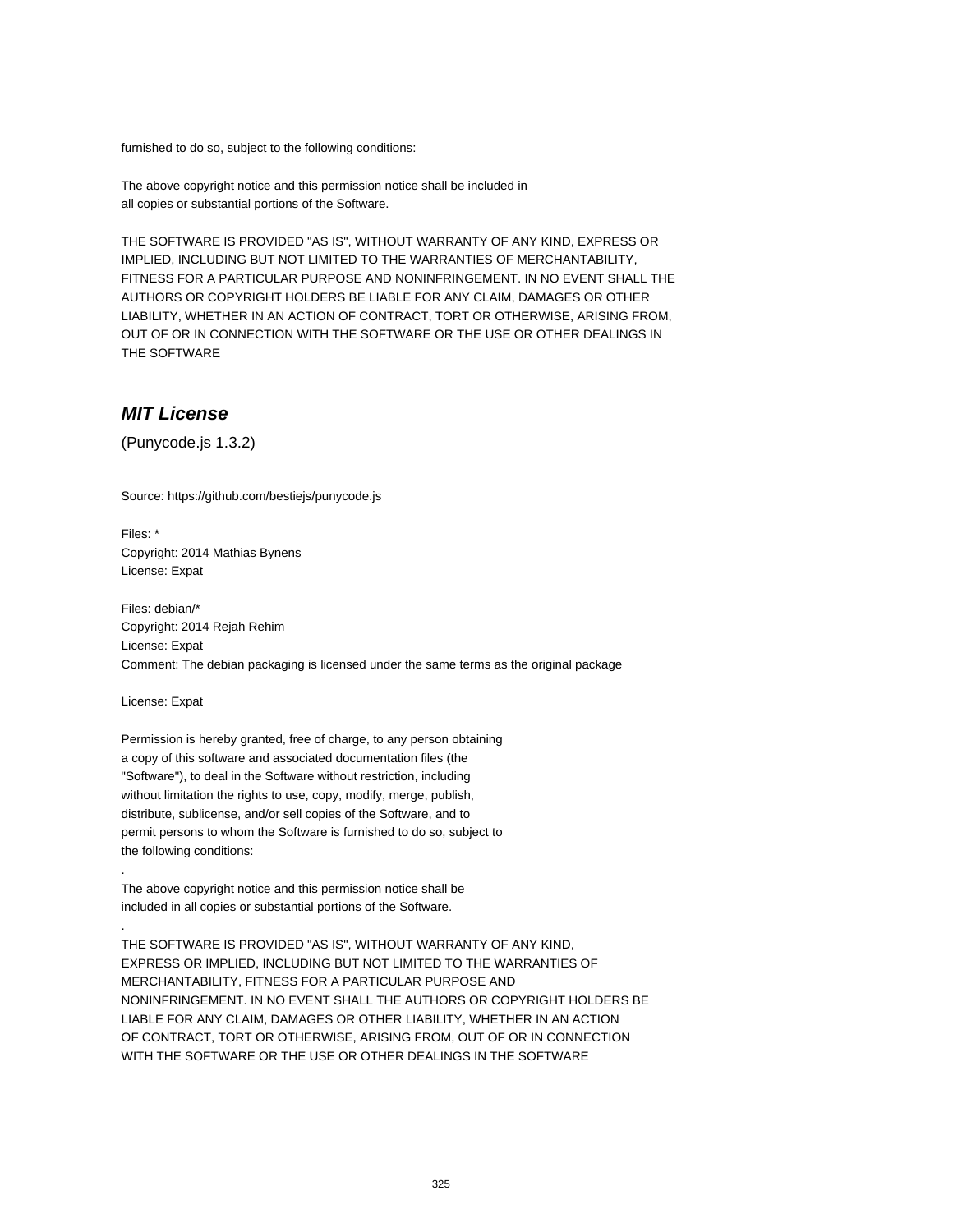furnished to do so, subject to the following conditions:

The above copyright notice and this permission notice shall be included in
all copies or substantial portions of the Software.

THE SOFTWARE IS PROVIDED "AS IS", WITHOUT WARRANTY OF ANY KIND, EXPRESS OR
IMPLIED, INCLUDING BUT NOT LIMITED TO THE WARRANTIES OF MERCHANTABILITY,
FITNESS FOR A PARTICULAR PURPOSE AND NONINFRINGEMENT. IN NO EVENT SHALL THE
AUTHORS OR COPYRIGHT HOLDERS BE LIABLE FOR ANY CLAIM, DAMAGES OR OTHER
LIABILITY, WHETHER IN AN ACTION OF CONTRACT, TORT OR OTHERWISE, ARISING FROM,
OUT OF OR IN CONNECTION WITH THE SOFTWARE OR THE USE OR OTHER DEALINGS IN
THE SOFTWARE

## *MIT License*

(Punycode.js 1.3.2)

Source: https://github.com/bestiejs/punycode.js

Files: *
Copyright: 2014 Mathias Bynens
License: Expat

Files: debian/*
Copyright: 2014 Rejah Rehim
License: Expat
Comment: The debian packaging is licensed under the same terms as the original package

License: Expat

Permission is hereby granted, free of charge, to any person obtaining
a copy of this software and associated documentation files (the
"Software"), to deal in the Software without restriction, including
without limitation the rights to use, copy, modify, merge, publish,
distribute, sublicense, and/or sell copies of the Software, and to
permit persons to whom the Software is furnished to do so, subject to
the following conditions:

.

The above copyright notice and this permission notice shall be
included in all copies or substantial portions of the Software.

.

THE SOFTWARE IS PROVIDED "AS IS", WITHOUT WARRANTY OF ANY KIND,
EXPRESS OR IMPLIED, INCLUDING BUT NOT LIMITED TO THE WARRANTIES OF
MERCHANTABILITY, FITNESS FOR A PARTICULAR PURPOSE AND
NONINFRINGEMENT. IN NO EVENT SHALL THE AUTHORS OR COPYRIGHT HOLDERS BE
LIABLE FOR ANY CLAIM, DAMAGES OR OTHER LIABILITY, WHETHER IN AN ACTION
OF CONTRACT, TORT OR OTHERWISE, ARISING FROM, OUT OF OR IN CONNECTION
WITH THE SOFTWARE OR THE USE OR OTHER DEALINGS IN THE SOFTWARE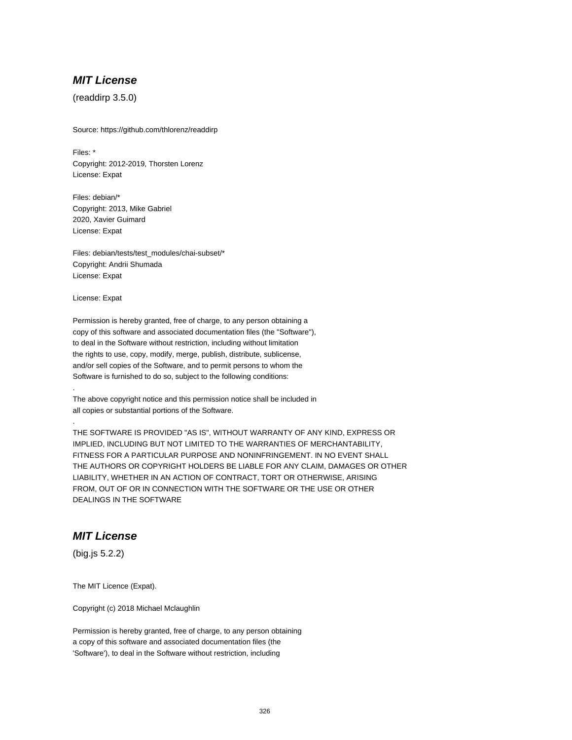## ***MIT License***

(readdirp 3.5.0)

Source: https://github.com/thlorenz/readdirp

Files: *
Copyright: 2012-2019, Thorsten Lorenz
License: Expat

Files: debian/*
Copyright: 2013, Mike Gabriel
2020, Xavier Guimard
License: Expat

Files: debian/tests/test_modules/chai-subset/*
Copyright: Andrii Shumada
License: Expat

License: Expat

Permission is hereby granted, free of charge, to any person obtaining a
copy of this software and associated documentation files (the "Software"),
to deal in the Software without restriction, including without limitation
the rights to use, copy, modify, merge, publish, distribute, sublicense,
and/or sell copies of the Software, and to permit persons to whom the
Software is furnished to do so, subject to the following conditions:
.
The above copyright notice and this permission notice shall be included in
all copies or substantial portions of the Software.
.
THE SOFTWARE IS PROVIDED "AS IS", WITHOUT WARRANTY OF ANY KIND, EXPRESS OR
IMPLIED, INCLUDING BUT NOT LIMITED TO THE WARRANTIES OF MERCHANTABILITY,
FITNESS FOR A PARTICULAR PURPOSE AND NONINFRINGEMENT. IN NO EVENT SHALL
THE AUTHORS OR COPYRIGHT HOLDERS BE LIABLE FOR ANY CLAIM, DAMAGES OR OTHER
LIABILITY, WHETHER IN AN ACTION OF CONTRACT, TORT OR OTHERWISE, ARISING
FROM, OUT OF OR IN CONNECTION WITH THE SOFTWARE OR THE USE OR OTHER
DEALINGS IN THE SOFTWARE

## ***MIT License***

(big.js 5.2.2)

The MIT Licence (Expat).

Copyright (c) 2018 Michael Mclaughlin

Permission is hereby granted, free of charge, to any person obtaining
a copy of this software and associated documentation files (the
'Software'), to deal in the Software without restriction, including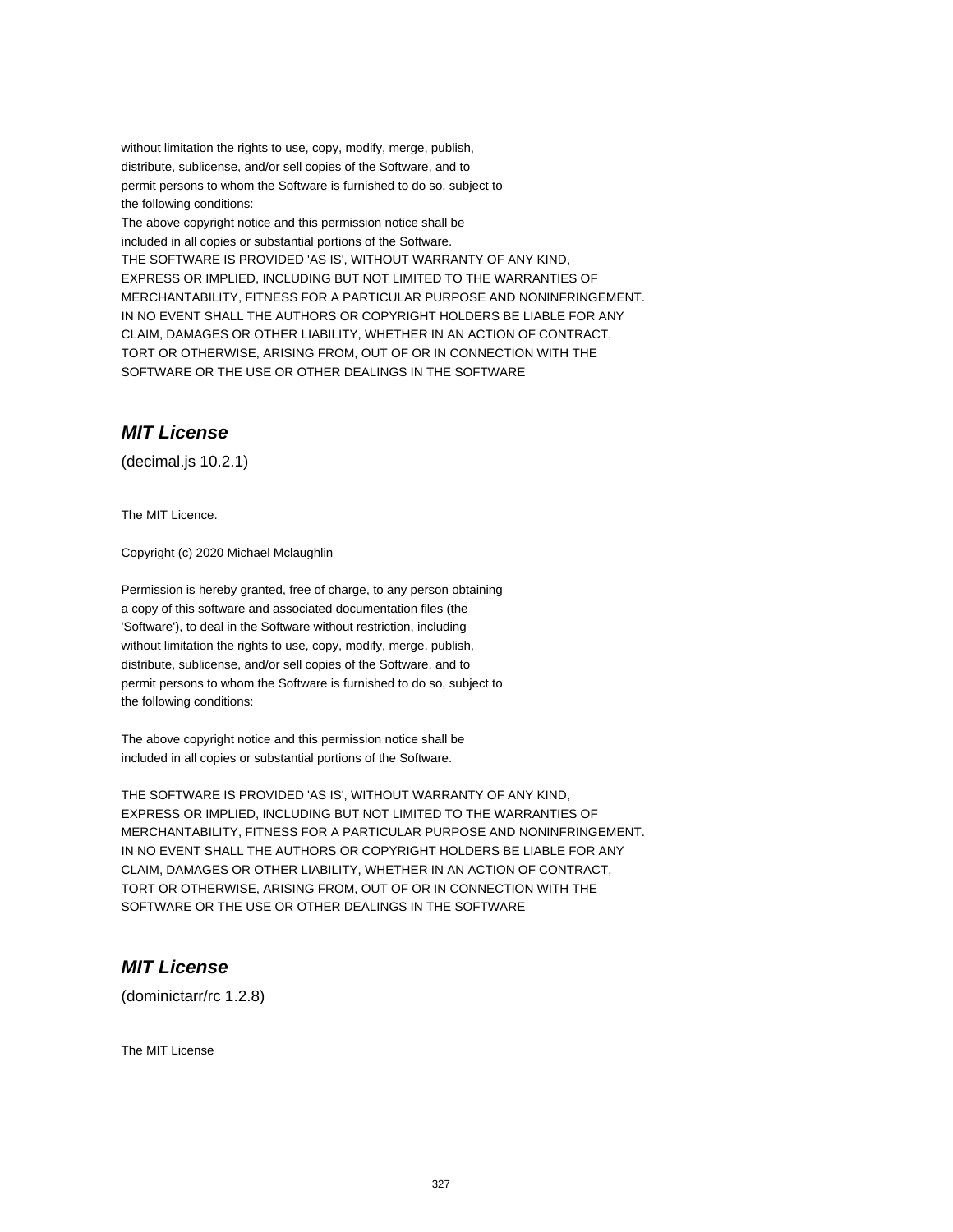without limitation the rights to use, copy, modify, merge, publish,
distribute, sublicense, and/or sell copies of the Software, and to
permit persons to whom the Software is furnished to do so, subject to
the following conditions:
The above copyright notice and this permission notice shall be
included in all copies or substantial portions of the Software.
THE SOFTWARE IS PROVIDED 'AS IS', WITHOUT WARRANTY OF ANY KIND,
EXPRESS OR IMPLIED, INCLUDING BUT NOT LIMITED TO THE WARRANTIES OF
MERCHANTABILITY, FITNESS FOR A PARTICULAR PURPOSE AND NONINFRINGEMENT.
IN NO EVENT SHALL THE AUTHORS OR COPYRIGHT HOLDERS BE LIABLE FOR ANY
CLAIM, DAMAGES OR OTHER LIABILITY, WHETHER IN AN ACTION OF CONTRACT,
TORT OR OTHERWISE, ARISING FROM, OUT OF OR IN CONNECTION WITH THE
SOFTWARE OR THE USE OR OTHER DEALINGS IN THE SOFTWARE

## *MIT License*

(decimal.js 10.2.1)

The MIT Licence.

Copyright (c) 2020 Michael Mclaughlin

Permission is hereby granted, free of charge, to any person obtaining
a copy of this software and associated documentation files (the
'Software'), to deal in the Software without restriction, including
without limitation the rights to use, copy, modify, merge, publish,
distribute, sublicense, and/or sell copies of the Software, and to
permit persons to whom the Software is furnished to do so, subject to
the following conditions:

The above copyright notice and this permission notice shall be
included in all copies or substantial portions of the Software.

THE SOFTWARE IS PROVIDED 'AS IS', WITHOUT WARRANTY OF ANY KIND,
EXPRESS OR IMPLIED, INCLUDING BUT NOT LIMITED TO THE WARRANTIES OF
MERCHANTABILITY, FITNESS FOR A PARTICULAR PURPOSE AND NONINFRINGEMENT.
IN NO EVENT SHALL THE AUTHORS OR COPYRIGHT HOLDERS BE LIABLE FOR ANY
CLAIM, DAMAGES OR OTHER LIABILITY, WHETHER IN AN ACTION OF CONTRACT,
TORT OR OTHERWISE, ARISING FROM, OUT OF OR IN CONNECTION WITH THE
SOFTWARE OR THE USE OR OTHER DEALINGS IN THE SOFTWARE

## *MIT License*

(dominictarr/rc 1.2.8)

The MIT License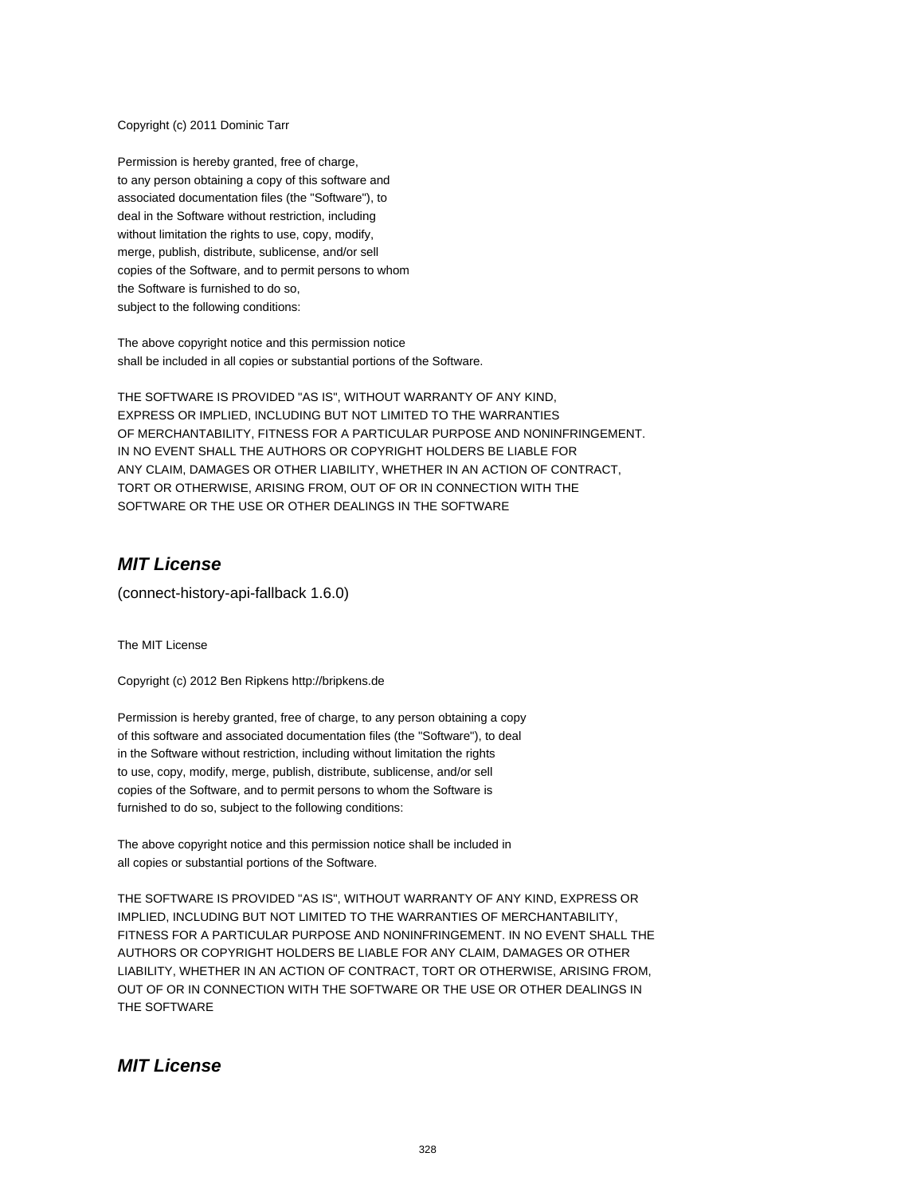Copyright (c) 2011 Dominic Tarr

Permission is hereby granted, free of charge,
to any person obtaining a copy of this software and
associated documentation files (the "Software"), to
deal in the Software without restriction, including
without limitation the rights to use, copy, modify,
merge, publish, distribute, sublicense, and/or sell
copies of the Software, and to permit persons to whom
the Software is furnished to do so,
subject to the following conditions:

The above copyright notice and this permission notice
shall be included in all copies or substantial portions of the Software.

THE SOFTWARE IS PROVIDED "AS IS", WITHOUT WARRANTY OF ANY KIND,
EXPRESS OR IMPLIED, INCLUDING BUT NOT LIMITED TO THE WARRANTIES
OF MERCHANTABILITY, FITNESS FOR A PARTICULAR PURPOSE AND NONINFRINGEMENT.
IN NO EVENT SHALL THE AUTHORS OR COPYRIGHT HOLDERS BE LIABLE FOR
ANY CLAIM, DAMAGES OR OTHER LIABILITY, WHETHER IN AN ACTION OF CONTRACT,
TORT OR OTHERWISE, ARISING FROM, OUT OF OR IN CONNECTION WITH THE
SOFTWARE OR THE USE OR OTHER DEALINGS IN THE SOFTWARE

## *MIT License*

(connect-history-api-fallback 1.6.0)

The MIT License

Copyright (c) 2012 Ben Ripkens http://bripkens.de

Permission is hereby granted, free of charge, to any person obtaining a copy
of this software and associated documentation files (the "Software"), to deal
in the Software without restriction, including without limitation the rights
to use, copy, modify, merge, publish, distribute, sublicense, and/or sell
copies of the Software, and to permit persons to whom the Software is
furnished to do so, subject to the following conditions:

The above copyright notice and this permission notice shall be included in
all copies or substantial portions of the Software.

THE SOFTWARE IS PROVIDED "AS IS", WITHOUT WARRANTY OF ANY KIND, EXPRESS OR
IMPLIED, INCLUDING BUT NOT LIMITED TO THE WARRANTIES OF MERCHANTABILITY,
FITNESS FOR A PARTICULAR PURPOSE AND NONINFRINGEMENT. IN NO EVENT SHALL THE
AUTHORS OR COPYRIGHT HOLDERS BE LIABLE FOR ANY CLAIM, DAMAGES OR OTHER
LIABILITY, WHETHER IN AN ACTION OF CONTRACT, TORT OR OTHERWISE, ARISING FROM,
OUT OF OR IN CONNECTION WITH THE SOFTWARE OR THE USE OR OTHER DEALINGS IN
THE SOFTWARE

## *MIT License*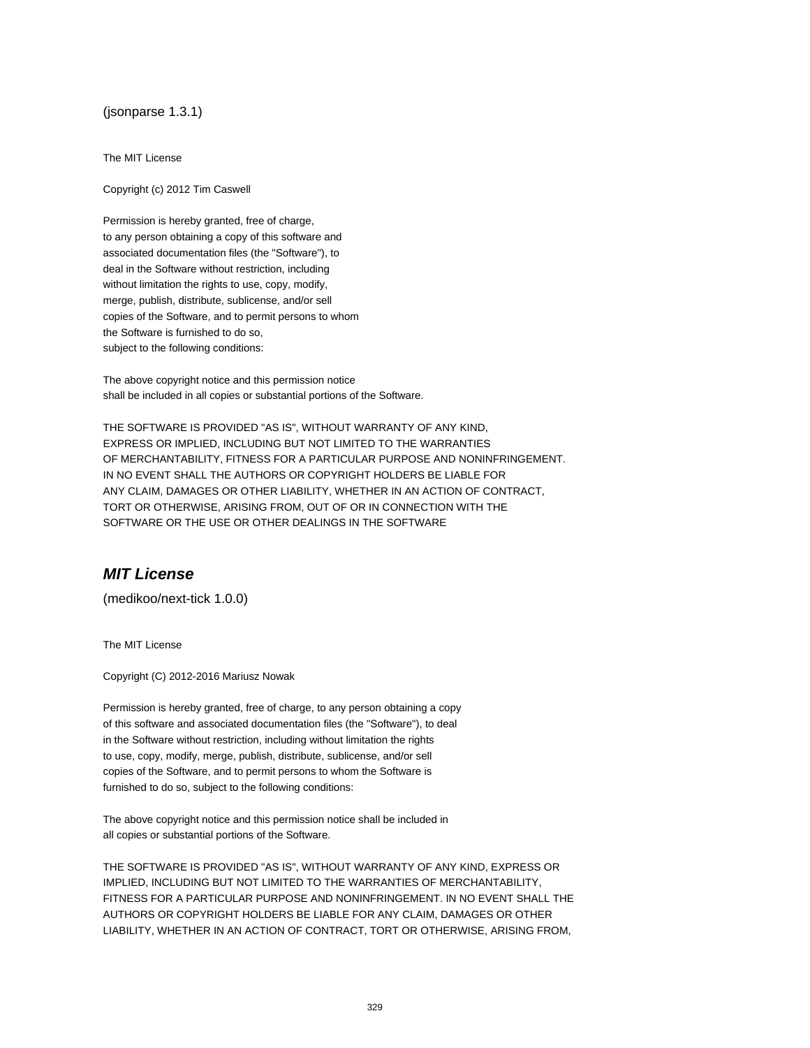(jsonparse 1.3.1)

The MIT License

Copyright (c) 2012 Tim Caswell

Permission is hereby granted, free of charge,
to any person obtaining a copy of this software and
associated documentation files (the "Software"), to
deal in the Software without restriction, including
without limitation the rights to use, copy, modify,
merge, publish, distribute, sublicense, and/or sell
copies of the Software, and to permit persons to whom
the Software is furnished to do so,
subject to the following conditions:

The above copyright notice and this permission notice
shall be included in all copies or substantial portions of the Software.

THE SOFTWARE IS PROVIDED "AS IS", WITHOUT WARRANTY OF ANY KIND,
EXPRESS OR IMPLIED, INCLUDING BUT NOT LIMITED TO THE WARRANTIES
OF MERCHANTABILITY, FITNESS FOR A PARTICULAR PURPOSE AND NONINFRINGEMENT.
IN NO EVENT SHALL THE AUTHORS OR COPYRIGHT HOLDERS BE LIABLE FOR
ANY CLAIM, DAMAGES OR OTHER LIABILITY, WHETHER IN AN ACTION OF CONTRACT,
TORT OR OTHERWISE, ARISING FROM, OUT OF OR IN CONNECTION WITH THE
SOFTWARE OR THE USE OR OTHER DEALINGS IN THE SOFTWARE

## ***MIT License***

(medikoo/next-tick 1.0.0)

The MIT License

Copyright (C) 2012-2016 Mariusz Nowak

Permission is hereby granted, free of charge, to any person obtaining a copy
of this software and associated documentation files (the "Software"), to deal
in the Software without restriction, including without limitation the rights
to use, copy, modify, merge, publish, distribute, sublicense, and/or sell
copies of the Software, and to permit persons to whom the Software is
furnished to do so, subject to the following conditions:

The above copyright notice and this permission notice shall be included in
all copies or substantial portions of the Software.

THE SOFTWARE IS PROVIDED "AS IS", WITHOUT WARRANTY OF ANY KIND, EXPRESS OR
IMPLIED, INCLUDING BUT NOT LIMITED TO THE WARRANTIES OF MERCHANTABILITY,
FITNESS FOR A PARTICULAR PURPOSE AND NONINFRINGEMENT. IN NO EVENT SHALL THE
AUTHORS OR COPYRIGHT HOLDERS BE LIABLE FOR ANY CLAIM, DAMAGES OR OTHER
LIABILITY, WHETHER IN AN ACTION OF CONTRACT, TORT OR OTHERWISE, ARISING FROM,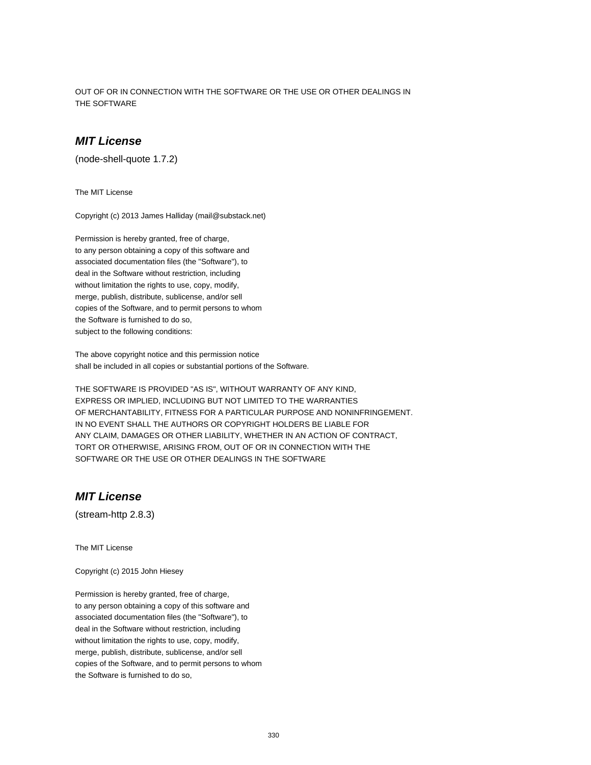OUT OF OR IN CONNECTION WITH THE SOFTWARE OR THE USE OR OTHER DEALINGS IN
THE SOFTWARE

## *MIT License*

(node-shell-quote 1.7.2)

The MIT License

Copyright (c) 2013 James Halliday (mail@substack.net)

Permission is hereby granted, free of charge,
to any person obtaining a copy of this software and
associated documentation files (the "Software"), to
deal in the Software without restriction, including
without limitation the rights to use, copy, modify,
merge, publish, distribute, sublicense, and/or sell
copies of the Software, and to permit persons to whom
the Software is furnished to do so,
subject to the following conditions:

The above copyright notice and this permission notice
shall be included in all copies or substantial portions of the Software.

THE SOFTWARE IS PROVIDED "AS IS", WITHOUT WARRANTY OF ANY KIND,
EXPRESS OR IMPLIED, INCLUDING BUT NOT LIMITED TO THE WARRANTIES
OF MERCHANTABILITY, FITNESS FOR A PARTICULAR PURPOSE AND NONINFRINGEMENT.
IN NO EVENT SHALL THE AUTHORS OR COPYRIGHT HOLDERS BE LIABLE FOR
ANY CLAIM, DAMAGES OR OTHER LIABILITY, WHETHER IN AN ACTION OF CONTRACT,
TORT OR OTHERWISE, ARISING FROM, OUT OF OR IN CONNECTION WITH THE
SOFTWARE OR THE USE OR OTHER DEALINGS IN THE SOFTWARE

## *MIT License*

(stream-http 2.8.3)

The MIT License

Copyright (c) 2015 John Hiesey

Permission is hereby granted, free of charge,
to any person obtaining a copy of this software and
associated documentation files (the "Software"), to
deal in the Software without restriction, including
without limitation the rights to use, copy, modify,
merge, publish, distribute, sublicense, and/or sell
copies of the Software, and to permit persons to whom
the Software is furnished to do so,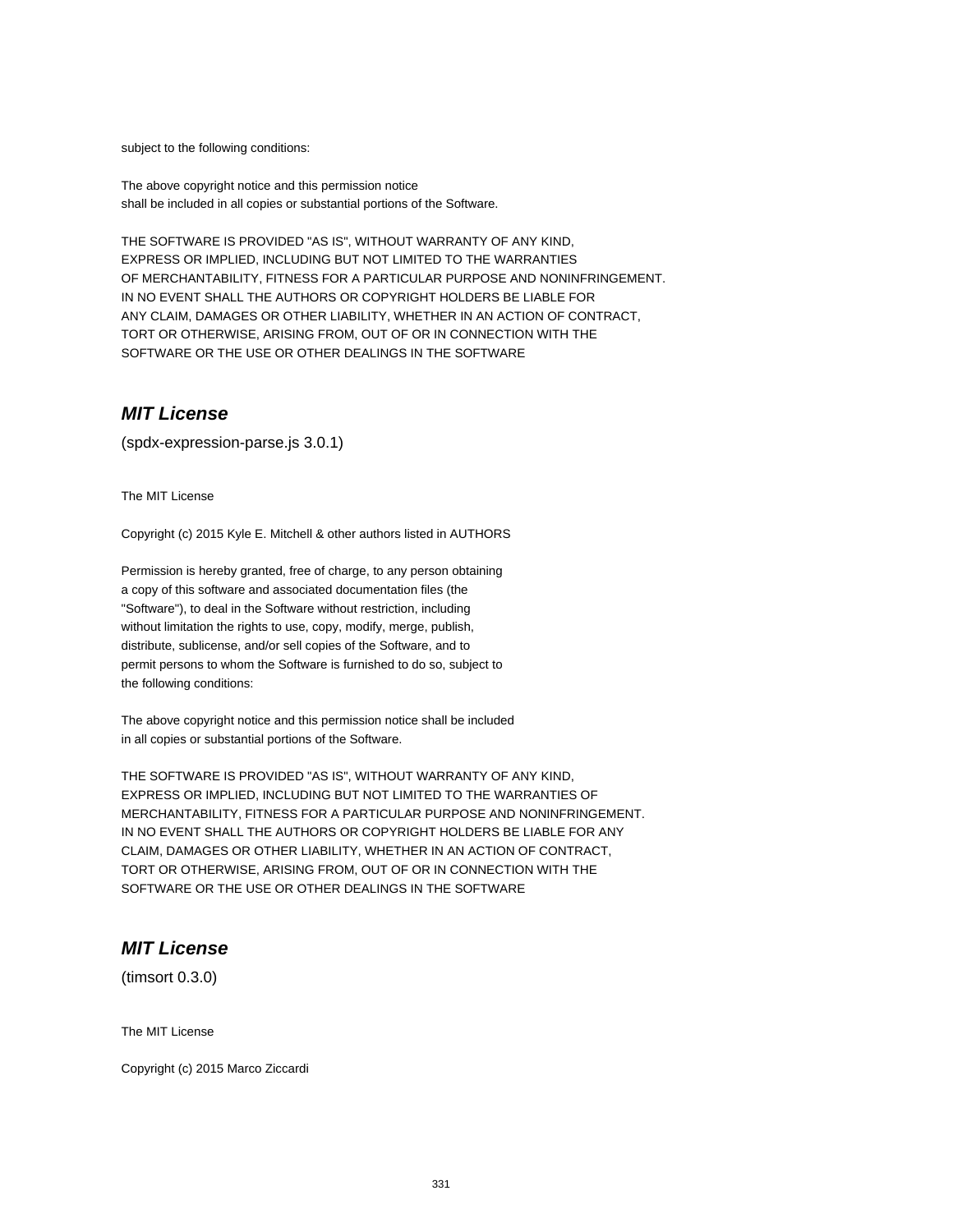subject to the following conditions:

The above copyright notice and this permission notice
shall be included in all copies or substantial portions of the Software.

THE SOFTWARE IS PROVIDED "AS IS", WITHOUT WARRANTY OF ANY KIND,
EXPRESS OR IMPLIED, INCLUDING BUT NOT LIMITED TO THE WARRANTIES
OF MERCHANTABILITY, FITNESS FOR A PARTICULAR PURPOSE AND NONINFRINGEMENT.
IN NO EVENT SHALL THE AUTHORS OR COPYRIGHT HOLDERS BE LIABLE FOR
ANY CLAIM, DAMAGES OR OTHER LIABILITY, WHETHER IN AN ACTION OF CONTRACT,
TORT OR OTHERWISE, ARISING FROM, OUT OF OR IN CONNECTION WITH THE
SOFTWARE OR THE USE OR OTHER DEALINGS IN THE SOFTWARE

## ***MIT License***

(spdx-expression-parse.js 3.0.1)

The MIT License

Copyright (c) 2015 Kyle E. Mitchell & other authors listed in AUTHORS

Permission is hereby granted, free of charge, to any person obtaining
a copy of this software and associated documentation files (the
"Software"), to deal in the Software without restriction, including
without limitation the rights to use, copy, modify, merge, publish,
distribute, sublicense, and/or sell copies of the Software, and to
permit persons to whom the Software is furnished to do so, subject to
the following conditions:

The above copyright notice and this permission notice shall be included
in all copies or substantial portions of the Software.

THE SOFTWARE IS PROVIDED "AS IS", WITHOUT WARRANTY OF ANY KIND,
EXPRESS OR IMPLIED, INCLUDING BUT NOT LIMITED TO THE WARRANTIES OF
MERCHANTABILITY, FITNESS FOR A PARTICULAR PURPOSE AND NONINFRINGEMENT.
IN NO EVENT SHALL THE AUTHORS OR COPYRIGHT HOLDERS BE LIABLE FOR ANY
CLAIM, DAMAGES OR OTHER LIABILITY, WHETHER IN AN ACTION OF CONTRACT,
TORT OR OTHERWISE, ARISING FROM, OUT OF OR IN CONNECTION WITH THE
SOFTWARE OR THE USE OR OTHER DEALINGS IN THE SOFTWARE

## ***MIT License***

(timsort 0.3.0)

The MIT License

Copyright (c) 2015 Marco Ziccardi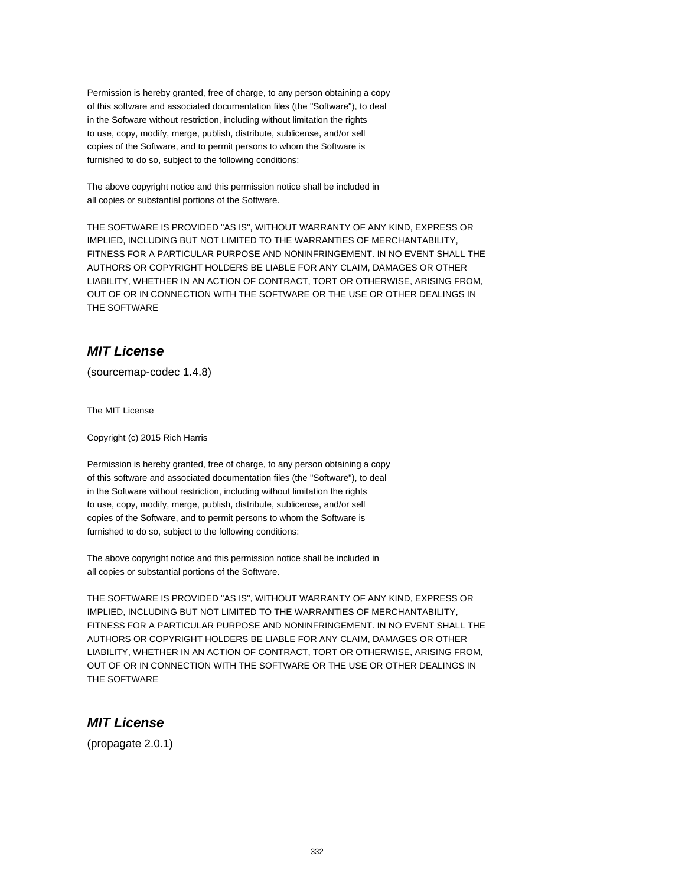Permission is hereby granted, free of charge, to any person obtaining a copy
of this software and associated documentation files (the "Software"), to deal
in the Software without restriction, including without limitation the rights
to use, copy, modify, merge, publish, distribute, sublicense, and/or sell
copies of the Software, and to permit persons to whom the Software is
furnished to do so, subject to the following conditions:

The above copyright notice and this permission notice shall be included in
all copies or substantial portions of the Software.

THE SOFTWARE IS PROVIDED "AS IS", WITHOUT WARRANTY OF ANY KIND, EXPRESS OR
IMPLIED, INCLUDING BUT NOT LIMITED TO THE WARRANTIES OF MERCHANTABILITY,
FITNESS FOR A PARTICULAR PURPOSE AND NONINFRINGEMENT. IN NO EVENT SHALL THE
AUTHORS OR COPYRIGHT HOLDERS BE LIABLE FOR ANY CLAIM, DAMAGES OR OTHER
LIABILITY, WHETHER IN AN ACTION OF CONTRACT, TORT OR OTHERWISE, ARISING FROM,
OUT OF OR IN CONNECTION WITH THE SOFTWARE OR THE USE OR OTHER DEALINGS IN
THE SOFTWARE

## *MIT License*

(sourcemap-codec 1.4.8)

The MIT License

Copyright (c) 2015 Rich Harris

Permission is hereby granted, free of charge, to any person obtaining a copy
of this software and associated documentation files (the "Software"), to deal
in the Software without restriction, including without limitation the rights
to use, copy, modify, merge, publish, distribute, sublicense, and/or sell
copies of the Software, and to permit persons to whom the Software is
furnished to do so, subject to the following conditions:

The above copyright notice and this permission notice shall be included in
all copies or substantial portions of the Software.

THE SOFTWARE IS PROVIDED "AS IS", WITHOUT WARRANTY OF ANY KIND, EXPRESS OR
IMPLIED, INCLUDING BUT NOT LIMITED TO THE WARRANTIES OF MERCHANTABILITY,
FITNESS FOR A PARTICULAR PURPOSE AND NONINFRINGEMENT. IN NO EVENT SHALL THE
AUTHORS OR COPYRIGHT HOLDERS BE LIABLE FOR ANY CLAIM, DAMAGES OR OTHER
LIABILITY, WHETHER IN AN ACTION OF CONTRACT, TORT OR OTHERWISE, ARISING FROM,
OUT OF OR IN CONNECTION WITH THE SOFTWARE OR THE USE OR OTHER DEALINGS IN
THE SOFTWARE

## *MIT License*

(propagate 2.0.1)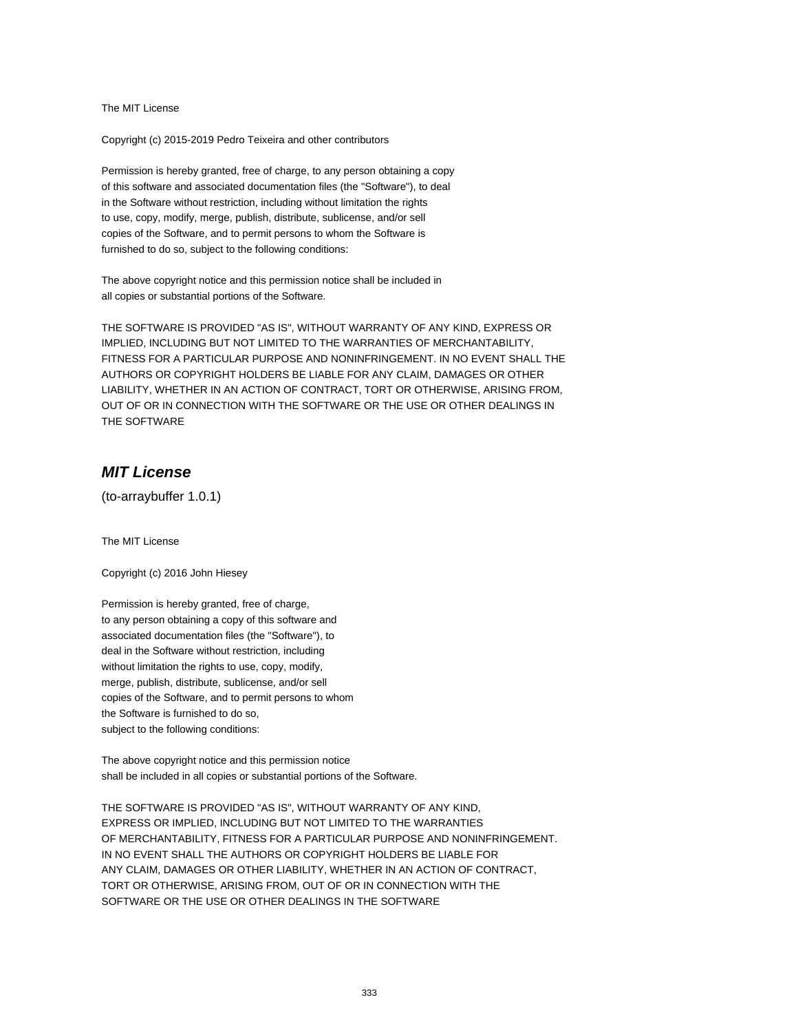The MIT License

Copyright (c) 2015-2019 Pedro Teixeira and other contributors

Permission is hereby granted, free of charge, to any person obtaining a copy
of this software and associated documentation files (the "Software"), to deal
in the Software without restriction, including without limitation the rights
to use, copy, modify, merge, publish, distribute, sublicense, and/or sell
copies of the Software, and to permit persons to whom the Software is
furnished to do so, subject to the following conditions:

The above copyright notice and this permission notice shall be included in
all copies or substantial portions of the Software.

THE SOFTWARE IS PROVIDED "AS IS", WITHOUT WARRANTY OF ANY KIND, EXPRESS OR
IMPLIED, INCLUDING BUT NOT LIMITED TO THE WARRANTIES OF MERCHANTABILITY,
FITNESS FOR A PARTICULAR PURPOSE AND NONINFRINGEMENT. IN NO EVENT SHALL THE
AUTHORS OR COPYRIGHT HOLDERS BE LIABLE FOR ANY CLAIM, DAMAGES OR OTHER
LIABILITY, WHETHER IN AN ACTION OF CONTRACT, TORT OR OTHERWISE, ARISING FROM,
OUT OF OR IN CONNECTION WITH THE SOFTWARE OR THE USE OR OTHER DEALINGS IN
THE SOFTWARE

## *MIT License*

(to-arraybuffer 1.0.1)

The MIT License

Copyright (c) 2016 John Hiesey

Permission is hereby granted, free of charge,
to any person obtaining a copy of this software and
associated documentation files (the "Software"), to
deal in the Software without restriction, including
without limitation the rights to use, copy, modify,
merge, publish, distribute, sublicense, and/or sell
copies of the Software, and to permit persons to whom
the Software is furnished to do so,
subject to the following conditions:

The above copyright notice and this permission notice
shall be included in all copies or substantial portions of the Software.

THE SOFTWARE IS PROVIDED "AS IS", WITHOUT WARRANTY OF ANY KIND,
EXPRESS OR IMPLIED, INCLUDING BUT NOT LIMITED TO THE WARRANTIES
OF MERCHANTABILITY, FITNESS FOR A PARTICULAR PURPOSE AND NONINFRINGEMENT.
IN NO EVENT SHALL THE AUTHORS OR COPYRIGHT HOLDERS BE LIABLE FOR
ANY CLAIM, DAMAGES OR OTHER LIABILITY, WHETHER IN AN ACTION OF CONTRACT,
TORT OR OTHERWISE, ARISING FROM, OUT OF OR IN CONNECTION WITH THE
SOFTWARE OR THE USE OR OTHER DEALINGS IN THE SOFTWARE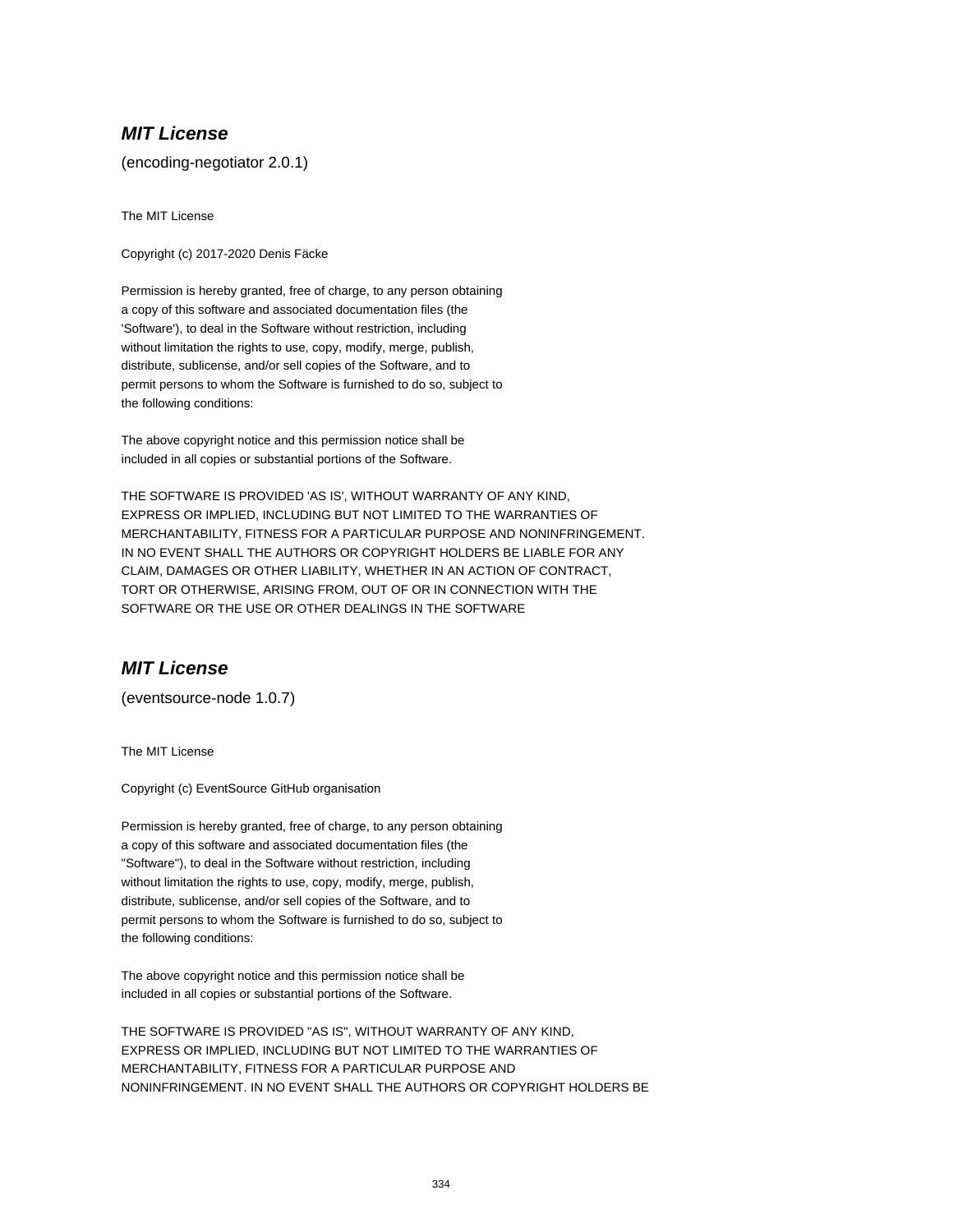## ***MIT License***

(encoding-negotiator 2.0.1)

The MIT License

Copyright (c) 2017-2020 Denis Fäcke

Permission is hereby granted, free of charge, to any person obtaining
a copy of this software and associated documentation files (the
'Software'), to deal in the Software without restriction, including
without limitation the rights to use, copy, modify, merge, publish,
distribute, sublicense, and/or sell copies of the Software, and to
permit persons to whom the Software is furnished to do so, subject to
the following conditions:

The above copyright notice and this permission notice shall be
included in all copies or substantial portions of the Software.

THE SOFTWARE IS PROVIDED 'AS IS', WITHOUT WARRANTY OF ANY KIND,
EXPRESS OR IMPLIED, INCLUDING BUT NOT LIMITED TO THE WARRANTIES OF
MERCHANTABILITY, FITNESS FOR A PARTICULAR PURPOSE AND NONINFRINGEMENT.
IN NO EVENT SHALL THE AUTHORS OR COPYRIGHT HOLDERS BE LIABLE FOR ANY
CLAIM, DAMAGES OR OTHER LIABILITY, WHETHER IN AN ACTION OF CONTRACT,
TORT OR OTHERWISE, ARISING FROM, OUT OF OR IN CONNECTION WITH THE
SOFTWARE OR THE USE OR OTHER DEALINGS IN THE SOFTWARE

## ***MIT License***

(eventsource-node 1.0.7)

The MIT License

Copyright (c) EventSource GitHub organisation

Permission is hereby granted, free of charge, to any person obtaining
a copy of this software and associated documentation files (the
"Software"), to deal in the Software without restriction, including
without limitation the rights to use, copy, modify, merge, publish,
distribute, sublicense, and/or sell copies of the Software, and to
permit persons to whom the Software is furnished to do so, subject to
the following conditions:

The above copyright notice and this permission notice shall be
included in all copies or substantial portions of the Software.

THE SOFTWARE IS PROVIDED "AS IS", WITHOUT WARRANTY OF ANY KIND,
EXPRESS OR IMPLIED, INCLUDING BUT NOT LIMITED TO THE WARRANTIES OF
MERCHANTABILITY, FITNESS FOR A PARTICULAR PURPOSE AND
NONINFRINGEMENT. IN NO EVENT SHALL THE AUTHORS OR COPYRIGHT HOLDERS BE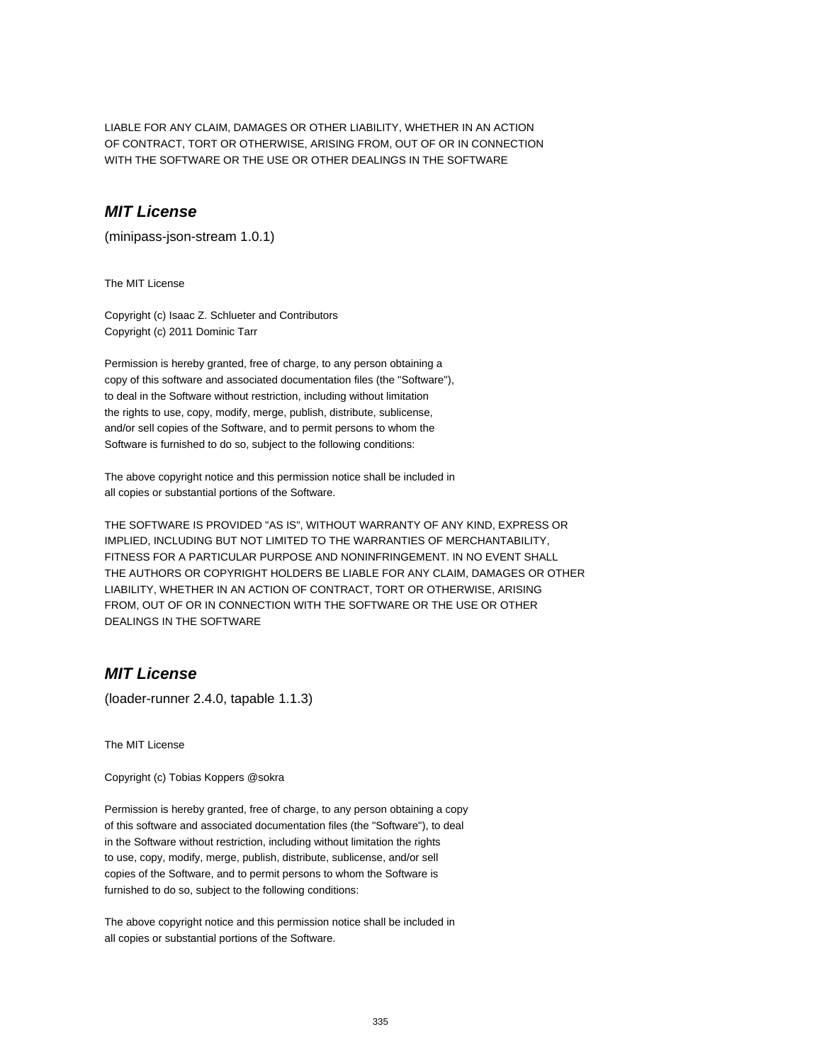LIABLE FOR ANY CLAIM, DAMAGES OR OTHER LIABILITY, WHETHER IN AN ACTION
OF CONTRACT, TORT OR OTHERWISE, ARISING FROM, OUT OF OR IN CONNECTION
WITH THE SOFTWARE OR THE USE OR OTHER DEALINGS IN THE SOFTWARE

## ***MIT License***

(minipass-json-stream 1.0.1)

The MIT License

Copyright (c) Isaac Z. Schlueter and Contributors
Copyright (c) 2011 Dominic Tarr

Permission is hereby granted, free of charge, to any person obtaining a
copy of this software and associated documentation files (the "Software"),
to deal in the Software without restriction, including without limitation
the rights to use, copy, modify, merge, publish, distribute, sublicense,
and/or sell copies of the Software, and to permit persons to whom the
Software is furnished to do so, subject to the following conditions:

The above copyright notice and this permission notice shall be included in
all copies or substantial portions of the Software.

THE SOFTWARE IS PROVIDED "AS IS", WITHOUT WARRANTY OF ANY KIND, EXPRESS OR
IMPLIED, INCLUDING BUT NOT LIMITED TO THE WARRANTIES OF MERCHANTABILITY,
FITNESS FOR A PARTICULAR PURPOSE AND NONINFRINGEMENT. IN NO EVENT SHALL
THE AUTHORS OR COPYRIGHT HOLDERS BE LIABLE FOR ANY CLAIM, DAMAGES OR OTHER
LIABILITY, WHETHER IN AN ACTION OF CONTRACT, TORT OR OTHERWISE, ARISING
FROM, OUT OF OR IN CONNECTION WITH THE SOFTWARE OR THE USE OR OTHER
DEALINGS IN THE SOFTWARE

## ***MIT License***

(loader-runner 2.4.0, tapable 1.1.3)

The MIT License

Copyright (c) Tobias Koppers @sokra

Permission is hereby granted, free of charge, to any person obtaining a copy
of this software and associated documentation files (the "Software"), to deal
in the Software without restriction, including without limitation the rights
to use, copy, modify, merge, publish, distribute, sublicense, and/or sell
copies of the Software, and to permit persons to whom the Software is
furnished to do so, subject to the following conditions:

The above copyright notice and this permission notice shall be included in
all copies or substantial portions of the Software.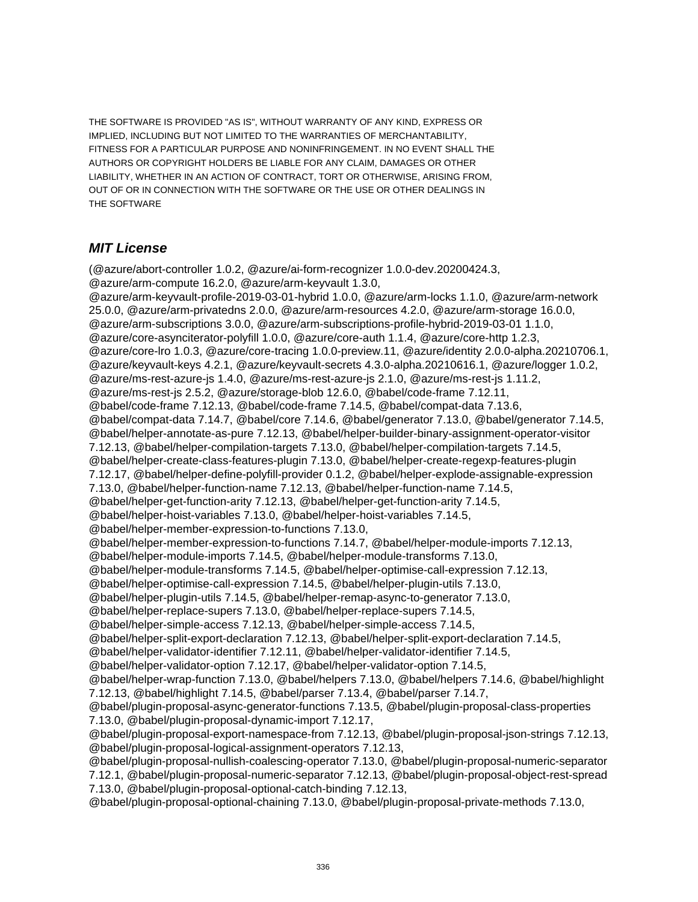THE SOFTWARE IS PROVIDED "AS IS", WITHOUT WARRANTY OF ANY KIND, EXPRESS OR IMPLIED, INCLUDING BUT NOT LIMITED TO THE WARRANTIES OF MERCHANTABILITY, FITNESS FOR A PARTICULAR PURPOSE AND NONINFRINGEMENT. IN NO EVENT SHALL THE AUTHORS OR COPYRIGHT HOLDERS BE LIABLE FOR ANY CLAIM, DAMAGES OR OTHER LIABILITY, WHETHER IN AN ACTION OF CONTRACT, TORT OR OTHERWISE, ARISING FROM, OUT OF OR IN CONNECTION WITH THE SOFTWARE OR THE USE OR OTHER DEALINGS IN THE SOFTWARE

### *MIT License*

(@azure/abort-controller 1.0.2, @azure/ai-form-recognizer 1.0.0-dev.20200424.3, @azure/arm-compute 16.2.0, @azure/arm-keyvault 1.3.0, @azure/arm-keyvault-profile-2019-03-01-hybrid 1.0.0, @azure/arm-locks 1.1.0, @azure/arm-network 25.0.0, @azure/arm-privatedns 2.0.0, @azure/arm-resources 4.2.0, @azure/arm-storage 16.0.0, @azure/arm-subscriptions 3.0.0, @azure/arm-subscriptions-profile-hybrid-2019-03-01 1.1.0, @azure/core-asynciterator-polyfill 1.0.0, @azure/core-auth 1.1.4, @azure/core-http 1.2.3, @azure/core-lro 1.0.3, @azure/core-tracing 1.0.0-preview.11, @azure/identity 2.0.0-alpha.20210706.1, @azure/keyvault-keys 4.2.1, @azure/keyvault-secrets 4.3.0-alpha.20210616.1, @azure/logger 1.0.2, @azure/ms-rest-azure-js 1.4.0, @azure/ms-rest-azure-js 2.1.0, @azure/ms-rest-js 1.11.2, @azure/ms-rest-js 2.5.2, @azure/storage-blob 12.6.0, @babel/code-frame 7.12.11, @babel/code-frame 7.12.13, @babel/code-frame 7.14.5, @babel/compat-data 7.13.6, @babel/compat-data 7.14.7, @babel/core 7.14.6, @babel/generator 7.13.0, @babel/generator 7.14.5, @babel/helper-annotate-as-pure 7.12.13, @babel/helper-builder-binary-assignment-operator-visitor 7.12.13, @babel/helper-compilation-targets 7.13.0, @babel/helper-compilation-targets 7.14.5, @babel/helper-create-class-features-plugin 7.13.0, @babel/helper-create-regexp-features-plugin 7.12.17, @babel/helper-define-polyfill-provider 0.1.2, @babel/helper-explode-assignable-expression 7.13.0, @babel/helper-function-name 7.12.13, @babel/helper-function-name 7.14.5, @babel/helper-get-function-arity 7.12.13, @babel/helper-get-function-arity 7.14.5, @babel/helper-hoist-variables 7.13.0, @babel/helper-hoist-variables 7.14.5, @babel/helper-member-expression-to-functions 7.13.0, @babel/helper-member-expression-to-functions 7.14.7, @babel/helper-module-imports 7.12.13, @babel/helper-module-imports 7.14.5, @babel/helper-module-transforms 7.13.0, @babel/helper-module-transforms 7.14.5, @babel/helper-optimise-call-expression 7.12.13, @babel/helper-optimise-call-expression 7.14.5, @babel/helper-plugin-utils 7.13.0, @babel/helper-plugin-utils 7.14.5, @babel/helper-remap-async-to-generator 7.13.0, @babel/helper-replace-supers 7.13.0, @babel/helper-replace-supers 7.14.5, @babel/helper-simple-access 7.12.13, @babel/helper-simple-access 7.14.5, @babel/helper-split-export-declaration 7.12.13, @babel/helper-split-export-declaration 7.14.5, @babel/helper-validator-identifier 7.12.11, @babel/helper-validator-identifier 7.14.5, @babel/helper-validator-option 7.12.17, @babel/helper-validator-option 7.14.5, @babel/helper-wrap-function 7.13.0, @babel/helpers 7.13.0, @babel/helpers 7.14.6, @babel/highlight 7.12.13, @babel/highlight 7.14.5, @babel/parser 7.13.4, @babel/parser 7.14.7, @babel/plugin-proposal-async-generator-functions 7.13.5, @babel/plugin-proposal-class-properties 7.13.0, @babel/plugin-proposal-dynamic-import 7.12.17, @babel/plugin-proposal-export-namespace-from 7.12.13, @babel/plugin-proposal-json-strings 7.12.13, @babel/plugin-proposal-logical-assignment-operators 7.12.13, @babel/plugin-proposal-nullish-coalescing-operator 7.13.0, @babel/plugin-proposal-numeric-separator 7.12.1, @babel/plugin-proposal-numeric-separator 7.12.13, @babel/plugin-proposal-object-rest-spread 7.13.0, @babel/plugin-proposal-optional-catch-binding 7.12.13, @babel/plugin-proposal-optional-chaining 7.13.0, @babel/plugin-proposal-private-methods 7.13.0,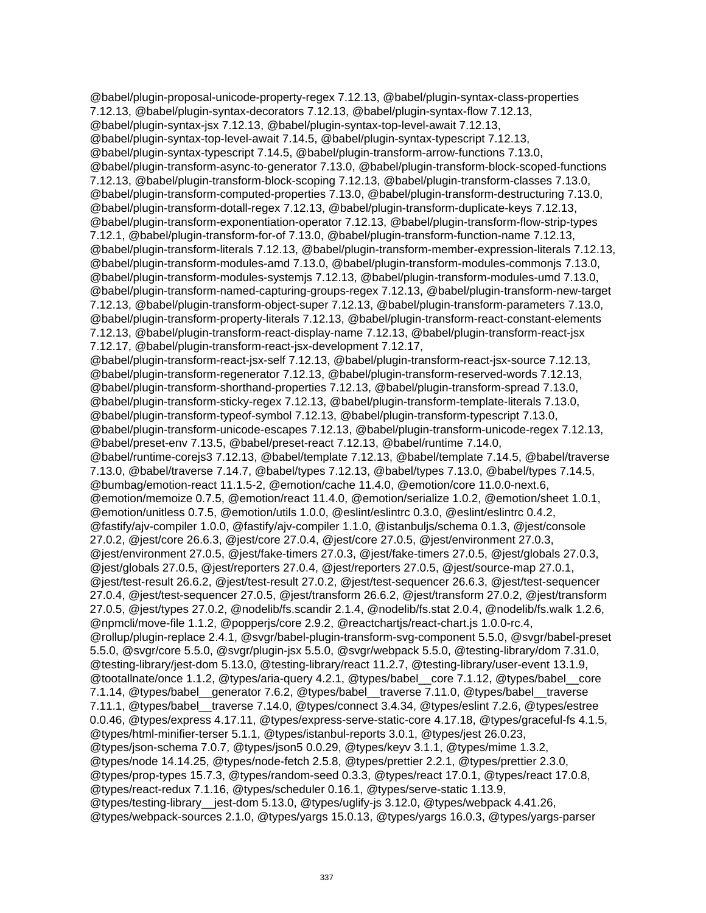@babel/plugin-proposal-unicode-property-regex 7.12.13, @babel/plugin-syntax-class-properties 7.12.13, @babel/plugin-syntax-decorators 7.12.13, @babel/plugin-syntax-flow 7.12.13, @babel/plugin-syntax-jsx 7.12.13, @babel/plugin-syntax-top-level-await 7.12.13, @babel/plugin-syntax-top-level-await 7.14.5, @babel/plugin-syntax-typescript 7.12.13, @babel/plugin-syntax-typescript 7.14.5, @babel/plugin-transform-arrow-functions 7.13.0, @babel/plugin-transform-async-to-generator 7.13.0, @babel/plugin-transform-block-scoped-functions 7.12.13, @babel/plugin-transform-block-scoping 7.12.13, @babel/plugin-transform-classes 7.13.0, @babel/plugin-transform-computed-properties 7.13.0, @babel/plugin-transform-destructuring 7.13.0, @babel/plugin-transform-dotall-regex 7.12.13, @babel/plugin-transform-duplicate-keys 7.12.13, @babel/plugin-transform-exponentiation-operator 7.12.13, @babel/plugin-transform-flow-strip-types 7.12.1, @babel/plugin-transform-for-of 7.13.0, @babel/plugin-transform-function-name 7.12.13, @babel/plugin-transform-literals 7.12.13, @babel/plugin-transform-member-expression-literals 7.12.13, @babel/plugin-transform-modules-amd 7.13.0, @babel/plugin-transform-modules-commonjs 7.13.0, @babel/plugin-transform-modules-systemjs 7.12.13, @babel/plugin-transform-modules-umd 7.13.0, @babel/plugin-transform-named-capturing-groups-regex 7.12.13, @babel/plugin-transform-new-target 7.12.13, @babel/plugin-transform-object-super 7.12.13, @babel/plugin-transform-parameters 7.13.0, @babel/plugin-transform-property-literals 7.12.13, @babel/plugin-transform-react-constant-elements 7.12.13, @babel/plugin-transform-react-display-name 7.12.13, @babel/plugin-transform-react-jsx 7.12.17, @babel/plugin-transform-react-jsx-development 7.12.17, @babel/plugin-transform-react-jsx-self 7.12.13, @babel/plugin-transform-react-jsx-source 7.12.13, @babel/plugin-transform-regenerator 7.12.13, @babel/plugin-transform-reserved-words 7.12.13, @babel/plugin-transform-shorthand-properties 7.12.13, @babel/plugin-transform-spread 7.13.0, @babel/plugin-transform-sticky-regex 7.12.13, @babel/plugin-transform-template-literals 7.13.0, @babel/plugin-transform-typeof-symbol 7.12.13, @babel/plugin-transform-typescript 7.13.0, @babel/plugin-transform-unicode-escapes 7.12.13, @babel/plugin-transform-unicode-regex 7.12.13, @babel/preset-env 7.13.5, @babel/preset-react 7.12.13, @babel/runtime 7.14.0, @babel/runtime-corejs3 7.12.13, @babel/template 7.12.13, @babel/template 7.14.5, @babel/traverse 7.13.0, @babel/traverse 7.14.7, @babel/types 7.12.13, @babel/types 7.13.0, @babel/types 7.14.5, @bumbag/emotion-react 11.1.5-2, @emotion/cache 11.4.0, @emotion/core 11.0.0-next.6, @emotion/memoize 0.7.5, @emotion/react 11.4.0, @emotion/serialize 1.0.2, @emotion/sheet 1.0.1, @emotion/unitless 0.7.5, @emotion/utils 1.0.0, @eslint/eslintrc 0.3.0, @eslint/eslintrc 0.4.2, @fastify/ajv-compiler 1.0.0, @fastify/ajv-compiler 1.1.0, @istanbuljs/schema 0.1.3, @jest/console 27.0.2, @jest/core 26.6.3, @jest/core 27.0.4, @jest/core 27.0.5, @jest/environment 27.0.3, @jest/environment 27.0.5, @jest/fake-timers 27.0.3, @jest/fake-timers 27.0.5, @jest/globals 27.0.3, @jest/globals 27.0.5, @jest/reporters 27.0.4, @jest/reporters 27.0.5, @jest/source-map 27.0.1, @jest/test-result 26.6.2, @jest/test-result 27.0.2, @jest/test-sequencer 26.6.3, @jest/test-sequencer 27.0.4, @jest/test-sequencer 27.0.5, @jest/transform 26.6.2, @jest/transform 27.0.2, @jest/transform 27.0.5, @jest/types 27.0.2, @nodelib/fs.scandir 2.1.4, @nodelib/fs.stat 2.0.4, @nodelib/fs.walk 1.2.6, @npmcli/move-file 1.1.2, @popperjs/core 2.9.2, @reactchartjs/react-chart.js 1.0.0-rc.4, @rollup/plugin-replace 2.4.1, @svgr/babel-plugin-transform-svg-component 5.5.0, @svgr/babel-preset 5.5.0, @svgr/core 5.5.0, @svgr/plugin-jsx 5.5.0, @svgr/webpack 5.5.0, @testing-library/dom 7.31.0, @testing-library/jest-dom 5.13.0, @testing-library/react 11.2.7, @testing-library/user-event 13.1.9, @tootallnate/once 1.1.2, @types/aria-query 4.2.1, @types/babel__core 7.1.12, @types/babel__core 7.1.14, @types/babel__generator 7.6.2, @types/babel__traverse 7.11.0, @types/babel__traverse 7.11.1, @types/babel__traverse 7.14.0, @types/connect 3.4.34, @types/eslint 7.2.6, @types/estree 0.0.46, @types/express 4.17.11, @types/express-serve-static-core 4.17.18, @types/graceful-fs 4.1.5, @types/html-minifier-terser 5.1.1, @types/istanbul-reports 3.0.1, @types/jest 26.0.23, @types/json-schema 7.0.7, @types/json5 0.0.29, @types/keyv 3.1.1, @types/mime 1.3.2, @types/node 14.14.25, @types/node-fetch 2.5.8, @types/prettier 2.2.1, @types/prettier 2.3.0, @types/prop-types 15.7.3, @types/random-seed 0.3.3, @types/react 17.0.1, @types/react 17.0.8, @types/react-redux 7.1.16, @types/scheduler 0.16.1, @types/serve-static 1.13.9, @types/testing-library__jest-dom 5.13.0, @types/uglify-js 3.12.0, @types/webpack 4.41.26, @types/webpack-sources 2.1.0, @types/yargs 15.0.13, @types/yargs 16.0.3, @types/yargs-parser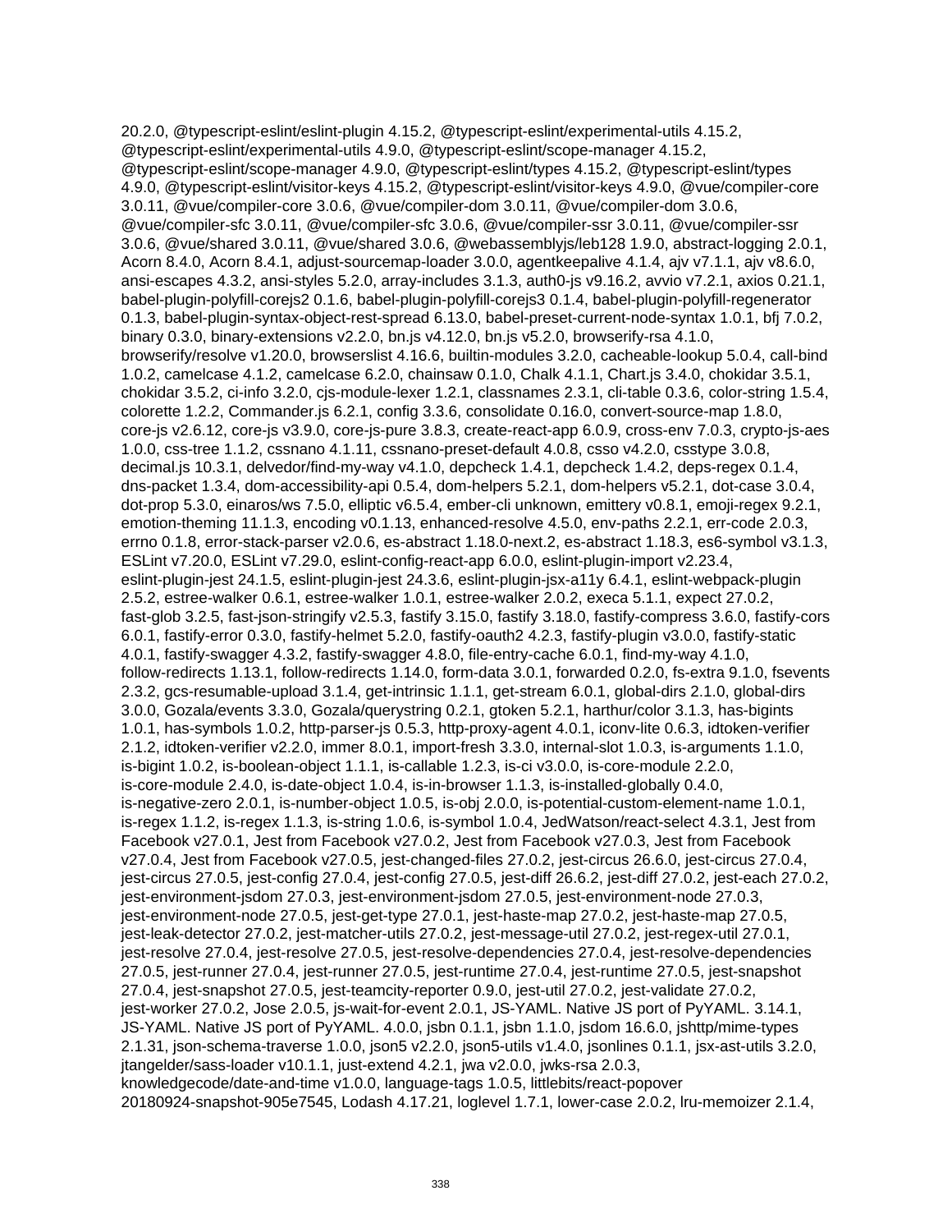20.2.0, @typescript-eslint/eslint-plugin 4.15.2, @typescript-eslint/experimental-utils 4.15.2, @typescript-eslint/experimental-utils 4.9.0, @typescript-eslint/scope-manager 4.15.2, @typescript-eslint/scope-manager 4.9.0, @typescript-eslint/types 4.15.2, @typescript-eslint/types 4.9.0, @typescript-eslint/visitor-keys 4.15.2, @typescript-eslint/visitor-keys 4.9.0, @vue/compiler-core 3.0.11, @vue/compiler-core 3.0.6, @vue/compiler-dom 3.0.11, @vue/compiler-dom 3.0.6, @vue/compiler-sfc 3.0.11, @vue/compiler-sfc 3.0.6, @vue/compiler-ssr 3.0.11, @vue/compiler-ssr 3.0.6, @vue/shared 3.0.11, @vue/shared 3.0.6, @webassemblyjs/leb128 1.9.0, abstract-logging 2.0.1, Acorn 8.4.0, Acorn 8.4.1, adjust-sourcemap-loader 3.0.0, agentkeepalive 4.1.4, ajv v7.1.1, ajv v8.6.0, ansi-escapes 4.3.2, ansi-styles 5.2.0, array-includes 3.1.3, auth0-js v9.16.2, avvio v7.2.1, axios 0.21.1, babel-plugin-polyfill-corejs2 0.1.6, babel-plugin-polyfill-corejs3 0.1.4, babel-plugin-polyfill-regenerator 0.1.3, babel-plugin-syntax-object-rest-spread 6.13.0, babel-preset-current-node-syntax 1.0.1, bfj 7.0.2, binary 0.3.0, binary-extensions v2.2.0, bn.js v4.12.0, bn.js v5.2.0, browserify-rsa 4.1.0, browserify/resolve v1.20.0, browserslist 4.16.6, builtin-modules 3.2.0, cacheable-lookup 5.0.4, call-bind 1.0.2, camelcase 4.1.2, camelcase 6.2.0, chainsaw 0.1.0, Chalk 4.1.1, Chart.js 3.4.0, chokidar 3.5.1, chokidar 3.5.2, ci-info 3.2.0, cjs-module-lexer 1.2.1, classnames 2.3.1, cli-table 0.3.6, color-string 1.5.4, colorette 1.2.2, Commander.js 6.2.1, config 3.3.6, consolidate 0.16.0, convert-source-map 1.8.0, core-js v2.6.12, core-js v3.9.0, core-js-pure 3.8.3, create-react-app 6.0.9, cross-env 7.0.3, crypto-js-aes 1.0.0, css-tree 1.1.2, cssnano 4.1.11, cssnano-preset-default 4.0.8, csso v4.2.0, csstype 3.0.8, decimal.js 10.3.1, delvedor/find-my-way v4.1.0, depcheck 1.4.1, depcheck 1.4.2, deps-regex 0.1.4, dns-packet 1.3.4, dom-accessibility-api 0.5.4, dom-helpers 5.2.1, dom-helpers v5.2.1, dot-case 3.0.4, dot-prop 5.3.0, einaros/ws 7.5.0, elliptic v6.5.4, ember-cli unknown, emittery v0.8.1, emoji-regex 9.2.1, emotion-theming 11.1.3, encoding v0.1.13, enhanced-resolve 4.5.0, env-paths 2.2.1, err-code 2.0.3, errno 0.1.8, error-stack-parser v2.0.6, es-abstract 1.18.0-next.2, es-abstract 1.18.3, es6-symbol v3.1.3, ESLint v7.20.0, ESLint v7.29.0, eslint-config-react-app 6.0.0, eslint-plugin-import v2.23.4, eslint-plugin-jest 24.1.5, eslint-plugin-jest 24.3.6, eslint-plugin-jsx-a11y 6.4.1, eslint-webpack-plugin 2.5.2, estree-walker 0.6.1, estree-walker 1.0.1, estree-walker 2.0.2, execa 5.1.1, expect 27.0.2, fast-glob 3.2.5, fast-json-stringify v2.5.3, fastify 3.15.0, fastify 3.18.0, fastify-compress 3.6.0, fastify-cors 6.0.1, fastify-error 0.3.0, fastify-helmet 5.2.0, fastify-oauth2 4.2.3, fastify-plugin v3.0.0, fastify-static 4.0.1, fastify-swagger 4.3.2, fastify-swagger 4.8.0, file-entry-cache 6.0.1, find-my-way 4.1.0, follow-redirects 1.13.1, follow-redirects 1.14.0, form-data 3.0.1, forwarded 0.2.0, fs-extra 9.1.0, fsevents 2.3.2, gcs-resumable-upload 3.1.4, get-intrinsic 1.1.1, get-stream 6.0.1, global-dirs 2.1.0, global-dirs 3.0.0, Gozala/events 3.3.0, Gozala/querystring 0.2.1, gtoken 5.2.1, harthur/color 3.1.3, has-bigints 1.0.1, has-symbols 1.0.2, http-parser-js 0.5.3, http-proxy-agent 4.0.1, iconv-lite 0.6.3, idtoken-verifier 2.1.2, idtoken-verifier v2.2.0, immer 8.0.1, import-fresh 3.3.0, internal-slot 1.0.3, is-arguments 1.1.0, is-bigint 1.0.2, is-boolean-object 1.1.1, is-callable 1.2.3, is-ci v3.0.0, is-core-module 2.2.0, is-core-module 2.4.0, is-date-object 1.0.4, is-in-browser 1.1.3, is-installed-globally 0.4.0, is-negative-zero 2.0.1, is-number-object 1.0.5, is-obj 2.0.0, is-potential-custom-element-name 1.0.1, is-regex 1.1.2, is-regex 1.1.3, is-string 1.0.6, is-symbol 1.0.4, JedWatson/react-select 4.3.1, Jest from Facebook v27.0.1, Jest from Facebook v27.0.2, Jest from Facebook v27.0.3, Jest from Facebook v27.0.4, Jest from Facebook v27.0.5, jest-changed-files 27.0.2, jest-circus 26.6.0, jest-circus 27.0.4, jest-circus 27.0.5, jest-config 27.0.4, jest-config 27.0.5, jest-diff 26.6.2, jest-diff 27.0.2, jest-each 27.0.2, jest-environment-jsdom 27.0.3, jest-environment-jsdom 27.0.5, jest-environment-node 27.0.3, jest-environment-node 27.0.5, jest-get-type 27.0.1, jest-haste-map 27.0.2, jest-haste-map 27.0.5, jest-leak-detector 27.0.2, jest-matcher-utils 27.0.2, jest-message-util 27.0.2, jest-regex-util 27.0.1, jest-resolve 27.0.4, jest-resolve 27.0.5, jest-resolve-dependencies 27.0.4, jest-resolve-dependencies 27.0.5, jest-runner 27.0.4, jest-runner 27.0.5, jest-runtime 27.0.4, jest-runtime 27.0.5, jest-snapshot 27.0.4, jest-snapshot 27.0.5, jest-teamcity-reporter 0.9.0, jest-util 27.0.2, jest-validate 27.0.2, jest-worker 27.0.2, Jose 2.0.5, js-wait-for-event 2.0.1, JS-YAML. Native JS port of PyYAML. 3.14.1, JS-YAML. Native JS port of PyYAML. 4.0.0, jsbn 0.1.1, jsbn 1.1.0, jsdom 16.6.0, jshttp/mime-types 2.1.31, json-schema-traverse 1.0.0, json5 v2.2.0, json5-utils v1.4.0, jsonlines 0.1.1, jsx-ast-utils 3.2.0, jtangelder/sass-loader v10.1.1, just-extend 4.2.1, jwa v2.0.0, jwks-rsa 2.0.3, knowledgecode/date-and-time v1.0.0, language-tags 1.0.5, littlebits/react-popover 20180924-snapshot-905e7545, Lodash 4.17.21, loglevel 1.7.1, lower-case 2.0.2, lru-memoizer 2.1.4,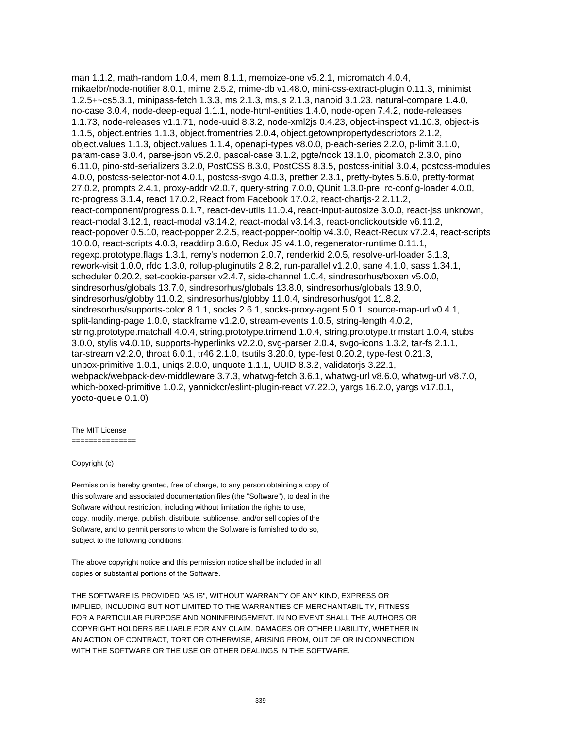man 1.1.2, math-random 1.0.4, mem 8.1.1, memoize-one v5.2.1, micromatch 4.0.4, mikaelbr/node-notifier 8.0.1, mime 2.5.2, mime-db v1.48.0, mini-css-extract-plugin 0.11.3, minimist 1.2.5+~cs5.3.1, minipass-fetch 1.3.3, ms 2.1.3, ms.js 2.1.3, nanoid 3.1.23, natural-compare 1.4.0, no-case 3.0.4, node-deep-equal 1.1.1, node-html-entities 1.4.0, node-open 7.4.2, node-releases 1.1.73, node-releases v1.1.71, node-uuid 8.3.2, node-xml2js 0.4.23, object-inspect v1.10.3, object-is 1.1.5, object.entries 1.1.3, object.fromentries 2.0.4, object.getownpropertydescriptors 2.1.2, object.values 1.1.3, object.values 1.1.4, openapi-types v8.0.0, p-each-series 2.2.0, p-limit 3.1.0, param-case 3.0.4, parse-json v5.2.0, pascal-case 3.1.2, pgte/nock 13.1.0, picomatch 2.3.0, pino 6.11.0, pino-std-serializers 3.2.0, PostCSS 8.3.0, PostCSS 8.3.5, postcss-initial 3.0.4, postcss-modules 4.0.0, postcss-selector-not 4.0.1, postcss-svgo 4.0.3, prettier 2.3.1, pretty-bytes 5.6.0, pretty-format 27.0.2, prompts 2.4.1, proxy-addr v2.0.7, query-string 7.0.0, QUnit 1.3.0-pre, rc-config-loader 4.0.0, rc-progress 3.1.4, react 17.0.2, React from Facebook 17.0.2, react-chartjs-2 2.11.2, react-component/progress 0.1.7, react-dev-utils 11.0.4, react-input-autosize 3.0.0, react-jss unknown, react-modal 3.12.1, react-modal v3.14.2, react-modal v3.14.3, react-onclickoutside v6.11.2, react-popover 0.5.10, react-popper 2.2.5, react-popper-tooltip v4.3.0, React-Redux v7.2.4, react-scripts 10.0.0, react-scripts 4.0.3, readdirp 3.6.0, Redux JS v4.1.0, regenerator-runtime 0.11.1, regexp.prototype.flags 1.3.1, remy's nodemon 2.0.7, renderkid 2.0.5, resolve-url-loader 3.1.3, rework-visit 1.0.0, rfdc 1.3.0, rollup-pluginutils 2.8.2, run-parallel v1.2.0, sane 4.1.0, sass 1.34.1, scheduler 0.20.2, set-cookie-parser v2.4.7, side-channel 1.0.4, sindresorhus/boxen v5.0.0, sindresorhus/globals 13.7.0, sindresorhus/globals 13.8.0, sindresorhus/globals 13.9.0, sindresorhus/globby 11.0.2, sindresorhus/globby 11.0.4, sindresorhus/got 11.8.2, sindresorhus/supports-color 8.1.1, socks 2.6.1, socks-proxy-agent 5.0.1, source-map-url v0.4.1, split-landing-page 1.0.0, stackframe v1.2.0, stream-events 1.0.5, string-length 4.0.2, string.prototype.matchall 4.0.4, string.prototype.trimend 1.0.4, string.prototype.trimstart 1.0.4, stubs 3.0.0, stylis v4.0.10, supports-hyperlinks v2.2.0, svg-parser 2.0.4, svgo-icons 1.3.2, tar-fs 2.1.1, tar-stream v2.2.0, throat 6.0.1, tr46 2.1.0, tsutils 3.20.0, type-fest 0.20.2, type-fest 0.21.3, unbox-primitive 1.0.1, uniqs 2.0.0, unquote 1.1.1, UUID 8.3.2, validatorjs 3.22.1, webpack/webpack-dev-middleware 3.7.3, whatwg-fetch 3.6.1, whatwg-url v8.6.0, whatwg-url v8.7.0, which-boxed-primitive 1.0.2, yannickcr/eslint-plugin-react v7.22.0, yargs 16.2.0, yargs v17.0.1, yocto-queue 0.1.0)

The MIT License
===============

Copyright (c)

Permission is hereby granted, free of charge, to any person obtaining a copy of this software and associated documentation files (the "Software"), to deal in the Software without restriction, including without limitation the rights to use, copy, modify, merge, publish, distribute, sublicense, and/or sell copies of the Software, and to permit persons to whom the Software is furnished to do so, subject to the following conditions:

The above copyright notice and this permission notice shall be included in all copies or substantial portions of the Software.

THE SOFTWARE IS PROVIDED "AS IS", WITHOUT WARRANTY OF ANY KIND, EXPRESS OR IMPLIED, INCLUDING BUT NOT LIMITED TO THE WARRANTIES OF MERCHANTABILITY, FITNESS FOR A PARTICULAR PURPOSE AND NONINFRINGEMENT. IN NO EVENT SHALL THE AUTHORS OR COPYRIGHT HOLDERS BE LIABLE FOR ANY CLAIM, DAMAGES OR OTHER LIABILITY, WHETHER IN AN ACTION OF CONTRACT, TORT OR OTHERWISE, ARISING FROM, OUT OF OR IN CONNECTION WITH THE SOFTWARE OR THE USE OR OTHER DEALINGS IN THE SOFTWARE.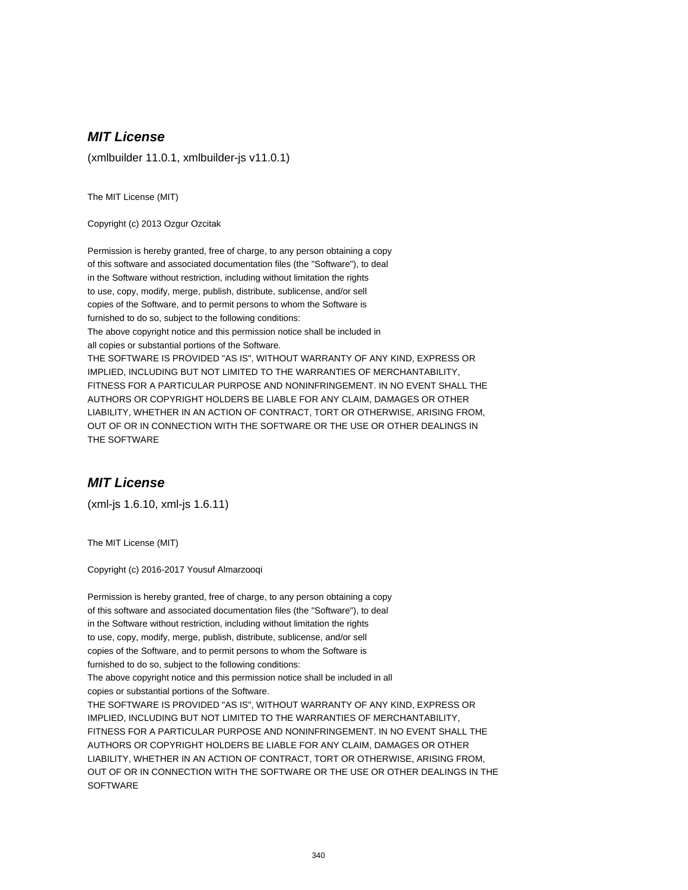## ***MIT License***

(xmlbuilder 11.0.1, xmlbuilder-js v11.0.1)

The MIT License (MIT)

Copyright (c) 2013 Ozgur Ozcitak

Permission is hereby granted, free of charge, to any person obtaining a copy
of this software and associated documentation files (the "Software"), to deal
in the Software without restriction, including without limitation the rights
to use, copy, modify, merge, publish, distribute, sublicense, and/or sell
copies of the Software, and to permit persons to whom the Software is
furnished to do so, subject to the following conditions:
The above copyright notice and this permission notice shall be included in
all copies or substantial portions of the Software.
THE SOFTWARE IS PROVIDED "AS IS", WITHOUT WARRANTY OF ANY KIND, EXPRESS OR
IMPLIED, INCLUDING BUT NOT LIMITED TO THE WARRANTIES OF MERCHANTABILITY,
FITNESS FOR A PARTICULAR PURPOSE AND NONINFRINGEMENT. IN NO EVENT SHALL THE
AUTHORS OR COPYRIGHT HOLDERS BE LIABLE FOR ANY CLAIM, DAMAGES OR OTHER
LIABILITY, WHETHER IN AN ACTION OF CONTRACT, TORT OR OTHERWISE, ARISING FROM,
OUT OF OR IN CONNECTION WITH THE SOFTWARE OR THE USE OR OTHER DEALINGS IN
THE SOFTWARE

## ***MIT License***

(xml-js 1.6.10, xml-js 1.6.11)

The MIT License (MIT)

Copyright (c) 2016-2017 Yousuf Almarzooqi

Permission is hereby granted, free of charge, to any person obtaining a copy
of this software and associated documentation files (the "Software"), to deal
in the Software without restriction, including without limitation the rights
to use, copy, modify, merge, publish, distribute, sublicense, and/or sell
copies of the Software, and to permit persons to whom the Software is
furnished to do so, subject to the following conditions:
The above copyright notice and this permission notice shall be included in all
copies or substantial portions of the Software.
THE SOFTWARE IS PROVIDED "AS IS", WITHOUT WARRANTY OF ANY KIND, EXPRESS OR
IMPLIED, INCLUDING BUT NOT LIMITED TO THE WARRANTIES OF MERCHANTABILITY,
FITNESS FOR A PARTICULAR PURPOSE AND NONINFRINGEMENT. IN NO EVENT SHALL THE
AUTHORS OR COPYRIGHT HOLDERS BE LIABLE FOR ANY CLAIM, DAMAGES OR OTHER
LIABILITY, WHETHER IN AN ACTION OF CONTRACT, TORT OR OTHERWISE, ARISING FROM,
OUT OF OR IN CONNECTION WITH THE SOFTWARE OR THE USE OR OTHER DEALINGS IN THE
SOFTWARE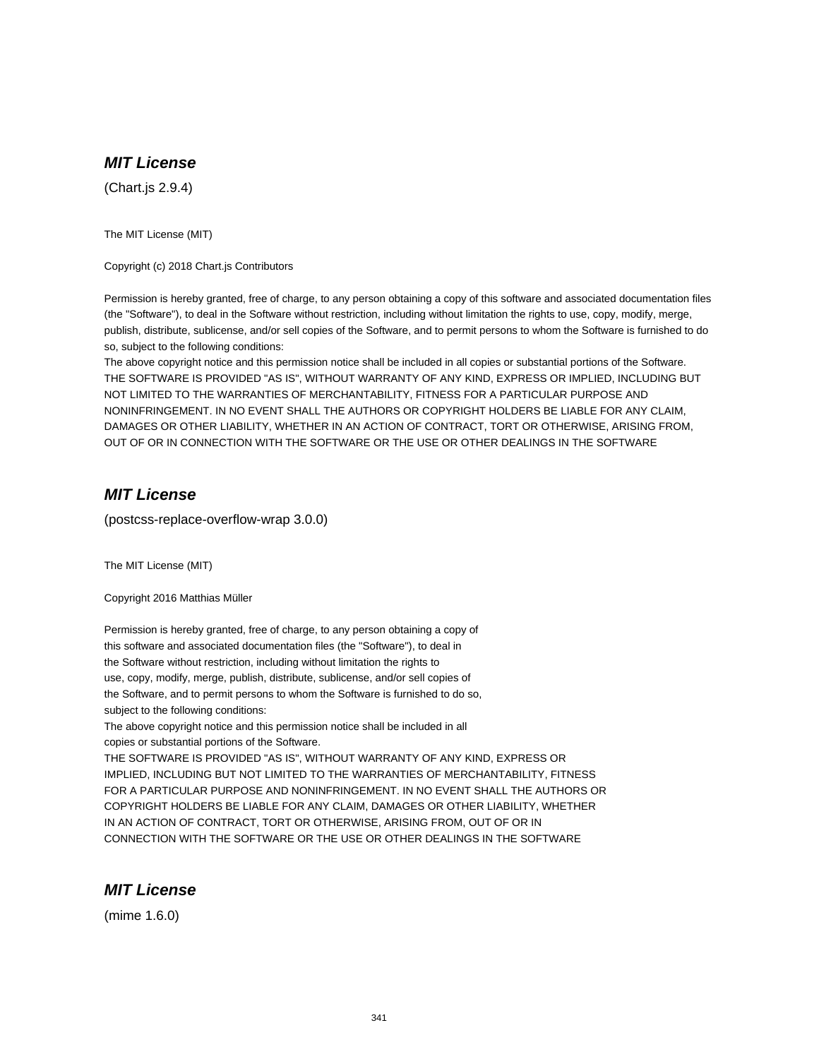### ***MIT License***

(Chart.js 2.9.4)

The MIT License (MIT)

Copyright (c) 2018 Chart.js Contributors

Permission is hereby granted, free of charge, to any person obtaining a copy of this software and associated documentation files (the "Software"), to deal in the Software without restriction, including without limitation the rights to use, copy, modify, merge, publish, distribute, sublicense, and/or sell copies of the Software, and to permit persons to whom the Software is furnished to do so, subject to the following conditions:
The above copyright notice and this permission notice shall be included in all copies or substantial portions of the Software.
THE SOFTWARE IS PROVIDED "AS IS", WITHOUT WARRANTY OF ANY KIND, EXPRESS OR IMPLIED, INCLUDING BUT NOT LIMITED TO THE WARRANTIES OF MERCHANTABILITY, FITNESS FOR A PARTICULAR PURPOSE AND NONINFRINGEMENT. IN NO EVENT SHALL THE AUTHORS OR COPYRIGHT HOLDERS BE LIABLE FOR ANY CLAIM, DAMAGES OR OTHER LIABILITY, WHETHER IN AN ACTION OF CONTRACT, TORT OR OTHERWISE, ARISING FROM, OUT OF OR IN CONNECTION WITH THE SOFTWARE OR THE USE OR OTHER DEALINGS IN THE SOFTWARE

### ***MIT License***

(postcss-replace-overflow-wrap 3.0.0)

The MIT License (MIT)

Copyright 2016 Matthias Müller

Permission is hereby granted, free of charge, to any person obtaining a copy of
this software and associated documentation files (the "Software"), to deal in
the Software without restriction, including without limitation the rights to
use, copy, modify, merge, publish, distribute, sublicense, and/or sell copies of
the Software, and to permit persons to whom the Software is furnished to do so,
subject to the following conditions:
The above copyright notice and this permission notice shall be included in all
copies or substantial portions of the Software.
THE SOFTWARE IS PROVIDED "AS IS", WITHOUT WARRANTY OF ANY KIND, EXPRESS OR
IMPLIED, INCLUDING BUT NOT LIMITED TO THE WARRANTIES OF MERCHANTABILITY, FITNESS
FOR A PARTICULAR PURPOSE AND NONINFRINGEMENT. IN NO EVENT SHALL THE AUTHORS OR
COPYRIGHT HOLDERS BE LIABLE FOR ANY CLAIM, DAMAGES OR OTHER LIABILITY, WHETHER
IN AN ACTION OF CONTRACT, TORT OR OTHERWISE, ARISING FROM, OUT OF OR IN
CONNECTION WITH THE SOFTWARE OR THE USE OR OTHER DEALINGS IN THE SOFTWARE

### ***MIT License***

(mime 1.6.0)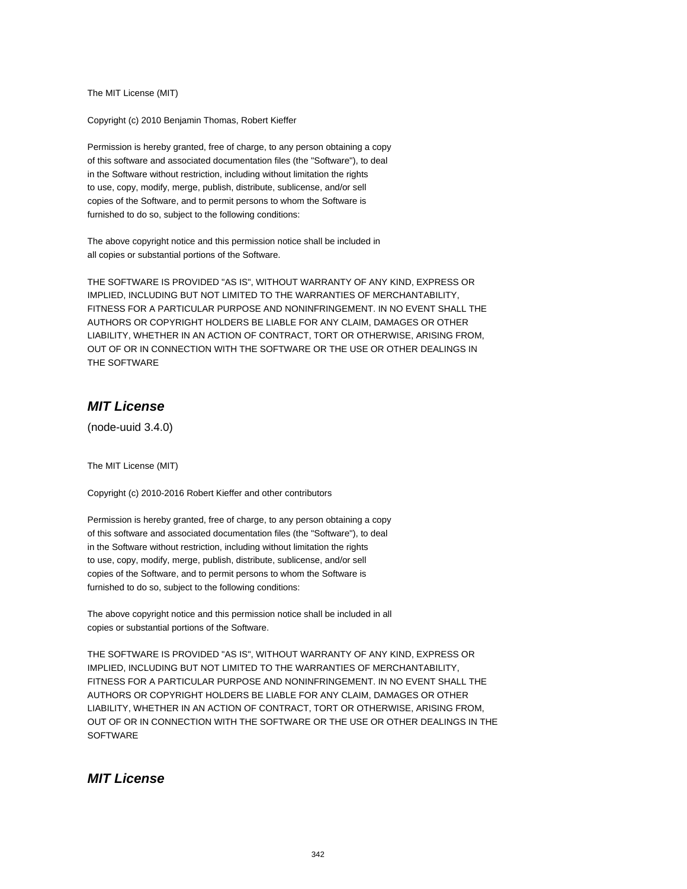The MIT License (MIT)

Copyright (c) 2010 Benjamin Thomas, Robert Kieffer

Permission is hereby granted, free of charge, to any person obtaining a copy
of this software and associated documentation files (the "Software"), to deal
in the Software without restriction, including without limitation the rights
to use, copy, modify, merge, publish, distribute, sublicense, and/or sell
copies of the Software, and to permit persons to whom the Software is
furnished to do so, subject to the following conditions:

The above copyright notice and this permission notice shall be included in
all copies or substantial portions of the Software.

THE SOFTWARE IS PROVIDED "AS IS", WITHOUT WARRANTY OF ANY KIND, EXPRESS OR
IMPLIED, INCLUDING BUT NOT LIMITED TO THE WARRANTIES OF MERCHANTABILITY,
FITNESS FOR A PARTICULAR PURPOSE AND NONINFRINGEMENT. IN NO EVENT SHALL THE
AUTHORS OR COPYRIGHT HOLDERS BE LIABLE FOR ANY CLAIM, DAMAGES OR OTHER
LIABILITY, WHETHER IN AN ACTION OF CONTRACT, TORT OR OTHERWISE, ARISING FROM,
OUT OF OR IN CONNECTION WITH THE SOFTWARE OR THE USE OR OTHER DEALINGS IN
THE SOFTWARE

## ***MIT License***

(node-uuid 3.4.0)

The MIT License (MIT)

Copyright (c) 2010-2016 Robert Kieffer and other contributors

Permission is hereby granted, free of charge, to any person obtaining a copy
of this software and associated documentation files (the "Software"), to deal
in the Software without restriction, including without limitation the rights
to use, copy, modify, merge, publish, distribute, sublicense, and/or sell
copies of the Software, and to permit persons to whom the Software is
furnished to do so, subject to the following conditions:

The above copyright notice and this permission notice shall be included in all
copies or substantial portions of the Software.

THE SOFTWARE IS PROVIDED "AS IS", WITHOUT WARRANTY OF ANY KIND, EXPRESS OR
IMPLIED, INCLUDING BUT NOT LIMITED TO THE WARRANTIES OF MERCHANTABILITY,
FITNESS FOR A PARTICULAR PURPOSE AND NONINFRINGEMENT. IN NO EVENT SHALL THE
AUTHORS OR COPYRIGHT HOLDERS BE LIABLE FOR ANY CLAIM, DAMAGES OR OTHER
LIABILITY, WHETHER IN AN ACTION OF CONTRACT, TORT OR OTHERWISE, ARISING FROM,
OUT OF OR IN CONNECTION WITH THE SOFTWARE OR THE USE OR OTHER DEALINGS IN THE
SOFTWARE

## ***MIT License***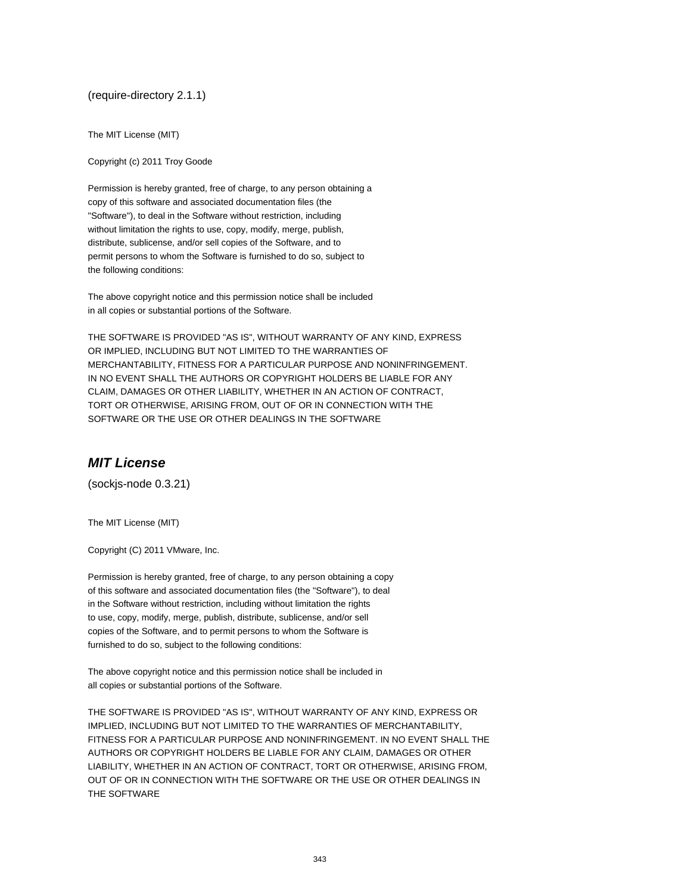(require-directory 2.1.1)

The MIT License (MIT)

Copyright (c) 2011 Troy Goode

Permission is hereby granted, free of charge, to any person obtaining a
copy of this software and associated documentation files (the
"Software"), to deal in the Software without restriction, including
without limitation the rights to use, copy, modify, merge, publish,
distribute, sublicense, and/or sell copies of the Software, and to
permit persons to whom the Software is furnished to do so, subject to
the following conditions:

The above copyright notice and this permission notice shall be included
in all copies or substantial portions of the Software.

THE SOFTWARE IS PROVIDED "AS IS", WITHOUT WARRANTY OF ANY KIND, EXPRESS
OR IMPLIED, INCLUDING BUT NOT LIMITED TO THE WARRANTIES OF
MERCHANTABILITY, FITNESS FOR A PARTICULAR PURPOSE AND NONINFRINGEMENT.
IN NO EVENT SHALL THE AUTHORS OR COPYRIGHT HOLDERS BE LIABLE FOR ANY
CLAIM, DAMAGES OR OTHER LIABILITY, WHETHER IN AN ACTION OF CONTRACT,
TORT OR OTHERWISE, ARISING FROM, OUT OF OR IN CONNECTION WITH THE
SOFTWARE OR THE USE OR OTHER DEALINGS IN THE SOFTWARE

## *MIT License*

(sockjs-node 0.3.21)

The MIT License (MIT)

Copyright (C) 2011 VMware, Inc.

Permission is hereby granted, free of charge, to any person obtaining a copy
of this software and associated documentation files (the "Software"), to deal
in the Software without restriction, including without limitation the rights
to use, copy, modify, merge, publish, distribute, sublicense, and/or sell
copies of the Software, and to permit persons to whom the Software is
furnished to do so, subject to the following conditions:

The above copyright notice and this permission notice shall be included in
all copies or substantial portions of the Software.

THE SOFTWARE IS PROVIDED "AS IS", WITHOUT WARRANTY OF ANY KIND, EXPRESS OR
IMPLIED, INCLUDING BUT NOT LIMITED TO THE WARRANTIES OF MERCHANTABILITY,
FITNESS FOR A PARTICULAR PURPOSE AND NONINFRINGEMENT. IN NO EVENT SHALL THE
AUTHORS OR COPYRIGHT HOLDERS BE LIABLE FOR ANY CLAIM, DAMAGES OR OTHER
LIABILITY, WHETHER IN AN ACTION OF CONTRACT, TORT OR OTHERWISE, ARISING FROM,
OUT OF OR IN CONNECTION WITH THE SOFTWARE OR THE USE OR OTHER DEALINGS IN
THE SOFTWARE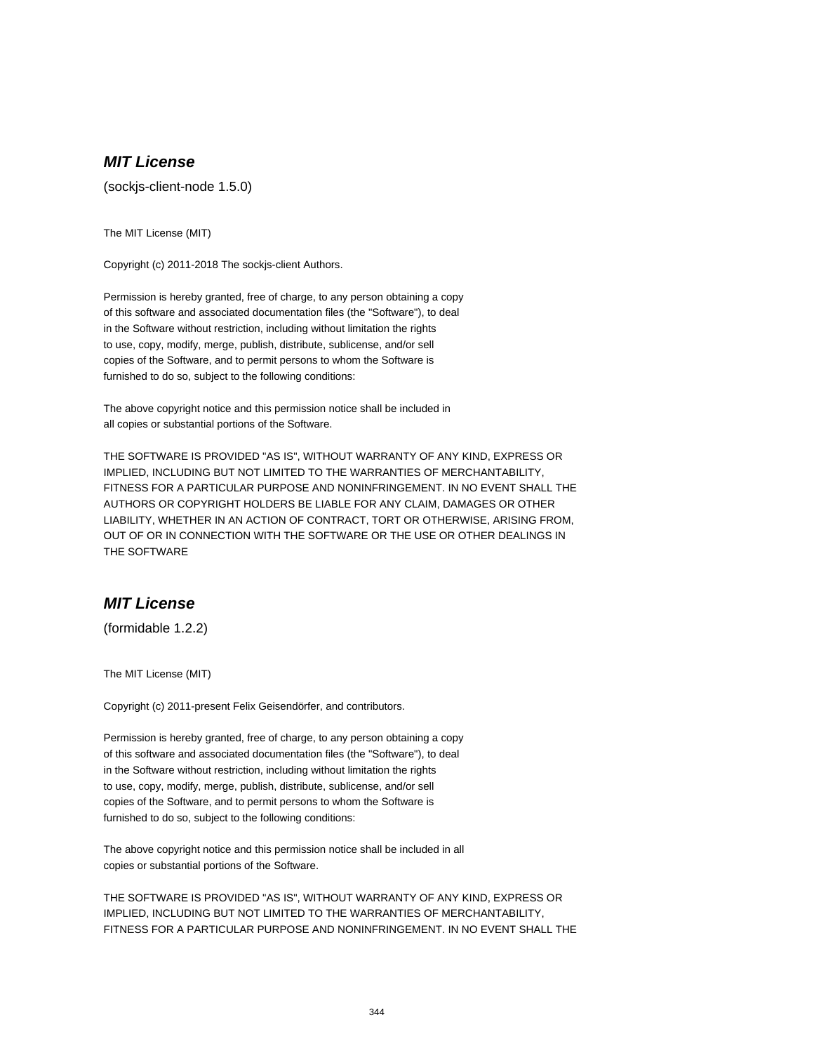## ***MIT License***

(sockjs-client-node 1.5.0)

The MIT License (MIT)

Copyright (c) 2011-2018 The sockjs-client Authors.

Permission is hereby granted, free of charge, to any person obtaining a copy
of this software and associated documentation files (the "Software"), to deal
in the Software without restriction, including without limitation the rights
to use, copy, modify, merge, publish, distribute, sublicense, and/or sell
copies of the Software, and to permit persons to whom the Software is
furnished to do so, subject to the following conditions:

The above copyright notice and this permission notice shall be included in
all copies or substantial portions of the Software.

THE SOFTWARE IS PROVIDED "AS IS", WITHOUT WARRANTY OF ANY KIND, EXPRESS OR
IMPLIED, INCLUDING BUT NOT LIMITED TO THE WARRANTIES OF MERCHANTABILITY,
FITNESS FOR A PARTICULAR PURPOSE AND NONINFRINGEMENT. IN NO EVENT SHALL THE
AUTHORS OR COPYRIGHT HOLDERS BE LIABLE FOR ANY CLAIM, DAMAGES OR OTHER
LIABILITY, WHETHER IN AN ACTION OF CONTRACT, TORT OR OTHERWISE, ARISING FROM,
OUT OF OR IN CONNECTION WITH THE SOFTWARE OR THE USE OR OTHER DEALINGS IN
THE SOFTWARE

## ***MIT License***

(formidable 1.2.2)

The MIT License (MIT)

Copyright (c) 2011-present Felix Geisendörfer, and contributors.

Permission is hereby granted, free of charge, to any person obtaining a copy
of this software and associated documentation files (the "Software"), to deal
in the Software without restriction, including without limitation the rights
to use, copy, modify, merge, publish, distribute, sublicense, and/or sell
copies of the Software, and to permit persons to whom the Software is
furnished to do so, subject to the following conditions:

The above copyright notice and this permission notice shall be included in all
copies or substantial portions of the Software.

THE SOFTWARE IS PROVIDED "AS IS", WITHOUT WARRANTY OF ANY KIND, EXPRESS OR
IMPLIED, INCLUDING BUT NOT LIMITED TO THE WARRANTIES OF MERCHANTABILITY,
FITNESS FOR A PARTICULAR PURPOSE AND NONINFRINGEMENT. IN NO EVENT SHALL THE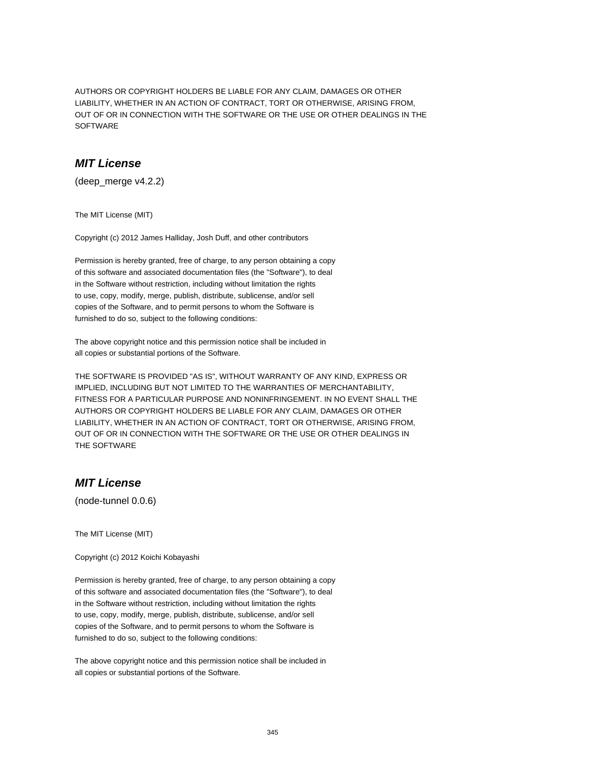AUTHORS OR COPYRIGHT HOLDERS BE LIABLE FOR ANY CLAIM, DAMAGES OR OTHER LIABILITY, WHETHER IN AN ACTION OF CONTRACT, TORT OR OTHERWISE, ARISING FROM, OUT OF OR IN CONNECTION WITH THE SOFTWARE OR THE USE OR OTHER DEALINGS IN THE SOFTWARE

## *MIT License*

(deep_merge v4.2.2)

The MIT License (MIT)

Copyright (c) 2012 James Halliday, Josh Duff, and other contributors

Permission is hereby granted, free of charge, to any person obtaining a copy of this software and associated documentation files (the "Software"), to deal in the Software without restriction, including without limitation the rights to use, copy, modify, merge, publish, distribute, sublicense, and/or sell copies of the Software, and to permit persons to whom the Software is furnished to do so, subject to the following conditions:

The above copyright notice and this permission notice shall be included in all copies or substantial portions of the Software.

THE SOFTWARE IS PROVIDED "AS IS", WITHOUT WARRANTY OF ANY KIND, EXPRESS OR IMPLIED, INCLUDING BUT NOT LIMITED TO THE WARRANTIES OF MERCHANTABILITY, FITNESS FOR A PARTICULAR PURPOSE AND NONINFRINGEMENT. IN NO EVENT SHALL THE AUTHORS OR COPYRIGHT HOLDERS BE LIABLE FOR ANY CLAIM, DAMAGES OR OTHER LIABILITY, WHETHER IN AN ACTION OF CONTRACT, TORT OR OTHERWISE, ARISING FROM, OUT OF OR IN CONNECTION WITH THE SOFTWARE OR THE USE OR OTHER DEALINGS IN THE SOFTWARE

## *MIT License*

(node-tunnel 0.0.6)

The MIT License (MIT)

Copyright (c) 2012 Koichi Kobayashi

Permission is hereby granted, free of charge, to any person obtaining a copy of this software and associated documentation files (the "Software"), to deal in the Software without restriction, including without limitation the rights to use, copy, modify, merge, publish, distribute, sublicense, and/or sell copies of the Software, and to permit persons to whom the Software is furnished to do so, subject to the following conditions:

The above copyright notice and this permission notice shall be included in all copies or substantial portions of the Software.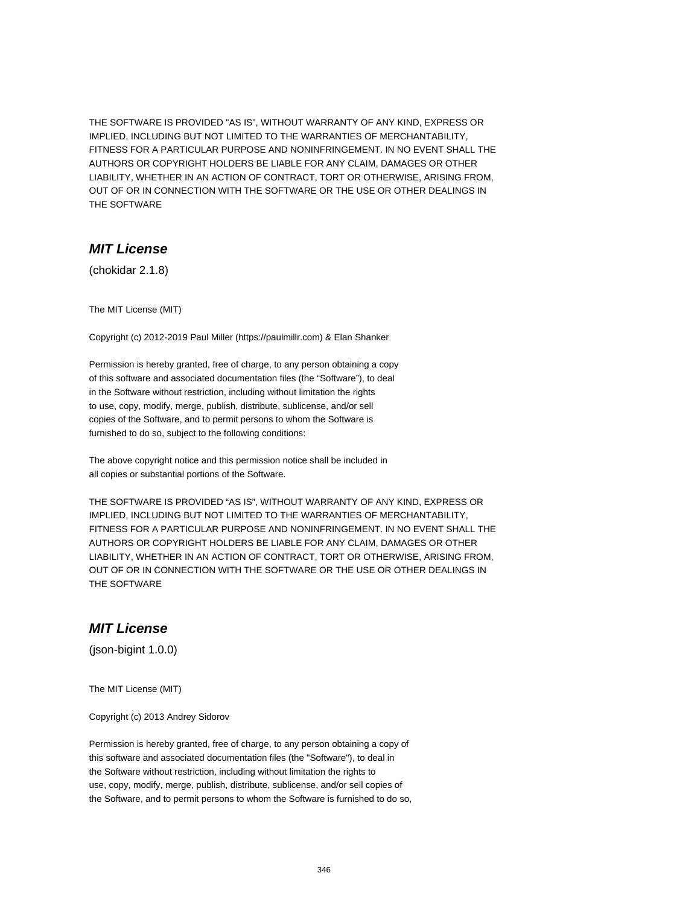THE SOFTWARE IS PROVIDED "AS IS", WITHOUT WARRANTY OF ANY KIND, EXPRESS OR IMPLIED, INCLUDING BUT NOT LIMITED TO THE WARRANTIES OF MERCHANTABILITY, FITNESS FOR A PARTICULAR PURPOSE AND NONINFRINGEMENT. IN NO EVENT SHALL THE AUTHORS OR COPYRIGHT HOLDERS BE LIABLE FOR ANY CLAIM, DAMAGES OR OTHER LIABILITY, WHETHER IN AN ACTION OF CONTRACT, TORT OR OTHERWISE, ARISING FROM, OUT OF OR IN CONNECTION WITH THE SOFTWARE OR THE USE OR OTHER DEALINGS IN THE SOFTWARE

## *MIT License*

(chokidar 2.1.8)

The MIT License (MIT)

Copyright (c) 2012-2019 Paul Miller (https://paulmillr.com) & Elan Shanker

Permission is hereby granted, free of charge, to any person obtaining a copy of this software and associated documentation files (the “Software”), to deal in the Software without restriction, including without limitation the rights to use, copy, modify, merge, publish, distribute, sublicense, and/or sell copies of the Software, and to permit persons to whom the Software is furnished to do so, subject to the following conditions:

The above copyright notice and this permission notice shall be included in all copies or substantial portions of the Software.

THE SOFTWARE IS PROVIDED “AS IS”, WITHOUT WARRANTY OF ANY KIND, EXPRESS OR IMPLIED, INCLUDING BUT NOT LIMITED TO THE WARRANTIES OF MERCHANTABILITY, FITNESS FOR A PARTICULAR PURPOSE AND NONINFRINGEMENT. IN NO EVENT SHALL THE AUTHORS OR COPYRIGHT HOLDERS BE LIABLE FOR ANY CLAIM, DAMAGES OR OTHER LIABILITY, WHETHER IN AN ACTION OF CONTRACT, TORT OR OTHERWISE, ARISING FROM, OUT OF OR IN CONNECTION WITH THE SOFTWARE OR THE USE OR OTHER DEALINGS IN THE SOFTWARE

## *MIT License*

(json-bigint 1.0.0)

The MIT License (MIT)

Copyright (c) 2013 Andrey Sidorov

Permission is hereby granted, free of charge, to any person obtaining a copy of this software and associated documentation files (the "Software"), to deal in the Software without restriction, including without limitation the rights to use, copy, modify, merge, publish, distribute, sublicense, and/or sell copies of the Software, and to permit persons to whom the Software is furnished to do so,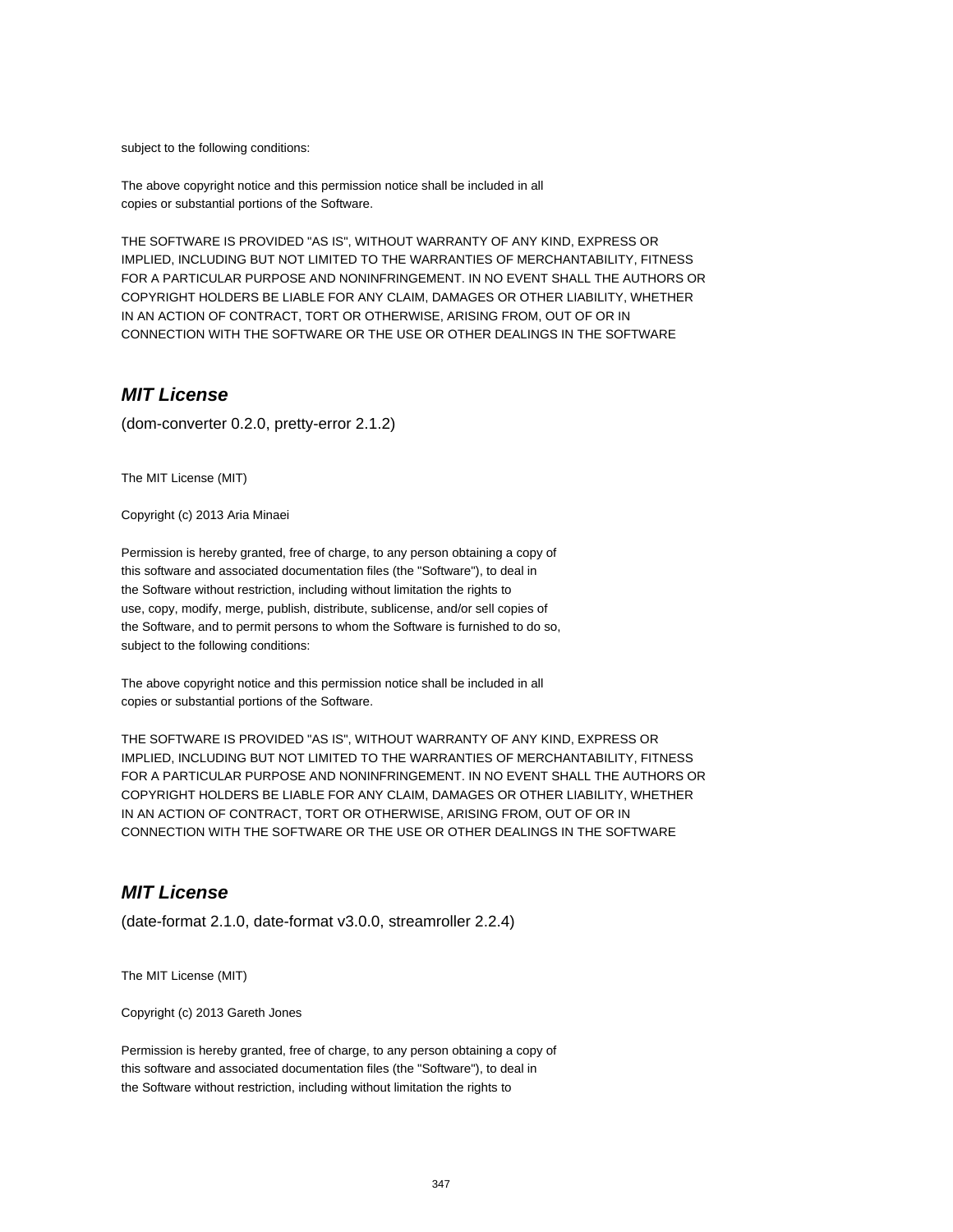subject to the following conditions:

The above copyright notice and this permission notice shall be included in all
copies or substantial portions of the Software.

THE SOFTWARE IS PROVIDED "AS IS", WITHOUT WARRANTY OF ANY KIND, EXPRESS OR
IMPLIED, INCLUDING BUT NOT LIMITED TO THE WARRANTIES OF MERCHANTABILITY, FITNESS
FOR A PARTICULAR PURPOSE AND NONINFRINGEMENT. IN NO EVENT SHALL THE AUTHORS OR
COPYRIGHT HOLDERS BE LIABLE FOR ANY CLAIM, DAMAGES OR OTHER LIABILITY, WHETHER
IN AN ACTION OF CONTRACT, TORT OR OTHERWISE, ARISING FROM, OUT OF OR IN
CONNECTION WITH THE SOFTWARE OR THE USE OR OTHER DEALINGS IN THE SOFTWARE

## *MIT License*

(dom-converter 0.2.0, pretty-error 2.1.2)

The MIT License (MIT)

Copyright (c) 2013 Aria Minaei

Permission is hereby granted, free of charge, to any person obtaining a copy of
this software and associated documentation files (the "Software"), to deal in
the Software without restriction, including without limitation the rights to
use, copy, modify, merge, publish, distribute, sublicense, and/or sell copies of
the Software, and to permit persons to whom the Software is furnished to do so,
subject to the following conditions:

The above copyright notice and this permission notice shall be included in all
copies or substantial portions of the Software.

THE SOFTWARE IS PROVIDED "AS IS", WITHOUT WARRANTY OF ANY KIND, EXPRESS OR
IMPLIED, INCLUDING BUT NOT LIMITED TO THE WARRANTIES OF MERCHANTABILITY, FITNESS
FOR A PARTICULAR PURPOSE AND NONINFRINGEMENT. IN NO EVENT SHALL THE AUTHORS OR
COPYRIGHT HOLDERS BE LIABLE FOR ANY CLAIM, DAMAGES OR OTHER LIABILITY, WHETHER
IN AN ACTION OF CONTRACT, TORT OR OTHERWISE, ARISING FROM, OUT OF OR IN
CONNECTION WITH THE SOFTWARE OR THE USE OR OTHER DEALINGS IN THE SOFTWARE

## *MIT License*

(date-format 2.1.0, date-format v3.0.0, streamroller 2.2.4)

The MIT License (MIT)

Copyright (c) 2013 Gareth Jones

Permission is hereby granted, free of charge, to any person obtaining a copy of
this software and associated documentation files (the "Software"), to deal in
the Software without restriction, including without limitation the rights to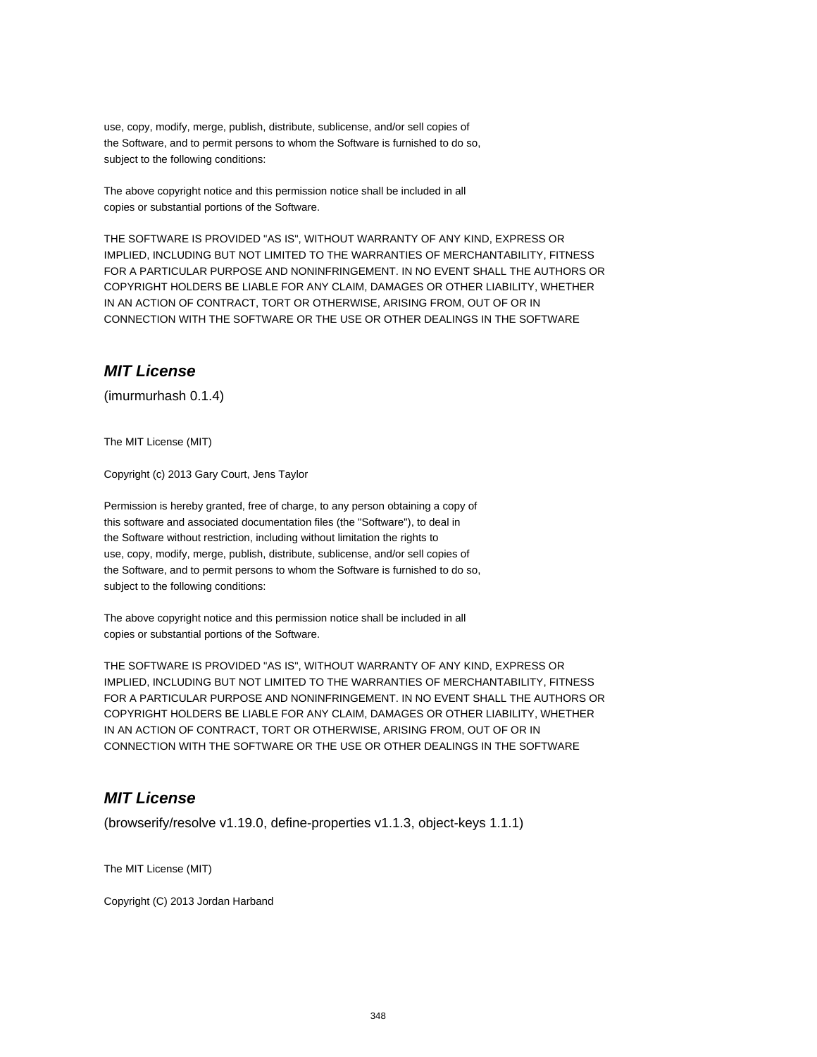use, copy, modify, merge, publish, distribute, sublicense, and/or sell copies of
the Software, and to permit persons to whom the Software is furnished to do so,
subject to the following conditions:

The above copyright notice and this permission notice shall be included in all
copies or substantial portions of the Software.

THE SOFTWARE IS PROVIDED "AS IS", WITHOUT WARRANTY OF ANY KIND, EXPRESS OR
IMPLIED, INCLUDING BUT NOT LIMITED TO THE WARRANTIES OF MERCHANTABILITY, FITNESS
FOR A PARTICULAR PURPOSE AND NONINFRINGEMENT. IN NO EVENT SHALL THE AUTHORS OR
COPYRIGHT HOLDERS BE LIABLE FOR ANY CLAIM, DAMAGES OR OTHER LIABILITY, WHETHER
IN AN ACTION OF CONTRACT, TORT OR OTHERWISE, ARISING FROM, OUT OF OR IN
CONNECTION WITH THE SOFTWARE OR THE USE OR OTHER DEALINGS IN THE SOFTWARE

## *MIT License*

(imurmurhash 0.1.4)

The MIT License (MIT)

Copyright (c) 2013 Gary Court, Jens Taylor

Permission is hereby granted, free of charge, to any person obtaining a copy of
this software and associated documentation files (the "Software"), to deal in
the Software without restriction, including without limitation the rights to
use, copy, modify, merge, publish, distribute, sublicense, and/or sell copies of
the Software, and to permit persons to whom the Software is furnished to do so,
subject to the following conditions:

The above copyright notice and this permission notice shall be included in all
copies or substantial portions of the Software.

THE SOFTWARE IS PROVIDED "AS IS", WITHOUT WARRANTY OF ANY KIND, EXPRESS OR
IMPLIED, INCLUDING BUT NOT LIMITED TO THE WARRANTIES OF MERCHANTABILITY, FITNESS
FOR A PARTICULAR PURPOSE AND NONINFRINGEMENT. IN NO EVENT SHALL THE AUTHORS OR
COPYRIGHT HOLDERS BE LIABLE FOR ANY CLAIM, DAMAGES OR OTHER LIABILITY, WHETHER
IN AN ACTION OF CONTRACT, TORT OR OTHERWISE, ARISING FROM, OUT OF OR IN
CONNECTION WITH THE SOFTWARE OR THE USE OR OTHER DEALINGS IN THE SOFTWARE

## *MIT License*

(browserify/resolve v1.19.0, define-properties v1.1.3, object-keys 1.1.1)

The MIT License (MIT)

Copyright (C) 2013 Jordan Harband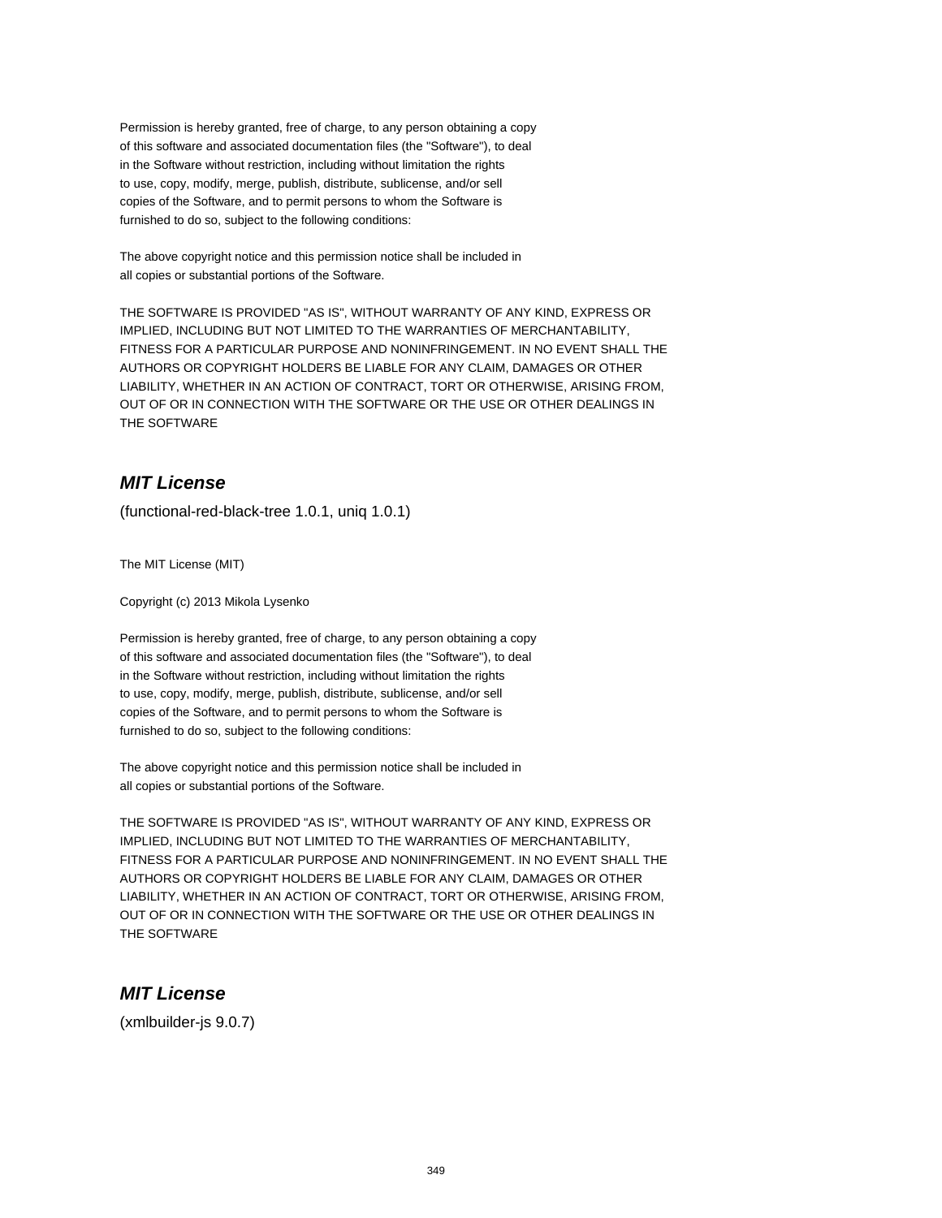Permission is hereby granted, free of charge, to any person obtaining a copy
of this software and associated documentation files (the "Software"), to deal
in the Software without restriction, including without limitation the rights
to use, copy, modify, merge, publish, distribute, sublicense, and/or sell
copies of the Software, and to permit persons to whom the Software is
furnished to do so, subject to the following conditions:

The above copyright notice and this permission notice shall be included in
all copies or substantial portions of the Software.

THE SOFTWARE IS PROVIDED "AS IS", WITHOUT WARRANTY OF ANY KIND, EXPRESS OR
IMPLIED, INCLUDING BUT NOT LIMITED TO THE WARRANTIES OF MERCHANTABILITY,
FITNESS FOR A PARTICULAR PURPOSE AND NONINFRINGEMENT. IN NO EVENT SHALL THE
AUTHORS OR COPYRIGHT HOLDERS BE LIABLE FOR ANY CLAIM, DAMAGES OR OTHER
LIABILITY, WHETHER IN AN ACTION OF CONTRACT, TORT OR OTHERWISE, ARISING FROM,
OUT OF OR IN CONNECTION WITH THE SOFTWARE OR THE USE OR OTHER DEALINGS IN
THE SOFTWARE

## *MIT License*

(functional-red-black-tree 1.0.1, uniq 1.0.1)

The MIT License (MIT)

Copyright (c) 2013 Mikola Lysenko

Permission is hereby granted, free of charge, to any person obtaining a copy
of this software and associated documentation files (the "Software"), to deal
in the Software without restriction, including without limitation the rights
to use, copy, modify, merge, publish, distribute, sublicense, and/or sell
copies of the Software, and to permit persons to whom the Software is
furnished to do so, subject to the following conditions:

The above copyright notice and this permission notice shall be included in
all copies or substantial portions of the Software.

THE SOFTWARE IS PROVIDED "AS IS", WITHOUT WARRANTY OF ANY KIND, EXPRESS OR
IMPLIED, INCLUDING BUT NOT LIMITED TO THE WARRANTIES OF MERCHANTABILITY,
FITNESS FOR A PARTICULAR PURPOSE AND NONINFRINGEMENT. IN NO EVENT SHALL THE
AUTHORS OR COPYRIGHT HOLDERS BE LIABLE FOR ANY CLAIM, DAMAGES OR OTHER
LIABILITY, WHETHER IN AN ACTION OF CONTRACT, TORT OR OTHERWISE, ARISING FROM,
OUT OF OR IN CONNECTION WITH THE SOFTWARE OR THE USE OR OTHER DEALINGS IN
THE SOFTWARE

## *MIT License*

(xmlbuilder-js 9.0.7)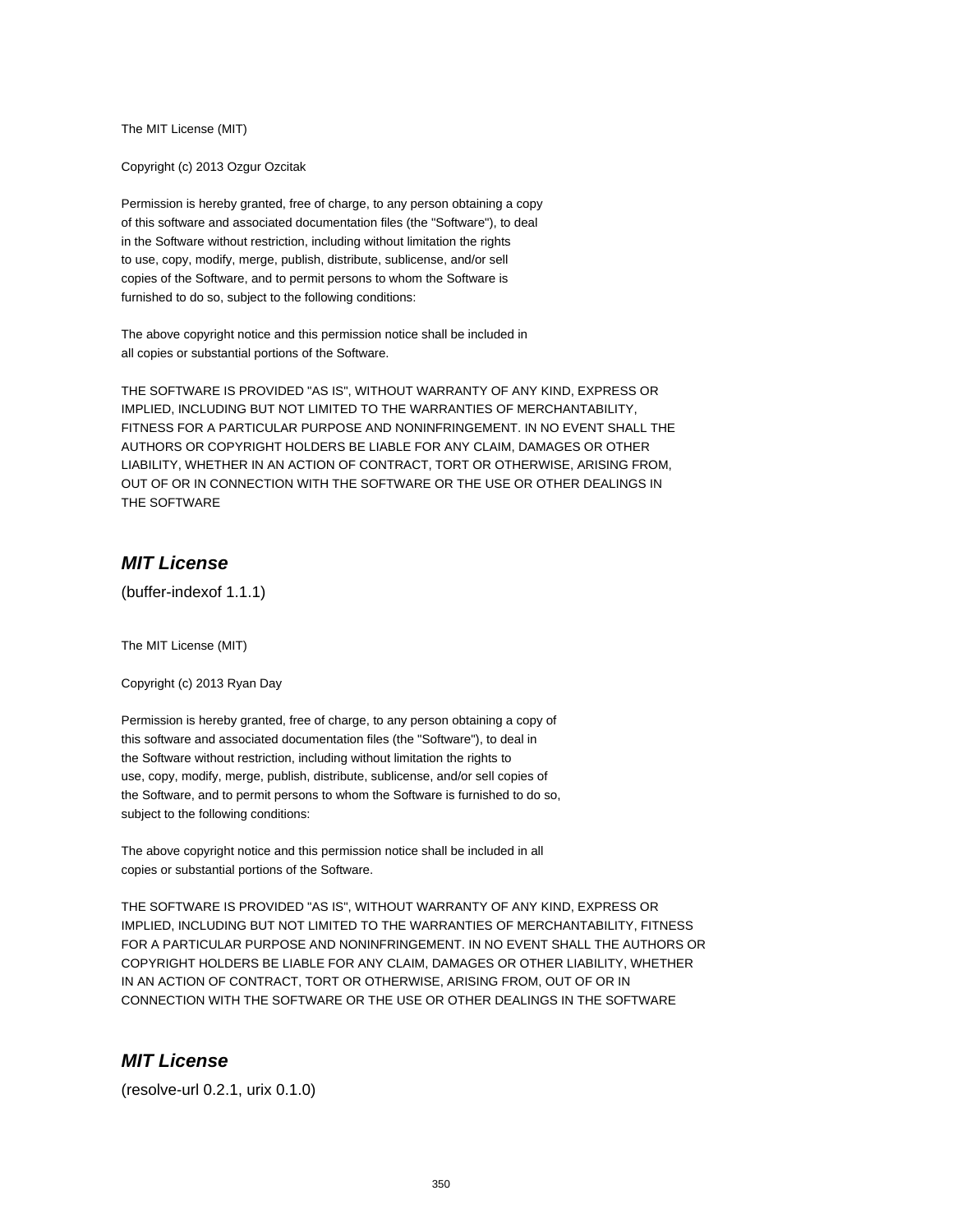The MIT License (MIT)

Copyright (c) 2013 Ozgur Ozcitak

Permission is hereby granted, free of charge, to any person obtaining a copy
of this software and associated documentation files (the "Software"), to deal
in the Software without restriction, including without limitation the rights
to use, copy, modify, merge, publish, distribute, sublicense, and/or sell
copies of the Software, and to permit persons to whom the Software is
furnished to do so, subject to the following conditions:

The above copyright notice and this permission notice shall be included in
all copies or substantial portions of the Software.

THE SOFTWARE IS PROVIDED "AS IS", WITHOUT WARRANTY OF ANY KIND, EXPRESS OR
IMPLIED, INCLUDING BUT NOT LIMITED TO THE WARRANTIES OF MERCHANTABILITY,
FITNESS FOR A PARTICULAR PURPOSE AND NONINFRINGEMENT. IN NO EVENT SHALL THE
AUTHORS OR COPYRIGHT HOLDERS BE LIABLE FOR ANY CLAIM, DAMAGES OR OTHER
LIABILITY, WHETHER IN AN ACTION OF CONTRACT, TORT OR OTHERWISE, ARISING FROM,
OUT OF OR IN CONNECTION WITH THE SOFTWARE OR THE USE OR OTHER DEALINGS IN
THE SOFTWARE

## *MIT License*

(buffer-indexof 1.1.1)

The MIT License (MIT)

Copyright (c) 2013 Ryan Day

Permission is hereby granted, free of charge, to any person obtaining a copy of
this software and associated documentation files (the "Software"), to deal in
the Software without restriction, including without limitation the rights to
use, copy, modify, merge, publish, distribute, sublicense, and/or sell copies of
the Software, and to permit persons to whom the Software is furnished to do so,
subject to the following conditions:

The above copyright notice and this permission notice shall be included in all
copies or substantial portions of the Software.

THE SOFTWARE IS PROVIDED "AS IS", WITHOUT WARRANTY OF ANY KIND, EXPRESS OR
IMPLIED, INCLUDING BUT NOT LIMITED TO THE WARRANTIES OF MERCHANTABILITY, FITNESS
FOR A PARTICULAR PURPOSE AND NONINFRINGEMENT. IN NO EVENT SHALL THE AUTHORS OR
COPYRIGHT HOLDERS BE LIABLE FOR ANY CLAIM, DAMAGES OR OTHER LIABILITY, WHETHER
IN AN ACTION OF CONTRACT, TORT OR OTHERWISE, ARISING FROM, OUT OF OR IN
CONNECTION WITH THE SOFTWARE OR THE USE OR OTHER DEALINGS IN THE SOFTWARE

## *MIT License*

(resolve-url 0.2.1, urix 0.1.0)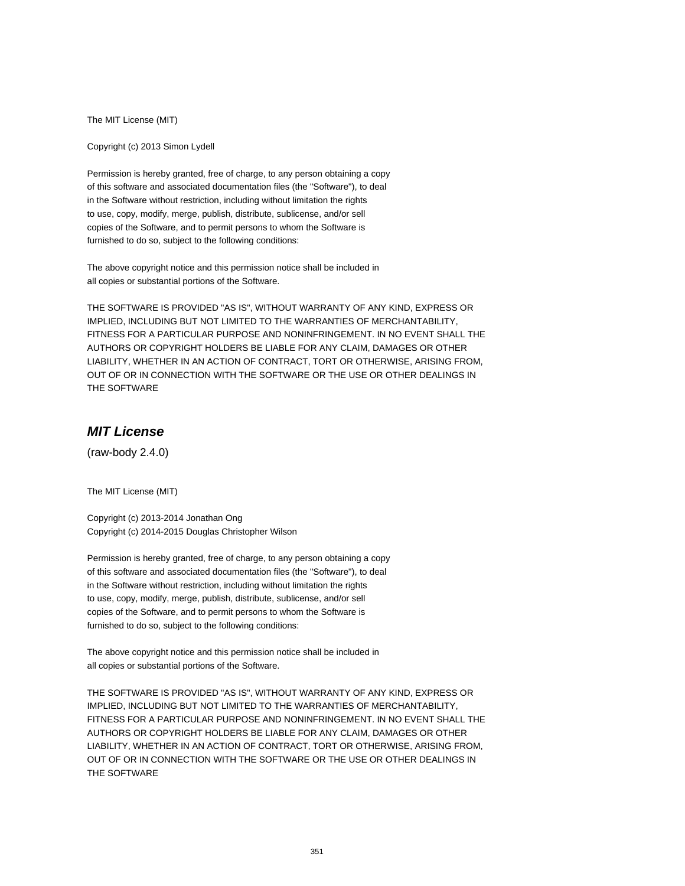The MIT License (MIT)

Copyright (c) 2013 Simon Lydell

Permission is hereby granted, free of charge, to any person obtaining a copy
of this software and associated documentation files (the "Software"), to deal
in the Software without restriction, including without limitation the rights
to use, copy, modify, merge, publish, distribute, sublicense, and/or sell
copies of the Software, and to permit persons to whom the Software is
furnished to do so, subject to the following conditions:

The above copyright notice and this permission notice shall be included in
all copies or substantial portions of the Software.

THE SOFTWARE IS PROVIDED "AS IS", WITHOUT WARRANTY OF ANY KIND, EXPRESS OR
IMPLIED, INCLUDING BUT NOT LIMITED TO THE WARRANTIES OF MERCHANTABILITY,
FITNESS FOR A PARTICULAR PURPOSE AND NONINFRINGEMENT. IN NO EVENT SHALL THE
AUTHORS OR COPYRIGHT HOLDERS BE LIABLE FOR ANY CLAIM, DAMAGES OR OTHER
LIABILITY, WHETHER IN AN ACTION OF CONTRACT, TORT OR OTHERWISE, ARISING FROM,
OUT OF OR IN CONNECTION WITH THE SOFTWARE OR THE USE OR OTHER DEALINGS IN
THE SOFTWARE

## *MIT License*

(raw-body 2.4.0)

The MIT License (MIT)

Copyright (c) 2013-2014 Jonathan Ong
Copyright (c) 2014-2015 Douglas Christopher Wilson

Permission is hereby granted, free of charge, to any person obtaining a copy
of this software and associated documentation files (the "Software"), to deal
in the Software without restriction, including without limitation the rights
to use, copy, modify, merge, publish, distribute, sublicense, and/or sell
copies of the Software, and to permit persons to whom the Software is
furnished to do so, subject to the following conditions:

The above copyright notice and this permission notice shall be included in
all copies or substantial portions of the Software.

THE SOFTWARE IS PROVIDED "AS IS", WITHOUT WARRANTY OF ANY KIND, EXPRESS OR
IMPLIED, INCLUDING BUT NOT LIMITED TO THE WARRANTIES OF MERCHANTABILITY,
FITNESS FOR A PARTICULAR PURPOSE AND NONINFRINGEMENT. IN NO EVENT SHALL THE
AUTHORS OR COPYRIGHT HOLDERS BE LIABLE FOR ANY CLAIM, DAMAGES OR OTHER
LIABILITY, WHETHER IN AN ACTION OF CONTRACT, TORT OR OTHERWISE, ARISING FROM,
OUT OF OR IN CONNECTION WITH THE SOFTWARE OR THE USE OR OTHER DEALINGS IN
THE SOFTWARE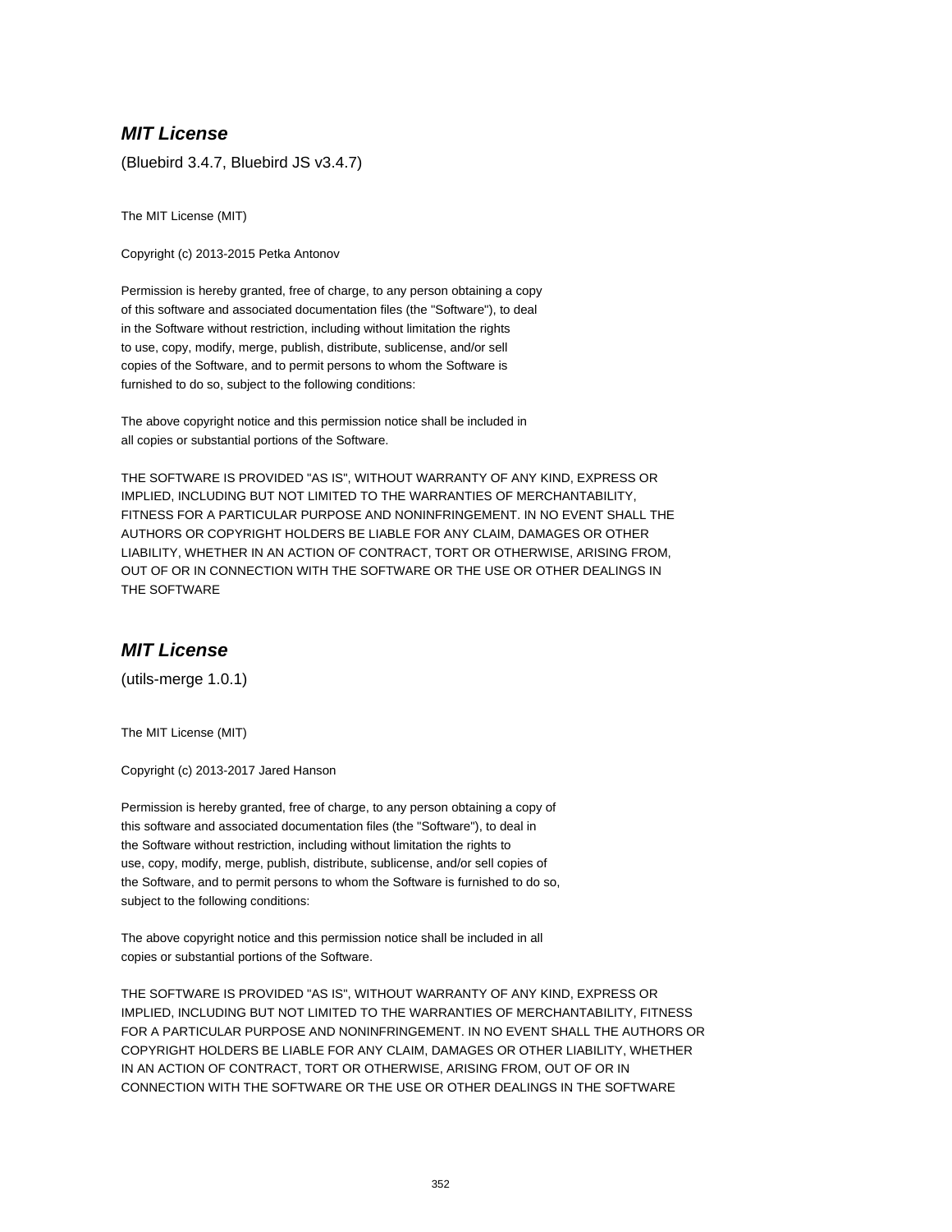## ***MIT License***

(Bluebird 3.4.7, Bluebird JS v3.4.7)

The MIT License (MIT)

Copyright (c) 2013-2015 Petka Antonov

Permission is hereby granted, free of charge, to any person obtaining a copy
of this software and associated documentation files (the "Software"), to deal
in the Software without restriction, including without limitation the rights
to use, copy, modify, merge, publish, distribute, sublicense, and/or sell
copies of the Software, and to permit persons to whom the Software is
furnished to do so, subject to the following conditions:

The above copyright notice and this permission notice shall be included in
all copies or substantial portions of the Software.

THE SOFTWARE IS PROVIDED "AS IS", WITHOUT WARRANTY OF ANY KIND, EXPRESS OR
IMPLIED, INCLUDING BUT NOT LIMITED TO THE WARRANTIES OF MERCHANTABILITY,
FITNESS FOR A PARTICULAR PURPOSE AND NONINFRINGEMENT. IN NO EVENT SHALL THE
AUTHORS OR COPYRIGHT HOLDERS BE LIABLE FOR ANY CLAIM, DAMAGES OR OTHER
LIABILITY, WHETHER IN AN ACTION OF CONTRACT, TORT OR OTHERWISE, ARISING FROM,
OUT OF OR IN CONNECTION WITH THE SOFTWARE OR THE USE OR OTHER DEALINGS IN
THE SOFTWARE

## ***MIT License***

(utils-merge 1.0.1)

The MIT License (MIT)

Copyright (c) 2013-2017 Jared Hanson

Permission is hereby granted, free of charge, to any person obtaining a copy of
this software and associated documentation files (the "Software"), to deal in
the Software without restriction, including without limitation the rights to
use, copy, modify, merge, publish, distribute, sublicense, and/or sell copies of
the Software, and to permit persons to whom the Software is furnished to do so,
subject to the following conditions:

The above copyright notice and this permission notice shall be included in all
copies or substantial portions of the Software.

THE SOFTWARE IS PROVIDED "AS IS", WITHOUT WARRANTY OF ANY KIND, EXPRESS OR
IMPLIED, INCLUDING BUT NOT LIMITED TO THE WARRANTIES OF MERCHANTABILITY, FITNESS
FOR A PARTICULAR PURPOSE AND NONINFRINGEMENT. IN NO EVENT SHALL THE AUTHORS OR
COPYRIGHT HOLDERS BE LIABLE FOR ANY CLAIM, DAMAGES OR OTHER LIABILITY, WHETHER
IN AN ACTION OF CONTRACT, TORT OR OTHERWISE, ARISING FROM, OUT OF OR IN
CONNECTION WITH THE SOFTWARE OR THE USE OR OTHER DEALINGS IN THE SOFTWARE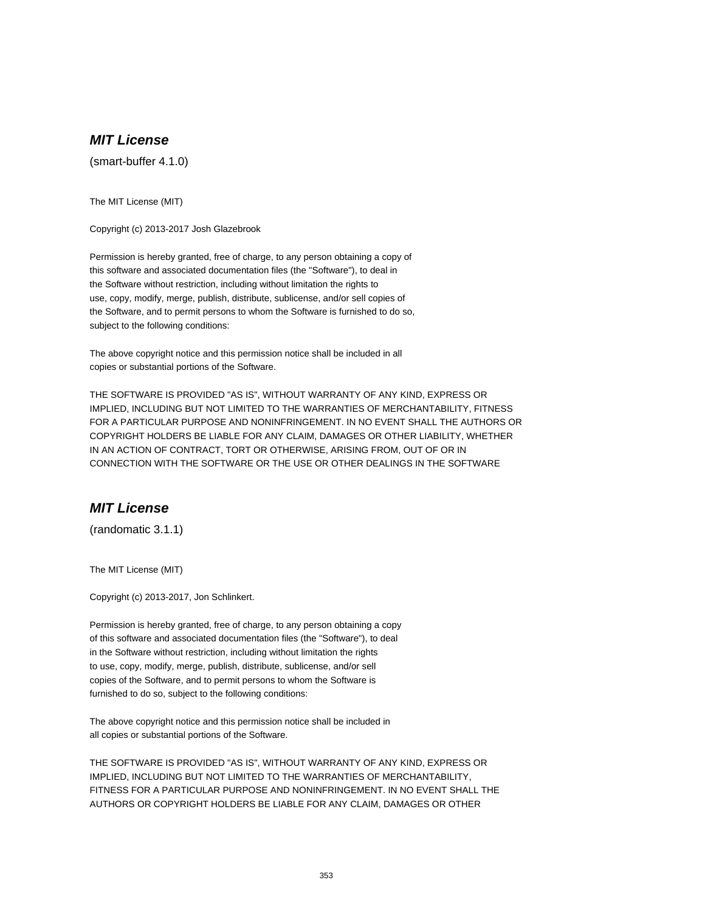## ***MIT License***

(smart-buffer 4.1.0)

The MIT License (MIT)

Copyright (c) 2013-2017 Josh Glazebrook

Permission is hereby granted, free of charge, to any person obtaining a copy of
this software and associated documentation files (the "Software"), to deal in
the Software without restriction, including without limitation the rights to
use, copy, modify, merge, publish, distribute, sublicense, and/or sell copies of
the Software, and to permit persons to whom the Software is furnished to do so,
subject to the following conditions:

The above copyright notice and this permission notice shall be included in all
copies or substantial portions of the Software.

THE SOFTWARE IS PROVIDED "AS IS", WITHOUT WARRANTY OF ANY KIND, EXPRESS OR
IMPLIED, INCLUDING BUT NOT LIMITED TO THE WARRANTIES OF MERCHANTABILITY, FITNESS
FOR A PARTICULAR PURPOSE AND NONINFRINGEMENT. IN NO EVENT SHALL THE AUTHORS OR
COPYRIGHT HOLDERS BE LIABLE FOR ANY CLAIM, DAMAGES OR OTHER LIABILITY, WHETHER
IN AN ACTION OF CONTRACT, TORT OR OTHERWISE, ARISING FROM, OUT OF OR IN
CONNECTION WITH THE SOFTWARE OR THE USE OR OTHER DEALINGS IN THE SOFTWARE

## ***MIT License***

(randomatic 3.1.1)

The MIT License (MIT)

Copyright (c) 2013-2017, Jon Schlinkert.

Permission is hereby granted, free of charge, to any person obtaining a copy
of this software and associated documentation files (the "Software"), to deal
in the Software without restriction, including without limitation the rights
to use, copy, modify, merge, publish, distribute, sublicense, and/or sell
copies of the Software, and to permit persons to whom the Software is
furnished to do so, subject to the following conditions:

The above copyright notice and this permission notice shall be included in
all copies or substantial portions of the Software.

THE SOFTWARE IS PROVIDED "AS IS", WITHOUT WARRANTY OF ANY KIND, EXPRESS OR
IMPLIED, INCLUDING BUT NOT LIMITED TO THE WARRANTIES OF MERCHANTABILITY,
FITNESS FOR A PARTICULAR PURPOSE AND NONINFRINGEMENT. IN NO EVENT SHALL THE
AUTHORS OR COPYRIGHT HOLDERS BE LIABLE FOR ANY CLAIM, DAMAGES OR OTHER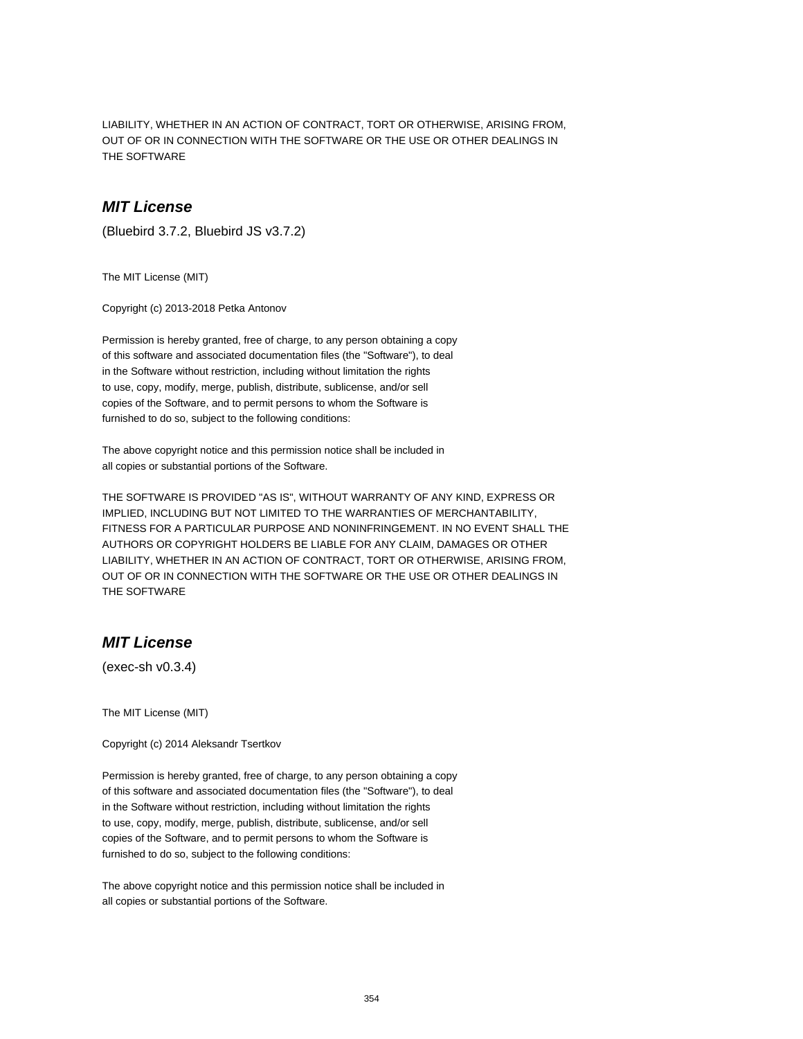LIABILITY, WHETHER IN AN ACTION OF CONTRACT, TORT OR OTHERWISE, ARISING FROM,
OUT OF OR IN CONNECTION WITH THE SOFTWARE OR THE USE OR OTHER DEALINGS IN
THE SOFTWARE

## ***MIT License***

(Bluebird 3.7.2, Bluebird JS v3.7.2)

The MIT License (MIT)

Copyright (c) 2013-2018 Petka Antonov

Permission is hereby granted, free of charge, to any person obtaining a copy
of this software and associated documentation files (the "Software"), to deal
in the Software without restriction, including without limitation the rights
to use, copy, modify, merge, publish, distribute, sublicense, and/or sell
copies of the Software, and to permit persons to whom the Software is
furnished to do so, subject to the following conditions:

The above copyright notice and this permission notice shall be included in
all copies or substantial portions of the Software.

THE SOFTWARE IS PROVIDED "AS IS", WITHOUT WARRANTY OF ANY KIND, EXPRESS OR
IMPLIED, INCLUDING BUT NOT LIMITED TO THE WARRANTIES OF MERCHANTABILITY,
FITNESS FOR A PARTICULAR PURPOSE AND NONINFRINGEMENT. IN NO EVENT SHALL THE
AUTHORS OR COPYRIGHT HOLDERS BE LIABLE FOR ANY CLAIM, DAMAGES OR OTHER
LIABILITY, WHETHER IN AN ACTION OF CONTRACT, TORT OR OTHERWISE, ARISING FROM,
OUT OF OR IN CONNECTION WITH THE SOFTWARE OR THE USE OR OTHER DEALINGS IN
THE SOFTWARE

## ***MIT License***

(exec-sh v0.3.4)

The MIT License (MIT)

Copyright (c) 2014 Aleksandr Tsertkov

Permission is hereby granted, free of charge, to any person obtaining a copy
of this software and associated documentation files (the "Software"), to deal
in the Software without restriction, including without limitation the rights
to use, copy, modify, merge, publish, distribute, sublicense, and/or sell
copies of the Software, and to permit persons to whom the Software is
furnished to do so, subject to the following conditions:

The above copyright notice and this permission notice shall be included in
all copies or substantial portions of the Software.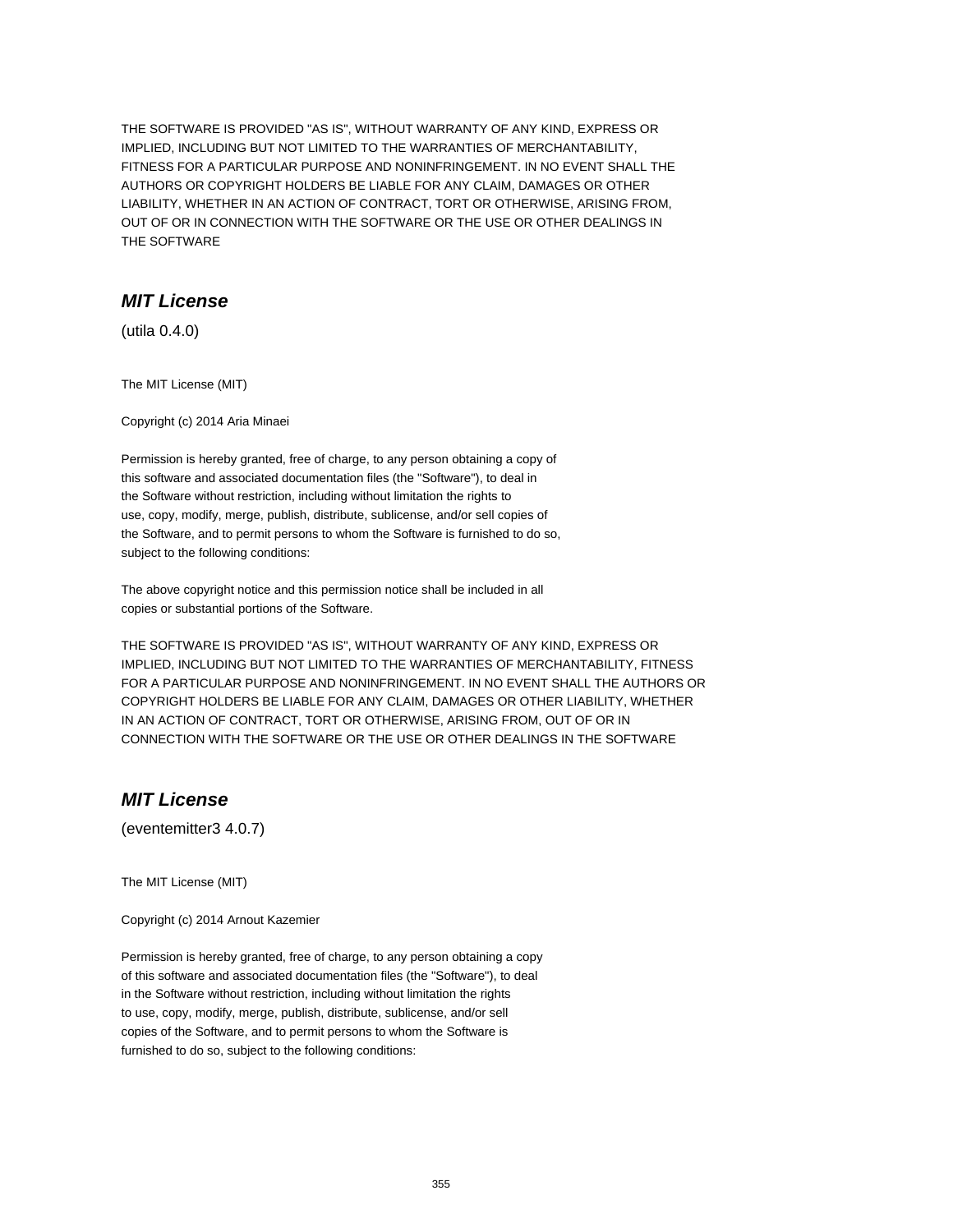THE SOFTWARE IS PROVIDED "AS IS", WITHOUT WARRANTY OF ANY KIND, EXPRESS OR IMPLIED, INCLUDING BUT NOT LIMITED TO THE WARRANTIES OF MERCHANTABILITY, FITNESS FOR A PARTICULAR PURPOSE AND NONINFRINGEMENT. IN NO EVENT SHALL THE AUTHORS OR COPYRIGHT HOLDERS BE LIABLE FOR ANY CLAIM, DAMAGES OR OTHER LIABILITY, WHETHER IN AN ACTION OF CONTRACT, TORT OR OTHERWISE, ARISING FROM, OUT OF OR IN CONNECTION WITH THE SOFTWARE OR THE USE OR OTHER DEALINGS IN THE SOFTWARE

## ***MIT License***

(utila 0.4.0)

The MIT License (MIT)

Copyright (c) 2014 Aria Minaei

Permission is hereby granted, free of charge, to any person obtaining a copy of this software and associated documentation files (the "Software"), to deal in the Software without restriction, including without limitation the rights to use, copy, modify, merge, publish, distribute, sublicense, and/or sell copies of the Software, and to permit persons to whom the Software is furnished to do so, subject to the following conditions:

The above copyright notice and this permission notice shall be included in all copies or substantial portions of the Software.

THE SOFTWARE IS PROVIDED "AS IS", WITHOUT WARRANTY OF ANY KIND, EXPRESS OR IMPLIED, INCLUDING BUT NOT LIMITED TO THE WARRANTIES OF MERCHANTABILITY, FITNESS FOR A PARTICULAR PURPOSE AND NONINFRINGEMENT. IN NO EVENT SHALL THE AUTHORS OR COPYRIGHT HOLDERS BE LIABLE FOR ANY CLAIM, DAMAGES OR OTHER LIABILITY, WHETHER IN AN ACTION OF CONTRACT, TORT OR OTHERWISE, ARISING FROM, OUT OF OR IN CONNECTION WITH THE SOFTWARE OR THE USE OR OTHER DEALINGS IN THE SOFTWARE

## ***MIT License***

(eventemitter3 4.0.7)

The MIT License (MIT)

Copyright (c) 2014 Arnout Kazemier

Permission is hereby granted, free of charge, to any person obtaining a copy of this software and associated documentation files (the "Software"), to deal in the Software without restriction, including without limitation the rights to use, copy, modify, merge, publish, distribute, sublicense, and/or sell copies of the Software, and to permit persons to whom the Software is furnished to do so, subject to the following conditions: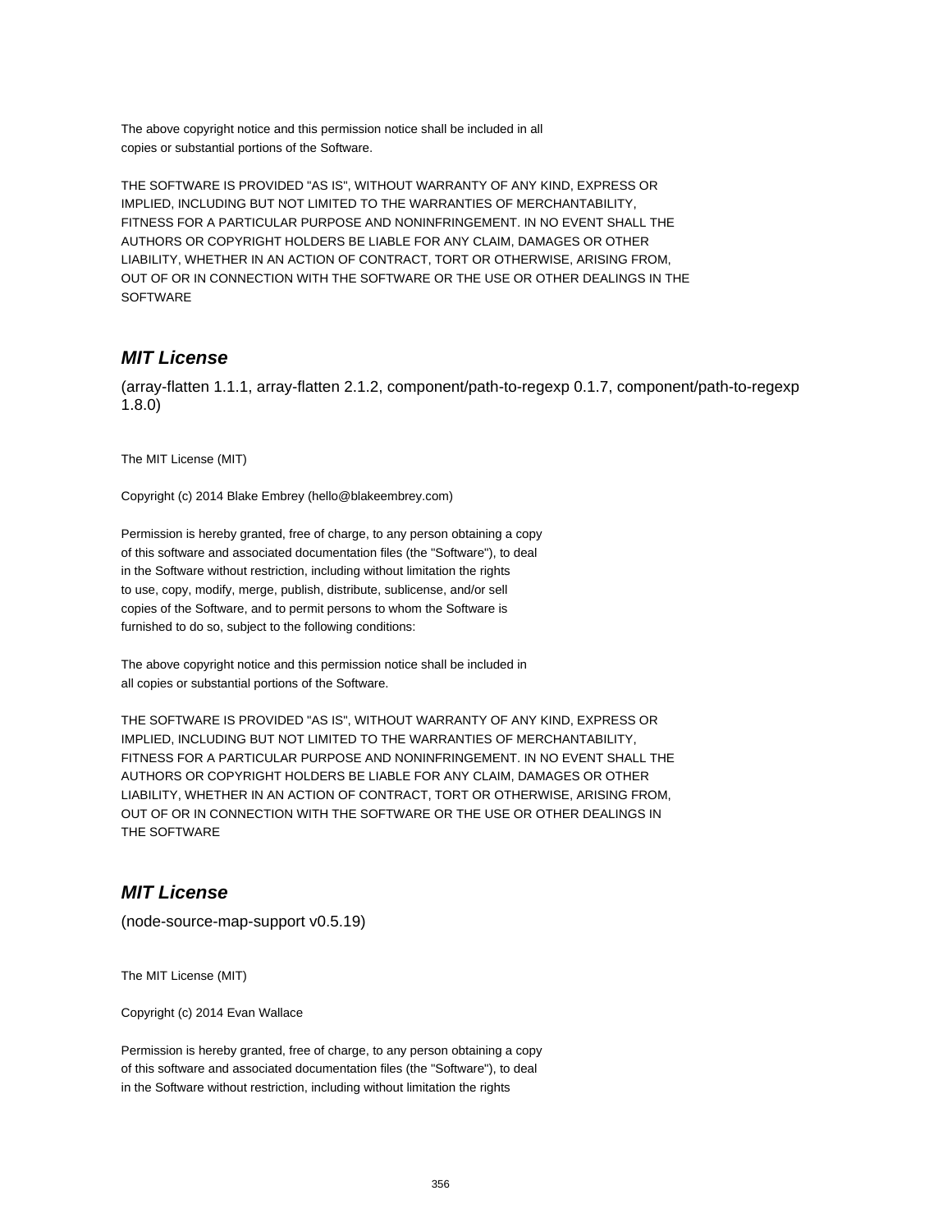The above copyright notice and this permission notice shall be included in all
copies or substantial portions of the Software.

THE SOFTWARE IS PROVIDED "AS IS", WITHOUT WARRANTY OF ANY KIND, EXPRESS OR
IMPLIED, INCLUDING BUT NOT LIMITED TO THE WARRANTIES OF MERCHANTABILITY,
FITNESS FOR A PARTICULAR PURPOSE AND NONINFRINGEMENT. IN NO EVENT SHALL THE
AUTHORS OR COPYRIGHT HOLDERS BE LIABLE FOR ANY CLAIM, DAMAGES OR OTHER
LIABILITY, WHETHER IN AN ACTION OF CONTRACT, TORT OR OTHERWISE, ARISING FROM,
OUT OF OR IN CONNECTION WITH THE SOFTWARE OR THE USE OR OTHER DEALINGS IN THE
SOFTWARE

## *MIT License*

(array-flatten 1.1.1, array-flatten 2.1.2, component/path-to-regexp 0.1.7, component/path-to-regexp 1.8.0)

The MIT License (MIT)

Copyright (c) 2014 Blake Embrey (hello@blakeembrey.com)

Permission is hereby granted, free of charge, to any person obtaining a copy
of this software and associated documentation files (the "Software"), to deal
in the Software without restriction, including without limitation the rights
to use, copy, modify, merge, publish, distribute, sublicense, and/or sell
copies of the Software, and to permit persons to whom the Software is
furnished to do so, subject to the following conditions:

The above copyright notice and this permission notice shall be included in
all copies or substantial portions of the Software.

THE SOFTWARE IS PROVIDED "AS IS", WITHOUT WARRANTY OF ANY KIND, EXPRESS OR
IMPLIED, INCLUDING BUT NOT LIMITED TO THE WARRANTIES OF MERCHANTABILITY,
FITNESS FOR A PARTICULAR PURPOSE AND NONINFRINGEMENT. IN NO EVENT SHALL THE
AUTHORS OR COPYRIGHT HOLDERS BE LIABLE FOR ANY CLAIM, DAMAGES OR OTHER
LIABILITY, WHETHER IN AN ACTION OF CONTRACT, TORT OR OTHERWISE, ARISING FROM,
OUT OF OR IN CONNECTION WITH THE SOFTWARE OR THE USE OR OTHER DEALINGS IN
THE SOFTWARE

## *MIT License*

(node-source-map-support v0.5.19)

The MIT License (MIT)

Copyright (c) 2014 Evan Wallace

Permission is hereby granted, free of charge, to any person obtaining a copy
of this software and associated documentation files (the "Software"), to deal
in the Software without restriction, including without limitation the rights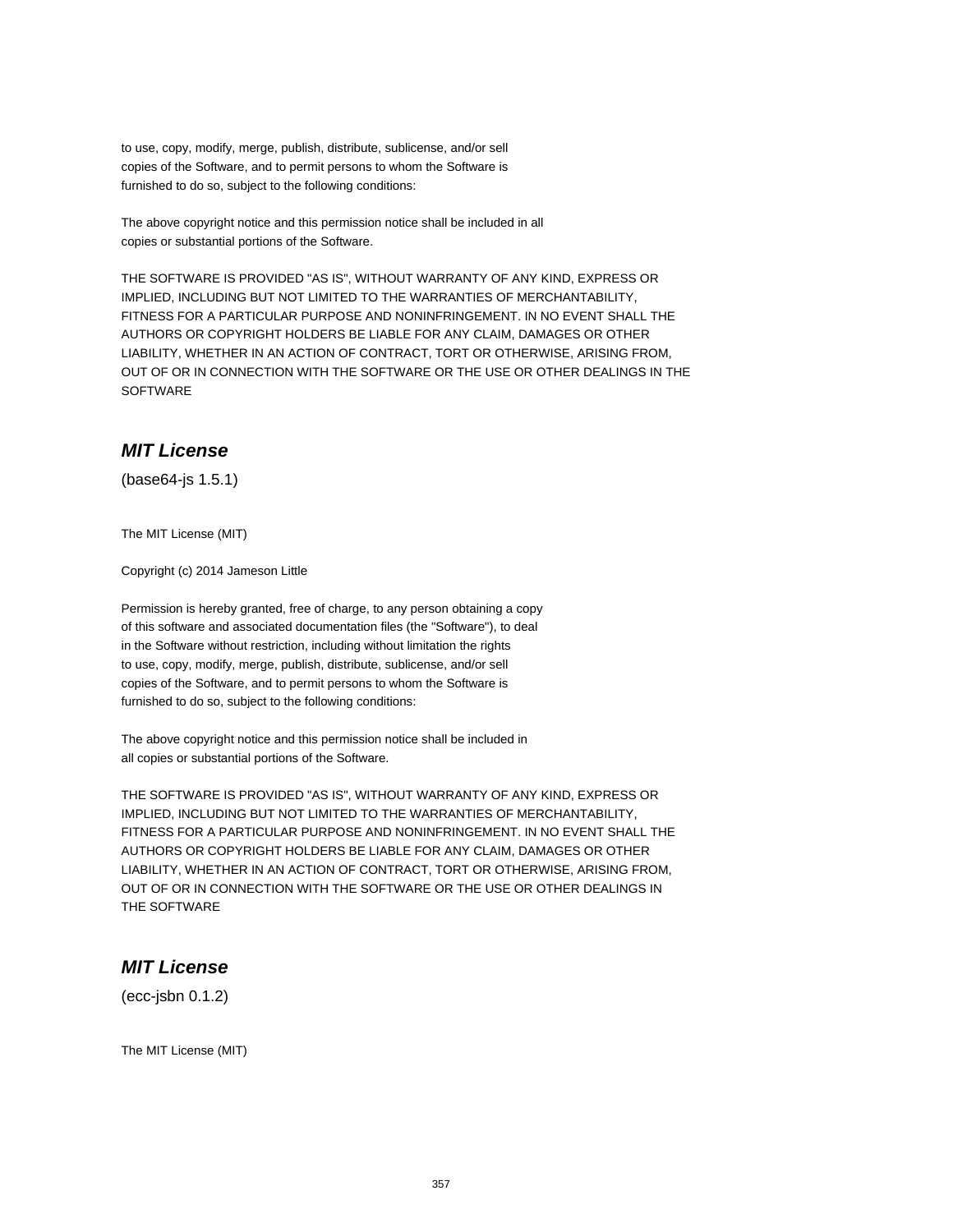to use, copy, modify, merge, publish, distribute, sublicense, and/or sell
copies of the Software, and to permit persons to whom the Software is
furnished to do so, subject to the following conditions:

The above copyright notice and this permission notice shall be included in all
copies or substantial portions of the Software.

THE SOFTWARE IS PROVIDED "AS IS", WITHOUT WARRANTY OF ANY KIND, EXPRESS OR
IMPLIED, INCLUDING BUT NOT LIMITED TO THE WARRANTIES OF MERCHANTABILITY,
FITNESS FOR A PARTICULAR PURPOSE AND NONINFRINGEMENT. IN NO EVENT SHALL THE
AUTHORS OR COPYRIGHT HOLDERS BE LIABLE FOR ANY CLAIM, DAMAGES OR OTHER
LIABILITY, WHETHER IN AN ACTION OF CONTRACT, TORT OR OTHERWISE, ARISING FROM,
OUT OF OR IN CONNECTION WITH THE SOFTWARE OR THE USE OR OTHER DEALINGS IN THE
SOFTWARE

## ***MIT License***

(base64-js 1.5.1)

The MIT License (MIT)

Copyright (c) 2014 Jameson Little

Permission is hereby granted, free of charge, to any person obtaining a copy
of this software and associated documentation files (the "Software"), to deal
in the Software without restriction, including without limitation the rights
to use, copy, modify, merge, publish, distribute, sublicense, and/or sell
copies of the Software, and to permit persons to whom the Software is
furnished to do so, subject to the following conditions:

The above copyright notice and this permission notice shall be included in
all copies or substantial portions of the Software.

THE SOFTWARE IS PROVIDED "AS IS", WITHOUT WARRANTY OF ANY KIND, EXPRESS OR
IMPLIED, INCLUDING BUT NOT LIMITED TO THE WARRANTIES OF MERCHANTABILITY,
FITNESS FOR A PARTICULAR PURPOSE AND NONINFRINGEMENT. IN NO EVENT SHALL THE
AUTHORS OR COPYRIGHT HOLDERS BE LIABLE FOR ANY CLAIM, DAMAGES OR OTHER
LIABILITY, WHETHER IN AN ACTION OF CONTRACT, TORT OR OTHERWISE, ARISING FROM,
OUT OF OR IN CONNECTION WITH THE SOFTWARE OR THE USE OR OTHER DEALINGS IN
THE SOFTWARE

## ***MIT License***

(ecc-jsbn 0.1.2)

The MIT License (MIT)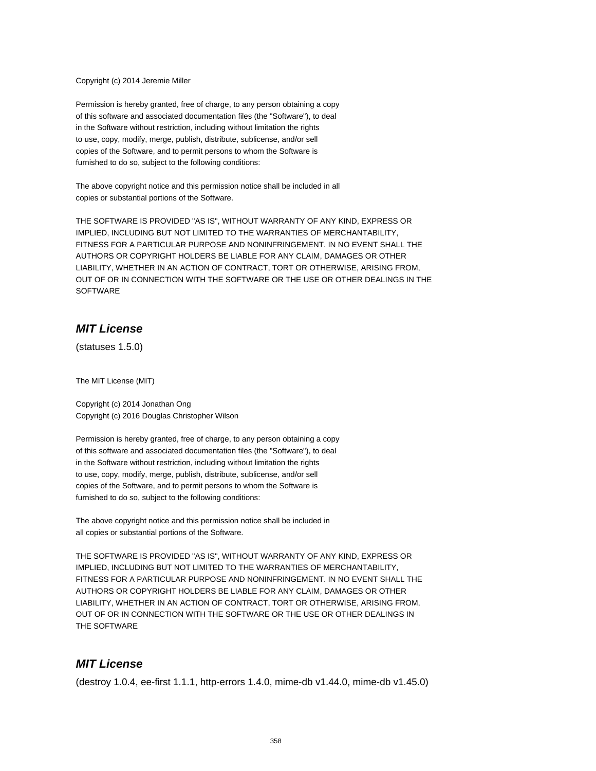Copyright (c) 2014 Jeremie Miller

Permission is hereby granted, free of charge, to any person obtaining a copy
of this software and associated documentation files (the "Software"), to deal
in the Software without restriction, including without limitation the rights
to use, copy, modify, merge, publish, distribute, sublicense, and/or sell
copies of the Software, and to permit persons to whom the Software is
furnished to do so, subject to the following conditions:

The above copyright notice and this permission notice shall be included in all
copies or substantial portions of the Software.

THE SOFTWARE IS PROVIDED "AS IS", WITHOUT WARRANTY OF ANY KIND, EXPRESS OR
IMPLIED, INCLUDING BUT NOT LIMITED TO THE WARRANTIES OF MERCHANTABILITY,
FITNESS FOR A PARTICULAR PURPOSE AND NONINFRINGEMENT. IN NO EVENT SHALL THE
AUTHORS OR COPYRIGHT HOLDERS BE LIABLE FOR ANY CLAIM, DAMAGES OR OTHER
LIABILITY, WHETHER IN AN ACTION OF CONTRACT, TORT OR OTHERWISE, ARISING FROM,
OUT OF OR IN CONNECTION WITH THE SOFTWARE OR THE USE OR OTHER DEALINGS IN THE
SOFTWARE

## *MIT License*

(statuses 1.5.0)

The MIT License (MIT)

Copyright (c) 2014 Jonathan Ong
Copyright (c) 2016 Douglas Christopher Wilson

Permission is hereby granted, free of charge, to any person obtaining a copy
of this software and associated documentation files (the "Software"), to deal
in the Software without restriction, including without limitation the rights
to use, copy, modify, merge, publish, distribute, sublicense, and/or sell
copies of the Software, and to permit persons to whom the Software is
furnished to do so, subject to the following conditions:

The above copyright notice and this permission notice shall be included in
all copies or substantial portions of the Software.

THE SOFTWARE IS PROVIDED "AS IS", WITHOUT WARRANTY OF ANY KIND, EXPRESS OR
IMPLIED, INCLUDING BUT NOT LIMITED TO THE WARRANTIES OF MERCHANTABILITY,
FITNESS FOR A PARTICULAR PURPOSE AND NONINFRINGEMENT. IN NO EVENT SHALL THE
AUTHORS OR COPYRIGHT HOLDERS BE LIABLE FOR ANY CLAIM, DAMAGES OR OTHER
LIABILITY, WHETHER IN AN ACTION OF CONTRACT, TORT OR OTHERWISE, ARISING FROM,
OUT OF OR IN CONNECTION WITH THE SOFTWARE OR THE USE OR OTHER DEALINGS IN
THE SOFTWARE

## *MIT License*

(destroy 1.0.4, ee-first 1.1.1, http-errors 1.4.0, mime-db v1.44.0, mime-db v1.45.0)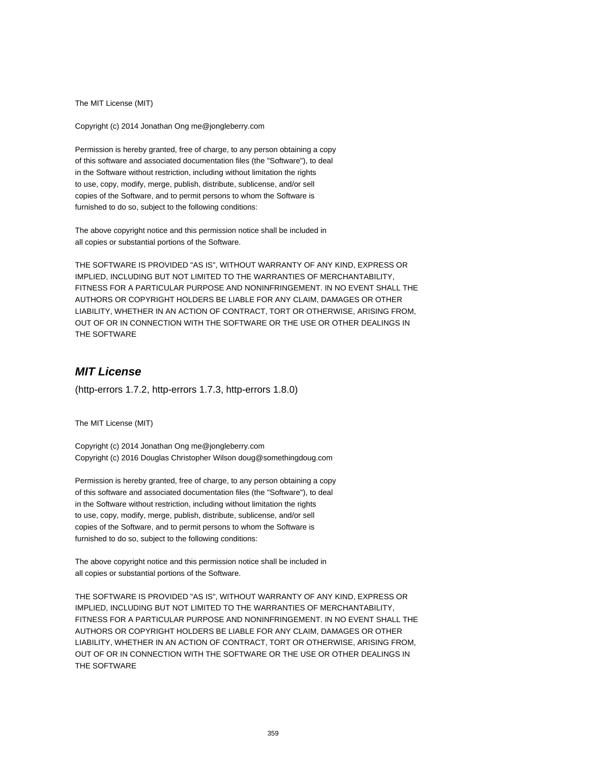The MIT License (MIT)

Copyright (c) 2014 Jonathan Ong me@jongleberry.com

Permission is hereby granted, free of charge, to any person obtaining a copy
of this software and associated documentation files (the "Software"), to deal
in the Software without restriction, including without limitation the rights
to use, copy, modify, merge, publish, distribute, sublicense, and/or sell
copies of the Software, and to permit persons to whom the Software is
furnished to do so, subject to the following conditions:

The above copyright notice and this permission notice shall be included in
all copies or substantial portions of the Software.

THE SOFTWARE IS PROVIDED "AS IS", WITHOUT WARRANTY OF ANY KIND, EXPRESS OR
IMPLIED, INCLUDING BUT NOT LIMITED TO THE WARRANTIES OF MERCHANTABILITY,
FITNESS FOR A PARTICULAR PURPOSE AND NONINFRINGEMENT. IN NO EVENT SHALL THE
AUTHORS OR COPYRIGHT HOLDERS BE LIABLE FOR ANY CLAIM, DAMAGES OR OTHER
LIABILITY, WHETHER IN AN ACTION OF CONTRACT, TORT OR OTHERWISE, ARISING FROM,
OUT OF OR IN CONNECTION WITH THE SOFTWARE OR THE USE OR OTHER DEALINGS IN
THE SOFTWARE

## ***MIT License***

(http-errors 1.7.2, http-errors 1.7.3, http-errors 1.8.0)

The MIT License (MIT)

Copyright (c) 2014 Jonathan Ong me@jongleberry.com
Copyright (c) 2016 Douglas Christopher Wilson doug@somethingdoug.com

Permission is hereby granted, free of charge, to any person obtaining a copy
of this software and associated documentation files (the "Software"), to deal
in the Software without restriction, including without limitation the rights
to use, copy, modify, merge, publish, distribute, sublicense, and/or sell
copies of the Software, and to permit persons to whom the Software is
furnished to do so, subject to the following conditions:

The above copyright notice and this permission notice shall be included in
all copies or substantial portions of the Software.

THE SOFTWARE IS PROVIDED "AS IS", WITHOUT WARRANTY OF ANY KIND, EXPRESS OR
IMPLIED, INCLUDING BUT NOT LIMITED TO THE WARRANTIES OF MERCHANTABILITY,
FITNESS FOR A PARTICULAR PURPOSE AND NONINFRINGEMENT. IN NO EVENT SHALL THE
AUTHORS OR COPYRIGHT HOLDERS BE LIABLE FOR ANY CLAIM, DAMAGES OR OTHER
LIABILITY, WHETHER IN AN ACTION OF CONTRACT, TORT OR OTHERWISE, ARISING FROM,
OUT OF OR IN CONNECTION WITH THE SOFTWARE OR THE USE OR OTHER DEALINGS IN
THE SOFTWARE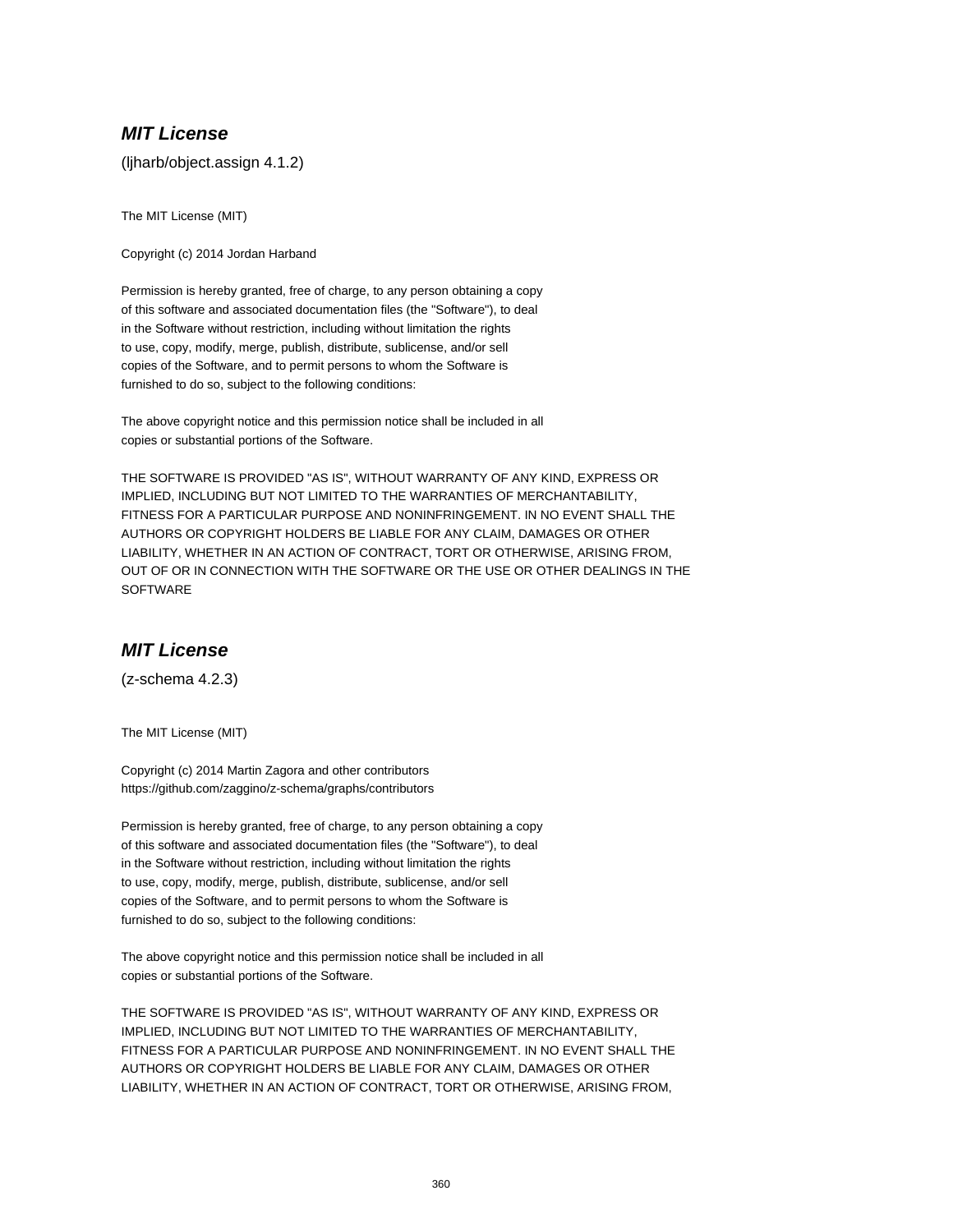## ***MIT License***

(ljharb/object.assign 4.1.2)

The MIT License (MIT)

Copyright (c) 2014 Jordan Harband

Permission is hereby granted, free of charge, to any person obtaining a copy
of this software and associated documentation files (the "Software"), to deal
in the Software without restriction, including without limitation the rights
to use, copy, modify, merge, publish, distribute, sublicense, and/or sell
copies of the Software, and to permit persons to whom the Software is
furnished to do so, subject to the following conditions:

The above copyright notice and this permission notice shall be included in all
copies or substantial portions of the Software.

THE SOFTWARE IS PROVIDED "AS IS", WITHOUT WARRANTY OF ANY KIND, EXPRESS OR
IMPLIED, INCLUDING BUT NOT LIMITED TO THE WARRANTIES OF MERCHANTABILITY,
FITNESS FOR A PARTICULAR PURPOSE AND NONINFRINGEMENT. IN NO EVENT SHALL THE
AUTHORS OR COPYRIGHT HOLDERS BE LIABLE FOR ANY CLAIM, DAMAGES OR OTHER
LIABILITY, WHETHER IN AN ACTION OF CONTRACT, TORT OR OTHERWISE, ARISING FROM,
OUT OF OR IN CONNECTION WITH THE SOFTWARE OR THE USE OR OTHER DEALINGS IN THE
SOFTWARE

## ***MIT License***

(z-schema 4.2.3)

The MIT License (MIT)

Copyright (c) 2014 Martin Zagora and other contributors
https://github.com/zaggino/z-schema/graphs/contributors

Permission is hereby granted, free of charge, to any person obtaining a copy
of this software and associated documentation files (the "Software"), to deal
in the Software without restriction, including without limitation the rights
to use, copy, modify, merge, publish, distribute, sublicense, and/or sell
copies of the Software, and to permit persons to whom the Software is
furnished to do so, subject to the following conditions:

The above copyright notice and this permission notice shall be included in all
copies or substantial portions of the Software.

THE SOFTWARE IS PROVIDED "AS IS", WITHOUT WARRANTY OF ANY KIND, EXPRESS OR
IMPLIED, INCLUDING BUT NOT LIMITED TO THE WARRANTIES OF MERCHANTABILITY,
FITNESS FOR A PARTICULAR PURPOSE AND NONINFRINGEMENT. IN NO EVENT SHALL THE
AUTHORS OR COPYRIGHT HOLDERS BE LIABLE FOR ANY CLAIM, DAMAGES OR OTHER
LIABILITY, WHETHER IN AN ACTION OF CONTRACT, TORT OR OTHERWISE, ARISING FROM,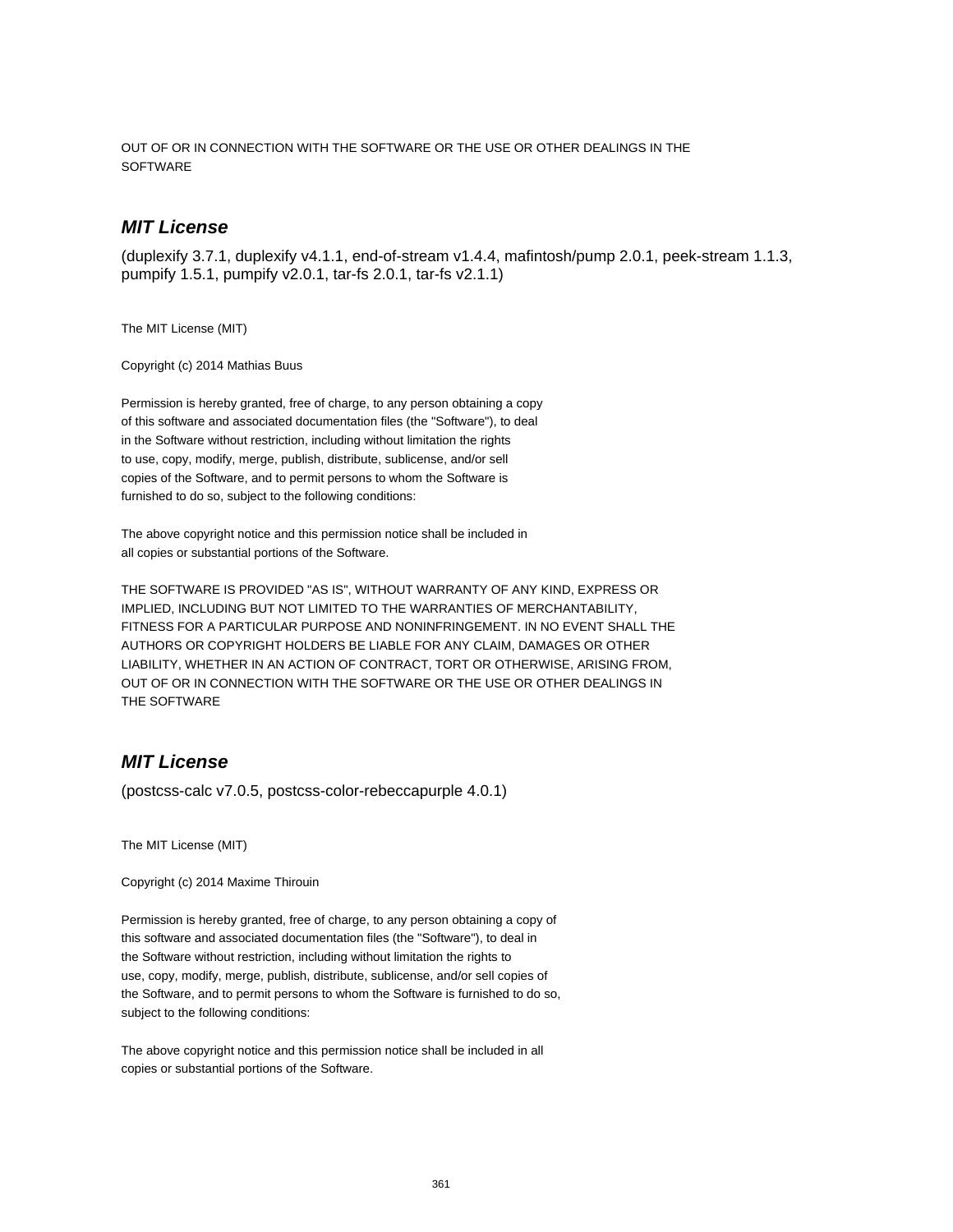OUT OF OR IN CONNECTION WITH THE SOFTWARE OR THE USE OR OTHER DEALINGS IN THE SOFTWARE

### *MIT License*

(duplexify 3.7.1, duplexify v4.1.1, end-of-stream v1.4.4, mafintosh/pump 2.0.1, peek-stream 1.1.3, pumpify 1.5.1, pumpify v2.0.1, tar-fs 2.0.1, tar-fs v2.1.1)

The MIT License (MIT)

Copyright (c) 2014 Mathias Buus

Permission is hereby granted, free of charge, to any person obtaining a copy of this software and associated documentation files (the "Software"), to deal in the Software without restriction, including without limitation the rights to use, copy, modify, merge, publish, distribute, sublicense, and/or sell copies of the Software, and to permit persons to whom the Software is furnished to do so, subject to the following conditions:

The above copyright notice and this permission notice shall be included in all copies or substantial portions of the Software.

THE SOFTWARE IS PROVIDED "AS IS", WITHOUT WARRANTY OF ANY KIND, EXPRESS OR IMPLIED, INCLUDING BUT NOT LIMITED TO THE WARRANTIES OF MERCHANTABILITY, FITNESS FOR A PARTICULAR PURPOSE AND NONINFRINGEMENT. IN NO EVENT SHALL THE AUTHORS OR COPYRIGHT HOLDERS BE LIABLE FOR ANY CLAIM, DAMAGES OR OTHER LIABILITY, WHETHER IN AN ACTION OF CONTRACT, TORT OR OTHERWISE, ARISING FROM, OUT OF OR IN CONNECTION WITH THE SOFTWARE OR THE USE OR OTHER DEALINGS IN THE SOFTWARE

### *MIT License*

(postcss-calc v7.0.5, postcss-color-rebeccapurple 4.0.1)

The MIT License (MIT)

Copyright (c) 2014 Maxime Thirouin

Permission is hereby granted, free of charge, to any person obtaining a copy of this software and associated documentation files (the "Software"), to deal in the Software without restriction, including without limitation the rights to use, copy, modify, merge, publish, distribute, sublicense, and/or sell copies of the Software, and to permit persons to whom the Software is furnished to do so, subject to the following conditions:

The above copyright notice and this permission notice shall be included in all copies or substantial portions of the Software.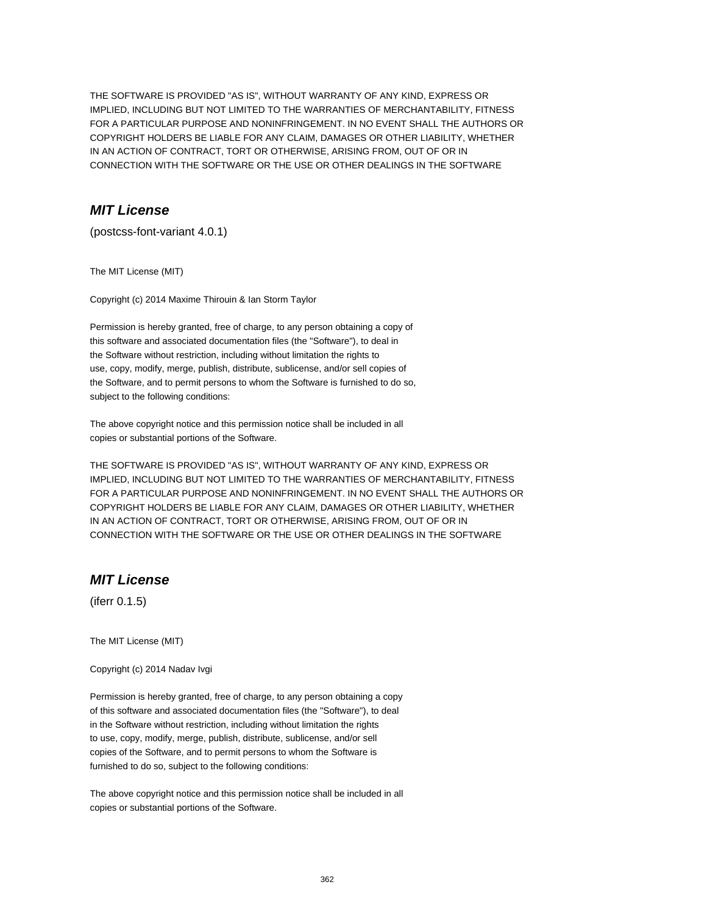THE SOFTWARE IS PROVIDED "AS IS", WITHOUT WARRANTY OF ANY KIND, EXPRESS OR IMPLIED, INCLUDING BUT NOT LIMITED TO THE WARRANTIES OF MERCHANTABILITY, FITNESS FOR A PARTICULAR PURPOSE AND NONINFRINGEMENT. IN NO EVENT SHALL THE AUTHORS OR COPYRIGHT HOLDERS BE LIABLE FOR ANY CLAIM, DAMAGES OR OTHER LIABILITY, WHETHER IN AN ACTION OF CONTRACT, TORT OR OTHERWISE, ARISING FROM, OUT OF OR IN CONNECTION WITH THE SOFTWARE OR THE USE OR OTHER DEALINGS IN THE SOFTWARE

## ***MIT License***

(postcss-font-variant 4.0.1)

The MIT License (MIT)

Copyright (c) 2014 Maxime Thirouin & Ian Storm Taylor

Permission is hereby granted, free of charge, to any person obtaining a copy of this software and associated documentation files (the "Software"), to deal in the Software without restriction, including without limitation the rights to use, copy, modify, merge, publish, distribute, sublicense, and/or sell copies of the Software, and to permit persons to whom the Software is furnished to do so, subject to the following conditions:

The above copyright notice and this permission notice shall be included in all copies or substantial portions of the Software.

THE SOFTWARE IS PROVIDED "AS IS", WITHOUT WARRANTY OF ANY KIND, EXPRESS OR IMPLIED, INCLUDING BUT NOT LIMITED TO THE WARRANTIES OF MERCHANTABILITY, FITNESS FOR A PARTICULAR PURPOSE AND NONINFRINGEMENT. IN NO EVENT SHALL THE AUTHORS OR COPYRIGHT HOLDERS BE LIABLE FOR ANY CLAIM, DAMAGES OR OTHER LIABILITY, WHETHER IN AN ACTION OF CONTRACT, TORT OR OTHERWISE, ARISING FROM, OUT OF OR IN CONNECTION WITH THE SOFTWARE OR THE USE OR OTHER DEALINGS IN THE SOFTWARE

## ***MIT License***

(iferr 0.1.5)

The MIT License (MIT)

Copyright (c) 2014 Nadav Ivgi

Permission is hereby granted, free of charge, to any person obtaining a copy of this software and associated documentation files (the "Software"), to deal in the Software without restriction, including without limitation the rights to use, copy, modify, merge, publish, distribute, sublicense, and/or sell copies of the Software, and to permit persons to whom the Software is furnished to do so, subject to the following conditions:

The above copyright notice and this permission notice shall be included in all copies or substantial portions of the Software.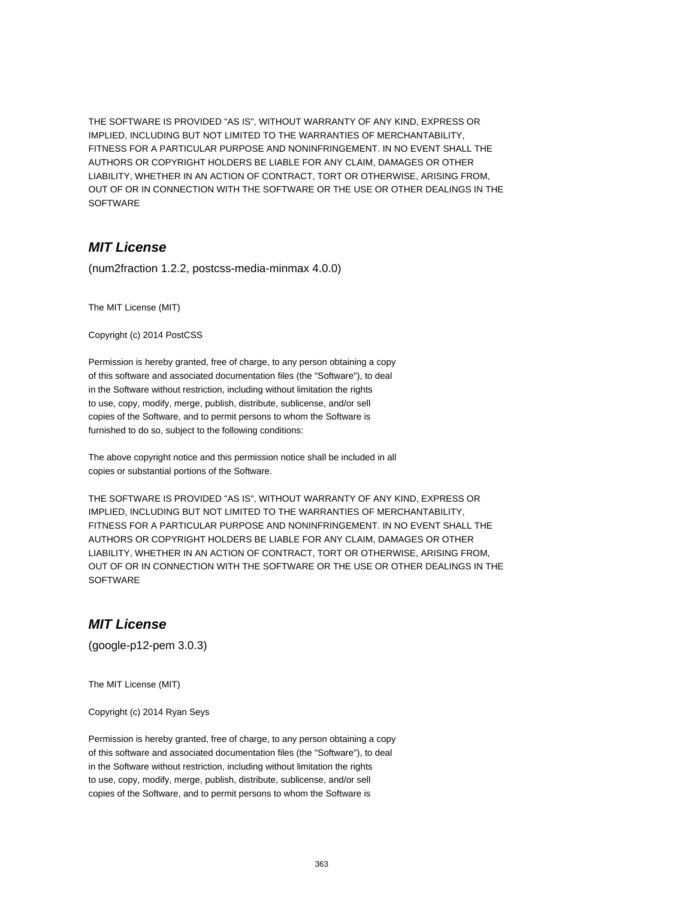THE SOFTWARE IS PROVIDED "AS IS", WITHOUT WARRANTY OF ANY KIND, EXPRESS OR IMPLIED, INCLUDING BUT NOT LIMITED TO THE WARRANTIES OF MERCHANTABILITY, FITNESS FOR A PARTICULAR PURPOSE AND NONINFRINGEMENT. IN NO EVENT SHALL THE AUTHORS OR COPYRIGHT HOLDERS BE LIABLE FOR ANY CLAIM, DAMAGES OR OTHER LIABILITY, WHETHER IN AN ACTION OF CONTRACT, TORT OR OTHERWISE, ARISING FROM, OUT OF OR IN CONNECTION WITH THE SOFTWARE OR THE USE OR OTHER DEALINGS IN THE SOFTWARE

## *MIT License*

(num2fraction 1.2.2, postcss-media-minmax 4.0.0)

The MIT License (MIT)

Copyright (c) 2014 PostCSS

Permission is hereby granted, free of charge, to any person obtaining a copy of this software and associated documentation files (the "Software"), to deal in the Software without restriction, including without limitation the rights to use, copy, modify, merge, publish, distribute, sublicense, and/or sell copies of the Software, and to permit persons to whom the Software is furnished to do so, subject to the following conditions:

The above copyright notice and this permission notice shall be included in all copies or substantial portions of the Software.

THE SOFTWARE IS PROVIDED "AS IS", WITHOUT WARRANTY OF ANY KIND, EXPRESS OR IMPLIED, INCLUDING BUT NOT LIMITED TO THE WARRANTIES OF MERCHANTABILITY, FITNESS FOR A PARTICULAR PURPOSE AND NONINFRINGEMENT. IN NO EVENT SHALL THE AUTHORS OR COPYRIGHT HOLDERS BE LIABLE FOR ANY CLAIM, DAMAGES OR OTHER LIABILITY, WHETHER IN AN ACTION OF CONTRACT, TORT OR OTHERWISE, ARISING FROM, OUT OF OR IN CONNECTION WITH THE SOFTWARE OR THE USE OR OTHER DEALINGS IN THE SOFTWARE

## *MIT License*

(google-p12-pem 3.0.3)

The MIT License (MIT)

Copyright (c) 2014 Ryan Seys

Permission is hereby granted, free of charge, to any person obtaining a copy of this software and associated documentation files (the "Software"), to deal in the Software without restriction, including without limitation the rights to use, copy, modify, merge, publish, distribute, sublicense, and/or sell copies of the Software, and to permit persons to whom the Software is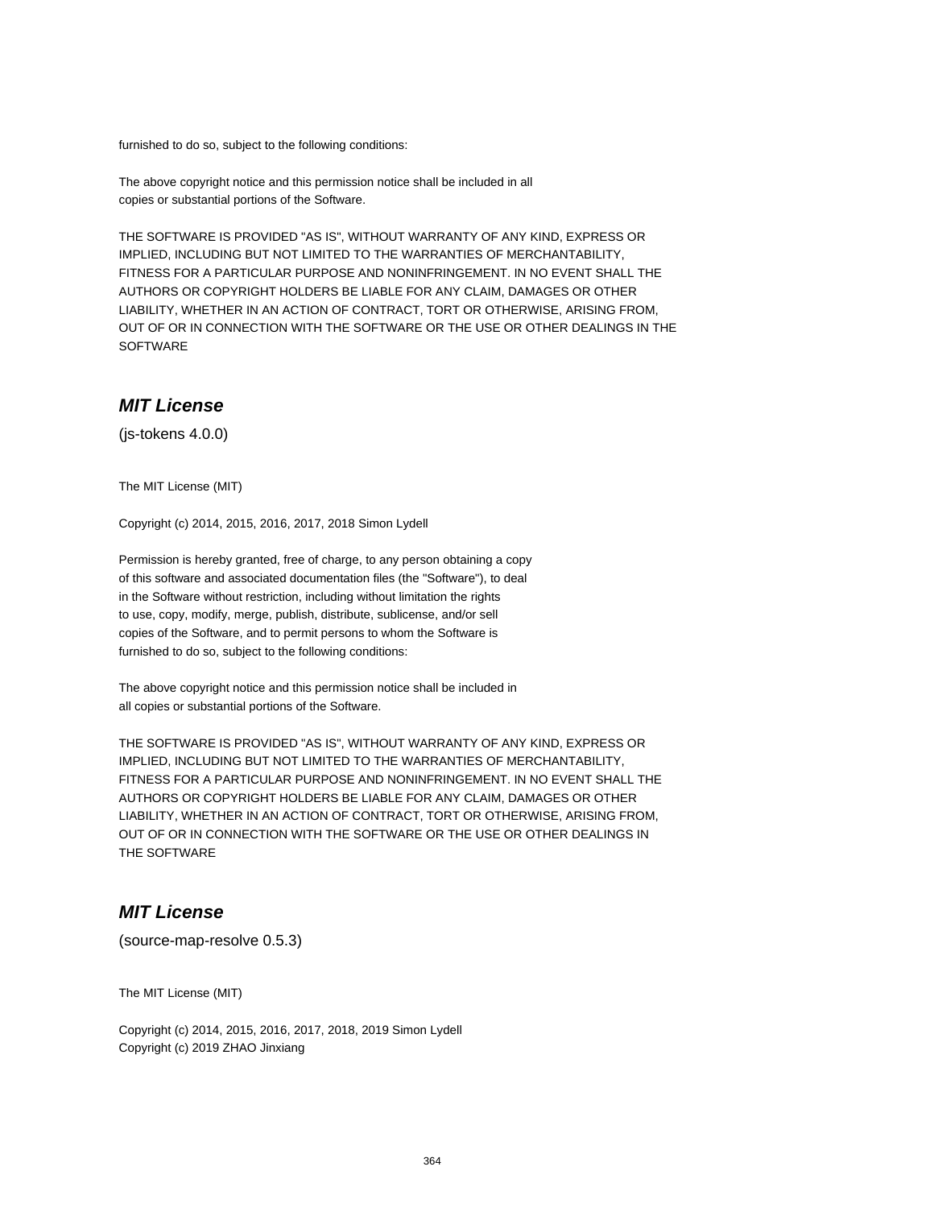furnished to do so, subject to the following conditions:

The above copyright notice and this permission notice shall be included in all
copies or substantial portions of the Software.

THE SOFTWARE IS PROVIDED "AS IS", WITHOUT WARRANTY OF ANY KIND, EXPRESS OR
IMPLIED, INCLUDING BUT NOT LIMITED TO THE WARRANTIES OF MERCHANTABILITY,
FITNESS FOR A PARTICULAR PURPOSE AND NONINFRINGEMENT. IN NO EVENT SHALL THE
AUTHORS OR COPYRIGHT HOLDERS BE LIABLE FOR ANY CLAIM, DAMAGES OR OTHER
LIABILITY, WHETHER IN AN ACTION OF CONTRACT, TORT OR OTHERWISE, ARISING FROM,
OUT OF OR IN CONNECTION WITH THE SOFTWARE OR THE USE OR OTHER DEALINGS IN THE
SOFTWARE

## *MIT License*

(js-tokens 4.0.0)

The MIT License (MIT)

Copyright (c) 2014, 2015, 2016, 2017, 2018 Simon Lydell

Permission is hereby granted, free of charge, to any person obtaining a copy
of this software and associated documentation files (the "Software"), to deal
in the Software without restriction, including without limitation the rights
to use, copy, modify, merge, publish, distribute, sublicense, and/or sell
copies of the Software, and to permit persons to whom the Software is
furnished to do so, subject to the following conditions:

The above copyright notice and this permission notice shall be included in
all copies or substantial portions of the Software.

THE SOFTWARE IS PROVIDED "AS IS", WITHOUT WARRANTY OF ANY KIND, EXPRESS OR
IMPLIED, INCLUDING BUT NOT LIMITED TO THE WARRANTIES OF MERCHANTABILITY,
FITNESS FOR A PARTICULAR PURPOSE AND NONINFRINGEMENT. IN NO EVENT SHALL THE
AUTHORS OR COPYRIGHT HOLDERS BE LIABLE FOR ANY CLAIM, DAMAGES OR OTHER
LIABILITY, WHETHER IN AN ACTION OF CONTRACT, TORT OR OTHERWISE, ARISING FROM,
OUT OF OR IN CONNECTION WITH THE SOFTWARE OR THE USE OR OTHER DEALINGS IN
THE SOFTWARE

## *MIT License*

(source-map-resolve 0.5.3)

The MIT License (MIT)

Copyright (c) 2014, 2015, 2016, 2017, 2018, 2019 Simon Lydell
Copyright (c) 2019 ZHAO Jinxiang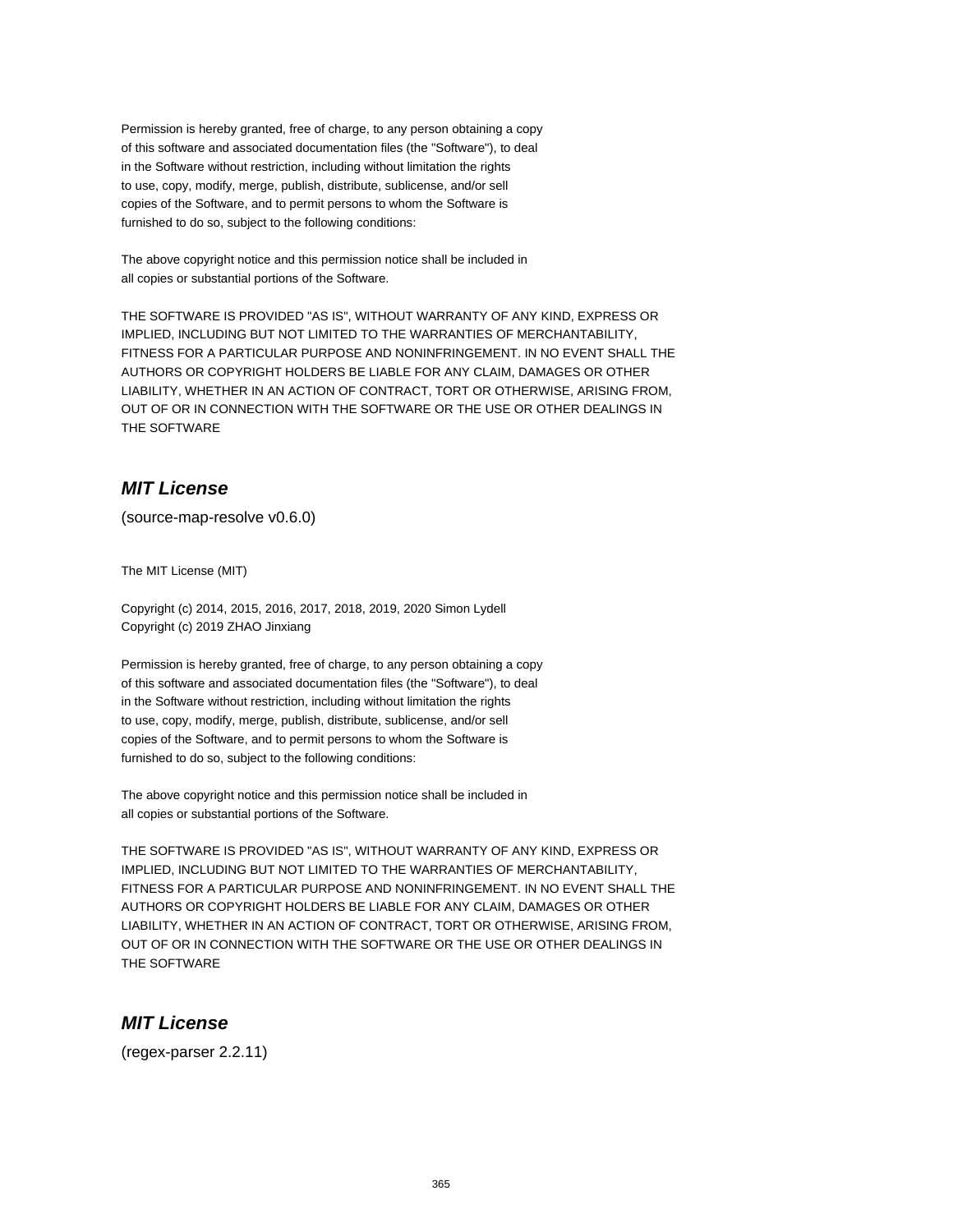Permission is hereby granted, free of charge, to any person obtaining a copy
of this software and associated documentation files (the "Software"), to deal
in the Software without restriction, including without limitation the rights
to use, copy, modify, merge, publish, distribute, sublicense, and/or sell
copies of the Software, and to permit persons to whom the Software is
furnished to do so, subject to the following conditions:

The above copyright notice and this permission notice shall be included in
all copies or substantial portions of the Software.

THE SOFTWARE IS PROVIDED "AS IS", WITHOUT WARRANTY OF ANY KIND, EXPRESS OR
IMPLIED, INCLUDING BUT NOT LIMITED TO THE WARRANTIES OF MERCHANTABILITY,
FITNESS FOR A PARTICULAR PURPOSE AND NONINFRINGEMENT. IN NO EVENT SHALL THE
AUTHORS OR COPYRIGHT HOLDERS BE LIABLE FOR ANY CLAIM, DAMAGES OR OTHER
LIABILITY, WHETHER IN AN ACTION OF CONTRACT, TORT OR OTHERWISE, ARISING FROM,
OUT OF OR IN CONNECTION WITH THE SOFTWARE OR THE USE OR OTHER DEALINGS IN
THE SOFTWARE

## *MIT License*

(source-map-resolve v0.6.0)

The MIT License (MIT)

Copyright (c) 2014, 2015, 2016, 2017, 2018, 2019, 2020 Simon Lydell
Copyright (c) 2019 ZHAO Jinxiang

Permission is hereby granted, free of charge, to any person obtaining a copy
of this software and associated documentation files (the "Software"), to deal
in the Software without restriction, including without limitation the rights
to use, copy, modify, merge, publish, distribute, sublicense, and/or sell
copies of the Software, and to permit persons to whom the Software is
furnished to do so, subject to the following conditions:

The above copyright notice and this permission notice shall be included in
all copies or substantial portions of the Software.

THE SOFTWARE IS PROVIDED "AS IS", WITHOUT WARRANTY OF ANY KIND, EXPRESS OR
IMPLIED, INCLUDING BUT NOT LIMITED TO THE WARRANTIES OF MERCHANTABILITY,
FITNESS FOR A PARTICULAR PURPOSE AND NONINFRINGEMENT. IN NO EVENT SHALL THE
AUTHORS OR COPYRIGHT HOLDERS BE LIABLE FOR ANY CLAIM, DAMAGES OR OTHER
LIABILITY, WHETHER IN AN ACTION OF CONTRACT, TORT OR OTHERWISE, ARISING FROM,
OUT OF OR IN CONNECTION WITH THE SOFTWARE OR THE USE OR OTHER DEALINGS IN
THE SOFTWARE

## *MIT License*

(regex-parser 2.2.11)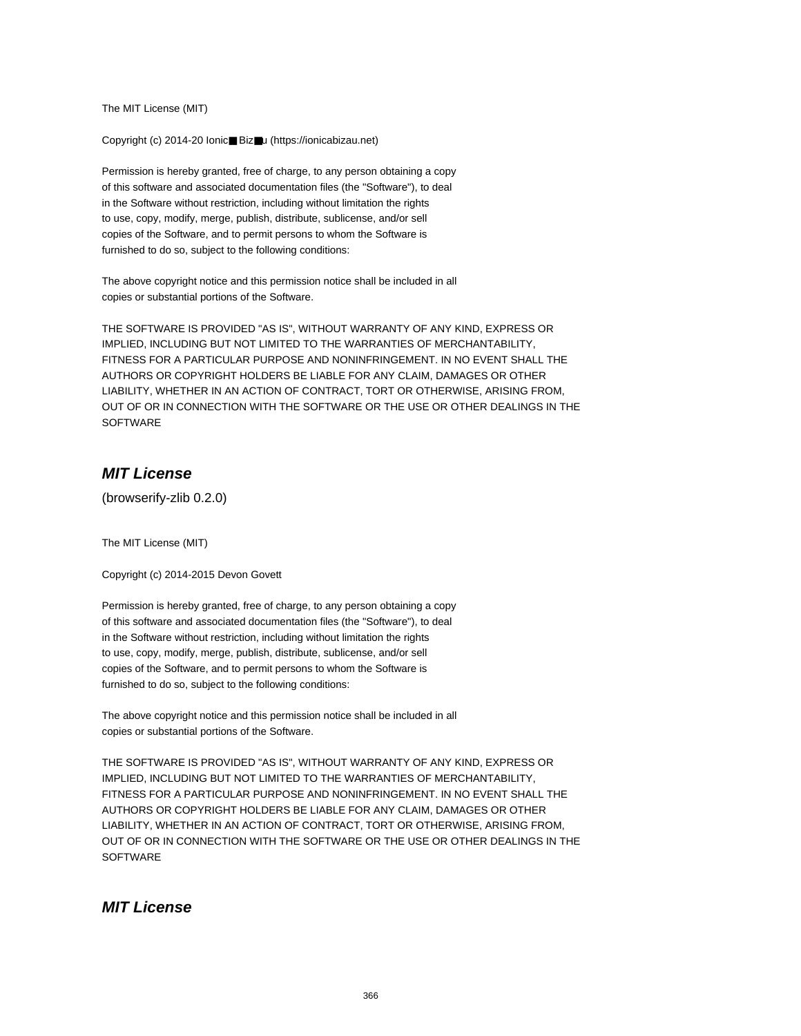The MIT License (MIT)

Copyright (c) 2014-20 Ionic■ Biz■u (https://ionicabizau.net)

Permission is hereby granted, free of charge, to any person obtaining a copy
of this software and associated documentation files (the "Software"), to deal
in the Software without restriction, including without limitation the rights
to use, copy, modify, merge, publish, distribute, sublicense, and/or sell
copies of the Software, and to permit persons to whom the Software is
furnished to do so, subject to the following conditions:

The above copyright notice and this permission notice shall be included in all
copies or substantial portions of the Software.

THE SOFTWARE IS PROVIDED "AS IS", WITHOUT WARRANTY OF ANY KIND, EXPRESS OR
IMPLIED, INCLUDING BUT NOT LIMITED TO THE WARRANTIES OF MERCHANTABILITY,
FITNESS FOR A PARTICULAR PURPOSE AND NONINFRINGEMENT. IN NO EVENT SHALL THE
AUTHORS OR COPYRIGHT HOLDERS BE LIABLE FOR ANY CLAIM, DAMAGES OR OTHER
LIABILITY, WHETHER IN AN ACTION OF CONTRACT, TORT OR OTHERWISE, ARISING FROM,
OUT OF OR IN CONNECTION WITH THE SOFTWARE OR THE USE OR OTHER DEALINGS IN THE
SOFTWARE

## *MIT License*

(browserify-zlib 0.2.0)

The MIT License (MIT)

Copyright (c) 2014-2015 Devon Govett

Permission is hereby granted, free of charge, to any person obtaining a copy
of this software and associated documentation files (the "Software"), to deal
in the Software without restriction, including without limitation the rights
to use, copy, modify, merge, publish, distribute, sublicense, and/or sell
copies of the Software, and to permit persons to whom the Software is
furnished to do so, subject to the following conditions:

The above copyright notice and this permission notice shall be included in all
copies or substantial portions of the Software.

THE SOFTWARE IS PROVIDED "AS IS", WITHOUT WARRANTY OF ANY KIND, EXPRESS OR
IMPLIED, INCLUDING BUT NOT LIMITED TO THE WARRANTIES OF MERCHANTABILITY,
FITNESS FOR A PARTICULAR PURPOSE AND NONINFRINGEMENT. IN NO EVENT SHALL THE
AUTHORS OR COPYRIGHT HOLDERS BE LIABLE FOR ANY CLAIM, DAMAGES OR OTHER
LIABILITY, WHETHER IN AN ACTION OF CONTRACT, TORT OR OTHERWISE, ARISING FROM,
OUT OF OR IN CONNECTION WITH THE SOFTWARE OR THE USE OR OTHER DEALINGS IN THE
SOFTWARE

## *MIT License*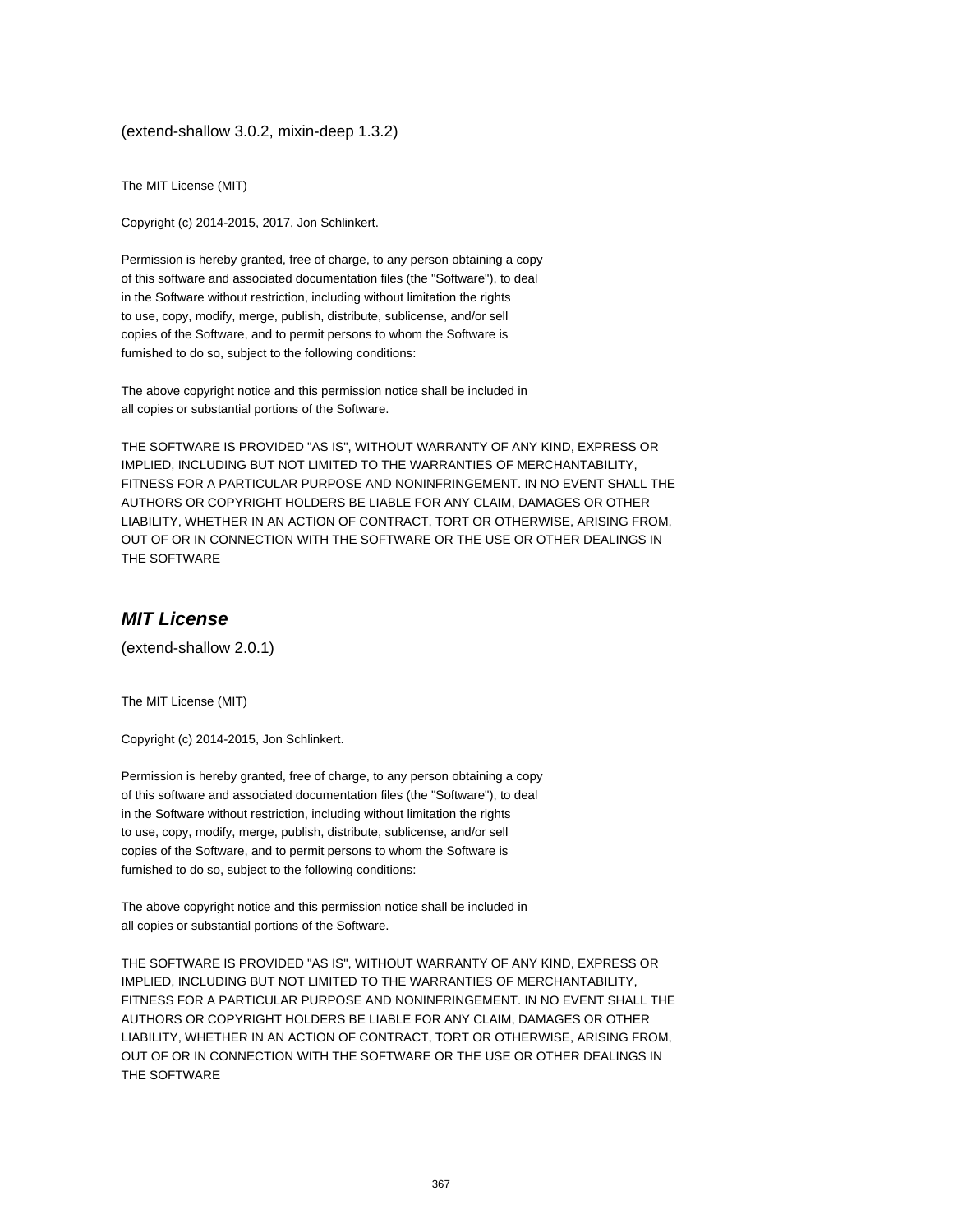(extend-shallow 3.0.2, mixin-deep 1.3.2)

The MIT License (MIT)

Copyright (c) 2014-2015, 2017, Jon Schlinkert.

Permission is hereby granted, free of charge, to any person obtaining a copy
of this software and associated documentation files (the "Software"), to deal
in the Software without restriction, including without limitation the rights
to use, copy, modify, merge, publish, distribute, sublicense, and/or sell
copies of the Software, and to permit persons to whom the Software is
furnished to do so, subject to the following conditions:

The above copyright notice and this permission notice shall be included in
all copies or substantial portions of the Software.

THE SOFTWARE IS PROVIDED "AS IS", WITHOUT WARRANTY OF ANY KIND, EXPRESS OR
IMPLIED, INCLUDING BUT NOT LIMITED TO THE WARRANTIES OF MERCHANTABILITY,
FITNESS FOR A PARTICULAR PURPOSE AND NONINFRINGEMENT. IN NO EVENT SHALL THE
AUTHORS OR COPYRIGHT HOLDERS BE LIABLE FOR ANY CLAIM, DAMAGES OR OTHER
LIABILITY, WHETHER IN AN ACTION OF CONTRACT, TORT OR OTHERWISE, ARISING FROM,
OUT OF OR IN CONNECTION WITH THE SOFTWARE OR THE USE OR OTHER DEALINGS IN
THE SOFTWARE

## *MIT License*

(extend-shallow 2.0.1)

The MIT License (MIT)

Copyright (c) 2014-2015, Jon Schlinkert.

Permission is hereby granted, free of charge, to any person obtaining a copy
of this software and associated documentation files (the "Software"), to deal
in the Software without restriction, including without limitation the rights
to use, copy, modify, merge, publish, distribute, sublicense, and/or sell
copies of the Software, and to permit persons to whom the Software is
furnished to do so, subject to the following conditions:

The above copyright notice and this permission notice shall be included in
all copies or substantial portions of the Software.

THE SOFTWARE IS PROVIDED "AS IS", WITHOUT WARRANTY OF ANY KIND, EXPRESS OR
IMPLIED, INCLUDING BUT NOT LIMITED TO THE WARRANTIES OF MERCHANTABILITY,
FITNESS FOR A PARTICULAR PURPOSE AND NONINFRINGEMENT. IN NO EVENT SHALL THE
AUTHORS OR COPYRIGHT HOLDERS BE LIABLE FOR ANY CLAIM, DAMAGES OR OTHER
LIABILITY, WHETHER IN AN ACTION OF CONTRACT, TORT OR OTHERWISE, ARISING FROM,
OUT OF OR IN CONNECTION WITH THE SOFTWARE OR THE USE OR OTHER DEALINGS IN
THE SOFTWARE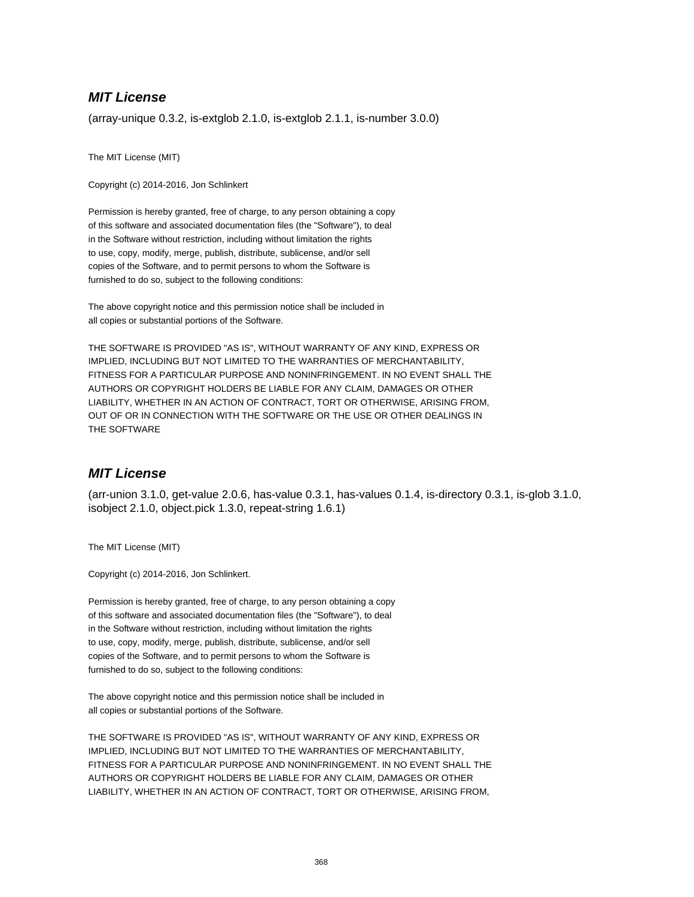## ***MIT License***

(array-unique 0.3.2, is-extglob 2.1.0, is-extglob 2.1.1, is-number 3.0.0)

The MIT License (MIT)

Copyright (c) 2014-2016, Jon Schlinkert

Permission is hereby granted, free of charge, to any person obtaining a copy
of this software and associated documentation files (the "Software"), to deal
in the Software without restriction, including without limitation the rights
to use, copy, modify, merge, publish, distribute, sublicense, and/or sell
copies of the Software, and to permit persons to whom the Software is
furnished to do so, subject to the following conditions:

The above copyright notice and this permission notice shall be included in
all copies or substantial portions of the Software.

THE SOFTWARE IS PROVIDED "AS IS", WITHOUT WARRANTY OF ANY KIND, EXPRESS OR
IMPLIED, INCLUDING BUT NOT LIMITED TO THE WARRANTIES OF MERCHANTABILITY,
FITNESS FOR A PARTICULAR PURPOSE AND NONINFRINGEMENT. IN NO EVENT SHALL THE
AUTHORS OR COPYRIGHT HOLDERS BE LIABLE FOR ANY CLAIM, DAMAGES OR OTHER
LIABILITY, WHETHER IN AN ACTION OF CONTRACT, TORT OR OTHERWISE, ARISING FROM,
OUT OF OR IN CONNECTION WITH THE SOFTWARE OR THE USE OR OTHER DEALINGS IN
THE SOFTWARE

## ***MIT License***

(arr-union 3.1.0, get-value 2.0.6, has-value 0.3.1, has-values 0.1.4, is-directory 0.3.1, is-glob 3.1.0, isobject 2.1.0, object.pick 1.3.0, repeat-string 1.6.1)

The MIT License (MIT)

Copyright (c) 2014-2016, Jon Schlinkert.

Permission is hereby granted, free of charge, to any person obtaining a copy
of this software and associated documentation files (the "Software"), to deal
in the Software without restriction, including without limitation the rights
to use, copy, modify, merge, publish, distribute, sublicense, and/or sell
copies of the Software, and to permit persons to whom the Software is
furnished to do so, subject to the following conditions:

The above copyright notice and this permission notice shall be included in
all copies or substantial portions of the Software.

THE SOFTWARE IS PROVIDED "AS IS", WITHOUT WARRANTY OF ANY KIND, EXPRESS OR
IMPLIED, INCLUDING BUT NOT LIMITED TO THE WARRANTIES OF MERCHANTABILITY,
FITNESS FOR A PARTICULAR PURPOSE AND NONINFRINGEMENT. IN NO EVENT SHALL THE
AUTHORS OR COPYRIGHT HOLDERS BE LIABLE FOR ANY CLAIM, DAMAGES OR OTHER
LIABILITY, WHETHER IN AN ACTION OF CONTRACT, TORT OR OTHERWISE, ARISING FROM,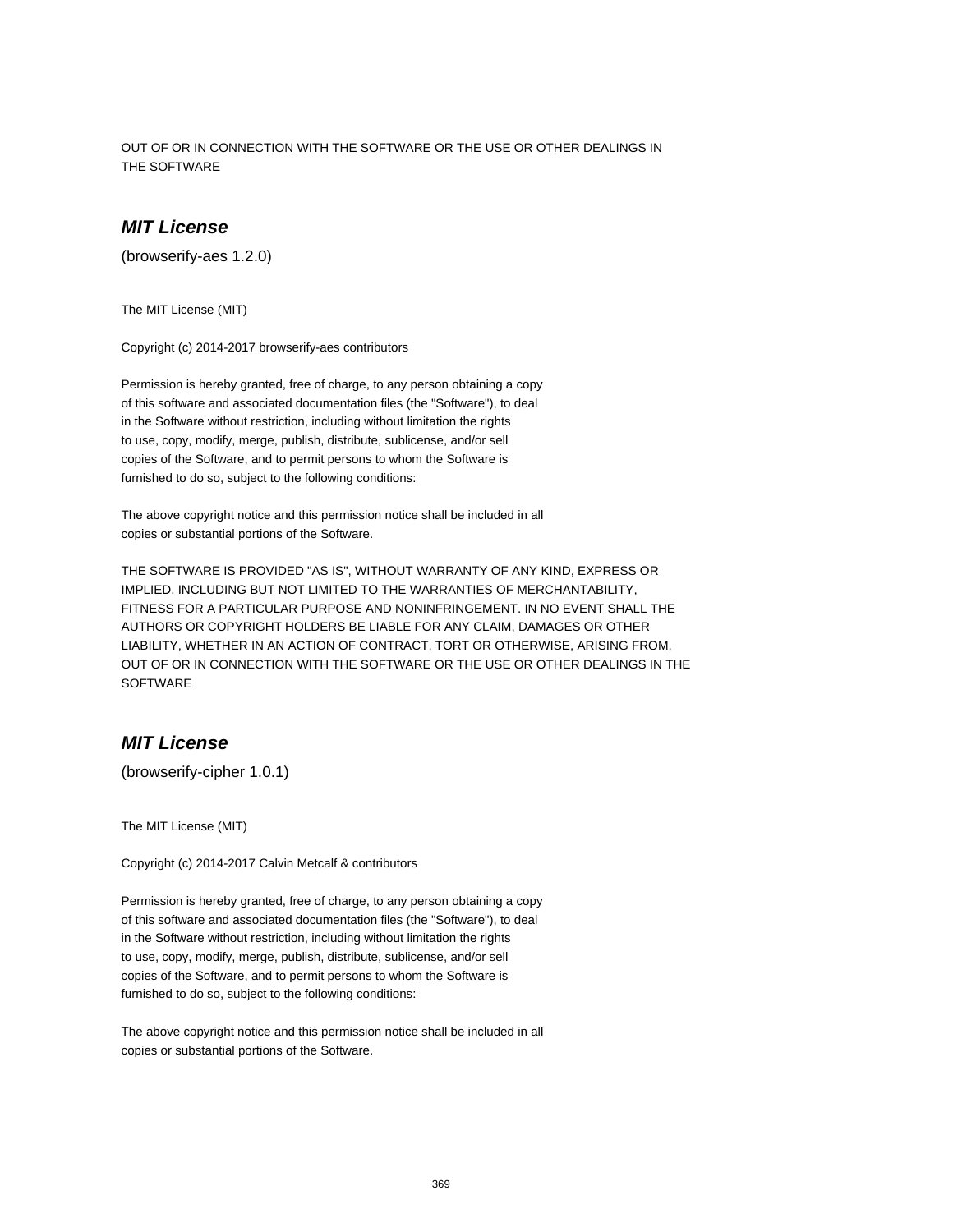OUT OF OR IN CONNECTION WITH THE SOFTWARE OR THE USE OR OTHER DEALINGS IN
THE SOFTWARE

### ***MIT License***

(browserify-aes 1.2.0)

The MIT License (MIT)

Copyright (c) 2014-2017 browserify-aes contributors

Permission is hereby granted, free of charge, to any person obtaining a copy
of this software and associated documentation files (the "Software"), to deal
in the Software without restriction, including without limitation the rights
to use, copy, modify, merge, publish, distribute, sublicense, and/or sell
copies of the Software, and to permit persons to whom the Software is
furnished to do so, subject to the following conditions:

The above copyright notice and this permission notice shall be included in all
copies or substantial portions of the Software.

THE SOFTWARE IS PROVIDED "AS IS", WITHOUT WARRANTY OF ANY KIND, EXPRESS OR
IMPLIED, INCLUDING BUT NOT LIMITED TO THE WARRANTIES OF MERCHANTABILITY,
FITNESS FOR A PARTICULAR PURPOSE AND NONINFRINGEMENT. IN NO EVENT SHALL THE
AUTHORS OR COPYRIGHT HOLDERS BE LIABLE FOR ANY CLAIM, DAMAGES OR OTHER
LIABILITY, WHETHER IN AN ACTION OF CONTRACT, TORT OR OTHERWISE, ARISING FROM,
OUT OF OR IN CONNECTION WITH THE SOFTWARE OR THE USE OR OTHER DEALINGS IN THE
SOFTWARE

### ***MIT License***

(browserify-cipher 1.0.1)

The MIT License (MIT)

Copyright (c) 2014-2017 Calvin Metcalf & contributors

Permission is hereby granted, free of charge, to any person obtaining a copy
of this software and associated documentation files (the "Software"), to deal
in the Software without restriction, including without limitation the rights
to use, copy, modify, merge, publish, distribute, sublicense, and/or sell
copies of the Software, and to permit persons to whom the Software is
furnished to do so, subject to the following conditions:

The above copyright notice and this permission notice shall be included in all
copies or substantial portions of the Software.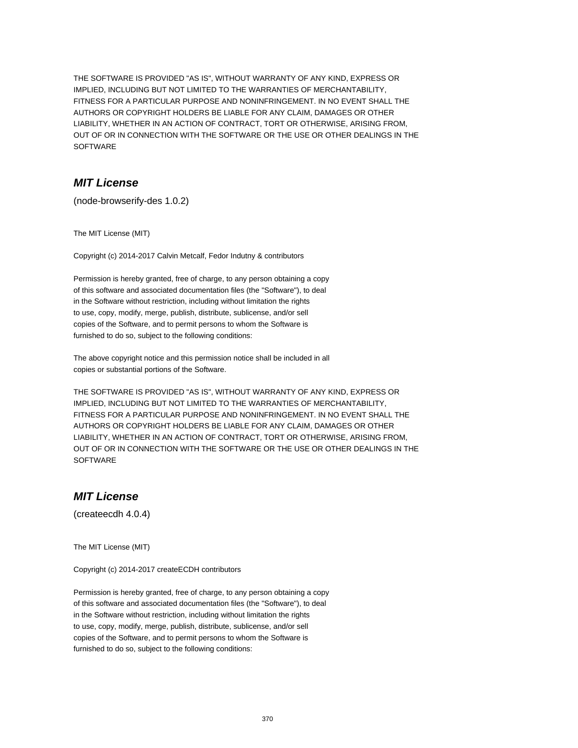THE SOFTWARE IS PROVIDED "AS IS", WITHOUT WARRANTY OF ANY KIND, EXPRESS OR
IMPLIED, INCLUDING BUT NOT LIMITED TO THE WARRANTIES OF MERCHANTABILITY,
FITNESS FOR A PARTICULAR PURPOSE AND NONINFRINGEMENT. IN NO EVENT SHALL THE
AUTHORS OR COPYRIGHT HOLDERS BE LIABLE FOR ANY CLAIM, DAMAGES OR OTHER
LIABILITY, WHETHER IN AN ACTION OF CONTRACT, TORT OR OTHERWISE, ARISING FROM,
OUT OF OR IN CONNECTION WITH THE SOFTWARE OR THE USE OR OTHER DEALINGS IN THE
SOFTWARE

## *MIT License*

(node-browserify-des 1.0.2)

The MIT License (MIT)

Copyright (c) 2014-2017 Calvin Metcalf, Fedor Indutny & contributors

Permission is hereby granted, free of charge, to any person obtaining a copy
of this software and associated documentation files (the "Software"), to deal
in the Software without restriction, including without limitation the rights
to use, copy, modify, merge, publish, distribute, sublicense, and/or sell
copies of the Software, and to permit persons to whom the Software is
furnished to do so, subject to the following conditions:

The above copyright notice and this permission notice shall be included in all
copies or substantial portions of the Software.

THE SOFTWARE IS PROVIDED "AS IS", WITHOUT WARRANTY OF ANY KIND, EXPRESS OR
IMPLIED, INCLUDING BUT NOT LIMITED TO THE WARRANTIES OF MERCHANTABILITY,
FITNESS FOR A PARTICULAR PURPOSE AND NONINFRINGEMENT. IN NO EVENT SHALL THE
AUTHORS OR COPYRIGHT HOLDERS BE LIABLE FOR ANY CLAIM, DAMAGES OR OTHER
LIABILITY, WHETHER IN AN ACTION OF CONTRACT, TORT OR OTHERWISE, ARISING FROM,
OUT OF OR IN CONNECTION WITH THE SOFTWARE OR THE USE OR OTHER DEALINGS IN THE
SOFTWARE

## *MIT License*

(createecdh 4.0.4)

The MIT License (MIT)

Copyright (c) 2014-2017 createECDH contributors

Permission is hereby granted, free of charge, to any person obtaining a copy
of this software and associated documentation files (the "Software"), to deal
in the Software without restriction, including without limitation the rights
to use, copy, modify, merge, publish, distribute, sublicense, and/or sell
copies of the Software, and to permit persons to whom the Software is
furnished to do so, subject to the following conditions: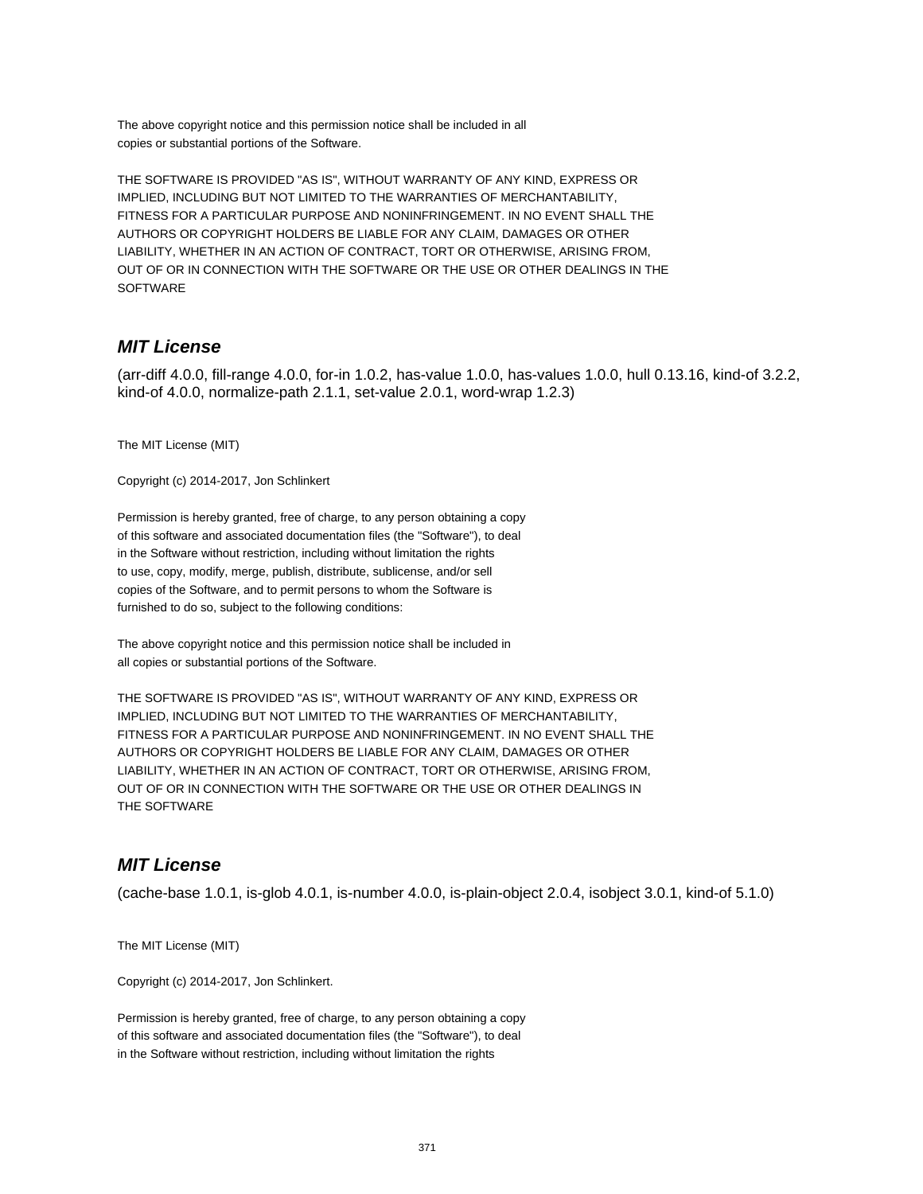The above copyright notice and this permission notice shall be included in all
copies or substantial portions of the Software.

THE SOFTWARE IS PROVIDED "AS IS", WITHOUT WARRANTY OF ANY KIND, EXPRESS OR
IMPLIED, INCLUDING BUT NOT LIMITED TO THE WARRANTIES OF MERCHANTABILITY,
FITNESS FOR A PARTICULAR PURPOSE AND NONINFRINGEMENT. IN NO EVENT SHALL THE
AUTHORS OR COPYRIGHT HOLDERS BE LIABLE FOR ANY CLAIM, DAMAGES OR OTHER
LIABILITY, WHETHER IN AN ACTION OF CONTRACT, TORT OR OTHERWISE, ARISING FROM,
OUT OF OR IN CONNECTION WITH THE SOFTWARE OR THE USE OR OTHER DEALINGS IN THE
SOFTWARE

## *MIT License*

(arr-diff 4.0.0, fill-range 4.0.0, for-in 1.0.2, has-value 1.0.0, has-values 1.0.0, hull 0.13.16, kind-of 3.2.2, kind-of 4.0.0, normalize-path 2.1.1, set-value 2.0.1, word-wrap 1.2.3)

The MIT License (MIT)

Copyright (c) 2014-2017, Jon Schlinkert

Permission is hereby granted, free of charge, to any person obtaining a copy
of this software and associated documentation files (the "Software"), to deal
in the Software without restriction, including without limitation the rights
to use, copy, modify, merge, publish, distribute, sublicense, and/or sell
copies of the Software, and to permit persons to whom the Software is
furnished to do so, subject to the following conditions:

The above copyright notice and this permission notice shall be included in
all copies or substantial portions of the Software.

THE SOFTWARE IS PROVIDED "AS IS", WITHOUT WARRANTY OF ANY KIND, EXPRESS OR
IMPLIED, INCLUDING BUT NOT LIMITED TO THE WARRANTIES OF MERCHANTABILITY,
FITNESS FOR A PARTICULAR PURPOSE AND NONINFRINGEMENT. IN NO EVENT SHALL THE
AUTHORS OR COPYRIGHT HOLDERS BE LIABLE FOR ANY CLAIM, DAMAGES OR OTHER
LIABILITY, WHETHER IN AN ACTION OF CONTRACT, TORT OR OTHERWISE, ARISING FROM,
OUT OF OR IN CONNECTION WITH THE SOFTWARE OR THE USE OR OTHER DEALINGS IN
THE SOFTWARE

## *MIT License*

(cache-base 1.0.1, is-glob 4.0.1, is-number 4.0.0, is-plain-object 2.0.4, isobject 3.0.1, kind-of 5.1.0)

The MIT License (MIT)

Copyright (c) 2014-2017, Jon Schlinkert.

Permission is hereby granted, free of charge, to any person obtaining a copy
of this software and associated documentation files (the "Software"), to deal
in the Software without restriction, including without limitation the rights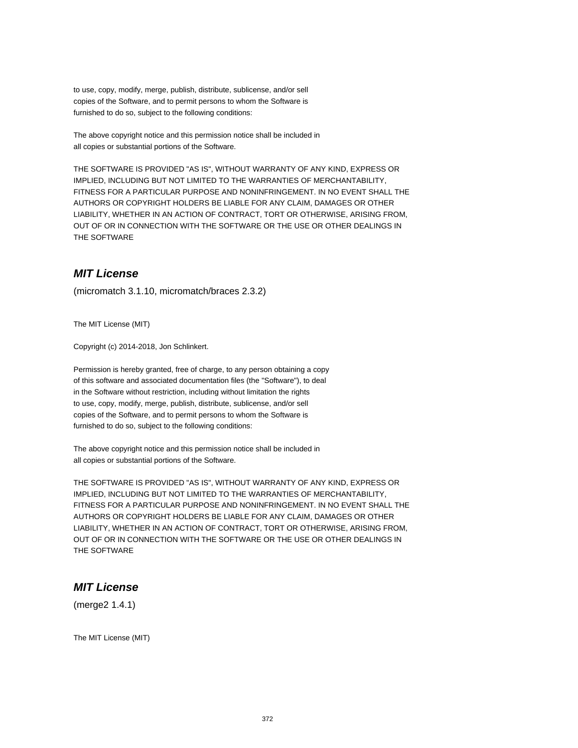to use, copy, modify, merge, publish, distribute, sublicense, and/or sell
copies of the Software, and to permit persons to whom the Software is
furnished to do so, subject to the following conditions:

The above copyright notice and this permission notice shall be included in
all copies or substantial portions of the Software.

THE SOFTWARE IS PROVIDED "AS IS", WITHOUT WARRANTY OF ANY KIND, EXPRESS OR
IMPLIED, INCLUDING BUT NOT LIMITED TO THE WARRANTIES OF MERCHANTABILITY,
FITNESS FOR A PARTICULAR PURPOSE AND NONINFRINGEMENT. IN NO EVENT SHALL THE
AUTHORS OR COPYRIGHT HOLDERS BE LIABLE FOR ANY CLAIM, DAMAGES OR OTHER
LIABILITY, WHETHER IN AN ACTION OF CONTRACT, TORT OR OTHERWISE, ARISING FROM,
OUT OF OR IN CONNECTION WITH THE SOFTWARE OR THE USE OR OTHER DEALINGS IN
THE SOFTWARE

## *MIT License*

(micromatch 3.1.10, micromatch/braces 2.3.2)

The MIT License (MIT)

Copyright (c) 2014-2018, Jon Schlinkert.

Permission is hereby granted, free of charge, to any person obtaining a copy
of this software and associated documentation files (the "Software"), to deal
in the Software without restriction, including without limitation the rights
to use, copy, modify, merge, publish, distribute, sublicense, and/or sell
copies of the Software, and to permit persons to whom the Software is
furnished to do so, subject to the following conditions:

The above copyright notice and this permission notice shall be included in
all copies or substantial portions of the Software.

THE SOFTWARE IS PROVIDED "AS IS", WITHOUT WARRANTY OF ANY KIND, EXPRESS OR
IMPLIED, INCLUDING BUT NOT LIMITED TO THE WARRANTIES OF MERCHANTABILITY,
FITNESS FOR A PARTICULAR PURPOSE AND NONINFRINGEMENT. IN NO EVENT SHALL THE
AUTHORS OR COPYRIGHT HOLDERS BE LIABLE FOR ANY CLAIM, DAMAGES OR OTHER
LIABILITY, WHETHER IN AN ACTION OF CONTRACT, TORT OR OTHERWISE, ARISING FROM,
OUT OF OR IN CONNECTION WITH THE SOFTWARE OR THE USE OR OTHER DEALINGS IN
THE SOFTWARE

## *MIT License*

(merge2 1.4.1)

The MIT License (MIT)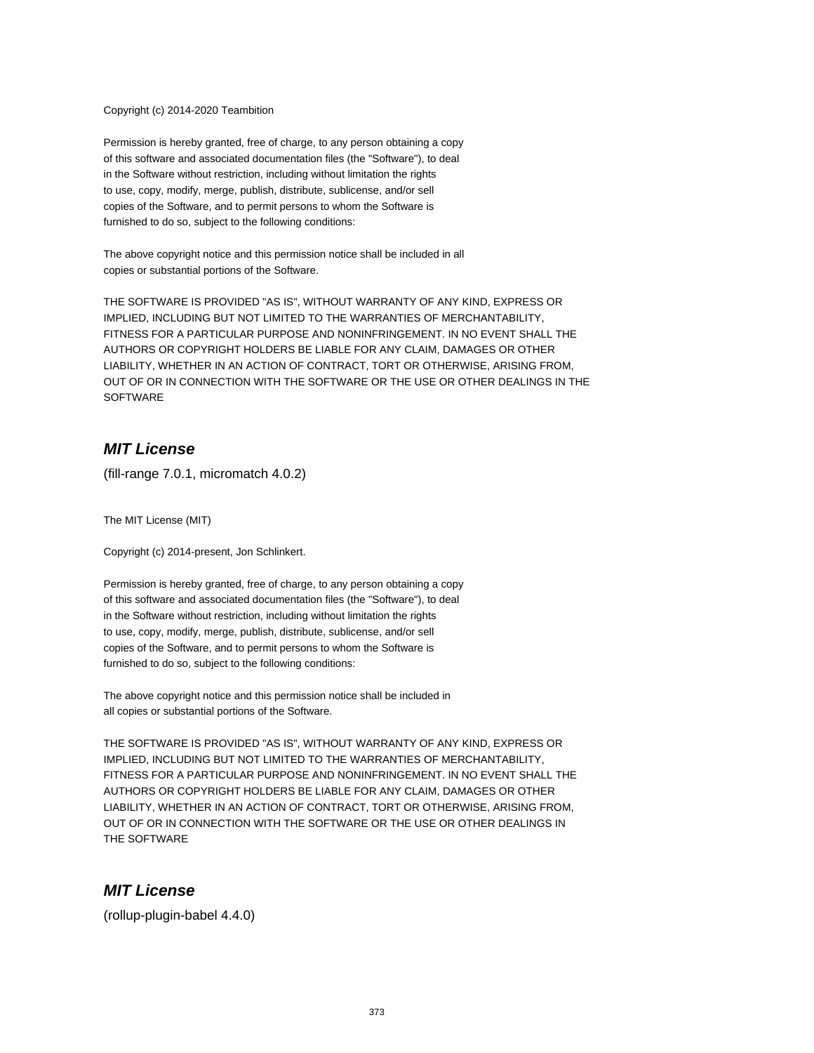Copyright (c) 2014-2020 Teambition

Permission is hereby granted, free of charge, to any person obtaining a copy
of this software and associated documentation files (the "Software"), to deal
in the Software without restriction, including without limitation the rights
to use, copy, modify, merge, publish, distribute, sublicense, and/or sell
copies of the Software, and to permit persons to whom the Software is
furnished to do so, subject to the following conditions:

The above copyright notice and this permission notice shall be included in all
copies or substantial portions of the Software.

THE SOFTWARE IS PROVIDED "AS IS", WITHOUT WARRANTY OF ANY KIND, EXPRESS OR
IMPLIED, INCLUDING BUT NOT LIMITED TO THE WARRANTIES OF MERCHANTABILITY,
FITNESS FOR A PARTICULAR PURPOSE AND NONINFRINGEMENT. IN NO EVENT SHALL THE
AUTHORS OR COPYRIGHT HOLDERS BE LIABLE FOR ANY CLAIM, DAMAGES OR OTHER
LIABILITY, WHETHER IN AN ACTION OF CONTRACT, TORT OR OTHERWISE, ARISING FROM,
OUT OF OR IN CONNECTION WITH THE SOFTWARE OR THE USE OR OTHER DEALINGS IN THE
SOFTWARE

## *MIT License*

(fill-range 7.0.1, micromatch 4.0.2)

The MIT License (MIT)

Copyright (c) 2014-present, Jon Schlinkert.

Permission is hereby granted, free of charge, to any person obtaining a copy
of this software and associated documentation files (the "Software"), to deal
in the Software without restriction, including without limitation the rights
to use, copy, modify, merge, publish, distribute, sublicense, and/or sell
copies of the Software, and to permit persons to whom the Software is
furnished to do so, subject to the following conditions:

The above copyright notice and this permission notice shall be included in
all copies or substantial portions of the Software.

THE SOFTWARE IS PROVIDED "AS IS", WITHOUT WARRANTY OF ANY KIND, EXPRESS OR
IMPLIED, INCLUDING BUT NOT LIMITED TO THE WARRANTIES OF MERCHANTABILITY,
FITNESS FOR A PARTICULAR PURPOSE AND NONINFRINGEMENT. IN NO EVENT SHALL THE
AUTHORS OR COPYRIGHT HOLDERS BE LIABLE FOR ANY CLAIM, DAMAGES OR OTHER
LIABILITY, WHETHER IN AN ACTION OF CONTRACT, TORT OR OTHERWISE, ARISING FROM,
OUT OF OR IN CONNECTION WITH THE SOFTWARE OR THE USE OR OTHER DEALINGS IN
THE SOFTWARE

## *MIT License*

(rollup-plugin-babel 4.4.0)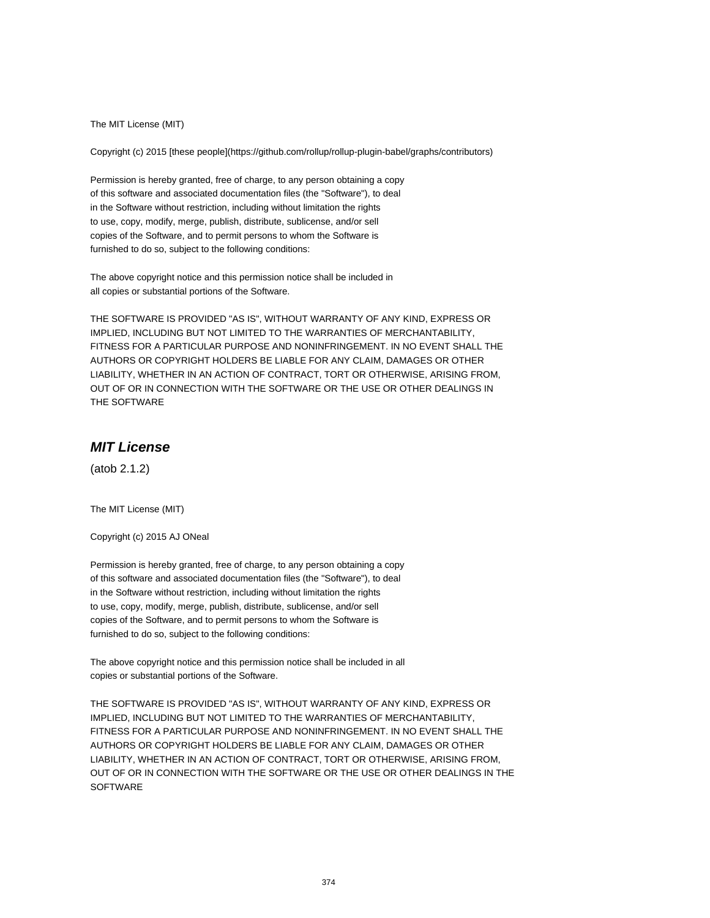The MIT License (MIT)

Copyright (c) 2015 [these people](https://github.com/rollup/rollup-plugin-babel/graphs/contributors)

Permission is hereby granted, free of charge, to any person obtaining a copy
of this software and associated documentation files (the "Software"), to deal
in the Software without restriction, including without limitation the rights
to use, copy, modify, merge, publish, distribute, sublicense, and/or sell
copies of the Software, and to permit persons to whom the Software is
furnished to do so, subject to the following conditions:

The above copyright notice and this permission notice shall be included in
all copies or substantial portions of the Software.

THE SOFTWARE IS PROVIDED "AS IS", WITHOUT WARRANTY OF ANY KIND, EXPRESS OR
IMPLIED, INCLUDING BUT NOT LIMITED TO THE WARRANTIES OF MERCHANTABILITY,
FITNESS FOR A PARTICULAR PURPOSE AND NONINFRINGEMENT. IN NO EVENT SHALL THE
AUTHORS OR COPYRIGHT HOLDERS BE LIABLE FOR ANY CLAIM, DAMAGES OR OTHER
LIABILITY, WHETHER IN AN ACTION OF CONTRACT, TORT OR OTHERWISE, ARISING FROM,
OUT OF OR IN CONNECTION WITH THE SOFTWARE OR THE USE OR OTHER DEALINGS IN
THE SOFTWARE

## ***MIT License***

(atob 2.1.2)

The MIT License (MIT)

Copyright (c) 2015 AJ ONeal

Permission is hereby granted, free of charge, to any person obtaining a copy
of this software and associated documentation files (the "Software"), to deal
in the Software without restriction, including without limitation the rights
to use, copy, modify, merge, publish, distribute, sublicense, and/or sell
copies of the Software, and to permit persons to whom the Software is
furnished to do so, subject to the following conditions:

The above copyright notice and this permission notice shall be included in all
copies or substantial portions of the Software.

THE SOFTWARE IS PROVIDED "AS IS", WITHOUT WARRANTY OF ANY KIND, EXPRESS OR
IMPLIED, INCLUDING BUT NOT LIMITED TO THE WARRANTIES OF MERCHANTABILITY,
FITNESS FOR A PARTICULAR PURPOSE AND NONINFRINGEMENT. IN NO EVENT SHALL THE
AUTHORS OR COPYRIGHT HOLDERS BE LIABLE FOR ANY CLAIM, DAMAGES OR OTHER
LIABILITY, WHETHER IN AN ACTION OF CONTRACT, TORT OR OTHERWISE, ARISING FROM,
OUT OF OR IN CONNECTION WITH THE SOFTWARE OR THE USE OR OTHER DEALINGS IN THE
SOFTWARE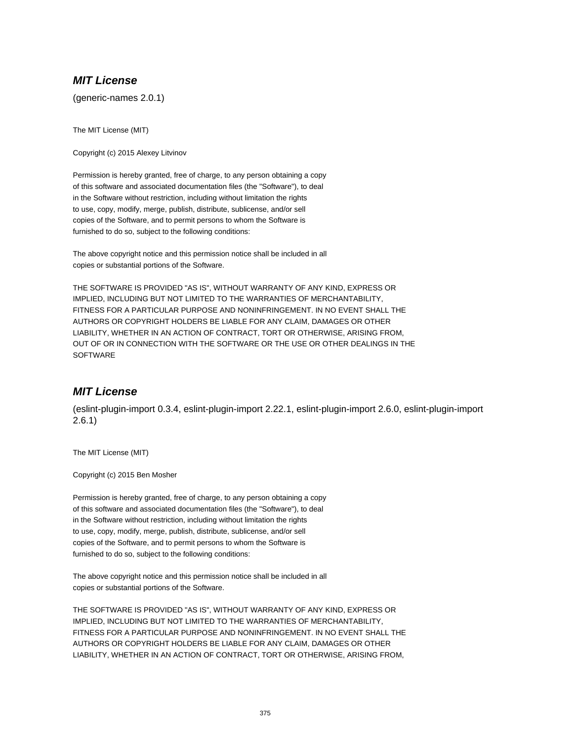### ***MIT License***

(generic-names 2.0.1)

The MIT License (MIT)

Copyright (c) 2015 Alexey Litvinov

Permission is hereby granted, free of charge, to any person obtaining a copy
of this software and associated documentation files (the "Software"), to deal
in the Software without restriction, including without limitation the rights
to use, copy, modify, merge, publish, distribute, sublicense, and/or sell
copies of the Software, and to permit persons to whom the Software is
furnished to do so, subject to the following conditions:

The above copyright notice and this permission notice shall be included in all
copies or substantial portions of the Software.

THE SOFTWARE IS PROVIDED "AS IS", WITHOUT WARRANTY OF ANY KIND, EXPRESS OR
IMPLIED, INCLUDING BUT NOT LIMITED TO THE WARRANTIES OF MERCHANTABILITY,
FITNESS FOR A PARTICULAR PURPOSE AND NONINFRINGEMENT. IN NO EVENT SHALL THE
AUTHORS OR COPYRIGHT HOLDERS BE LIABLE FOR ANY CLAIM, DAMAGES OR OTHER
LIABILITY, WHETHER IN AN ACTION OF CONTRACT, TORT OR OTHERWISE, ARISING FROM,
OUT OF OR IN CONNECTION WITH THE SOFTWARE OR THE USE OR OTHER DEALINGS IN THE
SOFTWARE

### ***MIT License***

(eslint-plugin-import 0.3.4, eslint-plugin-import 2.22.1, eslint-plugin-import 2.6.0, eslint-plugin-import 2.6.1)

The MIT License (MIT)

Copyright (c) 2015 Ben Mosher

Permission is hereby granted, free of charge, to any person obtaining a copy
of this software and associated documentation files (the "Software"), to deal
in the Software without restriction, including without limitation the rights
to use, copy, modify, merge, publish, distribute, sublicense, and/or sell
copies of the Software, and to permit persons to whom the Software is
furnished to do so, subject to the following conditions:

The above copyright notice and this permission notice shall be included in all
copies or substantial portions of the Software.

THE SOFTWARE IS PROVIDED "AS IS", WITHOUT WARRANTY OF ANY KIND, EXPRESS OR
IMPLIED, INCLUDING BUT NOT LIMITED TO THE WARRANTIES OF MERCHANTABILITY,
FITNESS FOR A PARTICULAR PURPOSE AND NONINFRINGEMENT. IN NO EVENT SHALL THE
AUTHORS OR COPYRIGHT HOLDERS BE LIABLE FOR ANY CLAIM, DAMAGES OR OTHER
LIABILITY, WHETHER IN AN ACTION OF CONTRACT, TORT OR OTHERWISE, ARISING FROM,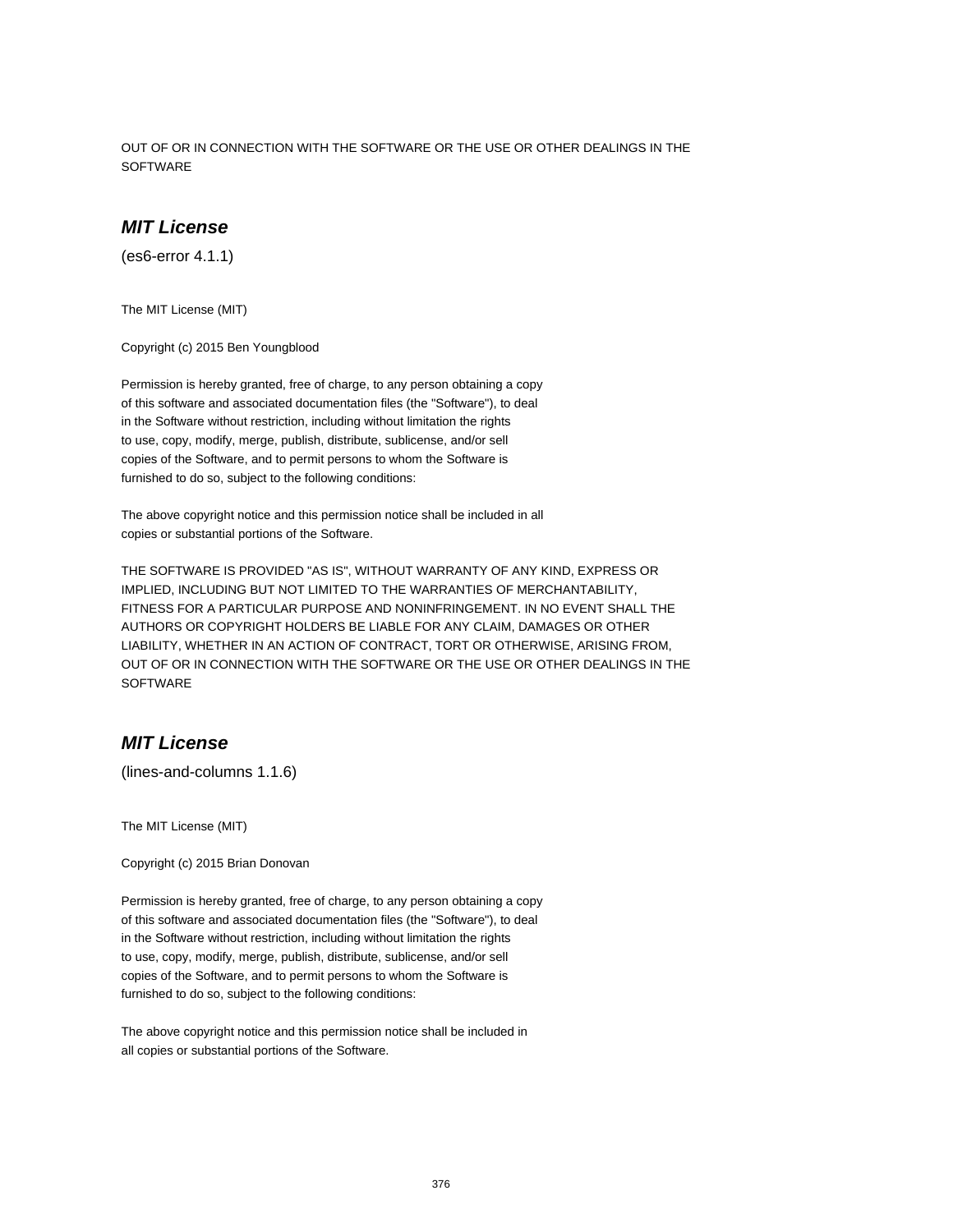OUT OF OR IN CONNECTION WITH THE SOFTWARE OR THE USE OR OTHER DEALINGS IN THE SOFTWARE

### ***MIT License***

(es6-error 4.1.1)

The MIT License (MIT)

Copyright (c) 2015 Ben Youngblood

Permission is hereby granted, free of charge, to any person obtaining a copy
of this software and associated documentation files (the "Software"), to deal
in the Software without restriction, including without limitation the rights
to use, copy, modify, merge, publish, distribute, sublicense, and/or sell
copies of the Software, and to permit persons to whom the Software is
furnished to do so, subject to the following conditions:

The above copyright notice and this permission notice shall be included in all
copies or substantial portions of the Software.

THE SOFTWARE IS PROVIDED "AS IS", WITHOUT WARRANTY OF ANY KIND, EXPRESS OR
IMPLIED, INCLUDING BUT NOT LIMITED TO THE WARRANTIES OF MERCHANTABILITY,
FITNESS FOR A PARTICULAR PURPOSE AND NONINFRINGEMENT. IN NO EVENT SHALL THE
AUTHORS OR COPYRIGHT HOLDERS BE LIABLE FOR ANY CLAIM, DAMAGES OR OTHER
LIABILITY, WHETHER IN AN ACTION OF CONTRACT, TORT OR OTHERWISE, ARISING FROM,
OUT OF OR IN CONNECTION WITH THE SOFTWARE OR THE USE OR OTHER DEALINGS IN THE
SOFTWARE

### ***MIT License***

(lines-and-columns 1.1.6)

The MIT License (MIT)

Copyright (c) 2015 Brian Donovan

Permission is hereby granted, free of charge, to any person obtaining a copy
of this software and associated documentation files (the "Software"), to deal
in the Software without restriction, including without limitation the rights
to use, copy, modify, merge, publish, distribute, sublicense, and/or sell
copies of the Software, and to permit persons to whom the Software is
furnished to do so, subject to the following conditions:

The above copyright notice and this permission notice shall be included in
all copies or substantial portions of the Software.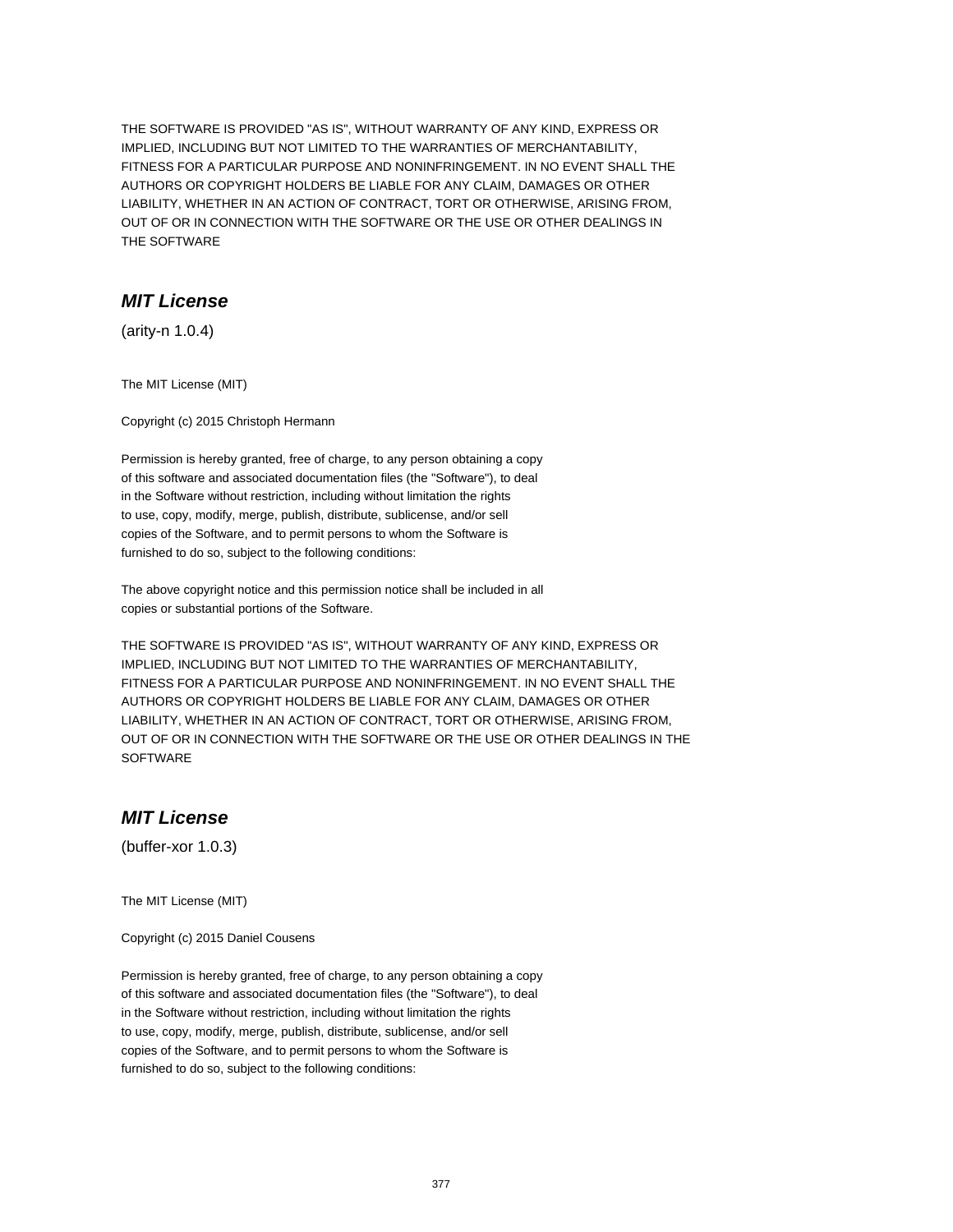THE SOFTWARE IS PROVIDED "AS IS", WITHOUT WARRANTY OF ANY KIND, EXPRESS OR IMPLIED, INCLUDING BUT NOT LIMITED TO THE WARRANTIES OF MERCHANTABILITY, FITNESS FOR A PARTICULAR PURPOSE AND NONINFRINGEMENT. IN NO EVENT SHALL THE AUTHORS OR COPYRIGHT HOLDERS BE LIABLE FOR ANY CLAIM, DAMAGES OR OTHER LIABILITY, WHETHER IN AN ACTION OF CONTRACT, TORT OR OTHERWISE, ARISING FROM, OUT OF OR IN CONNECTION WITH THE SOFTWARE OR THE USE OR OTHER DEALINGS IN THE SOFTWARE

## *MIT License*

(arity-n 1.0.4)

The MIT License (MIT)

Copyright (c) 2015 Christoph Hermann

Permission is hereby granted, free of charge, to any person obtaining a copy of this software and associated documentation files (the "Software"), to deal in the Software without restriction, including without limitation the rights to use, copy, modify, merge, publish, distribute, sublicense, and/or sell copies of the Software, and to permit persons to whom the Software is furnished to do so, subject to the following conditions:

The above copyright notice and this permission notice shall be included in all copies or substantial portions of the Software.

THE SOFTWARE IS PROVIDED "AS IS", WITHOUT WARRANTY OF ANY KIND, EXPRESS OR IMPLIED, INCLUDING BUT NOT LIMITED TO THE WARRANTIES OF MERCHANTABILITY, FITNESS FOR A PARTICULAR PURPOSE AND NONINFRINGEMENT. IN NO EVENT SHALL THE AUTHORS OR COPYRIGHT HOLDERS BE LIABLE FOR ANY CLAIM, DAMAGES OR OTHER LIABILITY, WHETHER IN AN ACTION OF CONTRACT, TORT OR OTHERWISE, ARISING FROM, OUT OF OR IN CONNECTION WITH THE SOFTWARE OR THE USE OR OTHER DEALINGS IN THE SOFTWARE

## *MIT License*

(buffer-xor 1.0.3)

The MIT License (MIT)

Copyright (c) 2015 Daniel Cousens

Permission is hereby granted, free of charge, to any person obtaining a copy of this software and associated documentation files (the "Software"), to deal in the Software without restriction, including without limitation the rights to use, copy, modify, merge, publish, distribute, sublicense, and/or sell copies of the Software, and to permit persons to whom the Software is furnished to do so, subject to the following conditions: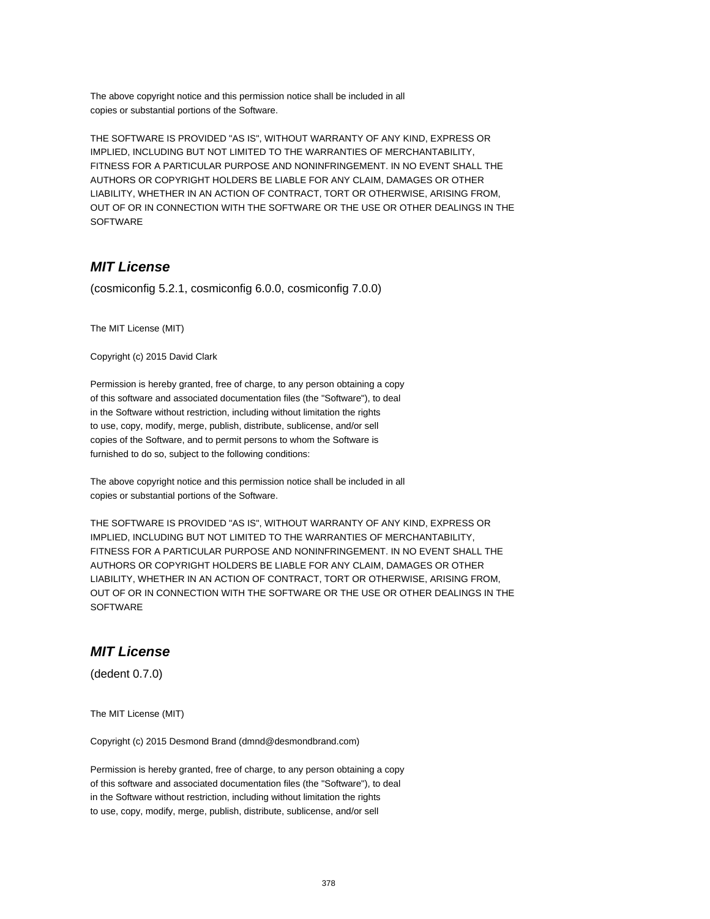The above copyright notice and this permission notice shall be included in all
copies or substantial portions of the Software.

THE SOFTWARE IS PROVIDED "AS IS", WITHOUT WARRANTY OF ANY KIND, EXPRESS OR
IMPLIED, INCLUDING BUT NOT LIMITED TO THE WARRANTIES OF MERCHANTABILITY,
FITNESS FOR A PARTICULAR PURPOSE AND NONINFRINGEMENT. IN NO EVENT SHALL THE
AUTHORS OR COPYRIGHT HOLDERS BE LIABLE FOR ANY CLAIM, DAMAGES OR OTHER
LIABILITY, WHETHER IN AN ACTION OF CONTRACT, TORT OR OTHERWISE, ARISING FROM,
OUT OF OR IN CONNECTION WITH THE SOFTWARE OR THE USE OR OTHER DEALINGS IN THE
SOFTWARE

## *MIT License*

(cosmiconfig 5.2.1, cosmiconfig 6.0.0, cosmiconfig 7.0.0)

The MIT License (MIT)

Copyright (c) 2015 David Clark

Permission is hereby granted, free of charge, to any person obtaining a copy
of this software and associated documentation files (the "Software"), to deal
in the Software without restriction, including without limitation the rights
to use, copy, modify, merge, publish, distribute, sublicense, and/or sell
copies of the Software, and to permit persons to whom the Software is
furnished to do so, subject to the following conditions:

The above copyright notice and this permission notice shall be included in all
copies or substantial portions of the Software.

THE SOFTWARE IS PROVIDED "AS IS", WITHOUT WARRANTY OF ANY KIND, EXPRESS OR
IMPLIED, INCLUDING BUT NOT LIMITED TO THE WARRANTIES OF MERCHANTABILITY,
FITNESS FOR A PARTICULAR PURPOSE AND NONINFRINGEMENT. IN NO EVENT SHALL THE
AUTHORS OR COPYRIGHT HOLDERS BE LIABLE FOR ANY CLAIM, DAMAGES OR OTHER
LIABILITY, WHETHER IN AN ACTION OF CONTRACT, TORT OR OTHERWISE, ARISING FROM,
OUT OF OR IN CONNECTION WITH THE SOFTWARE OR THE USE OR OTHER DEALINGS IN THE
SOFTWARE

## *MIT License*

(dedent 0.7.0)

The MIT License (MIT)

Copyright (c) 2015 Desmond Brand (dmnd@desmondbrand.com)

Permission is hereby granted, free of charge, to any person obtaining a copy
of this software and associated documentation files (the "Software"), to deal
in the Software without restriction, including without limitation the rights
to use, copy, modify, merge, publish, distribute, sublicense, and/or sell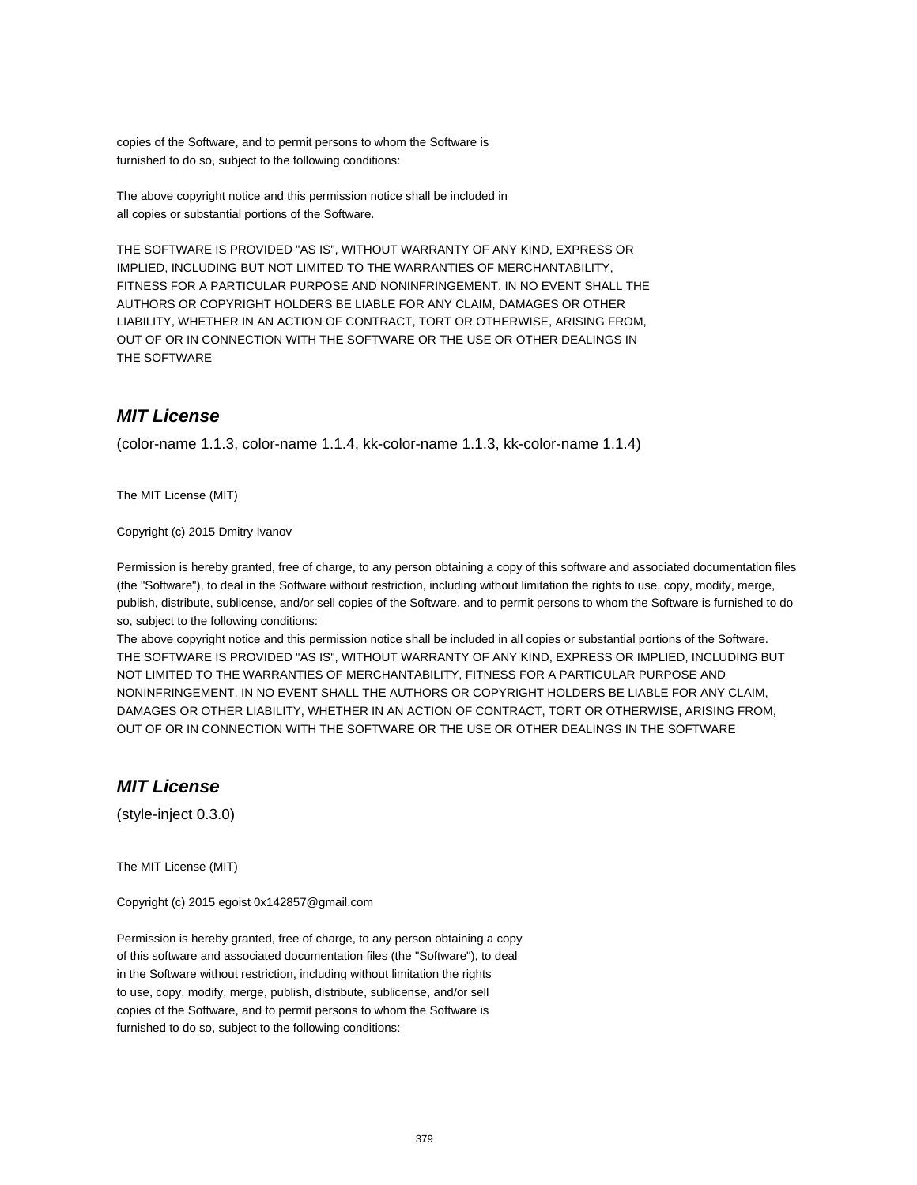copies of the Software, and to permit persons to whom the Software is
furnished to do so, subject to the following conditions:

The above copyright notice and this permission notice shall be included in
all copies or substantial portions of the Software.

THE SOFTWARE IS PROVIDED "AS IS", WITHOUT WARRANTY OF ANY KIND, EXPRESS OR
IMPLIED, INCLUDING BUT NOT LIMITED TO THE WARRANTIES OF MERCHANTABILITY,
FITNESS FOR A PARTICULAR PURPOSE AND NONINFRINGEMENT. IN NO EVENT SHALL THE
AUTHORS OR COPYRIGHT HOLDERS BE LIABLE FOR ANY CLAIM, DAMAGES OR OTHER
LIABILITY, WHETHER IN AN ACTION OF CONTRACT, TORT OR OTHERWISE, ARISING FROM,
OUT OF OR IN CONNECTION WITH THE SOFTWARE OR THE USE OR OTHER DEALINGS IN
THE SOFTWARE

## *MIT License*

(color-name 1.1.3, color-name 1.1.4, kk-color-name 1.1.3, kk-color-name 1.1.4)

The MIT License (MIT)

Copyright (c) 2015 Dmitry Ivanov

Permission is hereby granted, free of charge, to any person obtaining a copy of this software and associated documentation files (the "Software"), to deal in the Software without restriction, including without limitation the rights to use, copy, modify, merge, publish, distribute, sublicense, and/or sell copies of the Software, and to permit persons to whom the Software is furnished to do so, subject to the following conditions:
The above copyright notice and this permission notice shall be included in all copies or substantial portions of the Software.
THE SOFTWARE IS PROVIDED "AS IS", WITHOUT WARRANTY OF ANY KIND, EXPRESS OR IMPLIED, INCLUDING BUT NOT LIMITED TO THE WARRANTIES OF MERCHANTABILITY, FITNESS FOR A PARTICULAR PURPOSE AND NONINFRINGEMENT. IN NO EVENT SHALL THE AUTHORS OR COPYRIGHT HOLDERS BE LIABLE FOR ANY CLAIM, DAMAGES OR OTHER LIABILITY, WHETHER IN AN ACTION OF CONTRACT, TORT OR OTHERWISE, ARISING FROM, OUT OF OR IN CONNECTION WITH THE SOFTWARE OR THE USE OR OTHER DEALINGS IN THE SOFTWARE

## *MIT License*

(style-inject 0.3.0)

The MIT License (MIT)

Copyright (c) 2015 egoist 0x142857@gmail.com

Permission is hereby granted, free of charge, to any person obtaining a copy
of this software and associated documentation files (the "Software"), to deal
in the Software without restriction, including without limitation the rights
to use, copy, modify, merge, publish, distribute, sublicense, and/or sell
copies of the Software, and to permit persons to whom the Software is
furnished to do so, subject to the following conditions: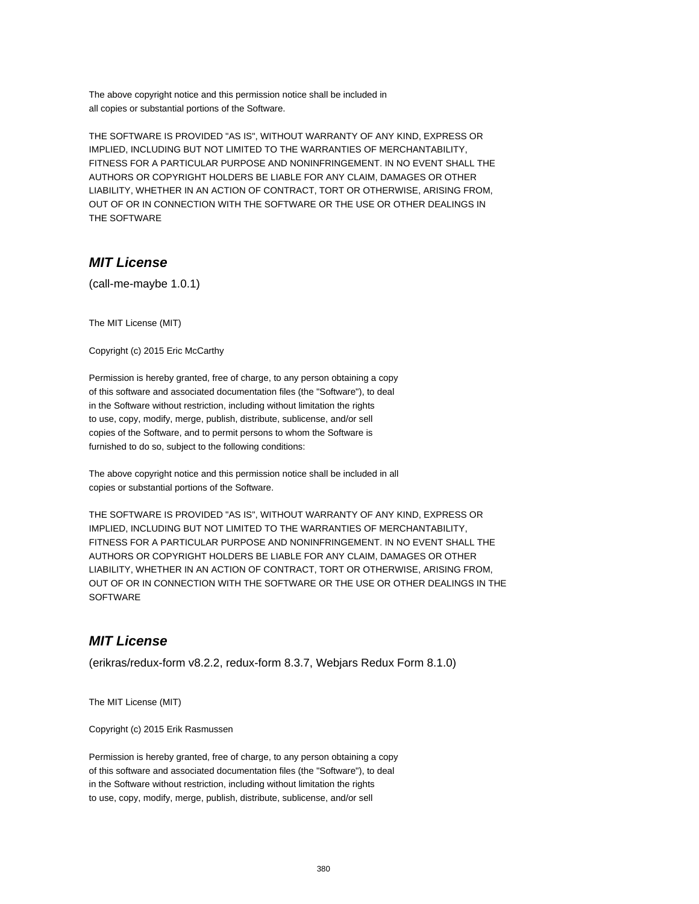The above copyright notice and this permission notice shall be included in
all copies or substantial portions of the Software.

THE SOFTWARE IS PROVIDED "AS IS", WITHOUT WARRANTY OF ANY KIND, EXPRESS OR
IMPLIED, INCLUDING BUT NOT LIMITED TO THE WARRANTIES OF MERCHANTABILITY,
FITNESS FOR A PARTICULAR PURPOSE AND NONINFRINGEMENT. IN NO EVENT SHALL THE
AUTHORS OR COPYRIGHT HOLDERS BE LIABLE FOR ANY CLAIM, DAMAGES OR OTHER
LIABILITY, WHETHER IN AN ACTION OF CONTRACT, TORT OR OTHERWISE, ARISING FROM,
OUT OF OR IN CONNECTION WITH THE SOFTWARE OR THE USE OR OTHER DEALINGS IN
THE SOFTWARE

## *MIT License*

(call-me-maybe 1.0.1)

The MIT License (MIT)

Copyright (c) 2015 Eric McCarthy

Permission is hereby granted, free of charge, to any person obtaining a copy
of this software and associated documentation files (the "Software"), to deal
in the Software without restriction, including without limitation the rights
to use, copy, modify, merge, publish, distribute, sublicense, and/or sell
copies of the Software, and to permit persons to whom the Software is
furnished to do so, subject to the following conditions:

The above copyright notice and this permission notice shall be included in all
copies or substantial portions of the Software.

THE SOFTWARE IS PROVIDED "AS IS", WITHOUT WARRANTY OF ANY KIND, EXPRESS OR
IMPLIED, INCLUDING BUT NOT LIMITED TO THE WARRANTIES OF MERCHANTABILITY,
FITNESS FOR A PARTICULAR PURPOSE AND NONINFRINGEMENT. IN NO EVENT SHALL THE
AUTHORS OR COPYRIGHT HOLDERS BE LIABLE FOR ANY CLAIM, DAMAGES OR OTHER
LIABILITY, WHETHER IN AN ACTION OF CONTRACT, TORT OR OTHERWISE, ARISING FROM,
OUT OF OR IN CONNECTION WITH THE SOFTWARE OR THE USE OR OTHER DEALINGS IN THE
SOFTWARE

## *MIT License*

(erikras/redux-form v8.2.2, redux-form 8.3.7, Webjars Redux Form 8.1.0)

The MIT License (MIT)

Copyright (c) 2015 Erik Rasmussen

Permission is hereby granted, free of charge, to any person obtaining a copy
of this software and associated documentation files (the "Software"), to deal
in the Software without restriction, including without limitation the rights
to use, copy, modify, merge, publish, distribute, sublicense, and/or sell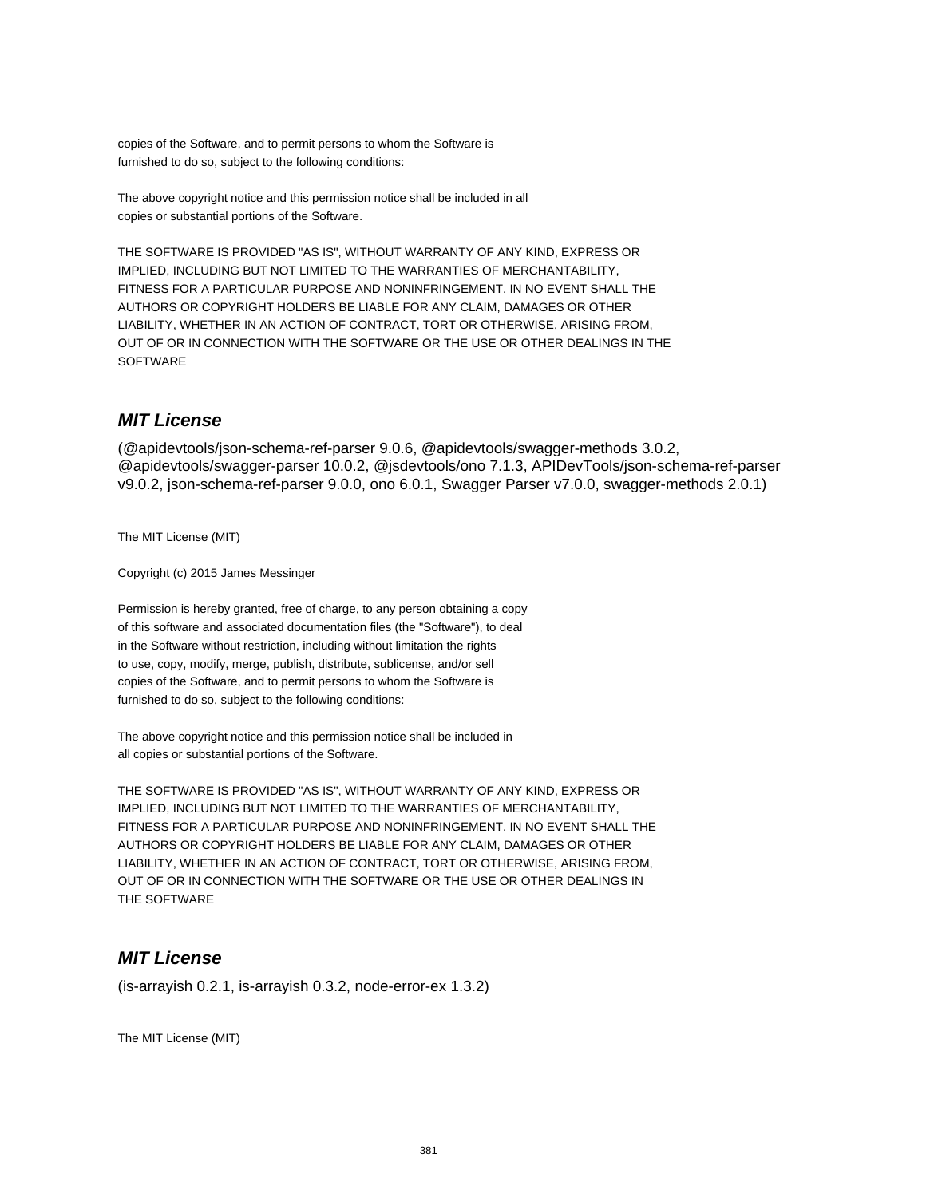copies of the Software, and to permit persons to whom the Software is
furnished to do so, subject to the following conditions:

The above copyright notice and this permission notice shall be included in all
copies or substantial portions of the Software.

THE SOFTWARE IS PROVIDED "AS IS", WITHOUT WARRANTY OF ANY KIND, EXPRESS OR
IMPLIED, INCLUDING BUT NOT LIMITED TO THE WARRANTIES OF MERCHANTABILITY,
FITNESS FOR A PARTICULAR PURPOSE AND NONINFRINGEMENT. IN NO EVENT SHALL THE
AUTHORS OR COPYRIGHT HOLDERS BE LIABLE FOR ANY CLAIM, DAMAGES OR OTHER
LIABILITY, WHETHER IN AN ACTION OF CONTRACT, TORT OR OTHERWISE, ARISING FROM,
OUT OF OR IN CONNECTION WITH THE SOFTWARE OR THE USE OR OTHER DEALINGS IN THE
SOFTWARE

## *MIT License*

(@apidevtools/json-schema-ref-parser 9.0.6, @apidevtools/swagger-methods 3.0.2, @apidevtools/swagger-parser 10.0.2, @jsdevtools/ono 7.1.3, APIDevTools/json-schema-ref-parser v9.0.2, json-schema-ref-parser 9.0.0, ono 6.0.1, Swagger Parser v7.0.0, swagger-methods 2.0.1)

The MIT License (MIT)

Copyright (c) 2015 James Messinger

Permission is hereby granted, free of charge, to any person obtaining a copy
of this software and associated documentation files (the "Software"), to deal
in the Software without restriction, including without limitation the rights
to use, copy, modify, merge, publish, distribute, sublicense, and/or sell
copies of the Software, and to permit persons to whom the Software is
furnished to do so, subject to the following conditions:

The above copyright notice and this permission notice shall be included in
all copies or substantial portions of the Software.

THE SOFTWARE IS PROVIDED "AS IS", WITHOUT WARRANTY OF ANY KIND, EXPRESS OR
IMPLIED, INCLUDING BUT NOT LIMITED TO THE WARRANTIES OF MERCHANTABILITY,
FITNESS FOR A PARTICULAR PURPOSE AND NONINFRINGEMENT. IN NO EVENT SHALL THE
AUTHORS OR COPYRIGHT HOLDERS BE LIABLE FOR ANY CLAIM, DAMAGES OR OTHER
LIABILITY, WHETHER IN AN ACTION OF CONTRACT, TORT OR OTHERWISE, ARISING FROM,
OUT OF OR IN CONNECTION WITH THE SOFTWARE OR THE USE OR OTHER DEALINGS IN
THE SOFTWARE

## *MIT License*

(is-arrayish 0.2.1, is-arrayish 0.3.2, node-error-ex 1.3.2)

The MIT License (MIT)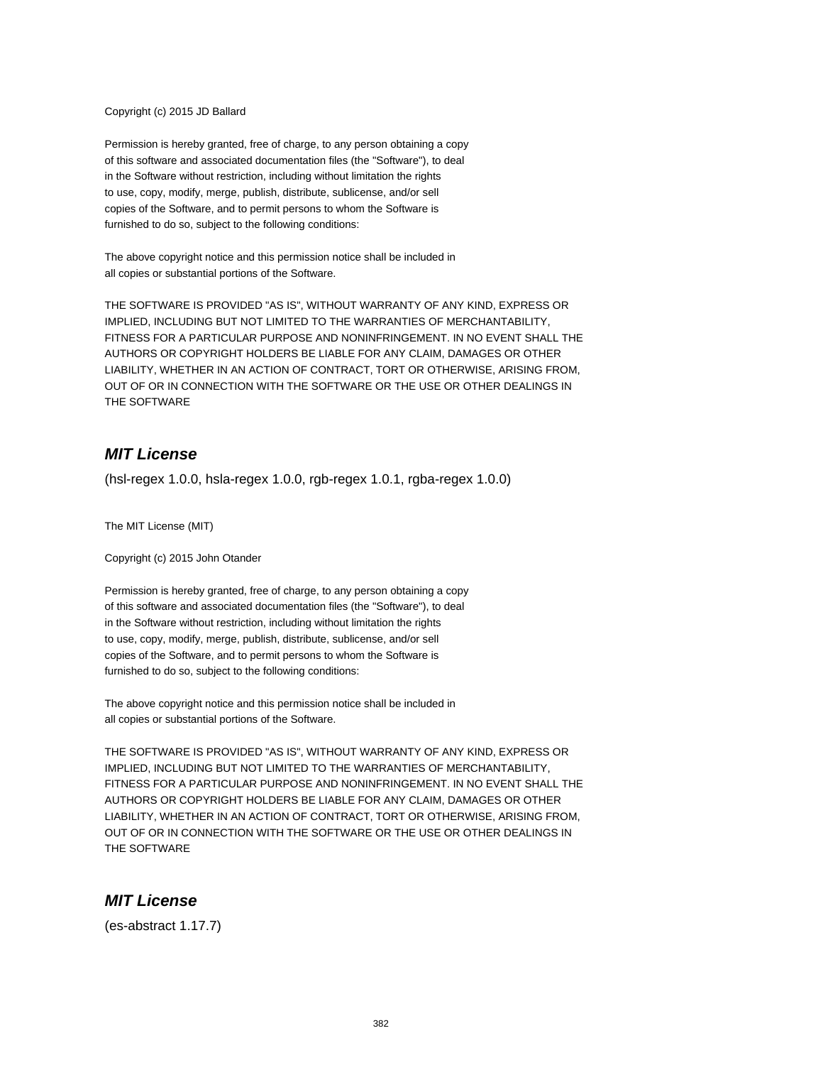Copyright (c) 2015 JD Ballard

Permission is hereby granted, free of charge, to any person obtaining a copy
of this software and associated documentation files (the "Software"), to deal
in the Software without restriction, including without limitation the rights
to use, copy, modify, merge, publish, distribute, sublicense, and/or sell
copies of the Software, and to permit persons to whom the Software is
furnished to do so, subject to the following conditions:

The above copyright notice and this permission notice shall be included in
all copies or substantial portions of the Software.

THE SOFTWARE IS PROVIDED "AS IS", WITHOUT WARRANTY OF ANY KIND, EXPRESS OR
IMPLIED, INCLUDING BUT NOT LIMITED TO THE WARRANTIES OF MERCHANTABILITY,
FITNESS FOR A PARTICULAR PURPOSE AND NONINFRINGEMENT. IN NO EVENT SHALL THE
AUTHORS OR COPYRIGHT HOLDERS BE LIABLE FOR ANY CLAIM, DAMAGES OR OTHER
LIABILITY, WHETHER IN AN ACTION OF CONTRACT, TORT OR OTHERWISE, ARISING FROM,
OUT OF OR IN CONNECTION WITH THE SOFTWARE OR THE USE OR OTHER DEALINGS IN
THE SOFTWARE

## ***MIT License***

(hsl-regex 1.0.0, hsla-regex 1.0.0, rgb-regex 1.0.1, rgba-regex 1.0.0)

The MIT License (MIT)

Copyright (c) 2015 John Otander

Permission is hereby granted, free of charge, to any person obtaining a copy
of this software and associated documentation files (the "Software"), to deal
in the Software without restriction, including without limitation the rights
to use, copy, modify, merge, publish, distribute, sublicense, and/or sell
copies of the Software, and to permit persons to whom the Software is
furnished to do so, subject to the following conditions:

The above copyright notice and this permission notice shall be included in
all copies or substantial portions of the Software.

THE SOFTWARE IS PROVIDED "AS IS", WITHOUT WARRANTY OF ANY KIND, EXPRESS OR
IMPLIED, INCLUDING BUT NOT LIMITED TO THE WARRANTIES OF MERCHANTABILITY,
FITNESS FOR A PARTICULAR PURPOSE AND NONINFRINGEMENT. IN NO EVENT SHALL THE
AUTHORS OR COPYRIGHT HOLDERS BE LIABLE FOR ANY CLAIM, DAMAGES OR OTHER
LIABILITY, WHETHER IN AN ACTION OF CONTRACT, TORT OR OTHERWISE, ARISING FROM,
OUT OF OR IN CONNECTION WITH THE SOFTWARE OR THE USE OR OTHER DEALINGS IN
THE SOFTWARE

## ***MIT License***

(es-abstract 1.17.7)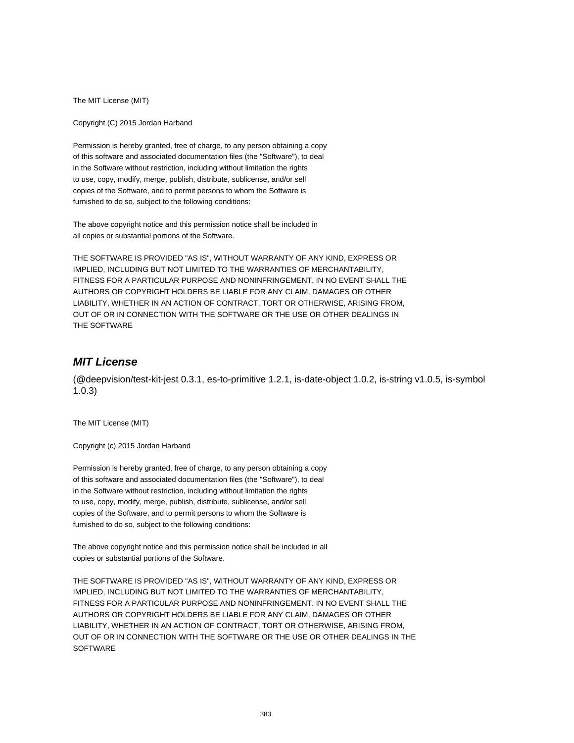The MIT License (MIT)

Copyright (C) 2015 Jordan Harband

Permission is hereby granted, free of charge, to any person obtaining a copy
of this software and associated documentation files (the "Software"), to deal
in the Software without restriction, including without limitation the rights
to use, copy, modify, merge, publish, distribute, sublicense, and/or sell
copies of the Software, and to permit persons to whom the Software is
furnished to do so, subject to the following conditions:

The above copyright notice and this permission notice shall be included in
all copies or substantial portions of the Software.

THE SOFTWARE IS PROVIDED "AS IS", WITHOUT WARRANTY OF ANY KIND, EXPRESS OR
IMPLIED, INCLUDING BUT NOT LIMITED TO THE WARRANTIES OF MERCHANTABILITY,
FITNESS FOR A PARTICULAR PURPOSE AND NONINFRINGEMENT. IN NO EVENT SHALL THE
AUTHORS OR COPYRIGHT HOLDERS BE LIABLE FOR ANY CLAIM, DAMAGES OR OTHER
LIABILITY, WHETHER IN AN ACTION OF CONTRACT, TORT OR OTHERWISE, ARISING FROM,
OUT OF OR IN CONNECTION WITH THE SOFTWARE OR THE USE OR OTHER DEALINGS IN
THE SOFTWARE

## *MIT License*

(@deepvision/test-kit-jest 0.3.1, es-to-primitive 1.2.1, is-date-object 1.0.2, is-string v1.0.5, is-symbol 1.0.3)

The MIT License (MIT)

Copyright (c) 2015 Jordan Harband

Permission is hereby granted, free of charge, to any person obtaining a copy
of this software and associated documentation files (the "Software"), to deal
in the Software without restriction, including without limitation the rights
to use, copy, modify, merge, publish, distribute, sublicense, and/or sell
copies of the Software, and to permit persons to whom the Software is
furnished to do so, subject to the following conditions:

The above copyright notice and this permission notice shall be included in all
copies or substantial portions of the Software.

THE SOFTWARE IS PROVIDED "AS IS", WITHOUT WARRANTY OF ANY KIND, EXPRESS OR
IMPLIED, INCLUDING BUT NOT LIMITED TO THE WARRANTIES OF MERCHANTABILITY,
FITNESS FOR A PARTICULAR PURPOSE AND NONINFRINGEMENT. IN NO EVENT SHALL THE
AUTHORS OR COPYRIGHT HOLDERS BE LIABLE FOR ANY CLAIM, DAMAGES OR OTHER
LIABILITY, WHETHER IN AN ACTION OF CONTRACT, TORT OR OTHERWISE, ARISING FROM,
OUT OF OR IN CONNECTION WITH THE SOFTWARE OR THE USE OR OTHER DEALINGS IN THE
SOFTWARE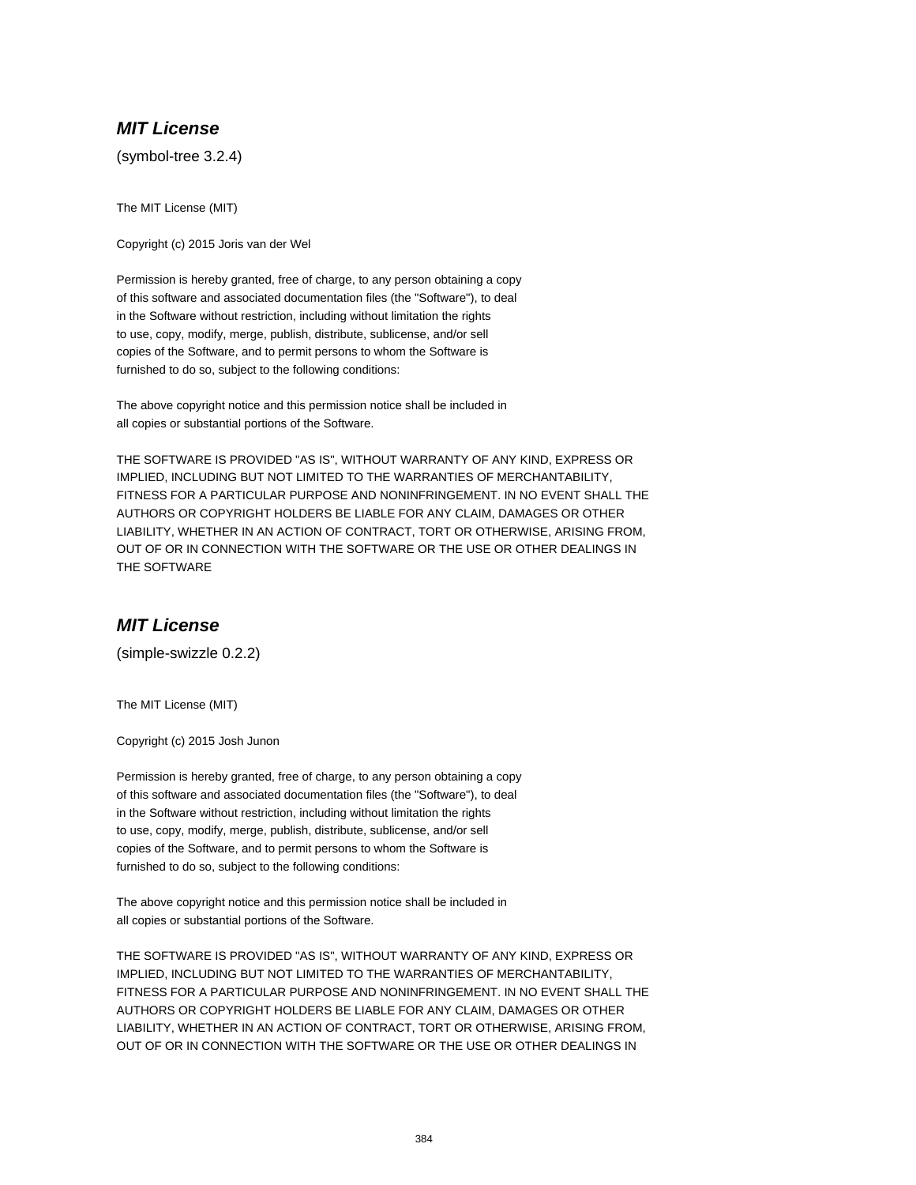### ***MIT License***

(symbol-tree 3.2.4)

The MIT License (MIT)

Copyright (c) 2015 Joris van der Wel

Permission is hereby granted, free of charge, to any person obtaining a copy
of this software and associated documentation files (the "Software"), to deal
in the Software without restriction, including without limitation the rights
to use, copy, modify, merge, publish, distribute, sublicense, and/or sell
copies of the Software, and to permit persons to whom the Software is
furnished to do so, subject to the following conditions:

The above copyright notice and this permission notice shall be included in
all copies or substantial portions of the Software.

THE SOFTWARE IS PROVIDED "AS IS", WITHOUT WARRANTY OF ANY KIND, EXPRESS OR
IMPLIED, INCLUDING BUT NOT LIMITED TO THE WARRANTIES OF MERCHANTABILITY,
FITNESS FOR A PARTICULAR PURPOSE AND NONINFRINGEMENT. IN NO EVENT SHALL THE
AUTHORS OR COPYRIGHT HOLDERS BE LIABLE FOR ANY CLAIM, DAMAGES OR OTHER
LIABILITY, WHETHER IN AN ACTION OF CONTRACT, TORT OR OTHERWISE, ARISING FROM,
OUT OF OR IN CONNECTION WITH THE SOFTWARE OR THE USE OR OTHER DEALINGS IN
THE SOFTWARE

### ***MIT License***

(simple-swizzle 0.2.2)

The MIT License (MIT)

Copyright (c) 2015 Josh Junon

Permission is hereby granted, free of charge, to any person obtaining a copy
of this software and associated documentation files (the "Software"), to deal
in the Software without restriction, including without limitation the rights
to use, copy, modify, merge, publish, distribute, sublicense, and/or sell
copies of the Software, and to permit persons to whom the Software is
furnished to do so, subject to the following conditions:

The above copyright notice and this permission notice shall be included in
all copies or substantial portions of the Software.

THE SOFTWARE IS PROVIDED "AS IS", WITHOUT WARRANTY OF ANY KIND, EXPRESS OR
IMPLIED, INCLUDING BUT NOT LIMITED TO THE WARRANTIES OF MERCHANTABILITY,
FITNESS FOR A PARTICULAR PURPOSE AND NONINFRINGEMENT. IN NO EVENT SHALL THE
AUTHORS OR COPYRIGHT HOLDERS BE LIABLE FOR ANY CLAIM, DAMAGES OR OTHER
LIABILITY, WHETHER IN AN ACTION OF CONTRACT, TORT OR OTHERWISE, ARISING FROM,
OUT OF OR IN CONNECTION WITH THE SOFTWARE OR THE USE OR OTHER DEALINGS IN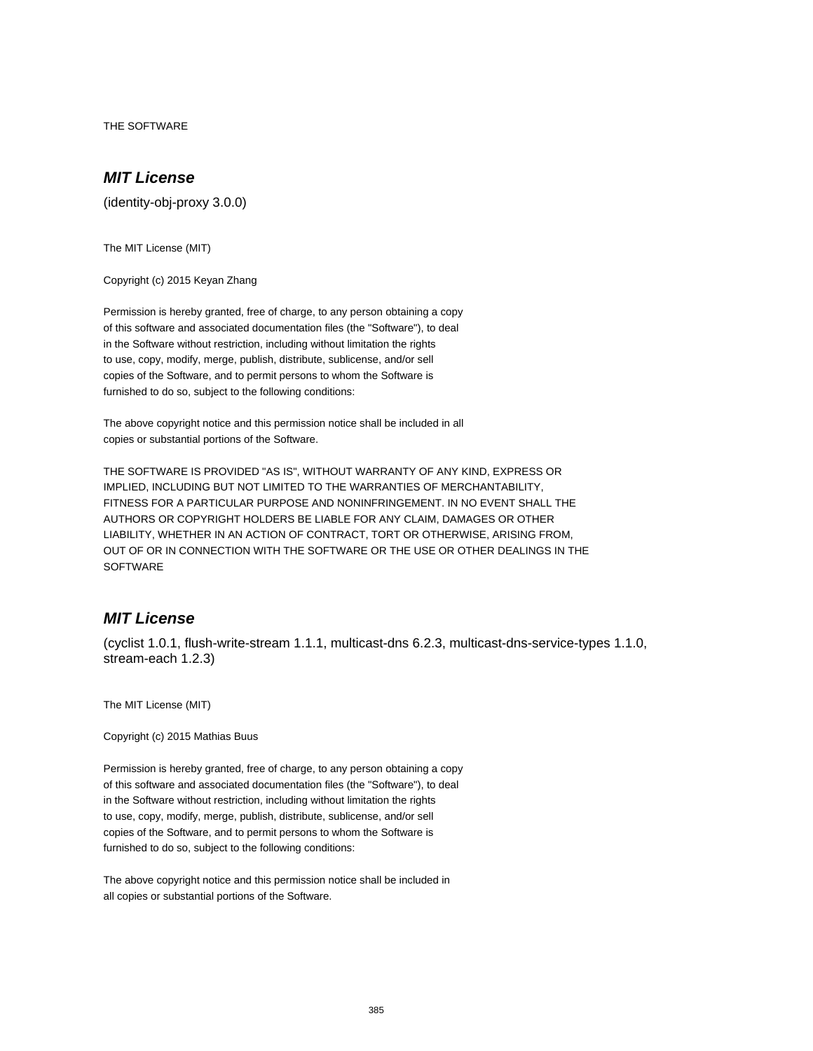THE SOFTWARE

## *MIT License*

(identity-obj-proxy 3.0.0)

The MIT License (MIT)

Copyright (c) 2015 Keyan Zhang

Permission is hereby granted, free of charge, to any person obtaining a copy
of this software and associated documentation files (the "Software"), to deal
in the Software without restriction, including without limitation the rights
to use, copy, modify, merge, publish, distribute, sublicense, and/or sell
copies of the Software, and to permit persons to whom the Software is
furnished to do so, subject to the following conditions:

The above copyright notice and this permission notice shall be included in all
copies or substantial portions of the Software.

THE SOFTWARE IS PROVIDED "AS IS", WITHOUT WARRANTY OF ANY KIND, EXPRESS OR
IMPLIED, INCLUDING BUT NOT LIMITED TO THE WARRANTIES OF MERCHANTABILITY,
FITNESS FOR A PARTICULAR PURPOSE AND NONINFRINGEMENT. IN NO EVENT SHALL THE
AUTHORS OR COPYRIGHT HOLDERS BE LIABLE FOR ANY CLAIM, DAMAGES OR OTHER
LIABILITY, WHETHER IN AN ACTION OF CONTRACT, TORT OR OTHERWISE, ARISING FROM,
OUT OF OR IN CONNECTION WITH THE SOFTWARE OR THE USE OR OTHER DEALINGS IN THE
SOFTWARE

## *MIT License*

(cyclist 1.0.1, flush-write-stream 1.1.1, multicast-dns 6.2.3, multicast-dns-service-types 1.1.0, stream-each 1.2.3)

The MIT License (MIT)

Copyright (c) 2015 Mathias Buus

Permission is hereby granted, free of charge, to any person obtaining a copy
of this software and associated documentation files (the "Software"), to deal
in the Software without restriction, including without limitation the rights
to use, copy, modify, merge, publish, distribute, sublicense, and/or sell
copies of the Software, and to permit persons to whom the Software is
furnished to do so, subject to the following conditions:

The above copyright notice and this permission notice shall be included in
all copies or substantial portions of the Software.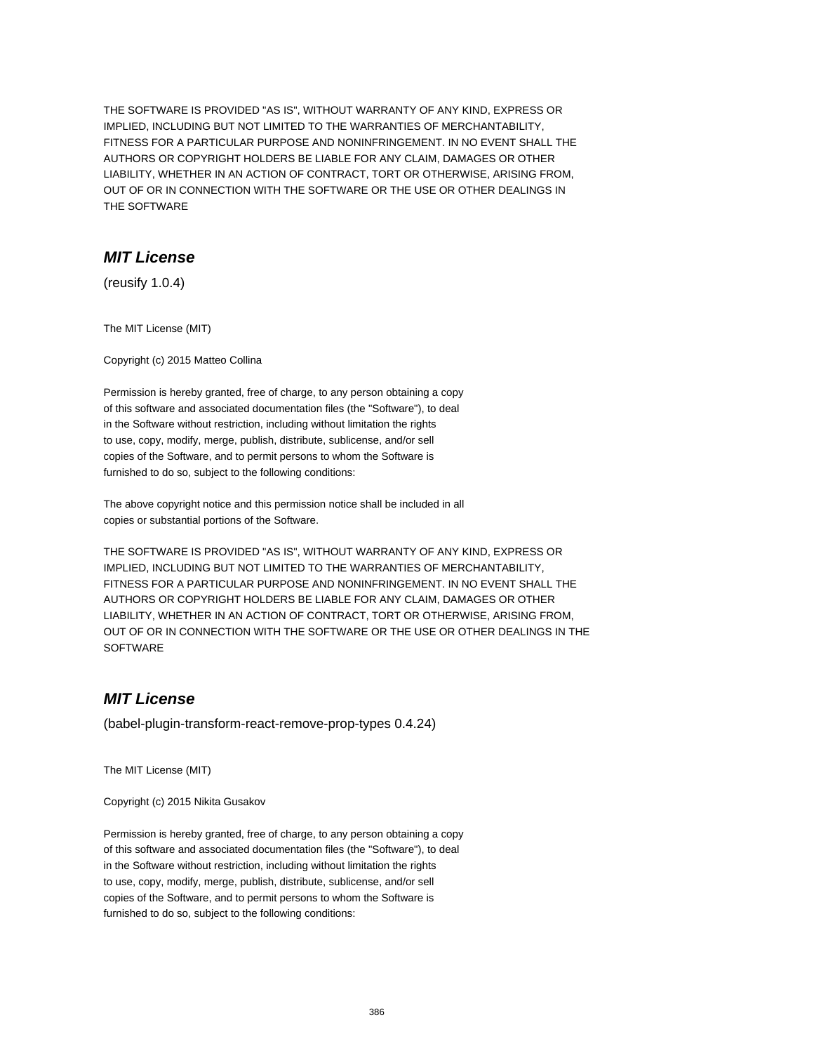THE SOFTWARE IS PROVIDED "AS IS", WITHOUT WARRANTY OF ANY KIND, EXPRESS OR
IMPLIED, INCLUDING BUT NOT LIMITED TO THE WARRANTIES OF MERCHANTABILITY,
FITNESS FOR A PARTICULAR PURPOSE AND NONINFRINGEMENT. IN NO EVENT SHALL THE
AUTHORS OR COPYRIGHT HOLDERS BE LIABLE FOR ANY CLAIM, DAMAGES OR OTHER
LIABILITY, WHETHER IN AN ACTION OF CONTRACT, TORT OR OTHERWISE, ARISING FROM,
OUT OF OR IN CONNECTION WITH THE SOFTWARE OR THE USE OR OTHER DEALINGS IN
THE SOFTWARE

## *MIT License*

(reusify 1.0.4)

The MIT License (MIT)

Copyright (c) 2015 Matteo Collina

Permission is hereby granted, free of charge, to any person obtaining a copy
of this software and associated documentation files (the "Software"), to deal
in the Software without restriction, including without limitation the rights
to use, copy, modify, merge, publish, distribute, sublicense, and/or sell
copies of the Software, and to permit persons to whom the Software is
furnished to do so, subject to the following conditions:

The above copyright notice and this permission notice shall be included in all
copies or substantial portions of the Software.

THE SOFTWARE IS PROVIDED "AS IS", WITHOUT WARRANTY OF ANY KIND, EXPRESS OR
IMPLIED, INCLUDING BUT NOT LIMITED TO THE WARRANTIES OF MERCHANTABILITY,
FITNESS FOR A PARTICULAR PURPOSE AND NONINFRINGEMENT. IN NO EVENT SHALL THE
AUTHORS OR COPYRIGHT HOLDERS BE LIABLE FOR ANY CLAIM, DAMAGES OR OTHER
LIABILITY, WHETHER IN AN ACTION OF CONTRACT, TORT OR OTHERWISE, ARISING FROM,
OUT OF OR IN CONNECTION WITH THE SOFTWARE OR THE USE OR OTHER DEALINGS IN THE
SOFTWARE

## *MIT License*

(babel-plugin-transform-react-remove-prop-types 0.4.24)

The MIT License (MIT)

Copyright (c) 2015 Nikita Gusakov

Permission is hereby granted, free of charge, to any person obtaining a copy
of this software and associated documentation files (the "Software"), to deal
in the Software without restriction, including without limitation the rights
to use, copy, modify, merge, publish, distribute, sublicense, and/or sell
copies of the Software, and to permit persons to whom the Software is
furnished to do so, subject to the following conditions: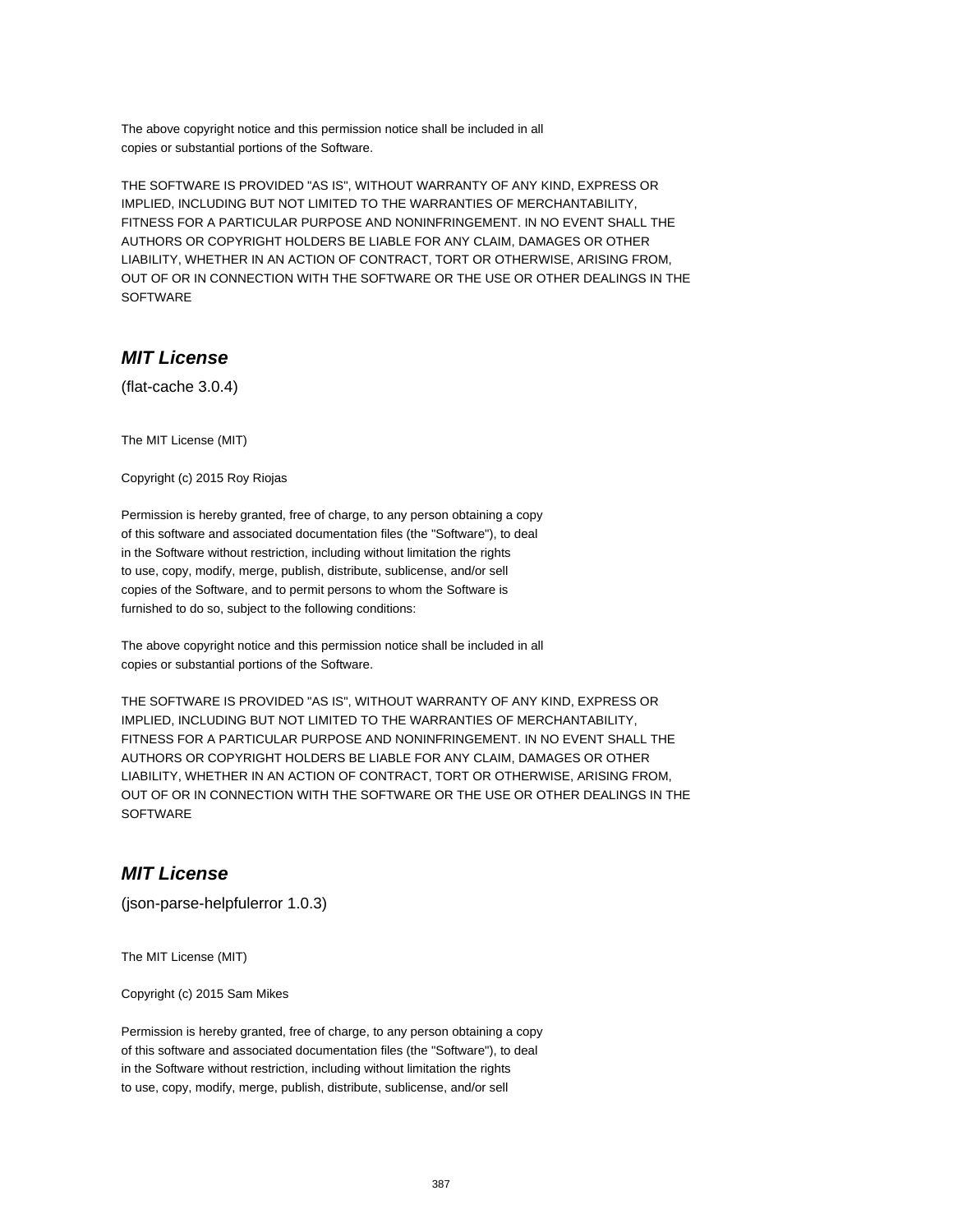The above copyright notice and this permission notice shall be included in all
copies or substantial portions of the Software.

THE SOFTWARE IS PROVIDED "AS IS", WITHOUT WARRANTY OF ANY KIND, EXPRESS OR
IMPLIED, INCLUDING BUT NOT LIMITED TO THE WARRANTIES OF MERCHANTABILITY,
FITNESS FOR A PARTICULAR PURPOSE AND NONINFRINGEMENT. IN NO EVENT SHALL THE
AUTHORS OR COPYRIGHT HOLDERS BE LIABLE FOR ANY CLAIM, DAMAGES OR OTHER
LIABILITY, WHETHER IN AN ACTION OF CONTRACT, TORT OR OTHERWISE, ARISING FROM,
OUT OF OR IN CONNECTION WITH THE SOFTWARE OR THE USE OR OTHER DEALINGS IN THE
SOFTWARE

## *MIT License*

(flat-cache 3.0.4)

The MIT License (MIT)

Copyright (c) 2015 Roy Riojas

Permission is hereby granted, free of charge, to any person obtaining a copy
of this software and associated documentation files (the "Software"), to deal
in the Software without restriction, including without limitation the rights
to use, copy, modify, merge, publish, distribute, sublicense, and/or sell
copies of the Software, and to permit persons to whom the Software is
furnished to do so, subject to the following conditions:

The above copyright notice and this permission notice shall be included in all
copies or substantial portions of the Software.

THE SOFTWARE IS PROVIDED "AS IS", WITHOUT WARRANTY OF ANY KIND, EXPRESS OR
IMPLIED, INCLUDING BUT NOT LIMITED TO THE WARRANTIES OF MERCHANTABILITY,
FITNESS FOR A PARTICULAR PURPOSE AND NONINFRINGEMENT. IN NO EVENT SHALL THE
AUTHORS OR COPYRIGHT HOLDERS BE LIABLE FOR ANY CLAIM, DAMAGES OR OTHER
LIABILITY, WHETHER IN AN ACTION OF CONTRACT, TORT OR OTHERWISE, ARISING FROM,
OUT OF OR IN CONNECTION WITH THE SOFTWARE OR THE USE OR OTHER DEALINGS IN THE
SOFTWARE

## *MIT License*

(json-parse-helpfulerror 1.0.3)

The MIT License (MIT)

Copyright (c) 2015 Sam Mikes

Permission is hereby granted, free of charge, to any person obtaining a copy
of this software and associated documentation files (the "Software"), to deal
in the Software without restriction, including without limitation the rights
to use, copy, modify, merge, publish, distribute, sublicense, and/or sell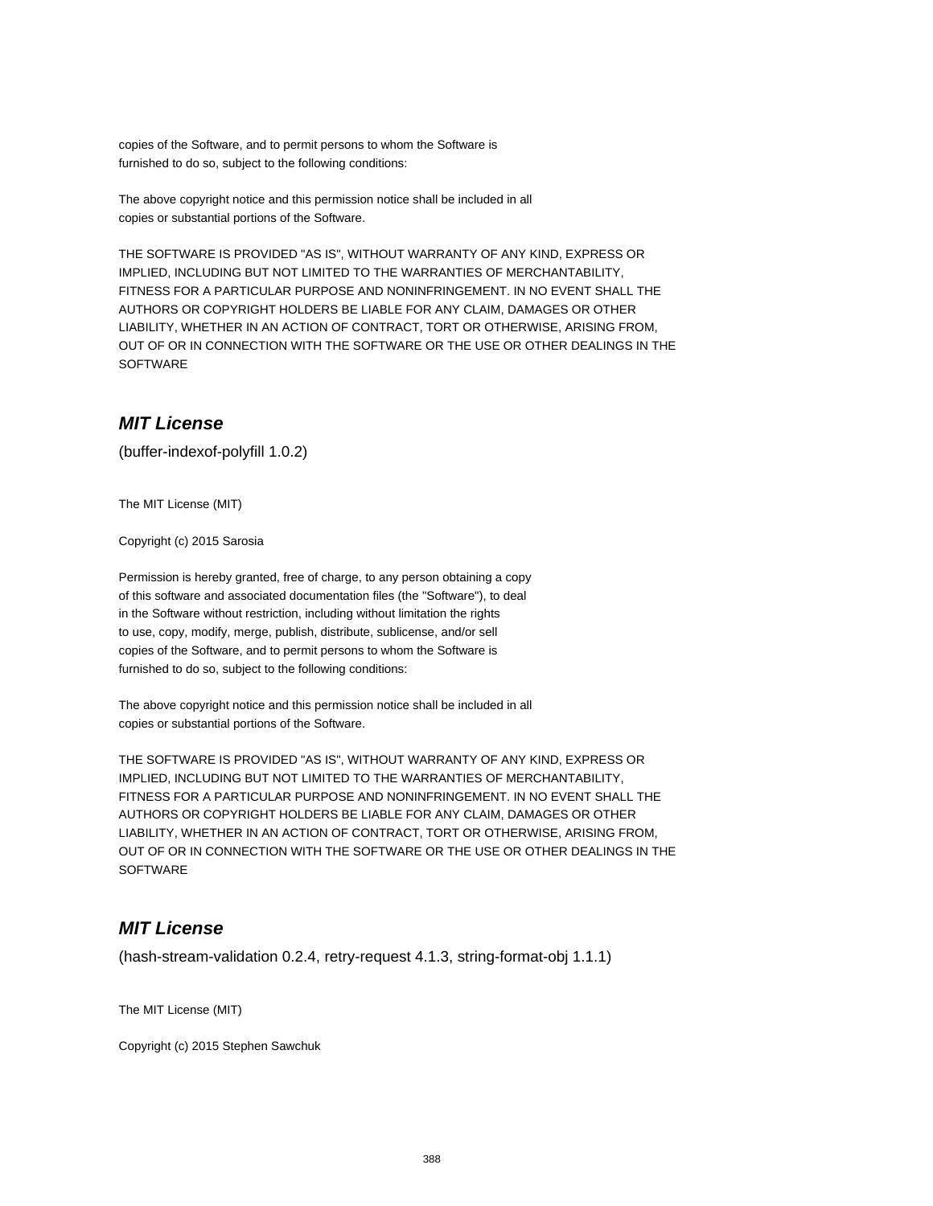copies of the Software, and to permit persons to whom the Software is
furnished to do so, subject to the following conditions:

The above copyright notice and this permission notice shall be included in all
copies or substantial portions of the Software.

THE SOFTWARE IS PROVIDED "AS IS", WITHOUT WARRANTY OF ANY KIND, EXPRESS OR
IMPLIED, INCLUDING BUT NOT LIMITED TO THE WARRANTIES OF MERCHANTABILITY,
FITNESS FOR A PARTICULAR PURPOSE AND NONINFRINGEMENT. IN NO EVENT SHALL THE
AUTHORS OR COPYRIGHT HOLDERS BE LIABLE FOR ANY CLAIM, DAMAGES OR OTHER
LIABILITY, WHETHER IN AN ACTION OF CONTRACT, TORT OR OTHERWISE, ARISING FROM,
OUT OF OR IN CONNECTION WITH THE SOFTWARE OR THE USE OR OTHER DEALINGS IN THE
SOFTWARE

## *MIT License*

(buffer-indexof-polyfill 1.0.2)

The MIT License (MIT)

Copyright (c) 2015 Sarosia

Permission is hereby granted, free of charge, to any person obtaining a copy
of this software and associated documentation files (the "Software"), to deal
in the Software without restriction, including without limitation the rights
to use, copy, modify, merge, publish, distribute, sublicense, and/or sell
copies of the Software, and to permit persons to whom the Software is
furnished to do so, subject to the following conditions:

The above copyright notice and this permission notice shall be included in all
copies or substantial portions of the Software.

THE SOFTWARE IS PROVIDED "AS IS", WITHOUT WARRANTY OF ANY KIND, EXPRESS OR
IMPLIED, INCLUDING BUT NOT LIMITED TO THE WARRANTIES OF MERCHANTABILITY,
FITNESS FOR A PARTICULAR PURPOSE AND NONINFRINGEMENT. IN NO EVENT SHALL THE
AUTHORS OR COPYRIGHT HOLDERS BE LIABLE FOR ANY CLAIM, DAMAGES OR OTHER
LIABILITY, WHETHER IN AN ACTION OF CONTRACT, TORT OR OTHERWISE, ARISING FROM,
OUT OF OR IN CONNECTION WITH THE SOFTWARE OR THE USE OR OTHER DEALINGS IN THE
SOFTWARE

## *MIT License*

(hash-stream-validation 0.2.4, retry-request 4.1.3, string-format-obj 1.1.1)

The MIT License (MIT)

Copyright (c) 2015 Stephen Sawchuk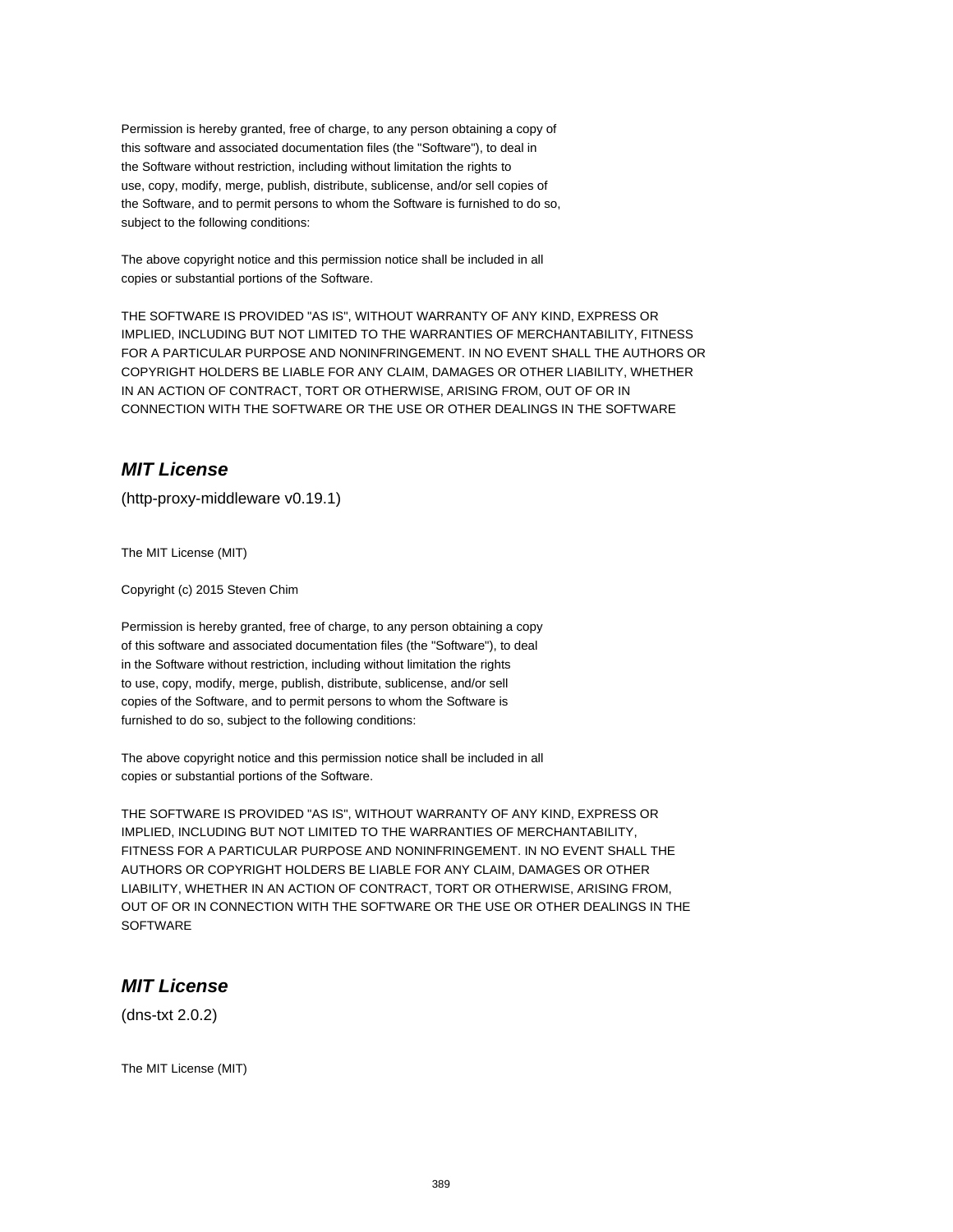Permission is hereby granted, free of charge, to any person obtaining a copy of this software and associated documentation files (the "Software"), to deal in the Software without restriction, including without limitation the rights to use, copy, modify, merge, publish, distribute, sublicense, and/or sell copies of the Software, and to permit persons to whom the Software is furnished to do so, subject to the following conditions:

The above copyright notice and this permission notice shall be included in all copies or substantial portions of the Software.

THE SOFTWARE IS PROVIDED "AS IS", WITHOUT WARRANTY OF ANY KIND, EXPRESS OR IMPLIED, INCLUDING BUT NOT LIMITED TO THE WARRANTIES OF MERCHANTABILITY, FITNESS FOR A PARTICULAR PURPOSE AND NONINFRINGEMENT. IN NO EVENT SHALL THE AUTHORS OR COPYRIGHT HOLDERS BE LIABLE FOR ANY CLAIM, DAMAGES OR OTHER LIABILITY, WHETHER IN AN ACTION OF CONTRACT, TORT OR OTHERWISE, ARISING FROM, OUT OF OR IN CONNECTION WITH THE SOFTWARE OR THE USE OR OTHER DEALINGS IN THE SOFTWARE

## ***MIT License***

(http-proxy-middleware v0.19.1)

The MIT License (MIT)

Copyright (c) 2015 Steven Chim

Permission is hereby granted, free of charge, to any person obtaining a copy of this software and associated documentation files (the "Software"), to deal in the Software without restriction, including without limitation the rights to use, copy, modify, merge, publish, distribute, sublicense, and/or sell copies of the Software, and to permit persons to whom the Software is furnished to do so, subject to the following conditions:

The above copyright notice and this permission notice shall be included in all copies or substantial portions of the Software.

THE SOFTWARE IS PROVIDED "AS IS", WITHOUT WARRANTY OF ANY KIND, EXPRESS OR IMPLIED, INCLUDING BUT NOT LIMITED TO THE WARRANTIES OF MERCHANTABILITY, FITNESS FOR A PARTICULAR PURPOSE AND NONINFRINGEMENT. IN NO EVENT SHALL THE AUTHORS OR COPYRIGHT HOLDERS BE LIABLE FOR ANY CLAIM, DAMAGES OR OTHER LIABILITY, WHETHER IN AN ACTION OF CONTRACT, TORT OR OTHERWISE, ARISING FROM, OUT OF OR IN CONNECTION WITH THE SOFTWARE OR THE USE OR OTHER DEALINGS IN THE SOFTWARE

## ***MIT License***

(dns-txt 2.0.2)

The MIT License (MIT)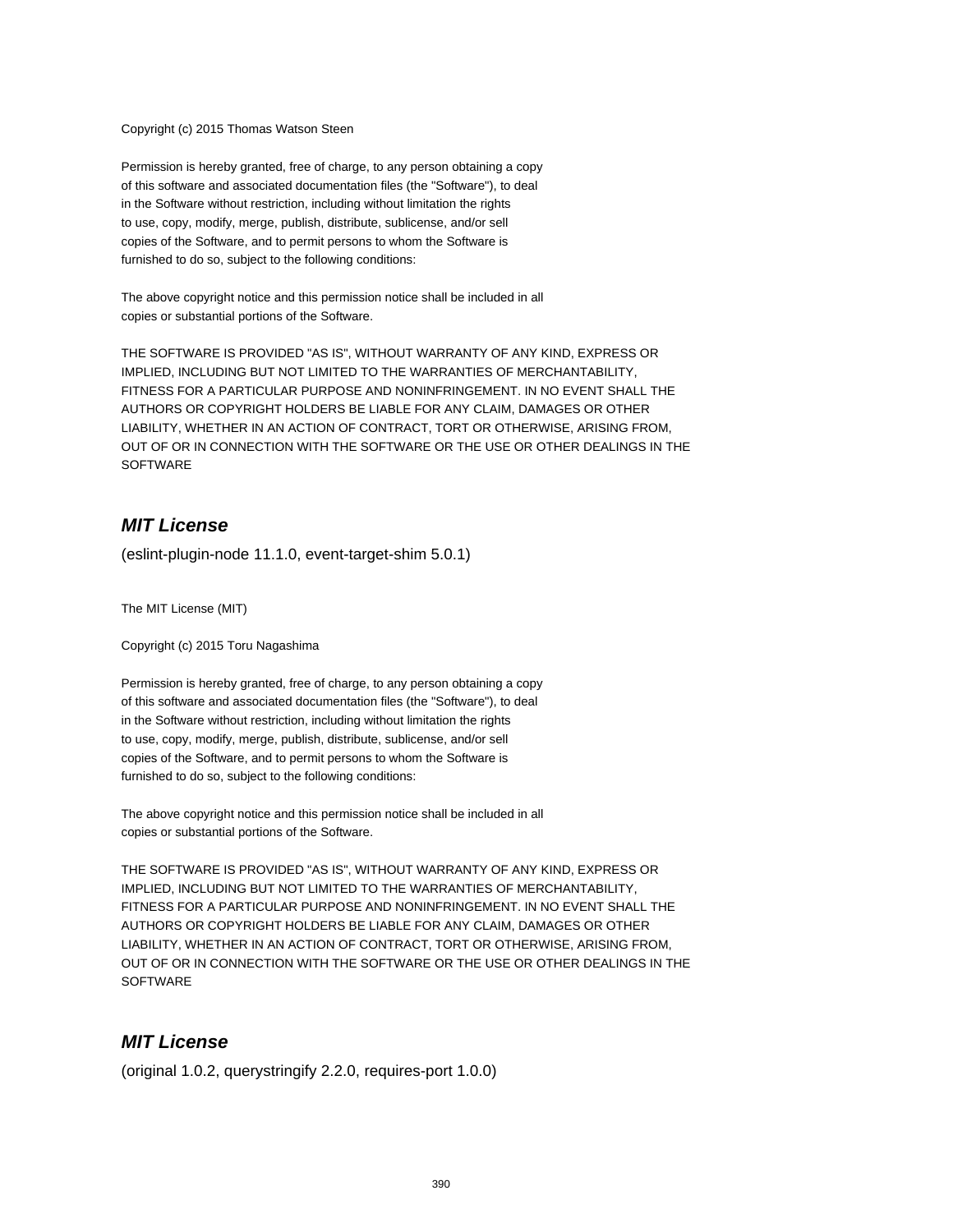Copyright (c) 2015 Thomas Watson Steen

Permission is hereby granted, free of charge, to any person obtaining a copy
of this software and associated documentation files (the "Software"), to deal
in the Software without restriction, including without limitation the rights
to use, copy, modify, merge, publish, distribute, sublicense, and/or sell
copies of the Software, and to permit persons to whom the Software is
furnished to do so, subject to the following conditions:

The above copyright notice and this permission notice shall be included in all
copies or substantial portions of the Software.

THE SOFTWARE IS PROVIDED "AS IS", WITHOUT WARRANTY OF ANY KIND, EXPRESS OR
IMPLIED, INCLUDING BUT NOT LIMITED TO THE WARRANTIES OF MERCHANTABILITY,
FITNESS FOR A PARTICULAR PURPOSE AND NONINFRINGEMENT. IN NO EVENT SHALL THE
AUTHORS OR COPYRIGHT HOLDERS BE LIABLE FOR ANY CLAIM, DAMAGES OR OTHER
LIABILITY, WHETHER IN AN ACTION OF CONTRACT, TORT OR OTHERWISE, ARISING FROM,
OUT OF OR IN CONNECTION WITH THE SOFTWARE OR THE USE OR OTHER DEALINGS IN THE
SOFTWARE

## *MIT License*

(eslint-plugin-node 11.1.0, event-target-shim 5.0.1)

The MIT License (MIT)

Copyright (c) 2015 Toru Nagashima

Permission is hereby granted, free of charge, to any person obtaining a copy
of this software and associated documentation files (the "Software"), to deal
in the Software without restriction, including without limitation the rights
to use, copy, modify, merge, publish, distribute, sublicense, and/or sell
copies of the Software, and to permit persons to whom the Software is
furnished to do so, subject to the following conditions:

The above copyright notice and this permission notice shall be included in all
copies or substantial portions of the Software.

THE SOFTWARE IS PROVIDED "AS IS", WITHOUT WARRANTY OF ANY KIND, EXPRESS OR
IMPLIED, INCLUDING BUT NOT LIMITED TO THE WARRANTIES OF MERCHANTABILITY,
FITNESS FOR A PARTICULAR PURPOSE AND NONINFRINGEMENT. IN NO EVENT SHALL THE
AUTHORS OR COPYRIGHT HOLDERS BE LIABLE FOR ANY CLAIM, DAMAGES OR OTHER
LIABILITY, WHETHER IN AN ACTION OF CONTRACT, TORT OR OTHERWISE, ARISING FROM,
OUT OF OR IN CONNECTION WITH THE SOFTWARE OR THE USE OR OTHER DEALINGS IN THE
SOFTWARE

## *MIT License*

(original 1.0.2, querystringify 2.2.0, requires-port 1.0.0)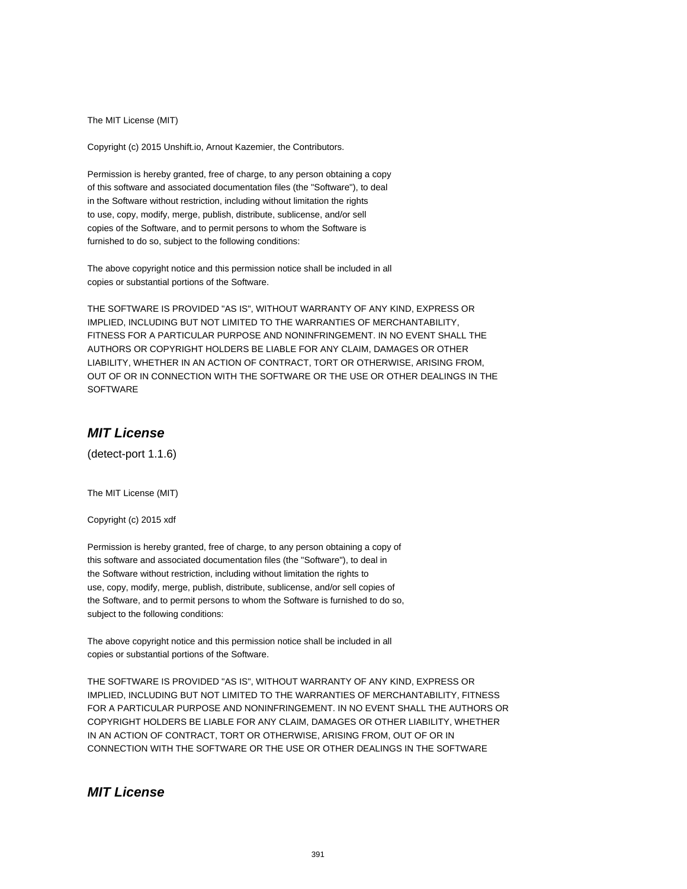The MIT License (MIT)

Copyright (c) 2015 Unshift.io, Arnout Kazemier, the Contributors.

Permission is hereby granted, free of charge, to any person obtaining a copy
of this software and associated documentation files (the "Software"), to deal
in the Software without restriction, including without limitation the rights
to use, copy, modify, merge, publish, distribute, sublicense, and/or sell
copies of the Software, and to permit persons to whom the Software is
furnished to do so, subject to the following conditions:

The above copyright notice and this permission notice shall be included in all
copies or substantial portions of the Software.

THE SOFTWARE IS PROVIDED "AS IS", WITHOUT WARRANTY OF ANY KIND, EXPRESS OR
IMPLIED, INCLUDING BUT NOT LIMITED TO THE WARRANTIES OF MERCHANTABILITY,
FITNESS FOR A PARTICULAR PURPOSE AND NONINFRINGEMENT. IN NO EVENT SHALL THE
AUTHORS OR COPYRIGHT HOLDERS BE LIABLE FOR ANY CLAIM, DAMAGES OR OTHER
LIABILITY, WHETHER IN AN ACTION OF CONTRACT, TORT OR OTHERWISE, ARISING FROM,
OUT OF OR IN CONNECTION WITH THE SOFTWARE OR THE USE OR OTHER DEALINGS IN THE
SOFTWARE

## *MIT License*

(detect-port 1.1.6)

The MIT License (MIT)

Copyright (c) 2015 xdf

Permission is hereby granted, free of charge, to any person obtaining a copy of
this software and associated documentation files (the "Software"), to deal in
the Software without restriction, including without limitation the rights to
use, copy, modify, merge, publish, distribute, sublicense, and/or sell copies of
the Software, and to permit persons to whom the Software is furnished to do so,
subject to the following conditions:

The above copyright notice and this permission notice shall be included in all
copies or substantial portions of the Software.

THE SOFTWARE IS PROVIDED "AS IS", WITHOUT WARRANTY OF ANY KIND, EXPRESS OR
IMPLIED, INCLUDING BUT NOT LIMITED TO THE WARRANTIES OF MERCHANTABILITY, FITNESS
FOR A PARTICULAR PURPOSE AND NONINFRINGEMENT. IN NO EVENT SHALL THE AUTHORS OR
COPYRIGHT HOLDERS BE LIABLE FOR ANY CLAIM, DAMAGES OR OTHER LIABILITY, WHETHER
IN AN ACTION OF CONTRACT, TORT OR OTHERWISE, ARISING FROM, OUT OF OR IN
CONNECTION WITH THE SOFTWARE OR THE USE OR OTHER DEALINGS IN THE SOFTWARE

## *MIT License*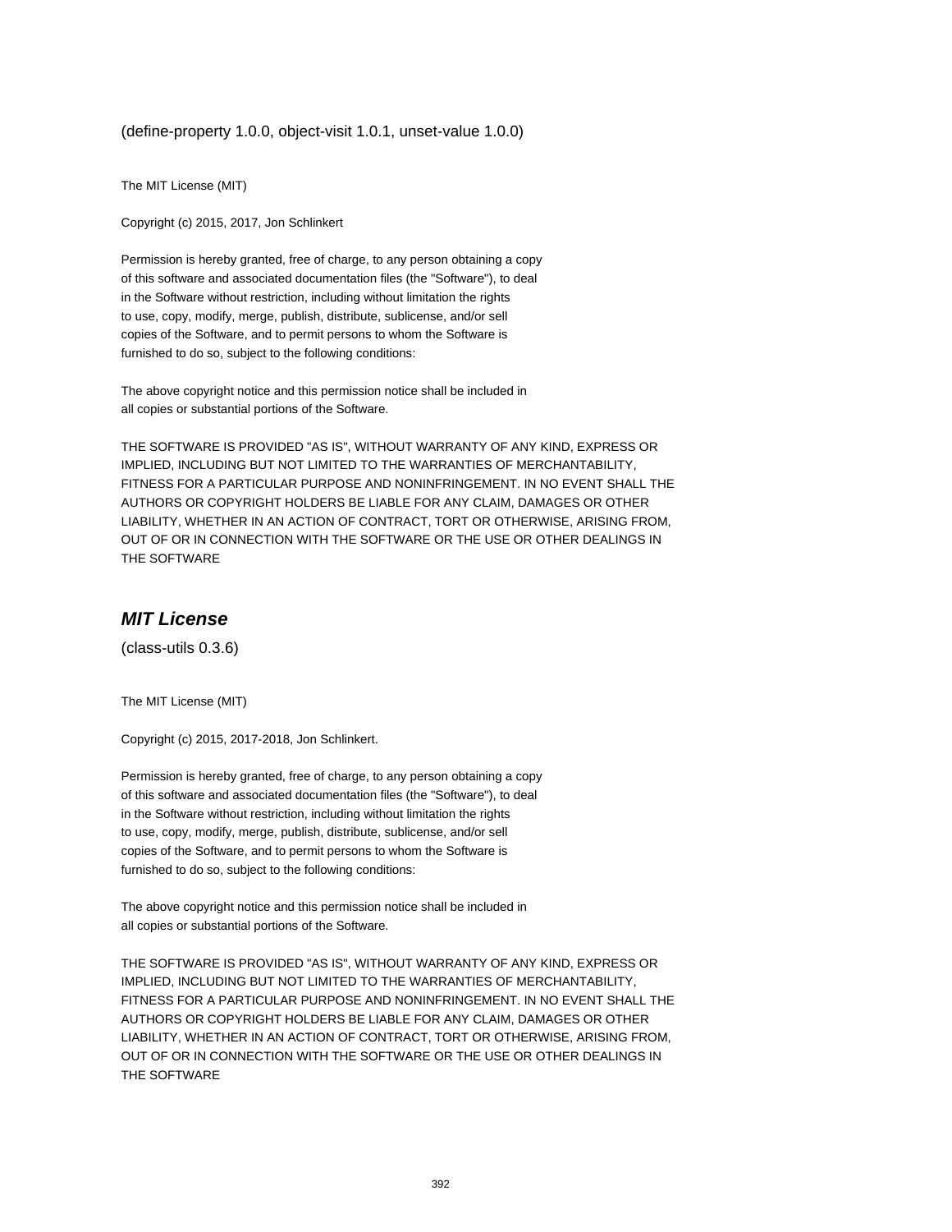(define-property 1.0.0, object-visit 1.0.1, unset-value 1.0.0)

The MIT License (MIT)

Copyright (c) 2015, 2017, Jon Schlinkert

Permission is hereby granted, free of charge, to any person obtaining a copy
of this software and associated documentation files (the "Software"), to deal
in the Software without restriction, including without limitation the rights
to use, copy, modify, merge, publish, distribute, sublicense, and/or sell
copies of the Software, and to permit persons to whom the Software is
furnished to do so, subject to the following conditions:

The above copyright notice and this permission notice shall be included in
all copies or substantial portions of the Software.

THE SOFTWARE IS PROVIDED "AS IS", WITHOUT WARRANTY OF ANY KIND, EXPRESS OR
IMPLIED, INCLUDING BUT NOT LIMITED TO THE WARRANTIES OF MERCHANTABILITY,
FITNESS FOR A PARTICULAR PURPOSE AND NONINFRINGEMENT. IN NO EVENT SHALL THE
AUTHORS OR COPYRIGHT HOLDERS BE LIABLE FOR ANY CLAIM, DAMAGES OR OTHER
LIABILITY, WHETHER IN AN ACTION OF CONTRACT, TORT OR OTHERWISE, ARISING FROM,
OUT OF OR IN CONNECTION WITH THE SOFTWARE OR THE USE OR OTHER DEALINGS IN
THE SOFTWARE

## *MIT License*

(class-utils 0.3.6)

The MIT License (MIT)

Copyright (c) 2015, 2017-2018, Jon Schlinkert.

Permission is hereby granted, free of charge, to any person obtaining a copy
of this software and associated documentation files (the "Software"), to deal
in the Software without restriction, including without limitation the rights
to use, copy, modify, merge, publish, distribute, sublicense, and/or sell
copies of the Software, and to permit persons to whom the Software is
furnished to do so, subject to the following conditions:

The above copyright notice and this permission notice shall be included in
all copies or substantial portions of the Software.

THE SOFTWARE IS PROVIDED "AS IS", WITHOUT WARRANTY OF ANY KIND, EXPRESS OR
IMPLIED, INCLUDING BUT NOT LIMITED TO THE WARRANTIES OF MERCHANTABILITY,
FITNESS FOR A PARTICULAR PURPOSE AND NONINFRINGEMENT. IN NO EVENT SHALL THE
AUTHORS OR COPYRIGHT HOLDERS BE LIABLE FOR ANY CLAIM, DAMAGES OR OTHER
LIABILITY, WHETHER IN AN ACTION OF CONTRACT, TORT OR OTHERWISE, ARISING FROM,
OUT OF OR IN CONNECTION WITH THE SOFTWARE OR THE USE OR OTHER DEALINGS IN
THE SOFTWARE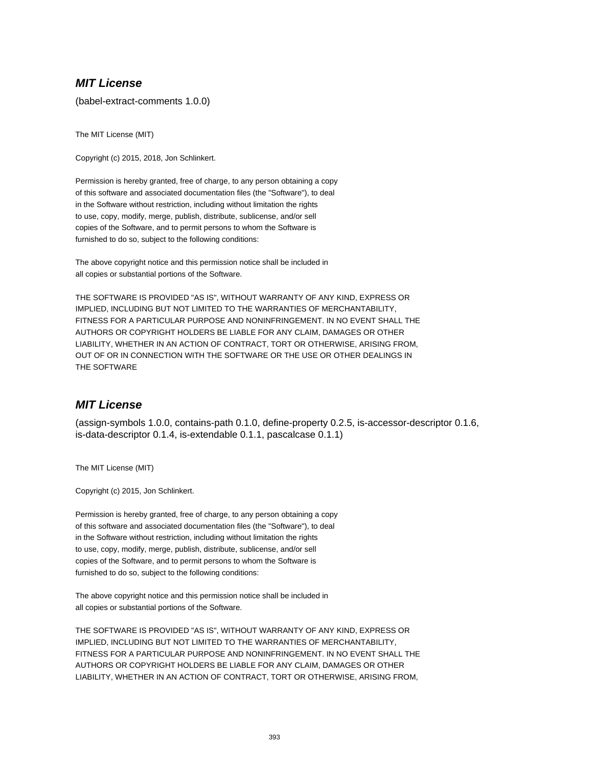### ***MIT License***

(babel-extract-comments 1.0.0)

The MIT License (MIT)

Copyright (c) 2015, 2018, Jon Schlinkert.

Permission is hereby granted, free of charge, to any person obtaining a copy
of this software and associated documentation files (the "Software"), to deal
in the Software without restriction, including without limitation the rights
to use, copy, modify, merge, publish, distribute, sublicense, and/or sell
copies of the Software, and to permit persons to whom the Software is
furnished to do so, subject to the following conditions:

The above copyright notice and this permission notice shall be included in
all copies or substantial portions of the Software.

THE SOFTWARE IS PROVIDED "AS IS", WITHOUT WARRANTY OF ANY KIND, EXPRESS OR
IMPLIED, INCLUDING BUT NOT LIMITED TO THE WARRANTIES OF MERCHANTABILITY,
FITNESS FOR A PARTICULAR PURPOSE AND NONINFRINGEMENT. IN NO EVENT SHALL THE
AUTHORS OR COPYRIGHT HOLDERS BE LIABLE FOR ANY CLAIM, DAMAGES OR OTHER
LIABILITY, WHETHER IN AN ACTION OF CONTRACT, TORT OR OTHERWISE, ARISING FROM,
OUT OF OR IN CONNECTION WITH THE SOFTWARE OR THE USE OR OTHER DEALINGS IN
THE SOFTWARE

### ***MIT License***

(assign-symbols 1.0.0, contains-path 0.1.0, define-property 0.2.5, is-accessor-descriptor 0.1.6, is-data-descriptor 0.1.4, is-extendable 0.1.1, pascalcase 0.1.1)

The MIT License (MIT)

Copyright (c) 2015, Jon Schlinkert.

Permission is hereby granted, free of charge, to any person obtaining a copy
of this software and associated documentation files (the "Software"), to deal
in the Software without restriction, including without limitation the rights
to use, copy, modify, merge, publish, distribute, sublicense, and/or sell
copies of the Software, and to permit persons to whom the Software is
furnished to do so, subject to the following conditions:

The above copyright notice and this permission notice shall be included in
all copies or substantial portions of the Software.

THE SOFTWARE IS PROVIDED "AS IS", WITHOUT WARRANTY OF ANY KIND, EXPRESS OR
IMPLIED, INCLUDING BUT NOT LIMITED TO THE WARRANTIES OF MERCHANTABILITY,
FITNESS FOR A PARTICULAR PURPOSE AND NONINFRINGEMENT. IN NO EVENT SHALL THE
AUTHORS OR COPYRIGHT HOLDERS BE LIABLE FOR ANY CLAIM, DAMAGES OR OTHER
LIABILITY, WHETHER IN AN ACTION OF CONTRACT, TORT OR OTHERWISE, ARISING FROM,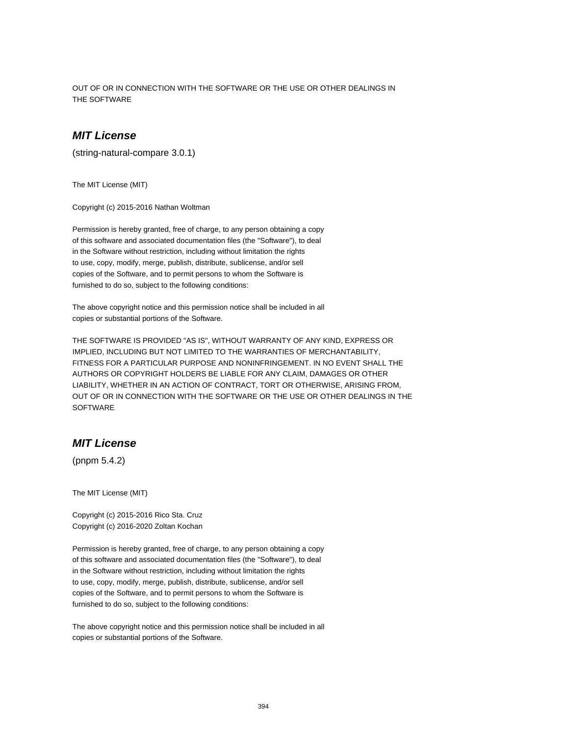OUT OF OR IN CONNECTION WITH THE SOFTWARE OR THE USE OR OTHER DEALINGS IN
THE SOFTWARE

## *MIT License*

(string-natural-compare 3.0.1)

The MIT License (MIT)

Copyright (c) 2015-2016 Nathan Woltman

Permission is hereby granted, free of charge, to any person obtaining a copy
of this software and associated documentation files (the "Software"), to deal
in the Software without restriction, including without limitation the rights
to use, copy, modify, merge, publish, distribute, sublicense, and/or sell
copies of the Software, and to permit persons to whom the Software is
furnished to do so, subject to the following conditions:

The above copyright notice and this permission notice shall be included in all
copies or substantial portions of the Software.

THE SOFTWARE IS PROVIDED "AS IS", WITHOUT WARRANTY OF ANY KIND, EXPRESS OR
IMPLIED, INCLUDING BUT NOT LIMITED TO THE WARRANTIES OF MERCHANTABILITY,
FITNESS FOR A PARTICULAR PURPOSE AND NONINFRINGEMENT. IN NO EVENT SHALL THE
AUTHORS OR COPYRIGHT HOLDERS BE LIABLE FOR ANY CLAIM, DAMAGES OR OTHER
LIABILITY, WHETHER IN AN ACTION OF CONTRACT, TORT OR OTHERWISE, ARISING FROM,
OUT OF OR IN CONNECTION WITH THE SOFTWARE OR THE USE OR OTHER DEALINGS IN THE
SOFTWARE

## *MIT License*

(pnpm 5.4.2)

The MIT License (MIT)

Copyright (c) 2015-2016 Rico Sta. Cruz
Copyright (c) 2016-2020 Zoltan Kochan

Permission is hereby granted, free of charge, to any person obtaining a copy
of this software and associated documentation files (the "Software"), to deal
in the Software without restriction, including without limitation the rights
to use, copy, modify, merge, publish, distribute, sublicense, and/or sell
copies of the Software, and to permit persons to whom the Software is
furnished to do so, subject to the following conditions:

The above copyright notice and this permission notice shall be included in all
copies or substantial portions of the Software.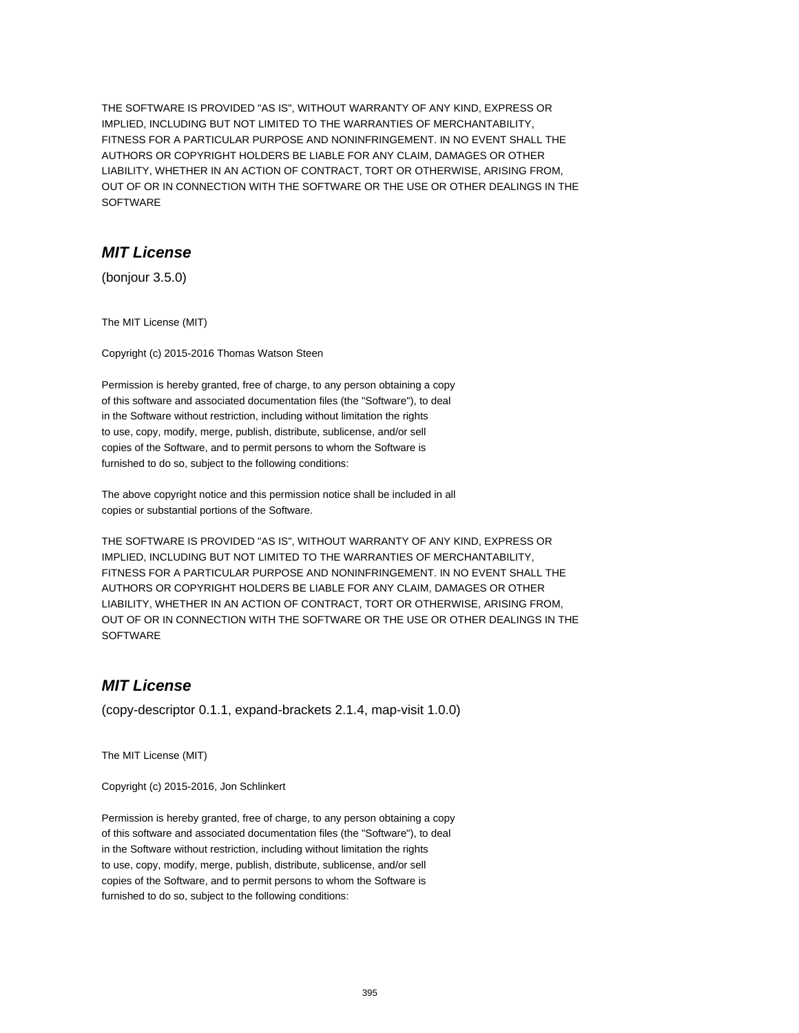THE SOFTWARE IS PROVIDED "AS IS", WITHOUT WARRANTY OF ANY KIND, EXPRESS OR
IMPLIED, INCLUDING BUT NOT LIMITED TO THE WARRANTIES OF MERCHANTABILITY,
FITNESS FOR A PARTICULAR PURPOSE AND NONINFRINGEMENT. IN NO EVENT SHALL THE
AUTHORS OR COPYRIGHT HOLDERS BE LIABLE FOR ANY CLAIM, DAMAGES OR OTHER
LIABILITY, WHETHER IN AN ACTION OF CONTRACT, TORT OR OTHERWISE, ARISING FROM,
OUT OF OR IN CONNECTION WITH THE SOFTWARE OR THE USE OR OTHER DEALINGS IN THE
SOFTWARE

## *MIT License*

(bonjour 3.5.0)

The MIT License (MIT)

Copyright (c) 2015-2016 Thomas Watson Steen

Permission is hereby granted, free of charge, to any person obtaining a copy
of this software and associated documentation files (the "Software"), to deal
in the Software without restriction, including without limitation the rights
to use, copy, modify, merge, publish, distribute, sublicense, and/or sell
copies of the Software, and to permit persons to whom the Software is
furnished to do so, subject to the following conditions:

The above copyright notice and this permission notice shall be included in all
copies or substantial portions of the Software.

THE SOFTWARE IS PROVIDED "AS IS", WITHOUT WARRANTY OF ANY KIND, EXPRESS OR
IMPLIED, INCLUDING BUT NOT LIMITED TO THE WARRANTIES OF MERCHANTABILITY,
FITNESS FOR A PARTICULAR PURPOSE AND NONINFRINGEMENT. IN NO EVENT SHALL THE
AUTHORS OR COPYRIGHT HOLDERS BE LIABLE FOR ANY CLAIM, DAMAGES OR OTHER
LIABILITY, WHETHER IN AN ACTION OF CONTRACT, TORT OR OTHERWISE, ARISING FROM,
OUT OF OR IN CONNECTION WITH THE SOFTWARE OR THE USE OR OTHER DEALINGS IN THE
SOFTWARE

## *MIT License*

(copy-descriptor 0.1.1, expand-brackets 2.1.4, map-visit 1.0.0)

The MIT License (MIT)

Copyright (c) 2015-2016, Jon Schlinkert

Permission is hereby granted, free of charge, to any person obtaining a copy
of this software and associated documentation files (the "Software"), to deal
in the Software without restriction, including without limitation the rights
to use, copy, modify, merge, publish, distribute, sublicense, and/or sell
copies of the Software, and to permit persons to whom the Software is
furnished to do so, subject to the following conditions: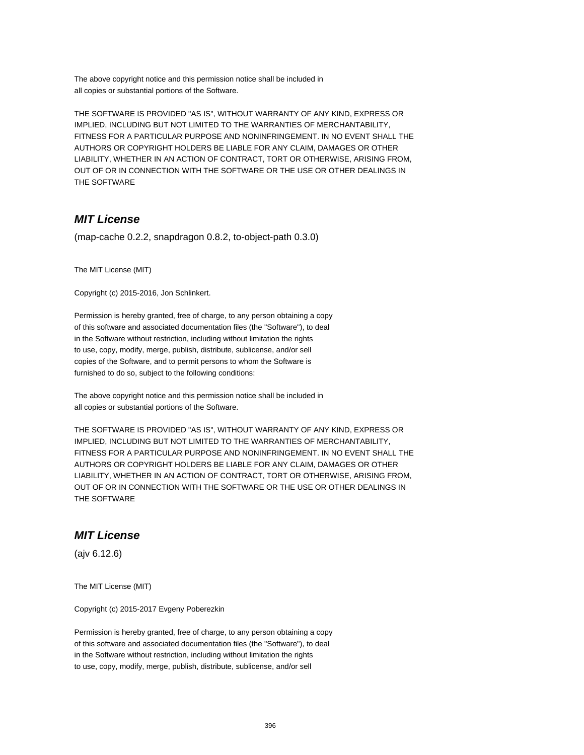The above copyright notice and this permission notice shall be included in
all copies or substantial portions of the Software.

THE SOFTWARE IS PROVIDED "AS IS", WITHOUT WARRANTY OF ANY KIND, EXPRESS OR
IMPLIED, INCLUDING BUT NOT LIMITED TO THE WARRANTIES OF MERCHANTABILITY,
FITNESS FOR A PARTICULAR PURPOSE AND NONINFRINGEMENT. IN NO EVENT SHALL THE
AUTHORS OR COPYRIGHT HOLDERS BE LIABLE FOR ANY CLAIM, DAMAGES OR OTHER
LIABILITY, WHETHER IN AN ACTION OF CONTRACT, TORT OR OTHERWISE, ARISING FROM,
OUT OF OR IN CONNECTION WITH THE SOFTWARE OR THE USE OR OTHER DEALINGS IN
THE SOFTWARE

## ***MIT License***

(map-cache 0.2.2, snapdragon 0.8.2, to-object-path 0.3.0)

The MIT License (MIT)

Copyright (c) 2015-2016, Jon Schlinkert.

Permission is hereby granted, free of charge, to any person obtaining a copy
of this software and associated documentation files (the "Software"), to deal
in the Software without restriction, including without limitation the rights
to use, copy, modify, merge, publish, distribute, sublicense, and/or sell
copies of the Software, and to permit persons to whom the Software is
furnished to do so, subject to the following conditions:

The above copyright notice and this permission notice shall be included in
all copies or substantial portions of the Software.

THE SOFTWARE IS PROVIDED "AS IS", WITHOUT WARRANTY OF ANY KIND, EXPRESS OR
IMPLIED, INCLUDING BUT NOT LIMITED TO THE WARRANTIES OF MERCHANTABILITY,
FITNESS FOR A PARTICULAR PURPOSE AND NONINFRINGEMENT. IN NO EVENT SHALL THE
AUTHORS OR COPYRIGHT HOLDERS BE LIABLE FOR ANY CLAIM, DAMAGES OR OTHER
LIABILITY, WHETHER IN AN ACTION OF CONTRACT, TORT OR OTHERWISE, ARISING FROM,
OUT OF OR IN CONNECTION WITH THE SOFTWARE OR THE USE OR OTHER DEALINGS IN
THE SOFTWARE

## ***MIT License***

(ajv 6.12.6)

The MIT License (MIT)

Copyright (c) 2015-2017 Evgeny Poberezkin

Permission is hereby granted, free of charge, to any person obtaining a copy
of this software and associated documentation files (the "Software"), to deal
in the Software without restriction, including without limitation the rights
to use, copy, modify, merge, publish, distribute, sublicense, and/or sell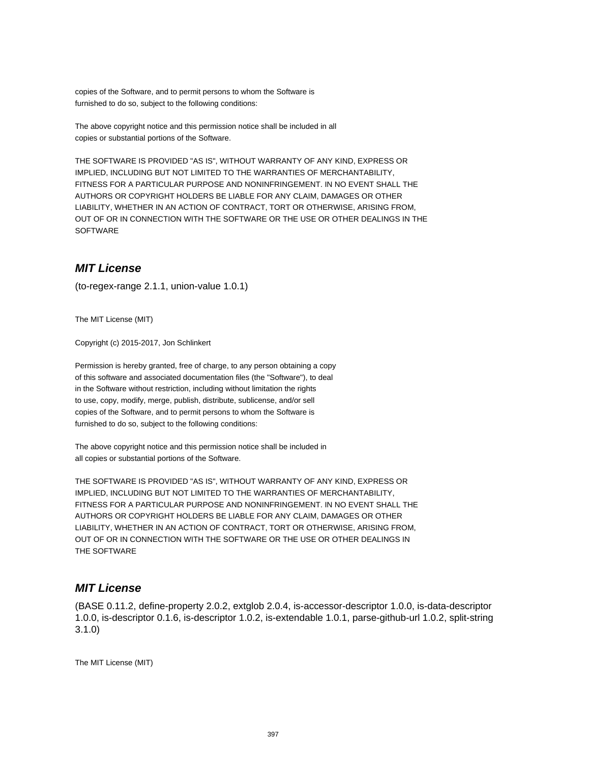copies of the Software, and to permit persons to whom the Software is
furnished to do so, subject to the following conditions:

The above copyright notice and this permission notice shall be included in all
copies or substantial portions of the Software.

THE SOFTWARE IS PROVIDED "AS IS", WITHOUT WARRANTY OF ANY KIND, EXPRESS OR
IMPLIED, INCLUDING BUT NOT LIMITED TO THE WARRANTIES OF MERCHANTABILITY,
FITNESS FOR A PARTICULAR PURPOSE AND NONINFRINGEMENT. IN NO EVENT SHALL THE
AUTHORS OR COPYRIGHT HOLDERS BE LIABLE FOR ANY CLAIM, DAMAGES OR OTHER
LIABILITY, WHETHER IN AN ACTION OF CONTRACT, TORT OR OTHERWISE, ARISING FROM,
OUT OF OR IN CONNECTION WITH THE SOFTWARE OR THE USE OR OTHER DEALINGS IN THE
SOFTWARE

## *MIT License*

(to-regex-range 2.1.1, union-value 1.0.1)

The MIT License (MIT)

Copyright (c) 2015-2017, Jon Schlinkert

Permission is hereby granted, free of charge, to any person obtaining a copy
of this software and associated documentation files (the "Software"), to deal
in the Software without restriction, including without limitation the rights
to use, copy, modify, merge, publish, distribute, sublicense, and/or sell
copies of the Software, and to permit persons to whom the Software is
furnished to do so, subject to the following conditions:

The above copyright notice and this permission notice shall be included in
all copies or substantial portions of the Software.

THE SOFTWARE IS PROVIDED "AS IS", WITHOUT WARRANTY OF ANY KIND, EXPRESS OR
IMPLIED, INCLUDING BUT NOT LIMITED TO THE WARRANTIES OF MERCHANTABILITY,
FITNESS FOR A PARTICULAR PURPOSE AND NONINFRINGEMENT. IN NO EVENT SHALL THE
AUTHORS OR COPYRIGHT HOLDERS BE LIABLE FOR ANY CLAIM, DAMAGES OR OTHER
LIABILITY, WHETHER IN AN ACTION OF CONTRACT, TORT OR OTHERWISE, ARISING FROM,
OUT OF OR IN CONNECTION WITH THE SOFTWARE OR THE USE OR OTHER DEALINGS IN
THE SOFTWARE

## *MIT License*

(BASE 0.11.2, define-property 2.0.2, extglob 2.0.4, is-accessor-descriptor 1.0.0, is-data-descriptor 1.0.0, is-descriptor 0.1.6, is-descriptor 1.0.2, is-extendable 1.0.1, parse-github-url 1.0.2, split-string 3.1.0)

The MIT License (MIT)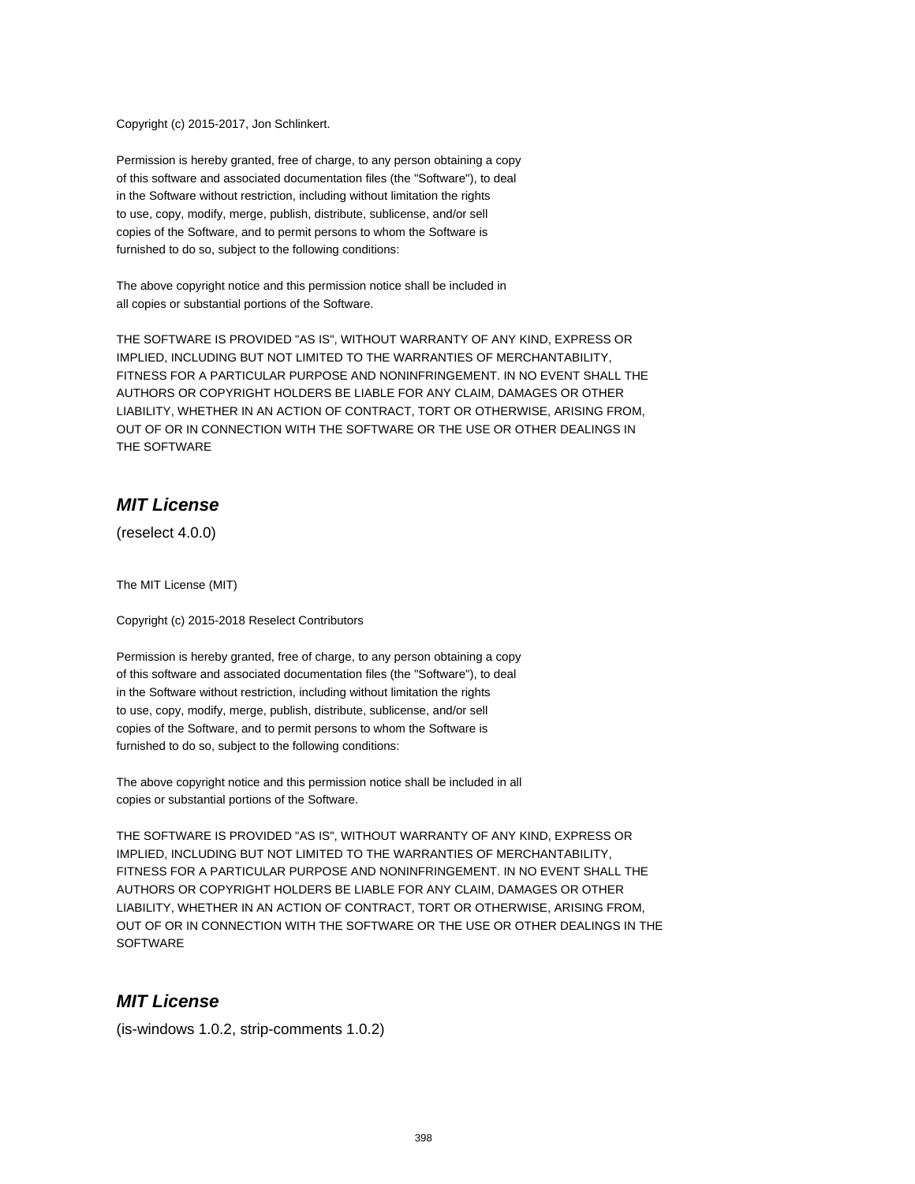Copyright (c) 2015-2017, Jon Schlinkert.

Permission is hereby granted, free of charge, to any person obtaining a copy
of this software and associated documentation files (the "Software"), to deal
in the Software without restriction, including without limitation the rights
to use, copy, modify, merge, publish, distribute, sublicense, and/or sell
copies of the Software, and to permit persons to whom the Software is
furnished to do so, subject to the following conditions:

The above copyright notice and this permission notice shall be included in
all copies or substantial portions of the Software.

THE SOFTWARE IS PROVIDED "AS IS", WITHOUT WARRANTY OF ANY KIND, EXPRESS OR
IMPLIED, INCLUDING BUT NOT LIMITED TO THE WARRANTIES OF MERCHANTABILITY,
FITNESS FOR A PARTICULAR PURPOSE AND NONINFRINGEMENT. IN NO EVENT SHALL THE
AUTHORS OR COPYRIGHT HOLDERS BE LIABLE FOR ANY CLAIM, DAMAGES OR OTHER
LIABILITY, WHETHER IN AN ACTION OF CONTRACT, TORT OR OTHERWISE, ARISING FROM,
OUT OF OR IN CONNECTION WITH THE SOFTWARE OR THE USE OR OTHER DEALINGS IN
THE SOFTWARE

## *MIT License*

(reselect 4.0.0)

The MIT License (MIT)

Copyright (c) 2015-2018 Reselect Contributors

Permission is hereby granted, free of charge, to any person obtaining a copy
of this software and associated documentation files (the "Software"), to deal
in the Software without restriction, including without limitation the rights
to use, copy, modify, merge, publish, distribute, sublicense, and/or sell
copies of the Software, and to permit persons to whom the Software is
furnished to do so, subject to the following conditions:

The above copyright notice and this permission notice shall be included in all
copies or substantial portions of the Software.

THE SOFTWARE IS PROVIDED "AS IS", WITHOUT WARRANTY OF ANY KIND, EXPRESS OR
IMPLIED, INCLUDING BUT NOT LIMITED TO THE WARRANTIES OF MERCHANTABILITY,
FITNESS FOR A PARTICULAR PURPOSE AND NONINFRINGEMENT. IN NO EVENT SHALL THE
AUTHORS OR COPYRIGHT HOLDERS BE LIABLE FOR ANY CLAIM, DAMAGES OR OTHER
LIABILITY, WHETHER IN AN ACTION OF CONTRACT, TORT OR OTHERWISE, ARISING FROM,
OUT OF OR IN CONNECTION WITH THE SOFTWARE OR THE USE OR OTHER DEALINGS IN THE
SOFTWARE

## *MIT License*

(is-windows 1.0.2, strip-comments 1.0.2)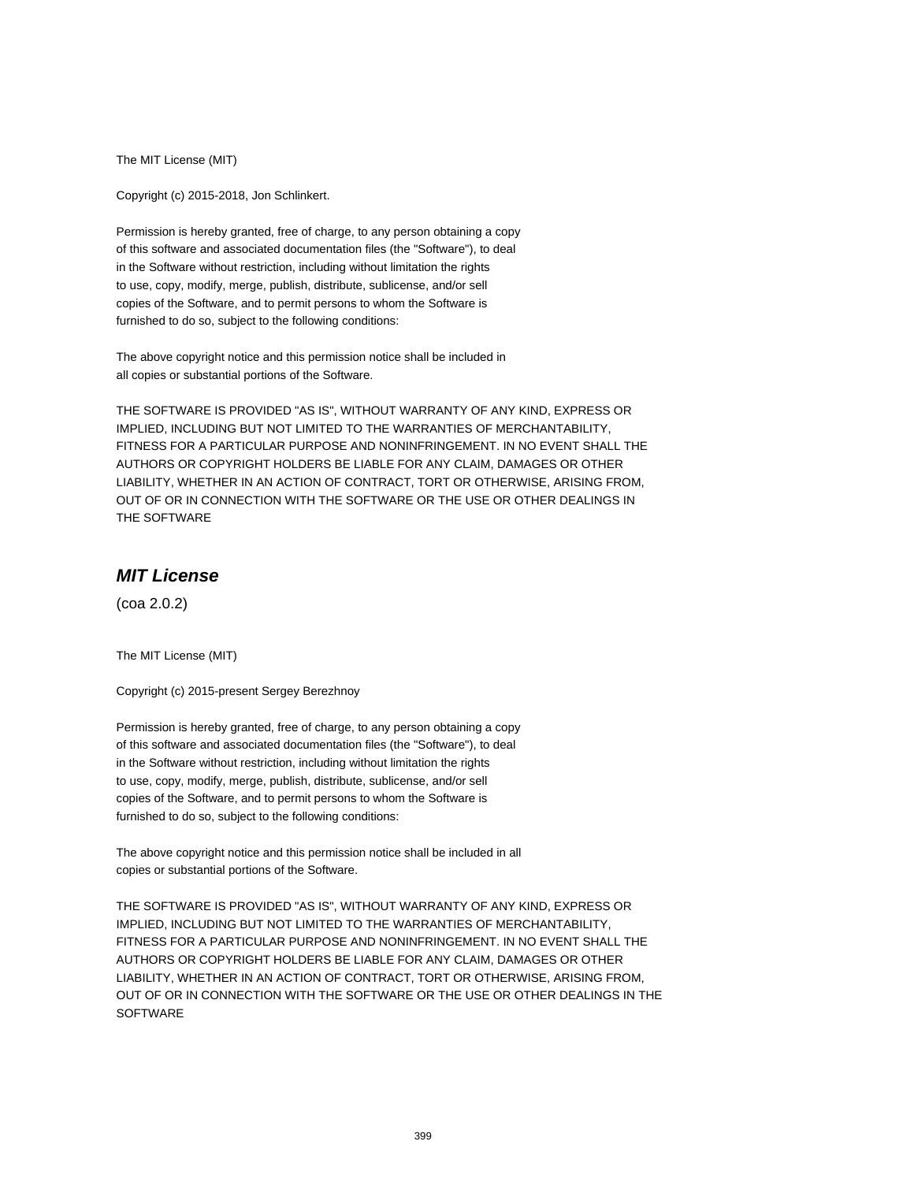The MIT License (MIT)

Copyright (c) 2015-2018, Jon Schlinkert.

Permission is hereby granted, free of charge, to any person obtaining a copy
of this software and associated documentation files (the "Software"), to deal
in the Software without restriction, including without limitation the rights
to use, copy, modify, merge, publish, distribute, sublicense, and/or sell
copies of the Software, and to permit persons to whom the Software is
furnished to do so, subject to the following conditions:

The above copyright notice and this permission notice shall be included in
all copies or substantial portions of the Software.

THE SOFTWARE IS PROVIDED "AS IS", WITHOUT WARRANTY OF ANY KIND, EXPRESS OR
IMPLIED, INCLUDING BUT NOT LIMITED TO THE WARRANTIES OF MERCHANTABILITY,
FITNESS FOR A PARTICULAR PURPOSE AND NONINFRINGEMENT. IN NO EVENT SHALL THE
AUTHORS OR COPYRIGHT HOLDERS BE LIABLE FOR ANY CLAIM, DAMAGES OR OTHER
LIABILITY, WHETHER IN AN ACTION OF CONTRACT, TORT OR OTHERWISE, ARISING FROM,
OUT OF OR IN CONNECTION WITH THE SOFTWARE OR THE USE OR OTHER DEALINGS IN
THE SOFTWARE

## ***MIT License***

(coa 2.0.2)

The MIT License (MIT)

Copyright (c) 2015-present Sergey Berezhnoy

Permission is hereby granted, free of charge, to any person obtaining a copy
of this software and associated documentation files (the "Software"), to deal
in the Software without restriction, including without limitation the rights
to use, copy, modify, merge, publish, distribute, sublicense, and/or sell
copies of the Software, and to permit persons to whom the Software is
furnished to do so, subject to the following conditions:

The above copyright notice and this permission notice shall be included in all
copies or substantial portions of the Software.

THE SOFTWARE IS PROVIDED "AS IS", WITHOUT WARRANTY OF ANY KIND, EXPRESS OR
IMPLIED, INCLUDING BUT NOT LIMITED TO THE WARRANTIES OF MERCHANTABILITY,
FITNESS FOR A PARTICULAR PURPOSE AND NONINFRINGEMENT. IN NO EVENT SHALL THE
AUTHORS OR COPYRIGHT HOLDERS BE LIABLE FOR ANY CLAIM, DAMAGES OR OTHER
LIABILITY, WHETHER IN AN ACTION OF CONTRACT, TORT OR OTHERWISE, ARISING FROM,
OUT OF OR IN CONNECTION WITH THE SOFTWARE OR THE USE OR OTHER DEALINGS IN THE
SOFTWARE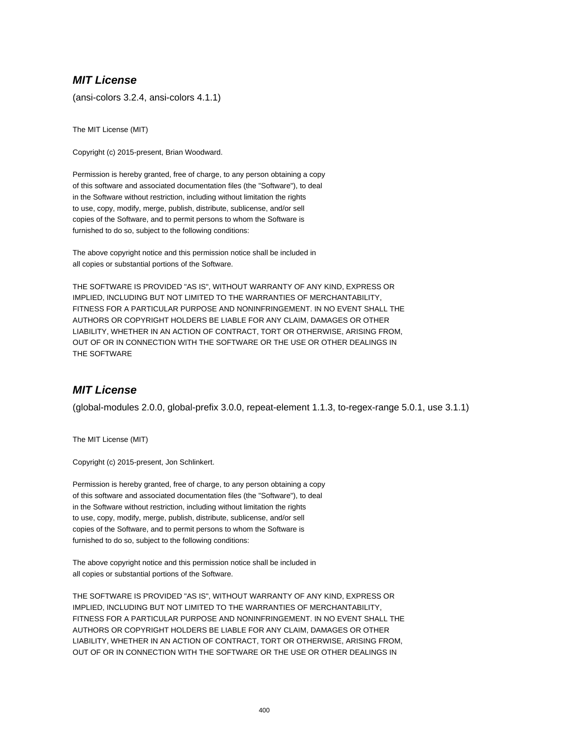### ***MIT License***

(ansi-colors 3.2.4, ansi-colors 4.1.1)

The MIT License (MIT)

Copyright (c) 2015-present, Brian Woodward.

Permission is hereby granted, free of charge, to any person obtaining a copy
of this software and associated documentation files (the "Software"), to deal
in the Software without restriction, including without limitation the rights
to use, copy, modify, merge, publish, distribute, sublicense, and/or sell
copies of the Software, and to permit persons to whom the Software is
furnished to do so, subject to the following conditions:

The above copyright notice and this permission notice shall be included in
all copies or substantial portions of the Software.

THE SOFTWARE IS PROVIDED "AS IS", WITHOUT WARRANTY OF ANY KIND, EXPRESS OR
IMPLIED, INCLUDING BUT NOT LIMITED TO THE WARRANTIES OF MERCHANTABILITY,
FITNESS FOR A PARTICULAR PURPOSE AND NONINFRINGEMENT. IN NO EVENT SHALL THE
AUTHORS OR COPYRIGHT HOLDERS BE LIABLE FOR ANY CLAIM, DAMAGES OR OTHER
LIABILITY, WHETHER IN AN ACTION OF CONTRACT, TORT OR OTHERWISE, ARISING FROM,
OUT OF OR IN CONNECTION WITH THE SOFTWARE OR THE USE OR OTHER DEALINGS IN
THE SOFTWARE

### ***MIT License***

(global-modules 2.0.0, global-prefix 3.0.0, repeat-element 1.1.3, to-regex-range 5.0.1, use 3.1.1)

The MIT License (MIT)

Copyright (c) 2015-present, Jon Schlinkert.

Permission is hereby granted, free of charge, to any person obtaining a copy
of this software and associated documentation files (the "Software"), to deal
in the Software without restriction, including without limitation the rights
to use, copy, modify, merge, publish, distribute, sublicense, and/or sell
copies of the Software, and to permit persons to whom the Software is
furnished to do so, subject to the following conditions:

The above copyright notice and this permission notice shall be included in
all copies or substantial portions of the Software.

THE SOFTWARE IS PROVIDED "AS IS", WITHOUT WARRANTY OF ANY KIND, EXPRESS OR
IMPLIED, INCLUDING BUT NOT LIMITED TO THE WARRANTIES OF MERCHANTABILITY,
FITNESS FOR A PARTICULAR PURPOSE AND NONINFRINGEMENT. IN NO EVENT SHALL THE
AUTHORS OR COPYRIGHT HOLDERS BE LIABLE FOR ANY CLAIM, DAMAGES OR OTHER
LIABILITY, WHETHER IN AN ACTION OF CONTRACT, TORT OR OTHERWISE, ARISING FROM,
OUT OF OR IN CONNECTION WITH THE SOFTWARE OR THE USE OR OTHER DEALINGS IN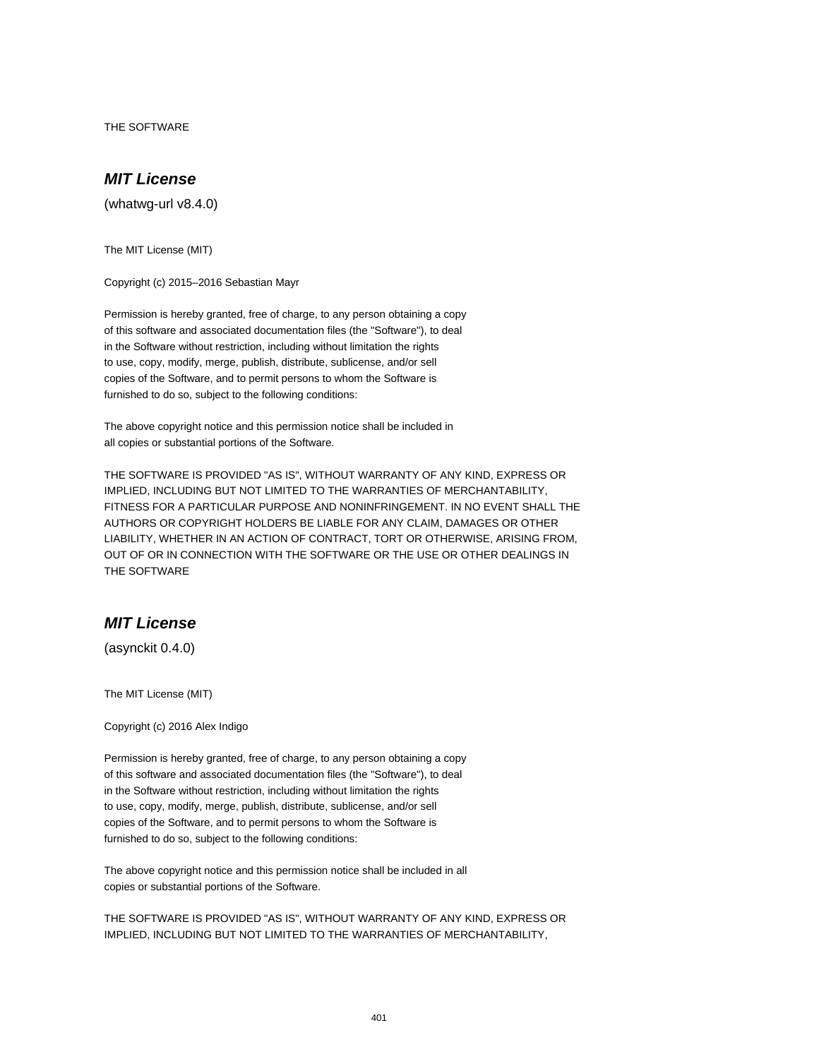THE SOFTWARE

## *MIT License*

(whatwg-url v8.4.0)

The MIT License (MIT)

Copyright (c) 2015–2016 Sebastian Mayr

Permission is hereby granted, free of charge, to any person obtaining a copy
of this software and associated documentation files (the "Software"), to deal
in the Software without restriction, including without limitation the rights
to use, copy, modify, merge, publish, distribute, sublicense, and/or sell
copies of the Software, and to permit persons to whom the Software is
furnished to do so, subject to the following conditions:

The above copyright notice and this permission notice shall be included in
all copies or substantial portions of the Software.

THE SOFTWARE IS PROVIDED "AS IS", WITHOUT WARRANTY OF ANY KIND, EXPRESS OR
IMPLIED, INCLUDING BUT NOT LIMITED TO THE WARRANTIES OF MERCHANTABILITY,
FITNESS FOR A PARTICULAR PURPOSE AND NONINFRINGEMENT. IN NO EVENT SHALL THE
AUTHORS OR COPYRIGHT HOLDERS BE LIABLE FOR ANY CLAIM, DAMAGES OR OTHER
LIABILITY, WHETHER IN AN ACTION OF CONTRACT, TORT OR OTHERWISE, ARISING FROM,
OUT OF OR IN CONNECTION WITH THE SOFTWARE OR THE USE OR OTHER DEALINGS IN
THE SOFTWARE

## *MIT License*

(asynckit 0.4.0)

The MIT License (MIT)

Copyright (c) 2016 Alex Indigo

Permission is hereby granted, free of charge, to any person obtaining a copy
of this software and associated documentation files (the "Software"), to deal
in the Software without restriction, including without limitation the rights
to use, copy, modify, merge, publish, distribute, sublicense, and/or sell
copies of the Software, and to permit persons to whom the Software is
furnished to do so, subject to the following conditions:

The above copyright notice and this permission notice shall be included in all
copies or substantial portions of the Software.

THE SOFTWARE IS PROVIDED "AS IS", WITHOUT WARRANTY OF ANY KIND, EXPRESS OR
IMPLIED, INCLUDING BUT NOT LIMITED TO THE WARRANTIES OF MERCHANTABILITY,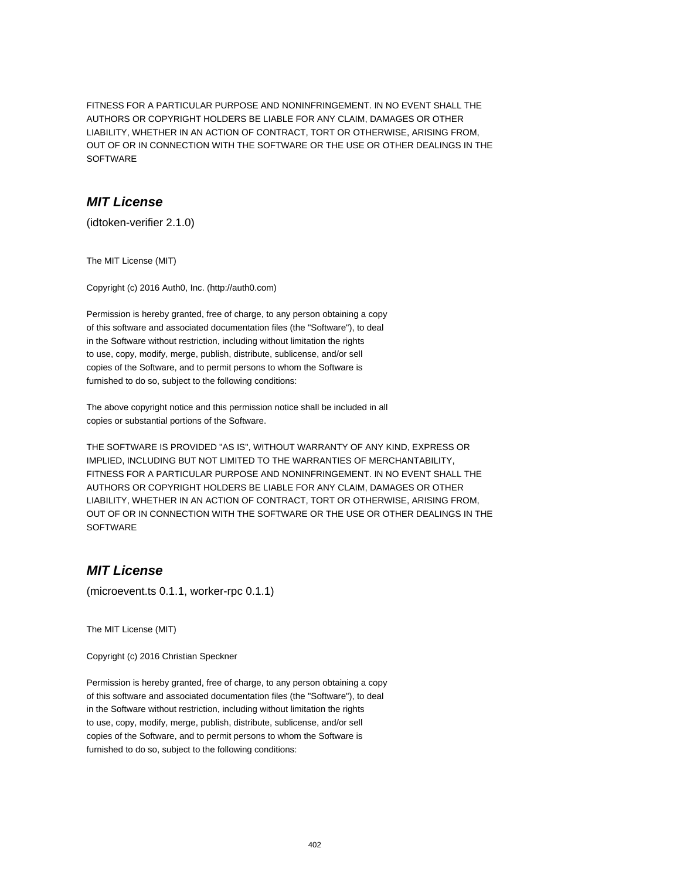FITNESS FOR A PARTICULAR PURPOSE AND NONINFRINGEMENT. IN NO EVENT SHALL THE AUTHORS OR COPYRIGHT HOLDERS BE LIABLE FOR ANY CLAIM, DAMAGES OR OTHER LIABILITY, WHETHER IN AN ACTION OF CONTRACT, TORT OR OTHERWISE, ARISING FROM, OUT OF OR IN CONNECTION WITH THE SOFTWARE OR THE USE OR OTHER DEALINGS IN THE SOFTWARE

## *MIT License*

(idtoken-verifier 2.1.0)

The MIT License (MIT)

Copyright (c) 2016 Auth0, Inc. (http://auth0.com)

Permission is hereby granted, free of charge, to any person obtaining a copy of this software and associated documentation files (the "Software"), to deal in the Software without restriction, including without limitation the rights to use, copy, modify, merge, publish, distribute, sublicense, and/or sell copies of the Software, and to permit persons to whom the Software is furnished to do so, subject to the following conditions:

The above copyright notice and this permission notice shall be included in all copies or substantial portions of the Software.

THE SOFTWARE IS PROVIDED "AS IS", WITHOUT WARRANTY OF ANY KIND, EXPRESS OR IMPLIED, INCLUDING BUT NOT LIMITED TO THE WARRANTIES OF MERCHANTABILITY, FITNESS FOR A PARTICULAR PURPOSE AND NONINFRINGEMENT. IN NO EVENT SHALL THE AUTHORS OR COPYRIGHT HOLDERS BE LIABLE FOR ANY CLAIM, DAMAGES OR OTHER LIABILITY, WHETHER IN AN ACTION OF CONTRACT, TORT OR OTHERWISE, ARISING FROM, OUT OF OR IN CONNECTION WITH THE SOFTWARE OR THE USE OR OTHER DEALINGS IN THE SOFTWARE

## *MIT License*

(microevent.ts 0.1.1, worker-rpc 0.1.1)

The MIT License (MIT)

Copyright (c) 2016 Christian Speckner

Permission is hereby granted, free of charge, to any person obtaining a copy of this software and associated documentation files (the "Software"), to deal in the Software without restriction, including without limitation the rights to use, copy, modify, merge, publish, distribute, sublicense, and/or sell copies of the Software, and to permit persons to whom the Software is furnished to do so, subject to the following conditions: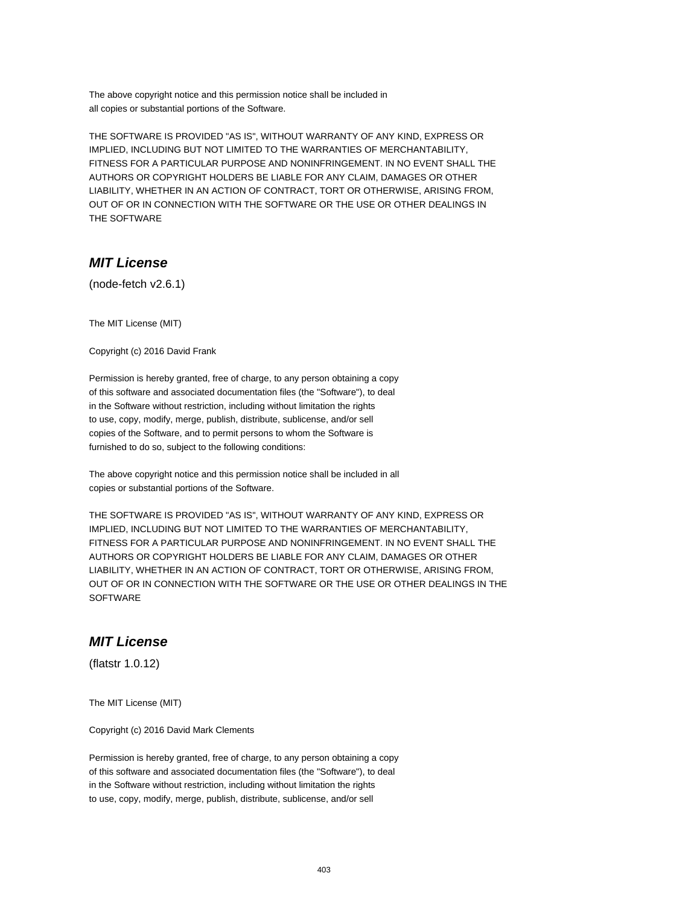The above copyright notice and this permission notice shall be included in
all copies or substantial portions of the Software.

THE SOFTWARE IS PROVIDED "AS IS", WITHOUT WARRANTY OF ANY KIND, EXPRESS OR
IMPLIED, INCLUDING BUT NOT LIMITED TO THE WARRANTIES OF MERCHANTABILITY,
FITNESS FOR A PARTICULAR PURPOSE AND NONINFRINGEMENT. IN NO EVENT SHALL THE
AUTHORS OR COPYRIGHT HOLDERS BE LIABLE FOR ANY CLAIM, DAMAGES OR OTHER
LIABILITY, WHETHER IN AN ACTION OF CONTRACT, TORT OR OTHERWISE, ARISING FROM,
OUT OF OR IN CONNECTION WITH THE SOFTWARE OR THE USE OR OTHER DEALINGS IN
THE SOFTWARE

## *MIT License*

(node-fetch v2.6.1)

The MIT License (MIT)

Copyright (c) 2016 David Frank

Permission is hereby granted, free of charge, to any person obtaining a copy
of this software and associated documentation files (the "Software"), to deal
in the Software without restriction, including without limitation the rights
to use, copy, modify, merge, publish, distribute, sublicense, and/or sell
copies of the Software, and to permit persons to whom the Software is
furnished to do so, subject to the following conditions:

The above copyright notice and this permission notice shall be included in all
copies or substantial portions of the Software.

THE SOFTWARE IS PROVIDED "AS IS", WITHOUT WARRANTY OF ANY KIND, EXPRESS OR
IMPLIED, INCLUDING BUT NOT LIMITED TO THE WARRANTIES OF MERCHANTABILITY,
FITNESS FOR A PARTICULAR PURPOSE AND NONINFRINGEMENT. IN NO EVENT SHALL THE
AUTHORS OR COPYRIGHT HOLDERS BE LIABLE FOR ANY CLAIM, DAMAGES OR OTHER
LIABILITY, WHETHER IN AN ACTION OF CONTRACT, TORT OR OTHERWISE, ARISING FROM,
OUT OF OR IN CONNECTION WITH THE SOFTWARE OR THE USE OR OTHER DEALINGS IN THE
SOFTWARE

## *MIT License*

(flatstr 1.0.12)

The MIT License (MIT)

Copyright (c) 2016 David Mark Clements

Permission is hereby granted, free of charge, to any person obtaining a copy
of this software and associated documentation files (the "Software"), to deal
in the Software without restriction, including without limitation the rights
to use, copy, modify, merge, publish, distribute, sublicense, and/or sell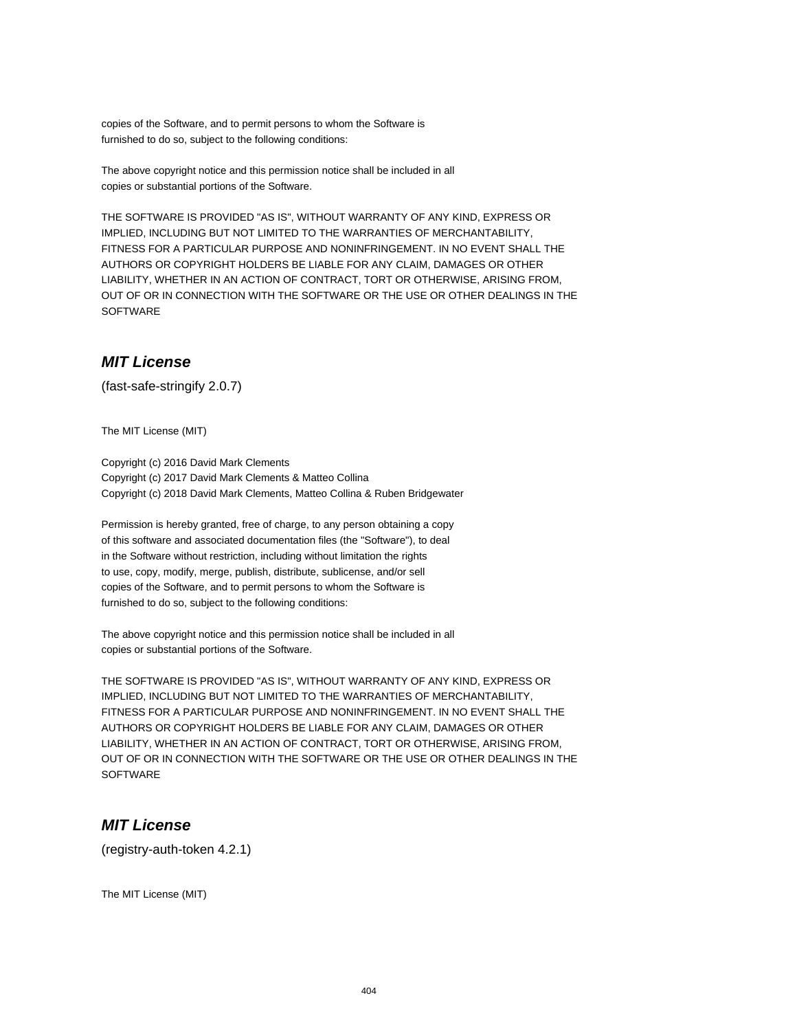copies of the Software, and to permit persons to whom the Software is
furnished to do so, subject to the following conditions:

The above copyright notice and this permission notice shall be included in all
copies or substantial portions of the Software.

THE SOFTWARE IS PROVIDED "AS IS", WITHOUT WARRANTY OF ANY KIND, EXPRESS OR
IMPLIED, INCLUDING BUT NOT LIMITED TO THE WARRANTIES OF MERCHANTABILITY,
FITNESS FOR A PARTICULAR PURPOSE AND NONINFRINGEMENT. IN NO EVENT SHALL THE
AUTHORS OR COPYRIGHT HOLDERS BE LIABLE FOR ANY CLAIM, DAMAGES OR OTHER
LIABILITY, WHETHER IN AN ACTION OF CONTRACT, TORT OR OTHERWISE, ARISING FROM,
OUT OF OR IN CONNECTION WITH THE SOFTWARE OR THE USE OR OTHER DEALINGS IN THE
SOFTWARE

## *MIT License*

(fast-safe-stringify 2.0.7)

The MIT License (MIT)

Copyright (c) 2016 David Mark Clements
Copyright (c) 2017 David Mark Clements & Matteo Collina
Copyright (c) 2018 David Mark Clements, Matteo Collina & Ruben Bridgewater

Permission is hereby granted, free of charge, to any person obtaining a copy
of this software and associated documentation files (the "Software"), to deal
in the Software without restriction, including without limitation the rights
to use, copy, modify, merge, publish, distribute, sublicense, and/or sell
copies of the Software, and to permit persons to whom the Software is
furnished to do so, subject to the following conditions:

The above copyright notice and this permission notice shall be included in all
copies or substantial portions of the Software.

THE SOFTWARE IS PROVIDED "AS IS", WITHOUT WARRANTY OF ANY KIND, EXPRESS OR
IMPLIED, INCLUDING BUT NOT LIMITED TO THE WARRANTIES OF MERCHANTABILITY,
FITNESS FOR A PARTICULAR PURPOSE AND NONINFRINGEMENT. IN NO EVENT SHALL THE
AUTHORS OR COPYRIGHT HOLDERS BE LIABLE FOR ANY CLAIM, DAMAGES OR OTHER
LIABILITY, WHETHER IN AN ACTION OF CONTRACT, TORT OR OTHERWISE, ARISING FROM,
OUT OF OR IN CONNECTION WITH THE SOFTWARE OR THE USE OR OTHER DEALINGS IN THE
SOFTWARE

## *MIT License*

(registry-auth-token 4.2.1)

The MIT License (MIT)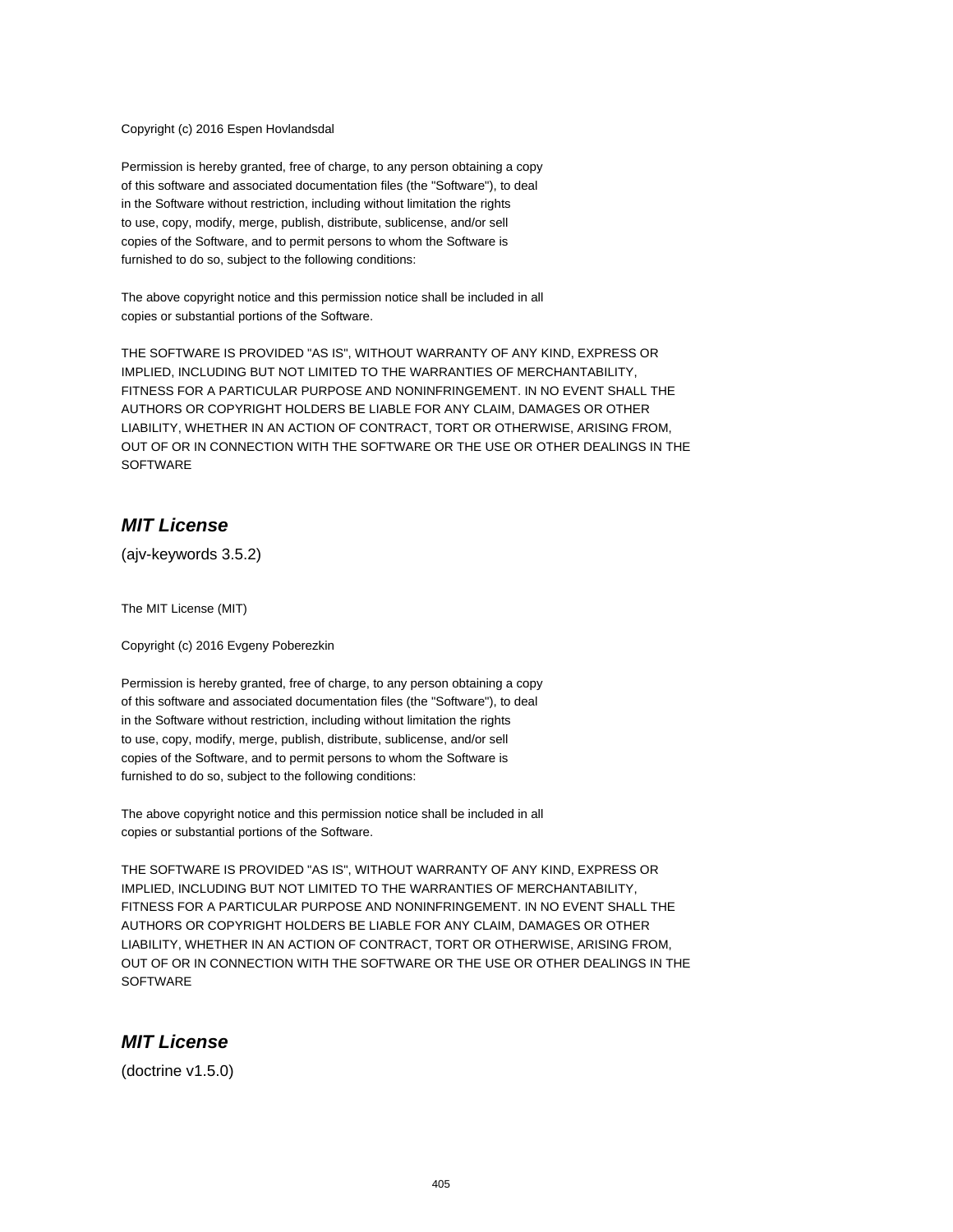Copyright (c) 2016 Espen Hovlandsdal

Permission is hereby granted, free of charge, to any person obtaining a copy
of this software and associated documentation files (the "Software"), to deal
in the Software without restriction, including without limitation the rights
to use, copy, modify, merge, publish, distribute, sublicense, and/or sell
copies of the Software, and to permit persons to whom the Software is
furnished to do so, subject to the following conditions:

The above copyright notice and this permission notice shall be included in all
copies or substantial portions of the Software.

THE SOFTWARE IS PROVIDED "AS IS", WITHOUT WARRANTY OF ANY KIND, EXPRESS OR
IMPLIED, INCLUDING BUT NOT LIMITED TO THE WARRANTIES OF MERCHANTABILITY,
FITNESS FOR A PARTICULAR PURPOSE AND NONINFRINGEMENT. IN NO EVENT SHALL THE
AUTHORS OR COPYRIGHT HOLDERS BE LIABLE FOR ANY CLAIM, DAMAGES OR OTHER
LIABILITY, WHETHER IN AN ACTION OF CONTRACT, TORT OR OTHERWISE, ARISING FROM,
OUT OF OR IN CONNECTION WITH THE SOFTWARE OR THE USE OR OTHER DEALINGS IN THE
SOFTWARE

## *MIT License*

(ajv-keywords 3.5.2)

The MIT License (MIT)

Copyright (c) 2016 Evgeny Poberezkin

Permission is hereby granted, free of charge, to any person obtaining a copy
of this software and associated documentation files (the "Software"), to deal
in the Software without restriction, including without limitation the rights
to use, copy, modify, merge, publish, distribute, sublicense, and/or sell
copies of the Software, and to permit persons to whom the Software is
furnished to do so, subject to the following conditions:

The above copyright notice and this permission notice shall be included in all
copies or substantial portions of the Software.

THE SOFTWARE IS PROVIDED "AS IS", WITHOUT WARRANTY OF ANY KIND, EXPRESS OR
IMPLIED, INCLUDING BUT NOT LIMITED TO THE WARRANTIES OF MERCHANTABILITY,
FITNESS FOR A PARTICULAR PURPOSE AND NONINFRINGEMENT. IN NO EVENT SHALL THE
AUTHORS OR COPYRIGHT HOLDERS BE LIABLE FOR ANY CLAIM, DAMAGES OR OTHER
LIABILITY, WHETHER IN AN ACTION OF CONTRACT, TORT OR OTHERWISE, ARISING FROM,
OUT OF OR IN CONNECTION WITH THE SOFTWARE OR THE USE OR OTHER DEALINGS IN THE
SOFTWARE

## *MIT License*

(doctrine v1.5.0)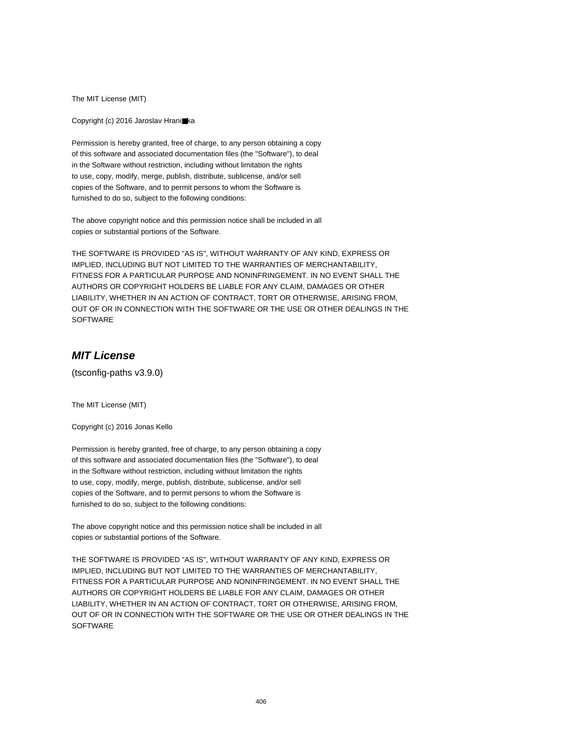The MIT License (MIT)

Copyright (c) 2016 Jaroslav Hrani■ka

Permission is hereby granted, free of charge, to any person obtaining a copy
of this software and associated documentation files (the "Software"), to deal
in the Software without restriction, including without limitation the rights
to use, copy, modify, merge, publish, distribute, sublicense, and/or sell
copies of the Software, and to permit persons to whom the Software is
furnished to do so, subject to the following conditions:

The above copyright notice and this permission notice shall be included in all
copies or substantial portions of the Software.

THE SOFTWARE IS PROVIDED "AS IS", WITHOUT WARRANTY OF ANY KIND, EXPRESS OR
IMPLIED, INCLUDING BUT NOT LIMITED TO THE WARRANTIES OF MERCHANTABILITY,
FITNESS FOR A PARTICULAR PURPOSE AND NONINFRINGEMENT. IN NO EVENT SHALL THE
AUTHORS OR COPYRIGHT HOLDERS BE LIABLE FOR ANY CLAIM, DAMAGES OR OTHER
LIABILITY, WHETHER IN AN ACTION OF CONTRACT, TORT OR OTHERWISE, ARISING FROM,
OUT OF OR IN CONNECTION WITH THE SOFTWARE OR THE USE OR OTHER DEALINGS IN THE
SOFTWARE

## *MIT License*

(tsconfig-paths v3.9.0)

The MIT License (MIT)

Copyright (c) 2016 Jonas Kello

Permission is hereby granted, free of charge, to any person obtaining a copy
of this software and associated documentation files (the "Software"), to deal
in the Software without restriction, including without limitation the rights
to use, copy, modify, merge, publish, distribute, sublicense, and/or sell
copies of the Software, and to permit persons to whom the Software is
furnished to do so, subject to the following conditions:

The above copyright notice and this permission notice shall be included in all
copies or substantial portions of the Software.

THE SOFTWARE IS PROVIDED "AS IS", WITHOUT WARRANTY OF ANY KIND, EXPRESS OR
IMPLIED, INCLUDING BUT NOT LIMITED TO THE WARRANTIES OF MERCHANTABILITY,
FITNESS FOR A PARTICULAR PURPOSE AND NONINFRINGEMENT. IN NO EVENT SHALL THE
AUTHORS OR COPYRIGHT HOLDERS BE LIABLE FOR ANY CLAIM, DAMAGES OR OTHER
LIABILITY, WHETHER IN AN ACTION OF CONTRACT, TORT OR OTHERWISE, ARISING FROM,
OUT OF OR IN CONNECTION WITH THE SOFTWARE OR THE USE OR OTHER DEALINGS IN THE
SOFTWARE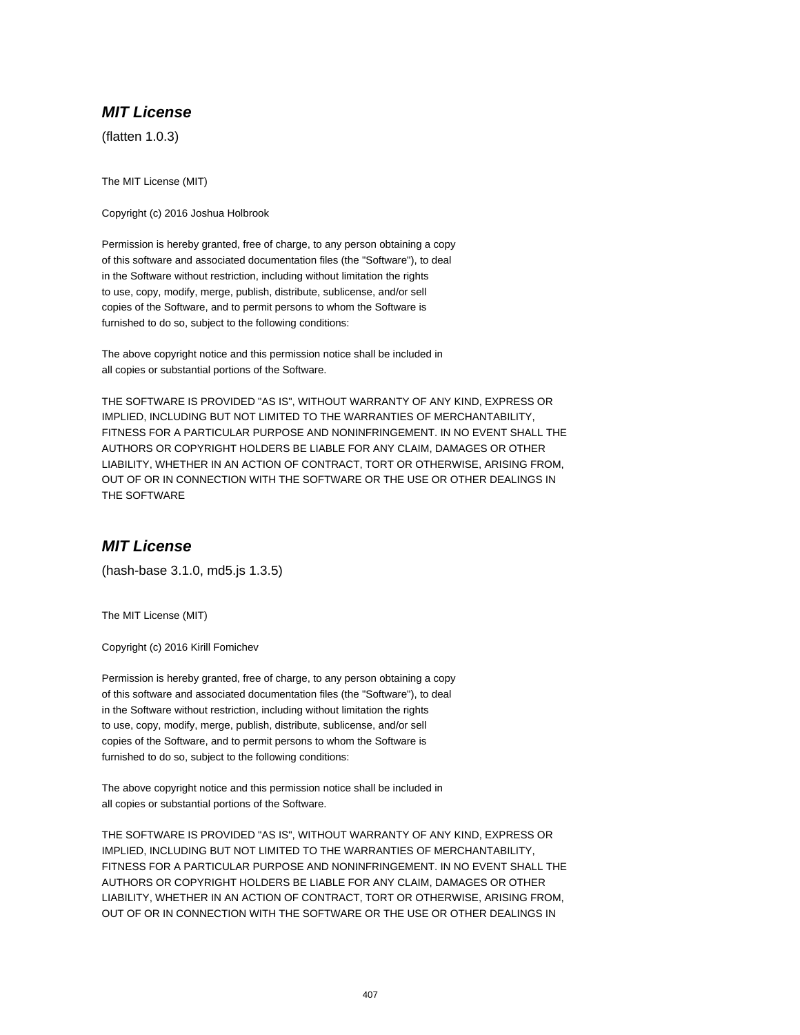## ***MIT License***

(flatten 1.0.3)

The MIT License (MIT)

Copyright (c) 2016 Joshua Holbrook

Permission is hereby granted, free of charge, to any person obtaining a copy
of this software and associated documentation files (the "Software"), to deal
in the Software without restriction, including without limitation the rights
to use, copy, modify, merge, publish, distribute, sublicense, and/or sell
copies of the Software, and to permit persons to whom the Software is
furnished to do so, subject to the following conditions:

The above copyright notice and this permission notice shall be included in
all copies or substantial portions of the Software.

THE SOFTWARE IS PROVIDED "AS IS", WITHOUT WARRANTY OF ANY KIND, EXPRESS OR
IMPLIED, INCLUDING BUT NOT LIMITED TO THE WARRANTIES OF MERCHANTABILITY,
FITNESS FOR A PARTICULAR PURPOSE AND NONINFRINGEMENT. IN NO EVENT SHALL THE
AUTHORS OR COPYRIGHT HOLDERS BE LIABLE FOR ANY CLAIM, DAMAGES OR OTHER
LIABILITY, WHETHER IN AN ACTION OF CONTRACT, TORT OR OTHERWISE, ARISING FROM,
OUT OF OR IN CONNECTION WITH THE SOFTWARE OR THE USE OR OTHER DEALINGS IN
THE SOFTWARE

## ***MIT License***

(hash-base 3.1.0, md5.js 1.3.5)

The MIT License (MIT)

Copyright (c) 2016 Kirill Fomichev

Permission is hereby granted, free of charge, to any person obtaining a copy
of this software and associated documentation files (the "Software"), to deal
in the Software without restriction, including without limitation the rights
to use, copy, modify, merge, publish, distribute, sublicense, and/or sell
copies of the Software, and to permit persons to whom the Software is
furnished to do so, subject to the following conditions:

The above copyright notice and this permission notice shall be included in
all copies or substantial portions of the Software.

THE SOFTWARE IS PROVIDED "AS IS", WITHOUT WARRANTY OF ANY KIND, EXPRESS OR
IMPLIED, INCLUDING BUT NOT LIMITED TO THE WARRANTIES OF MERCHANTABILITY,
FITNESS FOR A PARTICULAR PURPOSE AND NONINFRINGEMENT. IN NO EVENT SHALL THE
AUTHORS OR COPYRIGHT HOLDERS BE LIABLE FOR ANY CLAIM, DAMAGES OR OTHER
LIABILITY, WHETHER IN AN ACTION OF CONTRACT, TORT OR OTHERWISE, ARISING FROM,
OUT OF OR IN CONNECTION WITH THE SOFTWARE OR THE USE OR OTHER DEALINGS IN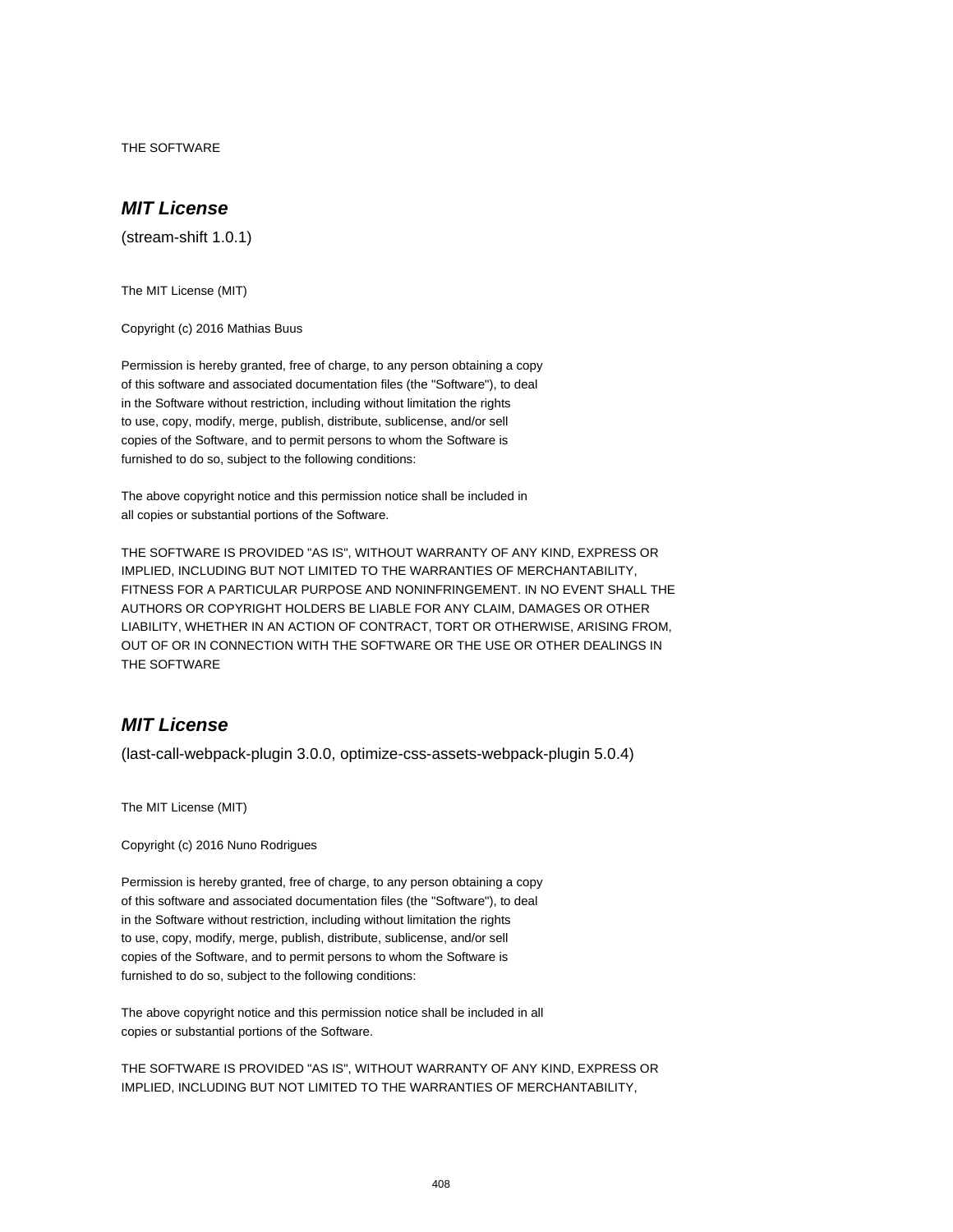THE SOFTWARE

## *MIT License*

(stream-shift 1.0.1)

The MIT License (MIT)

Copyright (c) 2016 Mathias Buus

Permission is hereby granted, free of charge, to any person obtaining a copy
of this software and associated documentation files (the "Software"), to deal
in the Software without restriction, including without limitation the rights
to use, copy, modify, merge, publish, distribute, sublicense, and/or sell
copies of the Software, and to permit persons to whom the Software is
furnished to do so, subject to the following conditions:

The above copyright notice and this permission notice shall be included in
all copies or substantial portions of the Software.

THE SOFTWARE IS PROVIDED "AS IS", WITHOUT WARRANTY OF ANY KIND, EXPRESS OR
IMPLIED, INCLUDING BUT NOT LIMITED TO THE WARRANTIES OF MERCHANTABILITY,
FITNESS FOR A PARTICULAR PURPOSE AND NONINFRINGEMENT. IN NO EVENT SHALL THE
AUTHORS OR COPYRIGHT HOLDERS BE LIABLE FOR ANY CLAIM, DAMAGES OR OTHER
LIABILITY, WHETHER IN AN ACTION OF CONTRACT, TORT OR OTHERWISE, ARISING FROM,
OUT OF OR IN CONNECTION WITH THE SOFTWARE OR THE USE OR OTHER DEALINGS IN
THE SOFTWARE

## *MIT License*

(last-call-webpack-plugin 3.0.0, optimize-css-assets-webpack-plugin 5.0.4)

The MIT License (MIT)

Copyright (c) 2016 Nuno Rodrigues

Permission is hereby granted, free of charge, to any person obtaining a copy
of this software and associated documentation files (the "Software"), to deal
in the Software without restriction, including without limitation the rights
to use, copy, modify, merge, publish, distribute, sublicense, and/or sell
copies of the Software, and to permit persons to whom the Software is
furnished to do so, subject to the following conditions:

The above copyright notice and this permission notice shall be included in all
copies or substantial portions of the Software.

THE SOFTWARE IS PROVIDED "AS IS", WITHOUT WARRANTY OF ANY KIND, EXPRESS OR
IMPLIED, INCLUDING BUT NOT LIMITED TO THE WARRANTIES OF MERCHANTABILITY,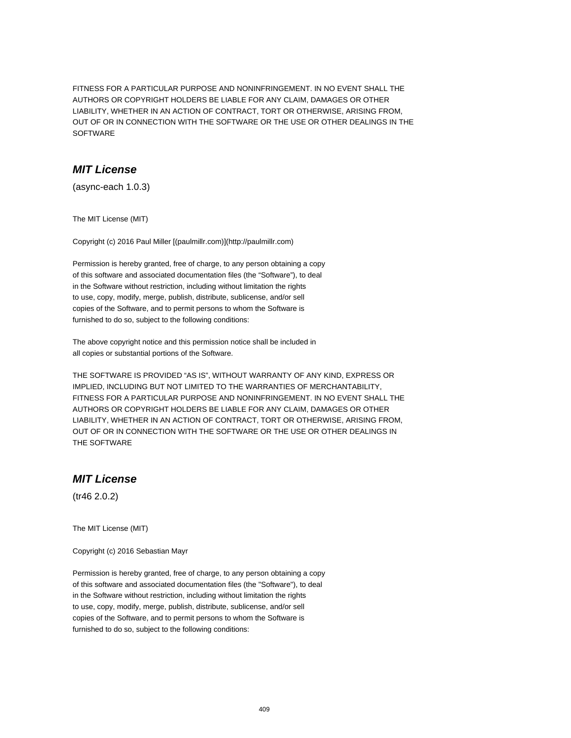FITNESS FOR A PARTICULAR PURPOSE AND NONINFRINGEMENT. IN NO EVENT SHALL THE
AUTHORS OR COPYRIGHT HOLDERS BE LIABLE FOR ANY CLAIM, DAMAGES OR OTHER
LIABILITY, WHETHER IN AN ACTION OF CONTRACT, TORT OR OTHERWISE, ARISING FROM,
OUT OF OR IN CONNECTION WITH THE SOFTWARE OR THE USE OR OTHER DEALINGS IN THE
SOFTWARE

## *MIT License*

(async-each 1.0.3)

The MIT License (MIT)

Copyright (c) 2016 Paul Miller [(paulmillr.com)](http://paulmillr.com)

Permission is hereby granted, free of charge, to any person obtaining a copy
of this software and associated documentation files (the “Software”), to deal
in the Software without restriction, including without limitation the rights
to use, copy, modify, merge, publish, distribute, sublicense, and/or sell
copies of the Software, and to permit persons to whom the Software is
furnished to do so, subject to the following conditions:

The above copyright notice and this permission notice shall be included in
all copies or substantial portions of the Software.

THE SOFTWARE IS PROVIDED “AS IS”, WITHOUT WARRANTY OF ANY KIND, EXPRESS OR
IMPLIED, INCLUDING BUT NOT LIMITED TO THE WARRANTIES OF MERCHANTABILITY,
FITNESS FOR A PARTICULAR PURPOSE AND NONINFRINGEMENT. IN NO EVENT SHALL THE
AUTHORS OR COPYRIGHT HOLDERS BE LIABLE FOR ANY CLAIM, DAMAGES OR OTHER
LIABILITY, WHETHER IN AN ACTION OF CONTRACT, TORT OR OTHERWISE, ARISING FROM,
OUT OF OR IN CONNECTION WITH THE SOFTWARE OR THE USE OR OTHER DEALINGS IN
THE SOFTWARE

## *MIT License*

(tr46 2.0.2)

The MIT License (MIT)

Copyright (c) 2016 Sebastian Mayr

Permission is hereby granted, free of charge, to any person obtaining a copy
of this software and associated documentation files (the "Software"), to deal
in the Software without restriction, including without limitation the rights
to use, copy, modify, merge, publish, distribute, sublicense, and/or sell
copies of the Software, and to permit persons to whom the Software is
furnished to do so, subject to the following conditions: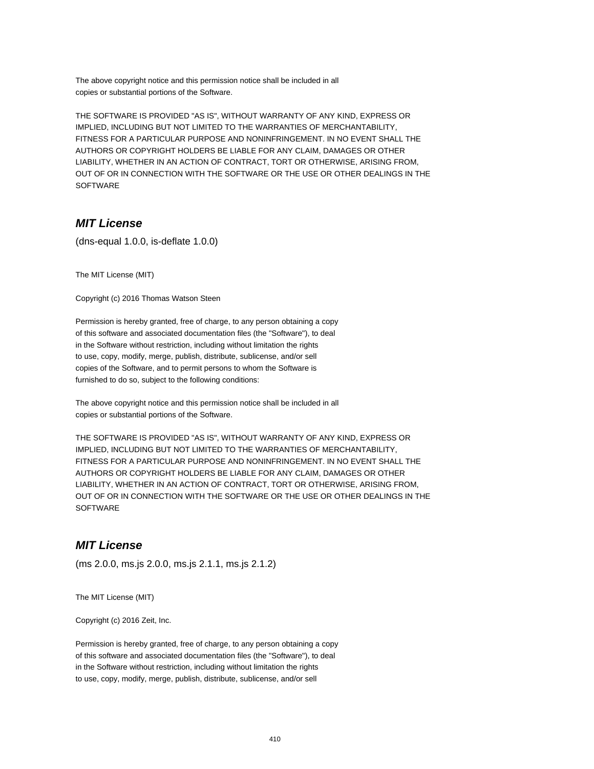The above copyright notice and this permission notice shall be included in all
copies or substantial portions of the Software.

THE SOFTWARE IS PROVIDED "AS IS", WITHOUT WARRANTY OF ANY KIND, EXPRESS OR
IMPLIED, INCLUDING BUT NOT LIMITED TO THE WARRANTIES OF MERCHANTABILITY,
FITNESS FOR A PARTICULAR PURPOSE AND NONINFRINGEMENT. IN NO EVENT SHALL THE
AUTHORS OR COPYRIGHT HOLDERS BE LIABLE FOR ANY CLAIM, DAMAGES OR OTHER
LIABILITY, WHETHER IN AN ACTION OF CONTRACT, TORT OR OTHERWISE, ARISING FROM,
OUT OF OR IN CONNECTION WITH THE SOFTWARE OR THE USE OR OTHER DEALINGS IN THE
SOFTWARE

## *MIT License*

(dns-equal 1.0.0, is-deflate 1.0.0)

The MIT License (MIT)

Copyright (c) 2016 Thomas Watson Steen

Permission is hereby granted, free of charge, to any person obtaining a copy
of this software and associated documentation files (the "Software"), to deal
in the Software without restriction, including without limitation the rights
to use, copy, modify, merge, publish, distribute, sublicense, and/or sell
copies of the Software, and to permit persons to whom the Software is
furnished to do so, subject to the following conditions:

The above copyright notice and this permission notice shall be included in all
copies or substantial portions of the Software.

THE SOFTWARE IS PROVIDED "AS IS", WITHOUT WARRANTY OF ANY KIND, EXPRESS OR
IMPLIED, INCLUDING BUT NOT LIMITED TO THE WARRANTIES OF MERCHANTABILITY,
FITNESS FOR A PARTICULAR PURPOSE AND NONINFRINGEMENT. IN NO EVENT SHALL THE
AUTHORS OR COPYRIGHT HOLDERS BE LIABLE FOR ANY CLAIM, DAMAGES OR OTHER
LIABILITY, WHETHER IN AN ACTION OF CONTRACT, TORT OR OTHERWISE, ARISING FROM,
OUT OF OR IN CONNECTION WITH THE SOFTWARE OR THE USE OR OTHER DEALINGS IN THE
SOFTWARE

## *MIT License*

(ms 2.0.0, ms.js 2.0.0, ms.js 2.1.1, ms.js 2.1.2)

The MIT License (MIT)

Copyright (c) 2016 Zeit, Inc.

Permission is hereby granted, free of charge, to any person obtaining a copy
of this software and associated documentation files (the "Software"), to deal
in the Software without restriction, including without limitation the rights
to use, copy, modify, merge, publish, distribute, sublicense, and/or sell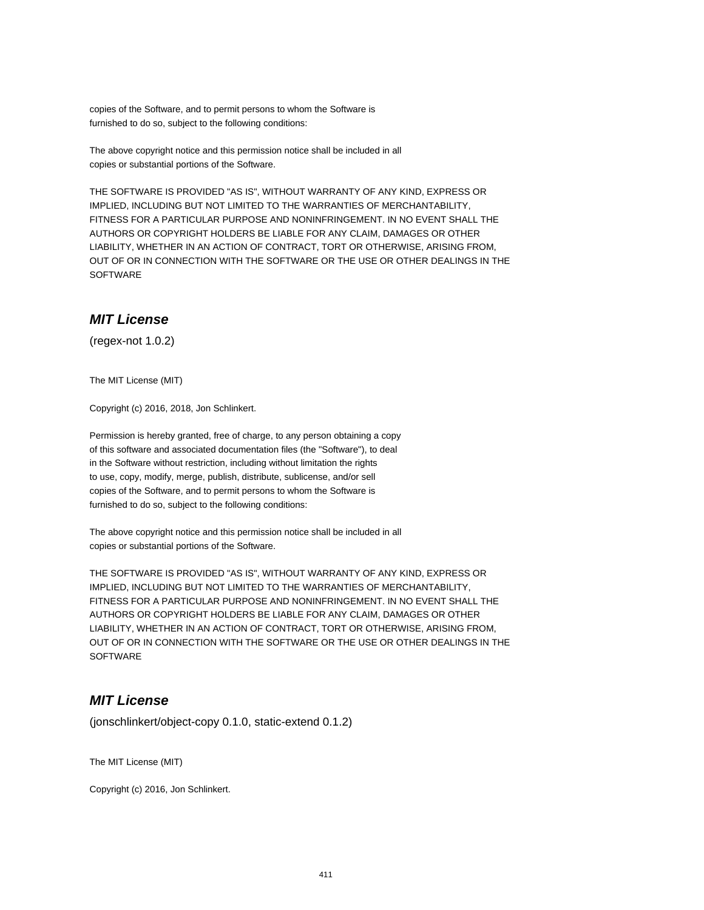copies of the Software, and to permit persons to whom the Software is
furnished to do so, subject to the following conditions:

The above copyright notice and this permission notice shall be included in all
copies or substantial portions of the Software.

THE SOFTWARE IS PROVIDED "AS IS", WITHOUT WARRANTY OF ANY KIND, EXPRESS OR
IMPLIED, INCLUDING BUT NOT LIMITED TO THE WARRANTIES OF MERCHANTABILITY,
FITNESS FOR A PARTICULAR PURPOSE AND NONINFRINGEMENT. IN NO EVENT SHALL THE
AUTHORS OR COPYRIGHT HOLDERS BE LIABLE FOR ANY CLAIM, DAMAGES OR OTHER
LIABILITY, WHETHER IN AN ACTION OF CONTRACT, TORT OR OTHERWISE, ARISING FROM,
OUT OF OR IN CONNECTION WITH THE SOFTWARE OR THE USE OR OTHER DEALINGS IN THE
SOFTWARE

## *MIT License*

(regex-not 1.0.2)

The MIT License (MIT)

Copyright (c) 2016, 2018, Jon Schlinkert.

Permission is hereby granted, free of charge, to any person obtaining a copy
of this software and associated documentation files (the "Software"), to deal
in the Software without restriction, including without limitation the rights
to use, copy, modify, merge, publish, distribute, sublicense, and/or sell
copies of the Software, and to permit persons to whom the Software is
furnished to do so, subject to the following conditions:

The above copyright notice and this permission notice shall be included in all
copies or substantial portions of the Software.

THE SOFTWARE IS PROVIDED "AS IS", WITHOUT WARRANTY OF ANY KIND, EXPRESS OR
IMPLIED, INCLUDING BUT NOT LIMITED TO THE WARRANTIES OF MERCHANTABILITY,
FITNESS FOR A PARTICULAR PURPOSE AND NONINFRINGEMENT. IN NO EVENT SHALL THE
AUTHORS OR COPYRIGHT HOLDERS BE LIABLE FOR ANY CLAIM, DAMAGES OR OTHER
LIABILITY, WHETHER IN AN ACTION OF CONTRACT, TORT OR OTHERWISE, ARISING FROM,
OUT OF OR IN CONNECTION WITH THE SOFTWARE OR THE USE OR OTHER DEALINGS IN THE
SOFTWARE

## *MIT License*

(jonschlinkert/object-copy 0.1.0, static-extend 0.1.2)

The MIT License (MIT)

Copyright (c) 2016, Jon Schlinkert.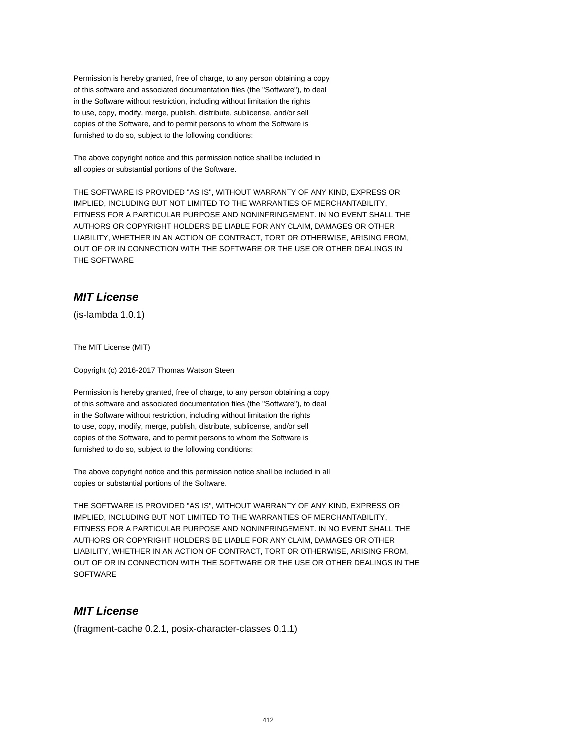Permission is hereby granted, free of charge, to any person obtaining a copy
of this software and associated documentation files (the "Software"), to deal
in the Software without restriction, including without limitation the rights
to use, copy, modify, merge, publish, distribute, sublicense, and/or sell
copies of the Software, and to permit persons to whom the Software is
furnished to do so, subject to the following conditions:

The above copyright notice and this permission notice shall be included in
all copies or substantial portions of the Software.

THE SOFTWARE IS PROVIDED "AS IS", WITHOUT WARRANTY OF ANY KIND, EXPRESS OR
IMPLIED, INCLUDING BUT NOT LIMITED TO THE WARRANTIES OF MERCHANTABILITY,
FITNESS FOR A PARTICULAR PURPOSE AND NONINFRINGEMENT. IN NO EVENT SHALL THE
AUTHORS OR COPYRIGHT HOLDERS BE LIABLE FOR ANY CLAIM, DAMAGES OR OTHER
LIABILITY, WHETHER IN AN ACTION OF CONTRACT, TORT OR OTHERWISE, ARISING FROM,
OUT OF OR IN CONNECTION WITH THE SOFTWARE OR THE USE OR OTHER DEALINGS IN
THE SOFTWARE

## ***MIT License***

(is-lambda 1.0.1)

The MIT License (MIT)

Copyright (c) 2016-2017 Thomas Watson Steen

Permission is hereby granted, free of charge, to any person obtaining a copy
of this software and associated documentation files (the "Software"), to deal
in the Software without restriction, including without limitation the rights
to use, copy, modify, merge, publish, distribute, sublicense, and/or sell
copies of the Software, and to permit persons to whom the Software is
furnished to do so, subject to the following conditions:

The above copyright notice and this permission notice shall be included in all
copies or substantial portions of the Software.

THE SOFTWARE IS PROVIDED "AS IS", WITHOUT WARRANTY OF ANY KIND, EXPRESS OR
IMPLIED, INCLUDING BUT NOT LIMITED TO THE WARRANTIES OF MERCHANTABILITY,
FITNESS FOR A PARTICULAR PURPOSE AND NONINFRINGEMENT. IN NO EVENT SHALL THE
AUTHORS OR COPYRIGHT HOLDERS BE LIABLE FOR ANY CLAIM, DAMAGES OR OTHER
LIABILITY, WHETHER IN AN ACTION OF CONTRACT, TORT OR OTHERWISE, ARISING FROM,
OUT OF OR IN CONNECTION WITH THE SOFTWARE OR THE USE OR OTHER DEALINGS IN THE
SOFTWARE

## ***MIT License***

(fragment-cache 0.2.1, posix-character-classes 0.1.1)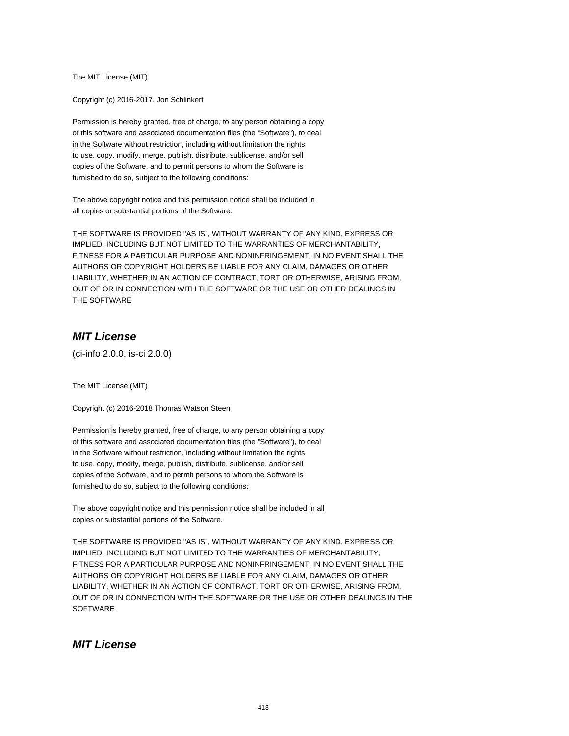The MIT License (MIT)

Copyright (c) 2016-2017, Jon Schlinkert

Permission is hereby granted, free of charge, to any person obtaining a copy
of this software and associated documentation files (the "Software"), to deal
in the Software without restriction, including without limitation the rights
to use, copy, modify, merge, publish, distribute, sublicense, and/or sell
copies of the Software, and to permit persons to whom the Software is
furnished to do so, subject to the following conditions:

The above copyright notice and this permission notice shall be included in
all copies or substantial portions of the Software.

THE SOFTWARE IS PROVIDED "AS IS", WITHOUT WARRANTY OF ANY KIND, EXPRESS OR
IMPLIED, INCLUDING BUT NOT LIMITED TO THE WARRANTIES OF MERCHANTABILITY,
FITNESS FOR A PARTICULAR PURPOSE AND NONINFRINGEMENT. IN NO EVENT SHALL THE
AUTHORS OR COPYRIGHT HOLDERS BE LIABLE FOR ANY CLAIM, DAMAGES OR OTHER
LIABILITY, WHETHER IN AN ACTION OF CONTRACT, TORT OR OTHERWISE, ARISING FROM,
OUT OF OR IN CONNECTION WITH THE SOFTWARE OR THE USE OR OTHER DEALINGS IN
THE SOFTWARE

## ***MIT License***

(ci-info 2.0.0, is-ci 2.0.0)

The MIT License (MIT)

Copyright (c) 2016-2018 Thomas Watson Steen

Permission is hereby granted, free of charge, to any person obtaining a copy
of this software and associated documentation files (the "Software"), to deal
in the Software without restriction, including without limitation the rights
to use, copy, modify, merge, publish, distribute, sublicense, and/or sell
copies of the Software, and to permit persons to whom the Software is
furnished to do so, subject to the following conditions:

The above copyright notice and this permission notice shall be included in all
copies or substantial portions of the Software.

THE SOFTWARE IS PROVIDED "AS IS", WITHOUT WARRANTY OF ANY KIND, EXPRESS OR
IMPLIED, INCLUDING BUT NOT LIMITED TO THE WARRANTIES OF MERCHANTABILITY,
FITNESS FOR A PARTICULAR PURPOSE AND NONINFRINGEMENT. IN NO EVENT SHALL THE
AUTHORS OR COPYRIGHT HOLDERS BE LIABLE FOR ANY CLAIM, DAMAGES OR OTHER
LIABILITY, WHETHER IN AN ACTION OF CONTRACT, TORT OR OTHERWISE, ARISING FROM,
OUT OF OR IN CONNECTION WITH THE SOFTWARE OR THE USE OR OTHER DEALINGS IN THE
SOFTWARE

## ***MIT License***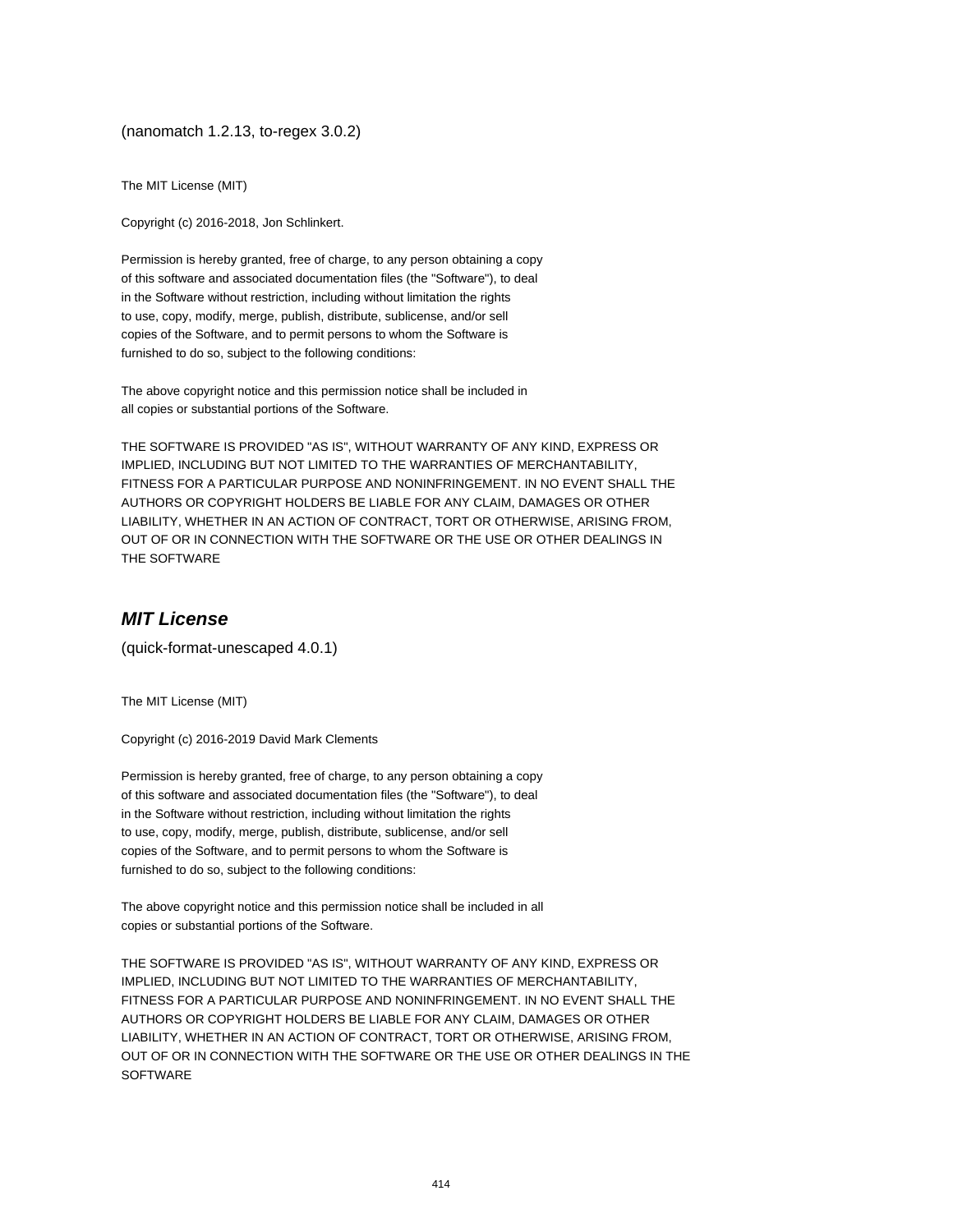(nanomatch 1.2.13, to-regex 3.0.2)

The MIT License (MIT)

Copyright (c) 2016-2018, Jon Schlinkert.

Permission is hereby granted, free of charge, to any person obtaining a copy
of this software and associated documentation files (the "Software"), to deal
in the Software without restriction, including without limitation the rights
to use, copy, modify, merge, publish, distribute, sublicense, and/or sell
copies of the Software, and to permit persons to whom the Software is
furnished to do so, subject to the following conditions:

The above copyright notice and this permission notice shall be included in
all copies or substantial portions of the Software.

THE SOFTWARE IS PROVIDED "AS IS", WITHOUT WARRANTY OF ANY KIND, EXPRESS OR
IMPLIED, INCLUDING BUT NOT LIMITED TO THE WARRANTIES OF MERCHANTABILITY,
FITNESS FOR A PARTICULAR PURPOSE AND NONINFRINGEMENT. IN NO EVENT SHALL THE
AUTHORS OR COPYRIGHT HOLDERS BE LIABLE FOR ANY CLAIM, DAMAGES OR OTHER
LIABILITY, WHETHER IN AN ACTION OF CONTRACT, TORT OR OTHERWISE, ARISING FROM,
OUT OF OR IN CONNECTION WITH THE SOFTWARE OR THE USE OR OTHER DEALINGS IN
THE SOFTWARE

## *MIT License*

(quick-format-unescaped 4.0.1)

The MIT License (MIT)

Copyright (c) 2016-2019 David Mark Clements

Permission is hereby granted, free of charge, to any person obtaining a copy
of this software and associated documentation files (the "Software"), to deal
in the Software without restriction, including without limitation the rights
to use, copy, modify, merge, publish, distribute, sublicense, and/or sell
copies of the Software, and to permit persons to whom the Software is
furnished to do so, subject to the following conditions:

The above copyright notice and this permission notice shall be included in all
copies or substantial portions of the Software.

THE SOFTWARE IS PROVIDED "AS IS", WITHOUT WARRANTY OF ANY KIND, EXPRESS OR
IMPLIED, INCLUDING BUT NOT LIMITED TO THE WARRANTIES OF MERCHANTABILITY,
FITNESS FOR A PARTICULAR PURPOSE AND NONINFRINGEMENT. IN NO EVENT SHALL THE
AUTHORS OR COPYRIGHT HOLDERS BE LIABLE FOR ANY CLAIM, DAMAGES OR OTHER
LIABILITY, WHETHER IN AN ACTION OF CONTRACT, TORT OR OTHERWISE, ARISING FROM,
OUT OF OR IN CONNECTION WITH THE SOFTWARE OR THE USE OR OTHER DEALINGS IN THE
SOFTWARE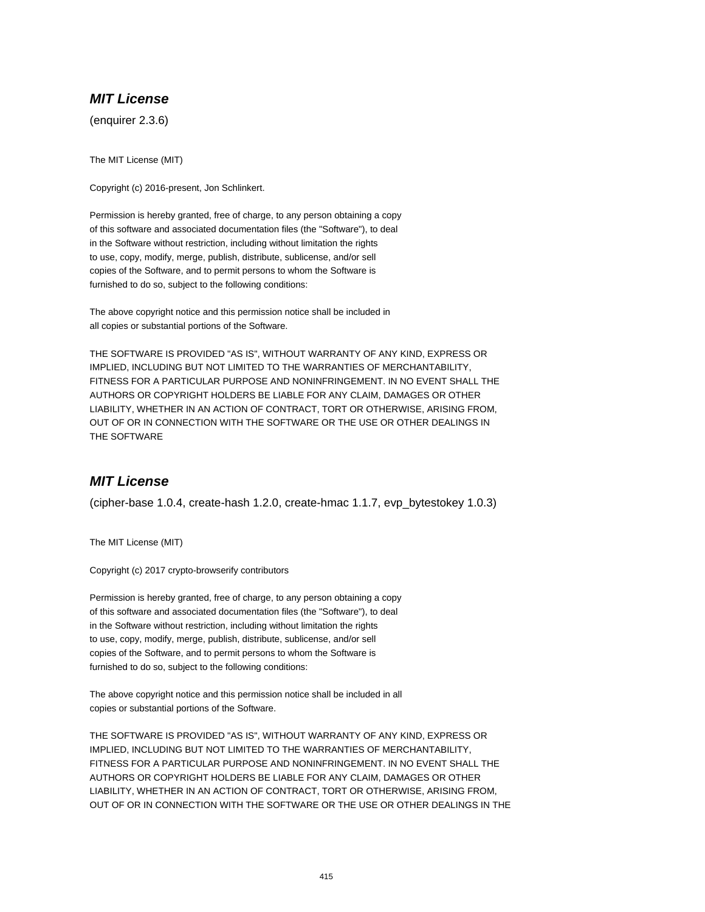## *MIT License*

(enquirer 2.3.6)

The MIT License (MIT)

Copyright (c) 2016-present, Jon Schlinkert.

Permission is hereby granted, free of charge, to any person obtaining a copy
of this software and associated documentation files (the "Software"), to deal
in the Software without restriction, including without limitation the rights
to use, copy, modify, merge, publish, distribute, sublicense, and/or sell
copies of the Software, and to permit persons to whom the Software is
furnished to do so, subject to the following conditions:

The above copyright notice and this permission notice shall be included in
all copies or substantial portions of the Software.

THE SOFTWARE IS PROVIDED "AS IS", WITHOUT WARRANTY OF ANY KIND, EXPRESS OR
IMPLIED, INCLUDING BUT NOT LIMITED TO THE WARRANTIES OF MERCHANTABILITY,
FITNESS FOR A PARTICULAR PURPOSE AND NONINFRINGEMENT. IN NO EVENT SHALL THE
AUTHORS OR COPYRIGHT HOLDERS BE LIABLE FOR ANY CLAIM, DAMAGES OR OTHER
LIABILITY, WHETHER IN AN ACTION OF CONTRACT, TORT OR OTHERWISE, ARISING FROM,
OUT OF OR IN CONNECTION WITH THE SOFTWARE OR THE USE OR OTHER DEALINGS IN
THE SOFTWARE

## *MIT License*

(cipher-base 1.0.4, create-hash 1.2.0, create-hmac 1.1.7, evp_bytestokey 1.0.3)

The MIT License (MIT)

Copyright (c) 2017 crypto-browserify contributors

Permission is hereby granted, free of charge, to any person obtaining a copy
of this software and associated documentation files (the "Software"), to deal
in the Software without restriction, including without limitation the rights
to use, copy, modify, merge, publish, distribute, sublicense, and/or sell
copies of the Software, and to permit persons to whom the Software is
furnished to do so, subject to the following conditions:

The above copyright notice and this permission notice shall be included in all
copies or substantial portions of the Software.

THE SOFTWARE IS PROVIDED "AS IS", WITHOUT WARRANTY OF ANY KIND, EXPRESS OR
IMPLIED, INCLUDING BUT NOT LIMITED TO THE WARRANTIES OF MERCHANTABILITY,
FITNESS FOR A PARTICULAR PURPOSE AND NONINFRINGEMENT. IN NO EVENT SHALL THE
AUTHORS OR COPYRIGHT HOLDERS BE LIABLE FOR ANY CLAIM, DAMAGES OR OTHER
LIABILITY, WHETHER IN AN ACTION OF CONTRACT, TORT OR OTHERWISE, ARISING FROM,
OUT OF OR IN CONNECTION WITH THE SOFTWARE OR THE USE OR OTHER DEALINGS IN THE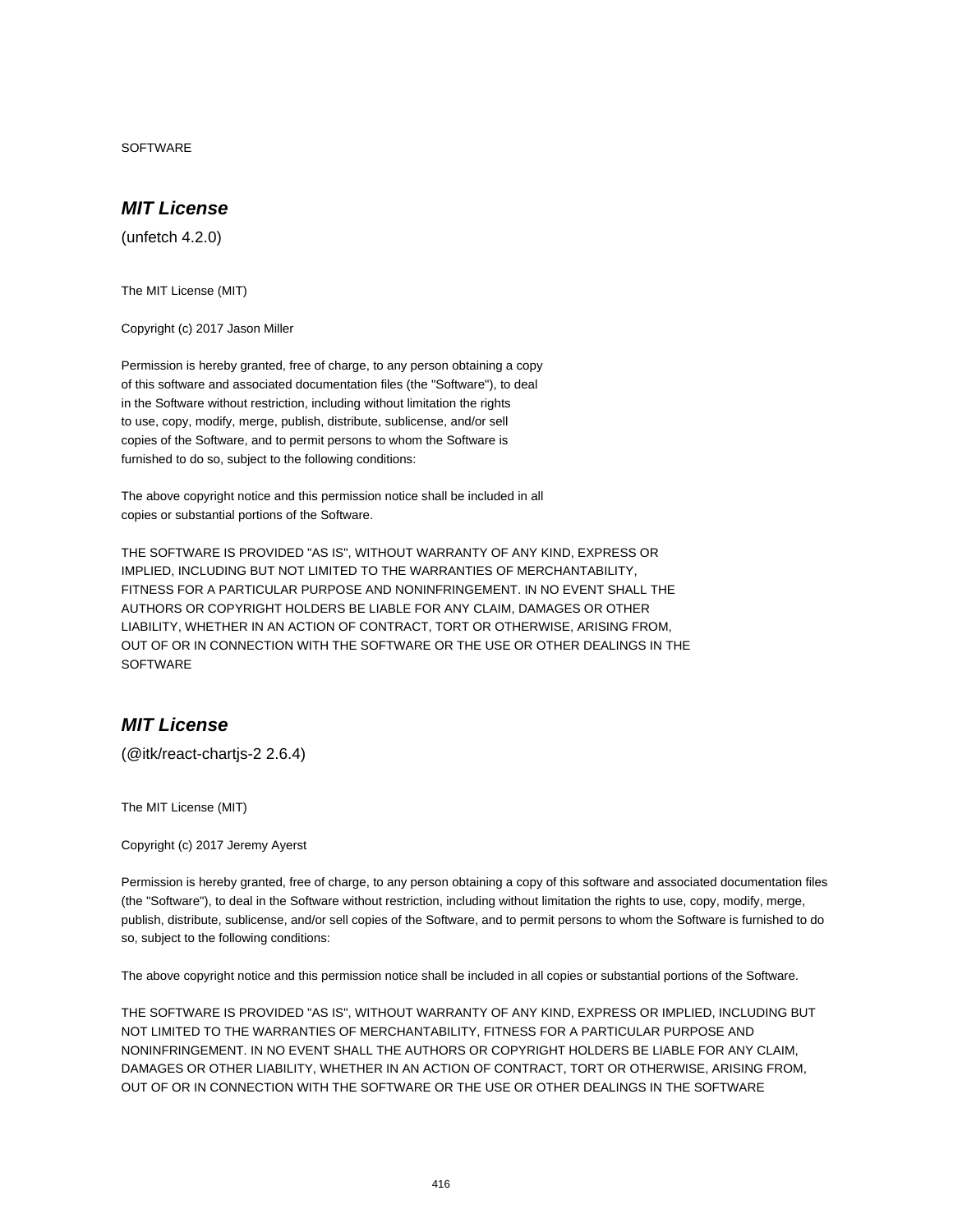SOFTWARE

## *MIT License*

(unfetch 4.2.0)

The MIT License (MIT)

Copyright (c) 2017 Jason Miller

Permission is hereby granted, free of charge, to any person obtaining a copy
of this software and associated documentation files (the "Software"), to deal
in the Software without restriction, including without limitation the rights
to use, copy, modify, merge, publish, distribute, sublicense, and/or sell
copies of the Software, and to permit persons to whom the Software is
furnished to do so, subject to the following conditions:

The above copyright notice and this permission notice shall be included in all
copies or substantial portions of the Software.

THE SOFTWARE IS PROVIDED "AS IS", WITHOUT WARRANTY OF ANY KIND, EXPRESS OR
IMPLIED, INCLUDING BUT NOT LIMITED TO THE WARRANTIES OF MERCHANTABILITY,
FITNESS FOR A PARTICULAR PURPOSE AND NONINFRINGEMENT. IN NO EVENT SHALL THE
AUTHORS OR COPYRIGHT HOLDERS BE LIABLE FOR ANY CLAIM, DAMAGES OR OTHER
LIABILITY, WHETHER IN AN ACTION OF CONTRACT, TORT OR OTHERWISE, ARISING FROM,
OUT OF OR IN CONNECTION WITH THE SOFTWARE OR THE USE OR OTHER DEALINGS IN THE
SOFTWARE

## *MIT License*

(@itk/react-chartjs-2 2.6.4)

The MIT License (MIT)

Copyright (c) 2017 Jeremy Ayerst

Permission is hereby granted, free of charge, to any person obtaining a copy of this software and associated documentation files (the "Software"), to deal in the Software without restriction, including without limitation the rights to use, copy, modify, merge, publish, distribute, sublicense, and/or sell copies of the Software, and to permit persons to whom the Software is furnished to do so, subject to the following conditions:

The above copyright notice and this permission notice shall be included in all copies or substantial portions of the Software.

THE SOFTWARE IS PROVIDED "AS IS", WITHOUT WARRANTY OF ANY KIND, EXPRESS OR IMPLIED, INCLUDING BUT NOT LIMITED TO THE WARRANTIES OF MERCHANTABILITY, FITNESS FOR A PARTICULAR PURPOSE AND NONINFRINGEMENT. IN NO EVENT SHALL THE AUTHORS OR COPYRIGHT HOLDERS BE LIABLE FOR ANY CLAIM, DAMAGES OR OTHER LIABILITY, WHETHER IN AN ACTION OF CONTRACT, TORT OR OTHERWISE, ARISING FROM, OUT OF OR IN CONNECTION WITH THE SOFTWARE OR THE USE OR OTHER DEALINGS IN THE SOFTWARE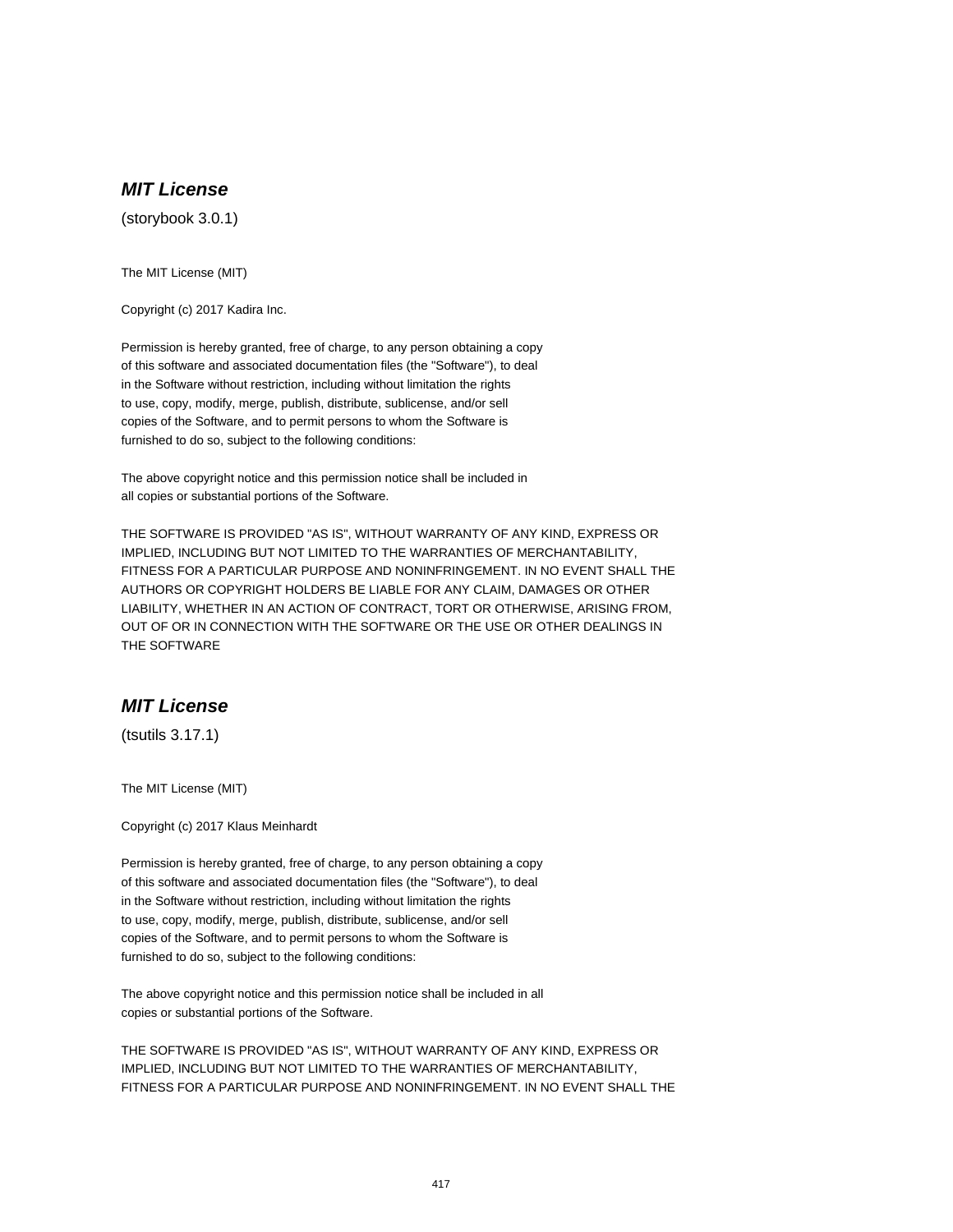## *MIT License*

(storybook 3.0.1)

The MIT License (MIT)

Copyright (c) 2017 Kadira Inc.

Permission is hereby granted, free of charge, to any person obtaining a copy
of this software and associated documentation files (the "Software"), to deal
in the Software without restriction, including without limitation the rights
to use, copy, modify, merge, publish, distribute, sublicense, and/or sell
copies of the Software, and to permit persons to whom the Software is
furnished to do so, subject to the following conditions:

The above copyright notice and this permission notice shall be included in
all copies or substantial portions of the Software.

THE SOFTWARE IS PROVIDED "AS IS", WITHOUT WARRANTY OF ANY KIND, EXPRESS OR
IMPLIED, INCLUDING BUT NOT LIMITED TO THE WARRANTIES OF MERCHANTABILITY,
FITNESS FOR A PARTICULAR PURPOSE AND NONINFRINGEMENT. IN NO EVENT SHALL THE
AUTHORS OR COPYRIGHT HOLDERS BE LIABLE FOR ANY CLAIM, DAMAGES OR OTHER
LIABILITY, WHETHER IN AN ACTION OF CONTRACT, TORT OR OTHERWISE, ARISING FROM,
OUT OF OR IN CONNECTION WITH THE SOFTWARE OR THE USE OR OTHER DEALINGS IN
THE SOFTWARE

## *MIT License*

(tsutils 3.17.1)

The MIT License (MIT)

Copyright (c) 2017 Klaus Meinhardt

Permission is hereby granted, free of charge, to any person obtaining a copy
of this software and associated documentation files (the "Software"), to deal
in the Software without restriction, including without limitation the rights
to use, copy, modify, merge, publish, distribute, sublicense, and/or sell
copies of the Software, and to permit persons to whom the Software is
furnished to do so, subject to the following conditions:

The above copyright notice and this permission notice shall be included in all
copies or substantial portions of the Software.

THE SOFTWARE IS PROVIDED "AS IS", WITHOUT WARRANTY OF ANY KIND, EXPRESS OR
IMPLIED, INCLUDING BUT NOT LIMITED TO THE WARRANTIES OF MERCHANTABILITY,
FITNESS FOR A PARTICULAR PURPOSE AND NONINFRINGEMENT. IN NO EVENT SHALL THE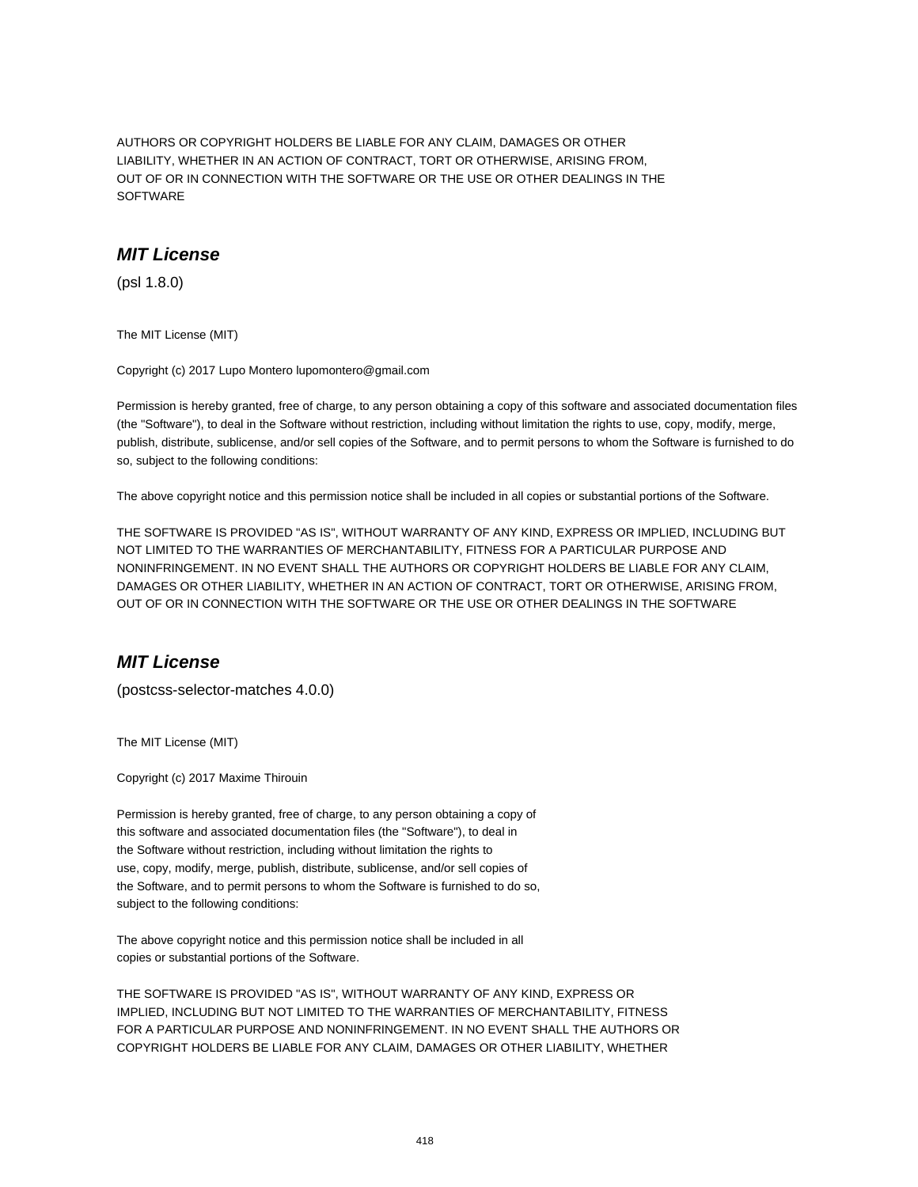AUTHORS OR COPYRIGHT HOLDERS BE LIABLE FOR ANY CLAIM, DAMAGES OR OTHER
LIABILITY, WHETHER IN AN ACTION OF CONTRACT, TORT OR OTHERWISE, ARISING FROM,
OUT OF OR IN CONNECTION WITH THE SOFTWARE OR THE USE OR OTHER DEALINGS IN THE
SOFTWARE

## *MIT License*

(psl 1.8.0)

The MIT License (MIT)

Copyright (c) 2017 Lupo Montero lupomontero@gmail.com

Permission is hereby granted, free of charge, to any person obtaining a copy of this software and associated documentation files (the "Software"), to deal in the Software without restriction, including without limitation the rights to use, copy, modify, merge, publish, distribute, sublicense, and/or sell copies of the Software, and to permit persons to whom the Software is furnished to do so, subject to the following conditions:

The above copyright notice and this permission notice shall be included in all copies or substantial portions of the Software.

THE SOFTWARE IS PROVIDED "AS IS", WITHOUT WARRANTY OF ANY KIND, EXPRESS OR IMPLIED, INCLUDING BUT NOT LIMITED TO THE WARRANTIES OF MERCHANTABILITY, FITNESS FOR A PARTICULAR PURPOSE AND NONINFRINGEMENT. IN NO EVENT SHALL THE AUTHORS OR COPYRIGHT HOLDERS BE LIABLE FOR ANY CLAIM, DAMAGES OR OTHER LIABILITY, WHETHER IN AN ACTION OF CONTRACT, TORT OR OTHERWISE, ARISING FROM, OUT OF OR IN CONNECTION WITH THE SOFTWARE OR THE USE OR OTHER DEALINGS IN THE SOFTWARE

## *MIT License*

(postcss-selector-matches 4.0.0)

The MIT License (MIT)

Copyright (c) 2017 Maxime Thirouin

Permission is hereby granted, free of charge, to any person obtaining a copy of
this software and associated documentation files (the "Software"), to deal in
the Software without restriction, including without limitation the rights to
use, copy, modify, merge, publish, distribute, sublicense, and/or sell copies of
the Software, and to permit persons to whom the Software is furnished to do so,
subject to the following conditions:

The above copyright notice and this permission notice shall be included in all
copies or substantial portions of the Software.

THE SOFTWARE IS PROVIDED "AS IS", WITHOUT WARRANTY OF ANY KIND, EXPRESS OR
IMPLIED, INCLUDING BUT NOT LIMITED TO THE WARRANTIES OF MERCHANTABILITY, FITNESS
FOR A PARTICULAR PURPOSE AND NONINFRINGEMENT. IN NO EVENT SHALL THE AUTHORS OR
COPYRIGHT HOLDERS BE LIABLE FOR ANY CLAIM, DAMAGES OR OTHER LIABILITY, WHETHER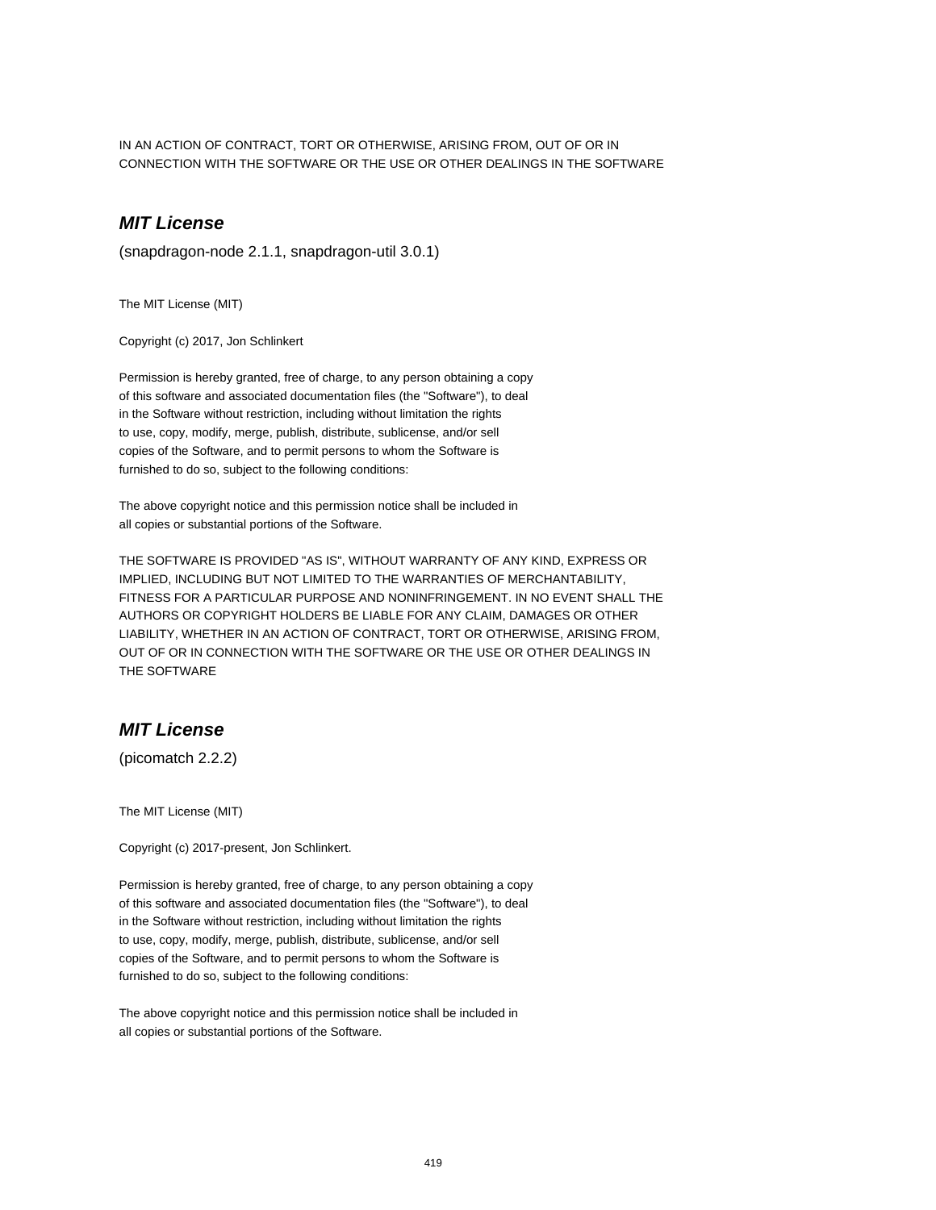IN AN ACTION OF CONTRACT, TORT OR OTHERWISE, ARISING FROM, OUT OF OR IN
CONNECTION WITH THE SOFTWARE OR THE USE OR OTHER DEALINGS IN THE SOFTWARE

## ***MIT License***

(snapdragon-node 2.1.1, snapdragon-util 3.0.1)

The MIT License (MIT)

Copyright (c) 2017, Jon Schlinkert

Permission is hereby granted, free of charge, to any person obtaining a copy
of this software and associated documentation files (the "Software"), to deal
in the Software without restriction, including without limitation the rights
to use, copy, modify, merge, publish, distribute, sublicense, and/or sell
copies of the Software, and to permit persons to whom the Software is
furnished to do so, subject to the following conditions:

The above copyright notice and this permission notice shall be included in
all copies or substantial portions of the Software.

THE SOFTWARE IS PROVIDED "AS IS", WITHOUT WARRANTY OF ANY KIND, EXPRESS OR
IMPLIED, INCLUDING BUT NOT LIMITED TO THE WARRANTIES OF MERCHANTABILITY,
FITNESS FOR A PARTICULAR PURPOSE AND NONINFRINGEMENT. IN NO EVENT SHALL THE
AUTHORS OR COPYRIGHT HOLDERS BE LIABLE FOR ANY CLAIM, DAMAGES OR OTHER
LIABILITY, WHETHER IN AN ACTION OF CONTRACT, TORT OR OTHERWISE, ARISING FROM,
OUT OF OR IN CONNECTION WITH THE SOFTWARE OR THE USE OR OTHER DEALINGS IN
THE SOFTWARE

## ***MIT License***

(picomatch 2.2.2)

The MIT License (MIT)

Copyright (c) 2017-present, Jon Schlinkert.

Permission is hereby granted, free of charge, to any person obtaining a copy
of this software and associated documentation files (the "Software"), to deal
in the Software without restriction, including without limitation the rights
to use, copy, modify, merge, publish, distribute, sublicense, and/or sell
copies of the Software, and to permit persons to whom the Software is
furnished to do so, subject to the following conditions:

The above copyright notice and this permission notice shall be included in
all copies or substantial portions of the Software.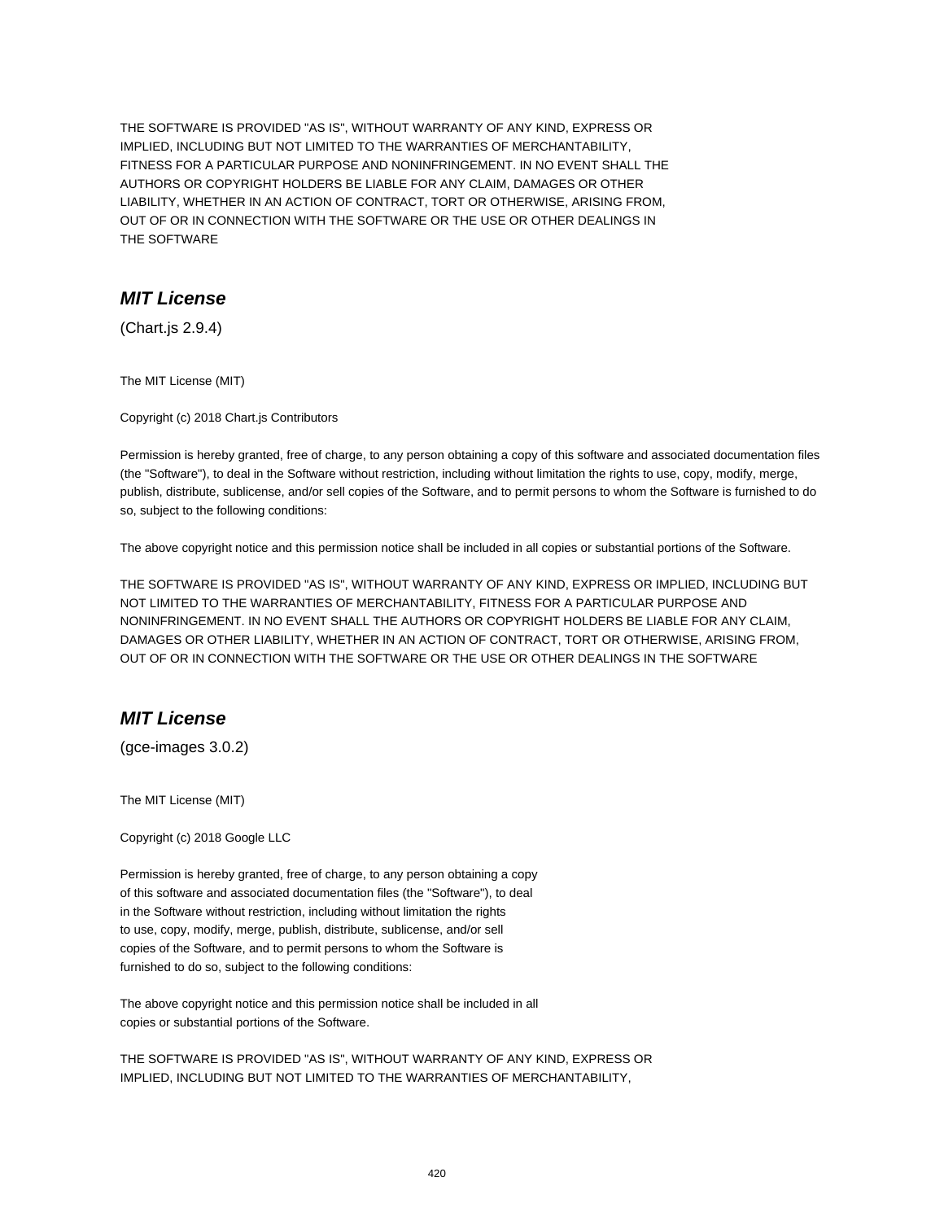THE SOFTWARE IS PROVIDED "AS IS", WITHOUT WARRANTY OF ANY KIND, EXPRESS OR
IMPLIED, INCLUDING BUT NOT LIMITED TO THE WARRANTIES OF MERCHANTABILITY,
FITNESS FOR A PARTICULAR PURPOSE AND NONINFRINGEMENT. IN NO EVENT SHALL THE
AUTHORS OR COPYRIGHT HOLDERS BE LIABLE FOR ANY CLAIM, DAMAGES OR OTHER
LIABILITY, WHETHER IN AN ACTION OF CONTRACT, TORT OR OTHERWISE, ARISING FROM,
OUT OF OR IN CONNECTION WITH THE SOFTWARE OR THE USE OR OTHER DEALINGS IN
THE SOFTWARE

### ***MIT License***

(Chart.js 2.9.4)

The MIT License (MIT)

Copyright (c) 2018 Chart.js Contributors

Permission is hereby granted, free of charge, to any person obtaining a copy of this software and associated documentation files (the "Software"), to deal in the Software without restriction, including without limitation the rights to use, copy, modify, merge, publish, distribute, sublicense, and/or sell copies of the Software, and to permit persons to whom the Software is furnished to do so, subject to the following conditions:

The above copyright notice and this permission notice shall be included in all copies or substantial portions of the Software.

THE SOFTWARE IS PROVIDED "AS IS", WITHOUT WARRANTY OF ANY KIND, EXPRESS OR IMPLIED, INCLUDING BUT NOT LIMITED TO THE WARRANTIES OF MERCHANTABILITY, FITNESS FOR A PARTICULAR PURPOSE AND NONINFRINGEMENT. IN NO EVENT SHALL THE AUTHORS OR COPYRIGHT HOLDERS BE LIABLE FOR ANY CLAIM, DAMAGES OR OTHER LIABILITY, WHETHER IN AN ACTION OF CONTRACT, TORT OR OTHERWISE, ARISING FROM, OUT OF OR IN CONNECTION WITH THE SOFTWARE OR THE USE OR OTHER DEALINGS IN THE SOFTWARE

### ***MIT License***

(gce-images 3.0.2)

The MIT License (MIT)

Copyright (c) 2018 Google LLC

Permission is hereby granted, free of charge, to any person obtaining a copy
of this software and associated documentation files (the "Software"), to deal
in the Software without restriction, including without limitation the rights
to use, copy, modify, merge, publish, distribute, sublicense, and/or sell
copies of the Software, and to permit persons to whom the Software is
furnished to do so, subject to the following conditions:

The above copyright notice and this permission notice shall be included in all
copies or substantial portions of the Software.

THE SOFTWARE IS PROVIDED "AS IS", WITHOUT WARRANTY OF ANY KIND, EXPRESS OR
IMPLIED, INCLUDING BUT NOT LIMITED TO THE WARRANTIES OF MERCHANTABILITY,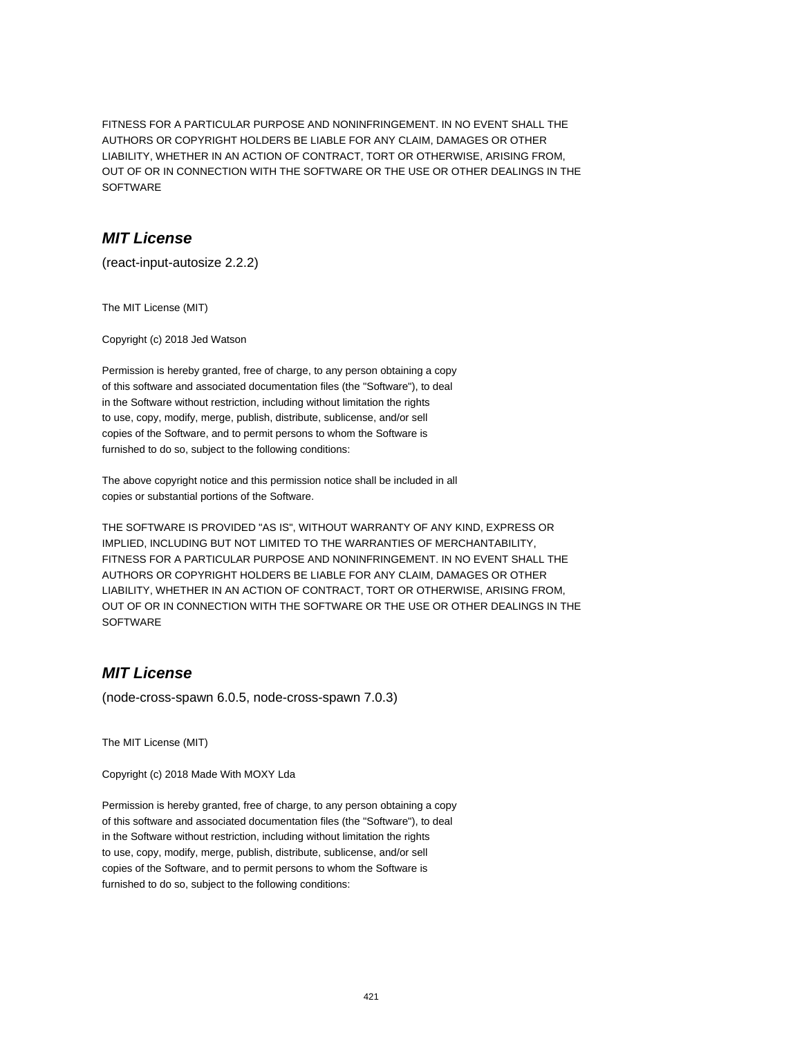FITNESS FOR A PARTICULAR PURPOSE AND NONINFRINGEMENT. IN NO EVENT SHALL THE
AUTHORS OR COPYRIGHT HOLDERS BE LIABLE FOR ANY CLAIM, DAMAGES OR OTHER
LIABILITY, WHETHER IN AN ACTION OF CONTRACT, TORT OR OTHERWISE, ARISING FROM,
OUT OF OR IN CONNECTION WITH THE SOFTWARE OR THE USE OR OTHER DEALINGS IN THE
SOFTWARE

## ***MIT License***

(react-input-autosize 2.2.2)

The MIT License (MIT)

Copyright (c) 2018 Jed Watson

Permission is hereby granted, free of charge, to any person obtaining a copy
of this software and associated documentation files (the "Software"), to deal
in the Software without restriction, including without limitation the rights
to use, copy, modify, merge, publish, distribute, sublicense, and/or sell
copies of the Software, and to permit persons to whom the Software is
furnished to do so, subject to the following conditions:

The above copyright notice and this permission notice shall be included in all
copies or substantial portions of the Software.

THE SOFTWARE IS PROVIDED "AS IS", WITHOUT WARRANTY OF ANY KIND, EXPRESS OR
IMPLIED, INCLUDING BUT NOT LIMITED TO THE WARRANTIES OF MERCHANTABILITY,
FITNESS FOR A PARTICULAR PURPOSE AND NONINFRINGEMENT. IN NO EVENT SHALL THE
AUTHORS OR COPYRIGHT HOLDERS BE LIABLE FOR ANY CLAIM, DAMAGES OR OTHER
LIABILITY, WHETHER IN AN ACTION OF CONTRACT, TORT OR OTHERWISE, ARISING FROM,
OUT OF OR IN CONNECTION WITH THE SOFTWARE OR THE USE OR OTHER DEALINGS IN THE
SOFTWARE

## ***MIT License***

(node-cross-spawn 6.0.5, node-cross-spawn 7.0.3)

The MIT License (MIT)

Copyright (c) 2018 Made With MOXY Lda

Permission is hereby granted, free of charge, to any person obtaining a copy
of this software and associated documentation files (the "Software"), to deal
in the Software without restriction, including without limitation the rights
to use, copy, modify, merge, publish, distribute, sublicense, and/or sell
copies of the Software, and to permit persons to whom the Software is
furnished to do so, subject to the following conditions: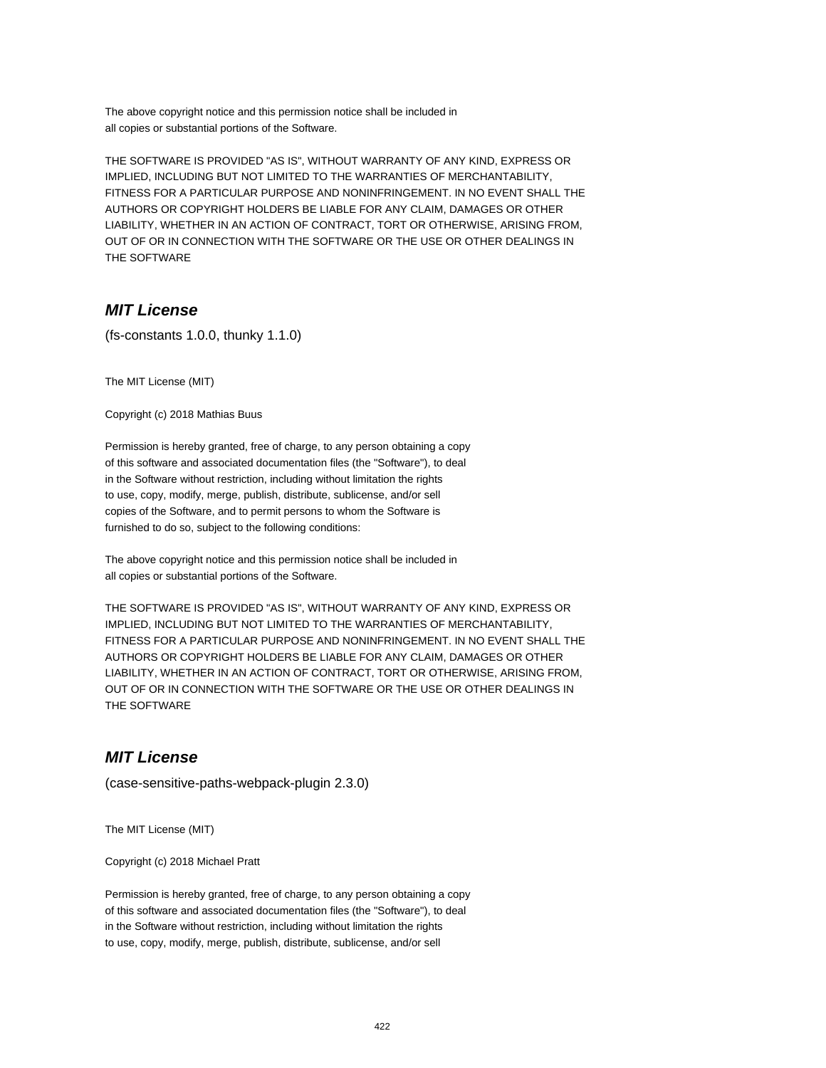The above copyright notice and this permission notice shall be included in
all copies or substantial portions of the Software.

THE SOFTWARE IS PROVIDED "AS IS", WITHOUT WARRANTY OF ANY KIND, EXPRESS OR
IMPLIED, INCLUDING BUT NOT LIMITED TO THE WARRANTIES OF MERCHANTABILITY,
FITNESS FOR A PARTICULAR PURPOSE AND NONINFRINGEMENT. IN NO EVENT SHALL THE
AUTHORS OR COPYRIGHT HOLDERS BE LIABLE FOR ANY CLAIM, DAMAGES OR OTHER
LIABILITY, WHETHER IN AN ACTION OF CONTRACT, TORT OR OTHERWISE, ARISING FROM,
OUT OF OR IN CONNECTION WITH THE SOFTWARE OR THE USE OR OTHER DEALINGS IN
THE SOFTWARE

## *MIT License*

(fs-constants 1.0.0, thunky 1.1.0)

The MIT License (MIT)

Copyright (c) 2018 Mathias Buus

Permission is hereby granted, free of charge, to any person obtaining a copy
of this software and associated documentation files (the "Software"), to deal
in the Software without restriction, including without limitation the rights
to use, copy, modify, merge, publish, distribute, sublicense, and/or sell
copies of the Software, and to permit persons to whom the Software is
furnished to do so, subject to the following conditions:

The above copyright notice and this permission notice shall be included in
all copies or substantial portions of the Software.

THE SOFTWARE IS PROVIDED "AS IS", WITHOUT WARRANTY OF ANY KIND, EXPRESS OR
IMPLIED, INCLUDING BUT NOT LIMITED TO THE WARRANTIES OF MERCHANTABILITY,
FITNESS FOR A PARTICULAR PURPOSE AND NONINFRINGEMENT. IN NO EVENT SHALL THE
AUTHORS OR COPYRIGHT HOLDERS BE LIABLE FOR ANY CLAIM, DAMAGES OR OTHER
LIABILITY, WHETHER IN AN ACTION OF CONTRACT, TORT OR OTHERWISE, ARISING FROM,
OUT OF OR IN CONNECTION WITH THE SOFTWARE OR THE USE OR OTHER DEALINGS IN
THE SOFTWARE

## *MIT License*

(case-sensitive-paths-webpack-plugin 2.3.0)

The MIT License (MIT)

Copyright (c) 2018 Michael Pratt

Permission is hereby granted, free of charge, to any person obtaining a copy
of this software and associated documentation files (the "Software"), to deal
in the Software without restriction, including without limitation the rights
to use, copy, modify, merge, publish, distribute, sublicense, and/or sell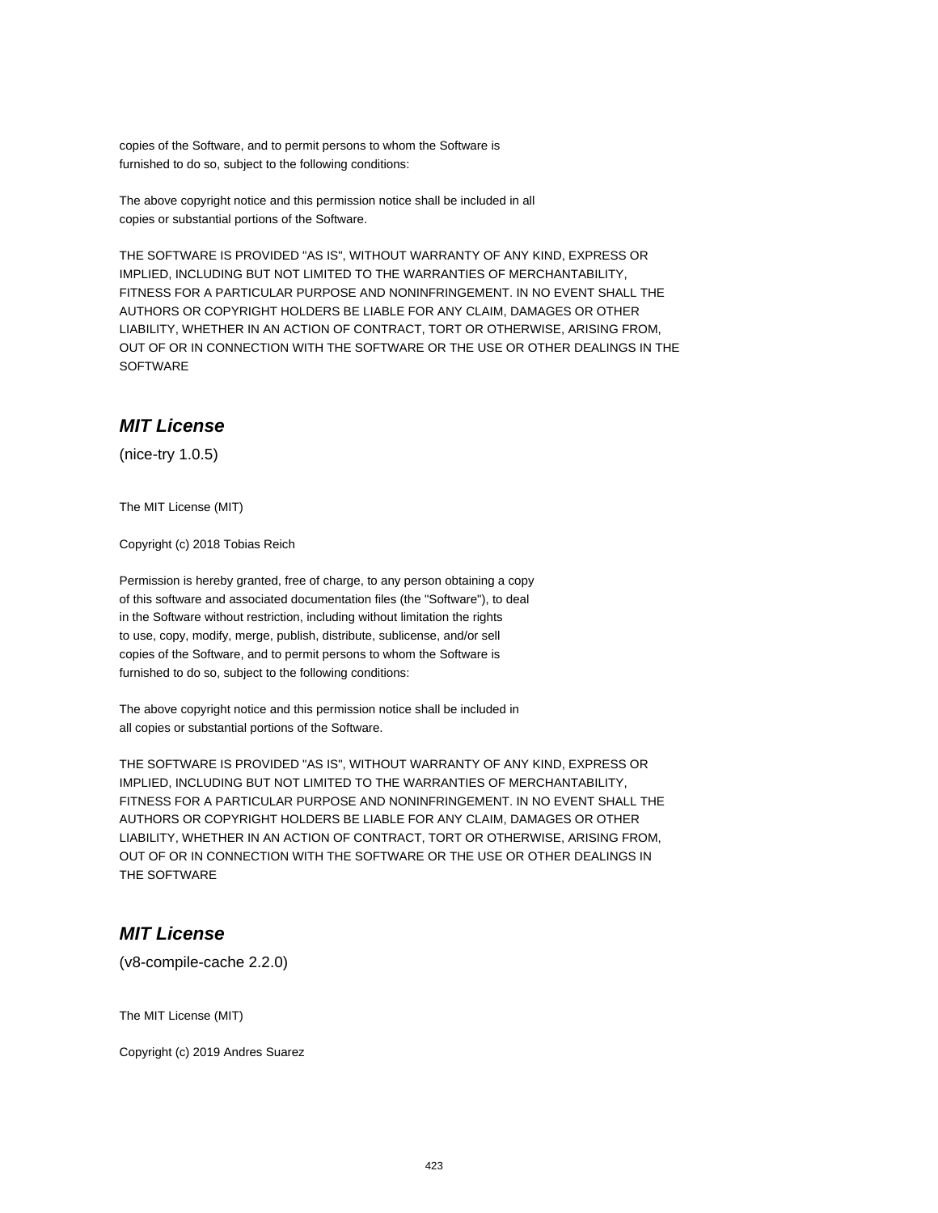copies of the Software, and to permit persons to whom the Software is
furnished to do so, subject to the following conditions:

The above copyright notice and this permission notice shall be included in all
copies or substantial portions of the Software.

THE SOFTWARE IS PROVIDED "AS IS", WITHOUT WARRANTY OF ANY KIND, EXPRESS OR
IMPLIED, INCLUDING BUT NOT LIMITED TO THE WARRANTIES OF MERCHANTABILITY,
FITNESS FOR A PARTICULAR PURPOSE AND NONINFRINGEMENT. IN NO EVENT SHALL THE
AUTHORS OR COPYRIGHT HOLDERS BE LIABLE FOR ANY CLAIM, DAMAGES OR OTHER
LIABILITY, WHETHER IN AN ACTION OF CONTRACT, TORT OR OTHERWISE, ARISING FROM,
OUT OF OR IN CONNECTION WITH THE SOFTWARE OR THE USE OR OTHER DEALINGS IN THE
SOFTWARE

## *MIT License*

(nice-try 1.0.5)

The MIT License (MIT)

Copyright (c) 2018 Tobias Reich

Permission is hereby granted, free of charge, to any person obtaining a copy
of this software and associated documentation files (the "Software"), to deal
in the Software without restriction, including without limitation the rights
to use, copy, modify, merge, publish, distribute, sublicense, and/or sell
copies of the Software, and to permit persons to whom the Software is
furnished to do so, subject to the following conditions:

The above copyright notice and this permission notice shall be included in
all copies or substantial portions of the Software.

THE SOFTWARE IS PROVIDED "AS IS", WITHOUT WARRANTY OF ANY KIND, EXPRESS OR
IMPLIED, INCLUDING BUT NOT LIMITED TO THE WARRANTIES OF MERCHANTABILITY,
FITNESS FOR A PARTICULAR PURPOSE AND NONINFRINGEMENT. IN NO EVENT SHALL THE
AUTHORS OR COPYRIGHT HOLDERS BE LIABLE FOR ANY CLAIM, DAMAGES OR OTHER
LIABILITY, WHETHER IN AN ACTION OF CONTRACT, TORT OR OTHERWISE, ARISING FROM,
OUT OF OR IN CONNECTION WITH THE SOFTWARE OR THE USE OR OTHER DEALINGS IN
THE SOFTWARE

## *MIT License*

(v8-compile-cache 2.2.0)

The MIT License (MIT)

Copyright (c) 2019 Andres Suarez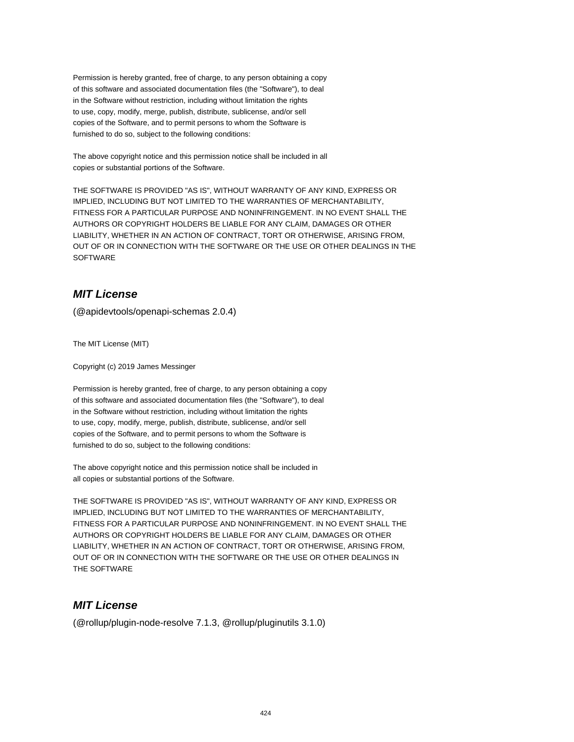Permission is hereby granted, free of charge, to any person obtaining a copy
of this software and associated documentation files (the "Software"), to deal
in the Software without restriction, including without limitation the rights
to use, copy, modify, merge, publish, distribute, sublicense, and/or sell
copies of the Software, and to permit persons to whom the Software is
furnished to do so, subject to the following conditions:

The above copyright notice and this permission notice shall be included in all
copies or substantial portions of the Software.

THE SOFTWARE IS PROVIDED "AS IS", WITHOUT WARRANTY OF ANY KIND, EXPRESS OR
IMPLIED, INCLUDING BUT NOT LIMITED TO THE WARRANTIES OF MERCHANTABILITY,
FITNESS FOR A PARTICULAR PURPOSE AND NONINFRINGEMENT. IN NO EVENT SHALL THE
AUTHORS OR COPYRIGHT HOLDERS BE LIABLE FOR ANY CLAIM, DAMAGES OR OTHER
LIABILITY, WHETHER IN AN ACTION OF CONTRACT, TORT OR OTHERWISE, ARISING FROM,
OUT OF OR IN CONNECTION WITH THE SOFTWARE OR THE USE OR OTHER DEALINGS IN THE
SOFTWARE

## *MIT License*

(@apidevtools/openapi-schemas 2.0.4)

The MIT License (MIT)

Copyright (c) 2019 James Messinger

Permission is hereby granted, free of charge, to any person obtaining a copy
of this software and associated documentation files (the "Software"), to deal
in the Software without restriction, including without limitation the rights
to use, copy, modify, merge, publish, distribute, sublicense, and/or sell
copies of the Software, and to permit persons to whom the Software is
furnished to do so, subject to the following conditions:

The above copyright notice and this permission notice shall be included in
all copies or substantial portions of the Software.

THE SOFTWARE IS PROVIDED "AS IS", WITHOUT WARRANTY OF ANY KIND, EXPRESS OR
IMPLIED, INCLUDING BUT NOT LIMITED TO THE WARRANTIES OF MERCHANTABILITY,
FITNESS FOR A PARTICULAR PURPOSE AND NONINFRINGEMENT. IN NO EVENT SHALL THE
AUTHORS OR COPYRIGHT HOLDERS BE LIABLE FOR ANY CLAIM, DAMAGES OR OTHER
LIABILITY, WHETHER IN AN ACTION OF CONTRACT, TORT OR OTHERWISE, ARISING FROM,
OUT OF OR IN CONNECTION WITH THE SOFTWARE OR THE USE OR OTHER DEALINGS IN
THE SOFTWARE

## *MIT License*

(@rollup/plugin-node-resolve 7.1.3, @rollup/pluginutils 3.1.0)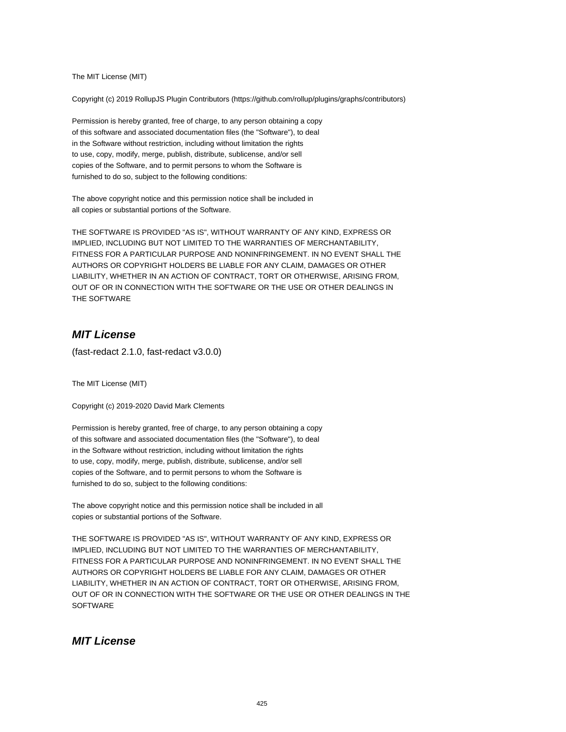The MIT License (MIT)

Copyright (c) 2019 RollupJS Plugin Contributors (https://github.com/rollup/plugins/graphs/contributors)

Permission is hereby granted, free of charge, to any person obtaining a copy
of this software and associated documentation files (the "Software"), to deal
in the Software without restriction, including without limitation the rights
to use, copy, modify, merge, publish, distribute, sublicense, and/or sell
copies of the Software, and to permit persons to whom the Software is
furnished to do so, subject to the following conditions:

The above copyright notice and this permission notice shall be included in
all copies or substantial portions of the Software.

THE SOFTWARE IS PROVIDED "AS IS", WITHOUT WARRANTY OF ANY KIND, EXPRESS OR
IMPLIED, INCLUDING BUT NOT LIMITED TO THE WARRANTIES OF MERCHANTABILITY,
FITNESS FOR A PARTICULAR PURPOSE AND NONINFRINGEMENT. IN NO EVENT SHALL THE
AUTHORS OR COPYRIGHT HOLDERS BE LIABLE FOR ANY CLAIM, DAMAGES OR OTHER
LIABILITY, WHETHER IN AN ACTION OF CONTRACT, TORT OR OTHERWISE, ARISING FROM,
OUT OF OR IN CONNECTION WITH THE SOFTWARE OR THE USE OR OTHER DEALINGS IN
THE SOFTWARE

## *MIT License*

(fast-redact 2.1.0, fast-redact v3.0.0)

The MIT License (MIT)

Copyright (c) 2019-2020 David Mark Clements

Permission is hereby granted, free of charge, to any person obtaining a copy
of this software and associated documentation files (the "Software"), to deal
in the Software without restriction, including without limitation the rights
to use, copy, modify, merge, publish, distribute, sublicense, and/or sell
copies of the Software, and to permit persons to whom the Software is
furnished to do so, subject to the following conditions:

The above copyright notice and this permission notice shall be included in all
copies or substantial portions of the Software.

THE SOFTWARE IS PROVIDED "AS IS", WITHOUT WARRANTY OF ANY KIND, EXPRESS OR
IMPLIED, INCLUDING BUT NOT LIMITED TO THE WARRANTIES OF MERCHANTABILITY,
FITNESS FOR A PARTICULAR PURPOSE AND NONINFRINGEMENT. IN NO EVENT SHALL THE
AUTHORS OR COPYRIGHT HOLDERS BE LIABLE FOR ANY CLAIM, DAMAGES OR OTHER
LIABILITY, WHETHER IN AN ACTION OF CONTRACT, TORT OR OTHERWISE, ARISING FROM,
OUT OF OR IN CONNECTION WITH THE SOFTWARE OR THE USE OR OTHER DEALINGS IN THE
SOFTWARE

## *MIT License*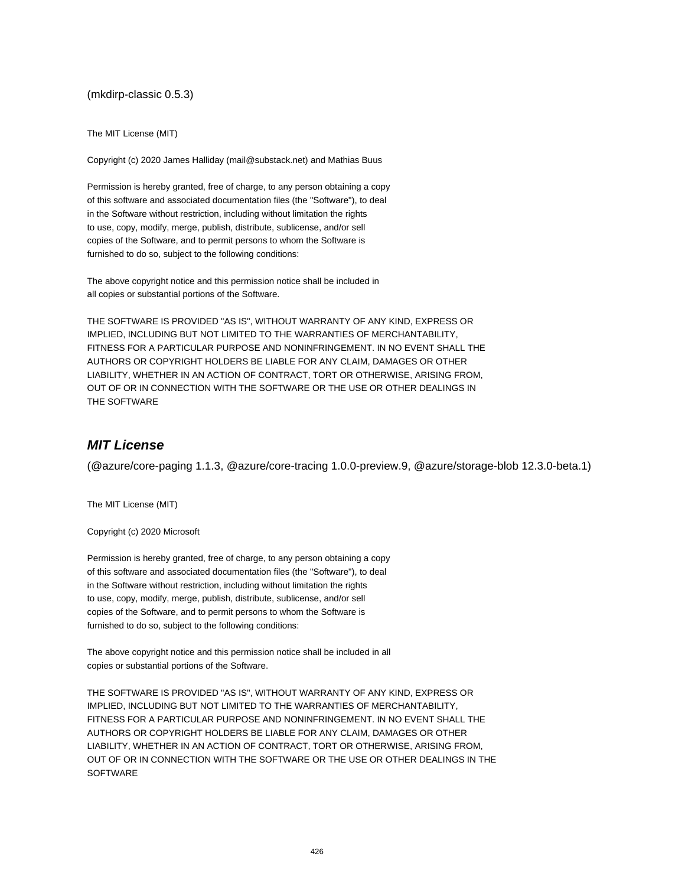(mkdirp-classic 0.5.3)

The MIT License (MIT)

Copyright (c) 2020 James Halliday (mail@substack.net) and Mathias Buus

Permission is hereby granted, free of charge, to any person obtaining a copy
of this software and associated documentation files (the "Software"), to deal
in the Software without restriction, including without limitation the rights
to use, copy, modify, merge, publish, distribute, sublicense, and/or sell
copies of the Software, and to permit persons to whom the Software is
furnished to do so, subject to the following conditions:

The above copyright notice and this permission notice shall be included in
all copies or substantial portions of the Software.

THE SOFTWARE IS PROVIDED "AS IS", WITHOUT WARRANTY OF ANY KIND, EXPRESS OR
IMPLIED, INCLUDING BUT NOT LIMITED TO THE WARRANTIES OF MERCHANTABILITY,
FITNESS FOR A PARTICULAR PURPOSE AND NONINFRINGEMENT. IN NO EVENT SHALL THE
AUTHORS OR COPYRIGHT HOLDERS BE LIABLE FOR ANY CLAIM, DAMAGES OR OTHER
LIABILITY, WHETHER IN AN ACTION OF CONTRACT, TORT OR OTHERWISE, ARISING FROM,
OUT OF OR IN CONNECTION WITH THE SOFTWARE OR THE USE OR OTHER DEALINGS IN
THE SOFTWARE

### *MIT License*

(@azure/core-paging 1.1.3, @azure/core-tracing 1.0.0-preview.9, @azure/storage-blob 12.3.0-beta.1)

The MIT License (MIT)

Copyright (c) 2020 Microsoft

Permission is hereby granted, free of charge, to any person obtaining a copy
of this software and associated documentation files (the "Software"), to deal
in the Software without restriction, including without limitation the rights
to use, copy, modify, merge, publish, distribute, sublicense, and/or sell
copies of the Software, and to permit persons to whom the Software is
furnished to do so, subject to the following conditions:

The above copyright notice and this permission notice shall be included in all
copies or substantial portions of the Software.

THE SOFTWARE IS PROVIDED "AS IS", WITHOUT WARRANTY OF ANY KIND, EXPRESS OR
IMPLIED, INCLUDING BUT NOT LIMITED TO THE WARRANTIES OF MERCHANTABILITY,
FITNESS FOR A PARTICULAR PURPOSE AND NONINFRINGEMENT. IN NO EVENT SHALL THE
AUTHORS OR COPYRIGHT HOLDERS BE LIABLE FOR ANY CLAIM, DAMAGES OR OTHER
LIABILITY, WHETHER IN AN ACTION OF CONTRACT, TORT OR OTHERWISE, ARISING FROM,
OUT OF OR IN CONNECTION WITH THE SOFTWARE OR THE USE OR OTHER DEALINGS IN THE
SOFTWARE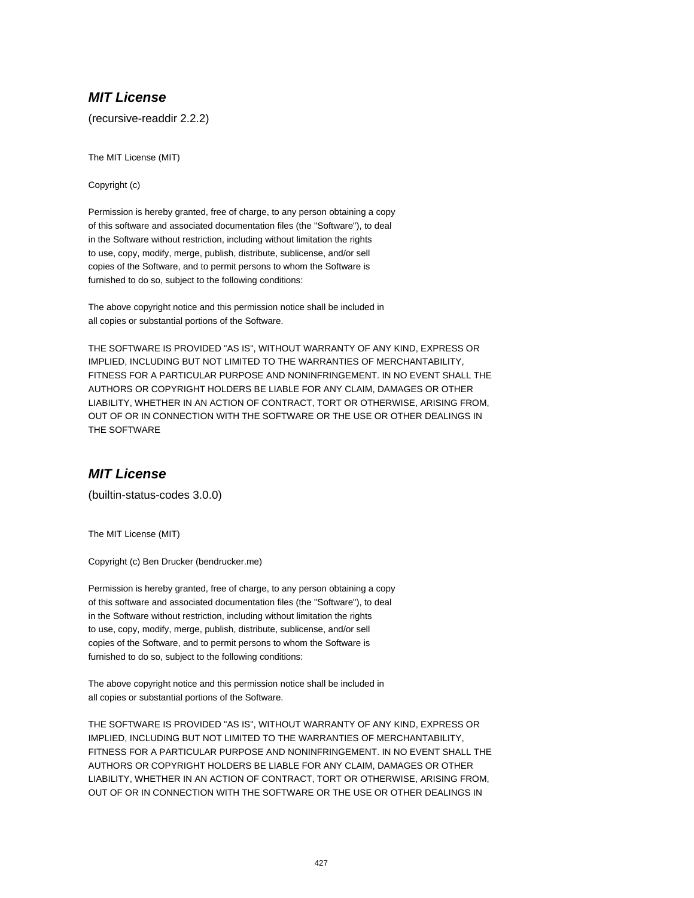## ***MIT License***

(recursive-readdir 2.2.2)

The MIT License (MIT)

Copyright (c)

Permission is hereby granted, free of charge, to any person obtaining a copy
of this software and associated documentation files (the "Software"), to deal
in the Software without restriction, including without limitation the rights
to use, copy, modify, merge, publish, distribute, sublicense, and/or sell
copies of the Software, and to permit persons to whom the Software is
furnished to do so, subject to the following conditions:

The above copyright notice and this permission notice shall be included in
all copies or substantial portions of the Software.

THE SOFTWARE IS PROVIDED "AS IS", WITHOUT WARRANTY OF ANY KIND, EXPRESS OR
IMPLIED, INCLUDING BUT NOT LIMITED TO THE WARRANTIES OF MERCHANTABILITY,
FITNESS FOR A PARTICULAR PURPOSE AND NONINFRINGEMENT. IN NO EVENT SHALL THE
AUTHORS OR COPYRIGHT HOLDERS BE LIABLE FOR ANY CLAIM, DAMAGES OR OTHER
LIABILITY, WHETHER IN AN ACTION OF CONTRACT, TORT OR OTHERWISE, ARISING FROM,
OUT OF OR IN CONNECTION WITH THE SOFTWARE OR THE USE OR OTHER DEALINGS IN
THE SOFTWARE

## ***MIT License***

(builtin-status-codes 3.0.0)

The MIT License (MIT)

Copyright (c) Ben Drucker (bendrucker.me)

Permission is hereby granted, free of charge, to any person obtaining a copy
of this software and associated documentation files (the "Software"), to deal
in the Software without restriction, including without limitation the rights
to use, copy, modify, merge, publish, distribute, sublicense, and/or sell
copies of the Software, and to permit persons to whom the Software is
furnished to do so, subject to the following conditions:

The above copyright notice and this permission notice shall be included in
all copies or substantial portions of the Software.

THE SOFTWARE IS PROVIDED "AS IS", WITHOUT WARRANTY OF ANY KIND, EXPRESS OR
IMPLIED, INCLUDING BUT NOT LIMITED TO THE WARRANTIES OF MERCHANTABILITY,
FITNESS FOR A PARTICULAR PURPOSE AND NONINFRINGEMENT. IN NO EVENT SHALL THE
AUTHORS OR COPYRIGHT HOLDERS BE LIABLE FOR ANY CLAIM, DAMAGES OR OTHER
LIABILITY, WHETHER IN AN ACTION OF CONTRACT, TORT OR OTHERWISE, ARISING FROM,
OUT OF OR IN CONNECTION WITH THE SOFTWARE OR THE USE OR OTHER DEALINGS IN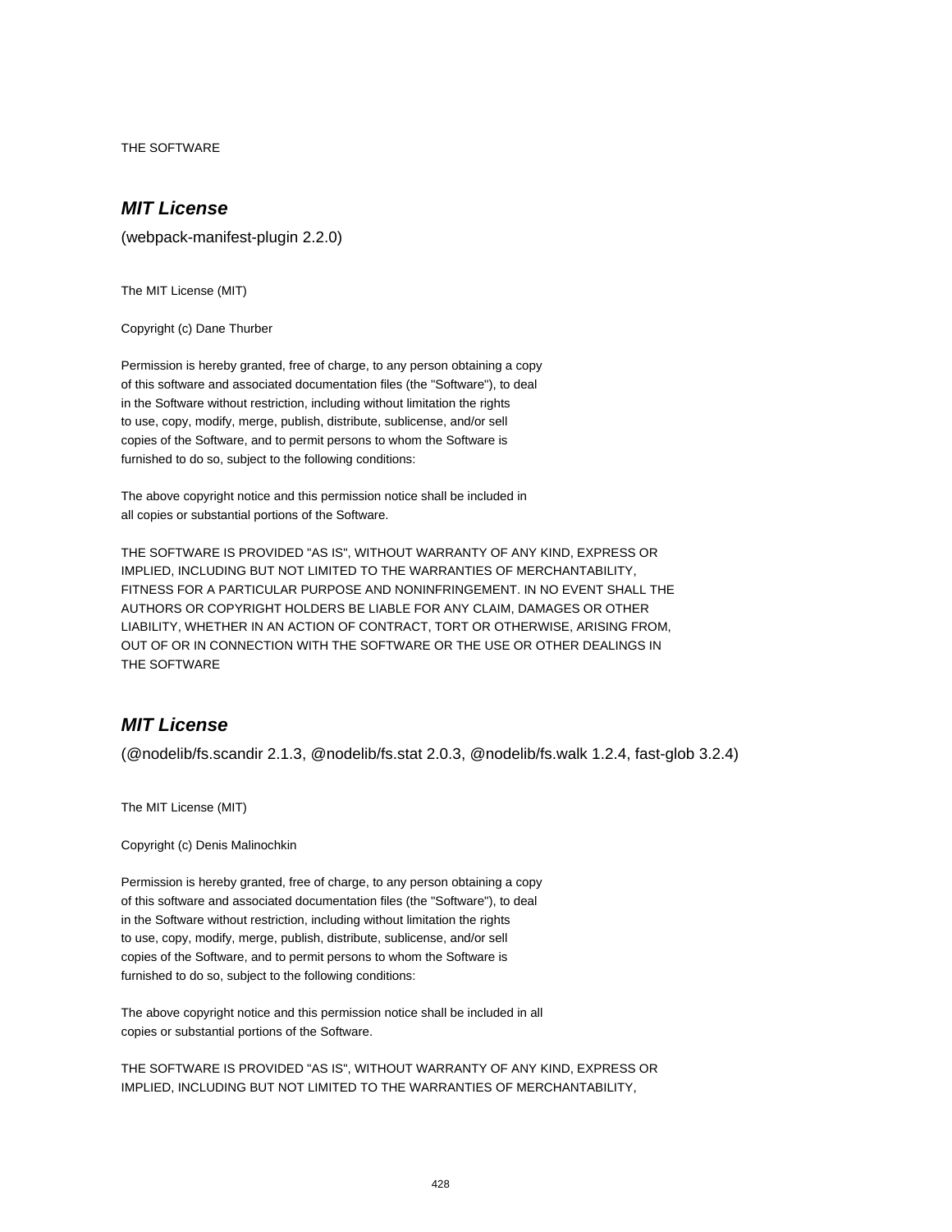THE SOFTWARE

## *MIT License*

(webpack-manifest-plugin 2.2.0)

The MIT License (MIT)

Copyright (c) Dane Thurber

Permission is hereby granted, free of charge, to any person obtaining a copy
of this software and associated documentation files (the "Software"), to deal
in the Software without restriction, including without limitation the rights
to use, copy, modify, merge, publish, distribute, sublicense, and/or sell
copies of the Software, and to permit persons to whom the Software is
furnished to do so, subject to the following conditions:

The above copyright notice and this permission notice shall be included in
all copies or substantial portions of the Software.

THE SOFTWARE IS PROVIDED "AS IS", WITHOUT WARRANTY OF ANY KIND, EXPRESS OR
IMPLIED, INCLUDING BUT NOT LIMITED TO THE WARRANTIES OF MERCHANTABILITY,
FITNESS FOR A PARTICULAR PURPOSE AND NONINFRINGEMENT. IN NO EVENT SHALL THE
AUTHORS OR COPYRIGHT HOLDERS BE LIABLE FOR ANY CLAIM, DAMAGES OR OTHER
LIABILITY, WHETHER IN AN ACTION OF CONTRACT, TORT OR OTHERWISE, ARISING FROM,
OUT OF OR IN CONNECTION WITH THE SOFTWARE OR THE USE OR OTHER DEALINGS IN
THE SOFTWARE

## *MIT License*

(@nodelib/fs.scandir 2.1.3, @nodelib/fs.stat 2.0.3, @nodelib/fs.walk 1.2.4, fast-glob 3.2.4)

The MIT License (MIT)

Copyright (c) Denis Malinochkin

Permission is hereby granted, free of charge, to any person obtaining a copy
of this software and associated documentation files (the "Software"), to deal
in the Software without restriction, including without limitation the rights
to use, copy, modify, merge, publish, distribute, sublicense, and/or sell
copies of the Software, and to permit persons to whom the Software is
furnished to do so, subject to the following conditions:

The above copyright notice and this permission notice shall be included in all
copies or substantial portions of the Software.

THE SOFTWARE IS PROVIDED "AS IS", WITHOUT WARRANTY OF ANY KIND, EXPRESS OR
IMPLIED, INCLUDING BUT NOT LIMITED TO THE WARRANTIES OF MERCHANTABILITY,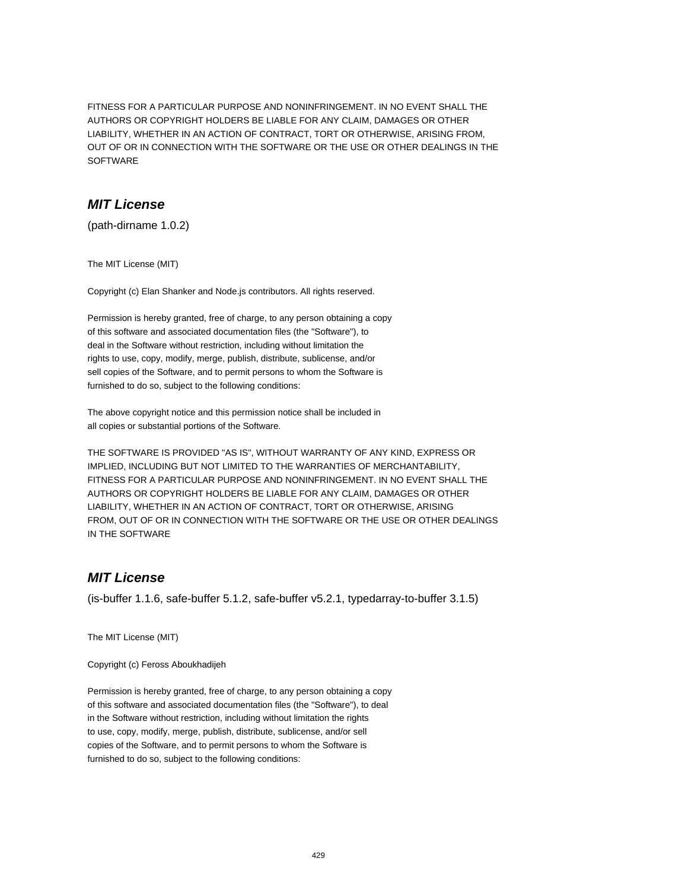FITNESS FOR A PARTICULAR PURPOSE AND NONINFRINGEMENT. IN NO EVENT SHALL THE AUTHORS OR COPYRIGHT HOLDERS BE LIABLE FOR ANY CLAIM, DAMAGES OR OTHER LIABILITY, WHETHER IN AN ACTION OF CONTRACT, TORT OR OTHERWISE, ARISING FROM, OUT OF OR IN CONNECTION WITH THE SOFTWARE OR THE USE OR OTHER DEALINGS IN THE SOFTWARE

## *MIT License*

(path-dirname 1.0.2)

The MIT License (MIT)

Copyright (c) Elan Shanker and Node.js contributors. All rights reserved.

Permission is hereby granted, free of charge, to any person obtaining a copy of this software and associated documentation files (the "Software"), to deal in the Software without restriction, including without limitation the rights to use, copy, modify, merge, publish, distribute, sublicense, and/or sell copies of the Software, and to permit persons to whom the Software is furnished to do so, subject to the following conditions:

The above copyright notice and this permission notice shall be included in all copies or substantial portions of the Software.

THE SOFTWARE IS PROVIDED "AS IS", WITHOUT WARRANTY OF ANY KIND, EXPRESS OR IMPLIED, INCLUDING BUT NOT LIMITED TO THE WARRANTIES OF MERCHANTABILITY, FITNESS FOR A PARTICULAR PURPOSE AND NONINFRINGEMENT. IN NO EVENT SHALL THE AUTHORS OR COPYRIGHT HOLDERS BE LIABLE FOR ANY CLAIM, DAMAGES OR OTHER LIABILITY, WHETHER IN AN ACTION OF CONTRACT, TORT OR OTHERWISE, ARISING FROM, OUT OF OR IN CONNECTION WITH THE SOFTWARE OR THE USE OR OTHER DEALINGS IN THE SOFTWARE

## *MIT License*

(is-buffer 1.1.6, safe-buffer 5.1.2, safe-buffer v5.2.1, typedarray-to-buffer 3.1.5)

The MIT License (MIT)

Copyright (c) Feross Aboukhadijeh

Permission is hereby granted, free of charge, to any person obtaining a copy of this software and associated documentation files (the "Software"), to deal in the Software without restriction, including without limitation the rights to use, copy, modify, merge, publish, distribute, sublicense, and/or sell copies of the Software, and to permit persons to whom the Software is furnished to do so, subject to the following conditions: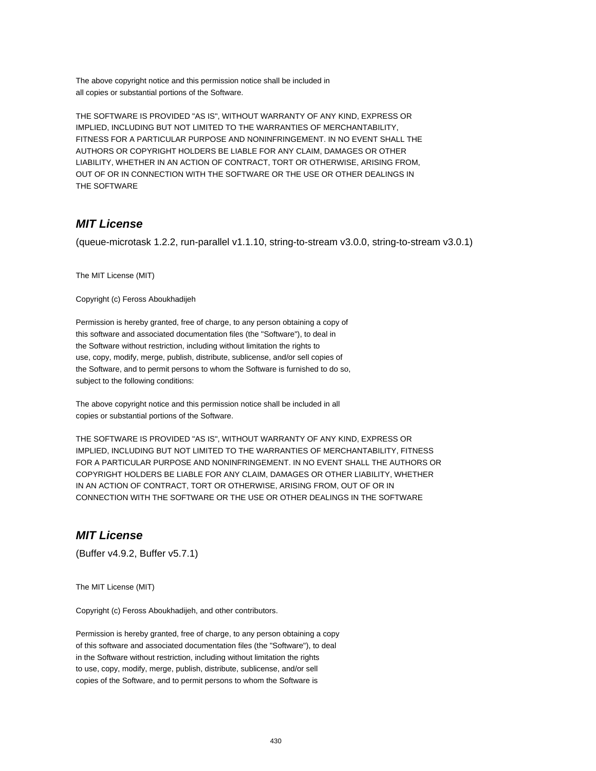The above copyright notice and this permission notice shall be included in
all copies or substantial portions of the Software.

THE SOFTWARE IS PROVIDED "AS IS", WITHOUT WARRANTY OF ANY KIND, EXPRESS OR
IMPLIED, INCLUDING BUT NOT LIMITED TO THE WARRANTIES OF MERCHANTABILITY,
FITNESS FOR A PARTICULAR PURPOSE AND NONINFRINGEMENT. IN NO EVENT SHALL THE
AUTHORS OR COPYRIGHT HOLDERS BE LIABLE FOR ANY CLAIM, DAMAGES OR OTHER
LIABILITY, WHETHER IN AN ACTION OF CONTRACT, TORT OR OTHERWISE, ARISING FROM,
OUT OF OR IN CONNECTION WITH THE SOFTWARE OR THE USE OR OTHER DEALINGS IN
THE SOFTWARE

## ***MIT License***

(queue-microtask 1.2.2, run-parallel v1.1.10, string-to-stream v3.0.0, string-to-stream v3.0.1)

The MIT License (MIT)

Copyright (c) Feross Aboukhadijeh

Permission is hereby granted, free of charge, to any person obtaining a copy of
this software and associated documentation files (the "Software"), to deal in
the Software without restriction, including without limitation the rights to
use, copy, modify, merge, publish, distribute, sublicense, and/or sell copies of
the Software, and to permit persons to whom the Software is furnished to do so,
subject to the following conditions:

The above copyright notice and this permission notice shall be included in all
copies or substantial portions of the Software.

THE SOFTWARE IS PROVIDED "AS IS", WITHOUT WARRANTY OF ANY KIND, EXPRESS OR
IMPLIED, INCLUDING BUT NOT LIMITED TO THE WARRANTIES OF MERCHANTABILITY, FITNESS
FOR A PARTICULAR PURPOSE AND NONINFRINGEMENT. IN NO EVENT SHALL THE AUTHORS OR
COPYRIGHT HOLDERS BE LIABLE FOR ANY CLAIM, DAMAGES OR OTHER LIABILITY, WHETHER
IN AN ACTION OF CONTRACT, TORT OR OTHERWISE, ARISING FROM, OUT OF OR IN
CONNECTION WITH THE SOFTWARE OR THE USE OR OTHER DEALINGS IN THE SOFTWARE

## ***MIT License***

(Buffer v4.9.2, Buffer v5.7.1)

The MIT License (MIT)

Copyright (c) Feross Aboukhadijeh, and other contributors.

Permission is hereby granted, free of charge, to any person obtaining a copy
of this software and associated documentation files (the "Software"), to deal
in the Software without restriction, including without limitation the rights
to use, copy, modify, merge, publish, distribute, sublicense, and/or sell
copies of the Software, and to permit persons to whom the Software is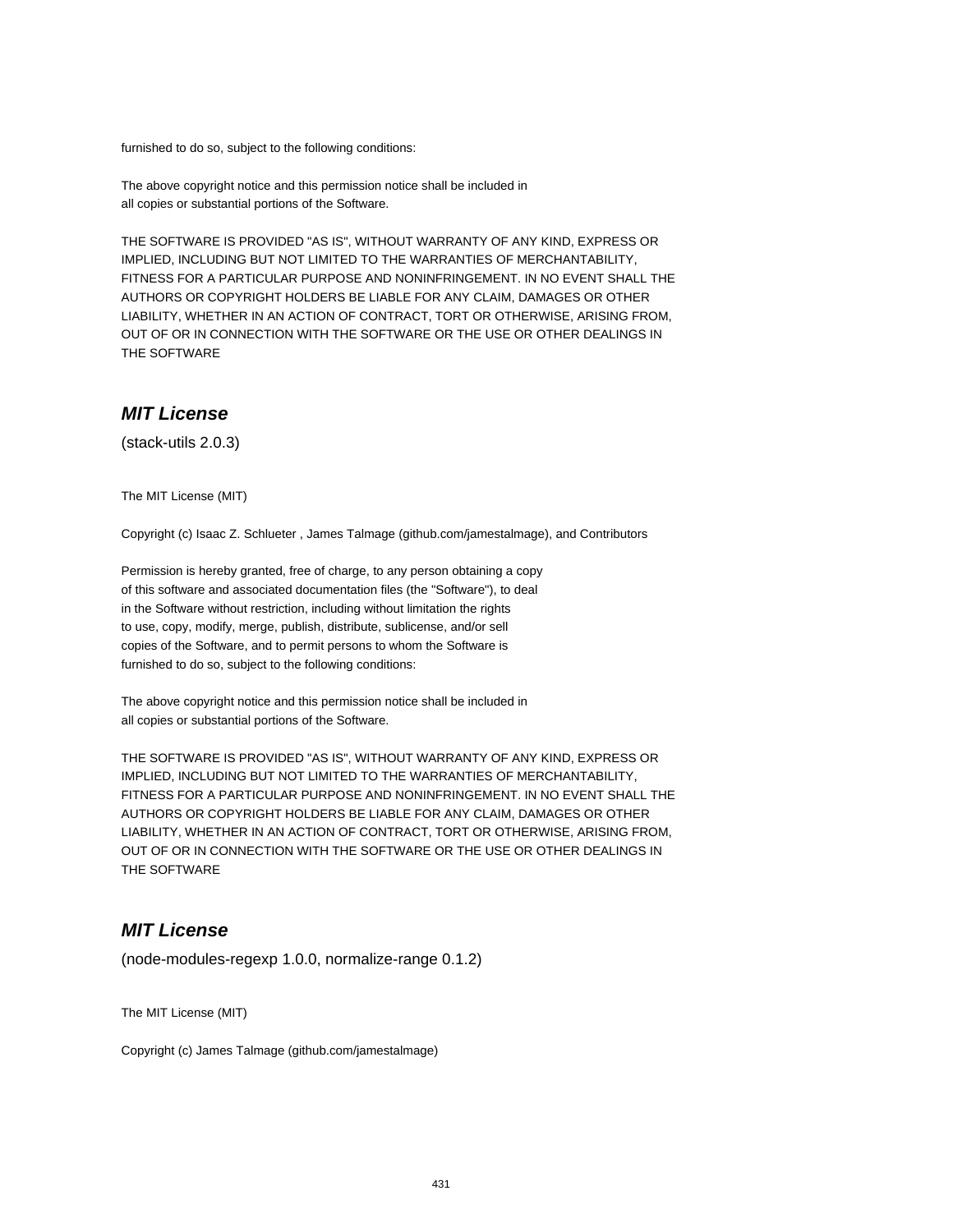furnished to do so, subject to the following conditions:

The above copyright notice and this permission notice shall be included in
all copies or substantial portions of the Software.

THE SOFTWARE IS PROVIDED "AS IS", WITHOUT WARRANTY OF ANY KIND, EXPRESS OR
IMPLIED, INCLUDING BUT NOT LIMITED TO THE WARRANTIES OF MERCHANTABILITY,
FITNESS FOR A PARTICULAR PURPOSE AND NONINFRINGEMENT. IN NO EVENT SHALL THE
AUTHORS OR COPYRIGHT HOLDERS BE LIABLE FOR ANY CLAIM, DAMAGES OR OTHER
LIABILITY, WHETHER IN AN ACTION OF CONTRACT, TORT OR OTHERWISE, ARISING FROM,
OUT OF OR IN CONNECTION WITH THE SOFTWARE OR THE USE OR OTHER DEALINGS IN
THE SOFTWARE

## *MIT License*

(stack-utils 2.0.3)

The MIT License (MIT)

Copyright (c) Isaac Z. Schlueter , James Talmage (github.com/jamestalmage), and Contributors

Permission is hereby granted, free of charge, to any person obtaining a copy
of this software and associated documentation files (the "Software"), to deal
in the Software without restriction, including without limitation the rights
to use, copy, modify, merge, publish, distribute, sublicense, and/or sell
copies of the Software, and to permit persons to whom the Software is
furnished to do so, subject to the following conditions:

The above copyright notice and this permission notice shall be included in
all copies or substantial portions of the Software.

THE SOFTWARE IS PROVIDED "AS IS", WITHOUT WARRANTY OF ANY KIND, EXPRESS OR
IMPLIED, INCLUDING BUT NOT LIMITED TO THE WARRANTIES OF MERCHANTABILITY,
FITNESS FOR A PARTICULAR PURPOSE AND NONINFRINGEMENT. IN NO EVENT SHALL THE
AUTHORS OR COPYRIGHT HOLDERS BE LIABLE FOR ANY CLAIM, DAMAGES OR OTHER
LIABILITY, WHETHER IN AN ACTION OF CONTRACT, TORT OR OTHERWISE, ARISING FROM,
OUT OF OR IN CONNECTION WITH THE SOFTWARE OR THE USE OR OTHER DEALINGS IN
THE SOFTWARE

## *MIT License*

(node-modules-regexp 1.0.0, normalize-range 0.1.2)

The MIT License (MIT)

Copyright (c) James Talmage (github.com/jamestalmage)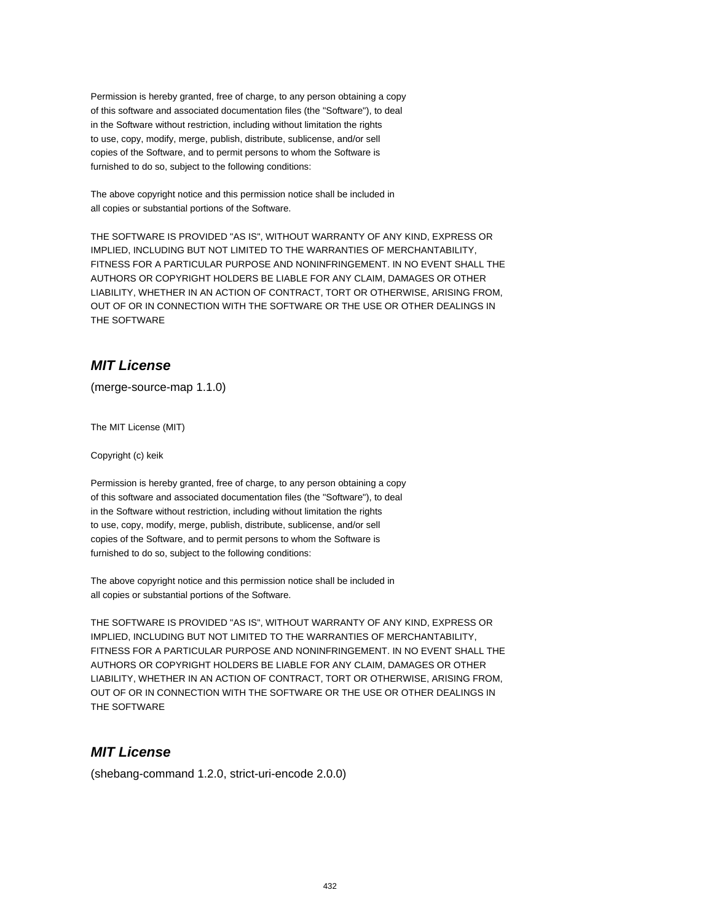Permission is hereby granted, free of charge, to any person obtaining a copy
of this software and associated documentation files (the "Software"), to deal
in the Software without restriction, including without limitation the rights
to use, copy, modify, merge, publish, distribute, sublicense, and/or sell
copies of the Software, and to permit persons to whom the Software is
furnished to do so, subject to the following conditions:

The above copyright notice and this permission notice shall be included in
all copies or substantial portions of the Software.

THE SOFTWARE IS PROVIDED "AS IS", WITHOUT WARRANTY OF ANY KIND, EXPRESS OR
IMPLIED, INCLUDING BUT NOT LIMITED TO THE WARRANTIES OF MERCHANTABILITY,
FITNESS FOR A PARTICULAR PURPOSE AND NONINFRINGEMENT. IN NO EVENT SHALL THE
AUTHORS OR COPYRIGHT HOLDERS BE LIABLE FOR ANY CLAIM, DAMAGES OR OTHER
LIABILITY, WHETHER IN AN ACTION OF CONTRACT, TORT OR OTHERWISE, ARISING FROM,
OUT OF OR IN CONNECTION WITH THE SOFTWARE OR THE USE OR OTHER DEALINGS IN
THE SOFTWARE

## *MIT License*

(merge-source-map 1.1.0)

The MIT License (MIT)

Copyright (c) keik

Permission is hereby granted, free of charge, to any person obtaining a copy
of this software and associated documentation files (the "Software"), to deal
in the Software without restriction, including without limitation the rights
to use, copy, modify, merge, publish, distribute, sublicense, and/or sell
copies of the Software, and to permit persons to whom the Software is
furnished to do so, subject to the following conditions:

The above copyright notice and this permission notice shall be included in
all copies or substantial portions of the Software.

THE SOFTWARE IS PROVIDED "AS IS", WITHOUT WARRANTY OF ANY KIND, EXPRESS OR
IMPLIED, INCLUDING BUT NOT LIMITED TO THE WARRANTIES OF MERCHANTABILITY,
FITNESS FOR A PARTICULAR PURPOSE AND NONINFRINGEMENT. IN NO EVENT SHALL THE
AUTHORS OR COPYRIGHT HOLDERS BE LIABLE FOR ANY CLAIM, DAMAGES OR OTHER
LIABILITY, WHETHER IN AN ACTION OF CONTRACT, TORT OR OTHERWISE, ARISING FROM,
OUT OF OR IN CONNECTION WITH THE SOFTWARE OR THE USE OR OTHER DEALINGS IN
THE SOFTWARE

## *MIT License*

(shebang-command 1.2.0, strict-uri-encode 2.0.0)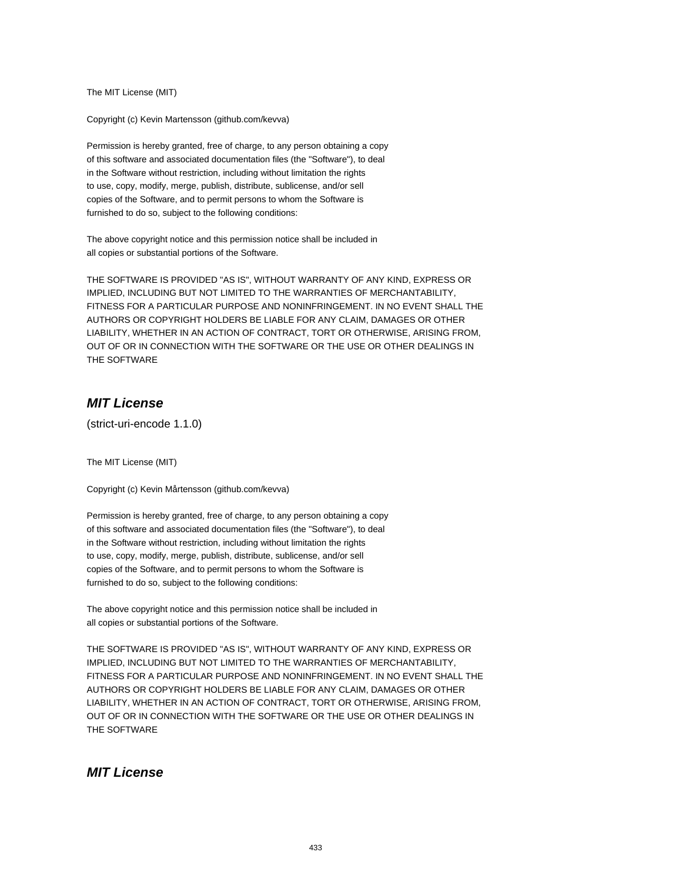The MIT License (MIT)

Copyright (c) Kevin Martensson (github.com/kevva)

Permission is hereby granted, free of charge, to any person obtaining a copy
of this software and associated documentation files (the "Software"), to deal
in the Software without restriction, including without limitation the rights
to use, copy, modify, merge, publish, distribute, sublicense, and/or sell
copies of the Software, and to permit persons to whom the Software is
furnished to do so, subject to the following conditions:

The above copyright notice and this permission notice shall be included in
all copies or substantial portions of the Software.

THE SOFTWARE IS PROVIDED "AS IS", WITHOUT WARRANTY OF ANY KIND, EXPRESS OR
IMPLIED, INCLUDING BUT NOT LIMITED TO THE WARRANTIES OF MERCHANTABILITY,
FITNESS FOR A PARTICULAR PURPOSE AND NONINFRINGEMENT. IN NO EVENT SHALL THE
AUTHORS OR COPYRIGHT HOLDERS BE LIABLE FOR ANY CLAIM, DAMAGES OR OTHER
LIABILITY, WHETHER IN AN ACTION OF CONTRACT, TORT OR OTHERWISE, ARISING FROM,
OUT OF OR IN CONNECTION WITH THE SOFTWARE OR THE USE OR OTHER DEALINGS IN
THE SOFTWARE

## *MIT License*

(strict-uri-encode 1.1.0)

The MIT License (MIT)

Copyright (c) Kevin Mårtensson (github.com/kevva)

Permission is hereby granted, free of charge, to any person obtaining a copy
of this software and associated documentation files (the "Software"), to deal
in the Software without restriction, including without limitation the rights
to use, copy, modify, merge, publish, distribute, sublicense, and/or sell
copies of the Software, and to permit persons to whom the Software is
furnished to do so, subject to the following conditions:

The above copyright notice and this permission notice shall be included in
all copies or substantial portions of the Software.

THE SOFTWARE IS PROVIDED "AS IS", WITHOUT WARRANTY OF ANY KIND, EXPRESS OR
IMPLIED, INCLUDING BUT NOT LIMITED TO THE WARRANTIES OF MERCHANTABILITY,
FITNESS FOR A PARTICULAR PURPOSE AND NONINFRINGEMENT. IN NO EVENT SHALL THE
AUTHORS OR COPYRIGHT HOLDERS BE LIABLE FOR ANY CLAIM, DAMAGES OR OTHER
LIABILITY, WHETHER IN AN ACTION OF CONTRACT, TORT OR OTHERWISE, ARISING FROM,
OUT OF OR IN CONNECTION WITH THE SOFTWARE OR THE USE OR OTHER DEALINGS IN
THE SOFTWARE

## *MIT License*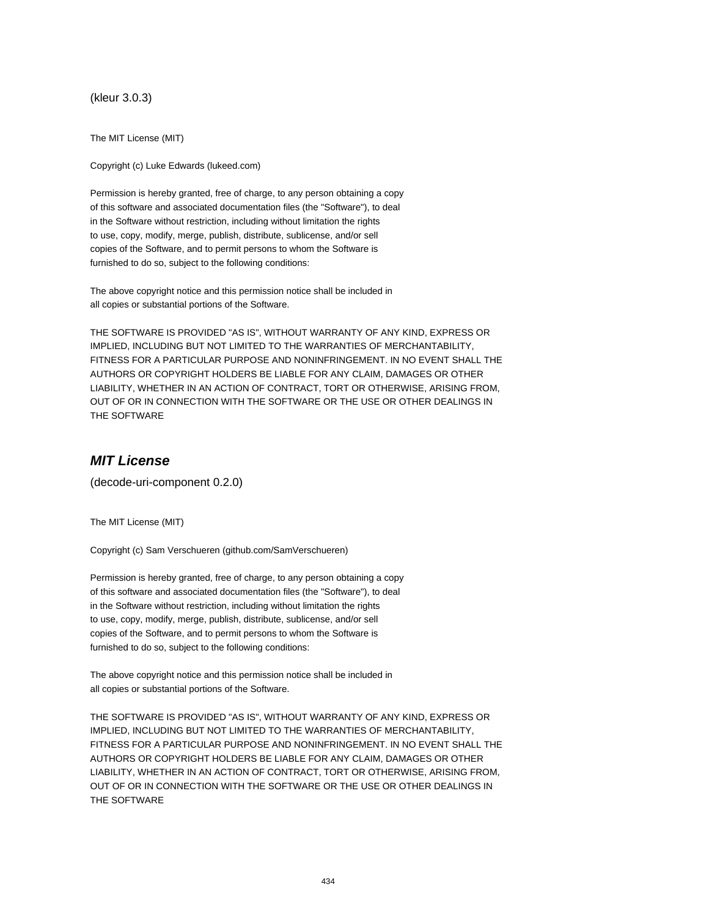(kleur 3.0.3)

The MIT License (MIT)

Copyright (c) Luke Edwards (lukeed.com)

Permission is hereby granted, free of charge, to any person obtaining a copy
of this software and associated documentation files (the "Software"), to deal
in the Software without restriction, including without limitation the rights
to use, copy, modify, merge, publish, distribute, sublicense, and/or sell
copies of the Software, and to permit persons to whom the Software is
furnished to do so, subject to the following conditions:

The above copyright notice and this permission notice shall be included in
all copies or substantial portions of the Software.

THE SOFTWARE IS PROVIDED "AS IS", WITHOUT WARRANTY OF ANY KIND, EXPRESS OR
IMPLIED, INCLUDING BUT NOT LIMITED TO THE WARRANTIES OF MERCHANTABILITY,
FITNESS FOR A PARTICULAR PURPOSE AND NONINFRINGEMENT. IN NO EVENT SHALL THE
AUTHORS OR COPYRIGHT HOLDERS BE LIABLE FOR ANY CLAIM, DAMAGES OR OTHER
LIABILITY, WHETHER IN AN ACTION OF CONTRACT, TORT OR OTHERWISE, ARISING FROM,
OUT OF OR IN CONNECTION WITH THE SOFTWARE OR THE USE OR OTHER DEALINGS IN
THE SOFTWARE

## *MIT License*

(decode-uri-component 0.2.0)

The MIT License (MIT)

Copyright (c) Sam Verschueren (github.com/SamVerschueren)

Permission is hereby granted, free of charge, to any person obtaining a copy
of this software and associated documentation files (the "Software"), to deal
in the Software without restriction, including without limitation the rights
to use, copy, modify, merge, publish, distribute, sublicense, and/or sell
copies of the Software, and to permit persons to whom the Software is
furnished to do so, subject to the following conditions:

The above copyright notice and this permission notice shall be included in
all copies or substantial portions of the Software.

THE SOFTWARE IS PROVIDED "AS IS", WITHOUT WARRANTY OF ANY KIND, EXPRESS OR
IMPLIED, INCLUDING BUT NOT LIMITED TO THE WARRANTIES OF MERCHANTABILITY,
FITNESS FOR A PARTICULAR PURPOSE AND NONINFRINGEMENT. IN NO EVENT SHALL THE
AUTHORS OR COPYRIGHT HOLDERS BE LIABLE FOR ANY CLAIM, DAMAGES OR OTHER
LIABILITY, WHETHER IN AN ACTION OF CONTRACT, TORT OR OTHERWISE, ARISING FROM,
OUT OF OR IN CONNECTION WITH THE SOFTWARE OR THE USE OR OTHER DEALINGS IN
THE SOFTWARE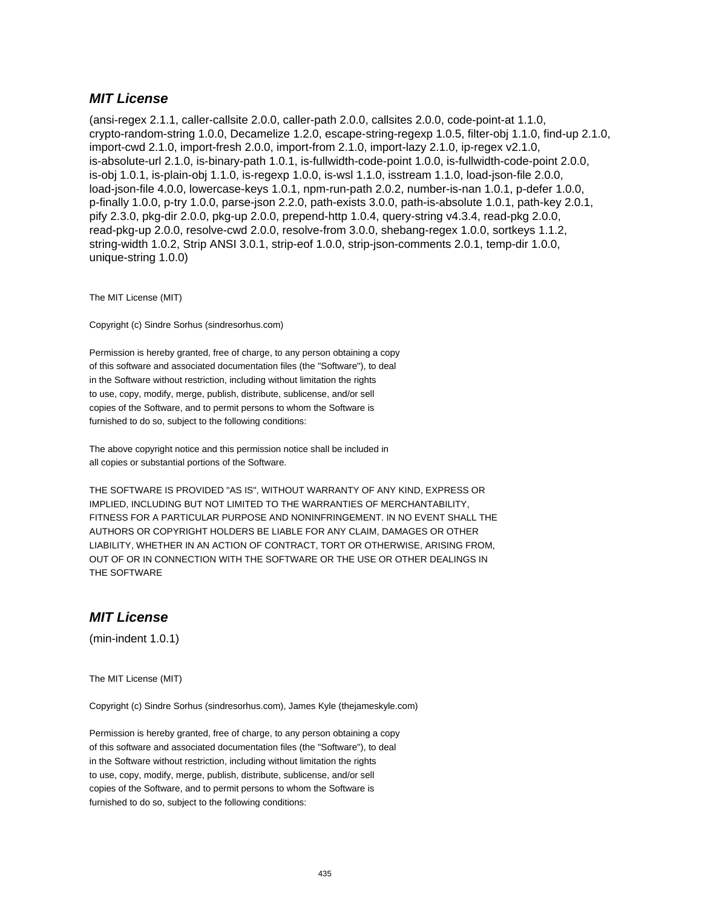### ***MIT License***

(ansi-regex 2.1.1, caller-callsite 2.0.0, caller-path 2.0.0, callsites 2.0.0, code-point-at 1.1.0, crypto-random-string 1.0.0, Decamelize 1.2.0, escape-string-regexp 1.0.5, filter-obj 1.1.0, find-up 2.1.0, import-cwd 2.1.0, import-fresh 2.0.0, import-from 2.1.0, import-lazy 2.1.0, ip-regex v2.1.0, is-absolute-url 2.1.0, is-binary-path 1.0.1, is-fullwidth-code-point 1.0.0, is-fullwidth-code-point 2.0.0, is-obj 1.0.1, is-plain-obj 1.1.0, is-regexp 1.0.0, is-wsl 1.1.0, isstream 1.1.0, load-json-file 2.0.0, load-json-file 4.0.0, lowercase-keys 1.0.1, npm-run-path 2.0.2, number-is-nan 1.0.1, p-defer 1.0.0, p-finally 1.0.0, p-try 1.0.0, parse-json 2.2.0, path-exists 3.0.0, path-is-absolute 1.0.1, path-key 2.0.1, pify 2.3.0, pkg-dir 2.0.0, pkg-up 2.0.0, prepend-http 1.0.4, query-string v4.3.4, read-pkg 2.0.0, read-pkg-up 2.0.0, resolve-cwd 2.0.0, resolve-from 3.0.0, shebang-regex 1.0.0, sortkeys 1.1.2, string-width 1.0.2, Strip ANSI 3.0.1, strip-eof 1.0.0, strip-json-comments 2.0.1, temp-dir 1.0.0, unique-string 1.0.0)

The MIT License (MIT)

Copyright (c) Sindre Sorhus (sindresorhus.com)

Permission is hereby granted, free of charge, to any person obtaining a copy
of this software and associated documentation files (the "Software"), to deal
in the Software without restriction, including without limitation the rights
to use, copy, modify, merge, publish, distribute, sublicense, and/or sell
copies of the Software, and to permit persons to whom the Software is
furnished to do so, subject to the following conditions:

The above copyright notice and this permission notice shall be included in
all copies or substantial portions of the Software.

THE SOFTWARE IS PROVIDED "AS IS", WITHOUT WARRANTY OF ANY KIND, EXPRESS OR
IMPLIED, INCLUDING BUT NOT LIMITED TO THE WARRANTIES OF MERCHANTABILITY,
FITNESS FOR A PARTICULAR PURPOSE AND NONINFRINGEMENT. IN NO EVENT SHALL THE
AUTHORS OR COPYRIGHT HOLDERS BE LIABLE FOR ANY CLAIM, DAMAGES OR OTHER
LIABILITY, WHETHER IN AN ACTION OF CONTRACT, TORT OR OTHERWISE, ARISING FROM,
OUT OF OR IN CONNECTION WITH THE SOFTWARE OR THE USE OR OTHER DEALINGS IN
THE SOFTWARE

### ***MIT License***

(min-indent 1.0.1)

The MIT License (MIT)

Copyright (c) Sindre Sorhus (sindresorhus.com), James Kyle (thejameskyle.com)

Permission is hereby granted, free of charge, to any person obtaining a copy
of this software and associated documentation files (the "Software"), to deal
in the Software without restriction, including without limitation the rights
to use, copy, modify, merge, publish, distribute, sublicense, and/or sell
copies of the Software, and to permit persons to whom the Software is
furnished to do so, subject to the following conditions: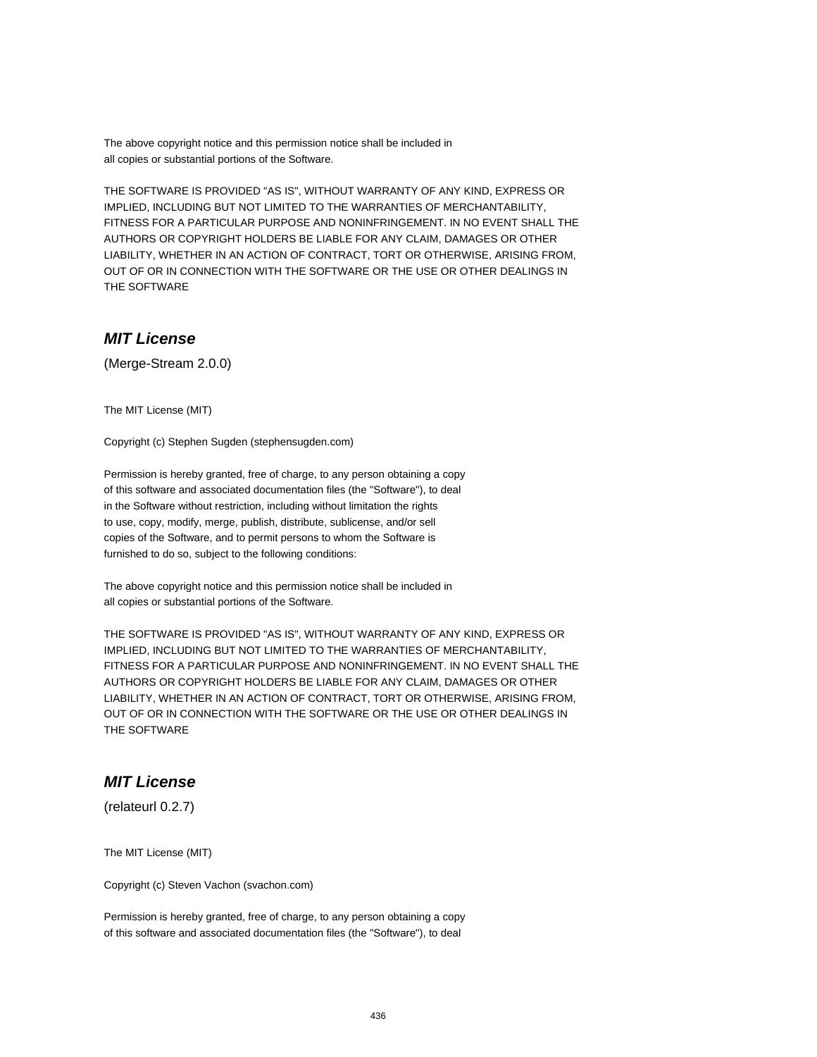The above copyright notice and this permission notice shall be included in
all copies or substantial portions of the Software.

THE SOFTWARE IS PROVIDED "AS IS", WITHOUT WARRANTY OF ANY KIND, EXPRESS OR
IMPLIED, INCLUDING BUT NOT LIMITED TO THE WARRANTIES OF MERCHANTABILITY,
FITNESS FOR A PARTICULAR PURPOSE AND NONINFRINGEMENT. IN NO EVENT SHALL THE
AUTHORS OR COPYRIGHT HOLDERS BE LIABLE FOR ANY CLAIM, DAMAGES OR OTHER
LIABILITY, WHETHER IN AN ACTION OF CONTRACT, TORT OR OTHERWISE, ARISING FROM,
OUT OF OR IN CONNECTION WITH THE SOFTWARE OR THE USE OR OTHER DEALINGS IN
THE SOFTWARE

## *MIT License*

(Merge-Stream 2.0.0)

The MIT License (MIT)

Copyright (c) Stephen Sugden (stephensugden.com)

Permission is hereby granted, free of charge, to any person obtaining a copy
of this software and associated documentation files (the "Software"), to deal
in the Software without restriction, including without limitation the rights
to use, copy, modify, merge, publish, distribute, sublicense, and/or sell
copies of the Software, and to permit persons to whom the Software is
furnished to do so, subject to the following conditions:

The above copyright notice and this permission notice shall be included in
all copies or substantial portions of the Software.

THE SOFTWARE IS PROVIDED "AS IS", WITHOUT WARRANTY OF ANY KIND, EXPRESS OR
IMPLIED, INCLUDING BUT NOT LIMITED TO THE WARRANTIES OF MERCHANTABILITY,
FITNESS FOR A PARTICULAR PURPOSE AND NONINFRINGEMENT. IN NO EVENT SHALL THE
AUTHORS OR COPYRIGHT HOLDERS BE LIABLE FOR ANY CLAIM, DAMAGES OR OTHER
LIABILITY, WHETHER IN AN ACTION OF CONTRACT, TORT OR OTHERWISE, ARISING FROM,
OUT OF OR IN CONNECTION WITH THE SOFTWARE OR THE USE OR OTHER DEALINGS IN
THE SOFTWARE

## *MIT License*

(relateurl 0.2.7)

The MIT License (MIT)

Copyright (c) Steven Vachon (svachon.com)

Permission is hereby granted, free of charge, to any person obtaining a copy
of this software and associated documentation files (the "Software"), to deal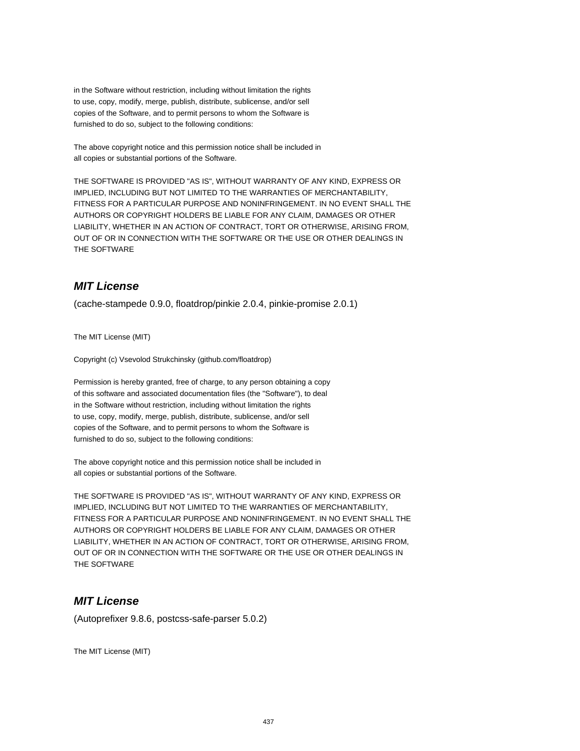in the Software without restriction, including without limitation the rights
to use, copy, modify, merge, publish, distribute, sublicense, and/or sell
copies of the Software, and to permit persons to whom the Software is
furnished to do so, subject to the following conditions:

The above copyright notice and this permission notice shall be included in
all copies or substantial portions of the Software.

THE SOFTWARE IS PROVIDED "AS IS", WITHOUT WARRANTY OF ANY KIND, EXPRESS OR
IMPLIED, INCLUDING BUT NOT LIMITED TO THE WARRANTIES OF MERCHANTABILITY,
FITNESS FOR A PARTICULAR PURPOSE AND NONINFRINGEMENT. IN NO EVENT SHALL THE
AUTHORS OR COPYRIGHT HOLDERS BE LIABLE FOR ANY CLAIM, DAMAGES OR OTHER
LIABILITY, WHETHER IN AN ACTION OF CONTRACT, TORT OR OTHERWISE, ARISING FROM,
OUT OF OR IN CONNECTION WITH THE SOFTWARE OR THE USE OR OTHER DEALINGS IN
THE SOFTWARE

## *MIT License*

(cache-stampede 0.9.0, floatdrop/pinkie 2.0.4, pinkie-promise 2.0.1)

The MIT License (MIT)

Copyright (c) Vsevolod Strukchinsky (github.com/floatdrop)

Permission is hereby granted, free of charge, to any person obtaining a copy
of this software and associated documentation files (the "Software"), to deal
in the Software without restriction, including without limitation the rights
to use, copy, modify, merge, publish, distribute, sublicense, and/or sell
copies of the Software, and to permit persons to whom the Software is
furnished to do so, subject to the following conditions:

The above copyright notice and this permission notice shall be included in
all copies or substantial portions of the Software.

THE SOFTWARE IS PROVIDED "AS IS", WITHOUT WARRANTY OF ANY KIND, EXPRESS OR
IMPLIED, INCLUDING BUT NOT LIMITED TO THE WARRANTIES OF MERCHANTABILITY,
FITNESS FOR A PARTICULAR PURPOSE AND NONINFRINGEMENT. IN NO EVENT SHALL THE
AUTHORS OR COPYRIGHT HOLDERS BE LIABLE FOR ANY CLAIM, DAMAGES OR OTHER
LIABILITY, WHETHER IN AN ACTION OF CONTRACT, TORT OR OTHERWISE, ARISING FROM,
OUT OF OR IN CONNECTION WITH THE SOFTWARE OR THE USE OR OTHER DEALINGS IN
THE SOFTWARE

## *MIT License*

(Autoprefixer 9.8.6, postcss-safe-parser 5.0.2)

The MIT License (MIT)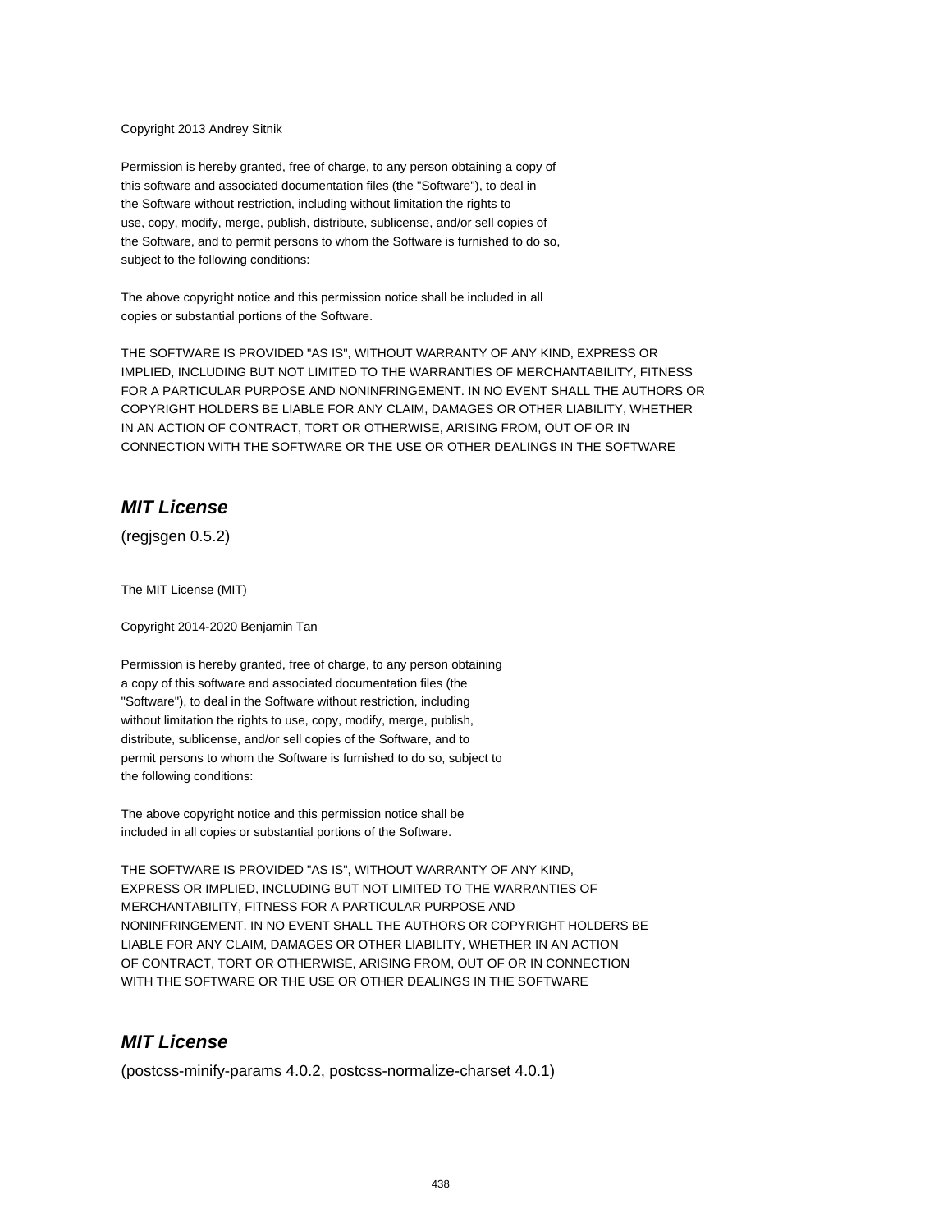Copyright 2013 Andrey Sitnik

Permission is hereby granted, free of charge, to any person obtaining a copy of
this software and associated documentation files (the "Software"), to deal in
the Software without restriction, including without limitation the rights to
use, copy, modify, merge, publish, distribute, sublicense, and/or sell copies of
the Software, and to permit persons to whom the Software is furnished to do so,
subject to the following conditions:

The above copyright notice and this permission notice shall be included in all
copies or substantial portions of the Software.

THE SOFTWARE IS PROVIDED "AS IS", WITHOUT WARRANTY OF ANY KIND, EXPRESS OR
IMPLIED, INCLUDING BUT NOT LIMITED TO THE WARRANTIES OF MERCHANTABILITY, FITNESS
FOR A PARTICULAR PURPOSE AND NONINFRINGEMENT. IN NO EVENT SHALL THE AUTHORS OR
COPYRIGHT HOLDERS BE LIABLE FOR ANY CLAIM, DAMAGES OR OTHER LIABILITY, WHETHER
IN AN ACTION OF CONTRACT, TORT OR OTHERWISE, ARISING FROM, OUT OF OR IN
CONNECTION WITH THE SOFTWARE OR THE USE OR OTHER DEALINGS IN THE SOFTWARE

## *MIT License*

(regjsgen 0.5.2)

The MIT License (MIT)

Copyright 2014-2020 Benjamin Tan

Permission is hereby granted, free of charge, to any person obtaining
a copy of this software and associated documentation files (the
"Software"), to deal in the Software without restriction, including
without limitation the rights to use, copy, modify, merge, publish,
distribute, sublicense, and/or sell copies of the Software, and to
permit persons to whom the Software is furnished to do so, subject to
the following conditions:

The above copyright notice and this permission notice shall be
included in all copies or substantial portions of the Software.

THE SOFTWARE IS PROVIDED "AS IS", WITHOUT WARRANTY OF ANY KIND,
EXPRESS OR IMPLIED, INCLUDING BUT NOT LIMITED TO THE WARRANTIES OF
MERCHANTABILITY, FITNESS FOR A PARTICULAR PURPOSE AND
NONINFRINGEMENT. IN NO EVENT SHALL THE AUTHORS OR COPYRIGHT HOLDERS BE
LIABLE FOR ANY CLAIM, DAMAGES OR OTHER LIABILITY, WHETHER IN AN ACTION
OF CONTRACT, TORT OR OTHERWISE, ARISING FROM, OUT OF OR IN CONNECTION
WITH THE SOFTWARE OR THE USE OR OTHER DEALINGS IN THE SOFTWARE

## *MIT License*

(postcss-minify-params 4.0.2, postcss-normalize-charset 4.0.1)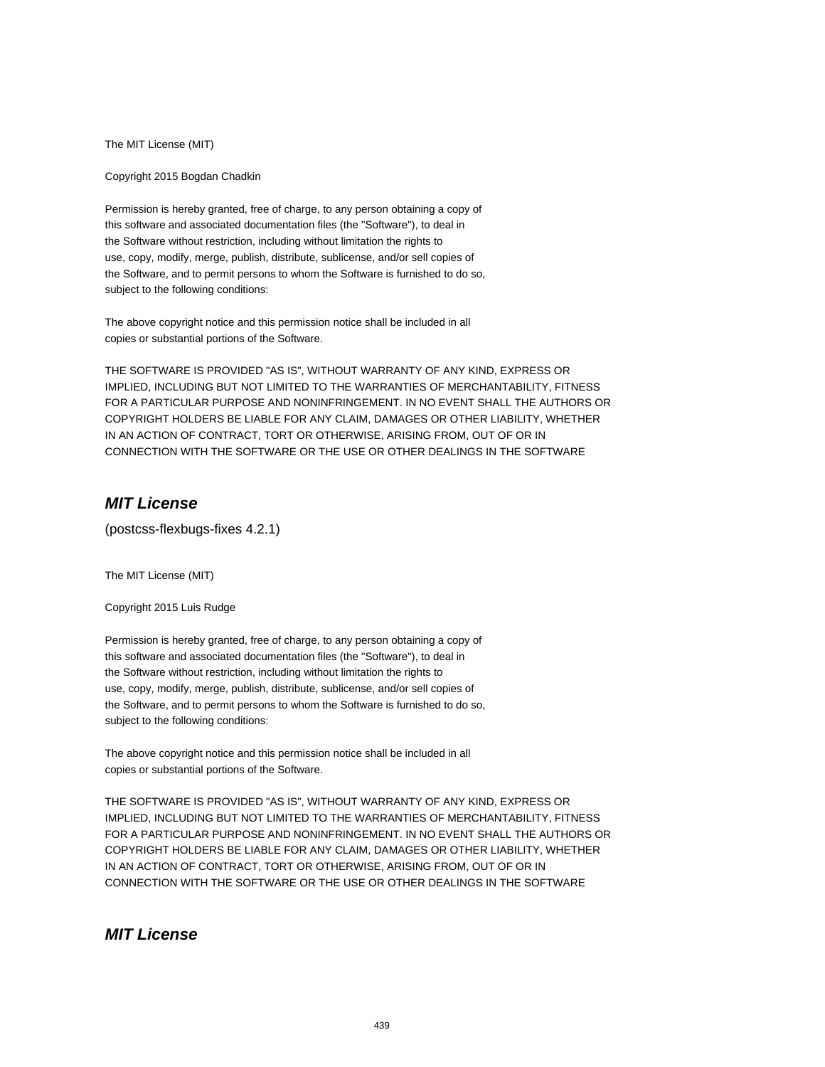The MIT License (MIT)

Copyright 2015 Bogdan Chadkin

Permission is hereby granted, free of charge, to any person obtaining a copy of
this software and associated documentation files (the "Software"), to deal in
the Software without restriction, including without limitation the rights to
use, copy, modify, merge, publish, distribute, sublicense, and/or sell copies of
the Software, and to permit persons to whom the Software is furnished to do so,
subject to the following conditions:

The above copyright notice and this permission notice shall be included in all
copies or substantial portions of the Software.

THE SOFTWARE IS PROVIDED "AS IS", WITHOUT WARRANTY OF ANY KIND, EXPRESS OR
IMPLIED, INCLUDING BUT NOT LIMITED TO THE WARRANTIES OF MERCHANTABILITY, FITNESS
FOR A PARTICULAR PURPOSE AND NONINFRINGEMENT. IN NO EVENT SHALL THE AUTHORS OR
COPYRIGHT HOLDERS BE LIABLE FOR ANY CLAIM, DAMAGES OR OTHER LIABILITY, WHETHER
IN AN ACTION OF CONTRACT, TORT OR OTHERWISE, ARISING FROM, OUT OF OR IN
CONNECTION WITH THE SOFTWARE OR THE USE OR OTHER DEALINGS IN THE SOFTWARE

## *MIT License*

(postcss-flexbugs-fixes 4.2.1)

The MIT License (MIT)

Copyright 2015 Luis Rudge

Permission is hereby granted, free of charge, to any person obtaining a copy of
this software and associated documentation files (the "Software"), to deal in
the Software without restriction, including without limitation the rights to
use, copy, modify, merge, publish, distribute, sublicense, and/or sell copies of
the Software, and to permit persons to whom the Software is furnished to do so,
subject to the following conditions:

The above copyright notice and this permission notice shall be included in all
copies or substantial portions of the Software.

THE SOFTWARE IS PROVIDED "AS IS", WITHOUT WARRANTY OF ANY KIND, EXPRESS OR
IMPLIED, INCLUDING BUT NOT LIMITED TO THE WARRANTIES OF MERCHANTABILITY, FITNESS
FOR A PARTICULAR PURPOSE AND NONINFRINGEMENT. IN NO EVENT SHALL THE AUTHORS OR
COPYRIGHT HOLDERS BE LIABLE FOR ANY CLAIM, DAMAGES OR OTHER LIABILITY, WHETHER
IN AN ACTION OF CONTRACT, TORT OR OTHERWISE, ARISING FROM, OUT OF OR IN
CONNECTION WITH THE SOFTWARE OR THE USE OR OTHER DEALINGS IN THE SOFTWARE

## *MIT License*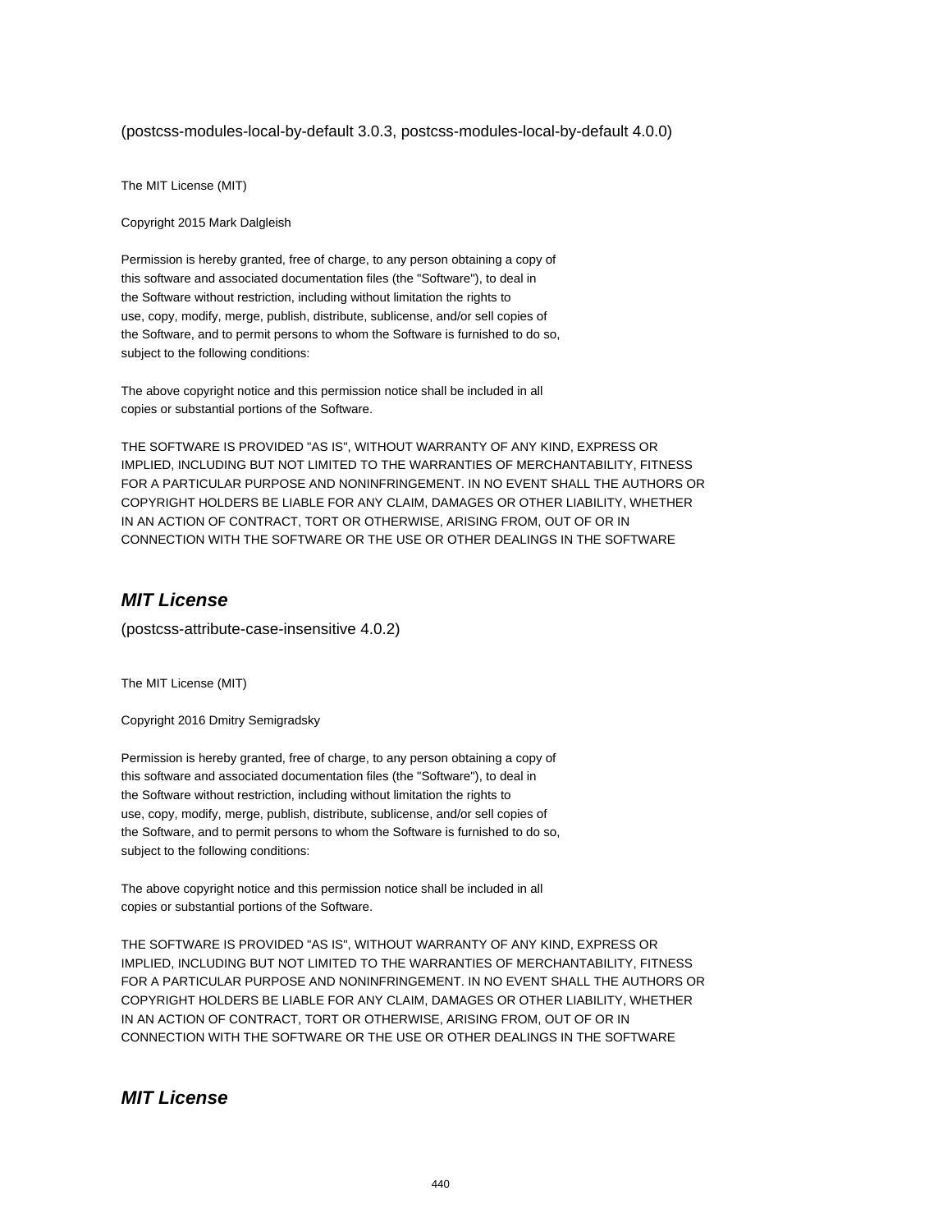(postcss-modules-local-by-default 3.0.3, postcss-modules-local-by-default 4.0.0)

The MIT License (MIT)

Copyright 2015 Mark Dalgleish

Permission is hereby granted, free of charge, to any person obtaining a copy of
this software and associated documentation files (the "Software"), to deal in
the Software without restriction, including without limitation the rights to
use, copy, modify, merge, publish, distribute, sublicense, and/or sell copies of
the Software, and to permit persons to whom the Software is furnished to do so,
subject to the following conditions:

The above copyright notice and this permission notice shall be included in all
copies or substantial portions of the Software.

THE SOFTWARE IS PROVIDED "AS IS", WITHOUT WARRANTY OF ANY KIND, EXPRESS OR
IMPLIED, INCLUDING BUT NOT LIMITED TO THE WARRANTIES OF MERCHANTABILITY, FITNESS
FOR A PARTICULAR PURPOSE AND NONINFRINGEMENT. IN NO EVENT SHALL THE AUTHORS OR
COPYRIGHT HOLDERS BE LIABLE FOR ANY CLAIM, DAMAGES OR OTHER LIABILITY, WHETHER
IN AN ACTION OF CONTRACT, TORT OR OTHERWISE, ARISING FROM, OUT OF OR IN
CONNECTION WITH THE SOFTWARE OR THE USE OR OTHER DEALINGS IN THE SOFTWARE

## *MIT License*

(postcss-attribute-case-insensitive 4.0.2)

The MIT License (MIT)

Copyright 2016 Dmitry Semigradsky

Permission is hereby granted, free of charge, to any person obtaining a copy of
this software and associated documentation files (the "Software"), to deal in
the Software without restriction, including without limitation the rights to
use, copy, modify, merge, publish, distribute, sublicense, and/or sell copies of
the Software, and to permit persons to whom the Software is furnished to do so,
subject to the following conditions:

The above copyright notice and this permission notice shall be included in all
copies or substantial portions of the Software.

THE SOFTWARE IS PROVIDED "AS IS", WITHOUT WARRANTY OF ANY KIND, EXPRESS OR
IMPLIED, INCLUDING BUT NOT LIMITED TO THE WARRANTIES OF MERCHANTABILITY, FITNESS
FOR A PARTICULAR PURPOSE AND NONINFRINGEMENT. IN NO EVENT SHALL THE AUTHORS OR
COPYRIGHT HOLDERS BE LIABLE FOR ANY CLAIM, DAMAGES OR OTHER LIABILITY, WHETHER
IN AN ACTION OF CONTRACT, TORT OR OTHERWISE, ARISING FROM, OUT OF OR IN
CONNECTION WITH THE SOFTWARE OR THE USE OR OTHER DEALINGS IN THE SOFTWARE

## *MIT License*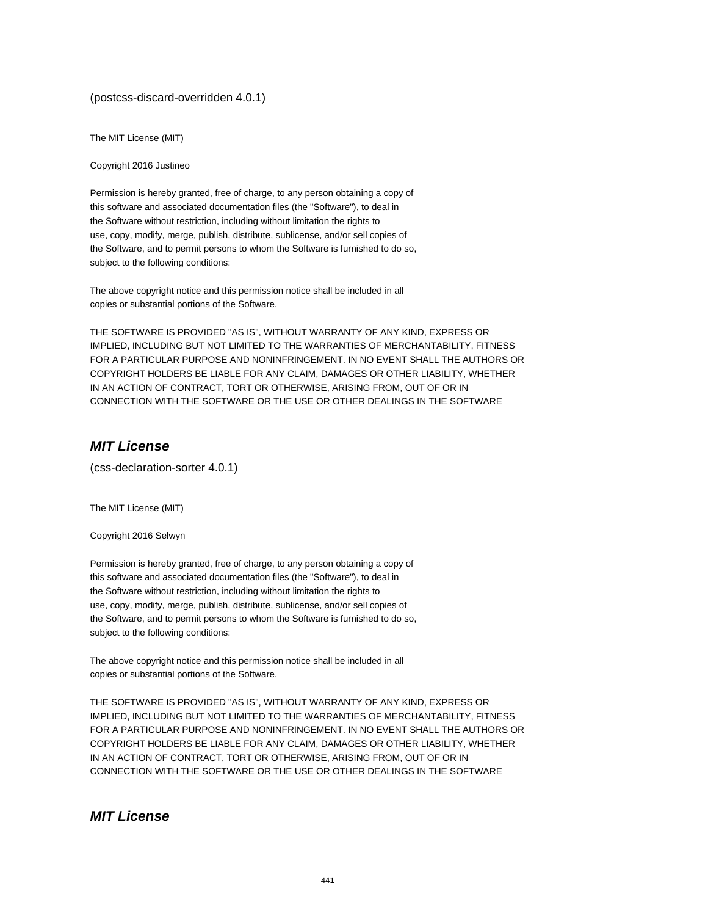(postcss-discard-overridden 4.0.1)

The MIT License (MIT)

Copyright 2016 Justineo

Permission is hereby granted, free of charge, to any person obtaining a copy of
this software and associated documentation files (the "Software"), to deal in
the Software without restriction, including without limitation the rights to
use, copy, modify, merge, publish, distribute, sublicense, and/or sell copies of
the Software, and to permit persons to whom the Software is furnished to do so,
subject to the following conditions:

The above copyright notice and this permission notice shall be included in all
copies or substantial portions of the Software.

THE SOFTWARE IS PROVIDED "AS IS", WITHOUT WARRANTY OF ANY KIND, EXPRESS OR
IMPLIED, INCLUDING BUT NOT LIMITED TO THE WARRANTIES OF MERCHANTABILITY, FITNESS
FOR A PARTICULAR PURPOSE AND NONINFRINGEMENT. IN NO EVENT SHALL THE AUTHORS OR
COPYRIGHT HOLDERS BE LIABLE FOR ANY CLAIM, DAMAGES OR OTHER LIABILITY, WHETHER
IN AN ACTION OF CONTRACT, TORT OR OTHERWISE, ARISING FROM, OUT OF OR IN
CONNECTION WITH THE SOFTWARE OR THE USE OR OTHER DEALINGS IN THE SOFTWARE

## *MIT License*

(css-declaration-sorter 4.0.1)

The MIT License (MIT)

Copyright 2016 Selwyn

Permission is hereby granted, free of charge, to any person obtaining a copy of
this software and associated documentation files (the "Software"), to deal in
the Software without restriction, including without limitation the rights to
use, copy, modify, merge, publish, distribute, sublicense, and/or sell copies of
the Software, and to permit persons to whom the Software is furnished to do so,
subject to the following conditions:

The above copyright notice and this permission notice shall be included in all
copies or substantial portions of the Software.

THE SOFTWARE IS PROVIDED "AS IS", WITHOUT WARRANTY OF ANY KIND, EXPRESS OR
IMPLIED, INCLUDING BUT NOT LIMITED TO THE WARRANTIES OF MERCHANTABILITY, FITNESS
FOR A PARTICULAR PURPOSE AND NONINFRINGEMENT. IN NO EVENT SHALL THE AUTHORS OR
COPYRIGHT HOLDERS BE LIABLE FOR ANY CLAIM, DAMAGES OR OTHER LIABILITY, WHETHER
IN AN ACTION OF CONTRACT, TORT OR OTHERWISE, ARISING FROM, OUT OF OR IN
CONNECTION WITH THE SOFTWARE OR THE USE OR OTHER DEALINGS IN THE SOFTWARE

## *MIT License*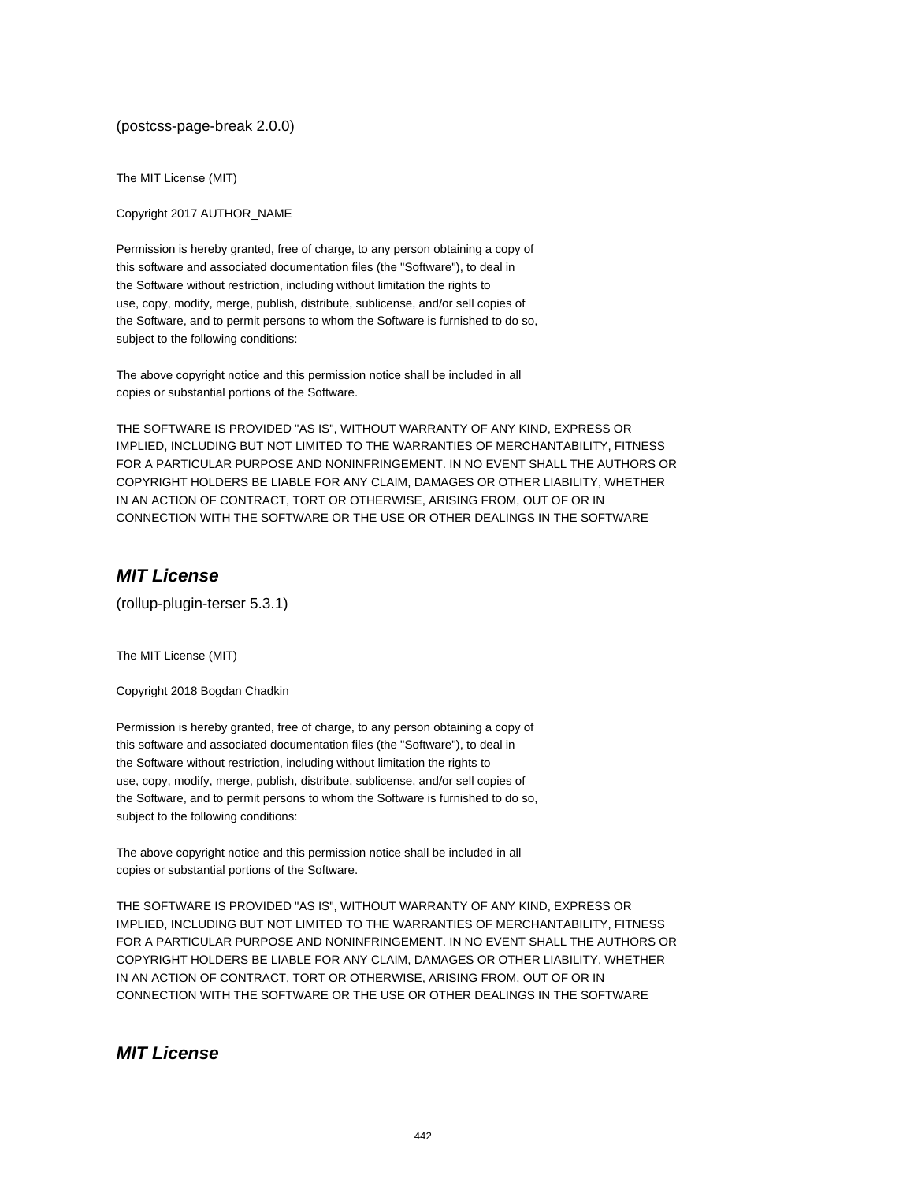(postcss-page-break 2.0.0)

The MIT License (MIT)

Copyright 2017 AUTHOR_NAME

Permission is hereby granted, free of charge, to any person obtaining a copy of
this software and associated documentation files (the "Software"), to deal in
the Software without restriction, including without limitation the rights to
use, copy, modify, merge, publish, distribute, sublicense, and/or sell copies of
the Software, and to permit persons to whom the Software is furnished to do so,
subject to the following conditions:

The above copyright notice and this permission notice shall be included in all
copies or substantial portions of the Software.

THE SOFTWARE IS PROVIDED "AS IS", WITHOUT WARRANTY OF ANY KIND, EXPRESS OR
IMPLIED, INCLUDING BUT NOT LIMITED TO THE WARRANTIES OF MERCHANTABILITY, FITNESS
FOR A PARTICULAR PURPOSE AND NONINFRINGEMENT. IN NO EVENT SHALL THE AUTHORS OR
COPYRIGHT HOLDERS BE LIABLE FOR ANY CLAIM, DAMAGES OR OTHER LIABILITY, WHETHER
IN AN ACTION OF CONTRACT, TORT OR OTHERWISE, ARISING FROM, OUT OF OR IN
CONNECTION WITH THE SOFTWARE OR THE USE OR OTHER DEALINGS IN THE SOFTWARE

## *MIT License*

(rollup-plugin-terser 5.3.1)

The MIT License (MIT)

Copyright 2018 Bogdan Chadkin

Permission is hereby granted, free of charge, to any person obtaining a copy of
this software and associated documentation files (the "Software"), to deal in
the Software without restriction, including without limitation the rights to
use, copy, modify, merge, publish, distribute, sublicense, and/or sell copies of
the Software, and to permit persons to whom the Software is furnished to do so,
subject to the following conditions:

The above copyright notice and this permission notice shall be included in all
copies or substantial portions of the Software.

THE SOFTWARE IS PROVIDED "AS IS", WITHOUT WARRANTY OF ANY KIND, EXPRESS OR
IMPLIED, INCLUDING BUT NOT LIMITED TO THE WARRANTIES OF MERCHANTABILITY, FITNESS
FOR A PARTICULAR PURPOSE AND NONINFRINGEMENT. IN NO EVENT SHALL THE AUTHORS OR
COPYRIGHT HOLDERS BE LIABLE FOR ANY CLAIM, DAMAGES OR OTHER LIABILITY, WHETHER
IN AN ACTION OF CONTRACT, TORT OR OTHERWISE, ARISING FROM, OUT OF OR IN
CONNECTION WITH THE SOFTWARE OR THE USE OR OTHER DEALINGS IN THE SOFTWARE

## *MIT License*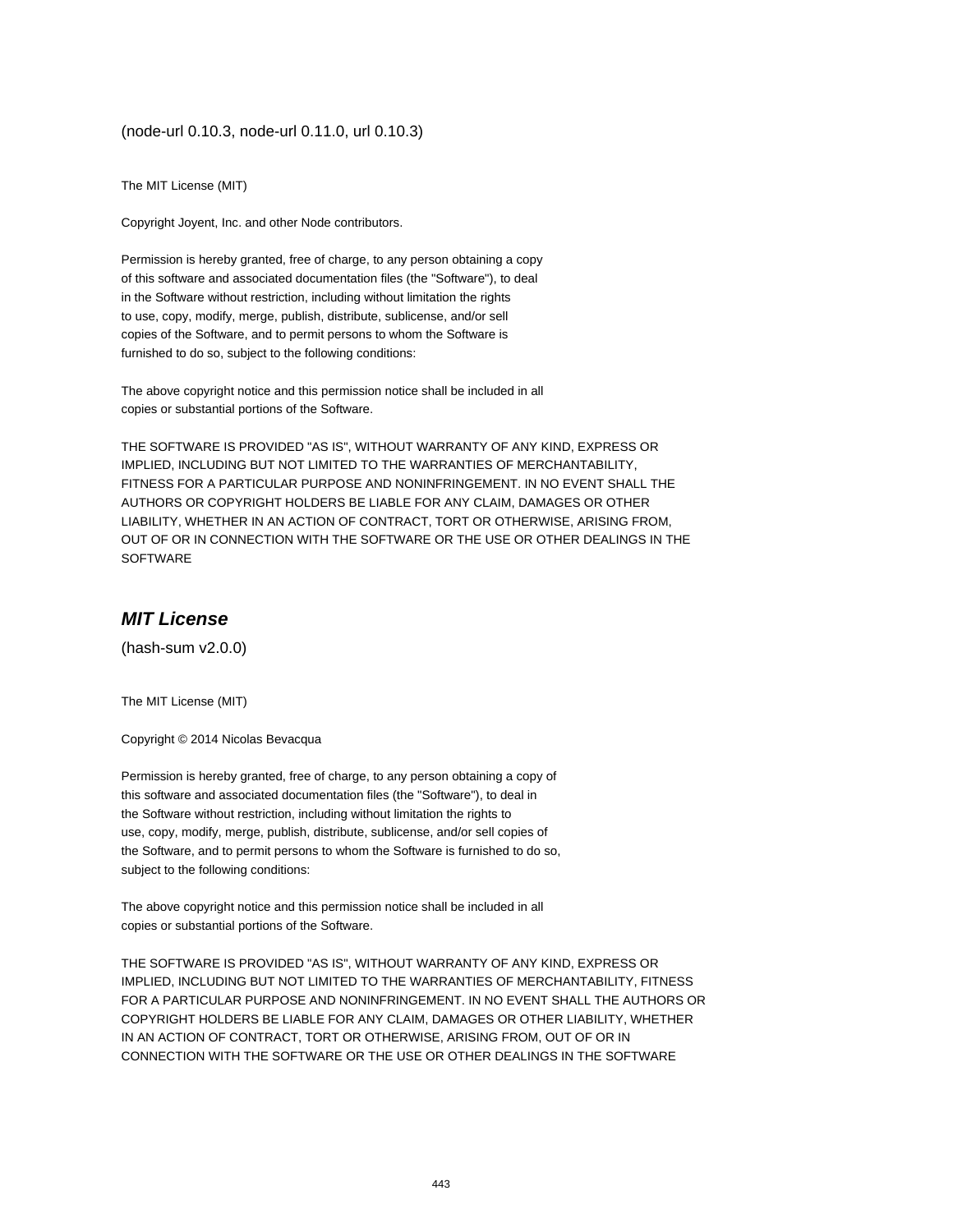(node-url 0.10.3, node-url 0.11.0, url 0.10.3)

The MIT License (MIT)

Copyright Joyent, Inc. and other Node contributors.

Permission is hereby granted, free of charge, to any person obtaining a copy
of this software and associated documentation files (the "Software"), to deal
in the Software without restriction, including without limitation the rights
to use, copy, modify, merge, publish, distribute, sublicense, and/or sell
copies of the Software, and to permit persons to whom the Software is
furnished to do so, subject to the following conditions:

The above copyright notice and this permission notice shall be included in all
copies or substantial portions of the Software.

THE SOFTWARE IS PROVIDED "AS IS", WITHOUT WARRANTY OF ANY KIND, EXPRESS OR
IMPLIED, INCLUDING BUT NOT LIMITED TO THE WARRANTIES OF MERCHANTABILITY,
FITNESS FOR A PARTICULAR PURPOSE AND NONINFRINGEMENT. IN NO EVENT SHALL THE
AUTHORS OR COPYRIGHT HOLDERS BE LIABLE FOR ANY CLAIM, DAMAGES OR OTHER
LIABILITY, WHETHER IN AN ACTION OF CONTRACT, TORT OR OTHERWISE, ARISING FROM,
OUT OF OR IN CONNECTION WITH THE SOFTWARE OR THE USE OR OTHER DEALINGS IN THE
SOFTWARE

## *MIT License*

(hash-sum v2.0.0)

The MIT License (MIT)

Copyright © 2014 Nicolas Bevacqua

Permission is hereby granted, free of charge, to any person obtaining a copy of
this software and associated documentation files (the "Software"), to deal in
the Software without restriction, including without limitation the rights to
use, copy, modify, merge, publish, distribute, sublicense, and/or sell copies of
the Software, and to permit persons to whom the Software is furnished to do so,
subject to the following conditions:

The above copyright notice and this permission notice shall be included in all
copies or substantial portions of the Software.

THE SOFTWARE IS PROVIDED "AS IS", WITHOUT WARRANTY OF ANY KIND, EXPRESS OR
IMPLIED, INCLUDING BUT NOT LIMITED TO THE WARRANTIES OF MERCHANTABILITY, FITNESS
FOR A PARTICULAR PURPOSE AND NONINFRINGEMENT. IN NO EVENT SHALL THE AUTHORS OR
COPYRIGHT HOLDERS BE LIABLE FOR ANY CLAIM, DAMAGES OR OTHER LIABILITY, WHETHER
IN AN ACTION OF CONTRACT, TORT OR OTHERWISE, ARISING FROM, OUT OF OR IN
CONNECTION WITH THE SOFTWARE OR THE USE OR OTHER DEALINGS IN THE SOFTWARE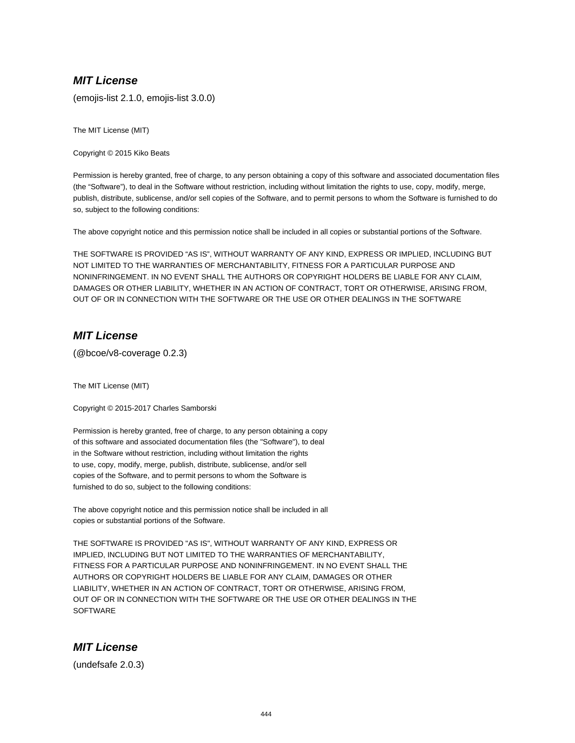## *MIT License*

(emojis-list 2.1.0, emojis-list 3.0.0)

The MIT License (MIT)

Copyright © 2015 Kiko Beats

Permission is hereby granted, free of charge, to any person obtaining a copy of this software and associated documentation files (the “Software”), to deal in the Software without restriction, including without limitation the rights to use, copy, modify, merge, publish, distribute, sublicense, and/or sell copies of the Software, and to permit persons to whom the Software is furnished to do so, subject to the following conditions:

The above copyright notice and this permission notice shall be included in all copies or substantial portions of the Software.

THE SOFTWARE IS PROVIDED “AS IS”, WITHOUT WARRANTY OF ANY KIND, EXPRESS OR IMPLIED, INCLUDING BUT NOT LIMITED TO THE WARRANTIES OF MERCHANTABILITY, FITNESS FOR A PARTICULAR PURPOSE AND NONINFRINGEMENT. IN NO EVENT SHALL THE AUTHORS OR COPYRIGHT HOLDERS BE LIABLE FOR ANY CLAIM, DAMAGES OR OTHER LIABILITY, WHETHER IN AN ACTION OF CONTRACT, TORT OR OTHERWISE, ARISING FROM, OUT OF OR IN CONNECTION WITH THE SOFTWARE OR THE USE OR OTHER DEALINGS IN THE SOFTWARE

## *MIT License*

(@bcoe/v8-coverage 0.2.3)

The MIT License (MIT)

Copyright © 2015-2017 Charles Samborski

Permission is hereby granted, free of charge, to any person obtaining a copy
of this software and associated documentation files (the "Software"), to deal
in the Software without restriction, including without limitation the rights
to use, copy, modify, merge, publish, distribute, sublicense, and/or sell
copies of the Software, and to permit persons to whom the Software is
furnished to do so, subject to the following conditions:

The above copyright notice and this permission notice shall be included in all
copies or substantial portions of the Software.

THE SOFTWARE IS PROVIDED "AS IS", WITHOUT WARRANTY OF ANY KIND, EXPRESS OR
IMPLIED, INCLUDING BUT NOT LIMITED TO THE WARRANTIES OF MERCHANTABILITY,
FITNESS FOR A PARTICULAR PURPOSE AND NONINFRINGEMENT. IN NO EVENT SHALL THE
AUTHORS OR COPYRIGHT HOLDERS BE LIABLE FOR ANY CLAIM, DAMAGES OR OTHER
LIABILITY, WHETHER IN AN ACTION OF CONTRACT, TORT OR OTHERWISE, ARISING FROM,
OUT OF OR IN CONNECTION WITH THE SOFTWARE OR THE USE OR OTHER DEALINGS IN THE
SOFTWARE

## *MIT License*

(undefsafe 2.0.3)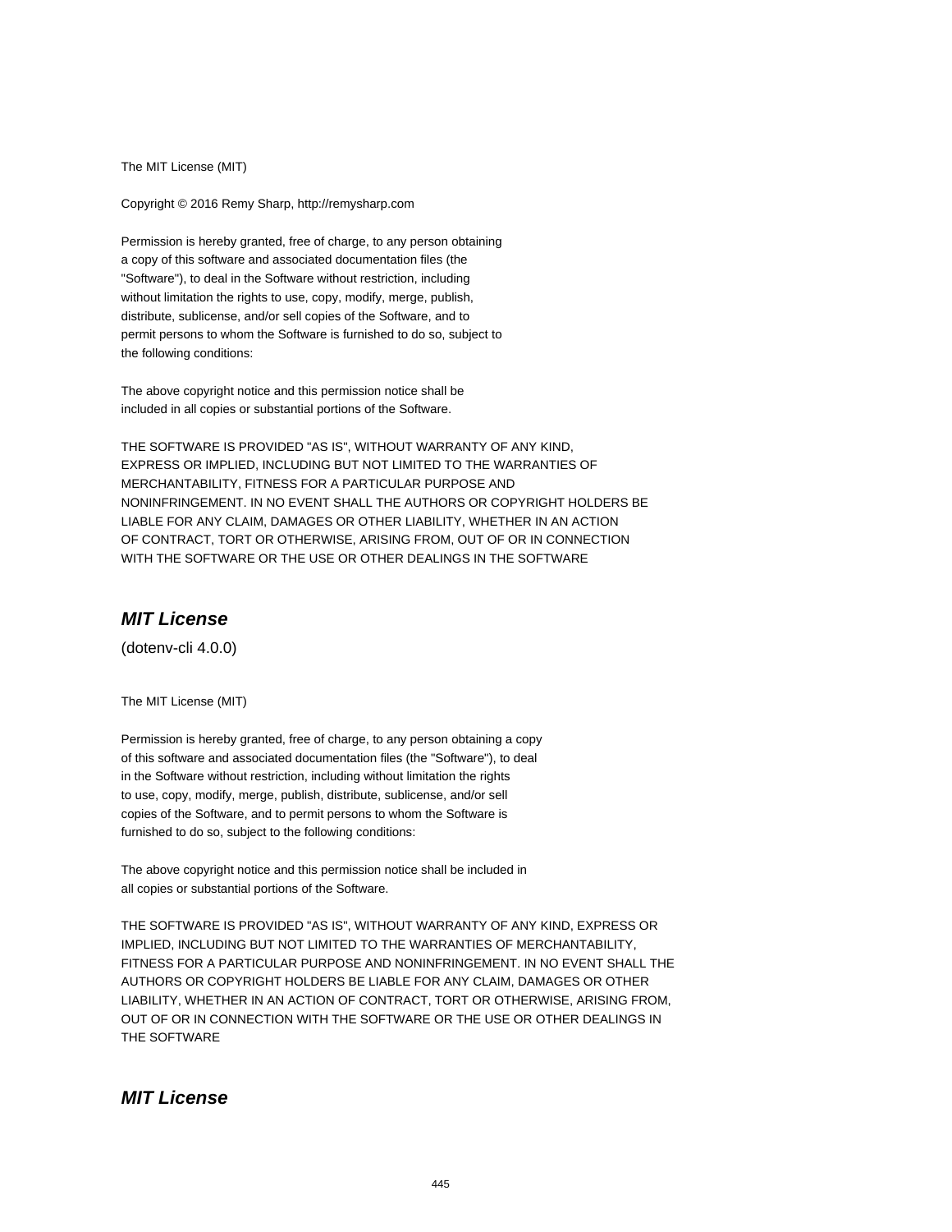The MIT License (MIT)

Copyright © 2016 Remy Sharp, http://remysharp.com

Permission is hereby granted, free of charge, to any person obtaining
a copy of this software and associated documentation files (the
"Software"), to deal in the Software without restriction, including
without limitation the rights to use, copy, modify, merge, publish,
distribute, sublicense, and/or sell copies of the Software, and to
permit persons to whom the Software is furnished to do so, subject to
the following conditions:

The above copyright notice and this permission notice shall be
included in all copies or substantial portions of the Software.

THE SOFTWARE IS PROVIDED "AS IS", WITHOUT WARRANTY OF ANY KIND,
EXPRESS OR IMPLIED, INCLUDING BUT NOT LIMITED TO THE WARRANTIES OF
MERCHANTABILITY, FITNESS FOR A PARTICULAR PURPOSE AND
NONINFRINGEMENT. IN NO EVENT SHALL THE AUTHORS OR COPYRIGHT HOLDERS BE
LIABLE FOR ANY CLAIM, DAMAGES OR OTHER LIABILITY, WHETHER IN AN ACTION
OF CONTRACT, TORT OR OTHERWISE, ARISING FROM, OUT OF OR IN CONNECTION
WITH THE SOFTWARE OR THE USE OR OTHER DEALINGS IN THE SOFTWARE

## *MIT License*

(dotenv-cli 4.0.0)

The MIT License (MIT)

Permission is hereby granted, free of charge, to any person obtaining a copy
of this software and associated documentation files (the "Software"), to deal
in the Software without restriction, including without limitation the rights
to use, copy, modify, merge, publish, distribute, sublicense, and/or sell
copies of the Software, and to permit persons to whom the Software is
furnished to do so, subject to the following conditions:

The above copyright notice and this permission notice shall be included in
all copies or substantial portions of the Software.

THE SOFTWARE IS PROVIDED "AS IS", WITHOUT WARRANTY OF ANY KIND, EXPRESS OR
IMPLIED, INCLUDING BUT NOT LIMITED TO THE WARRANTIES OF MERCHANTABILITY,
FITNESS FOR A PARTICULAR PURPOSE AND NONINFRINGEMENT. IN NO EVENT SHALL THE
AUTHORS OR COPYRIGHT HOLDERS BE LIABLE FOR ANY CLAIM, DAMAGES OR OTHER
LIABILITY, WHETHER IN AN ACTION OF CONTRACT, TORT OR OTHERWISE, ARISING FROM,
OUT OF OR IN CONNECTION WITH THE SOFTWARE OR THE USE OR OTHER DEALINGS IN
THE SOFTWARE

## *MIT License*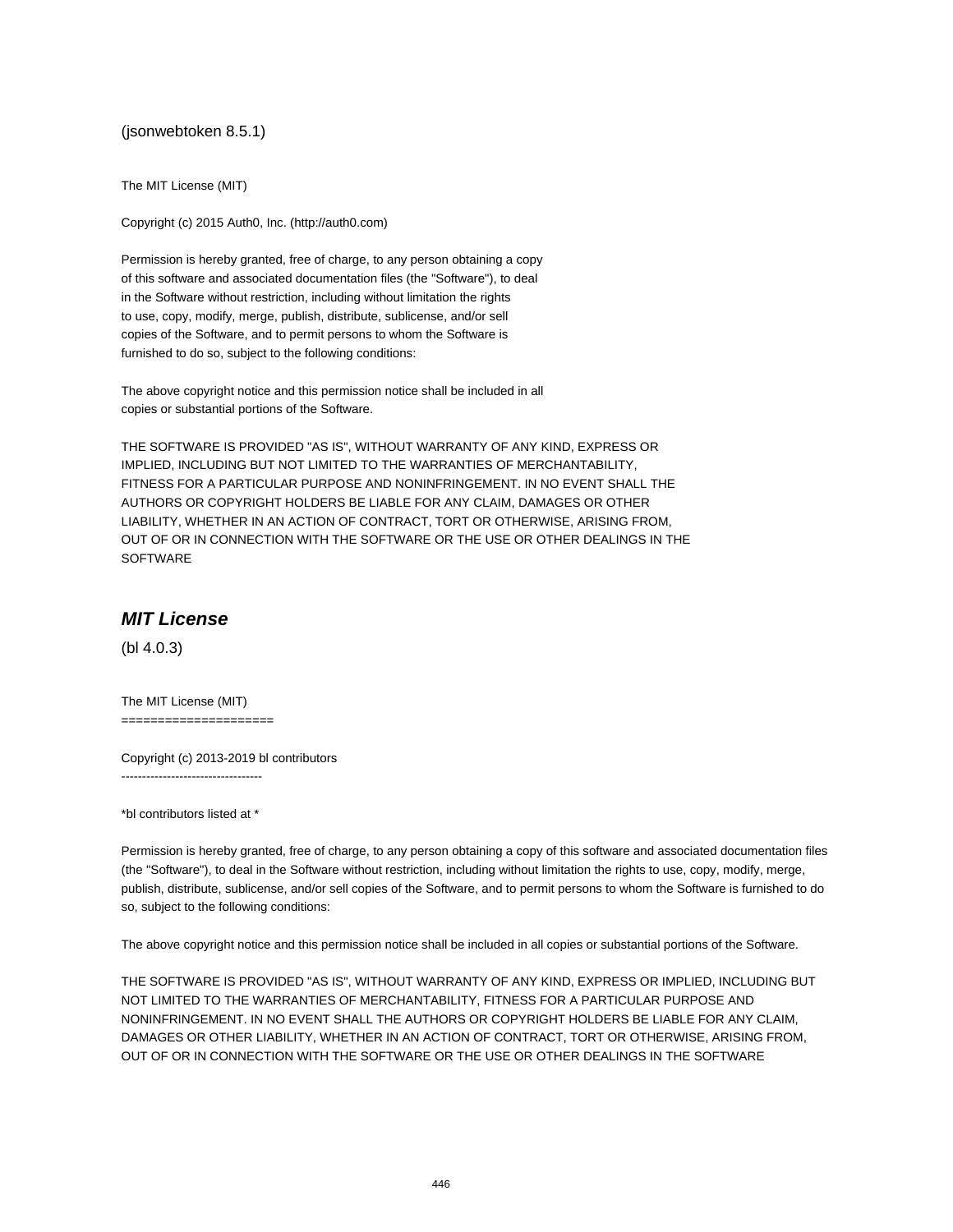(jsonwebtoken 8.5.1)

The MIT License (MIT)

Copyright (c) 2015 Auth0, Inc. (http://auth0.com)

Permission is hereby granted, free of charge, to any person obtaining a copy
of this software and associated documentation files (the "Software"), to deal
in the Software without restriction, including without limitation the rights
to use, copy, modify, merge, publish, distribute, sublicense, and/or sell
copies of the Software, and to permit persons to whom the Software is
furnished to do so, subject to the following conditions:

The above copyright notice and this permission notice shall be included in all
copies or substantial portions of the Software.

THE SOFTWARE IS PROVIDED "AS IS", WITHOUT WARRANTY OF ANY KIND, EXPRESS OR
IMPLIED, INCLUDING BUT NOT LIMITED TO THE WARRANTIES OF MERCHANTABILITY,
FITNESS FOR A PARTICULAR PURPOSE AND NONINFRINGEMENT. IN NO EVENT SHALL THE
AUTHORS OR COPYRIGHT HOLDERS BE LIABLE FOR ANY CLAIM, DAMAGES OR OTHER
LIABILITY, WHETHER IN AN ACTION OF CONTRACT, TORT OR OTHERWISE, ARISING FROM,
OUT OF OR IN CONNECTION WITH THE SOFTWARE OR THE USE OR OTHER DEALINGS IN THE
SOFTWARE

## *MIT License*

(bl 4.0.3)

The MIT License (MIT)
=====================

Copyright (c) 2013-2019 bl contributors
----------------------------------

*bl contributors listed at *

Permission is hereby granted, free of charge, to any person obtaining a copy of this software and associated documentation files (the "Software"), to deal in the Software without restriction, including without limitation the rights to use, copy, modify, merge, publish, distribute, sublicense, and/or sell copies of the Software, and to permit persons to whom the Software is furnished to do so, subject to the following conditions:

The above copyright notice and this permission notice shall be included in all copies or substantial portions of the Software.

THE SOFTWARE IS PROVIDED "AS IS", WITHOUT WARRANTY OF ANY KIND, EXPRESS OR IMPLIED, INCLUDING BUT NOT LIMITED TO THE WARRANTIES OF MERCHANTABILITY, FITNESS FOR A PARTICULAR PURPOSE AND NONINFRINGEMENT. IN NO EVENT SHALL THE AUTHORS OR COPYRIGHT HOLDERS BE LIABLE FOR ANY CLAIM, DAMAGES OR OTHER LIABILITY, WHETHER IN AN ACTION OF CONTRACT, TORT OR OTHERWISE, ARISING FROM, OUT OF OR IN CONNECTION WITH THE SOFTWARE OR THE USE OR OTHER DEALINGS IN THE SOFTWARE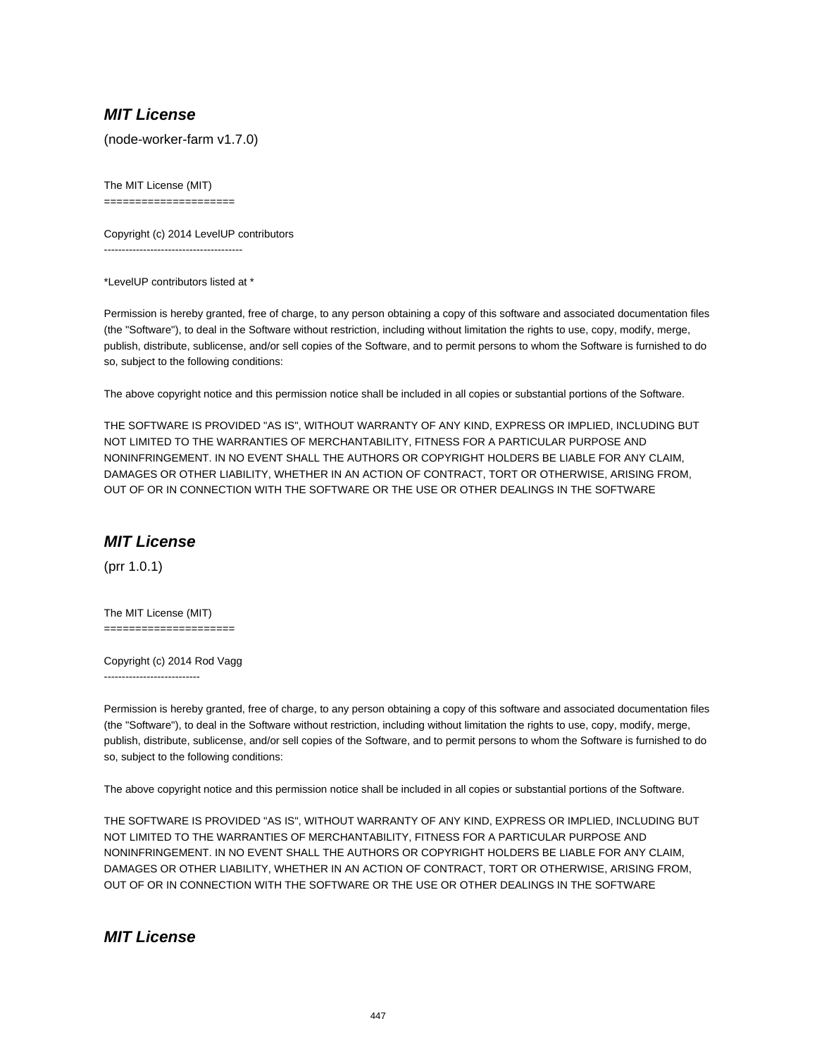## ***MIT License***

(node-worker-farm v1.7.0)

The MIT License (MIT)
=====================

Copyright (c) 2014 LevelUP contributors
---------------------------------------

*LevelUP contributors listed at *

Permission is hereby granted, free of charge, to any person obtaining a copy of this software and associated documentation files (the "Software"), to deal in the Software without restriction, including without limitation the rights to use, copy, modify, merge, publish, distribute, sublicense, and/or sell copies of the Software, and to permit persons to whom the Software is furnished to do so, subject to the following conditions:

The above copyright notice and this permission notice shall be included in all copies or substantial portions of the Software.

THE SOFTWARE IS PROVIDED "AS IS", WITHOUT WARRANTY OF ANY KIND, EXPRESS OR IMPLIED, INCLUDING BUT NOT LIMITED TO THE WARRANTIES OF MERCHANTABILITY, FITNESS FOR A PARTICULAR PURPOSE AND NONINFRINGEMENT. IN NO EVENT SHALL THE AUTHORS OR COPYRIGHT HOLDERS BE LIABLE FOR ANY CLAIM, DAMAGES OR OTHER LIABILITY, WHETHER IN AN ACTION OF CONTRACT, TORT OR OTHERWISE, ARISING FROM, OUT OF OR IN CONNECTION WITH THE SOFTWARE OR THE USE OR OTHER DEALINGS IN THE SOFTWARE

## ***MIT License***

(prr 1.0.1)

The MIT License (MIT)
=====================

Copyright (c) 2014 Rod Vagg
---------------------------

Permission is hereby granted, free of charge, to any person obtaining a copy of this software and associated documentation files (the "Software"), to deal in the Software without restriction, including without limitation the rights to use, copy, modify, merge, publish, distribute, sublicense, and/or sell copies of the Software, and to permit persons to whom the Software is furnished to do so, subject to the following conditions:

The above copyright notice and this permission notice shall be included in all copies or substantial portions of the Software.

THE SOFTWARE IS PROVIDED "AS IS", WITHOUT WARRANTY OF ANY KIND, EXPRESS OR IMPLIED, INCLUDING BUT NOT LIMITED TO THE WARRANTIES OF MERCHANTABILITY, FITNESS FOR A PARTICULAR PURPOSE AND NONINFRINGEMENT. IN NO EVENT SHALL THE AUTHORS OR COPYRIGHT HOLDERS BE LIABLE FOR ANY CLAIM, DAMAGES OR OTHER LIABILITY, WHETHER IN AN ACTION OF CONTRACT, TORT OR OTHERWISE, ARISING FROM, OUT OF OR IN CONNECTION WITH THE SOFTWARE OR THE USE OR OTHER DEALINGS IN THE SOFTWARE

## ***MIT License***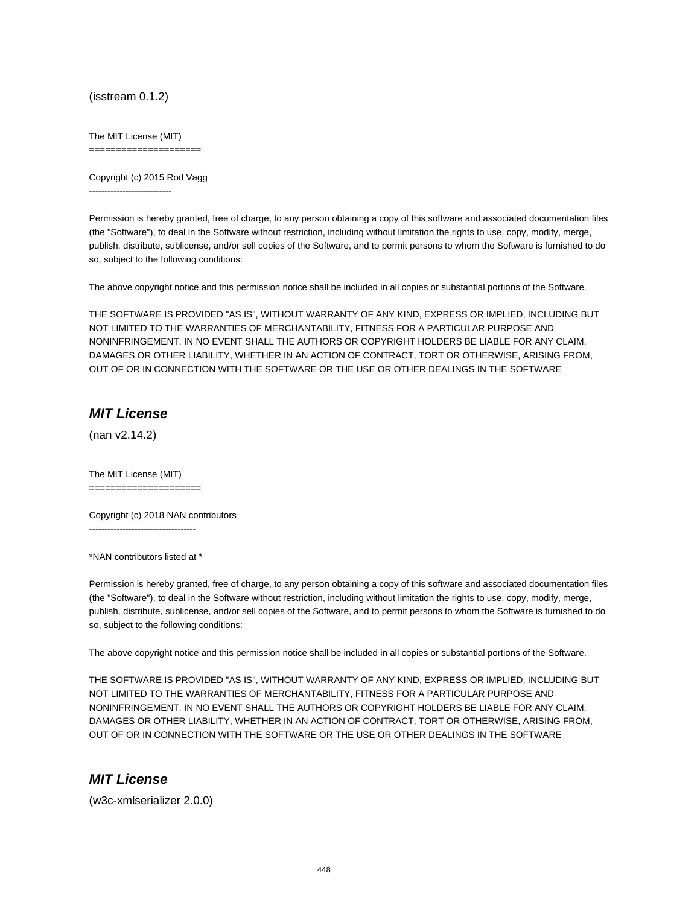(isstream 0.1.2)

The MIT License (MIT)
=====================

Copyright (c) 2015 Rod Vagg
---------------------------

Permission is hereby granted, free of charge, to any person obtaining a copy of this software and associated documentation files (the "Software"), to deal in the Software without restriction, including without limitation the rights to use, copy, modify, merge, publish, distribute, sublicense, and/or sell copies of the Software, and to permit persons to whom the Software is furnished to do so, subject to the following conditions:

The above copyright notice and this permission notice shall be included in all copies or substantial portions of the Software.

THE SOFTWARE IS PROVIDED "AS IS", WITHOUT WARRANTY OF ANY KIND, EXPRESS OR IMPLIED, INCLUDING BUT NOT LIMITED TO THE WARRANTIES OF MERCHANTABILITY, FITNESS FOR A PARTICULAR PURPOSE AND NONINFRINGEMENT. IN NO EVENT SHALL THE AUTHORS OR COPYRIGHT HOLDERS BE LIABLE FOR ANY CLAIM, DAMAGES OR OTHER LIABILITY, WHETHER IN AN ACTION OF CONTRACT, TORT OR OTHERWISE, ARISING FROM, OUT OF OR IN CONNECTION WITH THE SOFTWARE OR THE USE OR OTHER DEALINGS IN THE SOFTWARE

## *MIT License*

(nan v2.14.2)

The MIT License (MIT)
=====================

Copyright (c) 2018 NAN contributors
-----------------------------------

*NAN contributors listed at *

Permission is hereby granted, free of charge, to any person obtaining a copy of this software and associated documentation files (the "Software"), to deal in the Software without restriction, including without limitation the rights to use, copy, modify, merge, publish, distribute, sublicense, and/or sell copies of the Software, and to permit persons to whom the Software is furnished to do so, subject to the following conditions:

The above copyright notice and this permission notice shall be included in all copies or substantial portions of the Software.

THE SOFTWARE IS PROVIDED "AS IS", WITHOUT WARRANTY OF ANY KIND, EXPRESS OR IMPLIED, INCLUDING BUT NOT LIMITED TO THE WARRANTIES OF MERCHANTABILITY, FITNESS FOR A PARTICULAR PURPOSE AND NONINFRINGEMENT. IN NO EVENT SHALL THE AUTHORS OR COPYRIGHT HOLDERS BE LIABLE FOR ANY CLAIM, DAMAGES OR OTHER LIABILITY, WHETHER IN AN ACTION OF CONTRACT, TORT OR OTHERWISE, ARISING FROM, OUT OF OR IN CONNECTION WITH THE SOFTWARE OR THE USE OR OTHER DEALINGS IN THE SOFTWARE

## *MIT License*

(w3c-xmlserializer 2.0.0)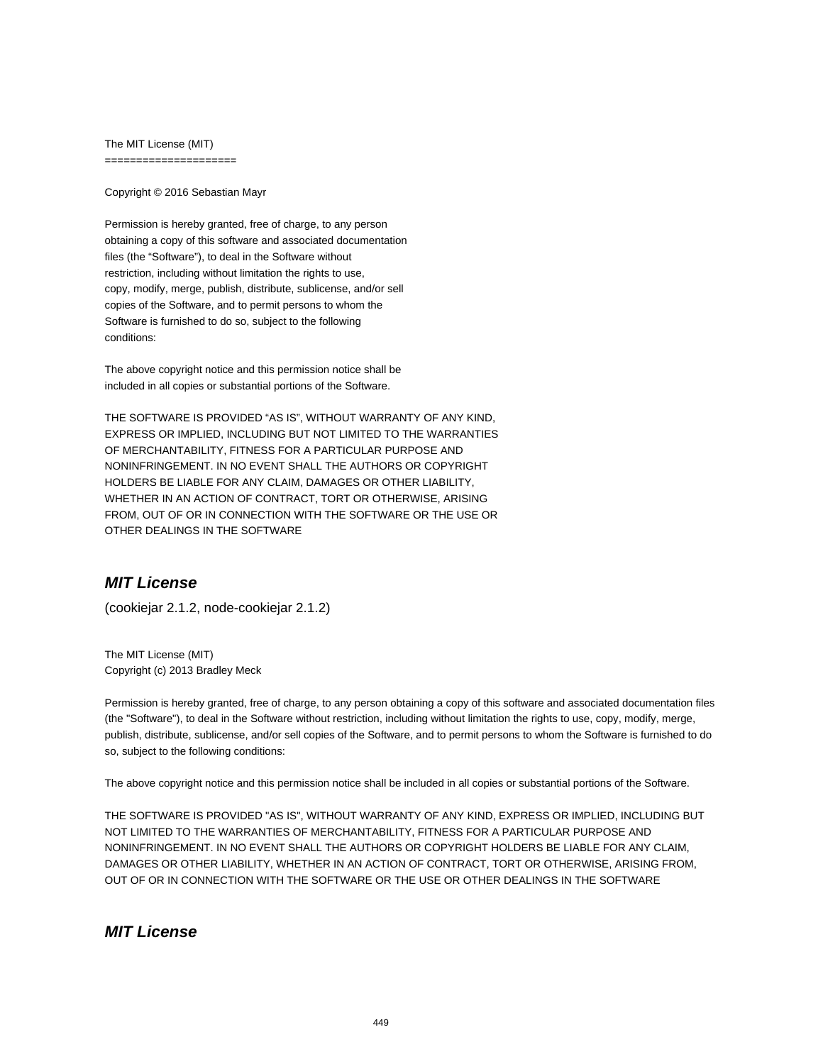The MIT License (MIT)
=====================

Copyright © 2016 Sebastian Mayr

Permission is hereby granted, free of charge, to any person
obtaining a copy of this software and associated documentation
files (the “Software”), to deal in the Software without
restriction, including without limitation the rights to use,
copy, modify, merge, publish, distribute, sublicense, and/or sell
copies of the Software, and to permit persons to whom the
Software is furnished to do so, subject to the following
conditions:

The above copyright notice and this permission notice shall be
included in all copies or substantial portions of the Software.

THE SOFTWARE IS PROVIDED “AS IS”, WITHOUT WARRANTY OF ANY KIND,
EXPRESS OR IMPLIED, INCLUDING BUT NOT LIMITED TO THE WARRANTIES
OF MERCHANTABILITY, FITNESS FOR A PARTICULAR PURPOSE AND
NONINFRINGEMENT. IN NO EVENT SHALL THE AUTHORS OR COPYRIGHT
HOLDERS BE LIABLE FOR ANY CLAIM, DAMAGES OR OTHER LIABILITY,
WHETHER IN AN ACTION OF CONTRACT, TORT OR OTHERWISE, ARISING
FROM, OUT OF OR IN CONNECTION WITH THE SOFTWARE OR THE USE OR
OTHER DEALINGS IN THE SOFTWARE

## *MIT License*

(cookiejar 2.1.2, node-cookiejar 2.1.2)

The MIT License (MIT)
Copyright (c) 2013 Bradley Meck

Permission is hereby granted, free of charge, to any person obtaining a copy of this software and associated documentation files (the "Software"), to deal in the Software without restriction, including without limitation the rights to use, copy, modify, merge, publish, distribute, sublicense, and/or sell copies of the Software, and to permit persons to whom the Software is furnished to do so, subject to the following conditions:

The above copyright notice and this permission notice shall be included in all copies or substantial portions of the Software.

THE SOFTWARE IS PROVIDED "AS IS", WITHOUT WARRANTY OF ANY KIND, EXPRESS OR IMPLIED, INCLUDING BUT NOT LIMITED TO THE WARRANTIES OF MERCHANTABILITY, FITNESS FOR A PARTICULAR PURPOSE AND NONINFRINGEMENT. IN NO EVENT SHALL THE AUTHORS OR COPYRIGHT HOLDERS BE LIABLE FOR ANY CLAIM, DAMAGES OR OTHER LIABILITY, WHETHER IN AN ACTION OF CONTRACT, TORT OR OTHERWISE, ARISING FROM, OUT OF OR IN CONNECTION WITH THE SOFTWARE OR THE USE OR OTHER DEALINGS IN THE SOFTWARE

## *MIT License*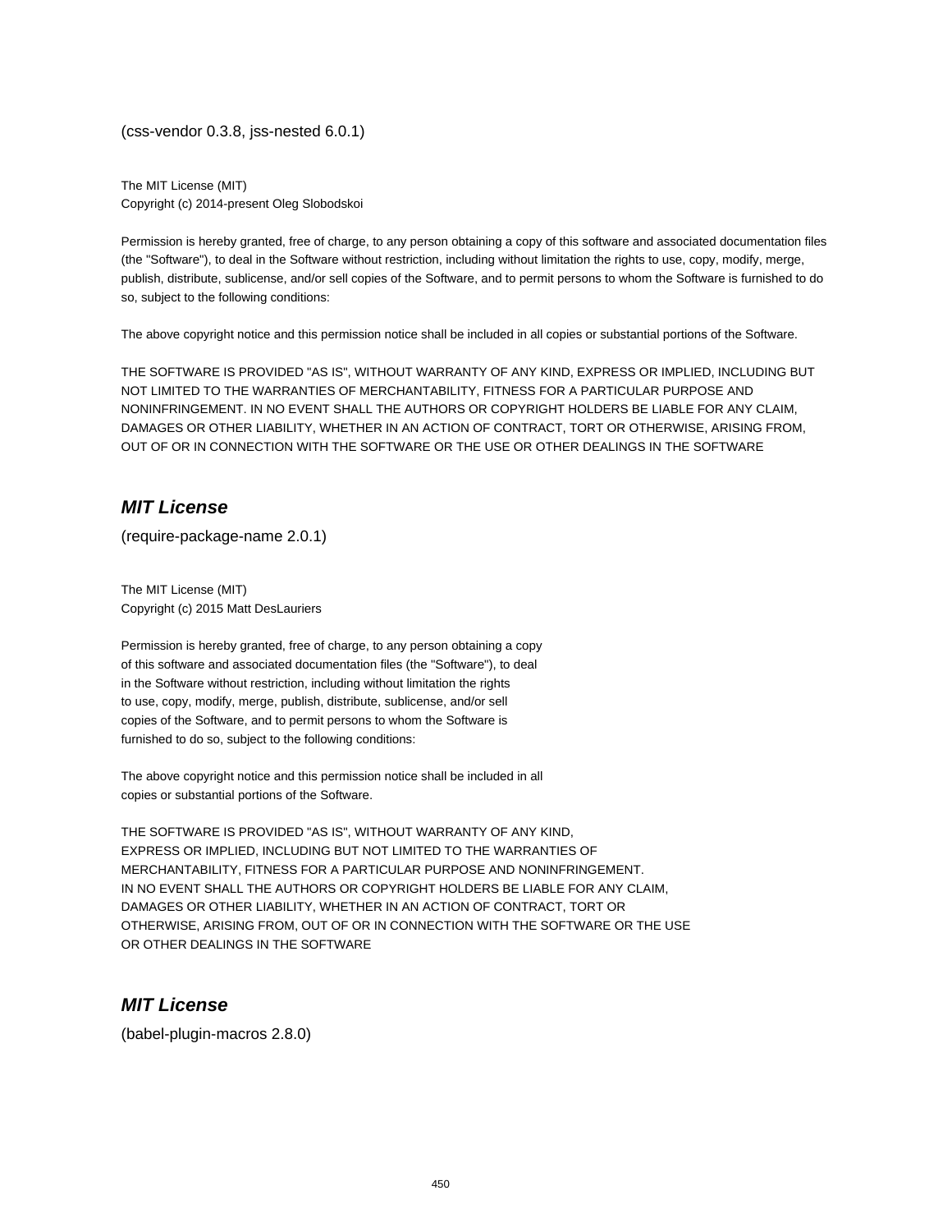(css-vendor 0.3.8, jss-nested 6.0.1)

The MIT License (MIT)
Copyright (c) 2014-present Oleg Slobodskoi

Permission is hereby granted, free of charge, to any person obtaining a copy of this software and associated documentation files (the "Software"), to deal in the Software without restriction, including without limitation the rights to use, copy, modify, merge, publish, distribute, sublicense, and/or sell copies of the Software, and to permit persons to whom the Software is furnished to do so, subject to the following conditions:

The above copyright notice and this permission notice shall be included in all copies or substantial portions of the Software.

THE SOFTWARE IS PROVIDED "AS IS", WITHOUT WARRANTY OF ANY KIND, EXPRESS OR IMPLIED, INCLUDING BUT NOT LIMITED TO THE WARRANTIES OF MERCHANTABILITY, FITNESS FOR A PARTICULAR PURPOSE AND NONINFRINGEMENT. IN NO EVENT SHALL THE AUTHORS OR COPYRIGHT HOLDERS BE LIABLE FOR ANY CLAIM, DAMAGES OR OTHER LIABILITY, WHETHER IN AN ACTION OF CONTRACT, TORT OR OTHERWISE, ARISING FROM, OUT OF OR IN CONNECTION WITH THE SOFTWARE OR THE USE OR OTHER DEALINGS IN THE SOFTWARE

## *MIT License*

(require-package-name 2.0.1)

The MIT License (MIT)
Copyright (c) 2015 Matt DesLauriers

Permission is hereby granted, free of charge, to any person obtaining a copy
of this software and associated documentation files (the "Software"), to deal
in the Software without restriction, including without limitation the rights
to use, copy, modify, merge, publish, distribute, sublicense, and/or sell
copies of the Software, and to permit persons to whom the Software is
furnished to do so, subject to the following conditions:

The above copyright notice and this permission notice shall be included in all
copies or substantial portions of the Software.

THE SOFTWARE IS PROVIDED "AS IS", WITHOUT WARRANTY OF ANY KIND,
EXPRESS OR IMPLIED, INCLUDING BUT NOT LIMITED TO THE WARRANTIES OF
MERCHANTABILITY, FITNESS FOR A PARTICULAR PURPOSE AND NONINFRINGEMENT.
IN NO EVENT SHALL THE AUTHORS OR COPYRIGHT HOLDERS BE LIABLE FOR ANY CLAIM,
DAMAGES OR OTHER LIABILITY, WHETHER IN AN ACTION OF CONTRACT, TORT OR
OTHERWISE, ARISING FROM, OUT OF OR IN CONNECTION WITH THE SOFTWARE OR THE USE
OR OTHER DEALINGS IN THE SOFTWARE

## *MIT License*

(babel-plugin-macros 2.8.0)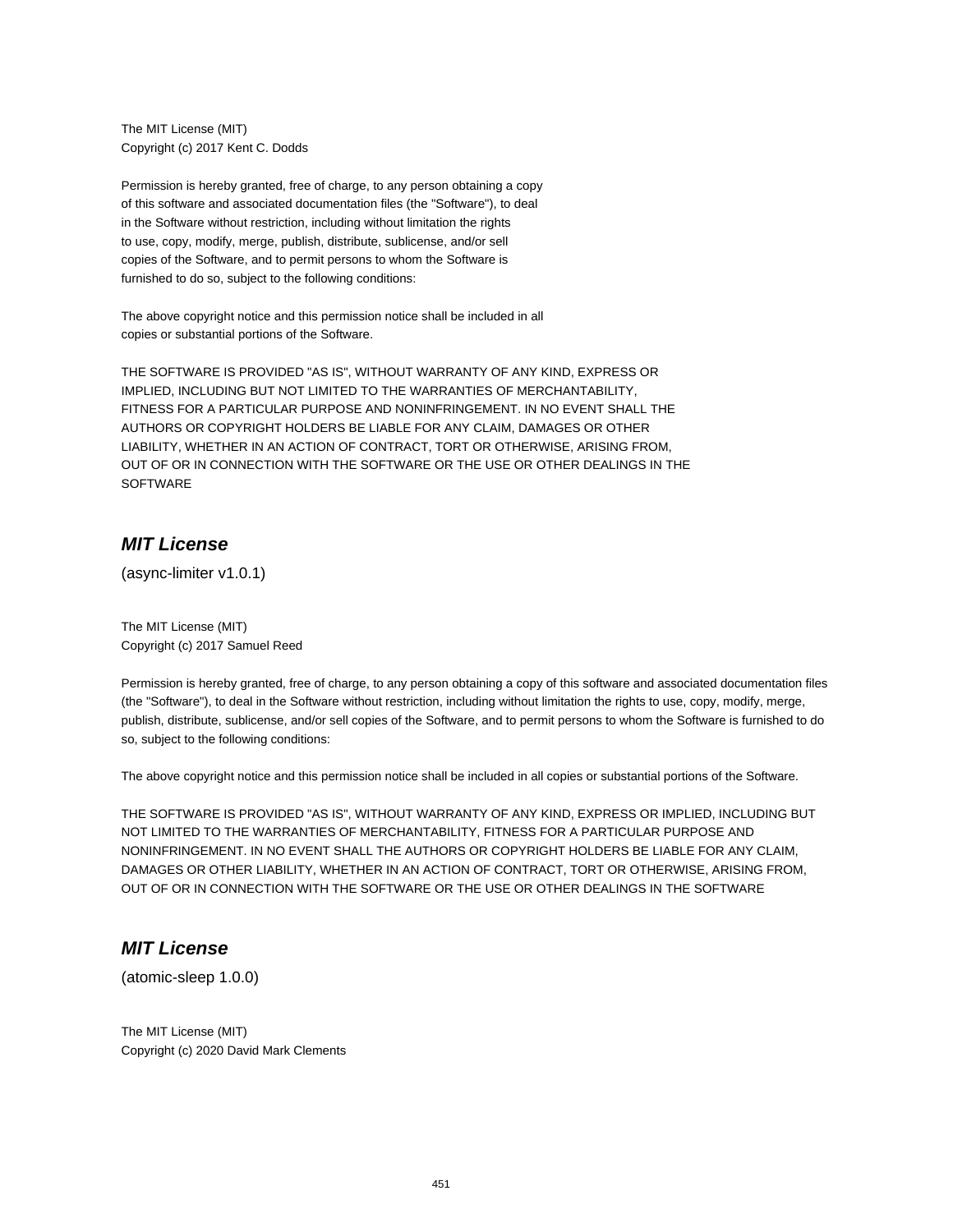The MIT License (MIT)
Copyright (c) 2017 Kent C. Dodds

Permission is hereby granted, free of charge, to any person obtaining a copy
of this software and associated documentation files (the "Software"), to deal
in the Software without restriction, including without limitation the rights
to use, copy, modify, merge, publish, distribute, sublicense, and/or sell
copies of the Software, and to permit persons to whom the Software is
furnished to do so, subject to the following conditions:

The above copyright notice and this permission notice shall be included in all
copies or substantial portions of the Software.

THE SOFTWARE IS PROVIDED "AS IS", WITHOUT WARRANTY OF ANY KIND, EXPRESS OR
IMPLIED, INCLUDING BUT NOT LIMITED TO THE WARRANTIES OF MERCHANTABILITY,
FITNESS FOR A PARTICULAR PURPOSE AND NONINFRINGEMENT. IN NO EVENT SHALL THE
AUTHORS OR COPYRIGHT HOLDERS BE LIABLE FOR ANY CLAIM, DAMAGES OR OTHER
LIABILITY, WHETHER IN AN ACTION OF CONTRACT, TORT OR OTHERWISE, ARISING FROM,
OUT OF OR IN CONNECTION WITH THE SOFTWARE OR THE USE OR OTHER DEALINGS IN THE
SOFTWARE

## *MIT License*

(async-limiter v1.0.1)

The MIT License (MIT)
Copyright (c) 2017 Samuel Reed

Permission is hereby granted, free of charge, to any person obtaining a copy of this software and associated documentation files (the "Software"), to deal in the Software without restriction, including without limitation the rights to use, copy, modify, merge, publish, distribute, sublicense, and/or sell copies of the Software, and to permit persons to whom the Software is furnished to do so, subject to the following conditions:

The above copyright notice and this permission notice shall be included in all copies or substantial portions of the Software.

THE SOFTWARE IS PROVIDED "AS IS", WITHOUT WARRANTY OF ANY KIND, EXPRESS OR IMPLIED, INCLUDING BUT NOT LIMITED TO THE WARRANTIES OF MERCHANTABILITY, FITNESS FOR A PARTICULAR PURPOSE AND NONINFRINGEMENT. IN NO EVENT SHALL THE AUTHORS OR COPYRIGHT HOLDERS BE LIABLE FOR ANY CLAIM, DAMAGES OR OTHER LIABILITY, WHETHER IN AN ACTION OF CONTRACT, TORT OR OTHERWISE, ARISING FROM, OUT OF OR IN CONNECTION WITH THE SOFTWARE OR THE USE OR OTHER DEALINGS IN THE SOFTWARE

## *MIT License*

(atomic-sleep 1.0.0)

The MIT License (MIT)
Copyright (c) 2020 David Mark Clements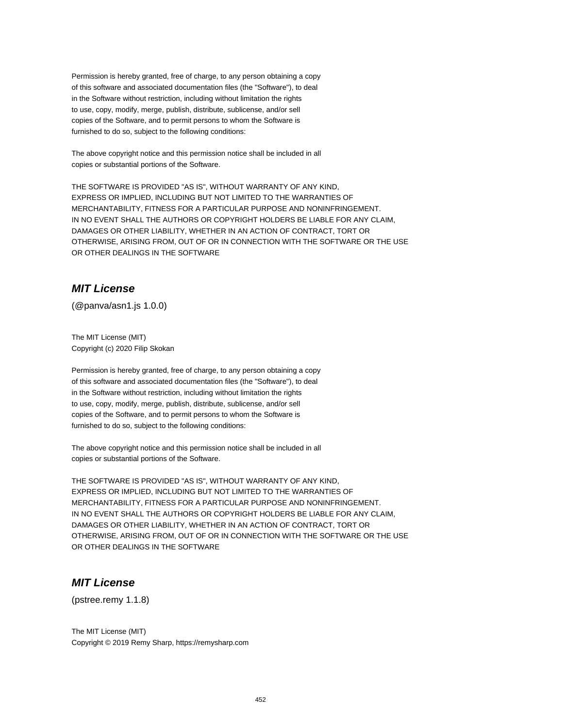Permission is hereby granted, free of charge, to any person obtaining a copy
of this software and associated documentation files (the "Software"), to deal
in the Software without restriction, including without limitation the rights
to use, copy, modify, merge, publish, distribute, sublicense, and/or sell
copies of the Software, and to permit persons to whom the Software is
furnished to do so, subject to the following conditions:

The above copyright notice and this permission notice shall be included in all
copies or substantial portions of the Software.

THE SOFTWARE IS PROVIDED "AS IS", WITHOUT WARRANTY OF ANY KIND,
EXPRESS OR IMPLIED, INCLUDING BUT NOT LIMITED TO THE WARRANTIES OF
MERCHANTABILITY, FITNESS FOR A PARTICULAR PURPOSE AND NONINFRINGEMENT.
IN NO EVENT SHALL THE AUTHORS OR COPYRIGHT HOLDERS BE LIABLE FOR ANY CLAIM,
DAMAGES OR OTHER LIABILITY, WHETHER IN AN ACTION OF CONTRACT, TORT OR
OTHERWISE, ARISING FROM, OUT OF OR IN CONNECTION WITH THE SOFTWARE OR THE USE
OR OTHER DEALINGS IN THE SOFTWARE

## *MIT License*

(@panva/asn1.js 1.0.0)

The MIT License (MIT)
Copyright (c) 2020 Filip Skokan

Permission is hereby granted, free of charge, to any person obtaining a copy
of this software and associated documentation files (the "Software"), to deal
in the Software without restriction, including without limitation the rights
to use, copy, modify, merge, publish, distribute, sublicense, and/or sell
copies of the Software, and to permit persons to whom the Software is
furnished to do so, subject to the following conditions:

The above copyright notice and this permission notice shall be included in all
copies or substantial portions of the Software.

THE SOFTWARE IS PROVIDED "AS IS", WITHOUT WARRANTY OF ANY KIND,
EXPRESS OR IMPLIED, INCLUDING BUT NOT LIMITED TO THE WARRANTIES OF
MERCHANTABILITY, FITNESS FOR A PARTICULAR PURPOSE AND NONINFRINGEMENT.
IN NO EVENT SHALL THE AUTHORS OR COPYRIGHT HOLDERS BE LIABLE FOR ANY CLAIM,
DAMAGES OR OTHER LIABILITY, WHETHER IN AN ACTION OF CONTRACT, TORT OR
OTHERWISE, ARISING FROM, OUT OF OR IN CONNECTION WITH THE SOFTWARE OR THE USE
OR OTHER DEALINGS IN THE SOFTWARE

## *MIT License*

(pstree.remy 1.1.8)

The MIT License (MIT)
Copyright © 2019 Remy Sharp, https://remysharp.com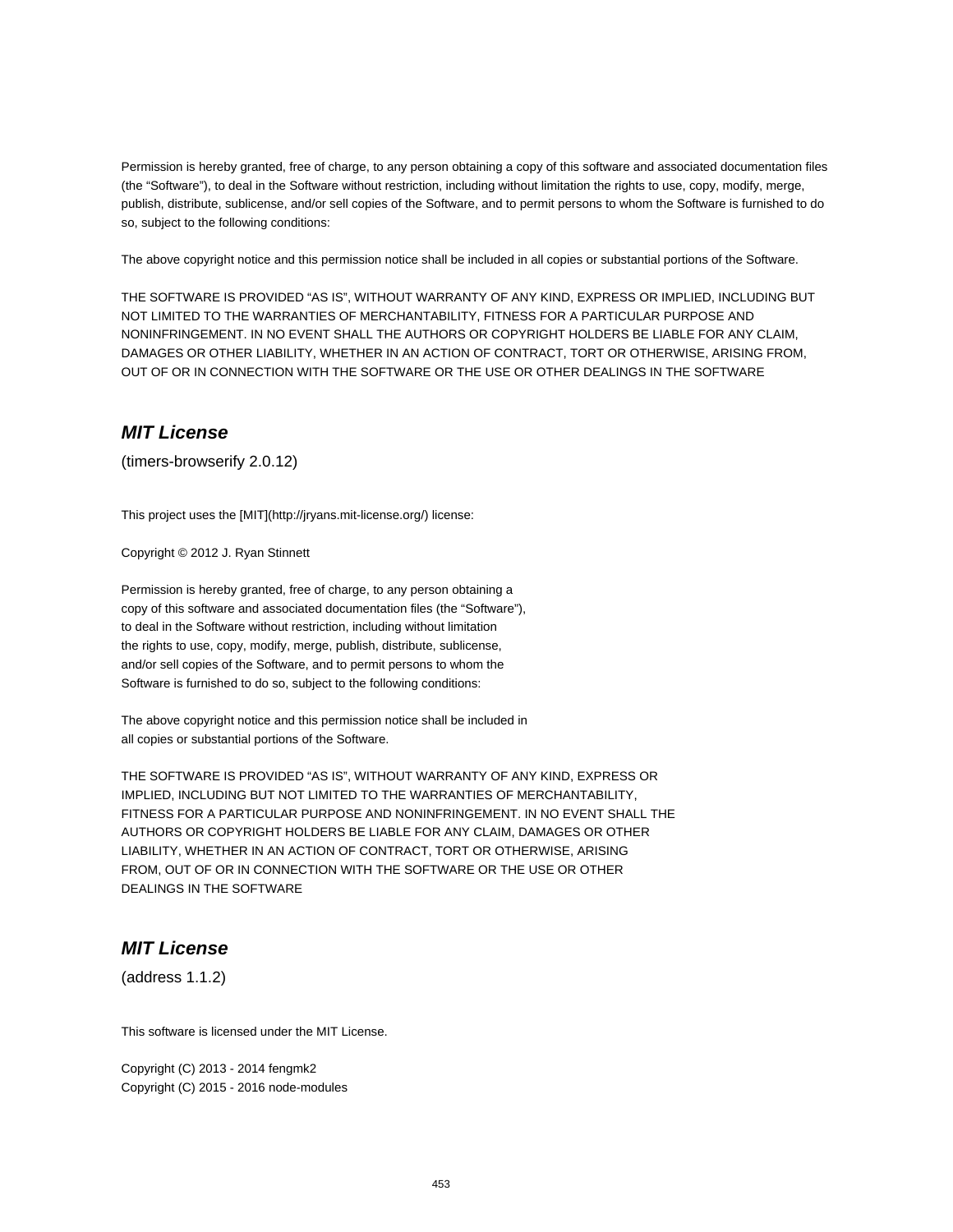Permission is hereby granted, free of charge, to any person obtaining a copy of this software and associated documentation files (the “Software”), to deal in the Software without restriction, including without limitation the rights to use, copy, modify, merge, publish, distribute, sublicense, and/or sell copies of the Software, and to permit persons to whom the Software is furnished to do so, subject to the following conditions:

The above copyright notice and this permission notice shall be included in all copies or substantial portions of the Software.

THE SOFTWARE IS PROVIDED “AS IS”, WITHOUT WARRANTY OF ANY KIND, EXPRESS OR IMPLIED, INCLUDING BUT NOT LIMITED TO THE WARRANTIES OF MERCHANTABILITY, FITNESS FOR A PARTICULAR PURPOSE AND NONINFRINGEMENT. IN NO EVENT SHALL THE AUTHORS OR COPYRIGHT HOLDERS BE LIABLE FOR ANY CLAIM, DAMAGES OR OTHER LIABILITY, WHETHER IN AN ACTION OF CONTRACT, TORT OR OTHERWISE, ARISING FROM, OUT OF OR IN CONNECTION WITH THE SOFTWARE OR THE USE OR OTHER DEALINGS IN THE SOFTWARE

## *MIT License*

(timers-browserify 2.0.12)

This project uses the [MIT](http://jryans.mit-license.org/) license:

Copyright © 2012 J. Ryan Stinnett

Permission is hereby granted, free of charge, to any person obtaining a copy of this software and associated documentation files (the “Software”), to deal in the Software without restriction, including without limitation the rights to use, copy, modify, merge, publish, distribute, sublicense, and/or sell copies of the Software, and to permit persons to whom the Software is furnished to do so, subject to the following conditions:

The above copyright notice and this permission notice shall be included in all copies or substantial portions of the Software.

THE SOFTWARE IS PROVIDED “AS IS”, WITHOUT WARRANTY OF ANY KIND, EXPRESS OR IMPLIED, INCLUDING BUT NOT LIMITED TO THE WARRANTIES OF MERCHANTABILITY, FITNESS FOR A PARTICULAR PURPOSE AND NONINFRINGEMENT. IN NO EVENT SHALL THE AUTHORS OR COPYRIGHT HOLDERS BE LIABLE FOR ANY CLAIM, DAMAGES OR OTHER LIABILITY, WHETHER IN AN ACTION OF CONTRACT, TORT OR OTHERWISE, ARISING FROM, OUT OF OR IN CONNECTION WITH THE SOFTWARE OR THE USE OR OTHER DEALINGS IN THE SOFTWARE

## *MIT License*

(address 1.1.2)

This software is licensed under the MIT License.

Copyright (C) 2013 - 2014 fengmk2
Copyright (C) 2015 - 2016 node-modules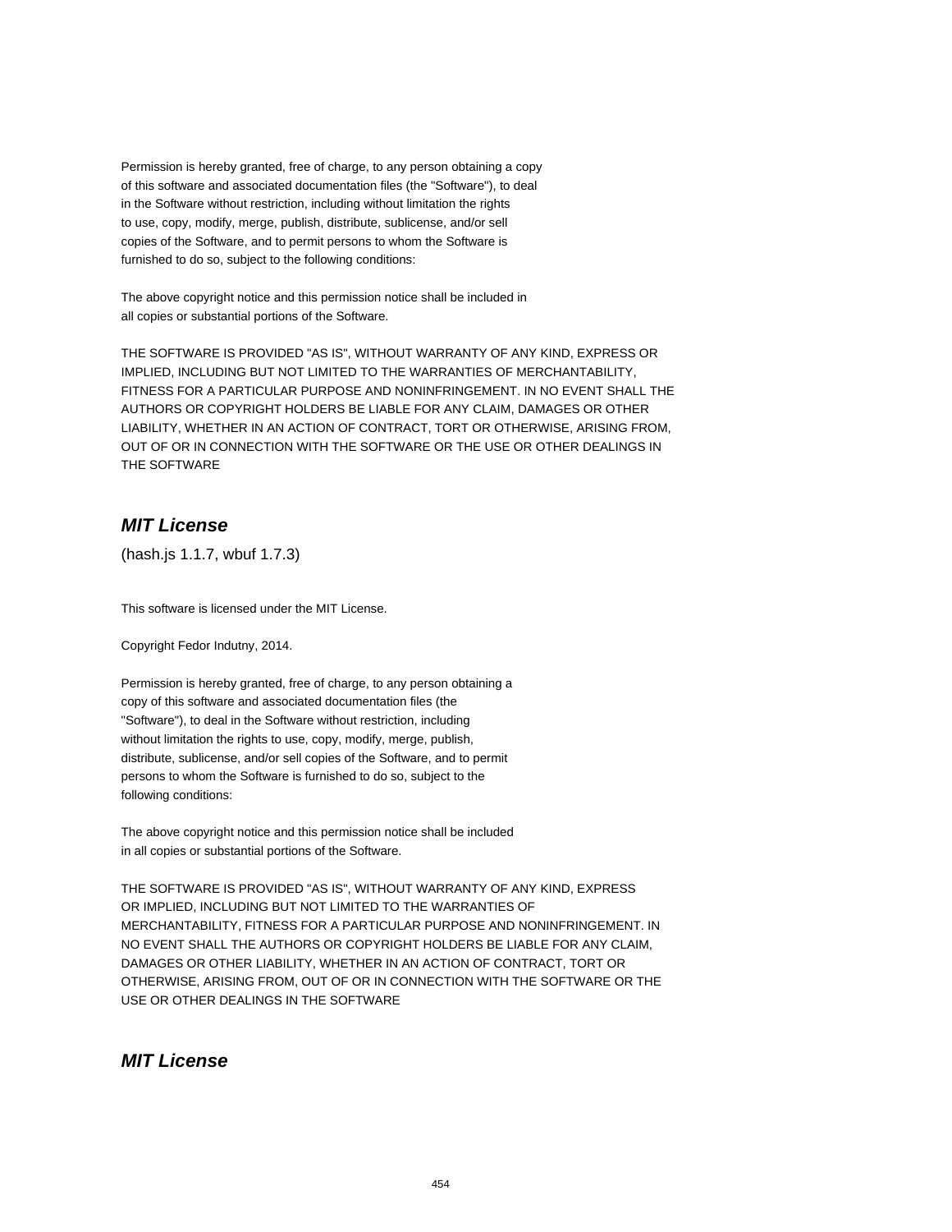Permission is hereby granted, free of charge, to any person obtaining a copy
of this software and associated documentation files (the "Software"), to deal
in the Software without restriction, including without limitation the rights
to use, copy, modify, merge, publish, distribute, sublicense, and/or sell
copies of the Software, and to permit persons to whom the Software is
furnished to do so, subject to the following conditions:

The above copyright notice and this permission notice shall be included in
all copies or substantial portions of the Software.

THE SOFTWARE IS PROVIDED "AS IS", WITHOUT WARRANTY OF ANY KIND, EXPRESS OR
IMPLIED, INCLUDING BUT NOT LIMITED TO THE WARRANTIES OF MERCHANTABILITY,
FITNESS FOR A PARTICULAR PURPOSE AND NONINFRINGEMENT. IN NO EVENT SHALL THE
AUTHORS OR COPYRIGHT HOLDERS BE LIABLE FOR ANY CLAIM, DAMAGES OR OTHER
LIABILITY, WHETHER IN AN ACTION OF CONTRACT, TORT OR OTHERWISE, ARISING FROM,
OUT OF OR IN CONNECTION WITH THE SOFTWARE OR THE USE OR OTHER DEALINGS IN
THE SOFTWARE

## *MIT License*

(hash.js 1.1.7, wbuf 1.7.3)

This software is licensed under the MIT License.

Copyright Fedor Indutny, 2014.

Permission is hereby granted, free of charge, to any person obtaining a
copy of this software and associated documentation files (the
"Software"), to deal in the Software without restriction, including
without limitation the rights to use, copy, modify, merge, publish,
distribute, sublicense, and/or sell copies of the Software, and to permit
persons to whom the Software is furnished to do so, subject to the
following conditions:

The above copyright notice and this permission notice shall be included
in all copies or substantial portions of the Software.

THE SOFTWARE IS PROVIDED "AS IS", WITHOUT WARRANTY OF ANY KIND, EXPRESS
OR IMPLIED, INCLUDING BUT NOT LIMITED TO THE WARRANTIES OF
MERCHANTABILITY, FITNESS FOR A PARTICULAR PURPOSE AND NONINFRINGEMENT. IN
NO EVENT SHALL THE AUTHORS OR COPYRIGHT HOLDERS BE LIABLE FOR ANY CLAIM,
DAMAGES OR OTHER LIABILITY, WHETHER IN AN ACTION OF CONTRACT, TORT OR
OTHERWISE, ARISING FROM, OUT OF OR IN CONNECTION WITH THE SOFTWARE OR THE
USE OR OTHER DEALINGS IN THE SOFTWARE

## *MIT License*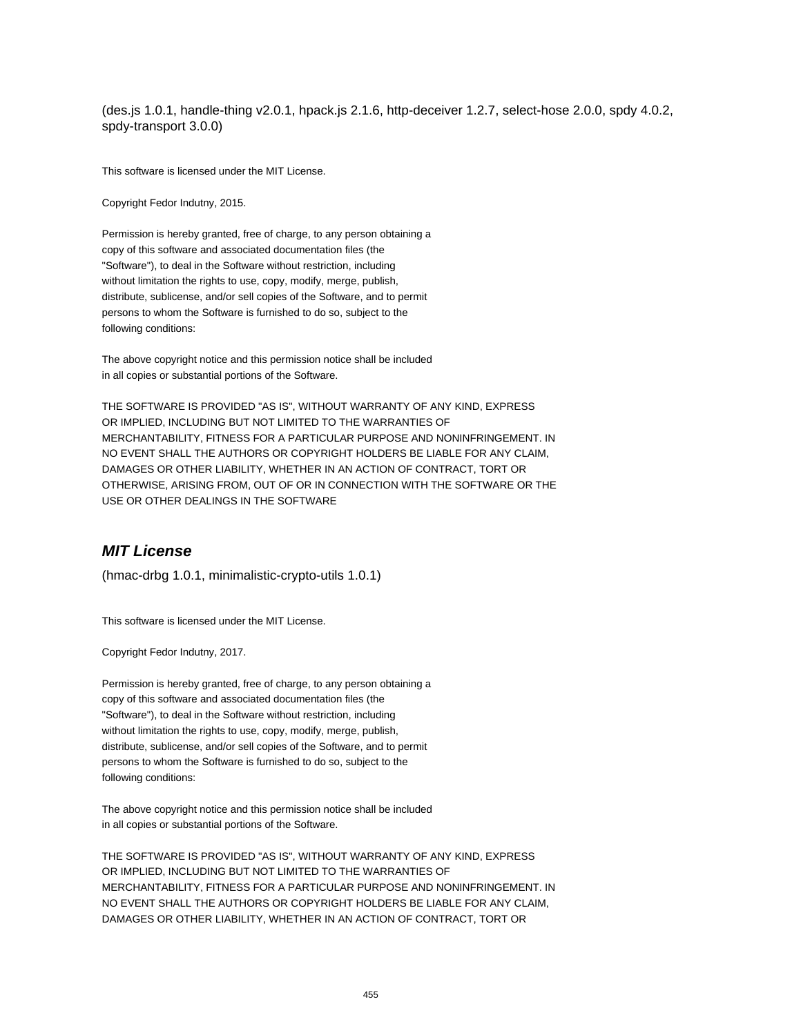(des.js 1.0.1, handle-thing v2.0.1, hpack.js 2.1.6, http-deceiver 1.2.7, select-hose 2.0.0, spdy 4.0.2, spdy-transport 3.0.0)

This software is licensed under the MIT License.

Copyright Fedor Indutny, 2015.

Permission is hereby granted, free of charge, to any person obtaining a
copy of this software and associated documentation files (the
"Software"), to deal in the Software without restriction, including
without limitation the rights to use, copy, modify, merge, publish,
distribute, sublicense, and/or sell copies of the Software, and to permit
persons to whom the Software is furnished to do so, subject to the
following conditions:

The above copyright notice and this permission notice shall be included
in all copies or substantial portions of the Software.

THE SOFTWARE IS PROVIDED "AS IS", WITHOUT WARRANTY OF ANY KIND, EXPRESS
OR IMPLIED, INCLUDING BUT NOT LIMITED TO THE WARRANTIES OF
MERCHANTABILITY, FITNESS FOR A PARTICULAR PURPOSE AND NONINFRINGEMENT. IN
NO EVENT SHALL THE AUTHORS OR COPYRIGHT HOLDERS BE LIABLE FOR ANY CLAIM,
DAMAGES OR OTHER LIABILITY, WHETHER IN AN ACTION OF CONTRACT, TORT OR
OTHERWISE, ARISING FROM, OUT OF OR IN CONNECTION WITH THE SOFTWARE OR THE
USE OR OTHER DEALINGS IN THE SOFTWARE

## *MIT License*

(hmac-drbg 1.0.1, minimalistic-crypto-utils 1.0.1)

This software is licensed under the MIT License.

Copyright Fedor Indutny, 2017.

Permission is hereby granted, free of charge, to any person obtaining a
copy of this software and associated documentation files (the
"Software"), to deal in the Software without restriction, including
without limitation the rights to use, copy, modify, merge, publish,
distribute, sublicense, and/or sell copies of the Software, and to permit
persons to whom the Software is furnished to do so, subject to the
following conditions:

The above copyright notice and this permission notice shall be included
in all copies or substantial portions of the Software.

THE SOFTWARE IS PROVIDED "AS IS", WITHOUT WARRANTY OF ANY KIND, EXPRESS
OR IMPLIED, INCLUDING BUT NOT LIMITED TO THE WARRANTIES OF
MERCHANTABILITY, FITNESS FOR A PARTICULAR PURPOSE AND NONINFRINGEMENT. IN
NO EVENT SHALL THE AUTHORS OR COPYRIGHT HOLDERS BE LIABLE FOR ANY CLAIM,
DAMAGES OR OTHER LIABILITY, WHETHER IN AN ACTION OF CONTRACT, TORT OR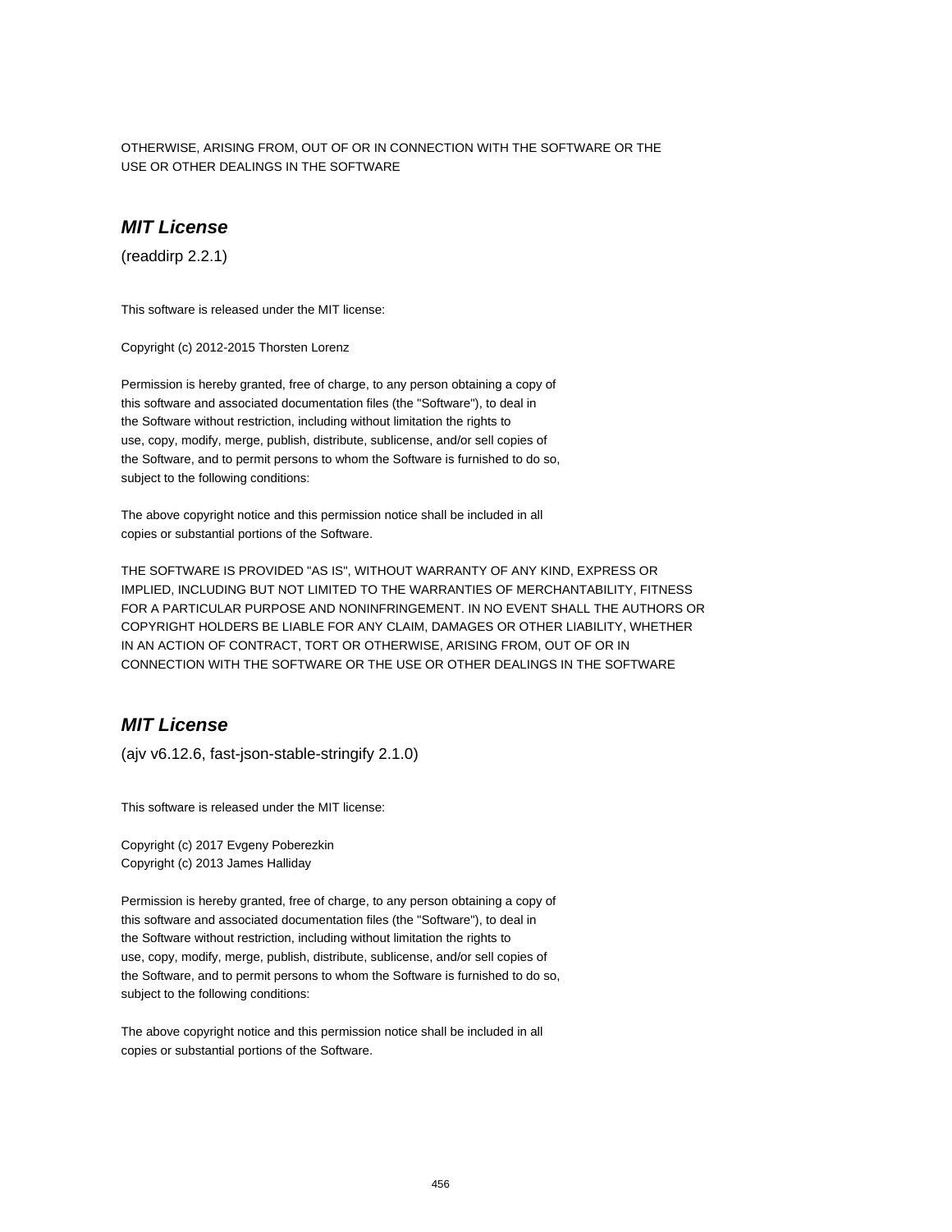OTHERWISE, ARISING FROM, OUT OF OR IN CONNECTION WITH THE SOFTWARE OR THE
USE OR OTHER DEALINGS IN THE SOFTWARE

### *MIT License*

(readdirp 2.2.1)

This software is released under the MIT license:

Copyright (c) 2012-2015 Thorsten Lorenz

Permission is hereby granted, free of charge, to any person obtaining a copy of
this software and associated documentation files (the "Software"), to deal in
the Software without restriction, including without limitation the rights to
use, copy, modify, merge, publish, distribute, sublicense, and/or sell copies of
the Software, and to permit persons to whom the Software is furnished to do so,
subject to the following conditions:

The above copyright notice and this permission notice shall be included in all
copies or substantial portions of the Software.

THE SOFTWARE IS PROVIDED "AS IS", WITHOUT WARRANTY OF ANY KIND, EXPRESS OR
IMPLIED, INCLUDING BUT NOT LIMITED TO THE WARRANTIES OF MERCHANTABILITY, FITNESS
FOR A PARTICULAR PURPOSE AND NONINFRINGEMENT. IN NO EVENT SHALL THE AUTHORS OR
COPYRIGHT HOLDERS BE LIABLE FOR ANY CLAIM, DAMAGES OR OTHER LIABILITY, WHETHER
IN AN ACTION OF CONTRACT, TORT OR OTHERWISE, ARISING FROM, OUT OF OR IN
CONNECTION WITH THE SOFTWARE OR THE USE OR OTHER DEALINGS IN THE SOFTWARE

### *MIT License*

(ajv v6.12.6, fast-json-stable-stringify 2.1.0)

This software is released under the MIT license:

Copyright (c) 2017 Evgeny Poberezkin
Copyright (c) 2013 James Halliday

Permission is hereby granted, free of charge, to any person obtaining a copy of
this software and associated documentation files (the "Software"), to deal in
the Software without restriction, including without limitation the rights to
use, copy, modify, merge, publish, distribute, sublicense, and/or sell copies of
the Software, and to permit persons to whom the Software is furnished to do so,
subject to the following conditions:

The above copyright notice and this permission notice shall be included in all
copies or substantial portions of the Software.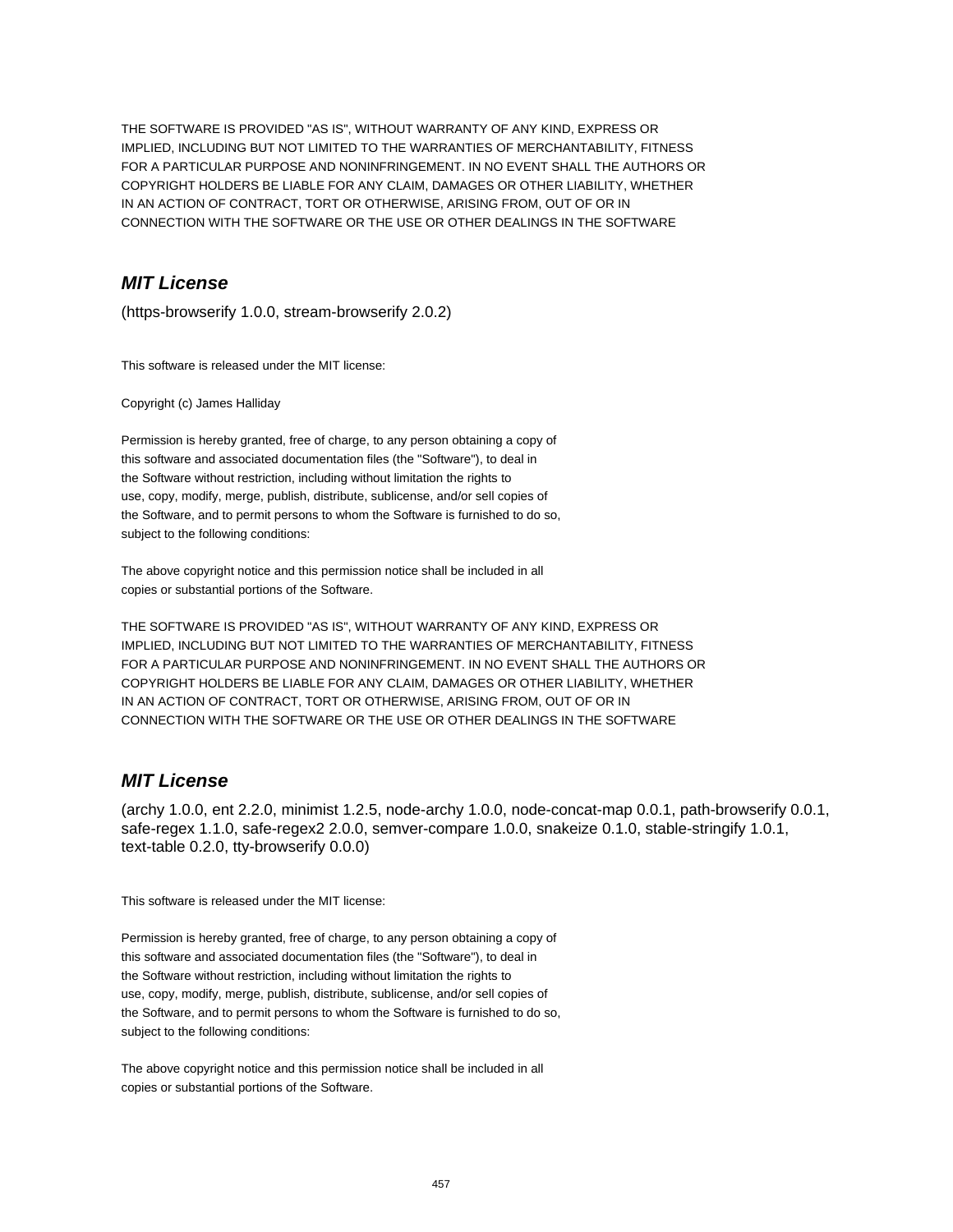THE SOFTWARE IS PROVIDED "AS IS", WITHOUT WARRANTY OF ANY KIND, EXPRESS OR
IMPLIED, INCLUDING BUT NOT LIMITED TO THE WARRANTIES OF MERCHANTABILITY, FITNESS
FOR A PARTICULAR PURPOSE AND NONINFRINGEMENT. IN NO EVENT SHALL THE AUTHORS OR
COPYRIGHT HOLDERS BE LIABLE FOR ANY CLAIM, DAMAGES OR OTHER LIABILITY, WHETHER
IN AN ACTION OF CONTRACT, TORT OR OTHERWISE, ARISING FROM, OUT OF OR IN
CONNECTION WITH THE SOFTWARE OR THE USE OR OTHER DEALINGS IN THE SOFTWARE

## *MIT License*

(https-browserify 1.0.0, stream-browserify 2.0.2)

This software is released under the MIT license:

Copyright (c) James Halliday

Permission is hereby granted, free of charge, to any person obtaining a copy of
this software and associated documentation files (the "Software"), to deal in
the Software without restriction, including without limitation the rights to
use, copy, modify, merge, publish, distribute, sublicense, and/or sell copies of
the Software, and to permit persons to whom the Software is furnished to do so,
subject to the following conditions:

The above copyright notice and this permission notice shall be included in all
copies or substantial portions of the Software.

THE SOFTWARE IS PROVIDED "AS IS", WITHOUT WARRANTY OF ANY KIND, EXPRESS OR
IMPLIED, INCLUDING BUT NOT LIMITED TO THE WARRANTIES OF MERCHANTABILITY, FITNESS
FOR A PARTICULAR PURPOSE AND NONINFRINGEMENT. IN NO EVENT SHALL THE AUTHORS OR
COPYRIGHT HOLDERS BE LIABLE FOR ANY CLAIM, DAMAGES OR OTHER LIABILITY, WHETHER
IN AN ACTION OF CONTRACT, TORT OR OTHERWISE, ARISING FROM, OUT OF OR IN
CONNECTION WITH THE SOFTWARE OR THE USE OR OTHER DEALINGS IN THE SOFTWARE

## *MIT License*

(archy 1.0.0, ent 2.2.0, minimist 1.2.5, node-archy 1.0.0, node-concat-map 0.0.1, path-browserify 0.0.1,
safe-regex 1.1.0, safe-regex2 2.0.0, semver-compare 1.0.0, snakeize 0.1.0, stable-stringify 1.0.1,
text-table 0.2.0, tty-browserify 0.0.0)

This software is released under the MIT license:

Permission is hereby granted, free of charge, to any person obtaining a copy of
this software and associated documentation files (the "Software"), to deal in
the Software without restriction, including without limitation the rights to
use, copy, modify, merge, publish, distribute, sublicense, and/or sell copies of
the Software, and to permit persons to whom the Software is furnished to do so,
subject to the following conditions:

The above copyright notice and this permission notice shall be included in all
copies or substantial portions of the Software.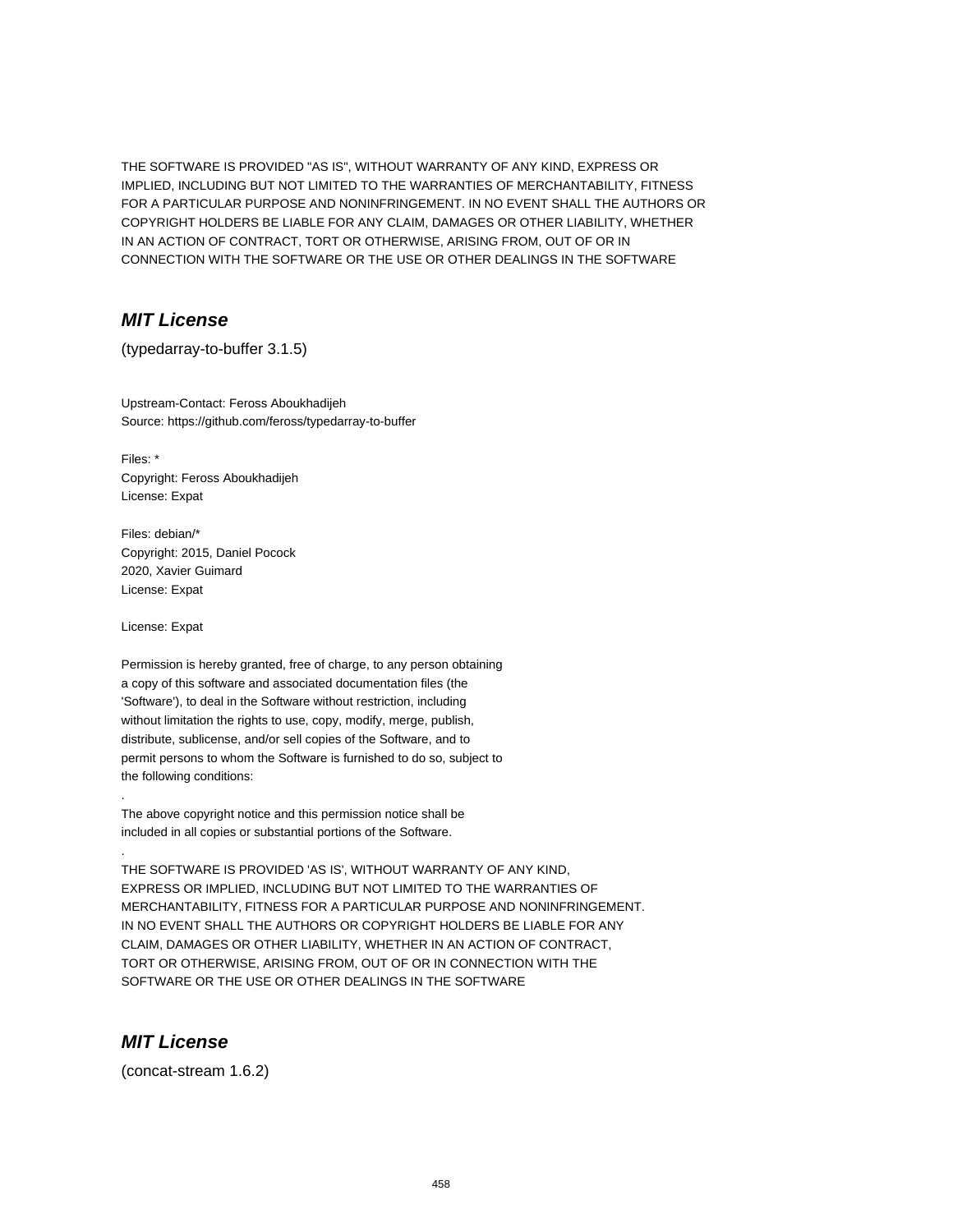THE SOFTWARE IS PROVIDED "AS IS", WITHOUT WARRANTY OF ANY KIND, EXPRESS OR IMPLIED, INCLUDING BUT NOT LIMITED TO THE WARRANTIES OF MERCHANTABILITY, FITNESS FOR A PARTICULAR PURPOSE AND NONINFRINGEMENT. IN NO EVENT SHALL THE AUTHORS OR COPYRIGHT HOLDERS BE LIABLE FOR ANY CLAIM, DAMAGES OR OTHER LIABILITY, WHETHER IN AN ACTION OF CONTRACT, TORT OR OTHERWISE, ARISING FROM, OUT OF OR IN CONNECTION WITH THE SOFTWARE OR THE USE OR OTHER DEALINGS IN THE SOFTWARE

## ***MIT License***

(typedarray-to-buffer 3.1.5)

Upstream-Contact: Feross Aboukhadijeh
Source: https://github.com/feross/typedarray-to-buffer

Files: *
Copyright: Feross Aboukhadijeh
License: Expat

Files: debian/*
Copyright: 2015, Daniel Pocock
2020, Xavier Guimard
License: Expat

License: Expat

Permission is hereby granted, free of charge, to any person obtaining
a copy of this software and associated documentation files (the
'Software'), to deal in the Software without restriction, including
without limitation the rights to use, copy, modify, merge, publish,
distribute, sublicense, and/or sell copies of the Software, and to
permit persons to whom the Software is furnished to do so, subject to
the following conditions:
.
The above copyright notice and this permission notice shall be
included in all copies or substantial portions of the Software.
.
THE SOFTWARE IS PROVIDED 'AS IS', WITHOUT WARRANTY OF ANY KIND,
EXPRESS OR IMPLIED, INCLUDING BUT NOT LIMITED TO THE WARRANTIES OF
MERCHANTABILITY, FITNESS FOR A PARTICULAR PURPOSE AND NONINFRINGEMENT.
IN NO EVENT SHALL THE AUTHORS OR COPYRIGHT HOLDERS BE LIABLE FOR ANY
CLAIM, DAMAGES OR OTHER LIABILITY, WHETHER IN AN ACTION OF CONTRACT,
TORT OR OTHERWISE, ARISING FROM, OUT OF OR IN CONNECTION WITH THE
SOFTWARE OR THE USE OR OTHER DEALINGS IN THE SOFTWARE

## ***MIT License***

(concat-stream 1.6.2)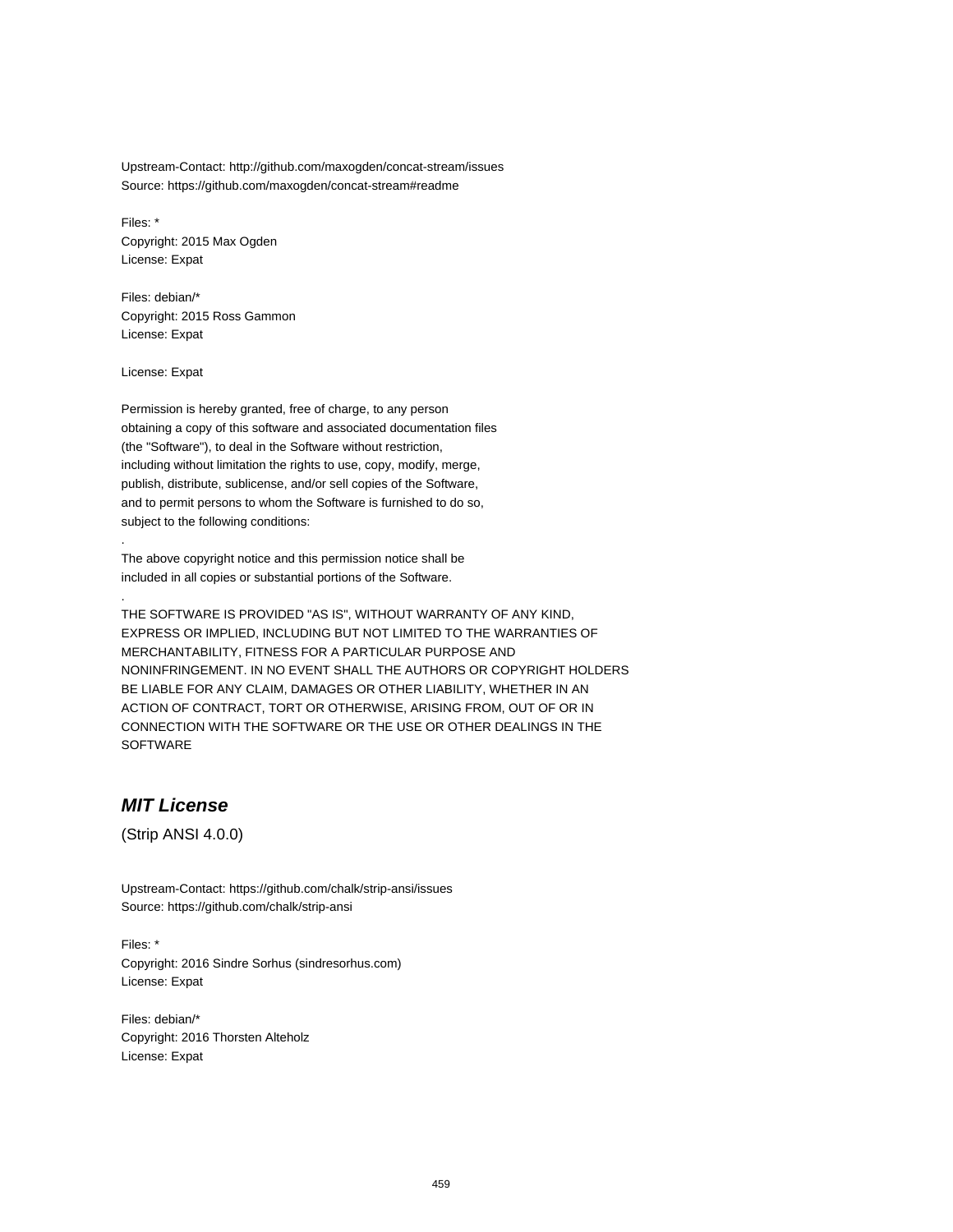Upstream-Contact: http://github.com/maxogden/concat-stream/issues
Source: https://github.com/maxogden/concat-stream#readme

Files: *
Copyright: 2015 Max Ogden
License: Expat

Files: debian/*
Copyright: 2015 Ross Gammon
License: Expat

License: Expat

Permission is hereby granted, free of charge, to any person
obtaining a copy of this software and associated documentation files
(the "Software"), to deal in the Software without restriction,
including without limitation the rights to use, copy, modify, merge,
publish, distribute, sublicense, and/or sell copies of the Software,
and to permit persons to whom the Software is furnished to do so,
subject to the following conditions:

.

The above copyright notice and this permission notice shall be
included in all copies or substantial portions of the Software.

.

THE SOFTWARE IS PROVIDED "AS IS", WITHOUT WARRANTY OF ANY KIND,
EXPRESS OR IMPLIED, INCLUDING BUT NOT LIMITED TO THE WARRANTIES OF
MERCHANTABILITY, FITNESS FOR A PARTICULAR PURPOSE AND
NONINFRINGEMENT. IN NO EVENT SHALL THE AUTHORS OR COPYRIGHT HOLDERS
BE LIABLE FOR ANY CLAIM, DAMAGES OR OTHER LIABILITY, WHETHER IN AN
ACTION OF CONTRACT, TORT OR OTHERWISE, ARISING FROM, OUT OF OR IN
CONNECTION WITH THE SOFTWARE OR THE USE OR OTHER DEALINGS IN THE
SOFTWARE

## *MIT License*

(Strip ANSI 4.0.0)

Upstream-Contact: https://github.com/chalk/strip-ansi/issues
Source: https://github.com/chalk/strip-ansi

Files: *
Copyright: 2016 Sindre Sorhus (sindresorhus.com)
License: Expat

Files: debian/*
Copyright: 2016 Thorsten Alteholz
License: Expat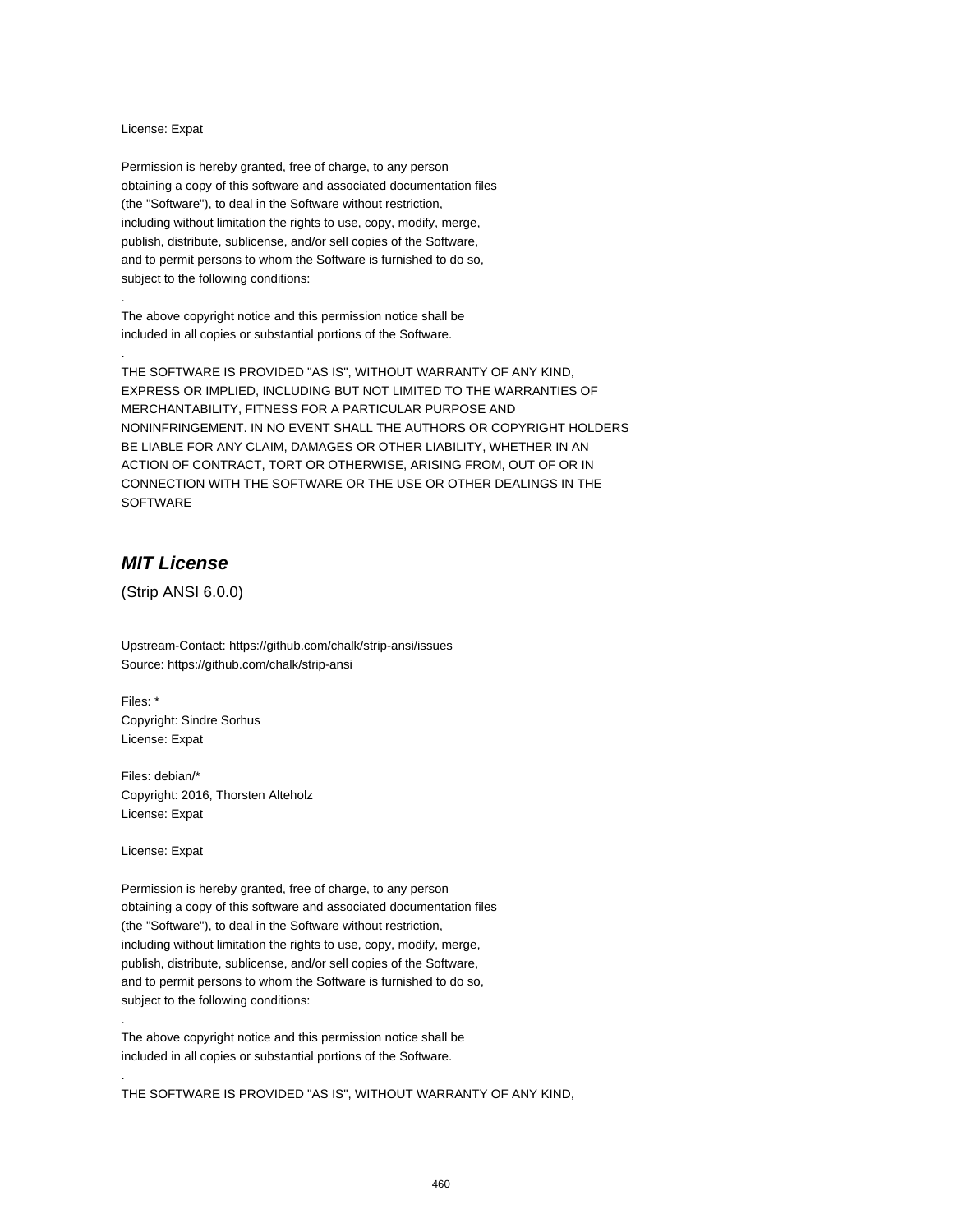License: Expat

Permission is hereby granted, free of charge, to any person
obtaining a copy of this software and associated documentation files
(the "Software"), to deal in the Software without restriction,
including without limitation the rights to use, copy, modify, merge,
publish, distribute, sublicense, and/or sell copies of the Software,
and to permit persons to whom the Software is furnished to do so,
subject to the following conditions:

.

The above copyright notice and this permission notice shall be
included in all copies or substantial portions of the Software.

.

THE SOFTWARE IS PROVIDED "AS IS", WITHOUT WARRANTY OF ANY KIND,
EXPRESS OR IMPLIED, INCLUDING BUT NOT LIMITED TO THE WARRANTIES OF
MERCHANTABILITY, FITNESS FOR A PARTICULAR PURPOSE AND
NONINFRINGEMENT. IN NO EVENT SHALL THE AUTHORS OR COPYRIGHT HOLDERS
BE LIABLE FOR ANY CLAIM, DAMAGES OR OTHER LIABILITY, WHETHER IN AN
ACTION OF CONTRACT, TORT OR OTHERWISE, ARISING FROM, OUT OF OR IN
CONNECTION WITH THE SOFTWARE OR THE USE OR OTHER DEALINGS IN THE
SOFTWARE

## *MIT License*

(Strip ANSI 6.0.0)

Upstream-Contact: https://github.com/chalk/strip-ansi/issues
Source: https://github.com/chalk/strip-ansi

Files: *
Copyright: Sindre Sorhus
License: Expat

Files: debian/*
Copyright: 2016, Thorsten Alteholz
License: Expat

License: Expat

Permission is hereby granted, free of charge, to any person
obtaining a copy of this software and associated documentation files
(the "Software"), to deal in the Software without restriction,
including without limitation the rights to use, copy, modify, merge,
publish, distribute, sublicense, and/or sell copies of the Software,
and to permit persons to whom the Software is furnished to do so,
subject to the following conditions:

.

The above copyright notice and this permission notice shall be
included in all copies or substantial portions of the Software.

.

THE SOFTWARE IS PROVIDED "AS IS", WITHOUT WARRANTY OF ANY KIND,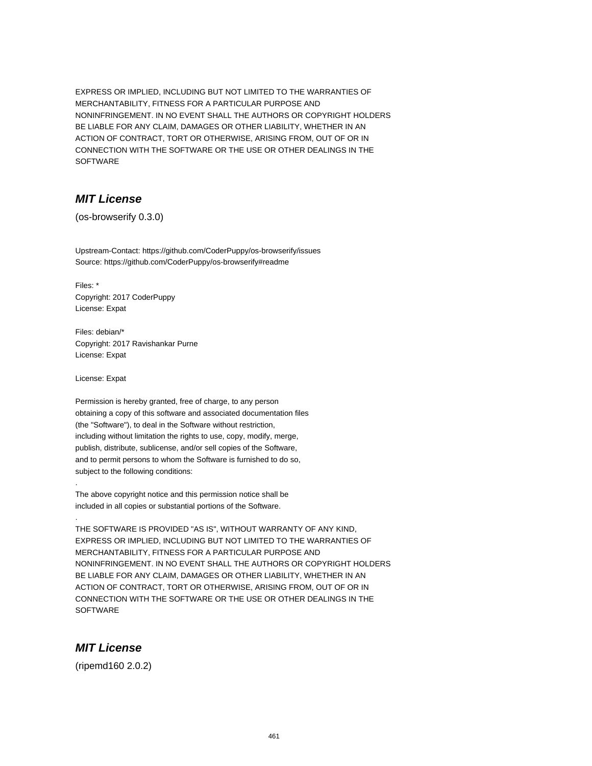EXPRESS OR IMPLIED, INCLUDING BUT NOT LIMITED TO THE WARRANTIES OF
MERCHANTABILITY, FITNESS FOR A PARTICULAR PURPOSE AND
NONINFRINGEMENT. IN NO EVENT SHALL THE AUTHORS OR COPYRIGHT HOLDERS
BE LIABLE FOR ANY CLAIM, DAMAGES OR OTHER LIABILITY, WHETHER IN AN
ACTION OF CONTRACT, TORT OR OTHERWISE, ARISING FROM, OUT OF OR IN
CONNECTION WITH THE SOFTWARE OR THE USE OR OTHER DEALINGS IN THE
SOFTWARE

## *MIT License*

(os-browserify 0.3.0)

Upstream-Contact: https://github.com/CoderPuppy/os-browserify/issues
Source: https://github.com/CoderPuppy/os-browserify#readme

Files: *
Copyright: 2017 CoderPuppy
License: Expat

Files: debian/*
Copyright: 2017 Ravishankar Purne
License: Expat

License: Expat

Permission is hereby granted, free of charge, to any person
obtaining a copy of this software and associated documentation files
(the "Software"), to deal in the Software without restriction,
including without limitation the rights to use, copy, modify, merge,
publish, distribute, sublicense, and/or sell copies of the Software,
and to permit persons to whom the Software is furnished to do so,
subject to the following conditions:
.
The above copyright notice and this permission notice shall be
included in all copies or substantial portions of the Software.
.
THE SOFTWARE IS PROVIDED "AS IS", WITHOUT WARRANTY OF ANY KIND,
EXPRESS OR IMPLIED, INCLUDING BUT NOT LIMITED TO THE WARRANTIES OF
MERCHANTABILITY, FITNESS FOR A PARTICULAR PURPOSE AND
NONINFRINGEMENT. IN NO EVENT SHALL THE AUTHORS OR COPYRIGHT HOLDERS
BE LIABLE FOR ANY CLAIM, DAMAGES OR OTHER LIABILITY, WHETHER IN AN
ACTION OF CONTRACT, TORT OR OTHERWISE, ARISING FROM, OUT OF OR IN
CONNECTION WITH THE SOFTWARE OR THE USE OR OTHER DEALINGS IN THE
SOFTWARE

## *MIT License*

(ripemd160 2.0.2)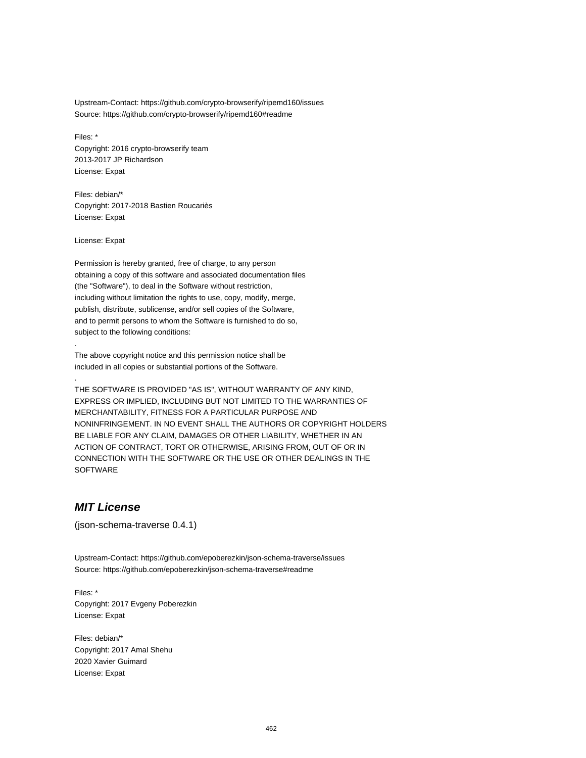Upstream-Contact: https://github.com/crypto-browserify/ripemd160/issues
Source: https://github.com/crypto-browserify/ripemd160#readme

Files: *
Copyright: 2016 crypto-browserify team
2013-2017 JP Richardson
License: Expat

Files: debian/*
Copyright: 2017-2018 Bastien Roucariès
License: Expat

License: Expat

Permission is hereby granted, free of charge, to any person
obtaining a copy of this software and associated documentation files
(the "Software"), to deal in the Software without restriction,
including without limitation the rights to use, copy, modify, merge,
publish, distribute, sublicense, and/or sell copies of the Software,
and to permit persons to whom the Software is furnished to do so,
subject to the following conditions:
.
The above copyright notice and this permission notice shall be
included in all copies or substantial portions of the Software.
.
THE SOFTWARE IS PROVIDED "AS IS", WITHOUT WARRANTY OF ANY KIND,
EXPRESS OR IMPLIED, INCLUDING BUT NOT LIMITED TO THE WARRANTIES OF
MERCHANTABILITY, FITNESS FOR A PARTICULAR PURPOSE AND
NONINFRINGEMENT. IN NO EVENT SHALL THE AUTHORS OR COPYRIGHT HOLDERS
BE LIABLE FOR ANY CLAIM, DAMAGES OR OTHER LIABILITY, WHETHER IN AN
ACTION OF CONTRACT, TORT OR OTHERWISE, ARISING FROM, OUT OF OR IN
CONNECTION WITH THE SOFTWARE OR THE USE OR OTHER DEALINGS IN THE
SOFTWARE

## *MIT License*

(json-schema-traverse 0.4.1)

Upstream-Contact: https://github.com/epoberezkin/json-schema-traverse/issues
Source: https://github.com/epoberezkin/json-schema-traverse#readme

Files: *
Copyright: 2017 Evgeny Poberezkin
License: Expat

Files: debian/*
Copyright: 2017 Amal Shehu
2020 Xavier Guimard
License: Expat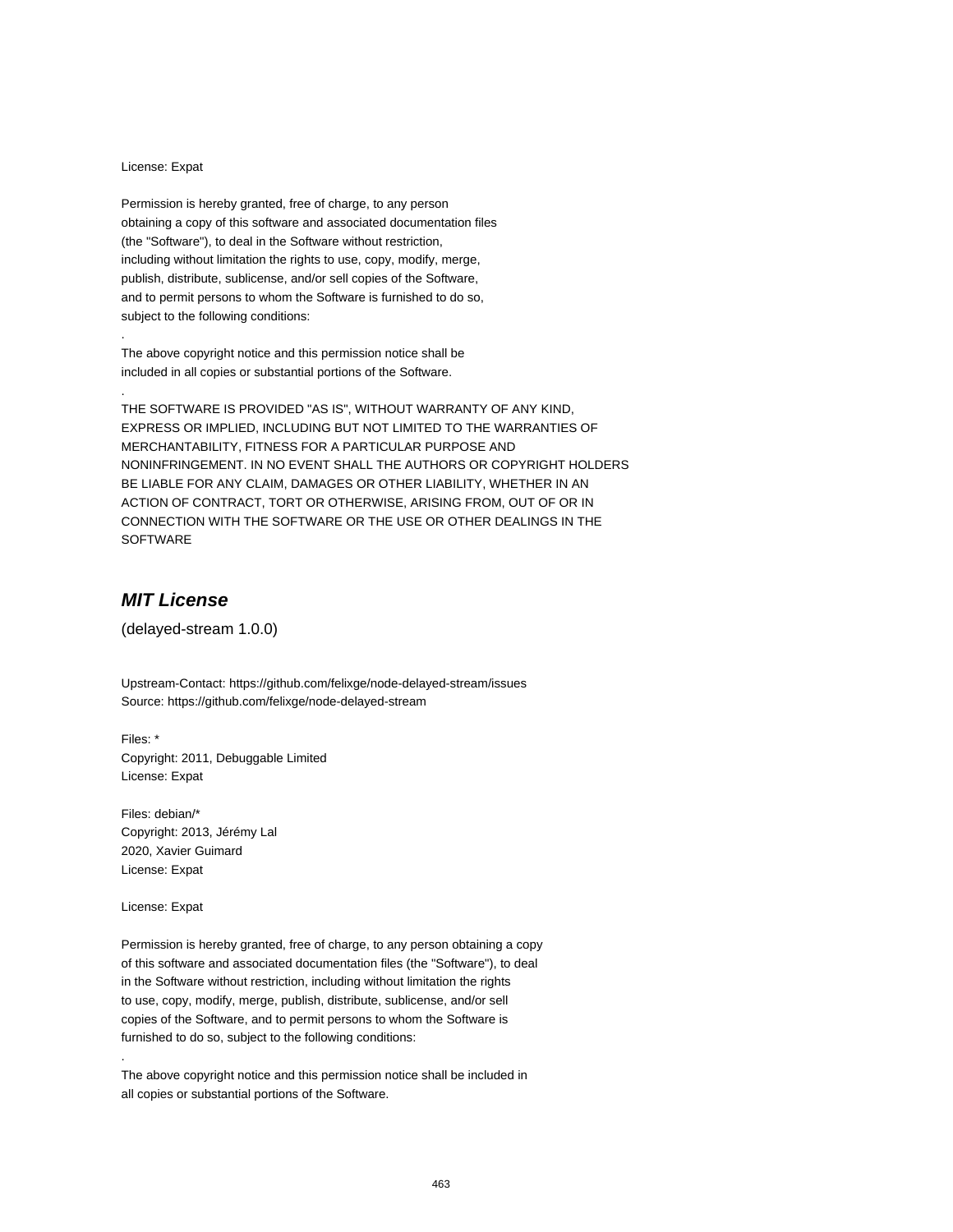License: Expat

Permission is hereby granted, free of charge, to any person
obtaining a copy of this software and associated documentation files
(the "Software"), to deal in the Software without restriction,
including without limitation the rights to use, copy, modify, merge,
publish, distribute, sublicense, and/or sell copies of the Software,
and to permit persons to whom the Software is furnished to do so,
subject to the following conditions:
.
The above copyright notice and this permission notice shall be
included in all copies or substantial portions of the Software.
.
THE SOFTWARE IS PROVIDED "AS IS", WITHOUT WARRANTY OF ANY KIND,
EXPRESS OR IMPLIED, INCLUDING BUT NOT LIMITED TO THE WARRANTIES OF
MERCHANTABILITY, FITNESS FOR A PARTICULAR PURPOSE AND
NONINFRINGEMENT. IN NO EVENT SHALL THE AUTHORS OR COPYRIGHT HOLDERS
BE LIABLE FOR ANY CLAIM, DAMAGES OR OTHER LIABILITY, WHETHER IN AN
ACTION OF CONTRACT, TORT OR OTHERWISE, ARISING FROM, OUT OF OR IN
CONNECTION WITH THE SOFTWARE OR THE USE OR OTHER DEALINGS IN THE
SOFTWARE

## *MIT License*

(delayed-stream 1.0.0)

Upstream-Contact: https://github.com/felixge/node-delayed-stream/issues
Source: https://github.com/felixge/node-delayed-stream

Files: *
Copyright: 2011, Debuggable Limited
License: Expat

Files: debian/*
Copyright: 2013, Jérémy Lal
2020, Xavier Guimard
License: Expat

License: Expat

Permission is hereby granted, free of charge, to any person obtaining a copy
of this software and associated documentation files (the "Software"), to deal
in the Software without restriction, including without limitation the rights
to use, copy, modify, merge, publish, distribute, sublicense, and/or sell
copies of the Software, and to permit persons to whom the Software is
furnished to do so, subject to the following conditions:
.
The above copyright notice and this permission notice shall be included in
all copies or substantial portions of the Software.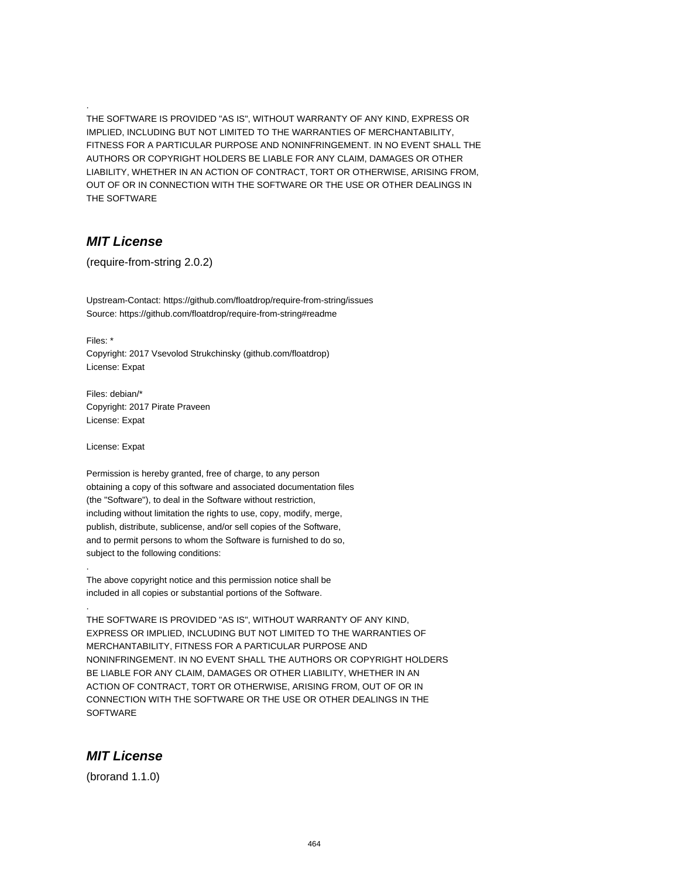.

THE SOFTWARE IS PROVIDED "AS IS", WITHOUT WARRANTY OF ANY KIND, EXPRESS OR IMPLIED, INCLUDING BUT NOT LIMITED TO THE WARRANTIES OF MERCHANTABILITY, FITNESS FOR A PARTICULAR PURPOSE AND NONINFRINGEMENT. IN NO EVENT SHALL THE AUTHORS OR COPYRIGHT HOLDERS BE LIABLE FOR ANY CLAIM, DAMAGES OR OTHER LIABILITY, WHETHER IN AN ACTION OF CONTRACT, TORT OR OTHERWISE, ARISING FROM, OUT OF OR IN CONNECTION WITH THE SOFTWARE OR THE USE OR OTHER DEALINGS IN THE SOFTWARE

## *MIT License*

(require-from-string 2.0.2)

Upstream-Contact: https://github.com/floatdrop/require-from-string/issues
Source: https://github.com/floatdrop/require-from-string#readme

Files: *
Copyright: 2017 Vsevolod Strukchinsky (github.com/floatdrop)
License: Expat

Files: debian/*
Copyright: 2017 Pirate Praveen
License: Expat

License: Expat

Permission is hereby granted, free of charge, to any person
obtaining a copy of this software and associated documentation files
(the "Software"), to deal in the Software without restriction,
including without limitation the rights to use, copy, modify, merge,
publish, distribute, sublicense, and/or sell copies of the Software,
and to permit persons to whom the Software is furnished to do so,
subject to the following conditions:

.

The above copyright notice and this permission notice shall be
included in all copies or substantial portions of the Software.

.

THE SOFTWARE IS PROVIDED "AS IS", WITHOUT WARRANTY OF ANY KIND, EXPRESS OR IMPLIED, INCLUDING BUT NOT LIMITED TO THE WARRANTIES OF MERCHANTABILITY, FITNESS FOR A PARTICULAR PURPOSE AND NONINFRINGEMENT. IN NO EVENT SHALL THE AUTHORS OR COPYRIGHT HOLDERS BE LIABLE FOR ANY CLAIM, DAMAGES OR OTHER LIABILITY, WHETHER IN AN ACTION OF CONTRACT, TORT OR OTHERWISE, ARISING FROM, OUT OF OR IN CONNECTION WITH THE SOFTWARE OR THE USE OR OTHER DEALINGS IN THE SOFTWARE

## *MIT License*

(brorand 1.1.0)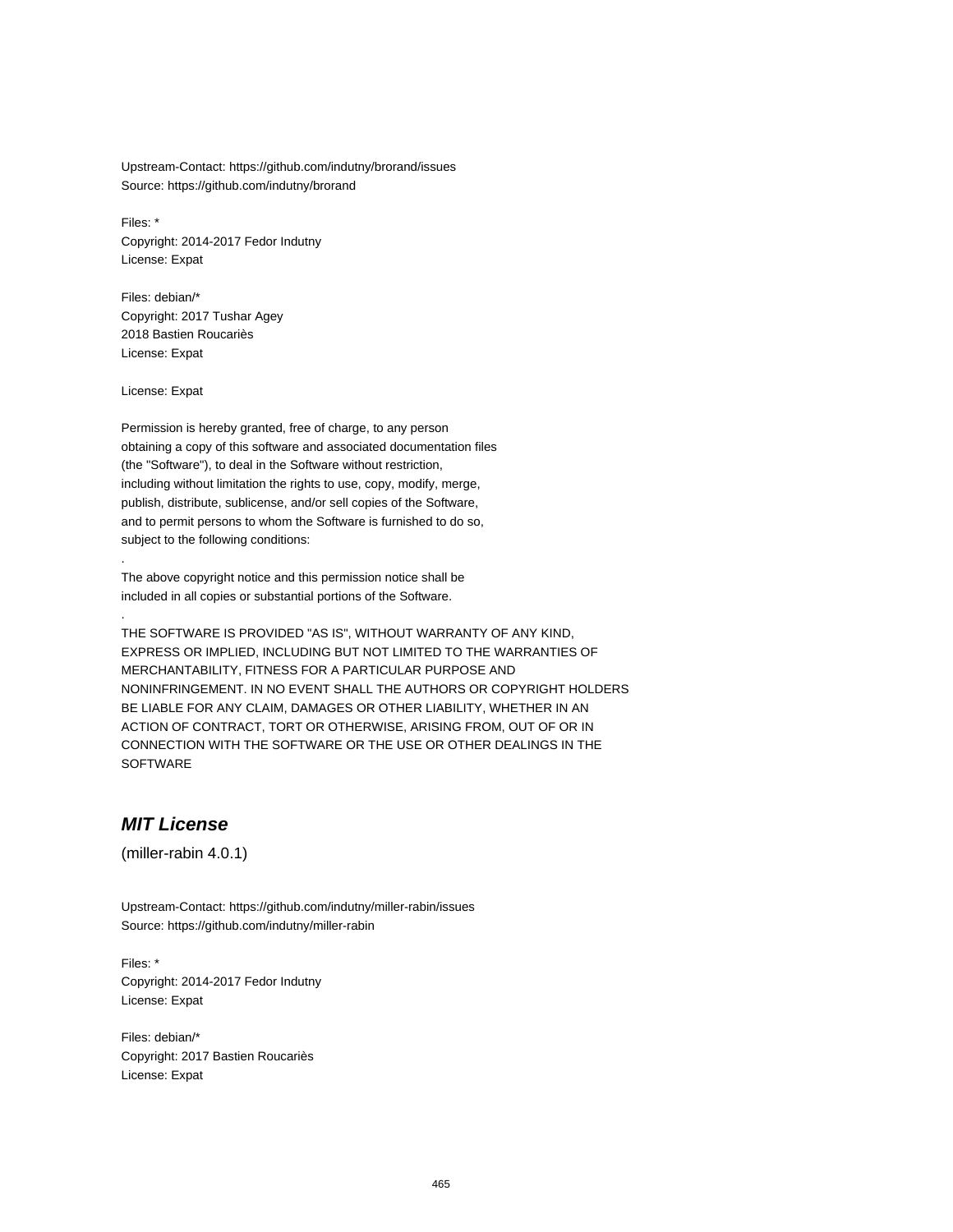Upstream-Contact: https://github.com/indutny/brorand/issues
Source: https://github.com/indutny/brorand

Files: *
Copyright: 2014-2017 Fedor Indutny
License: Expat

Files: debian/*
Copyright: 2017 Tushar Agey
2018 Bastien Roucariès
License: Expat

License: Expat

Permission is hereby granted, free of charge, to any person
obtaining a copy of this software and associated documentation files
(the "Software"), to deal in the Software without restriction,
including without limitation the rights to use, copy, modify, merge,
publish, distribute, sublicense, and/or sell copies of the Software,
and to permit persons to whom the Software is furnished to do so,
subject to the following conditions:

.

The above copyright notice and this permission notice shall be
included in all copies or substantial portions of the Software.

.

THE SOFTWARE IS PROVIDED "AS IS", WITHOUT WARRANTY OF ANY KIND,
EXPRESS OR IMPLIED, INCLUDING BUT NOT LIMITED TO THE WARRANTIES OF
MERCHANTABILITY, FITNESS FOR A PARTICULAR PURPOSE AND
NONINFRINGEMENT. IN NO EVENT SHALL THE AUTHORS OR COPYRIGHT HOLDERS
BE LIABLE FOR ANY CLAIM, DAMAGES OR OTHER LIABILITY, WHETHER IN AN
ACTION OF CONTRACT, TORT OR OTHERWISE, ARISING FROM, OUT OF OR IN
CONNECTION WITH THE SOFTWARE OR THE USE OR OTHER DEALINGS IN THE
SOFTWARE

## ***MIT License***

(miller-rabin 4.0.1)

Upstream-Contact: https://github.com/indutny/miller-rabin/issues
Source: https://github.com/indutny/miller-rabin

Files: *
Copyright: 2014-2017 Fedor Indutny
License: Expat

Files: debian/*
Copyright: 2017 Bastien Roucariès
License: Expat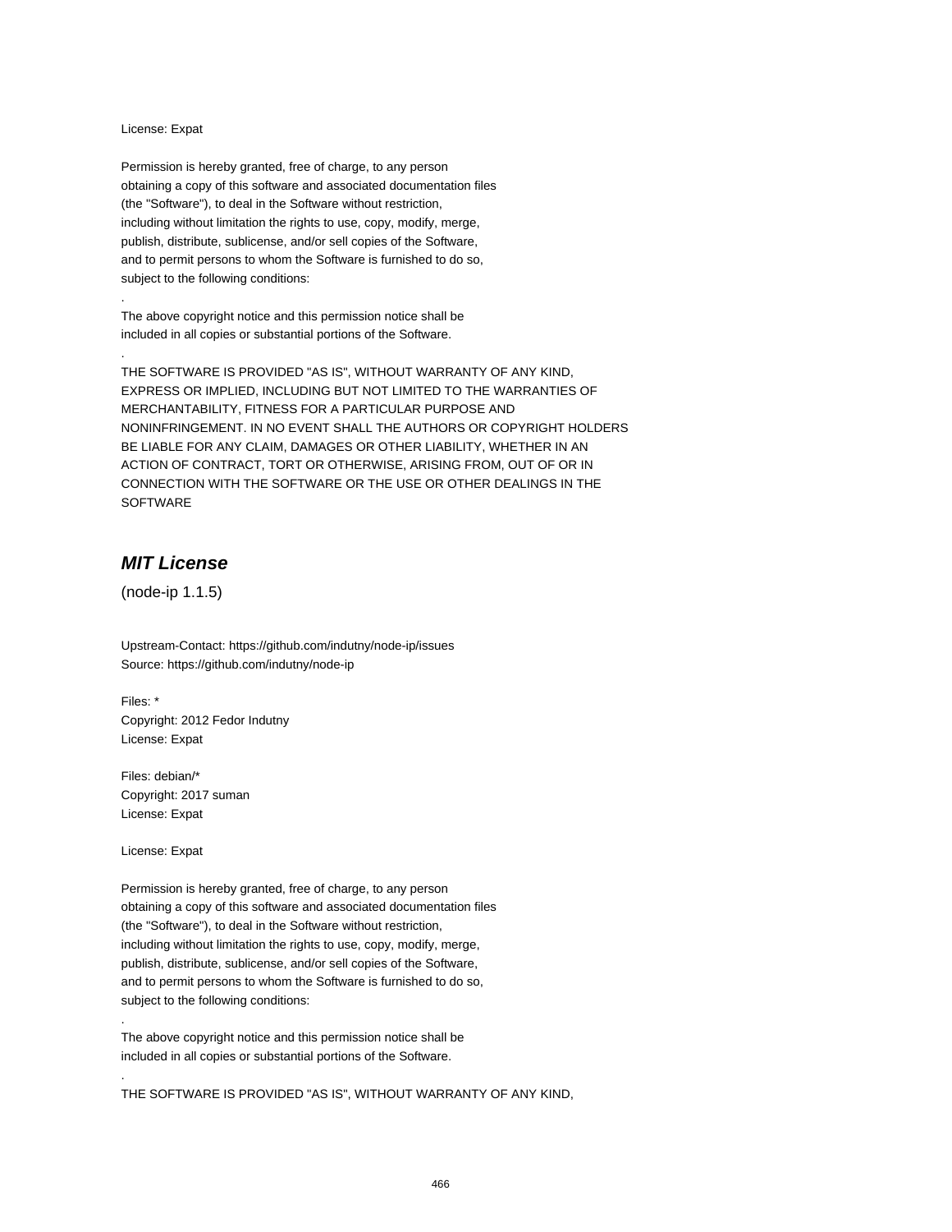License: Expat

Permission is hereby granted, free of charge, to any person
obtaining a copy of this software and associated documentation files
(the "Software"), to deal in the Software without restriction,
including without limitation the rights to use, copy, modify, merge,
publish, distribute, sublicense, and/or sell copies of the Software,
and to permit persons to whom the Software is furnished to do so,
subject to the following conditions:
.
The above copyright notice and this permission notice shall be
included in all copies or substantial portions of the Software.
.
THE SOFTWARE IS PROVIDED "AS IS", WITHOUT WARRANTY OF ANY KIND,
EXPRESS OR IMPLIED, INCLUDING BUT NOT LIMITED TO THE WARRANTIES OF
MERCHANTABILITY, FITNESS FOR A PARTICULAR PURPOSE AND
NONINFRINGEMENT. IN NO EVENT SHALL THE AUTHORS OR COPYRIGHT HOLDERS
BE LIABLE FOR ANY CLAIM, DAMAGES OR OTHER LIABILITY, WHETHER IN AN
ACTION OF CONTRACT, TORT OR OTHERWISE, ARISING FROM, OUT OF OR IN
CONNECTION WITH THE SOFTWARE OR THE USE OR OTHER DEALINGS IN THE
SOFTWARE

## *MIT License*

(node-ip 1.1.5)

Upstream-Contact: https://github.com/indutny/node-ip/issues
Source: https://github.com/indutny/node-ip

Files: *
Copyright: 2012 Fedor Indutny
License: Expat

Files: debian/*
Copyright: 2017 suman
License: Expat

License: Expat

Permission is hereby granted, free of charge, to any person
obtaining a copy of this software and associated documentation files
(the "Software"), to deal in the Software without restriction,
including without limitation the rights to use, copy, modify, merge,
publish, distribute, sublicense, and/or sell copies of the Software,
and to permit persons to whom the Software is furnished to do so,
subject to the following conditions:
.
The above copyright notice and this permission notice shall be
included in all copies or substantial portions of the Software.
.
THE SOFTWARE IS PROVIDED "AS IS", WITHOUT WARRANTY OF ANY KIND,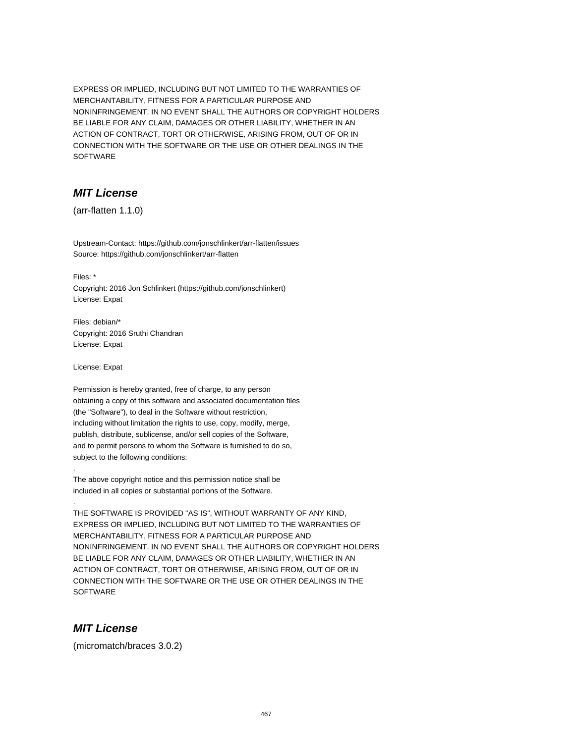EXPRESS OR IMPLIED, INCLUDING BUT NOT LIMITED TO THE WARRANTIES OF
MERCHANTABILITY, FITNESS FOR A PARTICULAR PURPOSE AND
NONINFRINGEMENT. IN NO EVENT SHALL THE AUTHORS OR COPYRIGHT HOLDERS
BE LIABLE FOR ANY CLAIM, DAMAGES OR OTHER LIABILITY, WHETHER IN AN
ACTION OF CONTRACT, TORT OR OTHERWISE, ARISING FROM, OUT OF OR IN
CONNECTION WITH THE SOFTWARE OR THE USE OR OTHER DEALINGS IN THE
SOFTWARE

## *MIT License*

(arr-flatten 1.1.0)

Upstream-Contact: https://github.com/jonschlinkert/arr-flatten/issues
Source: https://github.com/jonschlinkert/arr-flatten

Files: *
Copyright: 2016 Jon Schlinkert (https://github.com/jonschlinkert)
License: Expat

Files: debian/*
Copyright: 2016 Sruthi Chandran
License: Expat

License: Expat

Permission is hereby granted, free of charge, to any person
obtaining a copy of this software and associated documentation files
(the "Software"), to deal in the Software without restriction,
including without limitation the rights to use, copy, modify, merge,
publish, distribute, sublicense, and/or sell copies of the Software,
and to permit persons to whom the Software is furnished to do so,
subject to the following conditions:
.
The above copyright notice and this permission notice shall be
included in all copies or substantial portions of the Software.
.
THE SOFTWARE IS PROVIDED "AS IS", WITHOUT WARRANTY OF ANY KIND,
EXPRESS OR IMPLIED, INCLUDING BUT NOT LIMITED TO THE WARRANTIES OF
MERCHANTABILITY, FITNESS FOR A PARTICULAR PURPOSE AND
NONINFRINGEMENT. IN NO EVENT SHALL THE AUTHORS OR COPYRIGHT HOLDERS
BE LIABLE FOR ANY CLAIM, DAMAGES OR OTHER LIABILITY, WHETHER IN AN
ACTION OF CONTRACT, TORT OR OTHERWISE, ARISING FROM, OUT OF OR IN
CONNECTION WITH THE SOFTWARE OR THE USE OR OTHER DEALINGS IN THE
SOFTWARE

## *MIT License*

(micromatch/braces 3.0.2)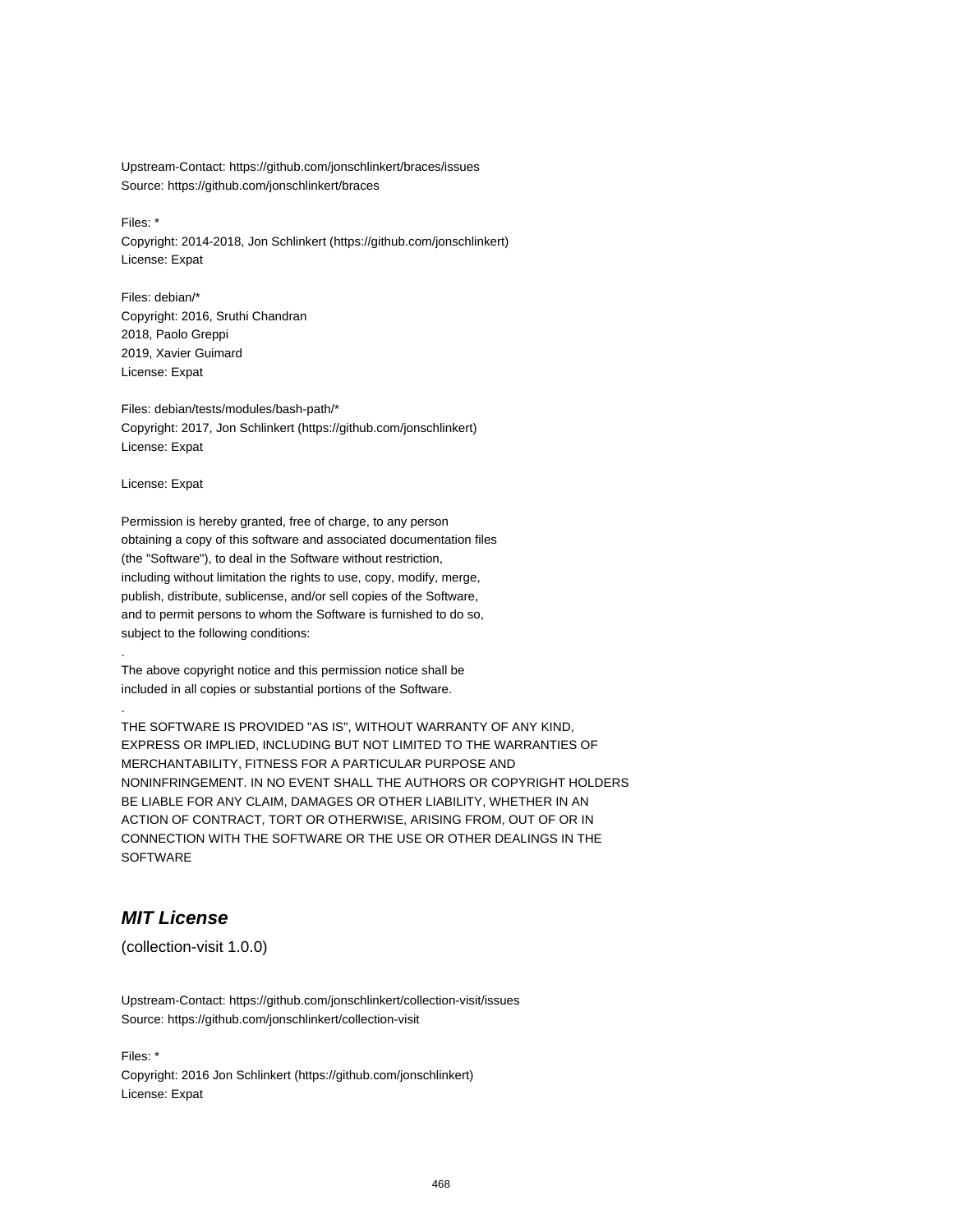Upstream-Contact: https://github.com/jonschlinkert/braces/issues
Source: https://github.com/jonschlinkert/braces

Files: *
Copyright: 2014-2018, Jon Schlinkert (https://github.com/jonschlinkert)
License: Expat

Files: debian/*
Copyright: 2016, Sruthi Chandran
2018, Paolo Greppi
2019, Xavier Guimard
License: Expat

Files: debian/tests/modules/bash-path/*
Copyright: 2017, Jon Schlinkert (https://github.com/jonschlinkert)
License: Expat

License: Expat

Permission is hereby granted, free of charge, to any person
obtaining a copy of this software and associated documentation files
(the "Software"), to deal in the Software without restriction,
including without limitation the rights to use, copy, modify, merge,
publish, distribute, sublicense, and/or sell copies of the Software,
and to permit persons to whom the Software is furnished to do so,
subject to the following conditions:

.

The above copyright notice and this permission notice shall be
included in all copies or substantial portions of the Software.

.

THE SOFTWARE IS PROVIDED "AS IS", WITHOUT WARRANTY OF ANY KIND,
EXPRESS OR IMPLIED, INCLUDING BUT NOT LIMITED TO THE WARRANTIES OF
MERCHANTABILITY, FITNESS FOR A PARTICULAR PURPOSE AND
NONINFRINGEMENT. IN NO EVENT SHALL THE AUTHORS OR COPYRIGHT HOLDERS
BE LIABLE FOR ANY CLAIM, DAMAGES OR OTHER LIABILITY, WHETHER IN AN
ACTION OF CONTRACT, TORT OR OTHERWISE, ARISING FROM, OUT OF OR IN
CONNECTION WITH THE SOFTWARE OR THE USE OR OTHER DEALINGS IN THE
SOFTWARE

## *MIT License*

(collection-visit 1.0.0)

Upstream-Contact: https://github.com/jonschlinkert/collection-visit/issues
Source: https://github.com/jonschlinkert/collection-visit

Files: *
Copyright: 2016 Jon Schlinkert (https://github.com/jonschlinkert)
License: Expat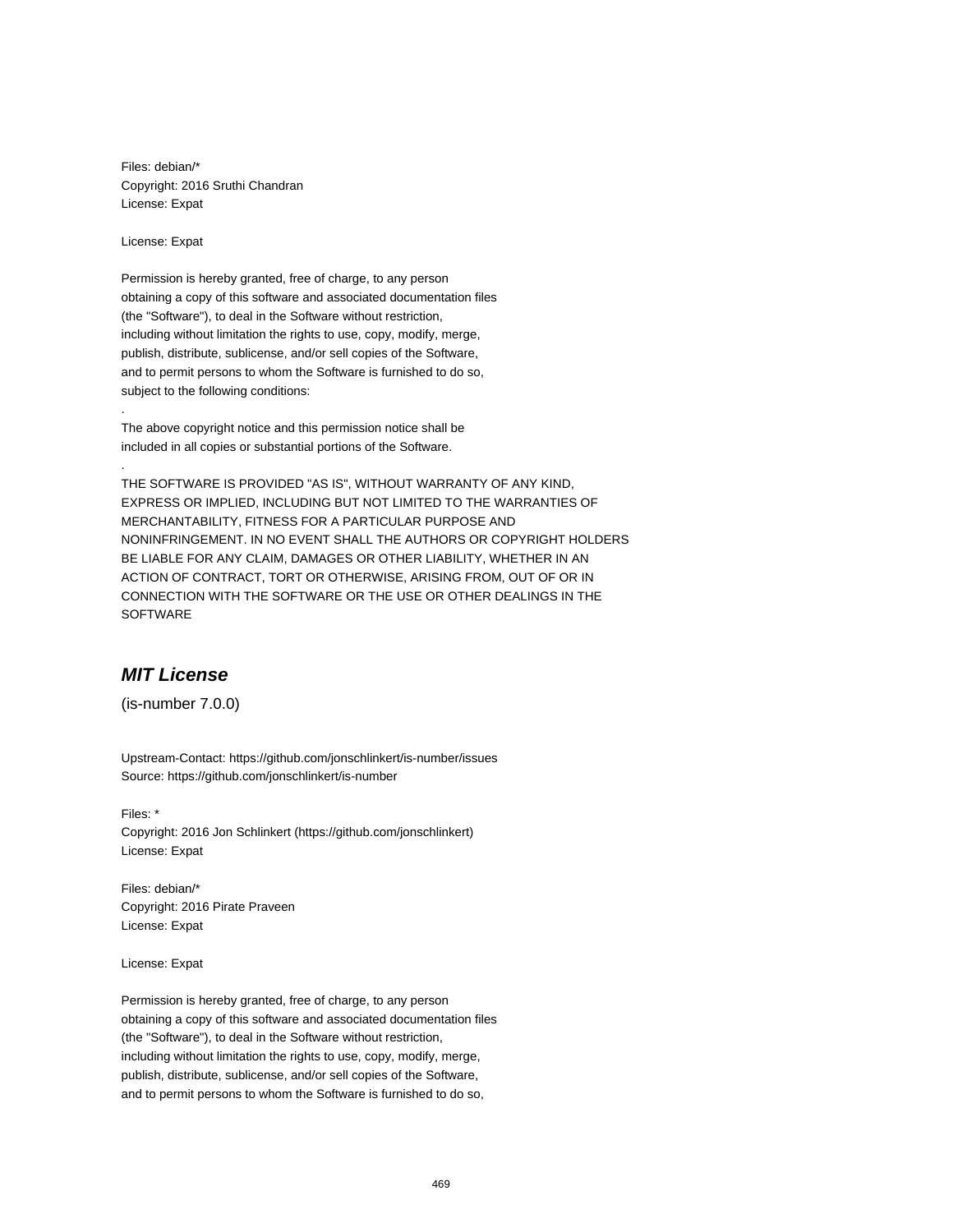Files: debian/*
Copyright: 2016 Sruthi Chandran
License: Expat

License: Expat

Permission is hereby granted, free of charge, to any person
obtaining a copy of this software and associated documentation files
(the "Software"), to deal in the Software without restriction,
including without limitation the rights to use, copy, modify, merge,
publish, distribute, sublicense, and/or sell copies of the Software,
and to permit persons to whom the Software is furnished to do so,
subject to the following conditions:
.
The above copyright notice and this permission notice shall be
included in all copies or substantial portions of the Software.
.
THE SOFTWARE IS PROVIDED "AS IS", WITHOUT WARRANTY OF ANY KIND,
EXPRESS OR IMPLIED, INCLUDING BUT NOT LIMITED TO THE WARRANTIES OF
MERCHANTABILITY, FITNESS FOR A PARTICULAR PURPOSE AND
NONINFRINGEMENT. IN NO EVENT SHALL THE AUTHORS OR COPYRIGHT HOLDERS
BE LIABLE FOR ANY CLAIM, DAMAGES OR OTHER LIABILITY, WHETHER IN AN
ACTION OF CONTRACT, TORT OR OTHERWISE, ARISING FROM, OUT OF OR IN
CONNECTION WITH THE SOFTWARE OR THE USE OR OTHER DEALINGS IN THE
SOFTWARE

## *MIT License*

(is-number 7.0.0)

Upstream-Contact: https://github.com/jonschlinkert/is-number/issues
Source: https://github.com/jonschlinkert/is-number

Files: *
Copyright: 2016 Jon Schlinkert (https://github.com/jonschlinkert)
License: Expat

Files: debian/*
Copyright: 2016 Pirate Praveen
License: Expat

License: Expat

Permission is hereby granted, free of charge, to any person
obtaining a copy of this software and associated documentation files
(the "Software"), to deal in the Software without restriction,
including without limitation the rights to use, copy, modify, merge,
publish, distribute, sublicense, and/or sell copies of the Software,
and to permit persons to whom the Software is furnished to do so,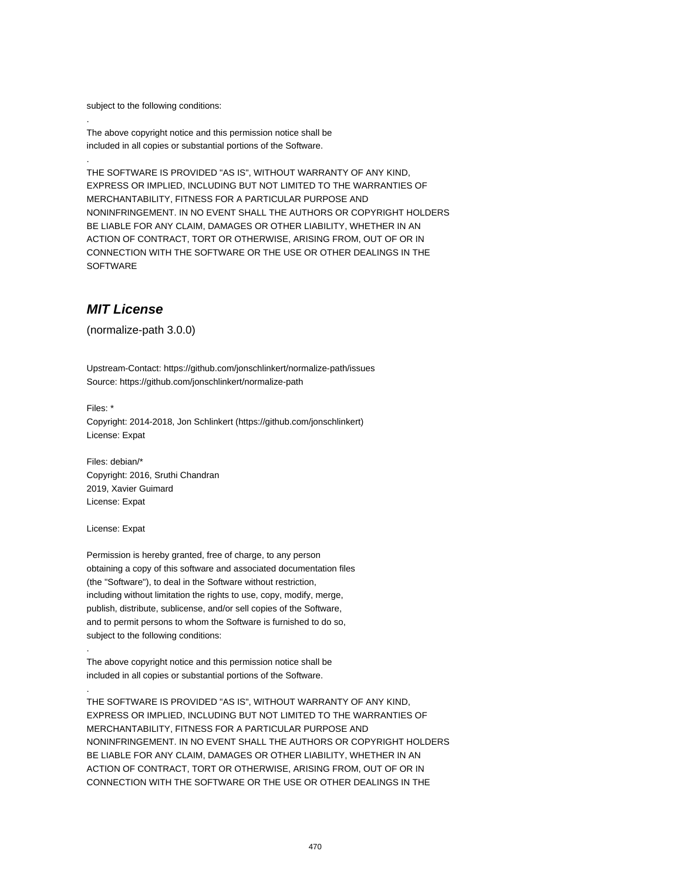subject to the following conditions:

.

The above copyright notice and this permission notice shall be
included in all copies or substantial portions of the Software.

.

THE SOFTWARE IS PROVIDED "AS IS", WITHOUT WARRANTY OF ANY KIND,
EXPRESS OR IMPLIED, INCLUDING BUT NOT LIMITED TO THE WARRANTIES OF
MERCHANTABILITY, FITNESS FOR A PARTICULAR PURPOSE AND
NONINFRINGEMENT. IN NO EVENT SHALL THE AUTHORS OR COPYRIGHT HOLDERS
BE LIABLE FOR ANY CLAIM, DAMAGES OR OTHER LIABILITY, WHETHER IN AN
ACTION OF CONTRACT, TORT OR OTHERWISE, ARISING FROM, OUT OF OR IN
CONNECTION WITH THE SOFTWARE OR THE USE OR OTHER DEALINGS IN THE
SOFTWARE

## *MIT License*

(normalize-path 3.0.0)

Upstream-Contact: https://github.com/jonschlinkert/normalize-path/issues
Source: https://github.com/jonschlinkert/normalize-path

Files: *
Copyright: 2014-2018, Jon Schlinkert (https://github.com/jonschlinkert)
License: Expat

Files: debian/*
Copyright: 2016, Sruthi Chandran
2019, Xavier Guimard
License: Expat

License: Expat

Permission is hereby granted, free of charge, to any person
obtaining a copy of this software and associated documentation files
(the "Software"), to deal in the Software without restriction,
including without limitation the rights to use, copy, modify, merge,
publish, distribute, sublicense, and/or sell copies of the Software,
and to permit persons to whom the Software is furnished to do so,
subject to the following conditions:

.

The above copyright notice and this permission notice shall be
included in all copies or substantial portions of the Software.

.

THE SOFTWARE IS PROVIDED "AS IS", WITHOUT WARRANTY OF ANY KIND,
EXPRESS OR IMPLIED, INCLUDING BUT NOT LIMITED TO THE WARRANTIES OF
MERCHANTABILITY, FITNESS FOR A PARTICULAR PURPOSE AND
NONINFRINGEMENT. IN NO EVENT SHALL THE AUTHORS OR COPYRIGHT HOLDERS
BE LIABLE FOR ANY CLAIM, DAMAGES OR OTHER LIABILITY, WHETHER IN AN
ACTION OF CONTRACT, TORT OR OTHERWISE, ARISING FROM, OUT OF OR IN
CONNECTION WITH THE SOFTWARE OR THE USE OR OTHER DEALINGS IN THE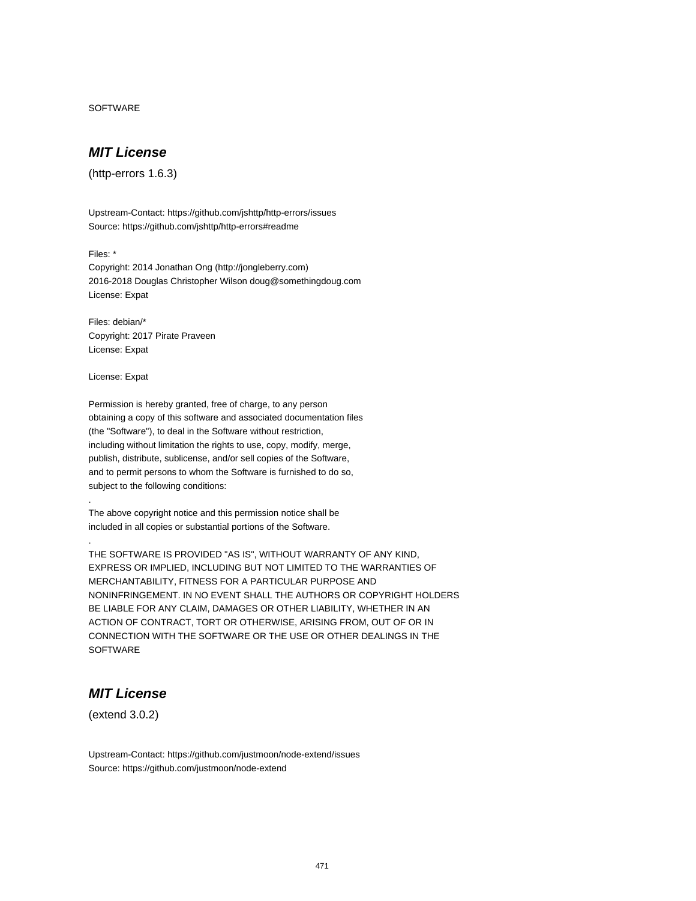SOFTWARE

## MIT License

(http-errors 1.6.3)

Upstream-Contact: https://github.com/jshttp/http-errors/issues
Source: https://github.com/jshttp/http-errors#readme

Files: *
Copyright: 2014 Jonathan Ong (http://jongleberry.com)
2016-2018 Douglas Christopher Wilson doug@somethingdoug.com
License: Expat

Files: debian/*
Copyright: 2017 Pirate Praveen
License: Expat

License: Expat

Permission is hereby granted, free of charge, to any person
obtaining a copy of this software and associated documentation files
(the "Software"), to deal in the Software without restriction,
including without limitation the rights to use, copy, modify, merge,
publish, distribute, sublicense, and/or sell copies of the Software,
and to permit persons to whom the Software is furnished to do so,
subject to the following conditions:
.
The above copyright notice and this permission notice shall be
included in all copies or substantial portions of the Software.
.
THE SOFTWARE IS PROVIDED "AS IS", WITHOUT WARRANTY OF ANY KIND,
EXPRESS OR IMPLIED, INCLUDING BUT NOT LIMITED TO THE WARRANTIES OF
MERCHANTABILITY, FITNESS FOR A PARTICULAR PURPOSE AND
NONINFRINGEMENT. IN NO EVENT SHALL THE AUTHORS OR COPYRIGHT HOLDERS
BE LIABLE FOR ANY CLAIM, DAMAGES OR OTHER LIABILITY, WHETHER IN AN
ACTION OF CONTRACT, TORT OR OTHERWISE, ARISING FROM, OUT OF OR IN
CONNECTION WITH THE SOFTWARE OR THE USE OR OTHER DEALINGS IN THE
SOFTWARE

## MIT License

(extend 3.0.2)

Upstream-Contact: https://github.com/justmoon/node-extend/issues
Source: https://github.com/justmoon/node-extend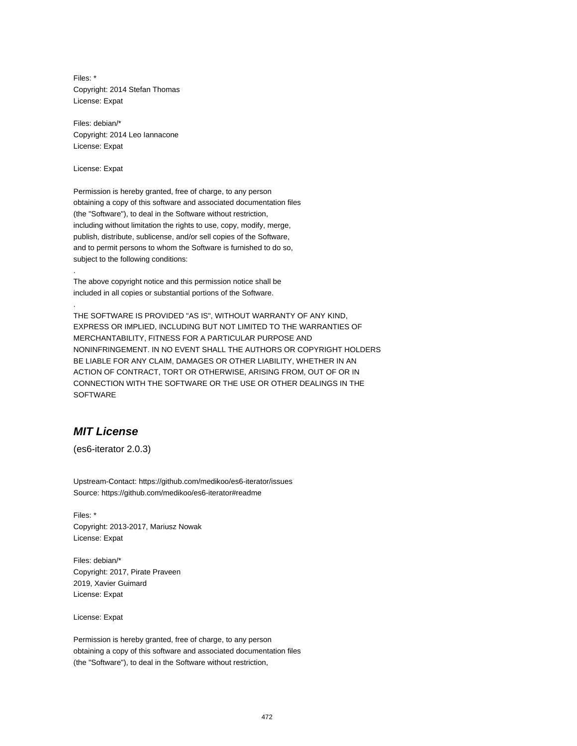Files: *
Copyright: 2014 Stefan Thomas
License: Expat

Files: debian/*
Copyright: 2014 Leo Iannacone
License: Expat

License: Expat

Permission is hereby granted, free of charge, to any person
obtaining a copy of this software and associated documentation files
(the "Software"), to deal in the Software without restriction,
including without limitation the rights to use, copy, modify, merge,
publish, distribute, sublicense, and/or sell copies of the Software,
and to permit persons to whom the Software is furnished to do so,
subject to the following conditions:
.
The above copyright notice and this permission notice shall be
included in all copies or substantial portions of the Software.
.
THE SOFTWARE IS PROVIDED "AS IS", WITHOUT WARRANTY OF ANY KIND,
EXPRESS OR IMPLIED, INCLUDING BUT NOT LIMITED TO THE WARRANTIES OF
MERCHANTABILITY, FITNESS FOR A PARTICULAR PURPOSE AND
NONINFRINGEMENT. IN NO EVENT SHALL THE AUTHORS OR COPYRIGHT HOLDERS
BE LIABLE FOR ANY CLAIM, DAMAGES OR OTHER LIABILITY, WHETHER IN AN
ACTION OF CONTRACT, TORT OR OTHERWISE, ARISING FROM, OUT OF OR IN
CONNECTION WITH THE SOFTWARE OR THE USE OR OTHER DEALINGS IN THE
SOFTWARE

## ***MIT License***

(es6-iterator 2.0.3)

Upstream-Contact: https://github.com/medikoo/es6-iterator/issues
Source: https://github.com/medikoo/es6-iterator#readme

Files: *
Copyright: 2013-2017, Mariusz Nowak
License: Expat

Files: debian/*
Copyright: 2017, Pirate Praveen
2019, Xavier Guimard
License: Expat

License: Expat

Permission is hereby granted, free of charge, to any person
obtaining a copy of this software and associated documentation files
(the "Software"), to deal in the Software without restriction,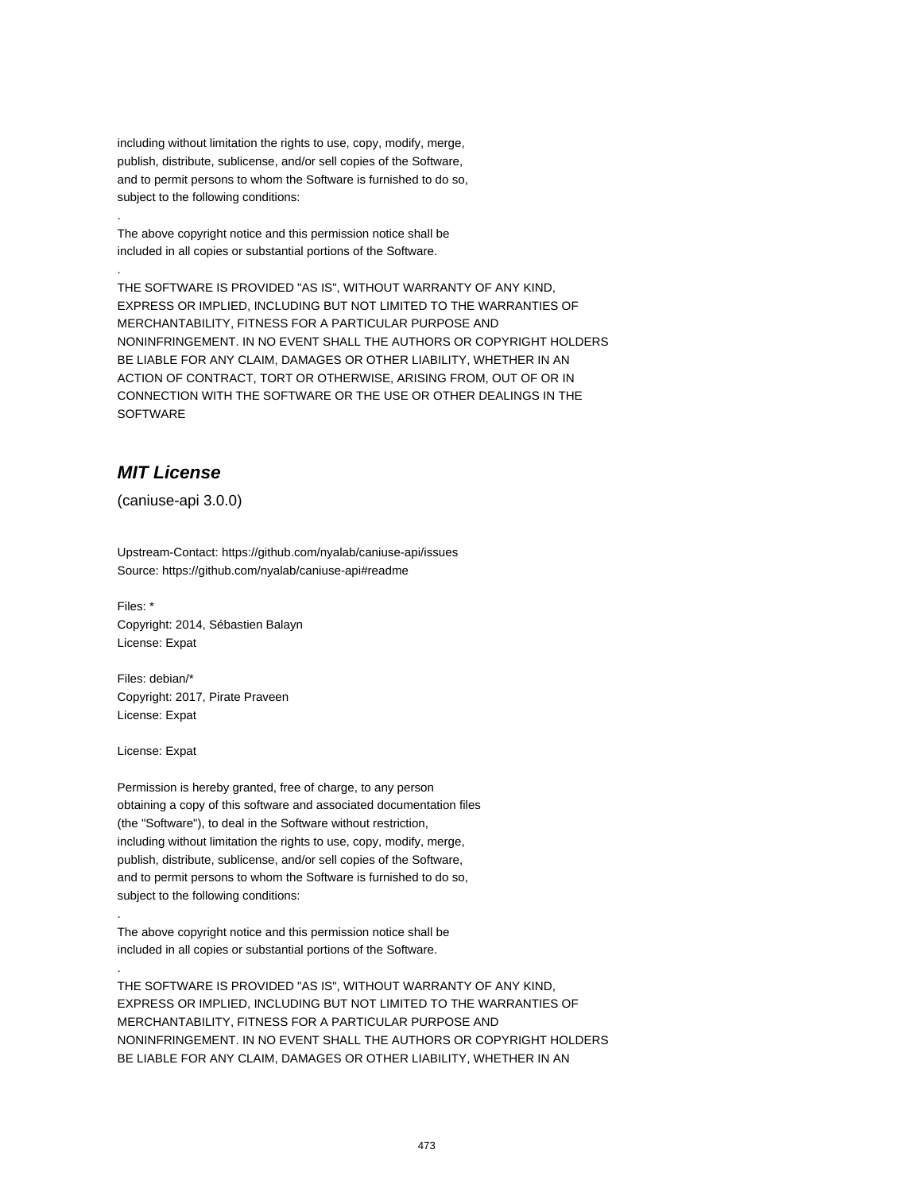including without limitation the rights to use, copy, modify, merge,
publish, distribute, sublicense, and/or sell copies of the Software,
and to permit persons to whom the Software is furnished to do so,
subject to the following conditions:

.

The above copyright notice and this permission notice shall be
included in all copies or substantial portions of the Software.

.

THE SOFTWARE IS PROVIDED "AS IS", WITHOUT WARRANTY OF ANY KIND,
EXPRESS OR IMPLIED, INCLUDING BUT NOT LIMITED TO THE WARRANTIES OF
MERCHANTABILITY, FITNESS FOR A PARTICULAR PURPOSE AND
NONINFRINGEMENT. IN NO EVENT SHALL THE AUTHORS OR COPYRIGHT HOLDERS
BE LIABLE FOR ANY CLAIM, DAMAGES OR OTHER LIABILITY, WHETHER IN AN
ACTION OF CONTRACT, TORT OR OTHERWISE, ARISING FROM, OUT OF OR IN
CONNECTION WITH THE SOFTWARE OR THE USE OR OTHER DEALINGS IN THE
SOFTWARE

## *MIT License*

(caniuse-api 3.0.0)

Upstream-Contact: https://github.com/nyalab/caniuse-api/issues
Source: https://github.com/nyalab/caniuse-api#readme

Files: *
Copyright: 2014, Sébastien Balayn
License: Expat

Files: debian/*
Copyright: 2017, Pirate Praveen
License: Expat

License: Expat

Permission is hereby granted, free of charge, to any person
obtaining a copy of this software and associated documentation files
(the "Software"), to deal in the Software without restriction,
including without limitation the rights to use, copy, modify, merge,
publish, distribute, sublicense, and/or sell copies of the Software,
and to permit persons to whom the Software is furnished to do so,
subject to the following conditions:

.

The above copyright notice and this permission notice shall be
included in all copies or substantial portions of the Software.

.

THE SOFTWARE IS PROVIDED "AS IS", WITHOUT WARRANTY OF ANY KIND,
EXPRESS OR IMPLIED, INCLUDING BUT NOT LIMITED TO THE WARRANTIES OF
MERCHANTABILITY, FITNESS FOR A PARTICULAR PURPOSE AND
NONINFRINGEMENT. IN NO EVENT SHALL THE AUTHORS OR COPYRIGHT HOLDERS
BE LIABLE FOR ANY CLAIM, DAMAGES OR OTHER LIABILITY, WHETHER IN AN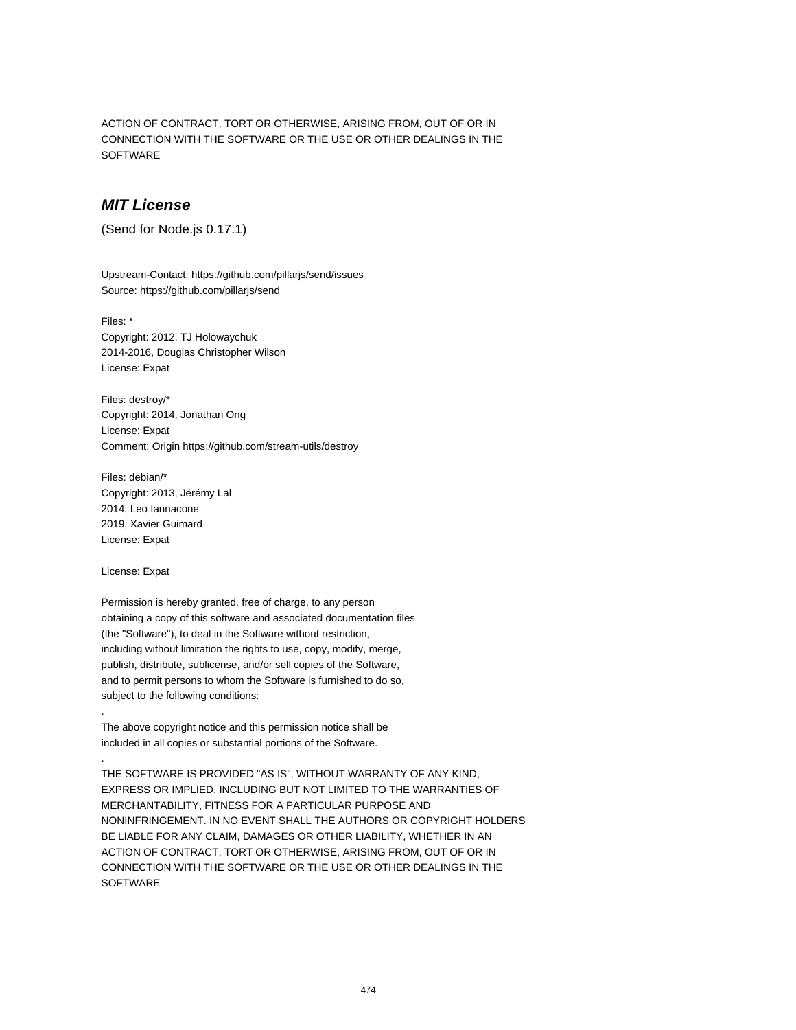ACTION OF CONTRACT, TORT OR OTHERWISE, ARISING FROM, OUT OF OR IN
CONNECTION WITH THE SOFTWARE OR THE USE OR OTHER DEALINGS IN THE
SOFTWARE

## *MIT License*

(Send for Node.js 0.17.1)

Upstream-Contact: https://github.com/pillarjs/send/issues
Source: https://github.com/pillarjs/send

Files: *
Copyright: 2012, TJ Holowaychuk
2014-2016, Douglas Christopher Wilson
License: Expat

Files: destroy/*
Copyright: 2014, Jonathan Ong
License: Expat
Comment: Origin https://github.com/stream-utils/destroy

Files: debian/*
Copyright: 2013, Jérémy Lal
2014, Leo Iannacone
2019, Xavier Guimard
License: Expat

License: Expat

Permission is hereby granted, free of charge, to any person
obtaining a copy of this software and associated documentation files
(the "Software"), to deal in the Software without restriction,
including without limitation the rights to use, copy, modify, merge,
publish, distribute, sublicense, and/or sell copies of the Software,
and to permit persons to whom the Software is furnished to do so,
subject to the following conditions:
.
The above copyright notice and this permission notice shall be
included in all copies or substantial portions of the Software.
.
THE SOFTWARE IS PROVIDED "AS IS", WITHOUT WARRANTY OF ANY KIND,
EXPRESS OR IMPLIED, INCLUDING BUT NOT LIMITED TO THE WARRANTIES OF
MERCHANTABILITY, FITNESS FOR A PARTICULAR PURPOSE AND
NONINFRINGEMENT. IN NO EVENT SHALL THE AUTHORS OR COPYRIGHT HOLDERS
BE LIABLE FOR ANY CLAIM, DAMAGES OR OTHER LIABILITY, WHETHER IN AN
ACTION OF CONTRACT, TORT OR OTHERWISE, ARISING FROM, OUT OF OR IN
CONNECTION WITH THE SOFTWARE OR THE USE OR OTHER DEALINGS IN THE
SOFTWARE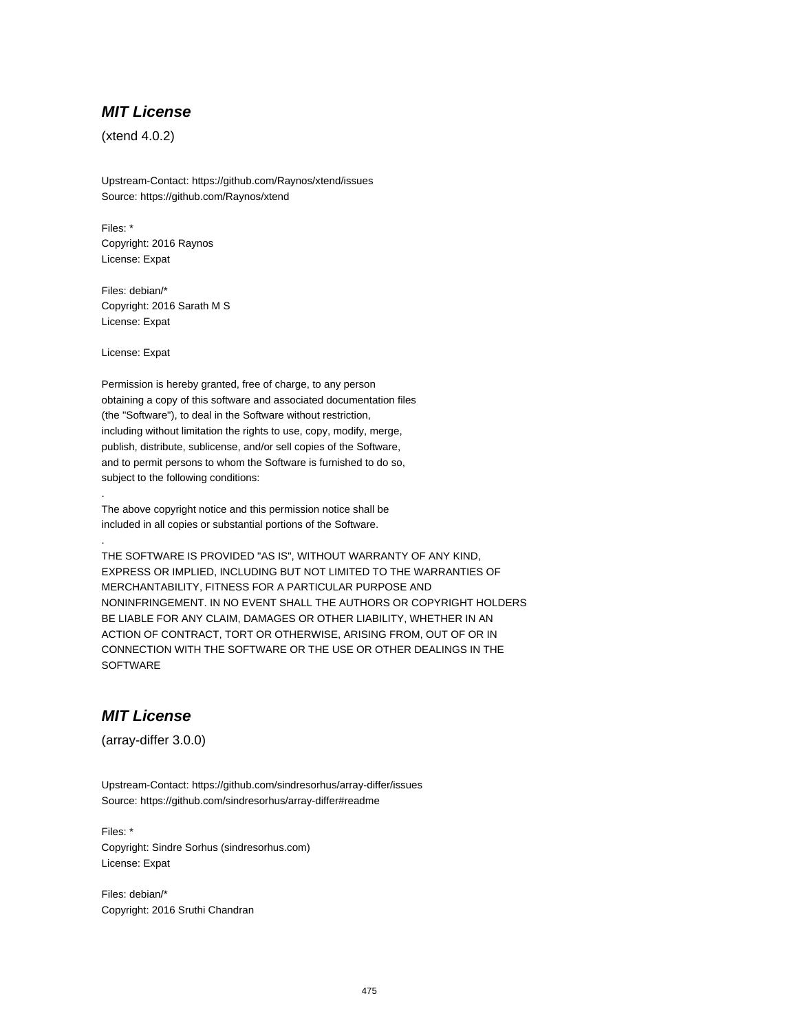## *MIT License*

(xtend 4.0.2)

Upstream-Contact: https://github.com/Raynos/xtend/issues
Source: https://github.com/Raynos/xtend

Files: *
Copyright: 2016 Raynos
License: Expat

Files: debian/*
Copyright: 2016 Sarath M S
License: Expat

License: Expat

Permission is hereby granted, free of charge, to any person
obtaining a copy of this software and associated documentation files
(the "Software"), to deal in the Software without restriction,
including without limitation the rights to use, copy, modify, merge,
publish, distribute, sublicense, and/or sell copies of the Software,
and to permit persons to whom the Software is furnished to do so,
subject to the following conditions:
.
The above copyright notice and this permission notice shall be
included in all copies or substantial portions of the Software.
.
THE SOFTWARE IS PROVIDED "AS IS", WITHOUT WARRANTY OF ANY KIND,
EXPRESS OR IMPLIED, INCLUDING BUT NOT LIMITED TO THE WARRANTIES OF
MERCHANTABILITY, FITNESS FOR A PARTICULAR PURPOSE AND
NONINFRINGEMENT. IN NO EVENT SHALL THE AUTHORS OR COPYRIGHT HOLDERS
BE LIABLE FOR ANY CLAIM, DAMAGES OR OTHER LIABILITY, WHETHER IN AN
ACTION OF CONTRACT, TORT OR OTHERWISE, ARISING FROM, OUT OF OR IN
CONNECTION WITH THE SOFTWARE OR THE USE OR OTHER DEALINGS IN THE
SOFTWARE

## *MIT License*

(array-differ 3.0.0)

Upstream-Contact: https://github.com/sindresorhus/array-differ/issues
Source: https://github.com/sindresorhus/array-differ#readme

Files: *
Copyright: Sindre Sorhus (sindresorhus.com)
License: Expat

Files: debian/*
Copyright: 2016 Sruthi Chandran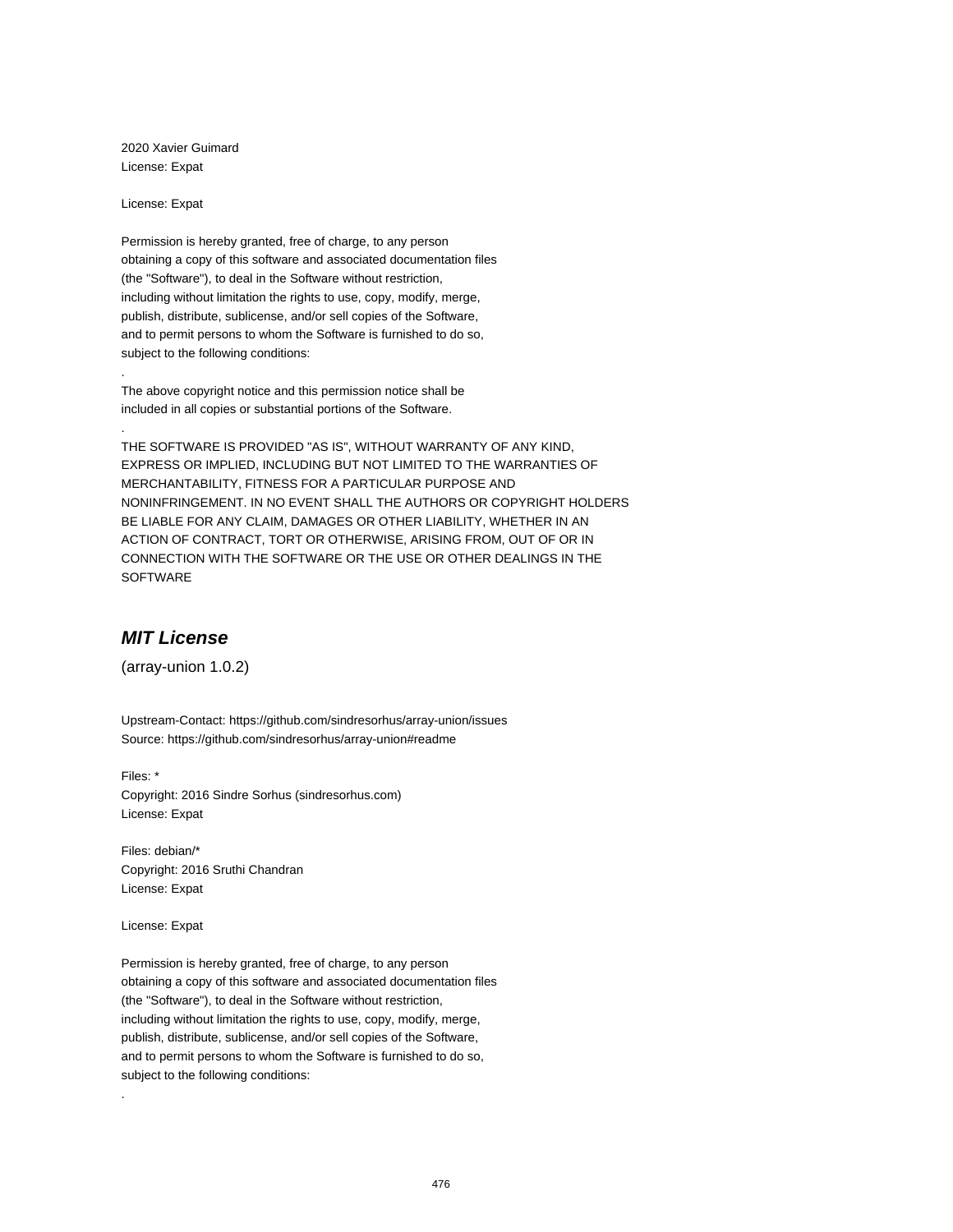2020 Xavier Guimard
License: Expat

License: Expat

Permission is hereby granted, free of charge, to any person
obtaining a copy of this software and associated documentation files
(the "Software"), to deal in the Software without restriction,
including without limitation the rights to use, copy, modify, merge,
publish, distribute, sublicense, and/or sell copies of the Software,
and to permit persons to whom the Software is furnished to do so,
subject to the following conditions:

.

The above copyright notice and this permission notice shall be
included in all copies or substantial portions of the Software.

.

THE SOFTWARE IS PROVIDED "AS IS", WITHOUT WARRANTY OF ANY KIND,
EXPRESS OR IMPLIED, INCLUDING BUT NOT LIMITED TO THE WARRANTIES OF
MERCHANTABILITY, FITNESS FOR A PARTICULAR PURPOSE AND
NONINFRINGEMENT. IN NO EVENT SHALL THE AUTHORS OR COPYRIGHT HOLDERS
BE LIABLE FOR ANY CLAIM, DAMAGES OR OTHER LIABILITY, WHETHER IN AN
ACTION OF CONTRACT, TORT OR OTHERWISE, ARISING FROM, OUT OF OR IN
CONNECTION WITH THE SOFTWARE OR THE USE OR OTHER DEALINGS IN THE
SOFTWARE

## *MIT License*

(array-union 1.0.2)

Upstream-Contact: https://github.com/sindresorhus/array-union/issues
Source: https://github.com/sindresorhus/array-union#readme

Files: *
Copyright: 2016 Sindre Sorhus (sindresorhus.com)
License: Expat

Files: debian/*
Copyright: 2016 Sruthi Chandran
License: Expat

License: Expat

Permission is hereby granted, free of charge, to any person
obtaining a copy of this software and associated documentation files
(the "Software"), to deal in the Software without restriction,
including without limitation the rights to use, copy, modify, merge,
publish, distribute, sublicense, and/or sell copies of the Software,
and to permit persons to whom the Software is furnished to do so,
subject to the following conditions:

.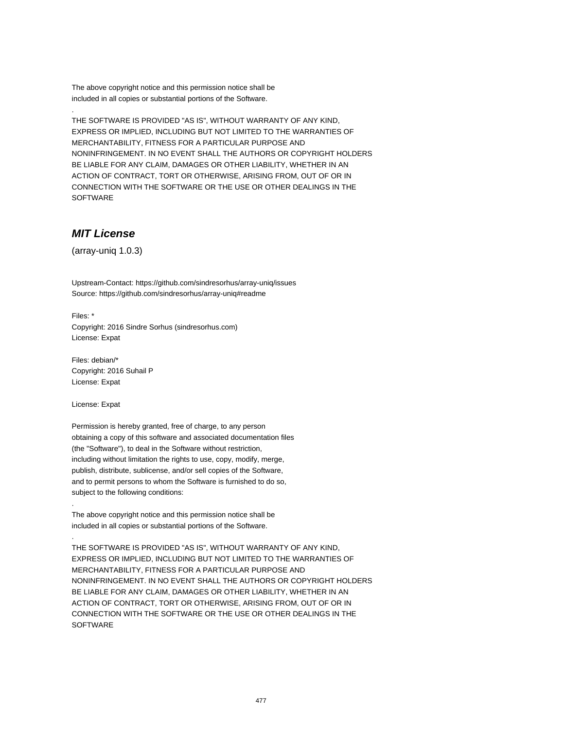The above copyright notice and this permission notice shall be
included in all copies or substantial portions of the Software.

.

THE SOFTWARE IS PROVIDED "AS IS", WITHOUT WARRANTY OF ANY KIND,
EXPRESS OR IMPLIED, INCLUDING BUT NOT LIMITED TO THE WARRANTIES OF
MERCHANTABILITY, FITNESS FOR A PARTICULAR PURPOSE AND
NONINFRINGEMENT. IN NO EVENT SHALL THE AUTHORS OR COPYRIGHT HOLDERS
BE LIABLE FOR ANY CLAIM, DAMAGES OR OTHER LIABILITY, WHETHER IN AN
ACTION OF CONTRACT, TORT OR OTHERWISE, ARISING FROM, OUT OF OR IN
CONNECTION WITH THE SOFTWARE OR THE USE OR OTHER DEALINGS IN THE
SOFTWARE

## *MIT License*

(array-uniq 1.0.3)

Upstream-Contact: https://github.com/sindresorhus/array-uniq/issues
Source: https://github.com/sindresorhus/array-uniq#readme

Files: *
Copyright: 2016 Sindre Sorhus (sindresorhus.com)
License: Expat

Files: debian/*
Copyright: 2016 Suhail P
License: Expat

License: Expat

Permission is hereby granted, free of charge, to any person
obtaining a copy of this software and associated documentation files
(the "Software"), to deal in the Software without restriction,
including without limitation the rights to use, copy, modify, merge,
publish, distribute, sublicense, and/or sell copies of the Software,
and to permit persons to whom the Software is furnished to do so,
subject to the following conditions:

.

The above copyright notice and this permission notice shall be
included in all copies or substantial portions of the Software.

.

THE SOFTWARE IS PROVIDED "AS IS", WITHOUT WARRANTY OF ANY KIND,
EXPRESS OR IMPLIED, INCLUDING BUT NOT LIMITED TO THE WARRANTIES OF
MERCHANTABILITY, FITNESS FOR A PARTICULAR PURPOSE AND
NONINFRINGEMENT. IN NO EVENT SHALL THE AUTHORS OR COPYRIGHT HOLDERS
BE LIABLE FOR ANY CLAIM, DAMAGES OR OTHER LIABILITY, WHETHER IN AN
ACTION OF CONTRACT, TORT OR OTHERWISE, ARISING FROM, OUT OF OR IN
CONNECTION WITH THE SOFTWARE OR THE USE OR OTHER DEALINGS IN THE
SOFTWARE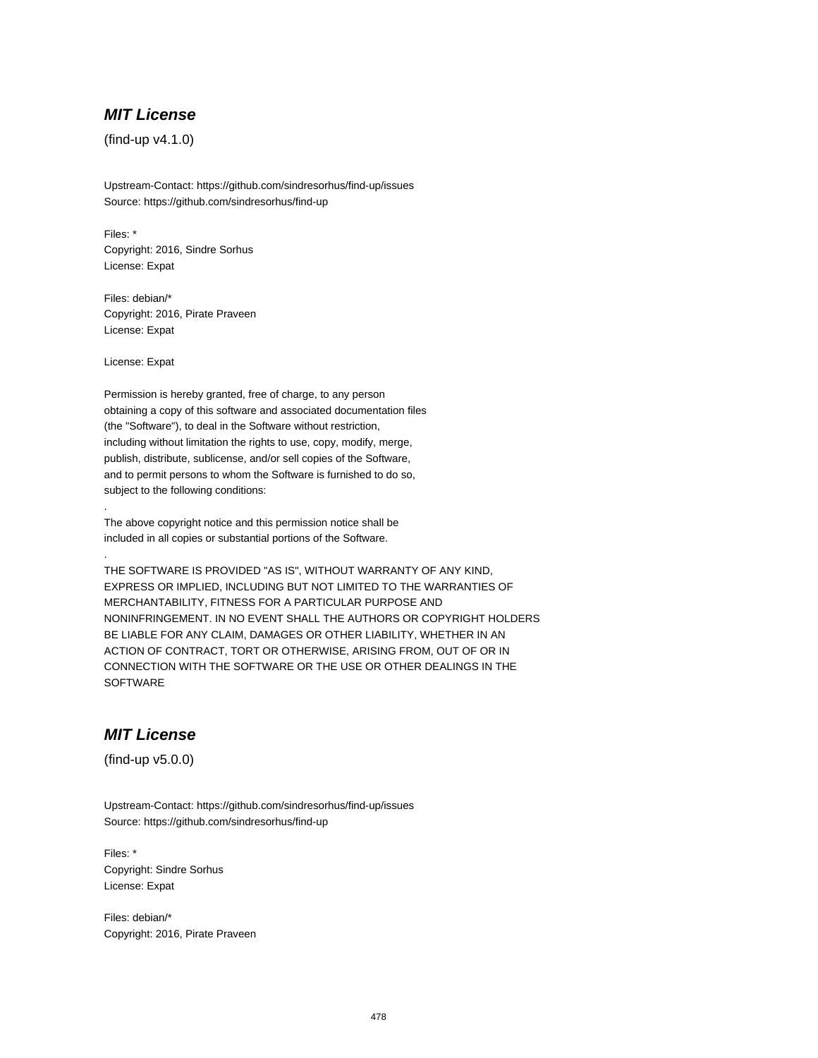## *MIT License*

(find-up v4.1.0)

Upstream-Contact: https://github.com/sindresorhus/find-up/issues
Source: https://github.com/sindresorhus/find-up

Files: *
Copyright: 2016, Sindre Sorhus
License: Expat

Files: debian/*
Copyright: 2016, Pirate Praveen
License: Expat

License: Expat

Permission is hereby granted, free of charge, to any person
obtaining a copy of this software and associated documentation files
(the "Software"), to deal in the Software without restriction,
including without limitation the rights to use, copy, modify, merge,
publish, distribute, sublicense, and/or sell copies of the Software,
and to permit persons to whom the Software is furnished to do so,
subject to the following conditions:
.
The above copyright notice and this permission notice shall be
included in all copies or substantial portions of the Software.
.
THE SOFTWARE IS PROVIDED "AS IS", WITHOUT WARRANTY OF ANY KIND,
EXPRESS OR IMPLIED, INCLUDING BUT NOT LIMITED TO THE WARRANTIES OF
MERCHANTABILITY, FITNESS FOR A PARTICULAR PURPOSE AND
NONINFRINGEMENT. IN NO EVENT SHALL THE AUTHORS OR COPYRIGHT HOLDERS
BE LIABLE FOR ANY CLAIM, DAMAGES OR OTHER LIABILITY, WHETHER IN AN
ACTION OF CONTRACT, TORT OR OTHERWISE, ARISING FROM, OUT OF OR IN
CONNECTION WITH THE SOFTWARE OR THE USE OR OTHER DEALINGS IN THE
SOFTWARE

## *MIT License*

(find-up v5.0.0)

Upstream-Contact: https://github.com/sindresorhus/find-up/issues
Source: https://github.com/sindresorhus/find-up

Files: *
Copyright: Sindre Sorhus
License: Expat

Files: debian/*
Copyright: 2016, Pirate Praveen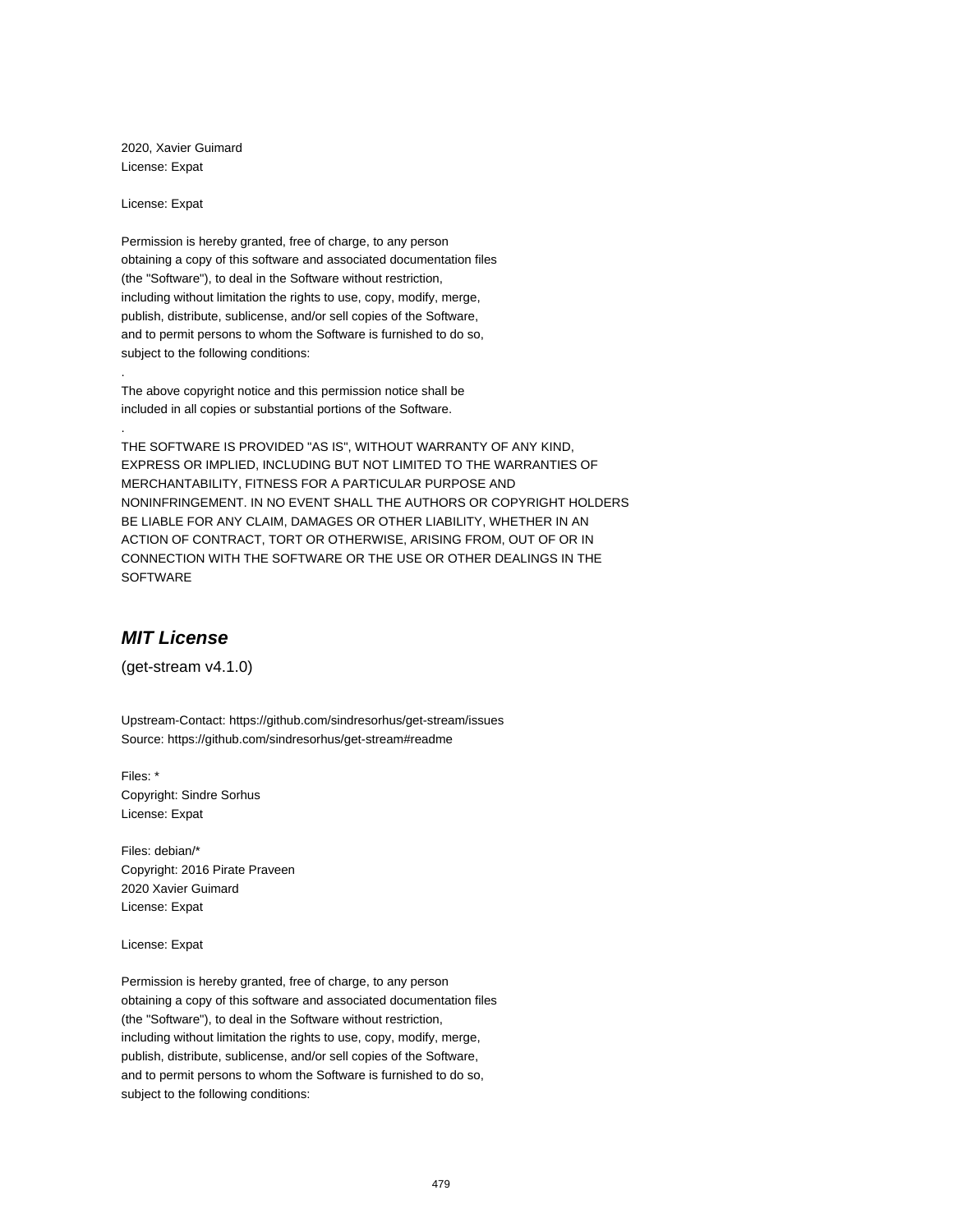2020, Xavier Guimard
License: Expat

License: Expat

Permission is hereby granted, free of charge, to any person
obtaining a copy of this software and associated documentation files
(the "Software"), to deal in the Software without restriction,
including without limitation the rights to use, copy, modify, merge,
publish, distribute, sublicense, and/or sell copies of the Software,
and to permit persons to whom the Software is furnished to do so,
subject to the following conditions:

.
The above copyright notice and this permission notice shall be
included in all copies or substantial portions of the Software.

.
THE SOFTWARE IS PROVIDED "AS IS", WITHOUT WARRANTY OF ANY KIND,
EXPRESS OR IMPLIED, INCLUDING BUT NOT LIMITED TO THE WARRANTIES OF
MERCHANTABILITY, FITNESS FOR A PARTICULAR PURPOSE AND
NONINFRINGEMENT. IN NO EVENT SHALL THE AUTHORS OR COPYRIGHT HOLDERS
BE LIABLE FOR ANY CLAIM, DAMAGES OR OTHER LIABILITY, WHETHER IN AN
ACTION OF CONTRACT, TORT OR OTHERWISE, ARISING FROM, OUT OF OR IN
CONNECTION WITH THE SOFTWARE OR THE USE OR OTHER DEALINGS IN THE
SOFTWARE

## *MIT License*

(get-stream v4.1.0)

Upstream-Contact: https://github.com/sindresorhus/get-stream/issues
Source: https://github.com/sindresorhus/get-stream#readme

Files: *
Copyright: Sindre Sorhus
License: Expat

Files: debian/*
Copyright: 2016 Pirate Praveen
2020 Xavier Guimard
License: Expat

License: Expat

Permission is hereby granted, free of charge, to any person
obtaining a copy of this software and associated documentation files
(the "Software"), to deal in the Software without restriction,
including without limitation the rights to use, copy, modify, merge,
publish, distribute, sublicense, and/or sell copies of the Software,
and to permit persons to whom the Software is furnished to do so,
subject to the following conditions: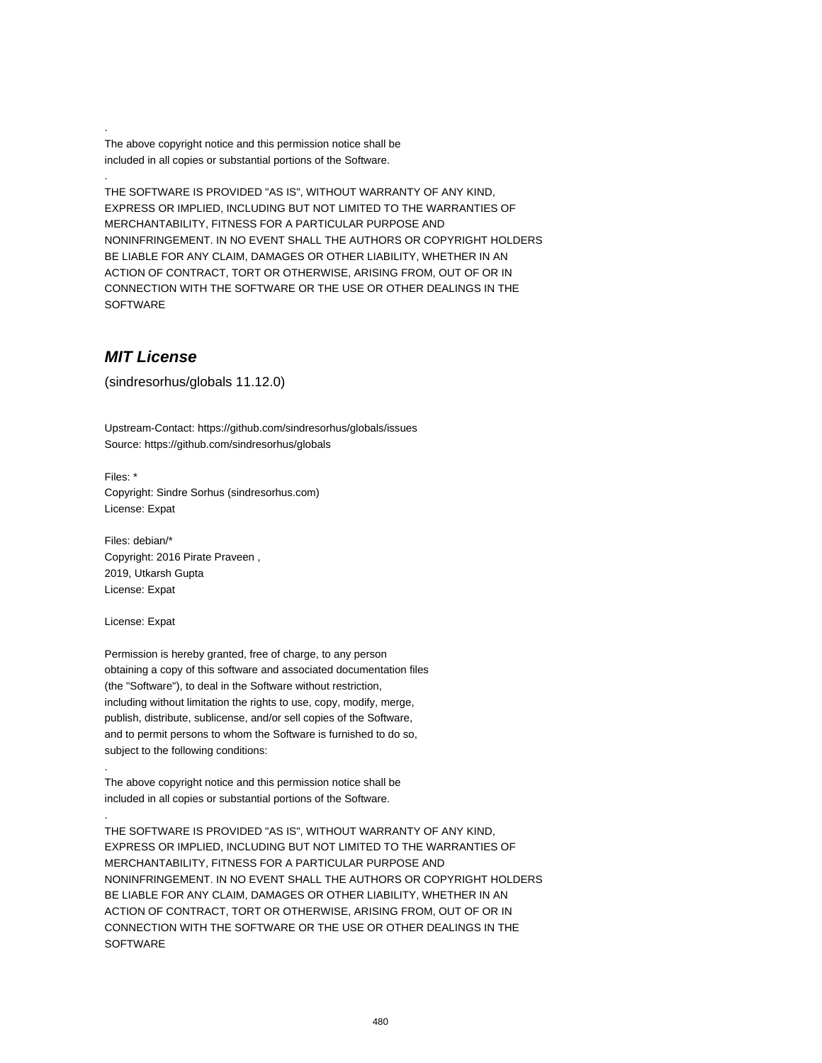.

The above copyright notice and this permission notice shall be
included in all copies or substantial portions of the Software.

.

THE SOFTWARE IS PROVIDED "AS IS", WITHOUT WARRANTY OF ANY KIND,
EXPRESS OR IMPLIED, INCLUDING BUT NOT LIMITED TO THE WARRANTIES OF
MERCHANTABILITY, FITNESS FOR A PARTICULAR PURPOSE AND
NONINFRINGEMENT. IN NO EVENT SHALL THE AUTHORS OR COPYRIGHT HOLDERS
BE LIABLE FOR ANY CLAIM, DAMAGES OR OTHER LIABILITY, WHETHER IN AN
ACTION OF CONTRACT, TORT OR OTHERWISE, ARISING FROM, OUT OF OR IN
CONNECTION WITH THE SOFTWARE OR THE USE OR OTHER DEALINGS IN THE
SOFTWARE

## ***MIT License***

(sindresorhus/globals 11.12.0)

Upstream-Contact: https://github.com/sindresorhus/globals/issues
Source: https://github.com/sindresorhus/globals

Files: *
Copyright: Sindre Sorhus (sindresorhus.com)
License: Expat

Files: debian/*
Copyright: 2016 Pirate Praveen ,
2019, Utkarsh Gupta
License: Expat

License: Expat

Permission is hereby granted, free of charge, to any person
obtaining a copy of this software and associated documentation files
(the "Software"), to deal in the Software without restriction,
including without limitation the rights to use, copy, modify, merge,
publish, distribute, sublicense, and/or sell copies of the Software,
and to permit persons to whom the Software is furnished to do so,
subject to the following conditions:

.

The above copyright notice and this permission notice shall be
included in all copies or substantial portions of the Software.

.

THE SOFTWARE IS PROVIDED "AS IS", WITHOUT WARRANTY OF ANY KIND,
EXPRESS OR IMPLIED, INCLUDING BUT NOT LIMITED TO THE WARRANTIES OF
MERCHANTABILITY, FITNESS FOR A PARTICULAR PURPOSE AND
NONINFRINGEMENT. IN NO EVENT SHALL THE AUTHORS OR COPYRIGHT HOLDERS
BE LIABLE FOR ANY CLAIM, DAMAGES OR OTHER LIABILITY, WHETHER IN AN
ACTION OF CONTRACT, TORT OR OTHERWISE, ARISING FROM, OUT OF OR IN
CONNECTION WITH THE SOFTWARE OR THE USE OR OTHER DEALINGS IN THE
SOFTWARE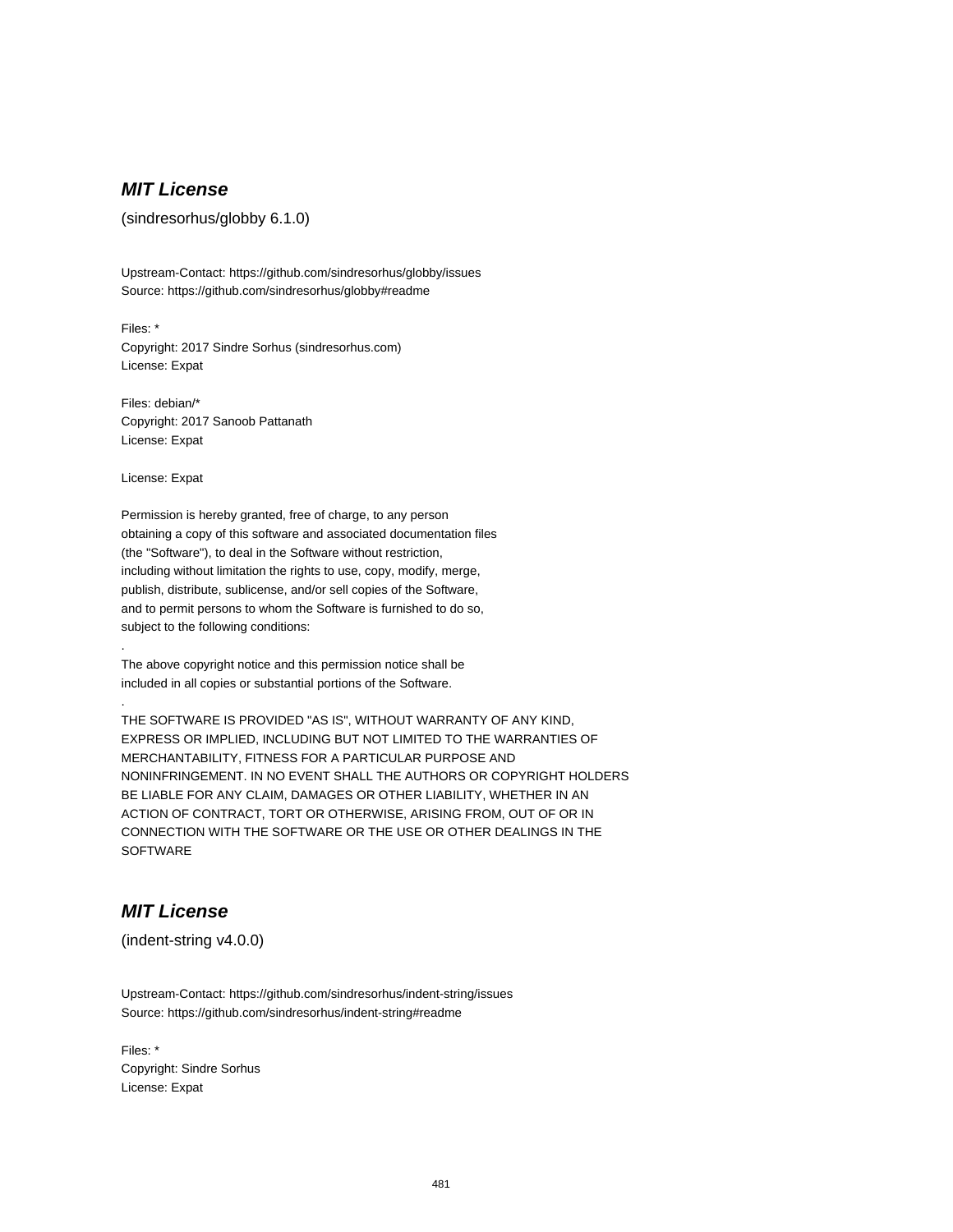## ***MIT License***

(sindresorhus/globby 6.1.0)

Upstream-Contact: https://github.com/sindresorhus/globby/issues
Source: https://github.com/sindresorhus/globby#readme

Files: *
Copyright: 2017 Sindre Sorhus (sindresorhus.com)
License: Expat

Files: debian/*
Copyright: 2017 Sanoob Pattanath
License: Expat

License: Expat

Permission is hereby granted, free of charge, to any person
obtaining a copy of this software and associated documentation files
(the "Software"), to deal in the Software without restriction,
including without limitation the rights to use, copy, modify, merge,
publish, distribute, sublicense, and/or sell copies of the Software,
and to permit persons to whom the Software is furnished to do so,
subject to the following conditions:
.
The above copyright notice and this permission notice shall be
included in all copies or substantial portions of the Software.
.
THE SOFTWARE IS PROVIDED "AS IS", WITHOUT WARRANTY OF ANY KIND,
EXPRESS OR IMPLIED, INCLUDING BUT NOT LIMITED TO THE WARRANTIES OF
MERCHANTABILITY, FITNESS FOR A PARTICULAR PURPOSE AND
NONINFRINGEMENT. IN NO EVENT SHALL THE AUTHORS OR COPYRIGHT HOLDERS
BE LIABLE FOR ANY CLAIM, DAMAGES OR OTHER LIABILITY, WHETHER IN AN
ACTION OF CONTRACT, TORT OR OTHERWISE, ARISING FROM, OUT OF OR IN
CONNECTION WITH THE SOFTWARE OR THE USE OR OTHER DEALINGS IN THE
SOFTWARE

## ***MIT License***

(indent-string v4.0.0)

Upstream-Contact: https://github.com/sindresorhus/indent-string/issues
Source: https://github.com/sindresorhus/indent-string#readme

Files: *
Copyright: Sindre Sorhus
License: Expat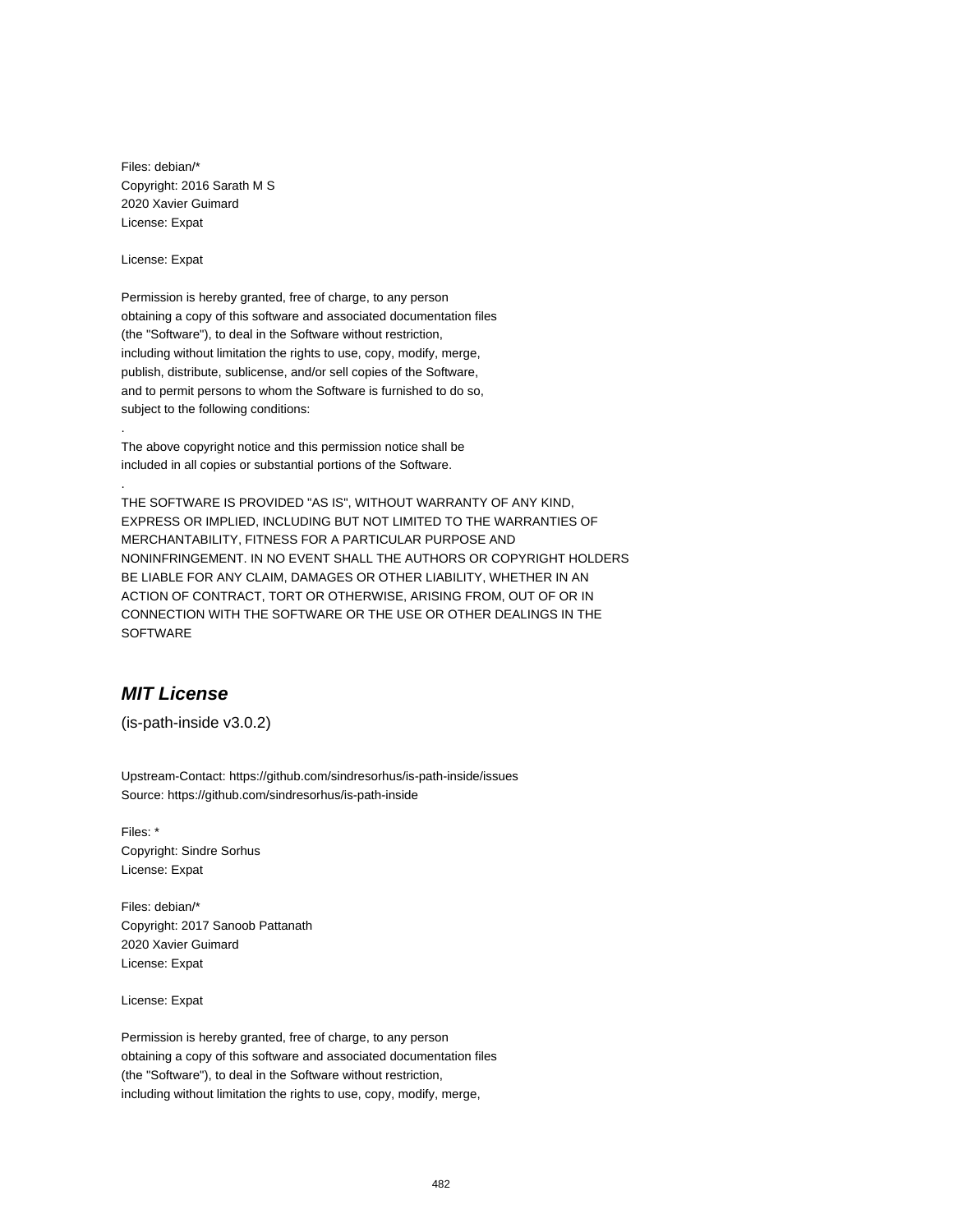Files: debian/*
Copyright: 2016 Sarath M S
2020 Xavier Guimard
License: Expat

License: Expat

Permission is hereby granted, free of charge, to any person
obtaining a copy of this software and associated documentation files
(the "Software"), to deal in the Software without restriction,
including without limitation the rights to use, copy, modify, merge,
publish, distribute, sublicense, and/or sell copies of the Software,
and to permit persons to whom the Software is furnished to do so,
subject to the following conditions:

.

The above copyright notice and this permission notice shall be
included in all copies or substantial portions of the Software.

.

THE SOFTWARE IS PROVIDED "AS IS", WITHOUT WARRANTY OF ANY KIND,
EXPRESS OR IMPLIED, INCLUDING BUT NOT LIMITED TO THE WARRANTIES OF
MERCHANTABILITY, FITNESS FOR A PARTICULAR PURPOSE AND
NONINFRINGEMENT. IN NO EVENT SHALL THE AUTHORS OR COPYRIGHT HOLDERS
BE LIABLE FOR ANY CLAIM, DAMAGES OR OTHER LIABILITY, WHETHER IN AN
ACTION OF CONTRACT, TORT OR OTHERWISE, ARISING FROM, OUT OF OR IN
CONNECTION WITH THE SOFTWARE OR THE USE OR OTHER DEALINGS IN THE
SOFTWARE

## *MIT License*

(is-path-inside v3.0.2)

Upstream-Contact: https://github.com/sindresorhus/is-path-inside/issues
Source: https://github.com/sindresorhus/is-path-inside

Files: *
Copyright: Sindre Sorhus
License: Expat

Files: debian/*
Copyright: 2017 Sanoob Pattanath
2020 Xavier Guimard
License: Expat

License: Expat

Permission is hereby granted, free of charge, to any person
obtaining a copy of this software and associated documentation files
(the "Software"), to deal in the Software without restriction,
including without limitation the rights to use, copy, modify, merge,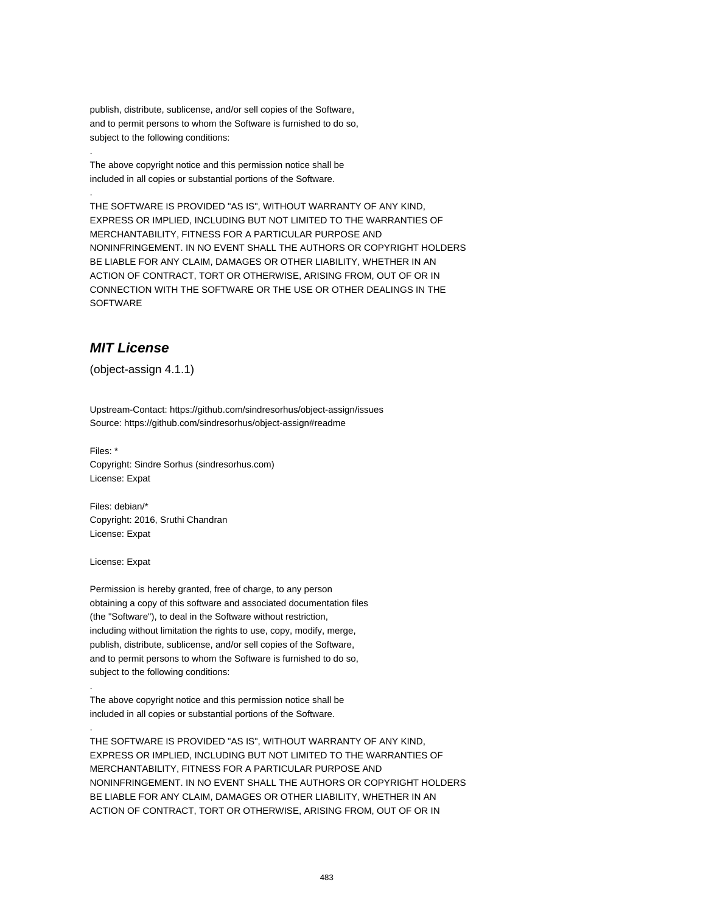publish, distribute, sublicense, and/or sell copies of the Software,
and to permit persons to whom the Software is furnished to do so,
subject to the following conditions:

.

The above copyright notice and this permission notice shall be
included in all copies or substantial portions of the Software.

.

THE SOFTWARE IS PROVIDED "AS IS", WITHOUT WARRANTY OF ANY KIND,
EXPRESS OR IMPLIED, INCLUDING BUT NOT LIMITED TO THE WARRANTIES OF
MERCHANTABILITY, FITNESS FOR A PARTICULAR PURPOSE AND
NONINFRINGEMENT. IN NO EVENT SHALL THE AUTHORS OR COPYRIGHT HOLDERS
BE LIABLE FOR ANY CLAIM, DAMAGES OR OTHER LIABILITY, WHETHER IN AN
ACTION OF CONTRACT, TORT OR OTHERWISE, ARISING FROM, OUT OF OR IN
CONNECTION WITH THE SOFTWARE OR THE USE OR OTHER DEALINGS IN THE
SOFTWARE

## *MIT License*

(object-assign 4.1.1)

Upstream-Contact: https://github.com/sindresorhus/object-assign/issues
Source: https://github.com/sindresorhus/object-assign#readme

Files: *
Copyright: Sindre Sorhus (sindresorhus.com)
License: Expat

Files: debian/*
Copyright: 2016, Sruthi Chandran
License: Expat

License: Expat

Permission is hereby granted, free of charge, to any person
obtaining a copy of this software and associated documentation files
(the "Software"), to deal in the Software without restriction,
including without limitation the rights to use, copy, modify, merge,
publish, distribute, sublicense, and/or sell copies of the Software,
and to permit persons to whom the Software is furnished to do so,
subject to the following conditions:

.

The above copyright notice and this permission notice shall be
included in all copies or substantial portions of the Software.

.

THE SOFTWARE IS PROVIDED "AS IS", WITHOUT WARRANTY OF ANY KIND,
EXPRESS OR IMPLIED, INCLUDING BUT NOT LIMITED TO THE WARRANTIES OF
MERCHANTABILITY, FITNESS FOR A PARTICULAR PURPOSE AND
NONINFRINGEMENT. IN NO EVENT SHALL THE AUTHORS OR COPYRIGHT HOLDERS
BE LIABLE FOR ANY CLAIM, DAMAGES OR OTHER LIABILITY, WHETHER IN AN
ACTION OF CONTRACT, TORT OR OTHERWISE, ARISING FROM, OUT OF OR IN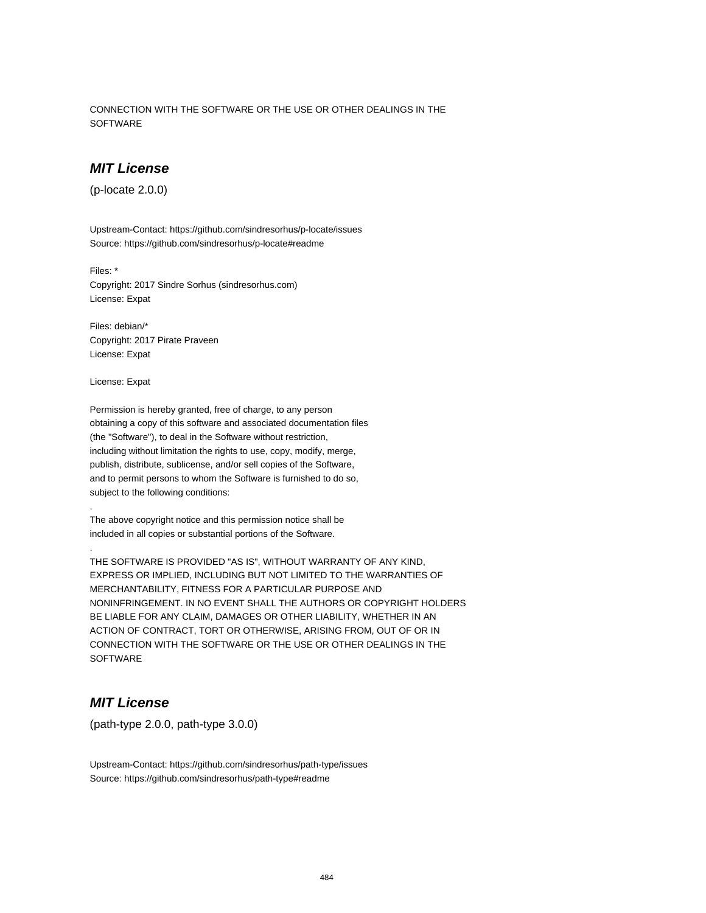CONNECTION WITH THE SOFTWARE OR THE USE OR OTHER DEALINGS IN THE
SOFTWARE

## *MIT License*

(p-locate 2.0.0)

Upstream-Contact: https://github.com/sindresorhus/p-locate/issues
Source: https://github.com/sindresorhus/p-locate#readme

Files: *
Copyright: 2017 Sindre Sorhus (sindresorhus.com)
License: Expat

Files: debian/*
Copyright: 2017 Pirate Praveen
License: Expat

License: Expat

Permission is hereby granted, free of charge, to any person
obtaining a copy of this software and associated documentation files
(the "Software"), to deal in the Software without restriction,
including without limitation the rights to use, copy, modify, merge,
publish, distribute, sublicense, and/or sell copies of the Software,
and to permit persons to whom the Software is furnished to do so,
subject to the following conditions:
.
The above copyright notice and this permission notice shall be
included in all copies or substantial portions of the Software.
.
THE SOFTWARE IS PROVIDED "AS IS", WITHOUT WARRANTY OF ANY KIND,
EXPRESS OR IMPLIED, INCLUDING BUT NOT LIMITED TO THE WARRANTIES OF
MERCHANTABILITY, FITNESS FOR A PARTICULAR PURPOSE AND
NONINFRINGEMENT. IN NO EVENT SHALL THE AUTHORS OR COPYRIGHT HOLDERS
BE LIABLE FOR ANY CLAIM, DAMAGES OR OTHER LIABILITY, WHETHER IN AN
ACTION OF CONTRACT, TORT OR OTHERWISE, ARISING FROM, OUT OF OR IN
CONNECTION WITH THE SOFTWARE OR THE USE OR OTHER DEALINGS IN THE
SOFTWARE

## *MIT License*

(path-type 2.0.0, path-type 3.0.0)

Upstream-Contact: https://github.com/sindresorhus/path-type/issues
Source: https://github.com/sindresorhus/path-type#readme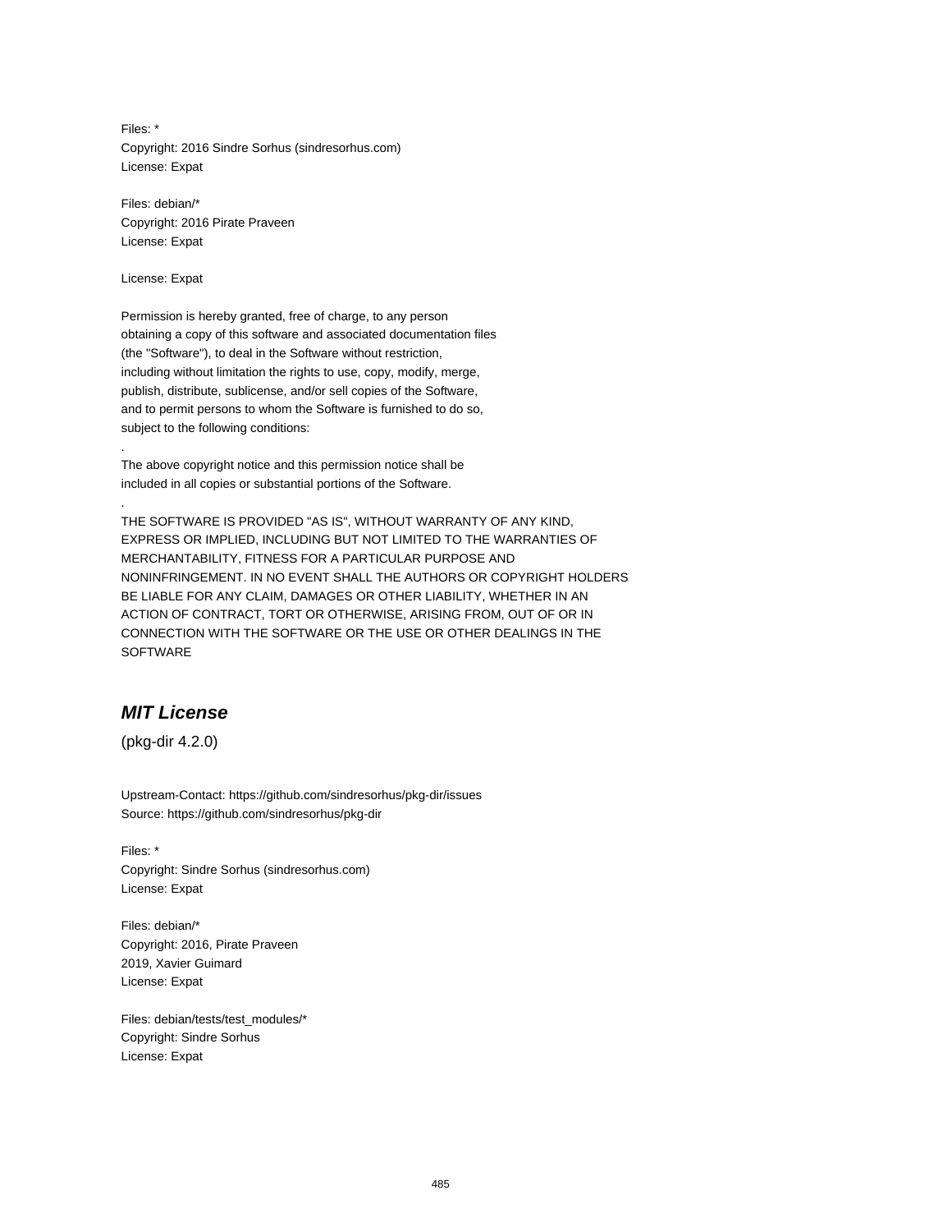Files: *
Copyright: 2016 Sindre Sorhus (sindresorhus.com)
License: Expat

Files: debian/*
Copyright: 2016 Pirate Praveen
License: Expat

License: Expat

Permission is hereby granted, free of charge, to any person
obtaining a copy of this software and associated documentation files
(the "Software"), to deal in the Software without restriction,
including without limitation the rights to use, copy, modify, merge,
publish, distribute, sublicense, and/or sell copies of the Software,
and to permit persons to whom the Software is furnished to do so,
subject to the following conditions:

.

The above copyright notice and this permission notice shall be
included in all copies or substantial portions of the Software.

.

THE SOFTWARE IS PROVIDED "AS IS", WITHOUT WARRANTY OF ANY KIND,
EXPRESS OR IMPLIED, INCLUDING BUT NOT LIMITED TO THE WARRANTIES OF
MERCHANTABILITY, FITNESS FOR A PARTICULAR PURPOSE AND
NONINFRINGEMENT. IN NO EVENT SHALL THE AUTHORS OR COPYRIGHT HOLDERS
BE LIABLE FOR ANY CLAIM, DAMAGES OR OTHER LIABILITY, WHETHER IN AN
ACTION OF CONTRACT, TORT OR OTHERWISE, ARISING FROM, OUT OF OR IN
CONNECTION WITH THE SOFTWARE OR THE USE OR OTHER DEALINGS IN THE
SOFTWARE

## *MIT License*

(pkg-dir 4.2.0)

Upstream-Contact: https://github.com/sindresorhus/pkg-dir/issues
Source: https://github.com/sindresorhus/pkg-dir

Files: *
Copyright: Sindre Sorhus (sindresorhus.com)
License: Expat

Files: debian/*
Copyright: 2016, Pirate Praveen
2019, Xavier Guimard
License: Expat

Files: debian/tests/test_modules/*
Copyright: Sindre Sorhus
License: Expat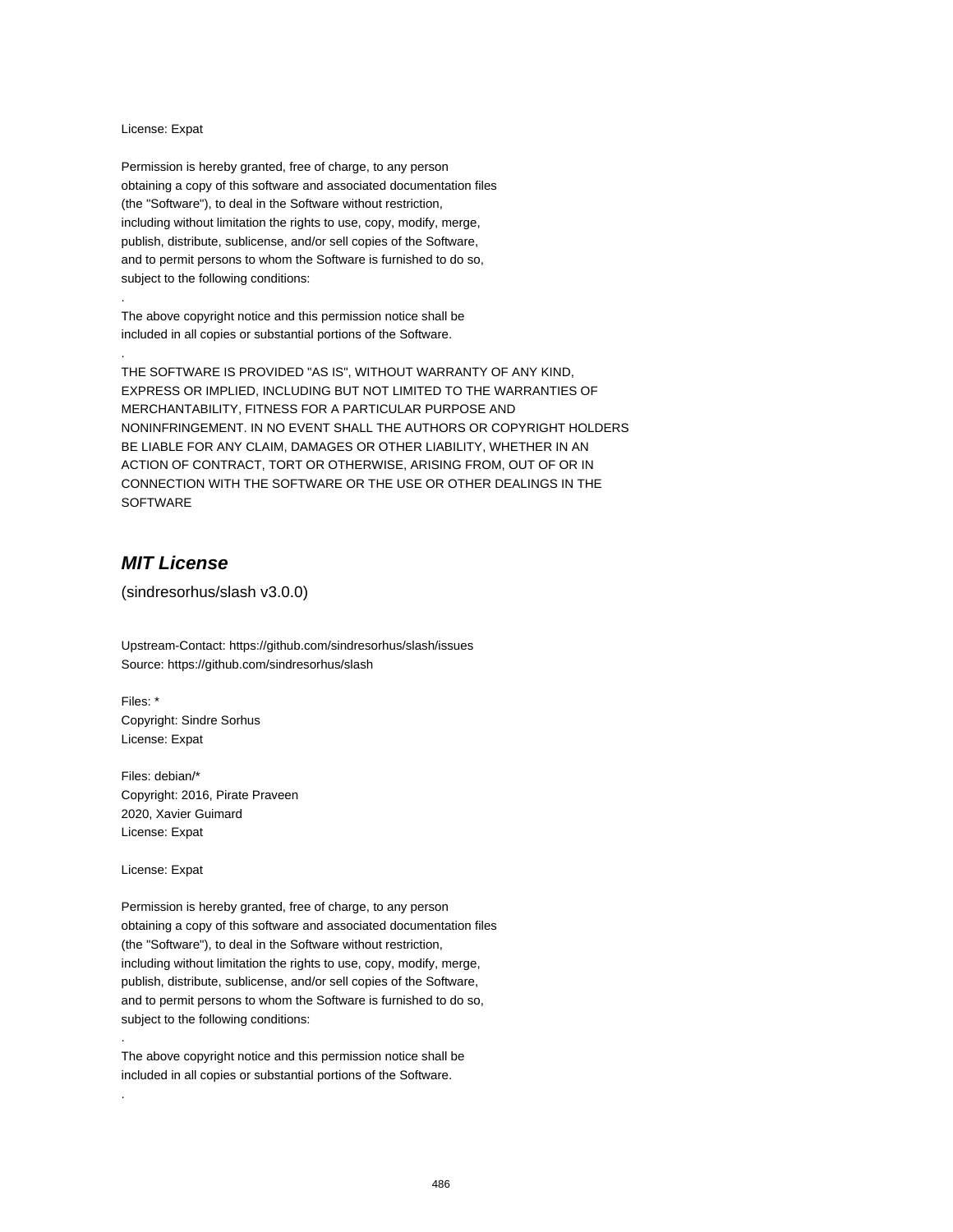License: Expat

Permission is hereby granted, free of charge, to any person
obtaining a copy of this software and associated documentation files
(the "Software"), to deal in the Software without restriction,
including without limitation the rights to use, copy, modify, merge,
publish, distribute, sublicense, and/or sell copies of the Software,
and to permit persons to whom the Software is furnished to do so,
subject to the following conditions:
.
The above copyright notice and this permission notice shall be
included in all copies or substantial portions of the Software.
.
THE SOFTWARE IS PROVIDED "AS IS", WITHOUT WARRANTY OF ANY KIND,
EXPRESS OR IMPLIED, INCLUDING BUT NOT LIMITED TO THE WARRANTIES OF
MERCHANTABILITY, FITNESS FOR A PARTICULAR PURPOSE AND
NONINFRINGEMENT. IN NO EVENT SHALL THE AUTHORS OR COPYRIGHT HOLDERS
BE LIABLE FOR ANY CLAIM, DAMAGES OR OTHER LIABILITY, WHETHER IN AN
ACTION OF CONTRACT, TORT OR OTHERWISE, ARISING FROM, OUT OF OR IN
CONNECTION WITH THE SOFTWARE OR THE USE OR OTHER DEALINGS IN THE
SOFTWARE

## *MIT License*

(sindresorhus/slash v3.0.0)

Upstream-Contact: https://github.com/sindresorhus/slash/issues
Source: https://github.com/sindresorhus/slash

Files: *
Copyright: Sindre Sorhus
License: Expat

Files: debian/*
Copyright: 2016, Pirate Praveen
2020, Xavier Guimard
License: Expat

License: Expat

Permission is hereby granted, free of charge, to any person
obtaining a copy of this software and associated documentation files
(the "Software"), to deal in the Software without restriction,
including without limitation the rights to use, copy, modify, merge,
publish, distribute, sublicense, and/or sell copies of the Software,
and to permit persons to whom the Software is furnished to do so,
subject to the following conditions:
.
The above copyright notice and this permission notice shall be
included in all copies or substantial portions of the Software.
.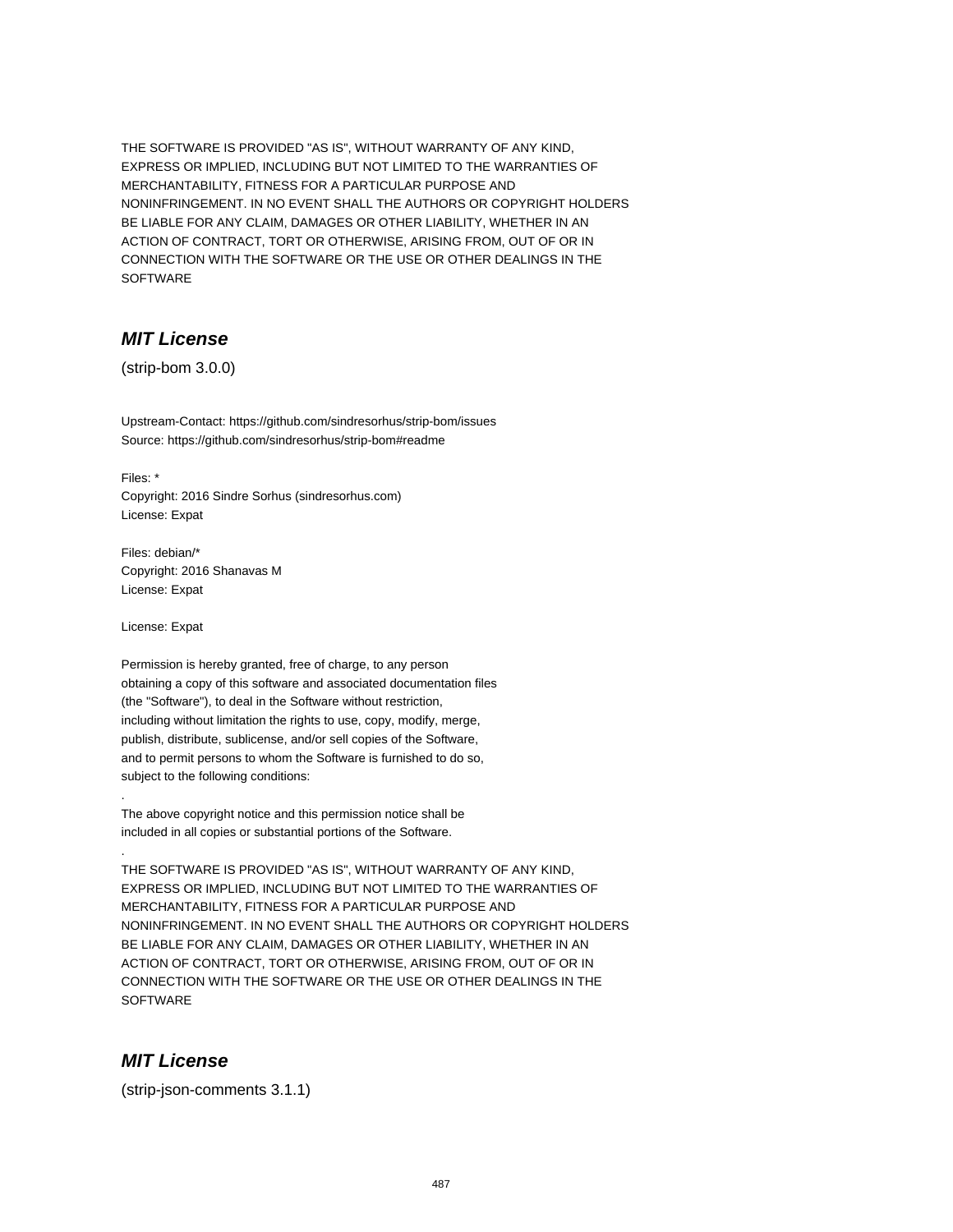THE SOFTWARE IS PROVIDED "AS IS", WITHOUT WARRANTY OF ANY KIND,
EXPRESS OR IMPLIED, INCLUDING BUT NOT LIMITED TO THE WARRANTIES OF
MERCHANTABILITY, FITNESS FOR A PARTICULAR PURPOSE AND
NONINFRINGEMENT. IN NO EVENT SHALL THE AUTHORS OR COPYRIGHT HOLDERS
BE LIABLE FOR ANY CLAIM, DAMAGES OR OTHER LIABILITY, WHETHER IN AN
ACTION OF CONTRACT, TORT OR OTHERWISE, ARISING FROM, OUT OF OR IN
CONNECTION WITH THE SOFTWARE OR THE USE OR OTHER DEALINGS IN THE
SOFTWARE

## *MIT License*

(strip-bom 3.0.0)

Upstream-Contact: https://github.com/sindresorhus/strip-bom/issues
Source: https://github.com/sindresorhus/strip-bom#readme

Files: *
Copyright: 2016 Sindre Sorhus (sindresorhus.com)
License: Expat

Files: debian/*
Copyright: 2016 Shanavas M
License: Expat

License: Expat

Permission is hereby granted, free of charge, to any person
obtaining a copy of this software and associated documentation files
(the "Software"), to deal in the Software without restriction,
including without limitation the rights to use, copy, modify, merge,
publish, distribute, sublicense, and/or sell copies of the Software,
and to permit persons to whom the Software is furnished to do so,
subject to the following conditions:
.
The above copyright notice and this permission notice shall be
included in all copies or substantial portions of the Software.
.
THE SOFTWARE IS PROVIDED "AS IS", WITHOUT WARRANTY OF ANY KIND,
EXPRESS OR IMPLIED, INCLUDING BUT NOT LIMITED TO THE WARRANTIES OF
MERCHANTABILITY, FITNESS FOR A PARTICULAR PURPOSE AND
NONINFRINGEMENT. IN NO EVENT SHALL THE AUTHORS OR COPYRIGHT HOLDERS
BE LIABLE FOR ANY CLAIM, DAMAGES OR OTHER LIABILITY, WHETHER IN AN
ACTION OF CONTRACT, TORT OR OTHERWISE, ARISING FROM, OUT OF OR IN
CONNECTION WITH THE SOFTWARE OR THE USE OR OTHER DEALINGS IN THE
SOFTWARE

## *MIT License*

(strip-json-comments 3.1.1)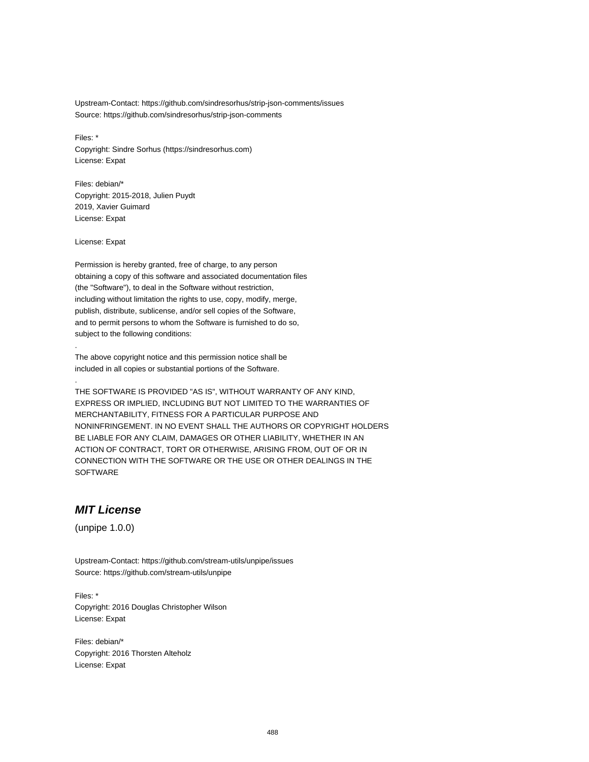Upstream-Contact: https://github.com/sindresorhus/strip-json-comments/issues
Source: https://github.com/sindresorhus/strip-json-comments

Files: *
Copyright: Sindre Sorhus (https://sindresorhus.com)
License: Expat

Files: debian/*
Copyright: 2015-2018, Julien Puydt
2019, Xavier Guimard
License: Expat

License: Expat

Permission is hereby granted, free of charge, to any person
obtaining a copy of this software and associated documentation files
(the "Software"), to deal in the Software without restriction,
including without limitation the rights to use, copy, modify, merge,
publish, distribute, sublicense, and/or sell copies of the Software,
and to permit persons to whom the Software is furnished to do so,
subject to the following conditions:
.
The above copyright notice and this permission notice shall be
included in all copies or substantial portions of the Software.
.
THE SOFTWARE IS PROVIDED "AS IS", WITHOUT WARRANTY OF ANY KIND,
EXPRESS OR IMPLIED, INCLUDING BUT NOT LIMITED TO THE WARRANTIES OF
MERCHANTABILITY, FITNESS FOR A PARTICULAR PURPOSE AND
NONINFRINGEMENT. IN NO EVENT SHALL THE AUTHORS OR COPYRIGHT HOLDERS
BE LIABLE FOR ANY CLAIM, DAMAGES OR OTHER LIABILITY, WHETHER IN AN
ACTION OF CONTRACT, TORT OR OTHERWISE, ARISING FROM, OUT OF OR IN
CONNECTION WITH THE SOFTWARE OR THE USE OR OTHER DEALINGS IN THE
SOFTWARE

## *MIT License*

(unpipe 1.0.0)

Upstream-Contact: https://github.com/stream-utils/unpipe/issues
Source: https://github.com/stream-utils/unpipe

Files: *
Copyright: 2016 Douglas Christopher Wilson
License: Expat

Files: debian/*
Copyright: 2016 Thorsten Alteholz
License: Expat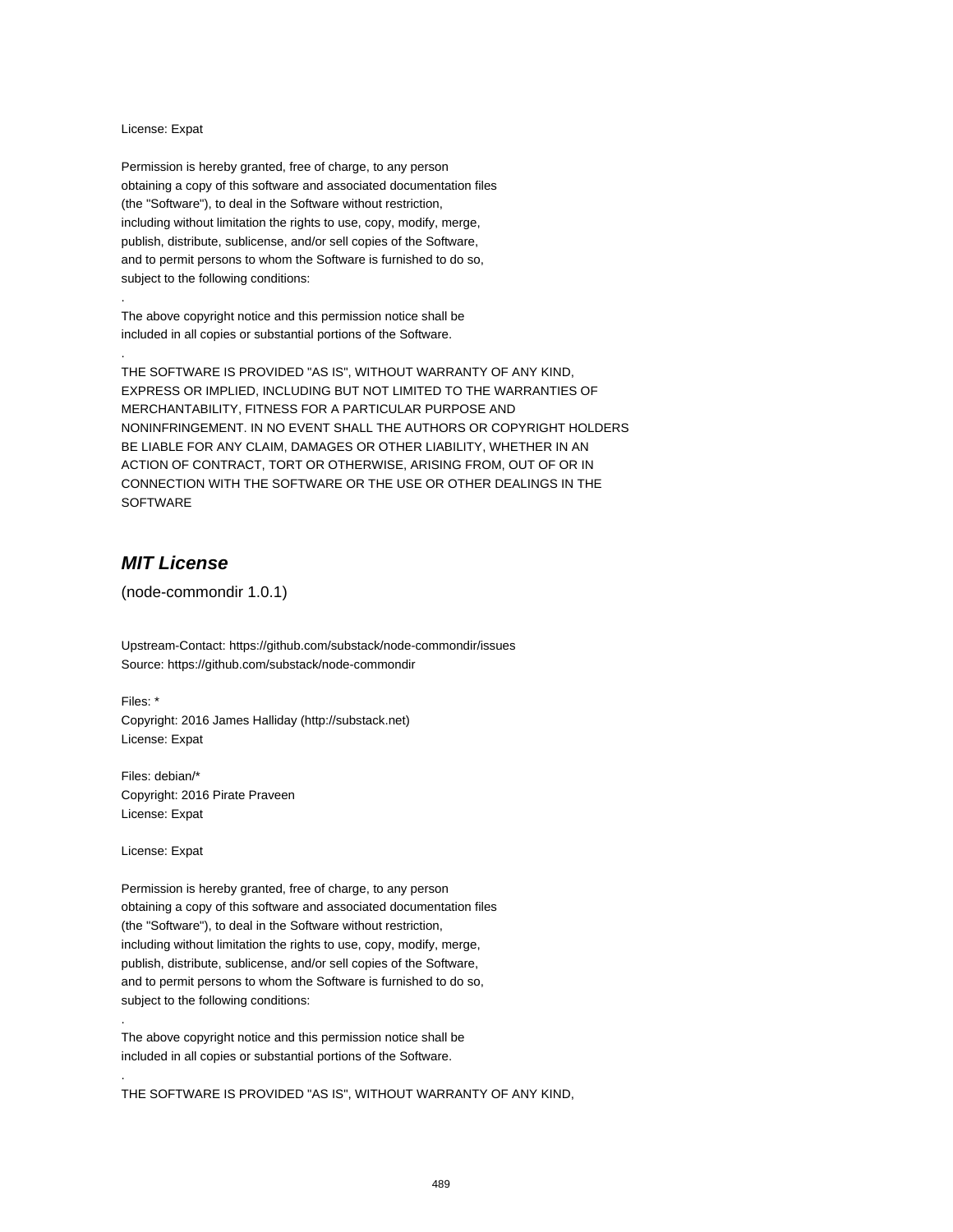License: Expat

Permission is hereby granted, free of charge, to any person
obtaining a copy of this software and associated documentation files
(the "Software"), to deal in the Software without restriction,
including without limitation the rights to use, copy, modify, merge,
publish, distribute, sublicense, and/or sell copies of the Software,
and to permit persons to whom the Software is furnished to do so,
subject to the following conditions:

.

The above copyright notice and this permission notice shall be
included in all copies or substantial portions of the Software.

.

THE SOFTWARE IS PROVIDED "AS IS", WITHOUT WARRANTY OF ANY KIND,
EXPRESS OR IMPLIED, INCLUDING BUT NOT LIMITED TO THE WARRANTIES OF
MERCHANTABILITY, FITNESS FOR A PARTICULAR PURPOSE AND
NONINFRINGEMENT. IN NO EVENT SHALL THE AUTHORS OR COPYRIGHT HOLDERS
BE LIABLE FOR ANY CLAIM, DAMAGES OR OTHER LIABILITY, WHETHER IN AN
ACTION OF CONTRACT, TORT OR OTHERWISE, ARISING FROM, OUT OF OR IN
CONNECTION WITH THE SOFTWARE OR THE USE OR OTHER DEALINGS IN THE
SOFTWARE

## *MIT License*

(node-commondir 1.0.1)

Upstream-Contact: https://github.com/substack/node-commondir/issues
Source: https://github.com/substack/node-commondir

Files: *
Copyright: 2016 James Halliday (http://substack.net)
License: Expat

Files: debian/*
Copyright: 2016 Pirate Praveen
License: Expat

License: Expat

Permission is hereby granted, free of charge, to any person
obtaining a copy of this software and associated documentation files
(the "Software"), to deal in the Software without restriction,
including without limitation the rights to use, copy, modify, merge,
publish, distribute, sublicense, and/or sell copies of the Software,
and to permit persons to whom the Software is furnished to do so,
subject to the following conditions:

.

The above copyright notice and this permission notice shall be
included in all copies or substantial portions of the Software.

.

THE SOFTWARE IS PROVIDED "AS IS", WITHOUT WARRANTY OF ANY KIND,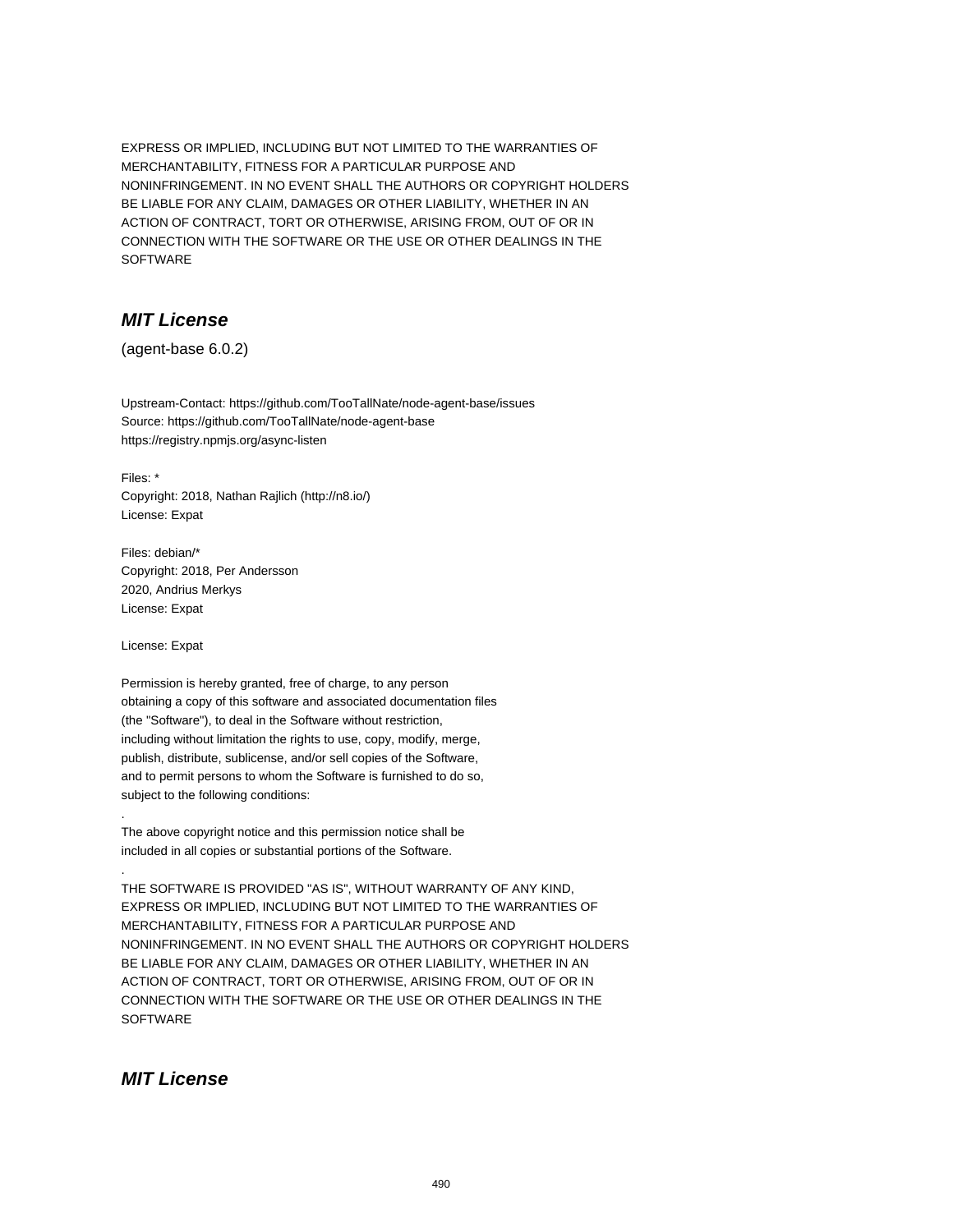EXPRESS OR IMPLIED, INCLUDING BUT NOT LIMITED TO THE WARRANTIES OF
MERCHANTABILITY, FITNESS FOR A PARTICULAR PURPOSE AND
NONINFRINGEMENT. IN NO EVENT SHALL THE AUTHORS OR COPYRIGHT HOLDERS
BE LIABLE FOR ANY CLAIM, DAMAGES OR OTHER LIABILITY, WHETHER IN AN
ACTION OF CONTRACT, TORT OR OTHERWISE, ARISING FROM, OUT OF OR IN
CONNECTION WITH THE SOFTWARE OR THE USE OR OTHER DEALINGS IN THE
SOFTWARE

## *MIT License*

(agent-base 6.0.2)

Upstream-Contact: https://github.com/TooTallNate/node-agent-base/issues
Source: https://github.com/TooTallNate/node-agent-base
https://registry.npmjs.org/async-listen

Files: *
Copyright: 2018, Nathan Rajlich (http://n8.io/)
License: Expat

Files: debian/*
Copyright: 2018, Per Andersson
2020, Andrius Merkys
License: Expat

License: Expat

Permission is hereby granted, free of charge, to any person
obtaining a copy of this software and associated documentation files
(the "Software"), to deal in the Software without restriction,
including without limitation the rights to use, copy, modify, merge,
publish, distribute, sublicense, and/or sell copies of the Software,
and to permit persons to whom the Software is furnished to do so,
subject to the following conditions:

.

The above copyright notice and this permission notice shall be
included in all copies or substantial portions of the Software.

.

THE SOFTWARE IS PROVIDED "AS IS", WITHOUT WARRANTY OF ANY KIND,
EXPRESS OR IMPLIED, INCLUDING BUT NOT LIMITED TO THE WARRANTIES OF
MERCHANTABILITY, FITNESS FOR A PARTICULAR PURPOSE AND
NONINFRINGEMENT. IN NO EVENT SHALL THE AUTHORS OR COPYRIGHT HOLDERS
BE LIABLE FOR ANY CLAIM, DAMAGES OR OTHER LIABILITY, WHETHER IN AN
ACTION OF CONTRACT, TORT OR OTHERWISE, ARISING FROM, OUT OF OR IN
CONNECTION WITH THE SOFTWARE OR THE USE OR OTHER DEALINGS IN THE
SOFTWARE

## *MIT License*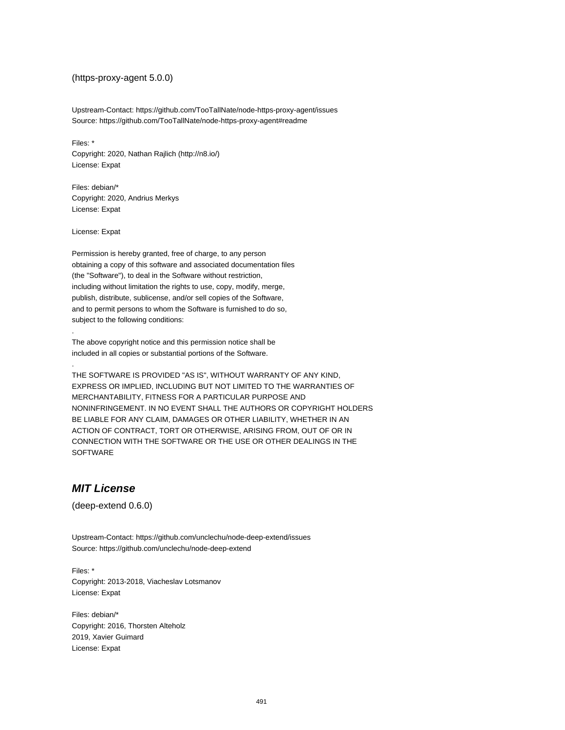(https-proxy-agent 5.0.0)

Upstream-Contact: https://github.com/TooTallNate/node-https-proxy-agent/issues
Source: https://github.com/TooTallNate/node-https-proxy-agent#readme

Files: *
Copyright: 2020, Nathan Rajlich (http://n8.io/)
License: Expat

Files: debian/*
Copyright: 2020, Andrius Merkys
License: Expat

License: Expat

Permission is hereby granted, free of charge, to any person
obtaining a copy of this software and associated documentation files
(the "Software"), to deal in the Software without restriction,
including without limitation the rights to use, copy, modify, merge,
publish, distribute, sublicense, and/or sell copies of the Software,
and to permit persons to whom the Software is furnished to do so,
subject to the following conditions:
.
The above copyright notice and this permission notice shall be
included in all copies or substantial portions of the Software.
.
THE SOFTWARE IS PROVIDED "AS IS", WITHOUT WARRANTY OF ANY KIND,
EXPRESS OR IMPLIED, INCLUDING BUT NOT LIMITED TO THE WARRANTIES OF
MERCHANTABILITY, FITNESS FOR A PARTICULAR PURPOSE AND
NONINFRINGEMENT. IN NO EVENT SHALL THE AUTHORS OR COPYRIGHT HOLDERS
BE LIABLE FOR ANY CLAIM, DAMAGES OR OTHER LIABILITY, WHETHER IN AN
ACTION OF CONTRACT, TORT OR OTHERWISE, ARISING FROM, OUT OF OR IN
CONNECTION WITH THE SOFTWARE OR THE USE OR OTHER DEALINGS IN THE
SOFTWARE

## ***MIT License***

(deep-extend 0.6.0)

Upstream-Contact: https://github.com/unclechu/node-deep-extend/issues
Source: https://github.com/unclechu/node-deep-extend

Files: *
Copyright: 2013-2018, Viacheslav Lotsmanov
License: Expat

Files: debian/*
Copyright: 2016, Thorsten Alteholz
2019, Xavier Guimard
License: Expat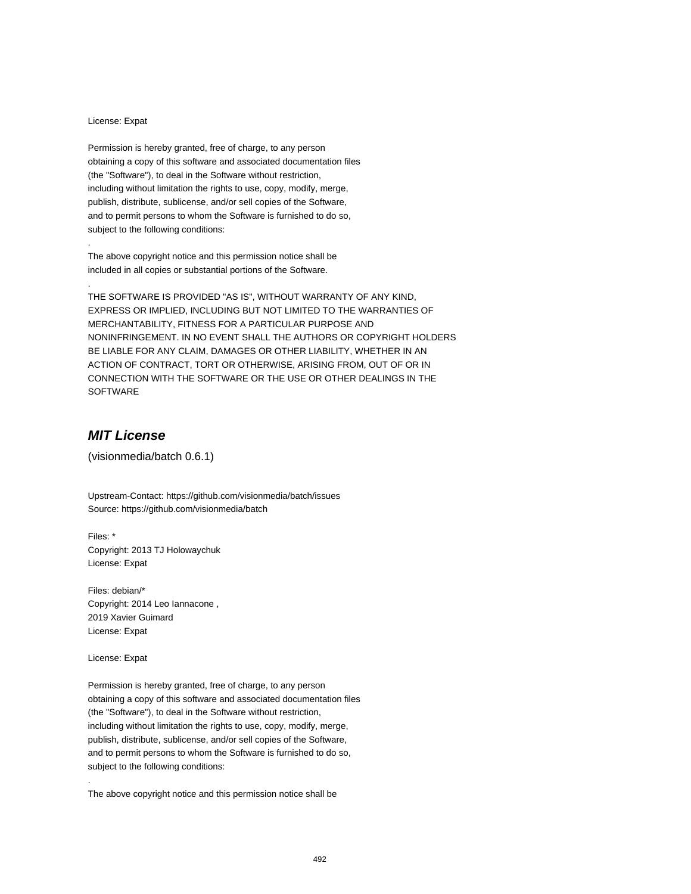License: Expat

Permission is hereby granted, free of charge, to any person
obtaining a copy of this software and associated documentation files
(the "Software"), to deal in the Software without restriction,
including without limitation the rights to use, copy, modify, merge,
publish, distribute, sublicense, and/or sell copies of the Software,
and to permit persons to whom the Software is furnished to do so,
subject to the following conditions:
.
The above copyright notice and this permission notice shall be
included in all copies or substantial portions of the Software.
.
THE SOFTWARE IS PROVIDED "AS IS", WITHOUT WARRANTY OF ANY KIND,
EXPRESS OR IMPLIED, INCLUDING BUT NOT LIMITED TO THE WARRANTIES OF
MERCHANTABILITY, FITNESS FOR A PARTICULAR PURPOSE AND
NONINFRINGEMENT. IN NO EVENT SHALL THE AUTHORS OR COPYRIGHT HOLDERS
BE LIABLE FOR ANY CLAIM, DAMAGES OR OTHER LIABILITY, WHETHER IN AN
ACTION OF CONTRACT, TORT OR OTHERWISE, ARISING FROM, OUT OF OR IN
CONNECTION WITH THE SOFTWARE OR THE USE OR OTHER DEALINGS IN THE
SOFTWARE

## *MIT License*

(visionmedia/batch 0.6.1)

Upstream-Contact: https://github.com/visionmedia/batch/issues
Source: https://github.com/visionmedia/batch

Files: *
Copyright: 2013 TJ Holowaychuk
License: Expat

Files: debian/*
Copyright: 2014 Leo Iannacone ,
2019 Xavier Guimard
License: Expat

License: Expat

Permission is hereby granted, free of charge, to any person
obtaining a copy of this software and associated documentation files
(the "Software"), to deal in the Software without restriction,
including without limitation the rights to use, copy, modify, merge,
publish, distribute, sublicense, and/or sell copies of the Software,
and to permit persons to whom the Software is furnished to do so,
subject to the following conditions:
.
The above copyright notice and this permission notice shall be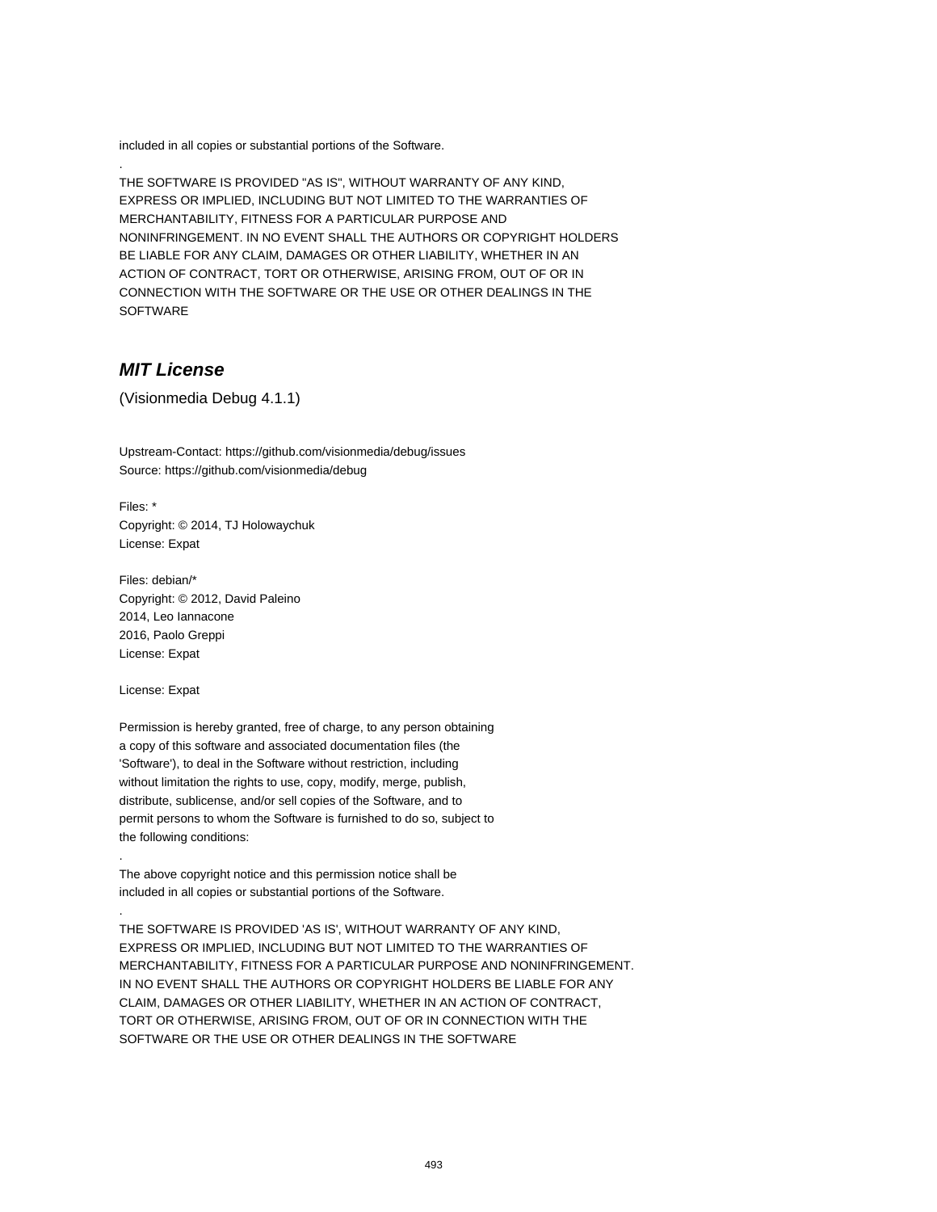included in all copies or substantial portions of the Software.

.

THE SOFTWARE IS PROVIDED "AS IS", WITHOUT WARRANTY OF ANY KIND,
EXPRESS OR IMPLIED, INCLUDING BUT NOT LIMITED TO THE WARRANTIES OF
MERCHANTABILITY, FITNESS FOR A PARTICULAR PURPOSE AND
NONINFRINGEMENT. IN NO EVENT SHALL THE AUTHORS OR COPYRIGHT HOLDERS
BE LIABLE FOR ANY CLAIM, DAMAGES OR OTHER LIABILITY, WHETHER IN AN
ACTION OF CONTRACT, TORT OR OTHERWISE, ARISING FROM, OUT OF OR IN
CONNECTION WITH THE SOFTWARE OR THE USE OR OTHER DEALINGS IN THE
SOFTWARE

### *MIT License*

(Visionmedia Debug 4.1.1)

Upstream-Contact: https://github.com/visionmedia/debug/issues
Source: https://github.com/visionmedia/debug

Files: *
Copyright: © 2014, TJ Holowaychuk
License: Expat

Files: debian/*
Copyright: © 2012, David Paleino
2014, Leo Iannacone
2016, Paolo Greppi
License: Expat

License: Expat

Permission is hereby granted, free of charge, to any person obtaining
a copy of this software and associated documentation files (the
'Software'), to deal in the Software without restriction, including
without limitation the rights to use, copy, modify, merge, publish,
distribute, sublicense, and/or sell copies of the Software, and to
permit persons to whom the Software is furnished to do so, subject to
the following conditions:

.

The above copyright notice and this permission notice shall be
included in all copies or substantial portions of the Software.

.

THE SOFTWARE IS PROVIDED 'AS IS', WITHOUT WARRANTY OF ANY KIND,
EXPRESS OR IMPLIED, INCLUDING BUT NOT LIMITED TO THE WARRANTIES OF
MERCHANTABILITY, FITNESS FOR A PARTICULAR PURPOSE AND NONINFRINGEMENT.
IN NO EVENT SHALL THE AUTHORS OR COPYRIGHT HOLDERS BE LIABLE FOR ANY
CLAIM, DAMAGES OR OTHER LIABILITY, WHETHER IN AN ACTION OF CONTRACT,
TORT OR OTHERWISE, ARISING FROM, OUT OF OR IN CONNECTION WITH THE
SOFTWARE OR THE USE OR OTHER DEALINGS IN THE SOFTWARE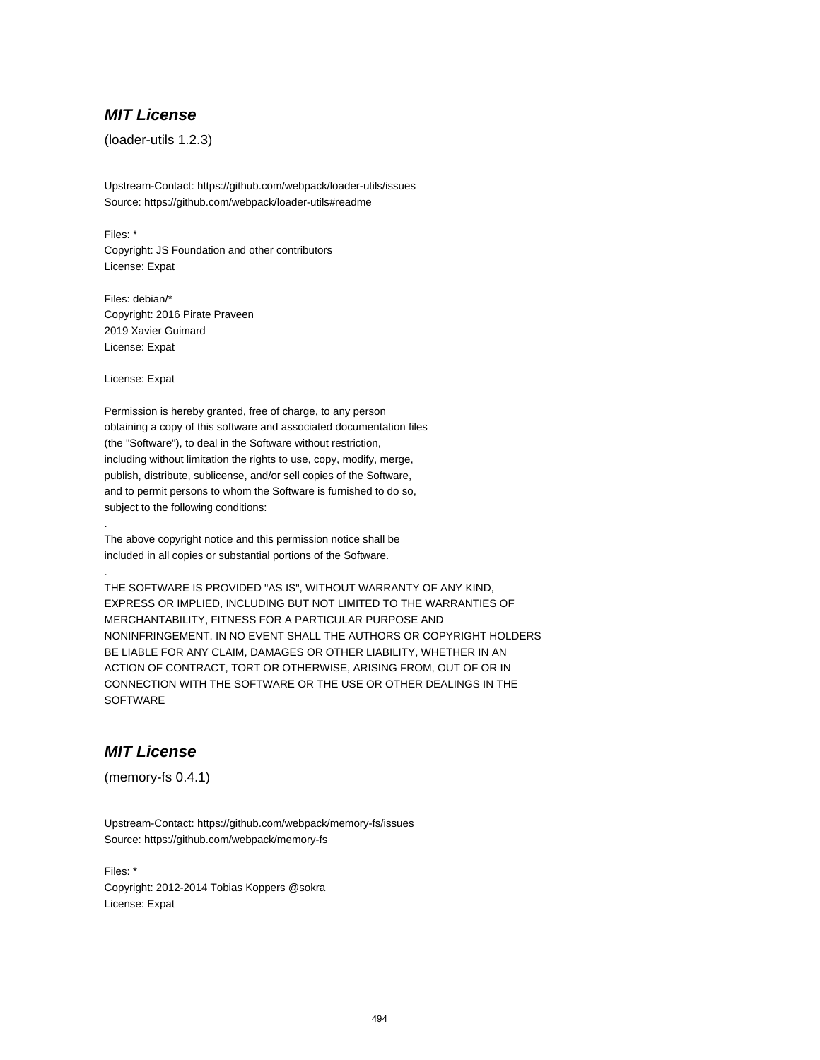## *MIT License*

(loader-utils 1.2.3)

Upstream-Contact: https://github.com/webpack/loader-utils/issues
Source: https://github.com/webpack/loader-utils#readme

Files: *
Copyright: JS Foundation and other contributors
License: Expat

Files: debian/*
Copyright: 2016 Pirate Praveen
2019 Xavier Guimard
License: Expat

License: Expat

Permission is hereby granted, free of charge, to any person
obtaining a copy of this software and associated documentation files
(the "Software"), to deal in the Software without restriction,
including without limitation the rights to use, copy, modify, merge,
publish, distribute, sublicense, and/or sell copies of the Software,
and to permit persons to whom the Software is furnished to do so,
subject to the following conditions:

.

The above copyright notice and this permission notice shall be
included in all copies or substantial portions of the Software.

.

THE SOFTWARE IS PROVIDED "AS IS", WITHOUT WARRANTY OF ANY KIND,
EXPRESS OR IMPLIED, INCLUDING BUT NOT LIMITED TO THE WARRANTIES OF
MERCHANTABILITY, FITNESS FOR A PARTICULAR PURPOSE AND
NONINFRINGEMENT. IN NO EVENT SHALL THE AUTHORS OR COPYRIGHT HOLDERS
BE LIABLE FOR ANY CLAIM, DAMAGES OR OTHER LIABILITY, WHETHER IN AN
ACTION OF CONTRACT, TORT OR OTHERWISE, ARISING FROM, OUT OF OR IN
CONNECTION WITH THE SOFTWARE OR THE USE OR OTHER DEALINGS IN THE
SOFTWARE

## *MIT License*

(memory-fs 0.4.1)

Upstream-Contact: https://github.com/webpack/memory-fs/issues
Source: https://github.com/webpack/memory-fs

Files: *
Copyright: 2012-2014 Tobias Koppers @sokra
License: Expat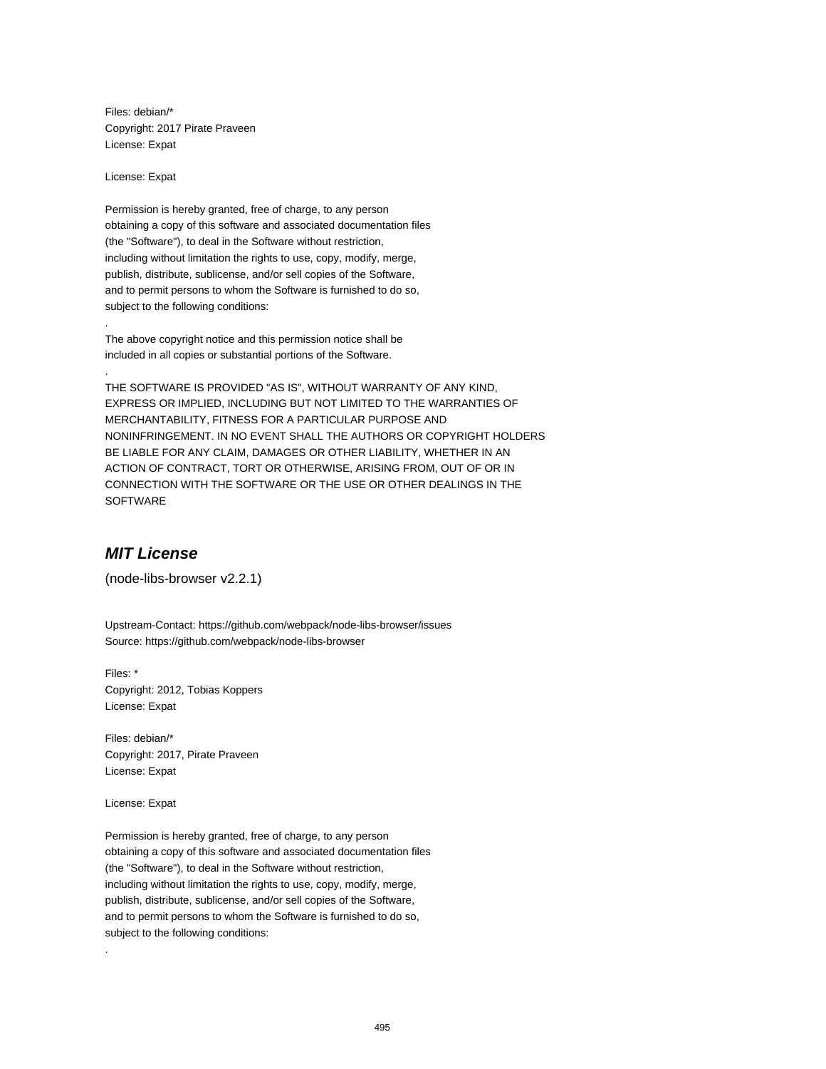Files: debian/*
Copyright: 2017 Pirate Praveen
License: Expat

License: Expat

Permission is hereby granted, free of charge, to any person
obtaining a copy of this software and associated documentation files
(the "Software"), to deal in the Software without restriction,
including without limitation the rights to use, copy, modify, merge,
publish, distribute, sublicense, and/or sell copies of the Software,
and to permit persons to whom the Software is furnished to do so,
subject to the following conditions:

.

The above copyright notice and this permission notice shall be
included in all copies or substantial portions of the Software.

.

THE SOFTWARE IS PROVIDED "AS IS", WITHOUT WARRANTY OF ANY KIND,
EXPRESS OR IMPLIED, INCLUDING BUT NOT LIMITED TO THE WARRANTIES OF
MERCHANTABILITY, FITNESS FOR A PARTICULAR PURPOSE AND
NONINFRINGEMENT. IN NO EVENT SHALL THE AUTHORS OR COPYRIGHT HOLDERS
BE LIABLE FOR ANY CLAIM, DAMAGES OR OTHER LIABILITY, WHETHER IN AN
ACTION OF CONTRACT, TORT OR OTHERWISE, ARISING FROM, OUT OF OR IN
CONNECTION WITH THE SOFTWARE OR THE USE OR OTHER DEALINGS IN THE
SOFTWARE

## *MIT License*

(node-libs-browser v2.2.1)

Upstream-Contact: https://github.com/webpack/node-libs-browser/issues
Source: https://github.com/webpack/node-libs-browser

Files: *
Copyright: 2012, Tobias Koppers
License: Expat

Files: debian/*
Copyright: 2017, Pirate Praveen
License: Expat

License: Expat

Permission is hereby granted, free of charge, to any person
obtaining a copy of this software and associated documentation files
(the "Software"), to deal in the Software without restriction,
including without limitation the rights to use, copy, modify, merge,
publish, distribute, sublicense, and/or sell copies of the Software,
and to permit persons to whom the Software is furnished to do so,
subject to the following conditions:

.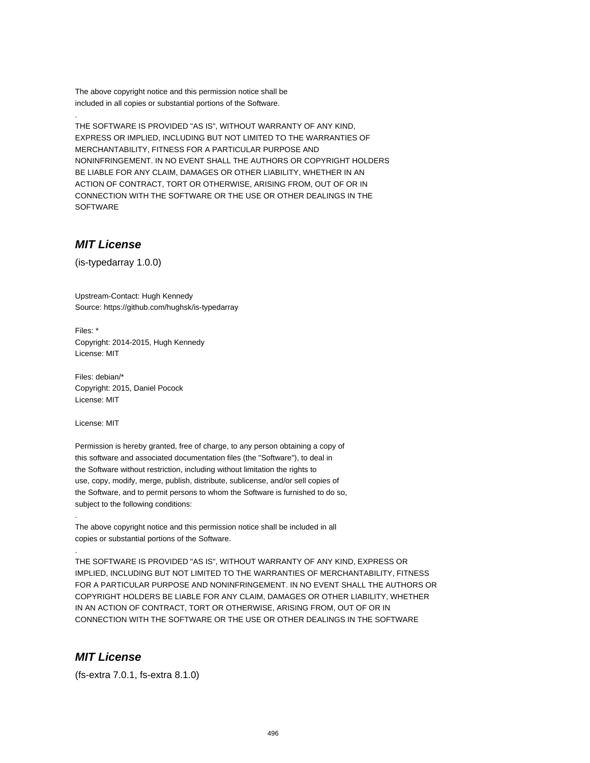The above copyright notice and this permission notice shall be
included in all copies or substantial portions of the Software.

.

THE SOFTWARE IS PROVIDED "AS IS", WITHOUT WARRANTY OF ANY KIND,
EXPRESS OR IMPLIED, INCLUDING BUT NOT LIMITED TO THE WARRANTIES OF
MERCHANTABILITY, FITNESS FOR A PARTICULAR PURPOSE AND
NONINFRINGEMENT. IN NO EVENT SHALL THE AUTHORS OR COPYRIGHT HOLDERS
BE LIABLE FOR ANY CLAIM, DAMAGES OR OTHER LIABILITY, WHETHER IN AN
ACTION OF CONTRACT, TORT OR OTHERWISE, ARISING FROM, OUT OF OR IN
CONNECTION WITH THE SOFTWARE OR THE USE OR OTHER DEALINGS IN THE
SOFTWARE

## *MIT License*

(is-typedarray 1.0.0)

Upstream-Contact: Hugh Kennedy
Source: https://github.com/hughsk/is-typedarray

Files: *
Copyright: 2014-2015, Hugh Kennedy
License: MIT

Files: debian/*
Copyright: 2015, Daniel Pocock
License: MIT

License: MIT

Permission is hereby granted, free of charge, to any person obtaining a copy of
this software and associated documentation files (the "Software"), to deal in
the Software without restriction, including without limitation the rights to
use, copy, modify, merge, publish, distribute, sublicense, and/or sell copies of
the Software, and to permit persons to whom the Software is furnished to do so,
subject to the following conditions:

.

The above copyright notice and this permission notice shall be included in all
copies or substantial portions of the Software.

.

THE SOFTWARE IS PROVIDED "AS IS", WITHOUT WARRANTY OF ANY KIND, EXPRESS OR
IMPLIED, INCLUDING BUT NOT LIMITED TO THE WARRANTIES OF MERCHANTABILITY, FITNESS
FOR A PARTICULAR PURPOSE AND NONINFRINGEMENT. IN NO EVENT SHALL THE AUTHORS OR
COPYRIGHT HOLDERS BE LIABLE FOR ANY CLAIM, DAMAGES OR OTHER LIABILITY, WHETHER
IN AN ACTION OF CONTRACT, TORT OR OTHERWISE, ARISING FROM, OUT OF OR IN
CONNECTION WITH THE SOFTWARE OR THE USE OR OTHER DEALINGS IN THE SOFTWARE

## *MIT License*

(fs-extra 7.0.1, fs-extra 8.1.0)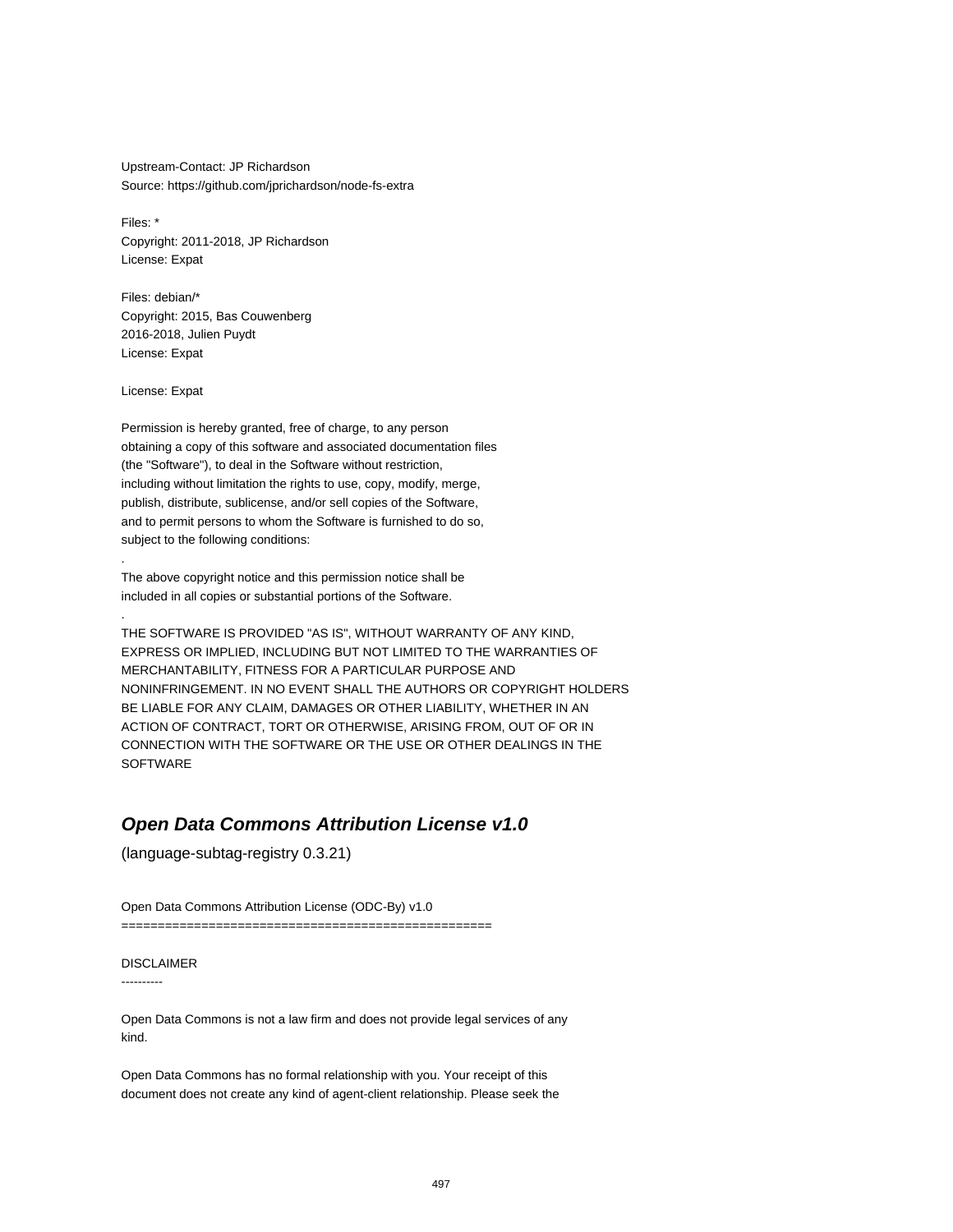Upstream-Contact: JP Richardson
Source: https://github.com/jprichardson/node-fs-extra

Files: *
Copyright: 2011-2018, JP Richardson
License: Expat

Files: debian/*
Copyright: 2015, Bas Couwenberg
2016-2018, Julien Puydt
License: Expat

License: Expat

Permission is hereby granted, free of charge, to any person
obtaining a copy of this software and associated documentation files
(the "Software"), to deal in the Software without restriction,
including without limitation the rights to use, copy, modify, merge,
publish, distribute, sublicense, and/or sell copies of the Software,
and to permit persons to whom the Software is furnished to do so,
subject to the following conditions:

.

The above copyright notice and this permission notice shall be
included in all copies or substantial portions of the Software.

.

THE SOFTWARE IS PROVIDED "AS IS", WITHOUT WARRANTY OF ANY KIND,
EXPRESS OR IMPLIED, INCLUDING BUT NOT LIMITED TO THE WARRANTIES OF
MERCHANTABILITY, FITNESS FOR A PARTICULAR PURPOSE AND
NONINFRINGEMENT. IN NO EVENT SHALL THE AUTHORS OR COPYRIGHT HOLDERS
BE LIABLE FOR ANY CLAIM, DAMAGES OR OTHER LIABILITY, WHETHER IN AN
ACTION OF CONTRACT, TORT OR OTHERWISE, ARISING FROM, OUT OF OR IN
CONNECTION WITH THE SOFTWARE OR THE USE OR OTHER DEALINGS IN THE
SOFTWARE

## *Open Data Commons Attribution License v1.0*

(language-subtag-registry 0.3.21)

Open Data Commons Attribution License (ODC-By) v1.0
==================================================

DISCLAIMER
----------

Open Data Commons is not a law firm and does not provide legal services of any
kind.

Open Data Commons has no formal relationship with you. Your receipt of this
document does not create any kind of agent-client relationship. Please seek the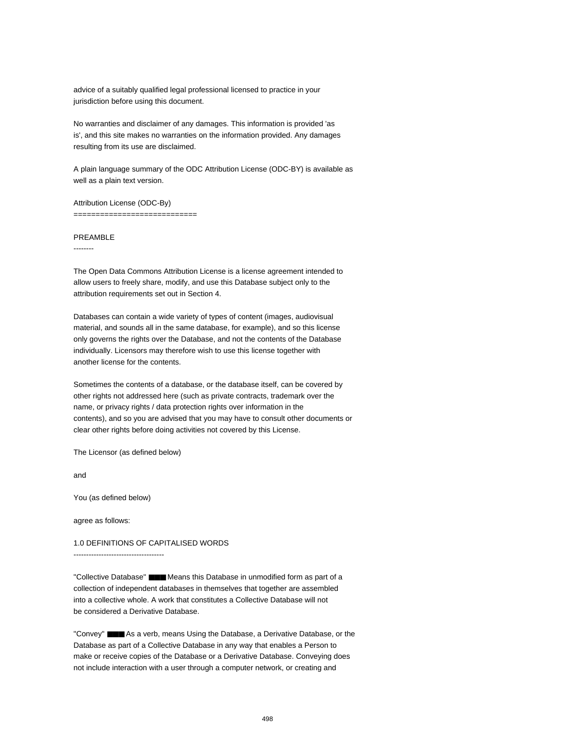advice of a suitably qualified legal professional licensed to practice in your jurisdiction before using this document.

No warranties and disclaimer of any damages. This information is provided 'as is', and this site makes no warranties on the information provided. Any damages resulting from its use are disclaimed.

A plain language summary of the ODC Attribution License (ODC-BY) is available as well as a plain text version.

Attribution License (ODC-By)
============================

PREAMBLE
--------

The Open Data Commons Attribution License is a license agreement intended to allow users to freely share, modify, and use this Database subject only to the attribution requirements set out in Section 4.

Databases can contain a wide variety of types of content (images, audiovisual material, and sounds all in the same database, for example), and so this license only governs the rights over the Database, and not the contents of the Database individually. Licensors may therefore wish to use this license together with another license for the contents.

Sometimes the contents of a database, or the database itself, can be covered by other rights not addressed here (such as private contracts, trademark over the name, or privacy rights / data protection rights over information in the contents), and so you are advised that you may have to consult other documents or clear other rights before doing activities not covered by this License.

The Licensor (as defined below)

and

You (as defined below)

agree as follows:

1.0 DEFINITIONS OF CAPITALISED WORDS
------------------------------------

"Collective Database" ■■■ Means this Database in unmodified form as part of a collection of independent databases in themselves that together are assembled into a collective whole. A work that constitutes a Collective Database will not be considered a Derivative Database.

"Convey" ■■■ As a verb, means Using the Database, a Derivative Database, or the Database as part of a Collective Database in any way that enables a Person to make or receive copies of the Database or a Derivative Database. Conveying does not include interaction with a user through a computer network, or creating and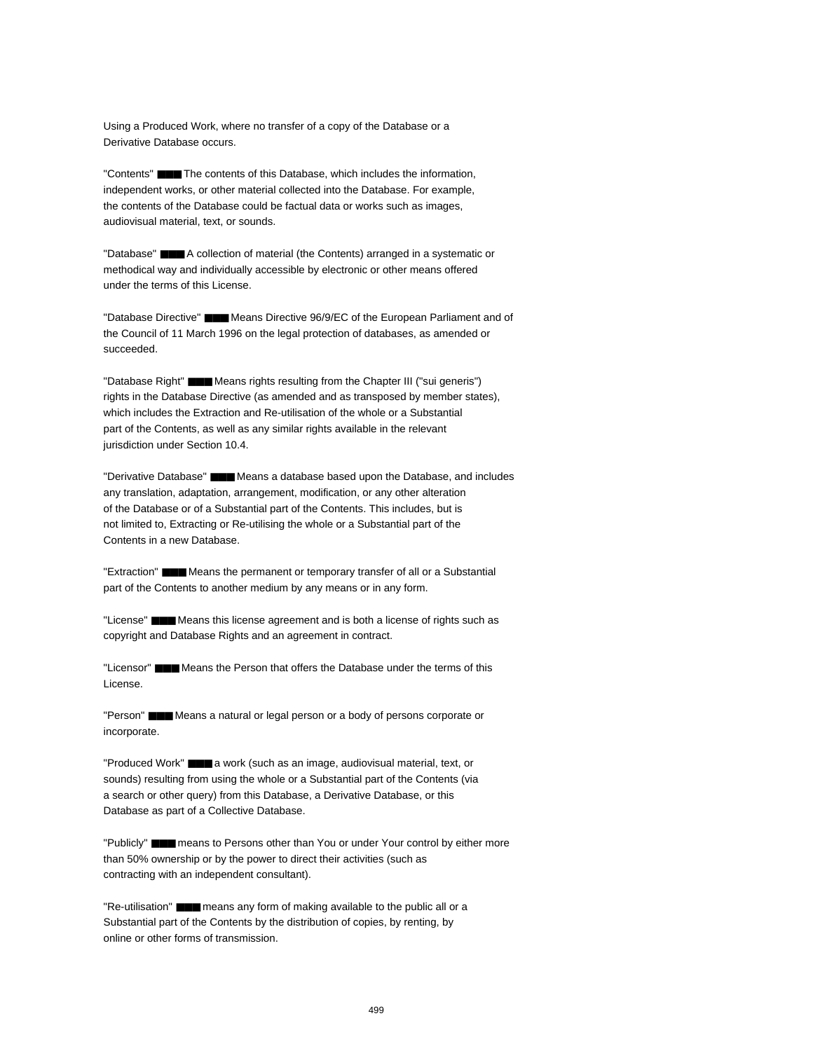Using a Produced Work, where no transfer of a copy of the Database or a Derivative Database occurs.

"Contents" ■■■ The contents of this Database, which includes the information, independent works, or other material collected into the Database. For example, the contents of the Database could be factual data or works such as images, audiovisual material, text, or sounds.

"Database" ■■■ A collection of material (the Contents) arranged in a systematic or methodical way and individually accessible by electronic or other means offered under the terms of this License.

"Database Directive" ■■■ Means Directive 96/9/EC of the European Parliament and of the Council of 11 March 1996 on the legal protection of databases, as amended or succeeded.

"Database Right" ■■■ Means rights resulting from the Chapter III ("sui generis") rights in the Database Directive (as amended and as transposed by member states), which includes the Extraction and Re-utilisation of the whole or a Substantial part of the Contents, as well as any similar rights available in the relevant jurisdiction under Section 10.4.

"Derivative Database" ■■■ Means a database based upon the Database, and includes any translation, adaptation, arrangement, modification, or any other alteration of the Database or of a Substantial part of the Contents. This includes, but is not limited to, Extracting or Re-utilising the whole or a Substantial part of the Contents in a new Database.

"Extraction" ■■■ Means the permanent or temporary transfer of all or a Substantial part of the Contents to another medium by any means or in any form.

"License" ■■■ Means this license agreement and is both a license of rights such as copyright and Database Rights and an agreement in contract.

"Licensor" ■■■ Means the Person that offers the Database under the terms of this License.

"Person" ■■■ Means a natural or legal person or a body of persons corporate or incorporate.

"Produced Work" ■■■ a work (such as an image, audiovisual material, text, or sounds) resulting from using the whole or a Substantial part of the Contents (via a search or other query) from this Database, a Derivative Database, or this Database as part of a Collective Database.

"Publicly" ■■■ means to Persons other than You or under Your control by either more than 50% ownership or by the power to direct their activities (such as contracting with an independent consultant).

"Re-utilisation" ■■■ means any form of making available to the public all or a Substantial part of the Contents by the distribution of copies, by renting, by online or other forms of transmission.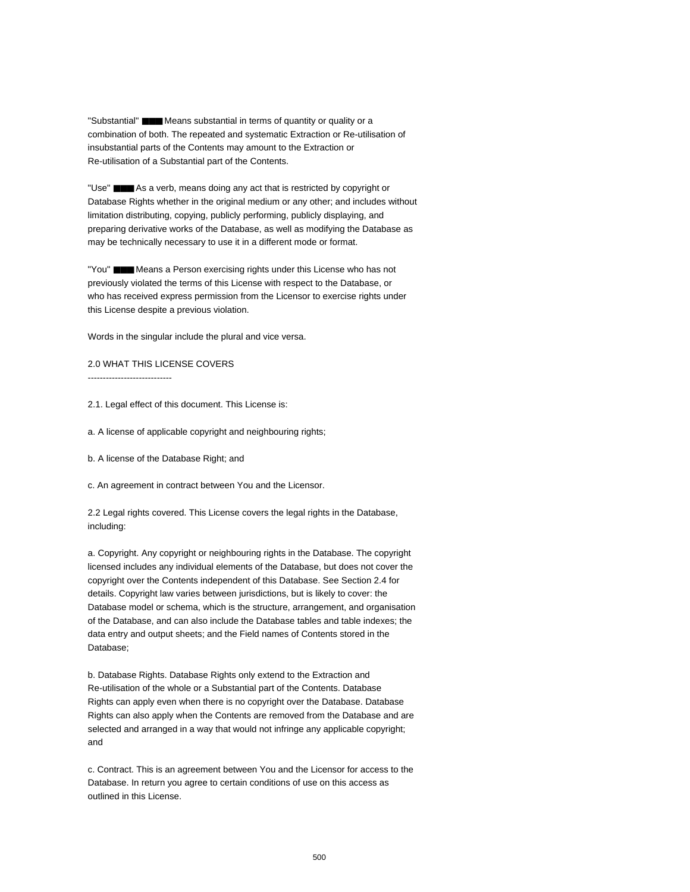"Substantial" ■■■ Means substantial in terms of quantity or quality or a combination of both. The repeated and systematic Extraction or Re-utilisation of insubstantial parts of the Contents may amount to the Extraction or Re-utilisation of a Substantial part of the Contents.

"Use" ■■■ As a verb, means doing any act that is restricted by copyright or Database Rights whether in the original medium or any other; and includes without limitation distributing, copying, publicly performing, publicly displaying, and preparing derivative works of the Database, as well as modifying the Database as may be technically necessary to use it in a different mode or format.

"You" ■■■ Means a Person exercising rights under this License who has not previously violated the terms of this License with respect to the Database, or who has received express permission from the Licensor to exercise rights under this License despite a previous violation.

Words in the singular include the plural and vice versa.

## 2.0 WHAT THIS LICENSE COVERS

2.1. Legal effect of this document. This License is:

a. A license of applicable copyright and neighbouring rights;

b. A license of the Database Right; and

c. An agreement in contract between You and the Licensor.

2.2 Legal rights covered. This License covers the legal rights in the Database, including:

a. Copyright. Any copyright or neighbouring rights in the Database. The copyright licensed includes any individual elements of the Database, but does not cover the copyright over the Contents independent of this Database. See Section 2.4 for details. Copyright law varies between jurisdictions, but is likely to cover: the Database model or schema, which is the structure, arrangement, and organisation of the Database, and can also include the Database tables and table indexes; the data entry and output sheets; and the Field names of Contents stored in the Database;

b. Database Rights. Database Rights only extend to the Extraction and Re-utilisation of the whole or a Substantial part of the Contents. Database Rights can apply even when there is no copyright over the Database. Database Rights can also apply when the Contents are removed from the Database and are selected and arranged in a way that would not infringe any applicable copyright; and

c. Contract. This is an agreement between You and the Licensor for access to the Database. In return you agree to certain conditions of use on this access as outlined in this License.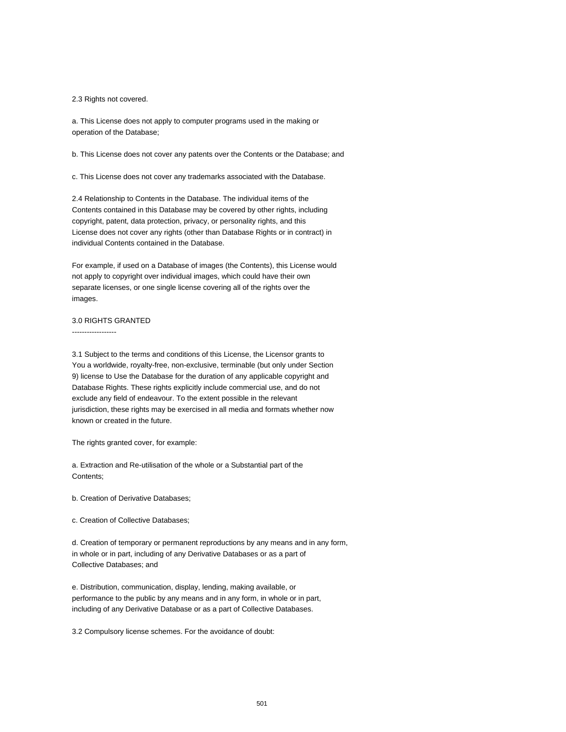2.3 Rights not covered.

a. This License does not apply to computer programs used in the making or operation of the Database;

b. This License does not cover any patents over the Contents or the Database; and

c. This License does not cover any trademarks associated with the Database.

2.4 Relationship to Contents in the Database. The individual items of the Contents contained in this Database may be covered by other rights, including copyright, patent, data protection, privacy, or personality rights, and this License does not cover any rights (other than Database Rights or in contract) in individual Contents contained in the Database.

For example, if used on a Database of images (the Contents), this License would not apply to copyright over individual images, which could have their own separate licenses, or one single license covering all of the rights over the images.

## 3.0 RIGHTS GRANTED

3.1 Subject to the terms and conditions of this License, the Licensor grants to You a worldwide, royalty-free, non-exclusive, terminable (but only under Section 9) license to Use the Database for the duration of any applicable copyright and Database Rights. These rights explicitly include commercial use, and do not exclude any field of endeavour. To the extent possible in the relevant jurisdiction, these rights may be exercised in all media and formats whether now known or created in the future.

The rights granted cover, for example:

a. Extraction and Re-utilisation of the whole or a Substantial part of the Contents;

b. Creation of Derivative Databases;

c. Creation of Collective Databases;

d. Creation of temporary or permanent reproductions by any means and in any form, in whole or in part, including of any Derivative Databases or as a part of Collective Databases; and

e. Distribution, communication, display, lending, making available, or performance to the public by any means and in any form, in whole or in part, including of any Derivative Database or as a part of Collective Databases.

3.2 Compulsory license schemes. For the avoidance of doubt: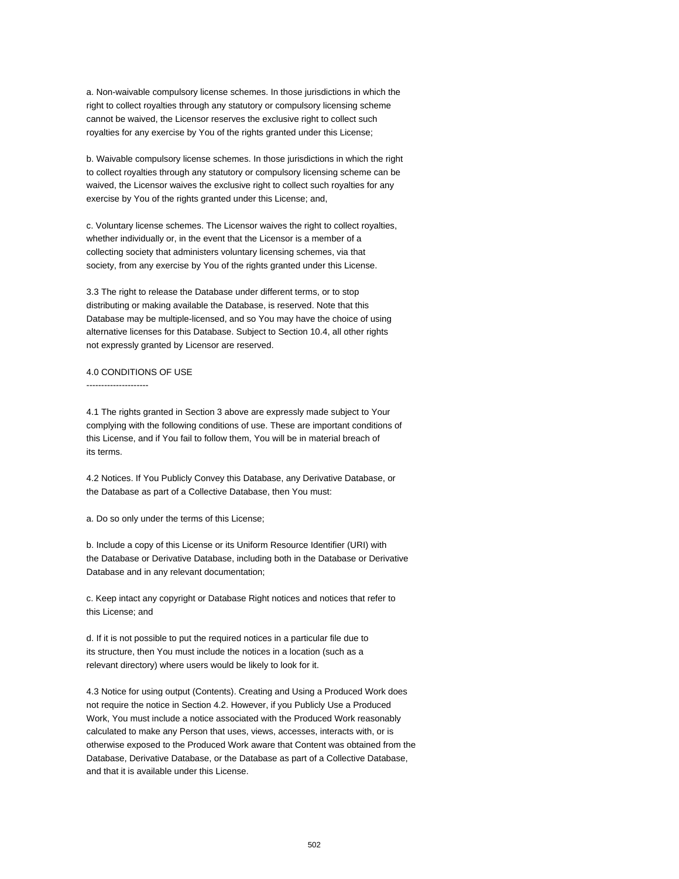a. Non-waivable compulsory license schemes. In those jurisdictions in which the right to collect royalties through any statutory or compulsory licensing scheme cannot be waived, the Licensor reserves the exclusive right to collect such royalties for any exercise by You of the rights granted under this License;

b. Waivable compulsory license schemes. In those jurisdictions in which the right to collect royalties through any statutory or compulsory licensing scheme can be waived, the Licensor waives the exclusive right to collect such royalties for any exercise by You of the rights granted under this License; and,

c. Voluntary license schemes. The Licensor waives the right to collect royalties, whether individually or, in the event that the Licensor is a member of a collecting society that administers voluntary licensing schemes, via that society, from any exercise by You of the rights granted under this License.

3.3 The right to release the Database under different terms, or to stop distributing or making available the Database, is reserved. Note that this Database may be multiple-licensed, and so You may have the choice of using alternative licenses for this Database. Subject to Section 10.4, all other rights not expressly granted by Licensor are reserved.

## 4.0 CONDITIONS OF USE

4.1 The rights granted in Section 3 above are expressly made subject to Your complying with the following conditions of use. These are important conditions of this License, and if You fail to follow them, You will be in material breach of its terms.

4.2 Notices. If You Publicly Convey this Database, any Derivative Database, or the Database as part of a Collective Database, then You must:

a. Do so only under the terms of this License;

b. Include a copy of this License or its Uniform Resource Identifier (URI) with the Database or Derivative Database, including both in the Database or Derivative Database and in any relevant documentation;

c. Keep intact any copyright or Database Right notices and notices that refer to this License; and

d. If it is not possible to put the required notices in a particular file due to its structure, then You must include the notices in a location (such as a relevant directory) where users would be likely to look for it.

4.3 Notice for using output (Contents). Creating and Using a Produced Work does not require the notice in Section 4.2. However, if you Publicly Use a Produced Work, You must include a notice associated with the Produced Work reasonably calculated to make any Person that uses, views, accesses, interacts with, or is otherwise exposed to the Produced Work aware that Content was obtained from the Database, Derivative Database, or the Database as part of a Collective Database, and that it is available under this License.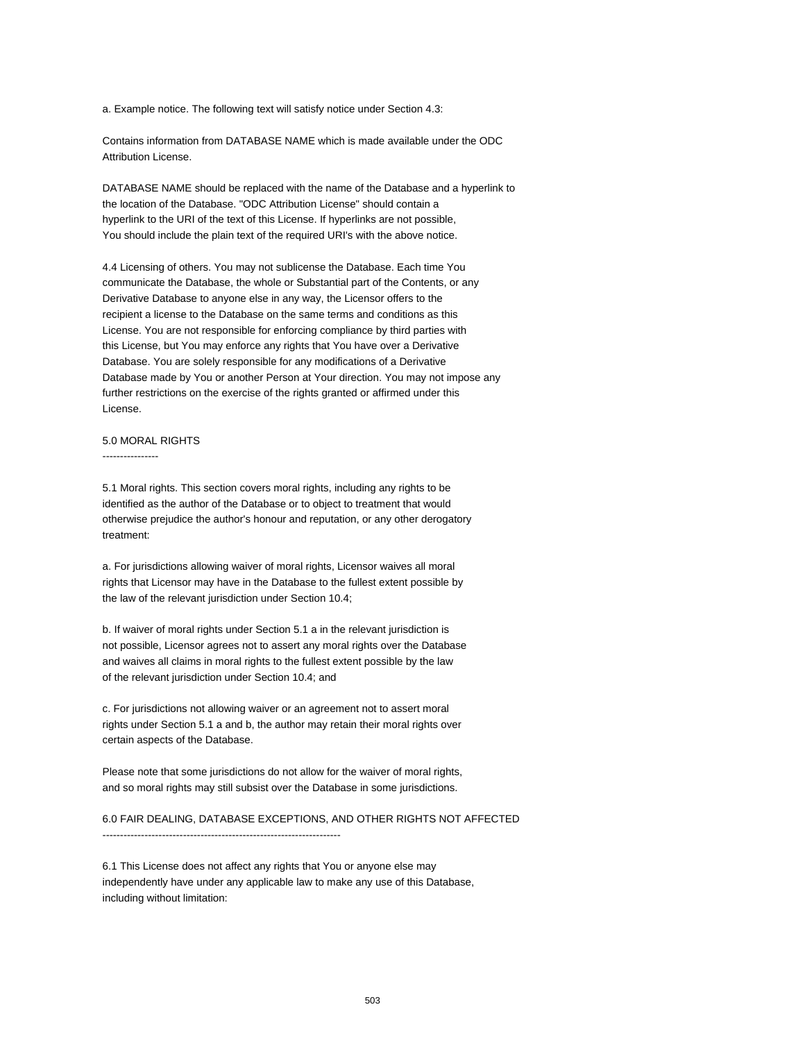a. Example notice. The following text will satisfy notice under Section 4.3:

Contains information from DATABASE NAME which is made available under the ODC Attribution License.

DATABASE NAME should be replaced with the name of the Database and a hyperlink to the location of the Database. "ODC Attribution License" should contain a hyperlink to the URI of the text of this License. If hyperlinks are not possible, You should include the plain text of the required URI's with the above notice.

4.4 Licensing of others. You may not sublicense the Database. Each time You communicate the Database, the whole or Substantial part of the Contents, or any Derivative Database to anyone else in any way, the Licensor offers to the recipient a license to the Database on the same terms and conditions as this License. You are not responsible for enforcing compliance by third parties with this License, but You may enforce any rights that You have over a Derivative Database. You are solely responsible for any modifications of a Derivative Database made by You or another Person at Your direction. You may not impose any further restrictions on the exercise of the rights granted or affirmed under this License.

## 5.0 MORAL RIGHTS

5.1 Moral rights. This section covers moral rights, including any rights to be identified as the author of the Database or to object to treatment that would otherwise prejudice the author's honour and reputation, or any other derogatory treatment:

a. For jurisdictions allowing waiver of moral rights, Licensor waives all moral rights that Licensor may have in the Database to the fullest extent possible by the law of the relevant jurisdiction under Section 10.4;

b. If waiver of moral rights under Section 5.1 a in the relevant jurisdiction is not possible, Licensor agrees not to assert any moral rights over the Database and waives all claims in moral rights to the fullest extent possible by the law of the relevant jurisdiction under Section 10.4; and

c. For jurisdictions not allowing waiver or an agreement not to assert moral rights under Section 5.1 a and b, the author may retain their moral rights over certain aspects of the Database.

Please note that some jurisdictions do not allow for the waiver of moral rights, and so moral rights may still subsist over the Database in some jurisdictions.

## 6.0 FAIR DEALING, DATABASE EXCEPTIONS, AND OTHER RIGHTS NOT AFFECTED

6.1 This License does not affect any rights that You or anyone else may independently have under any applicable law to make any use of this Database, including without limitation: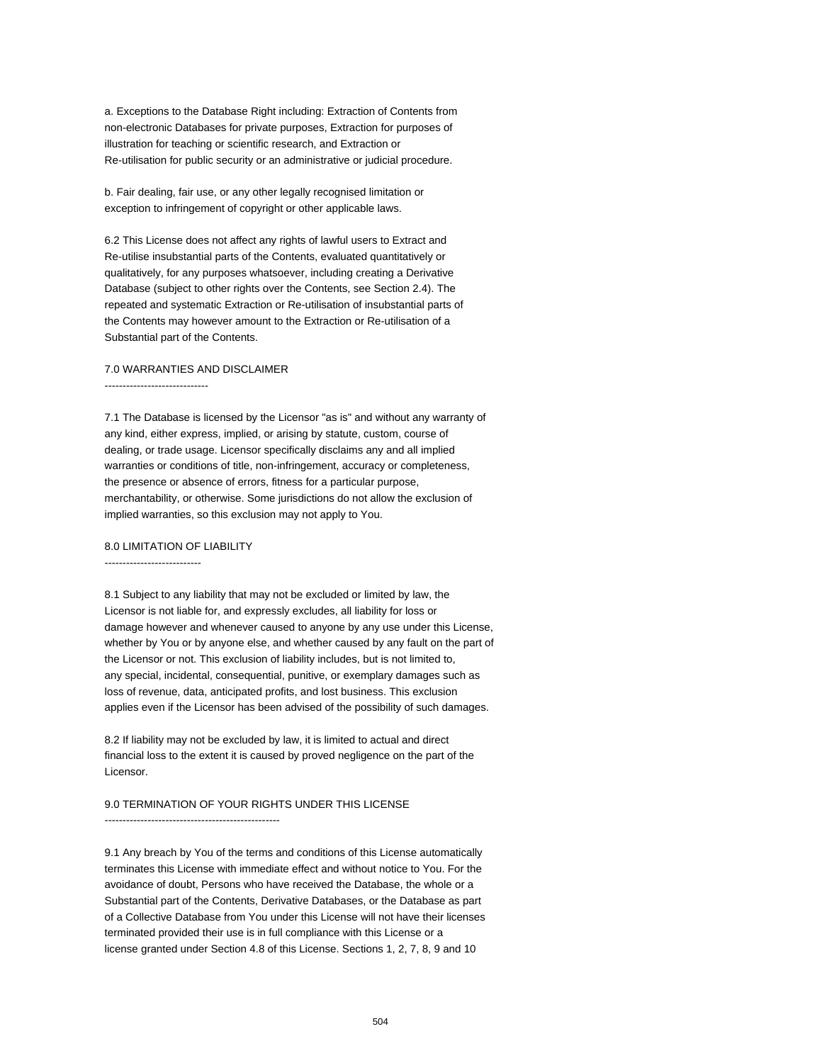a. Exceptions to the Database Right including: Extraction of Contents from non-electronic Databases for private purposes, Extraction for purposes of illustration for teaching or scientific research, and Extraction or Re-utilisation for public security or an administrative or judicial procedure.

b. Fair dealing, fair use, or any other legally recognised limitation or exception to infringement of copyright or other applicable laws.

6.2 This License does not affect any rights of lawful users to Extract and Re-utilise insubstantial parts of the Contents, evaluated quantitatively or qualitatively, for any purposes whatsoever, including creating a Derivative Database (subject to other rights over the Contents, see Section 2.4). The repeated and systematic Extraction or Re-utilisation of insubstantial parts of the Contents may however amount to the Extraction or Re-utilisation of a Substantial part of the Contents.

## 7.0 WARRANTIES AND DISCLAIMER

7.1 The Database is licensed by the Licensor "as is" and without any warranty of any kind, either express, implied, or arising by statute, custom, course of dealing, or trade usage. Licensor specifically disclaims any and all implied warranties or conditions of title, non-infringement, accuracy or completeness, the presence or absence of errors, fitness for a particular purpose, merchantability, or otherwise. Some jurisdictions do not allow the exclusion of implied warranties, so this exclusion may not apply to You.

## 8.0 LIMITATION OF LIABILITY

8.1 Subject to any liability that may not be excluded or limited by law, the Licensor is not liable for, and expressly excludes, all liability for loss or damage however and whenever caused to anyone by any use under this License, whether by You or by anyone else, and whether caused by any fault on the part of the Licensor or not. This exclusion of liability includes, but is not limited to, any special, incidental, consequential, punitive, or exemplary damages such as loss of revenue, data, anticipated profits, and lost business. This exclusion applies even if the Licensor has been advised of the possibility of such damages.

8.2 If liability may not be excluded by law, it is limited to actual and direct financial loss to the extent it is caused by proved negligence on the part of the Licensor.

## 9.0 TERMINATION OF YOUR RIGHTS UNDER THIS LICENSE

9.1 Any breach by You of the terms and conditions of this License automatically terminates this License with immediate effect and without notice to You. For the avoidance of doubt, Persons who have received the Database, the whole or a Substantial part of the Contents, Derivative Databases, or the Database as part of a Collective Database from You under this License will not have their licenses terminated provided their use is in full compliance with this License or a license granted under Section 4.8 of this License. Sections 1, 2, 7, 8, 9 and 10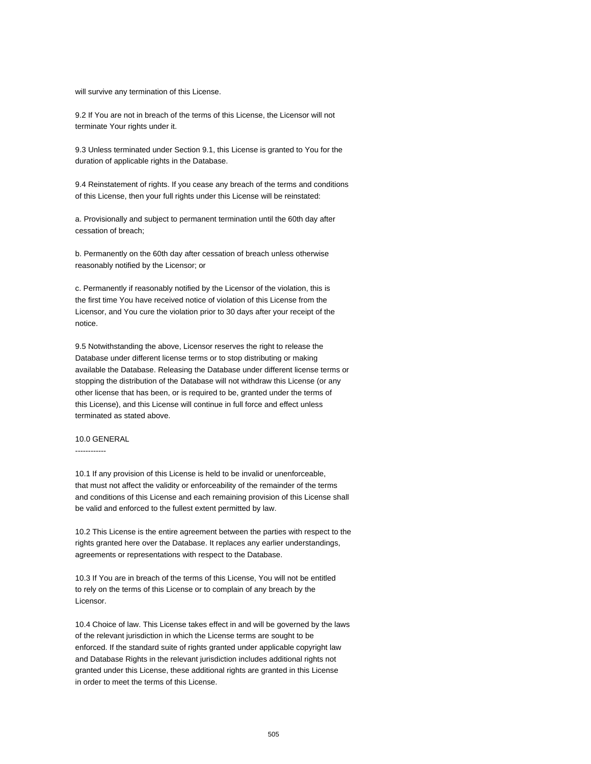will survive any termination of this License.

9.2 If You are not in breach of the terms of this License, the Licensor will not terminate Your rights under it.

9.3 Unless terminated under Section 9.1, this License is granted to You for the duration of applicable rights in the Database.

9.4 Reinstatement of rights. If you cease any breach of the terms and conditions of this License, then your full rights under this License will be reinstated:

a. Provisionally and subject to permanent termination until the 60th day after cessation of breach;

b. Permanently on the 60th day after cessation of breach unless otherwise reasonably notified by the Licensor; or

c. Permanently if reasonably notified by the Licensor of the violation, this is the first time You have received notice of violation of this License from the Licensor, and You cure the violation prior to 30 days after your receipt of the notice.

9.5 Notwithstanding the above, Licensor reserves the right to release the Database under different license terms or to stop distributing or making available the Database. Releasing the Database under different license terms or stopping the distribution of the Database will not withdraw this License (or any other license that has been, or is required to be, granted under the terms of this License), and this License will continue in full force and effect unless terminated as stated above.

## 10.0 GENERAL

10.1 If any provision of this License is held to be invalid or unenforceable, that must not affect the validity or enforceability of the remainder of the terms and conditions of this License and each remaining provision of this License shall be valid and enforced to the fullest extent permitted by law.

10.2 This License is the entire agreement between the parties with respect to the rights granted here over the Database. It replaces any earlier understandings, agreements or representations with respect to the Database.

10.3 If You are in breach of the terms of this License, You will not be entitled to rely on the terms of this License or to complain of any breach by the Licensor.

10.4 Choice of law. This License takes effect in and will be governed by the laws of the relevant jurisdiction in which the License terms are sought to be enforced. If the standard suite of rights granted under applicable copyright law and Database Rights in the relevant jurisdiction includes additional rights not granted under this License, these additional rights are granted in this License in order to meet the terms of this License.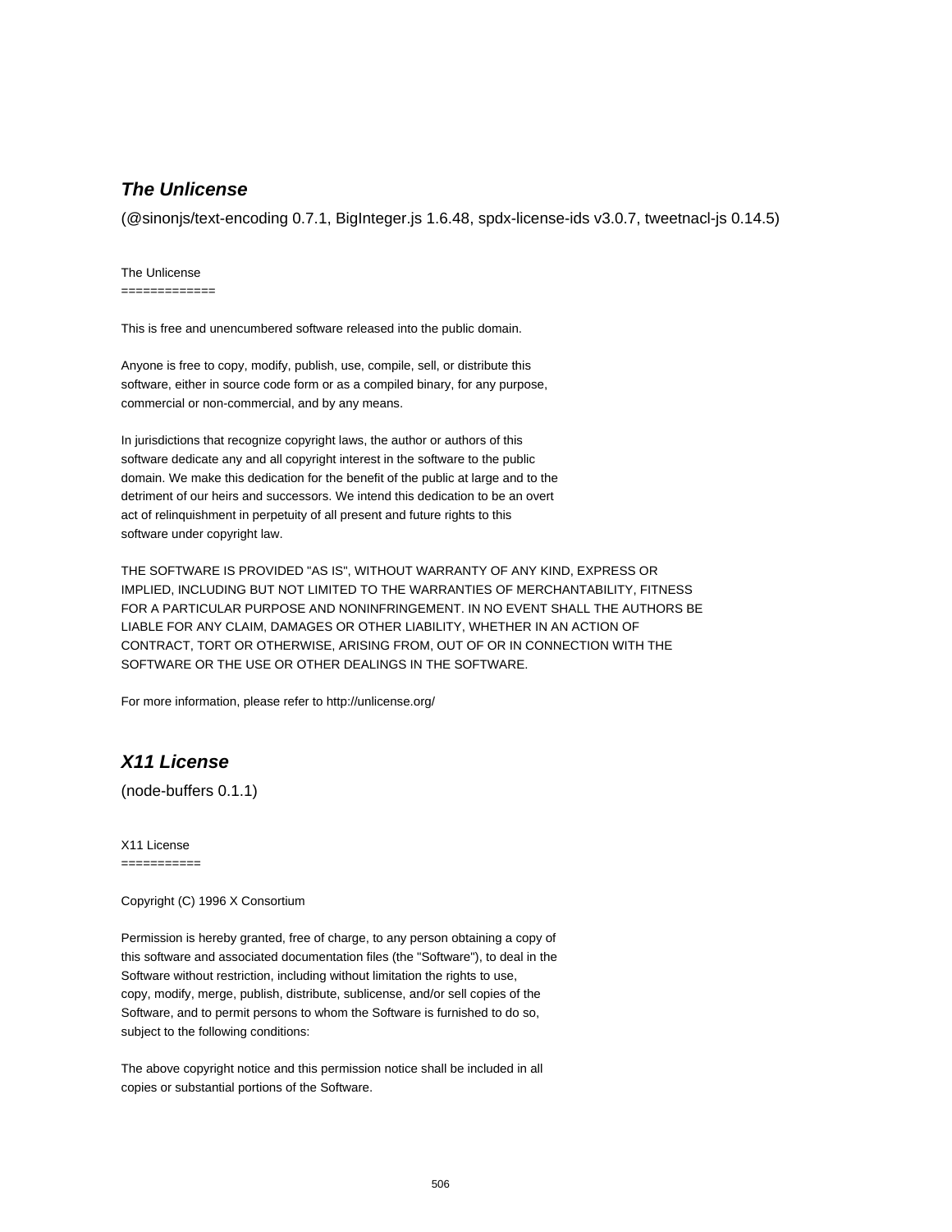## ***The Unlicense***

(@sinonjs/text-encoding 0.7.1, BigInteger.js 1.6.48, spdx-license-ids v3.0.7, tweetnacl-js 0.14.5)

The Unlicense
=============

This is free and unencumbered software released into the public domain.

Anyone is free to copy, modify, publish, use, compile, sell, or distribute this
software, either in source code form or as a compiled binary, for any purpose,
commercial or non-commercial, and by any means.

In jurisdictions that recognize copyright laws, the author or authors of this
software dedicate any and all copyright interest in the software to the public
domain. We make this dedication for the benefit of the public at large and to the
detriment of our heirs and successors. We intend this dedication to be an overt
act of relinquishment in perpetuity of all present and future rights to this
software under copyright law.

THE SOFTWARE IS PROVIDED "AS IS", WITHOUT WARRANTY OF ANY KIND, EXPRESS OR
IMPLIED, INCLUDING BUT NOT LIMITED TO THE WARRANTIES OF MERCHANTABILITY, FITNESS
FOR A PARTICULAR PURPOSE AND NONINFRINGEMENT. IN NO EVENT SHALL THE AUTHORS BE
LIABLE FOR ANY CLAIM, DAMAGES OR OTHER LIABILITY, WHETHER IN AN ACTION OF
CONTRACT, TORT OR OTHERWISE, ARISING FROM, OUT OF OR IN CONNECTION WITH THE
SOFTWARE OR THE USE OR OTHER DEALINGS IN THE SOFTWARE.

For more information, please refer to http://unlicense.org/

## ***X11 License***

(node-buffers 0.1.1)

X11 License
===========

Copyright (C) 1996 X Consortium

Permission is hereby granted, free of charge, to any person obtaining a copy of
this software and associated documentation files (the "Software"), to deal in the
Software without restriction, including without limitation the rights to use,
copy, modify, merge, publish, distribute, sublicense, and/or sell copies of the
Software, and to permit persons to whom the Software is furnished to do so,
subject to the following conditions:

The above copyright notice and this permission notice shall be included in all
copies or substantial portions of the Software.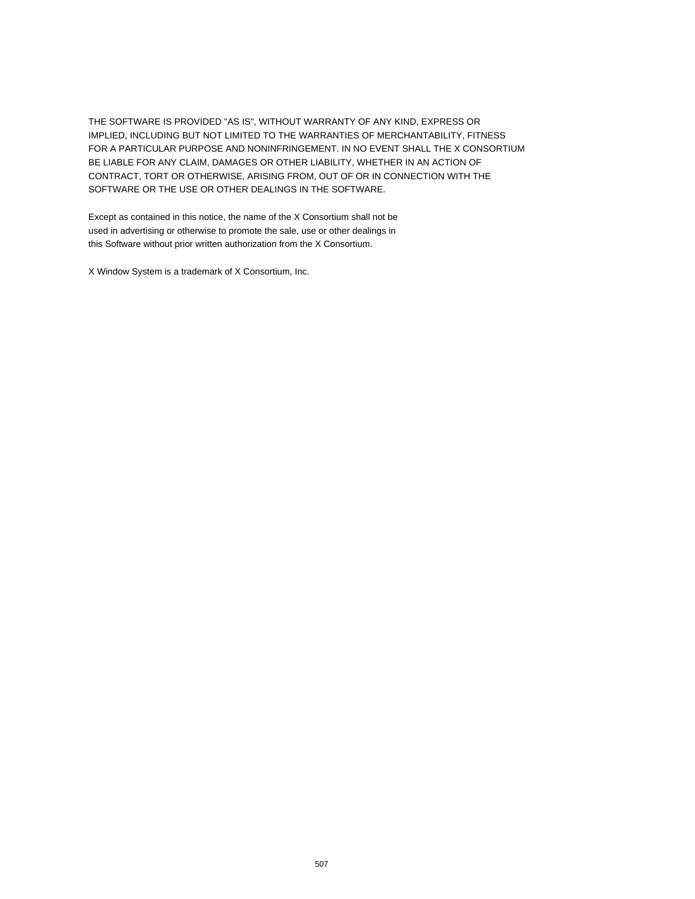THE SOFTWARE IS PROVIDED "AS IS", WITHOUT WARRANTY OF ANY KIND, EXPRESS OR IMPLIED, INCLUDING BUT NOT LIMITED TO THE WARRANTIES OF MERCHANTABILITY, FITNESS FOR A PARTICULAR PURPOSE AND NONINFRINGEMENT. IN NO EVENT SHALL THE X CONSORTIUM BE LIABLE FOR ANY CLAIM, DAMAGES OR OTHER LIABILITY, WHETHER IN AN ACTION OF CONTRACT, TORT OR OTHERWISE, ARISING FROM, OUT OF OR IN CONNECTION WITH THE SOFTWARE OR THE USE OR OTHER DEALINGS IN THE SOFTWARE.

Except as contained in this notice, the name of the X Consortium shall not be used in advertising or otherwise to promote the sale, use or other dealings in this Software without prior written authorization from the X Consortium.

X Window System is a trademark of X Consortium, Inc.